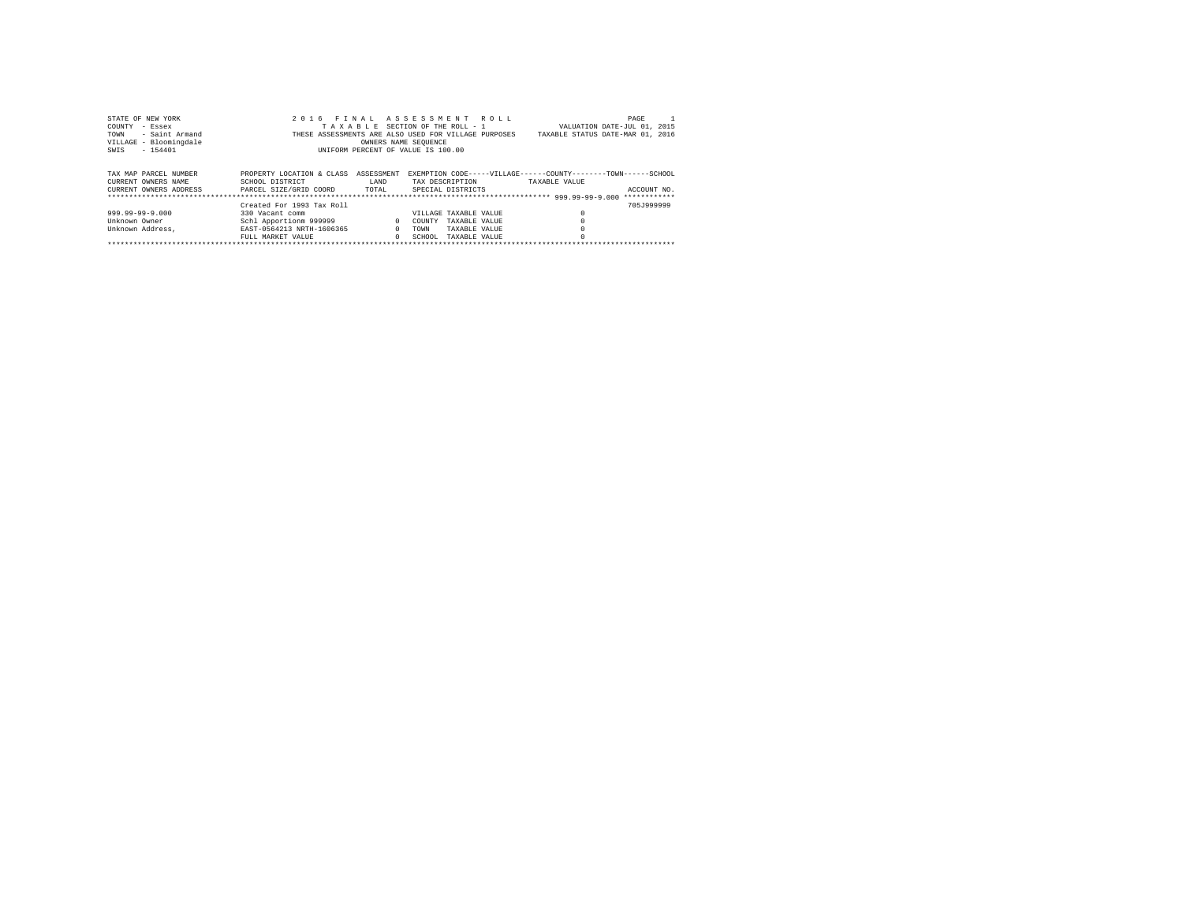STATE OF NEW YORK
COUNTY - Essex
TOWN - Saint Armand
VILLAGE - Bloomingdale
SWIS - 154401

2 0 1 6 F I N A L A S S E S S M E N T R O L L
T A X A B L E SECTION OF THE ROLL - 1
THESE ASSESSMENTS ARE ALSO USED FOR VILLAGE PURPOSES
OWNERS NAME SEQUENCE
UNIFORM PERCENT OF VALUE IS 100.00

VALUATION DATE-JUL 01, 2015
TAXABLE STATUS DATE-MAR 01, 2016

| TAX MAP PARCEL NUMBER / CURRENT OWNERS NAME / CURRENT OWNERS ADDRESS | PROPERTY LOCATION & CLASS / SCHOOL DISTRICT / PARCEL SIZE/GRID COORD | ASSESSMENT LAND / TOTAL | EXEMPTION CODE-----VILLAGE------COUNTY--------TOWN------SCHOOL / TAX DESCRIPTION / SPECIAL DISTRICTS | TAXABLE VALUE | ACCOUNT NO. |
|---|---|---|---|---|---|
| 999.99-99-9.000 | Created For 1993 Tax Roll | | | | 705J999999 |
| 999.99-99-9.000 | 330 Vacant comm | | VILLAGE TAXABLE VALUE | 0 | |
| Unknown Owner | Schl Apportionm 999999 | 0 | COUNTY TAXABLE VALUE | 0 | |
| Unknown Address, | EAST-0564213 NRTH-1606365 | 0 | TOWN TAXABLE VALUE | 0 | |
| | FULL MARKET VALUE | 0 | SCHOOL TAXABLE VALUE | 0 | |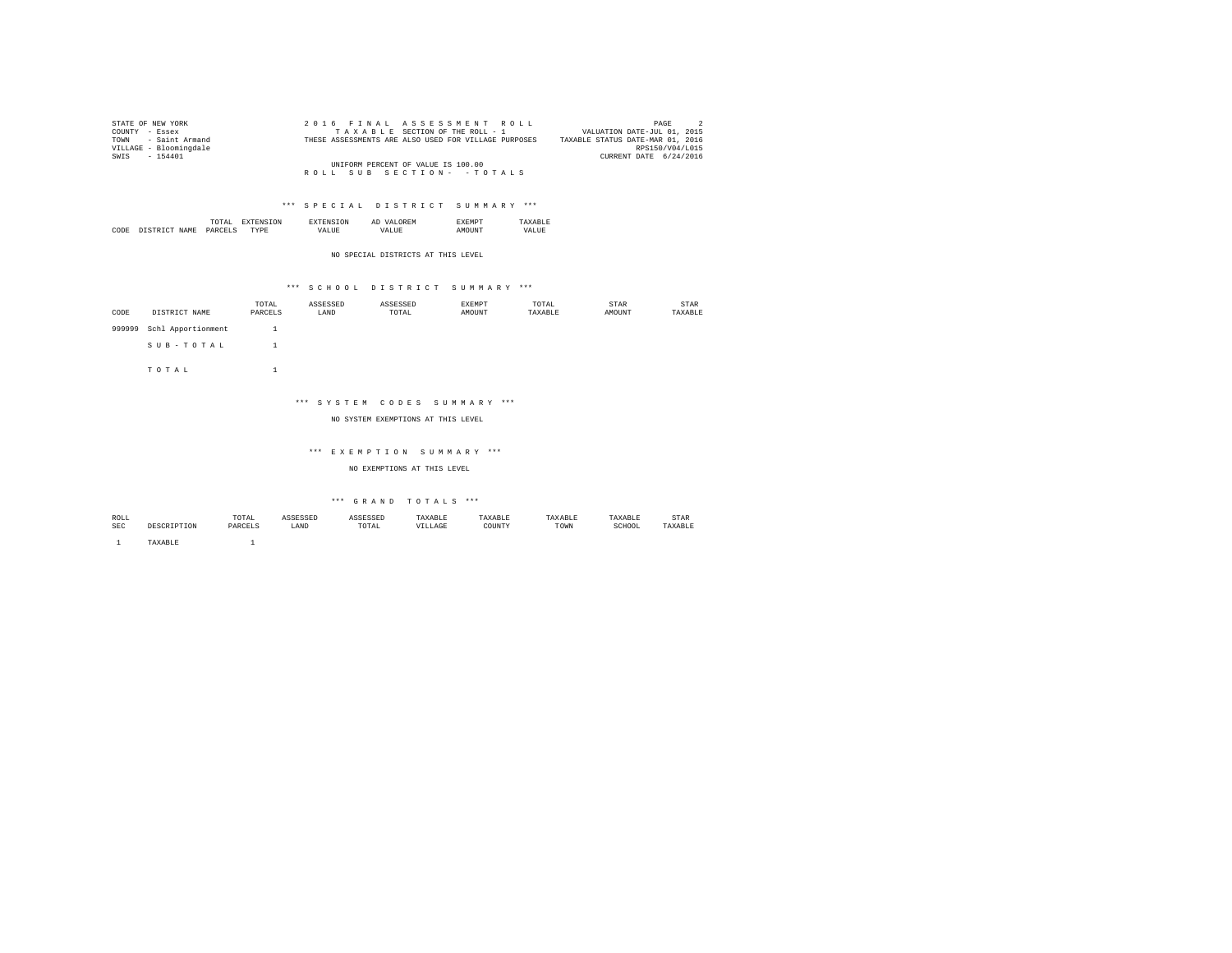STATE OF NEW YORK
COUNTY - Essex
TOWN - Saint Armand
VILLAGE - Bloomingdale
SWIS - 154401

2 0 1 6 F I N A L A S S E S S M E N T R O L L
T A X A B L E SECTION OF THE ROLL - 1
THESE ASSESSMENTS ARE ALSO USED FOR VILLAGE PURPOSES
UNIFORM PERCENT OF VALUE IS 100.00
R O L L S U B S E C T I O N - - T O T A L S

VALUATION DATE-JUL 01, 2015
TAXABLE STATUS DATE-MAR 01, 2016
RPS150/V04/L015
CURRENT DATE 6/24/2016

### *** S P E C I A L D I S T R I C T S U M M A R Y ***

| CODE | DISTRICT NAME | TOTAL PARCELS | EXTENSION TYPE | EXTENSION VALUE | AD VALOREM VALUE | EXEMPT AMOUNT | TAXABLE VALUE |
|---|---|---|---|---|---|---|---|

NO SPECIAL DISTRICTS AT THIS LEVEL

### *** S C H O O L D I S T R I C T S U M M A R Y ***

| CODE | DISTRICT NAME | TOTAL PARCELS | ASSESSED LAND | ASSESSED TOTAL | EXEMPT AMOUNT | TOTAL TAXABLE | STAR AMOUNT | STAR TAXABLE |
|---|---|---|---|---|---|---|---|---|
| 999999 | Schl Apportionment | 1 | | | | | | |
| | S U B - T O T A L | 1 | | | | | | |
| | T O T A L | 1 | | | | | | |

### *** S Y S T E M C O D E S S U M M A R Y ***

NO SYSTEM EXEMPTIONS AT THIS LEVEL

### *** E X E M P T I O N S U M M A R Y ***

NO EXEMPTIONS AT THIS LEVEL

### *** G R A N D T O T A L S ***

| ROLL SEC | DESCRIPTION | TOTAL PARCELS | ASSESSED LAND | ASSESSED TOTAL | TAXABLE VILLAGE | TAXABLE COUNTY | TAXABLE TOWN | TAXABLE SCHOOL | STAR TAXABLE |
|---|---|---|---|---|---|---|---|---|---|
| 1 | TAXABLE | 1 | | | | | | | |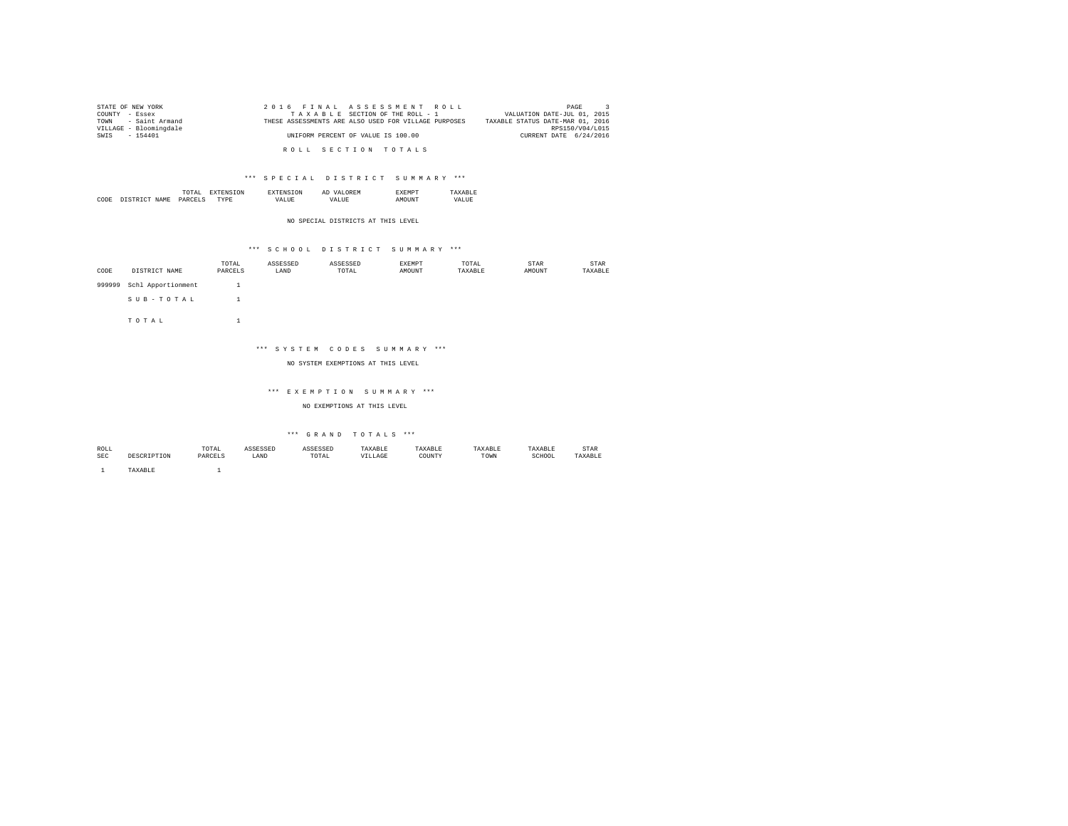STATE OF NEW YORK | 2016 FINAL ASSESSMENT ROLL | VALUATION DATE-JUL 01, 2015
COUNTY - Essex | TAXABLE SECTION OF THE ROLL - 1 | TAXABLE STATUS DATE-MAR 01, 2016
TOWN - Saint Armand | THESE ASSESSMENTS ARE ALSO USED FOR VILLAGE PURPOSES | RPS150/V04/L015
VILLAGE - Bloomingdale | UNIFORM PERCENT OF VALUE IS 100.00 | CURRENT DATE 6/24/2016
SWIS - 154401

## ROLL SECTION TOTALS

### *** SPECIAL DISTRICT SUMMARY ***

| CODE | DISTRICT NAME | TOTAL PARCELS | EXTENSION TYPE | EXTENSION VALUE | AD VALOREM VALUE | EXEMPT AMOUNT | TAXABLE VALUE |
|---|---|---|---|---|---|---|---|

NO SPECIAL DISTRICTS AT THIS LEVEL

### *** SCHOOL DISTRICT SUMMARY ***

| CODE | DISTRICT NAME | TOTAL PARCELS | ASSESSED LAND | ASSESSED TOTAL | EXEMPT AMOUNT | TOTAL TAXABLE | STAR AMOUNT | STAR TAXABLE |
|---|---|---|---|---|---|---|---|---|
| 999999 | Schl Apportionment | 1 | | | | | | |
| | S U B - T O T A L | 1 | | | | | | |
| | T O T A L | 1 | | | | | | |

### *** SYSTEM CODES SUMMARY ***

NO SYSTEM EXEMPTIONS AT THIS LEVEL

### *** EXEMPTION SUMMARY ***

NO EXEMPTIONS AT THIS LEVEL

### *** GRAND TOTALS ***

| ROLL SEC | DESCRIPTION | TOTAL PARCELS | ASSESSED LAND | ASSESSED TOTAL | TAXABLE VILLAGE | TAXABLE COUNTY | TAXABLE TOWN | TAXABLE SCHOOL | STAR TAXABLE |
|---|---|---|---|---|---|---|---|---|---|
| 1 | TAXABLE | 1 | | | | | | | |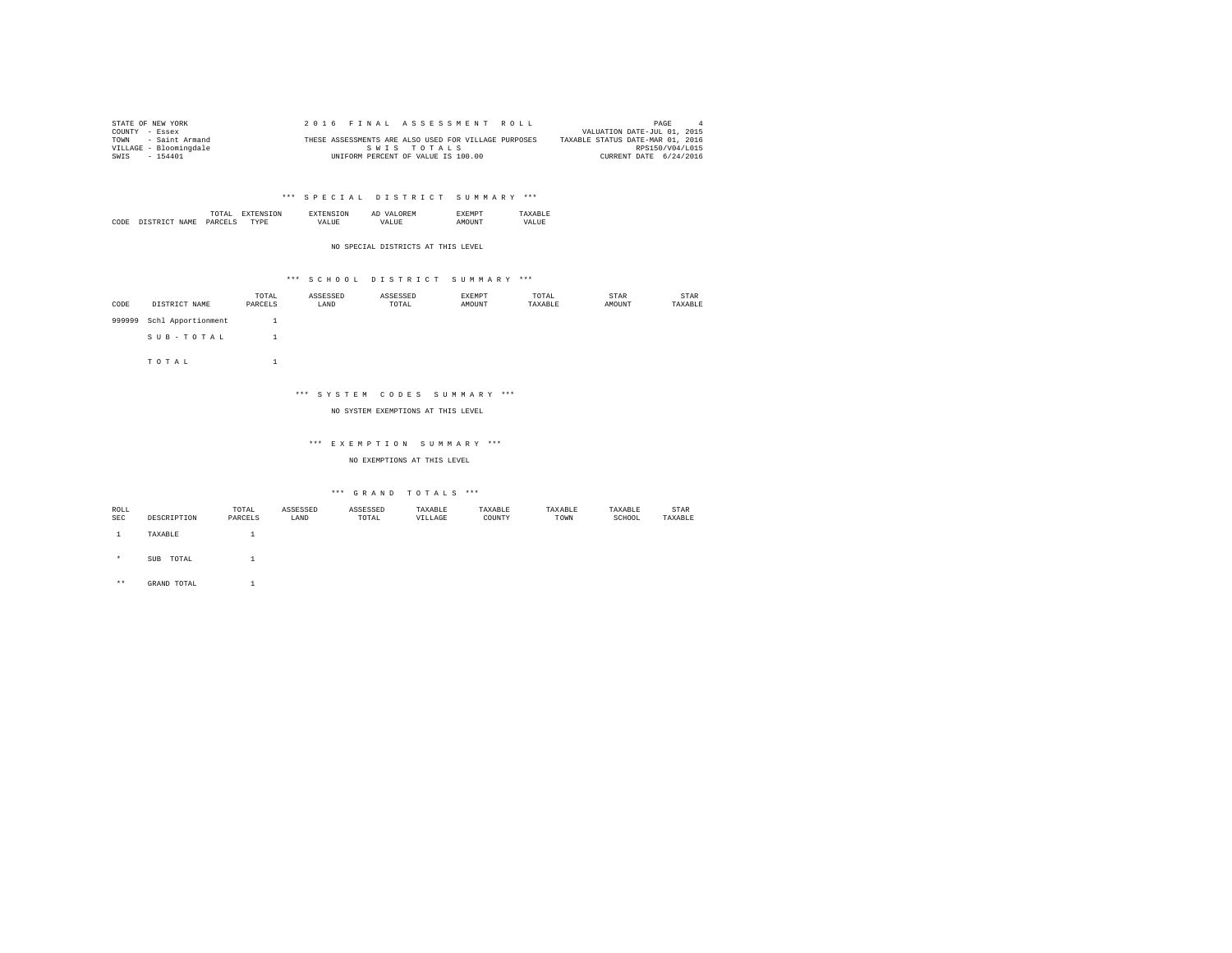STATE OF NEW YORK
COUNTY - Essex
TOWN - Saint Armand
VILLAGE - Bloomingdale
SWIS - 154401

2016 FINAL ASSESSMENT ROLL
THESE ASSESSMENTS ARE ALSO USED FOR VILLAGE PURPOSES
SWIS TOTALS
UNIFORM PERCENT OF VALUE IS 100.00

VALUATION DATE-JUL 01, 2015
TAXABLE STATUS DATE-MAR 01, 2016
RPS150/V04/L015
CURRENT DATE 6/24/2016

### *** SPECIAL DISTRICT SUMMARY ***

| CODE | DISTRICT NAME | TOTAL PARCELS | EXTENSION TYPE | EXTENSION VALUE | AD VALOREM VALUE | EXEMPT AMOUNT | TAXABLE VALUE |
|---|---|---|---|---|---|---|---|

NO SPECIAL DISTRICTS AT THIS LEVEL

### *** SCHOOL DISTRICT SUMMARY ***

| CODE | DISTRICT NAME | TOTAL PARCELS | ASSESSED LAND | ASSESSED TOTAL | EXEMPT AMOUNT | TOTAL TAXABLE | STAR AMOUNT | STAR TAXABLE |
|---|---|---|---|---|---|---|---|---|
| 999999 | Schl Apportionment | 1 | | | | | | |
| | SUB-TOTAL | 1 | | | | | | |
| | TOTAL | 1 | | | | | | |

### *** SYSTEM CODES SUMMARY ***

NO SYSTEM EXEMPTIONS AT THIS LEVEL

### *** EXEMPTION SUMMARY ***

NO EXEMPTIONS AT THIS LEVEL

### *** GRAND TOTALS ***

| ROLL SEC | DESCRIPTION | TOTAL PARCELS | ASSESSED LAND | ASSESSED TOTAL | TAXABLE VILLAGE | TAXABLE COUNTY | TAXABLE TOWN | TAXABLE SCHOOL | STAR TAXABLE |
|---|---|---|---|---|---|---|---|---|---|
| 1 | TAXABLE | 1 | | | | | | | |
| * | SUB TOTAL | 1 | | | | | | | |
| ** | GRAND TOTAL | 1 | | | | | | | |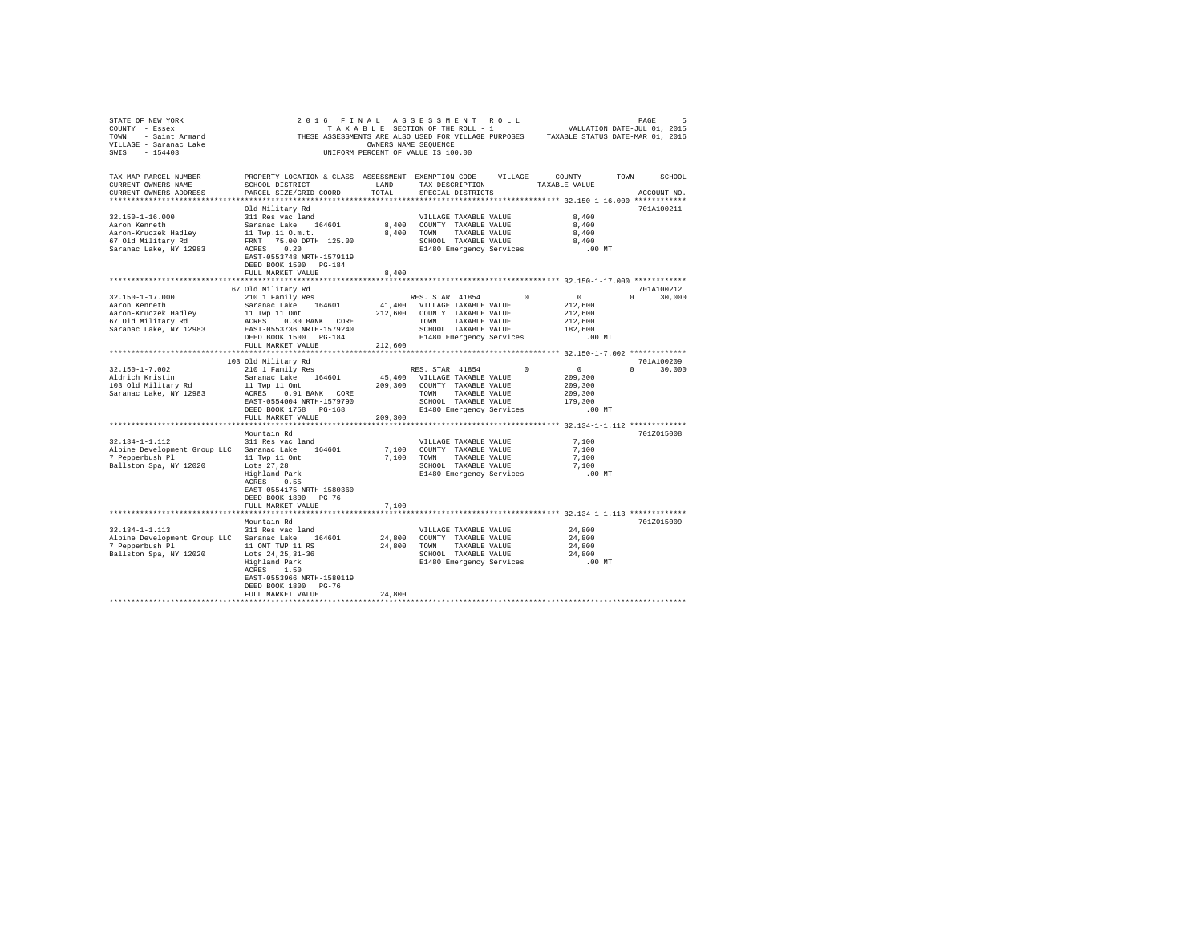STATE OF NEW YORK
COUNTY - Essex
TOWN - Saint Armand
VILLAGE - Saranac Lake
SWIS - 154403

2016 FINAL ASSESSMENT ROLL
TAXABLE SECTION OF THE ROLL - 1
THESE ASSESSMENTS ARE ALSO USED FOR VILLAGE PURPOSES
OWNERS NAME SEQUENCE
UNIFORM PERCENT OF VALUE IS 100.00

VALUATION DATE-JUL 01, 2015
TAXABLE STATUS DATE-MAR 01, 2016

```
TAX MAP PARCEL NUMBER     PROPERTY LOCATION & CLASS  ASSESSMENT  EXEMPTION CODE-----VILLAGE------COUNTY--------TOWN------SCHOOL
CURRENT OWNERS NAME       SCHOOL DISTRICT              LAND      TAX DESCRIPTION          TAXABLE VALUE
CURRENT OWNERS ADDRESS    PARCEL SIZE/GRID COORD       TOTAL     SPECIAL DISTRICTS                                       ACCOUNT NO.
******************************************************************************************************* 32.150-1-16.000 ************
                          Old Military Rd                                                                             701A100211
32.150-1-16.000           311 Res vac land                       VILLAGE TAXABLE VALUE           8,400
Aaron Kenneth             Saranac Lake   164601       8,400      COUNTY  TAXABLE VALUE           8,400
Aaron-Kruczek Hadley      11 Twp.11 O.m.t.            8,400      TOWN    TAXABLE VALUE           8,400
67 Old Military Rd        FRNT  75.00 DPTH 125.00                SCHOOL  TAXABLE VALUE           8,400
Saranac Lake, NY 12983    ACRES   0.20                           E1480 Emergency Services          .00 MT
                          EAST-0553748 NRTH-1579119
                          DEED BOOK 1500   PG-184
                          FULL MARKET VALUE           8,400
******************************************************************************************************* 32.150-1-17.000 ************
                          67 Old Military Rd                                                                          701A100212
32.150-1-17.000           210 1 Family Res                       RES. STAR 41854         0            0            0      30,000
Aaron Kenneth             Saranac Lake   164601      41,400      VILLAGE TAXABLE VALUE         212,600
Aaron-Kruczek Hadley      11 Twp 11 Omt             212,600      COUNTY  TAXABLE VALUE         212,600
67 Old Military Rd        ACRES   0.30 BANK   CORE               TOWN    TAXABLE VALUE         212,600
Saranac Lake, NY 12983    EAST-0553736 NRTH-1579240              SCHOOL  TAXABLE VALUE         182,600
                          DEED BOOK 1500   PG-184                E1480 Emergency Services          .00 MT
                          FULL MARKET VALUE         212,600
******************************************************************************************************* 32.150-1-7.002 *************
                          103 Old Military Rd                                                                         701A100209
32.150-1-7.002            210 1 Family Res                       RES. STAR 41854         0            0            0      30,000
Aldrich Kristin           Saranac Lake   164601      45,400      VILLAGE TAXABLE VALUE         209,300
103 Old Military Rd       11 Twp 11 Omt             209,300      COUNTY  TAXABLE VALUE         209,300
Saranac Lake, NY 12983    ACRES   0.91 BANK   CORE               TOWN    TAXABLE VALUE         209,300
                          EAST-0554004 NRTH-1579790              SCHOOL  TAXABLE VALUE         179,300
                          DEED BOOK 1758   PG-168                E1480 Emergency Services          .00 MT
                          FULL MARKET VALUE         209,300
******************************************************************************************************* 32.134-1-1.112 *************
                          Mountain Rd                                                                                 701Z015008
32.134-1-1.112            311 Res vac land                       VILLAGE TAXABLE VALUE           7,100
Alpine Development Group LLC  Saranac Lake   164601   7,100      COUNTY  TAXABLE VALUE           7,100
7 Pepperbush Pl           11 Twp 11 Omt               7,100      TOWN    TAXABLE VALUE           7,100
Ballston Spa, NY 12020    Lots 27,28                             SCHOOL  TAXABLE VALUE           7,100
                          Highland Park                          E1480 Emergency Services          .00 MT
                          ACRES   0.55
                          EAST-0554175 NRTH-1580360
                          DEED BOOK 1800   PG-76
                          FULL MARKET VALUE           7,100
******************************************************************************************************* 32.134-1-1.113 *************
                          Mountain Rd                                                                                 701Z015009
32.134-1-1.113            311 Res vac land                       VILLAGE TAXABLE VALUE          24,800
Alpine Development Group LLC  Saranac Lake   164601  24,800      COUNTY  TAXABLE VALUE          24,800
7 Pepperbush Pl           11 OMT TWP 11 RS           24,800      TOWN    TAXABLE VALUE          24,800
Ballston Spa, NY 12020    Lots 24,25,31-36                       SCHOOL  TAXABLE VALUE          24,800
                          Highland Park                          E1480 Emergency Services          .00 MT
                          ACRES   1.50
                          EAST-0553966 NRTH-1580119
                          DEED BOOK 1800   PG-76
                          FULL MARKET VALUE          24,800
************************************************************************************************************************************
```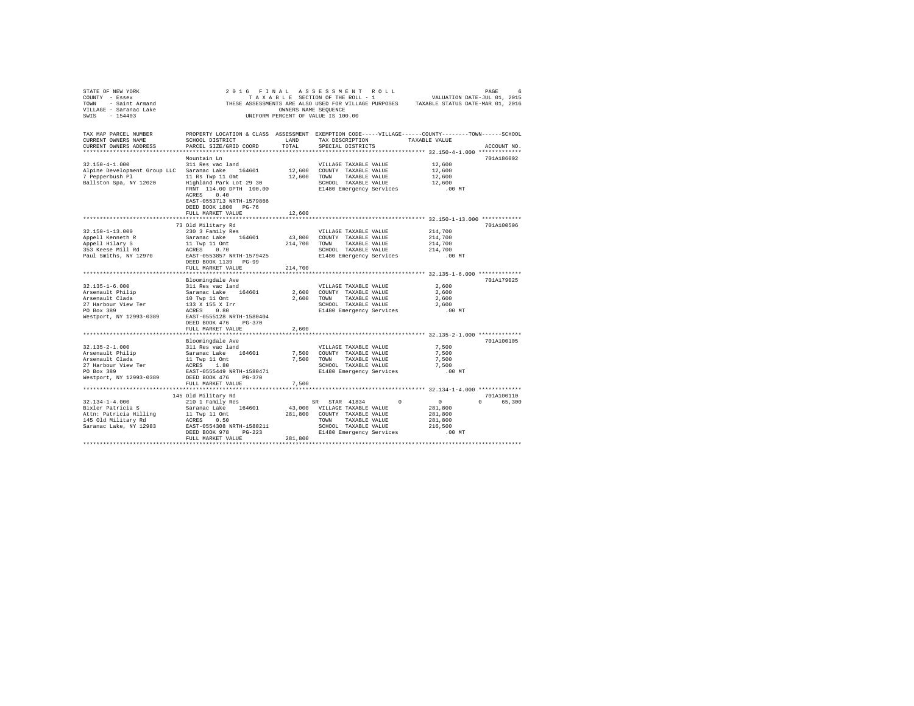STATE OF NEW YORK — 2016 FINAL ASSESSMENT ROLL
COUNTY - Essex — TAXABLE SECTION OF THE ROLL - 1 — VALUATION DATE-JUL 01, 2015
TOWN - Saint Armand — THESE ASSESSMENTS ARE ALSO USED FOR VILLAGE PURPOSES — TAXABLE STATUS DATE-MAR 01, 2016
VILLAGE - Saranac Lake — OWNERS NAME SEQUENCE
SWIS - 154403 — UNIFORM PERCENT OF VALUE IS 100.00

| TAX MAP PARCEL NUMBER / CURRENT OWNERS NAME / CURRENT OWNERS ADDRESS | PROPERTY LOCATION & CLASS / SCHOOL DISTRICT / PARCEL SIZE/GRID COORD | ASSESSMENT LAND | TOTAL | EXEMPTION CODE / TAX DESCRIPTION / SPECIAL DISTRICTS | VILLAGE / COUNTY / TOWN / SCHOOL TAXABLE VALUE | ACCOUNT NO. |
|---|---|---|---|---|---|---|
| **32.150-4-1.000** | Mountain Ln | | | | | 701A186002 |
| 32.150-4-1.000 | 311 Res vac land | | | VILLAGE TAXABLE VALUE | 12,600 | |
| Alpine Development Group LLC | Saranac Lake 164601 | 12,600 | | COUNTY TAXABLE VALUE | 12,600 | |
| 7 Pepperbush Pl | 11 Rs Twp 11 Omt | | 12,600 | TOWN TAXABLE VALUE | 12,600 | |
| Ballston Spa, NY 12020 | Highland Park Lot 29 30 | | | SCHOOL TAXABLE VALUE | 12,600 | |
| | FRNT 114.00 DPTH 100.00 | | | E1480 Emergency Services | .00 MT | |
| | ACRES 0.40 | | | | | |
| | EAST-0553713 NRTH-1579866 | | | | | |
| | DEED BOOK 1800 PG-76 | | | | | |
| | FULL MARKET VALUE | | 12,600 | | | |
| **32.150-1-13.000** | 73 Old Military Rd | | | | | 701A100506 |
| 32.150-1-13.000 | 230 3 Family Res | | | VILLAGE TAXABLE VALUE | 214,700 | |
| Appell Kenneth R | Saranac Lake 164601 | 43,800 | | COUNTY TAXABLE VALUE | 214,700 | |
| Appell Hilary S | 11 Twp 11 Omt | | 214,700 | TOWN TAXABLE VALUE | 214,700 | |
| 353 Keese Mill Rd | ACRES 0.70 | | | SCHOOL TAXABLE VALUE | 214,700 | |
| Paul Smiths, NY 12970 | EAST-0553857 NRTH-1579425 | | | E1480 Emergency Services | .00 MT | |
| | DEED BOOK 1139 PG-99 | | | | | |
| | FULL MARKET VALUE | | 214,700 | | | |
| **32.135-1-6.000** | Bloomingdale Ave | | | | | 701A179025 |
| 32.135-1-6.000 | 311 Res vac land | | | VILLAGE TAXABLE VALUE | 2,600 | |
| Arsenault Philip | Saranac Lake 164601 | 2,600 | | COUNTY TAXABLE VALUE | 2,600 | |
| Arsenault Clada | 10 Twp 11 Omt | | 2,600 | TOWN TAXABLE VALUE | 2,600 | |
| 27 Harbour View Ter | 133 X 155 X Irr | | | SCHOOL TAXABLE VALUE | 2,600 | |
| PO Box 389 | ACRES 0.80 | | | E1480 Emergency Services | .00 MT | |
| Westport, NY 12993-0389 | EAST-0555128 NRTH-1580404 | | | | | |
| | DEED BOOK 476 PG-370 | | | | | |
| | FULL MARKET VALUE | | 2,600 | | | |
| **32.135-2-1.000** | Bloomingdale Ave | | | | | 701A100105 |
| 32.135-2-1.000 | 311 Res vac land | | | VILLAGE TAXABLE VALUE | 7,500 | |
| Arsenault Philip | Saranac Lake 164601 | 7,500 | | COUNTY TAXABLE VALUE | 7,500 | |
| Arsenault Clada | 11 Twp 11 Omt | | 7,500 | TOWN TAXABLE VALUE | 7,500 | |
| 27 Harbour View Ter | ACRES 1.80 | | | SCHOOL TAXABLE VALUE | 7,500 | |
| PO Box 389 | EAST-0555449 NRTH-1580471 | | | E1480 Emergency Services | .00 MT | |
| Westport, NY 12993-0389 | DEED BOOK 476 PG-370 | | | | | |
| | FULL MARKET VALUE | | 7,500 | | | |
| **32.134-1-4.000** | 145 Old Military Rd | | | | | 701A100110 |
| 32.134-1-4.000 | 210 1 Family Res | | | SR STAR 41834 | 0 0 0 65,300 | |
| Bixler Patricia S | Saranac Lake 164601 | 43,000 | | VILLAGE TAXABLE VALUE | 281,800 | |
| Attn: Patricia Hilling | 11 Twp 11 Omt | | 281,800 | COUNTY TAXABLE VALUE | 281,800 | |
| 145 Old Military Rd | ACRES 0.50 | | | TOWN TAXABLE VALUE | 281,800 | |
| Saranac Lake, NY 12983 | EAST-0554308 NRTH-1580211 | | | SCHOOL TAXABLE VALUE | 216,500 | |
| | DEED BOOK 978 PG-223 | | | E1480 Emergency Services | .00 MT | |
| | FULL MARKET VALUE | | 281,800 | | | |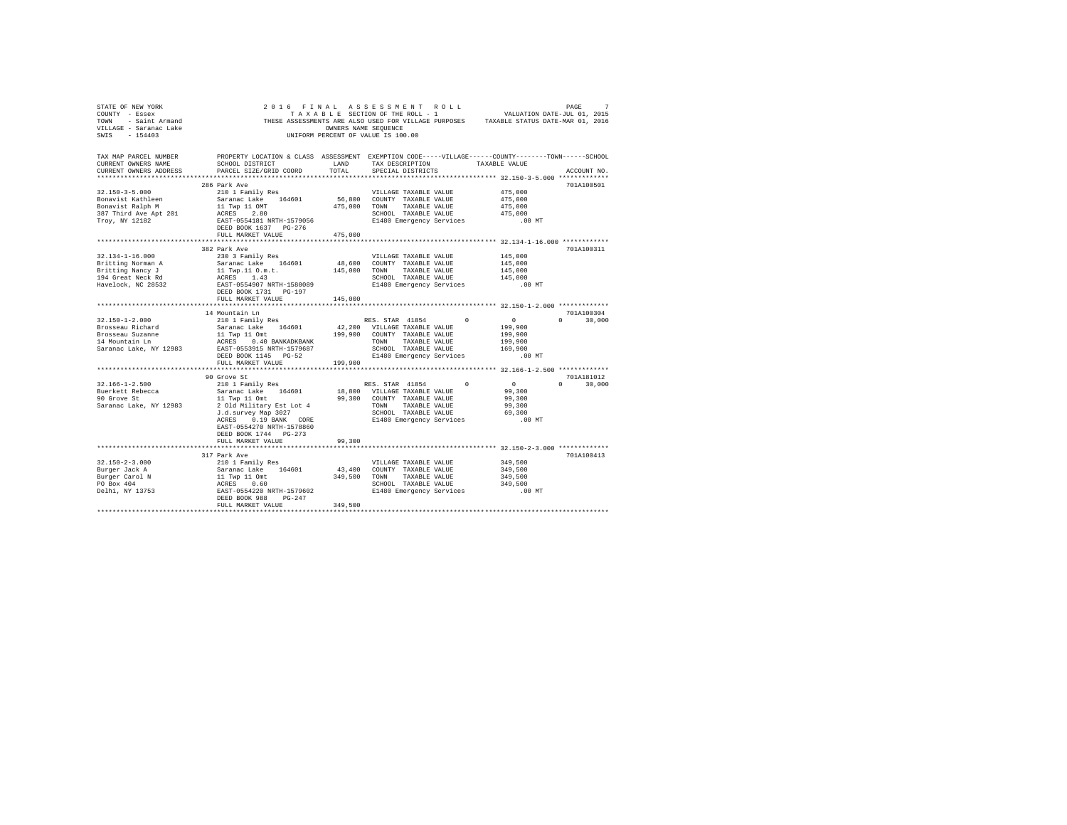STATE OF NEW YORK
COUNTY - Essex
TOWN - Saint Armand
VILLAGE - Saranac Lake
SWIS - 154403

2016 FINAL ASSESSMENT ROLL
TAXABLE SECTION OF THE ROLL - 1
THESE ASSESSMENTS ARE ALSO USED FOR VILLAGE PURPOSES
OWNERS NAME SEQUENCE
UNIFORM PERCENT OF VALUE IS 100.00

VALUATION DATE-JUL 01, 2015
TAXABLE STATUS DATE-MAR 01, 2016

| TAX MAP PARCEL NUMBER / CURRENT OWNERS NAME / CURRENT OWNERS ADDRESS | PROPERTY LOCATION & CLASS / SCHOOL DISTRICT / PARCEL SIZE/GRID COORD | ASSESSMENT LAND / TOTAL | EXEMPTION CODE / TAX DESCRIPTION / SPECIAL DISTRICTS | VILLAGE | COUNTY / TAXABLE VALUE | TOWN | SCHOOL | ACCOUNT NO. |
|---|---|---|---|---|---|---|---|---|
| **32.150-3-5.000** | 286 Park Ave | | | | | | | 701A100501 |
| 32.150-3-5.000 | 210 1 Family Res | | VILLAGE TAXABLE VALUE | | 475,000 | | | |
| Bonavist Kathleen | Saranac Lake 164601 | 56,800 | COUNTY TAXABLE VALUE | | 475,000 | | | |
| Bonavist Ralph M | 11 Twp 11 OMT | 475,000 | TOWN TAXABLE VALUE | | 475,000 | | | |
| 387 Third Ave Apt 201 | ACRES 2.80 | | SCHOOL TAXABLE VALUE | | 475,000 | | | |
| Troy, NY 12182 | EAST-0554181 NRTH-1579056 | | E1480 Emergency Services | | .00 MT | | | |
| | DEED BOOK 1637 PG-276 | | | | | | | |
| | FULL MARKET VALUE | 475,000 | | | | | | |
| **32.134-1-16.000** | 382 Park Ave | | | | | | | 701A100311 |
| 32.134-1-16.000 | 230 3 Family Res | | VILLAGE TAXABLE VALUE | | 145,000 | | | |
| Britting Norman A | Saranac Lake 164601 | 48,600 | COUNTY TAXABLE VALUE | | 145,000 | | | |
| Britting Nancy J | 11 Twp.11 O.m.t. | 145,000 | TOWN TAXABLE VALUE | | 145,000 | | | |
| 194 Great Neck Rd | ACRES 1.43 | | SCHOOL TAXABLE VALUE | | 145,000 | | | |
| Havelock, NC 28532 | EAST-0554907 NRTH-1580089 | | E1480 Emergency Services | | .00 MT | | | |
| | DEED BOOK 1731 PG-197 | | | | | | | |
| | FULL MARKET VALUE | 145,000 | | | | | | |
| **32.150-1-2.000** | 14 Mountain Ln | | | | | | | 701A100304 |
| 32.150-1-2.000 | 210 1 Family Res | | RES. STAR 41854 | 0 | 0 | 0 | 30,000 | |
| Brosseau Richard | Saranac Lake 164601 | 42,200 | VILLAGE TAXABLE VALUE | | 199,900 | | | |
| Brosseau Suzanne | 11 Twp 11 Omt | 199,900 | COUNTY TAXABLE VALUE | | 199,900 | | | |
| 14 Mountain Ln | ACRES 0.40 BANKADKBANK | | TOWN TAXABLE VALUE | | 199,900 | | | |
| Saranac Lake, NY 12983 | EAST-0553915 NRTH-1579687 | | SCHOOL TAXABLE VALUE | | 169,900 | | | |
| | DEED BOOK 1145 PG-52 | | E1480 Emergency Services | | .00 MT | | | |
| | FULL MARKET VALUE | 199,900 | | | | | | |
| **32.166-1-2.500** | 90 Grove St | | | | | | | 701A181012 |
| 32.166-1-2.500 | 210 1 Family Res | | RES. STAR 41854 | 0 | 0 | 0 | 30,000 | |
| Buerkett Rebecca | Saranac Lake 164601 | 18,800 | VILLAGE TAXABLE VALUE | | 99,300 | | | |
| 90 Grove St | 11 Twp 11 Omt | 99,300 | COUNTY TAXABLE VALUE | | 99,300 | | | |
| Saranac Lake, NY 12983 | 2 Old Military Est Lot 4 | | TOWN TAXABLE VALUE | | 99,300 | | | |
| | J.d.survey Map 3027 | | SCHOOL TAXABLE VALUE | | 69,300 | | | |
| | ACRES 0.19 BANK CORE | | E1480 Emergency Services | | .00 MT | | | |
| | EAST-0554270 NRTH-1578860 | | | | | | | |
| | DEED BOOK 1744 PG-273 | | | | | | | |
| | FULL MARKET VALUE | 99,300 | | | | | | |
| **32.150-2-3.000** | 317 Park Ave | | | | | | | 701A100413 |
| 32.150-2-3.000 | 210 1 Family Res | | VILLAGE TAXABLE VALUE | | 349,500 | | | |
| Burger Jack A | Saranac Lake 164601 | 43,400 | COUNTY TAXABLE VALUE | | 349,500 | | | |
| Burger Carol N | 11 Twp 11 Omt | 349,500 | TOWN TAXABLE VALUE | | 349,500 | | | |
| PO Box 404 | ACRES 0.60 | | SCHOOL TAXABLE VALUE | | 349,500 | | | |
| Delhi, NY 13753 | EAST-0554220 NRTH-1579602 | | E1480 Emergency Services | | .00 MT | | | |
| | DEED BOOK 988 PG-247 | | | | | | | |
| | FULL MARKET VALUE | 349,500 | | | | | | |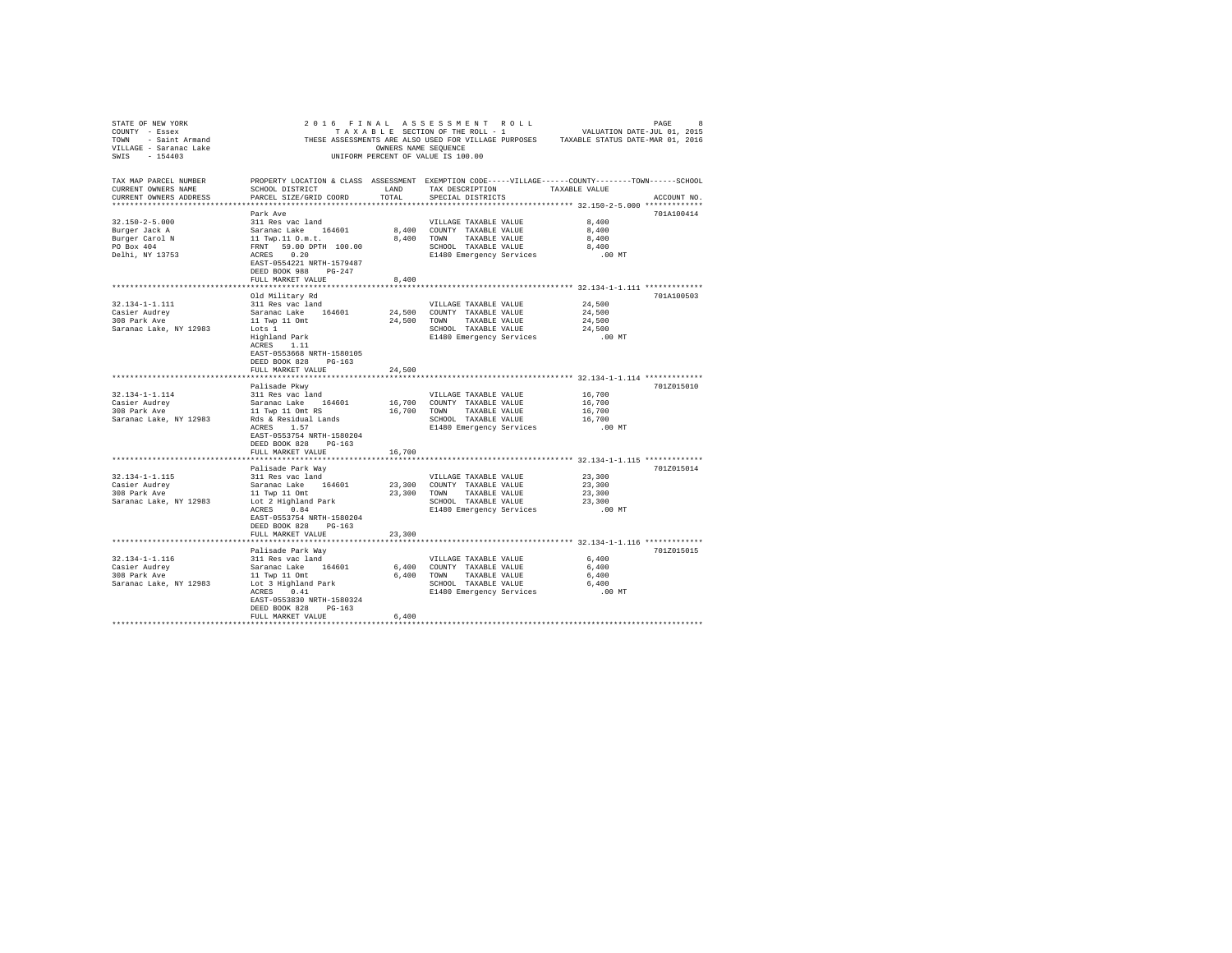STATE OF NEW YORK
COUNTY - Essex
TOWN - Saint Armand
VILLAGE - Saranac Lake
SWIS - 154403

2016 FINAL ASSESSMENT ROLL
TAXABLE SECTION OF THE ROLL - 1
THESE ASSESSMENTS ARE ALSO USED FOR VILLAGE PURPOSES
OWNERS NAME SEQUENCE
UNIFORM PERCENT OF VALUE IS 100.00

VALUATION DATE-JUL 01, 2015
TAXABLE STATUS DATE-MAR 01, 2016

| TAX MAP PARCEL NUMBER / CURRENT OWNERS NAME / CURRENT OWNERS ADDRESS | PROPERTY LOCATION & CLASS / SCHOOL DISTRICT / PARCEL SIZE/GRID COORD | ASSESSMENT LAND / TOTAL | EXEMPTION CODE / TAX DESCRIPTION / SPECIAL DISTRICTS | TAXABLE VALUE | ACCOUNT NO. |
|---|---|---|---|---|---|
| 32.150-2-5.000 | Park Ave | | | | 701A100414 |
| 32.150-2-5.000 | 311 Res vac land | | VILLAGE TAXABLE VALUE | 8,400 | |
| Burger Jack A | Saranac Lake 164601 | 8,400 | COUNTY TAXABLE VALUE | 8,400 | |
| Burger Carol N | 11 Twp.11 O.m.t. | 8,400 | TOWN TAXABLE VALUE | 8,400 | |
| PO Box 404 | FRNT 59.00 DPTH 100.00 | | SCHOOL TAXABLE VALUE | 8,400 | |
| Delhi, NY 13753 | ACRES 0.20 | | E1480 Emergency Services | .00 MT | |
| | EAST-0554221 NRTH-1579487 | | | | |
| | DEED BOOK 988 PG-247 | | | | |
| | FULL MARKET VALUE | 8,400 | | | |
| 32.134-1-1.111 | Old Military Rd | | | | 701A100503 |
| 32.134-1-1.111 | 311 Res vac land | | VILLAGE TAXABLE VALUE | 24,500 | |
| Casier Audrey | Saranac Lake 164601 | 24,500 | COUNTY TAXABLE VALUE | 24,500 | |
| 308 Park Ave | 11 Twp 11 Omt | 24,500 | TOWN TAXABLE VALUE | 24,500 | |
| Saranac Lake, NY 12983 | Lots 1 | | SCHOOL TAXABLE VALUE | 24,500 | |
| | Highland Park | | E1480 Emergency Services | .00 MT | |
| | ACRES 1.11 | | | | |
| | EAST-0553668 NRTH-1580105 | | | | |
| | DEED BOOK 828 PG-163 | | | | |
| | FULL MARKET VALUE | 24,500 | | | |
| 32.134-1-1.114 | Palisade Pkwy | | | | 701Z015010 |
| 32.134-1-1.114 | 311 Res vac land | | VILLAGE TAXABLE VALUE | 16,700 | |
| Casier Audrey | Saranac Lake 164601 | 16,700 | COUNTY TAXABLE VALUE | 16,700 | |
| 308 Park Ave | 11 Twp 11 Omt RS | 16,700 | TOWN TAXABLE VALUE | 16,700 | |
| Saranac Lake, NY 12983 | Rds & Residual Lands | | SCHOOL TAXABLE VALUE | 16,700 | |
| | ACRES 1.57 | | E1480 Emergency Services | .00 MT | |
| | EAST-0553754 NRTH-1580204 | | | | |
| | DEED BOOK 828 PG-163 | | | | |
| | FULL MARKET VALUE | 16,700 | | | |
| 32.134-1-1.115 | Palisade Park Way | | | | 701Z015014 |
| 32.134-1-1.115 | 311 Res vac land | | VILLAGE TAXABLE VALUE | 23,300 | |
| Casier Audrey | Saranac Lake 164601 | 23,300 | COUNTY TAXABLE VALUE | 23,300 | |
| 308 Park Ave | 11 Twp 11 Omt | 23,300 | TOWN TAXABLE VALUE | 23,300 | |
| Saranac Lake, NY 12983 | Lot 2 Highland Park | | SCHOOL TAXABLE VALUE | 23,300 | |
| | ACRES 0.84 | | E1480 Emergency Services | .00 MT | |
| | EAST-0553754 NRTH-1580204 | | | | |
| | DEED BOOK 828 PG-163 | | | | |
| | FULL MARKET VALUE | 23,300 | | | |
| 32.134-1-1.116 | Palisade Park Way | | | | 701Z015015 |
| 32.134-1-1.116 | 311 Res vac land | | VILLAGE TAXABLE VALUE | 6,400 | |
| Casier Audrey | Saranac Lake 164601 | 6,400 | COUNTY TAXABLE VALUE | 6,400 | |
| 308 Park Ave | 11 Twp 11 Omt | 6,400 | TOWN TAXABLE VALUE | 6,400 | |
| Saranac Lake, NY 12983 | Lot 3 Highland Park | | SCHOOL TAXABLE VALUE | 6,400 | |
| | ACRES 0.41 | | E1480 Emergency Services | .00 MT | |
| | EAST-0553830 NRTH-1580324 | | | | |
| | DEED BOOK 828 PG-163 | | | | |
| | FULL MARKET VALUE | 6,400 | | | |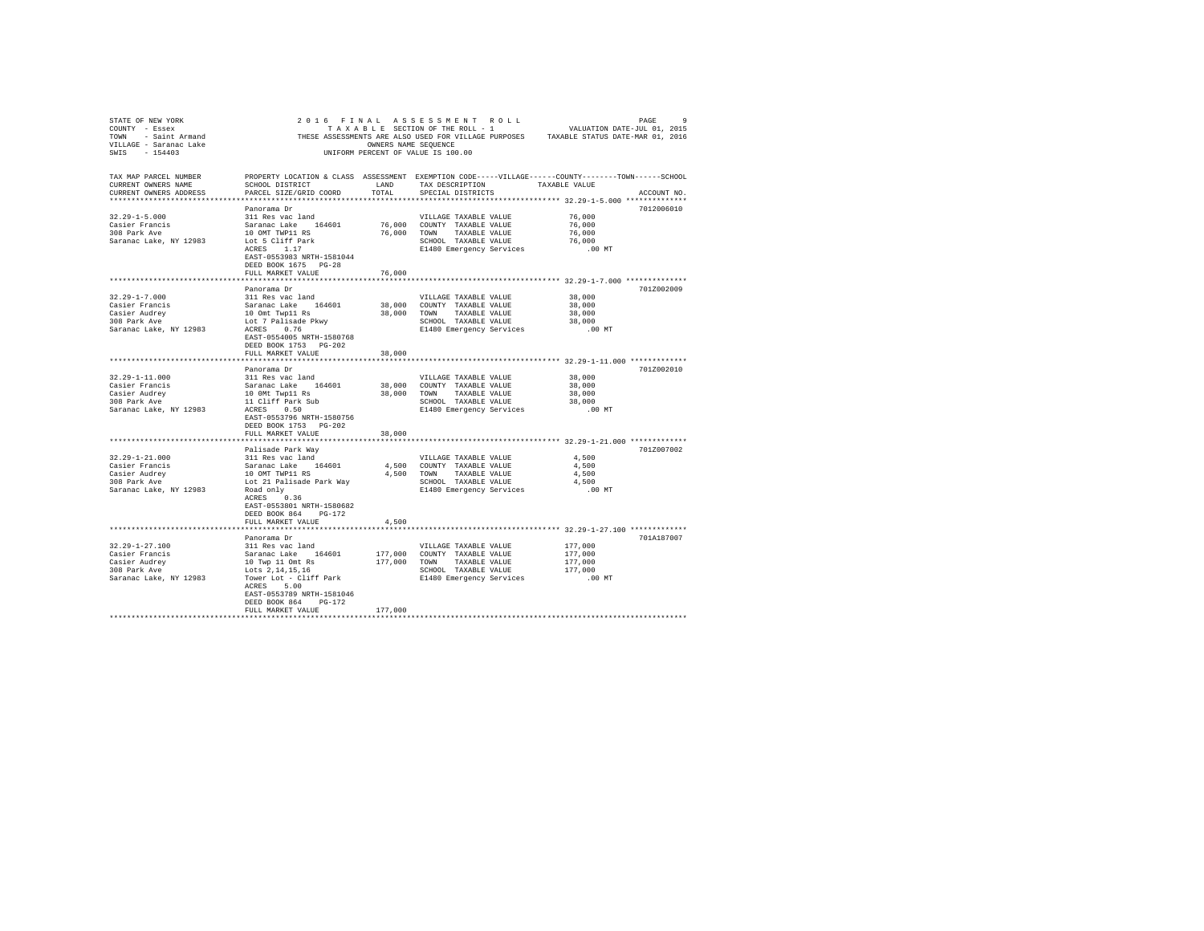STATE OF NEW YORK
COUNTY - Essex
TOWN - Saint Armand
VILLAGE - Saranac Lake
SWIS - 154403

2016 FINAL ASSESSMENT ROLL
TAXABLE SECTION OF THE ROLL - 1
THESE ASSESSMENTS ARE ALSO USED FOR VILLAGE PURPOSES
OWNERS NAME SEQUENCE
UNIFORM PERCENT OF VALUE IS 100.00

VALUATION DATE-JUL 01, 2015
TAXABLE STATUS DATE-MAR 01, 2016

| TAX MAP PARCEL NUMBER / CURRENT OWNERS NAME / CURRENT OWNERS ADDRESS | PROPERTY LOCATION & CLASS / SCHOOL DISTRICT / PARCEL SIZE/GRID COORD | ASSESSMENT LAND / TOTAL | EXEMPTION CODE / TAX DESCRIPTION / SPECIAL DISTRICTS | TAXABLE VALUE | ACCOUNT NO. |
|---|---|---|---|---|---|
| **32.29-1-5.000** | Panorama Dr | | | | 701Z006010 |
| 32.29-1-5.000 | 311 Res vac land | | VILLAGE TAXABLE VALUE | 76,000 | |
| Casier Francis | Saranac Lake 164601 | 76,000 | COUNTY TAXABLE VALUE | 76,000 | |
| 308 Park Ave | 10 OMT TWP11 RS | 76,000 | TOWN TAXABLE VALUE | 76,000 | |
| Saranac Lake, NY 12983 | Lot 5 Cliff Park | | SCHOOL TAXABLE VALUE | 76,000 | |
| | ACRES 1.17 | | E1480 Emergency Services | .00 MT | |
| | EAST-0553983 NRTH-1581044 | | | | |
| | DEED BOOK 1675 PG-28 | | | | |
| | FULL MARKET VALUE | 76,000 | | | |
| **32.29-1-7.000** | Panorama Dr | | | | 701Z002009 |
| 32.29-1-7.000 | 311 Res vac land | | VILLAGE TAXABLE VALUE | 38,000 | |
| Casier Francis | Saranac Lake 164601 | 38,000 | COUNTY TAXABLE VALUE | 38,000 | |
| Casier Audrey | 10 Omt Twp11 Rs | 38,000 | TOWN TAXABLE VALUE | 38,000 | |
| 308 Park Ave | Lot 7 Palisade Pkwy | | SCHOOL TAXABLE VALUE | 38,000 | |
| Saranac Lake, NY 12983 | ACRES 0.76 | | E1480 Emergency Services | .00 MT | |
| | EAST-0554005 NRTH-1580768 | | | | |
| | DEED BOOK 1753 PG-202 | | | | |
| | FULL MARKET VALUE | 38,000 | | | |
| **32.29-1-11.000** | Panorama Dr | | | | 701Z002010 |
| 32.29-1-11.000 | 311 Res vac land | | VILLAGE TAXABLE VALUE | 38,000 | |
| Casier Francis | Saranac Lake 164601 | 38,000 | COUNTY TAXABLE VALUE | 38,000 | |
| Casier Audrey | 10 0Mt Twp11 Rs | 38,000 | TOWN TAXABLE VALUE | 38,000 | |
| 308 Park Ave | 11 Cliff Park Sub | | SCHOOL TAXABLE VALUE | 38,000 | |
| Saranac Lake, NY 12983 | ACRES 0.50 | | E1480 Emergency Services | .00 MT | |
| | EAST-0553796 NRTH-1580756 | | | | |
| | DEED BOOK 1753 PG-202 | | | | |
| | FULL MARKET VALUE | 38,000 | | | |
| **32.29-1-21.000** | Palisade Park Way | | | | 701Z007002 |
| 32.29-1-21.000 | 311 Res vac land | | VILLAGE TAXABLE VALUE | 4,500 | |
| Casier Francis | Saranac Lake 164601 | 4,500 | COUNTY TAXABLE VALUE | 4,500 | |
| Casier Audrey | 10 OMT TWP11 RS | 4,500 | TOWN TAXABLE VALUE | 4,500 | |
| 308 Park Ave | Lot 21 Palisade Park Way | | SCHOOL TAXABLE VALUE | 4,500 | |
| Saranac Lake, NY 12983 | Road only | | E1480 Emergency Services | .00 MT | |
| | ACRES 0.36 | | | | |
| | EAST-0553801 NRTH-1580682 | | | | |
| | DEED BOOK 864 PG-172 | | | | |
| | FULL MARKET VALUE | 4,500 | | | |
| **32.29-1-27.100** | Panorama Dr | | | | 701A187007 |
| 32.29-1-27.100 | 311 Res vac land | | VILLAGE TAXABLE VALUE | 177,000 | |
| Casier Francis | Saranac Lake 164601 | 177,000 | COUNTY TAXABLE VALUE | 177,000 | |
| Casier Audrey | 10 Twp 11 Omt Rs | 177,000 | TOWN TAXABLE VALUE | 177,000 | |
| 308 Park Ave | Lots 2,14,15,16 | | SCHOOL TAXABLE VALUE | 177,000 | |
| Saranac Lake, NY 12983 | Tower Lot - Cliff Park | | E1480 Emergency Services | .00 MT | |
| | ACRES 5.00 | | | | |
| | EAST-0553789 NRTH-1581046 | | | | |
| | DEED BOOK 864 PG-172 | | | | |
| | FULL MARKET VALUE | 177,000 | | | |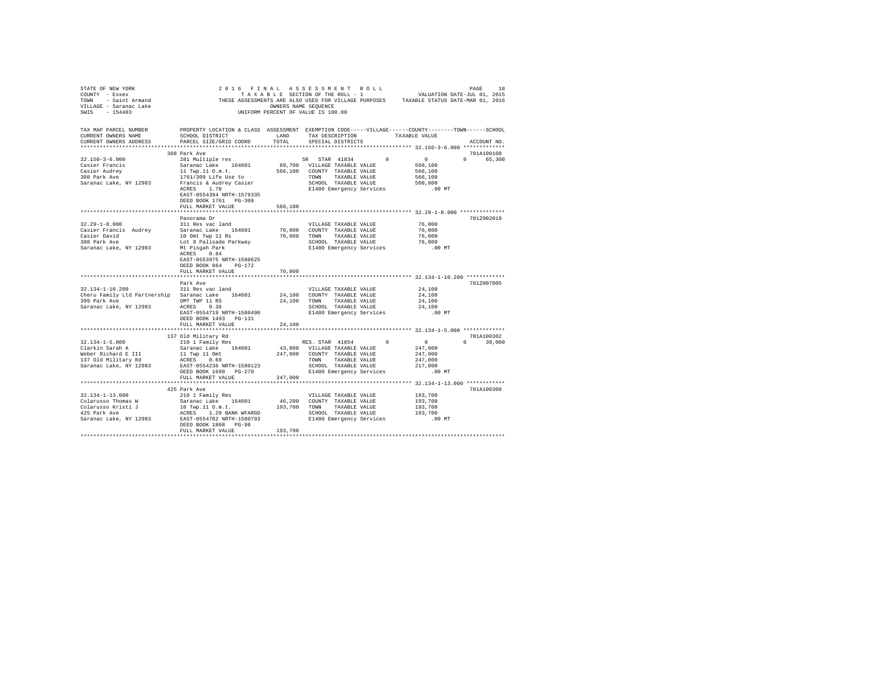STATE OF NEW YORK
COUNTY - Essex
TOWN - Saint Armand
VILLAGE - Saranac Lake
SWIS - 154403

2016 FINAL ASSESSMENT ROLL
TAXABLE SECTION OF THE ROLL - 1
THESE ASSESSMENTS ARE ALSO USED FOR VILLAGE PURPOSES
OWNERS NAME SEQUENCE
UNIFORM PERCENT OF VALUE IS 100.00

VALUATION DATE-JUL 01, 2015
TAXABLE STATUS DATE-MAR 01, 2016

```
TAX MAP PARCEL NUMBER          PROPERTY LOCATION & CLASS  ASSESSMENT  EXEMPTION CODE-----VILLAGE------COUNTY--------TOWN------SCHOOL
CURRENT OWNERS NAME            SCHOOL DISTRICT             LAND       TAX DESCRIPTION            TAXABLE VALUE
CURRENT OWNERS ADDRESS         PARCEL SIZE/GRID COORD      TOTAL      SPECIAL DISTRICTS                                     ACCOUNT NO.
******************************************************************************************************* 32.150-3-6.000 *************
                               308 Park Ave                                                                              701A100108
32.150-3-6.000                 281 Multiple res                       SR  STAR 41834        0         0            0      65,300
Casier Francis                 Saranac Lake   164601       89,700   VILLAGE TAXABLE VALUE          566,100
Casier Audrey                  11 Twp.11 O.m.t.            566,100   COUNTY  TAXABLE VALUE          566,100
308 Park Ave                   1761/309 Life Use to                   TOWN    TAXABLE VALUE          566,100
Saranac Lake, NY 12983         Francis & Audrey Casier                SCHOOL  TAXABLE VALUE          500,800
                               ACRES    1.70                          E1480 Emergency Services            .00 MT
                               EAST-0554394 NRTH-1579335
                               DEED BOOK 1761   PG-309
                               FULL MARKET VALUE           566,100
******************************************************************************************************* 32.29-1-8.000 **************
                               Panorama Dr                                                                               701Z002019
32.29-1-8.000                  311 Res vac land                       VILLAGE TAXABLE VALUE           76,000
Casier Francis  Audrey         Saranac Lake   164601       76,000   COUNTY  TAXABLE VALUE           76,000
Casier David                   10 Omt Twp 11 Rs            76,000   TOWN    TAXABLE VALUE           76,000
308 Park Ave                   Lot 8 Palisade Parkway                 SCHOOL  TAXABLE VALUE           76,000
Saranac Lake, NY 12983         Mt Pisgah Park                         E1480 Emergency Services            .00 MT
                               ACRES    0.84
                               EAST-0553975 NRTH-1580625
                               DEED BOOK 864    PG-172
                               FULL MARKET VALUE            76,000
******************************************************************************************************* 32.134-1-10.200 ************
                               Park Ave                                                                                  701Z007005
32.134-1-10.200                311 Res vac land                       VILLAGE TAXABLE VALUE           24,100
Cheru Family Ltd Partnership   Saranac Lake   164601       24,100   COUNTY  TAXABLE VALUE           24,100
399 Park Ave                   OMT TWP 11 RS               24,100   TOWN    TAXABLE VALUE           24,100
Saranac Lake, NY 12983         ACRES    0.36                          SCHOOL  TAXABLE VALUE           24,100
                               EAST-0554719 NRTH-1580490              E1480 Emergency Services            .00 MT
                               DEED BOOK 1493   PG-131
                               FULL MARKET VALUE            24,100
******************************************************************************************************* 32.134-1-5.000 *************
                               137 Old Military Rd                                                                       701A100302
32.134-1-5.000                 210 1 Family Res                       RES. STAR 41854       0         0            0      30,000
Clarkin Sarah A                Saranac Lake   164601       43,800   VILLAGE TAXABLE VALUE          247,000
Weber Richard E III            11 Twp 11 Omt               247,000   COUNTY  TAXABLE VALUE          247,000
137 Old Military Rd            ACRES    0.69                          TOWN    TAXABLE VALUE          247,000
Saranac Lake, NY 12983         EAST-0554236 NRTH-1580123              SCHOOL  TAXABLE VALUE          217,000
                               DEED BOOK 1690   PG-270                E1480 Emergency Services            .00 MT
                               FULL MARKET VALUE           247,000
******************************************************************************************************* 32.134-1-13.000 ************
                               425 Park Ave                                                                              701A100309
32.134-1-13.000                210 1 Family Res                       VILLAGE TAXABLE VALUE          193,700
Colarusso Thomas W             Saranac Lake   164601       46,200   COUNTY  TAXABLE VALUE          193,700
Colarusso Kristi J             10 Twp.11 O.m.t.            193,700   TOWN    TAXABLE VALUE          193,700
425 Park Ave                   ACRES    1.20 BANK WFARGO              SCHOOL  TAXABLE VALUE          193,700
Saranac Lake, NY 12983         EAST-0554782 NRTH-1580793              E1480 Emergency Services            .00 MT
                               DEED BOOK 1808   PG-98
                               FULL MARKET VALUE           193,700
************************************************************************************************************************************
```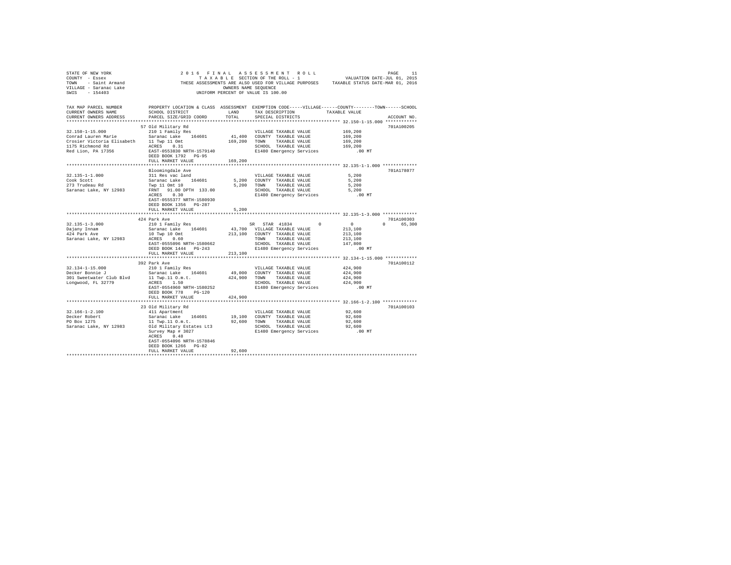```
STATE OF NEW YORK                    2 0 1 6   F I N A L   A S S E S S M E N T   R O L L                          PAGE    11
COUNTY  - Essex                         T A X A B L E  SECTION OF THE ROLL - 1                   VALUATION DATE-JUL 01, 2015
TOWN    - Saint Armand            THESE ASSESSMENTS ARE ALSO USED FOR VILLAGE PURPOSES     TAXABLE STATUS DATE-MAR 01, 2016
VILLAGE - Saranac Lake                             OWNERS NAME SEQUENCE
SWIS    - 154403                             UNIFORM PERCENT OF VALUE IS 100.00

TAX MAP PARCEL NUMBER          PROPERTY LOCATION & CLASS  ASSESSMENT  EXEMPTION CODE-----VILLAGE------COUNTY--------TOWN------SCHOOL
CURRENT OWNERS NAME            SCHOOL DISTRICT               LAND      TAX DESCRIPTION            TAXABLE VALUE
CURRENT OWNERS ADDRESS         PARCEL SIZE/GRID COORD        TOTAL     SPECIAL DISTRICTS                                   ACCOUNT NO.
******************************************************************************************************* 32.150-1-15.000 ************
                               57 Old Military Rd                                                                       701A100205
32.150-1-15.000                210 1 Family Res                         VILLAGE TAXABLE VALUE             169,200
Conrad Lauren Marie            Saranac Lake   164601        41,400    COUNTY  TAXABLE VALUE             169,200
Crosier Victoria Elisabeth     11 Twp 11 Omt               169,200    TOWN    TAXABLE VALUE             169,200
1175 Richmond Rd               ACRES    0.31                            SCHOOL  TAXABLE VALUE             169,200
Red Lion, PA 17356             EAST-0553830 NRTH-1579140                E1480 Emergency Services              .00 MT
                               DEED BOOK 1792   PG-95
                               FULL MARKET VALUE           169,200
******************************************************************************************************* 32.135-1-1.000 *************
                               Bloomingdale Ave                                                                         701A178077
32.135-1-1.000                 311 Res vac land                         VILLAGE TAXABLE VALUE               5,200
Cook Scott                     Saranac Lake   164601         5,200    COUNTY  TAXABLE VALUE               5,200
273 Trudeau Rd                 Twp 11 Omt 10                 5,200    TOWN    TAXABLE VALUE               5,200
Saranac Lake, NY 12983         FRNT   91.00 DPTH 133.00                 SCHOOL  TAXABLE VALUE               5,200
                               ACRES    0.30                            E1480 Emergency Services              .00 MT
                               EAST-0555377 NRTH-1580930
                               DEED BOOK 1356   PG-287
                               FULL MARKET VALUE             5,200
******************************************************************************************************* 32.135-1-3.000 *************
                               424 Park Ave                                                                             701A100303
32.135-1-3.000                 210 1 Family Res                      SR  STAR 41834         0            0            0      65,300
Dajany Innam                   Saranac Lake   164601        43,700    VILLAGE TAXABLE VALUE             213,100
424 Park Ave                   10 Twp 10 Omt               213,100    COUNTY  TAXABLE VALUE             213,100
Saranac Lake, NY 12983         ACRES    0.60                            TOWN    TAXABLE VALUE             213,100
                               EAST-0555096 NRTH-1580662                SCHOOL  TAXABLE VALUE             147,800
                               DEED BOOK 1444   PG-243                  E1480 Emergency Services              .00 MT
                               FULL MARKET VALUE           213,100
******************************************************************************************************* 32.134-1-15.000 ************
                               392 Park Ave                                                                             701A100112
32.134-1-15.000                210 1 Family Res                         VILLAGE TAXABLE VALUE             424,900
Decker Bonnie J                Saranac Lake   164601        49,000    COUNTY  TAXABLE VALUE             424,900
301 Sweetwater Club Blvd       11 Twp.11 O.m.t.            424,900    TOWN    TAXABLE VALUE             424,900
Longwood, FL 32779             ACRES    1.50                            SCHOOL  TAXABLE VALUE             424,900
                               EAST-0554960 NRTH-1580252                E1480 Emergency Services              .00 MT
                               DEED BOOK 778    PG-120
                               FULL MARKET VALUE           424,900
******************************************************************************************************* 32.166-1-2.100 *************
                               23 Old Military Rd                                                                       701A100103
32.166-1-2.100                 411 Apartment                            VILLAGE TAXABLE VALUE              92,600
Decker Robert                  Saranac Lake   164601        19,100    COUNTY  TAXABLE VALUE              92,600
PO Box 1275                    11 Twp.11 O.m.t.             92,600    TOWN    TAXABLE VALUE              92,600
Saranac Lake, NY 12983         Old Military Estates Lt3                 SCHOOL  TAXABLE VALUE              92,600
                               Survey Map # 3027                        E1480 Emergency Services              .00 MT
                               ACRES    0.48
                               EAST-0554096 NRTH-1578846
                               DEED BOOK 1266   PG-82
                               FULL MARKET VALUE            92,600
************************************************************************************************************************************
```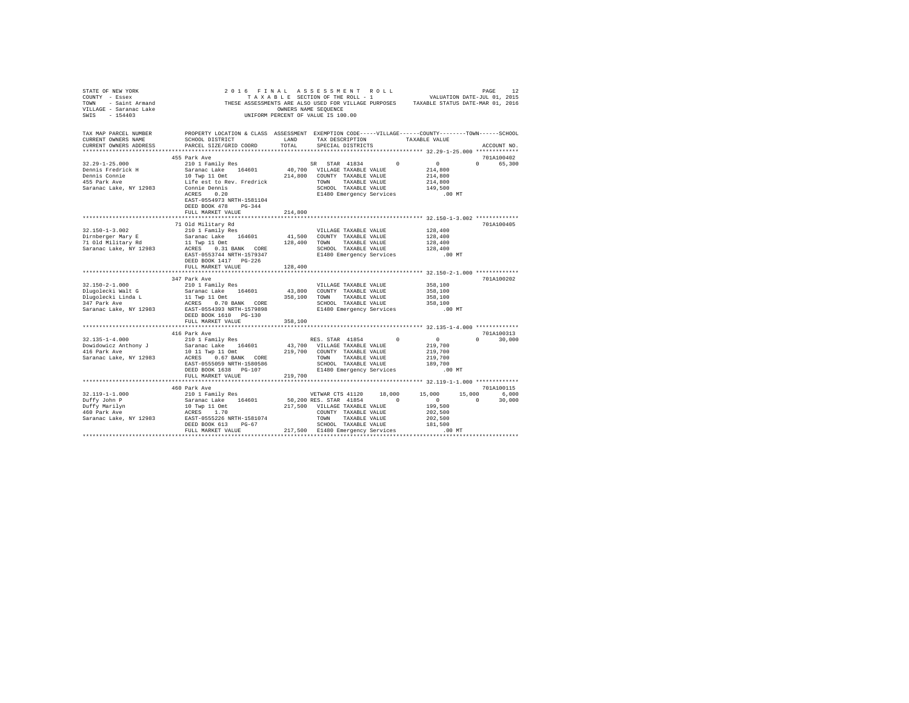```
STATE OF NEW YORK                2 0 1 6   F I N A L   A S S E S S M E N T   R O L L                         PAGE    12
COUNTY  - Essex                      T A X A B L E SECTION OF THE ROLL - 1                     VALUATION DATE-JUL 01, 2015
TOWN    - Saint Armand          THESE ASSESSMENTS ARE ALSO USED FOR VILLAGE PURPOSES     TAXABLE STATUS DATE-MAR 01, 2016
VILLAGE - Saranac Lake                              OWNERS NAME SEQUENCE
SWIS    - 154403                               UNIFORM PERCENT OF VALUE IS 100.00

TAX MAP PARCEL NUMBER          PROPERTY LOCATION & CLASS  ASSESSMENT  EXEMPTION CODE-----VILLAGE------COUNTY--------TOWN------SCHOOL
CURRENT OWNERS NAME            SCHOOL DISTRICT              LAND      TAX DESCRIPTION           TAXABLE VALUE
CURRENT OWNERS ADDRESS         PARCEL SIZE/GRID COORD       TOTAL     SPECIAL DISTRICTS                                  ACCOUNT NO.
*********************************************************************************************** 32.29-1-25.000 *************
                               455 Park Ave                                                                           701A100402
32.29-1-25.000                 210 1 Family Res                       SR  STAR 41834         0           0           0      65,300
Dennis Fredrick H              Saranac Lake    164601       40,700  VILLAGE TAXABLE VALUE          214,800
Dennis Connie                  10 Twp 11 Omt               214,800  COUNTY  TAXABLE VALUE          214,800
455 Park Ave                   Life est to Rev. Fredrick            TOWN    TAXABLE VALUE          214,800
Saranac Lake, NY 12983         Connie Dennis                        SCHOOL  TAXABLE VALUE          149,500
                               ACRES    0.20                        E1480 Emergency Services           .00 MT
                               EAST-0554973 NRTH-1581104
                               DEED BOOK 478    PG-344
                               FULL MARKET VALUE           214,800
*********************************************************************************************** 32.150-1-3.002 *************
                               71 Old Military Rd                                                                     701A100405
32.150-1-3.002                 210 1 Family Res                     VILLAGE TAXABLE VALUE          128,400
Dirnberger Mary E              Saranac Lake    164601       41,500  COUNTY  TAXABLE VALUE          128,400
71 Old Military Rd             11 Twp 11 Omt               128,400  TOWN    TAXABLE VALUE          128,400
Saranac Lake, NY 12983         ACRES    0.31 BANK   CORE            SCHOOL  TAXABLE VALUE          128,400
                               EAST-0553744 NRTH-1579347            E1480 Emergency Services           .00 MT
                               DEED BOOK 1417   PG-226
                               FULL MARKET VALUE           128,400
*********************************************************************************************** 32.150-2-1.000 *************
                               347 Park Ave                                                                           701A100202
32.150-2-1.000                 210 1 Family Res                     VILLAGE TAXABLE VALUE          358,100
Dlugolecki Walt G              Saranac Lake    164601       43,800  COUNTY  TAXABLE VALUE          358,100
Dlugolecki Linda L             11 Twp 11 Omt               358,100  TOWN    TAXABLE VALUE          358,100
347 Park Ave                   ACRES    0.70 BANK   CORE            SCHOOL  TAXABLE VALUE          358,100
Saranac Lake, NY 12983         EAST-0554393 NRTH-1579898            E1480 Emergency Services           .00 MT
                               DEED BOOK 1610   PG-130
                               FULL MARKET VALUE           358,100
*********************************************************************************************** 32.135-1-4.000 *************
                               416 Park Ave                                                                           701A100313
32.135-1-4.000                 210 1 Family Res                       RES. STAR 41854        0           0           0      30,000
Dowidowicz Anthony J           Saranac Lake    164601       43,700  VILLAGE TAXABLE VALUE          219,700
416 Park Ave                   10 11 Twp 11 Omt            219,700  COUNTY  TAXABLE VALUE          219,700
Saranac Lake, NY 12983         ACRES    0.67 BANK   CORE            TOWN    TAXABLE VALUE          219,700
                               EAST-0555059 NRTH-1580586            SCHOOL  TAXABLE VALUE          189,700
                               DEED BOOK 1638   PG-107              E1480 Emergency Services           .00 MT
                               FULL MARKET VALUE           219,700
*********************************************************************************************** 32.119-1-1.000 *************
                               460 Park Ave                                                                           701A100115
32.119-1-1.000                 210 1 Family Res                       VETWAR CTS 41120    18,000      15,000      15,000       6,000
Duffy John P                   Saranac Lake    164601       50,200 RES. STAR 41854        0           0           0      30,000
Duffy Marilyn                  10 Twp 11 Omt               217,500  VILLAGE TAXABLE VALUE          199,500
460 Park Ave                   ACRES    1.70                        COUNTY  TAXABLE VALUE          202,500
Saranac Lake, NY 12983         EAST-0555226 NRTH-1581074            TOWN    TAXABLE VALUE          202,500
                               DEED BOOK 613    PG-67               SCHOOL  TAXABLE VALUE          181,500
                               FULL MARKET VALUE           217,500  E1480 Emergency Services           .00 MT
****************************************************************************************************************************
```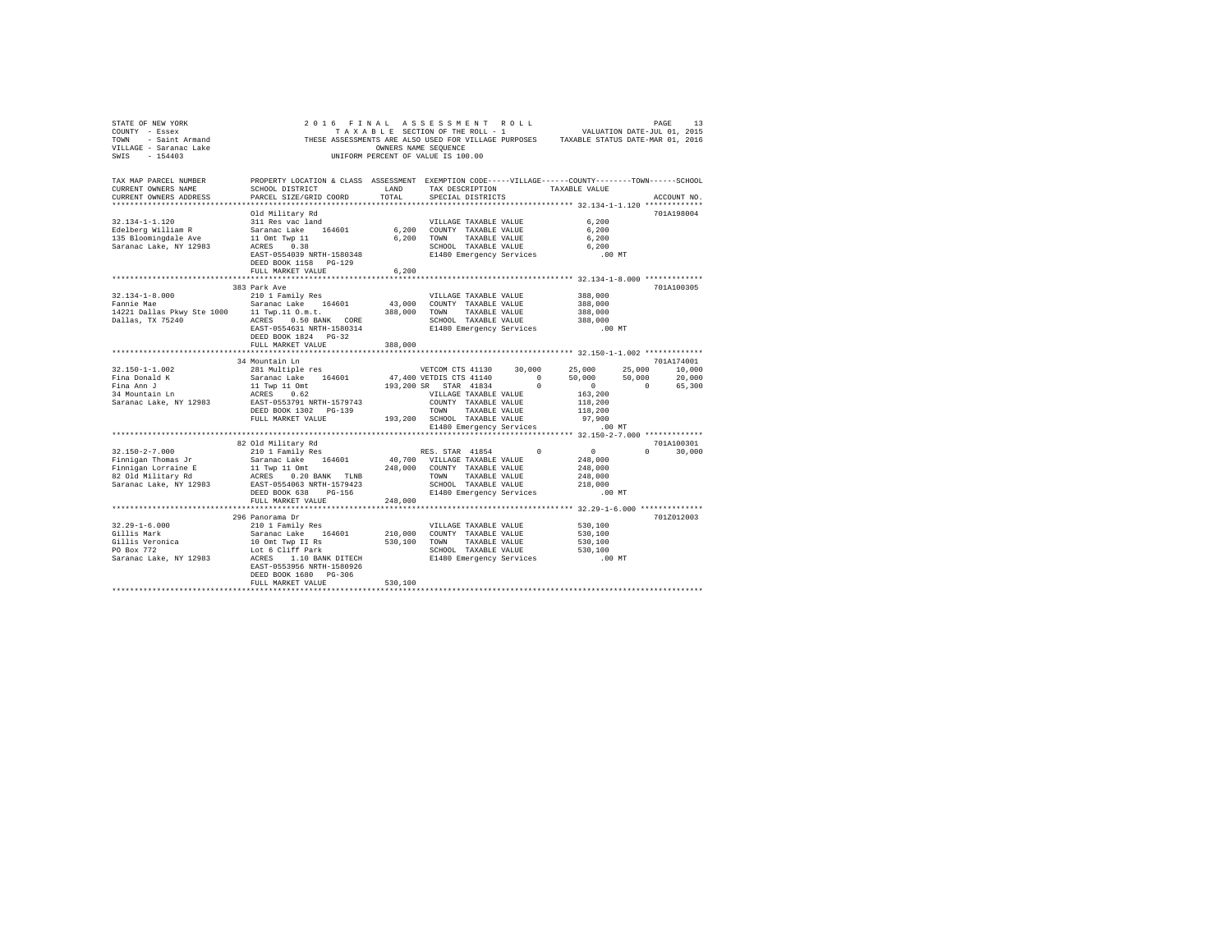STATE OF NEW YORK
COUNTY - Essex
TOWN - Saint Armand
VILLAGE - Saranac Lake
SWIS - 154403

2016 FINAL ASSESSMENT ROLL
TAXABLE SECTION OF THE ROLL - 1
THESE ASSESSMENTS ARE ALSO USED FOR VILLAGE PURPOSES
OWNERS NAME SEQUENCE
UNIFORM PERCENT OF VALUE IS 100.00

VALUATION DATE-JUL 01, 2015
TAXABLE STATUS DATE-MAR 01, 2016

```
TAX MAP PARCEL NUMBER      PROPERTY LOCATION & CLASS  ASSESSMENT  EXEMPTION CODE-----VILLAGE------COUNTY--------TOWN------SCHOOL
CURRENT OWNERS NAME        SCHOOL DISTRICT             LAND       TAX DESCRIPTION           TAXABLE VALUE
CURRENT OWNERS ADDRESS     PARCEL SIZE/GRID COORD      TOTAL      SPECIAL DISTRICTS                                         ACCOUNT NO.
*********************************************************************************************** 32.134-1-1.120 *************
                           Old Military Rd                                                                               701A198004
32.134-1-1.120             311 Res vac land                       VILLAGE TAXABLE VALUE           6,200
Edelberg William R         Saranac Lake   164601        6,200     COUNTY  TAXABLE VALUE           6,200
135 Bloomingdale Ave       11 Omt Twp 11                6,200     TOWN    TAXABLE VALUE           6,200
Saranac Lake, NY 12983     ACRES   0.38                           SCHOOL  TAXABLE VALUE           6,200
                           EAST-0554039 NRTH-1580348              E1480 Emergency Services          .00 MT
                           DEED BOOK 1158   PG-129
                           FULL MARKET VALUE            6,200
*********************************************************************************************** 32.134-1-8.000 *************
                           383 Park Ave                                                                                  701A100305
32.134-1-8.000             210 1 Family Res                       VILLAGE TAXABLE VALUE         388,000
Fannie Mae                 Saranac Lake   164601       43,000     COUNTY  TAXABLE VALUE         388,000
14221 Dallas Pkwy Ste 1000 11 Twp.11 O.m.t.           388,000     TOWN    TAXABLE VALUE         388,000
Dallas, TX 75240           ACRES   0.50 BANK   CORE               SCHOOL  TAXABLE VALUE         388,000
                           EAST-0554631 NRTH-1580314              E1480 Emergency Services          .00 MT
                           DEED BOOK 1824   PG-32
                           FULL MARKET VALUE          388,000
*********************************************************************************************** 32.150-1-1.002 *************
                           34 Mountain Ln                                                                                701A174001
32.150-1-1.002             281 Multiple res                   VETCOM CTS 41130     30,000       25,000      25,000      10,000
Fina Donald K              Saranac Lake   164601       47,400 VETDIS CTS 41140          0       50,000      50,000      20,000
Fina Ann J                 11 Twp 11 Omt              193,200 SR  STAR 41834            0            0           0      65,300
34 Mountain Ln             ACRES   0.62                           VILLAGE TAXABLE VALUE         163,200
Saranac Lake, NY 12983     EAST-0553791 NRTH-1579743              COUNTY  TAXABLE VALUE         118,200
                           DEED BOOK 1302   PG-139                TOWN    TAXABLE VALUE         118,200
                           FULL MARKET VALUE          193,200     SCHOOL  TAXABLE VALUE          97,900
                                                                  E1480 Emergency Services          .00 MT
*********************************************************************************************** 32.150-2-7.000 *************
                           82 Old Military Rd                                                                            701A100301
32.150-2-7.000             210 1 Family Res                   RES. STAR 41854           0            0           0      30,000
Finnigan Thomas Jr         Saranac Lake   164601       40,700     VILLAGE TAXABLE VALUE         248,000
Finnigan Lorraine E        11 Twp 11 Omt              248,000     COUNTY  TAXABLE VALUE         248,000
82 Old Military Rd         ACRES   0.20 BANK   TLNB               TOWN    TAXABLE VALUE         248,000
Saranac Lake, NY 12983     EAST-0554063 NRTH-1579423              SCHOOL  TAXABLE VALUE         218,000
                           DEED BOOK 638    PG-156                E1480 Emergency Services          .00 MT
                           FULL MARKET VALUE          248,000
*********************************************************************************************** 32.29-1-6.000 **************
                           296 Panorama Dr                                                                               701Z012003
32.29-1-6.000              210 1 Family Res                       VILLAGE TAXABLE VALUE         530,100
Gillis Mark                Saranac Lake   164601      210,000     COUNTY  TAXABLE VALUE         530,100
Gillis Veronica            10 Omt Twp II Rs           530,100     TOWN    TAXABLE VALUE         530,100
PO Box 772                 Lot 6 Cliff Park                       SCHOOL  TAXABLE VALUE         530,100
Saranac Lake, NY 12983     ACRES   1.10 BANK   DITECH             E1480 Emergency Services          .00 MT
                           EAST-0553956 NRTH-1580926
                           DEED BOOK 1680   PG-306
                           FULL MARKET VALUE          530,100
****************************************************************************************************************************
```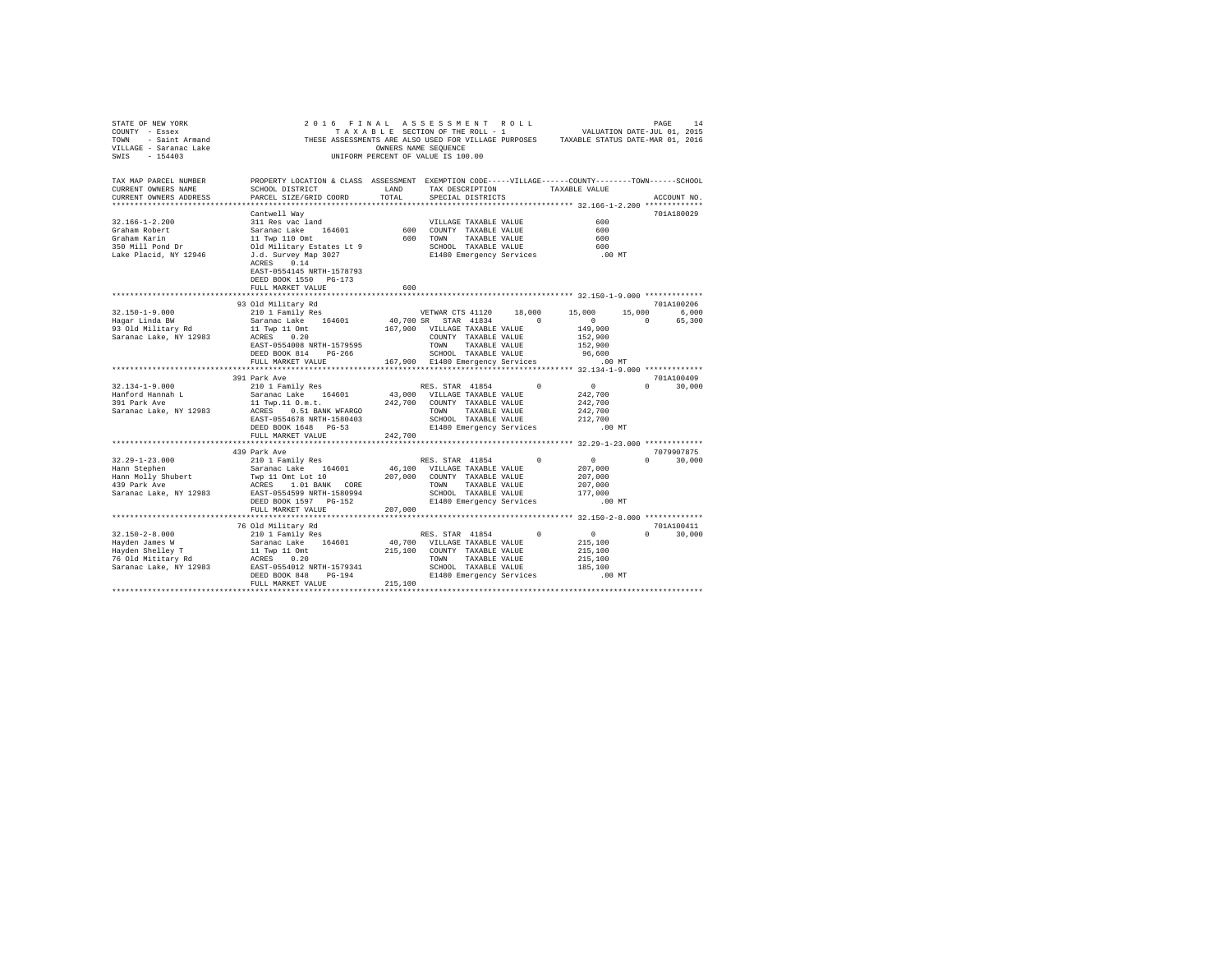```
STATE OF NEW YORK                 2 0 1 6   F I N A L   A S S E S S M E N T   R O L L                             PAGE    14
COUNTY  - Essex                          T A X A B L E  SECTION OF THE ROLL - 1                      VALUATION DATE-JUL 01, 2015
TOWN    - Saint Armand          THESE ASSESSMENTS ARE ALSO USED FOR VILLAGE PURPOSES      TAXABLE STATUS DATE-MAR 01, 2016
VILLAGE - Saranac Lake                             OWNERS NAME SEQUENCE
SWIS    - 154403                              UNIFORM PERCENT OF VALUE IS 100.00

TAX MAP PARCEL NUMBER       PROPERTY LOCATION & CLASS  ASSESSMENT  EXEMPTION CODE-----VILLAGE------COUNTY--------TOWN------SCHOOL
CURRENT OWNERS NAME         SCHOOL DISTRICT              LAND      TAX DESCRIPTION           TAXABLE VALUE
CURRENT OWNERS ADDRESS      PARCEL SIZE/GRID COORD      TOTAL      SPECIAL DISTRICTS                                    ACCOUNT NO.
*********************************************************************************************** 32.166-1-2.200 *************
                           Cantwell Way                                                                             701A180029
32.166-1-2.200              311 Res vac land                        VILLAGE TAXABLE VALUE             600
Graham Robert               Saranac Lake   164601         600       COUNTY  TAXABLE VALUE             600
Graham Karin                11 Twp 110 Omt                600       TOWN    TAXABLE VALUE             600
350 Mill Pond Dr            Old Military Estates Lt 9               SCHOOL  TAXABLE VALUE             600
Lake Placid, NY 12946       J.d. Survey Map 3027                    E1480 Emergency Services           .00 MT
                            ACRES    0.14
                            EAST-0554145 NRTH-1578793
                            DEED BOOK 1550   PG-173
                            FULL MARKET VALUE             600
*********************************************************************************************** 32.150-1-9.000 *************
                           93 Old Military Rd                                                                       701A100206
32.150-1-9.000              210 1 Family Res                   VETWAR CTS 41120    18,000      15,000      15,000       6,000
Hagar Linda BW              Saranac Lake   164601      40,700 SR  STAR 41834         0           0           0      65,300
93 Old Military Rd          11 Twp 11 Omt             167,900   VILLAGE TAXABLE VALUE         149,900
Saranac Lake, NY 12983      ACRES    0.20                       COUNTY  TAXABLE VALUE         152,900
                            EAST-0554008 NRTH-1579595           TOWN    TAXABLE VALUE         152,900
                            DEED BOOK 814    PG-266             SCHOOL  TAXABLE VALUE          96,600
                            FULL MARKET VALUE         167,900   E1480 Emergency Services          .00 MT
*********************************************************************************************** 32.134-1-9.000 *************
                           391 Park Ave                                                                             701A100409
32.134-1-9.000              210 1 Family Res                   RES. STAR 41854         0           0           0      30,000
Hanford Hannah L            Saranac Lake   164601      43,000   VILLAGE TAXABLE VALUE         242,700
391 Park Ave                11 Twp.11 O.m.t.          242,700   COUNTY  TAXABLE VALUE         242,700
Saranac Lake, NY 12983      ACRES    0.51 BANK WFARGO           TOWN    TAXABLE VALUE         242,700
                            EAST-0554678 NRTH-1580403           SCHOOL  TAXABLE VALUE         212,700
                            DEED BOOK 1648   PG-53              E1480 Emergency Services          .00 MT
                            FULL MARKET VALUE         242,700
*********************************************************************************************** 32.29-1-23.000 *************
                           439 Park Ave                                                                             7079907875
32.29-1-23.000              210 1 Family Res                   RES. STAR 41854         0           0           0      30,000
Hann Stephen                Saranac Lake   164601      46,100   VILLAGE TAXABLE VALUE         207,000
Hann Molly Shubert          Twp 11 Omt Lot 10         207,000   COUNTY  TAXABLE VALUE         207,000
439 Park Ave                ACRES    1.01 BANK   CORE           TOWN    TAXABLE VALUE         207,000
Saranac Lake, NY 12983      EAST-0554599 NRTH-1580994           SCHOOL  TAXABLE VALUE         177,000
                            DEED BOOK 1597   PG-152             E1480 Emergency Services          .00 MT
                            FULL MARKET VALUE         207,000
*********************************************************************************************** 32.150-2-8.000 *************
                           76 Old Military Rd                                                                       701A100411
32.150-2-8.000              210 1 Family Res                   RES. STAR 41854         0           0           0      30,000
Hayden James W              Saranac Lake   164601      40,700   VILLAGE TAXABLE VALUE         215,100
Hayden Shelley T            11 Twp 11 Omt             215,100   COUNTY  TAXABLE VALUE         215,100
76 Old Mititary Rd          ACRES    0.20                       TOWN    TAXABLE VALUE         215,100
Saranac Lake, NY 12983      EAST-0554012 NRTH-1579341           SCHOOL  TAXABLE VALUE         185,100
                            DEED BOOK 848    PG-194             E1480 Emergency Services          .00 MT
                            FULL MARKET VALUE         215,100
****************************************************************************************************************************
```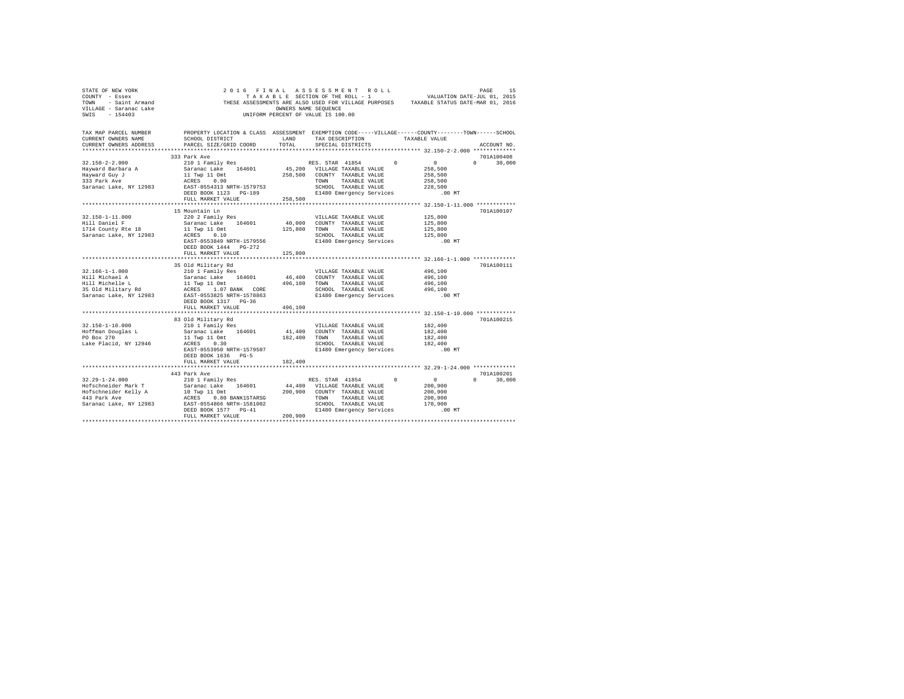STATE OF NEW YORK
COUNTY - Essex
TOWN - Saint Armand
VILLAGE - Saranac Lake
SWIS - 154403

2016 FINAL ASSESSMENT ROLL
TAXABLE SECTION OF THE ROLL - 1
THESE ASSESSMENTS ARE ALSO USED FOR VILLAGE PURPOSES
OWNERS NAME SEQUENCE
UNIFORM PERCENT OF VALUE IS 100.00

VALUATION DATE-JUL 01, 2015
TAXABLE STATUS DATE-MAR 01, 2016

```
TAX MAP PARCEL NUMBER     PROPERTY LOCATION & CLASS  ASSESSMENT  EXEMPTION CODE-----VILLAGE------COUNTY--------TOWN------SCHOOL
CURRENT OWNERS NAME       SCHOOL DISTRICT               LAND      TAX DESCRIPTION            TAXABLE VALUE
CURRENT OWNERS ADDRESS    PARCEL SIZE/GRID COORD        TOTAL     SPECIAL DISTRICTS                                      ACCOUNT NO.
******************************************************************************************************* 32.150-2-2.000 *************
                          333 Park Ave                                                                                   701A100408
32.150-2-2.000            210 1 Family Res                        RES. STAR 41854        0          0            0      30,000
Hayward Barbara A         Saranac Lake   164601        45,200    VILLAGE TAXABLE VALUE           258,500
Hayward Guy J             11 Twp 11 Omt               258,500    COUNTY  TAXABLE VALUE           258,500
333 Park Ave              ACRES    0.90                          TOWN    TAXABLE VALUE           258,500
Saranac Lake, NY 12983    EAST-0554313 NRTH-1579753              SCHOOL  TAXABLE VALUE           228,500
                          DEED BOOK 1123   PG-189                E1480 Emergency Services           .00 MT
                          FULL MARKET VALUE           258,500
******************************************************************************************************* 32.150-1-11.000 ************
                          15 Mountain Ln                                                                                 701A100107
32.150-1-11.000           220 2 Family Res                        VILLAGE TAXABLE VALUE           125,800
Hill Daniel F             Saranac Lake   164601        40,000    COUNTY  TAXABLE VALUE           125,800
1714 County Rte 18        11 Twp 11 Omt               125,800    TOWN    TAXABLE VALUE           125,800
Saranac Lake, NY 12983    ACRES    0.10                          SCHOOL  TAXABLE VALUE           125,800
                          EAST-0553849 NRTH-1579556              E1480 Emergency Services           .00 MT
                          DEED BOOK 1444   PG-272
                          FULL MARKET VALUE           125,800
******************************************************************************************************* 32.166-1-1.000 *************
                          35 Old Military Rd                                                                             701A100111
32.166-1-1.000            210 1 Family Res                        VILLAGE TAXABLE VALUE           496,100
Hill Michael A            Saranac Lake   164601        46,400    COUNTY  TAXABLE VALUE           496,100
Hill Michelle L           11 Twp 11 Omt               496,100    TOWN    TAXABLE VALUE           496,100
35 Old Military Rd        ACRES    1.07 BANK   CORE              SCHOOL  TAXABLE VALUE           496,100
Saranac Lake, NY 12983    EAST-0553825 NRTH-1578863              E1480 Emergency Services           .00 MT
                          DEED BOOK 1317   PG-36
                          FULL MARKET VALUE           496,100
******************************************************************************************************* 32.150-1-10.000 ************
                          83 Old Military Rd                                                                             701A100215
32.150-1-10.000           210 1 Family Res                        VILLAGE TAXABLE VALUE           182,400
Hoffman Douglas L         Saranac Lake   164601        41,400    COUNTY  TAXABLE VALUE           182,400
PO Box 270                11 Twp 11 Omt               182,400    TOWN    TAXABLE VALUE           182,400
Lake Placid, NY 12946     ACRES    0.30                          SCHOOL  TAXABLE VALUE           182,400
                          EAST-0553950 NRTH-1579507              E1480 Emergency Services           .00 MT
                          DEED BOOK 1636   PG-5
                          FULL MARKET VALUE           182,400
******************************************************************************************************* 32.29-1-24.000 *************
                          443 Park Ave                                                                                   701A100201
32.29-1-24.000            210 1 Family Res                        RES. STAR 41854        0          0            0      30,000
Hofschneider Mark T       Saranac Lake   164601        44,400    VILLAGE TAXABLE VALUE           200,900
Hofschneider Kelly A      10 Twp 11 Omt               200,900    COUNTY  TAXABLE VALUE           200,900
443 Park Ave              ACRES    0.80 BANK1STARSG              TOWN    TAXABLE VALUE           200,900
Saranac Lake, NY 12983    EAST-0554866 NRTH-1581002              SCHOOL  TAXABLE VALUE           170,900
                          DEED BOOK 1577   PG-41                 E1480 Emergency Services           .00 MT
                          FULL MARKET VALUE           200,900
************************************************************************************************************************************
```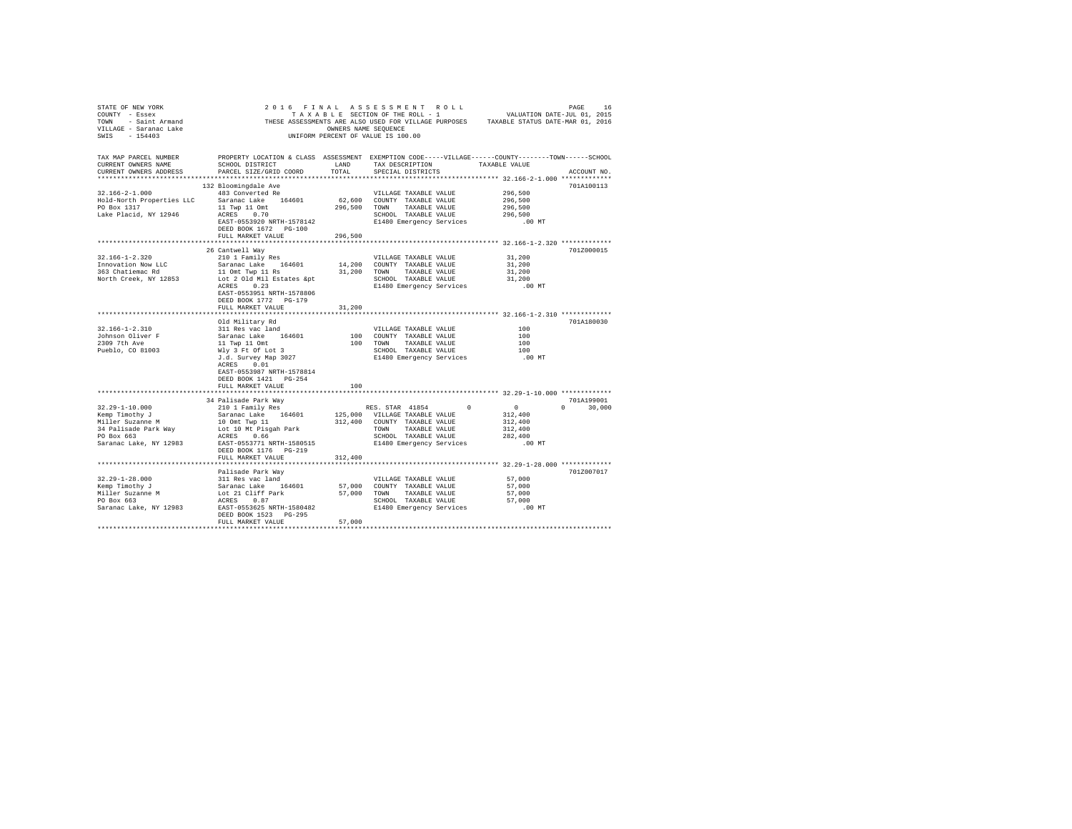STATE OF NEW YORK
COUNTY - Essex
TOWN - Saint Armand
VILLAGE - Saranac Lake
SWIS - 154403

2016 FINAL ASSESSMENT ROLL
TAXABLE SECTION OF THE ROLL - 1
THESE ASSESSMENTS ARE ALSO USED FOR VILLAGE PURPOSES
OWNERS NAME SEQUENCE
UNIFORM PERCENT OF VALUE IS 100.00

VALUATION DATE-JUL 01, 2015
TAXABLE STATUS DATE-MAR 01, 2016

```
TAX MAP PARCEL NUMBER       PROPERTY LOCATION & CLASS  ASSESSMENT  EXEMPTION CODE-----VILLAGE------COUNTY--------TOWN------SCHOOL
CURRENT OWNERS NAME         SCHOOL DISTRICT             LAND       TAX DESCRIPTION              TAXABLE VALUE
CURRENT OWNERS ADDRESS      PARCEL SIZE/GRID COORD      TOTAL      SPECIAL DISTRICTS                                        ACCOUNT NO.
******************************************************************************************************* 32.166-2-1.000 *************
                            132 Bloomingdale Ave                                                                        701A100113
32.166-2-1.000              483 Converted Re                       VILLAGE TAXABLE VALUE          296,500
Hold-North Properties LLC   Saranac Lake   164601      62,600     COUNTY  TAXABLE VALUE          296,500
PO Box 1317                 11 Twp 11 Omt              296,500    TOWN    TAXABLE VALUE          296,500
Lake Placid, NY 12946       ACRES    0.70                          SCHOOL  TAXABLE VALUE          296,500
                            EAST-0553920 NRTH-1578142              E1480 Emergency Services            .00 MT
                            DEED BOOK 1672   PG-100
                            FULL MARKET VALUE          296,500
******************************************************************************************************* 32.166-1-2.320 *************
                            26 Cantwell Way                                                                             701Z000015
32.166-1-2.320              210 1 Family Res                       VILLAGE TAXABLE VALUE           31,200
Innovation Now LLC          Saranac Lake   164601      14,200     COUNTY  TAXABLE VALUE           31,200
363 Chatiemac Rd            11 Omt Twp 11 Rs           31,200     TOWN    TAXABLE VALUE           31,200
North Creek, NY 12853       Lot 2 Old Mil Estates &pt             SCHOOL  TAXABLE VALUE           31,200
                            ACRES    0.23                          E1480 Emergency Services            .00 MT
                            EAST-0553951 NRTH-1578806
                            DEED BOOK 1772   PG-179
                            FULL MARKET VALUE           31,200
******************************************************************************************************* 32.166-1-2.310 *************
                            Old Military Rd                                                                             701A180030
32.166-1-2.310              311 Res vac land                       VILLAGE TAXABLE VALUE              100
Johnson Oliver F            Saranac Lake   164601         100     COUNTY  TAXABLE VALUE              100
2309 7th Ave                11 Twp 11 Omt                 100     TOWN    TAXABLE VALUE              100
Pueblo, CO 81003            Wly 3 Ft Of Lot 3                      SCHOOL  TAXABLE VALUE              100
                            J.d. Survey Map 3027                   E1480 Emergency Services            .00 MT
                            ACRES    0.01
                            EAST-0553987 NRTH-1578814
                            DEED BOOK 1421   PG-254
                            FULL MARKET VALUE              100
******************************************************************************************************* 32.29-1-10.000 *************
                            34 Palisade Park Way                                                                        701A199001
32.29-1-10.000              210 1 Family Res                       RES. STAR 41854         0             0           0      30,000
Kemp Timothy J              Saranac Lake   164601     125,000     VILLAGE TAXABLE VALUE          312,400
Miller Suzanne M            10 Omt Twp 11             312,400     COUNTY  TAXABLE VALUE          312,400
34 Palisade Park Way        Lot 10 Mt Pisgah Park                  TOWN    TAXABLE VALUE          312,400
PO Box 663                  ACRES    0.66                          SCHOOL  TAXABLE VALUE          282,400
Saranac Lake, NY 12983      EAST-0553771 NRTH-1580515              E1480 Emergency Services            .00 MT
                            DEED BOOK 1176   PG-219
                            FULL MARKET VALUE          312,400
******************************************************************************************************* 32.29-1-28.000 *************
                            Palisade Park Way                                                                           701Z007017
32.29-1-28.000              311 Res vac land                       VILLAGE TAXABLE VALUE           57,000
Kemp Timothy J              Saranac Lake   164601      57,000     COUNTY  TAXABLE VALUE           57,000
Miller Suzanne M            Lot 21 Cliff Park          57,000     TOWN    TAXABLE VALUE           57,000
PO Box 663                  ACRES    0.87                          SCHOOL  TAXABLE VALUE           57,000
Saranac Lake, NY 12983      EAST-0553625 NRTH-1580482              E1480 Emergency Services            .00 MT
                            DEED BOOK 1523   PG-295
                            FULL MARKET VALUE           57,000
************************************************************************************************************************************
```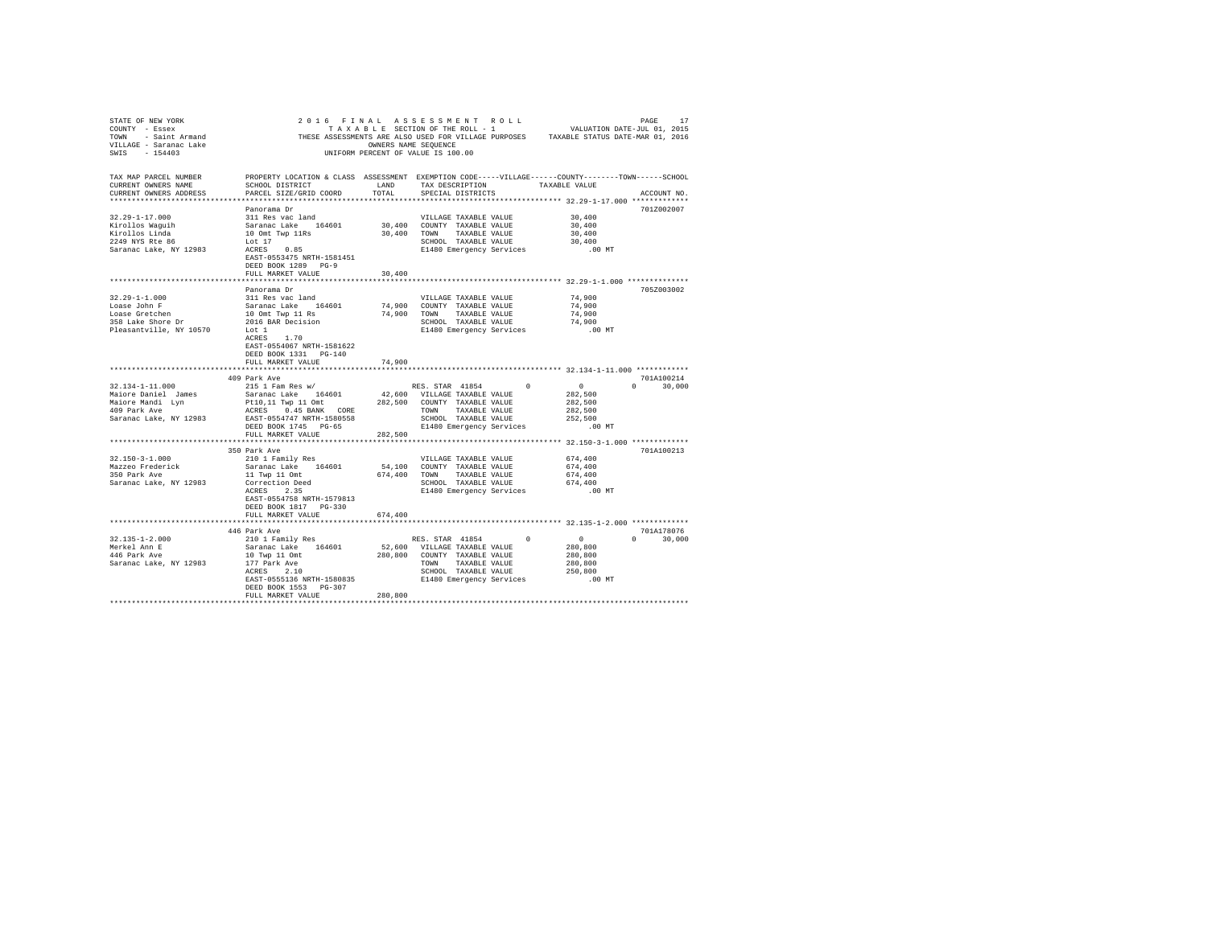STATE OF NEW YORK
COUNTY - Essex
TOWN - Saint Armand
VILLAGE - Saranac Lake
SWIS - 154403

2016 FINAL ASSESSMENT ROLL
TAXABLE SECTION OF THE ROLL - 1
THESE ASSESSMENTS ARE ALSO USED FOR VILLAGE PURPOSES
OWNERS NAME SEQUENCE
UNIFORM PERCENT OF VALUE IS 100.00

VALUATION DATE-JUL 01, 2015
TAXABLE STATUS DATE-MAR 01, 2016

| TAX MAP PARCEL NUMBER / CURRENT OWNERS NAME / CURRENT OWNERS ADDRESS | PROPERTY LOCATION & CLASS / SCHOOL DISTRICT / PARCEL SIZE/GRID COORD | ASSESSMENT LAND | TOTAL | EXEMPTION CODE / TAX DESCRIPTION / SPECIAL DISTRICTS | VILLAGE | COUNTY | TOWN | SCHOOL | ACCOUNT NO. |
|---|---|---|---|---|---|---|---|---|---|
| **32.29-1-17.000** | Panorama Dr | | | | | | | | 701Z002007 |
| Kirollos Waguih | 311 Res vac land | | | VILLAGE TAXABLE VALUE | 30,400 | | | | |
| Kirollos Linda | Saranac Lake 164601 | 30,400 | | COUNTY TAXABLE VALUE | | 30,400 | | | |
| 2249 NYS Rte 86 | 10 Omt Twp 11Rs | | 30,400 | TOWN TAXABLE VALUE | | | 30,400 | | |
| Saranac Lake, NY 12983 | Lot 17 | | | SCHOOL TAXABLE VALUE | | | | 30,400 | |
| | ACRES 0.85 | | | E1480 Emergency Services | .00 MT | | | | |
| | EAST-0553475 NRTH-1581451 | | | | | | | | |
| | DEED BOOK 1289 PG-9 | | | | | | | | |
| | FULL MARKET VALUE | | 30,400 | | | | | | |
| **32.29-1-1.000** | Panorama Dr | | | | | | | | 705Z003002 |
| Loase John F | 311 Res vac land | | | VILLAGE TAXABLE VALUE | 74,900 | | | | |
| Loase Gretchen | Saranac Lake 164601 | 74,900 | | COUNTY TAXABLE VALUE | | 74,900 | | | |
| 358 Lake Shore Dr | 10 Omt Twp 11 Rs | | 74,900 | TOWN TAXABLE VALUE | | | 74,900 | | |
| Pleasantville, NY 10570 | 2016 BAR Decision | | | SCHOOL TAXABLE VALUE | | | | 74,900 | |
| | Lot 1 | | | E1480 Emergency Services | .00 MT | | | | |
| | ACRES 1.70 | | | | | | | | |
| | EAST-0554067 NRTH-1581622 | | | | | | | | |
| | DEED BOOK 1331 PG-140 | | | | | | | | |
| | FULL MARKET VALUE | | 74,900 | | | | | | |
| **32.134-1-11.000** | 409 Park Ave | | | | | | | | 701A100214 |
| Maiore Daniel James | 215 1 Fam Res w/ | | | RES. STAR 41854 | 0 | 0 | 0 | 30,000 | |
| Maiore Mandi Lyn | Saranac Lake 164601 | 42,600 | | VILLAGE TAXABLE VALUE | 282,500 | | | | |
| 409 Park Ave | Pt10,11 Twp 11 Omt | | 282,500 | COUNTY TAXABLE VALUE | | 282,500 | | | |
| Saranac Lake, NY 12983 | ACRES 0.45 BANK CORE | | | TOWN TAXABLE VALUE | | | 282,500 | | |
| | EAST-0554747 NRTH-1580558 | | | SCHOOL TAXABLE VALUE | | | | 252,500 | |
| | DEED BOOK 1745 PG-65 | | | E1480 Emergency Services | .00 MT | | | | |
| | FULL MARKET VALUE | | 282,500 | | | | | | |
| **32.150-3-1.000** | 350 Park Ave | | | | | | | | 701A100213 |
| Mazzeo Frederick | 210 1 Family Res | | | VILLAGE TAXABLE VALUE | 674,400 | | | | |
| 350 Park Ave | Saranac Lake 164601 | 54,100 | | COUNTY TAXABLE VALUE | | 674,400 | | | |
| Saranac Lake, NY 12983 | 11 Twp 11 Omt | | 674,400 | TOWN TAXABLE VALUE | | | 674,400 | | |
| | Correction Deed | | | SCHOOL TAXABLE VALUE | | | | 674,400 | |
| | ACRES 2.35 | | | E1480 Emergency Services | .00 MT | | | | |
| | EAST-0554758 NRTH-1579813 | | | | | | | | |
| | DEED BOOK 1817 PG-330 | | | | | | | | |
| | FULL MARKET VALUE | | 674,400 | | | | | | |
| **32.135-1-2.000** | 446 Park Ave | | | | | | | | 701A178076 |
| Merkel Ann E | 210 1 Family Res | | | RES. STAR 41854 | 0 | 0 | 0 | 30,000 | |
| 446 Park Ave | Saranac Lake 164601 | 52,600 | | VILLAGE TAXABLE VALUE | 280,800 | | | | |
| Saranac Lake, NY 12983 | 10 Twp 11 Omt | | 280,800 | COUNTY TAXABLE VALUE | | 280,800 | | | |
| | 177 Park Ave | | | TOWN TAXABLE VALUE | | | 280,800 | | |
| | ACRES 2.10 | | | SCHOOL TAXABLE VALUE | | | | 250,800 | |
| | EAST-0555136 NRTH-1580835 | | | E1480 Emergency Services | .00 MT | | | | |
| | DEED BOOK 1553 PG-307 | | | | | | | | |
| | FULL MARKET VALUE | | 280,800 | | | | | | |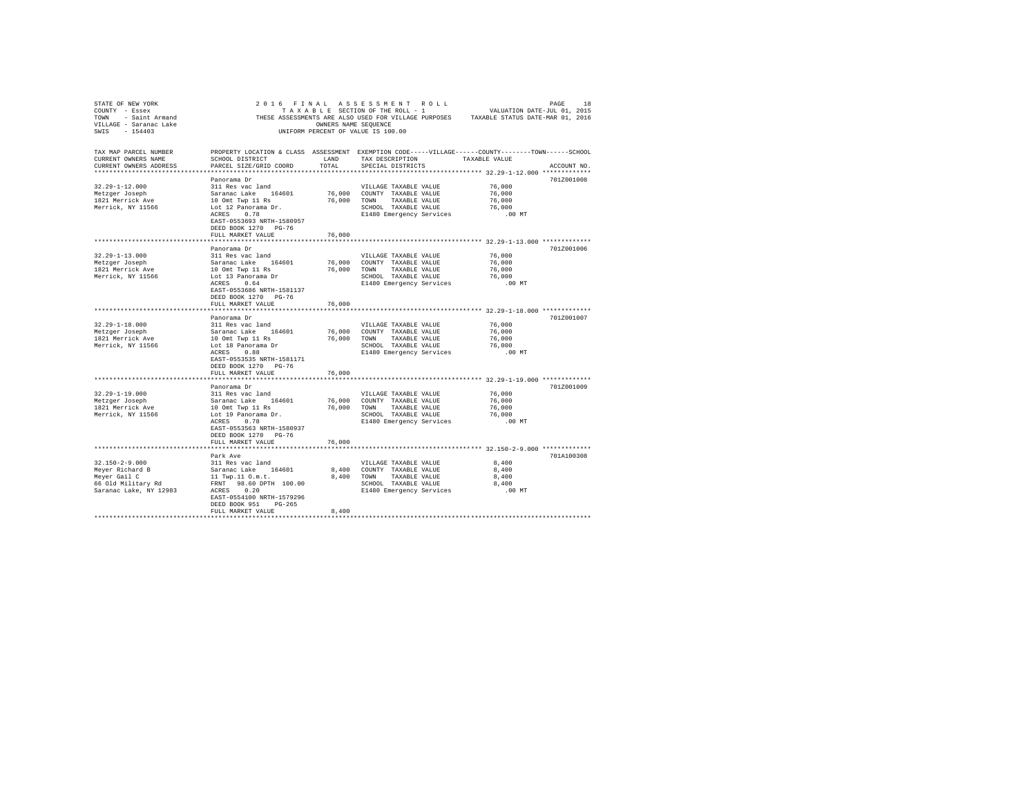STATE OF NEW YORK
COUNTY - Essex
TOWN - Saint Armand
VILLAGE - Saranac Lake
SWIS - 154403

2016 FINAL ASSESSMENT ROLL
TAXABLE SECTION OF THE ROLL - 1
THESE ASSESSMENTS ARE ALSO USED FOR VILLAGE PURPOSES
OWNERS NAME SEQUENCE
UNIFORM PERCENT OF VALUE IS 100.00

VALUATION DATE-JUL 01, 2015
TAXABLE STATUS DATE-MAR 01, 2016

| TAX MAP PARCEL NUMBER / CURRENT OWNERS NAME / CURRENT OWNERS ADDRESS | PROPERTY LOCATION & CLASS / SCHOOL DISTRICT / PARCEL SIZE/GRID COORD | ASSESSMENT LAND | TOTAL | EXEMPTION CODE / TAX DESCRIPTION / SPECIAL DISTRICTS | TAXABLE VALUE | ACCOUNT NO. |
|---|---|---|---|---|---|---|
| **32.29-1-12.000** | Panorama Dr | | | | | 701Z001008 |
| 32.29-1-12.000 | 311 Res vac land | | | VILLAGE TAXABLE VALUE | 76,000 | |
| Metzger Joseph | Saranac Lake 164601 | 76,000 | | COUNTY TAXABLE VALUE | 76,000 | |
| 1821 Merrick Ave | 10 Omt Twp 11 Rs | | 76,000 | TOWN TAXABLE VALUE | 76,000 | |
| Merrick, NY 11566 | Lot 12 Panorama Dr. | | | SCHOOL TAXABLE VALUE | 76,000 | |
| | ACRES 0.78 | | | E1480 Emergency Services | .00 MT | |
| | EAST-0553693 NRTH-1580957 | | | | | |
| | DEED BOOK 1270 PG-76 | | | | | |
| | FULL MARKET VALUE | | 76,000 | | | |
| **32.29-1-13.000** | Panorama Dr | | | | | 701Z001006 |
| 32.29-1-13.000 | 311 Res vac land | | | VILLAGE TAXABLE VALUE | 76,000 | |
| Metzger Joseph | Saranac Lake 164601 | 76,000 | | COUNTY TAXABLE VALUE | 76,000 | |
| 1821 Merrick Ave | 10 Omt Twp 11 Rs | | 76,000 | TOWN TAXABLE VALUE | 76,000 | |
| Merrick, NY 11566 | Lot 13 Panorama Dr | | | SCHOOL TAXABLE VALUE | 76,000 | |
| | ACRES 0.64 | | | E1480 Emergency Services | .00 MT | |
| | EAST-0553686 NRTH-1581137 | | | | | |
| | DEED BOOK 1270 PG-76 | | | | | |
| | FULL MARKET VALUE | | 76,000 | | | |
| **32.29-1-18.000** | Panorama Dr | | | | | 701Z001007 |
| 32.29-1-18.000 | 311 Res vac land | | | VILLAGE TAXABLE VALUE | 76,000 | |
| Metzger Joseph | Saranac Lake 164601 | 76,000 | | COUNTY TAXABLE VALUE | 76,000 | |
| 1821 Merrick Ave | 10 Omt Twp 11 Rs | | 76,000 | TOWN TAXABLE VALUE | 76,000 | |
| Merrick, NY 11566 | Lot 18 Panorama Dr | | | SCHOOL TAXABLE VALUE | 76,000 | |
| | ACRES 0.88 | | | E1480 Emergency Services | .00 MT | |
| | EAST-0553535 NRTH-1581171 | | | | | |
| | DEED BOOK 1270 PG-76 | | | | | |
| | FULL MARKET VALUE | | 76,000 | | | |
| **32.29-1-19.000** | Panorama Dr | | | | | 701Z001009 |
| 32.29-1-19.000 | 311 Res vac land | | | VILLAGE TAXABLE VALUE | 76,000 | |
| Metzger Joseph | Saranac Lake 164601 | 76,000 | | COUNTY TAXABLE VALUE | 76,000 | |
| 1821 Merrick Ave | 10 Omt Twp 11 Rs | | 76,000 | TOWN TAXABLE VALUE | 76,000 | |
| Merrick, NY 11566 | Lot 19 Panorama Dr. | | | SCHOOL TAXABLE VALUE | 76,000 | |
| | ACRES 0.78 | | | E1480 Emergency Services | .00 MT | |
| | EAST-0553563 NRTH-1580937 | | | | | |
| | DEED BOOK 1270 PG-76 | | | | | |
| | FULL MARKET VALUE | | 76,000 | | | |
| **32.150-2-9.000** | Park Ave | | | | | 701A100308 |
| 32.150-2-9.000 | 311 Res vac land | | | VILLAGE TAXABLE VALUE | 8,400 | |
| Meyer Richard B | Saranac Lake 164601 | 8,400 | | COUNTY TAXABLE VALUE | 8,400 | |
| Meyer Gail C | 11 Twp.11 O.m.t. | | 8,400 | TOWN TAXABLE VALUE | 8,400 | |
| 66 Old Military Rd | FRNT 98.60 DPTH 100.00 | | | SCHOOL TAXABLE VALUE | 8,400 | |
| Saranac Lake, NY 12983 | ACRES 0.20 | | | E1480 Emergency Services | .00 MT | |
| | EAST-0554100 NRTH-1579296 | | | | | |
| | DEED BOOK 951 PG-265 | | | | | |
| | FULL MARKET VALUE | | 8,400 | | | |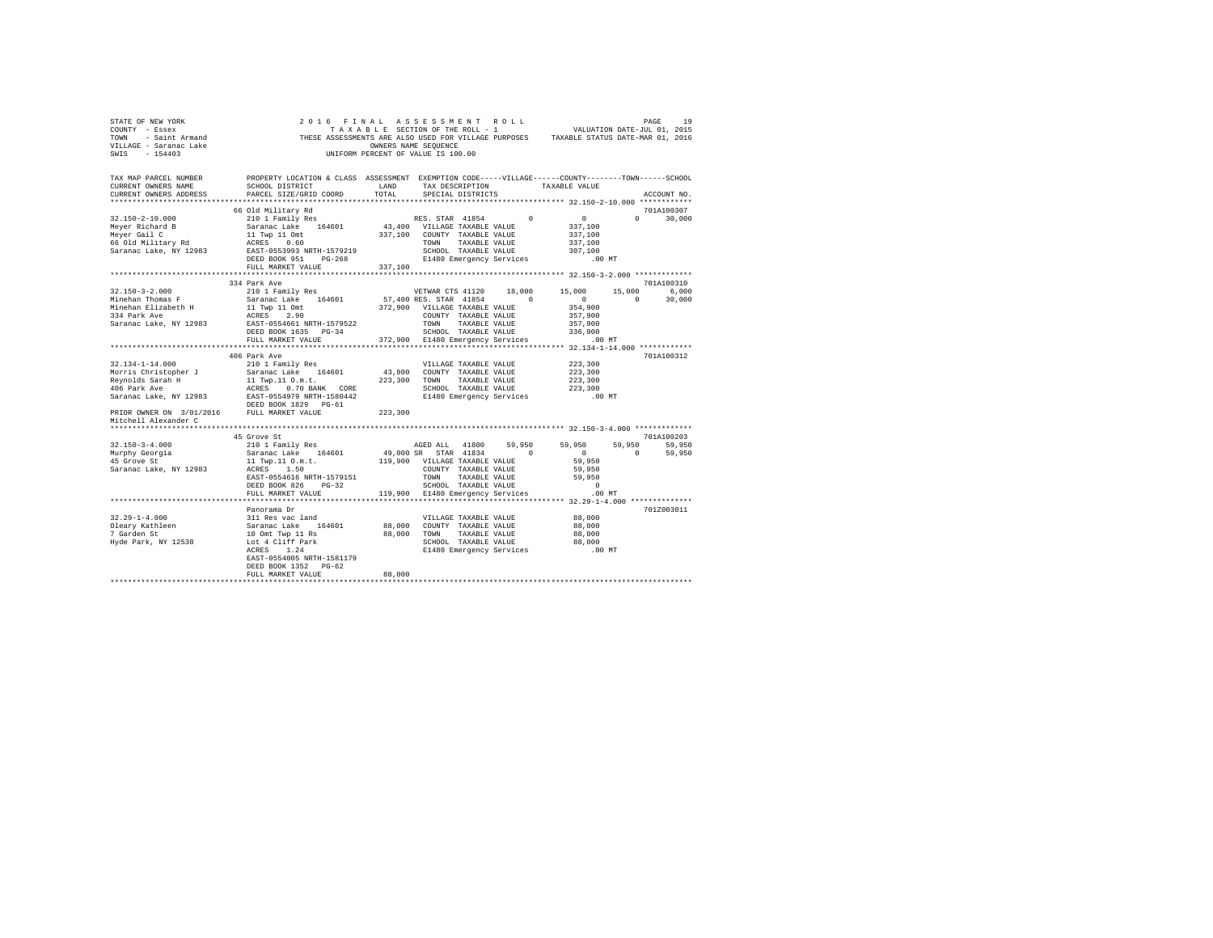STATE OF NEW YORK
COUNTY - Essex
TOWN - Saint Armand
VILLAGE - Saranac Lake
SWIS - 154403

2016 FINAL ASSESSMENT ROLL
TAXABLE SECTION OF THE ROLL - 1
THESE ASSESSMENTS ARE ALSO USED FOR VILLAGE PURPOSES
OWNERS NAME SEQUENCE
UNIFORM PERCENT OF VALUE IS 100.00

VALUATION DATE-JUL 01, 2015
TAXABLE STATUS DATE-MAR 01, 2016

```
TAX MAP PARCEL NUMBER         PROPERTY LOCATION & CLASS  ASSESSMENT  EXEMPTION CODE-----VILLAGE------COUNTY--------TOWN------SCHOOL
CURRENT OWNERS NAME           SCHOOL DISTRICT              LAND      TAX DESCRIPTION              TAXABLE VALUE
CURRENT OWNERS ADDRESS        PARCEL SIZE/GRID COORD       TOTAL     SPECIAL DISTRICTS                                          ACCOUNT NO.
******************************************************************************************************* 32.150-2-10.000 ************
                              66 Old Military Rd                                                                                701A100307
32.150-2-10.000               210 1 Family Res                        RES. STAR 41854          0           0            0        30,000
Meyer Richard B               Saranac Lake    164601       43,400    VILLAGE TAXABLE VALUE           337,100
Meyer Gail C                  11 Twp 11 Omt               337,100    COUNTY  TAXABLE VALUE           337,100
66 Old Military Rd            ACRES    0.60                          TOWN    TAXABLE VALUE           337,100
Saranac Lake, NY 12983        EAST-0553993 NRTH-1579219              SCHOOL  TAXABLE VALUE           307,100
                              DEED BOOK 951    PG-268                E1480 Emergency Services            .00 MT
                              FULL MARKET VALUE           337,100
******************************************************************************************************* 32.150-3-2.000 *************
                              334 Park Ave                                                                                      701A100310
32.150-3-2.000                210 1 Family Res                        VETWAR CTS 41120     18,000      15,000       15,000         6,000
Minehan Thomas F              Saranac Lake    164601       57,400 RES. STAR 41854          0           0            0        30,000
Minehan Elizabeth H           11 Twp 11 Omt               372,900    VILLAGE TAXABLE VALUE           354,900
334 Park Ave                  ACRES    2.90                          COUNTY  TAXABLE VALUE           357,900
Saranac Lake, NY 12983        EAST-0554661 NRTH-1579522              TOWN    TAXABLE VALUE           357,900
                              DEED BOOK 1635   PG-34                 SCHOOL  TAXABLE VALUE           336,900
                              FULL MARKET VALUE           372,900    E1480 Emergency Services            .00 MT
******************************************************************************************************* 32.134-1-14.000 ************
                              406 Park Ave                                                                                      701A100312
32.134-1-14.000               210 1 Family Res                        VILLAGE TAXABLE VALUE           223,300
Morris Christopher J          Saranac Lake    164601       43,800    COUNTY  TAXABLE VALUE           223,300
Reynolds Sarah H              11 Twp.11 O.m.t.            223,300    TOWN    TAXABLE VALUE           223,300
406 Park Ave                  ACRES    0.70 BANK   CORE              SCHOOL  TAXABLE VALUE           223,300
Saranac Lake, NY 12983        EAST-0554979 NRTH-1580442              E1480 Emergency Services            .00 MT
                              DEED BOOK 1829   PG-61
PRIOR OWNER ON 3/01/2016      FULL MARKET VALUE           223,300
Mitchell Alexander C
******************************************************************************************************* 32.150-3-4.000 *************
                              45 Grove St                                                                                       701A100203
32.150-3-4.000                210 1 Family Res                        AGED ALL  41800      59,950      59,950       59,950        59,950
Murphy Georgia                Saranac Lake    164601       49,000 SR  STAR  41834          0           0            0        59,950
45 Grove St                   11 Twp.11 O.m.t.            119,900    VILLAGE TAXABLE VALUE            59,950
Saranac Lake, NY 12983        ACRES    1.50                          COUNTY  TAXABLE VALUE            59,950
                              EAST-0554616 NRTH-1579151              TOWN    TAXABLE VALUE            59,950
                              DEED BOOK 826    PG-32                 SCHOOL  TAXABLE VALUE                 0
                              FULL MARKET VALUE           119,900    E1480 Emergency Services            .00 MT
******************************************************************************************************* 32.29-1-4.000 **************
                              Panorama Dr                                                                                       701Z003011
32.29-1-4.000                 311 Res vac land                        VILLAGE TAXABLE VALUE            88,000
Oleary Kathleen               Saranac Lake    164601       88,000    COUNTY  TAXABLE VALUE            88,000
7 Garden St                   10 Omt Twp 11 Rs             88,000    TOWN    TAXABLE VALUE            88,000
Hyde Park, NY 12538           Lot 4 Cliff Park                       SCHOOL  TAXABLE VALUE            88,000
                              ACRES    1.24                          E1480 Emergency Services            .00 MT
                              EAST-0554005 NRTH-1581179
                              DEED BOOK 1352   PG-62
                              FULL MARKET VALUE            88,000
************************************************************************************************************************************
```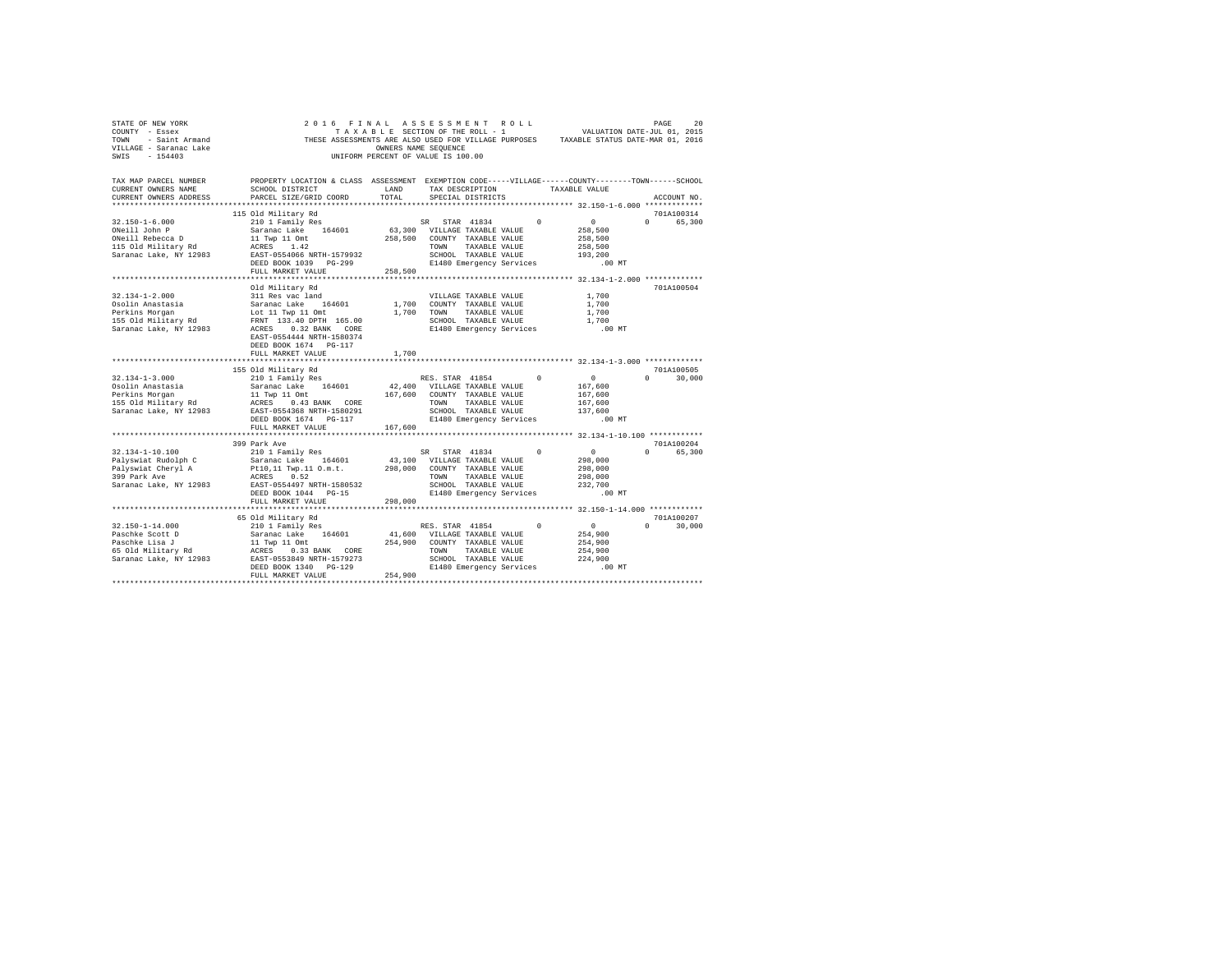STATE OF NEW YORK
COUNTY - Essex
TOWN - Saint Armand
VILLAGE - Saranac Lake
SWIS - 154403

2016 FINAL ASSESSMENT ROLL
TAXABLE SECTION OF THE ROLL - 1
THESE ASSESSMENTS ARE ALSO USED FOR VILLAGE PURPOSES
OWNERS NAME SEQUENCE
UNIFORM PERCENT OF VALUE IS 100.00

VALUATION DATE-JUL 01, 2015
TAXABLE STATUS DATE-MAR 01, 2016

| TAX MAP PARCEL NUMBER / CURRENT OWNERS NAME / CURRENT OWNERS ADDRESS | PROPERTY LOCATION & CLASS / SCHOOL DISTRICT / PARCEL SIZE/GRID COORD | ASSESSMENT LAND / TOTAL | EXEMPTION CODE / TAX DESCRIPTION / SPECIAL DISTRICTS | VILLAGE | COUNTY | TOWN | SCHOOL | TAXABLE VALUE | ACCOUNT NO. |
|---|---|---|---|---|---|---|---|---|---|
| 32.150-1-6.000 | 115 Old Military Rd | | | | | | | | 701A100314 |
| ONeill John P | 210 1 Family Res | | SR STAR 41834 | 0 | 0 | 0 | 65,300 | | |
| ONeill Rebecca D | Saranac Lake 164601 | 63,300 | VILLAGE TAXABLE VALUE | | | | | 258,500 | |
| 115 Old Military Rd | 11 Twp 11 Omt | 258,500 | COUNTY TAXABLE VALUE | | | | | 258,500 | |
| Saranac Lake, NY 12983 | ACRES 1.42 | | TOWN TAXABLE VALUE | | | | | 258,500 | |
| | EAST-0554066 NRTH-1579932 | | SCHOOL TAXABLE VALUE | | | | | 193,200 | |
| | DEED BOOK 1039 PG-299 | | E1480 Emergency Services | | | | | .00 MT | |
| | FULL MARKET VALUE | 258,500 | | | | | | | |
| 32.134-1-2.000 | Old Military Rd | | | | | | | | 701A100504 |
| Osolin Anastasia | 311 Res vac land | | VILLAGE TAXABLE VALUE | | | | | 1,700 | |
| Perkins Morgan | Saranac Lake 164601 | 1,700 | COUNTY TAXABLE VALUE | | | | | 1,700 | |
| 155 Old Military Rd | Lot 11 Twp 11 Omt | 1,700 | TOWN TAXABLE VALUE | | | | | 1,700 | |
| Saranac Lake, NY 12983 | FRNT 133.40 DPTH 165.00 | | SCHOOL TAXABLE VALUE | | | | | 1,700 | |
| | ACRES 0.32 BANK CORE | | E1480 Emergency Services | | | | | .00 MT | |
| | EAST-0554444 NRTH-1580374 | | | | | | | | |
| | DEED BOOK 1674 PG-117 | | | | | | | | |
| | FULL MARKET VALUE | 1,700 | | | | | | | |
| 32.134-1-3.000 | 155 Old Military Rd | | | | | | | | 701A100505 |
| Osolin Anastasia | 210 1 Family Res | | RES. STAR 41854 | 0 | 0 | 0 | 30,000 | | |
| Perkins Morgan | Saranac Lake 164601 | 42,400 | VILLAGE TAXABLE VALUE | | | | | 167,600 | |
| 155 Old Military Rd | 11 Twp 11 Omt | 167,600 | COUNTY TAXABLE VALUE | | | | | 167,600 | |
| Saranac Lake, NY 12983 | ACRES 0.43 BANK CORE | | TOWN TAXABLE VALUE | | | | | 167,600 | |
| | EAST-0554368 NRTH-1580291 | | SCHOOL TAXABLE VALUE | | | | | 137,600 | |
| | DEED BOOK 1674 PG-117 | | E1480 Emergency Services | | | | | .00 MT | |
| | FULL MARKET VALUE | 167,600 | | | | | | | |
| 32.134-1-10.100 | 399 Park Ave | | | | | | | | 701A100204 |
| Palyswiat Rudolph C | 210 1 Family Res | | SR STAR 41834 | 0 | 0 | 0 | 65,300 | | |
| Palyswiat Cheryl A | Saranac Lake 164601 | 43,100 | VILLAGE TAXABLE VALUE | | | | | 298,000 | |
| 399 Park Ave | Pt10,11 Twp.11 O.m.t. | 298,000 | COUNTY TAXABLE VALUE | | | | | 298,000 | |
| Saranac Lake, NY 12983 | ACRES 0.52 | | TOWN TAXABLE VALUE | | | | | 298,000 | |
| | EAST-0554497 NRTH-1580532 | | SCHOOL TAXABLE VALUE | | | | | 232,700 | |
| | DEED BOOK 1044 PG-15 | | E1480 Emergency Services | | | | | .00 MT | |
| | FULL MARKET VALUE | 298,000 | | | | | | | |
| 32.150-1-14.000 | 65 Old Military Rd | | | | | | | | 701A100207 |
| Paschke Scott D | 210 1 Family Res | | RES. STAR 41854 | 0 | 0 | 0 | 30,000 | | |
| Paschke Lisa J | Saranac Lake 164601 | 41,600 | VILLAGE TAXABLE VALUE | | | | | 254,900 | |
| 65 Old Military Rd | 11 Twp 11 Omt | 254,900 | COUNTY TAXABLE VALUE | | | | | 254,900 | |
| Saranac Lake, NY 12983 | ACRES 0.33 BANK CORE | | TOWN TAXABLE VALUE | | | | | 254,900 | |
| | EAST-0553849 NRTH-1579273 | | SCHOOL TAXABLE VALUE | | | | | 224,900 | |
| | DEED BOOK 1340 PG-129 | | E1480 Emergency Services | | | | | .00 MT | |
| | FULL MARKET VALUE | 254,900 | | | | | | | |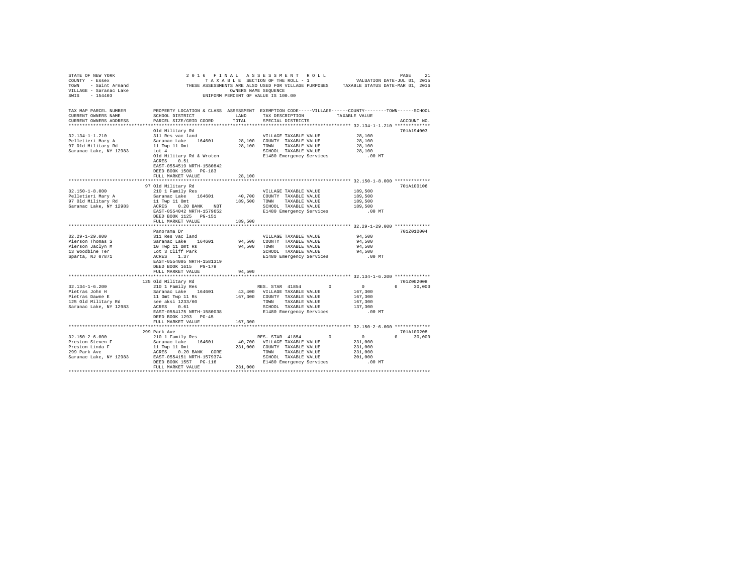STATE OF NEW YORK
COUNTY - Essex
TOWN - Saint Armand
VILLAGE - Saranac Lake
SWIS - 154403

2016 FINAL ASSESSMENT ROLL
TAXABLE SECTION OF THE ROLL - 1
THESE ASSESSMENTS ARE ALSO USED FOR VILLAGE PURPOSES
OWNERS NAME SEQUENCE
UNIFORM PERCENT OF VALUE IS 100.00

VALUATION DATE-JUL 01, 2015
TAXABLE STATUS DATE-MAR 01, 2016

| TAX MAP PARCEL NUMBER / CURRENT OWNERS NAME / CURRENT OWNERS ADDRESS | PROPERTY LOCATION & CLASS / SCHOOL DISTRICT / PARCEL SIZE/GRID COORD | ASSESSMENT LAND / TOTAL | EXEMPTION CODE / TAX DESCRIPTION / SPECIAL DISTRICTS | TAXABLE VALUE (VILLAGE / COUNTY / TOWN / SCHOOL) | ACCOUNT NO. |
|---|---|---|---|---|---|
| **32.134-1-1.210** | Old Military Rd | | | | 701A194003 |
| 32.134-1-1.210 | 311 Res vac land | | VILLAGE TAXABLE VALUE | 28,100 | |
| Pelletieri Mary A | Saranac Lake 164601 | 28,100 | COUNTY TAXABLE VALUE | 28,100 | |
| 97 Old Military Rd | 11 Twp 11 Omt | 28,100 | TOWN TAXABLE VALUE | 28,100 | |
| Saranac Lake, NY 12983 | Lot 4 | | SCHOOL TAXABLE VALUE | 28,100 | |
| | Old Military Rd & Wroten | | E1480 Emergency Services | .00 MT | |
| | ACRES 0.51 | | | | |
| | EAST-0554519 NRTH-1580842 | | | | |
| | DEED BOOK 1508 PG-183 | | | | |
| | FULL MARKET VALUE | 28,100 | | | |
| **32.150-1-8.000** | 97 Old Military Rd | | | | 701A100106 |
| 32.150-1-8.000 | 210 1 Family Res | | VILLAGE TAXABLE VALUE | 189,500 | |
| Pelletieri Mary A | Saranac Lake 164601 | 40,700 | COUNTY TAXABLE VALUE | 189,500 | |
| 97 Old Military Rd | 11 Twp 11 Omt | 189,500 | TOWN TAXABLE VALUE | 189,500 | |
| Saranac Lake, NY 12983 | ACRES 0.20 BANK NBT | | SCHOOL TAXABLE VALUE | 189,500 | |
| | EAST-0554042 NRTH-1579652 | | E1480 Emergency Services | .00 MT | |
| | DEED BOOK 1125 PG-151 | | | | |
| | FULL MARKET VALUE | 189,500 | | | |
| **32.29-1-29.000** | Panorama Dr | | | | 701Z010004 |
| 32.29-1-29.000 | 311 Res vac land | | VILLAGE TAXABLE VALUE | 94,500 | |
| Pierson Thomas S | Saranac Lake 164601 | 94,500 | COUNTY TAXABLE VALUE | 94,500 | |
| Pierson Jaclyn M | 10 Twp 11 Omt Rs | 94,500 | TOWN TAXABLE VALUE | 94,500 | |
| 13 Woodbine Ter | Lot 3 Cliff Park | | SCHOOL TAXABLE VALUE | 94,500 | |
| Sparta, NJ 07871 | ACRES 1.37 | | E1480 Emergency Services | .00 MT | |
| | EAST-0554005 NRTH-1581319 | | | | |
| | DEED BOOK 1615 PG-179 | | | | |
| | FULL MARKET VALUE | 94,500 | | | |
| **32.134-1-6.200** | 125 Old Military Rd | | | | 701Z002008 |
| 32.134-1-6.200 | 210 1 Family Res | | RES. STAR 41854 | 0 0 0 30,000 | |
| Pietras John H | Saranac Lake 164601 | 43,400 | VILLAGE TAXABLE VALUE | 167,300 | |
| Pietras Dawne E | 11 Omt Twp 11 Rs | 167,300 | COUNTY TAXABLE VALUE | 167,300 | |
| 125 Old Military Rd | see aksi 1233/60 | | TOWN TAXABLE VALUE | 167,300 | |
| Saranac Lake, NY 12983 | ACRES 0.61 | | SCHOOL TAXABLE VALUE | 137,300 | |
| | EAST-0554175 NRTH-1580038 | | E1480 Emergency Services | .00 MT | |
| | DEED BOOK 1293 PG-45 | | | | |
| | FULL MARKET VALUE | 167,300 | | | |
| **32.150-2-6.000** | 299 Park Ave | | | | 701A100208 |
| 32.150-2-6.000 | 210 1 Family Res | | RES. STAR 41854 | 0 0 0 30,000 | |
| Preston Steven F | Saranac Lake 164601 | 40,700 | VILLAGE TAXABLE VALUE | 231,000 | |
| Preston Linda F | 11 Twp 11 Omt | 231,000 | COUNTY TAXABLE VALUE | 231,000 | |
| 299 Park Ave | ACRES 0.20 BANK CORE | | TOWN TAXABLE VALUE | 231,000 | |
| Saranac Lake, NY 12983 | EAST-0554151 NRTH-1579374 | | SCHOOL TAXABLE VALUE | 201,000 | |
| | DEED BOOK 1557 PG-116 | | E1480 Emergency Services | .00 MT | |
| | FULL MARKET VALUE | 231,000 | | | |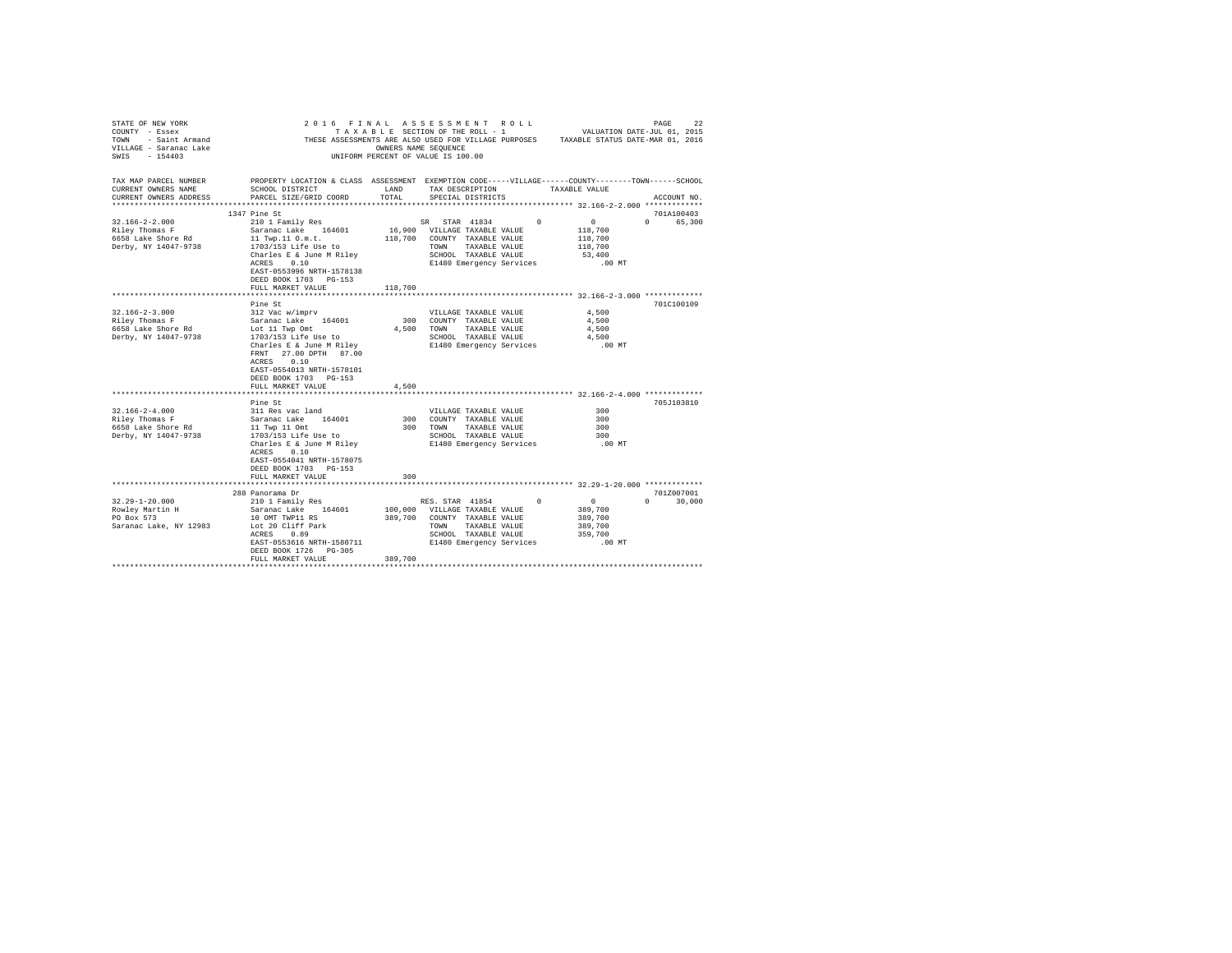STATE OF NEW YORK
COUNTY - Essex
TOWN - Saint Armand
VILLAGE - Saranac Lake
SWIS - 154403

2016 FINAL ASSESSMENT ROLL
TAXABLE SECTION OF THE ROLL - 1
THESE ASSESSMENTS ARE ALSO USED FOR VILLAGE PURPOSES
OWNERS NAME SEQUENCE
UNIFORM PERCENT OF VALUE IS 100.00

VALUATION DATE-JUL 01, 2015
TAXABLE STATUS DATE-MAR 01, 2016

| TAX MAP PARCEL NUMBER / CURRENT OWNERS NAME / CURRENT OWNERS ADDRESS | PROPERTY LOCATION & CLASS / SCHOOL DISTRICT / PARCEL SIZE/GRID COORD | ASSESSMENT LAND | TOTAL | EXEMPTION CODE / TAX DESCRIPTION / SPECIAL DISTRICTS | VILLAGE | COUNTY | TOWN | SCHOOL / TAXABLE VALUE | ACCOUNT NO. |
|---|---|---|---|---|---|---|---|---|---|
| **32.166-2-2.000** | 1347 Pine St | | | | | | | | 701A100403 |
| Riley Thomas F | 210 1 Family Res | | | SR STAR 41834 | 0 | 0 | 0 | 65,300 | |
| 6658 Lake Shore Rd | Saranac Lake 164601 | 16,900 | | VILLAGE TAXABLE VALUE | | | | 118,700 | |
| Derby, NY 14047-9738 | 11 Twp.11 O.m.t. | | 118,700 | COUNTY TAXABLE VALUE | | | | 118,700 | |
| | 1703/153 Life Use to | | | TOWN TAXABLE VALUE | | | | 118,700 | |
| | Charles E & June M Riley | | | SCHOOL TAXABLE VALUE | | | | 53,400 | |
| | ACRES 0.10 | | | E1480 Emergency Services | | | | .00 MT | |
| | EAST-0553996 NRTH-1578138 | | | | | | | | |
| | DEED BOOK 1703 PG-153 | | | | | | | | |
| | FULL MARKET VALUE | | 118,700 | | | | | | |
| **32.166-2-3.000** | Pine St | | | | | | | | 701C100109 |
| Riley Thomas F | 312 Vac w/imprv | | | VILLAGE TAXABLE VALUE | | | | 4,500 | |
| 6658 Lake Shore Rd | Saranac Lake 164601 | 300 | | COUNTY TAXABLE VALUE | | | | 4,500 | |
| Derby, NY 14047-9738 | Lot 11 Twp Omt | | 4,500 | TOWN TAXABLE VALUE | | | | 4,500 | |
| | 1703/153 Life Use to | | | SCHOOL TAXABLE VALUE | | | | 4,500 | |
| | Charles E & June M Riley | | | E1480 Emergency Services | | | | .00 MT | |
| | FRNT 27.00 DPTH 87.00 | | | | | | | | |
| | ACRES 0.10 | | | | | | | | |
| | EAST-0554013 NRTH-1578101 | | | | | | | | |
| | DEED BOOK 1703 PG-153 | | | | | | | | |
| | FULL MARKET VALUE | | 4,500 | | | | | | |
| **32.166-2-4.000** | Pine St | | | | | | | | 705J103810 |
| Riley Thomas F | 311 Res vac land | | | VILLAGE TAXABLE VALUE | | | | 300 | |
| 6658 Lake Shore Rd | Saranac Lake 164601 | 300 | | COUNTY TAXABLE VALUE | | | | 300 | |
| Derby, NY 14047-9738 | 11 Twp 11 Omt | | 300 | TOWN TAXABLE VALUE | | | | 300 | |
| | 1703/153 Life Use to | | | SCHOOL TAXABLE VALUE | | | | 300 | |
| | Charles E & June M Riley | | | E1480 Emergency Services | | | | .00 MT | |
| | ACRES 0.10 | | | | | | | | |
| | EAST-0554041 NRTH-1578075 | | | | | | | | |
| | DEED BOOK 1703 PG-153 | | | | | | | | |
| | FULL MARKET VALUE | | 300 | | | | | | |
| **32.29-1-20.000** | 288 Panorama Dr | | | | | | | | 701Z007001 |
| Rowley Martin H | 210 1 Family Res | | | RES. STAR 41854 | 0 | 0 | 0 | 30,000 | |
| PO Box 573 | Saranac Lake 164601 | 100,000 | | VILLAGE TAXABLE VALUE | | | | 389,700 | |
| Saranac Lake, NY 12983 | 10 OMT TWP11 RS | | 389,700 | COUNTY TAXABLE VALUE | | | | 389,700 | |
| | Lot 20 Cliff Park | | | TOWN TAXABLE VALUE | | | | 389,700 | |
| | ACRES 0.89 | | | SCHOOL TAXABLE VALUE | | | | 359,700 | |
| | EAST-0553616 NRTH-1580711 | | | E1480 Emergency Services | | | | .00 MT | |
| | DEED BOOK 1726 PG-305 | | | | | | | | |
| | FULL MARKET VALUE | | 389,700 | | | | | | |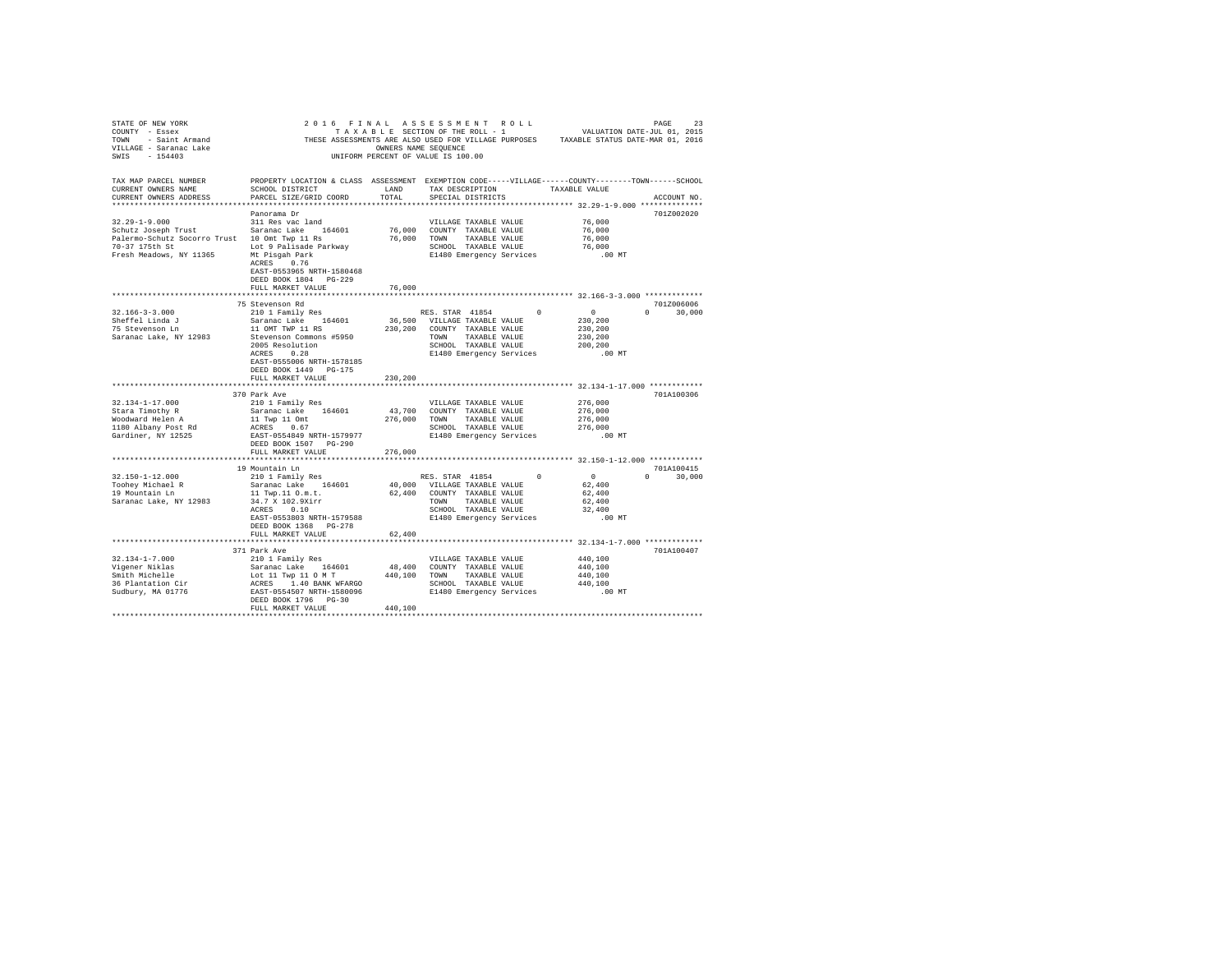STATE OF NEW YORK
COUNTY - Essex
TOWN - Saint Armand
VILLAGE - Saranac Lake
SWIS - 154403

2016 FINAL ASSESSMENT ROLL
TAXABLE SECTION OF THE ROLL - 1
THESE ASSESSMENTS ARE ALSO USED FOR VILLAGE PURPOSES
OWNERS NAME SEQUENCE
UNIFORM PERCENT OF VALUE IS 100.00

VALUATION DATE-JUL 01, 2015
TAXABLE STATUS DATE-MAR 01, 2016

| TAX MAP PARCEL NUMBER / CURRENT OWNERS NAME / CURRENT OWNERS ADDRESS | PROPERTY LOCATION & CLASS / SCHOOL DISTRICT / PARCEL SIZE/GRID COORD | ASSESSMENT LAND | ASSESSMENT TOTAL | EXEMPTION CODE / TAX DESCRIPTION / SPECIAL DISTRICTS | VILLAGE | COUNTY | TOWN | SCHOOL | ACCOUNT NO. |
|---|---|---|---|---|---|---|---|---|---|
| **32.29-1-9.000** | Panorama Dr | | | | | | | | 701Z002020 |
| 32.29-1-9.000 | 311 Res vac land | | | VILLAGE TAXABLE VALUE | 76,000 | | | | |
| Schutz Joseph Trust | Saranac Lake 164601 | 76,000 | | COUNTY TAXABLE VALUE | | 76,000 | | | |
| Palermo-Schutz Socorro Trust | 10 Omt Twp 11 Rs | | 76,000 | TOWN TAXABLE VALUE | | | 76,000 | | |
| 70-37 175th St | Lot 9 Palisade Parkway | | | SCHOOL TAXABLE VALUE | | | | 76,000 | |
| Fresh Meadows, NY 11365 | Mt Pisgah Park | | | E1480 Emergency Services | .00 MT | | | | |
| | ACRES 0.76 | | | | | | | | |
| | EAST-0553965 NRTH-1580468 | | | | | | | | |
| | DEED BOOK 1804 PG-229 | | | | | | | | |
| | FULL MARKET VALUE | | 76,000 | | | | | | |
| **32.166-3-3.000** | 75 Stevenson Rd | | | | | | | | 701Z006006 |
| 32.166-3-3.000 | 210 1 Family Res | | | RES. STAR 41854 | 0 | 0 | 0 | 30,000 | |
| Sheffel Linda J | Saranac Lake 164601 | 36,500 | | VILLAGE TAXABLE VALUE | 230,200 | | | | |
| 75 Stevenson Ln | 11 OMT TWP 11 RS | | 230,200 | COUNTY TAXABLE VALUE | | 230,200 | | | |
| Saranac Lake, NY 12983 | Stevenson Commons #5950 | | | TOWN TAXABLE VALUE | | | 230,200 | | |
| | 2005 Resolution | | | SCHOOL TAXABLE VALUE | | | | 200,200 | |
| | ACRES 0.28 | | | E1480 Emergency Services | .00 MT | | | | |
| | EAST-0555006 NRTH-1578185 | | | | | | | | |
| | DEED BOOK 1449 PG-175 | | | | | | | | |
| | FULL MARKET VALUE | | 230,200 | | | | | | |
| **32.134-1-17.000** | 370 Park Ave | | | | | | | | 701A100306 |
| 32.134-1-17.000 | 210 1 Family Res | | | VILLAGE TAXABLE VALUE | 276,000 | | | | |
| Stara Timothy R | Saranac Lake 164601 | 43,700 | | COUNTY TAXABLE VALUE | | 276,000 | | | |
| Woodward Helen A | 11 Twp 11 Omt | | 276,000 | TOWN TAXABLE VALUE | | | 276,000 | | |
| 1180 Albany Post Rd | ACRES 0.67 | | | SCHOOL TAXABLE VALUE | | | | 276,000 | |
| Gardiner, NY 12525 | EAST-0554849 NRTH-1579977 | | | E1480 Emergency Services | .00 MT | | | | |
| | DEED BOOK 1507 PG-290 | | | | | | | | |
| | FULL MARKET VALUE | | 276,000 | | | | | | |
| **32.150-1-12.000** | 19 Mountain Ln | | | | | | | | 701A100415 |
| 32.150-1-12.000 | 210 1 Family Res | | | RES. STAR 41854 | 0 | 0 | 0 | 30,000 | |
| Toohey Michael R | Saranac Lake 164601 | 40,000 | | VILLAGE TAXABLE VALUE | 62,400 | | | | |
| 19 Mountain Ln | 11 Twp.11 O.m.t. | | 62,400 | COUNTY TAXABLE VALUE | | 62,400 | | | |
| Saranac Lake, NY 12983 | 34.7 X 102.9Xirr | | | TOWN TAXABLE VALUE | | | 62,400 | | |
| | ACRES 0.10 | | | SCHOOL TAXABLE VALUE | | | | 32,400 | |
| | EAST-0553803 NRTH-1579588 | | | E1480 Emergency Services | .00 MT | | | | |
| | DEED BOOK 1368 PG-278 | | | | | | | | |
| | FULL MARKET VALUE | | 62,400 | | | | | | |
| **32.134-1-7.000** | 371 Park Ave | | | | | | | | 701A100407 |
| 32.134-1-7.000 | 210 1 Family Res | | | VILLAGE TAXABLE VALUE | 440,100 | | | | |
| Vigener Niklas | Saranac Lake 164601 | 48,400 | | COUNTY TAXABLE VALUE | | 440,100 | | | |
| Smith Michelle | Lot 11 Twp 11 O M T | | 440,100 | TOWN TAXABLE VALUE | | | 440,100 | | |
| 36 Plantation Cir | ACRES 1.40 BANK WFARGO | | | SCHOOL TAXABLE VALUE | | | | 440,100 | |
| Sudbury, MA 01776 | EAST-0554507 NRTH-1580096 | | | E1480 Emergency Services | .00 MT | | | | |
| | DEED BOOK 1796 PG-30 | | | | | | | | |
| | FULL MARKET VALUE | | 440,100 | | | | | | |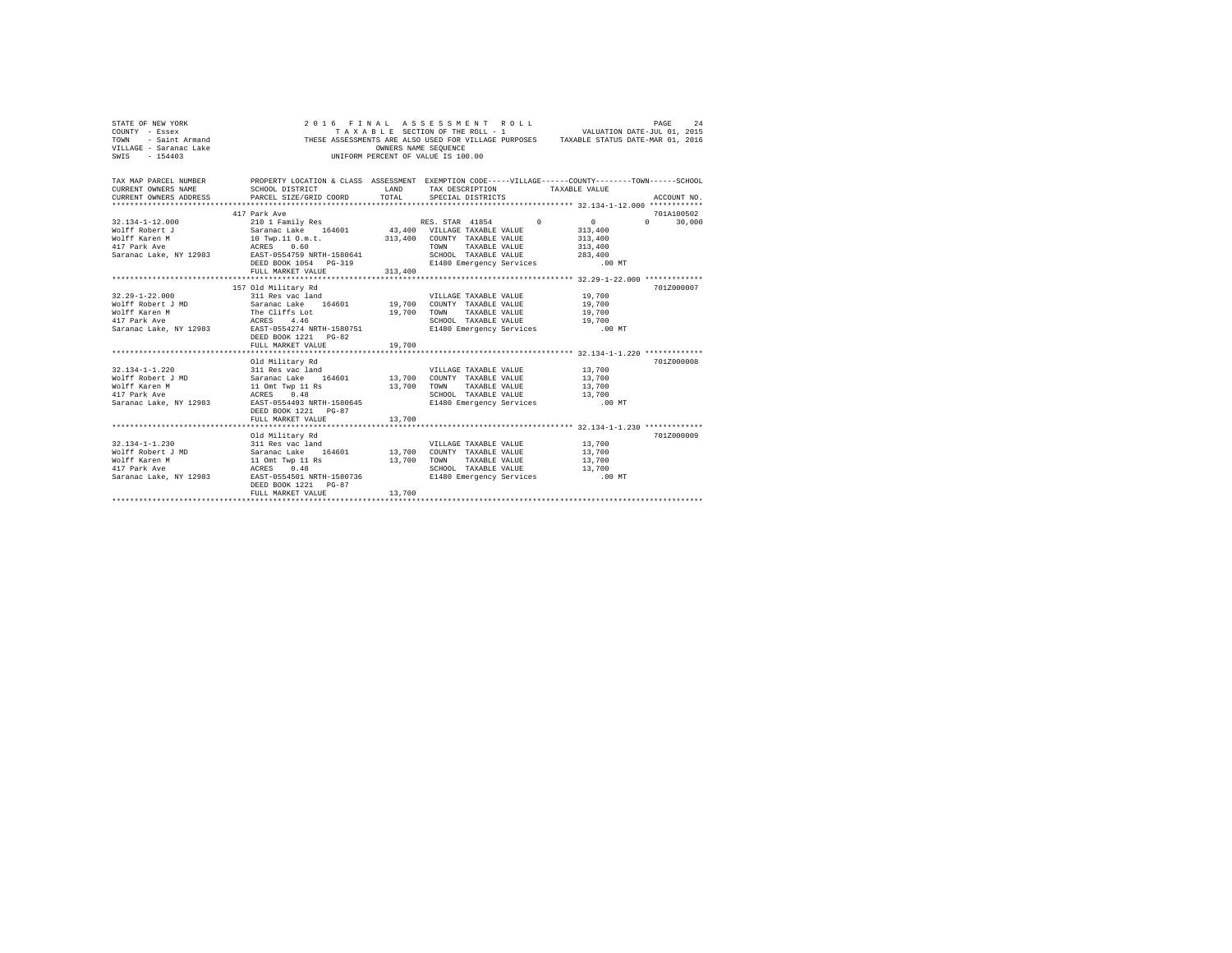STATE OF NEW YORK
COUNTY - Essex
TOWN - Saint Armand
VILLAGE - Saranac Lake
SWIS - 154403

2016 FINAL ASSESSMENT ROLL
TAXABLE SECTION OF THE ROLL - 1
THESE ASSESSMENTS ARE ALSO USED FOR VILLAGE PURPOSES
OWNERS NAME SEQUENCE
UNIFORM PERCENT OF VALUE IS 100.00

VALUATION DATE-JUL 01, 2015
TAXABLE STATUS DATE-MAR 01, 2016

| TAX MAP PARCEL NUMBER / CURRENT OWNERS NAME / CURRENT OWNERS ADDRESS | PROPERTY LOCATION & CLASS / SCHOOL DISTRICT / PARCEL SIZE/GRID COORD | ASSESSMENT LAND / TOTAL | EXEMPTION CODE / TAX DESCRIPTION / SPECIAL DISTRICTS | VILLAGE | COUNTY | TOWN | SCHOOL / ACCOUNT NO. |
|---|---|---|---|---|---|---|---|
| 32.134-1-12.000 | 417 Park Ave | | | | | | 701A100502 |
| Wolff Robert J | 210 1 Family Res | | RES. STAR 41854 | 0 | 0 | 0 | 30,000 |
| Wolff Karen M | Saranac Lake 164601 | 43,400 | VILLAGE TAXABLE VALUE | 313,400 | | | |
| 417 Park Ave | 10 Twp.11 O.m.t. | 313,400 | COUNTY TAXABLE VALUE | 313,400 | | | |
| Saranac Lake, NY 12983 | ACRES 0.60 | | TOWN TAXABLE VALUE | 313,400 | | | |
| | EAST-0554759 NRTH-1580641 | | SCHOOL TAXABLE VALUE | 283,400 | | | |
| | DEED BOOK 1054 PG-319 | | E1480 Emergency Services | .00 MT | | | |
| | FULL MARKET VALUE | 313,400 | | | | | |
| 32.29-1-22.000 | 157 Old Military Rd | | | | | | 701Z000007 |
| Wolff Robert J MD | 311 Res vac land | | VILLAGE TAXABLE VALUE | 19,700 | | | |
| Wolff Karen M | Saranac Lake 164601 | 19,700 | COUNTY TAXABLE VALUE | 19,700 | | | |
| 417 Park Ave | The Cliffs Lot | 19,700 | TOWN TAXABLE VALUE | 19,700 | | | |
| Saranac Lake, NY 12983 | ACRES 4.46 | | SCHOOL TAXABLE VALUE | 19,700 | | | |
| | EAST-0554274 NRTH-1580751 | | E1480 Emergency Services | .00 MT | | | |
| | DEED BOOK 1221 PG-82 | | | | | | |
| | FULL MARKET VALUE | 19,700 | | | | | |
| 32.134-1-1.220 | Old Military Rd | | | | | | 701Z000008 |
| Wolff Robert J MD | 311 Res vac land | | VILLAGE TAXABLE VALUE | 13,700 | | | |
| Wolff Karen M | Saranac Lake 164601 | 13,700 | COUNTY TAXABLE VALUE | 13,700 | | | |
| 417 Park Ave | 11 Omt Twp 11 Rs | 13,700 | TOWN TAXABLE VALUE | 13,700 | | | |
| Saranac Lake, NY 12983 | ACRES 0.48 | | SCHOOL TAXABLE VALUE | 13,700 | | | |
| | EAST-0554493 NRTH-1580645 | | E1480 Emergency Services | .00 MT | | | |
| | DEED BOOK 1221 PG-87 | | | | | | |
| | FULL MARKET VALUE | 13,700 | | | | | |
| 32.134-1-1.230 | Old Military Rd | | | | | | 701Z000009 |
| Wolff Robert J MD | 311 Res vac land | | VILLAGE TAXABLE VALUE | 13,700 | | | |
| Wolff Karen M | Saranac Lake 164601 | 13,700 | COUNTY TAXABLE VALUE | 13,700 | | | |
| 417 Park Ave | 11 Omt Twp 11 Rs | 13,700 | TOWN TAXABLE VALUE | 13,700 | | | |
| Saranac Lake, NY 12983 | ACRES 0.48 | | SCHOOL TAXABLE VALUE | 13,700 | | | |
| | EAST-0554501 NRTH-1580736 | | E1480 Emergency Services | .00 MT | | | |
| | DEED BOOK 1221 PG-87 | | | | | | |
| | FULL MARKET VALUE | 13,700 | | | | | |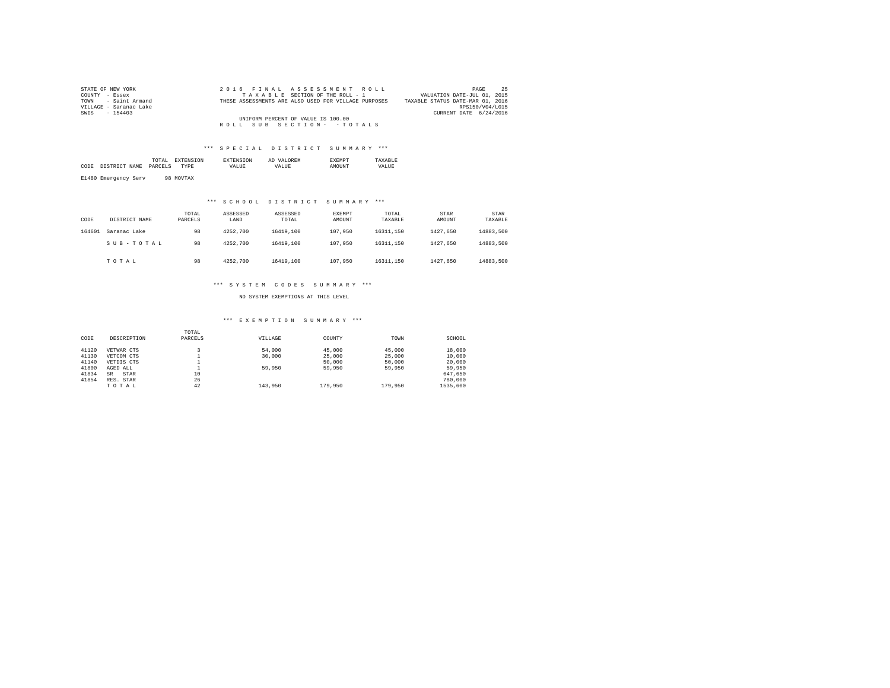STATE OF NEW YORK
COUNTY - Essex
TOWN - Saint Armand
VILLAGE - Saranac Lake
SWIS - 154403

2016 FINAL ASSESSMENT ROLL
TAXABLE SECTION OF THE ROLL - 1
THESE ASSESSMENTS ARE ALSO USED FOR VILLAGE PURPOSES
UNIFORM PERCENT OF VALUE IS 100.00
ROLL SUB SECTION- - TOTALS

VALUATION DATE-JUL 01, 2015
TAXABLE STATUS DATE-MAR 01, 2016
RPS150/V04/L015
CURRENT DATE 6/24/2016

### *** SPECIAL DISTRICT SUMMARY ***

| CODE | DISTRICT NAME | TOTAL PARCELS | EXTENSION TYPE | EXTENSION VALUE | AD VALOREM VALUE | EXEMPT AMOUNT | TAXABLE VALUE |
|---|---|---|---|---|---|---|---|
| E1480 | Emergency Serv | 98 | MOVTAX | | | | |

### *** SCHOOL DISTRICT SUMMARY ***

| CODE | DISTRICT NAME | TOTAL PARCELS | ASSESSED LAND | ASSESSED TOTAL | EXEMPT AMOUNT | TOTAL TAXABLE | STAR AMOUNT | STAR TAXABLE |
|---|---|---|---|---|---|---|---|---|
| 164601 | Saranac Lake | 98 | 4252,700 | 16419,100 | 107,950 | 16311,150 | 1427,650 | 14883,500 |
| | S U B - T O T A L | 98 | 4252,700 | 16419,100 | 107,950 | 16311,150 | 1427,650 | 14883,500 |
| | T O T A L | 98 | 4252,700 | 16419,100 | 107,950 | 16311,150 | 1427,650 | 14883,500 |

### *** SYSTEM CODES SUMMARY ***

NO SYSTEM EXEMPTIONS AT THIS LEVEL

### *** EXEMPTION SUMMARY ***

| CODE | DESCRIPTION | TOTAL PARCELS | VILLAGE | COUNTY | TOWN | SCHOOL |
|---|---|---|---|---|---|---|
| 41120 | VETWAR CTS | 3 | 54,000 | 45,000 | 45,000 | 18,000 |
| 41130 | VETCOM CTS | 1 | 30,000 | 25,000 | 25,000 | 10,000 |
| 41140 | VETDIS CTS | 1 | | 50,000 | 50,000 | 20,000 |
| 41800 | AGED ALL | 1 | 59,950 | 59,950 | 59,950 | 59,950 |
| 41834 | SR STAR | 10 | | | | 647,650 |
| 41854 | RES. STAR | 26 | | | | 780,000 |
| | T O T A L | 42 | 143,950 | 179,950 | 179,950 | 1535,600 |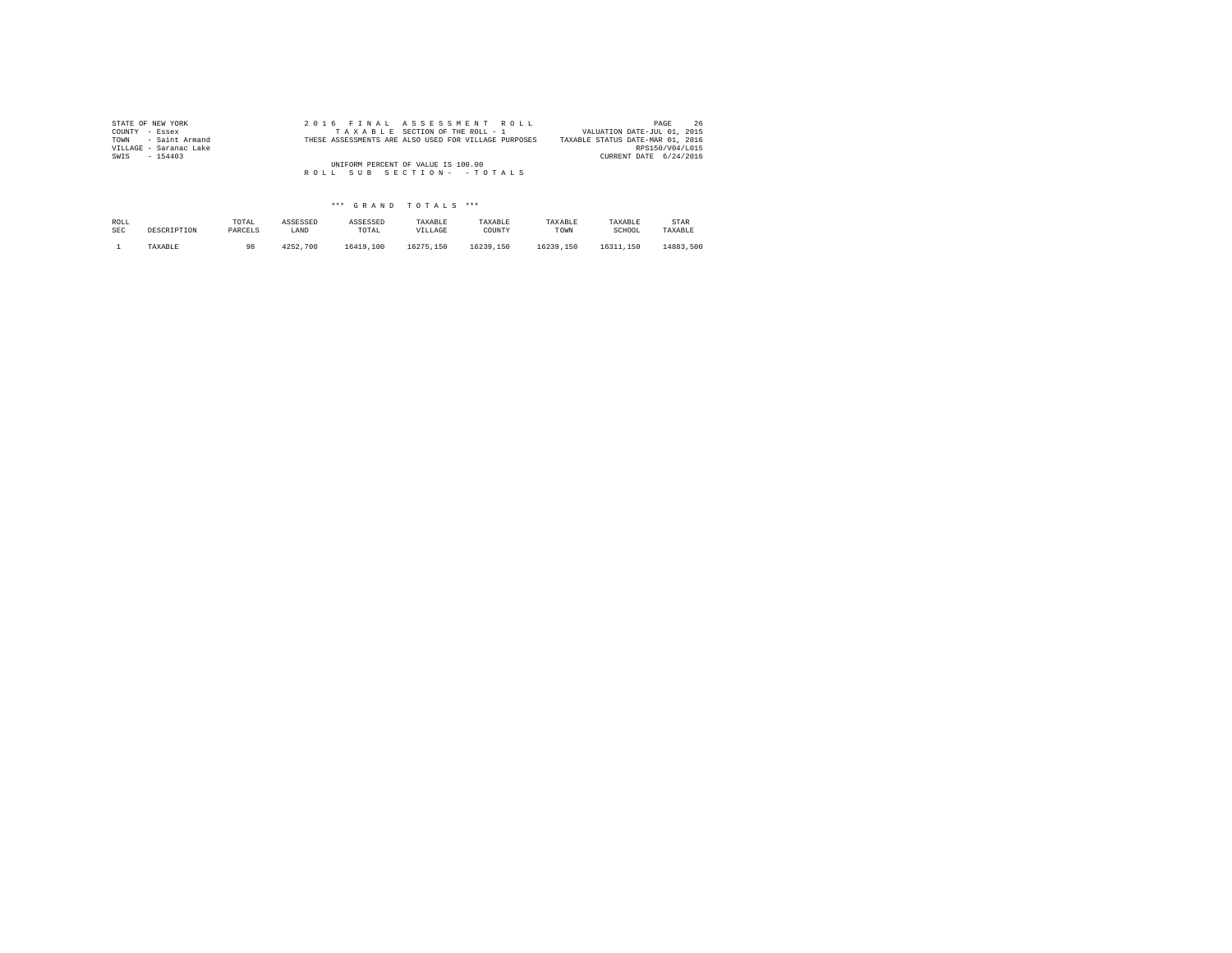STATE OF NEW YORK
COUNTY - Essex
TOWN - Saint Armand
VILLAGE - Saranac Lake
SWIS - 154403

2 0 1 6 F I N A L A S S E S S M E N T R O L L
T A X A B L E SECTION OF THE ROLL - 1
THESE ASSESSMENTS ARE ALSO USED FOR VILLAGE PURPOSES

UNIFORM PERCENT OF VALUE IS 100.00
R O L L S U B S E C T I O N - - T O T A L S

VALUATION DATE-JUL 01, 2015
TAXABLE STATUS DATE-MAR 01, 2016
RPS150/V04/L015
CURRENT DATE 6/24/2016

*** G R A N D T O T A L S ***

| ROLL SEC | DESCRIPTION | TOTAL PARCELS | ASSESSED LAND | ASSESSED TOTAL | TAXABLE VILLAGE | TAXABLE COUNTY | TAXABLE TOWN | TAXABLE SCHOOL | STAR TAXABLE |
|---|---|---|---|---|---|---|---|---|---|
| 1 | TAXABLE | 98 | 4252,700 | 16419,100 | 16275,150 | 16239,150 | 16239,150 | 16311,150 | 14883,500 |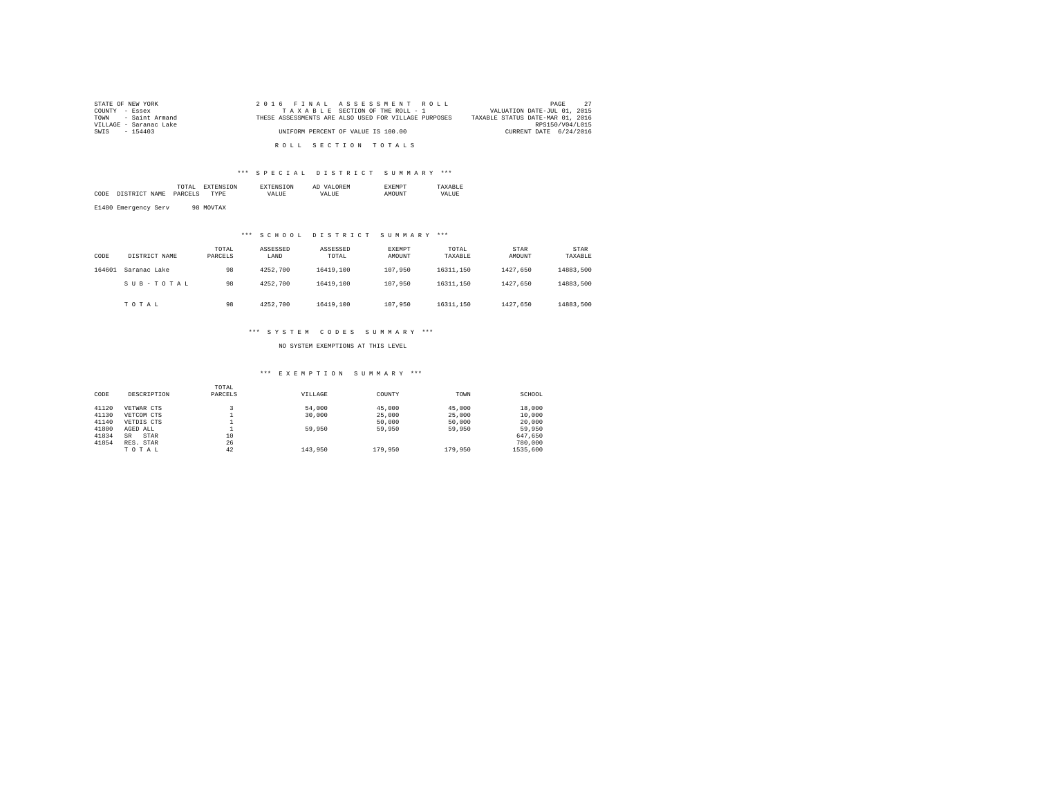STATE OF NEW YORK
COUNTY - Essex
TOWN - Saint Armand
VILLAGE - Saranac Lake
SWIS - 154403

2016 FINAL ASSESSMENT ROLL
TAXABLE SECTION OF THE ROLL - 1
THESE ASSESSMENTS ARE ALSO USED FOR VILLAGE PURPOSES
UNIFORM PERCENT OF VALUE IS 100.00

VALUATION DATE-JUL 01, 2015
TAXABLE STATUS DATE-MAR 01, 2016
RPS150/V04/L015
CURRENT DATE 6/24/2016

ROLL SECTION TOTALS

*** SPECIAL DISTRICT SUMMARY ***

| CODE | DISTRICT NAME | TOTAL PARCELS | EXTENSION TYPE | EXTENSION VALUE | AD VALOREM VALUE | EXEMPT AMOUNT | TAXABLE VALUE |
|---|---|---|---|---|---|---|---|
| E1480 | Emergency Serv | 98 | MOVTAX | | | | |

*** SCHOOL DISTRICT SUMMARY ***

| CODE | DISTRICT NAME | TOTAL PARCELS | ASSESSED LAND | ASSESSED TOTAL | EXEMPT AMOUNT | TOTAL TAXABLE | STAR AMOUNT | STAR TAXABLE |
|---|---|---|---|---|---|---|---|---|
| 164601 | Saranac Lake | 98 | 4252,700 | 16419,100 | 107,950 | 16311,150 | 1427,650 | 14883,500 |
| | SUB-TOTAL | 98 | 4252,700 | 16419,100 | 107,950 | 16311,150 | 1427,650 | 14883,500 |
| | TOTAL | 98 | 4252,700 | 16419,100 | 107,950 | 16311,150 | 1427,650 | 14883,500 |

*** SYSTEM CODES SUMMARY ***

NO SYSTEM EXEMPTIONS AT THIS LEVEL

*** EXEMPTION SUMMARY ***

| CODE | DESCRIPTION | TOTAL PARCELS | VILLAGE | COUNTY | TOWN | SCHOOL |
|---|---|---|---|---|---|---|
| 41120 | VETWAR CTS | 3 | 54,000 | 45,000 | 45,000 | 18,000 |
| 41130 | VETCOM CTS | 1 | 30,000 | 25,000 | 25,000 | 10,000 |
| 41140 | VETDIS CTS | 1 | | 50,000 | 50,000 | 20,000 |
| 41800 | AGED ALL | 1 | 59,950 | 59,950 | 59,950 | 59,950 |
| 41834 | SR STAR | 10 | | | | 647,650 |
| 41854 | RES. STAR | 26 | | | | 780,000 |
| | TOTAL | 42 | 143,950 | 179,950 | 179,950 | 1535,600 |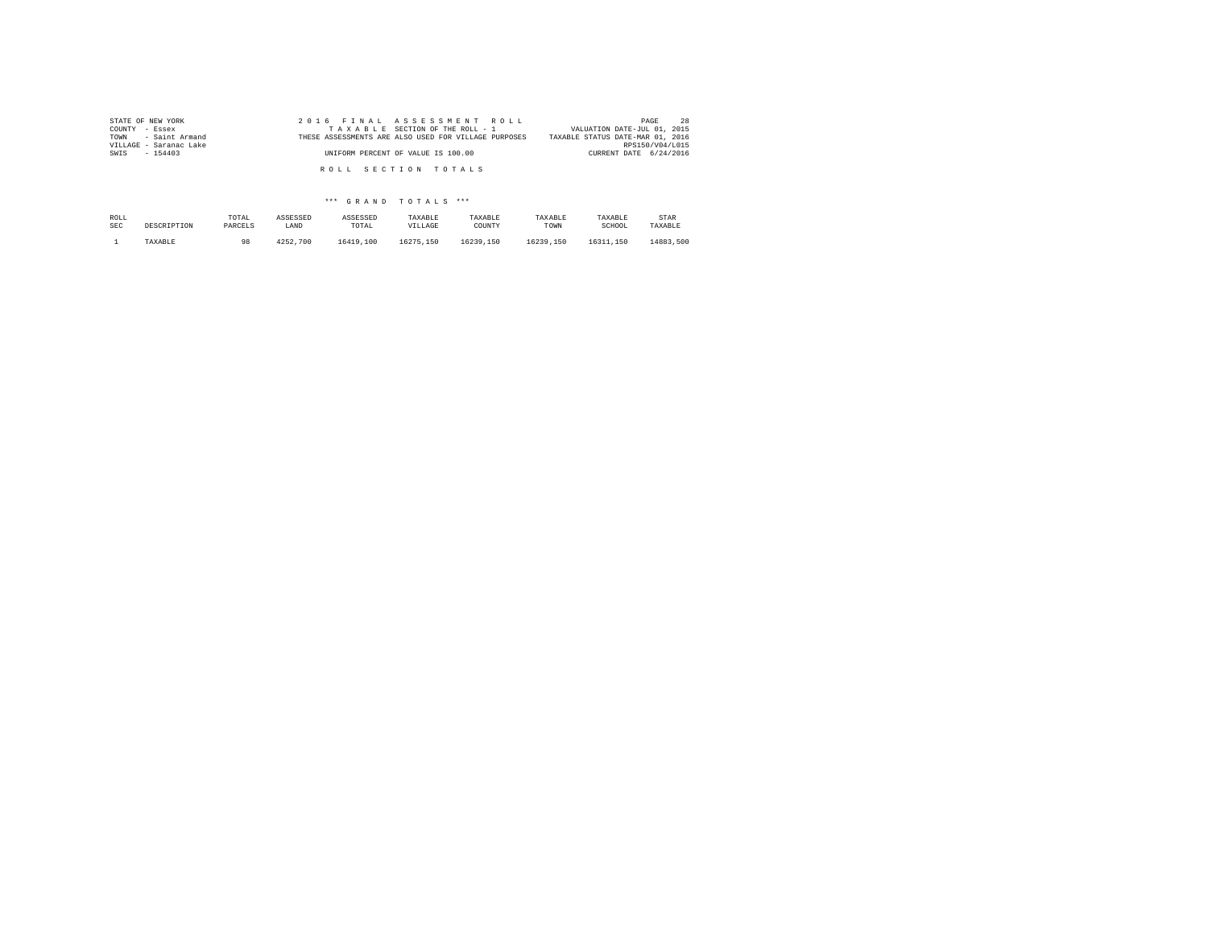STATE OF NEW YORK
COUNTY - Essex
TOWN - Saint Armand
VILLAGE - Saranac Lake
SWIS - 154403

2 0 1 6 F I N A L A S S E S S M E N T R O L L
T A X A B L E SECTION OF THE ROLL - 1
THESE ASSESSMENTS ARE ALSO USED FOR VILLAGE PURPOSES
UNIFORM PERCENT OF VALUE IS 100.00

VALUATION DATE-JUL 01, 2015
TAXABLE STATUS DATE-MAR 01, 2016
RPS150/V04/L015
CURRENT DATE 6/24/2016

R O L L S E C T I O N T O T A L S

*** G R A N D T O T A L S ***

| ROLL SEC | DESCRIPTION | TOTAL PARCELS | ASSESSED LAND | ASSESSED TOTAL | TAXABLE VILLAGE | TAXABLE COUNTY | TAXABLE TOWN | TAXABLE SCHOOL | STAR TAXABLE |
|---|---|---|---|---|---|---|---|---|---|
| 1 | TAXABLE | 98 | 4252,700 | 16419,100 | 16275,150 | 16239,150 | 16239,150 | 16311,150 | 14883,500 |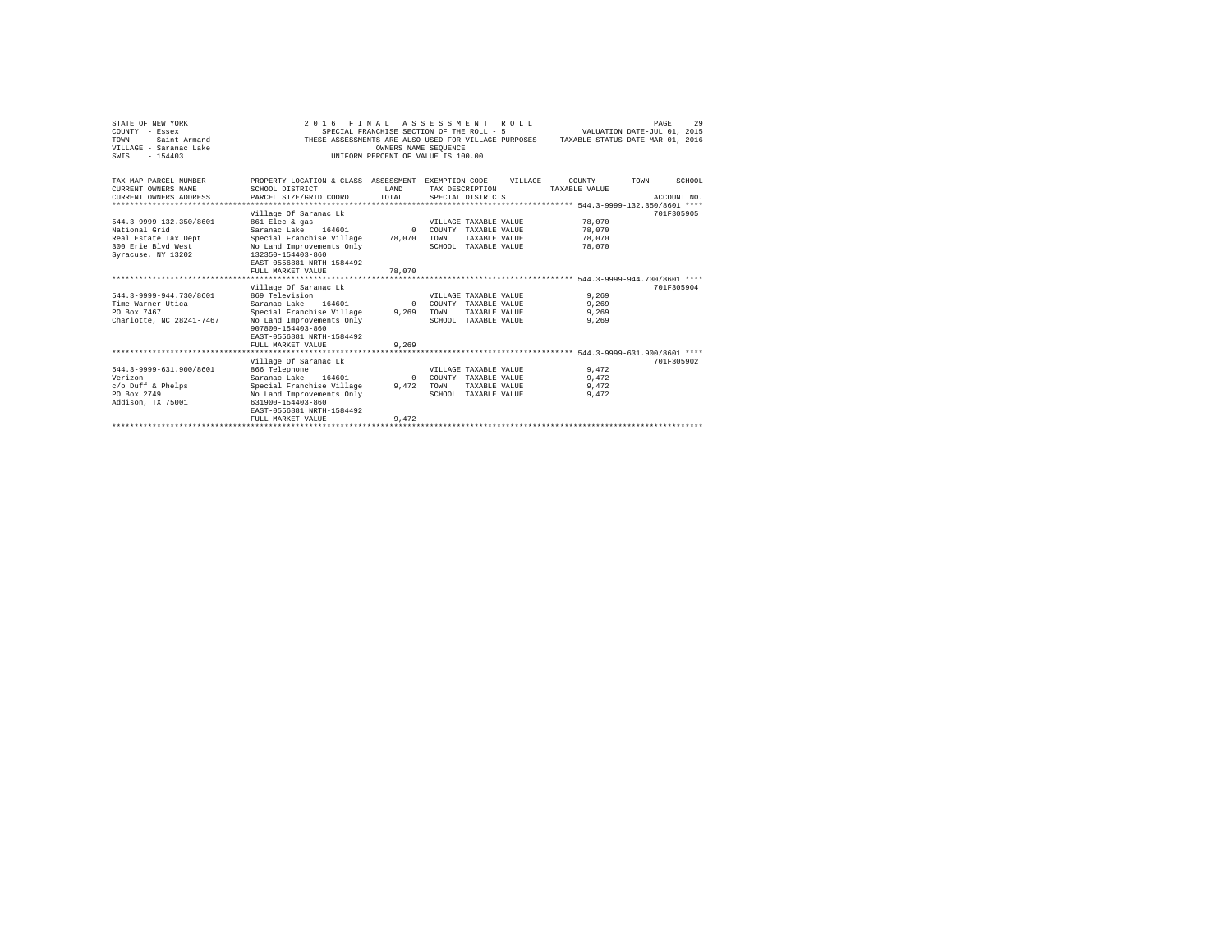STATE OF NEW YORK
COUNTY - Essex
TOWN - Saint Armand
VILLAGE - Saranac Lake
SWIS - 154403

2016 FINAL ASSESSMENT ROLL
SPECIAL FRANCHISE SECTION OF THE ROLL - 5
THESE ASSESSMENTS ARE ALSO USED FOR VILLAGE PURPOSES
OWNERS NAME SEQUENCE
UNIFORM PERCENT OF VALUE IS 100.00

VALUATION DATE-JUL 01, 2015
TAXABLE STATUS DATE-MAR 01, 2016

| TAX MAP PARCEL NUMBER / CURRENT OWNERS NAME / CURRENT OWNERS ADDRESS | PROPERTY LOCATION & CLASS / SCHOOL DISTRICT / PARCEL SIZE/GRID COORD | ASSESSMENT LAND / TOTAL | EXEMPTION CODE-----VILLAGE------COUNTY--------TOWN------SCHOOL / TAX DESCRIPTION / SPECIAL DISTRICTS | TAXABLE VALUE | ACCOUNT NO. |
|---|---|---|---|---|---|
| **544.3-9999-132.350/8601** | Village Of Saranac Lk | | | | 701F305905 |
| 544.3-9999-132.350/8601 | 861 Elec & gas | | VILLAGE TAXABLE VALUE | 78,070 | |
| National Grid | Saranac Lake 164601 | 0 | COUNTY TAXABLE VALUE | 78,070 | |
| Real Estate Tax Dept | Special Franchise Village | 78,070 | TOWN TAXABLE VALUE | 78,070 | |
| 300 Erie Blvd West | No Land Improvements Only | | SCHOOL TAXABLE VALUE | 78,070 | |
| Syracuse, NY 13202 | 132350-154403-860 | | | | |
| | EAST-0556881 NRTH-1584492 | | | | |
| | FULL MARKET VALUE | 78,070 | | | |
| **544.3-9999-944.730/8601** | Village Of Saranac Lk | | | | 701F305904 |
| 544.3-9999-944.730/8601 | 869 Television | | VILLAGE TAXABLE VALUE | 9,269 | |
| Time Warner-Utica | Saranac Lake 164601 | 0 | COUNTY TAXABLE VALUE | 9,269 | |
| PO Box 7467 | Special Franchise Village | 9,269 | TOWN TAXABLE VALUE | 9,269 | |
| Charlotte, NC 28241-7467 | No Land Improvements Only | | SCHOOL TAXABLE VALUE | 9,269 | |
| | 907800-154403-860 | | | | |
| | EAST-0556881 NRTH-1584492 | | | | |
| | FULL MARKET VALUE | 9,269 | | | |
| **544.3-9999-631.900/8601** | Village Of Saranac Lk | | | | 701F305902 |
| 544.3-9999-631.900/8601 | 866 Telephone | | VILLAGE TAXABLE VALUE | 9,472 | |
| Verizon | Saranac Lake 164601 | 0 | COUNTY TAXABLE VALUE | 9,472 | |
| c/o Duff & Phelps | Special Franchise Village | 9,472 | TOWN TAXABLE VALUE | 9,472 | |
| PO Box 2749 | No Land Improvements Only | | SCHOOL TAXABLE VALUE | 9,472 | |
| Addison, TX 75001 | 631900-154403-860 | | | | |
| | EAST-0556881 NRTH-1584492 | | | | |
| | FULL MARKET VALUE | 9,472 | | | |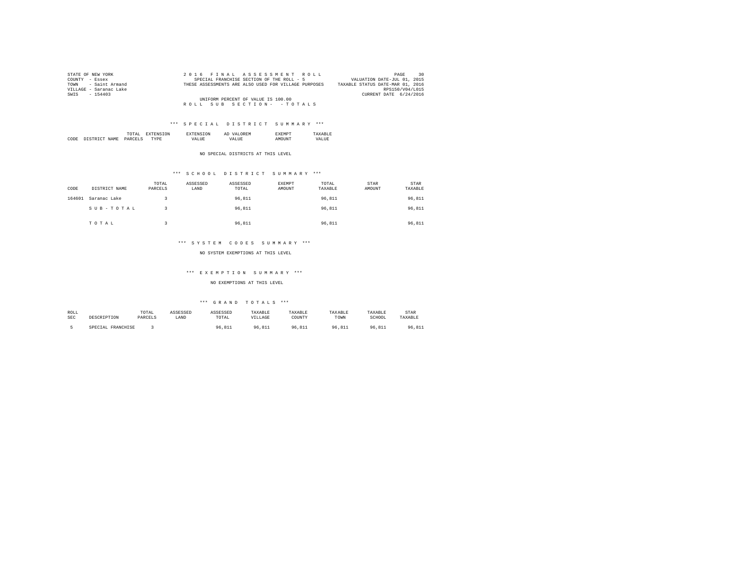STATE OF NEW YORK
COUNTY - Essex
TOWN - Saint Armand
VILLAGE - Saranac Lake
SWIS - 154403

2016 FINAL ASSESSMENT ROLL
SPECIAL FRANCHISE SECTION OF THE ROLL - 5
THESE ASSESSMENTS ARE ALSO USED FOR VILLAGE PURPOSES

VALUATION DATE-JUL 01, 2015
TAXABLE STATUS DATE-MAR 01, 2016
RPS150/V04/L015
CURRENT DATE 6/24/2016

UNIFORM PERCENT OF VALUE IS 100.00
ROLL SUB SECTION- - TOTALS

*** SPECIAL DISTRICT SUMMARY ***

| CODE | DISTRICT NAME | TOTAL PARCELS | EXTENSION TYPE | EXTENSION VALUE | AD VALOREM VALUE | EXEMPT AMOUNT | TAXABLE VALUE |
|---|---|---|---|---|---|---|---|

NO SPECIAL DISTRICTS AT THIS LEVEL

*** SCHOOL DISTRICT SUMMARY ***

| CODE | DISTRICT NAME | TOTAL PARCELS | ASSESSED LAND | ASSESSED TOTAL | EXEMPT AMOUNT | TOTAL TAXABLE | STAR AMOUNT | STAR TAXABLE |
|---|---|---|---|---|---|---|---|---|
| 164601 | Saranac Lake | 3 | | 96,811 | | 96,811 | | 96,811 |
| | SUB-TOTAL | 3 | | 96,811 | | 96,811 | | 96,811 |
| | TOTAL | 3 | | 96,811 | | 96,811 | | 96,811 |

*** SYSTEM CODES SUMMARY ***

NO SYSTEM EXEMPTIONS AT THIS LEVEL

*** EXEMPTION SUMMARY ***

NO EXEMPTIONS AT THIS LEVEL

*** GRAND TOTALS ***

| ROLL SEC | DESCRIPTION | TOTAL PARCELS | ASSESSED LAND | ASSESSED TOTAL | TAXABLE VILLAGE | TAXABLE COUNTY | TAXABLE TOWN | TAXABLE SCHOOL | STAR TAXABLE |
|---|---|---|---|---|---|---|---|---|---|
| 5 | SPECIAL FRANCHISE | 3 | | 96,811 | 96,811 | 96,811 | 96,811 | 96,811 | 96,811 |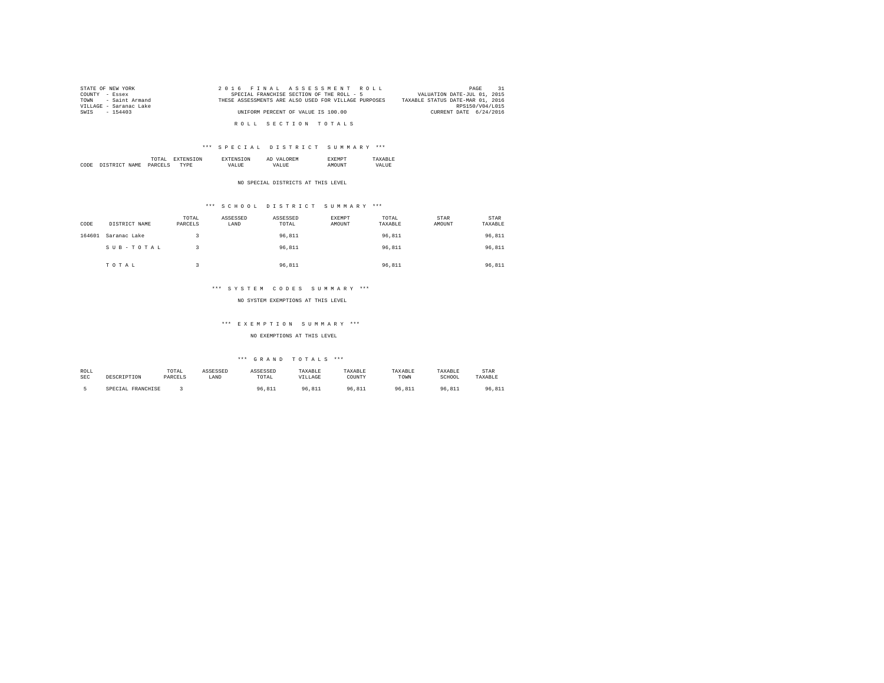STATE OF NEW YORK
COUNTY - Essex
TOWN - Saint Armand
VILLAGE - Saranac Lake
SWIS - 154403

2016 FINAL ASSESSMENT ROLL
SPECIAL FRANCHISE SECTION OF THE ROLL - 5
THESE ASSESSMENTS ARE ALSO USED FOR VILLAGE PURPOSES
UNIFORM PERCENT OF VALUE IS 100.00

VALUATION DATE-JUL 01, 2015
TAXABLE STATUS DATE-MAR 01, 2016
RPS150/V04/L015
CURRENT DATE 6/24/2016

ROLL SECTION TOTALS

*** SPECIAL DISTRICT SUMMARY ***

| CODE | DISTRICT NAME | TOTAL PARCELS | EXTENSION TYPE | EXTENSION VALUE | AD VALOREM VALUE | EXEMPT AMOUNT | TAXABLE VALUE |
|---|---|---|---|---|---|---|---|

NO SPECIAL DISTRICTS AT THIS LEVEL

*** SCHOOL DISTRICT SUMMARY ***

| CODE | DISTRICT NAME | TOTAL PARCELS | ASSESSED LAND | ASSESSED TOTAL | EXEMPT AMOUNT | TOTAL TAXABLE | STAR AMOUNT | STAR TAXABLE |
|---|---|---|---|---|---|---|---|---|
| 164601 | Saranac Lake | 3 | | 96,811 | | 96,811 | | 96,811 |
| | SUB-TOTAL | 3 | | 96,811 | | 96,811 | | 96,811 |
| | TOTAL | 3 | | 96,811 | | 96,811 | | 96,811 |

*** SYSTEM CODES SUMMARY ***

NO SYSTEM EXEMPTIONS AT THIS LEVEL

*** EXEMPTION SUMMARY ***

NO EXEMPTIONS AT THIS LEVEL

*** GRAND TOTALS ***

| ROLL SEC | DESCRIPTION | TOTAL PARCELS | ASSESSED LAND | ASSESSED TOTAL | TAXABLE VILLAGE | TAXABLE COUNTY | TAXABLE TOWN | TAXABLE SCHOOL | STAR TAXABLE |
|---|---|---|---|---|---|---|---|---|---|
| 5 | SPECIAL FRANCHISE | 3 | | 96,811 | 96,811 | 96,811 | 96,811 | 96,811 | 96,811 |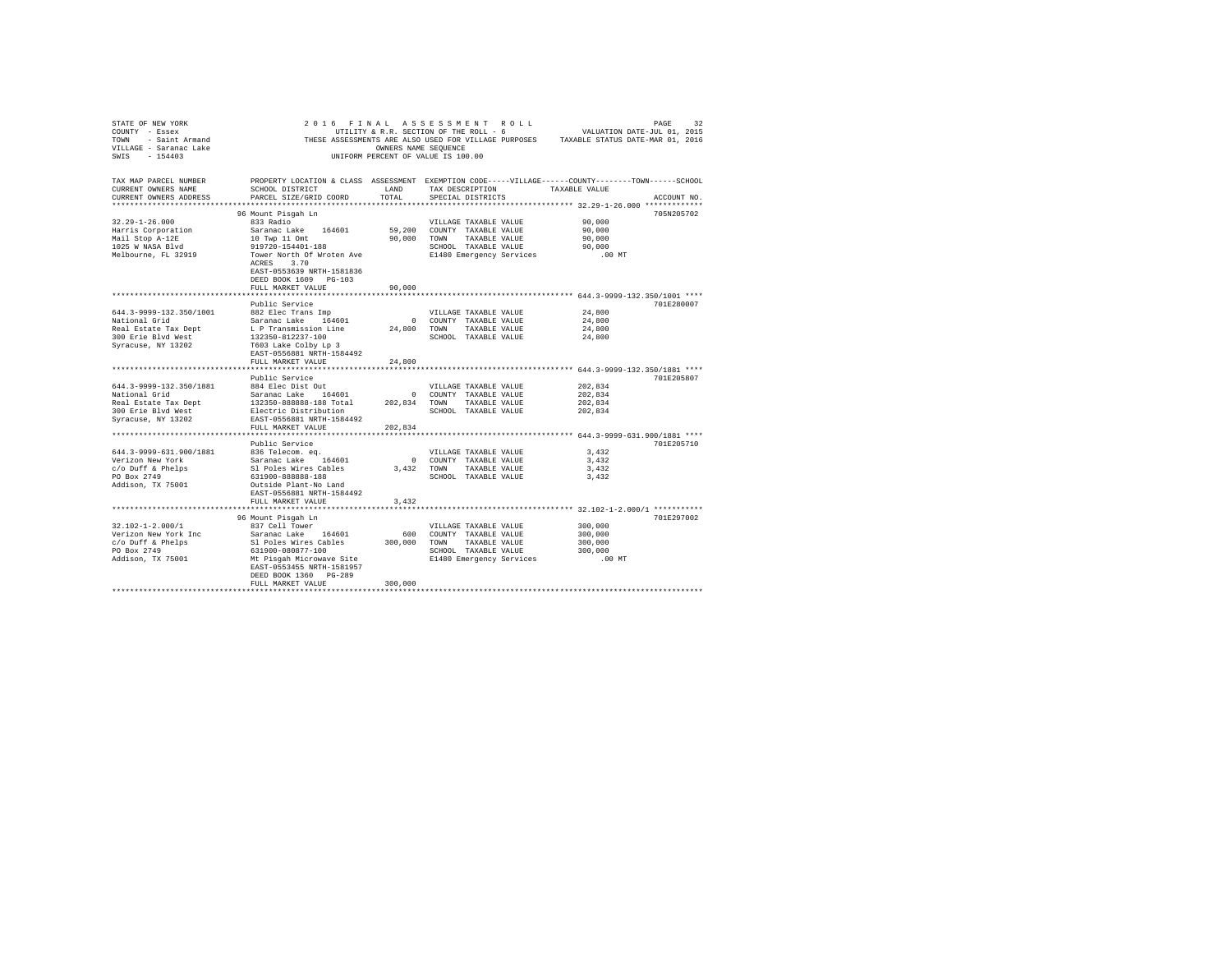STATE OF NEW YORK
COUNTY - Essex
TOWN - Saint Armand
VILLAGE - Saranac Lake
SWIS - 154403

2016 FINAL ASSESSMENT ROLL
UTILITY & R.R. SECTION OF THE ROLL - 6
THESE ASSESSMENTS ARE ALSO USED FOR VILLAGE PURPOSES
OWNERS NAME SEQUENCE
UNIFORM PERCENT OF VALUE IS 100.00

VALUATION DATE-JUL 01, 2015
TAXABLE STATUS DATE-MAR 01, 2016

| TAX MAP PARCEL NUMBER / CURRENT OWNERS NAME / CURRENT OWNERS ADDRESS | PROPERTY LOCATION & CLASS / SCHOOL DISTRICT / PARCEL SIZE/GRID COORD | ASSESSMENT LAND / TOTAL | EXEMPTION CODE / TAX DESCRIPTION / SPECIAL DISTRICTS | TAXABLE VALUE | ACCOUNT NO. |
|---|---|---|---|---|---|
| 32.29-1-26.000 | 96 Mount Pisgah Ln | | | | 705N205702 |
| Harris Corporation | 833 Radio | | VILLAGE TAXABLE VALUE | 90,000 | |
| Mail Stop A-12E | Saranac Lake 164601 | 59,200 | COUNTY TAXABLE VALUE | 90,000 | |
| 1025 W NASA Blvd | 10 Twp 11 Omt | 90,000 | TOWN TAXABLE VALUE | 90,000 | |
| Melbourne, FL 32919 | 919720-154401-188 | | SCHOOL TAXABLE VALUE | 90,000 | |
| | Tower North Of Wroten Ave | | E1480 Emergency Services | .00 MT | |
| | ACRES 3.70 | | | | |
| | EAST-0553639 NRTH-1581836 | | | | |
| | DEED BOOK 1609 PG-103 | | | | |
| | FULL MARKET VALUE | 90,000 | | | |
| 644.3-9999-132.350/1001 | Public Service | | | | 701E280007 |
| National Grid | 882 Elec Trans Imp | | VILLAGE TAXABLE VALUE | 24,800 | |
| Real Estate Tax Dept | Saranac Lake 164601 | 0 | COUNTY TAXABLE VALUE | 24,800 | |
| 300 Erie Blvd West | L P Transmission Line | 24,800 | TOWN TAXABLE VALUE | 24,800 | |
| Syracuse, NY 13202 | 132350-812237-100 | | SCHOOL TAXABLE VALUE | 24,800 | |
| | T603 Lake Colby Lp 3 | | | | |
| | EAST-0556881 NRTH-1584492 | | | | |
| | FULL MARKET VALUE | 24,800 | | | |
| 644.3-9999-132.350/1881 | Public Service | | | | 701E205807 |
| National Grid | 884 Elec Dist Out | | VILLAGE TAXABLE VALUE | 202,834 | |
| Real Estate Tax Dept | Saranac Lake 164601 | 0 | COUNTY TAXABLE VALUE | 202,834 | |
| 300 Erie Blvd West | 132350-888888-188 Total | 202,834 | TOWN TAXABLE VALUE | 202,834 | |
| Syracuse, NY 13202 | Electric Distribution | | SCHOOL TAXABLE VALUE | 202,834 | |
| | EAST-0556881 NRTH-1584492 | | | | |
| | FULL MARKET VALUE | 202,834 | | | |
| 644.3-9999-631.900/1881 | Public Service | | | | 701E205710 |
| Verizon New York | 836 Telecom. eq. | | VILLAGE TAXABLE VALUE | 3,432 | |
| c/o Duff & Phelps | Saranac Lake 164601 | 0 | COUNTY TAXABLE VALUE | 3,432 | |
| PO Box 2749 | Sl Poles Wires Cables | 3,432 | TOWN TAXABLE VALUE | 3,432 | |
| Addison, TX 75001 | 631900-888888-188 | | SCHOOL TAXABLE VALUE | 3,432 | |
| | Outside Plant-No Land | | | | |
| | EAST-0556881 NRTH-1584492 | | | | |
| | FULL MARKET VALUE | 3,432 | | | |
| 32.102-1-2.000/1 | 96 Mount Pisgah Ln | | | | 701E297002 |
| Verizon New York Inc | 837 Cell Tower | | VILLAGE TAXABLE VALUE | 300,000 | |
| c/o Duff & Phelps | Saranac Lake 164601 | 600 | COUNTY TAXABLE VALUE | 300,000 | |
| PO Box 2749 | Sl Poles Wires Cables | 300,000 | TOWN TAXABLE VALUE | 300,000 | |
| Addison, TX 75001 | 631900-080877-100 | | SCHOOL TAXABLE VALUE | 300,000 | |
| | Mt Pisgah Microwave Site | | E1480 Emergency Services | .00 MT | |
| | EAST-0553455 NRTH-1581957 | | | | |
| | DEED BOOK 1360 PG-289 | | | | |
| | FULL MARKET VALUE | 300,000 | | | |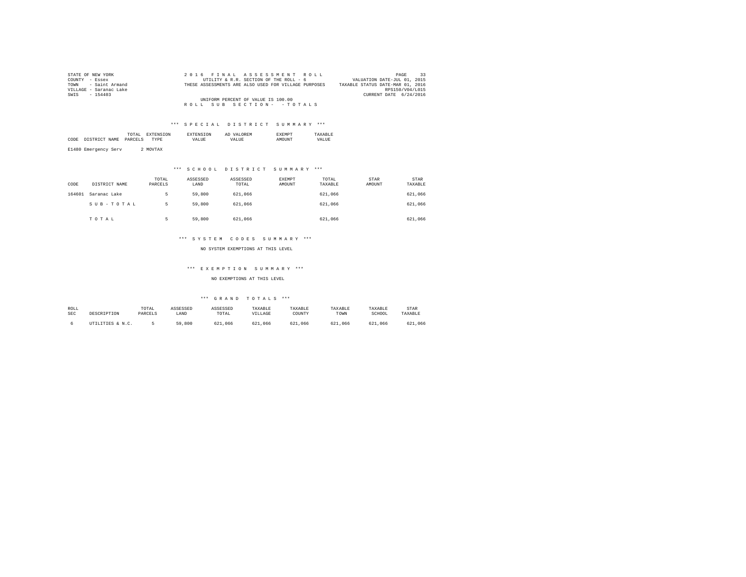STATE OF NEW YORK
COUNTY - Essex
TOWN - Saint Armand
VILLAGE - Saranac Lake
SWIS - 154403

2016 FINAL ASSESSMENT ROLL
UTILITY & R.R. SECTION OF THE ROLL - 6
THESE ASSESSMENTS ARE ALSO USED FOR VILLAGE PURPOSES

VALUATION DATE-JUL 01, 2015
TAXABLE STATUS DATE-MAR 01, 2016
RPS150/V04/L015
CURRENT DATE 6/24/2016

UNIFORM PERCENT OF VALUE IS 100.00
ROLL SUB SECTION- - TOTALS

### *** SPECIAL DISTRICT SUMMARY ***

| CODE | DISTRICT NAME | TOTAL PARCELS | EXTENSION TYPE | EXTENSION VALUE | AD VALOREM VALUE | EXEMPT AMOUNT | TAXABLE VALUE |
|---|---|---|---|---|---|---|---|
| E1480 | Emergency Serv | 2 | MOVTAX | | | | |

### *** SCHOOL DISTRICT SUMMARY ***

| CODE | DISTRICT NAME | TOTAL PARCELS | ASSESSED LAND | ASSESSED TOTAL | EXEMPT AMOUNT | TOTAL TAXABLE | STAR AMOUNT | STAR TAXABLE |
|---|---|---|---|---|---|---|---|---|
| 164601 | Saranac Lake | 5 | 59,800 | 621,066 | | 621,066 | | 621,066 |
| | SUB-TOTAL | 5 | 59,800 | 621,066 | | 621,066 | | 621,066 |
| | TOTAL | 5 | 59,800 | 621,066 | | 621,066 | | 621,066 |

### *** SYSTEM CODES SUMMARY ***

NO SYSTEM EXEMPTIONS AT THIS LEVEL

### *** EXEMPTION SUMMARY ***

NO EXEMPTIONS AT THIS LEVEL

### *** GRAND TOTALS ***

| ROLL SEC | DESCRIPTION | TOTAL PARCELS | ASSESSED LAND | ASSESSED TOTAL | TAXABLE VILLAGE | TAXABLE COUNTY | TAXABLE TOWN | TAXABLE SCHOOL | STAR TAXABLE |
|---|---|---|---|---|---|---|---|---|---|
| 6 | UTILITIES & N.C. | 5 | 59,800 | 621,066 | 621,066 | 621,066 | 621,066 | 621,066 | 621,066 |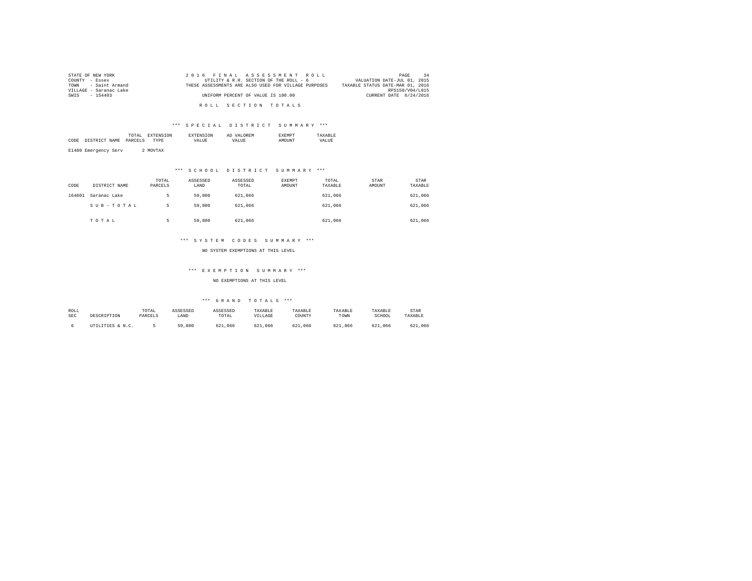STATE OF NEW YORK
COUNTY - Essex
TOWN - Saint Armand
VILLAGE - Saranac Lake
SWIS - 154403

2016 FINAL ASSESSMENT ROLL
UTILITY & R.R. SECTION OF THE ROLL - 6
THESE ASSESSMENTS ARE ALSO USED FOR VILLAGE PURPOSES
UNIFORM PERCENT OF VALUE IS 100.00

VALUATION DATE-JUL 01, 2015
TAXABLE STATUS DATE-MAR 01, 2016
RPS150/V04/L015
CURRENT DATE 6/24/2016

# ROLL SECTION TOTALS

## *** SPECIAL DISTRICT SUMMARY ***

| CODE | DISTRICT NAME | TOTAL PARCELS | EXTENSION TYPE | EXTENSION VALUE | AD VALOREM VALUE | EXEMPT AMOUNT | TAXABLE VALUE |
|---|---|---|---|---|---|---|---|
| E1480 | Emergency Serv | 2 | MOVTAX | | | | |

## *** SCHOOL DISTRICT SUMMARY ***

| CODE | DISTRICT NAME | TOTAL PARCELS | ASSESSED LAND | ASSESSED TOTAL | EXEMPT AMOUNT | TOTAL TAXABLE | STAR AMOUNT | STAR TAXABLE |
|---|---|---|---|---|---|---|---|---|
| 164601 | Saranac Lake | 5 | 59,800 | 621,066 | | 621,066 | | 621,066 |
| | SUB-TOTAL | 5 | 59,800 | 621,066 | | 621,066 | | 621,066 |
| | TOTAL | 5 | 59,800 | 621,066 | | 621,066 | | 621,066 |

## *** SYSTEM CODES SUMMARY ***

NO SYSTEM EXEMPTIONS AT THIS LEVEL

## *** EXEMPTION SUMMARY ***

NO EXEMPTIONS AT THIS LEVEL

## *** GRAND TOTALS ***

| ROLL SEC | DESCRIPTION | TOTAL PARCELS | ASSESSED LAND | ASSESSED TOTAL | TAXABLE VILLAGE | TAXABLE COUNTY | TAXABLE TOWN | TAXABLE SCHOOL | STAR TAXABLE |
|---|---|---|---|---|---|---|---|---|---|
| 6 | UTILITIES & N.C. | 5 | 59,800 | 621,066 | 621,066 | 621,066 | 621,066 | 621,066 | 621,066 |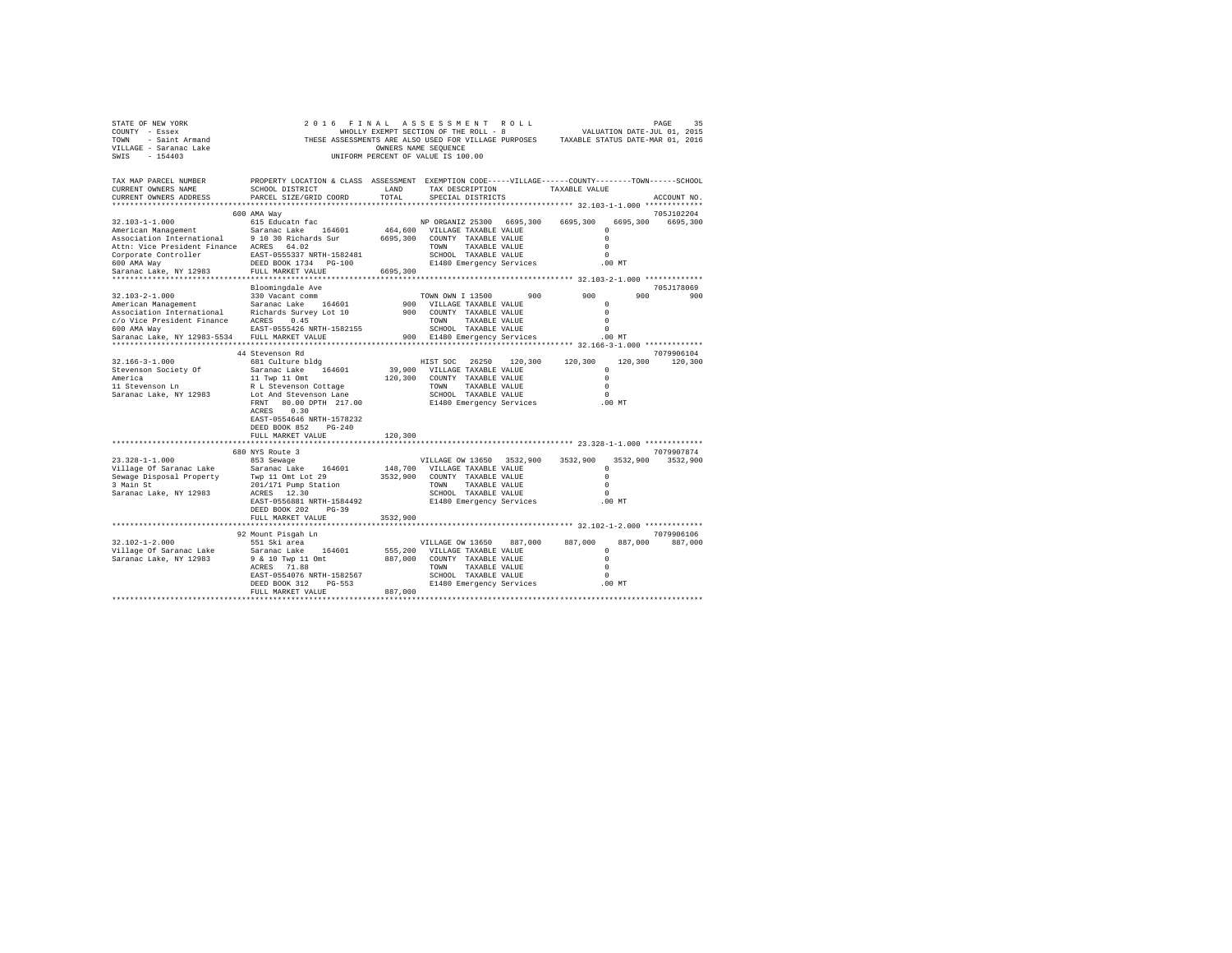```
STATE OF NEW YORK                2 0 1 6   F I N A L   A S S E S S M E N T   R O L L                              PAGE    35
COUNTY  - Essex                            WHOLLY EXEMPT SECTION OF THE ROLL - 8                    VALUATION DATE-JUL 01, 2015
TOWN    - Saint Armand            THESE ASSESSMENTS ARE ALSO USED FOR VILLAGE PURPOSES    TAXABLE STATUS DATE-MAR 01, 2016
VILLAGE - Saranac Lake                              OWNERS NAME SEQUENCE
SWIS    - 154403                              UNIFORM PERCENT OF VALUE IS 100.00

TAX MAP PARCEL NUMBER          PROPERTY LOCATION & CLASS  ASSESSMENT  EXEMPTION CODE-----VILLAGE------COUNTY--------TOWN------SCHOOL
CURRENT OWNERS NAME            SCHOOL DISTRICT             LAND       TAX DESCRIPTION            TAXABLE VALUE
CURRENT OWNERS ADDRESS         PARCEL SIZE/GRID COORD      TOTAL      SPECIAL DISTRICTS                                    ACCOUNT NO.
******************************************************************************************************* 32.103-1-1.000 ************
                               600 AMA Way                                                                                 705J102204
32.103-1-1.000                 615 Educatn fac                        NP ORGANIZ 25300  6695,300   6695,300   6695,300   6695,300
American Management            Saranac Lake    164601     464,600   VILLAGE TAXABLE VALUE                0
Association International      9 10 30 Richards Sur      6695,300   COUNTY  TAXABLE VALUE                0
Attn: Vice President Finance   ACRES  64.02                          TOWN    TAXABLE VALUE                0
Corporate Controller           EAST-0555337 NRTH-1582481             SCHOOL  TAXABLE VALUE                0
600 AMA Way                    DEED BOOK 1734   PG-100               E1480 Emergency Services           .00 MT
Saranac Lake, NY 12983         FULL MARKET VALUE         6695,300
******************************************************************************************************* 32.103-2-1.000 ************
                               Bloomingdale Ave                                                                            705J178069
32.103-2-1.000                 330 Vacant comm                        TOWN OWN I 13500       900        900        900        900
American Management            Saranac Lake    164601         900   VILLAGE TAXABLE VALUE                0
Association International      Richards Survey Lot 10         900   COUNTY  TAXABLE VALUE                0
c/o Vice President Finance     ACRES   0.45                          TOWN    TAXABLE VALUE                0
600 AMA Way                    EAST-0555426 NRTH-1582155             SCHOOL  TAXABLE VALUE                0
Saranac Lake, NY 12983-5534    FULL MARKET VALUE              900   E1480 Emergency Services           .00 MT
******************************************************************************************************* 32.166-3-1.000 ************
                               44 Stevenson Rd                                                                             7079906104
32.166-3-1.000                 681 Culture bldg                       HIST SOC   26250    120,300    120,300    120,300    120,300
Stevenson Society Of           Saranac Lake    164601      39,900   VILLAGE TAXABLE VALUE                0
America                        11 Twp 11 Omt              120,300   COUNTY  TAXABLE VALUE                0
11 Stevenson Ln                R L Stevenson Cottage                 TOWN    TAXABLE VALUE                0
Saranac Lake, NY 12983         Lot And Stevenson Lane                SCHOOL  TAXABLE VALUE                0
                               FRNT  80.00 DPTH 217.00               E1480 Emergency Services           .00 MT
                               ACRES   0.30
                               EAST-0554646 NRTH-1578232
                               DEED BOOK 852    PG-240
                               FULL MARKET VALUE          120,300
******************************************************************************************************* 23.328-1-1.000 ************
                               680 NYS Route 3                                                                             7079907874
23.328-1-1.000                 853 Sewage                             VILLAGE OW 13650  3532,900   3532,900   3532,900   3532,900
Village Of Saranac Lake        Saranac Lake    164601     148,700   VILLAGE TAXABLE VALUE                0
Sewage Disposal Property       Twp 11 Omt Lot 29         3532,900   COUNTY  TAXABLE VALUE                0
3 Main St                      201/171 Pump Station                  TOWN    TAXABLE VALUE                0
Saranac Lake, NY 12983         ACRES  12.30                          SCHOOL  TAXABLE VALUE                0
                               EAST-0556881 NRTH-1584492             E1480 Emergency Services           .00 MT
                               DEED BOOK 202    PG-39
                               FULL MARKET VALUE         3532,900
******************************************************************************************************* 32.102-1-2.000 ************
                               92 Mount Pisgah Ln                                                                          7079906106
32.102-1-2.000                 551 Ski area                           VILLAGE OW 13650    887,000    887,000    887,000    887,000
Village Of Saranac Lake        Saranac Lake    164601     555,200   VILLAGE TAXABLE VALUE                0
Saranac Lake, NY 12983         9 & 10 Twp 11 Omt          887,000   COUNTY  TAXABLE VALUE                0
                               ACRES  71.88                          TOWN    TAXABLE VALUE                0
                               EAST-0554076 NRTH-1582567             SCHOOL  TAXABLE VALUE                0
                               DEED BOOK 312    PG-553               E1480 Emergency Services           .00 MT
                               FULL MARKET VALUE          887,000
************************************************************************************************************************************
```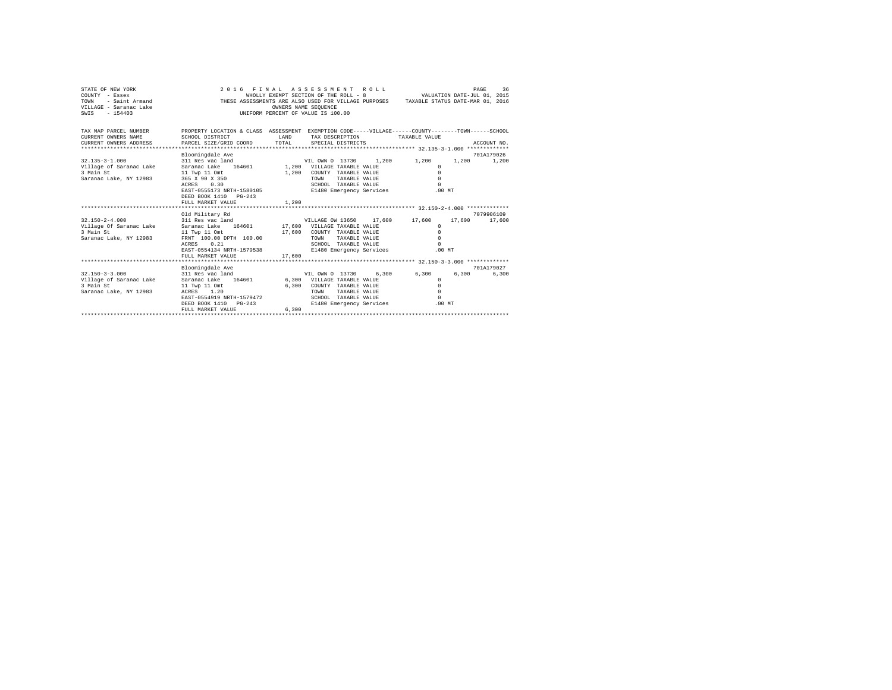STATE OF NEW YORK
COUNTY - Essex
TOWN - Saint Armand
VILLAGE - Saranac Lake
SWIS - 154403

2 0 1 6 F I N A L A S S E S S M E N T R O L L
WHOLLY EXEMPT SECTION OF THE ROLL - 8
THESE ASSESSMENTS ARE ALSO USED FOR VILLAGE PURPOSES
OWNERS NAME SEQUENCE
UNIFORM PERCENT OF VALUE IS 100.00

VALUATION DATE-JUL 01, 2015
TAXABLE STATUS DATE-MAR 01, 2016

```
TAX MAP PARCEL NUMBER      PROPERTY LOCATION & CLASS  ASSESSMENT  EXEMPTION CODE-----VILLAGE------COUNTY--------TOWN------SCHOOL
CURRENT OWNERS NAME        SCHOOL DISTRICT             LAND       TAX DESCRIPTION           TAXABLE VALUE
CURRENT OWNERS ADDRESS     PARCEL SIZE/GRID COORD      TOTAL      SPECIAL DISTRICTS                                        ACCOUNT NO.
************************************************************************************************* 32.135-3-1.000 ************
                           Bloomingdale Ave                                                                              701A179026
32.135-3-1.000             311 Res vac land                       VIL OWN O 13730     1,200       1,200       1,200       1,200
Village of Saranac Lake    Saranac Lake    164601       1,200    VILLAGE TAXABLE VALUE                 0
3 Main St                  11 Twp 11 Omt                1,200    COUNTY  TAXABLE VALUE                 0
Saranac Lake, NY 12983     365 X 90 X 350                        TOWN    TAXABLE VALUE                 0
                           ACRES    0.30                         SCHOOL  TAXABLE VALUE                 0
                           EAST-0555173 NRTH-1580105             E1480 Emergency Services            .00 MT
                           DEED BOOK 1410   PG-243
                           FULL MARKET VALUE            1,200
************************************************************************************************* 32.150-2-4.000 ************
                           Old Military Rd                                                                               7079906109
32.150-2-4.000             311 Res vac land                       VILLAGE OW 13650    17,600      17,600      17,600      17,600
Village Of Saranac Lake    Saranac Lake    164601      17,600    VILLAGE TAXABLE VALUE                 0
3 Main St                  11 Twp 11 Omt               17,600    COUNTY  TAXABLE VALUE                 0
Saranac Lake, NY 12983     FRNT 100.00 DPTH 100.00               TOWN    TAXABLE VALUE                 0
                           ACRES    0.21                         SCHOOL  TAXABLE VALUE                 0
                           EAST-0554134 NRTH-1579538             E1480 Emergency Services            .00 MT
                           FULL MARKET VALUE           17,600
************************************************************************************************* 32.150-3-3.000 ************
                           Bloomingdale Ave                                                                              701A179027
32.150-3-3.000             311 Res vac land                       VIL OWN O 13730     6,300       6,300       6,300       6,300
Village of Saranac Lake    Saranac Lake    164601       6,300    VILLAGE TAXABLE VALUE                 0
3 Main St                  11 Twp 11 Omt                6,300    COUNTY  TAXABLE VALUE                 0
Saranac Lake, NY 12983     ACRES    1.20                         TOWN    TAXABLE VALUE                 0
                           EAST-0554919 NRTH-1579472             SCHOOL  TAXABLE VALUE                 0
                           DEED BOOK 1410   PG-243               E1480 Emergency Services            .00 MT
                           FULL MARKET VALUE            6,300
******************************************************************************************************************************
```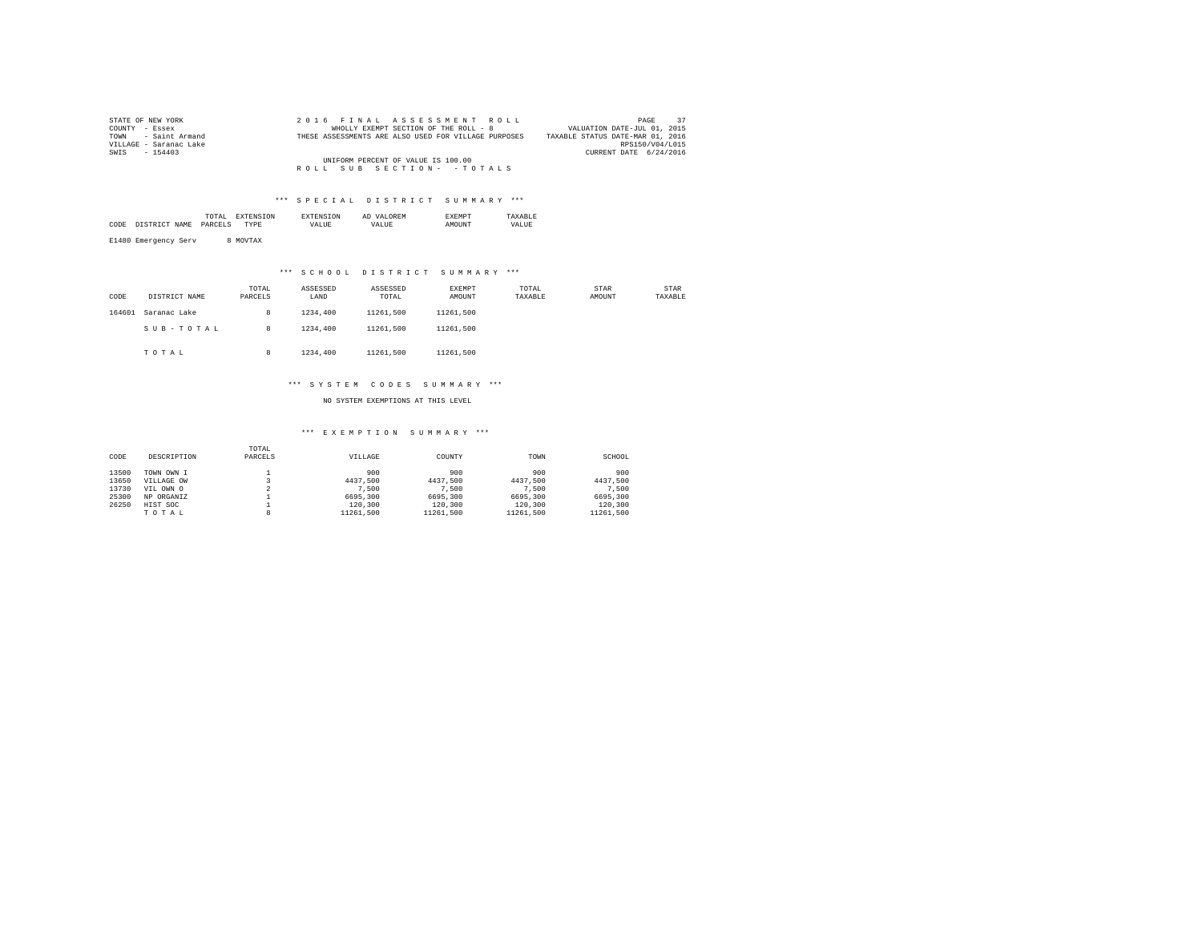STATE OF NEW YORK
COUNTY - Essex
TOWN - Saint Armand
VILLAGE - Saranac Lake
SWIS - 154403

2016 FINAL ASSESSMENT ROLL
WHOLLY EXEMPT SECTION OF THE ROLL - 8
THESE ASSESSMENTS ARE ALSO USED FOR VILLAGE PURPOSES
UNIFORM PERCENT OF VALUE IS 100.00
ROLL SUB SECTION- - TOTALS

VALUATION DATE-JUL 01, 2015
TAXABLE STATUS DATE-MAR 01, 2016
RPS150/V04/L015
CURRENT DATE 6/24/2016

### *** SPECIAL DISTRICT SUMMARY ***

| CODE | DISTRICT NAME | TOTAL PARCELS | EXTENSION TYPE | EXTENSION VALUE | AD VALOREM VALUE | EXEMPT AMOUNT | TAXABLE VALUE |
|---|---|---|---|---|---|---|---|
| E1480 | Emergency Serv | 8 | MOVTAX | | | | |

### *** SCHOOL DISTRICT SUMMARY ***

| CODE | DISTRICT NAME | TOTAL PARCELS | ASSESSED LAND | ASSESSED TOTAL | EXEMPT AMOUNT | TOTAL TAXABLE | STAR AMOUNT | STAR TAXABLE |
|---|---|---|---|---|---|---|---|---|
| 164601 | Saranac Lake | 8 | 1234,400 | 11261,500 | 11261,500 | | | |
| | S U B - T O T A L | 8 | 1234,400 | 11261,500 | 11261,500 | | | |
| | T O T A L | 8 | 1234,400 | 11261,500 | 11261,500 | | | |

### *** SYSTEM CODES SUMMARY ***

NO SYSTEM EXEMPTIONS AT THIS LEVEL

### *** EXEMPTION SUMMARY ***

| CODE | DESCRIPTION | TOTAL PARCELS | VILLAGE | COUNTY | TOWN | SCHOOL |
|---|---|---|---|---|---|---|
| 13500 | TOWN OWN I | 1 | 900 | 900 | 900 | 900 |
| 13650 | VILLAGE OW | 3 | 4437,500 | 4437,500 | 4437,500 | 4437,500 |
| 13730 | VIL OWN O | 2 | 7,500 | 7,500 | 7,500 | 7,500 |
| 25300 | NP ORGANIZ | 1 | 6695,300 | 6695,300 | 6695,300 | 6695,300 |
| 26250 | HIST SOC | 1 | 120,300 | 120,300 | 120,300 | 120,300 |
| | T O T A L | 8 | 11261,500 | 11261,500 | 11261,500 | 11261,500 |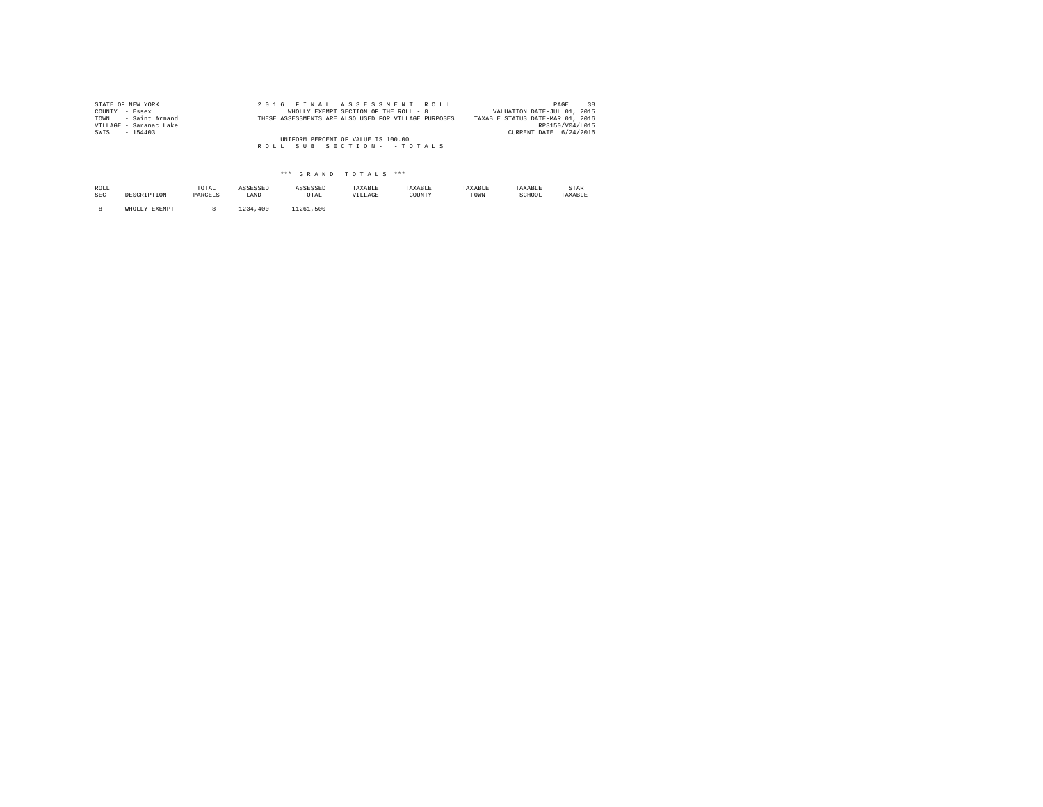STATE OF NEW YORK
COUNTY - Essex
TOWN - Saint Armand
VILLAGE - Saranac Lake
SWIS - 154403

2016 FINAL ASSESSMENT ROLL
WHOLLY EXEMPT SECTION OF THE ROLL - 8
THESE ASSESSMENTS ARE ALSO USED FOR VILLAGE PURPOSES
UNIFORM PERCENT OF VALUE IS 100.00
ROLL SUB SECTION- - TOTALS

VALUATION DATE-JUL 01, 2015
TAXABLE STATUS DATE-MAR 01, 2016
RPS150/V04/L015
CURRENT DATE 6/24/2016

*** GRAND TOTALS ***

| ROLL SEC | DESCRIPTION | TOTAL PARCELS | ASSESSED LAND | ASSESSED TOTAL | TAXABLE VILLAGE | TAXABLE COUNTY | TAXABLE TOWN | TAXABLE SCHOOL | STAR TAXABLE |
|---|---|---|---|---|---|---|---|---|---|
| 8 | WHOLLY EXEMPT | 8 | 1234,400 | 11261,500 | | | | | |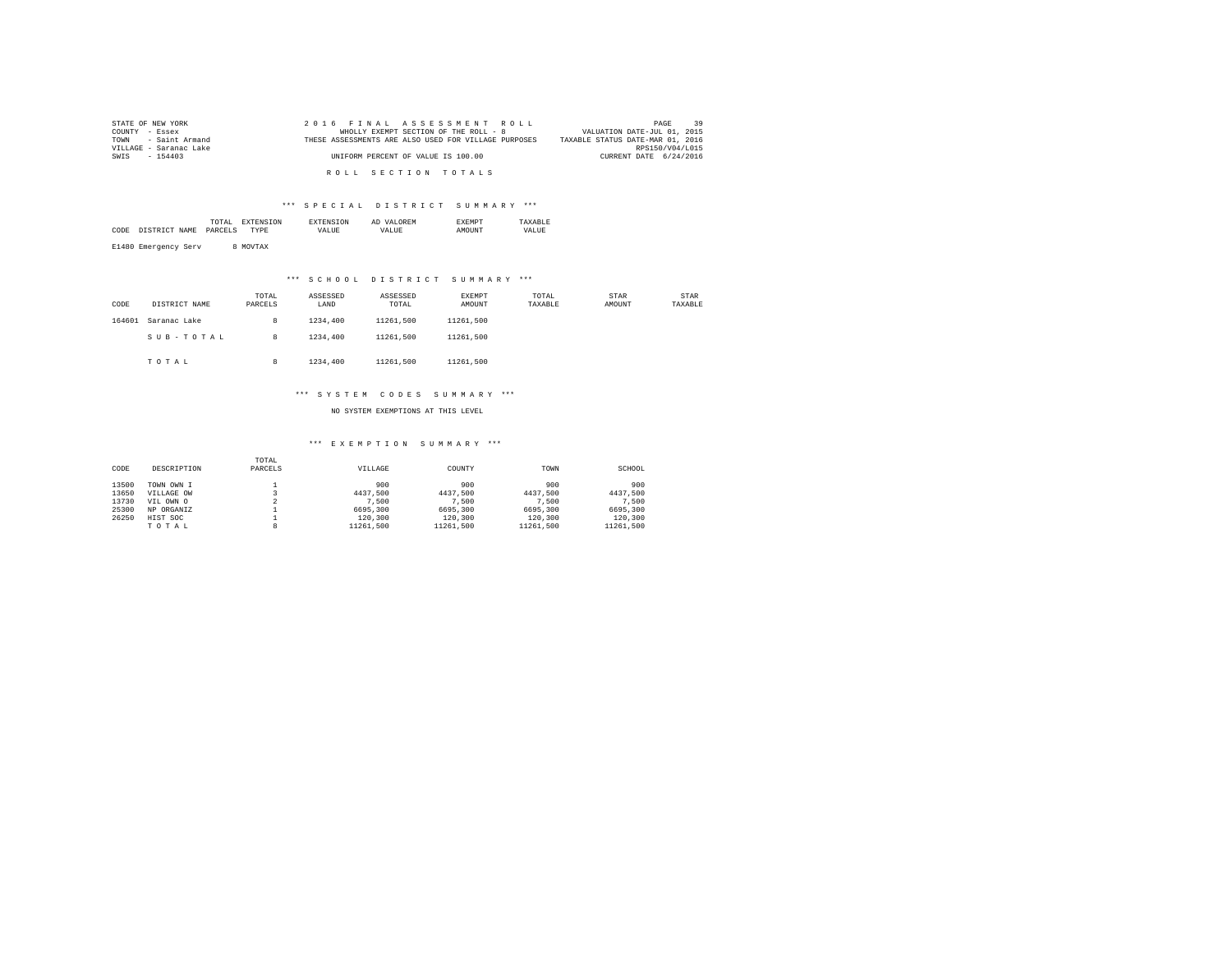STATE OF NEW YORK
COUNTY - Essex
TOWN - Saint Armand
VILLAGE - Saranac Lake
SWIS - 154403

2016 FINAL ASSESSMENT ROLL
WHOLLY EXEMPT SECTION OF THE ROLL - 8
THESE ASSESSMENTS ARE ALSO USED FOR VILLAGE PURPOSES
UNIFORM PERCENT OF VALUE IS 100.00

VALUATION DATE-JUL 01, 2015
TAXABLE STATUS DATE-MAR 01, 2016
RPS150/V04/L015
CURRENT DATE 6/24/2016

ROLL SECTION TOTALS

*** SPECIAL DISTRICT SUMMARY ***

| CODE | DISTRICT NAME | TOTAL PARCELS | EXTENSION TYPE | EXTENSION VALUE | AD VALOREM VALUE | EXEMPT AMOUNT | TAXABLE VALUE |
|---|---|---|---|---|---|---|---|
| E1480 | Emergency Serv | 8 | MOVTAX | | | | |

*** SCHOOL DISTRICT SUMMARY ***

| CODE | DISTRICT NAME | TOTAL PARCELS | ASSESSED LAND | ASSESSED TOTAL | EXEMPT AMOUNT | TOTAL TAXABLE | STAR AMOUNT | STAR TAXABLE |
|---|---|---|---|---|---|---|---|---|
| 164601 | Saranac Lake | 8 | 1234,400 | 11261,500 | 11261,500 | | | |
| | SUB-TOTAL | 8 | 1234,400 | 11261,500 | 11261,500 | | | |
| | TOTAL | 8 | 1234,400 | 11261,500 | 11261,500 | | | |

*** SYSTEM CODES SUMMARY ***

NO SYSTEM EXEMPTIONS AT THIS LEVEL

*** EXEMPTION SUMMARY ***

| CODE | DESCRIPTION | TOTAL PARCELS | VILLAGE | COUNTY | TOWN | SCHOOL |
|---|---|---|---|---|---|---|
| 13500 | TOWN OWN I | 1 | 900 | 900 | 900 | 900 |
| 13650 | VILLAGE OW | 3 | 4437,500 | 4437,500 | 4437,500 | 4437,500 |
| 13730 | VIL OWN O | 2 | 7,500 | 7,500 | 7,500 | 7,500 |
| 25300 | NP ORGANIZ | 1 | 6695,300 | 6695,300 | 6695,300 | 6695,300 |
| 26250 | HIST SOC | 1 | 120,300 | 120,300 | 120,300 | 120,300 |
| | TOTAL | 8 | 11261,500 | 11261,500 | 11261,500 | 11261,500 |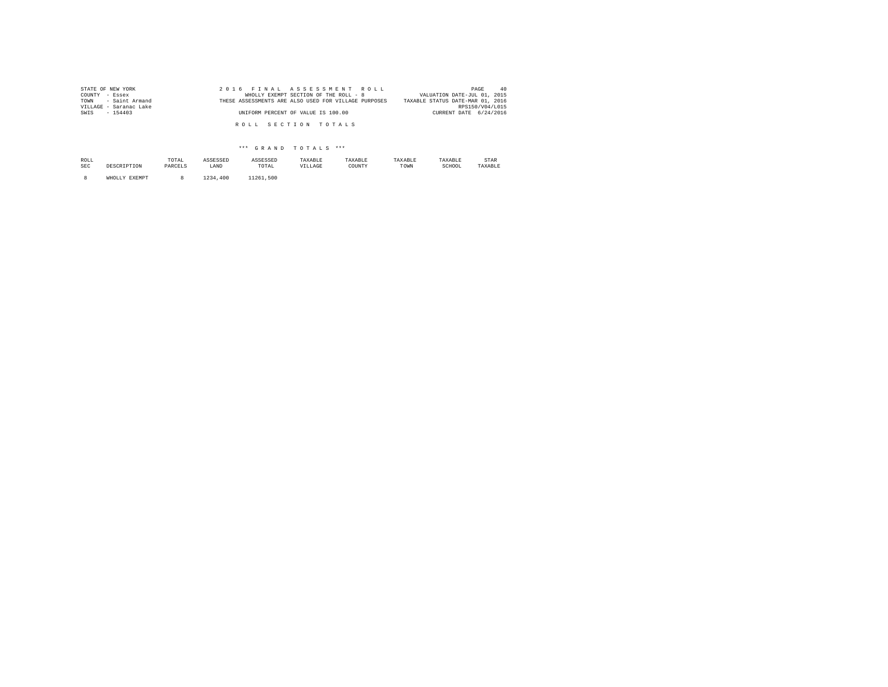STATE OF NEW YORK
COUNTY - Essex
TOWN - Saint Armand
VILLAGE - Saranac Lake
SWIS - 154403

2016 FINAL ASSESSMENT ROLL
WHOLLY EXEMPT SECTION OF THE ROLL - 8
THESE ASSESSMENTS ARE ALSO USED FOR VILLAGE PURPOSES
UNIFORM PERCENT OF VALUE IS 100.00

VALUATION DATE-JUL 01, 2015
TAXABLE STATUS DATE-MAR 01, 2016
RPS150/V04/L015
CURRENT DATE 6/24/2016

R O L L   S E C T I O N   T O T A L S

*** G R A N D   T O T A L S ***

| ROLL SEC | DESCRIPTION | TOTAL PARCELS | ASSESSED LAND | ASSESSED TOTAL | TAXABLE VILLAGE | TAXABLE COUNTY | TAXABLE TOWN | TAXABLE SCHOOL | STAR TAXABLE |
|---|---|---|---|---|---|---|---|---|---|
| 8 | WHOLLY EXEMPT | 8 | 1234,400 | 11261,500 | | | | | |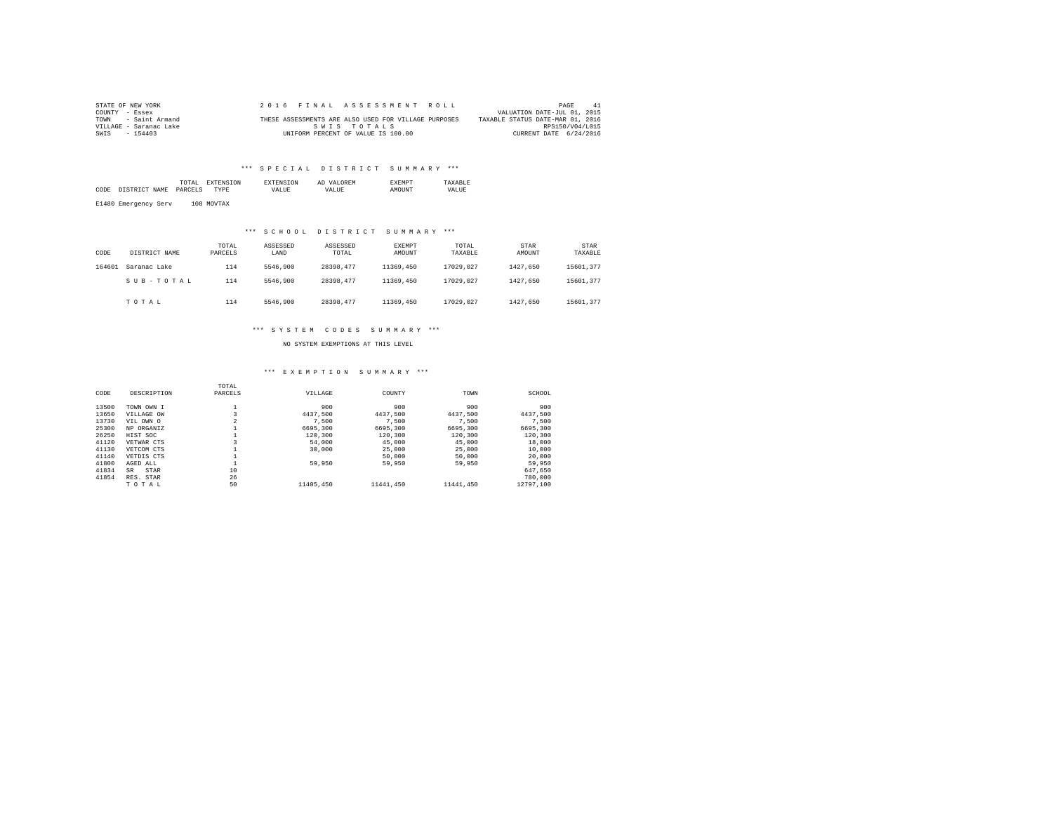STATE OF NEW YORK
COUNTY - Essex
TOWN - Saint Armand
VILLAGE - Saranac Lake
SWIS - 154403

2016 FINAL ASSESSMENT ROLL
THESE ASSESSMENTS ARE ALSO USED FOR VILLAGE PURPOSES
SWIS TOTALS
UNIFORM PERCENT OF VALUE IS 100.00

VALUATION DATE-JUL 01, 2015
TAXABLE STATUS DATE-MAR 01, 2016
RPS150/V04/L015
CURRENT DATE 6/24/2016

### *** SPECIAL DISTRICT SUMMARY ***

| CODE | DISTRICT NAME | TOTAL PARCELS | EXTENSION TYPE | EXTENSION VALUE | AD VALOREM VALUE | EXEMPT AMOUNT | TAXABLE VALUE |
|---|---|---|---|---|---|---|---|
| E1480 | Emergency Serv | 108 | MOVTAX | | | | |

### *** SCHOOL DISTRICT SUMMARY ***

| CODE | DISTRICT NAME | TOTAL PARCELS | ASSESSED LAND | ASSESSED TOTAL | EXEMPT AMOUNT | TOTAL TAXABLE | STAR AMOUNT | STAR TAXABLE |
|---|---|---|---|---|---|---|---|---|
| 164601 | Saranac Lake | 114 | 5546,900 | 28398,477 | 11369,450 | 17029,027 | 1427,650 | 15601,377 |
| | SUB-TOTAL | 114 | 5546,900 | 28398,477 | 11369,450 | 17029,027 | 1427,650 | 15601,377 |
| | TOTAL | 114 | 5546,900 | 28398,477 | 11369,450 | 17029,027 | 1427,650 | 15601,377 |

### *** SYSTEM CODES SUMMARY ***

NO SYSTEM EXEMPTIONS AT THIS LEVEL

### *** EXEMPTION SUMMARY ***

| CODE | DESCRIPTION | TOTAL PARCELS | VILLAGE | COUNTY | TOWN | SCHOOL |
|---|---|---|---|---|---|---|
| 13500 | TOWN OWN I | 1 | 900 | 900 | 900 | 900 |
| 13650 | VILLAGE OW | 3 | 4437,500 | 4437,500 | 4437,500 | 4437,500 |
| 13730 | VIL OWN O | 2 | 7,500 | 7,500 | 7,500 | 7,500 |
| 25300 | NP ORGANIZ | 1 | 6695,300 | 6695,300 | 6695,300 | 6695,300 |
| 26250 | HIST SOC | 1 | 120,300 | 120,300 | 120,300 | 120,300 |
| 41120 | VETWAR CTS | 3 | 54,000 | 45,000 | 45,000 | 18,000 |
| 41130 | VETCOM CTS | 1 | 30,000 | 25,000 | 25,000 | 10,000 |
| 41140 | VETDIS CTS | 1 | | 50,000 | 50,000 | 20,000 |
| 41800 | AGED ALL | 1 | 59,950 | 59,950 | 59,950 | 59,950 |
| 41834 | SR STAR | 10 | | | | 647,650 |
| 41854 | RES. STAR | 26 | | | | 780,000 |
| | TOTAL | 50 | 11405,450 | 11441,450 | 11441,450 | 12797,100 |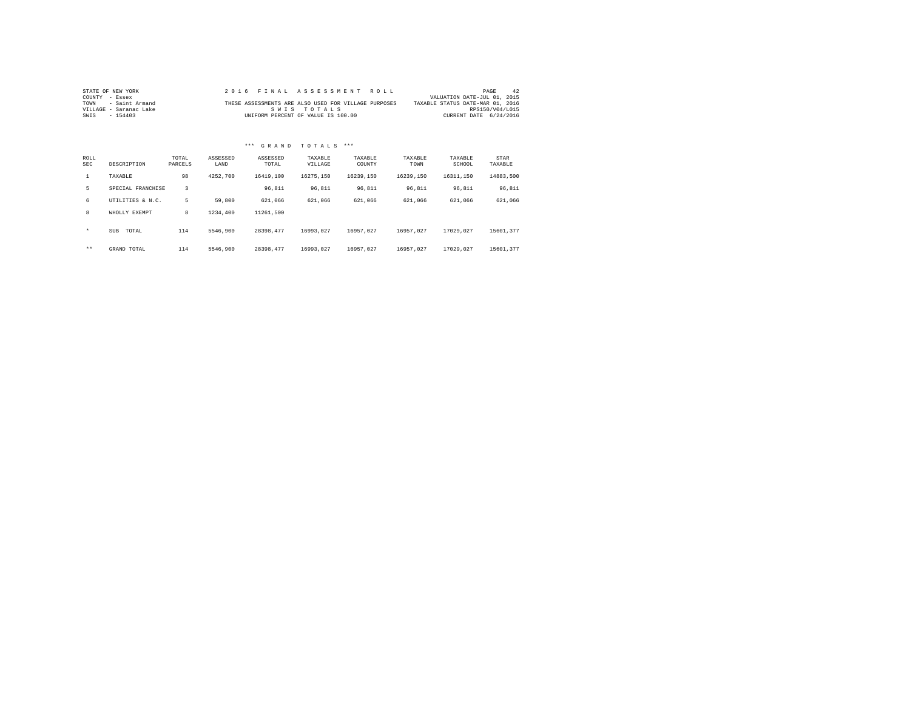STATE OF NEW YORK
COUNTY - Essex
TOWN - Saint Armand
VILLAGE - Saranac Lake
SWIS - 154403

2 0 1 6 F I N A L A S S E S S M E N T R O L L
THESE ASSESSMENTS ARE ALSO USED FOR VILLAGE PURPOSES
S W I S T O T A L S
UNIFORM PERCENT OF VALUE IS 100.00

VALUATION DATE-JUL 01, 2015
TAXABLE STATUS DATE-MAR 01, 2016
RPS150/V04/L015
CURRENT DATE 6/24/2016

### *** G R A N D T O T A L S ***

| ROLL SEC | DESCRIPTION | TOTAL PARCELS | ASSESSED LAND | ASSESSED TOTAL | TAXABLE VILLAGE | TAXABLE COUNTY | TAXABLE TOWN | TAXABLE SCHOOL | STAR TAXABLE |
|---|---|---|---|---|---|---|---|---|---|
| 1 | TAXABLE | 98 | 4252,700 | 16419,100 | 16275,150 | 16239,150 | 16239,150 | 16311,150 | 14883,500 |
| 5 | SPECIAL FRANCHISE | 3 | | 96,811 | 96,811 | 96,811 | 96,811 | 96,811 | 96,811 |
| 6 | UTILITIES & N.C. | 5 | 59,800 | 621,066 | 621,066 | 621,066 | 621,066 | 621,066 | 621,066 |
| 8 | WHOLLY EXEMPT | 8 | 1234,400 | 11261,500 | | | | | |
| * | SUB TOTAL | 114 | 5546,900 | 28398,477 | 16993,027 | 16957,027 | 16957,027 | 17029,027 | 15601,377 |
| ** | GRAND TOTAL | 114 | 5546,900 | 28398,477 | 16993,027 | 16957,027 | 16957,027 | 17029,027 | 15601,377 |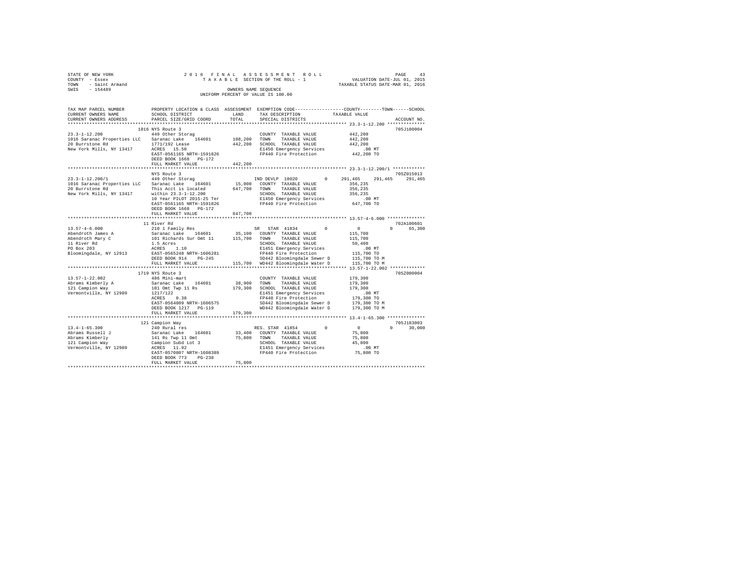STATE OF NEW YORK
COUNTY - Essex
TOWN - Saint Armand
SWIS - 154489

2016 FINAL ASSESSMENT ROLL
TAXABLE SECTION OF THE ROLL - 1
OWNERS NAME SEQUENCE
UNIFORM PERCENT OF VALUE IS 100.00

VALUATION DATE-JUL 01, 2015
TAXABLE STATUS DATE-MAR 01, 2016

| TAX MAP PARCEL NUMBER / CURRENT OWNERS NAME / CURRENT OWNERS ADDRESS | PROPERTY LOCATION & CLASS / SCHOOL DISTRICT / PARCEL SIZE/GRID COORD | ASSESSMENT LAND | TOTAL | EXEMPTION CODE / TAX DESCRIPTION / SPECIAL DISTRICTS | COUNTY | TOWN | SCHOOL / TAXABLE VALUE | ACCOUNT NO. |
|---|---|---|---|---|---|---|---|---|
| **23.3-1-12.200** | 1016 NYS Route 3 | | | | | | | 705J180004 |
| 1016 Saranac Properties LLC | 449 Other Storag | | | COUNTY TAXABLE VALUE | 442,200 | | | |
| 20 Burrstone Rd | Saranac Lake 164601 | 108,200 | | TOWN TAXABLE VALUE | | 442,200 | | |
| New York Mills, NY 13417 | 1771/192 Lease | | 442,200 | SCHOOL TAXABLE VALUE | | | 442,200 | |
| | ACRES 15.50 | | | E1450 Emergency Services | | | .00 MT | |
| | EAST-0561165 NRTH-1591826 | | | FP440 Fire Protection | | | 442,200 TO | |
| | DEED BOOK 1668 PG-172 | | | | | | | |
| | FULL MARKET VALUE | | 442,200 | | | | | |
| **23.3-1-12.200/1** | NYS Route 3 | | | | | | | 705Z015013 |
| 1016 Saranac Properties LLC | 449 Other Storag | | | IND DEVLP 18020 0 | 291,465 | 291,465 | 291,465 | |
| 20 Burrstone Rd | Saranac Lake 164601 | 15,000 | | COUNTY TAXABLE VALUE | 356,235 | | | |
| New York Mills, NY 13417 | This Acct is located | | 647,700 | TOWN TAXABLE VALUE | | 356,235 | | |
| | within 23.3-1-12.200 | | | SCHOOL TAXABLE VALUE | | | 356,235 | |
| | 10 Year PILOT 2015-25 Ter | | | E1450 Emergency Services | | | .00 MT | |
| | EAST-0561165 NRTH-1591826 | | | FP440 Fire Protection | | | 647,700 TO | |
| | DEED BOOK 1668 PG-172 | | | | | | | |
| | FULL MARKET VALUE | | 647,700 | | | | | |
| **13.57-4-6.000** | 11 River Rd | | | | | | | 702A100601 |
| Abendroth James A | 210 1 Family Res | | | SR STAR 41834 0 | 0 | 0 | 65,300 | |
| Abendroth Mary C | Saranac Lake 164601 | 35,100 | | COUNTY TAXABLE VALUE | 115,700 | | | |
| 11 River Rd | 101 Richards Sur Omt 11 | | 115,700 | TOWN TAXABLE VALUE | | 115,700 | | |
| PO Box 203 | 1.5 Acres | | | SCHOOL TAXABLE VALUE | | | 50,400 | |
| Bloomingdale, NY 12913 | ACRES 1.10 | | | E1451 Emergency Services | | | .00 MT | |
| | EAST-0565248 NRTH-1606281 | | | FP440 Fire Protection | | | 115,700 TO | |
| | DEED BOOK 914 PG-245 | | | SD442 Bloomingdale Sewer D | | | 115,700 TO M | |
| | FULL MARKET VALUE | | 115,700 | WD442 Bloomingdale Water D | | | 115,700 TO M | |
| **13.57-1-22.002** | 1719 NYS Route 3 | | | | | | | 705Z000004 |
| Abrams Kimberly A | 486 Mini-mart | | | COUNTY TAXABLE VALUE | 179,300 | | | |
| 121 Campion Way | Saranac Lake 164601 | 38,900 | | TOWN TAXABLE VALUE | | 179,300 | | |
| Vermontville, NY 12989 | 101 Omt Twp 11 Rs | | 179,300 | SCHOOL TAXABLE VALUE | | | 179,300 | |
| | 1217/122 | | | E1451 Emergency Services | | | .00 MT | |
| | ACRES 0.38 | | | FP440 Fire Protection | | | 179,300 TO | |
| | EAST-0564809 NRTH-1606575 | | | SD442 Bloomingdale Sewer D | | | 179,300 TO M | |
| | DEED BOOK 1217 PG-119 | | | WD442 Bloomingdale Water D | | | 179,300 TO M | |
| | FULL MARKET VALUE | | 179,300 | | | | | |
| **13.4-1-65.300** | 121 Campion Way | | | | | | | 705J183003 |
| Abrams Russell J | 240 Rural res | | | RES. STAR 41854 0 | 0 | 0 | 30,000 | |
| Abrams Kimberly | Saranac Lake 164601 | 33,400 | | COUNTY TAXABLE VALUE | 75,800 | | | |
| 121 Campion Way | 141 Rs Twp 11 Omt | | 75,800 | TOWN TAXABLE VALUE | | 75,800 | | |
| Vermontville, NY 12989 | Campion Subd Lot 3 | | | SCHOOL TAXABLE VALUE | | | 45,800 | |
| | ACRES 11.92 | | | E1451 Emergency Services | | | .00 MT | |
| | EAST-0570807 NRTH-1608389 | | | FP440 Fire Protection | | | 75,800 TO | |
| | DEED BOOK 773 PG-238 | | | | | | | |
| | FULL MARKET VALUE | | 75,800 | | | | | |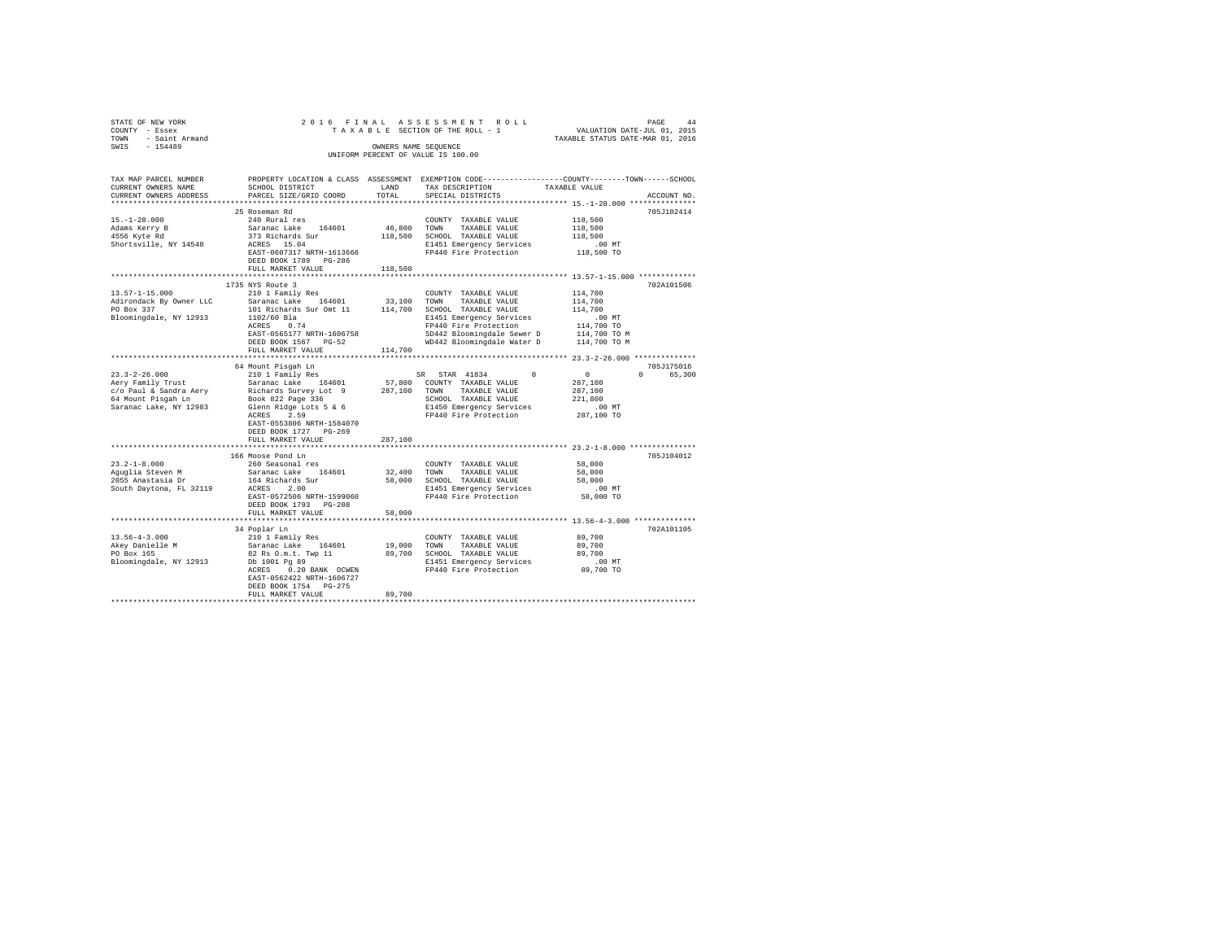STATE OF NEW YORK
COUNTY - Essex
TOWN - Saint Armand
SWIS - 154489

2016 FINAL ASSESSMENT ROLL
TAXABLE SECTION OF THE ROLL - 1
OWNERS NAME SEQUENCE
UNIFORM PERCENT OF VALUE IS 100.00

VALUATION DATE-JUL 01, 2015
TAXABLE STATUS DATE-MAR 01, 2016

| TAX MAP PARCEL NUMBER / CURRENT OWNERS NAME / CURRENT OWNERS ADDRESS | PROPERTY LOCATION & CLASS / SCHOOL DISTRICT / PARCEL SIZE/GRID COORD | ASSESSMENT LAND | TOTAL | EXEMPTION CODE / TAX DESCRIPTION / SPECIAL DISTRICTS | COUNTY | TOWN | SCHOOL / TAXABLE VALUE | ACCOUNT NO. |
|---|---|---|---|---|---|---|---|---|
| **15.-1-28.000** | 25 Roseman Rd | | | | | | | 705J102414 |
| 15.-1-28.000 | 240 Rural res | | | COUNTY TAXABLE VALUE | | | 118,500 | |
| Adams Kerry B | Saranac Lake 164601 | 46,800 | | TOWN TAXABLE VALUE | | | 118,500 | |
| 4556 Kyte Rd | 373 Richards Sur | | 118,500 | SCHOOL TAXABLE VALUE | | | 118,500 | |
| Shortsville, NY 14548 | ACRES 15.04 | | | E1451 Emergency Services | | | .00 MT | |
| | EAST-0607317 NRTH-1613666 | | | FP440 Fire Protection | | | 118,500 TO | |
| | DEED BOOK 1789 PG-286 | | | | | | | |
| | FULL MARKET VALUE | | 118,500 | | | | | |
| **13.57-1-15.000** | 1735 NYS Route 3 | | | | | | | 702A101506 |
| 13.57-1-15.000 | 210 1 Family Res | | | COUNTY TAXABLE VALUE | | | 114,700 | |
| Adirondack By Owner LLC | Saranac Lake 164601 | 33,100 | | TOWN TAXABLE VALUE | | | 114,700 | |
| PO Box 337 | 101 Richards Sur Omt 11 | | 114,700 | SCHOOL TAXABLE VALUE | | | 114,700 | |
| Bloomingdale, NY 12913 | 1102/60 Bla | | | E1451 Emergency Services | | | .00 MT | |
| | ACRES 0.74 | | | FP440 Fire Protection | | | 114,700 TO | |
| | EAST-0565177 NRTH-1606758 | | | SD442 Bloomingdale Sewer D | | | 114,700 TO M | |
| | DEED BOOK 1567 PG-52 | | | WD442 Bloomingdale Water D | | | 114,700 TO M | |
| | FULL MARKET VALUE | | 114,700 | | | | | |
| **23.3-2-26.000** | 64 Mount Pisgah Ln | | | | | | | 705J175016 |
| 23.3-2-26.000 | 210 1 Family Res | | | SR STAR 41834 | 0 | 0 | 0 65,300 | |
| Aery Family Trust | Saranac Lake 164601 | 57,800 | | COUNTY TAXABLE VALUE | | | 287,100 | |
| c/o Paul & Sandra Aery | Richards Survey Lot 9 | | 287,100 | TOWN TAXABLE VALUE | | | 287,100 | |
| 64 Mount Pisgah Ln | Book 822 Page 336 | | | SCHOOL TAXABLE VALUE | | | 221,800 | |
| Saranac Lake, NY 12983 | Glenn Ridge Lots 5 & 6 | | | E1450 Emergency Services | | | .00 MT | |
| | ACRES 2.59 | | | FP440 Fire Protection | | | 287,100 TO | |
| | EAST-0553806 NRTH-1584070 | | | | | | | |
| | DEED BOOK 1727 PG-269 | | | | | | | |
| | FULL MARKET VALUE | | 287,100 | | | | | |
| **23.2-1-8.000** | 166 Moose Pond Ln | | | | | | | 705J104012 |
| 23.2-1-8.000 | 260 Seasonal res | | | COUNTY TAXABLE VALUE | | | 58,000 | |
| Aguglia Steven M | Saranac Lake 164601 | 32,400 | | TOWN TAXABLE VALUE | | | 58,000 | |
| 2055 Anastasia Dr | 164 Richards Sur | | 58,000 | SCHOOL TAXABLE VALUE | | | 58,000 | |
| South Daytona, FL 32119 | ACRES 2.00 | | | E1451 Emergency Services | | | .00 MT | |
| | EAST-0572506 NRTH-1599060 | | | FP440 Fire Protection | | | 58,000 TO | |
| | DEED BOOK 1793 PG-208 | | | | | | | |
| | FULL MARKET VALUE | | 58,000 | | | | | |
| **13.56-4-3.000** | 34 Poplar Ln | | | | | | | 702A101105 |
| 13.56-4-3.000 | 210 1 Family Res | | | COUNTY TAXABLE VALUE | | | 89,700 | |
| Akey Danielle M | Saranac Lake 164601 | 19,000 | | TOWN TAXABLE VALUE | | | 89,700 | |
| PO Box 165 | 82 Rs O.m.t. Twp 11 | | 89,700 | SCHOOL TAXABLE VALUE | | | 89,700 | |
| Bloomingdale, NY 12913 | Db 1001 Pg 89 | | | E1451 Emergency Services | | | .00 MT | |
| | ACRES 0.20 BANK OCWEN | | | FP440 Fire Protection | | | 89,700 TO | |
| | EAST-0562422 NRTH-1606727 | | | | | | | |
| | DEED BOOK 1754 PG-275 | | | | | | | |
| | FULL MARKET VALUE | | 89,700 | | | | | |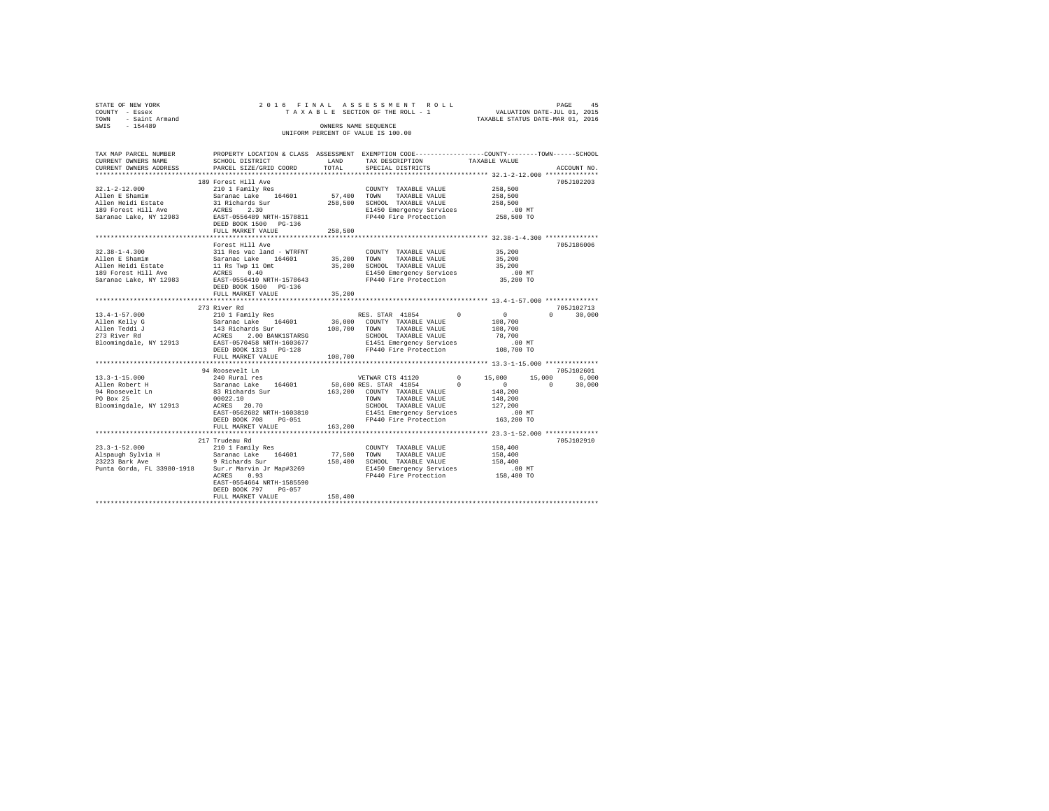STATE OF NEW YORK
COUNTY - Essex
TOWN - Saint Armand
SWIS - 154489

2016 FINAL ASSESSMENT ROLL
TAXABLE SECTION OF THE ROLL - 1
OWNERS NAME SEQUENCE
UNIFORM PERCENT OF VALUE IS 100.00

VALUATION DATE-JUL 01, 2015
TAXABLE STATUS DATE-MAR 01, 2016

```
TAX MAP PARCEL NUMBER      PROPERTY LOCATION & CLASS  ASSESSMENT  EXEMPTION CODE-----------------COUNTY--------TOWN------SCHOOL
CURRENT OWNERS NAME        SCHOOL DISTRICT              LAND      TAX DESCRIPTION            TAXABLE VALUE
CURRENT OWNERS ADDRESS     PARCEL SIZE/GRID COORD       TOTAL     SPECIAL DISTRICTS                                    ACCOUNT NO.
******************************************************************************************** 32.1-2-12.000 **************
                           189 Forest Hill Ave                                                                         705J102203
32.1-2-12.000              210 1 Family Res                       COUNTY  TAXABLE VALUE          258,500
Allen E Shamim             Saranac Lake   164601       57,400     TOWN    TAXABLE VALUE          258,500
Allen Heidi Estate         31 Richards Sur            258,500     SCHOOL  TAXABLE VALUE          258,500
189 Forest Hill Ave        ACRES    2.30                          E1450 Emergency Services            .00 MT
Saranac Lake, NY 12983     EAST-0556489 NRTH-1578811              FP440 Fire Protection          258,500 TO
                           DEED BOOK 1500   PG-136
                           FULL MARKET VALUE          258,500
******************************************************************************************** 32.38-1-4.300 **************
                           Forest Hill Ave                                                                             705J186006
32.38-1-4.300              311 Res vac land - WTRFNT              COUNTY  TAXABLE VALUE           35,200
Allen E Shamim             Saranac Lake   164601       35,200     TOWN    TAXABLE VALUE           35,200
Allen Heidi Estate         11 Rs Twp 11 Omt            35,200     SCHOOL  TAXABLE VALUE           35,200
189 Forest Hill Ave        ACRES    0.40                          E1450 Emergency Services            .00 MT
Saranac Lake, NY 12983     EAST-0556410 NRTH-1578643              FP440 Fire Protection           35,200 TO
                           DEED BOOK 1500   PG-136
                           FULL MARKET VALUE           35,200
******************************************************************************************** 13.4-1-57.000 **************
                           273 River Rd                                                                                705J102713
13.4-1-57.000              210 1 Family Res                       RES. STAR  41854         0           0            0      30,000
Allen Kelly G              Saranac Lake   164601       36,000     COUNTY  TAXABLE VALUE          108,700
Allen Teddi J              143 Richards Sur           108,700     TOWN    TAXABLE VALUE          108,700
273 River Rd               ACRES    2.00 BANK1STARSG              SCHOOL  TAXABLE VALUE           78,700
Bloomingdale, NY 12913     EAST-0570458 NRTH-1603677              E1451 Emergency Services            .00 MT
                           DEED BOOK 1313   PG-128                FP440 Fire Protection          108,700 TO
                           FULL MARKET VALUE          108,700
******************************************************************************************** 13.3-1-15.000 **************
                           94 Roosevelt Ln                                                                             705J102601
13.3-1-15.000              240 Rural res                          VETWAR CTS 41120         0      15,000       15,000       6,000
Allen Robert H             Saranac Lake   164601       58,600 RES. STAR  41854         0           0            0      30,000
94 Roosevelt Ln            83 Richards Sur            163,200     COUNTY  TAXABLE VALUE          148,200
PO Box 25                  00022.10                               TOWN    TAXABLE VALUE          148,200
Bloomingdale, NY 12913     ACRES   20.70                          SCHOOL  TAXABLE VALUE          127,200
                           EAST-0562682 NRTH-1603810              E1451 Emergency Services            .00 MT
                           DEED BOOK 708    PG-051                FP440 Fire Protection          163,200 TO
                           FULL MARKET VALUE          163,200
******************************************************************************************** 23.3-1-52.000 **************
                           217 Trudeau Rd                                                                              705J102910
23.3-1-52.000              210 1 Family Res                       COUNTY  TAXABLE VALUE          158,400
Alspaugh Sylvia H          Saranac Lake   164601       77,500     TOWN    TAXABLE VALUE          158,400
23223 Bark Ave             9 Richards Sur             158,400     SCHOOL  TAXABLE VALUE          158,400
Punta Gorda, FL 33980-1918 Sur.r Marvin Jr Map#3269               E1450 Emergency Services            .00 MT
                           ACRES    0.93                          FP440 Fire Protection          158,400 TO
                           EAST-0554664 NRTH-1585590
                           DEED BOOK 797    PG-057
                           FULL MARKET VALUE          158,400
************************************************************************************************************************
```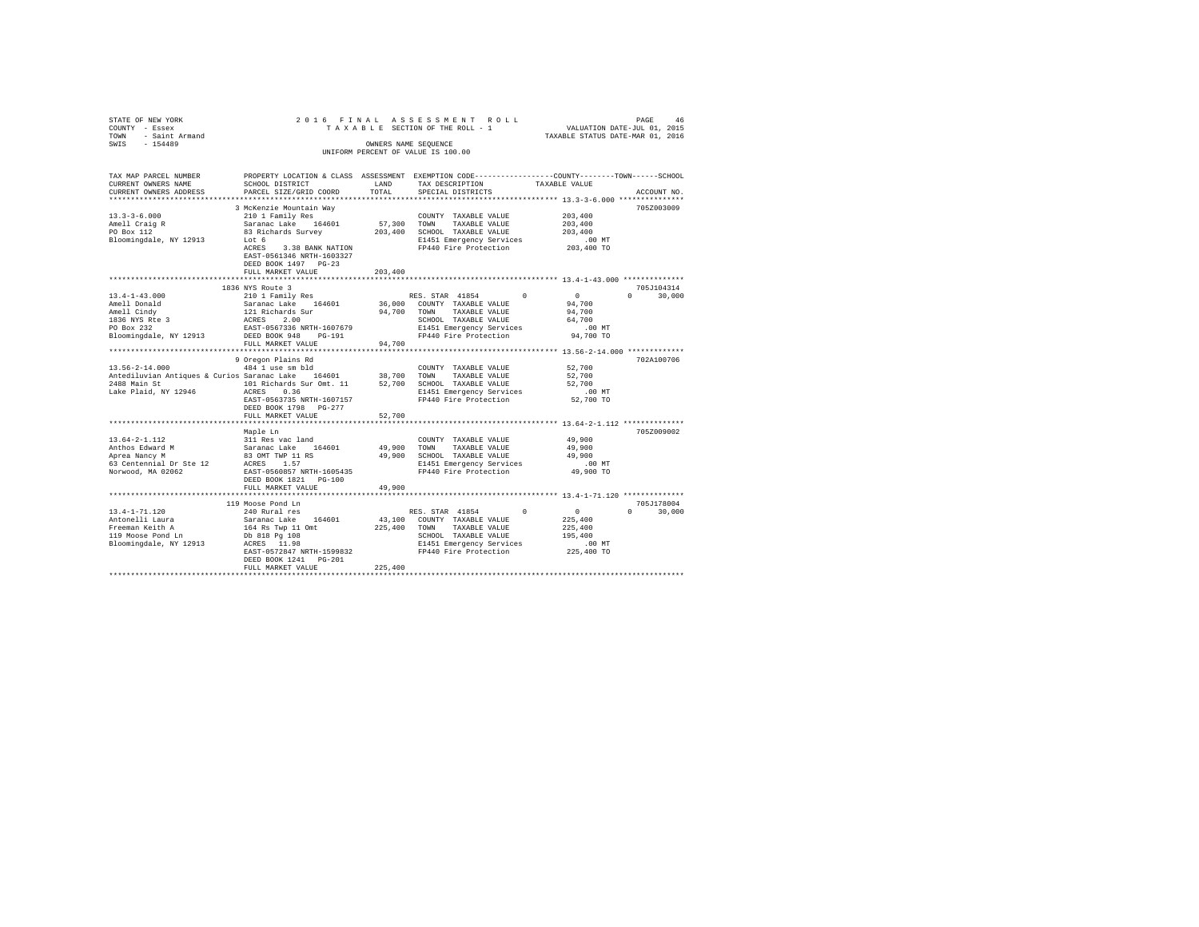```
STATE OF NEW YORK                2 0 1 6   F I N A L   A S S E S S M E N T   R O L L                    PAGE    46
COUNTY  - Essex                      T A X A B L E SECTION OF THE ROLL - 1               VALUATION DATE-JUL 01, 2015
TOWN    - Saint Armand                                                               TAXABLE STATUS DATE-MAR 01, 2016
SWIS    - 154489                                      OWNERS NAME SEQUENCE
                                               UNIFORM PERCENT OF VALUE IS 100.00

TAX MAP PARCEL NUMBER          PROPERTY LOCATION & CLASS  ASSESSMENT  EXEMPTION CODE------------------COUNTY--------TOWN------SCHOOL
CURRENT OWNERS NAME            SCHOOL DISTRICT               LAND      TAX DESCRIPTION              TAXABLE VALUE
CURRENT OWNERS ADDRESS         PARCEL SIZE/GRID COORD        TOTAL     SPECIAL DISTRICTS                                   ACCOUNT NO.
*********************************************************************************************** 13.3-3-6.000 ***************
                               3 McKenzie Mountain Way                                                               705Z003009
13.3-3-6.000                   210 1 Family Res                        COUNTY  TAXABLE VALUE            203,400
Amell Craig R                  Saranac Lake   164601       57,300     TOWN    TAXABLE VALUE            203,400
PO Box 112                     83 Richards Survey          203,400    SCHOOL  TAXABLE VALUE            203,400
Bloomingdale, NY 12913         Lot 6                                   E1451 Emergency Services           .00 MT
                               ACRES    3.30 BANK NATION               FP440 Fire Protection            203,400 TO
                               EAST-0561346 NRTH-1603327
                               DEED BOOK 1497   PG-23
                               FULL MARKET VALUE           203,400
*********************************************************************************************** 13.4-1-43.000 **************
                               1836 NYS Route 3                                                                      705J104314
13.4-1-43.000                  210 1 Family Res                        RES. STAR  41854         0           0          0     30,000
Amell Donald                   Saranac Lake   164601       36,000     COUNTY  TAXABLE VALUE             94,700
Amell Cindy                    121 Richards Sur             94,700    TOWN    TAXABLE VALUE             94,700
1836 NYS Rte 3                 ACRES    2.00                           SCHOOL  TAXABLE VALUE             64,700
PO Box 232                     EAST-0567336 NRTH-1607679               E1451 Emergency Services           .00 MT
Bloomingdale, NY 12913         DEED BOOK 948    PG-191                 FP440 Fire Protection             94,700 TO
                               FULL MARKET VALUE            94,700
*********************************************************************************************** 13.56-2-14.000 *************
                               9 Oregon Plains Rd                                                                    702A100706
13.56-2-14.000                 484 1 use sm bld                        COUNTY  TAXABLE VALUE             52,700
Antediluvian Antiques & Curios Saranac Lake   164601       38,700     TOWN    TAXABLE VALUE             52,700
2488 Main St                   101 Richards Sur Omt. 11     52,700    SCHOOL  TAXABLE VALUE             52,700
Lake Plaid, NY 12946           ACRES    0.36                           E1451 Emergency Services           .00 MT
                               EAST-0563735 NRTH-1607157               FP440 Fire Protection             52,700 TO
                               DEED BOOK 1798   PG-277
                               FULL MARKET VALUE            52,700
*********************************************************************************************** 13.64-2-1.112 **************
                               Maple Ln                                                                              705Z009002
13.64-2-1.112                  311 Res vac land                        COUNTY  TAXABLE VALUE             49,900
Anthos Edward M                Saranac Lake   164601       49,900     TOWN    TAXABLE VALUE             49,900
Aprea Nancy M                  83 OMT TWP 11 RS             49,900    SCHOOL  TAXABLE VALUE             49,900
63 Centennial Dr Ste 12        ACRES    1.57                           E1451 Emergency Services           .00 MT
Norwood, MA 02062              EAST-0560857 NRTH-1605435               FP440 Fire Protection             49,900 TO
                               DEED BOOK 1821   PG-100
                               FULL MARKET VALUE            49,900
*********************************************************************************************** 13.4-1-71.120 **************
                               119 Moose Pond Ln                                                                     705J178004
13.4-1-71.120                  240 Rural res                           RES. STAR  41854         0           0          0     30,000
Antonelli Laura                Saranac Lake   164601       43,100     COUNTY  TAXABLE VALUE            225,400
Freeman Keith A                164 Rs Twp 11 Omt           225,400    TOWN    TAXABLE VALUE            225,400
119 Moose Pond Ln              Db 818 Pg 108                           SCHOOL  TAXABLE VALUE            195,400
Bloomingdale, NY 12913         ACRES   11.98                           E1451 Emergency Services           .00 MT
                               EAST-0572047 NRTH-1599832               FP440 Fire Protection            225,400 TO
                               DEED BOOK 1241   PG-201
                               FULL MARKET VALUE           225,400
****************************************************************************************************************************
```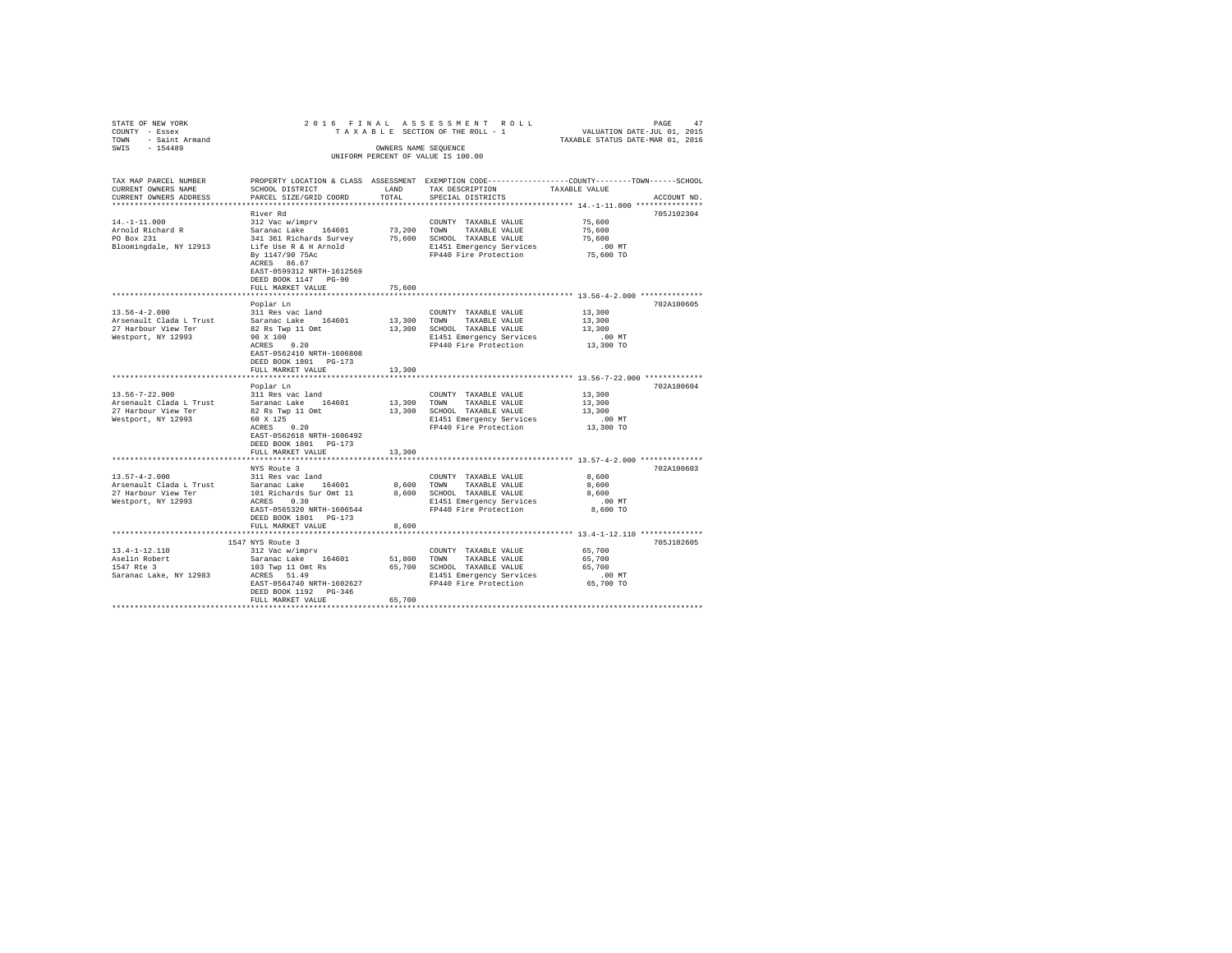STATE OF NEW YORK
COUNTY - Essex
TOWN - Saint Armand
SWIS - 154489

2016 FINAL ASSESSMENT ROLL
TAXABLE SECTION OF THE ROLL - 1
OWNERS NAME SEQUENCE
UNIFORM PERCENT OF VALUE IS 100.00

VALUATION DATE-JUL 01, 2015
TAXABLE STATUS DATE-MAR 01, 2016

| TAX MAP PARCEL NUMBER / CURRENT OWNERS NAME / CURRENT OWNERS ADDRESS | PROPERTY LOCATION & CLASS / SCHOOL DISTRICT / PARCEL SIZE/GRID COORD | ASSESSMENT LAND / TOTAL | EXEMPTION CODE / TAX DESCRIPTION / SPECIAL DISTRICTS | COUNTY / TOWN / SCHOOL TAXABLE VALUE | ACCOUNT NO. |
|---|---|---|---|---|---|
| 14.-1-11.000 | River Rd | | | | 705J102304 |
| Arnold Richard R | 312 Vac w/imprv | | COUNTY TAXABLE VALUE | 75,600 | |
| PO Box 231 | Saranac Lake 164601 | 73,200 | TOWN TAXABLE VALUE | 75,600 | |
| Bloomingdale, NY 12913 | 341 361 Richards Survey | 75,600 | SCHOOL TAXABLE VALUE | 75,600 | |
| | Life Use R & H Arnold | | E1451 Emergency Services | .00 MT | |
| | By 1147/90 75Ac | | FP440 Fire Protection | 75,600 TO | |
| | ACRES 86.67 | | | | |
| | EAST-0599312 NRTH-1612569 | | | | |
| | DEED BOOK 1147 PG-90 | | | | |
| | FULL MARKET VALUE | 75,600 | | | |
| 13.56-4-2.000 | Poplar Ln | | | | 702A100605 |
| Arsenault Clada L Trust | 311 Res vac land | | COUNTY TAXABLE VALUE | 13,300 | |
| 27 Harbour View Ter | Saranac Lake 164601 | 13,300 | TOWN TAXABLE VALUE | 13,300 | |
| Westport, NY 12993 | 82 Rs Twp 11 Omt | 13,300 | SCHOOL TAXABLE VALUE | 13,300 | |
| | 90 X 100 | | E1451 Emergency Services | .00 MT | |
| | ACRES 0.20 | | FP440 Fire Protection | 13,300 TO | |
| | EAST-0562410 NRTH-1606808 | | | | |
| | DEED BOOK 1801 PG-173 | | | | |
| | FULL MARKET VALUE | 13,300 | | | |
| 13.56-7-22.000 | Poplar Ln | | | | 702A100604 |
| Arsenault Clada L Trust | 311 Res vac land | | COUNTY TAXABLE VALUE | 13,300 | |
| 27 Harbour View Ter | Saranac Lake 164601 | 13,300 | TOWN TAXABLE VALUE | 13,300 | |
| Westport, NY 12993 | 82 Rs Twp 11 Omt | 13,300 | SCHOOL TAXABLE VALUE | 13,300 | |
| | 60 X 125 | | E1451 Emergency Services | .00 MT | |
| | ACRES 0.20 | | FP440 Fire Protection | 13,300 TO | |
| | EAST-0562618 NRTH-1606492 | | | | |
| | DEED BOOK 1801 PG-173 | | | | |
| | FULL MARKET VALUE | 13,300 | | | |
| 13.57-4-2.000 | NYS Route 3 | | | | 702A100603 |
| Arsenault Clada L Trust | 311 Res vac land | | COUNTY TAXABLE VALUE | 8,600 | |
| 27 Harbour View Ter | Saranac Lake 164601 | 8,600 | TOWN TAXABLE VALUE | 8,600 | |
| Westport, NY 12993 | 101 Richards Sur Omt 11 | 8,600 | SCHOOL TAXABLE VALUE | 8,600 | |
| | ACRES 0.30 | | E1451 Emergency Services | .00 MT | |
| | EAST-0565320 NRTH-1606544 | | FP440 Fire Protection | 8,600 TO | |
| | DEED BOOK 1801 PG-173 | | | | |
| | FULL MARKET VALUE | 8,600 | | | |
| 13.4-1-12.110 | 1547 NYS Route 3 | | | | 705J102605 |
| Aselin Robert | 312 Vac w/imprv | | COUNTY TAXABLE VALUE | 65,700 | |
| 1547 Rte 3 | Saranac Lake 164601 | 51,800 | TOWN TAXABLE VALUE | 65,700 | |
| Saranac Lake, NY 12983 | 103 Twp 11 Omt Rs | 65,700 | SCHOOL TAXABLE VALUE | 65,700 | |
| | ACRES 51.49 | | E1451 Emergency Services | .00 MT | |
| | EAST-0564740 NRTH-1602627 | | FP440 Fire Protection | 65,700 TO | |
| | DEED BOOK 1192 PG-346 | | | | |
| | FULL MARKET VALUE | 65,700 | | | |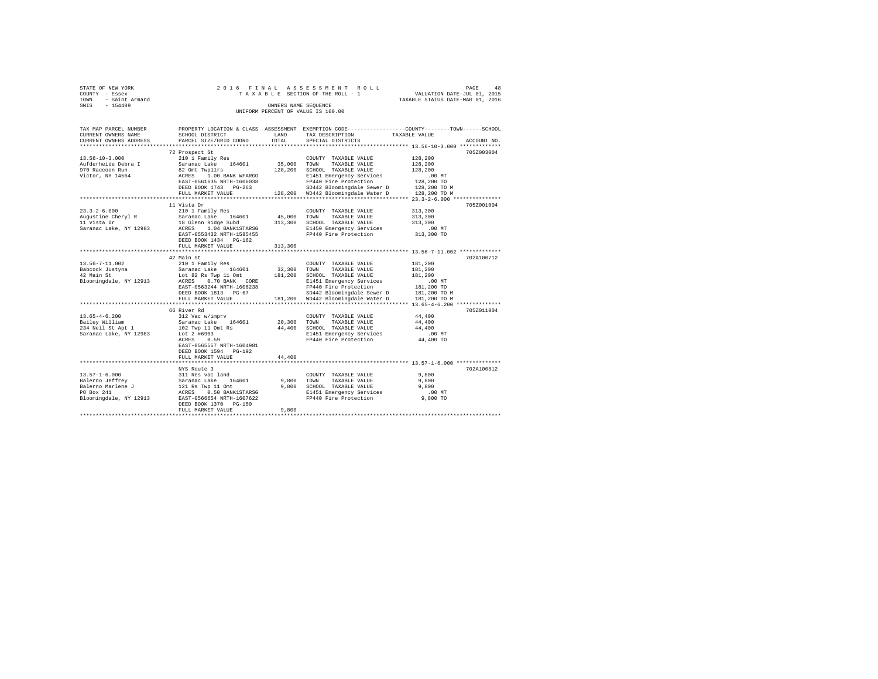STATE OF NEW YORK
COUNTY - Essex
TOWN - Saint Armand
SWIS - 154489

2016 FINAL ASSESSMENT ROLL
TAXABLE SECTION OF THE ROLL - 1
OWNERS NAME SEQUENCE
UNIFORM PERCENT OF VALUE IS 100.00

VALUATION DATE-JUL 01, 2015
TAXABLE STATUS DATE-MAR 01, 2016

```
TAX MAP PARCEL NUMBER     PROPERTY LOCATION & CLASS  ASSESSMENT  EXEMPTION CODE-----------------COUNTY--------TOWN------SCHOOL
CURRENT OWNERS NAME       SCHOOL DISTRICT               LAND      TAX DESCRIPTION              TAXABLE VALUE
CURRENT OWNERS ADDRESS    PARCEL SIZE/GRID COORD        TOTAL     SPECIAL DISTRICTS                                 ACCOUNT NO.
************************************************************************************************ 13.56-10-3.000 *************
                          72 Prospect St                                                                            705Z003004
13.56-10-3.000            210 1 Family Res                        COUNTY  TAXABLE VALUE           128,200
Aufderheide Debra I       Saranac Lake   164601       35,000      TOWN    TAXABLE VALUE           128,200
970 Raccoon Run           82 Omt Twp11rs             128,200      SCHOOL  TAXABLE VALUE           128,200
Victor, NY 14564          ACRES    1.00 BANK WFARGO               E1451 Emergency Services            .00 MT
                          EAST-0561635 NRTH-1606038               FP440 Fire Protection           128,200 TO
                          DEED BOOK 1743   PG-263                 SD442 Bloomingdale Sewer D      128,200 TO M
                          FULL MARKET VALUE          128,200      WD442 Bloomingdale Water D      128,200 TO M
************************************************************************************************ 23.3-2-6.000 ***************
                          11 Vista Dr                                                                               705Z001004
23.3-2-6.000              210 1 Family Res                        COUNTY  TAXABLE VALUE           313,300
Augustine Cheryl R        Saranac Lake   164601       45,000      TOWN    TAXABLE VALUE           313,300
11 Vista Dr               18 Glenn Ridge Subd        313,300      SCHOOL  TAXABLE VALUE           313,300
Saranac Lake, NY 12983    ACRES    1.04 BANK1STARSG               E1450 Emergency Services            .00 MT
                          EAST-0553432 NRTH-1585455               FP440 Fire Protection           313,300 TO
                          DEED BOOK 1434   PG-162
                          FULL MARKET VALUE          313,300
************************************************************************************************ 13.56-7-11.002 *************
                          42 Main St                                                                                702A100712
13.56-7-11.002            210 1 Family Res                        COUNTY  TAXABLE VALUE           181,200
Babcock Justyna           Saranac Lake   164601       32,300      TOWN    TAXABLE VALUE           181,200
42 Main St                Lot 82 Rs Twp 11 Omt       181,200      SCHOOL  TAXABLE VALUE           181,200
Bloomingdale, NY 12913    ACRES    0.70 BANK   CORE               E1451 Emergency Services            .00 MT
                          EAST-0563244 NRTH-1606238               FP440 Fire Protection           181,200 TO
                          DEED BOOK 1813   PG-67                  SD442 Bloomingdale Sewer D      181,200 TO M
                          FULL MARKET VALUE          181,200      WD442 Bloomingdale Water D      181,200 TO M
************************************************************************************************ 13.65-4-6.200 **************
                          66 River Rd                                                                               705Z011004
13.65-4-6.200             312 Vac w/imprv                         COUNTY  TAXABLE VALUE            44,400
Bailey William            Saranac Lake   164601       20,300      TOWN    TAXABLE VALUE            44,400
234 Neil St Apt 1         102 Twp 11 Omt Rs           44,400      SCHOOL  TAXABLE VALUE            44,400
Saranac Lake, NY 12983    Lot 2 #6903                             E1451 Emergency Services            .00 MT
                          ACRES    0.59                           FP440 Fire Protection            44,400 TO
                          EAST-0565557 NRTH-1604981
                          DEED BOOK 1594   PG-192
                          FULL MARKET VALUE           44,400
************************************************************************************************ 13.57-1-6.000 **************
                          NYS Route 3                                                                               702A100812
13.57-1-6.000             311 Res vac land                        COUNTY  TAXABLE VALUE             9,800
Balerno Jeffrey           Saranac Lake   164601        9,800      TOWN    TAXABLE VALUE             9,800
Balerno Marlene J         121 Rs Twp 11 Omt            9,800      SCHOOL  TAXABLE VALUE             9,800
PO Box 241                ACRES    0.50 BANK1STARSG               E1451 Emergency Services            .00 MT
Bloomingdale, NY 12913    EAST-0566654 NRTH-1607622               FP440 Fire Protection             9,800 TO
                          DEED BOOK 1370   PG-150
                          FULL MARKET VALUE            9,800
******************************************************************************************************************************
```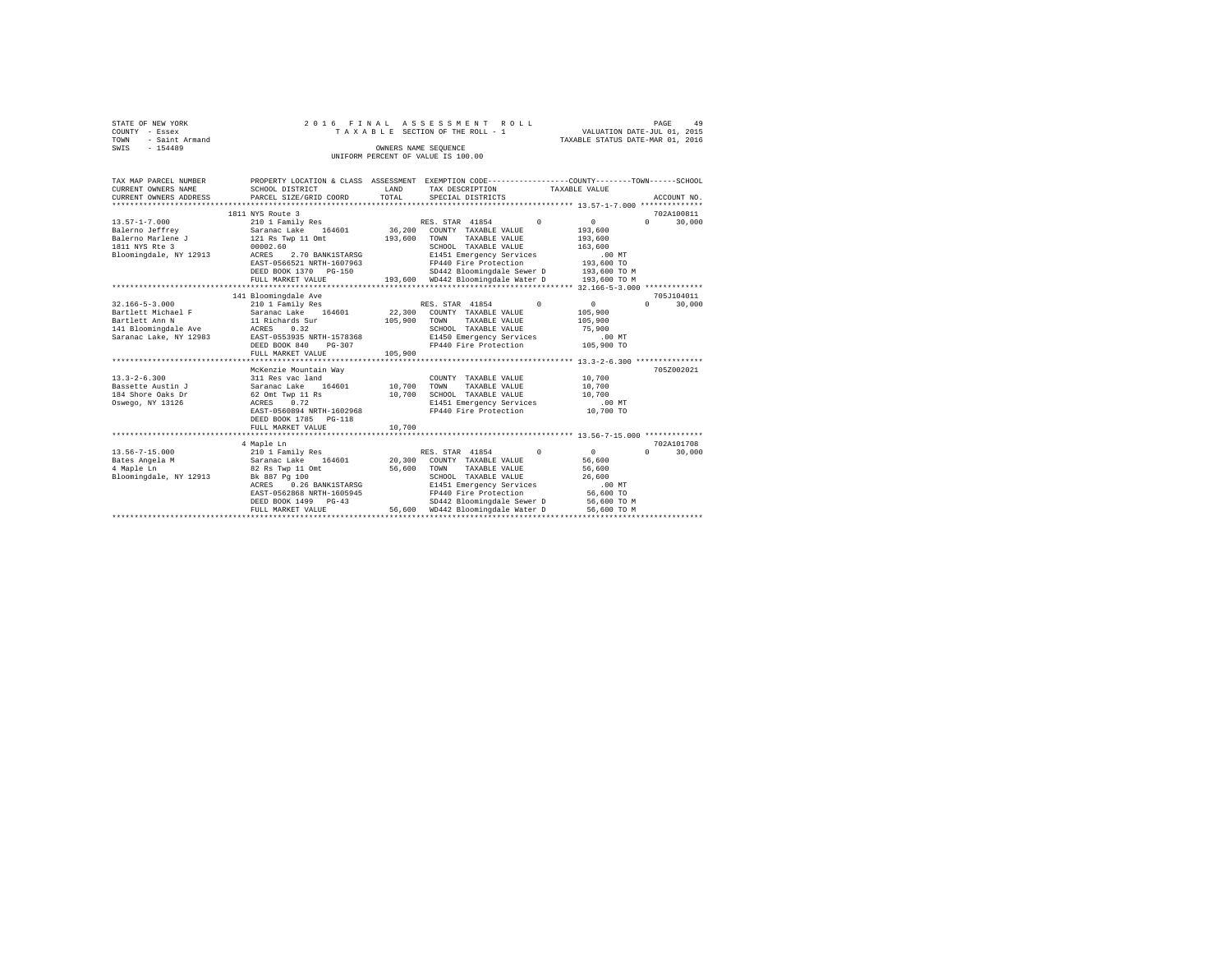STATE OF NEW YORK
COUNTY - Essex
TOWN - Saint Armand
SWIS - 154489

2016 FINAL ASSESSMENT ROLL
TAXABLE SECTION OF THE ROLL - 1
OWNERS NAME SEQUENCE
UNIFORM PERCENT OF VALUE IS 100.00

VALUATION DATE-JUL 01, 2015
TAXABLE STATUS DATE-MAR 01, 2016

```
TAX MAP PARCEL NUMBER          PROPERTY LOCATION & CLASS  ASSESSMENT  EXEMPTION CODE-----------------COUNTY--------TOWN------SCHOOL
CURRENT OWNERS NAME            SCHOOL DISTRICT               LAND      TAX DESCRIPTION            TAXABLE VALUE
CURRENT OWNERS ADDRESS         PARCEL SIZE/GRID COORD        TOTAL     SPECIAL DISTRICTS                                        ACCOUNT NO.
******************************************************************************************************* 13.57-1-7.000 **************
                               1811 NYS Route 3                                                                              702A100811
13.57-1-7.000                  210 1 Family Res                        RES. STAR 41854         0             0            0     30,000
Balerno Jeffrey                Saranac Lake    164601       36,200     COUNTY  TAXABLE VALUE            193,600
Balerno Marlene J              121 Rs Twp 11 Omt           193,600     TOWN    TAXABLE VALUE            193,600
1811 NYS Rte 3                 00002.60                                SCHOOL  TAXABLE VALUE            163,600
Bloomingdale, NY 12913         ACRES     2.70 BANK1STARSG              E1451 Emergency Services            .00 MT
                               EAST-0566521 NRTH-1607963               FP440 Fire Protection            193,600 TO
                               DEED BOOK 1370   PG-150                 SD442 Bloomingdale Sewer D       193,600 TO M
                               FULL MARKET VALUE           193,600     WD442 Bloomingdale Water D       193,600 TO M
******************************************************************************************************* 32.166-5-3.000 *************
                               141 Bloomingdale Ave                                                                          705J104011
32.166-5-3.000                 210 1 Family Res                        RES. STAR 41854         0             0            0     30,000
Bartlett Michael F             Saranac Lake    164601       22,300     COUNTY  TAXABLE VALUE            105,900
Bartlett Ann N                 11 Richards Sur             105,900     TOWN    TAXABLE VALUE            105,900
141 Bloomingdale Ave           ACRES     0.32                          SCHOOL  TAXABLE VALUE             75,900
Saranac Lake, NY 12983         EAST-0553935 NRTH-1578368               E1450 Emergency Services            .00 MT
                               DEED BOOK 840    PG-307                 FP440 Fire Protection            105,900 TO
                               FULL MARKET VALUE           105,900
******************************************************************************************************* 13.3-2-6.300 ***************
                               McKenzie Mountain Way                                                                         705Z002021
13.3-2-6.300                   311 Res vac land                        COUNTY  TAXABLE VALUE             10,700
Bassette Austin J              Saranac Lake    164601       10,700     TOWN    TAXABLE VALUE             10,700
184 Shore Oaks Dr              62 Omt Twp 11 Rs             10,700     SCHOOL  TAXABLE VALUE             10,700
Oswego, NY 13126               ACRES     0.72                          E1451 Emergency Services            .00 MT
                               EAST-0560894 NRTH-1602968               FP440 Fire Protection             10,700 TO
                               DEED BOOK 1785   PG-118
                               FULL MARKET VALUE            10,700
******************************************************************************************************* 13.56-7-15.000 *************
                               4 Maple Ln                                                                                    702A101708
13.56-7-15.000                 210 1 Family Res                        RES. STAR 41854         0             0            0     30,000
Bates Angela M                 Saranac Lake    164601       20,300     COUNTY  TAXABLE VALUE             56,600
4 Maple Ln                     82 Rs Twp 11 Omt             56,600     TOWN    TAXABLE VALUE             56,600
Bloomingdale, NY 12913         Bk 887 Pg 100                           SCHOOL  TAXABLE VALUE             26,600
                               ACRES     0.26 BANK1STARSG              E1451 Emergency Services            .00 MT
                               EAST-0562868 NRTH-1605945               FP440 Fire Protection             56,600 TO
                               DEED BOOK 1499   PG-43                  SD442 Bloomingdale Sewer D        56,600 TO M
                               FULL MARKET VALUE            56,600     WD442 Bloomingdale Water D        56,600 TO M
************************************************************************************************************************************
```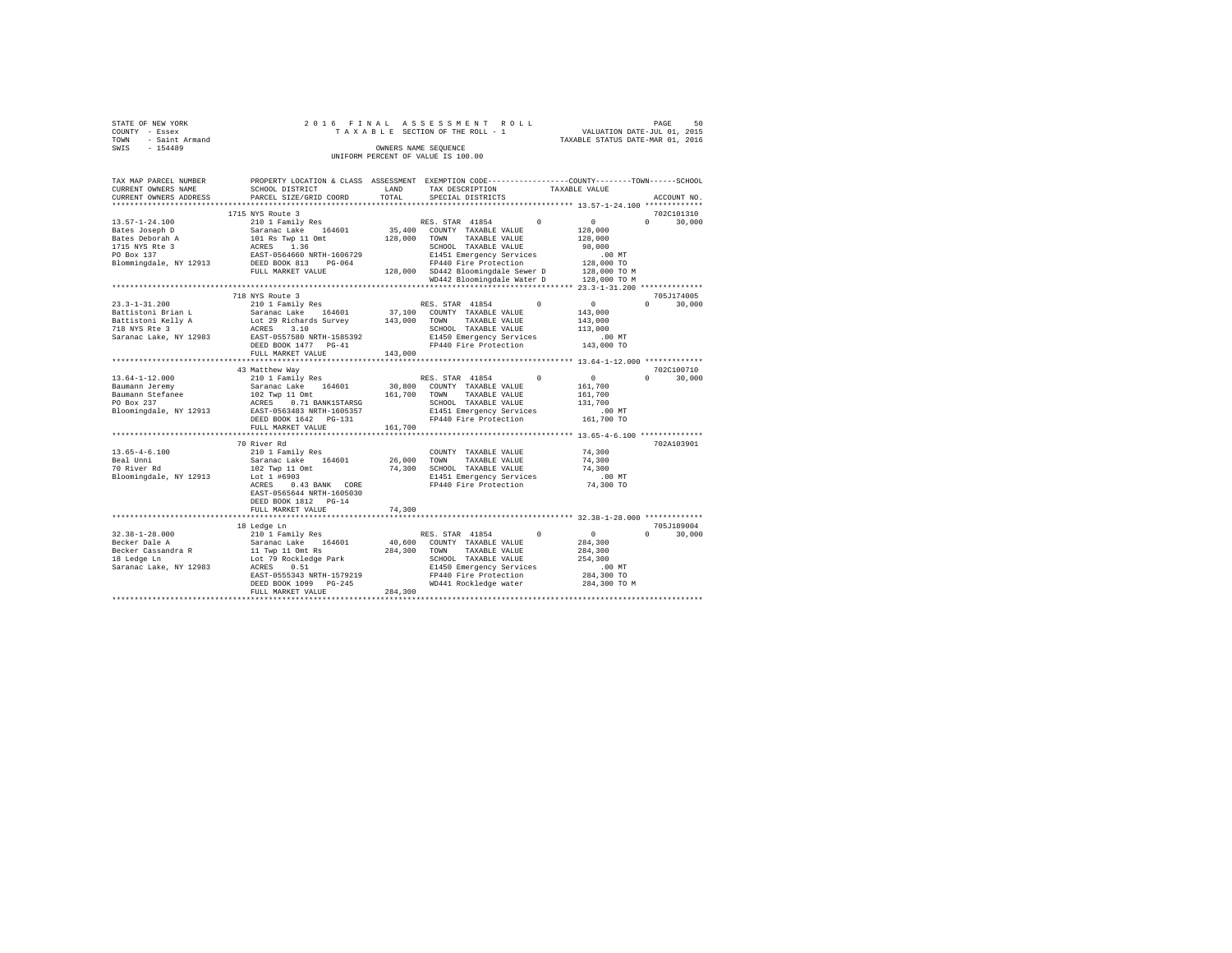STATE OF NEW YORK &nbsp;&nbsp;&nbsp;&nbsp;&nbsp;&nbsp;&nbsp;&nbsp;&nbsp;&nbsp; 2016 FINAL ASSESSMENT ROLL &nbsp;&nbsp;&nbsp;&nbsp;&nbsp;&nbsp;&nbsp;&nbsp;&nbsp;&nbsp; PAGE 50
COUNTY - Essex &nbsp;&nbsp;&nbsp;&nbsp;&nbsp;&nbsp;&nbsp;&nbsp;&nbsp;&nbsp; TAXABLE SECTION OF THE ROLL - 1 &nbsp;&nbsp;&nbsp;&nbsp;&nbsp;&nbsp;&nbsp;&nbsp;&nbsp;&nbsp; VALUATION DATE-JUL 01, 2015
TOWN - Saint Armand &nbsp;&nbsp;&nbsp;&nbsp;&nbsp;&nbsp;&nbsp;&nbsp;&nbsp;&nbsp;&nbsp;&nbsp;&nbsp;&nbsp;&nbsp;&nbsp;&nbsp;&nbsp;&nbsp;&nbsp; TAXABLE STATUS DATE-MAR 01, 2016
SWIS - 154489 &nbsp;&nbsp;&nbsp;&nbsp;&nbsp;&nbsp;&nbsp;&nbsp;&nbsp;&nbsp; OWNERS NAME SEQUENCE
UNIFORM PERCENT OF VALUE IS 100.00

```
TAX MAP PARCEL NUMBER     PROPERTY LOCATION & CLASS  ASSESSMENT  EXEMPTION CODE-----------------COUNTY--------TOWN------SCHOOL
CURRENT OWNERS NAME       SCHOOL DISTRICT             LAND       TAX DESCRIPTION            TAXABLE VALUE
CURRENT OWNERS ADDRESS    PARCEL SIZE/GRID COORD      TOTAL      SPECIAL DISTRICTS                                   ACCOUNT NO.
******************************************************************************************** 13.57-1-24.100 *************
                          1715 NYS Route 3                                                                         702C101310
13.57-1-24.100            210 1 Family Res                      RES. STAR  41854         0             0        0      30,000
Bates Joseph D            Saranac Lake    164601       35,400   COUNTY  TAXABLE VALUE           128,000
Bates Deborah A           101 Rs Twp 11 Omt           128,000   TOWN    TAXABLE VALUE           128,000
1715 NYS Rte 3            ACRES    1.36                         SCHOOL  TAXABLE VALUE            98,000
PO Box 137                EAST-0564660 NRTH-1606729             E1451 Emergency Services            .00 MT
Blommingdale, NY 12913    DEED BOOK 813    PG-064               FP440 Fire Protection           128,000 TO
                          FULL MARKET VALUE           128,000   SD442 Bloomingdale Sewer D      128,000 TO M
                                                                WD442 Bloomingdale Water D      128,000 TO M
******************************************************************************************** 23.3-1-31.200 **************
                          718 NYS Route 3                                                                          705J174005
23.3-1-31.200             210 1 Family Res                      RES. STAR  41854         0             0        0      30,000
Battistoni Brian L        Saranac Lake    164601       37,100   COUNTY  TAXABLE VALUE           143,000
Battistoni Kelly A        Lot 29 Richards Survey      143,000   TOWN    TAXABLE VALUE           143,000
718 NYS Rte 3             ACRES    3.10                         SCHOOL  TAXABLE VALUE           113,000
Saranac Lake, NY 12983    EAST-0557580 NRTH-1585392             E1450 Emergency Services            .00 MT
                          DEED BOOK 1477   PG-41                FP440 Fire Protection           143,000 TO
                          FULL MARKET VALUE           143,000
******************************************************************************************** 13.64-1-12.000 *************
                          43 Matthew Way                                                                           702C100710
13.64-1-12.000            210 1 Family Res                      RES. STAR  41854         0             0        0      30,000
Baumann Jeremy            Saranac Lake    164601       30,800   COUNTY  TAXABLE VALUE           161,700
Baumann Stefanee          102 Twp 11 Omt              161,700   TOWN    TAXABLE VALUE           161,700
PO Box 237                ACRES    0.71 BANK1STARSG             SCHOOL  TAXABLE VALUE           131,700
Bloomingdale, NY 12913    EAST-0563483 NRTH-1605357             E1451 Emergency Services            .00 MT
                          DEED BOOK 1642   PG-131               FP440 Fire Protection           161,700 TO
                          FULL MARKET VALUE           161,700
******************************************************************************************** 13.65-4-6.100 **************
                          70 River Rd                                                                              702A103901
13.65-4-6.100             210 1 Family Res                      COUNTY  TAXABLE VALUE            74,300
Beal Unni                 Saranac Lake    164601       26,000   TOWN    TAXABLE VALUE            74,300
70 River Rd               102 Twp 11 Omt               74,300   SCHOOL  TAXABLE VALUE            74,300
Bloomingdale, NY 12913    Lot 1 #6903                           E1451 Emergency Services            .00 MT
                          ACRES    0.43 BANK  CORE              FP440 Fire Protection            74,300 TO
                          EAST-0565644 NRTH-1605030
                          DEED BOOK 1812   PG-14
                          FULL MARKET VALUE            74,300
******************************************************************************************** 32.38-1-28.000 *************
                          18 Ledge Ln                                                                              705J189004
32.38-1-28.000            210 1 Family Res                      RES. STAR  41854         0             0        0      30,000
Becker Dale A             Saranac Lake    164601       40,600   COUNTY  TAXABLE VALUE           284,300
Becker Cassandra R        11 Twp 11 Omt Rs            284,300   TOWN    TAXABLE VALUE           284,300
18 Ledge Ln               Lot 79 Rockledge Park                 SCHOOL  TAXABLE VALUE           254,300
Saranac Lake, NY 12983    ACRES    0.51                         E1450 Emergency Services            .00 MT
                          EAST-0555343 NRTH-1579219             FP440 Fire Protection           284,300 TO
                          DEED BOOK 1099   PG-245               WD441 Rockledge water           284,300 TO M
                          FULL MARKET VALUE           284,300
****************************************************************************************************************************
```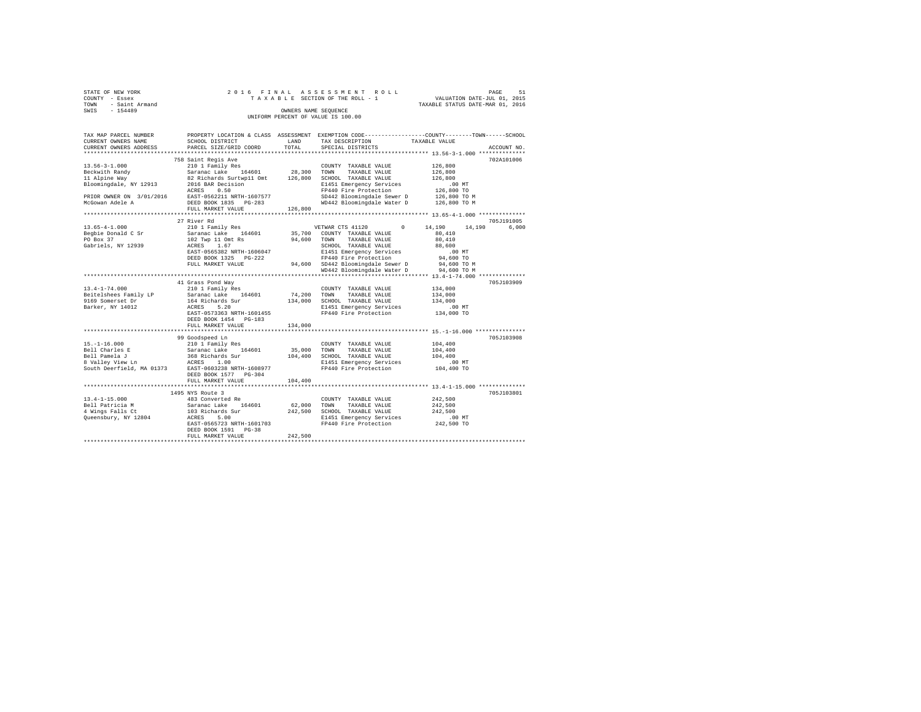STATE OF NEW YORK                    2 0 1 6   F I N A L   A S S E S S M E N T   R O L L
COUNTY - Essex                         T A X A B L E  SECTION OF THE ROLL - 1                    VALUATION DATE-JUL 01, 2015
TOWN   - Saint Armand                                                                            TAXABLE STATUS DATE-MAR 01, 2016
SWIS   - 154489                                  OWNERS NAME SEQUENCE
                                           UNIFORM PERCENT OF VALUE IS 100.00

```
TAX MAP PARCEL NUMBER          PROPERTY LOCATION & CLASS  ASSESSMENT  EXEMPTION CODE-----------------COUNTY--------TOWN------SCHOOL
CURRENT OWNERS NAME            SCHOOL DISTRICT            LAND        TAX DESCRIPTION              TAXABLE VALUE
CURRENT OWNERS ADDRESS         PARCEL SIZE/GRID COORD     TOTAL       SPECIAL DISTRICTS                                    ACCOUNT NO.
*********************************************************************************************** 13.56-3-1.000 **************
                               758 Saint Regis Ave                                                                     702A101006
13.56-3-1.000                  210 1 Family Res                       COUNTY  TAXABLE VALUE          126,800
Beckwith Randy                 Saranac Lake   164601      28,300      TOWN    TAXABLE VALUE          126,800
11 Alpine Way                  82 Richards Surtwp11 Omt   126,800     SCHOOL  TAXABLE VALUE          126,800
Bloomingdale, NY 12913         2016 BAR Decision                      E1451 Emergency Services           .00 MT
                               ACRES    0.50                          FP440 Fire Protection          126,800 TO
PRIOR OWNER ON 3/01/2016       EAST-0562211 NRTH-1607577              SD442 Bloomingdale Sewer D     126,800 TO M
McGowan Adele A                DEED BOOK 1835   PG-283                WD442 Bloomingdale Water D     126,800 TO M
                               FULL MARKET VALUE          126,800
*********************************************************************************************** 13.65-4-1.000 **************
                               27 River Rd                                                                             705J191005
13.65-4-1.000                  210 1 Family Res                       VETWAR CTS 41120        0       14,190     14,190     6,000
Begbie Donald C Sr             Saranac Lake   164601      35,700      COUNTY  TAXABLE VALUE           80,410
PO Box 37                      102 Twp 11 Omt Rs          94,600      TOWN    TAXABLE VALUE           80,410
Gabriels, NY 12939             ACRES    1.67                          SCHOOL  TAXABLE VALUE           88,600
                               EAST-0565382 NRTH-1606047              E1451 Emergency Services           .00 MT
                               DEED BOOK 1325   PG-222                FP440 Fire Protection           94,600 TO
                               FULL MARKET VALUE          94,600      SD442 Bloomingdale Sewer D      94,600 TO M
                                                                      WD442 Bloomingdale Water D      94,600 TO M
*********************************************************************************************** 13.4-1-74.000 **************
                               41 Grass Pond Way                                                                       705J103909
13.4-1-74.000                  210 1 Family Res                       COUNTY  TAXABLE VALUE          134,000
Beitelshees Family LP          Saranac Lake   164601      74,200      TOWN    TAXABLE VALUE          134,000
9169 Somerset Dr               164 Richards Sur           134,000     SCHOOL  TAXABLE VALUE          134,000
Barker, NY 14012               ACRES    5.20                          E1451 Emergency Services           .00 MT
                               EAST-0573363 NRTH-1601455              FP440 Fire Protection          134,000 TO
                               DEED BOOK 1454   PG-183
                               FULL MARKET VALUE          134,000
*********************************************************************************************** 15.-1-16.000 ***************
                               99 Goodspeed Ln                                                                         705J103908
15.-1-16.000                   210 1 Family Res                       COUNTY  TAXABLE VALUE          104,400
Bell Charles E                 Saranac Lake   164601      35,000      TOWN    TAXABLE VALUE          104,400
Bell Pamela J                  368 Richards Sur           104,400     SCHOOL  TAXABLE VALUE          104,400
8 Valley View Ln               ACRES    1.00                          E1451 Emergency Services           .00 MT
South Deerfield, MA 01373      EAST-0603238 NRTH-1608977              FP440 Fire Protection          104,400 TO
                               DEED BOOK 1577   PG-304
                               FULL MARKET VALUE          104,400
*********************************************************************************************** 13.4-1-15.000 **************
                               1495 NYS Route 3                                                                        705J103801
13.4-1-15.000                  483 Converted Re                       COUNTY  TAXABLE VALUE          242,500
Bell Patricia M                Saranac Lake   164601      62,000      TOWN    TAXABLE VALUE          242,500
4 Wings Falls Ct               103 Richards Sur           242,500     SCHOOL  TAXABLE VALUE          242,500
Queensbury, NY 12804           ACRES    5.00                          E1451 Emergency Services           .00 MT
                               EAST-0565723 NRTH-1601703              FP440 Fire Protection          242,500 TO
                               DEED BOOK 1591   PG-38
                               FULL MARKET VALUE          242,500
****************************************************************************************************************************
```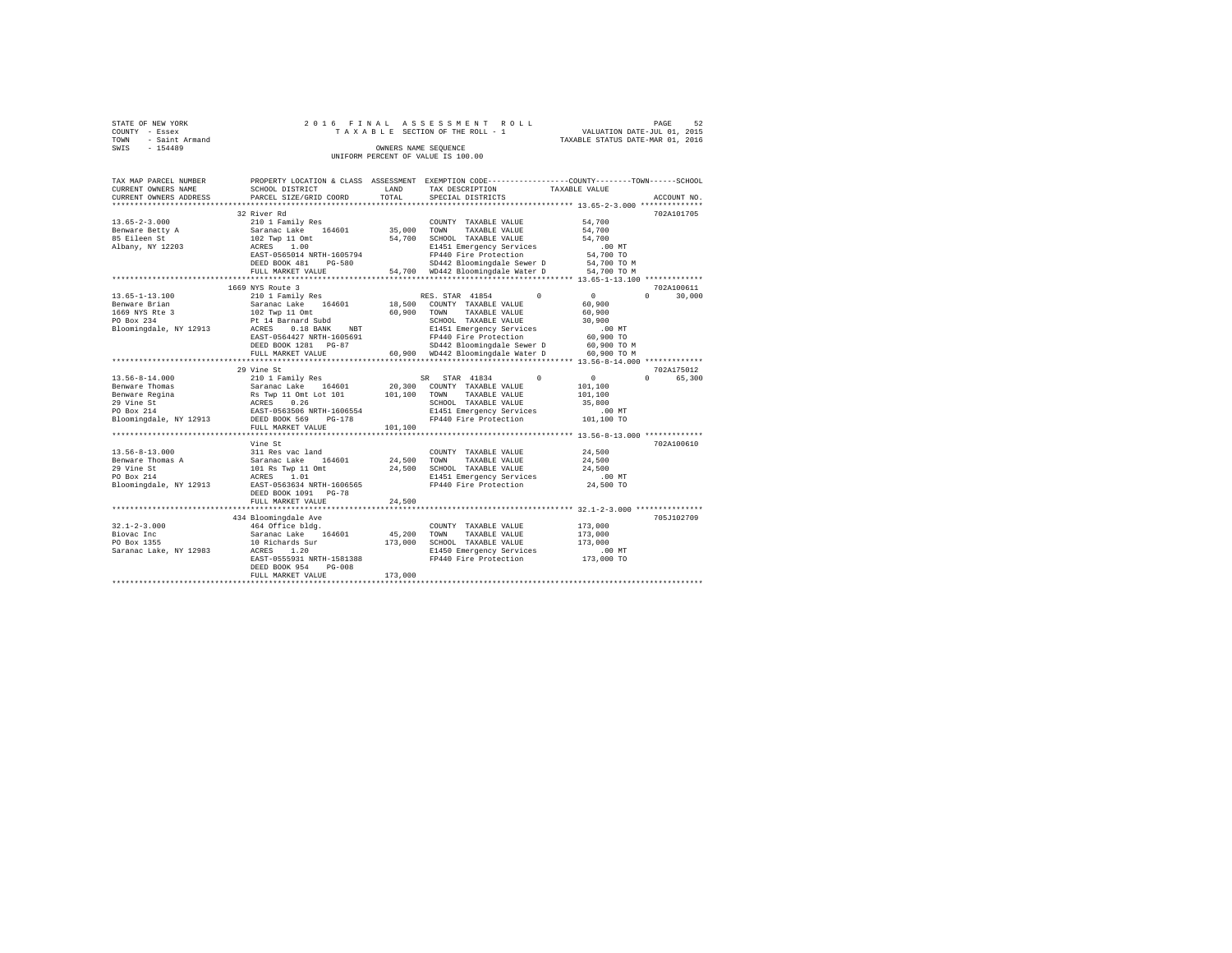STATE OF NEW YORK
COUNTY - Essex
TOWN - Saint Armand
SWIS - 154489

2 0 1 6 F I N A L A S S E S S M E N T R O L L
T A X A B L E SECTION OF THE ROLL - 1
OWNERS NAME SEQUENCE
UNIFORM PERCENT OF VALUE IS 100.00

VALUATION DATE-JUL 01, 2015
TAXABLE STATUS DATE-MAR 01, 2016

```
TAX MAP PARCEL NUMBER     PROPERTY LOCATION & CLASS  ASSESSMENT  EXEMPTION CODE------------------COUNTY--------TOWN------SCHOOL
CURRENT OWNERS NAME       SCHOOL DISTRICT             LAND       TAX DESCRIPTION             TAXABLE VALUE
CURRENT OWNERS ADDRESS    PARCEL SIZE/GRID COORD      TOTAL      SPECIAL DISTRICTS                                     ACCOUNT NO.
******************************************************************************************* 13.65-2-3.000 **************
                          32 River Rd                                                                              702A101705
13.65-2-3.000             210 1 Family Res                       COUNTY  TAXABLE VALUE          54,700
Benware Betty A           Saranac Lake   164601      35,000      TOWN    TAXABLE VALUE          54,700
85 Eileen St              102 Twp 11 Omt             54,700      SCHOOL  TAXABLE VALUE          54,700
Albany, NY 12203          ACRES    1.00                          E1451 Emergency Services          .00 MT
                          EAST-0565014 NRTH-1605794              FP440 Fire Protection          54,700 TO
                          DEED BOOK 481    PG-580                SD442 Bloomingdale Sewer D     54,700 TO M
                          FULL MARKET VALUE          54,700      WD442 Bloomingdale Water D     54,700 TO M
******************************************************************************************* 13.65-1-13.100 *************
                          1669 NYS Route 3                                                                         702A100611
13.65-1-13.100            210 1 Family Res                       RES. STAR 41854        0            0         0     30,000
Benware Brian             Saranac Lake   164601      18,500      COUNTY  TAXABLE VALUE          60,900
1669 NYS Rte 3            102 Twp 11 Omt             60,900      TOWN    TAXABLE VALUE          60,900
PO Box 234                Pt 14 Barnard Subd                     SCHOOL  TAXABLE VALUE          30,900
Bloomingdale, NY 12913    ACRES    0.18 BANK    NBT              E1451 Emergency Services          .00 MT
                          EAST-0564427 NRTH-1605691              FP440 Fire Protection          60,900 TO
                          DEED BOOK 1281   PG-87                 SD442 Bloomingdale Sewer D     60,900 TO M
                          FULL MARKET VALUE          60,900      WD442 Bloomingdale Water D     60,900 TO M
******************************************************************************************* 13.56-8-14.000 *************
                          29 Vine St                                                                               702A175012
13.56-8-14.000            210 1 Family Res                       SR  STAR 41834         0            0         0     65,300
Benware Thomas            Saranac Lake   164601      20,300      COUNTY  TAXABLE VALUE         101,100
Benware Regina            Rs Twp 11 Omt Lot 101     101,100      TOWN    TAXABLE VALUE         101,100
29 Vine St                ACRES    0.26                          SCHOOL  TAXABLE VALUE          35,800
PO Box 214                EAST-0563506 NRTH-1606554              E1451 Emergency Services          .00 MT
Bloomingdale, NY 12913    DEED BOOK 569    PG-178                FP440 Fire Protection         101,100 TO
                          FULL MARKET VALUE         101,100
******************************************************************************************* 13.56-8-13.000 *************
                          Vine St                                                                                  702A100610
13.56-8-13.000            311 Res vac land                       COUNTY  TAXABLE VALUE          24,500
Benware Thomas A          Saranac Lake   164601      24,500      TOWN    TAXABLE VALUE          24,500
29 Vine St                101 Rs Twp 11 Omt          24,500      SCHOOL  TAXABLE VALUE          24,500
PO Box 214                ACRES    1.01                          E1451 Emergency Services          .00 MT
Bloomingdale, NY 12913    EAST-0563634 NRTH-1606565              FP440 Fire Protection          24,500 TO
                          DEED BOOK 1091   PG-78
                          FULL MARKET VALUE          24,500
******************************************************************************************* 32.1-2-3.000 ***************
                          434 Bloomingdale Ave                                                                     705J102709
32.1-2-3.000              464 Office bldg.                       COUNTY  TAXABLE VALUE         173,000
Biovac Inc                Saranac Lake   164601      45,200      TOWN    TAXABLE VALUE         173,000
PO Box 1355               10 Richards Sur           173,000      SCHOOL  TAXABLE VALUE         173,000
Saranac Lake, NY 12983    ACRES    1.20                          E1450 Emergency Services          .00 MT
                          EAST-0555931 NRTH-1581388              FP440 Fire Protection         173,000 TO
                          DEED BOOK 954    PG-008
                          FULL MARKET VALUE         173,000
************************************************************************************************************************
```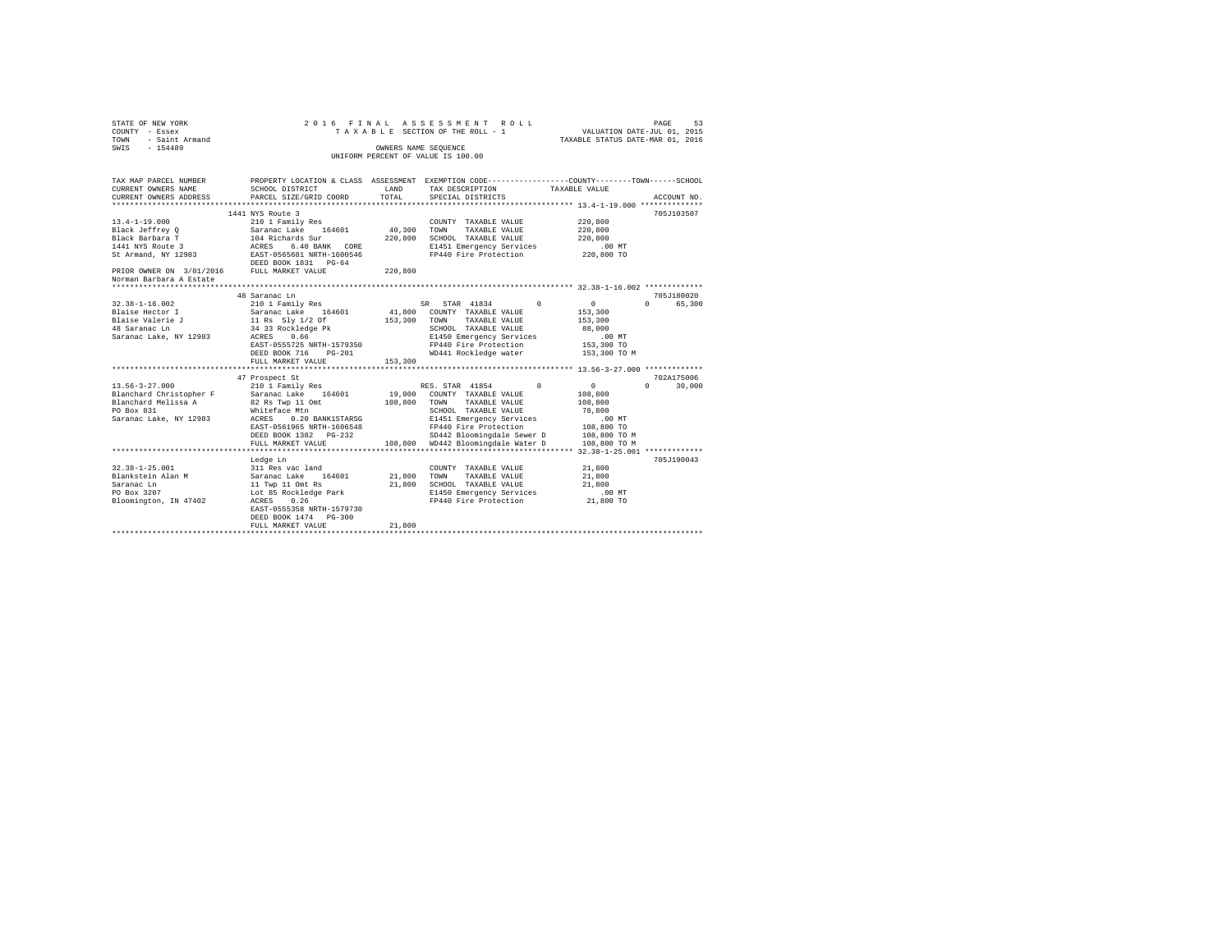STATE OF NEW YORK
COUNTY - Essex
TOWN - Saint Armand
SWIS - 154489

2 0 1 6 F I N A L A S S E S S M E N T R O L L
T A X A B L E SECTION OF THE ROLL - 1
OWNERS NAME SEQUENCE
UNIFORM PERCENT OF VALUE IS 100.00

VALUATION DATE-JUL 01, 2015
TAXABLE STATUS DATE-MAR 01, 2016

```
TAX MAP PARCEL NUMBER          PROPERTY LOCATION & CLASS  ASSESSMENT  EXEMPTION CODE-----------------COUNTY--------TOWN------SCHOOL
CURRENT OWNERS NAME            SCHOOL DISTRICT              LAND      TAX DESCRIPTION             TAXABLE VALUE
CURRENT OWNERS ADDRESS         PARCEL SIZE/GRID COORD       TOTAL     SPECIAL DISTRICTS                                   ACCOUNT NO.
******************************************************************************************************* 13.4-1-19.000 **************
                               1441 NYS Route 3                                                                         705J103507
13.4-1-19.000                  210 1 Family Res                        COUNTY  TAXABLE VALUE          220,800
Black Jeffrey Q                Saranac Lake   164601        40,300     TOWN    TAXABLE VALUE          220,800
Black Barbara T                104 Richards Sur            220,800     SCHOOL  TAXABLE VALUE          220,800
1441 NYS Route 3               ACRES    6.40 BANK   CORE               E1451 Emergency Services          .00 MT
St Armand, NY 12983            EAST-0565681 NRTH-1600546               FP440 Fire Protection          220,800 TO
                               DEED BOOK 1831   PG-64
PRIOR OWNER ON 3/01/2016       FULL MARKET VALUE           220,800
Norman Barbara A Estate
******************************************************************************************************* 32.38-1-16.002 *************
                               48 Saranac Ln                                                                            705J180020
32.38-1-16.002                 210 1 Family Res                     SR   STAR 41834         0              0            0      65,300
Blaise Hector I                Saranac Lake   164601        41,800     COUNTY  TAXABLE VALUE          153,300
Blaise Valerie J               11 Rs  Sly 1/2 Of           153,300     TOWN    TAXABLE VALUE          153,300
48 Saranac Ln                  34 33 Rockledge Pk                      SCHOOL  TAXABLE VALUE           88,000
Saranac Lake, NY 12983         ACRES    0.66                           E1450 Emergency Services          .00 MT
                               EAST-0555725 NRTH-1579350               FP440 Fire Protection          153,300 TO
                               DEED BOOK 716    PG-201                 WD441 Rockledge water          153,300 TO M
                               FULL MARKET VALUE           153,300
******************************************************************************************************* 13.56-3-27.000 *************
                               47 Prospect St                                                                           702A175006
13.56-3-27.000                 210 1 Family Res                     RES. STAR 41854         0              0            0      30,000
Blanchard Christopher F        Saranac Lake   164601        19,000     COUNTY  TAXABLE VALUE          108,800
Blanchard Melissa A            82 Rs Twp 11 Omt            108,800     TOWN    TAXABLE VALUE          108,800
PO Box 831                     Whiteface Mtn                           SCHOOL  TAXABLE VALUE           78,800
Saranac Lake, NY 12983         ACRES    0.20 BANK1STARSG               E1451 Emergency Services          .00 MT
                               EAST-0561965 NRTH-1606548               FP440 Fire Protection          108,800 TO
                               DEED BOOK 1382   PG-232                 SD442 Bloomingdale Sewer D     108,800 TO M
                               FULL MARKET VALUE           108,800     WD442 Bloomingdale Water D     108,800 TO M
******************************************************************************************************* 32.38-1-25.001 *************
                               Ledge Ln                                                                                 705J190043
32.38-1-25.001                 311 Res vac land                        COUNTY  TAXABLE VALUE           21,800
Blankstein Alan M              Saranac Lake   164601        21,800     TOWN    TAXABLE VALUE           21,800
Saranac Ln                     11 Twp 11 Omt Rs             21,800     SCHOOL  TAXABLE VALUE           21,800
PO Box 3207                    Lot 85 Rockledge Park                   E1450 Emergency Services          .00 MT
Bloomington, IN 47402          ACRES    0.26                           FP440 Fire Protection           21,800 TO
                               EAST-0555358 NRTH-1579730
                               DEED BOOK 1474   PG-300
                               FULL MARKET VALUE            21,800
************************************************************************************************************************************
```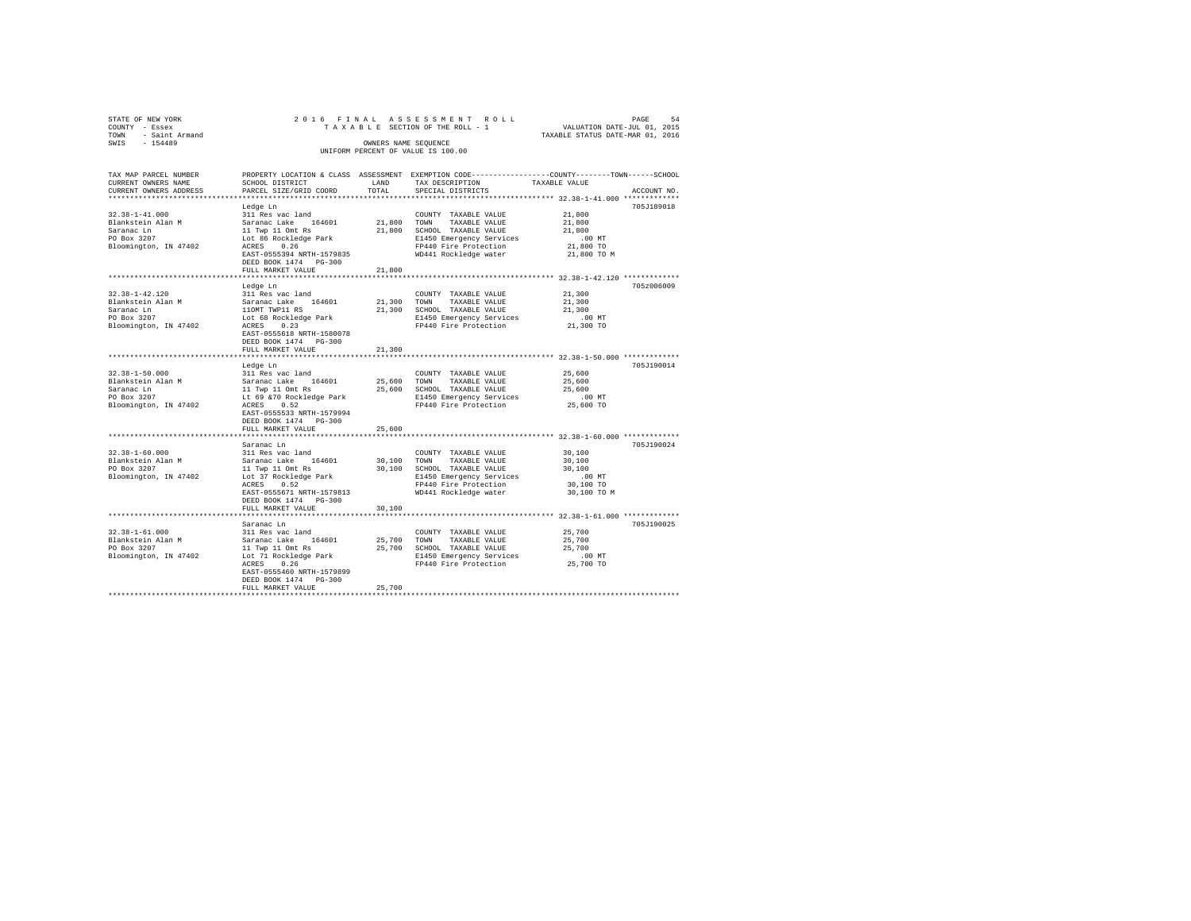STATE OF NEW YORK
COUNTY - Essex
TOWN - Saint Armand
SWIS - 154489

2016 FINAL ASSESSMENT ROLL
TAXABLE SECTION OF THE ROLL - 1
OWNERS NAME SEQUENCE
UNIFORM PERCENT OF VALUE IS 100.00

VALUATION DATE-JUL 01, 2015
TAXABLE STATUS DATE-MAR 01, 2016

| TAX MAP PARCEL NUMBER / CURRENT OWNERS NAME / CURRENT OWNERS ADDRESS | PROPERTY LOCATION & CLASS / SCHOOL DISTRICT / PARCEL SIZE/GRID COORD | ASSESSMENT LAND / TOTAL | EXEMPTION CODE / TAX DESCRIPTION / SPECIAL DISTRICTS | TAXABLE VALUE (COUNTY / TOWN / SCHOOL) | ACCOUNT NO. |
|---|---|---|---|---|---|
| **32.38-1-41.000** | Ledge Ln | | | | 705J189018 |
| 32.38-1-41.000 | 311 Res vac land | | COUNTY TAXABLE VALUE | 21,800 | |
| Blankstein Alan M | Saranac Lake 164601 | 21,800 | TOWN TAXABLE VALUE | 21,800 | |
| Saranac Ln | 11 Twp 11 Omt Rs | 21,800 | SCHOOL TAXABLE VALUE | 21,800 | |
| PO Box 3207 | Lot 86 Rockledge Park | | E1450 Emergency Services | .00 MT | |
| Bloomington, IN 47402 | ACRES 0.26 | | FP440 Fire Protection | 21,800 TO | |
| | EAST-0555394 NRTH-1579835 | | WD441 Rockledge water | 21,800 TO M | |
| | DEED BOOK 1474 PG-300 | | | | |
| | FULL MARKET VALUE | 21,800 | | | |
| **32.38-1-42.120** | Ledge Ln | | | | 705z006009 |
| 32.38-1-42.120 | 311 Res vac land | | COUNTY TAXABLE VALUE | 21,300 | |
| Blankstein Alan M | Saranac Lake 164601 | 21,300 | TOWN TAXABLE VALUE | 21,300 | |
| Saranac Ln | 11OMT TWP11 RS | 21,300 | SCHOOL TAXABLE VALUE | 21,300 | |
| PO Box 3207 | Lot 68 Rockledge Park | | E1450 Emergency Services | .00 MT | |
| Bloomington, IN 47402 | ACRES 0.23 | | FP440 Fire Protection | 21,300 TO | |
| | EAST-0555618 NRTH-1580078 | | | | |
| | DEED BOOK 1474 PG-300 | | | | |
| | FULL MARKET VALUE | 21,300 | | | |
| **32.38-1-50.000** | Ledge Ln | | | | 705J190014 |
| 32.38-1-50.000 | 311 Res vac land | | COUNTY TAXABLE VALUE | 25,600 | |
| Blankstein Alan M | Saranac Lake 164601 | 25,600 | TOWN TAXABLE VALUE | 25,600 | |
| Saranac Ln | 11 Twp 11 Omt Rs | 25,600 | SCHOOL TAXABLE VALUE | 25,600 | |
| PO Box 3207 | Lt 69 &70 Rockledge Park | | E1450 Emergency Services | .00 MT | |
| Bloomington, IN 47402 | ACRES 0.52 | | FP440 Fire Protection | 25,600 TO | |
| | EAST-0555533 NRTH-1579994 | | | | |
| | DEED BOOK 1474 PG-300 | | | | |
| | FULL MARKET VALUE | 25,600 | | | |
| **32.38-1-60.000** | Saranac Ln | | | | 705J190024 |
| 32.38-1-60.000 | 311 Res vac land | | COUNTY TAXABLE VALUE | 30,100 | |
| Blankstein Alan M | Saranac Lake 164601 | 30,100 | TOWN TAXABLE VALUE | 30,100 | |
| PO Box 3207 | 11 Twp 11 Omt Rs | 30,100 | SCHOOL TAXABLE VALUE | 30,100 | |
| Bloomington, IN 47402 | Lot 37 Rockledge Park | | E1450 Emergency Services | .00 MT | |
| | ACRES 0.52 | | FP440 Fire Protection | 30,100 TO | |
| | EAST-0555671 NRTH-1579813 | | WD441 Rockledge water | 30,100 TO M | |
| | DEED BOOK 1474 PG-300 | | | | |
| | FULL MARKET VALUE | 30,100 | | | |
| **32.38-1-61.000** | Saranac Ln | | | | 705J190025 |
| 32.38-1-61.000 | 311 Res vac land | | COUNTY TAXABLE VALUE | 25,700 | |
| Blankstein Alan M | Saranac Lake 164601 | 25,700 | TOWN TAXABLE VALUE | 25,700 | |
| PO Box 3207 | 11 Twp 11 Omt Rs | 25,700 | SCHOOL TAXABLE VALUE | 25,700 | |
| Bloomington, IN 47402 | Lot 71 Rockledge Park | | E1450 Emergency Services | .00 MT | |
| | ACRES 0.26 | | FP440 Fire Protection | 25,700 TO | |
| | EAST-0555460 NRTH-1579899 | | | | |
| | DEED BOOK 1474 PG-300 | | | | |
| | FULL MARKET VALUE | 25,700 | | | |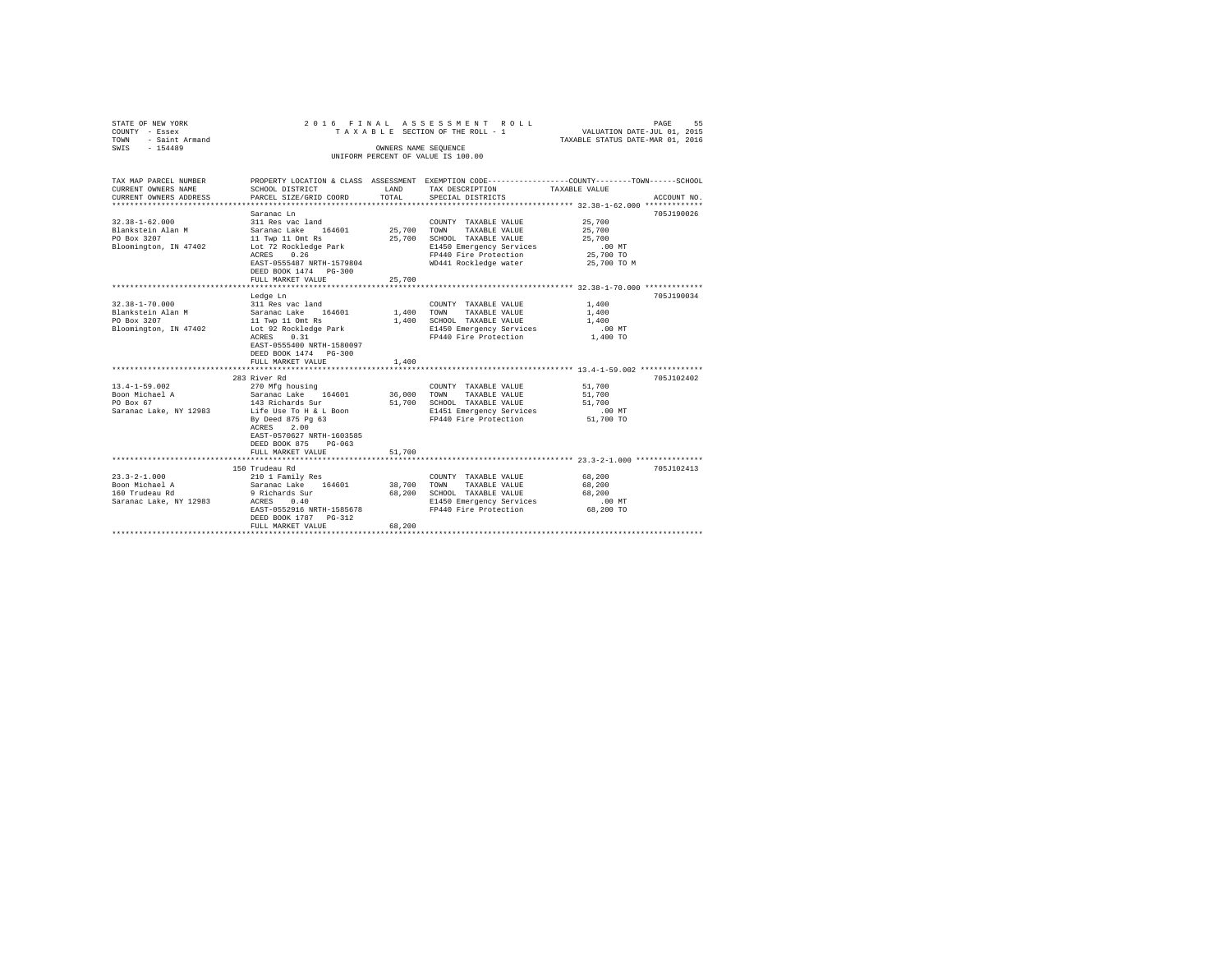STATE OF NEW YORK
COUNTY - Essex
TOWN - Saint Armand
SWIS - 154489

2016 FINAL ASSESSMENT ROLL
TAXABLE SECTION OF THE ROLL - 1
OWNERS NAME SEQUENCE
UNIFORM PERCENT OF VALUE IS 100.00

VALUATION DATE-JUL 01, 2015
TAXABLE STATUS DATE-MAR 01, 2016

| TAX MAP PARCEL NUMBER / CURRENT OWNERS NAME / CURRENT OWNERS ADDRESS | PROPERTY LOCATION & CLASS / SCHOOL DISTRICT / PARCEL SIZE/GRID COORD | ASSESSMENT LAND / TOTAL | EXEMPTION CODE / TAX DESCRIPTION / SPECIAL DISTRICTS | COUNTY / TOWN / SCHOOL TAXABLE VALUE | ACCOUNT NO. |
|---|---|---|---|---|---|
| 32.38-1-62.000 | Saranac Ln | | | | 705J190026 |
| Blankstein Alan M | 311 Res vac land | | COUNTY TAXABLE VALUE | 25,700 | |
| PO Box 3207 | Saranac Lake 164601 | 25,700 | TOWN TAXABLE VALUE | 25,700 | |
| Bloomington, IN 47402 | 11 Twp 11 Omt Rs | 25,700 | SCHOOL TAXABLE VALUE | 25,700 | |
| | Lot 72 Rockledge Park | | E1450 Emergency Services | .00 MT | |
| | ACRES 0.26 | | FP440 Fire Protection | 25,700 TO | |
| | EAST-0555487 NRTH-1579804 | | WD441 Rockledge water | 25,700 TO M | |
| | DEED BOOK 1474 PG-300 | | | | |
| | FULL MARKET VALUE | 25,700 | | | |
| 32.38-1-70.000 | Ledge Ln | | | | 705J190034 |
| Blankstein Alan M | 311 Res vac land | | COUNTY TAXABLE VALUE | 1,400 | |
| PO Box 3207 | Saranac Lake 164601 | 1,400 | TOWN TAXABLE VALUE | 1,400 | |
| Bloomington, IN 47402 | 11 Twp 11 Omt Rs | 1,400 | SCHOOL TAXABLE VALUE | 1,400 | |
| | Lot 92 Rockledge Park | | E1450 Emergency Services | .00 MT | |
| | ACRES 0.31 | | FP440 Fire Protection | 1,400 TO | |
| | EAST-0555400 NRTH-1580097 | | | | |
| | DEED BOOK 1474 PG-300 | | | | |
| | FULL MARKET VALUE | 1,400 | | | |
| 13.4-1-59.002 | 283 River Rd | | | | 705J102402 |
| Boon Michael A | 270 Mfg housing | | COUNTY TAXABLE VALUE | 51,700 | |
| PO Box 67 | Saranac Lake 164601 | 36,000 | TOWN TAXABLE VALUE | 51,700 | |
| Saranac Lake, NY 12983 | 143 Richards Sur | 51,700 | SCHOOL TAXABLE VALUE | 51,700 | |
| | Life Use To H & L Boon | | E1451 Emergency Services | .00 MT | |
| | By Deed 875 Pg 63 | | FP440 Fire Protection | 51,700 TO | |
| | ACRES 2.00 | | | | |
| | EAST-0570627 NRTH-1603585 | | | | |
| | DEED BOOK 875 PG-063 | | | | |
| | FULL MARKET VALUE | 51,700 | | | |
| 23.3-2-1.000 | 150 Trudeau Rd | | | | 705J102413 |
| Boon Michael A | 210 1 Family Res | | COUNTY TAXABLE VALUE | 68,200 | |
| 160 Trudeau Rd | Saranac Lake 164601 | 38,700 | TOWN TAXABLE VALUE | 68,200 | |
| Saranac Lake, NY 12983 | 9 Richards Sur | 68,200 | SCHOOL TAXABLE VALUE | 68,200 | |
| | ACRES 0.40 | | E1450 Emergency Services | .00 MT | |
| | EAST-0552916 NRTH-1585678 | | FP440 Fire Protection | 68,200 TO | |
| | DEED BOOK 1787 PG-312 | | | | |
| | FULL MARKET VALUE | 68,200 | | | |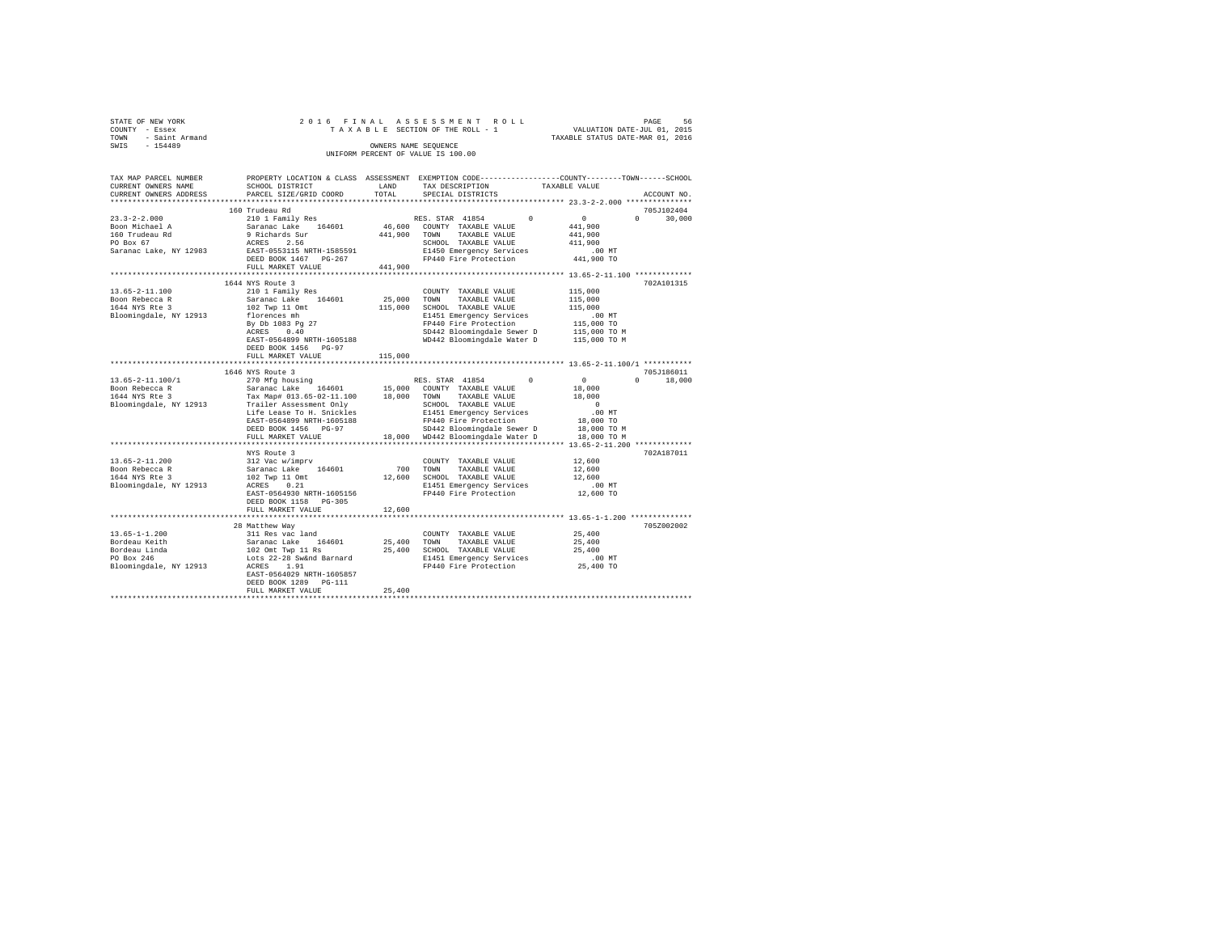```
STATE OF NEW YORK              2 0 1 6   F I N A L   A S S E S S M E N T   R O L L                        PAGE    56
COUNTY  - Essex                   T A X A B L E  SECTION OF THE ROLL - 1              VALUATION DATE-JUL 01, 2015
TOWN    - Saint Armand                                                            TAXABLE STATUS DATE-MAR 01, 2016
SWIS    - 154489                            OWNERS NAME SEQUENCE
                                      UNIFORM PERCENT OF VALUE IS 100.00


TAX MAP PARCEL NUMBER     PROPERTY LOCATION & CLASS  ASSESSMENT  EXEMPTION CODE-----------------COUNTY--------TOWN------SCHOOL
CURRENT OWNERS NAME       SCHOOL DISTRICT             LAND       TAX DESCRIPTION            TAXABLE VALUE
CURRENT OWNERS ADDRESS    PARCEL SIZE/GRID COORD      TOTAL      SPECIAL DISTRICTS                                  ACCOUNT NO.
******************************************************************************************* 23.3-2-2.000 ***************
                          160 Trudeau Rd                                                                           705J102404
23.3-2-2.000              210 1 Family Res                      RES. STAR  41854         0          0           0     30,000
Boon Michael A            Saranac Lake    164601      46,600    COUNTY  TAXABLE VALUE           441,900
160 Trudeau Rd            9 Richards Sur             441,900    TOWN    TAXABLE VALUE           441,900
PO Box 67                 ACRES    2.56                         SCHOOL  TAXABLE VALUE           411,900
Saranac Lake, NY 12983    EAST-0553115 NRTH-1585591             E1450 Emergency Services            .00 MT
                          DEED BOOK 1467   PG-267               FP440 Fire Protection           441,900 TO
                          FULL MARKET VALUE          441,900
******************************************************************************************* 13.65-2-11.100 *************
                          1644 NYS Route 3                                                                         702A101315
13.65-2-11.100            210 1 Family Res                      COUNTY  TAXABLE VALUE           115,000
Boon Rebecca R            Saranac Lake    164601      25,000    TOWN    TAXABLE VALUE           115,000
1644 NYS Rte 3            102 Twp 11 Omt             115,000    SCHOOL  TAXABLE VALUE           115,000
Bloomingdale, NY 12913    florences mh                          E1451 Emergency Services            .00 MT
                          By Db 1083 Pg 27                      FP440 Fire Protection           115,000 TO
                          ACRES    0.40                         SD442 Bloomingdale Sewer D      115,000 TO M
                          EAST-0564899 NRTH-1605188             WD442 Bloomingdale Water D      115,000 TO M
                          DEED BOOK 1456   PG-97
                          FULL MARKET VALUE          115,000
******************************************************************************************* 13.65-2-11.100/1 ***********
                          1646 NYS Route 3                                                                         705J186011
13.65-2-11.100/1          270 Mfg housing                       RES. STAR  41854         0          0           0     18,000
Boon Rebecca R            Saranac Lake    164601      15,000    COUNTY  TAXABLE VALUE            18,000
1644 NYS Rte 3            Tax Map# 013.65-02-11.100   18,000    TOWN    TAXABLE VALUE            18,000
Bloomingdale, NY 12913    Trailer Assessment Only               SCHOOL  TAXABLE VALUE                 0
                          Life Lease To H. Snickles             E1451 Emergency Services            .00 MT
                          EAST-0564899 NRTH-1605188             FP440 Fire Protection            18,000 TO
                          DEED BOOK 1456   PG-97                SD442 Bloomingdale Sewer D       18,000 TO M
                          FULL MARKET VALUE           18,000    WD442 Bloomingdale Water D       18,000 TO M
******************************************************************************************* 13.65-2-11.200 *************
                          NYS Route 3                                                                              702A187011
13.65-2-11.200            312 Vac w/imprv                       COUNTY  TAXABLE VALUE            12,600
Boon Rebecca R            Saranac Lake    164601         700    TOWN    TAXABLE VALUE            12,600
1644 NYS Rte 3            102 Twp 11 Omt              12,600    SCHOOL  TAXABLE VALUE            12,600
Bloomingdale, NY 12913    ACRES    0.21                         E1451 Emergency Services            .00 MT
                          EAST-0564930 NRTH-1605156             FP440 Fire Protection            12,600 TO
                          DEED BOOK 1158   PG-305
                          FULL MARKET VALUE           12,600
******************************************************************************************* 13.65-1-1.200 **************
                          28 Matthew Way                                                                           705Z002002
13.65-1-1.200             311 Res vac land                      COUNTY  TAXABLE VALUE            25,400
Bordeau Keith             Saranac Lake    164601      25,400    TOWN    TAXABLE VALUE            25,400
Bordeau Linda             102 Omt Twp 11 Rs           25,400    SCHOOL  TAXABLE VALUE            25,400
PO Box 246                Lots 22-28 Sw&nd Barnard              E1451 Emergency Services            .00 MT
Bloomingdale, NY 12913    ACRES    1.91                         FP440 Fire Protection            25,400 TO
                          EAST-0564029 NRTH-1605857
                          DEED BOOK 1289   PG-111
                          FULL MARKET VALUE           25,400
**************************************************************************************************************************
```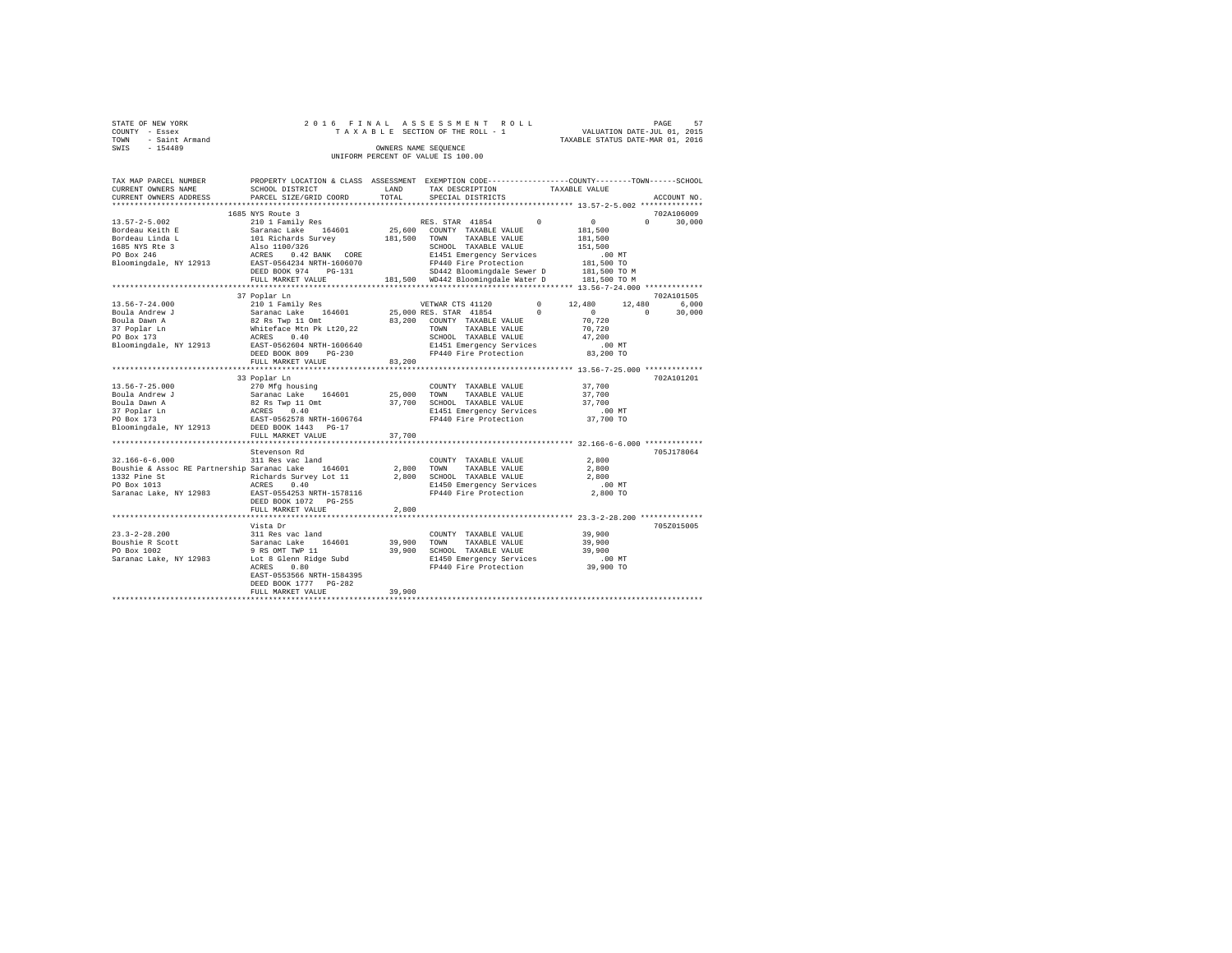STATE OF NEW YORK
COUNTY - Essex
TOWN - Saint Armand
SWIS - 154489

2016 FINAL ASSESSMENT ROLL
TAXABLE SECTION OF THE ROLL - 1
OWNERS NAME SEQUENCE
UNIFORM PERCENT OF VALUE IS 100.00

VALUATION DATE-JUL 01, 2015
TAXABLE STATUS DATE-MAR 01, 2016

```
TAX MAP PARCEL NUMBER          PROPERTY LOCATION & CLASS  ASSESSMENT  EXEMPTION CODE-----------------COUNTY--------TOWN------SCHOOL
CURRENT OWNERS NAME            SCHOOL DISTRICT              LAND      TAX DESCRIPTION            TAXABLE VALUE
CURRENT OWNERS ADDRESS         PARCEL SIZE/GRID COORD       TOTAL     SPECIAL DISTRICTS                                    ACCOUNT NO.
*********************************************************************************************** 13.57-2-5.002 **************
                               1685 NYS Route 3                                                                              702A106009
13.57-2-5.002                  210 1 Family Res                       RES. STAR 41854        0           0          0     30,000
Bordeau Keith E                Saranac Lake    164601       25,600    COUNTY  TAXABLE VALUE        181,500
Bordeau Linda L                101 Richards Survey         181,500    TOWN    TAXABLE VALUE        181,500
1685 NYS Rte 3                 Also 1100/326                          SCHOOL  TAXABLE VALUE        151,500
PO Box 246                     ACRES    0.42 BANK  CORE               E1451 Emergency Services          .00 MT
Bloomingdale, NY 12913         EAST-0564234 NRTH-1606070              FP440 Fire Protection        181,500 TO
                               DEED BOOK 974    PG-131                SD442 Bloomingdale Sewer D   181,500 TO M
                               FULL MARKET VALUE           181,500    WD442 Bloomingdale Water D   181,500 TO M
*********************************************************************************************** 13.56-7-24.000 *************
                               37 Poplar Ln                                                                                  702A101505
13.56-7-24.000                 210 1 Family Res                       VETWAR CTS 41120       0      12,480     12,480      6,000
Boula Andrew J                 Saranac Lake    164601       25,000 RES. STAR 41854       0           0          0     30,000
Boula Dawn A                   82 Rs Twp 11 Omt             83,200    COUNTY  TAXABLE VALUE         70,720
37 Poplar Ln                   Whiteface Mtn Pk Lt20,22               TOWN    TAXABLE VALUE         70,720
PO Box 173                     ACRES    0.40                          SCHOOL  TAXABLE VALUE         47,200
Bloomingdale, NY 12913         EAST-0562604 NRTH-1606640              E1451 Emergency Services          .00 MT
                               DEED BOOK 809    PG-230                FP440 Fire Protection         83,200 TO
                               FULL MARKET VALUE            83,200
*********************************************************************************************** 13.56-7-25.000 *************
                               33 Poplar Ln                                                                                  702A101201
13.56-7-25.000                 270 Mfg housing                        COUNTY  TAXABLE VALUE         37,700
Boula Andrew J                 Saranac Lake    164601       25,000    TOWN    TAXABLE VALUE         37,700
Boula Dawn A                   82 Rs Twp 11 Omt             37,700    SCHOOL  TAXABLE VALUE         37,700
37 Poplar Ln                   ACRES    0.40                          E1451 Emergency Services          .00 MT
PO Box 173                     EAST-0562578 NRTH-1606764              FP440 Fire Protection         37,700 TO
Bloomingdale, NY 12913         DEED BOOK 1443   PG-17
                               FULL MARKET VALUE            37,700
*********************************************************************************************** 32.166-6-6.000 *************
                               Stevenson Rd                                                                                  705J178064
32.166-6-6.000                 311 Res vac land                       COUNTY  TAXABLE VALUE          2,800
Boushie & Assoc RE Partnership Saranac Lake    164601        2,800    TOWN    TAXABLE VALUE          2,800
1332 Pine St                   Richards Survey Lot 11        2,800    SCHOOL  TAXABLE VALUE          2,800
PO Box 1013                    ACRES    0.40                          E1450 Emergency Services          .00 MT
Saranac Lake, NY 12983         EAST-0554253 NRTH-1578116              FP440 Fire Protection          2,800 TO
                               DEED BOOK 1072   PG-255
                               FULL MARKET VALUE             2,800
*********************************************************************************************** 23.3-2-28.200 **************
                               Vista Dr                                                                                      705Z015005
23.3-2-28.200                  311 Res vac land                       COUNTY  TAXABLE VALUE         39,900
Boushie R Scott                Saranac Lake    164601       39,900    TOWN    TAXABLE VALUE         39,900
PO Box 1002                    9 RS OMT TWP 11              39,900    SCHOOL  TAXABLE VALUE         39,900
Saranac Lake, NY 12983         Lot 8 Glenn Ridge Subd                 E1450 Emergency Services          .00 MT
                               ACRES    0.80                          FP440 Fire Protection         39,900 TO
                               EAST-0553566 NRTH-1584395
                               DEED BOOK 1777   PG-282
                               FULL MARKET VALUE            39,900
******************************************************************************************************************************
```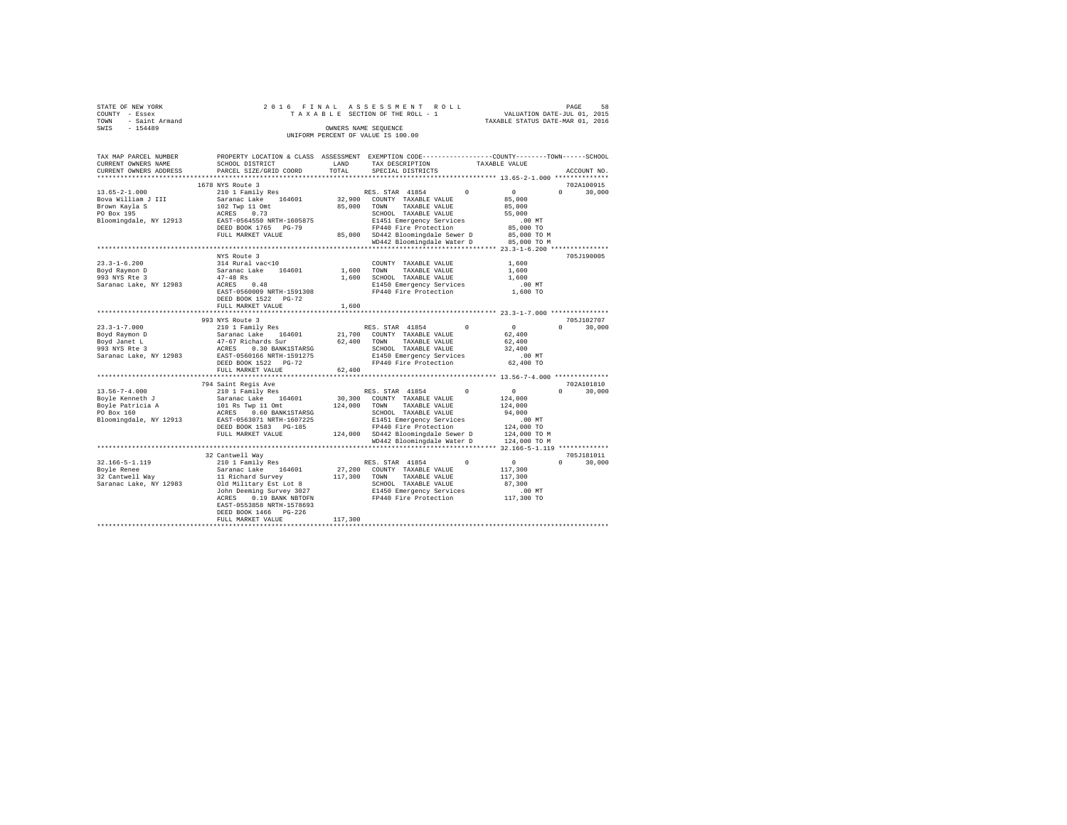STATE OF NEW YORK
COUNTY - Essex
TOWN - Saint Armand
SWIS - 154489

2016 FINAL ASSESSMENT ROLL
TAXABLE SECTION OF THE ROLL - 1
OWNERS NAME SEQUENCE
UNIFORM PERCENT OF VALUE IS 100.00

VALUATION DATE-JUL 01, 2015
TAXABLE STATUS DATE-MAR 01, 2016

```
TAX MAP PARCEL NUMBER     PROPERTY LOCATION & CLASS  ASSESSMENT  EXEMPTION CODE-----------------COUNTY--------TOWN------SCHOOL
CURRENT OWNERS NAME       SCHOOL DISTRICT             LAND       TAX DESCRIPTION              TAXABLE VALUE
CURRENT OWNERS ADDRESS    PARCEL SIZE/GRID COORD      TOTAL      SPECIAL DISTRICTS                                        ACCOUNT NO.
******************************************************************************************************* 13.65-2-1.000 **************
                          1678 NYS Route 3                                                                                702A100915
13.65-2-1.000             210 1 Family Res                    RES. STAR 41854         0            0             0       30,000
Bova William J III        Saranac Lake   164601      32,900   COUNTY  TAXABLE VALUE            85,000
Brown Kayla S             102 Twp 11 Omt             85,000   TOWN    TAXABLE VALUE            85,000
PO Box 195                ACRES    0.73                       SCHOOL  TAXABLE VALUE            55,000
Bloomingdale, NY 12913    EAST-0564550 NRTH-1605875           E1451 Emergency Services            .00 MT
                          DEED BOOK 1765   PG-79              FP440 Fire Protection            85,000 TO
                          FULL MARKET VALUE          85,000   SD442 Bloomingdale Sewer D       85,000 TO M
                                                              WD442 Bloomingdale Water D       85,000 TO M
******************************************************************************************************* 23.3-1-6.200 ***************
                          NYS Route 3                                                                                     705J190005
23.3-1-6.200              314 Rural vac<10                    COUNTY  TAXABLE VALUE             1,600
Boyd Raymon D             Saranac Lake   164601       1,600   TOWN    TAXABLE VALUE             1,600
993 NYS Rte 3             47-48 Rs                    1,600   SCHOOL  TAXABLE VALUE             1,600
Saranac Lake, NY 12983    ACRES    0.48                       E1450 Emergency Services            .00 MT
                          EAST-0560009 NRTH-1591308           FP440 Fire Protection             1,600 TO
                          DEED BOOK 1522   PG-72
                          FULL MARKET VALUE           1,600
******************************************************************************************************* 23.3-1-7.000 ***************
                          993 NYS Route 3                                                                                 705J102707
23.3-1-7.000              210 1 Family Res                    RES. STAR 41854         0            0             0       30,000
Boyd Raymon D             Saranac Lake   164601      21,700   COUNTY  TAXABLE VALUE            62,400
Boyd Janet L              47-67 Richards Sur         62,400   TOWN    TAXABLE VALUE            62,400
993 NYS Rte 3             ACRES    0.30 BANK1STARSG           SCHOOL  TAXABLE VALUE            32,400
Saranac Lake, NY 12983    EAST-0560166 NRTH-1591275           E1450 Emergency Services            .00 MT
                          DEED BOOK 1522   PG-72              FP440 Fire Protection            62,400 TO
                          FULL MARKET VALUE          62,400
******************************************************************************************************* 13.56-7-4.000 **************
                          794 Saint Regis Ave                                                                             702A101810
13.56-7-4.000             210 1 Family Res                    RES. STAR 41854         0            0             0       30,000
Boyle Kenneth J           Saranac Lake   164601      30,300   COUNTY  TAXABLE VALUE           124,000
Boyle Patricia A          101 Rs Twp 11 Omt         124,000   TOWN    TAXABLE VALUE           124,000
PO Box 160                ACRES    0.60 BANK1STARSG           SCHOOL  TAXABLE VALUE            94,000
Bloomingdale, NY 12913    EAST-0563071 NRTH-1607225           E1451 Emergency Services            .00 MT
                          DEED BOOK 1583   PG-185             FP440 Fire Protection           124,000 TO
                          FULL MARKET VALUE         124,000   SD442 Bloomingdale Sewer D      124,000 TO M
                                                              WD442 Bloomingdale Water D      124,000 TO M
******************************************************************************************************* 32.166-5-1.119 *************
                          32 Cantwell Way                                                                                 705J181011
32.166-5-1.119            210 1 Family Res                    RES. STAR 41854         0            0             0       30,000
Boyle Renee               Saranac Lake   164601      27,200   COUNTY  TAXABLE VALUE           117,300
32 Cantwell Way           11 Richard Survey         117,300   TOWN    TAXABLE VALUE           117,300
Saranac Lake, NY 12983    Old Military Est Lot 8              SCHOOL  TAXABLE VALUE            87,300
                          John Deeming Survey 3027            E1450 Emergency Services            .00 MT
                          ACRES    0.19 BANK NBTOFN           FP440 Fire Protection           117,300 TO
                          EAST-0553858 NRTH-1578693
                          DEED BOOK 1466   PG-226
                          FULL MARKET VALUE         117,300
************************************************************************************************************************************
```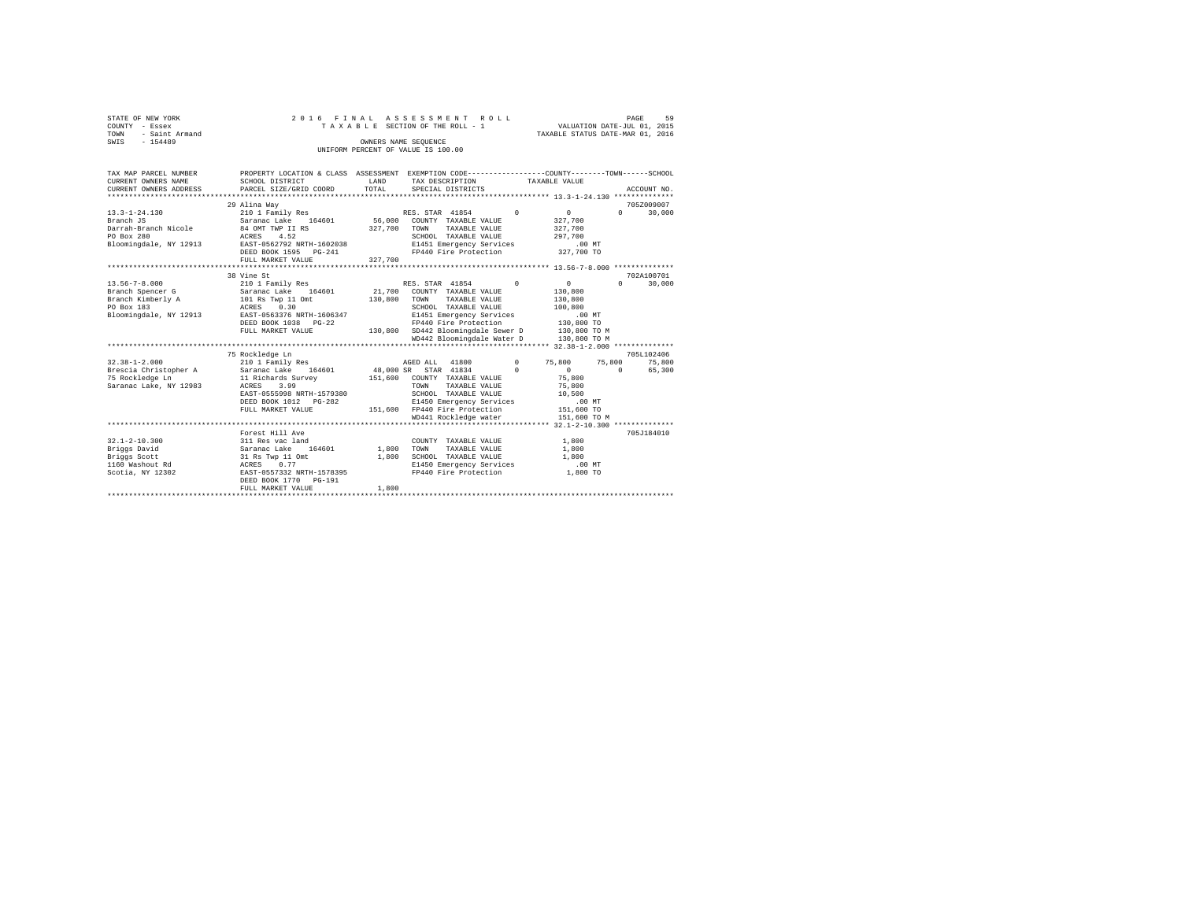STATE OF NEW YORK
COUNTY - Essex
TOWN - Saint Armand
SWIS - 154489

2016 FINAL ASSESSMENT ROLL
TAXABLE SECTION OF THE ROLL - 1
OWNERS NAME SEQUENCE
UNIFORM PERCENT OF VALUE IS 100.00

VALUATION DATE-JUL 01, 2015
TAXABLE STATUS DATE-MAR 01, 2016

```
TAX MAP PARCEL NUMBER     PROPERTY LOCATION & CLASS  ASSESSMENT  EXEMPTION CODE-----------------COUNTY--------TOWN------SCHOOL
CURRENT OWNERS NAME       SCHOOL DISTRICT               LAND      TAX DESCRIPTION            TAXABLE VALUE
CURRENT OWNERS ADDRESS    PARCEL SIZE/GRID COORD        TOTAL     SPECIAL DISTRICTS                                    ACCOUNT NO.
******************************************************************************************** 13.3-1-24.130 **************
                          29 Alina Way                                                                              705Z009007
13.3-1-24.130             210 1 Family Res                        RES. STAR 41854        0          0          0     30,000
Branch JS                 Saranac Lake   164601      56,000    COUNTY  TAXABLE VALUE          327,700
Darrah-Branch Nicole      84 OMT TWP II RS          327,700    TOWN    TAXABLE VALUE          327,700
PO Box 280                ACRES    4.52                        SCHOOL  TAXABLE VALUE          297,700
Bloomingdale, NY 12913    EAST-0562792 NRTH-1602038            E1451 Emergency Services          .00 MT
                          DEED BOOK 1595   PG-241              FP440 Fire Protection          327,700 TO
                          FULL MARKET VALUE         327,700
******************************************************************************************** 13.56-7-8.000 **************
                          38 Vine St                                                                                702A100701
13.56-7-8.000             210 1 Family Res                        RES. STAR 41854        0          0          0     30,000
Branch Spencer G          Saranac Lake   164601      21,700    COUNTY  TAXABLE VALUE          130,800
Branch Kimberly A         101 Rs Twp 11 Omt         130,800    TOWN    TAXABLE VALUE          130,800
PO Box 183                ACRES    0.30                        SCHOOL  TAXABLE VALUE          100,800
Bloomingdale, NY 12913    EAST-0563376 NRTH-1606347            E1451 Emergency Services          .00 MT
                          DEED BOOK 1038   PG-22               FP440 Fire Protection          130,800 TO
                          FULL MARKET VALUE         130,800    SD442 Bloomingdale Sewer D     130,800 TO M
                                                               WD442 Bloomingdale Water D     130,800 TO M
******************************************************************************************** 32.38-1-2.000 **************
                          75 Rockledge Ln                                                                           705L102406
32.38-1-2.000             210 1 Family Res                        AGED ALL  41800        0     75,800     75,800     75,800
Brescia Christopher A     Saranac Lake   164601      48,000 SR    STAR 41834             0          0          0     65,300
75 Rockledge Ln           11 Richards Survey        151,600    COUNTY  TAXABLE VALUE           75,800
Saranac Lake, NY 12983    ACRES    3.99                        TOWN    TAXABLE VALUE           75,800
                          EAST-0555998 NRTH-1579380            SCHOOL  TAXABLE VALUE           10,500
                          DEED BOOK 1012   PG-282              E1450 Emergency Services          .00 MT
                          FULL MARKET VALUE         151,600    FP440 Fire Protection          151,600 TO
                                                               WD441 Rockledge water          151,600 TO M
******************************************************************************************** 32.1-2-10.300 **************
                          Forest Hill Ave                                                                           705J184010
32.1-2-10.300             311 Res vac land                     COUNTY  TAXABLE VALUE            1,800
Briggs David              Saranac Lake   164601       1,800    TOWN    TAXABLE VALUE            1,800
Briggs Scott              31 Rs Twp 11 Omt            1,800    SCHOOL  TAXABLE VALUE            1,800
1160 Washout Rd           ACRES    0.77                        E1450 Emergency Services          .00 MT
Scotia, NY 12302          EAST-0557332 NRTH-1578395            FP440 Fire Protection            1,800 TO
                          DEED BOOK 1770   PG-191
                          FULL MARKET VALUE           1,800
****************************************************************************************************************************
```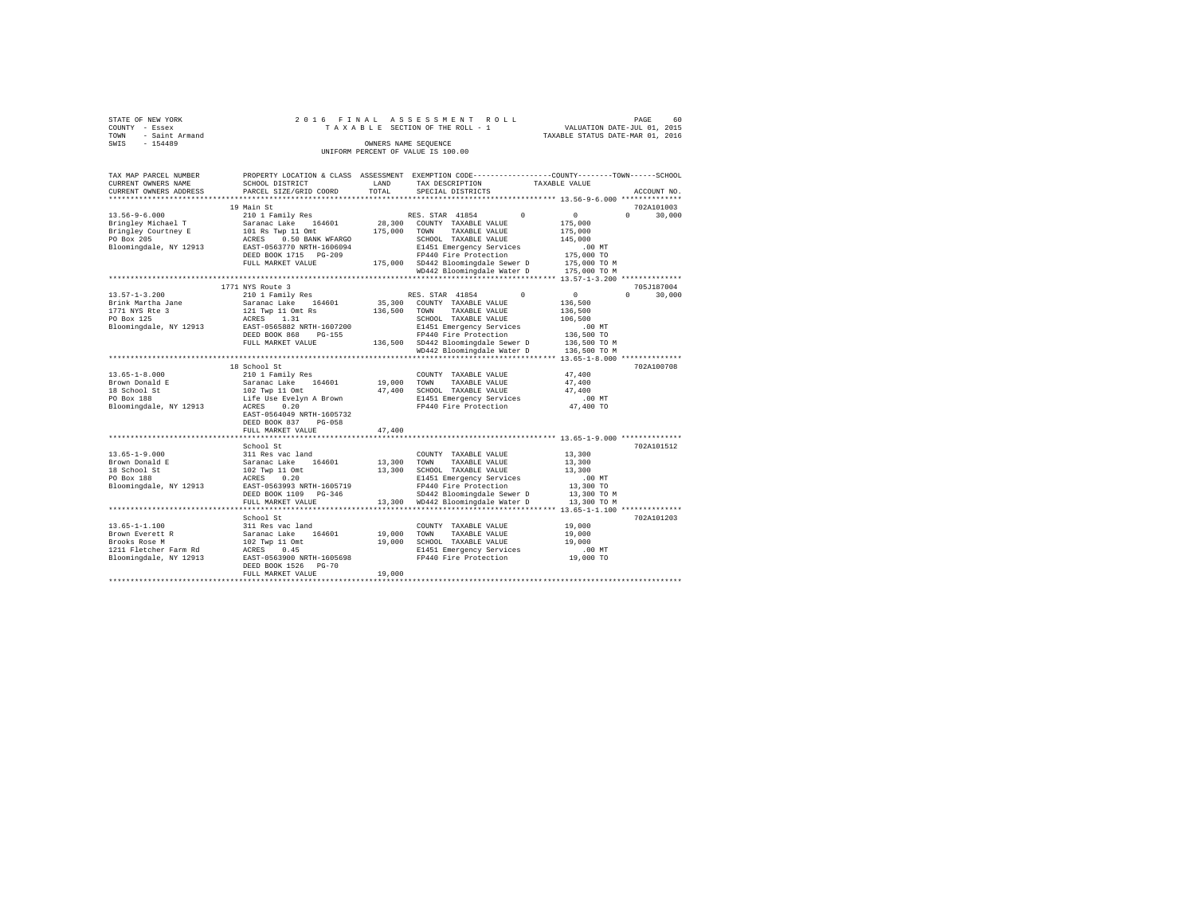STATE OF NEW YORK　　　　　2016 FINAL ASSESSMENT ROLL
COUNTY - Essex　　　　　TAXABLE SECTION OF THE ROLL - 1　　　　　VALUATION DATE-JUL 01, 2015
TOWN - Saint Armand　　　　　　　　　　　　　　　　　　　　TAXABLE STATUS DATE-MAR 01, 2016
SWIS - 154489　　　　　OWNERS NAME SEQUENCE
UNIFORM PERCENT OF VALUE IS 100.00

| TAX MAP PARCEL NUMBER / CURRENT OWNERS NAME / CURRENT OWNERS ADDRESS | PROPERTY LOCATION & CLASS / SCHOOL DISTRICT / PARCEL SIZE/GRID COORD | ASSESSMENT LAND / TOTAL | EXEMPTION CODE / TAX DESCRIPTION / SPECIAL DISTRICTS | COUNTY / TOWN / SCHOOL TAXABLE VALUE | ACCOUNT NO. |
|---|---|---|---|---|---|
| **13.56-9-6.000** | 19 Main St | | | | 702A101003 |
| | 210 1 Family Res | | RES. STAR 41854 0 | 0 0 30,000 | |
| Bringley Michael T | Saranac Lake 164601 | 28,300 | COUNTY TAXABLE VALUE | 175,000 | |
| Bringley Courtney E | 101 Rs Twp 11 Omt | 175,000 | TOWN TAXABLE VALUE | 175,000 | |
| PO Box 205 | ACRES 0.50 BANK WFARGO | | SCHOOL TAXABLE VALUE | 145,000 | |
| Bloomingdale, NY 12913 | EAST-0563770 NRTH-1606094 | | E1451 Emergency Services | .00 MT | |
| | DEED BOOK 1715 PG-209 | | FP440 Fire Protection | 175,000 TO | |
| | FULL MARKET VALUE | 175,000 | SD442 Bloomingdale Sewer D | 175,000 TO M | |
| | | | WD442 Bloomingdale Water D | 175,000 TO M | |
| **13.57-1-3.200** | 1771 NYS Route 3 | | | | 705J187004 |
| | 210 1 Family Res | | RES. STAR 41854 0 | 0 0 30,000 | |
| Brink Martha Jane | Saranac Lake 164601 | 35,300 | COUNTY TAXABLE VALUE | 136,500 | |
| 1771 NYS Rte 3 | 121 Twp 11 Omt Rs | 136,500 | TOWN TAXABLE VALUE | 136,500 | |
| PO Box 125 | ACRES 1.31 | | SCHOOL TAXABLE VALUE | 106,500 | |
| Bloomingdale, NY 12913 | EAST-0565882 NRTH-1607200 | | E1451 Emergency Services | .00 MT | |
| | DEED BOOK 868 PG-155 | | FP440 Fire Protection | 136,500 TO | |
| | FULL MARKET VALUE | 136,500 | SD442 Bloomingdale Sewer D | 136,500 TO M | |
| | | | WD442 Bloomingdale Water D | 136,500 TO M | |
| **13.65-1-8.000** | 18 School St | | | | 702A100708 |
| | 210 1 Family Res | | COUNTY TAXABLE VALUE | 47,400 | |
| Brown Donald E | Saranac Lake 164601 | 19,000 | TOWN TAXABLE VALUE | 47,400 | |
| 18 School St | 102 Twp 11 Omt | 47,400 | SCHOOL TAXABLE VALUE | 47,400 | |
| PO Box 188 | Life Use Evelyn A Brown | | E1451 Emergency Services | .00 MT | |
| Bloomingdale, NY 12913 | ACRES 0.20 | | FP440 Fire Protection | 47,400 TO | |
| | EAST-0564049 NRTH-1605732 | | | | |
| | DEED BOOK 837 PG-058 | | | | |
| | FULL MARKET VALUE | 47,400 | | | |
| **13.65-1-9.000** | School St | | | | 702A101512 |
| | 311 Res vac land | | COUNTY TAXABLE VALUE | 13,300 | |
| Brown Donald E | Saranac Lake 164601 | 13,300 | TOWN TAXABLE VALUE | 13,300 | |
| 18 School St | 102 Twp 11 Omt | 13,300 | SCHOOL TAXABLE VALUE | 13,300 | |
| PO Box 188 | ACRES 0.20 | | E1451 Emergency Services | .00 MT | |
| Bloomingdale, NY 12913 | EAST-0563993 NRTH-1605719 | | FP440 Fire Protection | 13,300 TO | |
| | DEED BOOK 1109 PG-346 | | SD442 Bloomingdale Sewer D | 13,300 TO M | |
| | FULL MARKET VALUE | 13,300 | WD442 Bloomingdale Water D | 13,300 TO M | |
| **13.65-1-1.100** | School St | | | | 702A101203 |
| | 311 Res vac land | | COUNTY TAXABLE VALUE | 19,000 | |
| Brown Everett R | Saranac Lake 164601 | 19,000 | TOWN TAXABLE VALUE | 19,000 | |
| Brooks Rose M | 102 Twp 11 Omt | 19,000 | SCHOOL TAXABLE VALUE | 19,000 | |
| 1211 Fletcher Farm Rd | ACRES 0.45 | | E1451 Emergency Services | .00 MT | |
| Bloomingdale, NY 12913 | EAST-0563900 NRTH-1605698 | | FP440 Fire Protection | 19,000 TO | |
| | DEED BOOK 1526 PG-70 | | | | |
| | FULL MARKET VALUE | 19,000 | | | |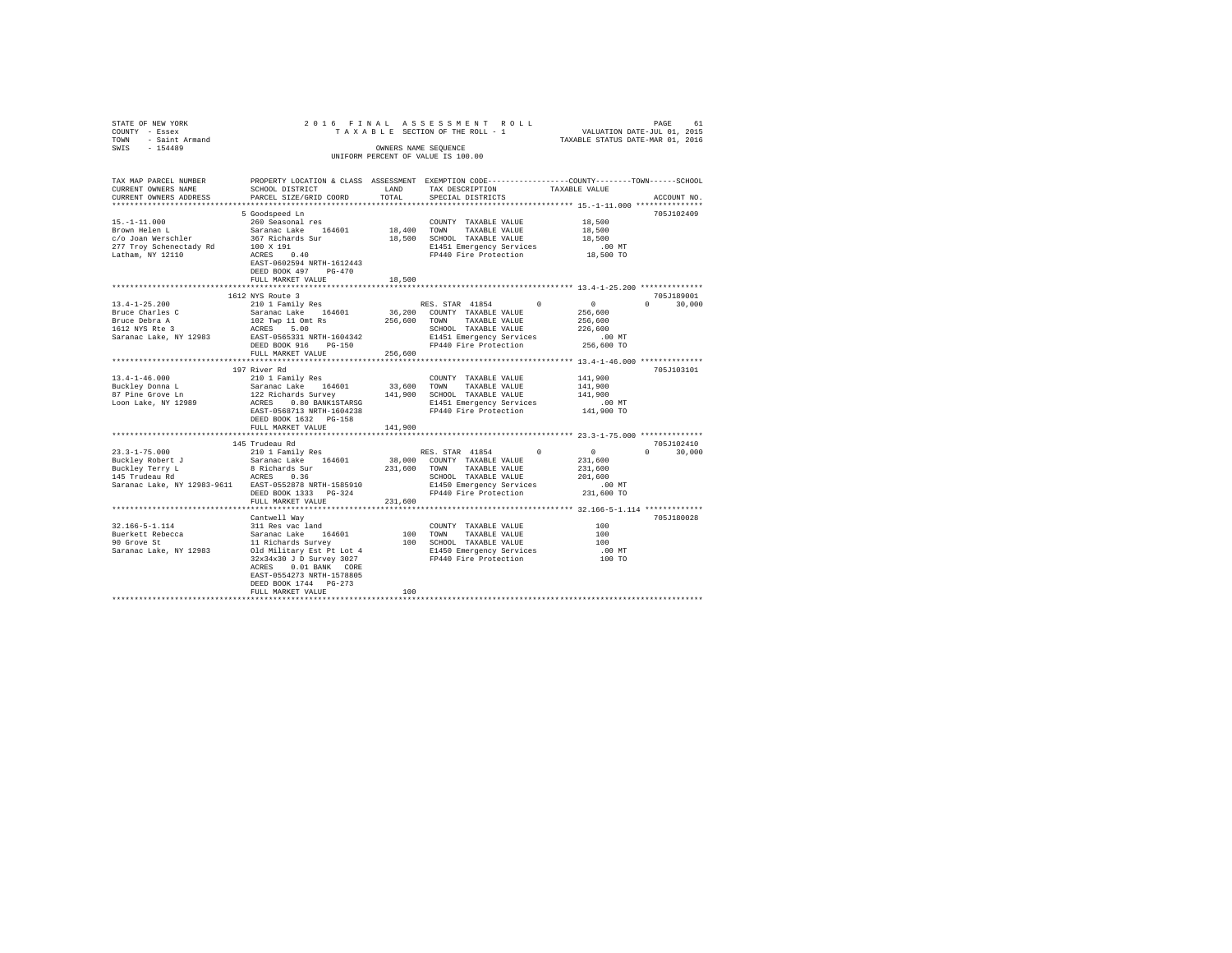STATE OF NEW YORK
COUNTY - Essex
TOWN - Saint Armand
SWIS - 154489

2016 FINAL ASSESSMENT ROLL
TAXABLE SECTION OF THE ROLL - 1
OWNERS NAME SEQUENCE
UNIFORM PERCENT OF VALUE IS 100.00

VALUATION DATE-JUL 01, 2015
TAXABLE STATUS DATE-MAR 01, 2016

```
TAX MAP PARCEL NUMBER          PROPERTY LOCATION & CLASS  ASSESSMENT  EXEMPTION CODE-----------------COUNTY--------TOWN------SCHOOL
CURRENT OWNERS NAME            SCHOOL DISTRICT            LAND        TAX DESCRIPTION              TAXABLE VALUE
CURRENT OWNERS ADDRESS         PARCEL SIZE/GRID COORD     TOTAL       SPECIAL DISTRICTS                                    ACCOUNT NO.
********************************************************************************************** 15.-1-11.000 ***************
                               5 Goodspeed Ln                                                                          705J102409
15.-1-11.000                   260 Seasonal res                        COUNTY  TAXABLE VALUE           18,500
Brown Helen L                  Saranac Lake   164601       18,400     TOWN    TAXABLE VALUE           18,500
c/o Joan Werschler             367 Richards Sur            18,500     SCHOOL  TAXABLE VALUE           18,500
277 Troy Schenectady Rd        100 X 191                               E1451 Emergency Services          .00 MT
Latham, NY 12110               ACRES    0.40                           FP440 Fire Protection          18,500 TO
                               EAST-0602594 NRTH-1612443
                               DEED BOOK 497    PG-470
                               FULL MARKET VALUE           18,500
********************************************************************************************** 13.4-1-25.200 **************
                               1612 NYS Route 3                                                                        705J189001
13.4-1-25.200                  210 1 Family Res                        RES. STAR 41854        0          0           0      30,000
Bruce Charles C                Saranac Lake   164601       36,200     COUNTY  TAXABLE VALUE          256,600
Bruce Debra A                  102 Twp 11 Omt Rs          256,600     TOWN    TAXABLE VALUE          256,600
1612 NYS Rte 3                 ACRES    5.00                           SCHOOL  TAXABLE VALUE          226,600
Saranac Lake, NY 12983         EAST-0565331 NRTH-1604342               E1451 Emergency Services          .00 MT
                               DEED BOOK 916    PG-150                 FP440 Fire Protection         256,600 TO
                               FULL MARKET VALUE          256,600
********************************************************************************************** 13.4-1-46.000 **************
                               197 River Rd                                                                            705J103101
13.4-1-46.000                  210 1 Family Res                        COUNTY  TAXABLE VALUE          141,900
Buckley Donna L                Saranac Lake   164601       33,600     TOWN    TAXABLE VALUE          141,900
87 Pine Grove Ln               122 Richards Survey        141,900     SCHOOL  TAXABLE VALUE          141,900
Loon Lake, NY 12989            ACRES    0.80 BANK1STARSG               E1451 Emergency Services          .00 MT
                               EAST-0568713 NRTH-1604238               FP440 Fire Protection         141,900 TO
                               DEED BOOK 1632   PG-158
                               FULL MARKET VALUE          141,900
********************************************************************************************** 23.3-1-75.000 **************
                               145 Trudeau Rd                                                                          705J102410
23.3-1-75.000                  210 1 Family Res                        RES. STAR 41854        0          0           0      30,000
Buckley Robert J               Saranac Lake   164601       38,000     COUNTY  TAXABLE VALUE          231,600
Buckley Terry L                8 Richards Sur             231,600     TOWN    TAXABLE VALUE          231,600
145 Trudeau Rd                 ACRES    0.36                           SCHOOL  TAXABLE VALUE          201,600
Saranac Lake, NY 12983-9611    EAST-0552878 NRTH-1585910               E1450 Emergency Services          .00 MT
                               DEED BOOK 1333   PG-324                 FP440 Fire Protection         231,600 TO
                               FULL MARKET VALUE          231,600
********************************************************************************************** 32.166-5-1.114 *************
                               Cantwell Way                                                                            705J180028
32.166-5-1.114                 311 Res vac land                        COUNTY  TAXABLE VALUE              100
Buerkett Rebecca               Saranac Lake   164601          100     TOWN    TAXABLE VALUE              100
90 Grove St                    11 Richards Survey             100     SCHOOL  TAXABLE VALUE              100
Saranac Lake, NY 12983         Old Military Est Pt Lot 4               E1450 Emergency Services          .00 MT
                               32x34x30 J D Survey 3027                FP440 Fire Protection             100 TO
                               ACRES    0.01 BANK    CORE
                               EAST-0554273 NRTH-1578805
                               DEED BOOK 1744   PG-273
                               FULL MARKET VALUE              100
****************************************************************************************************************************
```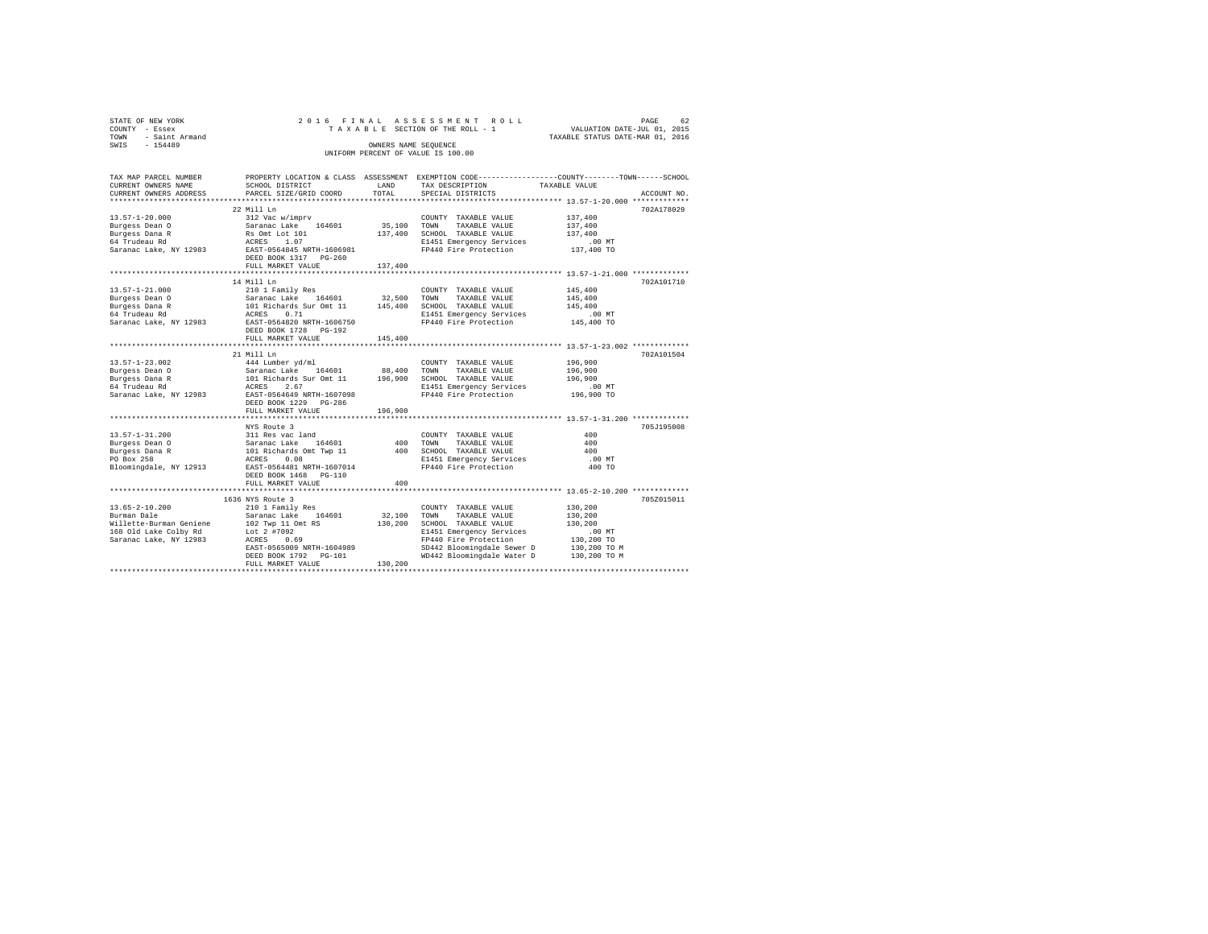STATE OF NEW YORK 2016 FINAL ASSESSMENT ROLL
COUNTY - Essex TAXABLE SECTION OF THE ROLL - 1 VALUATION DATE-JUL 01, 2015
TOWN - Saint Armand TAXABLE STATUS DATE-MAR 01, 2016
SWIS - 154489 OWNERS NAME SEQUENCE
UNIFORM PERCENT OF VALUE IS 100.00

```
TAX MAP PARCEL NUMBER     PROPERTY LOCATION & CLASS  ASSESSMENT  EXEMPTION CODE-----------------COUNTY--------TOWN------SCHOOL
CURRENT OWNERS NAME       SCHOOL DISTRICT               LAND      TAX DESCRIPTION             TAXABLE VALUE
CURRENT OWNERS ADDRESS    PARCEL SIZE/GRID COORD        TOTAL     SPECIAL DISTRICTS                                    ACCOUNT NO.
*************************************************************************************************** 13.57-1-20.000 *************
                          22 Mill Ln                                                                                  702A178029
13.57-1-20.000            312 Vac w/imprv                          COUNTY  TAXABLE VALUE           137,400
Burgess Dean O            Saranac Lake   164601         35,100     TOWN    TAXABLE VALUE           137,400
Burgess Dana R            Rs Omt Lot 101               137,400     SCHOOL  TAXABLE VALUE           137,400
64 Trudeau Rd             ACRES    1.07                            E1451 Emergency Services            .00 MT
Saranac Lake, NY 12983    EAST-0564845 NRTH-1606981                FP440 Fire Protection           137,400 TO
                          DEED BOOK 1317   PG-260
                          FULL MARKET VALUE            137,400
*************************************************************************************************** 13.57-1-21.000 *************
                          14 Mill Ln                                                                                  702A101710
13.57-1-21.000            210 1 Family Res                         COUNTY  TAXABLE VALUE           145,400
Burgess Dean O            Saranac Lake   164601         32,500     TOWN    TAXABLE VALUE           145,400
Burgess Dana R            101 Richards Sur Omt 11      145,400     SCHOOL  TAXABLE VALUE           145,400
64 Trudeau Rd             ACRES    0.71                            E1451 Emergency Services            .00 MT
Saranac Lake, NY 12983    EAST-0564820 NRTH-1606750                FP440 Fire Protection           145,400 TO
                          DEED BOOK 1728   PG-192
                          FULL MARKET VALUE            145,400
*************************************************************************************************** 13.57-1-23.002 *************
                          21 Mill Ln                                                                                  702A101504
13.57-1-23.002            444 Lumber yd/ml                         COUNTY  TAXABLE VALUE           196,900
Burgess Dean O            Saranac Lake   164601         88,400     TOWN    TAXABLE VALUE           196,900
Burgess Dana R            101 Richards Sur Omt 11      196,900     SCHOOL  TAXABLE VALUE           196,900
64 Trudeau Rd             ACRES    2.67                            E1451 Emergency Services            .00 MT
Saranac Lake, NY 12983    EAST-0564649 NRTH-1607098                FP440 Fire Protection           196,900 TO
                          DEED BOOK 1229   PG-286
                          FULL MARKET VALUE            196,900
*************************************************************************************************** 13.57-1-31.200 *************
                          NYS Route 3                                                                                 705J195008
13.57-1-31.200            311 Res vac land                         COUNTY  TAXABLE VALUE               400
Burgess Dean O            Saranac Lake   164601            400     TOWN    TAXABLE VALUE               400
Burgess Dana R            101 Richards Omt Twp 11          400     SCHOOL  TAXABLE VALUE               400
PO Box 258                ACRES    0.08                            E1451 Emergency Services            .00 MT
Bloomingdale, NY 12913    EAST-0564481 NRTH-1607014                FP440 Fire Protection               400 TO
                          DEED BOOK 1468   PG-110
                          FULL MARKET VALUE                400
*************************************************************************************************** 13.65-2-10.200 *************
                          1636 NYS Route 3                                                                            705Z015011
13.65-2-10.200            210 1 Family Res                         COUNTY  TAXABLE VALUE           130,200
Burman Dale               Saranac Lake   164601         32,100     TOWN    TAXABLE VALUE           130,200
Willette-Burman Geniene   102 Twp 11 Omt RS            130,200     SCHOOL  TAXABLE VALUE           130,200
168 Old Lake Colby Rd     Lot 2 #7092                              E1451 Emergency Services            .00 MT
Saranac Lake, NY 12983    ACRES    0.69                            FP440 Fire Protection           130,200 TO
                          EAST-0565009 NRTH-1604989                SD442 Bloomingdale Sewer D      130,200 TO M
                          DEED BOOK 1792   PG-101                  WD442 Bloomingdale Water D      130,200 TO M
                          FULL MARKET VALUE            130,200
********************************************************************************************************************************
```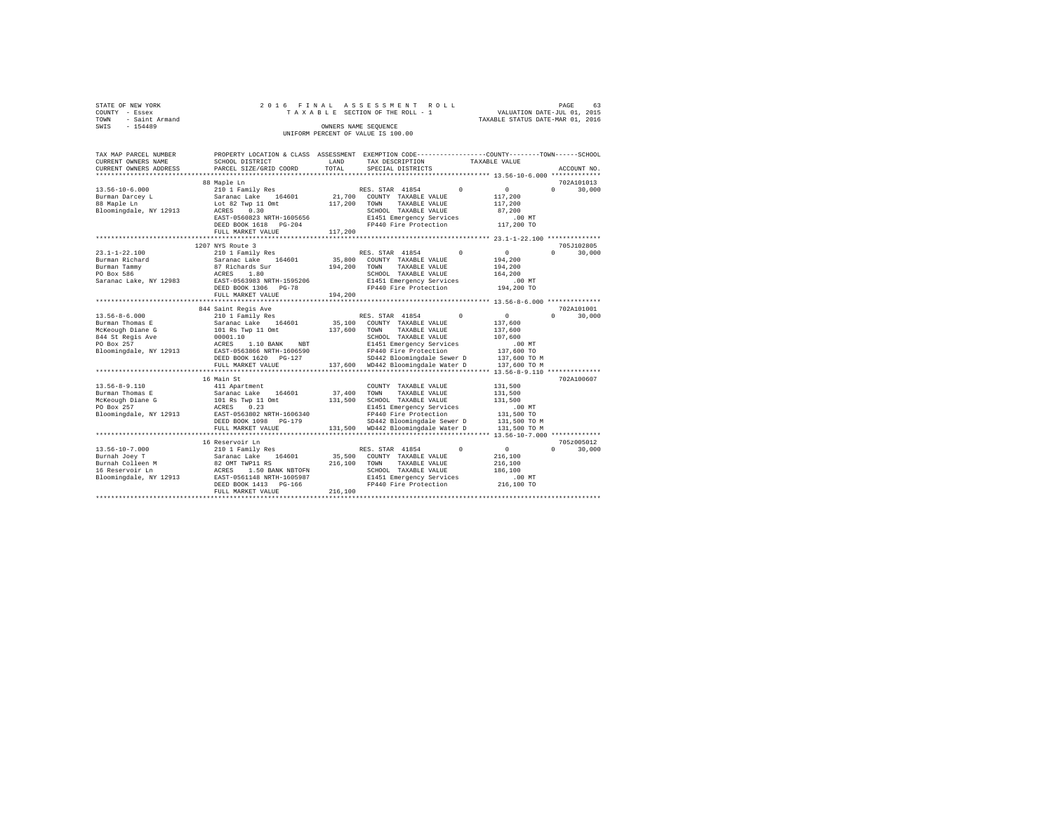STATE OF NEW YORK 2016 FINAL ASSESSMENT ROLL
COUNTY - Essex TAXABLE SECTION OF THE ROLL - 1 VALUATION DATE-JUL 01, 2015
TOWN - Saint Armand TAXABLE STATUS DATE-MAR 01, 2016
SWIS - 154489 OWNERS NAME SEQUENCE
UNIFORM PERCENT OF VALUE IS 100.00

```
TAX MAP PARCEL NUMBER          PROPERTY LOCATION & CLASS  ASSESSMENT  EXEMPTION CODE-----------------COUNTY--------TOWN------SCHOOL
CURRENT OWNERS NAME            SCHOOL DISTRICT              LAND      TAX DESCRIPTION              TAXABLE VALUE
CURRENT OWNERS ADDRESS         PARCEL SIZE/GRID COORD       TOTAL     SPECIAL DISTRICTS                                     ACCOUNT NO.
******************************************************************************************************* 13.56-10-6.000 *************
                               88 Maple Ln                                                                                702A101013
13.56-10-6.000                 210 1 Family Res                       RES. STAR 41854          0          0          0        30,000
Burman Darcey L                Saranac Lake    164601       21,700    COUNTY  TAXABLE VALUE              117,200
88 Maple Ln                    Lot 82 Twp 11 Omt           117,200    TOWN    TAXABLE VALUE              117,200
Bloomingdale, NY 12913         ACRES    0.30                          SCHOOL  TAXABLE VALUE               87,200
                               EAST-0560823 NRTH-1605656              E1451 Emergency Services               .00 MT
                               DEED BOOK 1618   PG-204                FP440 Fire Protection              117,200 TO
                               FULL MARKET VALUE           117,200
******************************************************************************************************* 23.1-1-22.100 **************
                               1207 NYS Route 3                                                                           705J102805
23.1-1-22.100                  210 1 Family Res                       RES. STAR 41854          0          0          0        30,000
Burman Richard                 Saranac Lake    164601       35,800    COUNTY  TAXABLE VALUE              194,200
Burman Tammy                   87 Richards Sur             194,200    TOWN    TAXABLE VALUE              194,200
PO Box 586                     ACRES    1.80                          SCHOOL  TAXABLE VALUE              164,200
Saranac Lake, NY 12983         EAST-0563983 NRTH-1595206              E1451 Emergency Services               .00 MT
                               DEED BOOK 1306   PG-78                 FP440 Fire Protection              194,200 TO
                               FULL MARKET VALUE           194,200
******************************************************************************************************* 13.56-8-6.000 **************
                               844 Saint Regis Ave                                                                        702A101001
13.56-8-6.000                  210 1 Family Res                       RES. STAR 41854          0          0          0        30,000
Burman Thomas E                Saranac Lake    164601       35,100    COUNTY  TAXABLE VALUE              137,600
McKeough Diane G               101 Rs Twp 11 Omt           137,600    TOWN    TAXABLE VALUE              137,600
844 St Regis Ave               00001.10                               SCHOOL  TAXABLE VALUE              107,600
PO Box 257                     ACRES    1.10 BANK    NBT              E1451 Emergency Services               .00 MT
Bloomingdale, NY 12913         EAST-0563866 NRTH-1606590              FP440 Fire Protection              137,600 TO
                               DEED BOOK 1620   PG-127                SD442 Bloomingdale Sewer D         137,600 TO M
                               FULL MARKET VALUE           137,600    WD442 Bloomingdale Water D         137,600 TO M
******************************************************************************************************* 13.56-8-9.110 **************
                               16 Main St                                                                                 702A100607
13.56-8-9.110                  411 Apartment                          COUNTY  TAXABLE VALUE              131,500
Burman Thomas E                Saranac Lake    164601       37,400    TOWN    TAXABLE VALUE              131,500
McKeough Diane G               101 Rs Twp 11 Omt           131,500    SCHOOL  TAXABLE VALUE              131,500
PO Box 257                     ACRES    0.23                          E1451 Emergency Services               .00 MT
Bloomingdale, NY 12913         EAST-0563802 NRTH-1606340              FP440 Fire Protection              131,500 TO
                               DEED BOOK 1098   PG-179                SD442 Bloomingdale Sewer D         131,500 TO M
                               FULL MARKET VALUE           131,500    WD442 Bloomingdale Water D         131,500 TO M
******************************************************************************************************* 13.56-10-7.000 *************
                               16 Reservoir Ln                                                                            705Z005012
13.56-10-7.000                 210 1 Family Res                       RES. STAR 41854          0          0          0        30,000
Burnah Joey T                  Saranac Lake    164601       35,500    COUNTY  TAXABLE VALUE              216,100
Burnah Colleen M               82 OMT TWP11 RS             216,100    TOWN    TAXABLE VALUE              216,100
16 Reservoir Ln                ACRES    1.50 BANK NBTOFN              SCHOOL  TAXABLE VALUE              186,100
Bloomingdale, NY 12913         EAST-0561148 NRTH-1605987              E1451 Emergency Services               .00 MT
                               DEED BOOK 1413   PG-166                FP440 Fire Protection              216,100 TO
                               FULL MARKET VALUE           216,100
************************************************************************************************************************************
```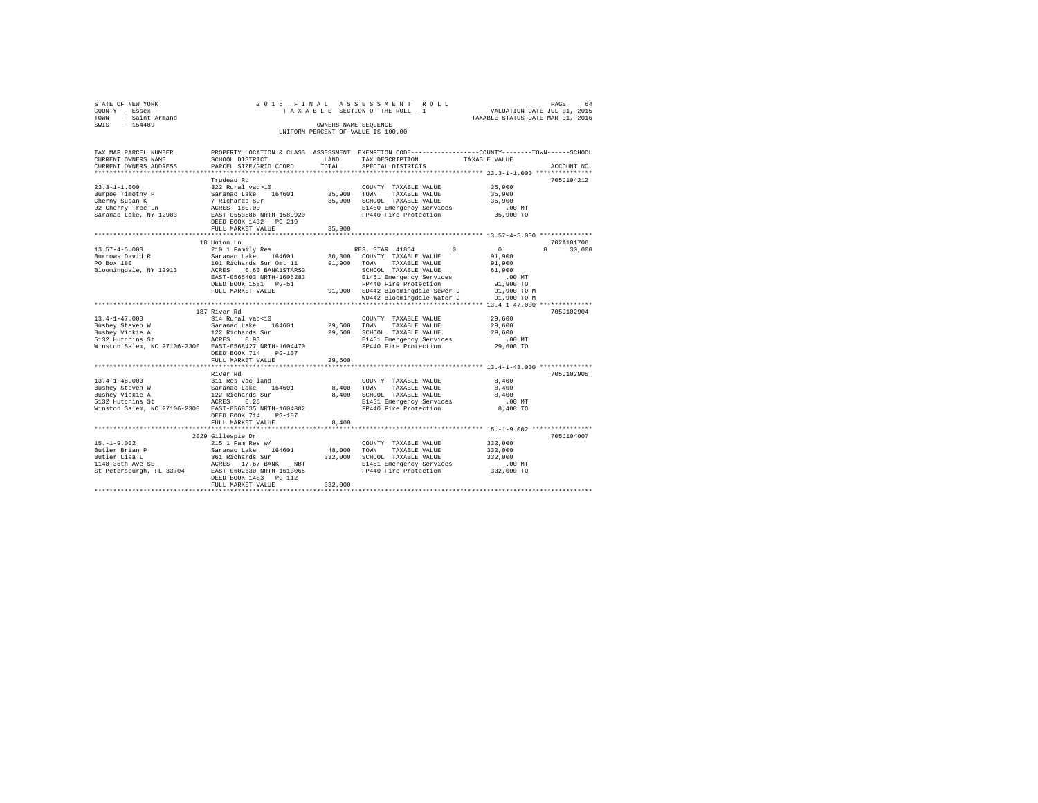STATE OF NEW YORK 2016 FINAL ASSESSMENT ROLL
COUNTY - Essex TAXABLE SECTION OF THE ROLL - 1 VALUATION DATE-JUL 01, 2015
TOWN - Saint Armand TAXABLE STATUS DATE-MAR 01, 2016
SWIS - 154489 OWNERS NAME SEQUENCE
UNIFORM PERCENT OF VALUE IS 100.00

| TAX MAP PARCEL NUMBER / CURRENT OWNERS NAME / CURRENT OWNERS ADDRESS | PROPERTY LOCATION & CLASS / SCHOOL DISTRICT / PARCEL SIZE/GRID COORD | ASSESSMENT LAND / TOTAL | EXEMPTION CODE / TAX DESCRIPTION / SPECIAL DISTRICTS | COUNTY / TOWN / SCHOOL TAXABLE VALUE | ACCOUNT NO. |
|---|---|---|---|---|---|
| **23.3-1-1.000** | Trudeau Rd | | | | 705J104212 |
| 23.3-1-1.000 | 322 Rural vac>10 | | COUNTY TAXABLE VALUE | 35,900 | |
| Burpoe Timothy P | Saranac Lake 164601 | 35,900 | TOWN TAXABLE VALUE | 35,900 | |
| Cherny Susan K | 7 Richards Sur | 35,900 | SCHOOL TAXABLE VALUE | 35,900 | |
| 92 Cherry Tree Ln | ACRES 160.00 | | E1450 Emergency Services | .00 MT | |
| Saranac Lake, NY 12983 | EAST-0553586 NRTH-1589920 | | FP440 Fire Protection | 35,900 TO | |
| | DEED BOOK 1432 PG-219 | | | | |
| | FULL MARKET VALUE | 35,900 | | | |
| **13.57-4-5.000** | 18 Union Ln | | | | 702A101706 |
| 13.57-4-5.000 | 210 1 Family Res | | RES. STAR 41854 0 | 0 0 30,000 | |
| Burrows David R | Saranac Lake 164601 | 30,300 | COUNTY TAXABLE VALUE | 91,900 | |
| PO Box 180 | 101 Richards Sur Omt 11 | 91,900 | TOWN TAXABLE VALUE | 91,900 | |
| Bloomingdale, NY 12913 | ACRES 0.60 BANK1STARSG | | SCHOOL TAXABLE VALUE | 61,900 | |
| | EAST-0565403 NRTH-1606283 | | E1451 Emergency Services | .00 MT | |
| | DEED BOOK 1581 PG-51 | | FP440 Fire Protection | 91,900 TO | |
| | FULL MARKET VALUE | 91,900 | SD442 Bloomingdale Sewer D | 91,900 TO M | |
| | | | WD442 Bloomingdale Water D | 91,900 TO M | |
| **13.4-1-47.000** | 187 River Rd | | | | 705J102904 |
| 13.4-1-47.000 | 314 Rural vac<10 | | COUNTY TAXABLE VALUE | 29,600 | |
| Bushey Steven W | Saranac Lake 164601 | 29,600 | TOWN TAXABLE VALUE | 29,600 | |
| Bushey Vickie A | 122 Richards Sur | 29,600 | SCHOOL TAXABLE VALUE | 29,600 | |
| 5132 Hutchins St | ACRES 0.93 | | E1451 Emergency Services | .00 MT | |
| Winston Salem, NC 27106-2300 | EAST-0568427 NRTH-1604470 | | FP440 Fire Protection | 29,600 TO | |
| | DEED BOOK 714 PG-107 | | | | |
| | FULL MARKET VALUE | 29,600 | | | |
| **13.4-1-48.000** | River Rd | | | | 705J102905 |
| 13.4-1-48.000 | 311 Res vac land | | COUNTY TAXABLE VALUE | 8,400 | |
| Bushey Steven W | Saranac Lake 164601 | 8,400 | TOWN TAXABLE VALUE | 8,400 | |
| Bushey Vickie A | 122 Richards Sur | 8,400 | SCHOOL TAXABLE VALUE | 8,400 | |
| 5132 Hutchins St | ACRES 0.26 | | E1451 Emergency Services | .00 MT | |
| Winston Salem, NC 27106-2300 | EAST-0568535 NRTH-1604382 | | FP440 Fire Protection | 8,400 TO | |
| | DEED BOOK 714 PG-107 | | | | |
| | FULL MARKET VALUE | 8,400 | | | |
| **15.-1-9.002** | 2029 Gillespie Dr | | | | 705J104007 |
| 15.-1-9.002 | 215 1 Fam Res w/ | | COUNTY TAXABLE VALUE | 332,000 | |
| Butler Brian P | Saranac Lake 164601 | 48,000 | TOWN TAXABLE VALUE | 332,000 | |
| Butler Lisa L | 361 Richards Sur | 332,000 | SCHOOL TAXABLE VALUE | 332,000 | |
| 1148 36th Ave SE | ACRES 17.67 BANK NBT | | E1451 Emergency Services | .00 MT | |
| St Petersburgh, FL 33704 | EAST-0602630 NRTH-1613065 | | FP440 Fire Protection | 332,000 TO | |
| | DEED BOOK 1483 PG-112 | | | | |
| | FULL MARKET VALUE | 332,000 | | | |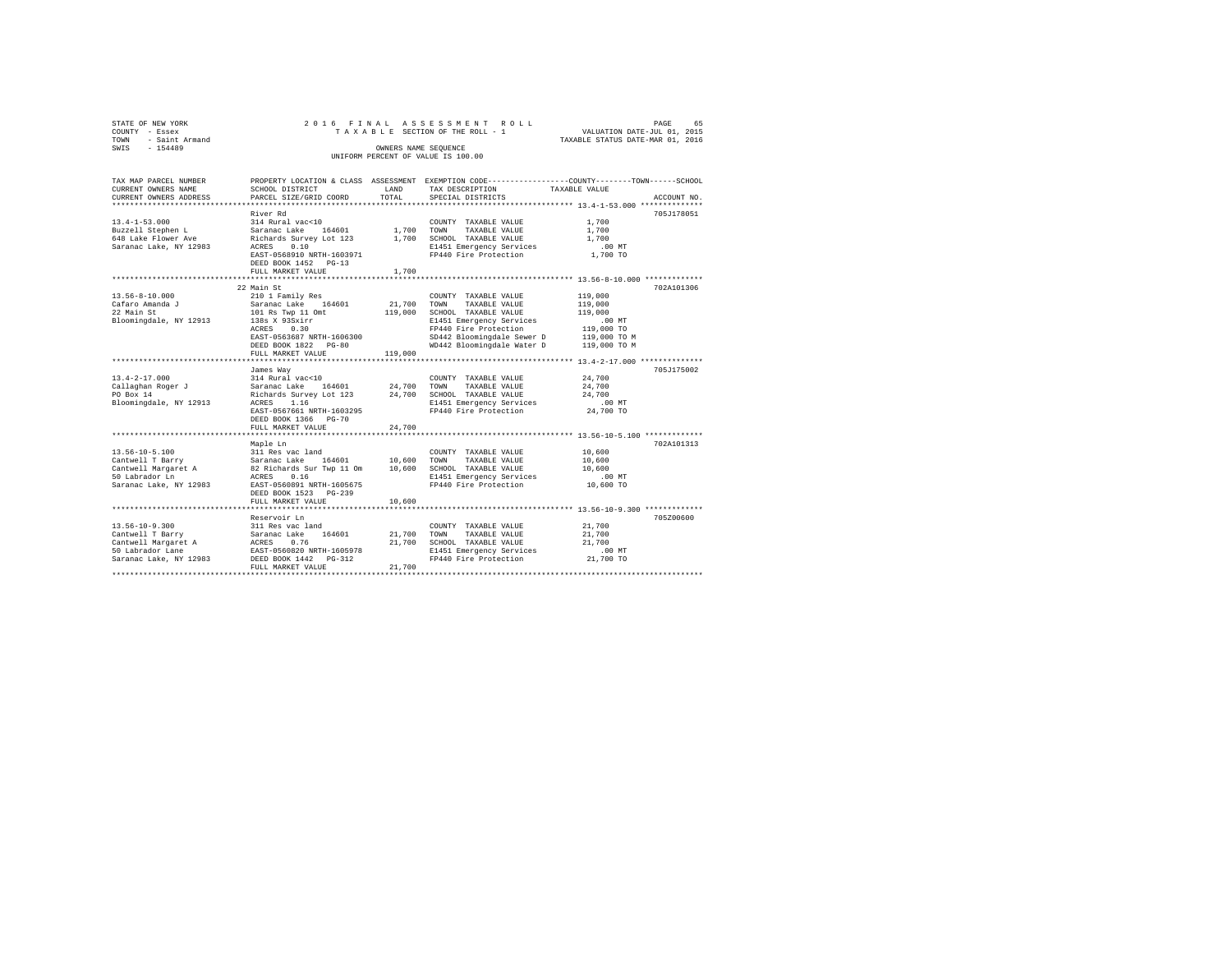STATE OF NEW YORK
COUNTY - Essex
TOWN - Saint Armand
SWIS - 154489

2016 FINAL ASSESSMENT ROLL
TAXABLE SECTION OF THE ROLL - 1
OWNERS NAME SEQUENCE
UNIFORM PERCENT OF VALUE IS 100.00

VALUATION DATE-JUL 01, 2015
TAXABLE STATUS DATE-MAR 01, 2016

```
TAX MAP PARCEL NUMBER      PROPERTY LOCATION & CLASS  ASSESSMENT  EXEMPTION CODE-----------------COUNTY--------TOWN------SCHOOL
CURRENT OWNERS NAME        SCHOOL DISTRICT               LAND      TAX DESCRIPTION            TAXABLE VALUE
CURRENT OWNERS ADDRESS     PARCEL SIZE/GRID COORD        TOTAL     SPECIAL DISTRICTS                                     ACCOUNT NO.
******************************************************************************************************* 13.4-1-53.000 **************
                           River Rd                                                                                     705J178051
13.4-1-53.000              314 Rural vac<10                        COUNTY  TAXABLE VALUE              1,700
Buzzell Stephen L          Saranac Lake    164601        1,700     TOWN    TAXABLE VALUE              1,700
648 Lake Flower Ave        Richards Survey Lot 123       1,700     SCHOOL  TAXABLE VALUE              1,700
Saranac Lake, NY 12983     ACRES    0.10                           E1451 Emergency Services             .00 MT
                           EAST-0568910 NRTH-1603971               FP440 Fire Protection              1,700 TO
                           DEED BOOK 1452   PG-13
                           FULL MARKET VALUE             1,700
******************************************************************************************************* 13.56-8-10.000 *************
                           22 Main St                                                                                   702A101306
13.56-8-10.000             210 1 Family Res                        COUNTY  TAXABLE VALUE            119,000
Cafaro Amanda J            Saranac Lake    164601       21,700     TOWN    TAXABLE VALUE            119,000
22 Main St                 101 Rs Twp 11 Omt           119,000     SCHOOL  TAXABLE VALUE            119,000
Bloomingdale, NY 12913     138s X 93Sxirr                          E1451 Emergency Services             .00 MT
                           ACRES    0.30                           FP440 Fire Protection            119,000 TO
                           EAST-0563687 NRTH-1606300               SD442 Bloomingdale Sewer D       119,000 TO M
                           DEED BOOK 1822   PG-80                  WD442 Bloomingdale Water D       119,000 TO M
                           FULL MARKET VALUE           119,000
******************************************************************************************************* 13.4-2-17.000 **************
                           James Way                                                                                    705J175002
13.4-2-17.000              314 Rural vac<10                        COUNTY  TAXABLE VALUE             24,700
Callaghan Roger J          Saranac Lake    164601       24,700     TOWN    TAXABLE VALUE             24,700
PO Box 14                  Richards Survey Lot 123      24,700     SCHOOL  TAXABLE VALUE             24,700
Bloomingdale, NY 12913     ACRES    1.16                           E1451 Emergency Services             .00 MT
                           EAST-0567661 NRTH-1603295               FP440 Fire Protection             24,700 TO
                           DEED BOOK 1366   PG-70
                           FULL MARKET VALUE            24,700
******************************************************************************************************* 13.56-10-5.100 *************
                           Maple Ln                                                                                     702A101313
13.56-10-5.100             311 Res vac land                        COUNTY  TAXABLE VALUE             10,600
Cantwell T Barry           Saranac Lake    164601       10,600     TOWN    TAXABLE VALUE             10,600
Cantwell Margaret A        82 Richards Sur Twp 11 Om    10,600     SCHOOL  TAXABLE VALUE             10,600
50 Labrador Ln             ACRES    0.16                           E1451 Emergency Services             .00 MT
Saranac Lake, NY 12983     EAST-0560891 NRTH-1605675               FP440 Fire Protection             10,600 TO
                           DEED BOOK 1523   PG-239
                           FULL MARKET VALUE            10,600
******************************************************************************************************* 13.56-10-9.300 *************
                           Reservoir Ln                                                                                 705Z00600
13.56-10-9.300             311 Res vac land                        COUNTY  TAXABLE VALUE             21,700
Cantwell T Barry           Saranac Lake    164601       21,700     TOWN    TAXABLE VALUE             21,700
Cantwell Margaret A        ACRES    0.76                21,700     SCHOOL  TAXABLE VALUE             21,700
50 Labrador Lane           EAST-0560820 NRTH-1605978               E1451 Emergency Services             .00 MT
Saranac Lake, NY 12983     DEED BOOK 1442   PG-312                 FP440 Fire Protection             21,700 TO
                           FULL MARKET VALUE            21,700
************************************************************************************************************************************
```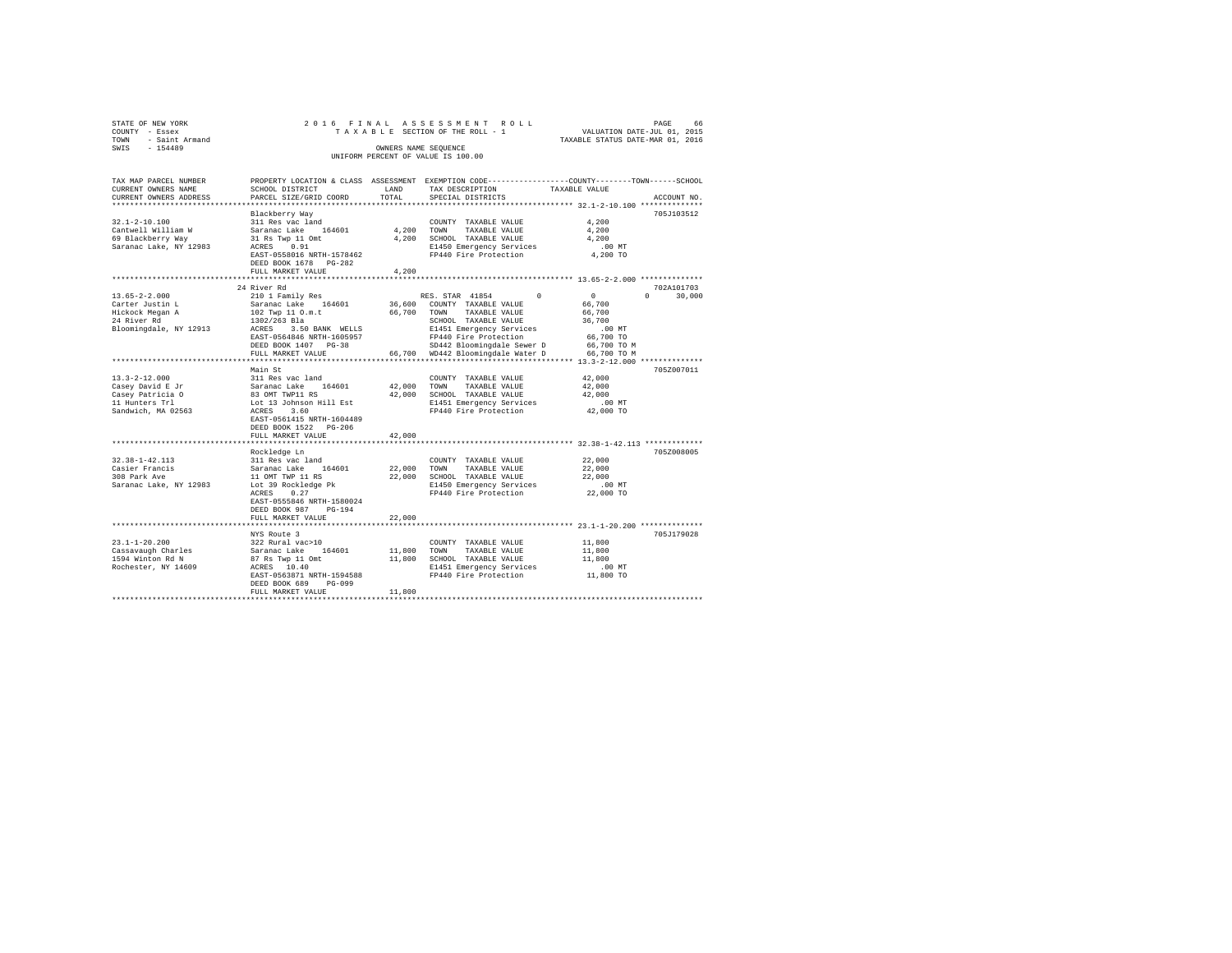STATE OF NEW YORK — 2016 FINAL ASSESSMENT ROLL
COUNTY - Essex — TAXABLE SECTION OF THE ROLL - 1 — VALUATION DATE-JUL 01, 2015
TOWN - Saint Armand — TAXABLE STATUS DATE-MAR 01, 2016
SWIS - 154489 — OWNERS NAME SEQUENCE
UNIFORM PERCENT OF VALUE IS 100.00

| TAX MAP PARCEL NUMBER / CURRENT OWNERS NAME / CURRENT OWNERS ADDRESS | PROPERTY LOCATION & CLASS / SCHOOL DISTRICT / PARCEL SIZE/GRID COORD | ASSESSMENT LAND | TOTAL | EXEMPTION CODE / TAX DESCRIPTION / SPECIAL DISTRICTS | COUNTY | TOWN | SCHOOL | ACCOUNT NO. |
|---|---|---|---|---|---|---|---|---|
| **32.1-2-10.100** | Blackberry Way | | | | | | | 705J103512 |
| 32.1-2-10.100 | 311 Res vac land | | | COUNTY TAXABLE VALUE | 4,200 | | | |
| Cantwell William W | Saranac Lake 164601 | 4,200 | | TOWN TAXABLE VALUE | | 4,200 | | |
| 69 Blackberry Way | 31 Rs Twp 11 Omt | | 4,200 | SCHOOL TAXABLE VALUE | | | 4,200 | |
| Saranac Lake, NY 12983 | ACRES 0.91 | | | E1450 Emergency Services | .00 MT | | | |
| | EAST-0558016 NRTH-1578462 | | | FP440 Fire Protection | 4,200 TO | | | |
| | DEED BOOK 1678 PG-282 | | | | | | | |
| | FULL MARKET VALUE | | 4,200 | | | | | |
| **13.65-2-2.000** | 24 River Rd | | | | | | | 702A101703 |
| 13.65-2-2.000 | 210 1 Family Res | | | RES. STAR 41854 | 0 | 0 | 30,000 | |
| Carter Justin L | Saranac Lake 164601 | 36,600 | | COUNTY TAXABLE VALUE | 66,700 | | | |
| Hickock Megan A | 102 Twp 11 O.m.t | | 66,700 | TOWN TAXABLE VALUE | | 66,700 | | |
| 24 River Rd | 1302/263 Bla | | | SCHOOL TAXABLE VALUE | | | 36,700 | |
| Bloomingdale, NY 12913 | ACRES 3.50 BANK WELLS | | | E1451 Emergency Services | .00 MT | | | |
| | EAST-0564846 NRTH-1605957 | | | FP440 Fire Protection | 66,700 TO | | | |
| | DEED BOOK 1407 PG-38 | | | SD442 Bloomingdale Sewer D | 66,700 TO M | | | |
| | FULL MARKET VALUE | | 66,700 | WD442 Bloomingdale Water D | 66,700 TO M | | | |
| **13.3-2-12.000** | Main St | | | | | | | 705Z007011 |
| 13.3-2-12.000 | 311 Res vac land | | | COUNTY TAXABLE VALUE | 42,000 | | | |
| Casey David E Jr | Saranac Lake 164601 | 42,000 | | TOWN TAXABLE VALUE | | 42,000 | | |
| Casey Patricia O | 83 OMT TWP11 RS | | 42,000 | SCHOOL TAXABLE VALUE | | | 42,000 | |
| 11 Hunters Trl | Lot 13 Johnson Hill Est | | | E1451 Emergency Services | .00 MT | | | |
| Sandwich, MA 02563 | ACRES 3.60 | | | FP440 Fire Protection | 42,000 TO | | | |
| | EAST-0561415 NRTH-1604489 | | | | | | | |
| | DEED BOOK 1522 PG-206 | | | | | | | |
| | FULL MARKET VALUE | | 42,000 | | | | | |
| **32.38-1-42.113** | Rockledge Ln | | | | | | | 705Z008005 |
| 32.38-1-42.113 | 311 Res vac land | | | COUNTY TAXABLE VALUE | 22,000 | | | |
| Casier Francis | Saranac Lake 164601 | 22,000 | | TOWN TAXABLE VALUE | | 22,000 | | |
| 308 Park Ave | 11 OMT TWP 11 RS | | 22,000 | SCHOOL TAXABLE VALUE | | | 22,000 | |
| Saranac Lake, NY 12983 | Lot 39 Rockledge Pk | | | E1450 Emergency Services | .00 MT | | | |
| | ACRES 0.27 | | | FP440 Fire Protection | 22,000 TO | | | |
| | EAST-0555846 NRTH-1580024 | | | | | | | |
| | DEED BOOK 987 PG-194 | | | | | | | |
| | FULL MARKET VALUE | | 22,000 | | | | | |
| **23.1-1-20.200** | NYS Route 3 | | | | | | | 705J179028 |
| 23.1-1-20.200 | 322 Rural vac>10 | | | COUNTY TAXABLE VALUE | 11,800 | | | |
| Cassavaugh Charles | Saranac Lake 164601 | 11,800 | | TOWN TAXABLE VALUE | | 11,800 | | |
| 1594 Winton Rd N | 87 Rs Twp 11 Omt | | 11,800 | SCHOOL TAXABLE VALUE | | | 11,800 | |
| Rochester, NY 14609 | ACRES 10.40 | | | E1451 Emergency Services | .00 MT | | | |
| | EAST-0563871 NRTH-1594588 | | | FP440 Fire Protection | 11,800 TO | | | |
| | DEED BOOK 689 PG-099 | | | | | | | |
| | FULL MARKET VALUE | | 11,800 | | | | | |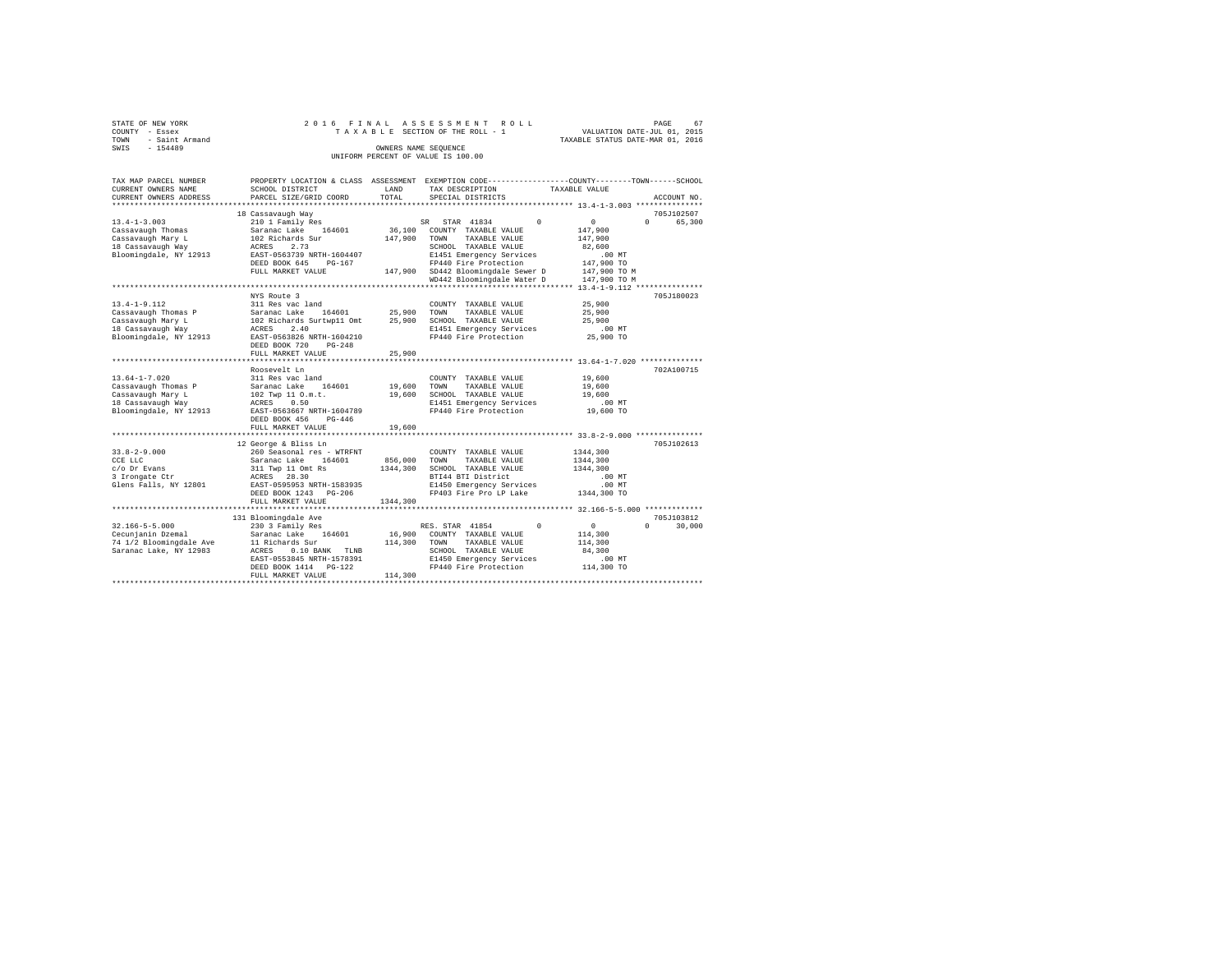STATE OF NEW YORK
COUNTY - Essex
TOWN - Saint Armand
SWIS - 154489

2 0 1 6 F I N A L A S S E S S M E N T R O L L
T A X A B L E SECTION OF THE ROLL - 1
OWNERS NAME SEQUENCE
UNIFORM PERCENT OF VALUE IS 100.00

VALUATION DATE-JUL 01, 2015
TAXABLE STATUS DATE-MAR 01, 2016

```
TAX MAP PARCEL NUMBER     PROPERTY LOCATION & CLASS  ASSESSMENT  EXEMPTION CODE-----------------COUNTY--------TOWN------SCHOOL
CURRENT OWNERS NAME       SCHOOL DISTRICT              LAND      TAX DESCRIPTION            TAXABLE VALUE
CURRENT OWNERS ADDRESS    PARCEL SIZE/GRID COORD       TOTAL     SPECIAL DISTRICTS                                    ACCOUNT NO.
******************************************************************************************* 13.4-1-3.003 ***************
                          18 Cassavaugh Way                                                                       705J102507
13.4-1-3.003              210 1 Family Res                  SR  STAR 41834          0          0            0      65,300
Cassavaugh Thomas         Saranac Lake   164601      36,100   COUNTY  TAXABLE VALUE          147,900
Cassavaugh Mary L         102 Richards Sur          147,900   TOWN    TAXABLE VALUE          147,900
18 Cassavaugh Way         ACRES    2.73                       SCHOOL  TAXABLE VALUE           82,600
Bloomingdale, NY 12913    EAST-0563739 NRTH-1604407            E1451 Emergency Services          .00 MT
                          DEED BOOK 645    PG-167              FP440 Fire Protection         147,900 TO
                          FULL MARKET VALUE         147,900   SD442 Bloomingdale Sewer D    147,900 TO M
                                                               WD442 Bloomingdale Water D    147,900 TO M
******************************************************************************************* 13.4-1-9.112 ***************
                          NYS Route 3                                                                             705J180023
13.4-1-9.112              311 Res vac land                     COUNTY  TAXABLE VALUE          25,900
Cassavaugh Thomas P       Saranac Lake   164601      25,900   TOWN    TAXABLE VALUE          25,900
Cassavaugh Mary L         102 Richards Surtwp11 Omt   25,900   SCHOOL  TAXABLE VALUE          25,900
18 Cassavaugh Way         ACRES    2.40                        E1451 Emergency Services          .00 MT
Bloomingdale, NY 12913    EAST-0563826 NRTH-1604210            FP440 Fire Protection          25,900 TO
                          DEED BOOK 720    PG-248
                          FULL MARKET VALUE          25,900
******************************************************************************************* 13.64-1-7.020 **************
                          Roosevelt Ln                                                                            702A100715
13.64-1-7.020             311 Res vac land                     COUNTY  TAXABLE VALUE          19,600
Cassavaugh Thomas P       Saranac Lake   164601      19,600   TOWN    TAXABLE VALUE          19,600
Cassavaugh Mary L         102 Twp 11 O.m.t.           19,600   SCHOOL  TAXABLE VALUE          19,600
18 Cassavaugh Way         ACRES    0.50                        E1451 Emergency Services          .00 MT
Bloomingdale, NY 12913    EAST-0563667 NRTH-1604789            FP440 Fire Protection          19,600 TO
                          DEED BOOK 456    PG-446
                          FULL MARKET VALUE          19,600
******************************************************************************************* 33.8-2-9.000 ***************
                          12 George & Bliss Ln                                                                    705J102613
33.8-2-9.000              260 Seasonal res - WTRFNT            COUNTY  TAXABLE VALUE        1344,300
CCE LLC                   Saranac Lake   164601     856,000   TOWN    TAXABLE VALUE        1344,300
c/o Dr Evans              311 Twp 11 Omt Rs         1344,300   SCHOOL  TAXABLE VALUE        1344,300
3 Irongate Ctr            ACRES   28.30                        BTI44 BTI District                .00 MT
Glens Falls, NY 12801     EAST-0595953 NRTH-1583935            E1450 Emergency Services          .00 MT
                          DEED BOOK 1243   PG-206              FP403 Fire Pro LP Lake       1344,300 TO
                          FULL MARKET VALUE        1344,300
******************************************************************************************* 32.166-5-5.000 *************
                          131 Bloomingdale Ave                                                                    705J103812
32.166-5-5.000            230 3 Family Res                  RES. STAR 41854          0          0            0      30,000
Cecunjanin Dzemal         Saranac Lake   164601      16,900   COUNTY  TAXABLE VALUE          114,300
74 1/2 Bloomingdale Ave   11 Richards Sur           114,300   TOWN    TAXABLE VALUE          114,300
Saranac Lake, NY 12983    ACRES    0.10 BANK   TLNB            SCHOOL  TAXABLE VALUE          84,300
                          EAST-0553845 NRTH-1578391            E1450 Emergency Services          .00 MT
                          DEED BOOK 1414   PG-122              FP440 Fire Protection         114,300 TO
                          FULL MARKET VALUE         114,300
************************************************************************************************************************
```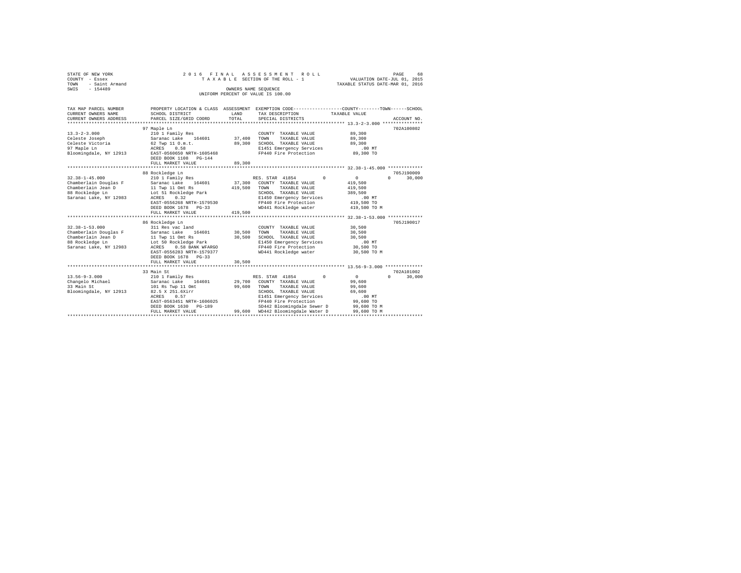STATE OF NEW YORK
COUNTY - Essex
TOWN - Saint Armand
SWIS - 154489

2016 FINAL ASSESSMENT ROLL
TAXABLE SECTION OF THE ROLL - 1
OWNERS NAME SEQUENCE
UNIFORM PERCENT OF VALUE IS 100.00

VALUATION DATE-JUL 01, 2015
TAXABLE STATUS DATE-MAR 01, 2016

| TAX MAP PARCEL NUMBER / CURRENT OWNERS NAME / CURRENT OWNERS ADDRESS | PROPERTY LOCATION & CLASS / SCHOOL DISTRICT / PARCEL SIZE/GRID COORD | ASSESSMENT LAND | TOTAL | EXEMPTION CODE / TAX DESCRIPTION / SPECIAL DISTRICTS | COUNTY | TOWN | SCHOOL / TAXABLE VALUE | ACCOUNT NO. |
|---|---|---|---|---|---|---|---|---|
| **13.3-2-3.000** | 97 Maple Ln | | | | | | | 702A100802 |
| 13.3-2-3.000 | 210 1 Family Res | | | COUNTY TAXABLE VALUE | | | 89,300 | |
| Celeste Joseph | Saranac Lake 164601 | 37,400 | | TOWN TAXABLE VALUE | | | 89,300 | |
| Celeste Victoria | 62 Twp 11 O.m.t. | | 89,300 | SCHOOL TAXABLE VALUE | | | 89,300 | |
| 97 Maple Ln | ACRES 0.58 | | | E1451 Emergency Services | | | .00 MT | |
| Bloomingdale, NY 12913 | EAST-0560650 NRTH-1605468 | | | FP440 Fire Protection | | | 89,300 TO | |
| | DEED BOOK 1108 PG-144 | | | | | | | |
| | FULL MARKET VALUE | | 89,300 | | | | | |
| **32.38-1-45.000** | 88 Rockledge Ln | | | | | | | 705J190009 |
| 32.38-1-45.000 | 210 1 Family Res | | | RES. STAR 41854 | 0 | 0 | 0 / 30,000 | |
| Chamberlain Douglas F | Saranac Lake 164601 | 37,300 | | COUNTY TAXABLE VALUE | | | 419,500 | |
| Chamberlain Jean D | 11 Twp 11 Omt Rs | | 419,500 | TOWN TAXABLE VALUE | | | 419,500 | |
| 88 Rockledge Ln | Lot 51 Rockledge Park | | | SCHOOL TAXABLE VALUE | | | 389,500 | |
| Saranac Lake, NY 12983 | ACRES 0.32 | | | E1450 Emergency Services | | | .00 MT | |
| | EAST-0556268 NRTH-1579530 | | | FP440 Fire Protection | | | 419,500 TO | |
| | DEED BOOK 1678 PG-33 | | | WD441 Rockledge water | | | 419,500 TO M | |
| | FULL MARKET VALUE | | 419,500 | | | | | |
| **32.38-1-53.000** | 86 Rockledge Ln | | | | | | | 705J190017 |
| 32.38-1-53.000 | 311 Res vac land | | | COUNTY TAXABLE VALUE | | | 30,500 | |
| Chamberlain Douglas F | Saranac Lake 164601 | 30,500 | | TOWN TAXABLE VALUE | | | 30,500 | |
| Chamberlain Jean D | 11 Twp 11 Omt Rs | | 30,500 | SCHOOL TAXABLE VALUE | | | 30,500 | |
| 88 Rockledge Ln | Lot 50 Rockledge Park | | | E1450 Emergency Services | | | .00 MT | |
| Saranac Lake, NY 12983 | ACRES 0.58 BANK WFARGO | | | FP440 Fire Protection | | | 30,500 TO | |
| | EAST-0556283 NRTH-1579377 | | | WD441 Rockledge water | | | 30,500 TO M | |
| | DEED BOOK 1678 PG-33 | | | | | | | |
| | FULL MARKET VALUE | | 30,500 | | | | | |
| **13.56-9-3.000** | 33 Main St | | | | | | | 702A101002 |
| 13.56-9-3.000 | 210 1 Family Res | | | RES. STAR 41854 | 0 | 0 | 0 / 30,000 | |
| Changelo Michael | Saranac Lake 164601 | 29,700 | | COUNTY TAXABLE VALUE | | | 99,600 | |
| 33 Main St | 101 Rs Twp 11 Omt | | 99,600 | TOWN TAXABLE VALUE | | | 99,600 | |
| Bloomingdale, NY 12913 | 82.5 X 251.6Xirr | | | SCHOOL TAXABLE VALUE | | | 69,600 | |
| | ACRES 0.57 | | | E1451 Emergency Services | | | .00 MT | |
| | EAST-0563451 NRTH-1606025 | | | FP440 Fire Protection | | | 99,600 TO | |
| | DEED BOOK 1630 PG-189 | | | SD442 Bloomingdale Sewer D | | | 99,600 TO M | |
| | FULL MARKET VALUE | | 99,600 | WD442 Bloomingdale Water D | | | 99,600 TO M | |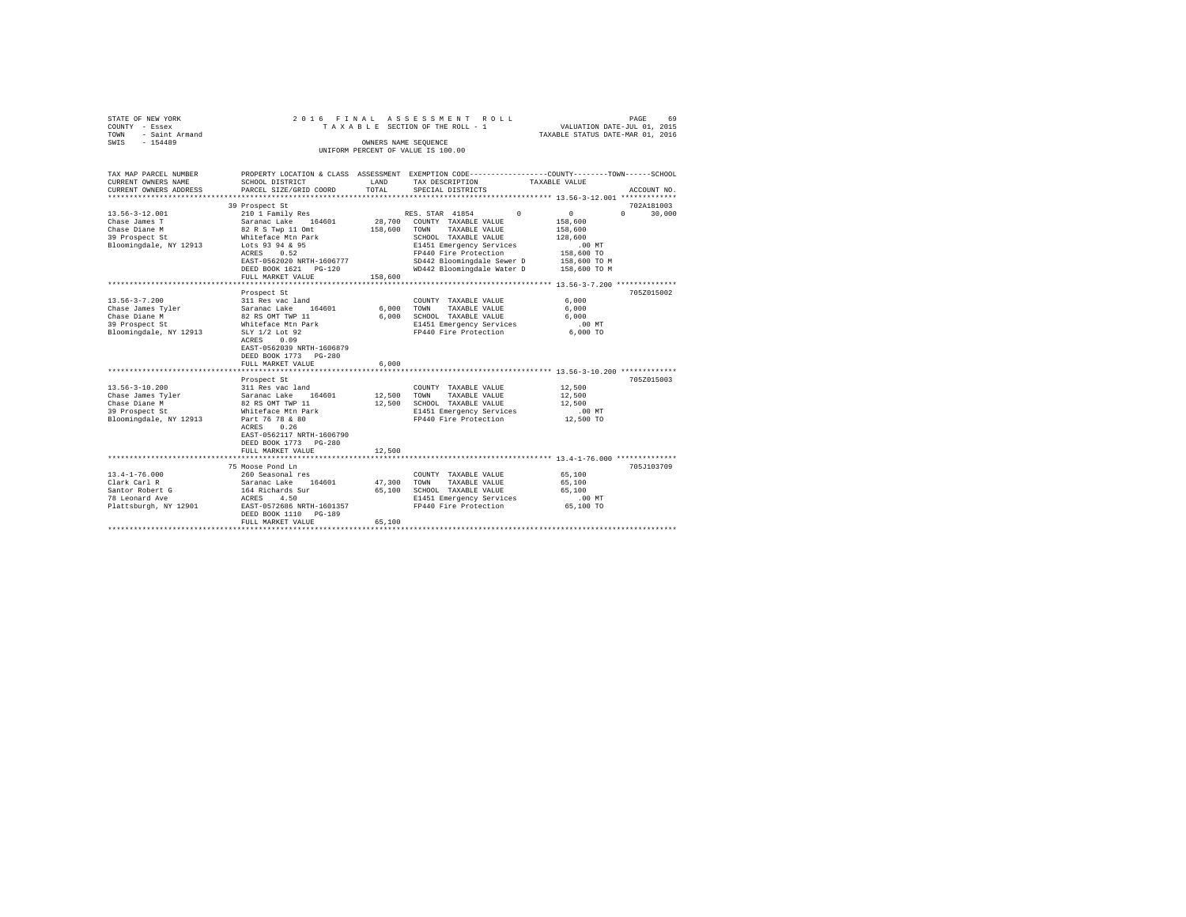STATE OF NEW YORK
COUNTY - Essex
TOWN - Saint Armand
SWIS - 154489

2016 FINAL ASSESSMENT ROLL
TAXABLE SECTION OF THE ROLL - 1
OWNERS NAME SEQUENCE
UNIFORM PERCENT OF VALUE IS 100.00

VALUATION DATE-JUL 01, 2015
TAXABLE STATUS DATE-MAR 01, 2016

```
TAX MAP PARCEL NUMBER      PROPERTY LOCATION & CLASS  ASSESSMENT  EXEMPTION CODE-----------------COUNTY--------TOWN------SCHOOL
CURRENT OWNERS NAME        SCHOOL DISTRICT              LAND      TAX DESCRIPTION           TAXABLE VALUE
CURRENT OWNERS ADDRESS     PARCEL SIZE/GRID COORD       TOTAL     SPECIAL DISTRICTS                                   ACCOUNT NO.
******************************************************************************************************* 13.56-3-12.001 *************
                           39 Prospect St                                                                             702A181003
13.56-3-12.001             210 1 Family Res                        RES. STAR 41854         0          0          0       30,000
Chase James T              Saranac Lake   164601        28,700   COUNTY  TAXABLE VALUE           158,600
Chase Diane M              82 R S Twp 11 Omt           158,600   TOWN    TAXABLE VALUE           158,600
39 Prospect St             Whiteface Mtn Park                    SCHOOL  TAXABLE VALUE           128,600
Bloomingdale, NY 12913     Lots 93 94 & 95                       E1451 Emergency Services            .00 MT
                           ACRES     0.52                        FP440 Fire Protection           158,600 TO
                           EAST-0562020 NRTH-1606777             SD442 Bloomingdale Sewer D      158,600 TO M
                           DEED BOOK 1621   PG-120               WD442 Bloomingdale Water D      158,600 TO M
                           FULL MARKET VALUE           158,600
******************************************************************************************************* 13.56-3-7.200 **************
                           Prospect St                                                                                705Z015002
13.56-3-7.200              311 Res vac land                      COUNTY  TAXABLE VALUE             6,000
Chase James Tyler          Saranac Lake   164601         6,000   TOWN    TAXABLE VALUE             6,000
Chase Diane M              82 RS OMT TWP 11              6,000   SCHOOL  TAXABLE VALUE             6,000
39 Prospect St             Whiteface Mtn Park                    E1451 Emergency Services            .00 MT
Bloomingdale, NY 12913     SLY 1/2 Lot 92                        FP440 Fire Protection             6,000 TO
                           ACRES     0.09
                           EAST-0562039 NRTH-1606879
                           DEED BOOK 1773   PG-280
                           FULL MARKET VALUE             6,000
******************************************************************************************************* 13.56-3-10.200 *************
                           Prospect St                                                                                705Z015003
13.56-3-10.200             311 Res vac land                      COUNTY  TAXABLE VALUE            12,500
Chase James Tyler          Saranac Lake   164601        12,500   TOWN    TAXABLE VALUE            12,500
Chase Diane M              82 RS OMT TWP 11             12,500   SCHOOL  TAXABLE VALUE            12,500
39 Prospect St             Whiteface Mtn Park                    E1451 Emergency Services            .00 MT
Bloomingdale, NY 12913     Part 76 78 & 80                       FP440 Fire Protection            12,500 TO
                           ACRES     0.26
                           EAST-0562117 NRTH-1606790
                           DEED BOOK 1773   PG-280
                           FULL MARKET VALUE            12,500
******************************************************************************************************* 13.4-1-76.000 **************
                           75 Moose Pond Ln                                                                           705J103709
13.4-1-76.000              260 Seasonal res                      COUNTY  TAXABLE VALUE            65,100
Clark Carl R               Saranac Lake   164601        47,300   TOWN    TAXABLE VALUE            65,100
Santor Robert G            164 Richards Sur             65,100   SCHOOL  TAXABLE VALUE            65,100
78 Leonard Ave             ACRES     4.50                        E1451 Emergency Services            .00 MT
Plattsburgh, NY 12901      EAST-0572686 NRTH-1601357             FP440 Fire Protection            65,100 TO
                           DEED BOOK 1110   PG-189
                           FULL MARKET VALUE            65,100
************************************************************************************************************************************
```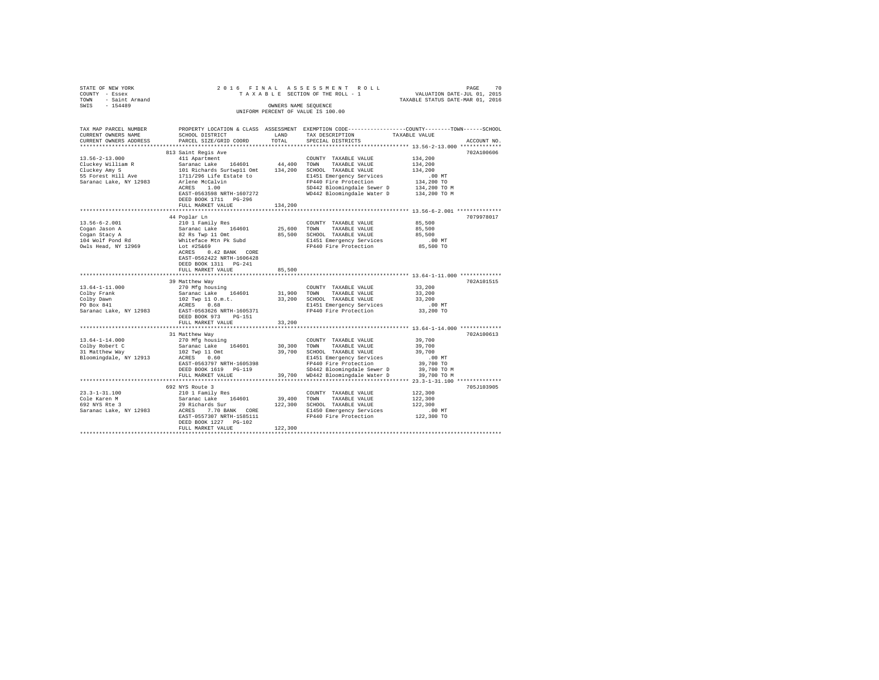STATE OF NEW YORK
COUNTY - Essex
TOWN - Saint Armand
SWIS - 154489

2016 FINAL ASSESSMENT ROLL
TAXABLE SECTION OF THE ROLL - 1
OWNERS NAME SEQUENCE
UNIFORM PERCENT OF VALUE IS 100.00

VALUATION DATE-JUL 01, 2015
TAXABLE STATUS DATE-MAR 01, 2016

| TAX MAP PARCEL NUMBER / CURRENT OWNERS NAME / CURRENT OWNERS ADDRESS | PROPERTY LOCATION & CLASS / SCHOOL DISTRICT / PARCEL SIZE/GRID COORD | ASSESSMENT LAND / TOTAL | EXEMPTION CODE / TAX DESCRIPTION / SPECIAL DISTRICTS | TAXABLE VALUE (COUNTY / TOWN / SCHOOL) | ACCOUNT NO. |
|---|---|---|---|---|---|
| **13.56-2-13.000** | 813 Saint Regis Ave | | | | 702A100606 |
| 13.56-2-13.000 | 411 Apartment | | COUNTY TAXABLE VALUE | 134,200 | |
| Cluckey William R | Saranac Lake 164601 | 44,400 | TOWN TAXABLE VALUE | 134,200 | |
| Cluckey Amy S | 101 Richards Surtwp11 Omt | 134,200 | SCHOOL TAXABLE VALUE | 134,200 | |
| 55 Forest Hill Ave | 1711/296 Life Estate to | | E1451 Emergency Services | .00 MT | |
| Saranac Lake, NY 12983 | Arlene McCalvin | | FP440 Fire Protection | 134,200 TO | |
| | ACRES 1.00 | | SD442 Bloomingdale Sewer D | 134,200 TO M | |
| | EAST-0563598 NRTH-1607272 | | WD442 Bloomingdale Water D | 134,200 TO M | |
| | DEED BOOK 1711 PG-296 | | | | |
| | FULL MARKET VALUE | 134,200 | | | |
| **13.56-6-2.001** | 44 Poplar Ln | | | | 7079978017 |
| 13.56-6-2.001 | 210 1 Family Res | | COUNTY TAXABLE VALUE | 85,500 | |
| Cogan Jason A | Saranac Lake 164601 | 25,600 | TOWN TAXABLE VALUE | 85,500 | |
| Cogan Stacy A | 82 Rs Twp 11 Omt | 85,500 | SCHOOL TAXABLE VALUE | 85,500 | |
| 104 Wolf Pond Rd | Whiteface Mtn Pk Subd | | E1451 Emergency Services | .00 MT | |
| Owls Head, NY 12969 | Lot #25&69 | | FP440 Fire Protection | 85,500 TO | |
| | ACRES 0.42 BANK CORE | | | | |
| | EAST-0562422 NRTH-1606428 | | | | |
| | DEED BOOK 1311 PG-241 | | | | |
| | FULL MARKET VALUE | 85,500 | | | |
| **13.64-1-11.000** | 39 Matthew Way | | | | 702A101515 |
| 13.64-1-11.000 | 270 Mfg housing | | COUNTY TAXABLE VALUE | 33,200 | |
| Colby Frank | Saranac Lake 164601 | 31,900 | TOWN TAXABLE VALUE | 33,200 | |
| Colby Dawn | 102 Twp 11 O.m.t. | 33,200 | SCHOOL TAXABLE VALUE | 33,200 | |
| PO Box 841 | ACRES 0.68 | | E1451 Emergency Services | .00 MT | |
| Saranac Lake, NY 12983 | EAST-0563626 NRTH-1605371 | | FP440 Fire Protection | 33,200 TO | |
| | DEED BOOK 973 PG-151 | | | | |
| | FULL MARKET VALUE | 33,200 | | | |
| **13.64-1-14.000** | 31 Matthew Way | | | | 702A100613 |
| 13.64-1-14.000 | 270 Mfg housing | | COUNTY TAXABLE VALUE | 39,700 | |
| Colby Robert C | Saranac Lake 164601 | 30,300 | TOWN TAXABLE VALUE | 39,700 | |
| 31 Matthew Way | 102 Twp 11 Omt | 39,700 | SCHOOL TAXABLE VALUE | 39,700 | |
| Bloomingdale, NY 12913 | ACRES 0.60 | | E1451 Emergency Services | .00 MT | |
| | EAST-0563797 NRTH-1605398 | | FP440 Fire Protection | 39,700 TO | |
| | DEED BOOK 1619 PG-119 | | SD442 Bloomingdale Sewer D | 39,700 TO M | |
| | FULL MARKET VALUE | 39,700 | WD442 Bloomingdale Water D | 39,700 TO M | |
| **23.3-1-31.100** | 692 NYS Route 3 | | | | 705J103905 |
| 23.3-1-31.100 | 210 1 Family Res | | COUNTY TAXABLE VALUE | 122,300 | |
| Cole Karen M | Saranac Lake 164601 | 39,400 | TOWN TAXABLE VALUE | 122,300 | |
| 692 NYS Rte 3 | 29 Richards Sur | 122,300 | SCHOOL TAXABLE VALUE | 122,300 | |
| Saranac Lake, NY 12983 | ACRES 7.70 BANK CORE | | E1450 Emergency Services | .00 MT | |
| | EAST-0557307 NRTH-1585111 | | FP440 Fire Protection | 122,300 TO | |
| | DEED BOOK 1227 PG-102 | | | | |
| | FULL MARKET VALUE | 122,300 | | | |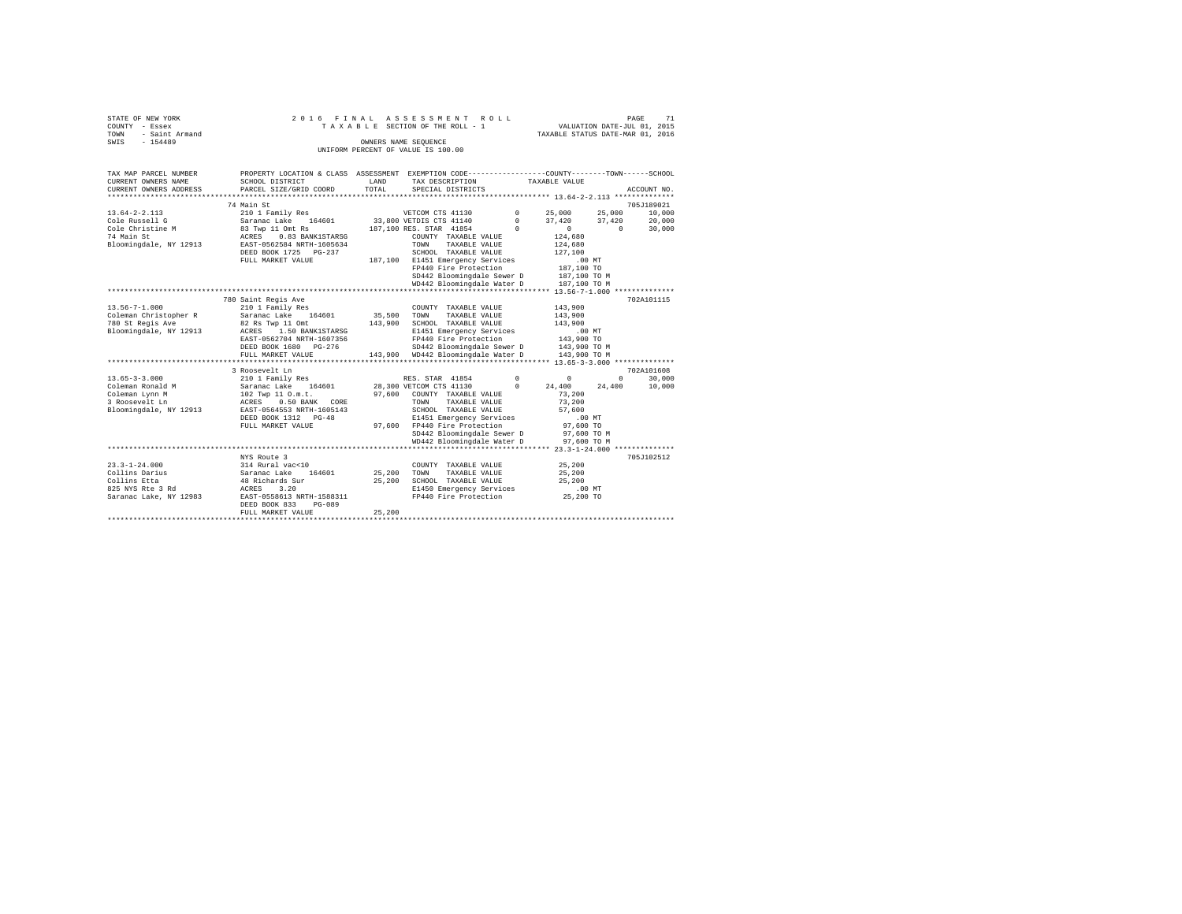STATE OF NEW YORK
COUNTY - Essex
TOWN - Saint Armand
SWIS - 154489

2016 FINAL ASSESSMENT ROLL
TAXABLE SECTION OF THE ROLL - 1
OWNERS NAME SEQUENCE
UNIFORM PERCENT OF VALUE IS 100.00

VALUATION DATE-JUL 01, 2015
TAXABLE STATUS DATE-MAR 01, 2016

```
TAX MAP PARCEL NUMBER     PROPERTY LOCATION & CLASS  ASSESSMENT  EXEMPTION CODE-----------------COUNTY--------TOWN------SCHOOL
CURRENT OWNERS NAME       SCHOOL DISTRICT               LAND      TAX DESCRIPTION            TAXABLE VALUE
CURRENT OWNERS ADDRESS    PARCEL SIZE/GRID COORD        TOTAL     SPECIAL DISTRICTS                                  ACCOUNT NO.
******************************************************************************************** 13.64-2-2.113 **************
                          74 Main St                                                                          705J189021
13.64-2-2.113             210 1 Family Res                   VETCOM CTS 41130        0      25,000     25,000     10,000
Cole Russell G            Saranac Lake   164601      33,800 VETDIS CTS 41140        0      37,420     37,420     20,000
Cole Christine M          83 Twp 11 Omt Rs          187,100 RES. STAR  41854        0           0          0     30,000
74 Main St                ACRES    0.83 BANK1STARSG          COUNTY  TAXABLE VALUE            124,680
Bloomingdale, NY 12913    EAST-0562584 NRTH-1605634          TOWN    TAXABLE VALUE            124,680
                          DEED BOOK 1725   PG-237            SCHOOL  TAXABLE VALUE            127,100
                          FULL MARKET VALUE         187,100  E1451 Emergency Services            .00 MT
                                                             FP440 Fire Protection          187,100 TO
                                                             SD442 Bloomingdale Sewer D     187,100 TO M
                                                             WD442 Bloomingdale Water D     187,100 TO M
******************************************************************************************** 13.56-7-1.000 **************
                          780 Saint Regis Ave                                                                 702A101115
13.56-7-1.000             210 1 Family Res                   COUNTY  TAXABLE VALUE            143,900
Coleman Christopher R     Saranac Lake   164601      35,500  TOWN    TAXABLE VALUE            143,900
780 St Regis Ave          82 Rs Twp 11 Omt          143,900  SCHOOL  TAXABLE VALUE            143,900
Bloomingdale, NY 12913    ACRES    1.50 BANK1STARSG          E1451 Emergency Services            .00 MT
                          EAST-0562704 NRTH-1607356          FP440 Fire Protection          143,900 TO
                          DEED BOOK 1680   PG-276            SD442 Bloomingdale Sewer D     143,900 TO M
                          FULL MARKET VALUE         143,900  WD442 Bloomingdale Water D     143,900 TO M
******************************************************************************************** 13.65-3-3.000 **************
                          3 Roosevelt Ln                                                                      702A101608
13.65-3-3.000             210 1 Family Res                   RES. STAR  41854        0           0          0     30,000
Coleman Ronald M          Saranac Lake   164601      28,300 VETCOM CTS 41130        0      24,400     24,400     10,000
Coleman Lynn M            102 Twp 11 O.m.t.          97,600  COUNTY  TAXABLE VALUE             73,200
3 Roosevelt Ln            ACRES    0.50 BANK  CORE           TOWN    TAXABLE VALUE             73,200
Bloomingdale, NY 12913    EAST-0564553 NRTH-1605143          SCHOOL  TAXABLE VALUE             57,600
                          DEED BOOK 1312   PG-48             E1451 Emergency Services            .00 MT
                          FULL MARKET VALUE          97,600  FP440 Fire Protection           97,600 TO
                                                             SD442 Bloomingdale Sewer D      97,600 TO M
                                                             WD442 Bloomingdale Water D      97,600 TO M
******************************************************************************************** 23.3-1-24.000 **************
                          NYS Route 3                                                                         705J102512
23.3-1-24.000             314 Rural vac<10                   COUNTY  TAXABLE VALUE             25,200
Collins Darius            Saranac Lake   164601      25,200  TOWN    TAXABLE VALUE             25,200
Collins Etta              48 Richards Sur            25,200  SCHOOL  TAXABLE VALUE             25,200
825 NYS Rte 3 Rd          ACRES    3.20                      E1450 Emergency Services            .00 MT
Saranac Lake, NY 12983    EAST-0558613 NRTH-1588311          FP440 Fire Protection           25,200 TO
                          DEED BOOK 833    PG-089
                          FULL MARKET VALUE          25,200
****************************************************************************************************************************
```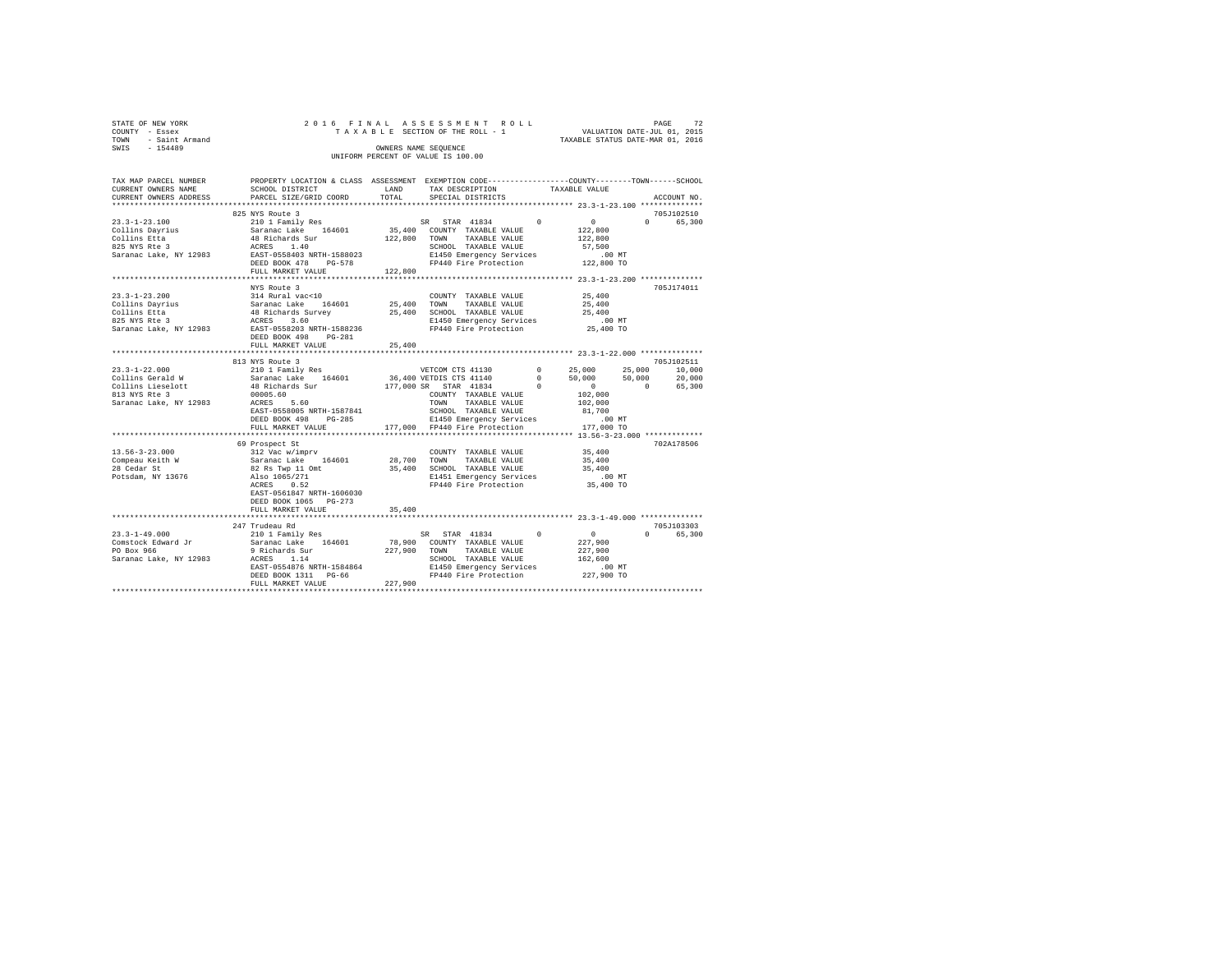STATE OF NEW YORK
COUNTY - Essex
TOWN - Saint Armand
SWIS - 154489

2016 FINAL ASSESSMENT ROLL
TAXABLE SECTION OF THE ROLL - 1
OWNERS NAME SEQUENCE
UNIFORM PERCENT OF VALUE IS 100.00

VALUATION DATE-JUL 01, 2015
TAXABLE STATUS DATE-MAR 01, 2016

```
TAX MAP PARCEL NUMBER     PROPERTY LOCATION & CLASS  ASSESSMENT  EXEMPTION CODE-----------------COUNTY--------TOWN------SCHOOL
CURRENT OWNERS NAME       SCHOOL DISTRICT               LAND      TAX DESCRIPTION            TAXABLE VALUE
CURRENT OWNERS ADDRESS    PARCEL SIZE/GRID COORD        TOTAL     SPECIAL DISTRICTS                                   ACCOUNT NO.
******************************************************************************************** 23.3-1-23.100 **************
                          825 NYS Route 3                                                                     705J102510
23.3-1-23.100             210 1 Family Res                  SR  STAR 41834        0          0          0       65,300
Collins Dayrius           Saranac Lake    164601     35,400   COUNTY  TAXABLE VALUE          122,800
Collins Etta              48 Richards Sur           122,800   TOWN    TAXABLE VALUE          122,800
825 NYS Rte 3             ACRES    1.40                       SCHOOL  TAXABLE VALUE           57,500
Saranac Lake, NY 12983    EAST-0558403 NRTH-1588023           E1450 Emergency Services           .00 MT
                          DEED BOOK 478    PG-578             FP440 Fire Protection          122,800 TO
                          FULL MARKET VALUE         122,800
******************************************************************************************** 23.3-1-23.200 **************
                          NYS Route 3                                                                         705J174011
23.3-1-23.200             314 Rural vac<10                    COUNTY  TAXABLE VALUE           25,400
Collins Dayrius           Saranac Lake    164601     25,400   TOWN    TAXABLE VALUE           25,400
Collins Etta              48 Richards Survey         25,400   SCHOOL  TAXABLE VALUE           25,400
825 NYS Rte 3             ACRES    3.60                       E1450 Emergency Services           .00 MT
Saranac Lake, NY 12983    EAST-0558203 NRTH-1588236           FP440 Fire Protection           25,400 TO
                          DEED BOOK 498    PG-281
                          FULL MARKET VALUE          25,400
******************************************************************************************** 23.3-1-22.000 **************
                          813 NYS Route 3                                                                     705J102511
23.3-1-22.000             210 1 Family Res                  VETCOM CTS 41130      0     25,000     25,000       10,000
Collins Gerald W          Saranac Lake    164601     36,400 VETDIS CTS 41140      0     50,000     50,000       20,000
Collins Lieselott         48 Richards Sur           177,000 SR  STAR 41834        0          0          0       65,300
813 NYS Rte 3             00005.60                            COUNTY  TAXABLE VALUE          102,000
Saranac Lake, NY 12983    ACRES    5.60                       TOWN    TAXABLE VALUE          102,000
                          EAST-0558005 NRTH-1587841           SCHOOL  TAXABLE VALUE           81,700
                          DEED BOOK 498    PG-285             E1450 Emergency Services           .00 MT
                          FULL MARKET VALUE         177,000   FP440 Fire Protection          177,000 TO
******************************************************************************************** 13.56-3-23.000 *************
                          69 Prospect St                                                                      702A178506
13.56-3-23.000            312 Vac w/imprv                     COUNTY  TAXABLE VALUE           35,400
Compeau Keith W           Saranac Lake    164601     28,700   TOWN    TAXABLE VALUE           35,400
28 Cedar St               82 Rs Twp 11 Omt           35,400   SCHOOL  TAXABLE VALUE           35,400
Potsdam, NY 13676         Also 1065/271                       E1451 Emergency Services           .00 MT
                          ACRES    0.52                       FP440 Fire Protection           35,400 TO
                          EAST-0561847 NRTH-1606030
                          DEED BOOK 1065   PG-273
                          FULL MARKET VALUE          35,400
******************************************************************************************** 23.3-1-49.000 **************
                          247 Trudeau Rd                                                                      705J103303
23.3-1-49.000             210 1 Family Res                  SR  STAR 41834        0          0          0       65,300
Comstock Edward Jr        Saranac Lake    164601     78,900   COUNTY  TAXABLE VALUE          227,900
PO Box 966                9 Richards Sur            227,900   TOWN    TAXABLE VALUE          227,900
Saranac Lake, NY 12983    ACRES    1.14                       SCHOOL  TAXABLE VALUE          162,600
                          EAST-0554876 NRTH-1584864           E1450 Emergency Services           .00 MT
                          DEED BOOK 1311   PG-66              FP440 Fire Protection          227,900 TO
                          FULL MARKET VALUE         227,900
****************************************************************************************************************************
```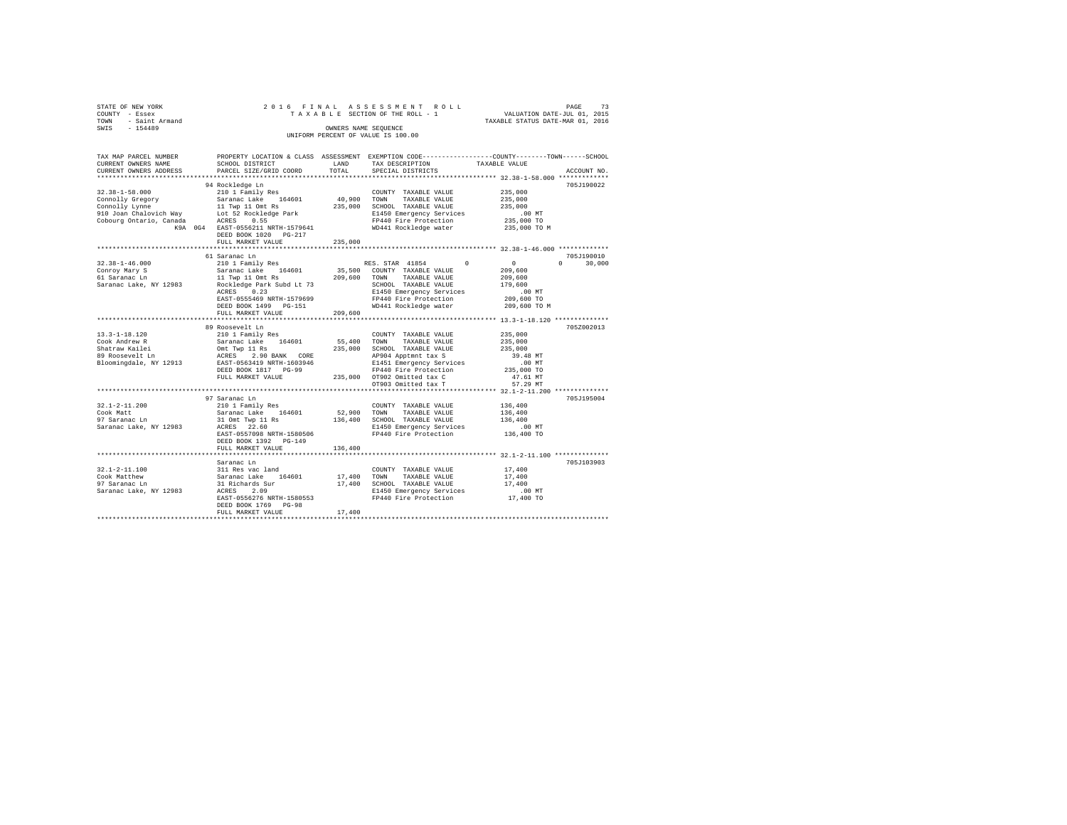STATE OF NEW YORK
COUNTY - Essex
TOWN - Saint Armand
SWIS - 154489

2016 FINAL ASSESSMENT ROLL
TAXABLE SECTION OF THE ROLL - 1
OWNERS NAME SEQUENCE
UNIFORM PERCENT OF VALUE IS 100.00

VALUATION DATE-JUL 01, 2015
TAXABLE STATUS DATE-MAR 01, 2016

```
TAX MAP PARCEL NUMBER     PROPERTY LOCATION & CLASS  ASSESSMENT  EXEMPTION CODE-----------------COUNTY--------TOWN------SCHOOL
CURRENT OWNERS NAME       SCHOOL DISTRICT             LAND       TAX DESCRIPTION             TAXABLE VALUE
CURRENT OWNERS ADDRESS    PARCEL SIZE/GRID COORD      TOTAL      SPECIAL DISTRICTS                                      ACCOUNT NO.
******************************************************************************************** 32.38-1-58.000 ************
                          94 Rockledge Ln                                                                           705J190022
32.38-1-58.000            210 1 Family Res                       COUNTY  TAXABLE VALUE          235,000
Connolly Gregory          Saranac Lake   164601       40,900     TOWN    TAXABLE VALUE          235,000
Connolly Lynne            11 Twp 11 Omt Rs           235,000     SCHOOL  TAXABLE VALUE          235,000
910 Joan Chalovich Way    Lot 52 Rockledge Park                  E1450 Emergency Services            .00 MT
Cobourg Ontario, Canada   ACRES    0.55                          FP440 Fire Protection          235,000 TO
             K9A 0G4      EAST-0556211 NRTH-1579641              WD441 Rockledge water          235,000 TO M
                          DEED BOOK 1020   PG-217
                          FULL MARKET VALUE          235,000
******************************************************************************************** 32.38-1-46.000 ************
                          61 Saranac Ln                                                                             705J190010
32.38-1-46.000            210 1 Family Res                       RES. STAR 41854        0          0          0      30,000
Conroy Mary S             Saranac Lake   164601       35,500     COUNTY  TAXABLE VALUE          209,600
61 Saranac Ln             11 Twp 11 Omt Rs           209,600     TOWN    TAXABLE VALUE          209,600
Saranac Lake, NY 12983    Rockledge Park Subd Lt 73              SCHOOL  TAXABLE VALUE          179,600
                          ACRES    0.23                          E1450 Emergency Services            .00 MT
                          EAST-0555469 NRTH-1579699              FP440 Fire Protection          209,600 TO
                          DEED BOOK 1499   PG-151                WD441 Rockledge water          209,600 TO M
                          FULL MARKET VALUE          209,600
******************************************************************************************** 13.3-1-18.120 *************
                          89 Roosevelt Ln                                                                           705Z002013
13.3-1-18.120             210 1 Family Res                       COUNTY  TAXABLE VALUE          235,000
Cook Andrew R             Saranac Lake   164601       55,400     TOWN    TAXABLE VALUE          235,000
Shatraw Kailei            Omt Twp 11 Rs              235,000     SCHOOL  TAXABLE VALUE          235,000
89 Roosevelt Ln           ACRES    2.90 BANK   CORE              AP904 Apptmnt tax S              39.48 MT
Bloomingdale, NY 12913    EAST-0563419 NRTH-1603946              E1451 Emergency Services            .00 MT
                          DEED BOOK 1817   PG-99                 FP440 Fire Protection          235,000 TO
                          FULL MARKET VALUE          235,000     OT902 Omitted tax C              47.61 MT
                                                                 OT903 Omitted tax T              57.29 MT
******************************************************************************************** 32.1-2-11.200 *************
                          97 Saranac Ln                                                                             705J195004
32.1-2-11.200             210 1 Family Res                       COUNTY  TAXABLE VALUE          136,400
Cook Matt                 Saranac Lake   164601       52,900     TOWN    TAXABLE VALUE          136,400
97 Saranac Ln             31 Omt Twp 11 Rs           136,400     SCHOOL  TAXABLE VALUE          136,400
Saranac Lake, NY 12983    ACRES   22.60                          E1450 Emergency Services            .00 MT
                          EAST-0557098 NRTH-1580506              FP440 Fire Protection          136,400 TO
                          DEED BOOK 1392   PG-149
                          FULL MARKET VALUE          136,400
******************************************************************************************** 32.1-2-11.100 *************
                          Saranac Ln                                                                                705J103903
32.1-2-11.100             311 Res vac land                       COUNTY  TAXABLE VALUE           17,400
Cook Matthew              Saranac Lake   164601       17,400     TOWN    TAXABLE VALUE           17,400
97 Saranac Ln             31 Richards Sur             17,400     SCHOOL  TAXABLE VALUE           17,400
Saranac Lake, NY 12983    ACRES    2.09                          E1450 Emergency Services            .00 MT
                          EAST-0556276 NRTH-1580553              FP440 Fire Protection           17,400 TO
                          DEED BOOK 1769   PG-98
                          FULL MARKET VALUE           17,400
************************************************************************************************************************
```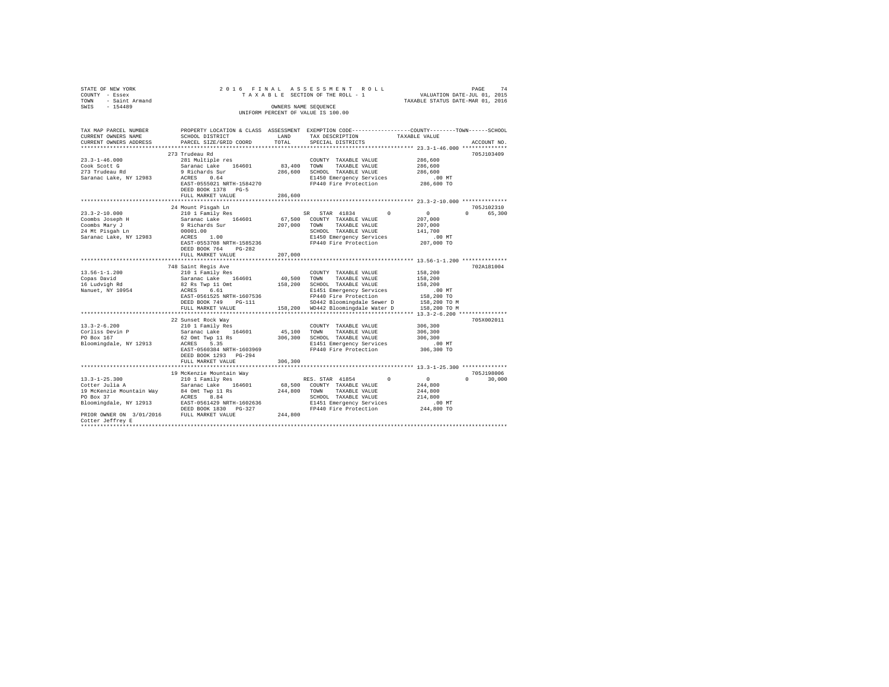STATE OF NEW YORK
COUNTY - Essex
TOWN - Saint Armand
SWIS - 154489

2016 FINAL ASSESSMENT ROLL
TAXABLE SECTION OF THE ROLL - 1
OWNERS NAME SEQUENCE
UNIFORM PERCENT OF VALUE IS 100.00

VALUATION DATE-JUL 01, 2015
TAXABLE STATUS DATE-MAR 01, 2016

```
TAX MAP PARCEL NUMBER          PROPERTY LOCATION & CLASS  ASSESSMENT  EXEMPTION CODE-----------------COUNTY--------TOWN------SCHOOL
CURRENT OWNERS NAME            SCHOOL DISTRICT             LAND       TAX DESCRIPTION             TAXABLE VALUE
CURRENT OWNERS ADDRESS         PARCEL SIZE/GRID COORD      TOTAL      SPECIAL DISTRICTS                                       ACCOUNT NO.
************************************************************************************************ 23.3-1-46.000 **************
                               273 Trudeau Rd                                                                              705J103409
23.3-1-46.000                  281 Multiple res                       COUNTY  TAXABLE VALUE         286,600
Cook Scott G                   Saranac Lake    164601      83,400     TOWN    TAXABLE VALUE         286,600
273 Trudeau Rd                 9 Richards Sur             286,600     SCHOOL  TAXABLE VALUE         286,600
Saranac Lake, NY 12983         ACRES    0.64                          E1450 Emergency Services          .00 MT
                               EAST-0555021 NRTH-1584270              FP440 Fire Protection          286,600 TO
                               DEED BOOK 1378   PG-5
                               FULL MARKET VALUE          286,600
************************************************************************************************ 23.3-2-10.000 **************
                               24 Mount Pisgah Ln                                                                          705J102310
23.3-2-10.000                  210 1 Family Res                       SR  STAR 41834         0          0          0      65,300
Coombs Joseph H                Saranac Lake    164601      67,500     COUNTY  TAXABLE VALUE         207,000
Coombs Mary J                  9 Richards Sur             207,000     TOWN    TAXABLE VALUE         207,000
24 Mt Pisgah Ln                00001.00                               SCHOOL  TAXABLE VALUE         141,700
Saranac Lake, NY 12983         ACRES    1.00                          E1450 Emergency Services          .00 MT
                               EAST-0553708 NRTH-1585236              FP440 Fire Protection          207,000 TO
                               DEED BOOK 764    PG-282
                               FULL MARKET VALUE          207,000
************************************************************************************************ 13.56-1-1.200 **************
                               748 Saint Regis Ave                                                                         702A181004
13.56-1-1.200                  210 1 Family Res                       COUNTY  TAXABLE VALUE         158,200
Copas David                    Saranac Lake    164601      40,500     TOWN    TAXABLE VALUE         158,200
16 Ludvigh Rd                  82 Rs Twp 11 Omt           158,200     SCHOOL  TAXABLE VALUE         158,200
Nanuet, NY 10954               ACRES    6.61                          E1451 Emergency Services          .00 MT
                               EAST-0561525 NRTH-1607536              FP440 Fire Protection          158,200 TO
                               DEED BOOK 749    PG-111                SD442 Bloomingdale Sewer D     158,200 TO M
                               FULL MARKET VALUE          158,200     WD442 Bloomingdale Water D     158,200 TO M
************************************************************************************************ 13.3-2-6.200 ***************
                               22 Sunset Rock Way                                                                          705X002011
13.3-2-6.200                   210 1 Family Res                       COUNTY  TAXABLE VALUE         306,300
Corliss Devin P                Saranac Lake    164601      45,100     TOWN    TAXABLE VALUE         306,300
PO Box 167                     62 Omt Twp 11 Rs           306,300     SCHOOL  TAXABLE VALUE         306,300
Bloomingdale, NY 12913         ACRES    5.35                          E1451 Emergency Services          .00 MT
                               EAST-0560384 NRTH-1603969              FP440 Fire Protection          306,300 TO
                               DEED BOOK 1293   PG-294
                               FULL MARKET VALUE          306,300
************************************************************************************************ 13.3-1-25.300 **************
                               19 McKenzie Mountain Way                                                                    705J198006
13.3-1-25.300                  210 1 Family Res                       RES. STAR 41854        0          0          0      30,000
Cotter Julia A                 Saranac Lake    164601      68,500     COUNTY  TAXABLE VALUE         244,800
19 McKenzie Mountain Way       84 Omt Twp 11 Rs           244,800     TOWN    TAXABLE VALUE         244,800
PO Box 37                      ACRES    8.84                          SCHOOL  TAXABLE VALUE         214,800
Bloomingdale, NY 12913         EAST-0561429 NRTH-1602636              E1451 Emergency Services          .00 MT
                               DEED BOOK 1830   PG-327                FP440 Fire Protection          244,800 TO
PRIOR OWNER ON 3/01/2016       FULL MARKET VALUE          244,800
Cotter Jeffrey E
******************************************************************************************************************************
```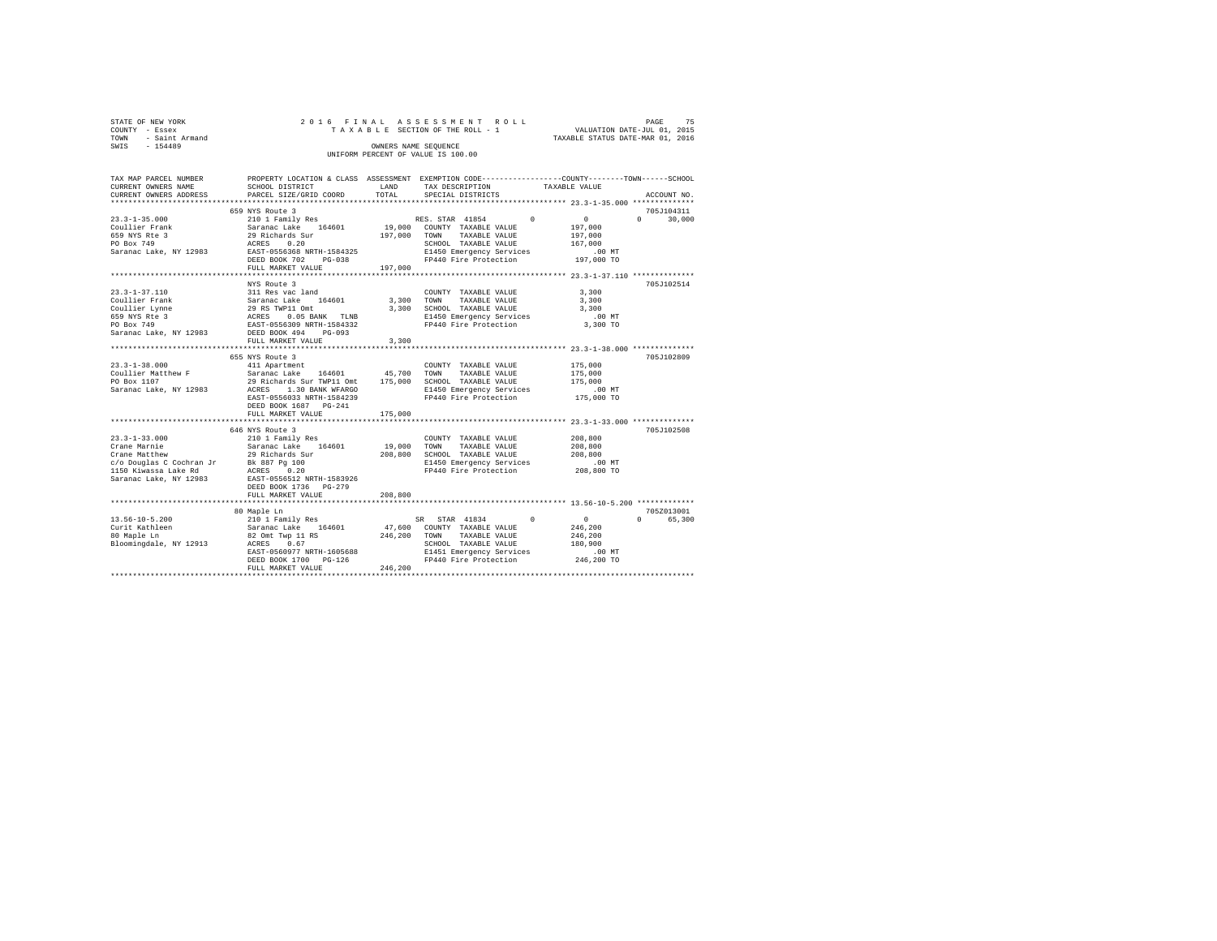STATE OF NEW YORK
COUNTY - Essex
TOWN - Saint Armand
SWIS - 154489

2016 FINAL ASSESSMENT ROLL
TAXABLE SECTION OF THE ROLL - 1
OWNERS NAME SEQUENCE
UNIFORM PERCENT OF VALUE IS 100.00

VALUATION DATE-JUL 01, 2015
TAXABLE STATUS DATE-MAR 01, 2016

```
TAX MAP PARCEL NUMBER     PROPERTY LOCATION & CLASS  ASSESSMENT  EXEMPTION CODE-----------------COUNTY--------TOWN------SCHOOL
CURRENT OWNERS NAME       SCHOOL DISTRICT              LAND      TAX DESCRIPTION           TAXABLE VALUE
CURRENT OWNERS ADDRESS    PARCEL SIZE/GRID COORD       TOTAL     SPECIAL DISTRICTS                                   ACCOUNT NO.
******************************************************************************************* 23.3-1-35.000 **************
                          659 NYS Route 3                                                                            705J104311
23.3-1-35.000             210 1 Family Res                        RES. STAR 41854        0          0          0      30,000
Coullier Frank            Saranac Lake    164601       19,000    COUNTY  TAXABLE VALUE           197,000
659 NYS Rte 3             29 Richards Sur             197,000    TOWN    TAXABLE VALUE           197,000
PO Box 749                ACRES    0.20                          SCHOOL  TAXABLE VALUE           167,000
Saranac Lake, NY 12983    EAST-0556368 NRTH-1584325              E1450 Emergency Services            .00 MT
                          DEED BOOK 702    PG-038                FP440 Fire Protection           197,000 TO
                          FULL MARKET VALUE           197,000
******************************************************************************************* 23.3-1-37.110 **************
                          NYS Route 3                                                                                705J102514
23.3-1-37.110             311 Res vac land                       COUNTY  TAXABLE VALUE             3,300
Coullier Frank            Saranac Lake    164601        3,300    TOWN    TAXABLE VALUE             3,300
Coullier Lynne            29 RS TWP11 Omt               3,300    SCHOOL  TAXABLE VALUE             3,300
659 NYS Rte 3             ACRES    0.05 BANK   TLNB              E1450 Emergency Services            .00 MT
PO Box 749                EAST-0556309 NRTH-1584332              FP440 Fire Protection             3,300 TO
Saranac Lake, NY 12983    DEED BOOK 494    PG-093
                          FULL MARKET VALUE             3,300
******************************************************************************************* 23.3-1-38.000 **************
                          655 NYS Route 3                                                                            705J102809
23.3-1-38.000             411 Apartment                          COUNTY  TAXABLE VALUE           175,000
Coullier Matthew F        Saranac Lake    164601       45,700    TOWN    TAXABLE VALUE           175,000
PO Box 1107               29 Richards Sur TWP11 Omt   175,000    SCHOOL  TAXABLE VALUE           175,000
Saranac Lake, NY 12983    ACRES    1.30 BANK WFARGO              E1450 Emergency Services            .00 MT
                          EAST-0556033 NRTH-1584239              FP440 Fire Protection           175,000 TO
                          DEED BOOK 1687   PG-241
                          FULL MARKET VALUE           175,000
******************************************************************************************* 23.3-1-33.000 **************
                          646 NYS Route 3                                                                            705J102508
23.3-1-33.000             210 1 Family Res                       COUNTY  TAXABLE VALUE           208,800
Crane Marnie              Saranac Lake    164601       19,000    TOWN    TAXABLE VALUE           208,800
Crane Matthew             29 Richards Sur             208,800    SCHOOL  TAXABLE VALUE           208,800
c/o Douglas C Cochran Jr  Bk 887 Pg 100                          E1450 Emergency Services            .00 MT
1150 Kiwassa Lake Rd      ACRES    0.20                          FP440 Fire Protection           208,800 TO
Saranac Lake, NY 12983    EAST-0556512 NRTH-1583926
                          DEED BOOK 1736   PG-279
                          FULL MARKET VALUE           208,800
******************************************************************************************* 13.56-10-5.200 *************
                          80 Maple Ln                                                                                705Z013001
13.56-10-5.200            210 1 Family Res                        SR  STAR 41834         0          0          0      65,300
Curit Kathleen            Saranac Lake    164601       47,600    COUNTY  TAXABLE VALUE           246,200
80 Maple Ln               82 Omt Twp 11 RS            246,200    TOWN    TAXABLE VALUE           246,200
Bloomingdale, NY 12913    ACRES    0.67                          SCHOOL  TAXABLE VALUE           180,900
                          EAST-0560977 NRTH-1605688              E1451 Emergency Services            .00 MT
                          DEED BOOK 1700   PG-126                FP440 Fire Protection           246,200 TO
                          FULL MARKET VALUE           246,200
************************************************************************************************************************
```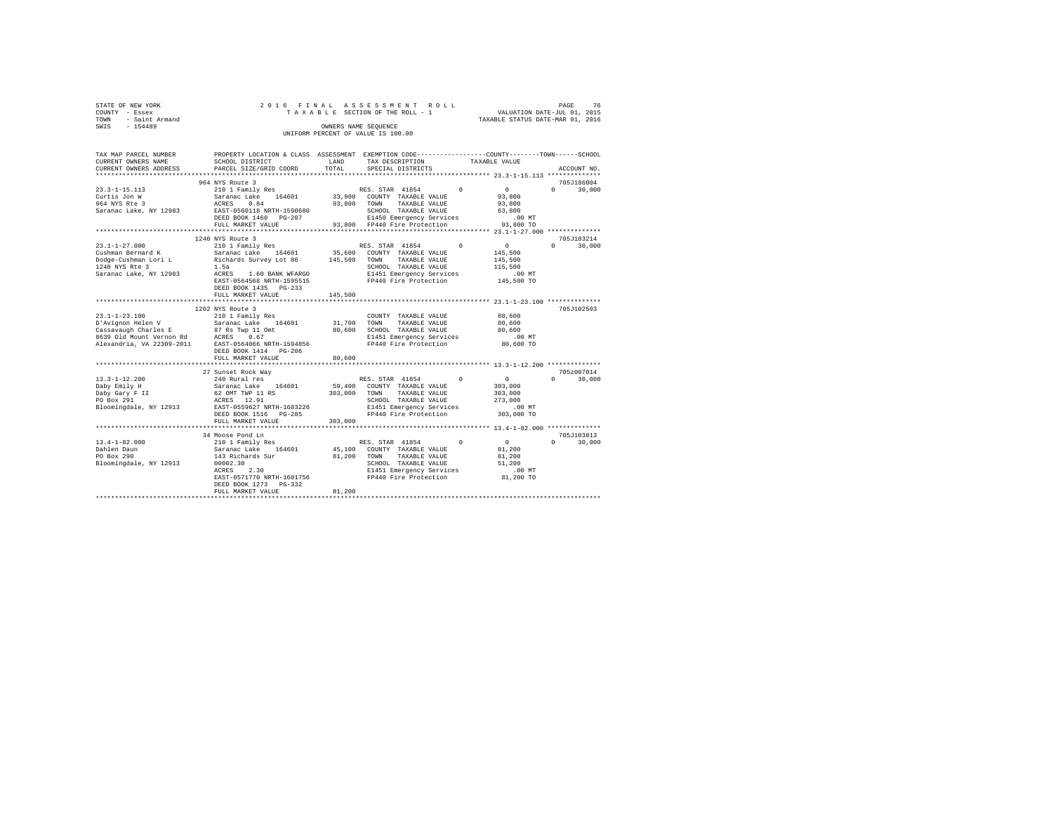STATE OF NEW YORK
COUNTY - Essex
TOWN - Saint Armand
SWIS - 154489

2016 FINAL ASSESSMENT ROLL
TAXABLE SECTION OF THE ROLL - 1
OWNERS NAME SEQUENCE
UNIFORM PERCENT OF VALUE IS 100.00

VALUATION DATE-JUL 01, 2015
TAXABLE STATUS DATE-MAR 01, 2016

```
TAX MAP PARCEL NUMBER      PROPERTY LOCATION & CLASS  ASSESSMENT  EXEMPTION CODE-----------------COUNTY--------TOWN------SCHOOL
CURRENT OWNERS NAME        SCHOOL DISTRICT             LAND       TAX DESCRIPTION            TAXABLE VALUE
CURRENT OWNERS ADDRESS     PARCEL SIZE/GRID COORD      TOTAL      SPECIAL DISTRICTS                                      ACCOUNT NO.
******************************************************************************************** 23.3-1-15.113 **************
                           964 NYS Route 3                                                                              705J186004
23.3-1-15.113              210 1 Family Res                       RES. STAR 41854        0          0           0      30,000
Curtis Jon W               Saranac Lake    164601      33,900     COUNTY  TAXABLE VALUE            93,800
964 NYS Rte 3              ACRES    0.84               93,800     TOWN    TAXABLE VALUE            93,800
Saranac Lake, NY 12983     EAST-0560118 NRTH-1590680              SCHOOL  TAXABLE VALUE            63,800
                           DEED BOOK 1460   PG-207                E1450 Emergency Services            .00 MT
                           FULL MARKET VALUE           93,800     FP440 Fire Protection            93,800 TO
******************************************************************************************** 23.1-1-27.000 **************
                           1240 NYS Route 3                                                                             705J103214
23.1-1-27.000              210 1 Family Res                       RES. STAR 41854        0          0           0      30,000
Cushman Bernard K          Saranac Lake    164601      35,600     COUNTY  TAXABLE VALUE           145,500
Dodge-Cushman Lori L       Richards Survey Lot 86     145,500     TOWN    TAXABLE VALUE           145,500
1240 NYS Rte 3             1.5a                                   SCHOOL  TAXABLE VALUE           115,500
Saranac Lake, NY 12983     ACRES    1.60 BANK WFARGO              E1451 Emergency Services            .00 MT
                           EAST-0564568 NRTH-1595515              FP440 Fire Protection           145,500 TO
                           DEED BOOK 1435   PG-233
                           FULL MARKET VALUE          145,500
******************************************************************************************** 23.1-1-23.100 **************
                           1202 NYS Route 3                                                                             705J102503
23.1-1-23.100              210 1 Family Res                       COUNTY  TAXABLE VALUE            80,600
D'Avignon Helen V          Saranac Lake    164601      31,700     TOWN    TAXABLE VALUE            80,600
Cassavaugh Charles E       87 Rs Twp 11 Omt            80,600     SCHOOL  TAXABLE VALUE            80,600
8639 Old Mount Vernon Rd   ACRES    0.67                          E1451 Emergency Services            .00 MT
Alexandria, VA 22309-2011  EAST-0564066 NRTH-1594856              FP440 Fire Protection            80,600 TO
                           DEED BOOK 1414   PG-206
                           FULL MARKET VALUE           80,600
******************************************************************************************** 13.3-1-12.200 **************
                           27 Sunset Rock Way                                                                           705Z007014
13.3-1-12.200              240 Rural res                          RES. STAR 41854        0          0           0      30,000
Daby Emily H               Saranac Lake    164601      59,400     COUNTY  TAXABLE VALUE           303,000
Daby Gary F II             62 OMT TWP 11 RS           303,000     TOWN    TAXABLE VALUE           303,000
PO Box 291                 ACRES   12.91                          SCHOOL  TAXABLE VALUE           273,000
Bloomingdale, NY 12913     EAST-0559627 NRTH-1603226              E1451 Emergency Services            .00 MT
                           DEED BOOK 1516   PG-285                FP440 Fire Protection           303,000 TO
                           FULL MARKET VALUE          303,000
******************************************************************************************** 13.4-1-82.000 **************
                           34 Moose Pond Ln                                                                             705J103813
13.4-1-82.000              210 1 Family Res                       RES. STAR 41854        0          0           0      30,000
Dahlen Daun                Saranac Lake    164601      45,100     COUNTY  TAXABLE VALUE            81,200
PO Box 290                 143 Richards Sur            81,200     TOWN    TAXABLE VALUE            81,200
Bloomingdale, NY 12913     00002.30                               SCHOOL  TAXABLE VALUE            51,200
                           ACRES    2.30                          E1451 Emergency Services            .00 MT
                           EAST-0571770 NRTH-1601756              FP440 Fire Protection            81,200 TO
                           DEED BOOK 1273   PG-332
                           FULL MARKET VALUE           81,200
****************************************************************************************************************************
```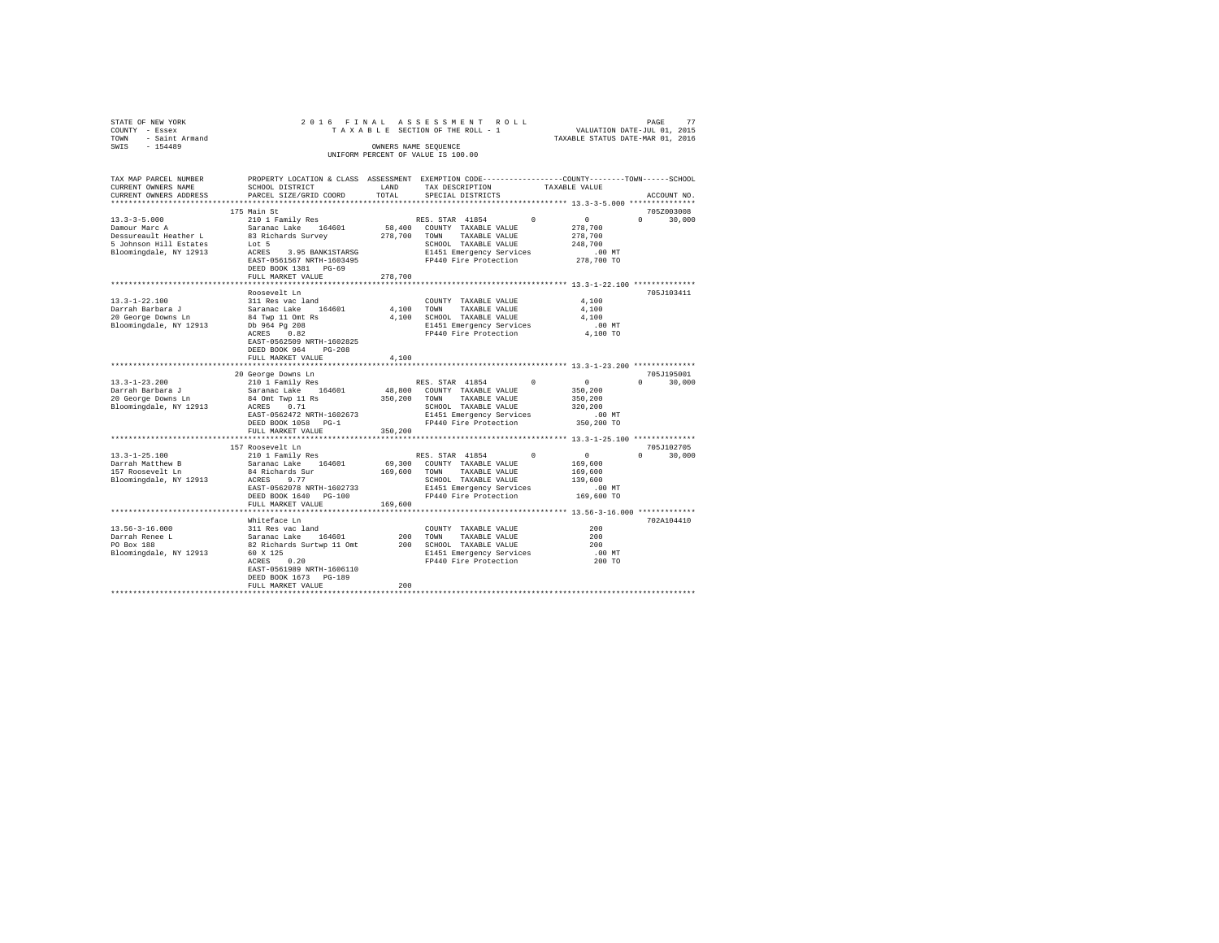STATE OF NEW YORK 2016 FINAL ASSESSMENT ROLL
COUNTY - Essex TAXABLE SECTION OF THE ROLL - 1 VALUATION DATE-JUL 01, 2015
TOWN - Saint Armand TAXABLE STATUS DATE-MAR 01, 2016
SWIS - 154489 OWNERS NAME SEQUENCE
UNIFORM PERCENT OF VALUE IS 100.00

| TAX MAP PARCEL NUMBER / CURRENT OWNERS NAME / CURRENT OWNERS ADDRESS | PROPERTY LOCATION & CLASS / SCHOOL DISTRICT / PARCEL SIZE/GRID COORD | ASSESSMENT LAND | TOTAL | EXEMPTION CODE / TAX DESCRIPTION / SPECIAL DISTRICTS | COUNTY | TOWN | SCHOOL / TAXABLE VALUE | ACCOUNT NO. |
|---|---|---|---|---|---|---|---|---|
| **13.3-3-5.000** | 175 Main St | | | | | | | 705Z003008 |
| 13.3-3-5.000 | 210 1 Family Res | | | RES. STAR 41854 | 0 | 0 | 0 | 30,000 |
| Damour Marc A | Saranac Lake 164601 | 58,400 | | COUNTY TAXABLE VALUE | | | 278,700 | |
| Dessureault Heather L | 83 Richards Survey | | 278,700 | TOWN TAXABLE VALUE | | | 278,700 | |
| 5 Johnson Hill Estates | Lot 5 | | | SCHOOL TAXABLE VALUE | | | 248,700 | |
| Bloomingdale, NY 12913 | ACRES 3.95 BANK1STARSG | | | E1451 Emergency Services | | | .00 MT | |
| | EAST-0561567 NRTH-1603495 | | | FP440 Fire Protection | | | 278,700 TO | |
| | DEED BOOK 1381 PG-69 | | | | | | | |
| | FULL MARKET VALUE | | 278,700 | | | | | |
| **13.3-1-22.100** | Roosevelt Ln | | | | | | | 705J103411 |
| 13.3-1-22.100 | 311 Res vac land | | | COUNTY TAXABLE VALUE | | | 4,100 | |
| Darrah Barbara J | Saranac Lake 164601 | 4,100 | | TOWN TAXABLE VALUE | | | 4,100 | |
| 20 George Downs Ln | 84 Twp 11 Omt Rs | | 4,100 | SCHOOL TAXABLE VALUE | | | 4,100 | |
| Bloomingdale, NY 12913 | Db 964 Pg 208 | | | E1451 Emergency Services | | | .00 MT | |
| | ACRES 0.82 | | | FP440 Fire Protection | | | 4,100 TO | |
| | EAST-0562509 NRTH-1602825 | | | | | | | |
| | DEED BOOK 964 PG-208 | | | | | | | |
| | FULL MARKET VALUE | | 4,100 | | | | | |
| **13.3-1-23.200** | 20 George Downs Ln | | | | | | | 705J195001 |
| 13.3-1-23.200 | 210 1 Family Res | | | RES. STAR 41854 | 0 | 0 | 0 | 30,000 |
| Darrah Barbara J | Saranac Lake 164601 | 48,800 | | COUNTY TAXABLE VALUE | | | 350,200 | |
| 20 George Downs Ln | 84 Omt Twp 11 Rs | | 350,200 | TOWN TAXABLE VALUE | | | 350,200 | |
| Bloomingdale, NY 12913 | ACRES 0.71 | | | SCHOOL TAXABLE VALUE | | | 320,200 | |
| | EAST-0562472 NRTH-1602673 | | | E1451 Emergency Services | | | .00 MT | |
| | DEED BOOK 1058 PG-1 | | | FP440 Fire Protection | | | 350,200 TO | |
| | FULL MARKET VALUE | | 350,200 | | | | | |
| **13.3-1-25.100** | 157 Roosevelt Ln | | | | | | | 705J102705 |
| 13.3-1-25.100 | 210 1 Family Res | | | RES. STAR 41854 | 0 | 0 | 0 | 30,000 |
| Darrah Matthew B | Saranac Lake 164601 | 69,300 | | COUNTY TAXABLE VALUE | | | 169,600 | |
| 157 Roosevelt Ln | 84 Richards Sur | | 169,600 | TOWN TAXABLE VALUE | | | 169,600 | |
| Bloomingdale, NY 12913 | ACRES 9.77 | | | SCHOOL TAXABLE VALUE | | | 139,600 | |
| | EAST-0562078 NRTH-1602733 | | | E1451 Emergency Services | | | .00 MT | |
| | DEED BOOK 1640 PG-100 | | | FP440 Fire Protection | | | 169,600 TO | |
| | FULL MARKET VALUE | | 169,600 | | | | | |
| **13.56-3-16.000** | Whiteface Ln | | | | | | | 702A104410 |
| 13.56-3-16.000 | 311 Res vac land | | | COUNTY TAXABLE VALUE | | | 200 | |
| Darrah Renee L | Saranac Lake 164601 | 200 | | TOWN TAXABLE VALUE | | | 200 | |
| PO Box 188 | 82 Richards Surtwp 11 Omt | | 200 | SCHOOL TAXABLE VALUE | | | 200 | |
| Bloomingdale, NY 12913 | 60 X 125 | | | E1451 Emergency Services | | | .00 MT | |
| | ACRES 0.20 | | | FP440 Fire Protection | | | 200 TO | |
| | EAST-0561989 NRTH-1606110 | | | | | | | |
| | DEED BOOK 1673 PG-189 | | | | | | | |
| | FULL MARKET VALUE | | 200 | | | | | |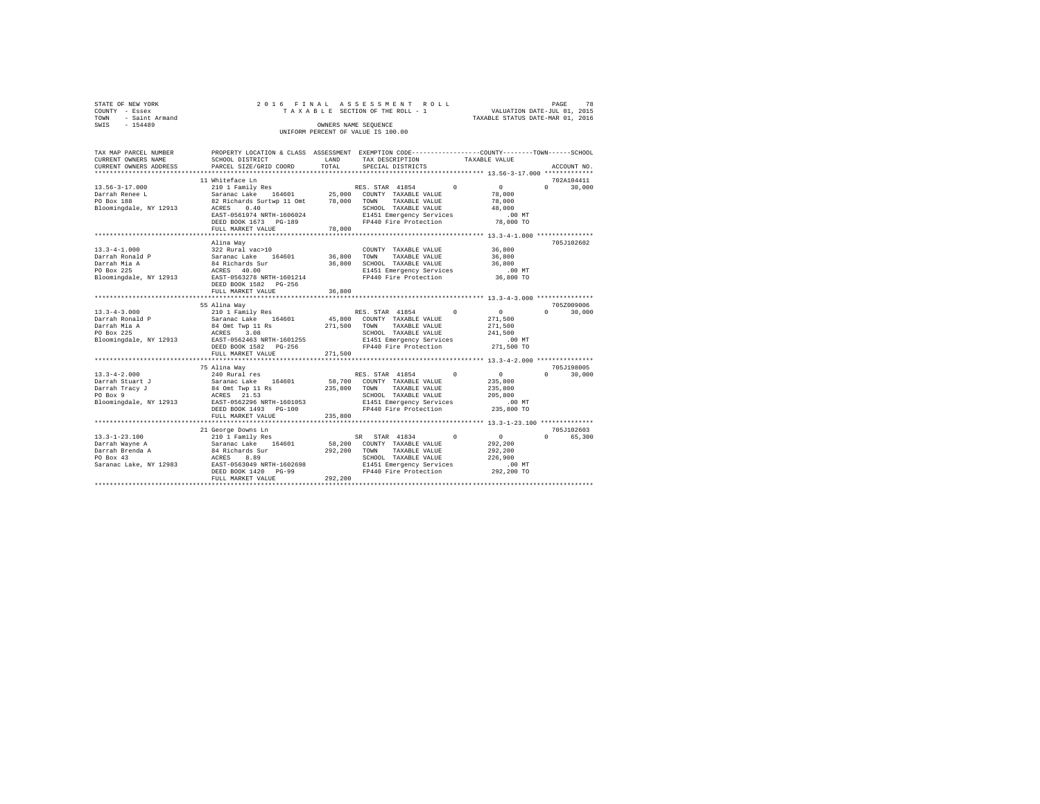STATE OF NEW YORK
COUNTY - Essex
TOWN - Saint Armand
SWIS - 154489

2016 FINAL ASSESSMENT ROLL
TAXABLE SECTION OF THE ROLL - 1
OWNERS NAME SEQUENCE
UNIFORM PERCENT OF VALUE IS 100.00

VALUATION DATE-JUL 01, 2015
TAXABLE STATUS DATE-MAR 01, 2016

| TAX MAP PARCEL NUMBER / CURRENT OWNERS NAME / CURRENT OWNERS ADDRESS | PROPERTY LOCATION & CLASS / SCHOOL DISTRICT / PARCEL SIZE/GRID COORD | ASSESSMENT LAND | TOTAL | EXEMPTION CODE / TAX DESCRIPTION / SPECIAL DISTRICTS | COUNTY | TOWN | SCHOOL / TAXABLE VALUE | ACCOUNT NO. |
|---|---|---|---|---|---|---|---|---|
| 13.56-3-17.000 | 11 Whiteface Ln | | | | | | | 702A104411 |
| Darrah Renee L | 210 1 Family Res | | | RES. STAR 41854 | 0 | 0 | 0 30,000 | |
| PO Box 188 | Saranac Lake 164601 | 25,000 | | COUNTY TAXABLE VALUE | 78,000 | | | |
| Bloomingdale, NY 12913 | 82 Richards Surtwp 11 Omt | | 78,000 | TOWN TAXABLE VALUE | | 78,000 | | |
| | ACRES 0.40 | | | SCHOOL TAXABLE VALUE | | | 48,000 | |
| | EAST-0561974 NRTH-1606024 | | | E1451 Emergency Services | | | .00 MT | |
| | DEED BOOK 1673 PG-189 | | | FP440 Fire Protection | | | 78,000 TO | |
| | FULL MARKET VALUE | | 78,000 | | | | | |
| 13.3-4-1.000 | Alina Way | | | | | | | 705J102602 |
| Darrah Ronald P | 322 Rural vac>10 | | | COUNTY TAXABLE VALUE | 36,800 | | | |
| Darrah Mia A | Saranac Lake 164601 | 36,800 | | TOWN TAXABLE VALUE | | 36,800 | | |
| PO Box 225 | 84 Richards Sur | | 36,800 | SCHOOL TAXABLE VALUE | | | 36,800 | |
| Bloomingdale, NY 12913 | ACRES 40.00 | | | E1451 Emergency Services | | | .00 MT | |
| | EAST-0563278 NRTH-1601214 | | | FP440 Fire Protection | | | 36,800 TO | |
| | DEED BOOK 1582 PG-256 | | | | | | | |
| | FULL MARKET VALUE | | 36,800 | | | | | |
| 13.3-4-3.000 | 55 Alina Way | | | | | | | 705Z009006 |
| Darrah Ronald P | 210 1 Family Res | | | RES. STAR 41854 | 0 | 0 | 0 30,000 | |
| Darrah Mia A | Saranac Lake 164601 | 45,800 | | COUNTY TAXABLE VALUE | 271,500 | | | |
| PO Box 225 | 84 Omt Twp 11 Rs | | 271,500 | TOWN TAXABLE VALUE | | 271,500 | | |
| Bloomingdale, NY 12913 | ACRES 3.08 | | | SCHOOL TAXABLE VALUE | | | 241,500 | |
| | EAST-0562463 NRTH-1601255 | | | E1451 Emergency Services | | | .00 MT | |
| | DEED BOOK 1582 PG-256 | | | FP440 Fire Protection | | | 271,500 TO | |
| | FULL MARKET VALUE | | 271,500 | | | | | |
| 13.3-4-2.000 | 75 Alina Way | | | | | | | 705J198005 |
| Darrah Stuart J | 240 Rural res | | | RES. STAR 41854 | 0 | 0 | 0 30,000 | |
| Darrah Tracy J | Saranac Lake 164601 | 58,700 | | COUNTY TAXABLE VALUE | 235,800 | | | |
| PO Box 9 | 84 Omt Twp 11 Rs | | 235,800 | TOWN TAXABLE VALUE | | 235,800 | | |
| Bloomingdale, NY 12913 | ACRES 21.53 | | | SCHOOL TAXABLE VALUE | | | 205,800 | |
| | EAST-0562296 NRTH-1601053 | | | E1451 Emergency Services | | | .00 MT | |
| | DEED BOOK 1493 PG-100 | | | FP440 Fire Protection | | | 235,800 TO | |
| | FULL MARKET VALUE | | 235,800 | | | | | |
| 13.3-1-23.100 | 21 George Downs Ln | | | | | | | 705J102603 |
| Darrah Wayne A | 210 1 Family Res | | | SR STAR 41834 | 0 | 0 | 0 65,300 | |
| Darrah Brenda A | Saranac Lake 164601 | 58,200 | | COUNTY TAXABLE VALUE | 292,200 | | | |
| PO Box 43 | 84 Richards Sur | | 292,200 | TOWN TAXABLE VALUE | | 292,200 | | |
| Saranac Lake, NY 12983 | ACRES 8.89 | | | SCHOOL TAXABLE VALUE | | | 226,900 | |
| | EAST-0563049 NRTH-1602698 | | | E1451 Emergency Services | | | .00 MT | |
| | DEED BOOK 1420 PG-99 | | | FP440 Fire Protection | | | 292,200 TO | |
| | FULL MARKET VALUE | | 292,200 | | | | | |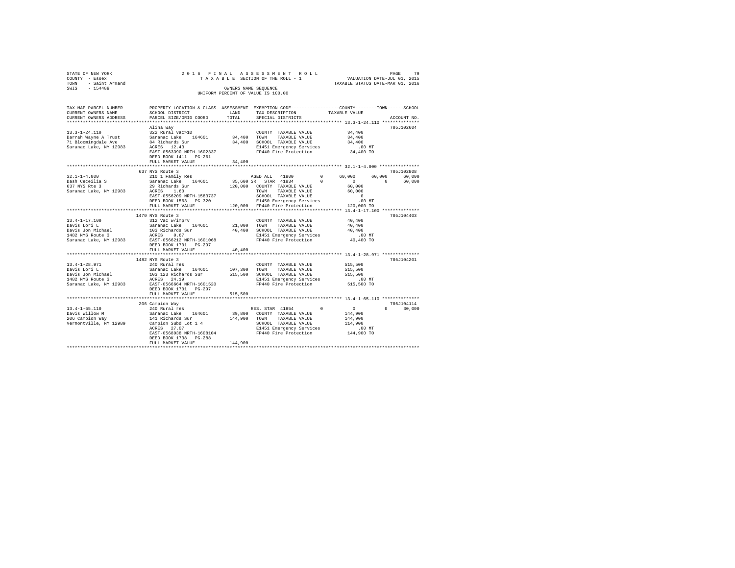STATE OF NEW YORK
COUNTY - Essex
TOWN - Saint Armand
SWIS - 154489

2016 FINAL ASSESSMENT ROLL
TAXABLE SECTION OF THE ROLL - 1
OWNERS NAME SEQUENCE
UNIFORM PERCENT OF VALUE IS 100.00

VALUATION DATE-JUL 01, 2015
TAXABLE STATUS DATE-MAR 01, 2016

| TAX MAP PARCEL NUMBER / CURRENT OWNERS NAME / CURRENT OWNERS ADDRESS | PROPERTY LOCATION & CLASS / SCHOOL DISTRICT / PARCEL SIZE/GRID COORD | ASSESSMENT LAND / TOTAL | EXEMPTION CODE / TAX DESCRIPTION / SPECIAL DISTRICTS | COUNTY | TOWN | SCHOOL | ACCOUNT NO. |
|---|---|---|---|---|---|---|---|
| **13.3-1-24.110** | Alina Way | | | | | | 705J102604 |
| 13.3-1-24.110 | 322 Rural vac>10 | | COUNTY TAXABLE VALUE | 34,400 | | | |
| Darrah Wayne A Trust | Saranac Lake 164601 | 34,400 | TOWN TAXABLE VALUE | | 34,400 | | |
| 71 Bloomingdale Ave | 84 Richards Sur | 34,400 | SCHOOL TAXABLE VALUE | | | 34,400 | |
| Saranac Lake, NY 12983 | ACRES 12.43 | | E1451 Emergency Services | .00 MT | | | |
| | EAST-0563390 NRTH-1602337 | | FP440 Fire Protection | 34,400 TO | | | |
| | DEED BOOK 1411 PG-261 | | | | | | |
| | FULL MARKET VALUE | 34,400 | | | | | |
| **32.1-1-4.000** | 637 NYS Route 3 | | | | | | 705J102808 |
| 32.1-1-4.000 | 210 1 Family Res | | AGED ALL 41800 0 | 60,000 | 60,000 | 60,000 | |
| Dash Ceceilia S | Saranac Lake 164601 | 35,600 | SR STAR 41834 0 | 0 | 0 | 60,000 | |
| 637 NYS Rte 3 | 29 Richards Sur | 120,000 | COUNTY TAXABLE VALUE | 60,000 | | | |
| Saranac Lake, NY 12983 | ACRES 1.60 | | TOWN TAXABLE VALUE | | 60,000 | | |
| | EAST-0556209 NRTH-1583737 | | SCHOOL TAXABLE VALUE | | | 0 | |
| | DEED BOOK 1563 PG-320 | | E1450 Emergency Services | .00 MT | | | |
| | FULL MARKET VALUE | 120,000 | FP440 Fire Protection | 120,000 TO | | | |
| **13.4-1-17.100** | 1470 NYS Route 3 | | | | | | 705J104403 |
| 13.4-1-17.100 | 312 Vac w/imprv | | COUNTY TAXABLE VALUE | 40,400 | | | |
| Davis Lori L | Saranac Lake 164601 | 21,000 | TOWN TAXABLE VALUE | | 40,400 | | |
| Davis Jon Michael | 103 Richards Sur | 40,400 | SCHOOL TAXABLE VALUE | | | 40,400 | |
| 1482 NYS Route 3 | ACRES 0.67 | | E1451 Emergency Services | .00 MT | | | |
| Saranac Lake, NY 12983 | EAST-0566212 NRTH-1601068 | | FP440 Fire Protection | 40,400 TO | | | |
| | DEED BOOK 1701 PG-297 | | | | | | |
| | FULL MARKET VALUE | 40,400 | | | | | |
| **13.4-1-28.971** | 1482 NYS Route 3 | | | | | | 705J104201 |
| 13.4-1-28.971 | 240 Rural res | | COUNTY TAXABLE VALUE | 515,500 | | | |
| Davis Lori L | Saranac Lake 164601 | 107,300 | TOWN TAXABLE VALUE | | 515,500 | | |
| Davis Jon Michael | 103 123 Richards Sur | 515,500 | SCHOOL TAXABLE VALUE | | | 515,500 | |
| 1482 NYS Route 3 | ACRES 24.19 | | E1451 Emergency Services | .00 MT | | | |
| Saranac Lake, NY 12983 | EAST-0566664 NRTH-1601520 | | FP440 Fire Protection | 515,500 TO | | | |
| | DEED BOOK 1701 PG-297 | | | | | | |
| | FULL MARKET VALUE | 515,500 | | | | | |
| **13.4-1-65.110** | 206 Campion Way | | | | | | 705J104114 |
| 13.4-1-65.110 | 240 Rural res | | RES. STAR 41854 0 | 0 | 0 | 30,000 | |
| Davis Willow M | Saranac Lake 164601 | 39,800 | COUNTY TAXABLE VALUE | 144,900 | | | |
| 206 Campion Way | 141 Richards Sur | 144,900 | TOWN TAXABLE VALUE | | 144,900 | | |
| Vermontville, NY 12989 | Campion Subd Lot 1 4 | | SCHOOL TAXABLE VALUE | | | 114,900 | |
| | ACRES 27.07 | | E1451 Emergency Services | .00 MT | | | |
| | EAST-0568938 NRTH-1608104 | | FP440 Fire Protection | 144,900 TO | | | |
| | DEED BOOK 1738 PG-288 | | | | | | |
| | FULL MARKET VALUE | 144,900 | | | | | |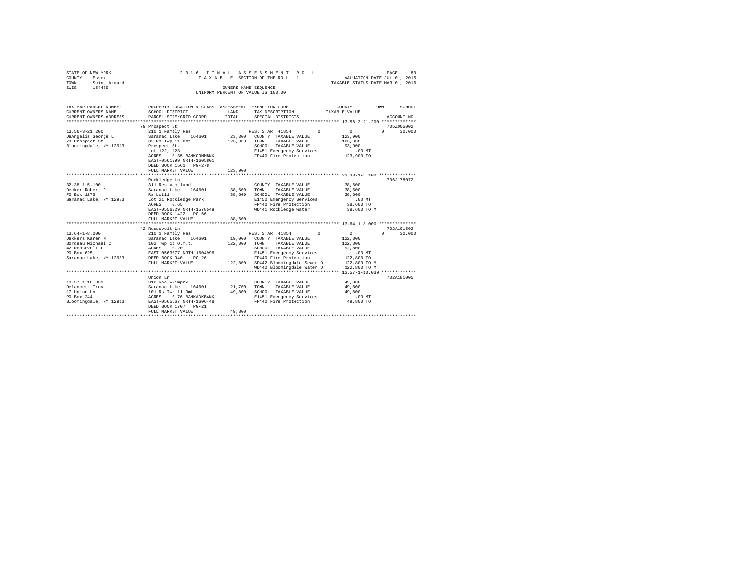STATE OF NEW YORK
COUNTY - Essex
TOWN - Saint Armand
SWIS - 154489

2016 FINAL ASSESSMENT ROLL
TAXABLE SECTION OF THE ROLL - 1
OWNERS NAME SEQUENCE
UNIFORM PERCENT OF VALUE IS 100.00

VALUATION DATE-JUL 01, 2015
TAXABLE STATUS DATE-MAR 01, 2016

| TAX MAP PARCEL NUMBER / CURRENT OWNERS NAME / CURRENT OWNERS ADDRESS | PROPERTY LOCATION & CLASS / SCHOOL DISTRICT / PARCEL SIZE/GRID COORD | ASSESSMENT LAND | TOTAL | EXEMPTION CODE / TAX DESCRIPTION / SPECIAL DISTRICTS | COUNTY | TOWN | SCHOOL TAXABLE VALUE | ACCOUNT NO. |
|---|---|---|---|---|---|---|---|---|
| **13.56-3-21.200** | 79 Prospect St | | | | | | | 705Z005002 |
| DeAngelis George L | 210 1 Family Res | | | RES. STAR 41854 | 0 | 0 | 0 | 30,000 |
| 79 Prospect St | Saranac Lake 164601 | 23,300 | | COUNTY TAXABLE VALUE | 123,900 | | | |
| Bloomingdale, NY 12913 | 82 Rs Twp 11 Omt | | 123,900 | TOWN TAXABLE VALUE | 123,900 | | | |
| | Prospect St. | | | SCHOOL TAXABLE VALUE | 93,900 | | | |
| | Lot 122, 123 | | | E1451 Emergency Services | .00 MT | | | |
| | ACRES 0.35 BANKCOMMBNK | | | FP440 Fire Protection | 123,900 TO | | | |
| | EAST-0561799 NRTH-1605801 | | | | | | | |
| | DEED BOOK 1561 PG-278 | | | | | | | |
| | FULL MARKET VALUE | | 123,900 | | | | | |
| **32.38-1-5.100** | Rockledge Ln | | | | | | | 705J178072 |
| Decker Robert P | 311 Res vac land | | | COUNTY TAXABLE VALUE | 38,600 | | | |
| PO Box 1275 | Saranac Lake 164601 | 38,600 | | TOWN TAXABLE VALUE | 38,600 | | | |
| Saranac Lake, NY 12983 | Rs Lot11 | | 38,600 | SCHOOL TAXABLE VALUE | 38,600 | | | |
| | Lot 21 Rockledge Park | | | E1450 Emergency Services | .00 MT | | | |
| | ACRES 0.65 | | | FP440 Fire Protection | 38,600 TO | | | |
| | EAST-0556229 NRTH-1578549 | | | WD441 Rockledge water | 38,600 TO M | | | |
| | DEED BOOK 1422 PG-56 | | | | | | | |
| | FULL MARKET VALUE | | 38,600 | | | | | |
| **13.64-1-8.000** | 42 Roosevelt Ln | | | | | | | 702A101502 |
| Dekkers Karen M | 210 1 Family Res | | | RES. STAR 41854 | 0 | 0 | 0 | 30,000 |
| Bordeau Michael C | Saranac Lake 164601 | 19,000 | | COUNTY TAXABLE VALUE | 122,800 | | | |
| 42 Roosevelt Ln | 102 Twp 11 O.m.t. | | 122,800 | TOWN TAXABLE VALUE | 122,800 | | | |
| PO Box 625 | ACRES 0.20 | | | SCHOOL TAXABLE VALUE | 92,800 | | | |
| Saranac Lake, NY 12983 | EAST-0563677 NRTH-1604996 | | | E1451 Emergency Services | .00 MT | | | |
| | DEED BOOK 940 PG-26 | | | FP440 Fire Protection | 122,800 TO | | | |
| | FULL MARKET VALUE | | 122,800 | SD442 Bloomingdale Sewer D | 122,800 TO M | | | |
| | | | | WD442 Bloomingdale Water D | 122,800 TO M | | | |
| **13.57-1-10.039** | Union Ln | | | | | | | 702A181005 |
| Delancett Troy | 312 Vac w/imprv | | | COUNTY TAXABLE VALUE | 49,800 | | | |
| 17 Union Ln | Saranac Lake 164601 | 21,700 | | TOWN TAXABLE VALUE | 49,800 | | | |
| PO Box 244 | 101 Rs Twp 11 Omt | | 49,800 | SCHOOL TAXABLE VALUE | 49,800 | | | |
| Bloomingdale, NY 12913 | ACRES 0.76 BANKADKBANK | | | E1451 Emergency Services | .00 MT | | | |
| | EAST-0565567 NRTH-1606448 | | | FP440 Fire Protection | 49,800 TO | | | |
| | DEED BOOK 1707 PG-21 | | | | | | | |
| | FULL MARKET VALUE | | 49,800 | | | | | |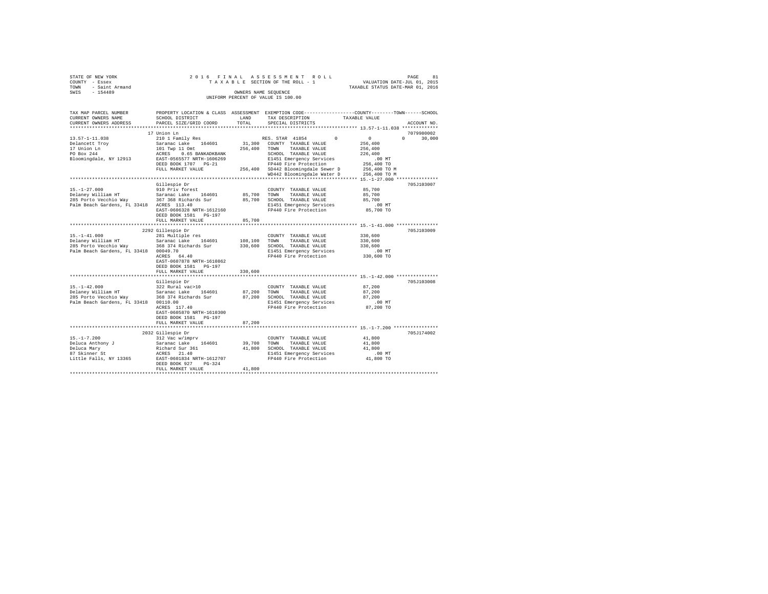STATE OF NEW YORK
COUNTY - Essex
TOWN - Saint Armand
SWIS - 154489

2 0 1 6 F I N A L A S S E S S M E N T R O L L
T A X A B L E SECTION OF THE ROLL - 1
OWNERS NAME SEQUENCE
UNIFORM PERCENT OF VALUE IS 100.00

VALUATION DATE-JUL 01, 2015
TAXABLE STATUS DATE-MAR 01, 2016

```
TAX MAP PARCEL NUMBER          PROPERTY LOCATION & CLASS  ASSESSMENT  EXEMPTION CODE-----------------COUNTY--------TOWN------SCHOOL
CURRENT OWNERS NAME            SCHOOL DISTRICT              LAND      TAX DESCRIPTION              TAXABLE VALUE
CURRENT OWNERS ADDRESS         PARCEL SIZE/GRID COORD       TOTAL     SPECIAL DISTRICTS                                   ACCOUNT NO.
************************************************************************************************ 13.57-1-11.038 *************
                               17 Union Ln                                                                              7079980002
13.57-1-11.038                 210 1 Family Res                       RES. STAR 41854         0          0          0     30,000
Delancett Troy                 Saranac Lake   164601        31,300    COUNTY  TAXABLE VALUE         256,400
17 Union Ln                    101 Twp 11 Omt              256,400    TOWN    TAXABLE VALUE         256,400
PO Box 244                     ACRES    0.65 BANKADKBANK              SCHOOL  TAXABLE VALUE         226,400
Bloomingdale, NY 12913         EAST-0565577 NRTH-1606269              E1451 Emergency Services          .00 MT
                               DEED BOOK 1707   PG-21                 FP440 Fire Protection          256,400 TO
                               FULL MARKET VALUE           256,400    SD442 Bloomingdale Sewer D     256,400 TO M
                                                                      WD442 Bloomingdale Water D     256,400 TO M
************************************************************************************************ 15.-1-27.000 ***************
                               Gillespie Dr                                                                             705J103007
15.-1-27.000                   910 Priv forest                        COUNTY  TAXABLE VALUE          85,700
Delaney William HT             Saranac Lake   164601        85,700    TOWN    TAXABLE VALUE          85,700
285 Porto Vecchio Way          367 368 Richards Sur         85,700    SCHOOL  TAXABLE VALUE          85,700
Palm Beach Gardens, FL 33418   ACRES  113.40                          E1451 Emergency Services          .00 MT
                               EAST-0606328 NRTH-1612160              FP440 Fire Protection           85,700 TO
                               DEED BOOK 1581   PG-197
                               FULL MARKET VALUE            85,700
************************************************************************************************ 15.-1-41.000 ***************
                               2292 Gillespie Dr                                                                        705J103009
15.-1-41.000                   281 Multiple res                       COUNTY  TAXABLE VALUE         330,600
Delaney William HT             Saranac Lake   164601       108,100    TOWN    TAXABLE VALUE         330,600
285 Porto Vecchio Way          368 374 Richards Sur        330,600    SCHOOL  TAXABLE VALUE         330,600
Palm Beach Gardens, FL 33418   00049.70                               E1451 Emergency Services          .00 MT
                               ACRES   64.40                          FP440 Fire Protection          330,600 TO
                               EAST-0607878 NRTH-1610862
                               DEED BOOK 1581   PG-197
                               FULL MARKET VALUE           330,600
************************************************************************************************ 15.-1-42.000 ***************
                               Gillespie Dr                                                                             705J103008
15.-1-42.000                   322 Rural vac>10                       COUNTY  TAXABLE VALUE          87,200
Delaney William HT             Saranac Lake   164601        87,200    TOWN    TAXABLE VALUE          87,200
285 Porto Vecchio Way          368 374 Richards Sur         87,200    SCHOOL  TAXABLE VALUE          87,200
Palm Beach Gardens, FL 33418   00110.00                               E1451 Emergency Services          .00 MT
                               ACRES  117.40                          FP440 Fire Protection           87,200 TO
                               EAST-0605870 NRTH-1610300
                               DEED BOOK 1581   PG-197
                               FULL MARKET VALUE            87,200
************************************************************************************************ 15.-1-7.200 ****************
                               2032 Gillespie Dr                                                                        705J174002
15.-1-7.200                    312 Vac w/imprv                        COUNTY  TAXABLE VALUE          41,800
Deluca Anthony J               Saranac Lake   164601        39,700    TOWN    TAXABLE VALUE          41,800
Deluca Mary                    Richard Sur 361              41,800    SCHOOL  TAXABLE VALUE          41,800
87 Skinner St                  ACRES   21.40                          E1451 Emergency Services          .00 MT
Little Falls, NY 13365         EAST-0601834 NRTH-1612707              FP440 Fire Protection           41,800 TO
                               DEED BOOK 927    PG-324
                               FULL MARKET VALUE            41,800
******************************************************************************************************************************
```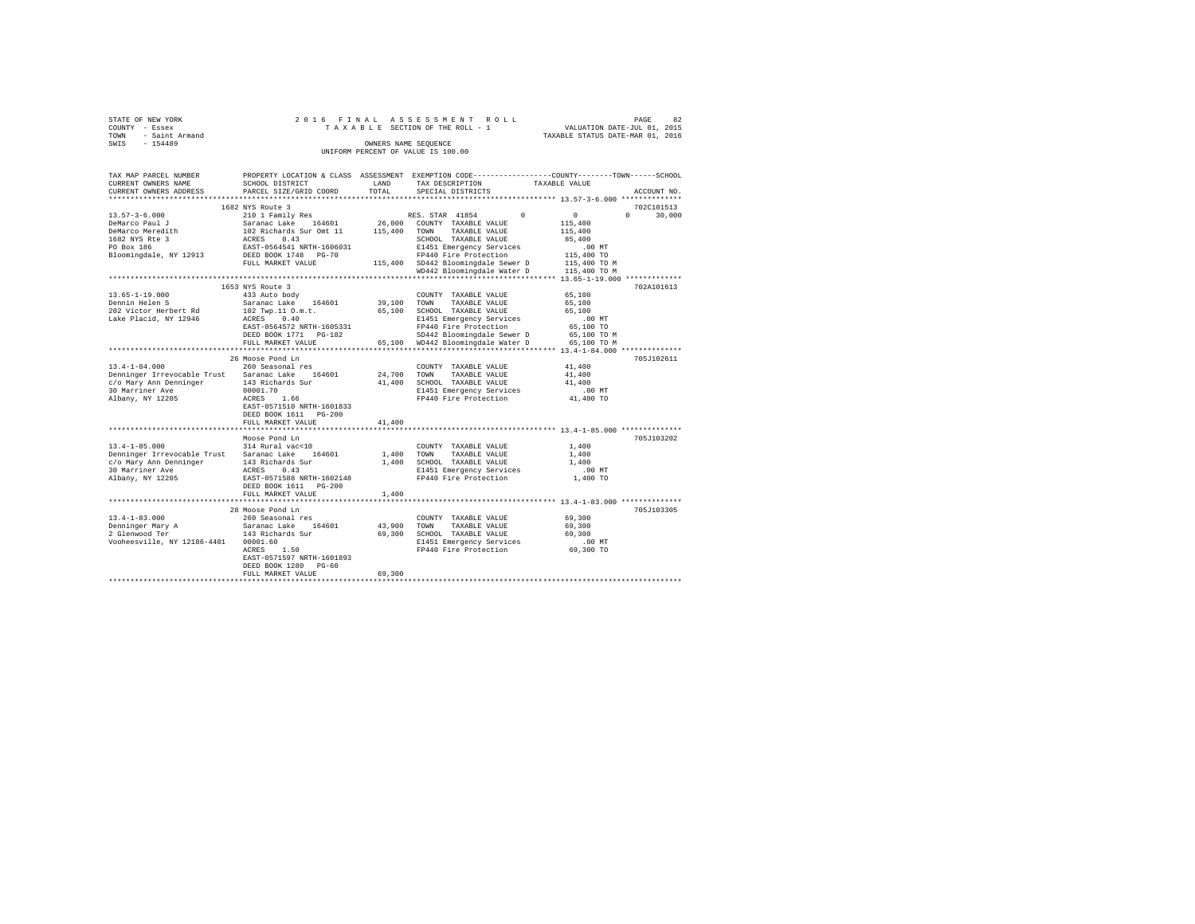STATE OF NEW YORK
COUNTY - Essex
TOWN - Saint Armand
SWIS - 154489

2016 FINAL ASSESSMENT ROLL
TAXABLE SECTION OF THE ROLL - 1
OWNERS NAME SEQUENCE
UNIFORM PERCENT OF VALUE IS 100.00

VALUATION DATE-JUL 01, 2015
TAXABLE STATUS DATE-MAR 01, 2016

```
TAX MAP PARCEL NUMBER          PROPERTY LOCATION & CLASS  ASSESSMENT  EXEMPTION CODE-----------------COUNTY--------TOWN------SCHOOL
CURRENT OWNERS NAME            SCHOOL DISTRICT              LAND      TAX DESCRIPTION            TAXABLE VALUE
CURRENT OWNERS ADDRESS         PARCEL SIZE/GRID COORD       TOTAL     SPECIAL DISTRICTS                                  ACCOUNT NO.
******************************************************************************************************* 13.57-3-6.000 **************
                          1682 NYS Route 3                                                                               702C101513
13.57-3-6.000             210 1 Family Res                     RES. STAR 41854        0            0           0      30,000
DeMarco Paul J            Saranac Lake    164601       26,000   COUNTY  TAXABLE VALUE          115,400
DeMarco Meredith          102 Richards Sur Omt 11     115,400   TOWN    TAXABLE VALUE          115,400
1682 NYS Rte 3            ACRES    0.43                         SCHOOL  TAXABLE VALUE           85,400
PO Box 186                EAST-0564541 NRTH-1606031             E1451 Emergency Services           .00 MT
Bloomingdale, NY 12913    DEED BOOK 1748   PG-70                FP440 Fire Protection          115,400 TO
                          FULL MARKET VALUE           115,400   SD442 Bloomingdale Sewer D     115,400 TO M
                                                                WD442 Bloomingdale Water D     115,400 TO M
******************************************************************************************************* 13.65-1-19.000 *************
                          1653 NYS Route 3                                                                               702A101613
13.65-1-19.000            433 Auto body                                 COUNTY  TAXABLE VALUE           65,100
Dennin Helen S            Saranac Lake    164601       39,100   TOWN    TAXABLE VALUE           65,100
202 Victor Herbert Rd     102 Twp.11 O.m.t.            65,100   SCHOOL  TAXABLE VALUE           65,100
Lake Placid, NY 12946     ACRES    0.40                         E1451 Emergency Services           .00 MT
                          EAST-0564572 NRTH-1605331             FP440 Fire Protection           65,100 TO
                          DEED BOOK 1771   PG-182               SD442 Bloomingdale Sewer D      65,100 TO M
                          FULL MARKET VALUE            65,100   WD442 Bloomingdale Water D      65,100 TO M
******************************************************************************************************* 13.4-1-84.000 **************
                          26 Moose Pond Ln                                                                               705J102611
13.4-1-84.000             260 Seasonal res                              COUNTY  TAXABLE VALUE           41,400
Denninger Irrevocable Trust  Saranac Lake  164601      24,700   TOWN    TAXABLE VALUE           41,400
c/o Mary Ann Denninger    143 Richards Sur             41,400   SCHOOL  TAXABLE VALUE           41,400
30 Marriner Ave           00001.70                              E1451 Emergency Services           .00 MT
Albany, NY 12205          ACRES    1.66                         FP440 Fire Protection           41,400 TO
                          EAST-0571510 NRTH-1601833
                          DEED BOOK 1611   PG-200
                          FULL MARKET VALUE            41,400
******************************************************************************************************* 13.4-1-85.000 **************
                          Moose Pond Ln                                                                                  705J103202
13.4-1-85.000             314 Rural vac<10                              COUNTY  TAXABLE VALUE            1,400
Denninger Irrevocable Trust  Saranac Lake  164601       1,400   TOWN    TAXABLE VALUE            1,400
c/o Mary Ann Denninger    143 Richards Sur              1,400   SCHOOL  TAXABLE VALUE            1,400
30 Marriner Ave           ACRES    0.43                         E1451 Emergency Services           .00 MT
Albany, NY 12205          EAST-0571588 NRTH-1602148             FP440 Fire Protection            1,400 TO
                          DEED BOOK 1611   PG-200
                          FULL MARKET VALUE             1,400
******************************************************************************************************* 13.4-1-83.000 **************
                          28 Moose Pond Ln                                                                               705J103305
13.4-1-83.000             260 Seasonal res                              COUNTY  TAXABLE VALUE           69,300
Denninger Mary A          Saranac Lake    164601       43,900   TOWN    TAXABLE VALUE           69,300
2 Glenwood Ter            143 Richards Sur             69,300   SCHOOL  TAXABLE VALUE           69,300
Vooheesville, NY 12186-4401  00001.60                           E1451 Emergency Services           .00 MT
                          ACRES    1.50                         FP440 Fire Protection           69,300 TO
                          EAST-0571597 NRTH-1601893
                          DEED BOOK 1280   PG-60
                          FULL MARKET VALUE            69,300
************************************************************************************************************************************
```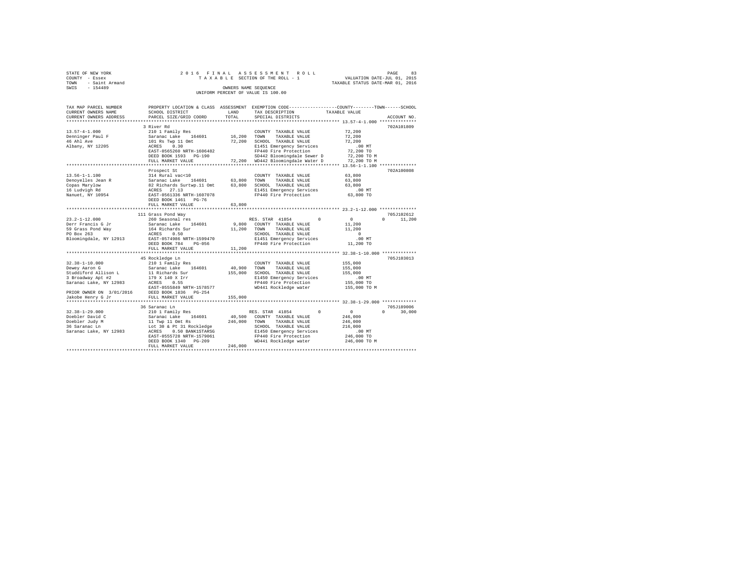STATE OF NEW YORK | COUNTY - Essex | TOWN - Saint Armand | SWIS - 154489

2016 FINAL ASSESSMENT ROLL
TAXABLE SECTION OF THE ROLL - 1
OWNERS NAME SEQUENCE
UNIFORM PERCENT OF VALUE IS 100.00

VALUATION DATE-JUL 01, 2015
TAXABLE STATUS DATE-MAR 01, 2016

```
TAX MAP PARCEL NUMBER     PROPERTY LOCATION & CLASS  ASSESSMENT  EXEMPTION CODE-----------------COUNTY--------TOWN------SCHOOL
CURRENT OWNERS NAME       SCHOOL DISTRICT               LAND     TAX DESCRIPTION            TAXABLE VALUE
CURRENT OWNERS ADDRESS    PARCEL SIZE/GRID COORD        TOTAL    SPECIAL DISTRICTS                                   ACCOUNT NO.
******************************************************************************************* 13.57-4-1.000 **************
                          3 River Rd                                                                              702A101809
13.57-4-1.000             210 1 Family Res                        COUNTY  TAXABLE VALUE          72,200
Denninger Paul F          Saranac Lake   164601       16,200      TOWN    TAXABLE VALUE          72,200
46 Ahl Ave                101 Rs Twp 11 Omt           72,200      SCHOOL  TAXABLE VALUE          72,200
Albany, NY 12205          ACRES    0.30                           E1451 Emergency Services          .00 MT
                          EAST-0565260 NRTH-1606482               FP440 Fire Protection          72,200 TO
                          DEED BOOK 1593   PG-190                 SD442 Bloomingdale Sewer D     72,200 TO M
                          FULL MARKET VALUE           72,200      WD442 Bloomingdale Water D     72,200 TO M
******************************************************************************************* 13.56-1-1.100 **************
                          Prospect St                                                                             702A100808
13.56-1-1.100             314 Rural vac<10                        COUNTY  TAXABLE VALUE          63,800
Denoyelles Jean R         Saranac Lake   164601       63,800      TOWN    TAXABLE VALUE          63,800
Copas Marylow             82 Richards Surtwp.11 Omt   63,800      SCHOOL  TAXABLE VALUE          63,800
16 Ludvigh Rd             ACRES   27.13                           E1451 Emergency Services          .00 MT
Nanuet, NY 10954          EAST-0561336 NRTH-1607078               FP440 Fire Protection          63,800 TO
                          DEED BOOK 1461   PG-76
                          FULL MARKET VALUE           63,800
******************************************************************************************* 23.2-1-12.000 **************
                          111 Grass Pond Way                                                                      705J102612
23.2-1-12.000             260 Seasonal res                        RES. STAR  41854       0            0        0     11,200
Derr Francis G Jr         Saranac Lake   164601        9,800      COUNTY  TAXABLE VALUE          11,200
59 Grass Pond Way         164 Richards Sur            11,200      TOWN    TAXABLE VALUE          11,200
PO Box 263                ACRES    0.50                           SCHOOL  TAXABLE VALUE               0
Bloomingdale, NY 12913    EAST-0574986 NRTH-1599470               E1451 Emergency Services          .00 MT
                          DEED BOOK 784    PG-056                 FP440 Fire Protection          11,200 TO
                          FULL MARKET VALUE           11,200
******************************************************************************************* 32.38-1-10.000 *************
                          45 Rockledge Ln                                                                         705J103013
32.38-1-10.000            210 1 Family Res                        COUNTY  TAXABLE VALUE         155,000
Dewey Aaron G             Saranac Lake   164601       40,900      TOWN    TAXABLE VALUE         155,000
Studdiford Allison L      11 Richards Sur            155,000      SCHOOL  TAXABLE VALUE         155,000
3 Broadway Apt #2         179 X 140 X Irr                         E1450 Emergency Services          .00 MT
Saranac Lake, NY 12983    ACRES    0.55                           FP440 Fire Protection         155,000 TO
                          EAST-0555849 NRTH-1578577               WD441 Rockledge water         155,000 TO M
PRIOR OWNER ON 3/01/2016  DEED BOOK 1836   PG-254
Jakobe Henry G Jr         FULL MARKET VALUE          155,000
******************************************************************************************* 32.38-1-29.000 *************
                          36 Saranac Ln                                                                           705J189006
32.38-1-29.000            210 1 Family Res                        RES. STAR  41854       0            0        0     30,000
Doebler David C           Saranac Lake   164601       40,500      COUNTY  TAXABLE VALUE         246,000
Doebler Judy M            11 Twp 11 Omt Rs           246,000      TOWN    TAXABLE VALUE         246,000
36 Saranac Ln             Lot 30 & Pt 31 Rockledge                SCHOOL  TAXABLE VALUE         216,000
Saranac Lake, NY 12983    ACRES    0.50 BANK1STARSG               E1450 Emergency Services          .00 MT
                          EAST-0555728 NRTH-1579061               FP440 Fire Protection         246,000 TO
                          DEED BOOK 1340   PG-209                 WD441 Rockledge water         246,000 TO M
                          FULL MARKET VALUE          246,000
************************************************************************************************************************
```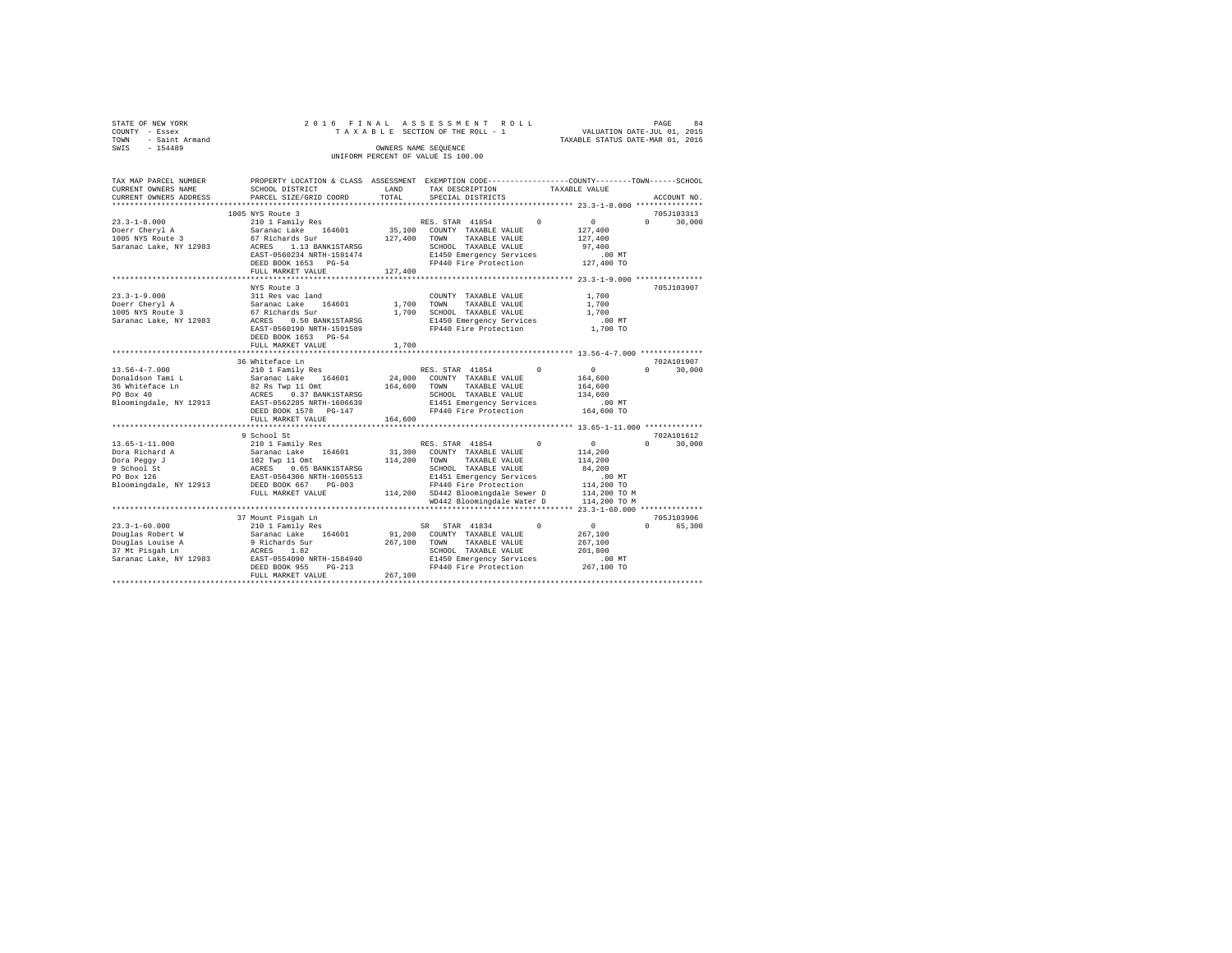STATE OF NEW YORK
COUNTY - Essex
TOWN - Saint Armand
SWIS - 154489

2016 FINAL ASSESSMENT ROLL
TAXABLE SECTION OF THE ROLL - 1
OWNERS NAME SEQUENCE
UNIFORM PERCENT OF VALUE IS 100.00

VALUATION DATE-JUL 01, 2015
TAXABLE STATUS DATE-MAR 01, 2016

```
TAX MAP PARCEL NUMBER     PROPERTY LOCATION & CLASS  ASSESSMENT  EXEMPTION CODE-----------------COUNTY--------TOWN------SCHOOL
CURRENT OWNERS NAME       SCHOOL DISTRICT               LAND      TAX DESCRIPTION            TAXABLE VALUE
CURRENT OWNERS ADDRESS    PARCEL SIZE/GRID COORD        TOTAL     SPECIAL DISTRICTS                                   ACCOUNT NO.
******************************************************************************************************* 23.3-1-8.000 ***************
                          1005 NYS Route 3                                                                             705J103313
23.3-1-8.000              210 1 Family Res                        RES. STAR 41854        0          0            0      30,000
Doerr Cheryl A            Saranac Lake   164601        35,100     COUNTY  TAXABLE VALUE            127,400
1005 NYS Route 3          67 Richards Sur             127,400     TOWN    TAXABLE VALUE            127,400
Saranac Lake, NY 12983    ACRES    1.13 BANK1STARSG               SCHOOL  TAXABLE VALUE             97,400
                          EAST-0560234 NRTH-1591474               E1450 Emergency Services            .00 MT
                          DEED BOOK 1653   PG-54                  FP440 Fire Protection            127,400 TO
                          FULL MARKET VALUE           127,400
******************************************************************************************************* 23.3-1-9.000 ***************
                          NYS Route 3                                                                                  705J103907
23.3-1-9.000              311 Res vac land                        COUNTY  TAXABLE VALUE              1,700
Doerr Cheryl A            Saranac Lake   164601         1,700     TOWN    TAXABLE VALUE              1,700
1005 NYS Route 3          67 Richards Sur               1,700     SCHOOL  TAXABLE VALUE              1,700
Saranac Lake, NY 12983    ACRES    0.50 BANK1STARSG               E1450 Emergency Services            .00 MT
                          EAST-0560190 NRTH-1591589               FP440 Fire Protection              1,700 TO
                          DEED BOOK 1653   PG-54
                          FULL MARKET VALUE             1,700
******************************************************************************************************* 13.56-4-7.000 **************
                          36 Whiteface Ln                                                                              702A101907
13.56-4-7.000             210 1 Family Res                        RES. STAR 41854        0          0            0      30,000
Donaldson Tami L          Saranac Lake   164601        24,000     COUNTY  TAXABLE VALUE            164,600
36 Whiteface Ln           82 Rs Twp 11 Omt            164,600     TOWN    TAXABLE VALUE            164,600
PO Box 40                 ACRES    0.37 BANK1STARSG               SCHOOL  TAXABLE VALUE            134,600
Bloomingdale, NY 12913    EAST-0562285 NRTH-1606639               E1451 Emergency Services            .00 MT
                          DEED BOOK 1578   PG-147                 FP440 Fire Protection            164,600 TO
                          FULL MARKET VALUE           164,600
******************************************************************************************************* 13.65-1-11.000 *************
                          9 School St                                                                                  702A101612
13.65-1-11.000            210 1 Family Res                        RES. STAR 41854        0          0            0      30,000
Dora Richard A            Saranac Lake   164601        31,300     COUNTY  TAXABLE VALUE            114,200
Dora Peggy J              102 Twp 11 Omt              114,200     TOWN    TAXABLE VALUE            114,200
9 School St               ACRES    0.65 BANK1STARSG               SCHOOL  TAXABLE VALUE             84,200
PO Box 126                EAST-0564306 NRTH-1605513               E1451 Emergency Services            .00 MT
Bloomingdale, NY 12913    DEED BOOK 667    PG-003                 FP440 Fire Protection            114,200 TO
                          FULL MARKET VALUE           114,200     SD442 Bloomingdale Sewer D       114,200 TO M
                                                                  WD442 Bloomingdale Water D       114,200 TO M
******************************************************************************************************* 23.3-1-60.000 **************
                          37 Mount Pisgah Ln                                                                           705J103906
23.3-1-60.000             210 1 Family Res                        SR  STAR 41834         0          0            0      65,300
Douglas Robert W          Saranac Lake   164601        91,200     COUNTY  TAXABLE VALUE            267,100
Douglas Louise A          9 Richards Sur              267,100     TOWN    TAXABLE VALUE            267,100
37 Mt Pisgah Ln           ACRES    1.82                           SCHOOL  TAXABLE VALUE            201,800
Saranac Lake, NY 12983    EAST-0554090 NRTH-1584940               E1450 Emergency Services            .00 MT
                          DEED BOOK 955    PG-213                 FP440 Fire Protection            267,100 TO
                          FULL MARKET VALUE           267,100
************************************************************************************************************************************
```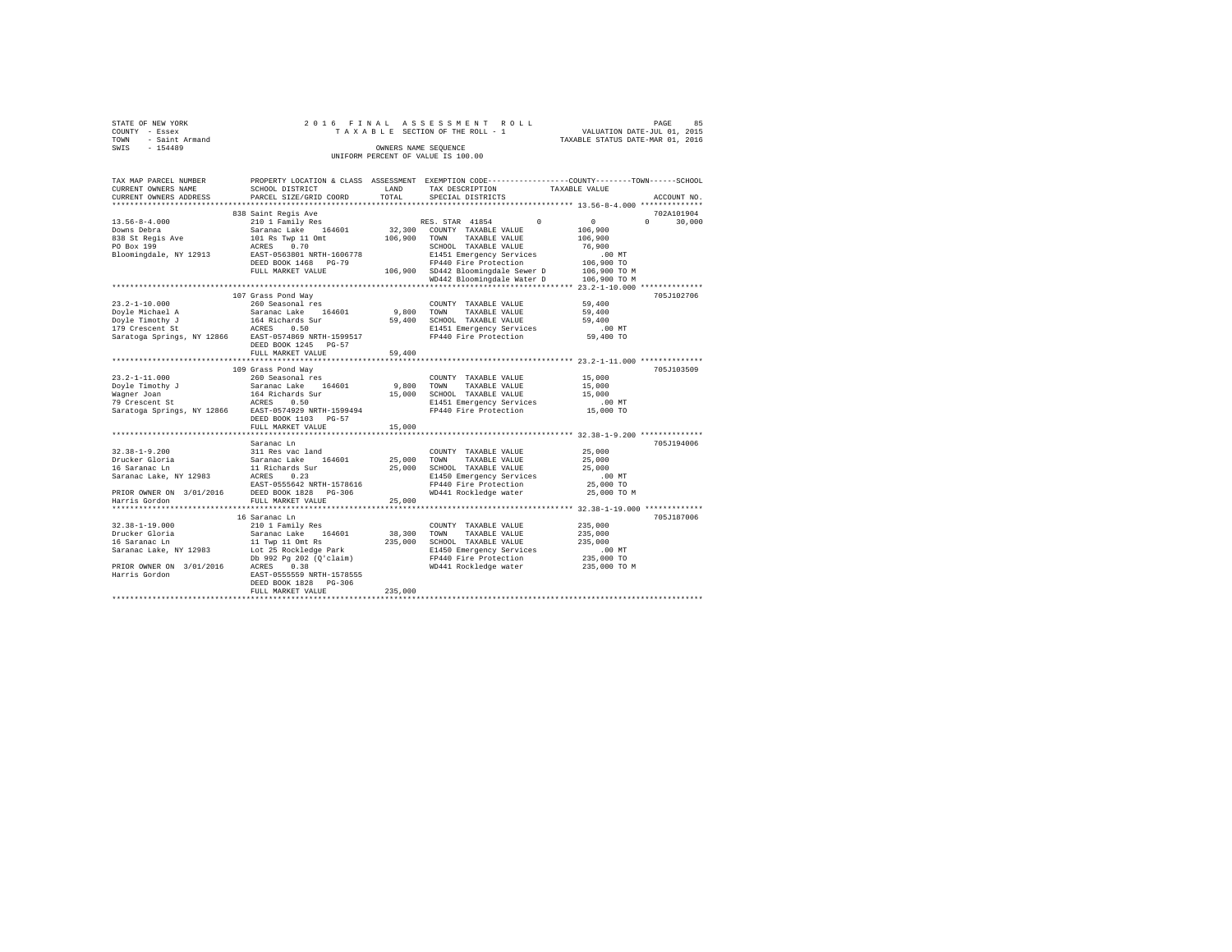STATE OF NEW YORK | COUNTY - Essex | TOWN - Saint Armand | SWIS - 154489

2016 FINAL ASSESSMENT ROLL
TAXABLE SECTION OF THE ROLL - 1
OWNERS NAME SEQUENCE
UNIFORM PERCENT OF VALUE IS 100.00

VALUATION DATE-JUL 01, 2015
TAXABLE STATUS DATE-MAR 01, 2016

| TAX MAP PARCEL NUMBER / CURRENT OWNERS NAME / CURRENT OWNERS ADDRESS | PROPERTY LOCATION & CLASS / SCHOOL DISTRICT / PARCEL SIZE/GRID COORD | ASSESSMENT LAND / TOTAL | EXEMPTION CODE / TAX DESCRIPTION / SPECIAL DISTRICTS | COUNTY | TOWN | SCHOOL / TAXABLE VALUE | ACCOUNT NO. |
|---|---|---|---|---|---|---|---|
| 13.56-8-4.000 | 838 Saint Regis Ave | | | | | | 702A101904 |
| Downs Debra | 210 1 Family Res | | RES. STAR 41854 | 0 | 0 | 0 30,000 | |
| 838 St Regis Ave | Saranac Lake 164601 | 32,300 | COUNTY TAXABLE VALUE | 106,900 | | | |
| PO Box 199 | 101 Rs Twp 11 Omt | 106,900 | TOWN TAXABLE VALUE | 106,900 | | | |
| Bloomingdale, NY 12913 | ACRES 0.70 | | SCHOOL TAXABLE VALUE | 76,900 | | | |
| | EAST-0563801 NRTH-1606778 | | E1451 Emergency Services | .00 MT | | | |
| | DEED BOOK 1468 PG-79 | | FP440 Fire Protection | 106,900 TO | | | |
| | FULL MARKET VALUE | 106,900 | SD442 Bloomingdale Sewer D | 106,900 TO M | | | |
| | | | WD442 Bloomingdale Water D | 106,900 TO M | | | |
| 23.2-1-10.000 | 107 Grass Pond Way | | | | | | 705J102706 |
| Doyle Michael A | 260 Seasonal res | | COUNTY TAXABLE VALUE | 59,400 | | | |
| Doyle Timothy J | Saranac Lake 164601 | 9,800 | TOWN TAXABLE VALUE | 59,400 | | | |
| 179 Crescent St | 164 Richards Sur | 59,400 | SCHOOL TAXABLE VALUE | 59,400 | | | |
| Saratoga Springs, NY 12866 | ACRES 0.50 | | E1451 Emergency Services | .00 MT | | | |
| | EAST-0574869 NRTH-1599517 | | FP440 Fire Protection | 59,400 TO | | | |
| | DEED BOOK 1245 PG-57 | | | | | | |
| | FULL MARKET VALUE | 59,400 | | | | | |
| 23.2-1-11.000 | 109 Grass Pond Way | | | | | | 705J103509 |
| Doyle Timothy J | 260 Seasonal res | | COUNTY TAXABLE VALUE | 15,000 | | | |
| Wagner Joan | Saranac Lake 164601 | 9,800 | TOWN TAXABLE VALUE | 15,000 | | | |
| 79 Crescent St | 164 Richards Sur | 15,000 | SCHOOL TAXABLE VALUE | 15,000 | | | |
| Saratoga Springs, NY 12866 | ACRES 0.50 | | E1451 Emergency Services | .00 MT | | | |
| | EAST-0574929 NRTH-1599494 | | FP440 Fire Protection | 15,000 TO | | | |
| | DEED BOOK 1103 PG-57 | | | | | | |
| | FULL MARKET VALUE | 15,000 | | | | | |
| 32.38-1-9.200 | Saranac Ln | | | | | | 705J194006 |
| Drucker Gloria | 311 Res vac land | | COUNTY TAXABLE VALUE | 25,000 | | | |
| 16 Saranac Ln | Saranac Lake 164601 | 25,000 | TOWN TAXABLE VALUE | 25,000 | | | |
| Saranac Lake, NY 12983 | 11 Richards Sur | 25,000 | SCHOOL TAXABLE VALUE | 25,000 | | | |
| | ACRES 0.23 | | E1450 Emergency Services | .00 MT | | | |
| | EAST-0555642 NRTH-1578616 | | FP440 Fire Protection | 25,000 TO | | | |
| PRIOR OWNER ON 3/01/2016 | DEED BOOK 1828 PG-306 | | WD441 Rockledge water | 25,000 TO M | | | |
| Harris Gordon | FULL MARKET VALUE | 25,000 | | | | | |
| 32.38-1-19.000 | 16 Saranac Ln | | | | | | 705J187006 |
| Drucker Gloria | 210 1 Family Res | | COUNTY TAXABLE VALUE | 235,000 | | | |
| 16 Saranac Ln | Saranac Lake 164601 | 38,300 | TOWN TAXABLE VALUE | 235,000 | | | |
| Saranac Lake, NY 12983 | 11 Twp 11 Omt Rs | 235,000 | SCHOOL TAXABLE VALUE | 235,000 | | | |
| | Lot 25 Rockledge Park | | E1450 Emergency Services | .00 MT | | | |
| | Db 992 Pg 202 (Q'claim) | | FP440 Fire Protection | 235,000 TO | | | |
| PRIOR OWNER ON 3/01/2016 | ACRES 0.38 | | WD441 Rockledge water | 235,000 TO M | | | |
| Harris Gordon | EAST-0555559 NRTH-1578555 | | | | | | |
| | DEED BOOK 1828 PG-306 | | | | | | |
| | FULL MARKET VALUE | 235,000 | | | | | |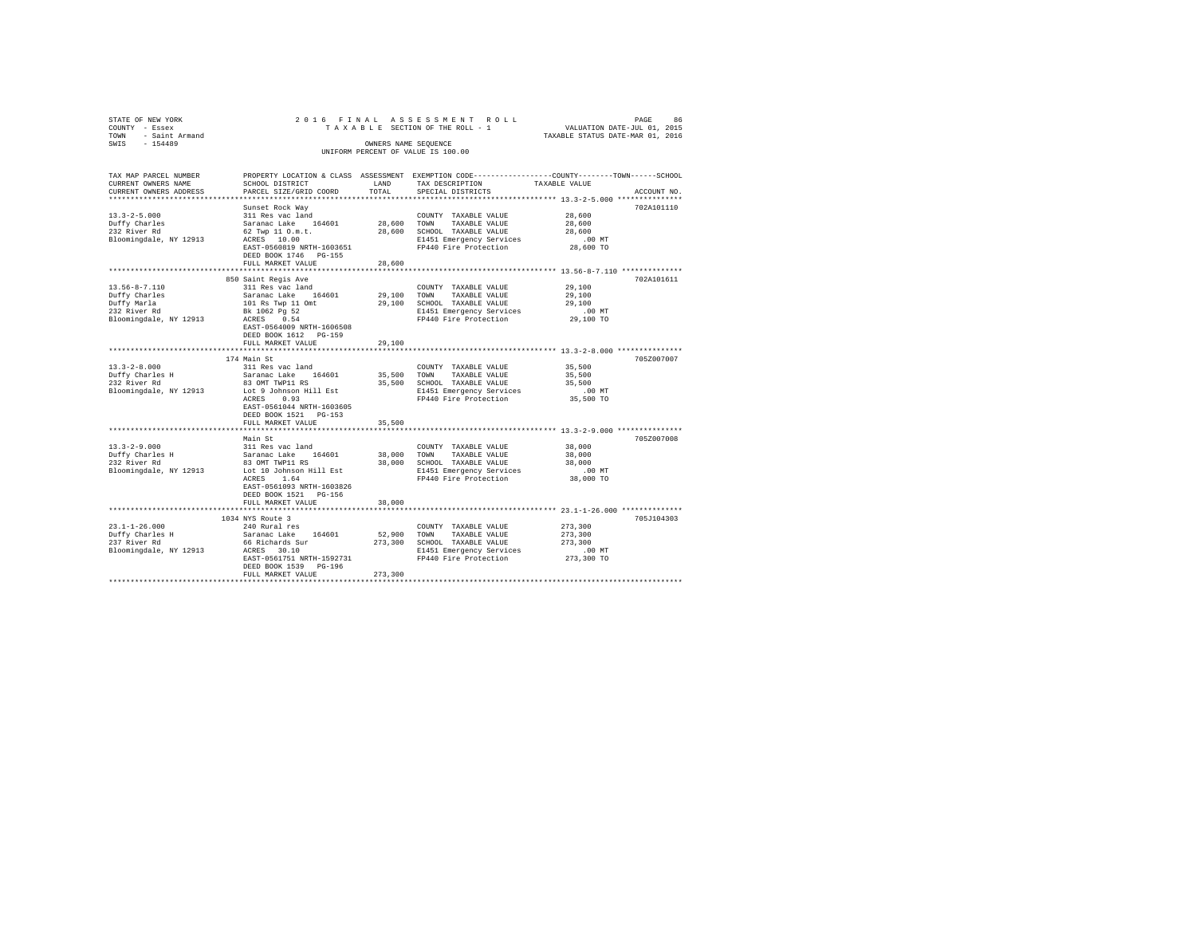STATE OF NEW YORK
COUNTY - Essex
TOWN - Saint Armand
SWIS - 154489

2016 FINAL ASSESSMENT ROLL
TAXABLE SECTION OF THE ROLL - 1
OWNERS NAME SEQUENCE
UNIFORM PERCENT OF VALUE IS 100.00

VALUATION DATE-JUL 01, 2015
TAXABLE STATUS DATE-MAR 01, 2016

| TAX MAP PARCEL NUMBER / CURRENT OWNERS NAME / CURRENT OWNERS ADDRESS | PROPERTY LOCATION & CLASS / SCHOOL DISTRICT / PARCEL SIZE/GRID COORD | ASSESSMENT LAND | TOTAL | EXEMPTION CODE / TAX DESCRIPTION / SPECIAL DISTRICTS | TAXABLE VALUE (COUNTY / TOWN / SCHOOL) | ACCOUNT NO. |
|---|---|---|---|---|---|---|
| 13.3-2-5.000 | Sunset Rock Way | | | | | 702A101110 |
| 13.3-2-5.000 | 311 Res vac land | | | COUNTY TAXABLE VALUE | 28,600 | |
| Duffy Charles | Saranac Lake 164601 | 28,600 | | TOWN TAXABLE VALUE | 28,600 | |
| 232 River Rd | 62 Twp 11 O.m.t. | | 28,600 | SCHOOL TAXABLE VALUE | 28,600 | |
| Bloomingdale, NY 12913 | ACRES 10.00 | | | E1451 Emergency Services | .00 MT | |
| | EAST-0560819 NRTH-1603651 | | | FP440 Fire Protection | 28,600 TO | |
| | DEED BOOK 1746 PG-155 | | | | | |
| | FULL MARKET VALUE | | 28,600 | | | |
| 13.56-8-7.110 | 850 Saint Regis Ave | | | | | 702A101611 |
| 13.56-8-7.110 | 311 Res vac land | | | COUNTY TAXABLE VALUE | 29,100 | |
| Duffy Charles | Saranac Lake 164601 | 29,100 | | TOWN TAXABLE VALUE | 29,100 | |
| Duffy Marla | 101 Rs Twp 11 Omt | | 29,100 | SCHOOL TAXABLE VALUE | 29,100 | |
| 232 River Rd | Bk 1062 Pg 52 | | | E1451 Emergency Services | .00 MT | |
| Bloomingdale, NY 12913 | ACRES 0.54 | | | FP440 Fire Protection | 29,100 TO | |
| | EAST-0564009 NRTH-1606508 | | | | | |
| | DEED BOOK 1612 PG-159 | | | | | |
| | FULL MARKET VALUE | | 29,100 | | | |
| 13.3-2-8.000 | 174 Main St | | | | | 705Z007007 |
| 13.3-2-8.000 | 311 Res vac land | | | COUNTY TAXABLE VALUE | 35,500 | |
| Duffy Charles H | Saranac Lake 164601 | 35,500 | | TOWN TAXABLE VALUE | 35,500 | |
| 232 River Rd | 83 OMT TWP11 RS | | 35,500 | SCHOOL TAXABLE VALUE | 35,500 | |
| Bloomingdale, NY 12913 | Lot 9 Johnson Hill Est | | | E1451 Emergency Services | .00 MT | |
| | ACRES 0.93 | | | FP440 Fire Protection | 35,500 TO | |
| | EAST-0561044 NRTH-1603605 | | | | | |
| | DEED BOOK 1521 PG-153 | | | | | |
| | FULL MARKET VALUE | | 35,500 | | | |
| 13.3-2-9.000 | Main St | | | | | 705Z007008 |
| 13.3-2-9.000 | 311 Res vac land | | | COUNTY TAXABLE VALUE | 38,000 | |
| Duffy Charles H | Saranac Lake 164601 | 38,000 | | TOWN TAXABLE VALUE | 38,000 | |
| 232 River Rd | 83 OMT TWP11 RS | | 38,000 | SCHOOL TAXABLE VALUE | 38,000 | |
| Bloomingdale, NY 12913 | Lot 10 Johnson Hill Est | | | E1451 Emergency Services | .00 MT | |
| | ACRES 1.64 | | | FP440 Fire Protection | 38,000 TO | |
| | EAST-0561093 NRTH-1603826 | | | | | |
| | DEED BOOK 1521 PG-156 | | | | | |
| | FULL MARKET VALUE | | 38,000 | | | |
| 23.1-1-26.000 | 1034 NYS Route 3 | | | | | 705J104303 |
| 23.1-1-26.000 | 240 Rural res | | | COUNTY TAXABLE VALUE | 273,300 | |
| Duffy Charles H | Saranac Lake 164601 | 52,900 | | TOWN TAXABLE VALUE | 273,300 | |
| 237 River Rd | 66 Richards Sur | | 273,300 | SCHOOL TAXABLE VALUE | 273,300 | |
| Bloomingdale, NY 12913 | ACRES 30.10 | | | E1451 Emergency Services | .00 MT | |
| | EAST-0561751 NRTH-1592731 | | | FP440 Fire Protection | 273,300 TO | |
| | DEED BOOK 1539 PG-196 | | | | | |
| | FULL MARKET VALUE | | 273,300 | | | |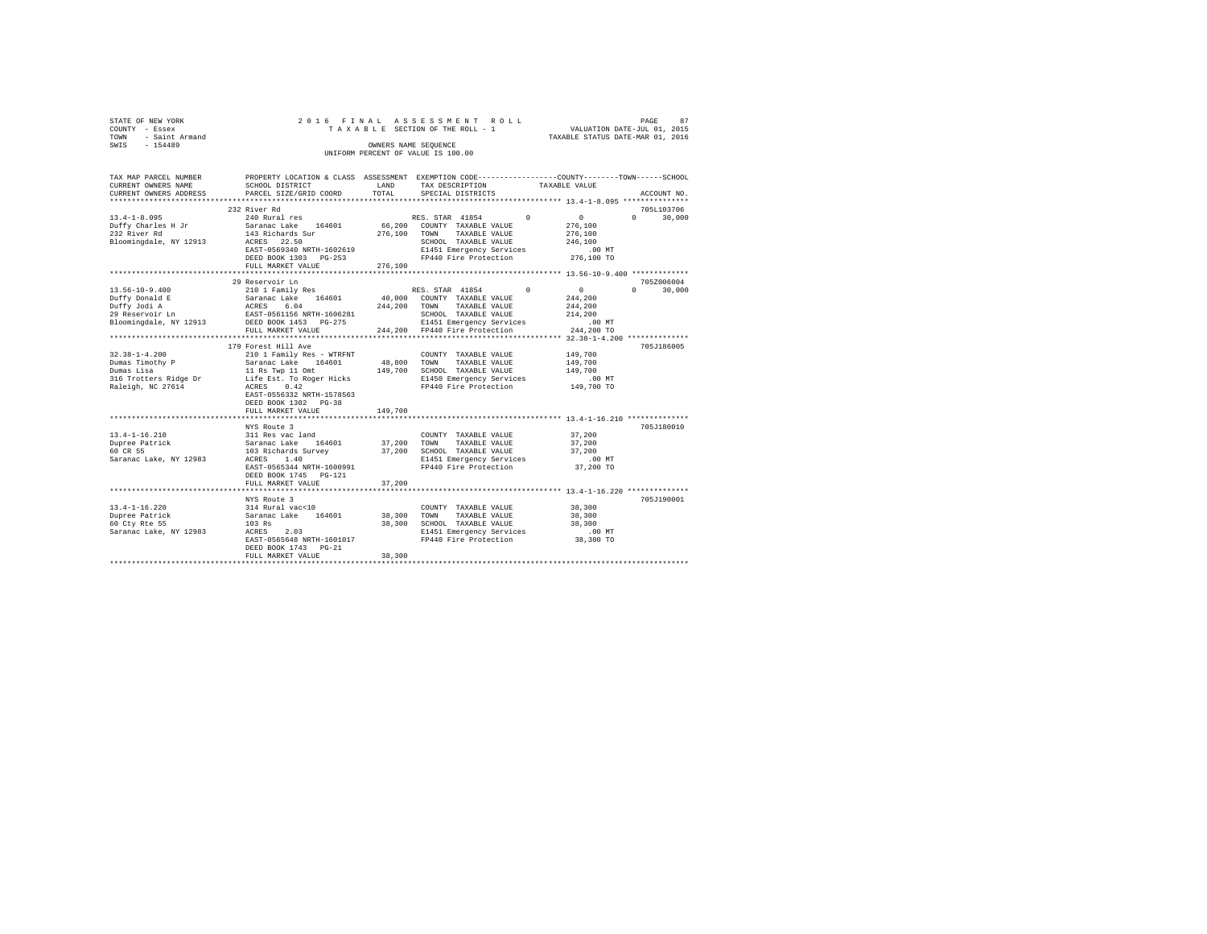STATE OF NEW YORK
COUNTY - Essex
TOWN - Saint Armand
SWIS - 154489

2016 FINAL ASSESSMENT ROLL
TAXABLE SECTION OF THE ROLL - 1
OWNERS NAME SEQUENCE
UNIFORM PERCENT OF VALUE IS 100.00

VALUATION DATE-JUL 01, 2015
TAXABLE STATUS DATE-MAR 01, 2016

| TAX MAP PARCEL NUMBER / CURRENT OWNERS NAME / CURRENT OWNERS ADDRESS | PROPERTY LOCATION & CLASS / SCHOOL DISTRICT / PARCEL SIZE/GRID COORD | ASSESSMENT LAND / TOTAL | EXEMPTION CODE / TAX DESCRIPTION / SPECIAL DISTRICTS | COUNTY / TOWN / SCHOOL TAXABLE VALUE | ACCOUNT NO. |
|---|---|---|---|---|---|
| **13.4-1-8.095** | 232 River Rd | | | | 705L103706 |
| Duffy Charles H Jr | 240 Rural res | | RES. STAR 41854 0 | 0 0 30,000 | |
| 232 River Rd | Saranac Lake 164601 | 66,200 | COUNTY TAXABLE VALUE | 276,100 | |
| Bloomingdale, NY 12913 | 143 Richards Sur | 276,100 | TOWN TAXABLE VALUE | 276,100 | |
| | ACRES 22.50 | | SCHOOL TAXABLE VALUE | 246,100 | |
| | EAST-0569340 NRTH-1602619 | | E1451 Emergency Services | .00 MT | |
| | DEED BOOK 1303 PG-253 | | FP440 Fire Protection | 276,100 TO | |
| | FULL MARKET VALUE | 276,100 | | | |
| **13.56-10-9.400** | 29 Reservoir Ln | | | | 705Z006004 |
| Duffy Donald E | 210 1 Family Res | | RES. STAR 41854 0 | 0 0 30,000 | |
| Duffy Jodi A | Saranac Lake 164601 | 40,000 | COUNTY TAXABLE VALUE | 244,200 | |
| 29 Reservoir Ln | ACRES 6.04 | 244,200 | TOWN TAXABLE VALUE | 244,200 | |
| Bloomingdale, NY 12913 | EAST-0561156 NRTH-1606281 | | SCHOOL TAXABLE VALUE | 214,200 | |
| | DEED BOOK 1453 PG-275 | | E1451 Emergency Services | .00 MT | |
| | FULL MARKET VALUE | 244,200 | FP440 Fire Protection | 244,200 TO | |
| **32.38-1-4.200** | 179 Forest Hill Ave | | | | 705J186005 |
| Dumas Timothy P | 210 1 Family Res - WTRFNT | | COUNTY TAXABLE VALUE | 149,700 | |
| Dumas Lisa | Saranac Lake 164601 | 48,800 | TOWN TAXABLE VALUE | 149,700 | |
| 316 Trotters Ridge Dr | 11 Rs Twp 11 Omt | 149,700 | SCHOOL TAXABLE VALUE | 149,700 | |
| Raleigh, NC 27614 | Life Est. To Roger Hicks | | E1450 Emergency Services | .00 MT | |
| | ACRES 0.42 | | FP440 Fire Protection | 149,700 TO | |
| | EAST-0556332 NRTH-1578563 | | | | |
| | DEED BOOK 1302 PG-38 | | | | |
| | FULL MARKET VALUE | 149,700 | | | |
| **13.4-1-16.210** | NYS Route 3 | | | | 705J180010 |
| Dupree Patrick | 311 Res vac land | | COUNTY TAXABLE VALUE | 37,200 | |
| 60 CR 55 | Saranac Lake 164601 | 37,200 | TOWN TAXABLE VALUE | 37,200 | |
| Saranac Lake, NY 12983 | 103 Richards Survey | 37,200 | SCHOOL TAXABLE VALUE | 37,200 | |
| | ACRES 1.40 | | E1451 Emergency Services | .00 MT | |
| | EAST-0565344 NRTH-1600991 | | FP440 Fire Protection | 37,200 TO | |
| | DEED BOOK 1745 PG-121 | | | | |
| | FULL MARKET VALUE | 37,200 | | | |
| **13.4-1-16.220** | NYS Route 3 | | | | 705J190001 |
| Dupree Patrick | 314 Rural vac<10 | | COUNTY TAXABLE VALUE | 38,300 | |
| 60 Cty Rte 55 | Saranac Lake 164601 | 38,300 | TOWN TAXABLE VALUE | 38,300 | |
| Saranac Lake, NY 12983 | 103 Rs | 38,300 | SCHOOL TAXABLE VALUE | 38,300 | |
| | ACRES 2.03 | | E1451 Emergency Services | .00 MT | |
| | EAST-0565648 NRTH-1601017 | | FP440 Fire Protection | 38,300 TO | |
| | DEED BOOK 1743 PG-21 | | | | |
| | FULL MARKET VALUE | 38,300 | | | |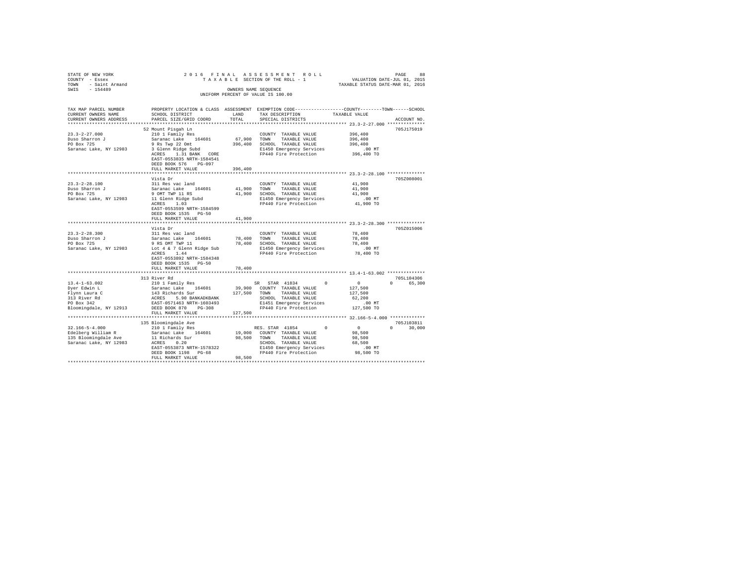STATE OF NEW YORK                    2 0 1 6   F I N A L   A S S E S S M E N T   R O L L                    PAGE    88
COUNTY - Essex                              T A X A B L E  SECTION OF THE ROLL - 1               VALUATION DATE-JUL 01, 2015
TOWN   - Saint Armand                                                                          TAXABLE STATUS DATE-MAR 01, 2016
SWIS   - 154489                                        OWNERS NAME SEQUENCE
                                                  UNIFORM PERCENT OF VALUE IS 100.00

```
TAX MAP PARCEL NUMBER          PROPERTY LOCATION & CLASS  ASSESSMENT  EXEMPTION CODE-----------------COUNTY--------TOWN------SCHOOL
CURRENT OWNERS NAME            SCHOOL DISTRICT             LAND       TAX DESCRIPTION            TAXABLE VALUE
CURRENT OWNERS ADDRESS         PARCEL SIZE/GRID COORD      TOTAL      SPECIAL DISTRICTS                                  ACCOUNT NO.
*********************************************************************************************** 23.3-2-27.000 **************
                               52 Mount Pisgah Ln                                                                     705J175019
23.3-2-27.000                  210 1 Family Res                        COUNTY  TAXABLE VALUE         396,400
Duso Sharron J                 Saranac Lake   164601      67,900       TOWN    TAXABLE VALUE         396,400
PO Box 725                     9 Rs Twp 22 Omt            396,400      SCHOOL  TAXABLE VALUE         396,400
Saranac Lake, NY 12983         3 Glenn Ridge Subd                      E1450 Emergency Services          .00 MT
                               ACRES    1.31 BANK   CORE               FP440 Fire Protection         396,400 TO
                               EAST-0553835 NRTH-1584541
                               DEED BOOK 576   PG-097
                               FULL MARKET VALUE          396,400
*********************************************************************************************** 23.3-2-28.100 **************
                               Vista Dr                                                                               705Z008001
23.3-2-28.100                  311 Res vac land                        COUNTY  TAXABLE VALUE          41,900
Duso Sharron J                 Saranac Lake   164601      41,900       TOWN    TAXABLE VALUE          41,900
PO Box 725                     9 OMT TWP 11 RS             41,900      SCHOOL  TAXABLE VALUE          41,900
Saranac Lake, NY 12983         11 Glenn Ridge Subd                     E1450 Emergency Services          .00 MT
                               ACRES    1.03                           FP440 Fire Protection          41,900 TO
                               EAST-0553599 NRTH-1584599
                               DEED BOOK 1535   PG-50
                               FULL MARKET VALUE           41,900
*********************************************************************************************** 23.3-2-28.300 **************
                               Vista Dr                                                                               705Z015006
23.3-2-28.300                  311 Res vac land                        COUNTY  TAXABLE VALUE          78,400
Duso Sharron J                 Saranac Lake   164601      78,400       TOWN    TAXABLE VALUE          78,400
PO Box 725                     9 RS OMT TWP 11             78,400      SCHOOL  TAXABLE VALUE          78,400
Saranac Lake, NY 12983         Lot 4 & 7 Glenn Ridge Sub               E1450 Emergency Services          .00 MT
                               ACRES    1.44                           FP440 Fire Protection          78,400 TO
                               EAST-0553892 NRTH-1584348
                               DEED BOOK 1535   PG-50
                               FULL MARKET VALUE           78,400
*********************************************************************************************** 13.4-1-63.002 **************
                               313 River Rd                                                                           705L104306
13.4-1-63.002                  210 1 Family Res                    SR  STAR 41834          0             0             0     65,300
Dyer Edwin L                   Saranac Lake   164601      39,900       COUNTY  TAXABLE VALUE         127,500
Flynn Laura C                  143 Richards Sur           127,500      TOWN    TAXABLE VALUE         127,500
313 River Rd                   ACRES    5.90 BANKADKBANK               SCHOOL  TAXABLE VALUE          62,200
PO Box 342                     EAST-0571463 NRTH-1603493               E1451 Emergency Services          .00 MT
Bloomingdale, NY 12913         DEED BOOK 870    PG-308                 FP440 Fire Protection         127,500 TO
                               FULL MARKET VALUE          127,500
*********************************************************************************************** 32.166-5-4.000 *************
                               135 Bloomingdale Ave                                                                   705J103811
32.166-5-4.000                 210 1 Family Res                    RES. STAR 41854         0             0             0     30,000
Edelberg William R             Saranac Lake   164601      19,000       COUNTY  TAXABLE VALUE          98,500
135 Bloomingdale Ave           11 Richards Sur             98,500      TOWN    TAXABLE VALUE          98,500
Saranac Lake, NY 12983         ACRES    0.20                           SCHOOL  TAXABLE VALUE          68,500
                               EAST-0553873 NRTH-1578322               E1450 Emergency Services          .00 MT
                               DEED BOOK 1198   PG-68                  FP440 Fire Protection          98,500 TO
                               FULL MARKET VALUE           98,500
****************************************************************************************************************************
```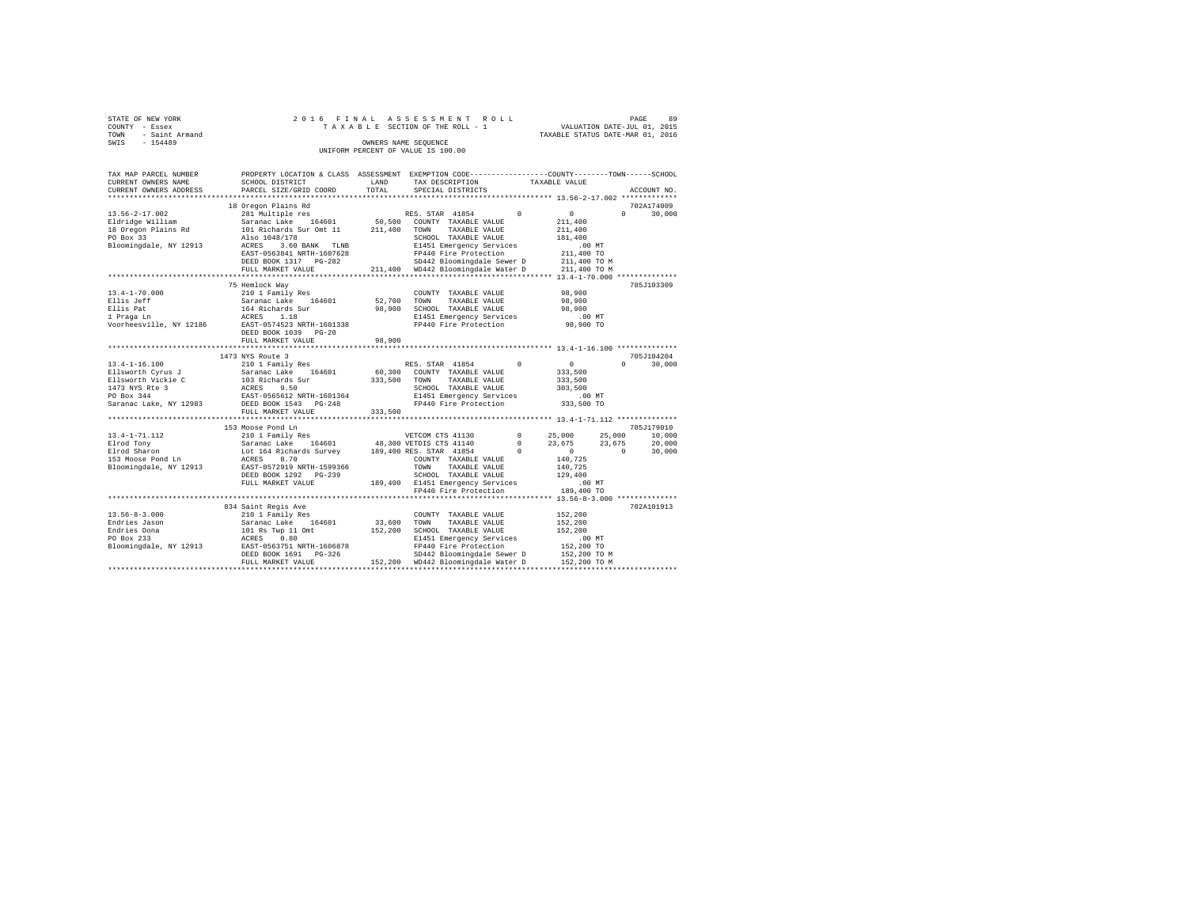STATE OF NEW YORK
COUNTY - Essex
TOWN - Saint Armand
SWIS - 154489

2016 FINAL ASSESSMENT ROLL
TAXABLE SECTION OF THE ROLL - 1
OWNERS NAME SEQUENCE
UNIFORM PERCENT OF VALUE IS 100.00

VALUATION DATE-JUL 01, 2015
TAXABLE STATUS DATE-MAR 01, 2016

```
TAX MAP PARCEL NUMBER     PROPERTY LOCATION & CLASS  ASSESSMENT  EXEMPTION CODE-----------------COUNTY--------TOWN------SCHOOL
CURRENT OWNERS NAME       SCHOOL DISTRICT              LAND      TAX DESCRIPTION            TAXABLE VALUE
CURRENT OWNERS ADDRESS    PARCEL SIZE/GRID COORD       TOTAL     SPECIAL DISTRICTS                                      ACCOUNT NO.
******************************************************************************************* 13.56-2-17.002 *************
                          18 Oregon Plains Rd                                                                           702A174009
13.56-2-17.002            281 Multiple res                        RES. STAR 41854         0          0             0     30,000
Eldridge William          Saranac Lake    164601        50,500    COUNTY  TAXABLE VALUE           211,400
18 Oregon Plains Rd       101 Richards Sur Omt 11      211,400    TOWN    TAXABLE VALUE           211,400
PO Box 33                 Also 1048/178                           SCHOOL  TAXABLE VALUE           181,400
Bloomingdale, NY 12913    ACRES    3.60 BANK   TLNB               E1451 Emergency Services            .00 MT
                          EAST-0563841 NRTH-1607628               FP440 Fire Protection           211,400 TO
                          DEED BOOK 1317   PG-282                 SD442 Bloomingdale Sewer D      211,400 TO M
                          FULL MARKET VALUE            211,400    WD442 Bloomingdale Water D      211,400 TO M
******************************************************************************************* 13.4-1-70.000 **************
                          75 Hemlock Way                                                                                705J103309
13.4-1-70.000             210 1 Family Res                        COUNTY  TAXABLE VALUE            98,900
Ellis Jeff                Saranac Lake    164601        52,700    TOWN    TAXABLE VALUE            98,900
Ellis Pat                 164 Richards Sur              98,900    SCHOOL  TAXABLE VALUE            98,900
1 Praga Ln                ACRES    1.18                           E1451 Emergency Services            .00 MT
Voorheesville, NY 12186   EAST-0574523 NRTH-1601338               FP440 Fire Protection            98,900 TO
                          DEED BOOK 1039   PG-20
                          FULL MARKET VALUE             98,900
******************************************************************************************* 13.4-1-16.100 **************
                          1473 NYS Route 3                                                                              705J104204
13.4-1-16.100             210 1 Family Res                        RES. STAR 41854         0          0             0     30,000
Ellsworth Cyrus J         Saranac Lake    164601        60,300    COUNTY  TAXABLE VALUE           333,500
Ellsworth Vickie C        103 Richards Sur             333,500    TOWN    TAXABLE VALUE           333,500
1473 NYS Rte 3            ACRES    9.50                           SCHOOL  TAXABLE VALUE           303,500
PO Box 344                EAST-0565612 NRTH-1601364               E1451 Emergency Services            .00 MT
Saranac Lake, NY 12983    DEED BOOK 1543   PG-248                 FP440 Fire Protection           333,500 TO
                          FULL MARKET VALUE            333,500
******************************************************************************************* 13.4-1-71.112 **************
                          153 Moose Pond Ln                                                                             705J179010
13.4-1-71.112             210 1 Family Res                        VETCOM CTS 41130        0     25,000        25,000     10,000
Elrod Tony                Saranac Lake    164601        48,300 VETDIS CTS 41140       0     23,675        23,675     20,000
Elrod Sharon              Lot 164 Richards Survey      189,400 RES. STAR 41854         0          0             0     30,000
153 Moose Pond Ln         ACRES    8.70                           COUNTY  TAXABLE VALUE           140,725
Bloomingdale, NY 12913    EAST-0572919 NRTH-1599366               TOWN    TAXABLE VALUE           140,725
                          DEED BOOK 1292   PG-239                 SCHOOL  TAXABLE VALUE           129,400
                          FULL MARKET VALUE            189,400    E1451 Emergency Services            .00 MT
                                                                  FP440 Fire Protection           189,400 TO
******************************************************************************************* 13.56-8-3.000 **************
                          834 Saint Regis Ave                                                                           702A101913
13.56-8-3.000             210 1 Family Res                        COUNTY  TAXABLE VALUE           152,200
Endries Jason             Saranac Lake    164601        33,600    TOWN    TAXABLE VALUE           152,200
Endries Dona              101 Rs Twp 11 Omt            152,200    SCHOOL  TAXABLE VALUE           152,200
PO Box 233                ACRES    0.80                           E1451 Emergency Services            .00 MT
Bloomingdale, NY 12913    EAST-0563751 NRTH-1606878               FP440 Fire Protection           152,200 TO
                          DEED BOOK 1691   PG-326                 SD442 Bloomingdale Sewer D      152,200 TO M
                          FULL MARKET VALUE            152,200    WD442 Bloomingdale Water D      152,200 TO M
************************************************************************************************************************
```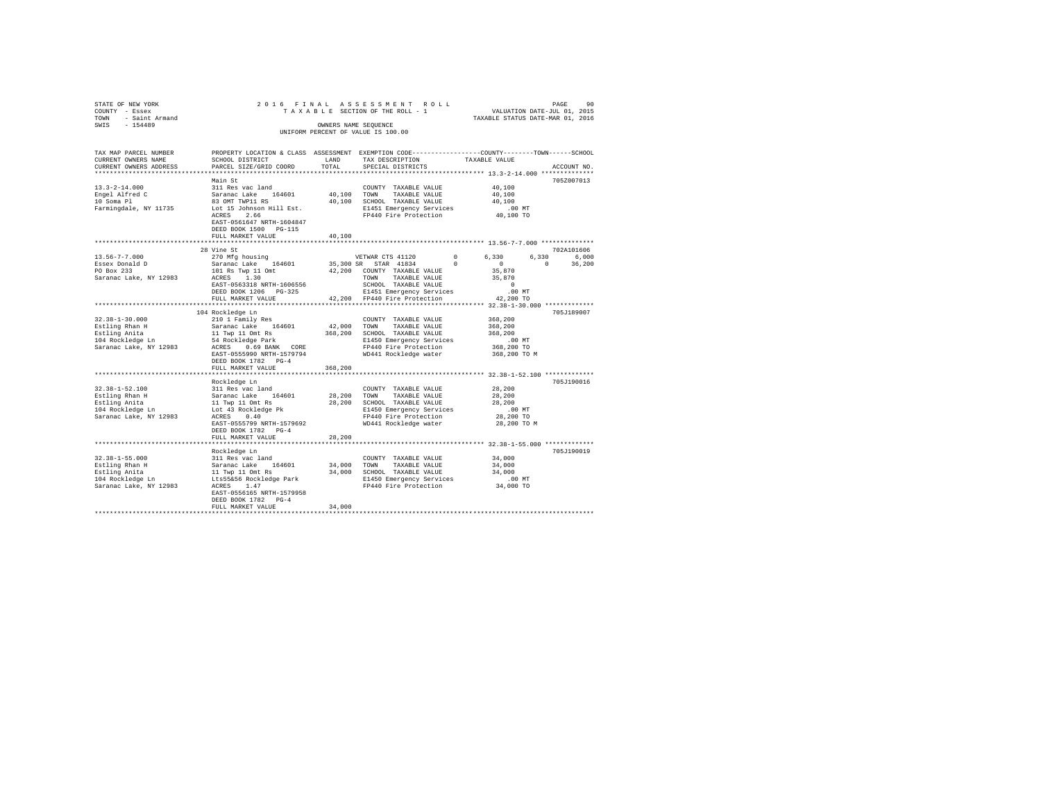STATE OF NEW YORK
COUNTY - Essex
TOWN - Saint Armand
SWIS - 154489

2016 FINAL ASSESSMENT ROLL
TAXABLE SECTION OF THE ROLL - 1
OWNERS NAME SEQUENCE
UNIFORM PERCENT OF VALUE IS 100.00

VALUATION DATE-JUL 01, 2015
TAXABLE STATUS DATE-MAR 01, 2016

```
TAX MAP PARCEL NUMBER     PROPERTY LOCATION & CLASS  ASSESSMENT  EXEMPTION CODE-----------------COUNTY--------TOWN------SCHOOL
CURRENT OWNERS NAME       SCHOOL DISTRICT             LAND       TAX DESCRIPTION            TAXABLE VALUE
CURRENT OWNERS ADDRESS    PARCEL SIZE/GRID COORD      TOTAL      SPECIAL DISTRICTS                                      ACCOUNT NO.
******************************************************************************************* 13.3-2-14.000 **************
                          Main St                                                                                   705Z007013
13.3-2-14.000             311 Res vac land                         COUNTY  TAXABLE VALUE           40,100
Engel Alfred C            Saranac Lake   164601       40,100       TOWN    TAXABLE VALUE           40,100
10 Soma Pl                83 OMT TWP11 RS             40,100       SCHOOL  TAXABLE VALUE           40,100
Farmingdale, NY 11735     Lot 15 Johnson Hill Est.                 E1451 Emergency Services           .00 MT
                          ACRES    2.66                            FP440 Fire Protection           40,100 TO
                          EAST-0561647 NRTH-1604847
                          DEED BOOK 1500   PG-115
                          FULL MARKET VALUE           40,100
******************************************************************************************* 13.56-7-7.000 **************
                          28 Vine St                                                                                702A101606
13.56-7-7.000             270 Mfg housing                          VETWAR CTS 41120         0      6,330      6,330      6,000
Essex Donald D            Saranac Lake   164601       35,300 SR    STAR  41834              0          0          0     36,200
PO Box 233                101 Rs Twp 11 Omt           42,200       COUNTY  TAXABLE VALUE           35,870
Saranac Lake, NY 12983    ACRES    1.30                            TOWN    TAXABLE VALUE           35,870
                          EAST-0563318 NRTH-1606556                SCHOOL  TAXABLE VALUE                0
                          DEED BOOK 1206   PG-325                  E1451 Emergency Services           .00 MT
                          FULL MARKET VALUE           42,200       FP440 Fire Protection           42,200 TO
******************************************************************************************* 32.38-1-30.000 *************
                          104 Rockledge Ln                                                                          705J189007
32.38-1-30.000            210 1 Family Res                         COUNTY  TAXABLE VALUE          368,200
Estling Rhan H            Saranac Lake   164601       42,000       TOWN    TAXABLE VALUE          368,200
Estling Anita             11 Twp 11 Omt Rs           368,200       SCHOOL  TAXABLE VALUE          368,200
104 Rockledge Ln          54 Rockledge Park                        E1450 Emergency Services           .00 MT
Saranac Lake, NY 12983    ACRES    0.69 BANK   CORE                FP440 Fire Protection          368,200 TO
                          EAST-0555990 NRTH-1579794                WD441 Rockledge water          368,200 TO M
                          DEED BOOK 1782   PG-4
                          FULL MARKET VALUE          368,200
******************************************************************************************* 32.38-1-52.100 *************
                          Rockledge Ln                                                                              705J190016
32.38-1-52.100            311 Res vac land                         COUNTY  TAXABLE VALUE           28,200
Estling Rhan H            Saranac Lake   164601       28,200       TOWN    TAXABLE VALUE           28,200
Estling Anita             11 Twp 11 Omt Rs            28,200       SCHOOL  TAXABLE VALUE           28,200
104 Rockledge Ln          Lot 43 Rockledge Pk                      E1450 Emergency Services           .00 MT
Saranac Lake, NY 12983    ACRES    0.40                            FP440 Fire Protection           28,200 TO
                          EAST-0555799 NRTH-1579692                WD441 Rockledge water           28,200 TO M
                          DEED BOOK 1782   PG-4
                          FULL MARKET VALUE           28,200
******************************************************************************************* 32.38-1-55.000 *************
                          Rockledge Ln                                                                              705J190019
32.38-1-55.000            311 Res vac land                         COUNTY  TAXABLE VALUE           34,000
Estling Rhan H            Saranac Lake   164601       34,000       TOWN    TAXABLE VALUE           34,000
Estling Anita             11 Twp 11 Omt Rs            34,000       SCHOOL  TAXABLE VALUE           34,000
104 Rockledge Ln          Lts55&56 Rockledge Park                  E1450 Emergency Services           .00 MT
Saranac Lake, NY 12983    ACRES    1.47                            FP440 Fire Protection           34,000 TO
                          EAST-0556165 NRTH-1579958
                          DEED BOOK 1782   PG-4
                          FULL MARKET VALUE           34,000
************************************************************************************************************************
```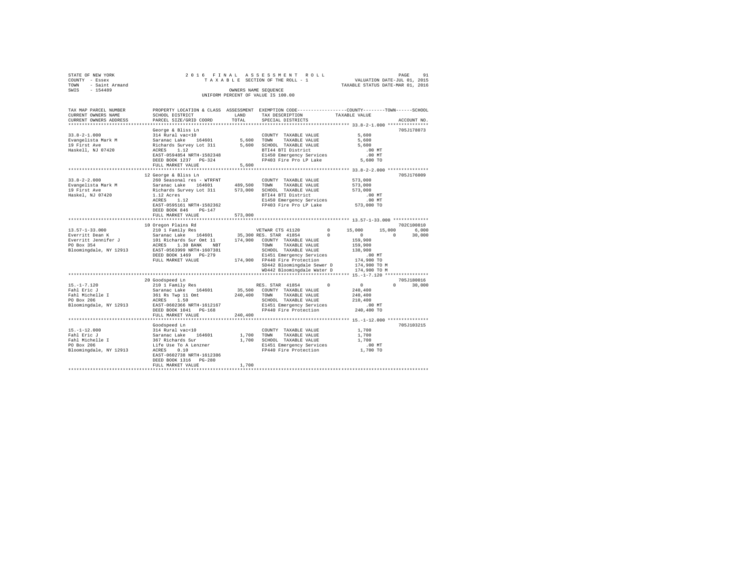STATE OF NEW YORK
COUNTY - Essex
TOWN - Saint Armand
SWIS - 154489

2016 FINAL ASSESSMENT ROLL
TAXABLE SECTION OF THE ROLL - 1
OWNERS NAME SEQUENCE
UNIFORM PERCENT OF VALUE IS 100.00

VALUATION DATE-JUL 01, 2015
TAXABLE STATUS DATE-MAR 01, 2016

```
TAX MAP PARCEL NUMBER     PROPERTY LOCATION & CLASS  ASSESSMENT  EXEMPTION CODE-----------------COUNTY--------TOWN------SCHOOL
CURRENT OWNERS NAME       SCHOOL DISTRICT              LAND      TAX DESCRIPTION             TAXABLE VALUE
CURRENT OWNERS ADDRESS    PARCEL SIZE/GRID COORD       TOTAL     SPECIAL DISTRICTS                                      ACCOUNT NO.
******************************************************************************************************* 33.8-2-1.000 ***************
                          George & Bliss Ln                                                                             705J178073
33.8-2-1.000              314 Rural vac<10                       COUNTY  TAXABLE VALUE             5,600
Evangelista Mark M        Saranac Lake   164601        5,600     TOWN    TAXABLE VALUE             5,600
19 First Ave              Richards Survey Lot 311      5,600     SCHOOL  TAXABLE VALUE             5,600
Haskell, NJ 07420         ACRES    1.12                          BTI44 BTI District                  .00 MT
                          EAST-0594854 NRTH-1582348              E1450 Emergency Services            .00 MT
                          DEED BOOK 1237   PG-324                FP403 Fire Pro LP Lake            5,600 TO
                          FULL MARKET VALUE            5,600
******************************************************************************************************* 33.8-2-2.000 ***************
                          12 George & Bliss Ln                                                                          705J176009
33.8-2-2.000              260 Seasonal res - WTRFNT              COUNTY  TAXABLE VALUE           573,000
Evangelista Mark M        Saranac Lake   164601      489,500     TOWN    TAXABLE VALUE           573,000
19 First Ave              Richards Survey Lot 311    573,000     SCHOOL  TAXABLE VALUE           573,000
Haskel, NJ 07420          1.12 Acres                             BTI44 BTI District                  .00 MT
                          ACRES    1.12                          E1450 Emergency Services            .00 MT
                          EAST-0595161 NRTH-1582362              FP403 Fire Pro LP Lake          573,000 TO
                          DEED BOOK 846    PG-147
                          FULL MARKET VALUE          573,000
******************************************************************************************************* 13.57-1-33.000 *************
                          10 Oregon Plains Rd                                                                           702C100810
13.57-1-33.000            210 1 Family Res                       VETWAR CTS 41120        0      15,000      15,000       6,000
Everritt Dean K           Saranac Lake   164601       35,300 RES. STAR  41854            0           0           0      30,000
Everritt Jennifer J       101 Richards Sur Omt 11    174,900     COUNTY  TAXABLE VALUE           159,900
PO Box 354                ACRES    1.30 BANK    NBT              TOWN    TAXABLE VALUE           159,900
Bloomingdale, NY 12913    EAST-0563999 NRTH-1607381              SCHOOL  TAXABLE VALUE           138,900
                          DEED BOOK 1469   PG-279                E1451 Emergency Services            .00 MT
                          FULL MARKET VALUE          174,900     FP440 Fire Protection           174,900 TO
                                                                 SD442 Bloomingdale Sewer D      174,900 TO M
                                                                 WD442 Bloomingdale Water D      174,900 TO M
******************************************************************************************************* 15.-1-7.120 ****************
                          20 Goodspeed Ln                                                                               705J180016
15.-1-7.120               210 1 Family Res                       RES. STAR  41854        0           0           0      30,000
Fahl Eric J               Saranac Lake   164601       35,500     COUNTY  TAXABLE VALUE           240,400
Fahl Michelle I           361 Rs Twp 11 Omt          240,400     TOWN    TAXABLE VALUE           240,400
PO Box 206                ACRES    1.50                          SCHOOL  TAXABLE VALUE           210,400
Bloomingdale, NY 12913    EAST-0602366 NRTH-1612167              E1451 Emergency Services            .00 MT
                          DEED BOOK 1041   PG-168                FP440 Fire Protection           240,400 TO
                          FULL MARKET VALUE          240,400
******************************************************************************************************* 15.-1-12.000 ***************
                          Goodspeed Ln                                                                                  705J103215
15.-1-12.000              314 Rural vac<10                       COUNTY  TAXABLE VALUE             1,700
Fahl Eric J               Saranac Lake   164601        1,700     TOWN    TAXABLE VALUE             1,700
Fahl Michelle I           367 Richards Sur             1,700     SCHOOL  TAXABLE VALUE             1,700
PO Box 206                Life Use To A Lenzner                  E1451 Emergency Services            .00 MT
Bloomingdale, NY 12913    ACRES    0.10                          FP440 Fire Protection             1,700 TO
                          EAST-0602738 NRTH-1612386
                          DEED BOOK 1316   PG-280
                          FULL MARKET VALUE            1,700
************************************************************************************************************************************
```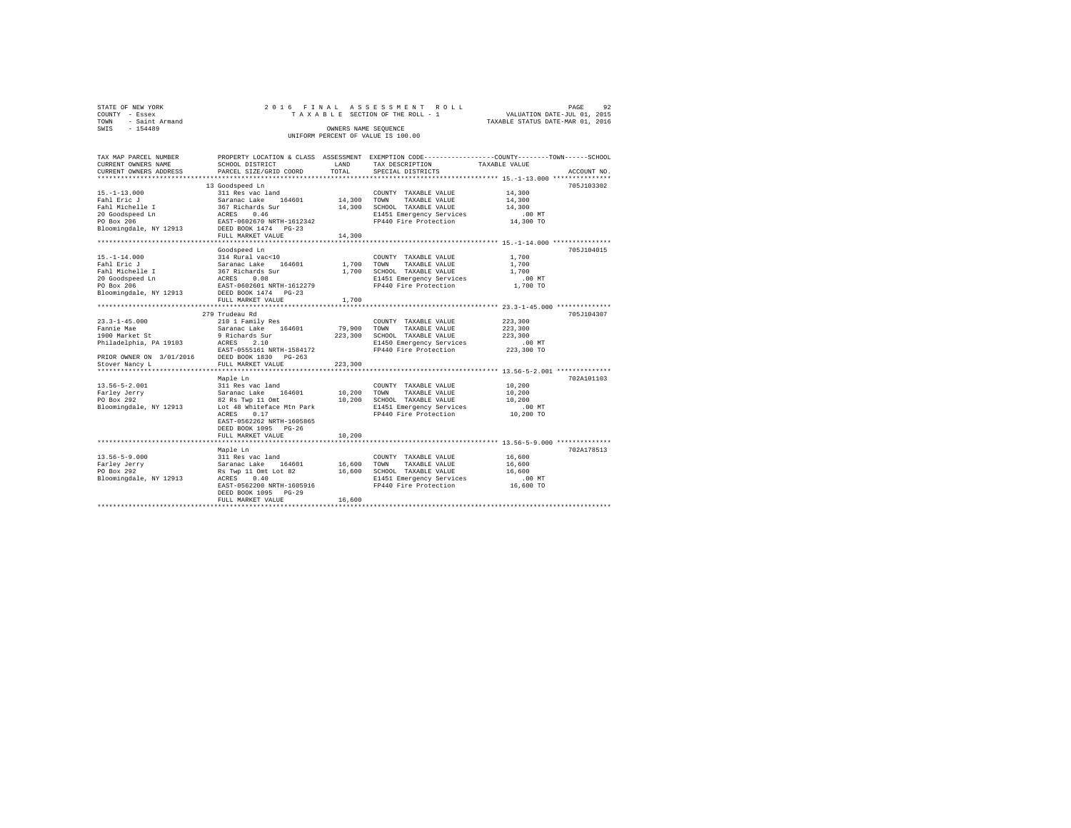STATE OF NEW YORK
COUNTY - Essex
TOWN - Saint Armand
SWIS - 154489

2016 FINAL ASSESSMENT ROLL
TAXABLE SECTION OF THE ROLL - 1
OWNERS NAME SEQUENCE
UNIFORM PERCENT OF VALUE IS 100.00

VALUATION DATE-JUL 01, 2015
TAXABLE STATUS DATE-MAR 01, 2016

| TAX MAP PARCEL NUMBER / CURRENT OWNERS NAME / CURRENT OWNERS ADDRESS | PROPERTY LOCATION & CLASS / SCHOOL DISTRICT / PARCEL SIZE/GRID COORD | ASSESSMENT LAND | TOTAL | EXEMPTION CODE / TAX DESCRIPTION / SPECIAL DISTRICTS | TAXABLE VALUE (COUNTY / TOWN / SCHOOL) | ACCOUNT NO. |
|---|---|---|---|---|---|---|
| **15.-1-13.000** | 13 Goodspeed Ln | | | | | 705J103302 |
| Fahl Eric J | 311 Res vac land | | | COUNTY TAXABLE VALUE | 14,300 | |
| Fahl Michelle I | Saranac Lake 164601 | 14,300 | | TOWN TAXABLE VALUE | 14,300 | |
| 20 Goodspeed Ln | 367 Richards Sur | | 14,300 | SCHOOL TAXABLE VALUE | 14,300 | |
| PO Box 206 | ACRES 0.46 | | | E1451 Emergency Services | .00 MT | |
| Bloomingdale, NY 12913 | EAST-0602670 NRTH-1612342 | | | FP440 Fire Protection | 14,300 TO | |
| | DEED BOOK 1474 PG-23 | | | | | |
| | FULL MARKET VALUE | | 14,300 | | | |
| **15.-1-14.000** | Goodspeed Ln | | | | | 705J104015 |
| Fahl Eric J | 314 Rural vac<10 | | | COUNTY TAXABLE VALUE | 1,700 | |
| Fahl Michelle I | Saranac Lake 164601 | 1,700 | | TOWN TAXABLE VALUE | 1,700 | |
| 20 Goodspeed Ln | 367 Richards Sur | | 1,700 | SCHOOL TAXABLE VALUE | 1,700 | |
| PO Box 206 | ACRES 0.08 | | | E1451 Emergency Services | .00 MT | |
| Bloomingdale, NY 12913 | EAST-0602601 NRTH-1612279 | | | FP440 Fire Protection | 1,700 TO | |
| | DEED BOOK 1474 PG-23 | | | | | |
| | FULL MARKET VALUE | | 1,700 | | | |
| **23.3-1-45.000** | 279 Trudeau Rd | | | | | 705J104307 |
| Fannie Mae | 210 1 Family Res | | | COUNTY TAXABLE VALUE | 223,300 | |
| 1900 Market St | Saranac Lake 164601 | 79,900 | | TOWN TAXABLE VALUE | 223,300 | |
| Philadelphia, PA 19103 | 9 Richards Sur | | 223,300 | SCHOOL TAXABLE VALUE | 223,300 | |
| | ACRES 2.10 | | | E1450 Emergency Services | .00 MT | |
| | EAST-0555161 NRTH-1584172 | | | FP440 Fire Protection | 223,300 TO | |
| PRIOR OWNER ON 3/01/2016 | DEED BOOK 1830 PG-263 | | | | | |
| Stover Nancy L | FULL MARKET VALUE | | 223,300 | | | |
| **13.56-5-2.001** | Maple Ln | | | | | 702A101103 |
| Farley Jerry | 311 Res vac land | | | COUNTY TAXABLE VALUE | 10,200 | |
| PO Box 292 | Saranac Lake 164601 | 10,200 | | TOWN TAXABLE VALUE | 10,200 | |
| Bloomingdale, NY 12913 | 82 Rs Twp 11 Omt | | 10,200 | SCHOOL TAXABLE VALUE | 10,200 | |
| | Lot 48 Whiteface Mtn Park | | | E1451 Emergency Services | .00 MT | |
| | ACRES 0.17 | | | FP440 Fire Protection | 10,200 TO | |
| | EAST-0562262 NRTH-1605865 | | | | | |
| | DEED BOOK 1095 PG-26 | | | | | |
| | FULL MARKET VALUE | | 10,200 | | | |
| **13.56-5-9.000** | Maple Ln | | | | | 702A178513 |
| Farley Jerry | 311 Res vac land | | | COUNTY TAXABLE VALUE | 16,600 | |
| PO Box 292 | Saranac Lake 164601 | 16,600 | | TOWN TAXABLE VALUE | 16,600 | |
| Bloomingdale, NY 12913 | Rs Twp 11 Omt Lot 82 | | 16,600 | SCHOOL TAXABLE VALUE | 16,600 | |
| | ACRES 0.40 | | | E1451 Emergency Services | .00 MT | |
| | EAST-0562200 NRTH-1605916 | | | FP440 Fire Protection | 16,600 TO | |
| | DEED BOOK 1095 PG-29 | | | | | |
| | FULL MARKET VALUE | | 16,600 | | | |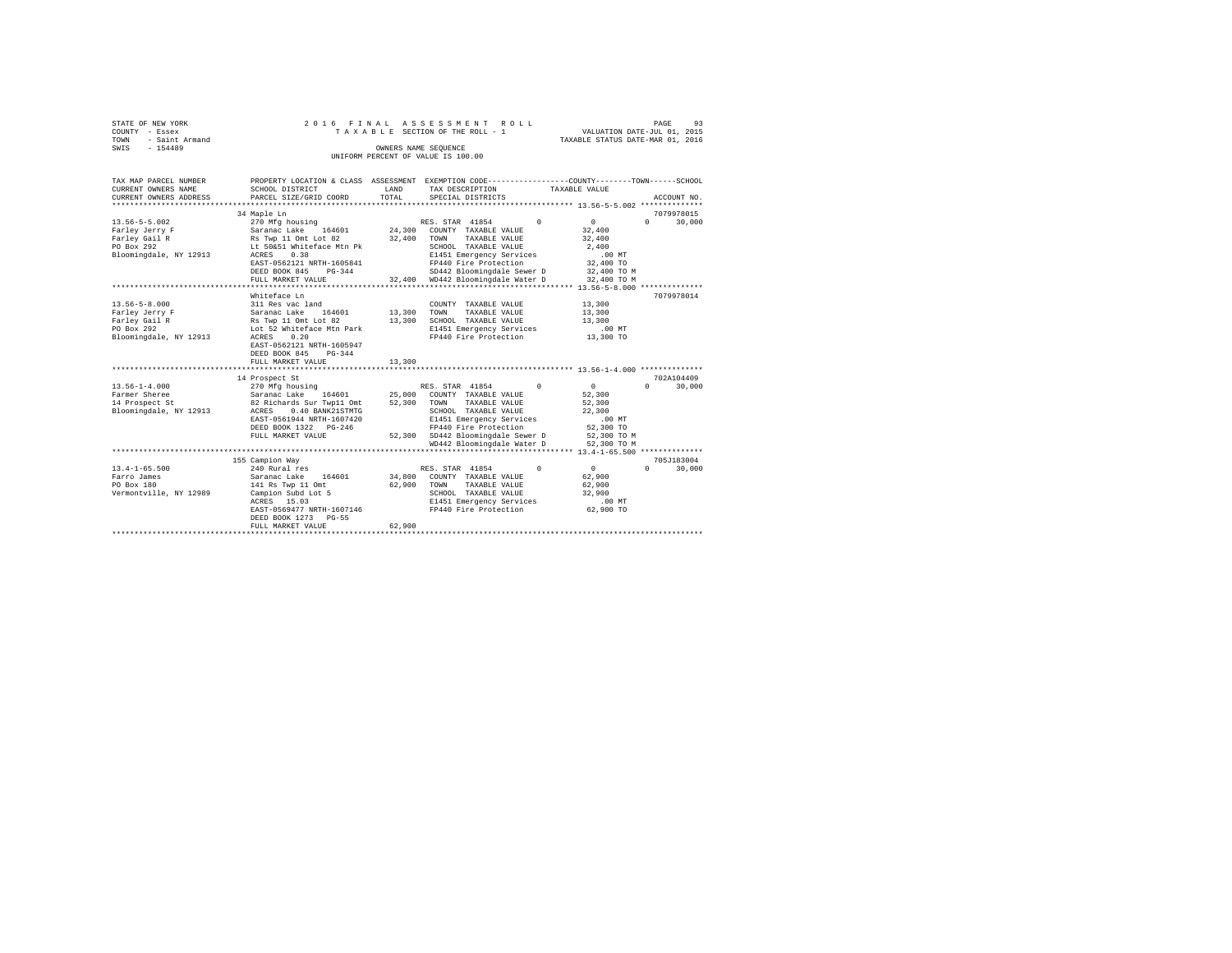STATE OF NEW YORK
COUNTY - Essex
TOWN - Saint Armand
SWIS - 154489

2016 FINAL ASSESSMENT ROLL
TAXABLE SECTION OF THE ROLL - 1
OWNERS NAME SEQUENCE
UNIFORM PERCENT OF VALUE IS 100.00

VALUATION DATE-JUL 01, 2015
TAXABLE STATUS DATE-MAR 01, 2016

```
TAX MAP PARCEL NUMBER     PROPERTY LOCATION & CLASS  ASSESSMENT  EXEMPTION CODE-----------------COUNTY--------TOWN------SCHOOL
CURRENT OWNERS NAME       SCHOOL DISTRICT              LAND      TAX DESCRIPTION            TAXABLE VALUE
CURRENT OWNERS ADDRESS    PARCEL SIZE/GRID COORD       TOTAL     SPECIAL DISTRICTS                                    ACCOUNT NO.
******************************************************************************************* 13.56-5-5.002 **************
                          34 Maple Ln                                                                              7079978015
13.56-5-5.002             270 Mfg housing                        RES. STAR 41854        0          0           0     30,000
Farley Jerry F            Saranac Lake   164601      24,300     COUNTY  TAXABLE VALUE          32,400
Farley Gail R             Rs Twp 11 Omt Lot 82       32,400     TOWN    TAXABLE VALUE          32,400
PO Box 292                Lt 50&51 Whiteface Mtn Pk              SCHOOL  TAXABLE VALUE           2,400
Bloomingdale, NY 12913    ACRES    0.38                          E1451 Emergency Services          .00 MT
                          EAST-0562121 NRTH-1605841              FP440 Fire Protection          32,400 TO
                          DEED BOOK 845    PG-344                SD442 Bloomingdale Sewer D     32,400 TO M
                          FULL MARKET VALUE          32,400     WD442 Bloomingdale Water D     32,400 TO M
******************************************************************************************* 13.56-5-8.000 **************
                          Whiteface Ln                                                                             7079978014
13.56-5-8.000             311 Res vac land                       COUNTY  TAXABLE VALUE          13,300
Farley Jerry F            Saranac Lake   164601      13,300     TOWN    TAXABLE VALUE          13,300
Farley Gail R             Rs Twp 11 Omt Lot 82       13,300     SCHOOL  TAXABLE VALUE          13,300
PO Box 292                Lot 52 Whiteface Mtn Park              E1451 Emergency Services          .00 MT
Bloomingdale, NY 12913    ACRES    0.20                          FP440 Fire Protection          13,300 TO
                          EAST-0562121 NRTH-1605947
                          DEED BOOK 845    PG-344
                          FULL MARKET VALUE          13,300
******************************************************************************************* 13.56-1-4.000 **************
                          14 Prospect St                                                                           702A104409
13.56-1-4.000             270 Mfg housing                        RES. STAR 41854        0          0           0     30,000
Farmer Sheree             Saranac Lake   164601      25,000     COUNTY  TAXABLE VALUE          52,300
14 Prospect St            82 Richards Sur Twp11 Omt  52,300     TOWN    TAXABLE VALUE          52,300
Bloomingdale, NY 12913    ACRES    0.40 BANK21STMTG              SCHOOL  TAXABLE VALUE          22,300
                          EAST-0561944 NRTH-1607420              E1451 Emergency Services          .00 MT
                          DEED BOOK 1322   PG-246                FP440 Fire Protection          52,300 TO
                          FULL MARKET VALUE          52,300     SD442 Bloomingdale Sewer D     52,300 TO M
                                                                 WD442 Bloomingdale Water D     52,300 TO M
******************************************************************************************* 13.4-1-65.500 **************
                          155 Campion Way                                                                          705J183004
13.4-1-65.500             240 Rural res                          RES. STAR 41854        0          0           0     30,000
Farro James               Saranac Lake   164601      34,800     COUNTY  TAXABLE VALUE          62,900
PO Box 180                141 Rs Twp 11 Omt          62,900     TOWN    TAXABLE VALUE          62,900
Vermontville, NY 12989    Campion Subd Lot 5                     SCHOOL  TAXABLE VALUE          32,900
                          ACRES   15.03                          E1451 Emergency Services          .00 MT
                          EAST-0569477 NRTH-1607146              FP440 Fire Protection          62,900 TO
                          DEED BOOK 1273   PG-55
                          FULL MARKET VALUE          62,900
************************************************************************************************************************
```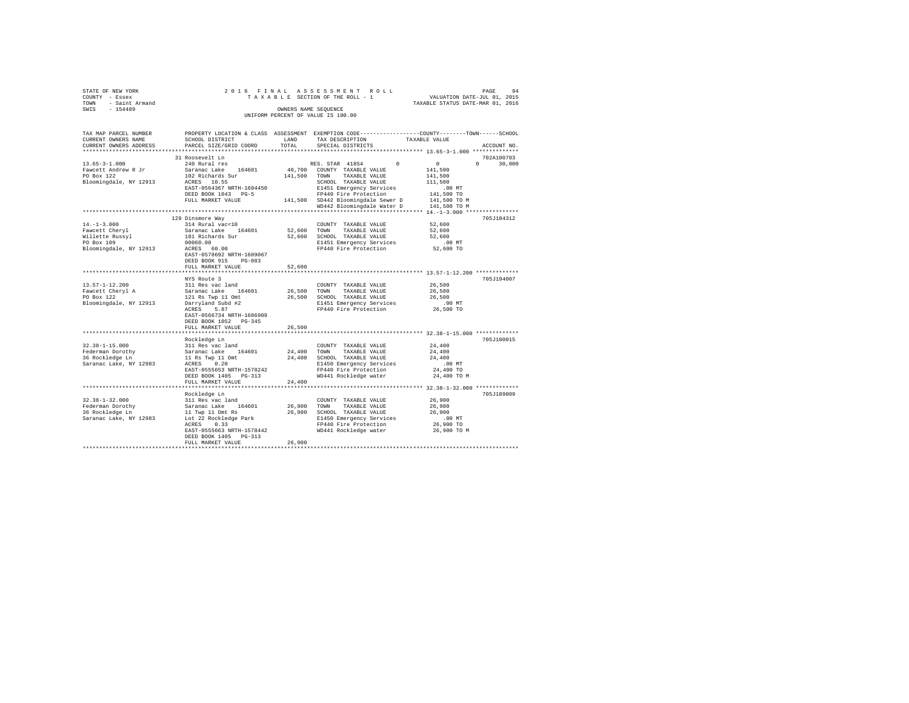STATE OF NEW YORK
COUNTY - Essex
TOWN - Saint Armand
SWIS - 154489

2016 FINAL ASSESSMENT ROLL
TAXABLE SECTION OF THE ROLL - 1
OWNERS NAME SEQUENCE
UNIFORM PERCENT OF VALUE IS 100.00

VALUATION DATE-JUL 01, 2015
TAXABLE STATUS DATE-MAR 01, 2016

| TAX MAP PARCEL NUMBER / CURRENT OWNERS NAME / CURRENT OWNERS ADDRESS | PROPERTY LOCATION & CLASS / SCHOOL DISTRICT / PARCEL SIZE/GRID COORD | ASSESSMENT LAND | TOTAL | EXEMPTION CODE / TAX DESCRIPTION / SPECIAL DISTRICTS | COUNTY / TOWN / SCHOOL TAXABLE VALUE | ACCOUNT NO. |
|---|---|---|---|---|---|---|
| **13.65-3-1.000** | 31 Roosevelt Ln | | | | | 702A100703 |
| 13.65-3-1.000 | 240 Rural res | | | RES. STAR 41854 | 0 0 0 30,000 | |
| Fawcett Andrew R Jr | Saranac Lake 164601 | 40,700 | | COUNTY TAXABLE VALUE | 141,500 | |
| PO Box 122 | 102 Richards Sur | | 141,500 | TOWN TAXABLE VALUE | 141,500 | |
| Bloomingdale, NY 12913 | ACRES 10.55 | | | SCHOOL TAXABLE VALUE | 111,500 | |
| | EAST-0564367 NRTH-1604450 | | | E1451 Emergency Services | .00 MT | |
| | DEED BOOK 1043 PG-5 | | | FP440 Fire Protection | 141,500 TO | |
| | FULL MARKET VALUE | | 141,500 | SD442 Bloomingdale Sewer D | 141,500 TO M | |
| | | | | WD442 Bloomingdale Water D | 141,500 TO M | |
| **14.-1-3.000** | 129 Dinsmore Way | | | | | 705J104312 |
| 14.-1-3.000 | 314 Rural vac<10 | | | COUNTY TAXABLE VALUE | 52,600 | |
| Fawcett Cheryl | Saranac Lake 164601 | 52,600 | | TOWN TAXABLE VALUE | 52,600 | |
| Willette Russyl | 181 Richards Sur | | 52,600 | SCHOOL TAXABLE VALUE | 52,600 | |
| PO Box 109 | 00060.00 | | | E1451 Emergency Services | .00 MT | |
| Bloomingdale, NY 12913 | ACRES 60.00 | | | FP440 Fire Protection | 52,600 TO | |
| | EAST-0578692 NRTH-1609067 | | | | | |
| | DEED BOOK 915 PG-083 | | | | | |
| | FULL MARKET VALUE | | 52,600 | | | |
| **13.57-1-12.200** | NYS Route 3 | | | | | 705J194007 |
| 13.57-1-12.200 | 311 Res vac land | | | COUNTY TAXABLE VALUE | 26,500 | |
| Fawcett Cheryl A | Saranac Lake 164601 | 26,500 | | TOWN TAXABLE VALUE | 26,500 | |
| PO Box 122 | 121 Rs Twp 11 Omt | | 26,500 | SCHOOL TAXABLE VALUE | 26,500 | |
| Bloomingdale, NY 12913 | Darryland Subd #2 | | | E1451 Emergency Services | .00 MT | |
| | ACRES 5.87 | | | FP440 Fire Protection | 26,500 TO | |
| | EAST-0566734 NRTH-1606909 | | | | | |
| | DEED BOOK 1052 PG-345 | | | | | |
| | FULL MARKET VALUE | | 26,500 | | | |
| **32.38-1-15.000** | Rockledge Ln | | | | | 705J180015 |
| 32.38-1-15.000 | 311 Res vac land | | | COUNTY TAXABLE VALUE | 24,400 | |
| Federman Dorothy | Saranac Lake 164601 | 24,400 | | TOWN TAXABLE VALUE | 24,400 | |
| 36 Rockledge Ln | 11 Rs Twp 11 Omt | | 24,400 | SCHOOL TAXABLE VALUE | 24,400 | |
| Saranac Lake, NY 12983 | ACRES 0.20 | | | E1450 Emergency Services | .00 MT | |
| | EAST-0555653 NRTH-1578242 | | | FP440 Fire Protection | 24,400 TO | |
| | DEED BOOK 1405 PG-313 | | | WD441 Rockledge water | 24,400 TO M | |
| | FULL MARKET VALUE | | 24,400 | | | |
| **32.38-1-32.000** | Rockledge Ln | | | | | 705J189009 |
| 32.38-1-32.000 | 311 Res vac land | | | COUNTY TAXABLE VALUE | 26,900 | |
| Federman Dorothy | Saranac Lake 164601 | 26,900 | | TOWN TAXABLE VALUE | 26,900 | |
| 36 Rockledge Ln | 11 Twp 11 Omt Rs | | 26,900 | SCHOOL TAXABLE VALUE | 26,900 | |
| Saranac Lake, NY 12983 | Lot 22 Rockledge Park | | | E1450 Emergency Services | .00 MT | |
| | ACRES 0.33 | | | FP440 Fire Protection | 26,900 TO | |
| | EAST-0555663 NRTH-1578442 | | | WD441 Rockledge water | 26,900 TO M | |
| | DEED BOOK 1405 PG-313 | | | | | |
| | FULL MARKET VALUE | | 26,900 | | | |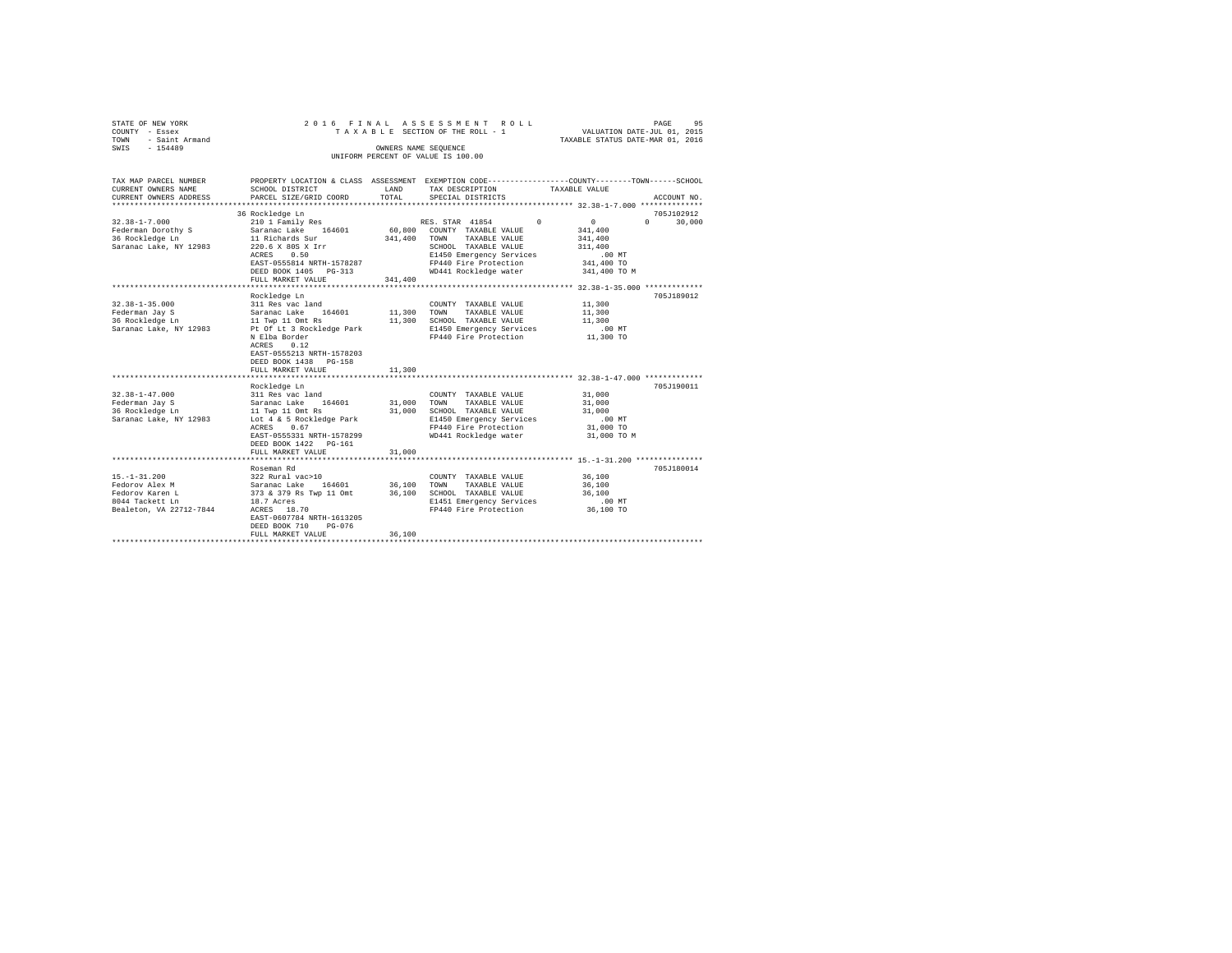STATE OF NEW YORK
COUNTY - Essex
TOWN - Saint Armand
SWIS - 154489

2016 FINAL ASSESSMENT ROLL
TAXABLE SECTION OF THE ROLL - 1
OWNERS NAME SEQUENCE
UNIFORM PERCENT OF VALUE IS 100.00

VALUATION DATE-JUL 01, 2015
TAXABLE STATUS DATE-MAR 01, 2016

| TAX MAP PARCEL NUMBER / CURRENT OWNERS NAME / CURRENT OWNERS ADDRESS | PROPERTY LOCATION & CLASS / SCHOOL DISTRICT / PARCEL SIZE/GRID COORD | ASSESSMENT LAND / TOTAL | EXEMPTION CODE / TAX DESCRIPTION / SPECIAL DISTRICTS | COUNTY / TOWN / SCHOOL TAXABLE VALUE | ACCOUNT NO. |
|---|---|---|---|---|---|
| 32.38-1-7.000 | 36 Rockledge Ln | | | | 705J102912 |
| | 210 1 Family Res | | RES. STAR 41854 | 0 0 0 30,000 | |
| Federman Dorothy S | Saranac Lake 164601 | 60,800 | COUNTY TAXABLE VALUE | 341,400 | |
| 36 Rockledge Ln | 11 Richards Sur | 341,400 | TOWN TAXABLE VALUE | 341,400 | |
| Saranac Lake, NY 12983 | 220.6 X 80S X Irr | | SCHOOL TAXABLE VALUE | 311,400 | |
| | ACRES 0.50 | | E1450 Emergency Services | .00 MT | |
| | EAST-0555814 NRTH-1578287 | | FP440 Fire Protection | 341,400 TO | |
| | DEED BOOK 1405 PG-313 | | WD441 Rockledge water | 341,400 TO M | |
| | FULL MARKET VALUE | 341,400 | | | |
| 32.38-1-35.000 | Rockledge Ln | | | | 705J189012 |
| | 311 Res vac land | | COUNTY TAXABLE VALUE | 11,300 | |
| Federman Jay S | Saranac Lake 164601 | 11,300 | TOWN TAXABLE VALUE | 11,300 | |
| 36 Rockledge Ln | 11 Twp 11 Omt Rs | 11,300 | SCHOOL TAXABLE VALUE | 11,300 | |
| Saranac Lake, NY 12983 | Pt Of Lt 3 Rockledge Park | | E1450 Emergency Services | .00 MT | |
| | N Elba Border | | FP440 Fire Protection | 11,300 TO | |
| | ACRES 0.12 | | | | |
| | EAST-0555213 NRTH-1578203 | | | | |
| | DEED BOOK 1438 PG-158 | | | | |
| | FULL MARKET VALUE | 11,300 | | | |
| 32.38-1-47.000 | Rockledge Ln | | | | 705J190011 |
| | 311 Res vac land | | COUNTY TAXABLE VALUE | 31,000 | |
| Federman Jay S | Saranac Lake 164601 | 31,000 | TOWN TAXABLE VALUE | 31,000 | |
| 36 Rockledge Ln | 11 Twp 11 Omt Rs | 31,000 | SCHOOL TAXABLE VALUE | 31,000 | |
| Saranac Lake, NY 12983 | Lot 4 & 5 Rockledge Park | | E1450 Emergency Services | .00 MT | |
| | ACRES 0.67 | | FP440 Fire Protection | 31,000 TO | |
| | EAST-0555331 NRTH-1578299 | | WD441 Rockledge water | 31,000 TO M | |
| | DEED BOOK 1422 PG-161 | | | | |
| | FULL MARKET VALUE | 31,000 | | | |
| 15.-1-31.200 | Roseman Rd | | | | 705J180014 |
| | 322 Rural vac>10 | | COUNTY TAXABLE VALUE | 36,100 | |
| Fedorov Alex M | Saranac Lake 164601 | 36,100 | TOWN TAXABLE VALUE | 36,100 | |
| Fedorov Karen L | 373 & 379 Rs Twp 11 Omt | 36,100 | SCHOOL TAXABLE VALUE | 36,100 | |
| 8044 Tackett Ln | 18.7 Acres | | E1451 Emergency Services | .00 MT | |
| Bealeton, VA 22712-7844 | ACRES 18.70 | | FP440 Fire Protection | 36,100 TO | |
| | EAST-0607784 NRTH-1613205 | | | | |
| | DEED BOOK 710 PG-076 | | | | |
| | FULL MARKET VALUE | 36,100 | | | |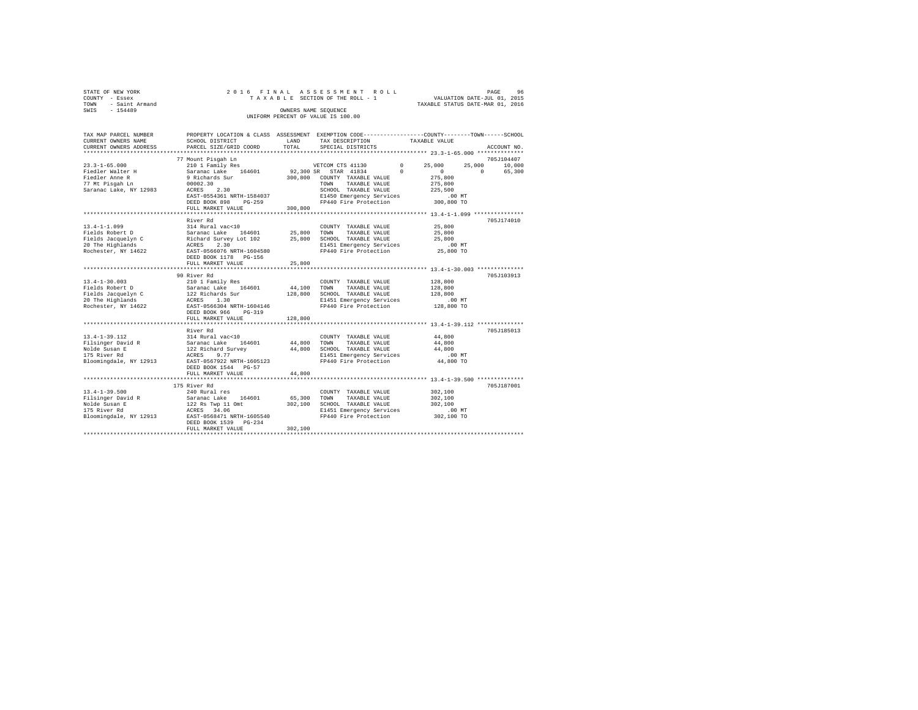STATE OF NEW YORK
COUNTY - Essex
TOWN - Saint Armand
SWIS - 154489

2 0 1 6 F I N A L A S S E S S M E N T R O L L
T A X A B L E SECTION OF THE ROLL - 1
OWNERS NAME SEQUENCE
UNIFORM PERCENT OF VALUE IS 100.00

VALUATION DATE-JUL 01, 2015
TAXABLE STATUS DATE-MAR 01, 2016

```
TAX MAP PARCEL NUMBER          PROPERTY LOCATION & CLASS  ASSESSMENT  EXEMPTION CODE-----------------COUNTY--------TOWN------SCHOOL
CURRENT OWNERS NAME            SCHOOL DISTRICT              LAND       TAX DESCRIPTION            TAXABLE VALUE
CURRENT OWNERS ADDRESS         PARCEL SIZE/GRID COORD       TOTAL      SPECIAL DISTRICTS                                     ACCOUNT NO.
******************************************************************************************************* 23.3-1-65.000 **************
                               77 Mount Pisgah Ln                                                                         705J104407
23.3-1-65.000                  210 1 Family Res                        VETCOM CTS 41130         0       25,000     25,000     10,000
Fiedler Walter H               Saranac Lake    164601       92,300 SR  STAR  41834              0            0          0     65,300
Fiedler Anne R                 9 Richards Sur              300,800   COUNTY  TAXABLE VALUE           275,800
77 Mt Pisgah Ln                00002.30                              TOWN    TAXABLE VALUE           275,800
Saranac Lake, NY 12983         ACRES    2.30                         SCHOOL  TAXABLE VALUE           225,500
                               EAST-0554361 NRTH-1584037             E1450 Emergency Services              .00 MT
                               DEED BOOK 898    PG-259               FP440 Fire Protection           300,800 TO
                               FULL MARKET VALUE           300,800
******************************************************************************************************* 13.4-1-1.099 ***************
                               River Rd                                                                                   705J174010
13.4-1-1.099                   314 Rural vac<10                      COUNTY  TAXABLE VALUE            25,800
Fields Robert D                Saranac Lake    164601       25,800   TOWN    TAXABLE VALUE            25,800
Fields Jacquelyn C             Richard Survey Lot 102       25,800   SCHOOL  TAXABLE VALUE            25,800
20 The Highlands               ACRES    2.30                         E1451 Emergency Services              .00 MT
Rochester, NY 14622            EAST-0566076 NRTH-1604580             FP440 Fire Protection            25,800 TO
                               DEED BOOK 1178   PG-156
                               FULL MARKET VALUE            25,800
******************************************************************************************************* 13.4-1-30.003 **************
                               90 River Rd                                                                                705J103913
13.4-1-30.003                  210 1 Family Res                      COUNTY  TAXABLE VALUE           128,800
Fields Robert D                Saranac Lake    164601       44,100   TOWN    TAXABLE VALUE           128,800
Fields Jacquelyn C             122 Richards Sur            128,800   SCHOOL  TAXABLE VALUE           128,800
20 The Highlands               ACRES    1.30                         E1451 Emergency Services              .00 MT
Rochester, NY 14622            EAST-0566304 NRTH-1604146             FP440 Fire Protection           128,800 TO
                               DEED BOOK 966    PG-319
                               FULL MARKET VALUE           128,800
******************************************************************************************************* 13.4-1-39.112 **************
                               River Rd                                                                                   705J185013
13.4-1-39.112                  314 Rural vac<10                      COUNTY  TAXABLE VALUE            44,800
Filsinger David R              Saranac Lake    164601       44,800   TOWN    TAXABLE VALUE            44,800
Nolde Susan E                  122 Richard Survey           44,800   SCHOOL  TAXABLE VALUE            44,800
175 River Rd                   ACRES    9.77                         E1451 Emergency Services              .00 MT
Bloomingdale, NY 12913         EAST-0567922 NRTH-1605123             FP440 Fire Protection            44,800 TO
                               DEED BOOK 1544   PG-57
                               FULL MARKET VALUE            44,800
******************************************************************************************************* 13.4-1-39.500 **************
                               175 River Rd                                                                               705J187001
13.4-1-39.500                  240 Rural res                         COUNTY  TAXABLE VALUE           302,100
Filsinger David R              Saranac Lake    164601       65,300   TOWN    TAXABLE VALUE           302,100
Nolde Susan E                  122 Rs Twp 11 Omt           302,100   SCHOOL  TAXABLE VALUE           302,100
175 River Rd                   ACRES   34.06                         E1451 Emergency Services              .00 MT
Bloomingdale, NY 12913         EAST-0568471 NRTH-1605540             FP440 Fire Protection           302,100 TO
                               DEED BOOK 1539   PG-234
                               FULL MARKET VALUE           302,100
************************************************************************************************************************************
```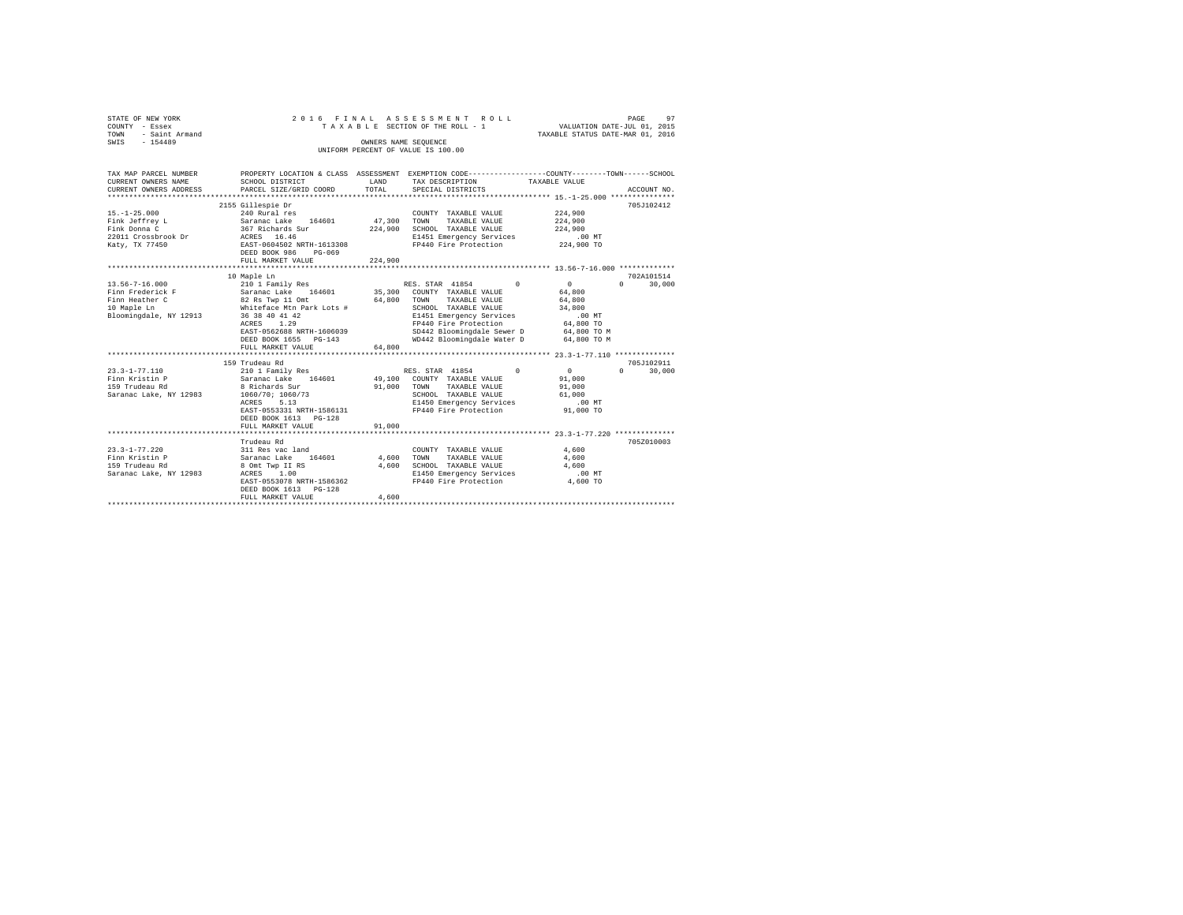STATE OF NEW YORK
COUNTY - Essex
TOWN - Saint Armand
SWIS - 154489

2 0 1 6 F I N A L A S S E S S M E N T R O L L
T A X A B L E SECTION OF THE ROLL - 1
OWNERS NAME SEQUENCE
UNIFORM PERCENT OF VALUE IS 100.00

VALUATION DATE-JUL 01, 2015
TAXABLE STATUS DATE-MAR 01, 2016

```
TAX MAP PARCEL NUMBER     PROPERTY LOCATION & CLASS  ASSESSMENT  EXEMPTION CODE-----------------COUNTY--------TOWN------SCHOOL
CURRENT OWNERS NAME       SCHOOL DISTRICT               LAND      TAX DESCRIPTION            TAXABLE VALUE
CURRENT OWNERS ADDRESS    PARCEL SIZE/GRID COORD        TOTAL     SPECIAL DISTRICTS                                   ACCOUNT NO.
******************************************************************************************* 15.-1-25.000 ***************
                          2155 Gillespie Dr                                                                         705J102412
15.-1-25.000              240 Rural res                           COUNTY  TAXABLE VALUE           224,900
Fink Jeffrey L            Saranac Lake    164601      47,300      TOWN    TAXABLE VALUE           224,900
Fink Donna C              367 Richards Sur           224,900      SCHOOL  TAXABLE VALUE           224,900
22011 Crossbrook Dr       ACRES   16.46                           E1451 Emergency Services            .00 MT
Katy, TX 77450            EAST-0604502 NRTH-1613308               FP440 Fire Protection           224,900 TO
                          DEED BOOK 986    PG-069
                          FULL MARKET VALUE          224,900
******************************************************************************************* 13.56-7-16.000 *************
                          10 Maple Ln                                                                               702A101514
13.56-7-16.000            210 1 Family Res                        RES. STAR  41854         0          0          0      30,000
Finn Frederick F          Saranac Lake    164601      35,300      COUNTY  TAXABLE VALUE            64,800
Finn Heather C            82 Rs Twp 11 Omt            64,800      TOWN    TAXABLE VALUE            64,800
10 Maple Ln               Whiteface Mtn Park Lots #               SCHOOL  TAXABLE VALUE            34,800
Bloomingdale, NY 12913    36 38 40 41 42                          E1451 Emergency Services            .00 MT
                          ACRES    1.29                           FP440 Fire Protection            64,800 TO
                          EAST-0562688 NRTH-1606039               SD442 Bloomingdale Sewer D       64,800 TO M
                          DEED BOOK 1655   PG-143                 WD442 Bloomingdale Water D       64,800 TO M
                          FULL MARKET VALUE           64,800
******************************************************************************************* 23.3-1-77.110 **************
                          159 Trudeau Rd                                                                            705J102911
23.3-1-77.110             210 1 Family Res                        RES. STAR  41854         0          0          0      30,000
Finn Kristin P            Saranac Lake    164601      49,100      COUNTY  TAXABLE VALUE            91,000
159 Trudeau Rd            8 Richards Sur              91,000      TOWN    TAXABLE VALUE            91,000
Saranac Lake, NY 12983    1060/70; 1060/73                        SCHOOL  TAXABLE VALUE            61,000
                          ACRES    5.13                           E1450 Emergency Services            .00 MT
                          EAST-0553331 NRTH-1586131               FP440 Fire Protection            91,000 TO
                          DEED BOOK 1613   PG-128
                          FULL MARKET VALUE           91,000
******************************************************************************************* 23.3-1-77.220 **************
                          Trudeau Rd                                                                                705Z010003
23.3-1-77.220             311 Res vac land                        COUNTY  TAXABLE VALUE             4,600
Finn Kristin P            Saranac Lake    164601       4,600      TOWN    TAXABLE VALUE             4,600
159 Trudeau Rd            8 Omt Twp II RS              4,600      SCHOOL  TAXABLE VALUE             4,600
Saranac Lake, NY 12983    ACRES    1.00                           E1450 Emergency Services            .00 MT
                          EAST-0553078 NRTH-1586362               FP440 Fire Protection             4,600 TO
                          DEED BOOK 1613   PG-128
                          FULL MARKET VALUE            4,600
************************************************************************************************************************
```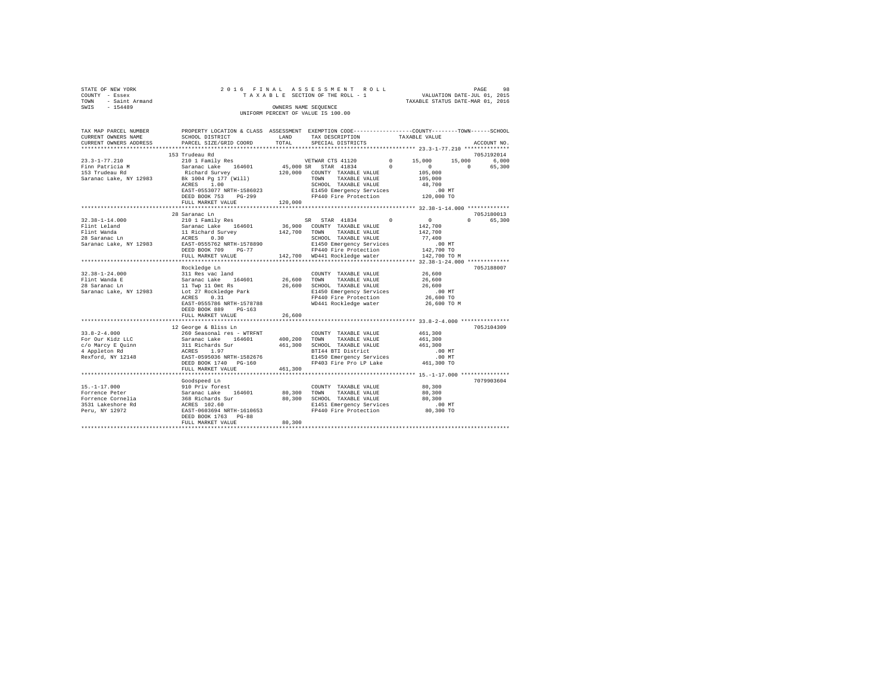STATE OF NEW YORK
COUNTY - Essex
TOWN - Saint Armand
SWIS - 154489

2016 FINAL ASSESSMENT ROLL
TAXABLE SECTION OF THE ROLL - 1
OWNERS NAME SEQUENCE
UNIFORM PERCENT OF VALUE IS 100.00

VALUATION DATE-JUL 01, 2015
TAXABLE STATUS DATE-MAR 01, 2016

```
TAX MAP PARCEL NUMBER     PROPERTY LOCATION & CLASS  ASSESSMENT  EXEMPTION CODE-----------------COUNTY--------TOWN------SCHOOL
CURRENT OWNERS NAME       SCHOOL DISTRICT             LAND       TAX DESCRIPTION            TAXABLE VALUE
CURRENT OWNERS ADDRESS    PARCEL SIZE/GRID COORD      TOTAL      SPECIAL DISTRICTS                                        ACCOUNT NO.
*********************************************************************************************** 23.3-1-77.210 **************
                          153 Trudeau Rd                                                                                705J192014
23.3-1-77.210             210 1 Family Res                       VETWAR CTS 41120        0      15,000     15,000      6,000
Finn Patricia M           Saranac Lake   164601       45,000 SR  STAR 41834          0          0          0     65,300
153 Trudeau Rd             Richard Survey            120,000   COUNTY  TAXABLE VALUE          105,000
Saranac Lake, NY 12983    Bk 1004 Pg 177 (Will)                  TOWN    TAXABLE VALUE          105,000
                          ACRES    1.00                          SCHOOL  TAXABLE VALUE           48,700
                          EAST-0553077 NRTH-1586023              E1450 Emergency Services          .00 MT
                          DEED BOOK 753    PG-299                FP440 Fire Protection          120,000 TO
                          FULL MARKET VALUE          120,000
*********************************************************************************************** 32.38-1-14.000 *************
                          28 Saranac Ln                                                                                 705J180013
32.38-1-14.000            210 1 Family Res                       SR   STAR 41834         0          0          0     65,300
Flint Leland              Saranac Lake   164601       36,900   COUNTY  TAXABLE VALUE          142,700
Flint Wanda               11 Richard Survey          142,700   TOWN    TAXABLE VALUE          142,700
28 Saranac Ln             ACRES    0.30                          SCHOOL  TAXABLE VALUE           77,400
Saranac Lake, NY 12983    EAST-0555762 NRTH-1578890              E1450 Emergency Services          .00 MT
                          DEED BOOK 709    PG-77                 FP440 Fire Protection          142,700 TO
                          FULL MARKET VALUE          142,700   WD441 Rockledge water          142,700 TO M
*********************************************************************************************** 32.38-1-24.000 *************
                          Rockledge Ln                                                                                  705J188007
32.38-1-24.000            311 Res vac land                       COUNTY  TAXABLE VALUE           26,600
Flint Wanda E             Saranac Lake   164601       26,600   TOWN    TAXABLE VALUE           26,600
28 Saranac Ln             11 Twp 11 Omt Rs            26,600   SCHOOL  TAXABLE VALUE           26,600
Saranac Lake, NY 12983    Lot 27 Rockledge Park                  E1450 Emergency Services          .00 MT
                          ACRES    0.31                          FP440 Fire Protection           26,600 TO
                          EAST-0555786 NRTH-1578788              WD441 Rockledge water           26,600 TO M
                          DEED BOOK 889    PG-163
                          FULL MARKET VALUE           26,600
*********************************************************************************************** 33.8-2-4.000 ***************
                          12 George & Bliss Ln                                                                          705J104309
33.8-2-4.000              260 Seasonal res - WTRFNT              COUNTY  TAXABLE VALUE          461,300
For Our Kidz LLC          Saranac Lake   164601      400,200   TOWN    TAXABLE VALUE          461,300
c/o Marcy E Quinn         311 Richards Sur           461,300   SCHOOL  TAXABLE VALUE          461,300
4 Appleton Rd             ACRES    1.97                          BTI44 BTI District                .00 MT
Rexford, NY 12148         EAST-0595036 NRTH-1582676              E1450 Emergency Services          .00 MT
                          DEED BOOK 1740   PG-160                FP403 Fire Pro LP Lake         461,300 TO
                          FULL MARKET VALUE          461,300
*********************************************************************************************** 15.-1-17.000 ***************
                          Goodspeed Ln                                                                                  7079903604
15.-1-17.000              910 Priv forest                        COUNTY  TAXABLE VALUE           80,300
Forrence Peter            Saranac Lake   164601       80,300   TOWN    TAXABLE VALUE           80,300
Forrence Cornelia         368 Richards Sur            80,300   SCHOOL  TAXABLE VALUE           80,300
3531 Lakeshore Rd         ACRES  102.60                          E1451 Emergency Services          .00 MT
Peru, NY 12972            EAST-0603694 NRTH-1610653              FP440 Fire Protection           80,300 TO
                          DEED BOOK 1763   PG-88
                          FULL MARKET VALUE           80,300
****************************************************************************************************************************
```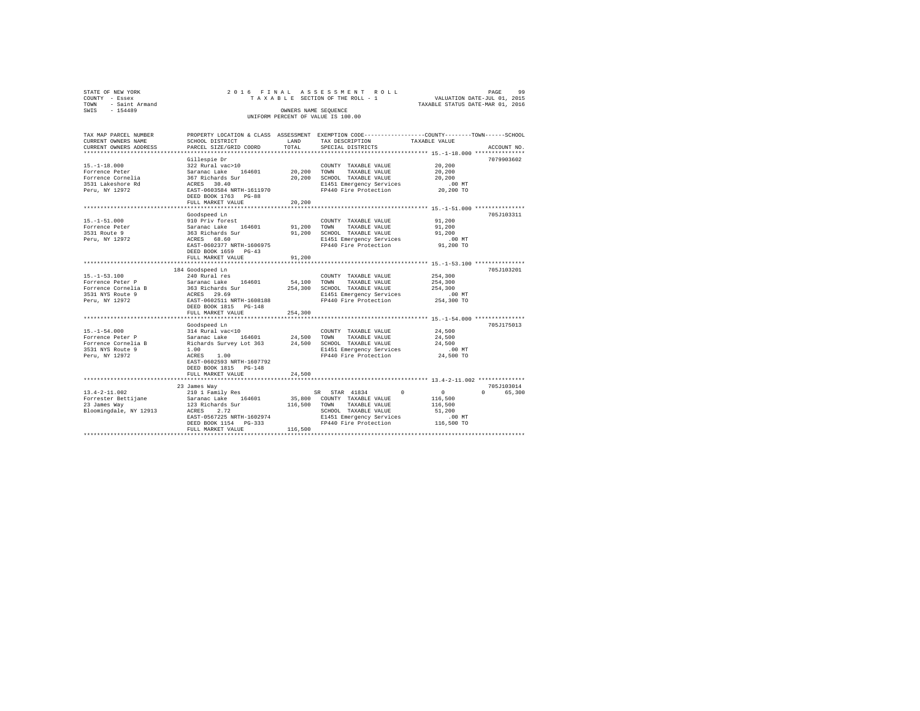STATE OF NEW YORK
COUNTY - Essex
TOWN - Saint Armand
SWIS - 154489

2 0 1 6 F I N A L A S S E S S M E N T R O L L
T A X A B L E SECTION OF THE ROLL - 1
OWNERS NAME SEQUENCE
UNIFORM PERCENT OF VALUE IS 100.00

VALUATION DATE-JUL 01, 2015
TAXABLE STATUS DATE-MAR 01, 2016

```
TAX MAP PARCEL NUMBER     PROPERTY LOCATION & CLASS  ASSESSMENT  EXEMPTION CODE-----------------COUNTY--------TOWN------SCHOOL
CURRENT OWNERS NAME       SCHOOL DISTRICT              LAND      TAX DESCRIPTION             TAXABLE VALUE
CURRENT OWNERS ADDRESS    PARCEL SIZE/GRID COORD       TOTAL     SPECIAL DISTRICTS                                   ACCOUNT NO.
******************************************************************************************************* 15.-1-18.000 ***************
                          Gillespie Dr                                                                                7079903602
15.-1-18.000              322 Rural vac>10                        COUNTY  TAXABLE VALUE           20,200
Forrence Peter            Saranac Lake   164601       20,200      TOWN    TAXABLE VALUE           20,200
Forrence Cornelia         367 Richards Sur            20,200      SCHOOL  TAXABLE VALUE           20,200
3531 Lakeshore Rd         ACRES   30.40                           E1451 Emergency Services           .00 MT
Peru, NY 12972            EAST-0603584 NRTH-1611970               FP440 Fire Protection           20,200 TO
                          DEED BOOK 1763   PG-88
                          FULL MARKET VALUE           20,200
******************************************************************************************************* 15.-1-51.000 ***************
                          Goodspeed Ln                                                                                705J103311
15.-1-51.000              910 Priv forest                         COUNTY  TAXABLE VALUE           91,200
Forrence Peter            Saranac Lake   164601       91,200      TOWN    TAXABLE VALUE           91,200
3531 Route 9              363 Richards Sur            91,200      SCHOOL  TAXABLE VALUE           91,200
Peru, NY 12972            ACRES   68.60                           E1451 Emergency Services           .00 MT
                          EAST-0602377 NRTH-1606975               FP440 Fire Protection           91,200 TO
                          DEED BOOK 1659   PG-43
                          FULL MARKET VALUE           91,200
******************************************************************************************************* 15.-1-53.100 ***************
                      184 Goodspeed Ln                                                                                705J103201
15.-1-53.100              240 Rural res                           COUNTY  TAXABLE VALUE          254,300
Forrence Peter P          Saranac Lake   164601       54,100      TOWN    TAXABLE VALUE          254,300
Forrence Cornelia B       363 Richards Sur           254,300      SCHOOL  TAXABLE VALUE          254,300
3531 NYS Route 9          ACRES   29.69                           E1451 Emergency Services           .00 MT
Peru, NY 12972            EAST-0602511 NRTH-1608188               FP440 Fire Protection          254,300 TO
                          DEED BOOK 1815   PG-148
                          FULL MARKET VALUE          254,300
******************************************************************************************************* 15.-1-54.000 ***************
                          Goodspeed Ln                                                                                705J175013
15.-1-54.000              314 Rural vac<10                        COUNTY  TAXABLE VALUE           24,500
Forrence Peter P          Saranac Lake   164601       24,500      TOWN    TAXABLE VALUE           24,500
Forrence Cornelia B       Richards Survey Lot 363     24,500      SCHOOL  TAXABLE VALUE           24,500
3531 NYS Route 9          1.00                                    E1451 Emergency Services           .00 MT
Peru, NY 12972            ACRES    1.00                           FP440 Fire Protection           24,500 TO
                          EAST-0602593 NRTH-1607792
                          DEED BOOK 1815   PG-148
                          FULL MARKET VALUE           24,500
******************************************************************************************************* 13.4-2-11.002 **************
                       23 James Way                                                                                   705J103014
13.4-2-11.002             210 1 Family Res                     SR  STAR 41834           0             0             0       65,300
Forrester Bettijane       Saranac Lake   164601       35,800      COUNTY  TAXABLE VALUE          116,500
23 James Way              123 Richards Sur           116,500      TOWN    TAXABLE VALUE          116,500
Bloomingdale, NY 12913    ACRES    2.72                           SCHOOL  TAXABLE VALUE           51,200
                          EAST-0567225 NRTH-1602974               E1451 Emergency Services           .00 MT
                          DEED BOOK 1154   PG-333                 FP440 Fire Protection          116,500 TO
                          FULL MARKET VALUE          116,500
************************************************************************************************************************************
```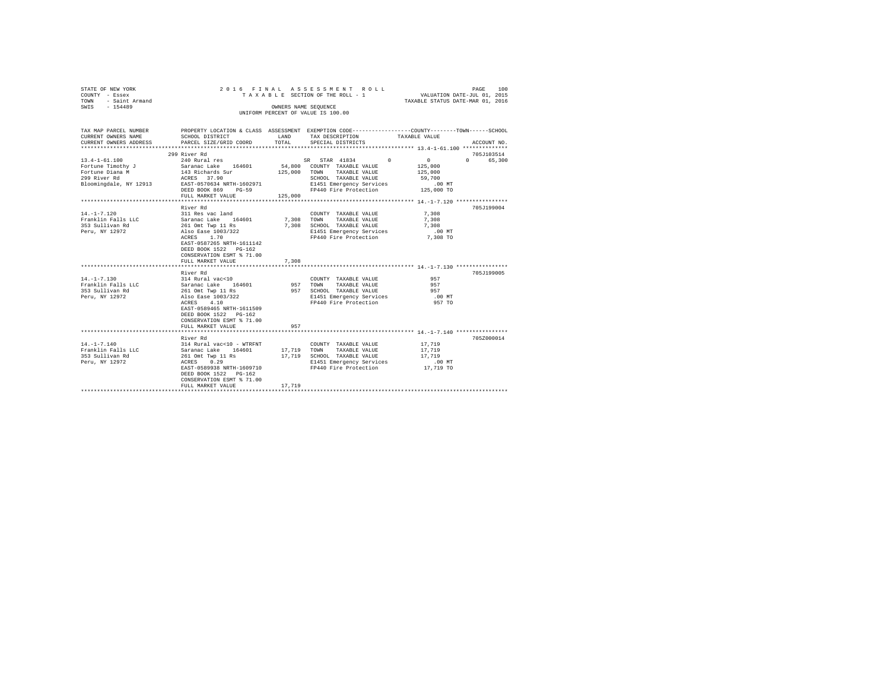STATE OF NEW YORK
COUNTY - Essex
TOWN - Saint Armand
SWIS - 154489

2016 FINAL ASSESSMENT ROLL
TAXABLE SECTION OF THE ROLL - 1
OWNERS NAME SEQUENCE
UNIFORM PERCENT OF VALUE IS 100.00

VALUATION DATE-JUL 01, 2015
TAXABLE STATUS DATE-MAR 01, 2016

| TAX MAP PARCEL NUMBER / CURRENT OWNERS NAME / CURRENT OWNERS ADDRESS | PROPERTY LOCATION & CLASS / SCHOOL DISTRICT / PARCEL SIZE/GRID COORD | ASSESSMENT LAND | TOTAL | EXEMPTION CODE / TAX DESCRIPTION / SPECIAL DISTRICTS | COUNTY | TOWN | SCHOOL / TAXABLE VALUE | ACCOUNT NO. |
|---|---|---|---|---|---|---|---|---|
| **13.4-1-61.100** | 299 River Rd | | | | | | | 705J103514 |
| Fortune Timothy J | 240 Rural res | | | SR STAR 41834 | 0 | 0 | 0 65,300 | |
| Fortune Diana M | Saranac Lake 164601 | 54,800 | | COUNTY TAXABLE VALUE | 125,000 | | | |
| 299 River Rd | 143 Richards Sur | | 125,000 | TOWN TAXABLE VALUE | | 125,000 | | |
| Bloomingdale, NY 12913 | ACRES 37.90 | | | SCHOOL TAXABLE VALUE | | | 59,700 | |
| | EAST-0570634 NRTH-1602971 | | | E1451 Emergency Services | | | .00 MT | |
| | DEED BOOK 869 PG-59 | | | FP440 Fire Protection | | | 125,000 TO | |
| | FULL MARKET VALUE | | 125,000 | | | | | |
| **14.-1-7.120** | River Rd | | | | | | | 705J199004 |
| Franklin Falls LLC | 311 Res vac land | | | COUNTY TAXABLE VALUE | 7,308 | | | |
| 353 Sullivan Rd | Saranac Lake 164601 | 7,308 | | TOWN TAXABLE VALUE | | 7,308 | | |
| Peru, NY 12972 | 261 Omt Twp 11 Rs | | 7,308 | SCHOOL TAXABLE VALUE | | | 7,308 | |
| | Also Ease 1003/322 | | | E1451 Emergency Services | | | .00 MT | |
| | ACRES 1.70 | | | FP440 Fire Protection | | | 7,308 TO | |
| | EAST-0587265 NRTH-1611142 | | | | | | | |
| | DEED BOOK 1522 PG-162 | | | | | | | |
| | CONSERVATION ESMT % 71.00 | | | | | | | |
| | FULL MARKET VALUE | | 7,308 | | | | | |
| **14.-1-7.130** | River Rd | | | | | | | 705J199005 |
| Franklin Falls LLC | 314 Rural vac<10 | | | COUNTY TAXABLE VALUE | 957 | | | |
| 353 Sullivan Rd | Saranac Lake 164601 | 957 | | TOWN TAXABLE VALUE | | 957 | | |
| Peru, NY 12972 | 261 Omt Twp 11 Rs | | 957 | SCHOOL TAXABLE VALUE | | | 957 | |
| | Also Ease 1003/322 | | | E1451 Emergency Services | | | .00 MT | |
| | ACRES 4.10 | | | FP440 Fire Protection | | | 957 TO | |
| | EAST-0589465 NRTH-1611509 | | | | | | | |
| | DEED BOOK 1522 PG-162 | | | | | | | |
| | CONSERVATION ESMT % 71.00 | | | | | | | |
| | FULL MARKET VALUE | | 957 | | | | | |
| **14.-1-7.140** | River Rd | | | | | | | 705Z000014 |
| Franklin Falls LLC | 314 Rural vac<10 - WTRFNT | | | COUNTY TAXABLE VALUE | 17,719 | | | |
| 353 Sullivan Rd | Saranac Lake 164601 | 17,719 | | TOWN TAXABLE VALUE | | 17,719 | | |
| Peru, NY 12972 | 261 Omt Twp 11 Rs | | 17,719 | SCHOOL TAXABLE VALUE | | | 17,719 | |
| | ACRES 0.29 | | | E1451 Emergency Services | | | .00 MT | |
| | EAST-0589938 NRTH-1609710 | | | FP440 Fire Protection | | | 17,719 TO | |
| | DEED BOOK 1522 PG-162 | | | | | | | |
| | CONSERVATION ESMT % 71.00 | | | | | | | |
| | FULL MARKET VALUE | | 17,719 | | | | | |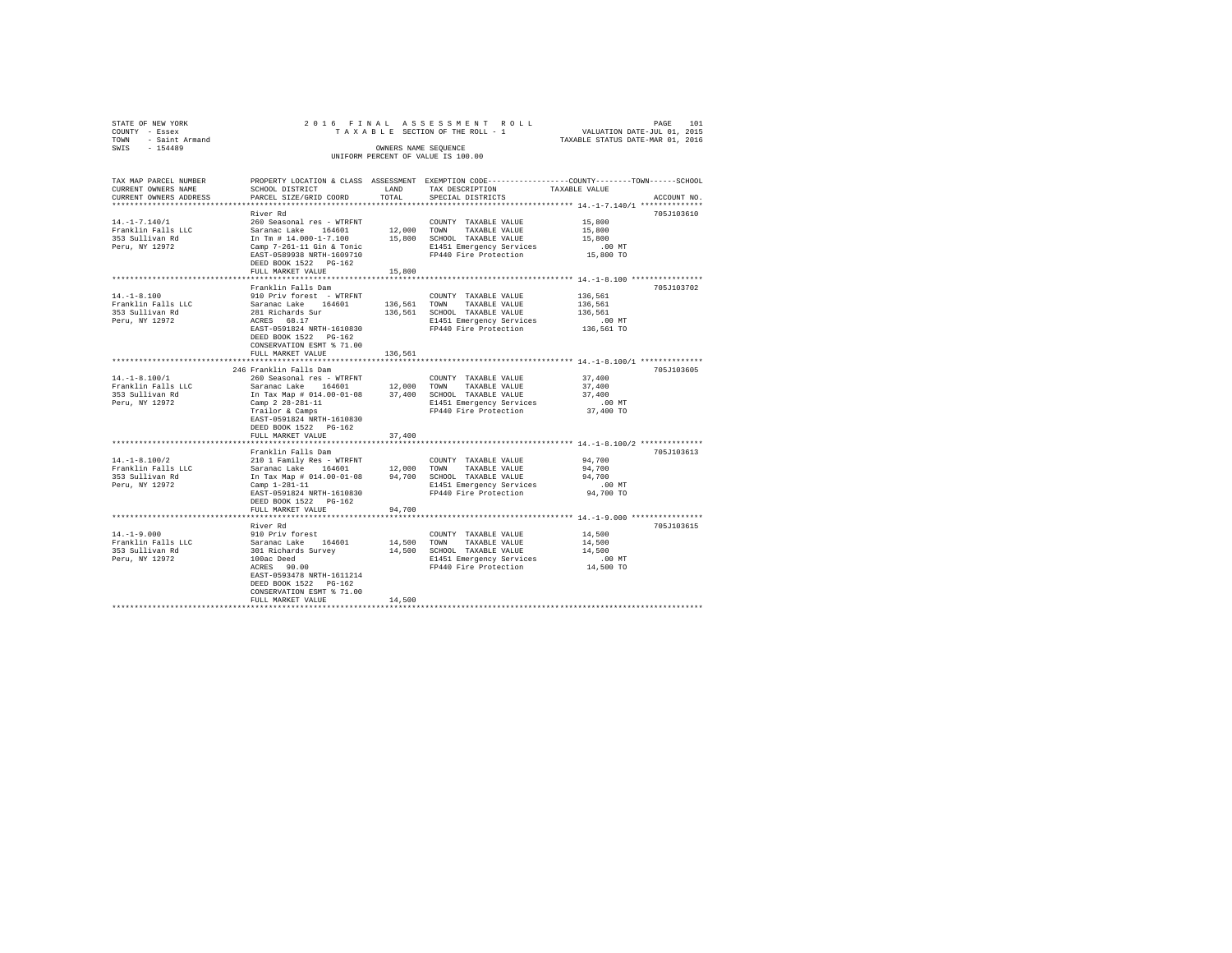STATE OF NEW YORK
COUNTY - Essex
TOWN - Saint Armand
SWIS - 154489

2016 FINAL ASSESSMENT ROLL
TAXABLE SECTION OF THE ROLL - 1
OWNERS NAME SEQUENCE
UNIFORM PERCENT OF VALUE IS 100.00

VALUATION DATE-JUL 01, 2015
TAXABLE STATUS DATE-MAR 01, 2016

| TAX MAP PARCEL NUMBER / CURRENT OWNERS NAME / CURRENT OWNERS ADDRESS | PROPERTY LOCATION & CLASS / SCHOOL DISTRICT / PARCEL SIZE/GRID COORD | ASSESSMENT LAND | TOTAL | EXEMPTION CODE / TAX DESCRIPTION / SPECIAL DISTRICTS | COUNTY--TOWN--SCHOOL TAXABLE VALUE | ACCOUNT NO. |
|---|---|---|---|---|---|---|
| **14.-1-7.140/1** | River Rd | | | | | 705J103610 |
| 14.-1-7.140/1 | 260 Seasonal res - WTRFNT | | | COUNTY TAXABLE VALUE | 15,800 | |
| Franklin Falls LLC | Saranac Lake 164601 | 12,000 | | TOWN TAXABLE VALUE | 15,800 | |
| 353 Sullivan Rd | In Tm # 14.000-1-7.100 | | 15,800 | SCHOOL TAXABLE VALUE | 15,800 | |
| Peru, NY 12972 | Camp 7-261-11 Gin & Tonic | | | E1451 Emergency Services | .00 MT | |
| | EAST-0589938 NRTH-1609710 | | | FP440 Fire Protection | 15,800 TO | |
| | DEED BOOK 1522 PG-162 | | | | | |
| | FULL MARKET VALUE | | 15,800 | | | |
| **14.-1-8.100** | Franklin Falls Dam | | | | | 705J103702 |
| 14.-1-8.100 | 910 Priv forest - WTRFNT | | | COUNTY TAXABLE VALUE | 136,561 | |
| Franklin Falls LLC | Saranac Lake 164601 | 136,561 | | TOWN TAXABLE VALUE | 136,561 | |
| 353 Sullivan Rd | 281 Richards Sur | | 136,561 | SCHOOL TAXABLE VALUE | 136,561 | |
| Peru, NY 12972 | ACRES 68.17 | | | E1451 Emergency Services | .00 MT | |
| | EAST-0591824 NRTH-1610830 | | | FP440 Fire Protection | 136,561 TO | |
| | DEED BOOK 1522 PG-162 | | | | | |
| | CONSERVATION ESMT % 71.00 | | | | | |
| | FULL MARKET VALUE | | 136,561 | | | |
| **14.-1-8.100/1** | 246 Franklin Falls Dam | | | | | 705J103605 |
| 14.-1-8.100/1 | 260 Seasonal res - WTRFNT | | | COUNTY TAXABLE VALUE | 37,400 | |
| Franklin Falls LLC | Saranac Lake 164601 | 12,000 | | TOWN TAXABLE VALUE | 37,400 | |
| 353 Sullivan Rd | In Tax Map # 014.00-01-08 | | 37,400 | SCHOOL TAXABLE VALUE | 37,400 | |
| Peru, NY 12972 | Camp 2 28-281-11 | | | E1451 Emergency Services | .00 MT | |
| | Trailor & Camps | | | FP440 Fire Protection | 37,400 TO | |
| | EAST-0591824 NRTH-1610830 | | | | | |
| | DEED BOOK 1522 PG-162 | | | | | |
| | FULL MARKET VALUE | | 37,400 | | | |
| **14.-1-8.100/2** | Franklin Falls Dam | | | | | 705J103613 |
| 14.-1-8.100/2 | 210 1 Family Res - WTRFNT | | | COUNTY TAXABLE VALUE | 94,700 | |
| Franklin Falls LLC | Saranac Lake 164601 | 12,000 | | TOWN TAXABLE VALUE | 94,700 | |
| 353 Sullivan Rd | In Tax Map # 014.00-01-08 | | 94,700 | SCHOOL TAXABLE VALUE | 94,700 | |
| Peru, NY 12972 | Camp 1-281-11 | | | E1451 Emergency Services | .00 MT | |
| | EAST-0591824 NRTH-1610830 | | | FP440 Fire Protection | 94,700 TO | |
| | DEED BOOK 1522 PG-162 | | | | | |
| | FULL MARKET VALUE | | 94,700 | | | |
| **14.-1-9.000** | River Rd | | | | | 705J103615 |
| 14.-1-9.000 | 910 Priv forest | | | COUNTY TAXABLE VALUE | 14,500 | |
| Franklin Falls LLC | Saranac Lake 164601 | 14,500 | | TOWN TAXABLE VALUE | 14,500 | |
| 353 Sullivan Rd | 301 Richards Survey | | 14,500 | SCHOOL TAXABLE VALUE | 14,500 | |
| Peru, NY 12972 | 100ac Deed | | | E1451 Emergency Services | .00 MT | |
| | ACRES 90.00 | | | FP440 Fire Protection | 14,500 TO | |
| | EAST-0593478 NRTH-1611214 | | | | | |
| | DEED BOOK 1522 PG-162 | | | | | |
| | CONSERVATION ESMT % 71.00 | | | | | |
| | FULL MARKET VALUE | | 14,500 | | | |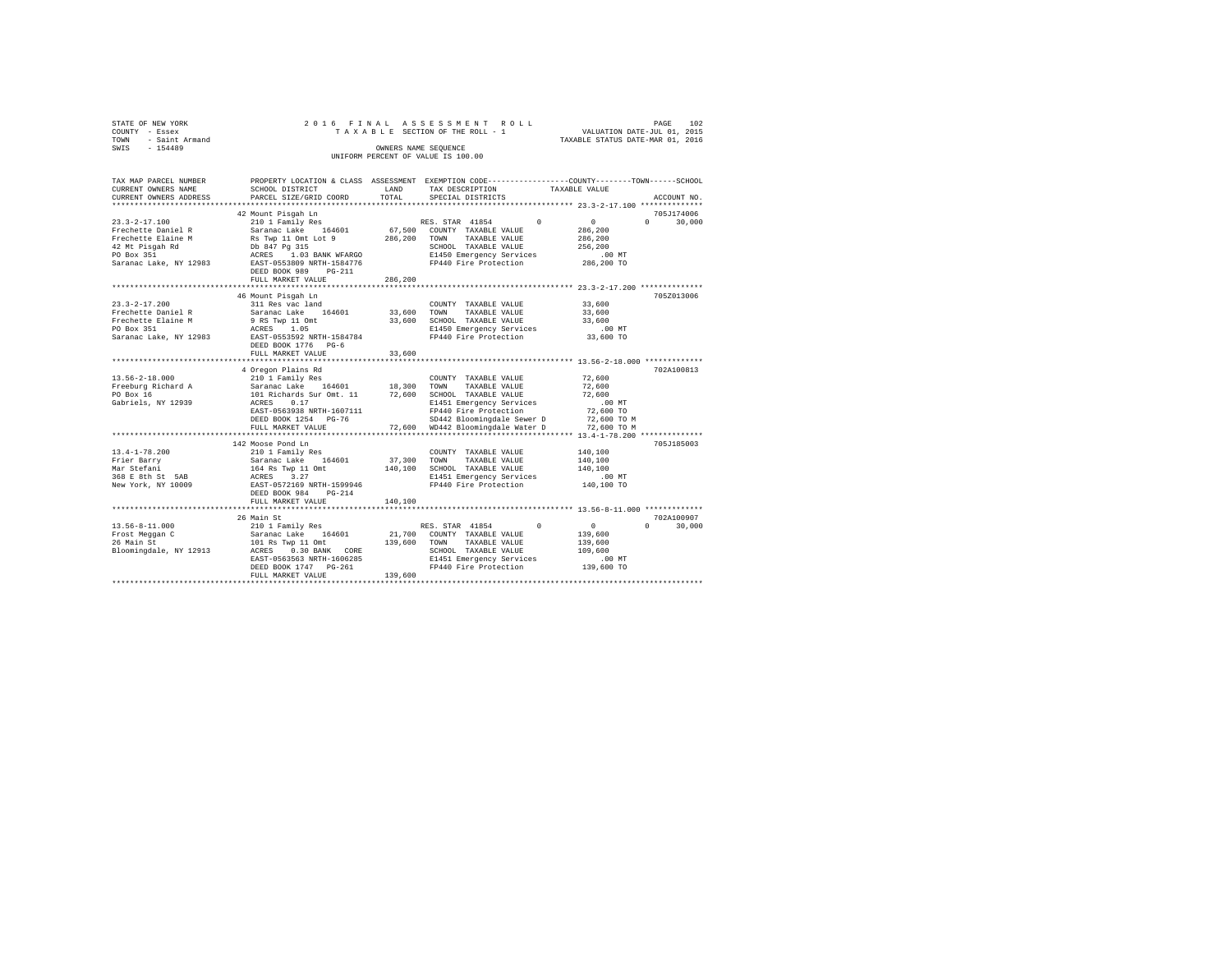STATE OF NEW YORK
COUNTY - Essex
TOWN - Saint Armand
SWIS - 154489

2016 FINAL ASSESSMENT ROLL
TAXABLE SECTION OF THE ROLL - 1
OWNERS NAME SEQUENCE
UNIFORM PERCENT OF VALUE IS 100.00

VALUATION DATE-JUL 01, 2015
TAXABLE STATUS DATE-MAR 01, 2016

```
TAX MAP PARCEL NUMBER     PROPERTY LOCATION & CLASS  ASSESSMENT  EXEMPTION CODE-----------------COUNTY--------TOWN------SCHOOL
CURRENT OWNERS NAME       SCHOOL DISTRICT               LAND      TAX DESCRIPTION            TAXABLE VALUE
CURRENT OWNERS ADDRESS    PARCEL SIZE/GRID COORD        TOTAL     SPECIAL DISTRICTS                                    ACCOUNT NO.
******************************************************************************************** 23.3-2-17.100 **************
                          42 Mount Pisgah Ln                                                                          705J174006
23.3-2-17.100             210 1 Family Res                         RES. STAR 41854       0         0           0       30,000
Frechette Daniel R        Saranac Lake    164601        67,500    COUNTY  TAXABLE VALUE          286,200
Frechette Elaine M        Rs Twp 11 Omt Lot 9          286,200    TOWN    TAXABLE VALUE          286,200
42 Mt Pisgah Rd           Db 847 Pg 315                           SCHOOL  TAXABLE VALUE          256,200
PO Box 351                ACRES    1.03 BANK WFARGO               E1450 Emergency Services          .00 MT
Saranac Lake, NY 12983    EAST-0553809 NRTH-1584776               FP440 Fire Protection          286,200 TO
                          DEED BOOK 989    PG-211
                          FULL MARKET VALUE            286,200
******************************************************************************************** 23.3-2-17.200 **************
                          46 Mount Pisgah Ln                                                                          705Z013006
23.3-2-17.200             311 Res vac land                        COUNTY  TAXABLE VALUE           33,600
Frechette Daniel R        Saranac Lake    164601        33,600    TOWN    TAXABLE VALUE           33,600
Frechette Elaine M        9 RS Twp 11 Omt               33,600    SCHOOL  TAXABLE VALUE           33,600
PO Box 351                ACRES    1.05                           E1450 Emergency Services          .00 MT
Saranac Lake, NY 12983    EAST-0553592 NRTH-1584784               FP440 Fire Protection           33,600 TO
                          DEED BOOK 1776   PG-6
                          FULL MARKET VALUE             33,600
******************************************************************************************** 13.56-2-18.000 *************
                          4 Oregon Plains Rd                                                                          702A100813
13.56-2-18.000            210 1 Family Res                        COUNTY  TAXABLE VALUE           72,600
Freeburg Richard A        Saranac Lake    164601        18,300    TOWN    TAXABLE VALUE           72,600
PO Box 16                 101 Richards Sur Omt. 11      72,600    SCHOOL  TAXABLE VALUE           72,600
Gabriels, NY 12939        ACRES    0.17                           E1451 Emergency Services          .00 MT
                          EAST-0563938 NRTH-1607111               FP440 Fire Protection           72,600 TO
                          DEED BOOK 1254   PG-76                  SD442 Bloomingdale Sewer D      72,600 TO M
                          FULL MARKET VALUE             72,600    WD442 Bloomingdale Water D      72,600 TO M
******************************************************************************************** 13.4-1-78.200 **************
                          142 Moose Pond Ln                                                                           705J185003
13.4-1-78.200             210 1 Family Res                        COUNTY  TAXABLE VALUE          140,100
Frier Barry               Saranac Lake    164601        37,300    TOWN    TAXABLE VALUE          140,100
Mar Stefani               164 Rs Twp 11 Omt            140,100    SCHOOL  TAXABLE VALUE          140,100
368 E 8th St  5AB         ACRES    3.27                           E1451 Emergency Services          .00 MT
New York, NY 10009        EAST-0572169 NRTH-1599946               FP440 Fire Protection          140,100 TO
                          DEED BOOK 984    PG-214
                          FULL MARKET VALUE            140,100
******************************************************************************************** 13.56-8-11.000 *************
                          26 Main St                                                                                  702A100907
13.56-8-11.000            210 1 Family Res                         RES. STAR 41854       0         0           0       30,000
Frost Meggan C            Saranac Lake    164601        21,700    COUNTY  TAXABLE VALUE          139,600
26 Main St                101 Rs Twp 11 Omt            139,600    TOWN    TAXABLE VALUE          139,600
Bloomingdale, NY 12913    ACRES    0.30 BANK   CORE               SCHOOL  TAXABLE VALUE          109,600
                          EAST-0563563 NRTH-1606285               E1451 Emergency Services          .00 MT
                          DEED BOOK 1747   PG-261                 FP440 Fire Protection          139,600 TO
                          FULL MARKET VALUE            139,600
****************************************************************************************************************************
```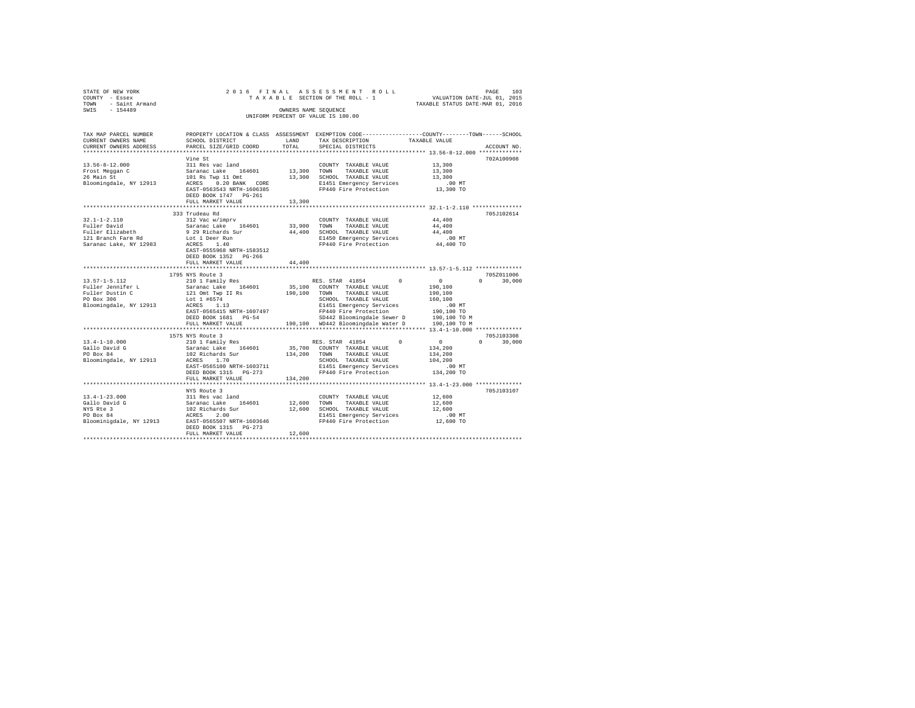STATE OF NEW YORK                    2016 FINAL ASSESSMENT ROLL                    PAGE 103
COUNTY - Essex                       TAXABLE SECTION OF THE ROLL - 1               VALUATION DATE-JUL 01, 2015
TOWN - Saint Armand                                                               TAXABLE STATUS DATE-MAR 01, 2016
SWIS - 154489                        OWNERS NAME SEQUENCE
                                     UNIFORM PERCENT OF VALUE IS 100.00

```
TAX MAP PARCEL NUMBER          PROPERTY LOCATION & CLASS  ASSESSMENT  EXEMPTION CODE------------------COUNTY--------TOWN------SCHOOL
CURRENT OWNERS NAME            SCHOOL DISTRICT              LAND      TAX DESCRIPTION              TAXABLE VALUE
CURRENT OWNERS ADDRESS         PARCEL SIZE/GRID COORD       TOTAL     SPECIAL DISTRICTS                                    ACCOUNT NO.
*********************************************************************************************** 13.56-8-12.000 *************
                               Vine St                                                                                 702A100908
13.56-8-12.000                 311 Res vac land                      COUNTY  TAXABLE VALUE          13,300
Frost Meggan C                 Saranac Lake    164601      13,300    TOWN    TAXABLE VALUE          13,300
26 Main St                     101 Rs Twp 11 Omt           13,300    SCHOOL  TAXABLE VALUE          13,300
Bloomingdale, NY 12913         ACRES    0.20 BANK   CORE             E1451 Emergency Services          .00 MT
                               EAST-0563543 NRTH-1606385             FP440 Fire Protection          13,300 TO
                               DEED BOOK 1747   PG-261
                               FULL MARKET VALUE           13,300
*********************************************************************************************** 32.1-1-2.110 ***************
                               333 Trudeau Rd                                                                          705J102614
32.1-1-2.110                   312 Vac w/imprv                       COUNTY  TAXABLE VALUE          44,400
Fuller David                   Saranac Lake    164601      33,900    TOWN    TAXABLE VALUE          44,400
Fuller Elizabeth               9 29 Richards Sur           44,400    SCHOOL  TAXABLE VALUE          44,400
121 Branch Farm Rd             Lot 1 Deer Run                        E1450 Emergency Services          .00 MT
Saranac Lake, NY 12983         ACRES    1.40                         FP440 Fire Protection          44,400 TO
                               EAST-0555968 NRTH-1583512
                               DEED BOOK 1352   PG-266
                               FULL MARKET VALUE           44,400
*********************************************************************************************** 13.57-1-5.112 **************
                               1795 NYS Route 3                                                                        705Z011006
13.57-1-5.112                  210 1 Family Res                      RES. STAR 41854        0           0            0     30,000
Fuller Jennifer L              Saranac Lake    164601      35,100    COUNTY  TAXABLE VALUE         190,100
Fuller Dustin C                121 Omt Twp II Rs          190,100    TOWN    TAXABLE VALUE         190,100
PO Box 306                     Lot 1 #6574                           SCHOOL  TAXABLE VALUE         160,100
Bloomingdale, NY 12913         ACRES    1.13                         E1451 Emergency Services          .00 MT
                               EAST-0565415 NRTH-1607497             FP440 Fire Protection         190,100 TO
                               DEED BOOK 1681   PG-54                SD442 Bloomingdale Sewer D    190,100 TO M
                               FULL MARKET VALUE          190,100    WD442 Bloomingdale Water D    190,100 TO M
*********************************************************************************************** 13.4-1-10.000 **************
                               1575 NYS Route 3                                                                        705J103308
13.4-1-10.000                  210 1 Family Res                      RES. STAR 41854        0           0            0     30,000
Gallo David G                  Saranac Lake    164601      35,700    COUNTY  TAXABLE VALUE         134,200
PO Box 84                      102 Richards Sur           134,200    TOWN    TAXABLE VALUE         134,200
Bloomingdale, NY 12913         ACRES    1.70                         SCHOOL  TAXABLE VALUE         104,200
                               EAST-0565100 NRTH-1603711             E1451 Emergency Services          .00 MT
                               DEED BOOK 1315   PG-273               FP440 Fire Protection         134,200 TO
                               FULL MARKET VALUE          134,200
*********************************************************************************************** 13.4-1-23.000 **************
                               NYS Route 3                                                                             705J103107
13.4-1-23.000                  311 Res vac land                      COUNTY  TAXABLE VALUE          12,600
Gallo David G                  Saranac Lake    164601      12,600    TOWN    TAXABLE VALUE          12,600
NYS Rte 3                      102 Richards Sur            12,600    SCHOOL  TAXABLE VALUE          12,600
PO Box 84                      ACRES    2.00                         E1451 Emergency Services          .00 MT
Bloominigdale, NY 12913        EAST-0565507 NRTH-1603646             FP440 Fire Protection          12,600 TO
                               DEED BOOK 1315   PG-273
                               FULL MARKET VALUE           12,600
****************************************************************************************************************************
```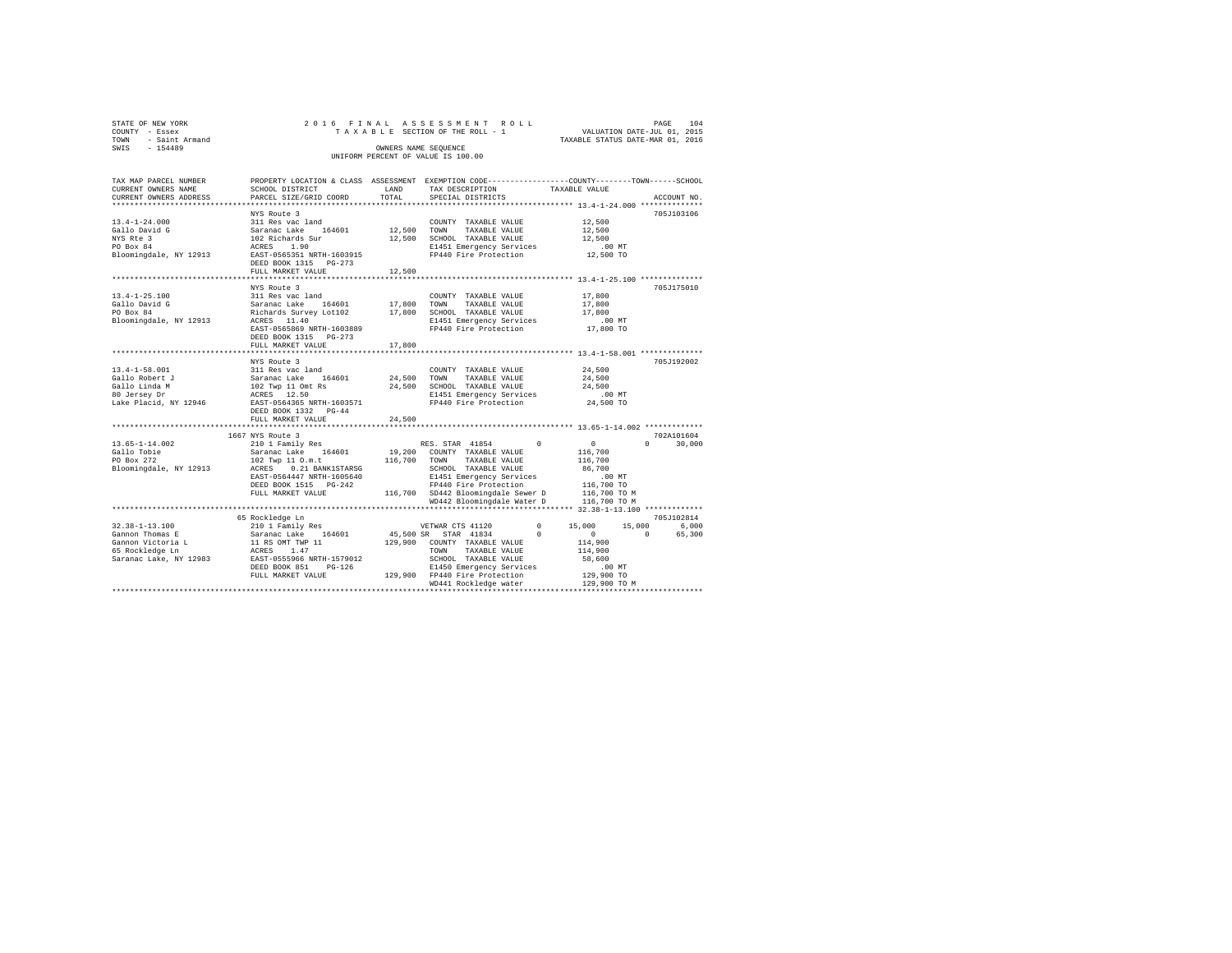STATE OF NEW YORK
COUNTY - Essex
TOWN - Saint Armand
SWIS - 154489

2 0 1 6 F I N A L A S S E S S M E N T R O L L
T A X A B L E SECTION OF THE ROLL - 1
OWNERS NAME SEQUENCE
UNIFORM PERCENT OF VALUE IS 100.00

VALUATION DATE-JUL 01, 2015
TAXABLE STATUS DATE-MAR 01, 2016

```
TAX MAP PARCEL NUMBER     PROPERTY LOCATION & CLASS  ASSESSMENT  EXEMPTION CODE-----------------COUNTY--------TOWN------SCHOOL
CURRENT OWNERS NAME       SCHOOL DISTRICT              LAND      TAX DESCRIPTION            TAXABLE VALUE
CURRENT OWNERS ADDRESS    PARCEL SIZE/GRID COORD       TOTAL     SPECIAL DISTRICTS                                    ACCOUNT NO.
******************************************************************************************** 13.4-1-24.000 **************
                          NYS Route 3                                                                             705J103106
13.4-1-24.000             311 Res vac land                       COUNTY  TAXABLE VALUE            12,500
Gallo David G             Saranac Lake   164601      12,500      TOWN    TAXABLE VALUE            12,500
NYS Rte 3                 102 Richards Sur           12,500      SCHOOL  TAXABLE VALUE            12,500
PO Box 84                 ACRES    1.90                          E1451 Emergency Services            .00 MT
Bloomingdale, NY 12913    EAST-0565351 NRTH-1603915              FP440 Fire Protection            12,500 TO
                          DEED BOOK 1315   PG-273
                          FULL MARKET VALUE          12,500
******************************************************************************************** 13.4-1-25.100 **************
                          NYS Route 3                                                                             705J175010
13.4-1-25.100             311 Res vac land                       COUNTY  TAXABLE VALUE            17,800
Gallo David G             Saranac Lake   164601      17,800      TOWN    TAXABLE VALUE            17,800
PO Box 84                 Richards Survey Lot102     17,800      SCHOOL  TAXABLE VALUE            17,800
Bloomingdale, NY 12913    ACRES   11.40                          E1451 Emergency Services            .00 MT
                          EAST-0565869 NRTH-1603889              FP440 Fire Protection            17,800 TO
                          DEED BOOK 1315   PG-273
                          FULL MARKET VALUE          17,800
******************************************************************************************** 13.4-1-58.001 **************
                          NYS Route 3                                                                             705J192002
13.4-1-58.001             311 Res vac land                       COUNTY  TAXABLE VALUE            24,500
Gallo Robert J            Saranac Lake   164601      24,500      TOWN    TAXABLE VALUE            24,500
Gallo Linda M             102 Twp 11 Omt Rs          24,500      SCHOOL  TAXABLE VALUE            24,500
80 Jersey Dr              ACRES   12.50                          E1451 Emergency Services            .00 MT
Lake Placid, NY 12946     EAST-0564365 NRTH-1603571              FP440 Fire Protection            24,500 TO
                          DEED BOOK 1332   PG-44
                          FULL MARKET VALUE          24,500
******************************************************************************************** 13.65-1-14.002 *************
                     1667 NYS Route 3                                                                             702A101604
13.65-1-14.002            210 1 Family Res                       RES. STAR 41854          0           0            0      30,000
Gallo Tobie               Saranac Lake   164601      19,200      COUNTY  TAXABLE VALUE           116,700
PO Box 272                102 Twp 11 O.m.t          116,700      TOWN    TAXABLE VALUE           116,700
Bloomingdale, NY 12913    ACRES    0.21 BANK1STARSG              SCHOOL  TAXABLE VALUE            86,700
                          EAST-0564447 NRTH-1605640              E1451 Emergency Services            .00 MT
                          DEED BOOK 1515   PG-242                FP440 Fire Protection           116,700 TO
                          FULL MARKET VALUE         116,700      SD442 Bloomingdale Sewer D      116,700 TO M
                                                                 WD442 Bloomingdale Water D      116,700 TO M
******************************************************************************************** 32.38-1-13.100 *************
                          65 Rockledge Ln                                                                         705J102814
32.38-1-13.100            210 1 Family Res                       VETWAR CTS 41120         0      15,000       15,000       6,000
Gannon Thomas E           Saranac Lake   164601      45,500 SR   STAR 41834               0           0            0      65,300
Gannon Victoria L         11 RS OMT TWP 11          129,900      COUNTY  TAXABLE VALUE           114,900
65 Rockledge Ln           ACRES    1.47                          TOWN    TAXABLE VALUE           114,900
Saranac Lake, NY 12983    EAST-0555966 NRTH-1579012              SCHOOL  TAXABLE VALUE            58,600
                          DEED BOOK 851    PG-126                E1450 Emergency Services            .00 MT
                          FULL MARKET VALUE         129,900      FP440 Fire Protection           129,900 TO
                                                                 WD441 Rockledge water           129,900 TO M
****************************************************************************************************************************
```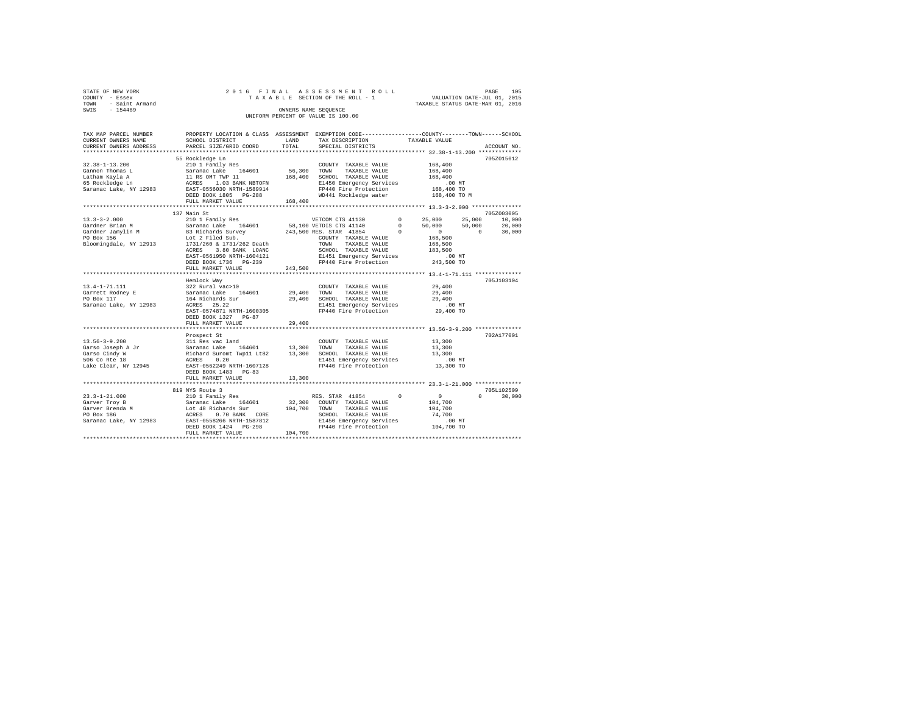STATE OF NEW YORK
COUNTY - Essex
TOWN - Saint Armand
SWIS - 154489

2016 FINAL ASSESSMENT ROLL
TAXABLE SECTION OF THE ROLL - 1
OWNERS NAME SEQUENCE
UNIFORM PERCENT OF VALUE IS 100.00

VALUATION DATE-JUL 01, 2015
TAXABLE STATUS DATE-MAR 01, 2016

```
TAX MAP PARCEL NUMBER          PROPERTY LOCATION & CLASS  ASSESSMENT  EXEMPTION CODE-----------------COUNTY--------TOWN------SCHOOL
CURRENT OWNERS NAME            SCHOOL DISTRICT             LAND       TAX DESCRIPTION           TAXABLE VALUE
CURRENT OWNERS ADDRESS         PARCEL SIZE/GRID COORD      TOTAL      SPECIAL DISTRICTS                                        ACCOUNT NO.
******************************************************************************************************* 32.38-1-13.200 *************
                               55 Rockledge Ln                                                                              705Z015012
32.38-1-13.200                 210 1 Family Res                       COUNTY  TAXABLE VALUE          168,400
Gannon Thomas L                Saranac Lake   164601      56,300      TOWN    TAXABLE VALUE          168,400
Latham Kayla A                 11 RS OMT TWP 11           168,400     SCHOOL  TAXABLE VALUE          168,400
65 Rockledge Ln                ACRES    1.03 BANK NBTOFN              E1450 Emergency Services            .00 MT
Saranac Lake, NY 12983         EAST-0556030 NRTH-1589914              FP440 Fire Protection           168,400 TO
                               DEED BOOK 1805   PG-288                WD441 Rockledge water           168,400 TO M
                               FULL MARKET VALUE          168,400
******************************************************************************************************* 13.3-3-2.000 ***************
                               137 Main St                                                                                  705Z003005
13.3-3-2.000                   210 1 Family Res                       VETCOM CTS 41130        0        25,000     25,000     10,000
Gardner Brian M                Saranac Lake   164601      58,100 VETDIS CTS 41140         0        50,000     50,000     20,000
Gardner Jamylin M              83 Richards Survey         243,500 RES. STAR 41854         0             0          0     30,000
PO Box 156                     Lot 2 Filed Sub.                       COUNTY  TAXABLE VALUE          168,500
Bloomingdale, NY 12913         1731/260 & 1731/262 Death              TOWN    TAXABLE VALUE          168,500
                               ACRES    3.80 BANK LOANC               SCHOOL  TAXABLE VALUE          183,500
                               EAST-0561950 NRTH-1604121              E1451 Emergency Services            .00 MT
                               DEED BOOK 1736   PG-239                FP440 Fire Protection           243,500 TO
                               FULL MARKET VALUE          243,500
******************************************************************************************************* 13.4-1-71.111 **************
                               Hemlock Way                                                                                  705J103104
13.4-1-71.111                  322 Rural vac>10                       COUNTY  TAXABLE VALUE           29,400
Garrett Rodney E               Saranac Lake   164601      29,400      TOWN    TAXABLE VALUE           29,400
PO Box 117                     164 Richards Sur           29,400      SCHOOL  TAXABLE VALUE           29,400
Saranac Lake, NY 12983         ACRES   25.22                          E1451 Emergency Services            .00 MT
                               EAST-0574871 NRTH-1600305              FP440 Fire Protection            29,400 TO
                               DEED BOOK 1327   PG-87
                               FULL MARKET VALUE          29,400
******************************************************************************************************* 13.56-3-9.200 **************
                               Prospect St                                                                                  702A177001
13.56-3-9.200                  311 Res vac land                       COUNTY  TAXABLE VALUE           13,300
Garso Joseph A Jr              Saranac Lake   164601      13,300      TOWN    TAXABLE VALUE           13,300
Garso Cindy W                  Richard Suromt Twp11 Lt82  13,300      SCHOOL  TAXABLE VALUE           13,300
506 Co Rte 18                  ACRES    0.20                          E1451 Emergency Services            .00 MT
Lake Clear, NY 12945           EAST-0562249 NRTH-1607128              FP440 Fire Protection            13,300 TO
                               DEED BOOK 1483   PG-83
                               FULL MARKET VALUE          13,300
******************************************************************************************************* 23.3-1-21.000 **************
                               819 NYS Route 3                                                                              705L102509
23.3-1-21.000                  210 1 Family Res                       RES. STAR 41854         0             0          0     30,000
Garver Troy B                  Saranac Lake   164601      32,300      COUNTY  TAXABLE VALUE          104,700
Garver Brenda M                Lot 48 Richards Sur        104,700     TOWN    TAXABLE VALUE          104,700
PO Box 186                     ACRES    0.70 BANK  CORE               SCHOOL  TAXABLE VALUE           74,700
Saranac Lake, NY 12983         EAST-0558266 NRTH-1587812              E1450 Emergency Services            .00 MT
                               DEED BOOK 1424   PG-298                FP440 Fire Protection           104,700 TO
                               FULL MARKET VALUE          104,700
************************************************************************************************************************************
```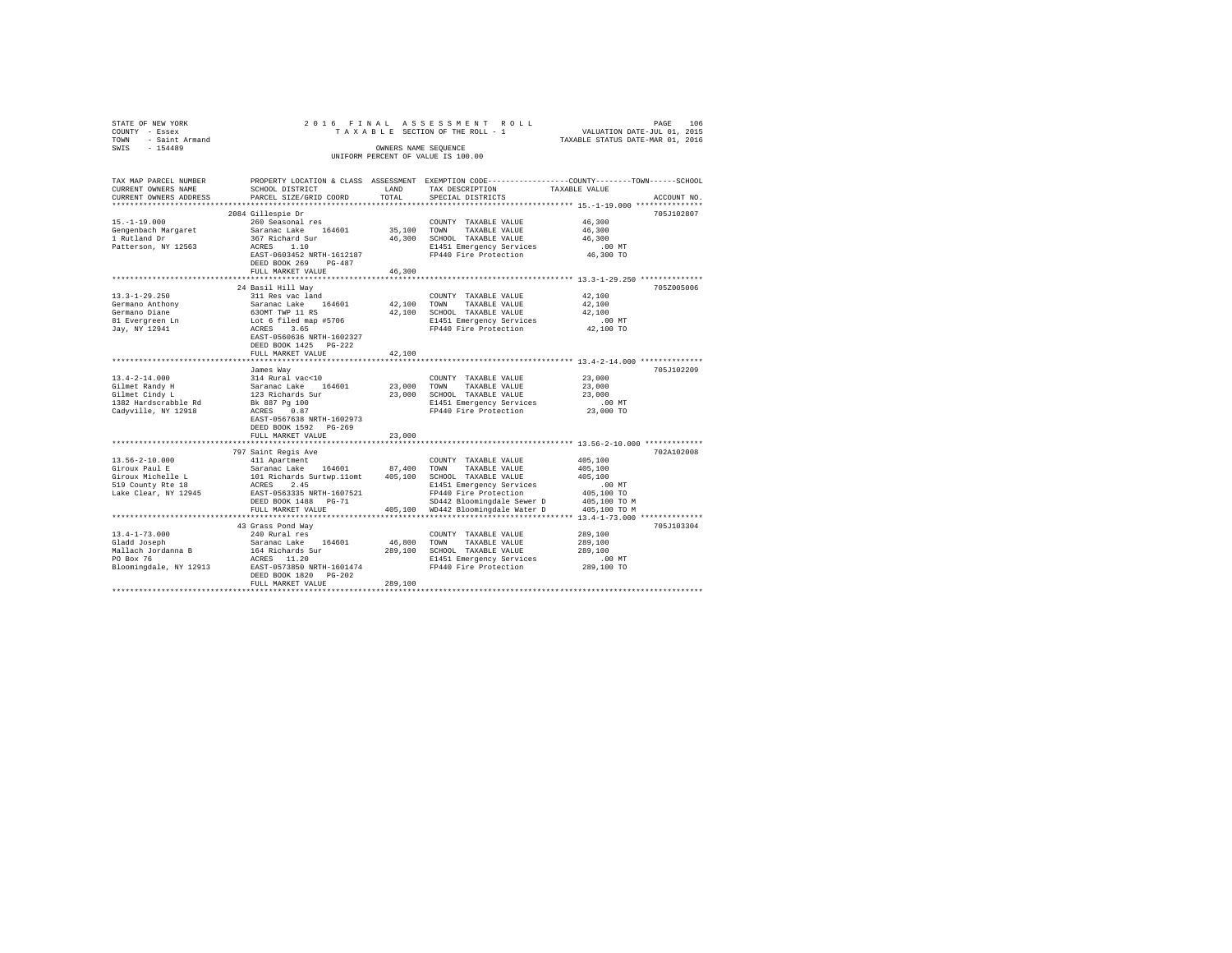STATE OF NEW YORK
COUNTY - Essex
TOWN - Saint Armand
SWIS - 154489

2016 FINAL ASSESSMENT ROLL
TAXABLE SECTION OF THE ROLL - 1
OWNERS NAME SEQUENCE
UNIFORM PERCENT OF VALUE IS 100.00

VALUATION DATE-JUL 01, 2015
TAXABLE STATUS DATE-MAR 01, 2016

| TAX MAP PARCEL NUMBER / CURRENT OWNERS NAME / CURRENT OWNERS ADDRESS | PROPERTY LOCATION & CLASS / SCHOOL DISTRICT / PARCEL SIZE/GRID COORD | ASSESSMENT LAND | TOTAL | EXEMPTION CODE / TAX DESCRIPTION / SPECIAL DISTRICTS | COUNTY / TOWN / SCHOOL TAXABLE VALUE | ACCOUNT NO. |
|---|---|---|---|---|---|---|
| 15.-1-19.000 | 2084 Gillespie Dr | | | | | 705J102807 |
| Gengenbach Margaret | 260 Seasonal res | | | COUNTY TAXABLE VALUE | 46,300 | |
| 1 Rutland Dr | Saranac Lake 164601 | 35,100 | | TOWN TAXABLE VALUE | 46,300 | |
| Patterson, NY 12563 | 367 Richard Sur | | 46,300 | SCHOOL TAXABLE VALUE | 46,300 | |
| | ACRES 1.10 | | | E1451 Emergency Services | .00 MT | |
| | EAST-0603452 NRTH-1612187 | | | FP440 Fire Protection | 46,300 TO | |
| | DEED BOOK 269 PG-487 | | | | | |
| | FULL MARKET VALUE | | 46,300 | | | |
| 13.3-1-29.250 | 24 Basil Hill Way | | | | | 705Z005006 |
| Germano Anthony | 311 Res vac land | | | COUNTY TAXABLE VALUE | 42,100 | |
| Germano Diane | Saranac Lake 164601 | 42,100 | | TOWN TAXABLE VALUE | 42,100 | |
| 81 Evergreen Ln | 63OMT TWP 11 RS | | 42,100 | SCHOOL TAXABLE VALUE | 42,100 | |
| Jay, NY 12941 | Lot 6 filed map #5706 | | | E1451 Emergency Services | .00 MT | |
| | ACRES 3.65 | | | FP440 Fire Protection | 42,100 TO | |
| | EAST-0560636 NRTH-1602327 | | | | | |
| | DEED BOOK 1425 PG-222 | | | | | |
| | FULL MARKET VALUE | | 42,100 | | | |
| 13.4-2-14.000 | James Way | | | | | 705J102209 |
| Gilmet Randy H | 314 Rural vac<10 | | | COUNTY TAXABLE VALUE | 23,000 | |
| Gilmet Cindy L | Saranac Lake 164601 | 23,000 | | TOWN TAXABLE VALUE | 23,000 | |
| 1382 Hardscrabble Rd | 123 Richards Sur | | 23,000 | SCHOOL TAXABLE VALUE | 23,000 | |
| Cadyville, NY 12918 | Bk 887 Pg 100 | | | E1451 Emergency Services | .00 MT | |
| | ACRES 0.87 | | | FP440 Fire Protection | 23,000 TO | |
| | EAST-0567638 NRTH-1602973 | | | | | |
| | DEED BOOK 1592 PG-269 | | | | | |
| | FULL MARKET VALUE | | 23,000 | | | |
| 13.56-2-10.000 | 797 Saint Regis Ave | | | | | 702A102008 |
| Giroux Paul E | 411 Apartment | | | COUNTY TAXABLE VALUE | 405,100 | |
| Giroux Michelle L | Saranac Lake 164601 | 87,400 | | TOWN TAXABLE VALUE | 405,100 | |
| 519 County Rte 18 | 101 Richards Surtwp.11omt | | 405,100 | SCHOOL TAXABLE VALUE | 405,100 | |
| Lake Clear, NY 12945 | ACRES 2.45 | | | E1451 Emergency Services | .00 MT | |
| | EAST-0563335 NRTH-1607521 | | | FP440 Fire Protection | 405,100 TO | |
| | DEED BOOK 1488 PG-71 | | | SD442 Bloomingdale Sewer D | 405,100 TO M | |
| | FULL MARKET VALUE | | 405,100 | WD442 Bloomingdale Water D | 405,100 TO M | |
| 13.4-1-73.000 | 43 Grass Pond Way | | | | | 705J103304 |
| Gladd Joseph | 240 Rural res | | | COUNTY TAXABLE VALUE | 289,100 | |
| Mallach Jordanna B | Saranac Lake 164601 | 46,800 | | TOWN TAXABLE VALUE | 289,100 | |
| PO Box 76 | 164 Richards Sur | | 289,100 | SCHOOL TAXABLE VALUE | 289,100 | |
| Bloomingdale, NY 12913 | ACRES 11.20 | | | E1451 Emergency Services | .00 MT | |
| | EAST-0573850 NRTH-1601474 | | | FP440 Fire Protection | 289,100 TO | |
| | DEED BOOK 1820 PG-202 | | | | | |
| | FULL MARKET VALUE | | 289,100 | | | |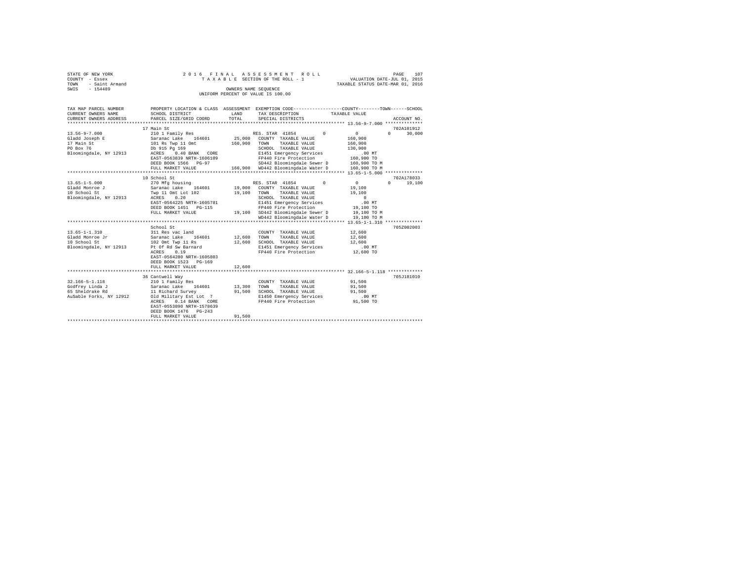STATE OF NEW YORK
COUNTY - Essex
TOWN - Saint Armand
SWIS - 154489

2016 FINAL ASSESSMENT ROLL
TAXABLE SECTION OF THE ROLL - 1
OWNERS NAME SEQUENCE
UNIFORM PERCENT OF VALUE IS 100.00

VALUATION DATE-JUL 01, 2015
TAXABLE STATUS DATE-MAR 01, 2016

| TAX MAP PARCEL NUMBER / CURRENT OWNERS NAME / CURRENT OWNERS ADDRESS | PROPERTY LOCATION & CLASS / SCHOOL DISTRICT / PARCEL SIZE/GRID COORD | ASSESSMENT LAND | TOTAL | EXEMPTION CODE / TAX DESCRIPTION / SPECIAL DISTRICTS | COUNTY | TOWN | SCHOOL | TAXABLE VALUE | ACCOUNT NO. |
|---|---|---|---|---|---|---|---|---|---|
| 13.56-9-7.000 | 17 Main St | | | | | | | | 702A101912 |
| Gladd Joseph E | 210 1 Family Res | | | RES. STAR 41854 | 0 | 0 | 30,000 | | |
| 17 Main St | Saranac Lake 164601 | 25,000 | | COUNTY TAXABLE VALUE | | | | 160,900 | |
| PO Box 76 | 101 Rs Twp 11 Omt | | 160,900 | TOWN TAXABLE VALUE | | | | 160,900 | |
| Bloomingdale, NY 12913 | Db 915 Pg 169 | | | SCHOOL TAXABLE VALUE | | | | 130,900 | |
| | ACRES 0.40 BANK CORE | | | E1451 Emergency Services | | | | .00 MT | |
| | EAST-0563839 NRTH-1606109 | | | FP440 Fire Protection | | | | 160,900 TO | |
| | DEED BOOK 1566 PG-97 | | | SD442 Bloomingdale Sewer D | | | | 160,900 TO M | |
| | FULL MARKET VALUE | | 160,900 | WD442 Bloomingdale Water D | | | | 160,900 TO M | |
| 13.65-1-5.000 | 10 School St | | | | | | | | 702A178033 |
| Gladd Monroe J | 270 Mfg housing | | | RES. STAR 41854 | 0 | 0 | 19,100 | | |
| 10 School St | Saranac Lake 164601 | 19,000 | | COUNTY TAXABLE VALUE | | | | 19,100 | |
| Bloomingdale, NY 12913 | Twp 11 Omt Lot 102 | | 19,100 | TOWN TAXABLE VALUE | | | | 19,100 | |
| | ACRES 0.20 | | | SCHOOL TAXABLE VALUE | | | | 0 | |
| | EAST-0564225 NRTH-1605781 | | | E1451 Emergency Services | | | | .00 MT | |
| | DEED BOOK 1451 PG-115 | | | FP440 Fire Protection | | | | 19,100 TO | |
| | FULL MARKET VALUE | | 19,100 | SD442 Bloomingdale Sewer D | | | | 19,100 TO M | |
| | | | | WD442 Bloomingdale Water D | | | | 19,100 TO M | |
| 13.65-1-1.310 | School St | | | | | | | | 705Z002003 |
| Gladd Monroe Jr | 311 Res vac land | | | COUNTY TAXABLE VALUE | | | | 12,600 | |
| 10 School St | Saranac Lake 164601 | 12,600 | | TOWN TAXABLE VALUE | | | | 12,600 | |
| Bloomingdale, NY 12913 | 102 Omt Twp 11 Rs | | 12,600 | SCHOOL TAXABLE VALUE | | | | 12,600 | |
| | Pt Of Rd Sw Barnard | | | E1451 Emergency Services | | | | .00 MT | |
| | ACRES 0.19 | | | FP440 Fire Protection | | | | 12,600 TO | |
| | EAST-0564280 NRTH-1605803 | | | | | | | | |
| | DEED BOOK 1523 PG-169 | | | | | | | | |
| | FULL MARKET VALUE | | 12,600 | | | | | | |
| 32.166-5-1.118 | 36 Cantwell Way | | | | | | | | 705J181010 |
| Godfrey Linda J | 210 1 Family Res | | | COUNTY TAXABLE VALUE | | | | 91,500 | |
| 65 Sheldrake Rd | Saranac Lake 164601 | 13,300 | | TOWN TAXABLE VALUE | | | | 91,500 | |
| AuSable Forks, NY 12912 | 11 Richard Survey | | 91,500 | SCHOOL TAXABLE VALUE | | | | 91,500 | |
| | Old Military Est Lot 7 | | | E1450 Emergency Services | | | | .00 MT | |
| | ACRES 0.14 BANK CORE | | | FP440 Fire Protection | | | | 91,500 TO | |
| | EAST-0553890 NRTH-1578639 | | | | | | | | |
| | DEED BOOK 1476 PG-243 | | | | | | | | |
| | FULL MARKET VALUE | | 91,500 | | | | | | |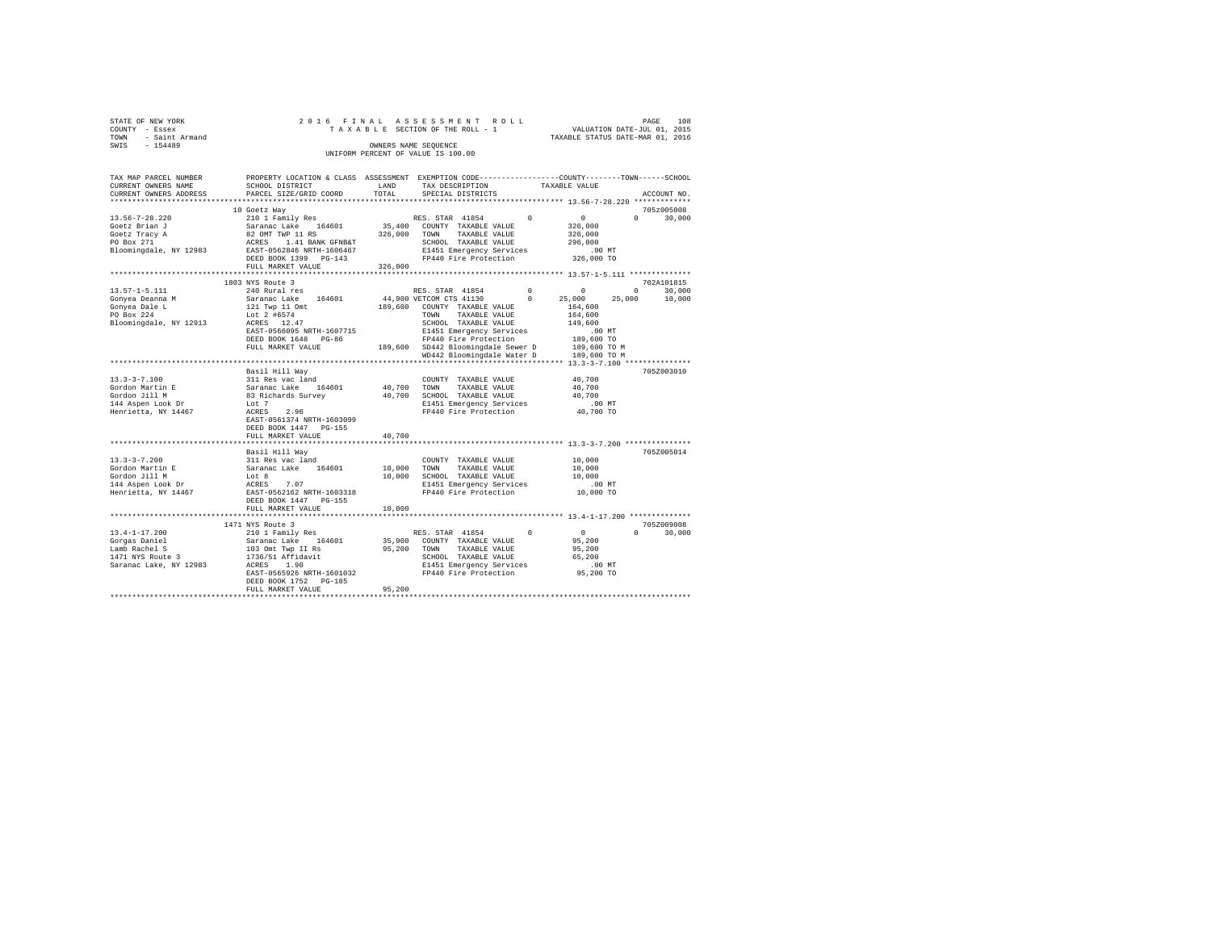STATE OF NEW YORK 2 0 1 6 F I N A L A S S E S S M E N T R O L L
COUNTY - Essex T A X A B L E SECTION OF THE ROLL - 1 VALUATION DATE-JUL 01, 2015
TOWN - Saint Armand TAXABLE STATUS DATE-MAR 01, 2016
SWIS - 154489 OWNERS NAME SEQUENCE
UNIFORM PERCENT OF VALUE IS 100.00

```
TAX MAP PARCEL NUMBER      PROPERTY LOCATION & CLASS  ASSESSMENT  EXEMPTION CODE------------------COUNTY--------TOWN------SCHOOL
CURRENT OWNERS NAME        SCHOOL DISTRICT            LAND        TAX DESCRIPTION             TAXABLE VALUE
CURRENT OWNERS ADDRESS     PARCEL SIZE/GRID COORD     TOTAL       SPECIAL DISTRICTS                                    ACCOUNT NO.
****************************************************************************************** 13.56-7-28.220 *************
                           10 Goetz Way                                                                              705Z005008
13.56-7-28.220             210 1 Family Res                       RES. STAR 41854        0          0            0      30,000
Goetz Brian J              Saranac Lake    164601       35,400    COUNTY  TAXABLE VALUE          326,000
Goetz Tracy A              82 OMT TWP 11 RS            326,000    TOWN    TAXABLE VALUE          326,000
PO Box 271                 ACRES    1.41 BANK GFNB&T              SCHOOL  TAXABLE VALUE          296,000
Bloomingdale, NY 12983     EAST-0562846 NRTH-1606467              E1451 Emergency Services          .00 MT
                           DEED BOOK 1399   PG-143                FP440 Fire Protection          326,000 TO
                           FULL MARKET VALUE           326,000
****************************************************************************************** 13.57-1-5.111 **************
                           1803 NYS Route 3                                                                          702A101815
13.57-1-5.111              240 Rural res                          RES. STAR 41854        0          0            0      30,000
Gonyea Deanna M            Saranac Lake    164601       44,900 VETCOM CTS 41130          0     25,000       25,000      10,000
Gonyea Dale L              121 Twp 11 Omt              189,600    COUNTY  TAXABLE VALUE          164,600
PO Box 224                 Lot 2 #6574                            TOWN    TAXABLE VALUE          164,600
Bloomingdale, NY 12913     ACRES   12.47                          SCHOOL  TAXABLE VALUE          149,600
                           EAST-0566095 NRTH-1607715              E1451 Emergency Services          .00 MT
                           DEED BOOK 1648   PG-86                 FP440 Fire Protection          189,600 TO
                           FULL MARKET VALUE           189,600    SD442 Bloomingdale Sewer D     189,600 TO M
                                                                  WD442 Bloomingdale Water D     189,600 TO M
****************************************************************************************** 13.3-3-7.100 ***************
                           Basil Hill Way                                                                            705Z003010
13.3-3-7.100               311 Res vac land                       COUNTY  TAXABLE VALUE           40,700
Gordon Martin E            Saranac Lake    164601       40,700    TOWN    TAXABLE VALUE           40,700
Gordon Jill M              83 Richards Survey           40,700    SCHOOL  TAXABLE VALUE           40,700
144 Aspen Look Dr          Lot 7                                  E1451 Emergency Services          .00 MT
Henrietta, NY 14467        ACRES    2.96                          FP440 Fire Protection           40,700 TO
                           EAST-0561374 NRTH-1603099
                           DEED BOOK 1447   PG-155
                           FULL MARKET VALUE            40,700
****************************************************************************************** 13.3-3-7.200 ***************
                           Basil Hill Way                                                                            705Z005014
13.3-3-7.200               311 Res vac land                       COUNTY  TAXABLE VALUE           10,000
Gordon Martin E            Saranac Lake    164601       10,000    TOWN    TAXABLE VALUE           10,000
Gordon Jill M              Lot 8                        10,000    SCHOOL  TAXABLE VALUE           10,000
144 Aspen Look Dr          ACRES    7.07                          E1451 Emergency Services          .00 MT
Henrietta, NY 14467        EAST-0562162 NRTH-1603318              FP440 Fire Protection           10,000 TO
                           DEED BOOK 1447   PG-155
                           FULL MARKET VALUE            10,000
****************************************************************************************** 13.4-1-17.200 **************
                           1471 NYS Route 3                                                                          705Z009008
13.4-1-17.200              210 1 Family Res                       RES. STAR 41854        0          0            0      30,000
Gorgas Daniel              Saranac Lake    164601       35,900    COUNTY  TAXABLE VALUE           95,200
Lamb Rachel S              103 Omt Twp II Rs            95,200    TOWN    TAXABLE VALUE           95,200
1471 NYS Route 3           1736/51 Affidavit                      SCHOOL  TAXABLE VALUE           65,200
Saranac Lake, NY 12983     ACRES    1.90                          E1451 Emergency Services          .00 MT
                           EAST-0565926 NRTH-1601032              FP440 Fire Protection           95,200 TO
                           DEED BOOK 1752   PG-185
                           FULL MARKET VALUE            95,200
************************************************************************************************************************
```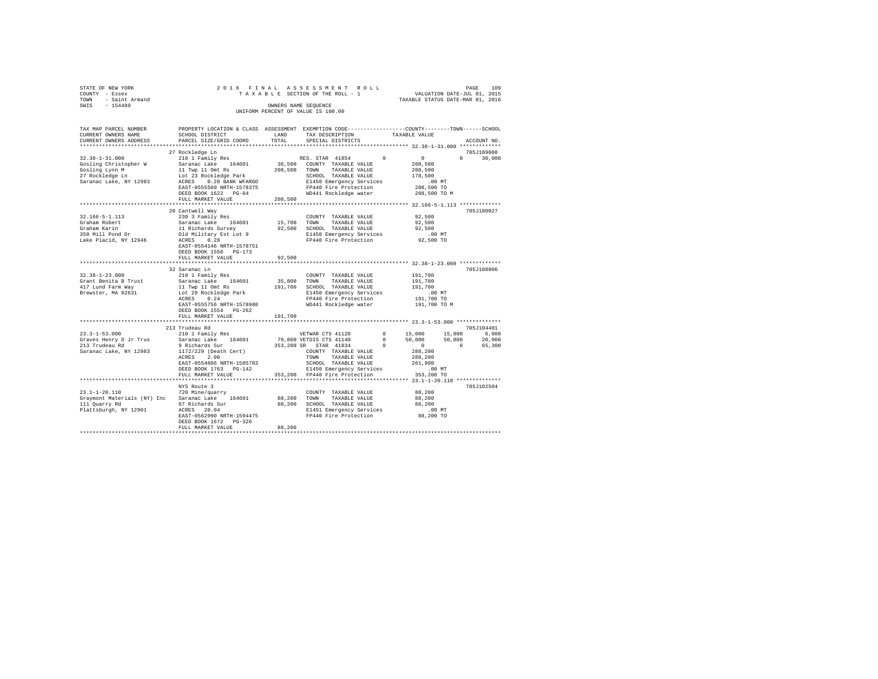STATE OF NEW YORK
COUNTY - Essex
TOWN - Saint Armand
SWIS - 154489

2016 FINAL ASSESSMENT ROLL
TAXABLE SECTION OF THE ROLL - 1
OWNERS NAME SEQUENCE
UNIFORM PERCENT OF VALUE IS 100.00

VALUATION DATE-JUL 01, 2015
TAXABLE STATUS DATE-MAR 01, 2016

```
TAX MAP PARCEL NUMBER          PROPERTY LOCATION & CLASS  ASSESSMENT  EXEMPTION CODE------------------COUNTY--------TOWN------SCHOOL
CURRENT OWNERS NAME            SCHOOL DISTRICT               LAND      TAX DESCRIPTION             TAXABLE VALUE
CURRENT OWNERS ADDRESS         PARCEL SIZE/GRID COORD        TOTAL     SPECIAL DISTRICTS                                     ACCOUNT NO.
******************************************************************************************************* 32.38-1-31.000 *************
                               27 Rockledge Ln                                                                              705J189008
32.38-1-31.000                 210 1 Family Res                       RES. STAR 41854        0          0             0       30,000
Gosling Christopher W          Saranac Lake     164601      36,500   COUNTY  TAXABLE VALUE            208,500
Gosling Lynn M                 11 Twp 11 Omt Rs            208,500   TOWN    TAXABLE VALUE            208,500
27 Rockledge Ln                Lot 23 Rockledge Park                 SCHOOL  TAXABLE VALUE            178,500
Saranac Lake, NY 12983         ACRES    0.28 BANK WFARGO             E1450 Emergency Services              .00 MT
                               EAST-0555560 NRTH-1578375             FP440 Fire Protection            208,500 TO
                               DEED BOOK 1622   PG-84                WD441 Rockledge water            208,500 TO M
                               FULL MARKET VALUE           208,500
******************************************************************************************************* 32.166-5-1.113 *************
                               20 Cantwell Way                                                                              705J180027
32.166-5-1.113                 230 3 Family Res                      COUNTY  TAXABLE VALUE             92,500
Graham Robert                  Saranac Lake     164601      15,700   TOWN    TAXABLE VALUE             92,500
Graham Karin                   11 Richards Survey           92,500   SCHOOL  TAXABLE VALUE             92,500
350 Mill Pond Dr               Old Military Est Lot 9                E1450 Emergency Services              .00 MT
Lake Placid, NY 12946          ACRES    0.28                         FP440 Fire Protection             92,500 TO
                               EAST-0554146 NRTH-1578751
                               DEED BOOK 1550   PG-173
                               FULL MARKET VALUE            92,500
******************************************************************************************************* 32.38-1-23.000 *************
                               32 Saranac Ln                                                                                705J188006
32.38-1-23.000                 210 1 Family Res                      COUNTY  TAXABLE VALUE            191,700
Grant Benita B Trust           Saranac Lake     164601      35,800   TOWN    TAXABLE VALUE            191,700
417 Lund Farm Way              11 Twp 11 Omt Rs            191,700   SCHOOL  TAXABLE VALUE            191,700
Brewster, MA 02631             Lot 29 Rockledge Park                 E1450 Emergency Services              .00 MT
                               ACRES    0.24                         FP440 Fire Protection            191,700 TO
                               EAST-0555756 NRTH-1578980             WD441 Rockledge water            191,700 TO M
                               DEED BOOK 1554   PG-262
                               FULL MARKET VALUE           191,700
******************************************************************************************************* 23.3-1-53.000 **************
                               213 Trudeau Rd                                                                               705J104401
23.3-1-53.000                  210 1 Family Res                       VETWAR CTS 41120       0     15,000        15,000        6,000
Graves Henry D Jr Trus         Saranac Lake     164601      79,800   VETDIS CTS 41140       0     50,000        50,000       20,000
213 Trudeau Rd                 9 Richards Sur              353,200   SR   STAR 41834        0          0             0       65,300
Saranac Lake, NY 12983         1172/229 (Death Cert)                 COUNTY  TAXABLE VALUE            288,200
                               ACRES    2.00                         TOWN    TAXABLE VALUE            288,200
                               EAST-0554606 NRTH-1585783             SCHOOL  TAXABLE VALUE            261,900
                               DEED BOOK 1763   PG-142               E1450 Emergency Services              .00 MT
                               FULL MARKET VALUE           353,200   FP440 Fire Protection            353,200 TO
******************************************************************************************************* 23.1-1-20.110 **************
                               NYS Route 3                                                                                  705J102504
23.1-1-20.110                  720 Mine/quarry                       COUNTY  TAXABLE VALUE             88,200
Graymont Materials (NY) Inc    Saranac Lake     164601      88,200   TOWN    TAXABLE VALUE             88,200
111 Quarry Rd                  87 Richards Sur              88,200   SCHOOL  TAXABLE VALUE             88,200
Plattsburgh, NY 12901          ACRES   20.04                         E1451 Emergency Services              .00 MT
                               EAST-0562990 NRTH-1594475             FP440 Fire Protection             88,200 TO
                               DEED BOOK 1672   PG-326
                               FULL MARKET VALUE            88,200
************************************************************************************************************************************
```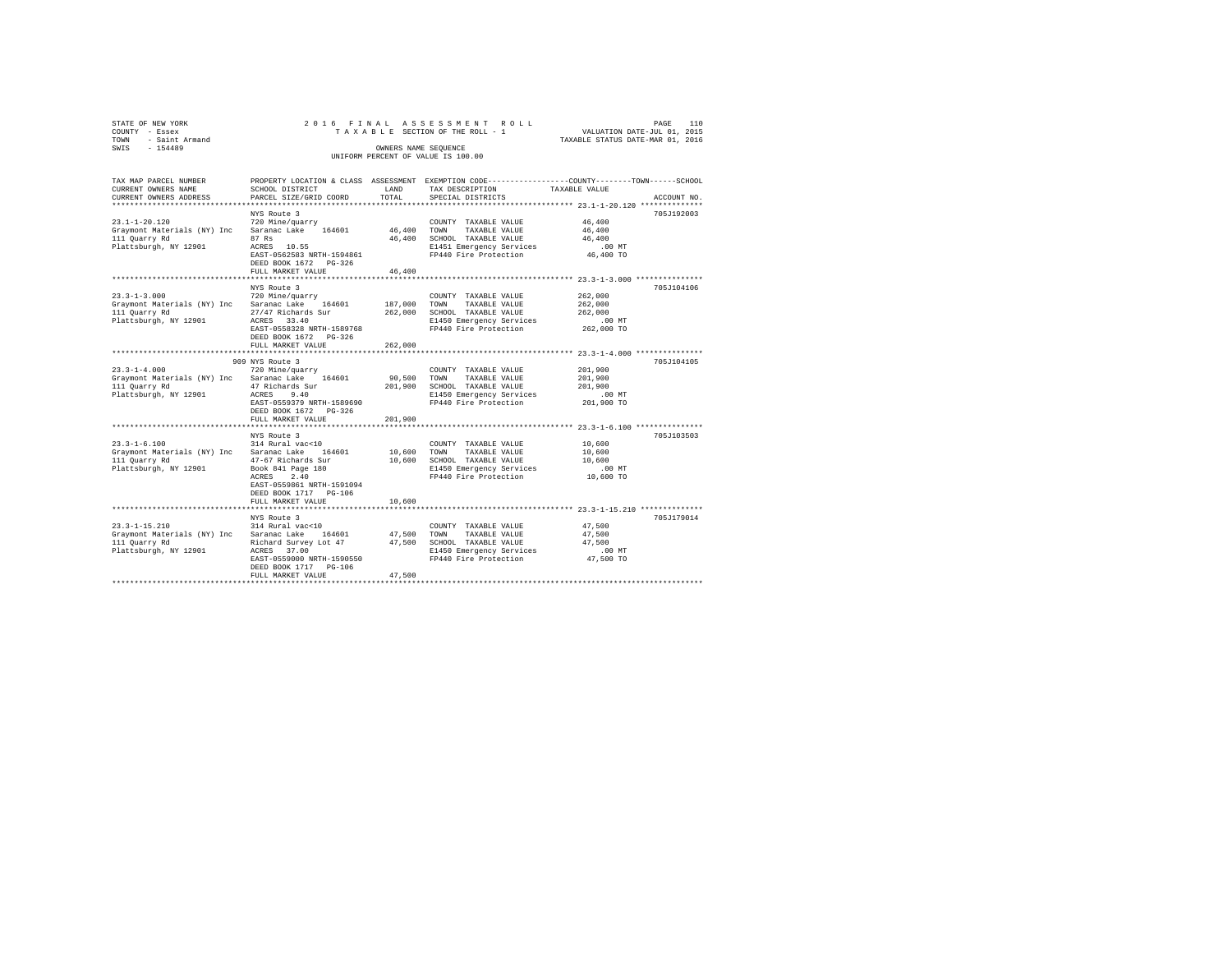STATE OF NEW YORK
COUNTY - Essex
TOWN - Saint Armand
SWIS - 154489

2016 FINAL ASSESSMENT ROLL
TAXABLE SECTION OF THE ROLL - 1
OWNERS NAME SEQUENCE
UNIFORM PERCENT OF VALUE IS 100.00

VALUATION DATE-JUL 01, 2015
TAXABLE STATUS DATE-MAR 01, 2016

| TAX MAP PARCEL NUMBER / CURRENT OWNERS NAME / CURRENT OWNERS ADDRESS | PROPERTY LOCATION & CLASS / SCHOOL DISTRICT / PARCEL SIZE/GRID COORD | ASSESSMENT LAND / TOTAL | EXEMPTION CODE / TAX DESCRIPTION / SPECIAL DISTRICTS | TAXABLE VALUE (COUNTY / TOWN / SCHOOL) | ACCOUNT NO. |
|---|---|---|---|---|---|
| 23.1-1-20.120 | NYS Route 3 | | | | 705J192003 |
| | 720 Mine/quarry | | COUNTY TAXABLE VALUE | 46,400 | |
| Graymont Materials (NY) Inc | Saranac Lake 164601 | 46,400 | TOWN TAXABLE VALUE | 46,400 | |
| 111 Quarry Rd | 87 Rs | 46,400 | SCHOOL TAXABLE VALUE | 46,400 | |
| Plattsburgh, NY 12901 | ACRES 10.55 | | E1451 Emergency Services | .00 MT | |
| | EAST-0562583 NRTH-1594861 | | FP440 Fire Protection | 46,400 TO | |
| | DEED BOOK 1672 PG-326 | | | | |
| | FULL MARKET VALUE | 46,400 | | | |
| 23.3-1-3.000 | NYS Route 3 | | | | 705J104106 |
| | 720 Mine/quarry | | COUNTY TAXABLE VALUE | 262,000 | |
| Graymont Materials (NY) Inc | Saranac Lake 164601 | 187,000 | TOWN TAXABLE VALUE | 262,000 | |
| 111 Quarry Rd | 27/47 Richards Sur | 262,000 | SCHOOL TAXABLE VALUE | 262,000 | |
| Plattsburgh, NY 12901 | ACRES 33.40 | | E1450 Emergency Services | .00 MT | |
| | EAST-0558328 NRTH-1589768 | | FP440 Fire Protection | 262,000 TO | |
| | DEED BOOK 1672 PG-326 | | | | |
| | FULL MARKET VALUE | 262,000 | | | |
| 23.3-1-4.000 | 909 NYS Route 3 | | | | 705J104105 |
| | 720 Mine/quarry | | COUNTY TAXABLE VALUE | 201,900 | |
| Graymont Materials (NY) Inc | Saranac Lake 164601 | 90,500 | TOWN TAXABLE VALUE | 201,900 | |
| 111 Quarry Rd | 47 Richards Sur | 201,900 | SCHOOL TAXABLE VALUE | 201,900 | |
| Plattsburgh, NY 12901 | ACRES 9.40 | | E1450 Emergency Services | .00 MT | |
| | EAST-0559379 NRTH-1589690 | | FP440 Fire Protection | 201,900 TO | |
| | DEED BOOK 1672 PG-326 | | | | |
| | FULL MARKET VALUE | 201,900 | | | |
| 23.3-1-6.100 | NYS Route 3 | | | | 705J103503 |
| | 314 Rural vac<10 | | COUNTY TAXABLE VALUE | 10,600 | |
| Graymont Materials (NY) Inc | Saranac Lake 164601 | 10,600 | TOWN TAXABLE VALUE | 10,600 | |
| 111 Quarry Rd | 47-67 Richards Sur | 10,600 | SCHOOL TAXABLE VALUE | 10,600 | |
| Plattsburgh, NY 12901 | Book 841 Page 180 | | E1450 Emergency Services | .00 MT | |
| | ACRES 2.40 | | FP440 Fire Protection | 10,600 TO | |
| | EAST-0559861 NRTH-1591094 | | | | |
| | DEED BOOK 1717 PG-106 | | | | |
| | FULL MARKET VALUE | 10,600 | | | |
| 23.3-1-15.210 | NYS Route 3 | | | | 705J179014 |
| | 314 Rural vac<10 | | COUNTY TAXABLE VALUE | 47,500 | |
| Graymont Materials (NY) Inc | Saranac Lake 164601 | 47,500 | TOWN TAXABLE VALUE | 47,500 | |
| 111 Quarry Rd | Richard Survey Lot 47 | 47,500 | SCHOOL TAXABLE VALUE | 47,500 | |
| Plattsburgh, NY 12901 | ACRES 37.00 | | E1450 Emergency Services | .00 MT | |
| | EAST-0559000 NRTH-1590550 | | FP440 Fire Protection | 47,500 TO | |
| | DEED BOOK 1717 PG-106 | | | | |
| | FULL MARKET VALUE | 47,500 | | | |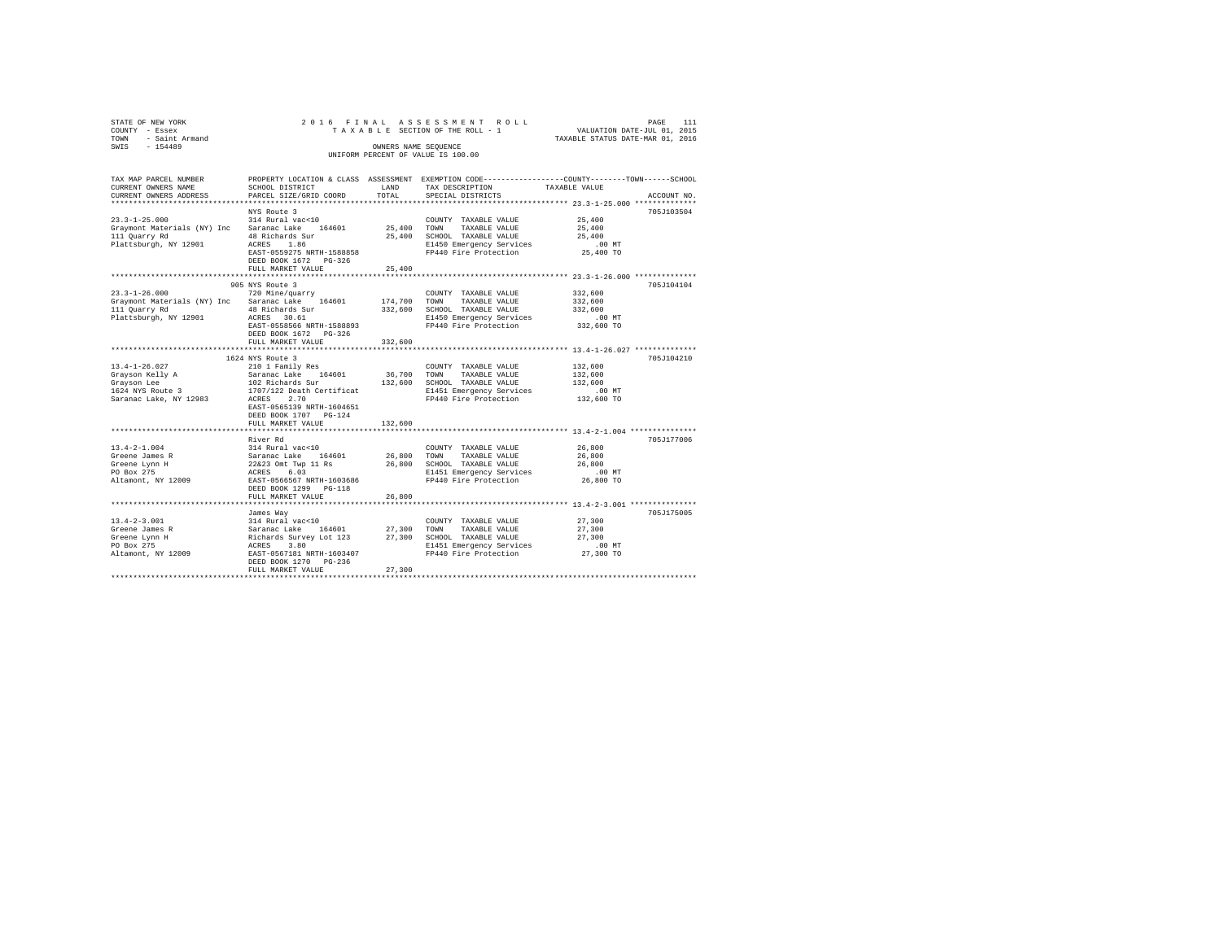STATE OF NEW YORK
COUNTY - Essex
TOWN - Saint Armand
SWIS - 154489

2016 FINAL ASSESSMENT ROLL
TAXABLE SECTION OF THE ROLL - 1
OWNERS NAME SEQUENCE
UNIFORM PERCENT OF VALUE IS 100.00

VALUATION DATE-JUL 01, 2015
TAXABLE STATUS DATE-MAR 01, 2016

| TAX MAP PARCEL NUMBER<br>CURRENT OWNERS NAME<br>CURRENT OWNERS ADDRESS | PROPERTY LOCATION & CLASS<br>SCHOOL DISTRICT<br>PARCEL SIZE/GRID COORD | ASSESSMENT<br>LAND<br>TOTAL | EXEMPTION CODE<br>TAX DESCRIPTION<br>SPECIAL DISTRICTS | COUNTY--------TOWN------SCHOOL<br>TAXABLE VALUE | ACCOUNT NO. |
|---|---|---|---|---|---|
| **23.3-1-25.000** | NYS Route 3 | | | | 705J103504 |
| 23.3-1-25.000 | 314 Rural vac<10 | | COUNTY TAXABLE VALUE | 25,400 | |
| Graymont Materials (NY) Inc | Saranac Lake 164601 | 25,400 | TOWN TAXABLE VALUE | 25,400 | |
| 111 Quarry Rd | 48 Richards Sur | 25,400 | SCHOOL TAXABLE VALUE | 25,400 | |
| Plattsburgh, NY 12901 | ACRES 1.86 | | E1450 Emergency Services | .00 MT | |
| | EAST-0559275 NRTH-1588858 | | FP440 Fire Protection | 25,400 TO | |
| | DEED BOOK 1672 PG-326 | | | | |
| | FULL MARKET VALUE | 25,400 | | | |
| **23.3-1-26.000** | 905 NYS Route 3 | | | | 705J104104 |
| 23.3-1-26.000 | 720 Mine/quarry | | COUNTY TAXABLE VALUE | 332,600 | |
| Graymont Materials (NY) Inc | Saranac Lake 164601 | 174,700 | TOWN TAXABLE VALUE | 332,600 | |
| 111 Quarry Rd | 48 Richards Sur | 332,600 | SCHOOL TAXABLE VALUE | 332,600 | |
| Plattsburgh, NY 12901 | ACRES 30.61 | | E1450 Emergency Services | .00 MT | |
| | EAST-0558566 NRTH-1588893 | | FP440 Fire Protection | 332,600 TO | |
| | DEED BOOK 1672 PG-326 | | | | |
| | FULL MARKET VALUE | 332,600 | | | |
| **13.4-1-26.027** | 1624 NYS Route 3 | | | | 705J104210 |
| 13.4-1-26.027 | 210 1 Family Res | | COUNTY TAXABLE VALUE | 132,600 | |
| Grayson Kelly A | Saranac Lake 164601 | 36,700 | TOWN TAXABLE VALUE | 132,600 | |
| Grayson Lee | 102 Richards Sur | 132,600 | SCHOOL TAXABLE VALUE | 132,600 | |
| 1624 NYS Route 3 | 1707/122 Death Certificat | | E1451 Emergency Services | .00 MT | |
| Saranac Lake, NY 12983 | ACRES 2.70 | | FP440 Fire Protection | 132,600 TO | |
| | EAST-0565139 NRTH-1604651 | | | | |
| | DEED BOOK 1707 PG-124 | | | | |
| | FULL MARKET VALUE | 132,600 | | | |
| **13.4-2-1.004** | River Rd | | | | 705J177006 |
| 13.4-2-1.004 | 314 Rural vac<10 | | COUNTY TAXABLE VALUE | 26,800 | |
| Greene James R | Saranac Lake 164601 | 26,800 | TOWN TAXABLE VALUE | 26,800 | |
| Greene Lynn H | 22&23 Omt Twp 11 Rs | 26,800 | SCHOOL TAXABLE VALUE | 26,800 | |
| PO Box 275 | ACRES 6.03 | | E1451 Emergency Services | .00 MT | |
| Altamont, NY 12009 | EAST-0566567 NRTH-1603686 | | FP440 Fire Protection | 26,800 TO | |
| | DEED BOOK 1299 PG-118 | | | | |
| | FULL MARKET VALUE | 26,800 | | | |
| **13.4-2-3.001** | James Way | | | | 705J175005 |
| 13.4-2-3.001 | 314 Rural vac<10 | | COUNTY TAXABLE VALUE | 27,300 | |
| Greene James R | Saranac Lake 164601 | 27,300 | TOWN TAXABLE VALUE | 27,300 | |
| Greene Lynn H | Richards Survey Lot 123 | 27,300 | SCHOOL TAXABLE VALUE | 27,300 | |
| PO Box 275 | ACRES 3.80 | | E1451 Emergency Services | .00 MT | |
| Altamont, NY 12009 | EAST-0567181 NRTH-1603407 | | FP440 Fire Protection | 27,300 TO | |
| | DEED BOOK 1270 PG-236 | | | | |
| | FULL MARKET VALUE | 27,300 | | | |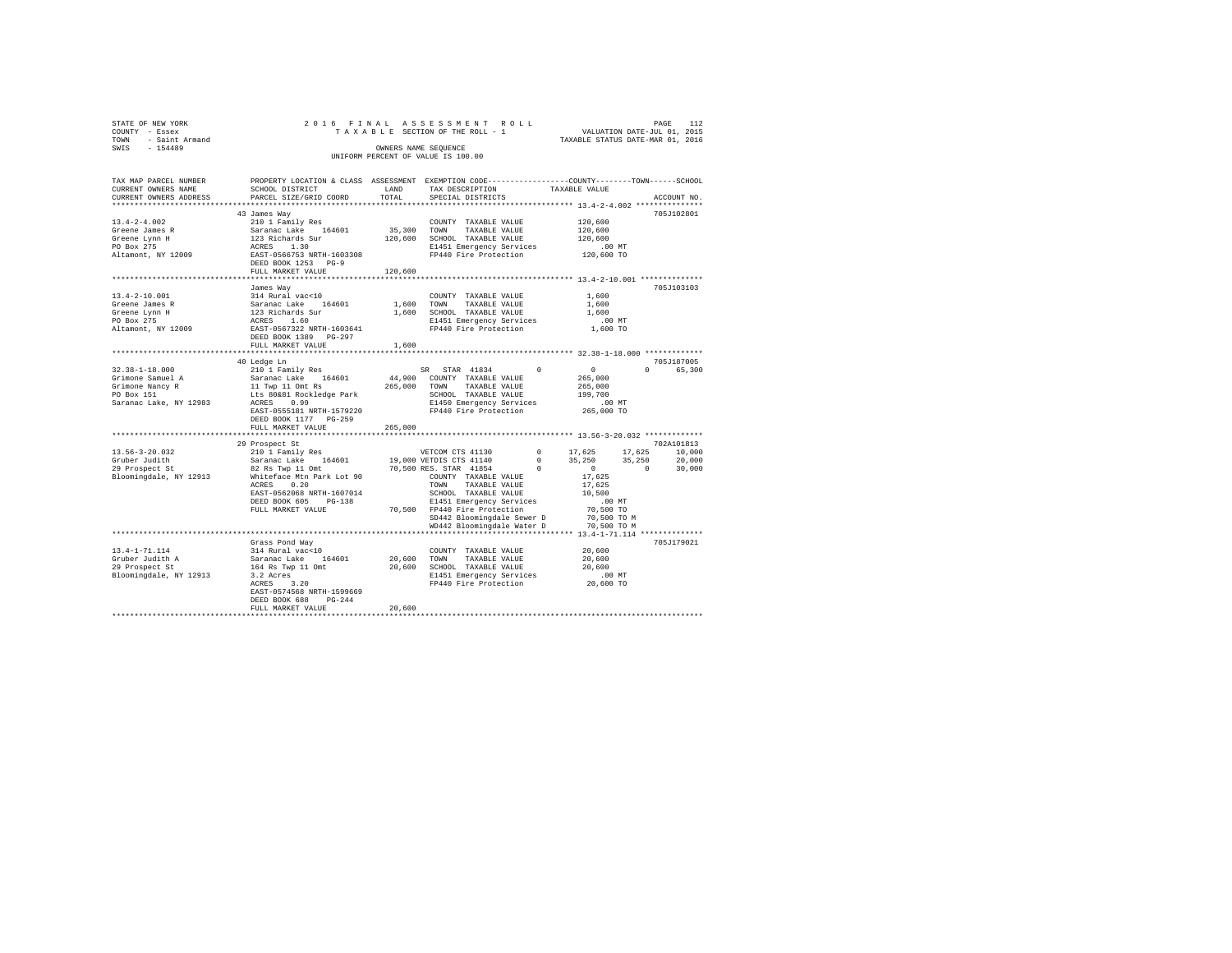STATE OF NEW YORK                    2016 FINAL ASSESSMENT ROLL
COUNTY - Essex                       TAXABLE SECTION OF THE ROLL - 1          VALUATION DATE-JUL 01, 2015
TOWN - Saint Armand                                                           TAXABLE STATUS DATE-MAR 01, 2016
SWIS - 154489                        OWNERS NAME SEQUENCE
                                     UNIFORM PERCENT OF VALUE IS 100.00

| TAX MAP PARCEL NUMBER / CURRENT OWNERS NAME / CURRENT OWNERS ADDRESS | PROPERTY LOCATION & CLASS / SCHOOL DISTRICT / PARCEL SIZE/GRID COORD | ASSESSMENT LAND / TOTAL | EXEMPTION CODE / TAX DESCRIPTION / SPECIAL DISTRICTS | COUNTY | TOWN | SCHOOL | ACCOUNT NO. |
|---|---|---|---|---|---|---|---|
| **13.4-2-4.002** | 43 James Way | | | | | | 705J102801 |
| Greene James R | 210 1 Family Res | | COUNTY TAXABLE VALUE | 120,600 | | | |
| Greene Lynn H | Saranac Lake 164601 | 35,300 | TOWN TAXABLE VALUE | | 120,600 | | |
| PO Box 275 | 123 Richards Sur | 120,600 | SCHOOL TAXABLE VALUE | | | 120,600 | |
| Altamont, NY 12009 | ACRES 1.30 | | E1451 Emergency Services | .00 MT | | | |
| | EAST-0566753 NRTH-1603308 | | FP440 Fire Protection | 120,600 TO | | | |
| | DEED BOOK 1253 PG-9 | | | | | | |
| | FULL MARKET VALUE | 120,600 | | | | | |
| **13.4-2-10.001** | James Way | | | | | | 705J103103 |
| Greene James R | 314 Rural vac<10 | | COUNTY TAXABLE VALUE | 1,600 | | | |
| Greene Lynn H | Saranac Lake 164601 | 1,600 | TOWN TAXABLE VALUE | | 1,600 | | |
| PO Box 275 | 123 Richards Sur | 1,600 | SCHOOL TAXABLE VALUE | | | 1,600 | |
| Altamont, NY 12009 | ACRES 1.60 | | E1451 Emergency Services | .00 MT | | | |
| | EAST-0567322 NRTH-1603641 | | FP440 Fire Protection | 1,600 TO | | | |
| | DEED BOOK 1389 PG-297 | | | | | | |
| | FULL MARKET VALUE | 1,600 | | | | | |
| **32.38-1-18.000** | 40 Ledge Ln | | | | | | 705J187005 |
| Grimone Samuel A | 210 1 Family Res | | SR STAR 41834 0 | 0 | 0 | 65,300 | |
| Grimone Nancy R | Saranac Lake 164601 | 44,900 | COUNTY TAXABLE VALUE | 265,000 | | | |
| PO Box 151 | 11 Twp 11 Omt Rs | 265,000 | TOWN TAXABLE VALUE | | 265,000 | | |
| Saranac Lake, NY 12983 | Lts 80&81 Rockledge Park | | SCHOOL TAXABLE VALUE | | | 199,700 | |
| | ACRES 0.99 | | E1450 Emergency Services | .00 MT | | | |
| | EAST-0555181 NRTH-1579220 | | FP440 Fire Protection | 265,000 TO | | | |
| | DEED BOOK 1177 PG-259 | | | | | | |
| | FULL MARKET VALUE | 265,000 | | | | | |
| **13.56-3-20.032** | 29 Prospect St | | | | | | 702A101813 |
| Gruber Judith | 210 1 Family Res | | VETCOM CTS 41130 0 | 17,625 | 17,625 | 10,000 | |
| 29 Prospect St | Saranac Lake 164601 | 19,000 | VETDIS CTS 41140 0 | 35,250 | 35,250 | 20,000 | |
| Bloomingdale, NY 12913 | 82 Rs Twp 11 Omt | 70,500 | RES. STAR 41854 0 | 0 | 0 | 30,000 | |
| | Whiteface Mtn Park Lot 90 | | COUNTY TAXABLE VALUE | 17,625 | | | |
| | ACRES 0.20 | | TOWN TAXABLE VALUE | | 17,625 | | |
| | EAST-0562068 NRTH-1607014 | | SCHOOL TAXABLE VALUE | | | 10,500 | |
| | DEED BOOK 605 PG-138 | | E1451 Emergency Services | .00 MT | | | |
| | FULL MARKET VALUE | 70,500 | FP440 Fire Protection | 70,500 TO | | | |
| | | | SD442 Bloomingdale Sewer D | 70,500 TO M | | | |
| | | | WD442 Bloomingdale Water D | 70,500 TO M | | | |
| **13.4-1-71.114** | Grass Pond Way | | | | | | 705J179021 |
| Gruber Judith A | 314 Rural vac<10 | | COUNTY TAXABLE VALUE | 20,600 | | | |
| 29 Prospect St | Saranac Lake 164601 | 20,600 | TOWN TAXABLE VALUE | | 20,600 | | |
| Bloomingdale, NY 12913 | 164 Rs Twp 11 Omt | 20,600 | SCHOOL TAXABLE VALUE | | | 20,600 | |
| | 3.2 Acres | | E1451 Emergency Services | .00 MT | | | |
| | ACRES 3.20 | | FP440 Fire Protection | 20,600 TO | | | |
| | EAST-0574568 NRTH-1599669 | | | | | | |
| | DEED BOOK 680 PG-244 | | | | | | |
| | FULL MARKET VALUE | 20,600 | | | | | |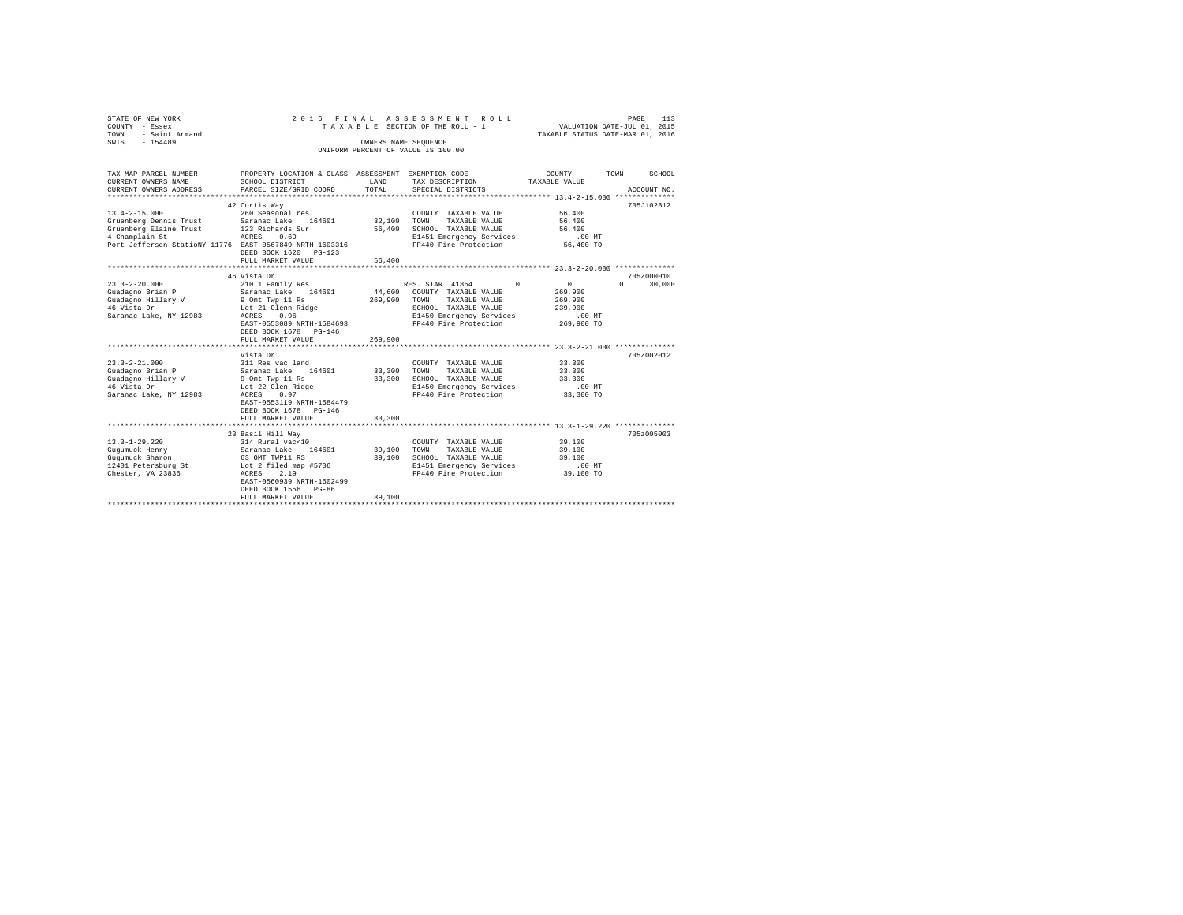STATE OF NEW YORK 2 0 1 6 F I N A L A S S E S S M E N T R O L L
COUNTY - Essex T A X A B L E SECTION OF THE ROLL - 1 VALUATION DATE-JUL 01, 2015
TOWN - Saint Armand TAXABLE STATUS DATE-MAR 01, 2016
SWIS - 154489 OWNERS NAME SEQUENCE
UNIFORM PERCENT OF VALUE IS 100.00

```
TAX MAP PARCEL NUMBER          PROPERTY LOCATION & CLASS  ASSESSMENT  EXEMPTION CODE-----------------COUNTY--------TOWN------SCHOOL
CURRENT OWNERS NAME            SCHOOL DISTRICT             LAND       TAX DESCRIPTION            TAXABLE VALUE
CURRENT OWNERS ADDRESS         PARCEL SIZE/GRID COORD      TOTAL      SPECIAL DISTRICTS                                     ACCOUNT NO.
************************************************************************************************* 13.4-2-15.000 **************
                               42 Curtis Way                                                                               705J102812
13.4-2-15.000                  260 Seasonal res                       COUNTY  TAXABLE VALUE            56,400
Gruenberg Dennis Trust         Saranac Lake   164601      32,100      TOWN    TAXABLE VALUE            56,400
Gruenberg Elaine Trust         123 Richards Sur           56,400      SCHOOL  TAXABLE VALUE            56,400
4 Champlain St                 ACRES    0.69                          E1451 Emergency Services            .00 MT
Port Jefferson StatioNY 11776  EAST-0567849 NRTH-1603316              FP440 Fire Protection            56,400 TO
                               DEED BOOK 1620   PG-123
                               FULL MARKET VALUE          56,400
************************************************************************************************* 23.3-2-20.000 **************
                               46 Vista Dr                                                                                 705Z000010
23.3-2-20.000                  210 1 Family Res                       RES. STAR 41854        0          0          0      30,000
Guadagno Brian P               Saranac Lake   164601      44,600      COUNTY  TAXABLE VALUE           269,900
Guadagno Hillary V             9 Omt Twp 11 Rs           269,900      TOWN    TAXABLE VALUE           269,900
46 Vista Dr                    Lot 21 Glenn Ridge                     SCHOOL  TAXABLE VALUE           239,900
Saranac Lake, NY 12983         ACRES    0.96                          E1450 Emergency Services            .00 MT
                               EAST-0553089 NRTH-1584693              FP440 Fire Protection           269,900 TO
                               DEED BOOK 1678   PG-146
                               FULL MARKET VALUE         269,900
************************************************************************************************* 23.3-2-21.000 **************
                               Vista Dr                                                                                    705Z002012
23.3-2-21.000                  311 Res vac land                       COUNTY  TAXABLE VALUE            33,300
Guadagno Brian P               Saranac Lake   164601      33,300      TOWN    TAXABLE VALUE            33,300
Guadagno Hillary V             9 Omt Twp 11 Rs            33,300      SCHOOL  TAXABLE VALUE            33,300
46 Vista Dr                    Lot 22 Glen Ridge                      E1450 Emergency Services            .00 MT
Saranac Lake, NY 12983         ACRES    0.97                          FP440 Fire Protection            33,300 TO
                               EAST-0553119 NRTH-1584479
                               DEED BOOK 1678   PG-146
                               FULL MARKET VALUE          33,300
************************************************************************************************* 13.3-1-29.220 **************
                               23 Basil Hill Way                                                                           705z005003
13.3-1-29.220                  314 Rural vac<10                       COUNTY  TAXABLE VALUE            39,100
Gugumuck Henry                 Saranac Lake   164601      39,100      TOWN    TAXABLE VALUE            39,100
Gugumuck Sharon                63 OMT TWP11 RS            39,100      SCHOOL  TAXABLE VALUE            39,100
12401 Petersburg St            Lot 2 filed map #5706                  E1451 Emergency Services            .00 MT
Chester, VA 23836              ACRES    2.19                          FP440 Fire Protection            39,100 TO
                               EAST-0560939 NRTH-1602499
                               DEED BOOK 1556   PG-86
                               FULL MARKET VALUE          39,100
********************************************************************************************************************************
```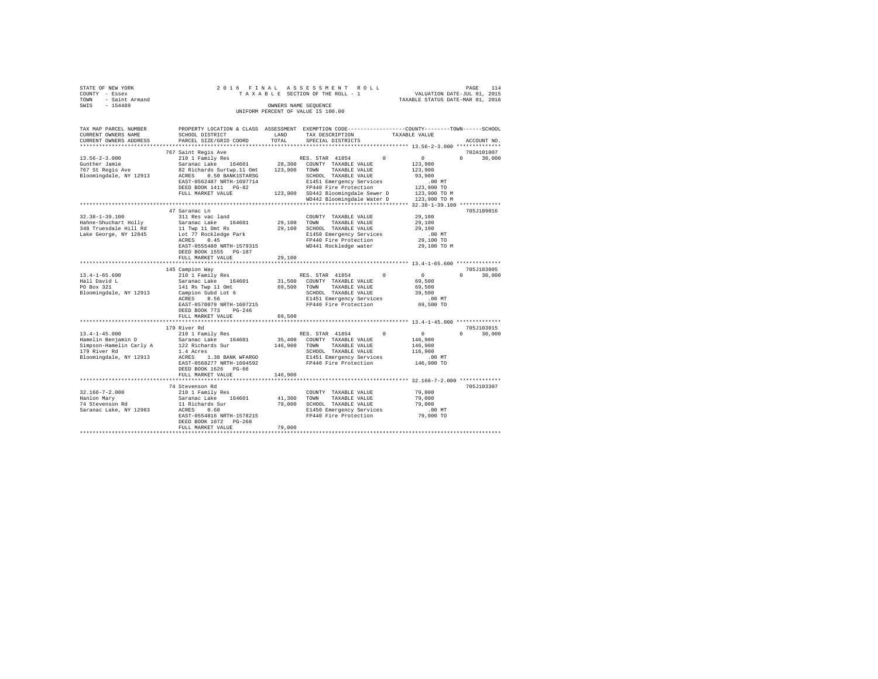STATE OF NEW YORK — COUNTY - Essex — TOWN - Saint Armand — SWIS - 154489

2016 FINAL ASSESSMENT ROLL — TAXABLE SECTION OF THE ROLL - 1 — OWNERS NAME SEQUENCE — UNIFORM PERCENT OF VALUE IS 100.00

VALUATION DATE-JUL 01, 2015 — TAXABLE STATUS DATE-MAR 01, 2016

```
TAX MAP PARCEL NUMBER     PROPERTY LOCATION & CLASS  ASSESSMENT  EXEMPTION CODE-----------------COUNTY--------TOWN------SCHOOL
CURRENT OWNERS NAME       SCHOOL DISTRICT             LAND       TAX DESCRIPTION             TAXABLE VALUE
CURRENT OWNERS ADDRESS    PARCEL SIZE/GRID COORD      TOTAL      SPECIAL DISTRICTS                                   ACCOUNT NO.
******************************************************************************************** 13.56-2-3.000 **************
                          767 Saint Regis Ave                                                                        702A101007
13.56-2-3.000             210 1 Family Res                      RES. STAR 41854          0          0          0     30,000
Gunther Jamie             Saranac Lake    164601      28,300    COUNTY  TAXABLE VALUE             123,900
767 St Regis Ave          82 Richards Surtwp.11 Omt  123,900    TOWN    TAXABLE VALUE             123,900
Bloomingdale, NY 12913    ACRES    0.50 BANK1STARSG             SCHOOL  TAXABLE VALUE              93,900
                          EAST-0562487 NRTH-1607714             E1451 Emergency Services              .00 MT
                          DEED BOOK 1411   PG-82                FP440 Fire Protection             123,900 TO
                          FULL MARKET VALUE          123,900    SD442 Bloomingdale Sewer D        123,900 TO M
                                                                WD442 Bloomingdale Water D        123,900 TO M
******************************************************************************************** 32.38-1-39.100 *************
                          47 Saranac Ln                                                                              705J189016
32.38-1-39.100            311 Res vac land                      COUNTY  TAXABLE VALUE              29,100
Hahne-Shuchart Holly      Saranac Lake    164601      29,100    TOWN    TAXABLE VALUE              29,100
348 Truesdale Hill Rd     11 Twp 11 Omt Rs            29,100    SCHOOL  TAXABLE VALUE              29,100
Lake George, NY 12845     Lot 77 Rockledge Park                 E1450 Emergency Services              .00 MT
                          ACRES    0.45                         FP440 Fire Protection              29,100 TO
                          EAST-0555480 NRTH-1579315             WD441 Rockledge water              29,100 TO M
                          DEED BOOK 1555   PG-187
                          FULL MARKET VALUE           29,100
******************************************************************************************** 13.4-1-65.600 **************
                          145 Campion Way                                                                            705J183005
13.4-1-65.600             210 1 Family Res                      RES. STAR 41854          0          0          0     30,000
Hall David L              Saranac Lake    164601      31,500    COUNTY  TAXABLE VALUE              69,500
PO Box 321                141 Rs Twp 11 Omt           69,500    TOWN    TAXABLE VALUE              69,500
Bloomingdale, NY 12913    Campion Subd Lot 6                    SCHOOL  TAXABLE VALUE              39,500
                          ACRES    8.56                         E1451 Emergency Services              .00 MT
                          EAST-0570079 NRTH-1607215             FP440 Fire Protection              69,500 TO
                          DEED BOOK 773    PG-246
                          FULL MARKET VALUE           69,500
******************************************************************************************** 13.4-1-45.000 **************
                          179 River Rd                                                                               705J103015
13.4-1-45.000             210 1 Family Res                      RES. STAR 41854          0          0          0     30,000
Hamelin Benjamin D        Saranac Lake    164601      35,400    COUNTY  TAXABLE VALUE             146,900
Simpson-Hamelin Carly A   122 Richards Sur           146,900    TOWN    TAXABLE VALUE             146,900
179 River Rd              1.4 Acres                             SCHOOL  TAXABLE VALUE             116,900
Bloomingdale, NY 12913    ACRES    1.38 BANK WFARGO             E1451 Emergency Services              .00 MT
                          EAST-0568277 NRTH-1604592             FP440 Fire Protection             146,900 TO
                          DEED BOOK 1626   PG-66
                          FULL MARKET VALUE          146,900
******************************************************************************************** 32.166-7-2.000 *************
                          74 Stevenson Rd                                                                            705J103307
32.166-7-2.000            210 1 Family Res                      COUNTY  TAXABLE VALUE              79,000
Hanlon Mary               Saranac Lake    164601      41,300    TOWN    TAXABLE VALUE              79,000
74 Stevenson Rd           11 Richards Sur             79,000    SCHOOL  TAXABLE VALUE              79,000
Saranac Lake, NY 12983    ACRES    0.60                         E1450 Emergency Services              .00 MT
                          EAST-0554816 NRTH-1578215             FP440 Fire Protection              79,000 TO
                          DEED BOOK 1072   PG-268
                          FULL MARKET VALUE           79,000
**************************************************************************************************************************
```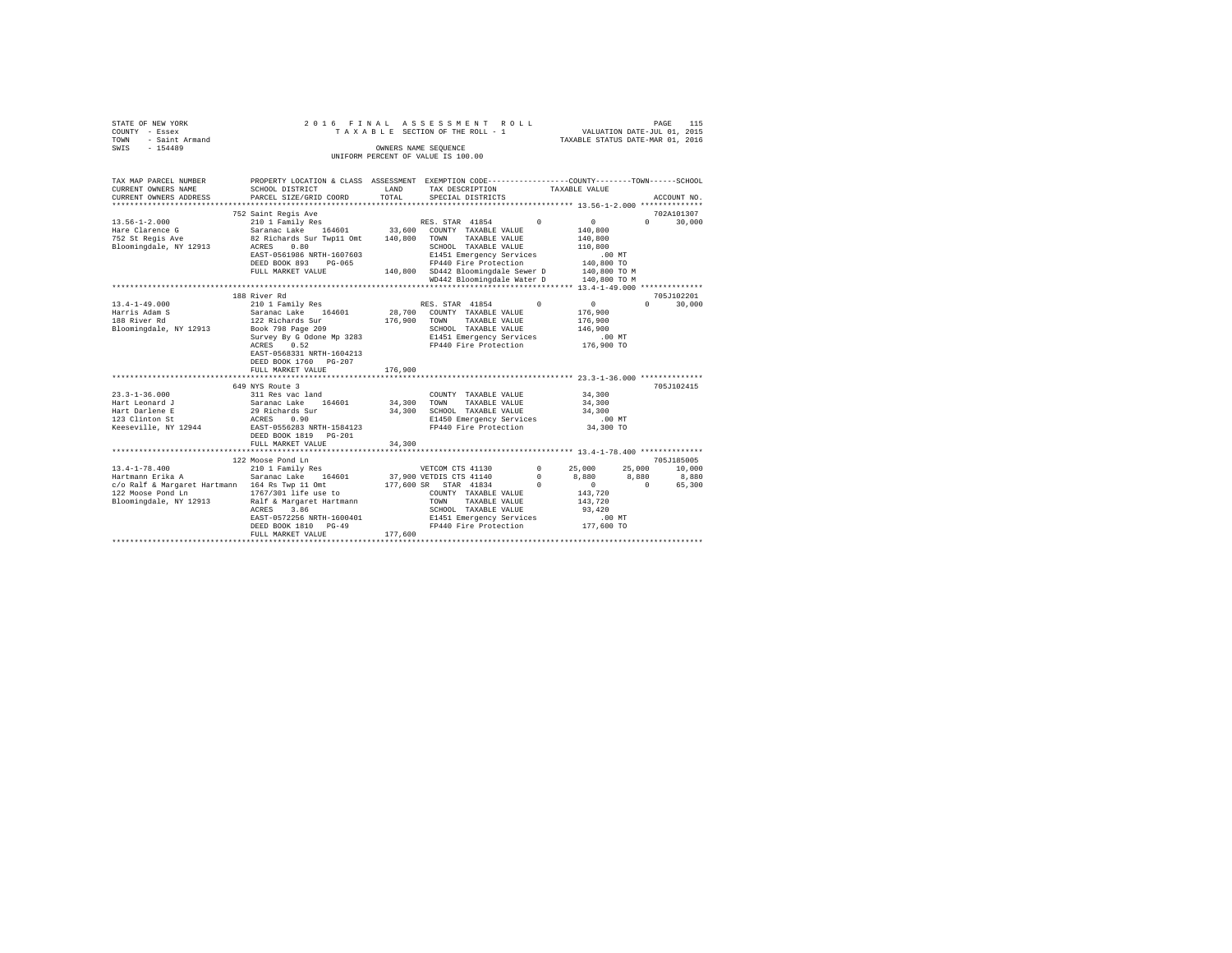STATE OF NEW YORK — 2016 FINAL ASSESSMENT ROLL — PAGE 115
COUNTY - Essex — TAXABLE SECTION OF THE ROLL - 1 — VALUATION DATE-JUL 01, 2015
TOWN - Saint Armand — TAXABLE STATUS DATE-MAR 01, 2016
SWIS - 154489 — OWNERS NAME SEQUENCE
UNIFORM PERCENT OF VALUE IS 100.00

```
TAX MAP PARCEL NUMBER          PROPERTY LOCATION & CLASS  ASSESSMENT  EXEMPTION CODE-----------------COUNTY--------TOWN------SCHOOL
CURRENT OWNERS NAME            SCHOOL DISTRICT               LAND      TAX DESCRIPTION            TAXABLE VALUE
CURRENT OWNERS ADDRESS         PARCEL SIZE/GRID COORD        TOTAL     SPECIAL DISTRICTS                                   ACCOUNT NO.
******************************************************************************************************* 13.56-1-2.000 **************
                               752 Saint Regis Ave                                                                         702A101307
13.56-1-2.000                  210 1 Family Res                        RES. STAR 41854        0           0            0       30,000
Hare Clarence G                Saranac Lake   164601       33,600   COUNTY  TAXABLE VALUE           140,800
752 St Regis Ave               82 Richards Sur Twp11 Omt  140,800   TOWN    TAXABLE VALUE           140,800
Bloomingdale, NY 12913         ACRES    0.80                        SCHOOL  TAXABLE VALUE           110,800
                               EAST-0561986 NRTH-1607603            E1451 Emergency Services            .00 MT
                               DEED BOOK 893    PG-065              FP440 Fire Protection           140,800 TO
                               FULL MARKET VALUE          140,800   SD442 Bloomingdale Sewer D      140,800 TO M
                                                                    WD442 Bloomingdale Water D      140,800 TO M
******************************************************************************************************* 13.4-1-49.000 **************
                               188 River Rd                                                                                705J102201
13.4-1-49.000                  210 1 Family Res                        RES. STAR 41854        0           0            0       30,000
Harris Adam S                  Saranac Lake   164601       28,700   COUNTY  TAXABLE VALUE           176,900
188 River Rd                   122 Richards Sur           176,900   TOWN    TAXABLE VALUE           176,900
Bloomingdale, NY 12913         Book 798 Page 209                    SCHOOL  TAXABLE VALUE           146,900
                               Survey By G Odone Mp 3283            E1451 Emergency Services            .00 MT
                               ACRES    0.52                        FP440 Fire Protection           176,900 TO
                               EAST-0568331 NRTH-1604213
                               DEED BOOK 1760   PG-207
                               FULL MARKET VALUE          176,900
******************************************************************************************************* 23.3-1-36.000 **************
                               649 NYS Route 3                                                                             705J102415
23.3-1-36.000                  311 Res vac land                     COUNTY  TAXABLE VALUE            34,300
Hart Leonard J                 Saranac Lake   164601       34,300   TOWN    TAXABLE VALUE            34,300
Hart Darlene E                 29 Richards Sur             34,300   SCHOOL  TAXABLE VALUE            34,300
123 Clinton St                 ACRES    0.90                        E1450 Emergency Services            .00 MT
Keeseville, NY 12944           EAST-0556283 NRTH-1584123            FP440 Fire Protection            34,300 TO
                               DEED BOOK 1819   PG-201
                               FULL MARKET VALUE           34,300
******************************************************************************************************* 13.4-1-78.400 **************
                               122 Moose Pond Ln                                                                           705J185005
13.4-1-78.400                  210 1 Family Res                     VETCOM CTS 41130       0      25,000       25,000      10,000
Hartmann Erika A               Saranac Lake   164601       37,900 VETDIS CTS 41140       0       8,880        8,880       8,880
c/o Ralf & Margaret Hartmann   164 Rs Twp 11 Omt          177,600 SR   STAR 41834        0           0            0      65,300
122 Moose Pond Ln              1767/301 life use to                 COUNTY  TAXABLE VALUE           143,720
Bloomingdale, NY 12913         Ralf & Margaret Hartmann             TOWN    TAXABLE VALUE           143,720
                               ACRES    3.86                        SCHOOL  TAXABLE VALUE            93,420
                               EAST-0572256 NRTH-1600401            E1451 Emergency Services            .00 MT
                               DEED BOOK 1810   PG-49               FP440 Fire Protection           177,600 TO
                               FULL MARKET VALUE          177,600
************************************************************************************************************************************
```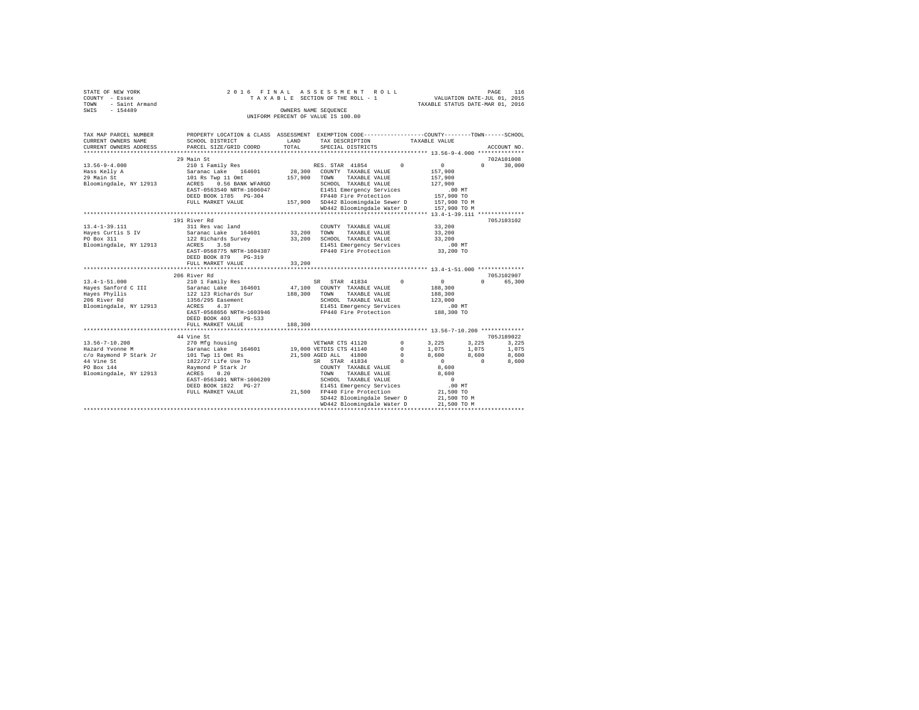```
STATE OF NEW YORK              2 0 1 6   F I N A L   A S S E S S M E N T   R O L L                    PAGE  116
COUNTY  - Essex                   T A X A B L E  SECTION OF THE ROLL - 1              VALUATION DATE-JUL 01, 2015
TOWN    - Saint Armand                                                              TAXABLE STATUS DATE-MAR 01, 2016
SWIS    - 154489                             OWNERS NAME SEQUENCE
                                    UNIFORM PERCENT OF VALUE IS 100.00

TAX MAP PARCEL NUMBER       PROPERTY LOCATION & CLASS  ASSESSMENT  EXEMPTION CODE------------------COUNTY--------TOWN------SCHOOL
CURRENT OWNERS NAME         SCHOOL DISTRICT              LAND      TAX DESCRIPTION            TAXABLE VALUE
CURRENT OWNERS ADDRESS      PARCEL SIZE/GRID COORD       TOTAL     SPECIAL DISTRICTS                                   ACCOUNT NO.
*************************************************************************************************** 13.56-9-4.000 **************
                  29 Main St                                                                                       702A101008
13.56-9-4.000               210 1 Family Res                       RES. STAR 41854        0          0            0      30,000
Hass Kelly A                Saranac Lake    164601       28,300    COUNTY  TAXABLE VALUE             157,900
29 Main St                  101 Rs Twp 11 Omt           157,900    TOWN    TAXABLE VALUE             157,900
Bloomingdale, NY 12913      ACRES    0.56 BANK WFARGO               SCHOOL  TAXABLE VALUE             127,900
                            EAST-0563540 NRTH-1606047               E1451 Emergency Services             .00 MT
                            DEED BOOK 1785   PG-304                 FP440 Fire Protection            157,900 TO
                            FULL MARKET VALUE           157,900    SD442 Bloomingdale Sewer D        157,900 TO M
                                                                   WD442 Bloomingdale Water D        157,900 TO M
*************************************************************************************************** 13.4-1-39.111 **************
                  191 River Rd                                                                                     705J103102
13.4-1-39.111               311 Res vac land                       COUNTY  TAXABLE VALUE              33,200
Hayes Curtis S IV           Saranac Lake    164601       33,200    TOWN    TAXABLE VALUE              33,200
PO Box 311                  122 Richards Survey          33,200    SCHOOL  TAXABLE VALUE              33,200
Bloomingdale, NY 12913      ACRES    3.58                          E1451 Emergency Services             .00 MT
                            EAST-0568775 NRTH-1604387              FP440 Fire Protection              33,200 TO
                            DEED BOOK 879    PG-319
                            FULL MARKET VALUE            33,200
*************************************************************************************************** 13.4-1-51.000 **************
                  206 River Rd                                                                                     705J102907
13.4-1-51.000               210 1 Family Res                       SR   STAR 41834        0          0            0      65,300
Hayes Sanford C III         Saranac Lake    164601       47,100    COUNTY  TAXABLE VALUE             188,300
Hayes Phyllis               122 123 Richards Sur        188,300    TOWN    TAXABLE VALUE             188,300
206 River Rd                1356/295 Easement                      SCHOOL  TAXABLE VALUE             123,000
Bloomingdale, NY 12913      ACRES    4.37                          E1451 Emergency Services             .00 MT
                            EAST-0568656 NRTH-1603946              FP440 Fire Protection             188,300 TO
                            DEED BOOK 403    PG-533
                            FULL MARKET VALUE           188,300
*************************************************************************************************** 13.56-7-10.200 *************
                  44 Vine St                                                                                       705J189022
13.56-7-10.200              270 Mfg housing                        VETWAR CTS 41120       0      3,225        3,225       3,225
Hazard Yvonne M             Saranac Lake    164601       19,000 VETDIS CTS 41140          0      1,075        1,075       1,075
c/o Raymond P Stark Jr      101 Twp 11 Omt Rs            21,500 AGED ALL   41800          0      8,600        8,600       8,600
44 Vine St                  1822/27 Life Use To                    SR   STAR 41834        0          0            0       8,600
PO Box 144                  Raymond P Stark Jr                     COUNTY  TAXABLE VALUE               8,600
Bloomingdale, NY 12913      ACRES    0.20                          TOWN    TAXABLE VALUE               8,600
                            EAST-0563401 NRTH-1606209              SCHOOL  TAXABLE VALUE                   0
                            DEED BOOK 1822   PG-27                 E1451 Emergency Services             .00 MT
                            FULL MARKET VALUE            21,500    FP440 Fire Protection              21,500 TO
                                                                   SD442 Bloomingdale Sewer D         21,500 TO M
                                                                   WD442 Bloomingdale Water D         21,500 TO M
********************************************************************************************************************************
```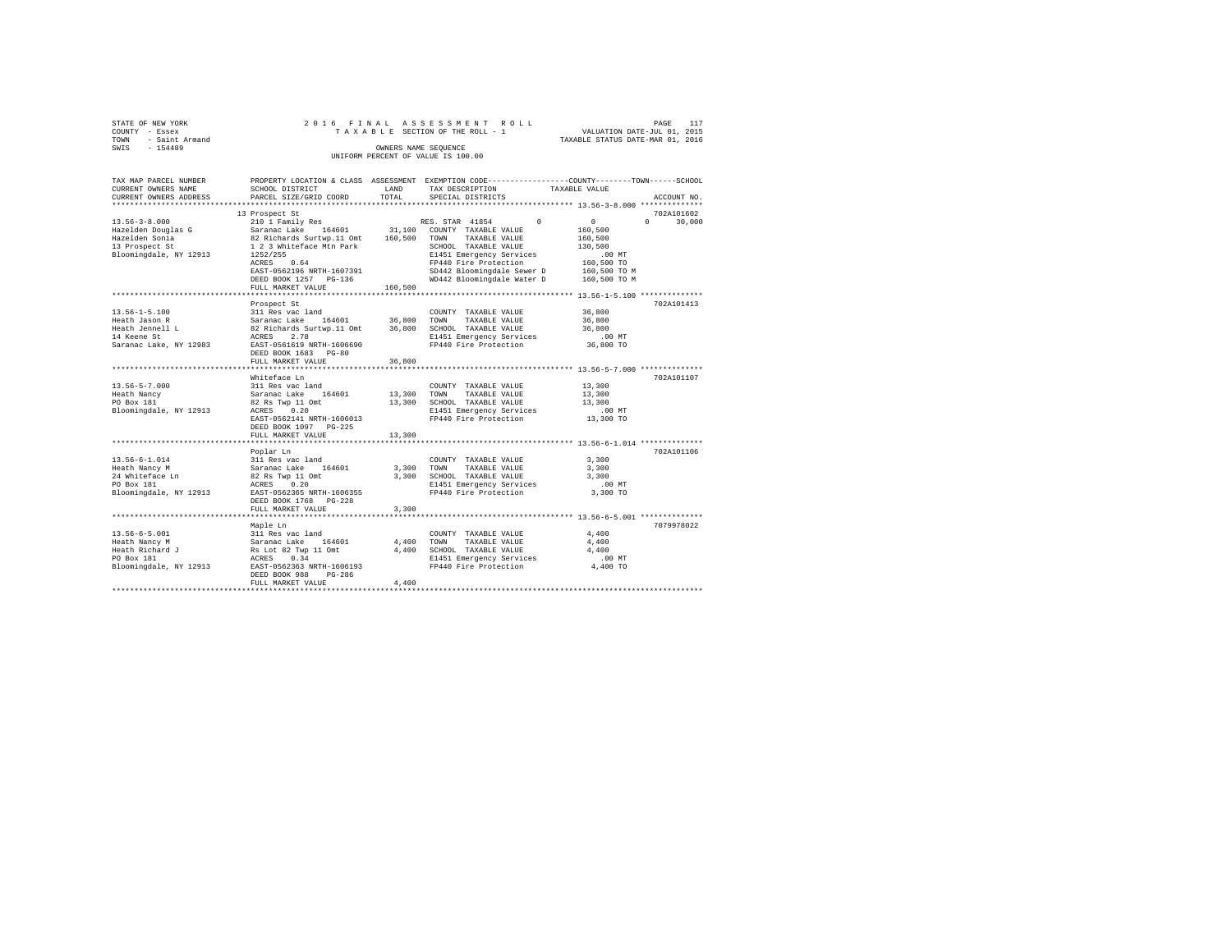STATE OF NEW YORK  
COUNTY - Essex  
TOWN - Saint Armand  
SWIS - 154489

2016 FINAL ASSESSMENT ROLL  
TAXABLE SECTION OF THE ROLL - 1  
OWNERS NAME SEQUENCE  
UNIFORM PERCENT OF VALUE IS 100.00

VALUATION DATE-JUL 01, 2015  
TAXABLE STATUS DATE-MAR 01, 2016

```
TAX MAP PARCEL NUMBER     PROPERTY LOCATION & CLASS  ASSESSMENT  EXEMPTION CODE-----------------COUNTY--------TOWN------SCHOOL
CURRENT OWNERS NAME       SCHOOL DISTRICT             LAND       TAX DESCRIPTION            TAXABLE VALUE
CURRENT OWNERS ADDRESS    PARCEL SIZE/GRID COORD      TOTAL      SPECIAL DISTRICTS                                   ACCOUNT NO.
******************************************************************************************* 13.56-3-8.000 **************
                          13 Prospect St                                                                           702A101602
13.56-3-8.000             210 1 Family Res                       RES. STAR 41854        0           0           0     30,000
Hazelden Douglas G        Saranac Lake    164601      31,100    COUNTY  TAXABLE VALUE          160,500
Hazelden Sonia            82 Richards Surtwp.11 Omt  160,500    TOWN    TAXABLE VALUE          160,500
13 Prospect St            1 2 3 Whiteface Mtn Park               SCHOOL  TAXABLE VALUE          130,500
Bloomingdale, NY 12913    1252/255                               E1451 Emergency Services          .00 MT
                          ACRES    0.64                          FP440 Fire Protection          160,500 TO
                          EAST-0562196 NRTH-1607391              SD442 Bloomingdale Sewer D     160,500 TO M
                          DEED BOOK 1257   PG-136                WD442 Bloomingdale Water D     160,500 TO M
                          FULL MARKET VALUE          160,500
******************************************************************************************* 13.56-1-5.100 **************
                          Prospect St                                                                              702A101413
13.56-1-5.100             311 Res vac land                       COUNTY  TAXABLE VALUE           36,800
Heath Jason R             Saranac Lake    164601      36,800    TOWN    TAXABLE VALUE           36,800
Heath Jennell L           82 Richards Surtwp.11 Omt   36,800    SCHOOL  TAXABLE VALUE           36,800
14 Keene St               ACRES    2.78                          E1451 Emergency Services          .00 MT
Saranac Lake, NY 12983    EAST-0561619 NRTH-1606690              FP440 Fire Protection           36,800 TO
                          DEED BOOK 1683   PG-80
                          FULL MARKET VALUE           36,800
******************************************************************************************* 13.56-5-7.000 **************
                          Whiteface Ln                                                                             702A101107
13.56-5-7.000             311 Res vac land                       COUNTY  TAXABLE VALUE           13,300
Heath Nancy               Saranac Lake    164601      13,300    TOWN    TAXABLE VALUE           13,300
PO Box 181                82 Rs Twp 11 Omt            13,300    SCHOOL  TAXABLE VALUE           13,300
Bloomingdale, NY 12913    ACRES    0.20                          E1451 Emergency Services          .00 MT
                          EAST-0562141 NRTH-1606013              FP440 Fire Protection           13,300 TO
                          DEED BOOK 1097   PG-225
                          FULL MARKET VALUE           13,300
******************************************************************************************* 13.56-6-1.014 **************
                          Poplar Ln                                                                                702A101106
13.56-6-1.014             311 Res vac land                       COUNTY  TAXABLE VALUE            3,300
Heath Nancy M             Saranac Lake    164601       3,300    TOWN    TAXABLE VALUE            3,300
24 Whiteface Ln           82 Rs Twp 11 Omt             3,300    SCHOOL  TAXABLE VALUE            3,300
PO Box 181                ACRES    0.20                          E1451 Emergency Services          .00 MT
Bloomingdale, NY 12913    EAST-0562365 NRTH-1606355              FP440 Fire Protection            3,300 TO
                          DEED BOOK 1768   PG-228
                          FULL MARKET VALUE            3,300
******************************************************************************************* 13.56-6-5.001 **************
                          Maple Ln                                                                                 7079978022
13.56-6-5.001             311 Res vac land                       COUNTY  TAXABLE VALUE            4,400
Heath Nancy M             Saranac Lake    164601       4,400    TOWN    TAXABLE VALUE            4,400
Heath Richard J           Rs Lot 82 Twp 11 Omt         4,400    SCHOOL  TAXABLE VALUE            4,400
PO Box 181                ACRES    0.34                          E1451 Emergency Services          .00 MT
Bloomingdale, NY 12913    EAST-0562363 NRTH-1606193              FP440 Fire Protection            4,400 TO
                          DEED BOOK 988    PG-286
                          FULL MARKET VALUE            4,400
************************************************************************************************************************
```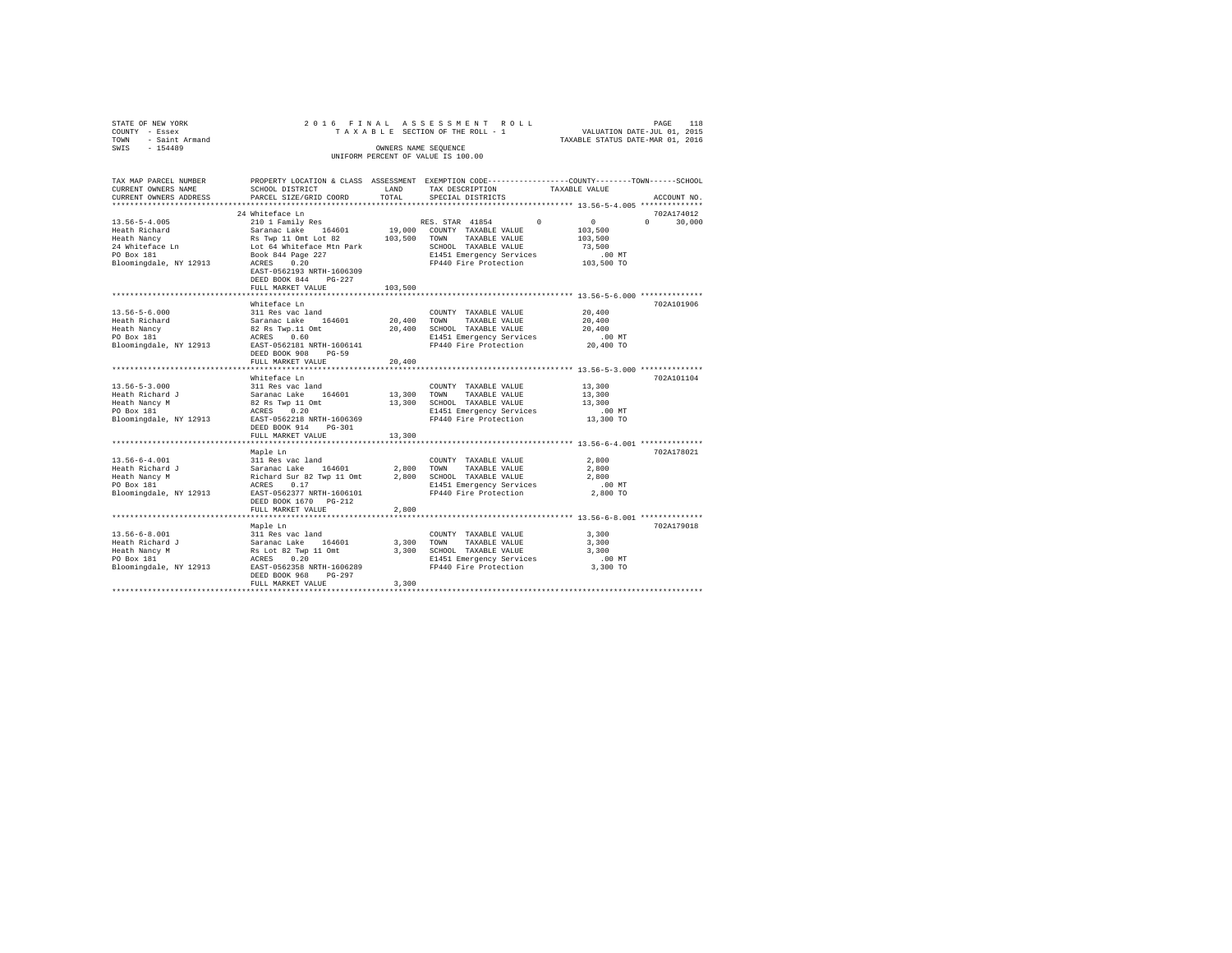STATE OF NEW YORK                2016 FINAL ASSESSMENT ROLL
COUNTY - Essex                   TAXABLE SECTION OF THE ROLL - 1          VALUATION DATE-JUL 01, 2015
TOWN - Saint Armand                                                       TAXABLE STATUS DATE-MAR 01, 2016
SWIS - 154489                    OWNERS NAME SEQUENCE
                                 UNIFORM PERCENT OF VALUE IS 100.00

| TAX MAP PARCEL NUMBER / CURRENT OWNERS NAME / CURRENT OWNERS ADDRESS | PROPERTY LOCATION & CLASS / SCHOOL DISTRICT / PARCEL SIZE/GRID COORD | ASSESSMENT LAND | TOTAL | EXEMPTION CODE / TAX DESCRIPTION / SPECIAL DISTRICTS | COUNTY | TOWN | SCHOOL / TAXABLE VALUE | ACCOUNT NO. |
|---|---|---|---|---|---|---|---|---|
| 13.56-5-4.005 | 24 Whiteface Ln | | | | | | | 702A174012 |
| Heath Richard | 210 1 Family Res | | | RES. STAR 41854 | 0 | 0 | 0 30,000 | |
| Heath Nancy | Saranac Lake 164601 | 19,000 | | COUNTY TAXABLE VALUE | | | 103,500 | |
| 24 Whiteface Ln | Rs Twp 11 Omt Lot 82 | | 103,500 | TOWN TAXABLE VALUE | | | 103,500 | |
| PO Box 181 | Lot 64 Whiteface Mtn Park | | | SCHOOL TAXABLE VALUE | | | 73,500 | |
| Bloomingdale, NY 12913 | Book 844 Page 227 | | | E1451 Emergency Services | | | .00 MT | |
| | ACRES 0.20 | | | FP440 Fire Protection | | | 103,500 TO | |
| | EAST-0562193 NRTH-1606309 | | | | | | | |
| | DEED BOOK 844 PG-227 | | | | | | | |
| | FULL MARKET VALUE | | 103,500 | | | | | |
| 13.56-5-6.000 | Whiteface Ln | | | | | | | 702A101906 |
| Heath Richard | 311 Res vac land | | | COUNTY TAXABLE VALUE | | | 20,400 | |
| Heath Nancy | Saranac Lake 164601 | 20,400 | | TOWN TAXABLE VALUE | | | 20,400 | |
| PO Box 181 | 82 Rs Twp.11 Omt | | 20,400 | SCHOOL TAXABLE VALUE | | | 20,400 | |
| Bloomingdale, NY 12913 | ACRES 0.60 | | | E1451 Emergency Services | | | .00 MT | |
| | EAST-0562181 NRTH-1606141 | | | FP440 Fire Protection | | | 20,400 TO | |
| | DEED BOOK 908 PG-59 | | | | | | | |
| | FULL MARKET VALUE | | 20,400 | | | | | |
| 13.56-5-3.000 | Whiteface Ln | | | | | | | 702A101104 |
| Heath Richard J | 311 Res vac land | | | COUNTY TAXABLE VALUE | | | 13,300 | |
| Heath Nancy M | Saranac Lake 164601 | 13,300 | | TOWN TAXABLE VALUE | | | 13,300 | |
| PO Box 181 | 82 Rs Twp 11 Omt | | 13,300 | SCHOOL TAXABLE VALUE | | | 13,300 | |
| Bloomingdale, NY 12913 | ACRES 0.20 | | | E1451 Emergency Services | | | .00 MT | |
| | EAST-0562218 NRTH-1606369 | | | FP440 Fire Protection | | | 13,300 TO | |
| | DEED BOOK 914 PG-301 | | | | | | | |
| | FULL MARKET VALUE | | 13,300 | | | | | |
| 13.56-6-4.001 | Maple Ln | | | | | | | 702A178021 |
| Heath Richard J | 311 Res vac land | | | COUNTY TAXABLE VALUE | | | 2,800 | |
| Heath Nancy M | Saranac Lake 164601 | 2,800 | | TOWN TAXABLE VALUE | | | 2,800 | |
| PO Box 181 | Richard Sur 82 Twp 11 Omt | | 2,800 | SCHOOL TAXABLE VALUE | | | 2,800 | |
| Bloomingdale, NY 12913 | ACRES 0.17 | | | E1451 Emergency Services | | | .00 MT | |
| | EAST-0562377 NRTH-1606101 | | | FP440 Fire Protection | | | 2,800 TO | |
| | DEED BOOK 1670 PG-212 | | | | | | | |
| | FULL MARKET VALUE | | 2,800 | | | | | |
| 13.56-6-8.001 | Maple Ln | | | | | | | 702A179018 |
| Heath Richard J | 311 Res vac land | | | COUNTY TAXABLE VALUE | | | 3,300 | |
| Heath Nancy M | Saranac Lake 164601 | 3,300 | | TOWN TAXABLE VALUE | | | 3,300 | |
| PO Box 181 | Rs Lot 82 Twp 11 Omt | | 3,300 | SCHOOL TAXABLE VALUE | | | 3,300 | |
| Bloomingdale, NY 12913 | ACRES 0.20 | | | E1451 Emergency Services | | | .00 MT | |
| | EAST-0562358 NRTH-1606289 | | | FP440 Fire Protection | | | 3,300 TO | |
| | DEED BOOK 968 PG-297 | | | | | | | |
| | FULL MARKET VALUE | | 3,300 | | | | | |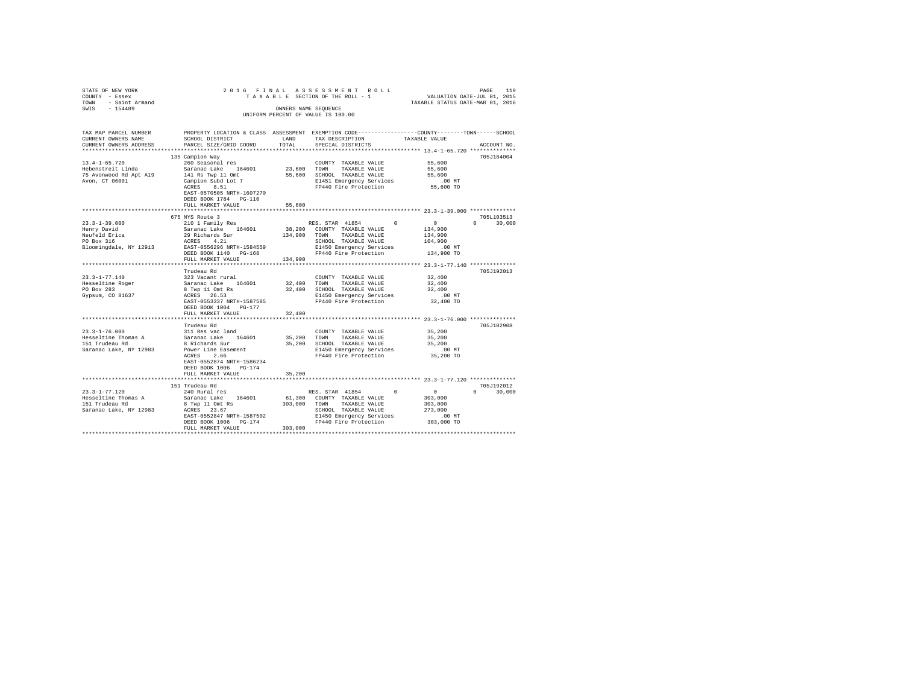```
STATE OF NEW YORK                    2 0 1 6   F I N A L   A S S E S S M E N T   R O L L                       PAGE   119
COUNTY  - Essex                         T A X A B L E  SECTION OF THE ROLL - 1               VALUATION DATE-JUL 01, 2015
TOWN    - Saint Armand                                                                     TAXABLE STATUS DATE-MAR 01, 2016
SWIS    - 154489                                   OWNERS NAME SEQUENCE
                                              UNIFORM PERCENT OF VALUE IS 100.00

TAX MAP PARCEL NUMBER        PROPERTY LOCATION & CLASS  ASSESSMENT  EXEMPTION CODE-----------------COUNTY--------TOWN------SCHOOL
CURRENT OWNERS NAME          SCHOOL DISTRICT              LAND      TAX DESCRIPTION              TAXABLE VALUE
CURRENT OWNERS ADDRESS       PARCEL SIZE/GRID COORD       TOTAL     SPECIAL DISTRICTS                                    ACCOUNT NO.
********************************************************************************************* 13.4-1-65.720 **************
                             135 Campion Way                                                                          705J184004
13.4-1-65.720                260 Seasonal res                        COUNTY  TAXABLE VALUE            55,600
Hebenstreit Linda            Saranac Lake    164601        23,600    TOWN    TAXABLE VALUE            55,600
75 Avonwood Rd Apt A19       141 Rs Twp 11 Omt             55,600    SCHOOL  TAXABLE VALUE            55,600
Avon, CT 06001               Campion Subd Lot 7                      E1451 Emergency Services            .00 MT
                             ACRES    8.51                           FP440 Fire Protection            55,600 TO
                             EAST-0570505 NRTH-1607270
                             DEED BOOK 1784   PG-110
                             FULL MARKET VALUE             55,600
********************************************************************************************* 23.3-1-39.000 **************
                             675 NYS Route 3                                                                          705L103513
23.3-1-39.000                210 1 Family Res                        RES. STAR  41854         0              0          0     30,000
Henry David                  Saranac Lake    164601        38,200    COUNTY  TAXABLE VALUE           134,900
Neufeld Erica                29 Richards Sur              134,900    TOWN    TAXABLE VALUE           134,900
PO Box 316                   ACRES    4.21                           SCHOOL  TAXABLE VALUE           104,900
Bloomingdale, NY 12913       EAST-0556296 NRTH-1584559               E1450 Emergency Services            .00 MT
                             DEED BOOK 1140   PG-168                 FP440 Fire Protection           134,900 TO
                             FULL MARKET VALUE            134,900
********************************************************************************************* 23.3-1-77.140 **************
                             Trudeau Rd                                                                               705J192013
23.3-1-77.140                323 Vacant rural                        COUNTY  TAXABLE VALUE            32,400
Hesseltine Roger             Saranac Lake    164601        32,400    TOWN    TAXABLE VALUE            32,400
PO Box 283                   8 Twp 11 Omt Rs               32,400    SCHOOL  TAXABLE VALUE            32,400
Gypsum, CO 81637             ACRES   26.53                           E1450 Emergency Services            .00 MT
                             EAST-0553337 NRTH-1587585               FP440 Fire Protection            32,400 TO
                             DEED BOOK 1004   PG-177
                             FULL MARKET VALUE             32,400
********************************************************************************************* 23.3-1-76.000 **************
                             Trudeau Rd                                                                               705J102908
23.3-1-76.000                311 Res vac land                        COUNTY  TAXABLE VALUE            35,200
Hesseltine Thomas A          Saranac Lake    164601        35,200    TOWN    TAXABLE VALUE            35,200
151 Trudeau Rd               8 Richards Sur                35,200    SCHOOL  TAXABLE VALUE            35,200
Saranac Lake, NY 12983       Power Line Easement                     E1450 Emergency Services            .00 MT
                             ACRES    2.66                           FP440 Fire Protection            35,200 TO
                             EAST-0552874 NRTH-1586234
                             DEED BOOK 1006   PG-174
                             FULL MARKET VALUE             35,200
********************************************************************************************* 23.3-1-77.120 **************
                             151 Trudeau Rd                                                                           705J192012
23.3-1-77.120                240 Rural res                           RES. STAR  41854         0              0          0     30,000
Hesseltine Thomas A          Saranac Lake    164601        61,300    COUNTY  TAXABLE VALUE           303,000
151 Trudeau Rd               8 Twp 11 Omt Rs              303,000    TOWN    TAXABLE VALUE           303,000
Saranac Lake, NY 12983       ACRES   23.67                           SCHOOL  TAXABLE VALUE           273,000
                             EAST-0552847 NRTH-1587502               E1450 Emergency Services            .00 MT
                             DEED BOOK 1006   PG-174                 FP440 Fire Protection           303,000 TO
                             FULL MARKET VALUE            303,000
****************************************************************************************************************************
```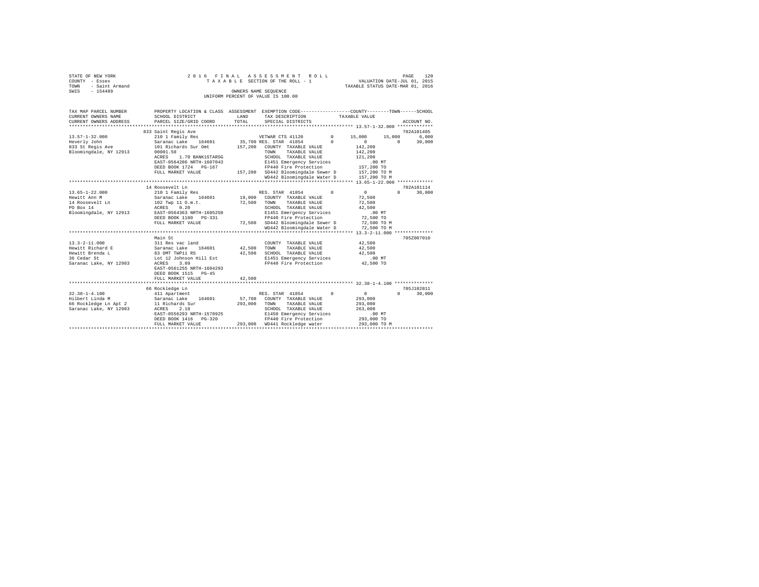STATE OF NEW YORK
COUNTY - Essex
TOWN - Saint Armand
SWIS - 154489

2016 FINAL ASSESSMENT ROLL
TAXABLE SECTION OF THE ROLL - 1
OWNERS NAME SEQUENCE
UNIFORM PERCENT OF VALUE IS 100.00

VALUATION DATE-JUL 01, 2015
TAXABLE STATUS DATE-MAR 01, 2016

```
TAX MAP PARCEL NUMBER      PROPERTY LOCATION & CLASS  ASSESSMENT  EXEMPTION CODE-----------------COUNTY--------TOWN------SCHOOL
CURRENT OWNERS NAME        SCHOOL DISTRICT              LAND      TAX DESCRIPTION              TAXABLE VALUE
CURRENT OWNERS ADDRESS     PARCEL SIZE/GRID COORD       TOTAL     SPECIAL DISTRICTS                                        ACCOUNT NO.
******************************************************************************************** 13.57-1-32.000 *************
                           833 Saint Regis Ave                                                                             702A101405
13.57-1-32.000             210 1 Family Res                       VETWAR CTS 41120        0      15,000      15,000       6,000
Heverly John               Saranac Lake    164601      35,700 RES. STAR  41854        0           0           0      30,000
833 St Regis Ave           101 Richards Sur Omt       157,200   COUNTY  TAXABLE VALUE          142,200
Bloomingdale, NY 12913     00001.50                               TOWN    TAXABLE VALUE          142,200
                           ACRES    1.70 BANK1STARSG              SCHOOL  TAXABLE VALUE          121,200
                           EAST-0564206 NRTH-1607043              E1451 Emergency Services           .00 MT
                           DEED BOOK 1724   PG-167                FP440 Fire Protection          157,200 TO
                           FULL MARKET VALUE          157,200   SD442 Bloomingdale Sewer D     157,200 TO M
                                                                  WD442 Bloomingdale Water D     157,200 TO M
******************************************************************************************** 13.65-1-22.000 *************
                           14 Roosevelt Ln                                                                                 702A101114
13.65-1-22.000             210 1 Family Res                       RES. STAR  41854        0           0           0      30,000
Hewitt Ann M               Saranac Lake    164601      19,000   COUNTY  TAXABLE VALUE           72,500
14 Roosevelt Ln            102 Twp 11 O.m.t.           72,500   TOWN    TAXABLE VALUE           72,500
PO Box 14                  ACRES    0.20                          SCHOOL  TAXABLE VALUE           42,500
Bloomingdale, NY 12913     EAST-0564363 NRTH-1605250              E1451 Emergency Services           .00 MT
                           DEED BOOK 1180   PG-331                FP440 Fire Protection           72,500 TO
                           FULL MARKET VALUE           72,500   SD442 Bloomingdale Sewer D      72,500 TO M
                                                                  WD442 Bloomingdale Water D      72,500 TO M
******************************************************************************************** 13.3-2-11.000 **************
                           Main St                                                                                         705Z007010
13.3-2-11.000              311 Res vac land                       COUNTY  TAXABLE VALUE           42,500
Hewitt Richard E           Saranac Lake    164601      42,500   TOWN    TAXABLE VALUE           42,500
Hewitt Brenda L            83 OMT TWP11 RS             42,500   SCHOOL  TAXABLE VALUE           42,500
36 Cedar St                Lot 12 Johnson Hill Est                E1451 Emergency Services           .00 MT
Saranac Lake, NY 12983     ACRES    3.89                          FP440 Fire Protection           42,500 TO
                           EAST-0561255 NRTH-1604293
                           DEED BOOK 1515   PG-45
                           FULL MARKET VALUE           42,500
******************************************************************************************** 32.38-1-4.100 **************
                           66 Rockledge Ln                                                                                 705J102811
32.38-1-4.100              411 Apartment                          RES. STAR  41854        0           0           0      30,000
Hilbert Linda M            Saranac Lake    164601      57,700   COUNTY  TAXABLE VALUE          293,000
66 Rockledge Ln Apt 2      11 Richards Sur            293,000   TOWN    TAXABLE VALUE          293,000
Saranac Lake, NY 12983     ACRES    2.18                          SCHOOL  TAXABLE VALUE          263,000
                           EAST-0556293 NRTH-1578925              E1450 Emergency Services           .00 MT
                           DEED BOOK 1416   PG-320                FP440 Fire Protection          293,000 TO
                           FULL MARKET VALUE          293,000   WD441 Rockledge water          293,000 TO M
**************************************************************************************************************************
```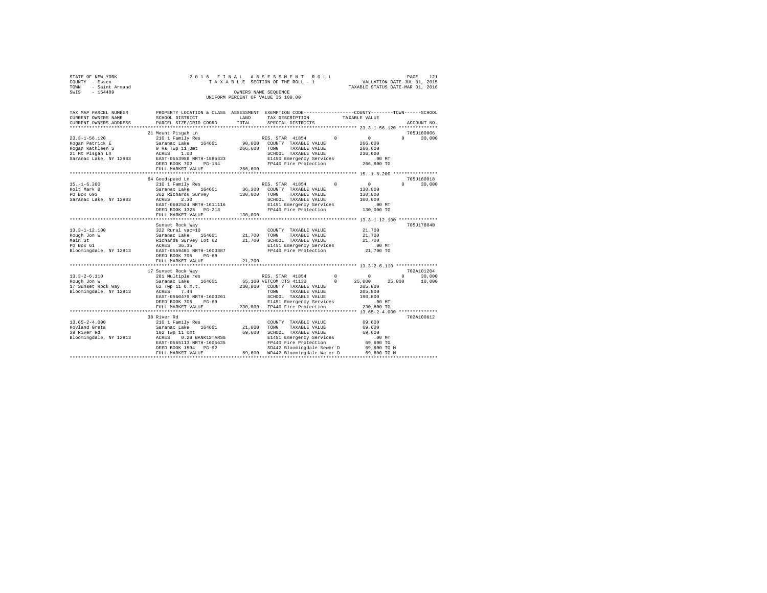STATE OF NEW YORK 2 0 1 6 F I N A L A S S E S S M E N T R O L L

COUNTY - Essex T A X A B L E SECTION OF THE ROLL - 1 VALUATION DATE-JUL 01, 2015

TOWN - Saint Armand TAXABLE STATUS DATE-MAR 01, 2016

SWIS - 154489 OWNERS NAME SEQUENCE

UNIFORM PERCENT OF VALUE IS 100.00

```
TAX MAP PARCEL NUMBER        PROPERTY LOCATION & CLASS  ASSESSMENT  EXEMPTION CODE-----------------COUNTY--------TOWN------SCHOOL
CURRENT OWNERS NAME          SCHOOL DISTRICT              LAND      TAX DESCRIPTION             TAXABLE VALUE
CURRENT OWNERS ADDRESS       PARCEL SIZE/GRID COORD       TOTAL     SPECIAL DISTRICTS                                     ACCOUNT NO.
******************************************************************************************************* 23.3-1-56.120 **************
                             21 Mount Pisgah Ln                                                                          705J180006
23.3-1-56.120                210 1 Family Res                       RES. STAR 41854          0          0           0       30,000
Hogan Patrick E              Saranac Lake   164601      90,000      COUNTY  TAXABLE VALUE             266,600
Hogan Kathleen S             9 Rs Twp 11 Omt            266,600     TOWN    TAXABLE VALUE             266,600
21 Mt Pisgah Ln              ACRES    1.00                          SCHOOL  TAXABLE VALUE             236,600
Saranac Lake, NY 12983       EAST-0553958 NRTH-1585333              E1450 Emergency Services              .00 MT
                             DEED BOOK 702    PG-154                FP440 Fire Protection             266,600 TO
                             FULL MARKET VALUE          266,600
******************************************************************************************************* 15.-1-6.200 ****************
                             64 Goodspeed Ln                                                                             705J180018
15.-1-6.200                  210 1 Family Res                       RES. STAR 41854          0          0           0       30,000
Holt Mark B                  Saranac Lake   164601      36,300      COUNTY  TAXABLE VALUE             130,000
PO Box 693                   362 Richards Survey        130,000     TOWN    TAXABLE VALUE             130,000
Saranac Lake, NY 12983       ACRES    2.30                          SCHOOL  TAXABLE VALUE             100,000
                             EAST-0602524 NRTH-1611116              E1451 Emergency Services              .00 MT
                             DEED BOOK 1325   PG-218                FP440 Fire Protection             130,000 TO
                             FULL MARKET VALUE          130,000
******************************************************************************************************* 13.3-1-12.100 **************
                             Sunset Rock Way                                                                             705J178040
13.3-1-12.100                322 Rural vac>10                       COUNTY  TAXABLE VALUE              21,700
Hough Jon W                  Saranac Lake   164601      21,700      TOWN    TAXABLE VALUE              21,700
Main St                      Richards Survey Lot 62     21,700      SCHOOL  TAXABLE VALUE              21,700
PO Box 61                    ACRES   36.35                          E1451 Emergency Services              .00 MT
Bloomingdale, NY 12913       EAST-0559401 NRTH-1603887              FP440 Fire Protection              21,700 TO
                             DEED BOOK 705    PG-69
                             FULL MARKET VALUE           21,700
******************************************************************************************************* 13.3-2-6.110 ***************
                             17 Sunset Rock Way                                                                          702A101204
13.3-2-6.110                 281 Multiple res                       RES. STAR 41854          0          0           0       30,000
Hough Jon W                  Saranac Lake   164601      65,100      VETCOM CTS 41130         0     25,000      25,000       10,000
17 Sunset Rock Way           62 Twp 11 O.m.t.           230,800     COUNTY  TAXABLE VALUE             205,800
Bloomingdale, NY 12913       ACRES    7.44                          TOWN    TAXABLE VALUE             205,800
                             EAST-0560479 NRTH-1603261              SCHOOL  TAXABLE VALUE             190,800
                             DEED BOOK 705    PG-69                 E1451 Emergency Services              .00 MT
                             FULL MARKET VALUE          230,800     FP440 Fire Protection             230,800 TO
******************************************************************************************************* 13.65-2-4.000 **************
                             38 River Rd                                                                                 702A100612
13.65-2-4.000                210 1 Family Res                       COUNTY  TAXABLE VALUE              69,600
Hovland Greta                Saranac Lake   164601      21,000      TOWN    TAXABLE VALUE              69,600
38 River Rd                  102 Twp 11 Omt             69,600      SCHOOL  TAXABLE VALUE              69,600
Bloomingdale, NY 12913       ACRES    0.28 BANK1STARSG              E1451 Emergency Services              .00 MT
                             EAST-0565113 NRTH-1605635              FP440 Fire Protection              69,600 TO
                             DEED BOOK 1594   PG-92                 SD442 Bloomingdale Sewer D         69,600 TO M
                             FULL MARKET VALUE           69,600     WD442 Bloomingdale Water D         69,600 TO M
************************************************************************************************************************************
```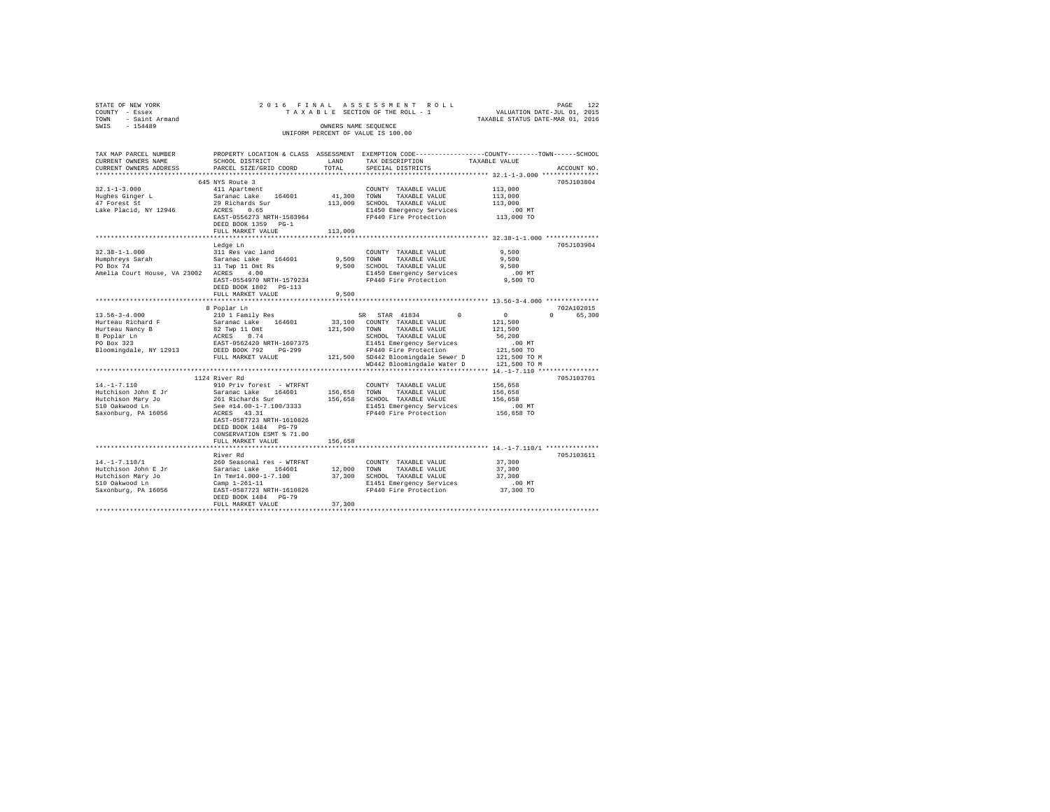STATE OF NEW YORK
COUNTY - Essex
TOWN - Saint Armand
SWIS - 154489

2016 FINAL ASSESSMENT ROLL
TAXABLE SECTION OF THE ROLL - 1
OWNERS NAME SEQUENCE
UNIFORM PERCENT OF VALUE IS 100.00

VALUATION DATE-JUL 01, 2015
TAXABLE STATUS DATE-MAR 01, 2016

```
TAX MAP PARCEL NUMBER          PROPERTY LOCATION & CLASS  ASSESSMENT  EXEMPTION CODE-----------------COUNTY--------TOWN------SCHOOL
CURRENT OWNERS NAME            SCHOOL DISTRICT              LAND      TAX DESCRIPTION            TAXABLE VALUE
CURRENT OWNERS ADDRESS         PARCEL SIZE/GRID COORD       TOTAL     SPECIAL DISTRICTS                                  ACCOUNT NO.
******************************************************************************************************* 32.1-1-3.000 ***************
                               645 NYS Route 3                                                                           705J103804
32.1-1-3.000                   411 Apartment                          COUNTY  TAXABLE VALUE          113,000
Hughes Ginger L                Saranac Lake    164601     41,300      TOWN    TAXABLE VALUE          113,000
47 Forest St                   29 Richards Sur           113,000      SCHOOL  TAXABLE VALUE          113,000
Lake Placid, NY 12946          ACRES    0.65                          E1450 Emergency Services          .00 MT
                               EAST-0556273 NRTH-1583964              FP440 Fire Protection          113,000 TO
                               DEED BOOK 1359   PG-1
                               FULL MARKET VALUE         113,000
******************************************************************************************************* 32.38-1-1.000 **************
                               Ledge Ln                                                                                  705J103904
32.38-1-1.000                  311 Res vac land                       COUNTY  TAXABLE VALUE            9,500
Humphreys Sarah                Saranac Lake    164601      9,500      TOWN    TAXABLE VALUE            9,500
PO Box 74                      11 Twp 11 Omt Rs            9,500      SCHOOL  TAXABLE VALUE            9,500
Amelia Court House, VA 23002   ACRES    4.00                          E1450 Emergency Services          .00 MT
                               EAST-0554970 NRTH-1579234              FP440 Fire Protection            9,500 TO
                               DEED BOOK 1802   PG-113
                               FULL MARKET VALUE           9,500
******************************************************************************************************* 13.56-3-4.000 **************
                               8 Poplar Ln                                                                               702A102015
13.56-3-4.000                  210 1 Family Res                    SR  STAR 41834          0            0             0      65,300
Hurteau Richard F              Saranac Lake    164601     33,100      COUNTY  TAXABLE VALUE          121,500
Hurteau Nancy B                82 Twp 11 Omt             121,500      TOWN    TAXABLE VALUE          121,500
8 Poplar Ln                    ACRES    0.74                          SCHOOL  TAXABLE VALUE           56,200
PO Box 323                     EAST-0562420 NRTH-1607375              E1451 Emergency Services          .00 MT
Bloomingdale, NY 12913         DEED BOOK 792    PG-299                FP440 Fire Protection          121,500 TO
                               FULL MARKET VALUE         121,500      SD442 Bloomingdale Sewer D     121,500 TO M
                                                                      WD442 Bloomingdale Water D     121,500 TO M
******************************************************************************************************* 14.-1-7.110 ****************
                               1124 River Rd                                                                             705J103701
14.-1-7.110                    910 Priv forest  - WTRFNT              COUNTY  TAXABLE VALUE          156,658
Hutchison John E Jr            Saranac Lake    164601    156,658      TOWN    TAXABLE VALUE          156,658
Hutchison Mary Jo              261 Richards Sur          156,658      SCHOOL  TAXABLE VALUE          156,658
510 Oakwood Ln                 See #14.00-1-7.100/3333                E1451 Emergency Services          .00 MT
Saxonburg, PA 16056            ACRES   43.31                          FP440 Fire Protection          156,658 TO
                               EAST-0587723 NRTH-1610826
                               DEED BOOK 1484   PG-79
                               CONSERVATION ESMT % 71.00
                               FULL MARKET VALUE         156,658
******************************************************************************************************* 14.-1-7.110/1 **************
                               River Rd                                                                                  705J103611
14.-1-7.110/1                  260 Seasonal res - WTRFNT              COUNTY  TAXABLE VALUE           37,300
Hutchison John E Jr            Saranac Lake    164601     12,000      TOWN    TAXABLE VALUE           37,300
Hutchison Mary Jo              In Tm#14.000-1-7.100       37,300      SCHOOL  TAXABLE VALUE           37,300
510 Oakwood Ln                 Camp 1-261-11                          E1451 Emergency Services          .00 MT
Saxonburg, PA 16056            EAST-0587723 NRTH-1610826              FP440 Fire Protection           37,300 TO
                               DEED BOOK 1484   PG-79
                               FULL MARKET VALUE          37,300
************************************************************************************************************************************
```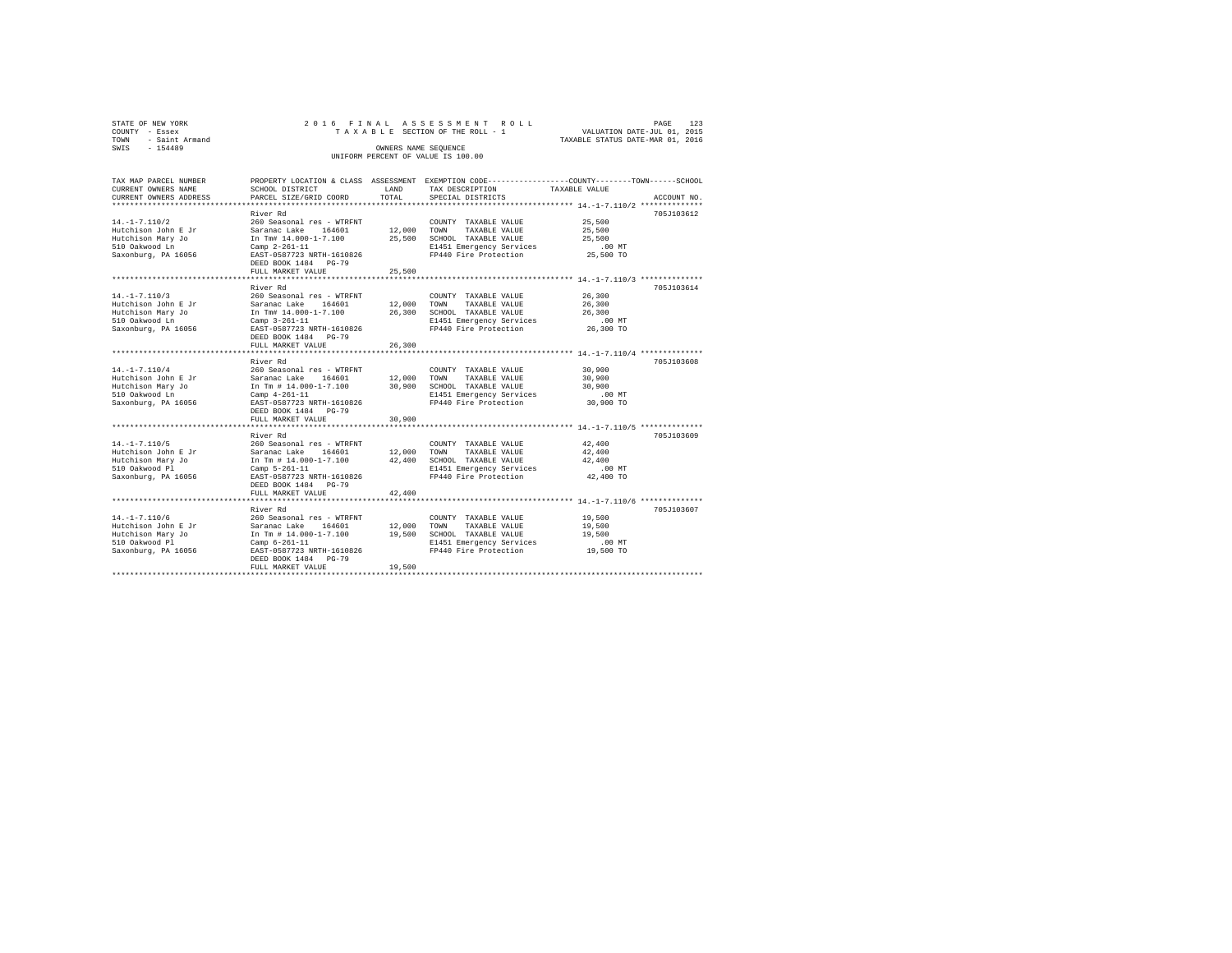STATE OF NEW YORK
COUNTY - Essex
TOWN - Saint Armand
SWIS - 154489

2016 FINAL ASSESSMENT ROLL
TAXABLE SECTION OF THE ROLL - 1
OWNERS NAME SEQUENCE
UNIFORM PERCENT OF VALUE IS 100.00

VALUATION DATE-JUL 01, 2015
TAXABLE STATUS DATE-MAR 01, 2016

| TAX MAP PARCEL NUMBER / CURRENT OWNERS NAME / CURRENT OWNERS ADDRESS | PROPERTY LOCATION & CLASS / SCHOOL DISTRICT / PARCEL SIZE/GRID COORD | ASSESSMENT LAND | TOTAL | EXEMPTION CODE / TAX DESCRIPTION / SPECIAL DISTRICTS | TAXABLE VALUE (COUNTY / TOWN / SCHOOL) | ACCOUNT NO. |
|---|---|---|---|---|---|---|
| 14.-1-7.110/2 | River Rd | | | | | 705J103612 |
| | 260 Seasonal res - WTRFNT | | | COUNTY TAXABLE VALUE | 25,500 | |
| Hutchison John E Jr | Saranac Lake 164601 | 12,000 | | TOWN TAXABLE VALUE | 25,500 | |
| Hutchison Mary Jo | In Tm# 14.000-1-7.100 | | 25,500 | SCHOOL TAXABLE VALUE | 25,500 | |
| 510 Oakwood Ln | Camp 2-261-11 | | | E1451 Emergency Services | .00 MT | |
| Saxonburg, PA 16056 | EAST-0587723 NRTH-1610826 | | | FP440 Fire Protection | 25,500 TO | |
| | DEED BOOK 1484 PG-79 | | | | | |
| | FULL MARKET VALUE | | 25,500 | | | |
| 14.-1-7.110/3 | River Rd | | | | | 705J103614 |
| | 260 Seasonal res - WTRFNT | | | COUNTY TAXABLE VALUE | 26,300 | |
| Hutchison John E Jr | Saranac Lake 164601 | 12,000 | | TOWN TAXABLE VALUE | 26,300 | |
| Hutchison Mary Jo | In Tm# 14.000-1-7.100 | | 26,300 | SCHOOL TAXABLE VALUE | 26,300 | |
| 510 Oakwood Ln | Camp 3-261-11 | | | E1451 Emergency Services | .00 MT | |
| Saxonburg, PA 16056 | EAST-0587723 NRTH-1610826 | | | FP440 Fire Protection | 26,300 TO | |
| | DEED BOOK 1484 PG-79 | | | | | |
| | FULL MARKET VALUE | | 26,300 | | | |
| 14.-1-7.110/4 | River Rd | | | | | 705J103608 |
| | 260 Seasonal res - WTRFNT | | | COUNTY TAXABLE VALUE | 30,900 | |
| Hutchison John E Jr | Saranac Lake 164601 | 12,000 | | TOWN TAXABLE VALUE | 30,900 | |
| Hutchison Mary Jo | In Tm # 14.000-1-7.100 | | 30,900 | SCHOOL TAXABLE VALUE | 30,900 | |
| 510 Oakwood Ln | Camp 4-261-11 | | | E1451 Emergency Services | .00 MT | |
| Saxonburg, PA 16056 | EAST-0587723 NRTH-1610826 | | | FP440 Fire Protection | 30,900 TO | |
| | DEED BOOK 1484 PG-79 | | | | | |
| | FULL MARKET VALUE | | 30,900 | | | |
| 14.-1-7.110/5 | River Rd | | | | | 705J103609 |
| | 260 Seasonal res - WTRFNT | | | COUNTY TAXABLE VALUE | 42,400 | |
| Hutchison John E Jr | Saranac Lake 164601 | 12,000 | | TOWN TAXABLE VALUE | 42,400 | |
| Hutchison Mary Jo | In Tm # 14.000-1-7.100 | | 42,400 | SCHOOL TAXABLE VALUE | 42,400 | |
| 510 Oakwood Pl | Camp 5-261-11 | | | E1451 Emergency Services | .00 MT | |
| Saxonburg, PA 16056 | EAST-0587723 NRTH-1610826 | | | FP440 Fire Protection | 42,400 TO | |
| | DEED BOOK 1484 PG-79 | | | | | |
| | FULL MARKET VALUE | | 42,400 | | | |
| 14.-1-7.110/6 | River Rd | | | | | 705J103607 |
| | 260 Seasonal res - WTRFNT | | | COUNTY TAXABLE VALUE | 19,500 | |
| Hutchison John E Jr | Saranac Lake 164601 | 12,000 | | TOWN TAXABLE VALUE | 19,500 | |
| Hutchison Mary Jo | In Tm # 14.000-1-7.100 | | 19,500 | SCHOOL TAXABLE VALUE | 19,500 | |
| 510 Oakwood Pl | Camp 6-261-11 | | | E1451 Emergency Services | .00 MT | |
| Saxonburg, PA 16056 | EAST-0587723 NRTH-1610826 | | | FP440 Fire Protection | 19,500 TO | |
| | DEED BOOK 1484 PG-79 | | | | | |
| | FULL MARKET VALUE | | 19,500 | | | |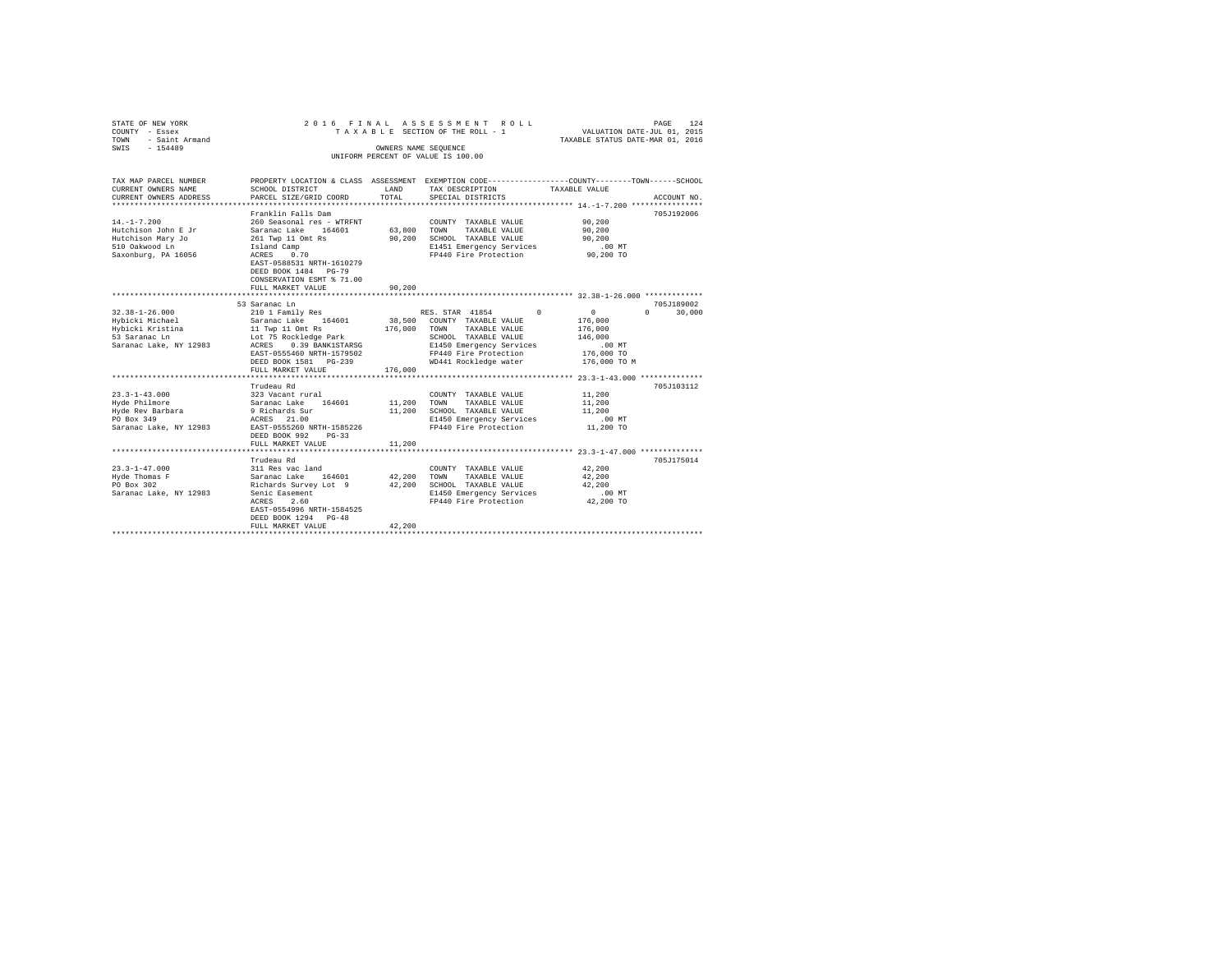STATE OF NEW YORK 2016 FINAL ASSESSMENT ROLL
COUNTY - Essex TAXABLE SECTION OF THE ROLL - 1 VALUATION DATE-JUL 01, 2015
TOWN - Saint Armand TAXABLE STATUS DATE-MAR 01, 2016
SWIS - 154489 OWNERS NAME SEQUENCE
UNIFORM PERCENT OF VALUE IS 100.00

| TAX MAP PARCEL NUMBER / CURRENT OWNERS NAME / CURRENT OWNERS ADDRESS | PROPERTY LOCATION & CLASS / SCHOOL DISTRICT / PARCEL SIZE/GRID COORD | ASSESSMENT LAND / TOTAL | EXEMPTION CODE / TAX DESCRIPTION / SPECIAL DISTRICTS | COUNTY / TOWN / SCHOOL TAXABLE VALUE | ACCOUNT NO. |
|---|---|---|---|---|---|
| 14.-1-7.200 | Franklin Falls Dam | | | | 705J192006 |
| 14.-1-7.200 | 260 Seasonal res - WTRFNT | | COUNTY TAXABLE VALUE | 90,200 | |
| Hutchison John E Jr | Saranac Lake 164601 | 63,800 | TOWN TAXABLE VALUE | 90,200 | |
| Hutchison Mary Jo | 261 Twp 11 Omt Rs | 90,200 | SCHOOL TAXABLE VALUE | 90,200 | |
| 510 Oakwood Ln | Island Camp | | E1451 Emergency Services | .00 MT | |
| Saxonburg, PA 16056 | ACRES 0.70 | | FP440 Fire Protection | 90,200 TO | |
| | EAST-0588531 NRTH-1610279 | | | | |
| | DEED BOOK 1484 PG-79 | | | | |
| | CONSERVATION ESMT % 71.00 | | | | |
| | FULL MARKET VALUE | 90,200 | | | |
| 32.38-1-26.000 | 53 Saranac Ln | | | | 705J189002 |
| 32.38-1-26.000 | 210 1 Family Res | | RES. STAR 41854 | 0 0 0 30,000 | |
| Hybicki Michael | Saranac Lake 164601 | 38,500 | COUNTY TAXABLE VALUE | 176,000 | |
| Hybicki Kristina | 11 Twp 11 Omt Rs | 176,000 | TOWN TAXABLE VALUE | 176,000 | |
| 53 Saranac Ln | Lot 75 Rockledge Park | | SCHOOL TAXABLE VALUE | 146,000 | |
| Saranac Lake, NY 12983 | ACRES 0.39 BANK1STARSG | | E1450 Emergency Services | .00 MT | |
| | EAST-0555460 NRTH-1579502 | | FP440 Fire Protection | 176,000 TO | |
| | DEED BOOK 1581 PG-239 | | WD441 Rockledge water | 176,000 TO M | |
| | FULL MARKET VALUE | 176,000 | | | |
| 23.3-1-43.000 | Trudeau Rd | | | | 705J103112 |
| 23.3-1-43.000 | 323 Vacant rural | | COUNTY TAXABLE VALUE | 11,200 | |
| Hyde Philmore | Saranac Lake 164601 | 11,200 | TOWN TAXABLE VALUE | 11,200 | |
| Hyde Rev Barbara | 9 Richards Sur | 11,200 | SCHOOL TAXABLE VALUE | 11,200 | |
| PO Box 349 | ACRES 21.00 | | E1450 Emergency Services | .00 MT | |
| Saranac Lake, NY 12983 | EAST-0555260 NRTH-1585226 | | FP440 Fire Protection | 11,200 TO | |
| | DEED BOOK 992 PG-33 | | | | |
| | FULL MARKET VALUE | 11,200 | | | |
| 23.3-1-47.000 | Trudeau Rd | | | | 705J175014 |
| 23.3-1-47.000 | 311 Res vac land | | COUNTY TAXABLE VALUE | 42,200 | |
| Hyde Thomas F | Saranac Lake 164601 | 42,200 | TOWN TAXABLE VALUE | 42,200 | |
| PO Box 302 | Richards Survey Lot 9 | 42,200 | SCHOOL TAXABLE VALUE | 42,200 | |
| Saranac Lake, NY 12983 | Senic Easement | | E1450 Emergency Services | .00 MT | |
| | ACRES 2.60 | | FP440 Fire Protection | 42,200 TO | |
| | EAST-0554996 NRTH-1584525 | | | | |
| | DEED BOOK 1294 PG-48 | | | | |
| | FULL MARKET VALUE | 42,200 | | | |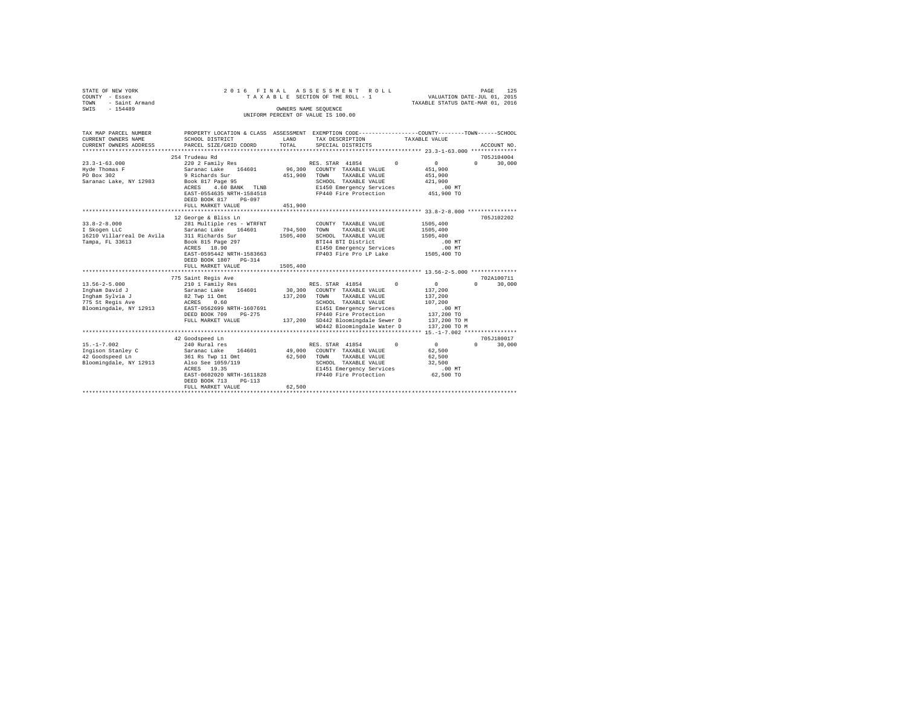STATE OF NEW YORK — 2016 FINAL ASSESSMENT ROLL
COUNTY - Essex — TAXABLE SECTION OF THE ROLL - 1 — VALUATION DATE-JUL 01, 2015
TOWN - Saint Armand — TAXABLE STATUS DATE-MAR 01, 2016
SWIS - 154489 — OWNERS NAME SEQUENCE
UNIFORM PERCENT OF VALUE IS 100.00

```
TAX MAP PARCEL NUMBER          PROPERTY LOCATION & CLASS  ASSESSMENT  EXEMPTION CODE-----------------COUNTY--------TOWN------SCHOOL
CURRENT OWNERS NAME            SCHOOL DISTRICT             LAND       TAX DESCRIPTION            TAXABLE VALUE
CURRENT OWNERS ADDRESS         PARCEL SIZE/GRID COORD      TOTAL      SPECIAL DISTRICTS                                   ACCOUNT NO.
******************************************************************************************************* 23.3-1-63.000 **************
                               254 Trudeau Rd                                                                           705J104004
23.3-1-63.000                  220 2 Family Res                       RES. STAR 41854         0            0            0     30,000
Hyde Thomas F                  Saranac Lake   164601       96,300     COUNTY  TAXABLE VALUE          451,900
PO Box 302                     9 Richards Sur             451,900     TOWN    TAXABLE VALUE          451,900
Saranac Lake, NY 12983         Book 817 Page 95                       SCHOOL  TAXABLE VALUE          421,900
                               ACRES    4.60 BANK   TLNB              E1450 Emergency Services            .00 MT
                               EAST-0554635 NRTH-1584518              FP440 Fire Protection          451,900 TO
                               DEED BOOK 817    PG-097
                               FULL MARKET VALUE          451,900
******************************************************************************************************* 33.8-2-8.000 ***************
                               12 George & Bliss Ln                                                                     705J102202
33.8-2-8.000                   281 Multiple res - WTRFNT              COUNTY  TAXABLE VALUE        1505,400
I Skogen LLC                   Saranac Lake   164601      794,500     TOWN    TAXABLE VALUE        1505,400
16210 Villarreal De Avila      311 Richards Sur          1505,400     SCHOOL  TAXABLE VALUE        1505,400
Tampa, FL 33613                Book 815 Page 297                      BTI44 BTI District                  .00 MT
                               ACRES   18.90                          E1450 Emergency Services            .00 MT
                               EAST-0595442 NRTH-1583663              FP403 Fire Pro LP Lake        1505,400 TO
                               DEED BOOK 1807   PG-314
                               FULL MARKET VALUE         1505,400
******************************************************************************************************* 13.56-2-5.000 **************
                               775 Saint Regis Ave                                                                      702A100711
13.56-2-5.000                  210 1 Family Res                       RES. STAR 41854         0            0            0     30,000
Ingham David J                 Saranac Lake   164601       30,300     COUNTY  TAXABLE VALUE          137,200
Ingham Sylvia J                82 Twp 11 Omt              137,200     TOWN    TAXABLE VALUE          137,200
775 St Regis Ave               ACRES    0.60                          SCHOOL  TAXABLE VALUE          107,200
Bloomingdale, NY 12913         EAST-0562699 NRTH-1607691              E1451 Emergency Services            .00 MT
                               DEED BOOK 709    PG-275                FP440 Fire Protection          137,200 TO
                               FULL MARKET VALUE          137,200     SD442 Bloomingdale Sewer D     137,200 TO M
                                                                      WD442 Bloomingdale Water D     137,200 TO M
******************************************************************************************************* 15.-1-7.002 ****************
                               42 Goodspeed Ln                                                                          705J180017
15.-1-7.002                    240 Rural res                          RES. STAR 41854         0            0            0     30,000
Ingison Stanley C              Saranac Lake   164601       49,000     COUNTY  TAXABLE VALUE           62,500
42 Goodspeed Ln                361 Rs Twp 11 Omt           62,500     TOWN    TAXABLE VALUE           62,500
Bloomingdale, NY 12913         Also See 1059/119                      SCHOOL  TAXABLE VALUE           32,500
                               ACRES   19.35                          E1451 Emergency Services            .00 MT
                               EAST-0602020 NRTH-1611828              FP440 Fire Protection           62,500 TO
                               DEED BOOK 713    PG-113
                               FULL MARKET VALUE           62,500
************************************************************************************************************************************
```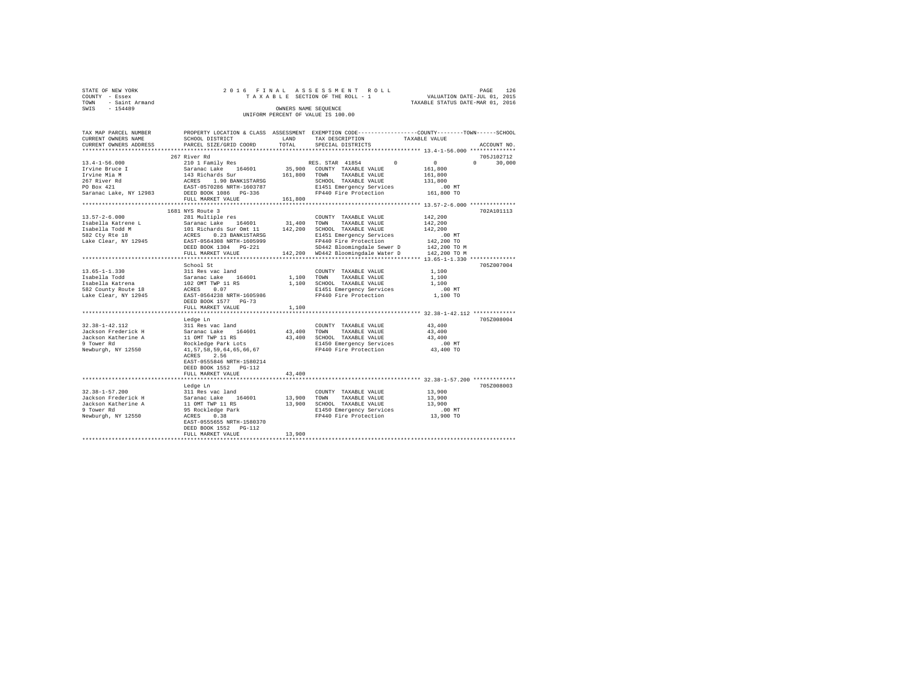STATE OF NEW YORK
COUNTY - Essex
TOWN - Saint Armand
SWIS - 154489

2016 FINAL ASSESSMENT ROLL
TAXABLE SECTION OF THE ROLL - 1
OWNERS NAME SEQUENCE
UNIFORM PERCENT OF VALUE IS 100.00

VALUATION DATE-JUL 01, 2015
TAXABLE STATUS DATE-MAR 01, 2016

```
TAX MAP PARCEL NUMBER     PROPERTY LOCATION & CLASS  ASSESSMENT  EXEMPTION CODE-----------------COUNTY--------TOWN------SCHOOL
CURRENT OWNERS NAME       SCHOOL DISTRICT              LAND      TAX DESCRIPTION             TAXABLE VALUE
CURRENT OWNERS ADDRESS    PARCEL SIZE/GRID COORD       TOTAL     SPECIAL DISTRICTS                                        ACCOUNT NO.
******************************************************************************************************* 13.4-1-56.000 **************
                          267 River Rd                                                                                  705J102712
13.4-1-56.000             210 1 Family Res                       RES. STAR 41854        0          0            0       30,000
Irvine Bruce I            Saranac Lake    164601      35,900    COUNTY  TAXABLE VALUE           161,800
Irvine Mia M              143 Richards Sur           161,800    TOWN    TAXABLE VALUE           161,800
267 River Rd              ACRES    1.90 BANK1STARSG              SCHOOL  TAXABLE VALUE           131,800
PO Box 421                EAST-0570286 NRTH-1603787              E1451 Emergency Services           .00 MT
Saranac Lake, NY 12983    DEED BOOK 1086   PG-336                FP440 Fire Protection          161,800 TO
                          FULL MARKET VALUE          161,800
******************************************************************************************************* 13.57-2-6.000 **************
                          1681 NYS Route 3                                                                              702A101113
13.57-2-6.000             281 Multiple res                       COUNTY  TAXABLE VALUE           142,200
Isabella Katrene L        Saranac Lake    164601      31,400    TOWN    TAXABLE VALUE           142,200
Isabella Todd M           101 Richards Sur Omt 11    142,200    SCHOOL  TAXABLE VALUE           142,200
582 Cty Rte 18            ACRES    0.23 BANK1STARSG              E1451 Emergency Services           .00 MT
Lake Clear, NY 12945      EAST-0564308 NRTH-1605999              FP440 Fire Protection          142,200 TO
                          DEED BOOK 1304   PG-221                SD442 Bloomingdale Sewer D     142,200 TO M
                          FULL MARKET VALUE          142,200    WD442 Bloomingdale Water D     142,200 TO M
******************************************************************************************************* 13.65-1-1.330 **************
                          School St                                                                                     705Z007004
13.65-1-1.330             311 Res vac land                       COUNTY  TAXABLE VALUE             1,100
Isabella Todd             Saranac Lake    164601       1,100    TOWN    TAXABLE VALUE             1,100
Isabella Katrena          102 OMT TWP 11 RS            1,100    SCHOOL  TAXABLE VALUE             1,100
582 County Route 18       ACRES    0.07                          E1451 Emergency Services           .00 MT
Lake Clear, NY 12945      EAST-0564238 NRTH-1605986              FP440 Fire Protection            1,100 TO
                          DEED BOOK 1577   PG-73
                          FULL MARKET VALUE            1,100
******************************************************************************************************* 32.38-1-42.112 *************
                          Ledge Ln                                                                                      705Z008004
32.38-1-42.112            311 Res vac land                       COUNTY  TAXABLE VALUE            43,400
Jackson Frederick H       Saranac Lake    164601      43,400    TOWN    TAXABLE VALUE            43,400
Jackson Katherine A       11 OMT TWP 11 RS            43,400    SCHOOL  TAXABLE VALUE            43,400
9 Tower Rd                Rockledge Park Lots                    E1450 Emergency Services           .00 MT
Newburgh, NY 12550        41,57,58,59,64,65,66,67                FP440 Fire Protection           43,400 TO
                          ACRES    2.56
                          EAST-0555846 NRTH-1580214
                          DEED BOOK 1552   PG-112
                          FULL MARKET VALUE           43,400
******************************************************************************************************* 32.38-1-57.200 *************
                          Ledge Ln                                                                                      705Z008003
32.38-1-57.200            311 Res vac land                       COUNTY  TAXABLE VALUE            13,900
Jackson Frederick H       Saranac Lake    164601      13,900    TOWN    TAXABLE VALUE            13,900
Jackson Katherine A       11 OMT TWP 11 RS            13,900    SCHOOL  TAXABLE VALUE            13,900
9 Tower Rd                95 Rockledge Park                      E1450 Emergency Services           .00 MT
Newburgh, NY 12550        ACRES    0.38                          FP440 Fire Protection           13,900 TO
                          EAST-0555655 NRTH-1580370
                          DEED BOOK 1552   PG-112
                          FULL MARKET VALUE           13,900
************************************************************************************************************************************
```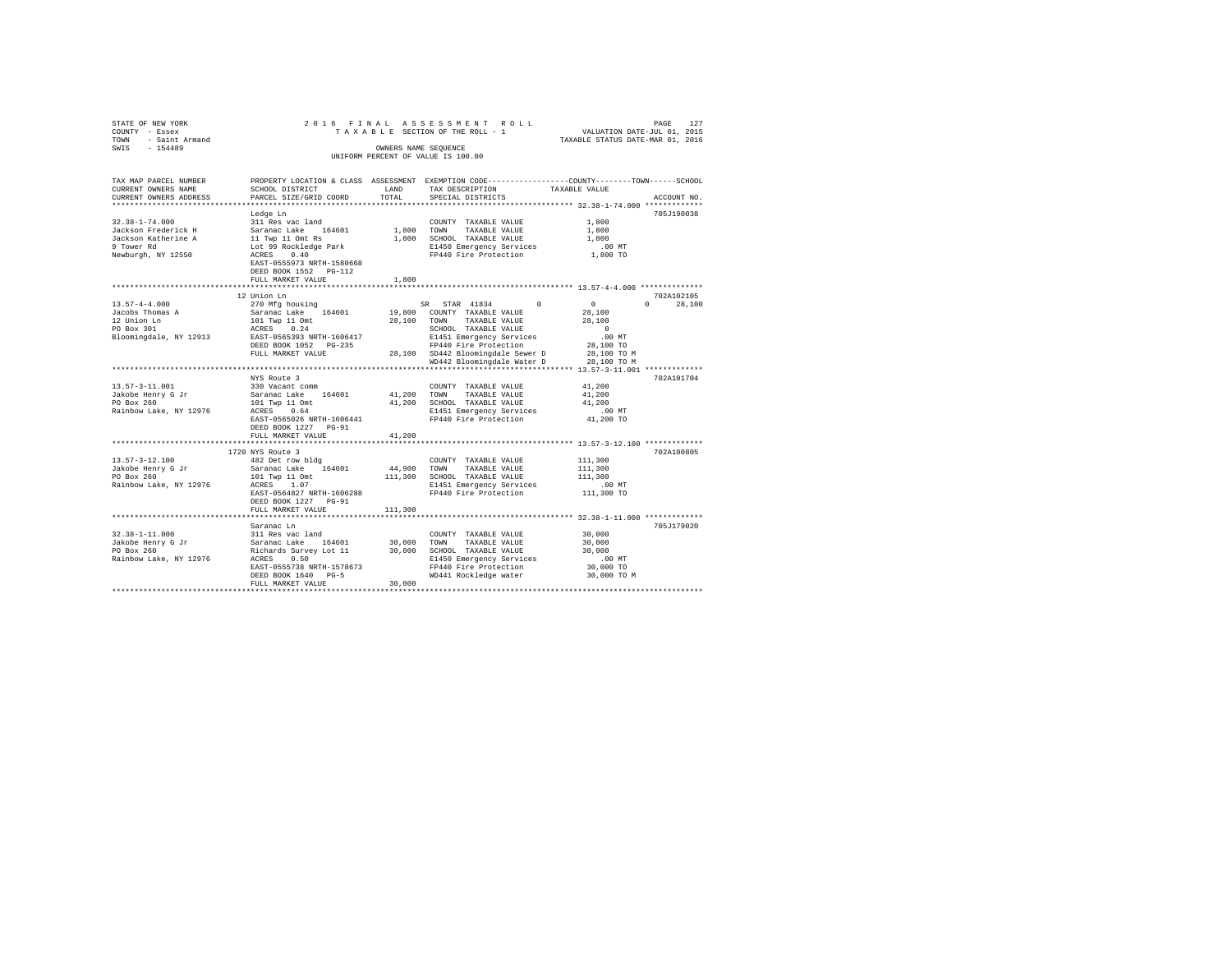STATE OF NEW YORK
COUNTY - Essex
TOWN - Saint Armand
SWIS - 154489

2016 FINAL ASSESSMENT ROLL
TAXABLE SECTION OF THE ROLL - 1
OWNERS NAME SEQUENCE
UNIFORM PERCENT OF VALUE IS 100.00

VALUATION DATE-JUL 01, 2015
TAXABLE STATUS DATE-MAR 01, 2016

```
TAX MAP PARCEL NUMBER     PROPERTY LOCATION & CLASS  ASSESSMENT  EXEMPTION CODE-----------------COUNTY--------TOWN------SCHOOL
CURRENT OWNERS NAME       SCHOOL DISTRICT             LAND       TAX DESCRIPTION            TAXABLE VALUE
CURRENT OWNERS ADDRESS    PARCEL SIZE/GRID COORD      TOTAL      SPECIAL DISTRICTS                                    ACCOUNT NO.
******************************************************************************************** 32.38-1-74.000 *************
                          Ledge Ln                                                                                  705J190038
32.38-1-74.000            311 Res vac land                        COUNTY  TAXABLE VALUE             1,800
Jackson Frederick H       Saranac Lake   164601       1,800       TOWN    TAXABLE VALUE             1,800
Jackson Katherine A       11 Twp 11 Omt Rs            1,800       SCHOOL  TAXABLE VALUE             1,800
9 Tower Rd                Lot 99 Rockledge Park                   E1450 Emergency Services            .00 MT
Newburgh, NY 12550        ACRES    0.40                           FP440 Fire Protection             1,800 TO
                          EAST-0555973 NRTH-1580668
                          DEED BOOK 1552   PG-112
                          FULL MARKET VALUE           1,800
******************************************************************************************** 13.57-4-4.000 **************
                          12 Union Ln                                                                               702A102105
13.57-4-4.000             270 Mfg housing                         SR  STAR 41834        0           0           0      28,100
Jacobs Thomas A           Saranac Lake   164601      19,800       COUNTY  TAXABLE VALUE            28,100
12 Union Ln               101 Twp 11 Omt             28,100       TOWN    TAXABLE VALUE            28,100
PO Box 301                ACRES    0.24                           SCHOOL  TAXABLE VALUE                 0
Bloomingdale, NY 12913    EAST-0565393 NRTH-1606417               E1451 Emergency Services            .00 MT
                          DEED BOOK 1052   PG-235                 FP440 Fire Protection            28,100 TO
                          FULL MARKET VALUE          28,100       SD442 Bloomingdale Sewer D       28,100 TO M
                                                                  WD442 Bloomingdale Water D       28,100 TO M
******************************************************************************************** 13.57-3-11.001 *************
                          NYS Route 3                                                                               702A101704
13.57-3-11.001            330 Vacant comm                         COUNTY  TAXABLE VALUE            41,200
Jakobe Henry G Jr         Saranac Lake   164601      41,200       TOWN    TAXABLE VALUE            41,200
PO Box 260                101 Twp 11 Omt             41,200       SCHOOL  TAXABLE VALUE            41,200
Rainbow Lake, NY 12976    ACRES    0.64                           E1451 Emergency Services            .00 MT
                          EAST-0565026 NRTH-1606441               FP440 Fire Protection            41,200 TO
                          DEED BOOK 1227   PG-91
                          FULL MARKET VALUE          41,200
******************************************************************************************** 13.57-3-12.100 *************
                          1720 NYS Route 3                                                                          702A100805
13.57-3-12.100            482 Det row bldg                        COUNTY  TAXABLE VALUE           111,300
Jakobe Henry G Jr         Saranac Lake   164601      44,900       TOWN    TAXABLE VALUE           111,300
PO Box 260                101 Twp 11 Omt            111,300       SCHOOL  TAXABLE VALUE           111,300
Rainbow Lake, NY 12976    ACRES    1.07                           E1451 Emergency Services            .00 MT
                          EAST-0564827 NRTH-1606288               FP440 Fire Protection           111,300 TO
                          DEED BOOK 1227   PG-91
                          FULL MARKET VALUE         111,300
******************************************************************************************** 32.38-1-11.000 *************
                          Saranac Ln                                                                                705J179020
32.38-1-11.000            311 Res vac land                        COUNTY  TAXABLE VALUE            30,000
Jakobe Henry G Jr         Saranac Lake   164601      30,000       TOWN    TAXABLE VALUE            30,000
PO Box 260                Richards Survey Lot 11     30,000       SCHOOL  TAXABLE VALUE            30,000
Rainbow Lake, NY 12976    ACRES    0.50                           E1450 Emergency Services            .00 MT
                          EAST-0555738 NRTH-1578673               FP440 Fire Protection            30,000 TO
                          DEED BOOK 1640   PG-5                   WD441 Rockledge water            30,000 TO M
                          FULL MARKET VALUE          30,000
****************************************************************************************************************************
```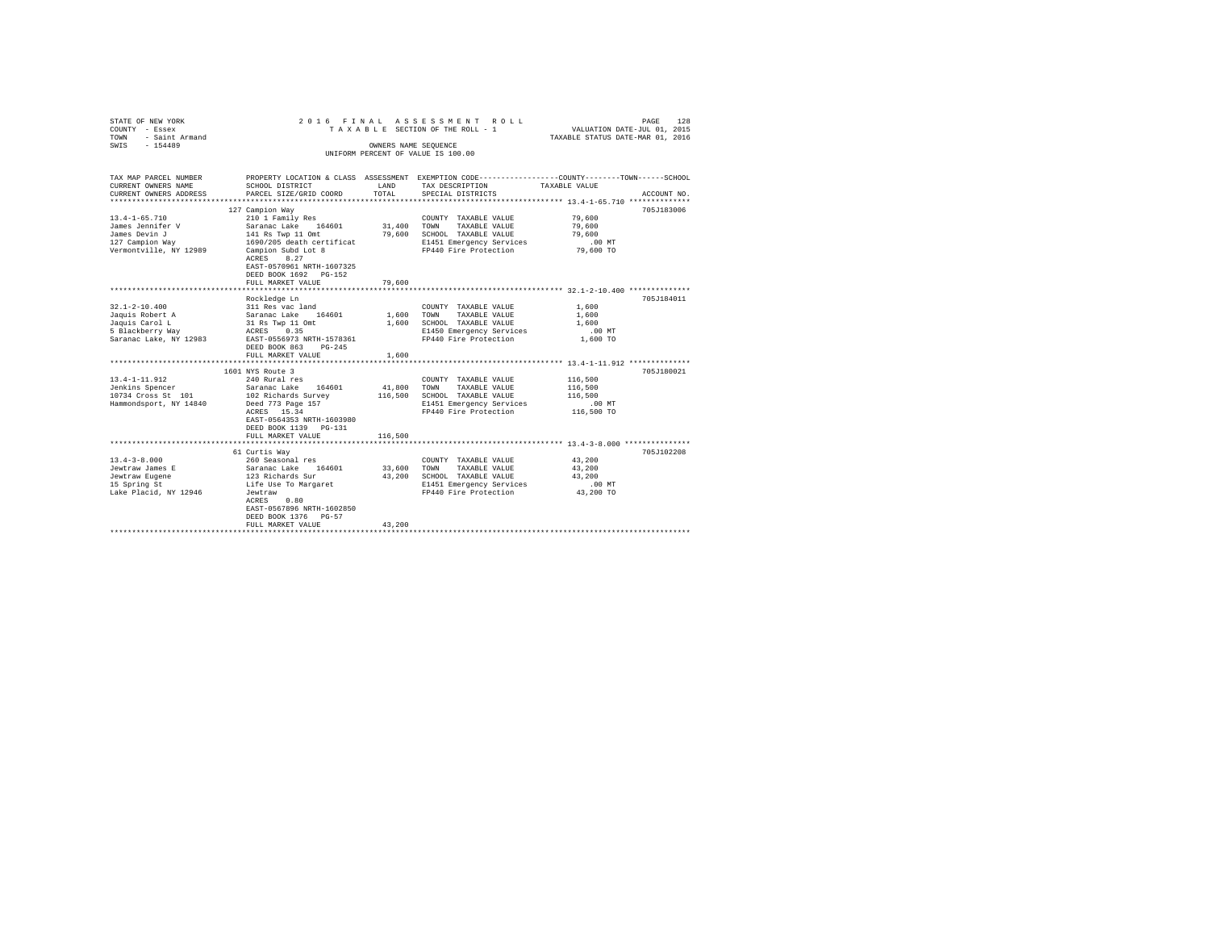STATE OF NEW YORK
COUNTY - Essex
TOWN - Saint Armand
SWIS - 154489

2016 FINAL ASSESSMENT ROLL
TAXABLE SECTION OF THE ROLL - 1
OWNERS NAME SEQUENCE
UNIFORM PERCENT OF VALUE IS 100.00

VALUATION DATE-JUL 01, 2015
TAXABLE STATUS DATE-MAR 01, 2016

| TAX MAP PARCEL NUMBER / CURRENT OWNERS NAME / CURRENT OWNERS ADDRESS | PROPERTY LOCATION & CLASS / SCHOOL DISTRICT / PARCEL SIZE/GRID COORD | ASSESSMENT LAND | TOTAL | EXEMPTION CODE / TAX DESCRIPTION / SPECIAL DISTRICTS | COUNTY--TOWN--SCHOOL TAXABLE VALUE | ACCOUNT NO. |
|---|---|---|---|---|---|---|
| **13.4-1-65.710** | 127 Campion Way | | | | | 705J183006 |
| 13.4-1-65.710 | 210 1 Family Res | | | COUNTY TAXABLE VALUE | 79,600 | |
| James Jennifer V | Saranac Lake 164601 | 31,400 | | TOWN TAXABLE VALUE | 79,600 | |
| James Devin J | 141 Rs Twp 11 Omt | | 79,600 | SCHOOL TAXABLE VALUE | 79,600 | |
| 127 Campion Way | 1690/205 death certificat | | | E1451 Emergency Services | .00 MT | |
| Vermontville, NY 12989 | Campion Subd Lot 8 | | | FP440 Fire Protection | 79,600 TO | |
| | ACRES 8.27 | | | | | |
| | EAST-0570961 NRTH-1607325 | | | | | |
| | DEED BOOK 1692 PG-152 | | | | | |
| | FULL MARKET VALUE | | 79,600 | | | |
| **32.1-2-10.400** | Rockledge Ln | | | | | 705J184011 |
| 32.1-2-10.400 | 311 Res vac land | | | COUNTY TAXABLE VALUE | 1,600 | |
| Jaquis Robert A | Saranac Lake 164601 | 1,600 | | TOWN TAXABLE VALUE | 1,600 | |
| Jaquis Carol L | 31 Rs Twp 11 Omt | | 1,600 | SCHOOL TAXABLE VALUE | 1,600 | |
| 5 Blackberry Way | ACRES 0.35 | | | E1450 Emergency Services | .00 MT | |
| Saranac Lake, NY 12983 | EAST-0556973 NRTH-1578361 | | | FP440 Fire Protection | 1,600 TO | |
| | DEED BOOK 863 PG-245 | | | | | |
| | FULL MARKET VALUE | | 1,600 | | | |
| **13.4-1-11.912** | 1601 NYS Route 3 | | | | | 705J180021 |
| 13.4-1-11.912 | 240 Rural res | | | COUNTY TAXABLE VALUE | 116,500 | |
| Jenkins Spencer | Saranac Lake 164601 | 41,800 | | TOWN TAXABLE VALUE | 116,500 | |
| 10734 Cross St 101 | 102 Richards Survey | | 116,500 | SCHOOL TAXABLE VALUE | 116,500 | |
| Hammondsport, NY 14840 | Deed 773 Page 157 | | | E1451 Emergency Services | .00 MT | |
| | ACRES 15.34 | | | FP440 Fire Protection | 116,500 TO | |
| | EAST-0564353 NRTH-1603980 | | | | | |
| | DEED BOOK 1139 PG-131 | | | | | |
| | FULL MARKET VALUE | | 116,500 | | | |
| **13.4-3-8.000** | 61 Curtis Way | | | | | 705J102208 |
| 13.4-3-8.000 | 260 Seasonal res | | | COUNTY TAXABLE VALUE | 43,200 | |
| Jewtraw James E | Saranac Lake 164601 | 33,600 | | TOWN TAXABLE VALUE | 43,200 | |
| Jewtraw Eugene | 123 Richards Sur | | 43,200 | SCHOOL TAXABLE VALUE | 43,200 | |
| 15 Spring St | Life Use To Margaret | | | E1451 Emergency Services | .00 MT | |
| Lake Placid, NY 12946 | Jewtraw | | | FP440 Fire Protection | 43,200 TO | |
| | ACRES 0.80 | | | | | |
| | EAST-0567896 NRTH-1602850 | | | | | |
| | DEED BOOK 1376 PG-57 | | | | | |
| | FULL MARKET VALUE | | 43,200 | | | |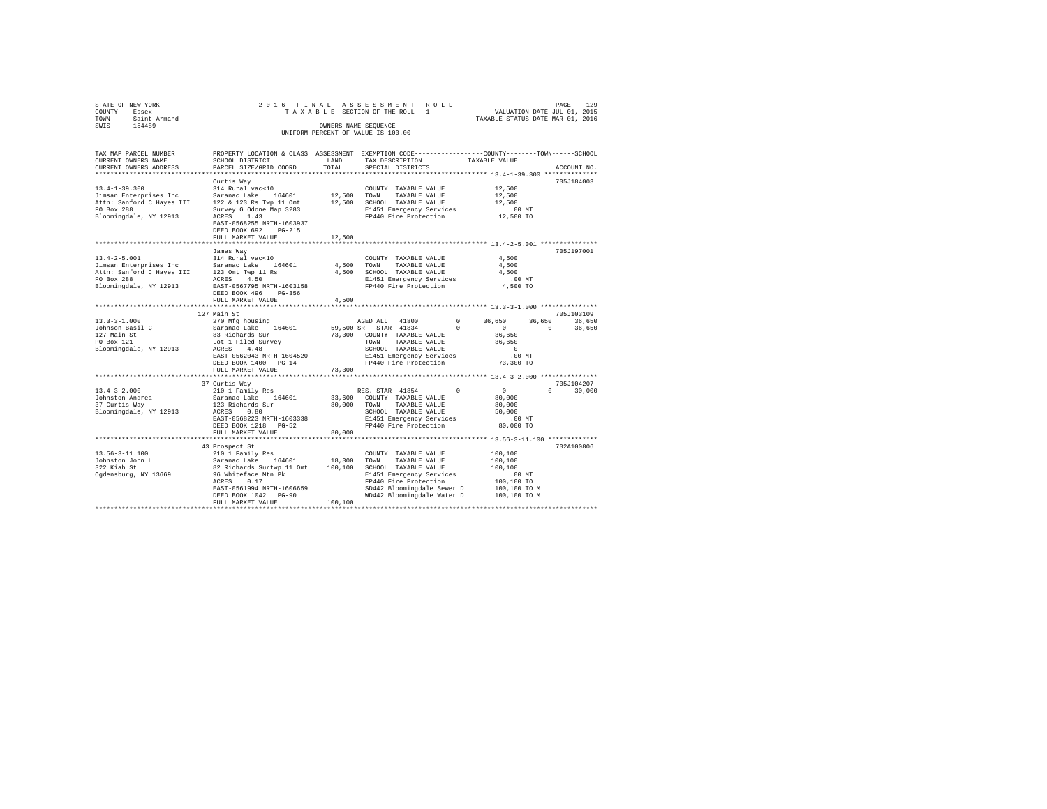STATE OF NEW YORK
COUNTY - Essex
TOWN - Saint Armand
SWIS - 154489

2016 FINAL ASSESSMENT ROLL
TAXABLE SECTION OF THE ROLL - 1
OWNERS NAME SEQUENCE
UNIFORM PERCENT OF VALUE IS 100.00

VALUATION DATE-JUL 01, 2015
TAXABLE STATUS DATE-MAR 01, 2016

```
TAX MAP PARCEL NUMBER      PROPERTY LOCATION & CLASS  ASSESSMENT  EXEMPTION CODE-----------------COUNTY--------TOWN------SCHOOL
CURRENT OWNERS NAME        SCHOOL DISTRICT              LAND      TAX DESCRIPTION            TAXABLE VALUE
CURRENT OWNERS ADDRESS     PARCEL SIZE/GRID COORD       TOTAL     SPECIAL DISTRICTS                                    ACCOUNT NO.
******************************************************************************************** 13.4-1-39.300 **************
                           Curtis Way                                                                                705J184003
13.4-1-39.300              314 Rural vac<10                       COUNTY  TAXABLE VALUE           12,500
Jimsan Enterprises Inc     Saranac Lake   164601      12,500      TOWN    TAXABLE VALUE           12,500
Attn: Sanford C Hayes III  122 & 123 Rs Twp 11 Omt    12,500      SCHOOL  TAXABLE VALUE           12,500
PO Box 288                 Survey G Odone Map 3283                E1451 Emergency Services           .00 MT
Bloomingdale, NY 12913     ACRES    1.43                          FP440 Fire Protection           12,500 TO
                           EAST-0568255 NRTH-1603937
                           DEED BOOK 692    PG-215
                           FULL MARKET VALUE          12,500
******************************************************************************************** 13.4-2-5.001 ***************
                           James Way                                                                                 705J197001
13.4-2-5.001               314 Rural vac<10                       COUNTY  TAXABLE VALUE            4,500
Jimsan Enterprises Inc     Saranac Lake   164601       4,500      TOWN    TAXABLE VALUE            4,500
Attn: Sanford C Hayes III  123 Omt Twp 11 Rs           4,500      SCHOOL  TAXABLE VALUE            4,500
PO Box 288                 ACRES    4.50                          E1451 Emergency Services           .00 MT
Bloomingdale, NY 12913     EAST-0567795 NRTH-1603158              FP440 Fire Protection            4,500 TO
                           DEED BOOK 496    PG-356
                           FULL MARKET VALUE           4,500
******************************************************************************************** 13.3-3-1.000 ***************
                       127 Main St                                                                                   705J103109
13.3-3-1.000               270 Mfg housing                        AGED ALL  41800        0      36,650      36,650      36,650
Johnson Basil C            Saranac Lake   164601      59,500 SR   STAR  41834            0           0           0      36,650
127 Main St                83 Richards Sur            73,300      COUNTY  TAXABLE VALUE           36,650
PO Box 121                 Lot 1 Filed Survey                     TOWN    TAXABLE VALUE           36,650
Bloomingdale, NY 12913     ACRES    4.48                          SCHOOL  TAXABLE VALUE                0
                           EAST-0562043 NRTH-1604520              E1451 Emergency Services           .00 MT
                           DEED BOOK 1400   PG-14                 FP440 Fire Protection           73,300 TO
                           FULL MARKET VALUE          73,300
******************************************************************************************** 13.4-3-2.000 ***************
                        37 Curtis Way                                                                                705J104207
13.4-3-2.000               210 1 Family Res                       RES. STAR 41854        0           0           0      30,000
Johnston Andrea            Saranac Lake   164601      33,600      COUNTY  TAXABLE VALUE           80,000
37 Curtis Way              123 Richards Sur           80,000      TOWN    TAXABLE VALUE           80,000
Bloomingdale, NY 12913     ACRES    0.80                          SCHOOL  TAXABLE VALUE           50,000
                           EAST-0568223 NRTH-1603338              E1451 Emergency Services           .00 MT
                           DEED BOOK 1218   PG-52                 FP440 Fire Protection           80,000 TO
                           FULL MARKET VALUE          80,000
******************************************************************************************** 13.56-3-11.100 *************
                        43 Prospect St                                                                               702A100806
13.56-3-11.100             210 1 Family Res                       COUNTY  TAXABLE VALUE          100,100
Johnston John L            Saranac Lake   164601      18,300      TOWN    TAXABLE VALUE          100,100
322 Kiah St                82 Richards Surtwp 11 Omt 100,100      SCHOOL  TAXABLE VALUE          100,100
Ogdensburg, NY 13669       96 Whiteface Mtn Pk                    E1451 Emergency Services           .00 MT
                           ACRES    0.17                          FP440 Fire Protection          100,100 TO
                           EAST-0561994 NRTH-1606659              SD442 Bloomingdale Sewer D     100,100 TO M
                           DEED BOOK 1042   PG-90                 WD442 Bloomingdale Water D     100,100 TO M
                           FULL MARKET VALUE         100,100
****************************************************************************************************************************
```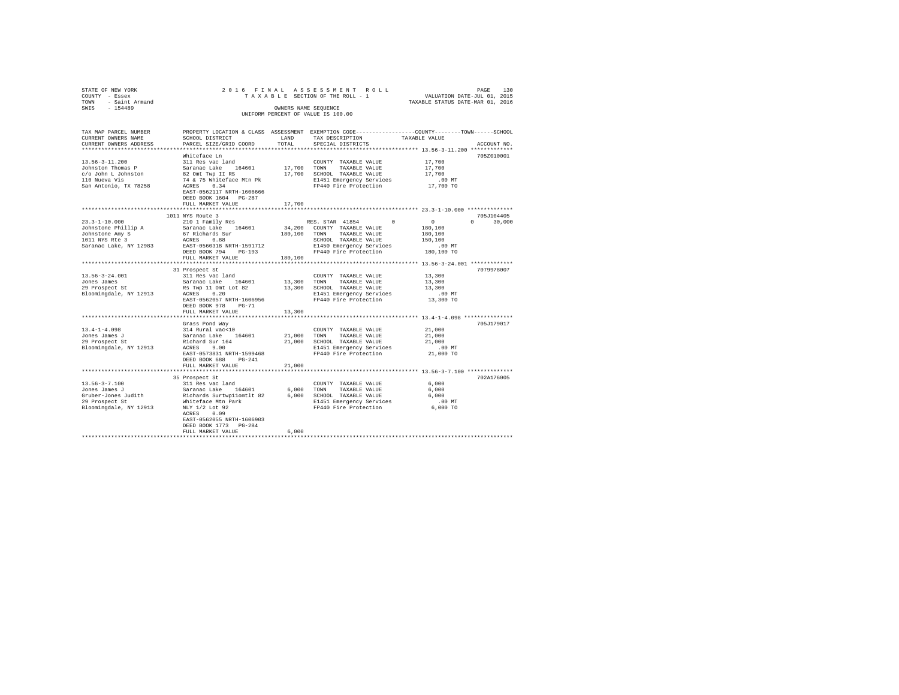STATE OF NEW YORK | 2016 FINAL ASSESSMENT ROLL
COUNTY - Essex | TAXABLE SECTION OF THE ROLL - 1 | VALUATION DATE-JUL 01, 2015
TOWN - Saint Armand | TAXABLE STATUS DATE-MAR 01, 2016
SWIS - 154489 | OWNERS NAME SEQUENCE
UNIFORM PERCENT OF VALUE IS 100.00

| TAX MAP PARCEL NUMBER / CURRENT OWNERS NAME / CURRENT OWNERS ADDRESS | PROPERTY LOCATION & CLASS / SCHOOL DISTRICT / PARCEL SIZE/GRID COORD | ASSESSMENT LAND / TOTAL | EXEMPTION CODE / TAX DESCRIPTION / SPECIAL DISTRICTS | COUNTY | TOWN | SCHOOL / TAXABLE VALUE | ACCOUNT NO. |
|---|---|---|---|---|---|---|---|
| **13.56-3-11.200** | Whiteface Ln | | | | | | 705Z010001 |
| Johnston Thomas P | 311 Res vac land | | COUNTY TAXABLE VALUE | | | 17,700 | |
| c/o John L Johnston | Saranac Lake 164601 | 17,700 | TOWN TAXABLE VALUE | | | 17,700 | |
| 110 Nueva Vis | 82 Omt Twp II RS | 17,700 | SCHOOL TAXABLE VALUE | | | 17,700 | |
| San Antonio, TX 78258 | 74 & 75 Whiteface Mtn Pk | | E1451 Emergency Services | | | .00 MT | |
| | ACRES 0.34 | | FP440 Fire Protection | | | 17,700 TO | |
| | EAST-0562117 NRTH-1606666 | | | | | | |
| | DEED BOOK 1604 PG-287 | | | | | | |
| | FULL MARKET VALUE | 17,700 | | | | | |
| **23.3-1-10.000** | 1011 NYS Route 3 | | | | | | 705J104405 |
| Johnstone Phillip A | 210 1 Family Res | | RES. STAR 41854 | 0 | 0 | 0 / 30,000 | |
| Johnstone Amy S | Saranac Lake 164601 | 34,200 | COUNTY TAXABLE VALUE | | | 180,100 | |
| 1011 NYS Rte 3 | 67 Richards Sur | 180,100 | TOWN TAXABLE VALUE | | | 180,100 | |
| Saranac Lake, NY 12983 | ACRES 0.88 | | SCHOOL TAXABLE VALUE | | | 150,100 | |
| | EAST-0560318 NRTH-1591712 | | E1450 Emergency Services | | | .00 MT | |
| | DEED BOOK 794 PG-193 | | FP440 Fire Protection | | | 180,100 TO | |
| | FULL MARKET VALUE | 180,100 | | | | | |
| **13.56-3-24.001** | 31 Prospect St | | | | | | 7079978007 |
| Jones James | 311 Res vac land | | COUNTY TAXABLE VALUE | | | 13,300 | |
| 29 Prospect St | Saranac Lake 164601 | 13,300 | TOWN TAXABLE VALUE | | | 13,300 | |
| Bloomingdale, NY 12913 | Rs Twp 11 Omt Lot 82 | 13,300 | SCHOOL TAXABLE VALUE | | | 13,300 | |
| | ACRES 0.20 | | E1451 Emergency Services | | | .00 MT | |
| | EAST-0562057 NRTH-1606956 | | FP440 Fire Protection | | | 13,300 TO | |
| | DEED BOOK 978 PG-71 | | | | | | |
| | FULL MARKET VALUE | 13,300 | | | | | |
| **13.4-1-4.098** | Grass Pond Way | | | | | | 705J179017 |
| Jones James J | 314 Rural vac<10 | | COUNTY TAXABLE VALUE | | | 21,000 | |
| 29 Prospect St | Saranac Lake 164601 | 21,000 | TOWN TAXABLE VALUE | | | 21,000 | |
| Bloomingdale, NY 12913 | Richard Sur 164 | 21,000 | SCHOOL TAXABLE VALUE | | | 21,000 | |
| | ACRES 9.00 | | E1451 Emergency Services | | | .00 MT | |
| | EAST-0573831 NRTH-1599468 | | FP440 Fire Protection | | | 21,000 TO | |
| | DEED BOOK 688 PG-241 | | | | | | |
| | FULL MARKET VALUE | 21,000 | | | | | |
| **13.56-3-7.100** | 35 Prospect St | | | | | | 702A176005 |
| Jones James J | 311 Res vac land | | COUNTY TAXABLE VALUE | | | 6,000 | |
| Gruber-Jones Judith | Saranac Lake 164601 | 6,000 | TOWN TAXABLE VALUE | | | 6,000 | |
| 29 Prospect St | Richards Surtwp11omtlt 82 | 6,000 | SCHOOL TAXABLE VALUE | | | 6,000 | |
| Bloomingdale, NY 12913 | Whiteface Mtn Park | | E1451 Emergency Services | | | .00 MT | |
| | NLY 1/2 Lot 92 | | FP440 Fire Protection | | | 6,000 TO | |
| | ACRES 0.09 | | | | | | |
| | EAST-0562055 NRTH-1606903 | | | | | | |
| | DEED BOOK 1773 PG-284 | | | | | | |
| | FULL MARKET VALUE | 6,000 | | | | | |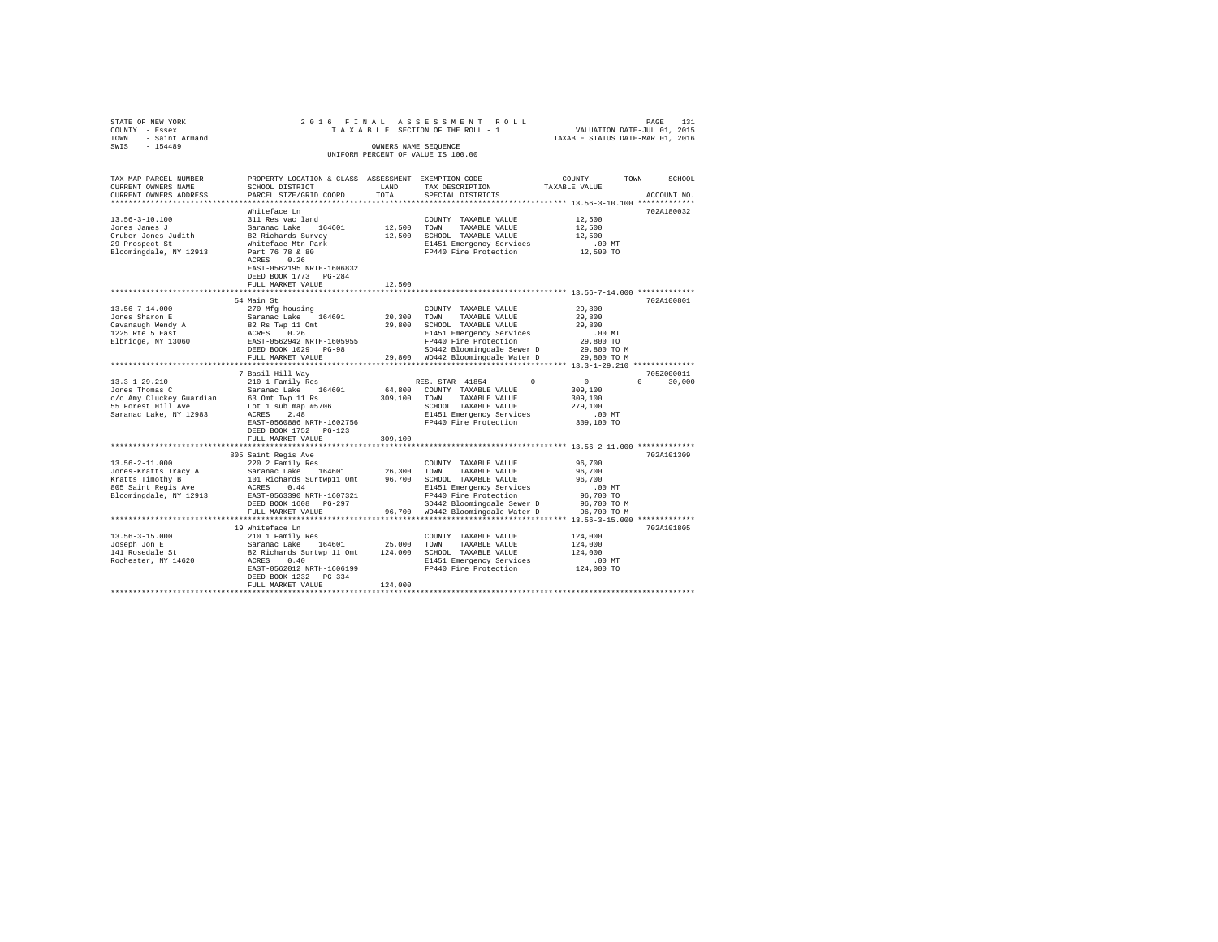STATE OF NEW YORK
COUNTY - Essex
TOWN - Saint Armand
SWIS - 154489

2016 FINAL ASSESSMENT ROLL
TAXABLE SECTION OF THE ROLL - 1
OWNERS NAME SEQUENCE
UNIFORM PERCENT OF VALUE IS 100.00

VALUATION DATE-JUL 01, 2015
TAXABLE STATUS DATE-MAR 01, 2016

```
TAX MAP PARCEL NUMBER     PROPERTY LOCATION & CLASS  ASSESSMENT  EXEMPTION CODE-----------------COUNTY--------TOWN------SCHOOL
CURRENT OWNERS NAME       SCHOOL DISTRICT              LAND      TAX DESCRIPTION            TAXABLE VALUE
CURRENT OWNERS ADDRESS    PARCEL SIZE/GRID COORD       TOTAL     SPECIAL DISTRICTS                                   ACCOUNT NO.
************************************************************************************************* 13.56-3-10.100 *************
                          Whiteface Ln                                                                            702A180032
13.56-3-10.100            311 Res vac land                       COUNTY  TAXABLE VALUE          12,500
Jones James J             Saranac Lake   164601     12,500      TOWN    TAXABLE VALUE          12,500
Gruber-Jones Judith       82 Richards Survey        12,500      SCHOOL  TAXABLE VALUE          12,500
29 Prospect St            Whiteface Mtn Park                    E1451 Emergency Services          .00 MT
Bloomingdale, NY 12913    Part 76 78 & 80                       FP440 Fire Protection          12,500 TO
                          ACRES    0.26
                          EAST-0562195 NRTH-1606832
                          DEED BOOK 1773   PG-284
                          FULL MARKET VALUE         12,500
************************************************************************************************* 13.56-7-14.000 *************
                          54 Main St                                                                              702A100801
13.56-7-14.000            270 Mfg housing                        COUNTY  TAXABLE VALUE          29,800
Jones Sharon E            Saranac Lake   164601     20,300      TOWN    TAXABLE VALUE          29,800
Cavanaugh Wendy A         82 Rs Twp 11 Omt          29,800      SCHOOL  TAXABLE VALUE          29,800
1225 Rte 5 East           ACRES    0.26                         E1451 Emergency Services          .00 MT
Elbridge, NY 13060        EAST-0562942 NRTH-1605955             FP440 Fire Protection          29,800 TO
                          DEED BOOK 1029   PG-98                SD442 Bloomingdale Sewer D     29,800 TO M
                          FULL MARKET VALUE         29,800      WD442 Bloomingdale Water D     29,800 TO M
************************************************************************************************* 13.3-1-29.210 **************
                          7 Basil Hill Way                                                                        705Z000011
13.3-1-29.210             210 1 Family Res                  RES. STAR  41854        0              0            0      30,000
Jones Thomas C            Saranac Lake   164601     64,800      COUNTY  TAXABLE VALUE         309,100
c/o Amy Cluckey Guardian  63 Omt Twp 11 Rs         309,100      TOWN    TAXABLE VALUE         309,100
55 Forest Hill Ave        Lot 1 sub map #5706                   SCHOOL  TAXABLE VALUE         279,100
Saranac Lake, NY 12983    ACRES    2.48                         E1451 Emergency Services          .00 MT
                          EAST-0560886 NRTH-1602756             FP440 Fire Protection         309,100 TO
                          DEED BOOK 1752   PG-123
                          FULL MARKET VALUE        309,100
************************************************************************************************* 13.56-2-11.000 *************
                          805 Saint Regis Ave                                                                     702A101309
13.56-2-11.000            220 2 Family Res                       COUNTY  TAXABLE VALUE          96,700
Jones-Kratts Tracy A      Saranac Lake   164601     26,300      TOWN    TAXABLE VALUE          96,700
Kratts Timothy B          101 Richards Surtwp11 Omt 96,700      SCHOOL  TAXABLE VALUE          96,700
805 Saint Regis Ave       ACRES    0.44                         E1451 Emergency Services          .00 MT
Bloomingdale, NY 12913    EAST-0563390 NRTH-1607321             FP440 Fire Protection          96,700 TO
                          DEED BOOK 1608   PG-297               SD442 Bloomingdale Sewer D     96,700 TO M
                          FULL MARKET VALUE         96,700      WD442 Bloomingdale Water D     96,700 TO M
************************************************************************************************* 13.56-3-15.000 *************
                          19 Whiteface Ln                                                                         702A101805
13.56-3-15.000            210 1 Family Res                       COUNTY  TAXABLE VALUE         124,000
Joseph Jon E              Saranac Lake   164601     25,000      TOWN    TAXABLE VALUE         124,000
141 Rosedale St           82 Richards Surtwp 11 Omt 124,000     SCHOOL  TAXABLE VALUE         124,000
Rochester, NY 14620       ACRES    0.40                         E1451 Emergency Services          .00 MT
                          EAST-0562012 NRTH-1606199             FP440 Fire Protection         124,000 TO
                          DEED BOOK 1232   PG-334
                          FULL MARKET VALUE        124,000
********************************************************************************************************************************
```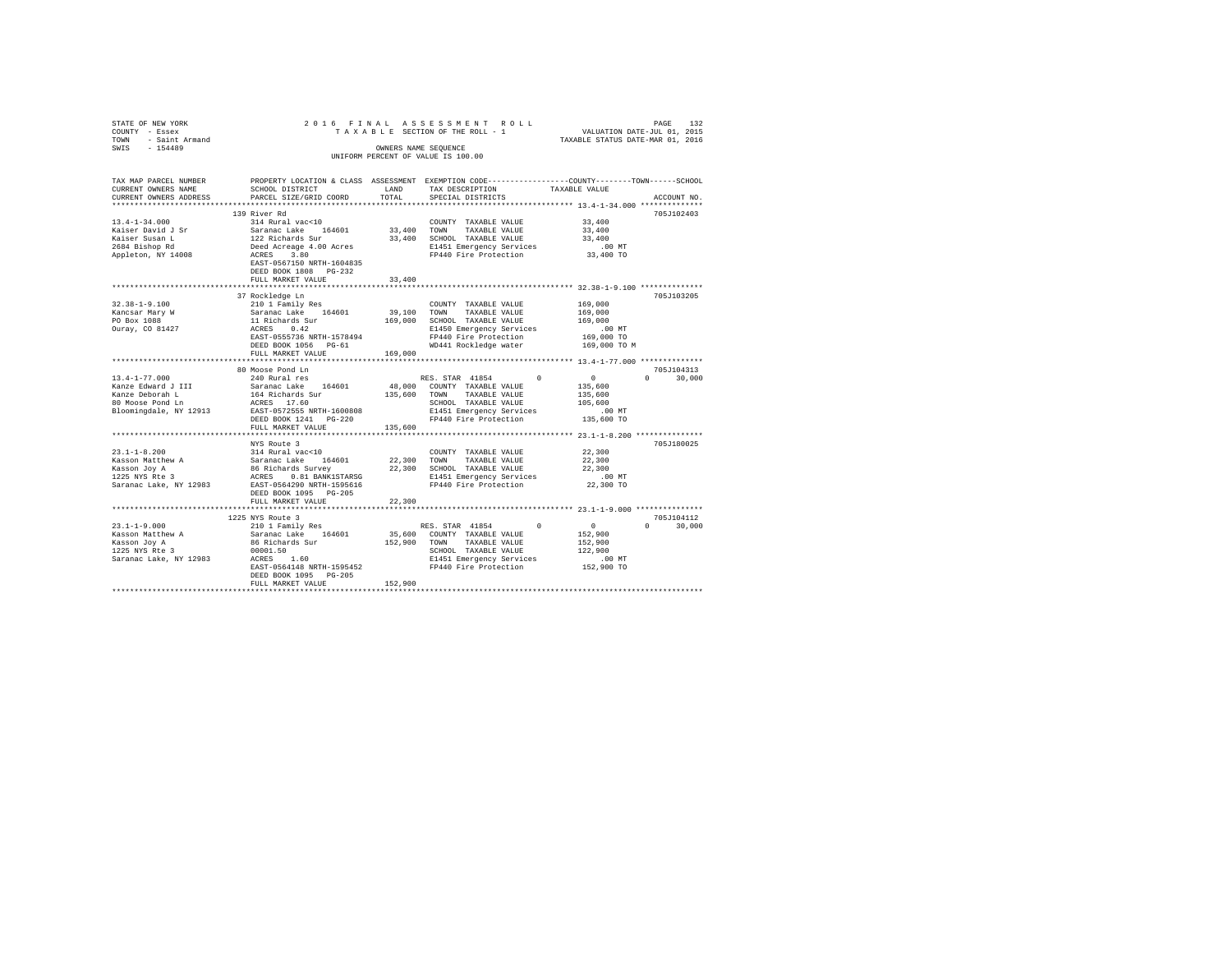STATE OF NEW YORK                    2 0 1 6   F I N A L   A S S E S S M E N T   R O L L
COUNTY - Essex                       T A X A B L E   SECTION OF THE ROLL - 1                VALUATION DATE-JUL 01, 2015
TOWN   - Saint Armand                                                                       TAXABLE STATUS DATE-MAR 01, 2016
SWIS   - 154489                              OWNERS NAME SEQUENCE
                                        UNIFORM PERCENT OF VALUE IS 100.00

```
TAX MAP PARCEL NUMBER          PROPERTY LOCATION & CLASS  ASSESSMENT  EXEMPTION CODE-----------------COUNTY--------TOWN------SCHOOL
CURRENT OWNERS NAME            SCHOOL DISTRICT              LAND      TAX DESCRIPTION            TAXABLE VALUE
CURRENT OWNERS ADDRESS         PARCEL SIZE/GRID COORD      TOTAL      SPECIAL DISTRICTS                                  ACCOUNT NO.
******************************************************************************************* 13.4-1-34.000 **************
                               139 River Rd                                                                          705J102403
13.4-1-34.000                  314 Rural vac<10                       COUNTY  TAXABLE VALUE           33,400
Kaiser David J Sr              Saranac Lake   164601      33,400      TOWN    TAXABLE VALUE           33,400
Kaiser Susan L                 122 Richards Sur           33,400      SCHOOL  TAXABLE VALUE           33,400
2684 Bishop Rd                 Deed Acreage 4.00 Acres                E1451 Emergency Services           .00 MT
Appleton, NY 14008             ACRES    3.80                          FP440 Fire Protection           33,400 TO
                               EAST-0567150 NRTH-1604835
                               DEED BOOK 1808   PG-232
                               FULL MARKET VALUE          33,400
******************************************************************************************* 32.38-1-9.100 **************
                               37 Rockledge Ln                                                                       705J103205
32.38-1-9.100                  210 1 Family Res                       COUNTY  TAXABLE VALUE          169,000
Kancsar Mary W                 Saranac Lake   164601      39,100      TOWN    TAXABLE VALUE          169,000
PO Box 1088                    11 Richards Sur           169,000      SCHOOL  TAXABLE VALUE          169,000
Ouray, CO 81427                ACRES    0.42                          E1450 Emergency Services           .00 MT
                               EAST-0555736 NRTH-1578494              FP440 Fire Protection          169,000 TO
                               DEED BOOK 1056   PG-61                 WD441 Rockledge water          169,000 TO M
                               FULL MARKET VALUE         169,000
******************************************************************************************* 13.4-1-77.000 **************
                               80 Moose Pond Ln                                                                      705J104313
13.4-1-77.000                  240 Rural res                          RES. STAR 41854        0            0          0     30,000
Kanze Edward J III             Saranac Lake   164601      48,000      COUNTY  TAXABLE VALUE          135,600
Kanze Deborah L                164 Richards Sur          135,600      TOWN    TAXABLE VALUE          135,600
80 Moose Pond Ln               ACRES   17.60                          SCHOOL  TAXABLE VALUE          105,600
Bloomingdale, NY 12913         EAST-0572555 NRTH-1600808              E1451 Emergency Services           .00 MT
                               DEED BOOK 1241   PG-220                FP440 Fire Protection          135,600 TO
                               FULL MARKET VALUE         135,600
******************************************************************************************* 23.1-1-8.200 ***************
                               NYS Route 3                                                                           705Z180025
23.1-1-8.200                   314 Rural vac<10                       COUNTY  TAXABLE VALUE           22,300
Kasson Matthew A               Saranac Lake   164601      22,300      TOWN    TAXABLE VALUE           22,300
Kasson Joy A                   86 Richards Survey         22,300      SCHOOL  TAXABLE VALUE           22,300
1225 NYS Rte 3                 ACRES    0.81 BANK1STARSG              E1451 Emergency Services           .00 MT
Saranac Lake, NY 12983         EAST-0564290 NRTH-1595616              FP440 Fire Protection           22,300 TO
                               DEED BOOK 1095   PG-205
                               FULL MARKET VALUE          22,300
******************************************************************************************* 23.1-1-9.000 ***************
                               1225 NYS Route 3                                                                      705J104112
23.1-1-9.000                   210 1 Family Res                       RES. STAR 41854        0            0          0     30,000
Kasson Matthew A               Saranac Lake   164601      35,600      COUNTY  TAXABLE VALUE          152,900
Kasson Joy A                   86 Richards Sur           152,900      TOWN    TAXABLE VALUE          152,900
1225 NYS Rte 3                 00001.50                               SCHOOL  TAXABLE VALUE          122,900
Saranac Lake, NY 12983         ACRES    1.60                          E1451 Emergency Services           .00 MT
                               EAST-0564148 NRTH-1595452              FP440 Fire Protection          152,900 TO
                               DEED BOOK 1095   PG-205
                               FULL MARKET VALUE         152,900
************************************************************************************************************************
```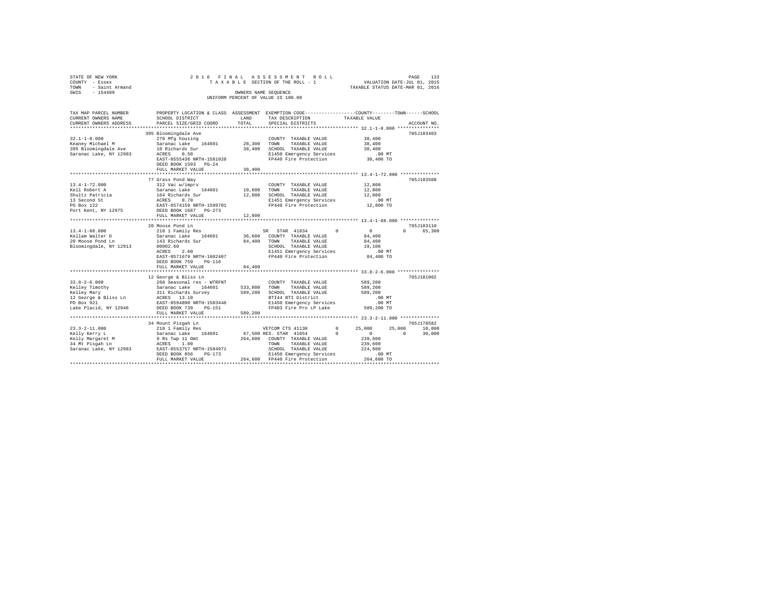STATE OF NEW YORK
COUNTY - Essex
TOWN - Saint Armand
SWIS - 154489

2016 FINAL ASSESSMENT ROLL
TAXABLE SECTION OF THE ROLL - 1
OWNERS NAME SEQUENCE
UNIFORM PERCENT OF VALUE IS 100.00

VALUATION DATE-JUL 01, 2015
TAXABLE STATUS DATE-MAR 01, 2016

```
TAX MAP PARCEL NUMBER          PROPERTY LOCATION & CLASS  ASSESSMENT  EXEMPTION CODE-----------------COUNTY--------TOWN------SCHOOL
CURRENT OWNERS NAME            SCHOOL DISTRICT               LAND      TAX DESCRIPTION           TAXABLE VALUE
CURRENT OWNERS ADDRESS         PARCEL SIZE/GRID COORD        TOTAL     SPECIAL DISTRICTS                                  ACCOUNT NO.
******************************************************************************************************* 32.1-1-8.000 ***************
                               395 Bloomingdale Ave                                                                     705J103403
32.1-1-8.000                   270 Mfg housing                         COUNTY  TAXABLE VALUE            38,400
Keaney Michael M               Saranac Lake    164601      28,300     TOWN    TAXABLE VALUE            38,400
395 Bloomingdale Ave           10 Richards Sur             38,400     SCHOOL  TAXABLE VALUE            38,400
Saranac Lake, NY 12983         ACRES    0.50                          E1450 Emergency Services            .00 MT
                               EAST-0555436 NRTH-1581028               FP440 Fire Protection            38,400 TO
                               DEED BOOK 1593   PG-24
                               FULL MARKET VALUE           38,400
******************************************************************************************************* 13.4-1-72.000 **************
                               77 Grass Pond Way                                                                        705J103508
13.4-1-72.000                  312 Vac w/imprv                         COUNTY  TAXABLE VALUE            12,800
Kell Robert A                  Saranac Lake    164601      10,600     TOWN    TAXABLE VALUE            12,800
Shultz Patricia                164 Richards Sur            12,800     SCHOOL  TAXABLE VALUE            12,800
13 Second St                   ACRES    0.70                          E1451 Emergency Services            .00 MT
PO Box 122                     EAST-0574159 NRTH-1599701               FP440 Fire Protection            12,800 TO
Port Kent, NY 12975            DEED BOOK 1687   PG-273
                               FULL MARKET VALUE           12,800
******************************************************************************************************* 13.4-1-88.000 **************
                               20 Moose Pond Ln                                                                         705J103110
13.4-1-88.000                  210 1 Family Res                  SR  STAR 41834        0           0            0       65,300
Kellam Walter D                Saranac Lake    164601      36,600  COUNTY  TAXABLE VALUE            84,400
20 Moose Pond Ln               143 Richards Sur            84,400  TOWN    TAXABLE VALUE            84,400
Bloomingdale, NY 12913         00002.60                            SCHOOL  TAXABLE VALUE            19,100
                               ACRES    2.60                       E1451 Emergency Services            .00 MT
                               EAST-0571679 NRTH-1602407            FP440 Fire Protection            84,400 TO
                               DEED BOOK 759    PG-116
                               FULL MARKET VALUE           84,400
******************************************************************************************************* 33.8-2-6.000 ***************
                               12 George & Bliss Ln                                                                     705J181002
33.8-2-6.000                   260 Seasonal res - WTRFNT               COUNTY  TAXABLE VALUE           589,200
Kelley Timothy                 Saranac Lake    164601     533,800     TOWN    TAXABLE VALUE           589,200
Kelley Mary                    311 Richards Survey        589,200     SCHOOL  TAXABLE VALUE           589,200
12 George & Bliss Ln           ACRES   13.10                          BTI44 BTI District                  .00 MT
PO Box 921                     EAST-0594890 NRTH-1583446               E1450 Emergency Services            .00 MT
Lake Placid, NY 12946          DEED BOOK 739    PG-151                 FP403 Fire Pro LP Lake          589,200 TO
                               FULL MARKET VALUE          589,200
******************************************************************************************************* 23.3-2-11.000 **************
                               34 Mount Pisgah Ln                                                                       705J178582
23.3-2-11.000                  210 1 Family Res                  VETCOM CTS 41130      0      25,000       25,000       10,000
Kelly Kerry L                  Saranac Lake    164601      67,500 RES. STAR 41854       0           0            0       30,000
Kelly Margaret M               9 Rs Twp 11 Omt            264,600  COUNTY  TAXABLE VALUE           239,600
34 Mt Pisgah Ln                ACRES    1.00                       TOWN    TAXABLE VALUE           239,600
Saranac Lake, NY 12983         EAST-0553757 NRTH-1584971           SCHOOL  TAXABLE VALUE           224,600
                               DEED BOOK 856    PG-173             E1450 Emergency Services            .00 MT
                               FULL MARKET VALUE          264,600  FP440 Fire Protection           264,600 TO
************************************************************************************************************************************
```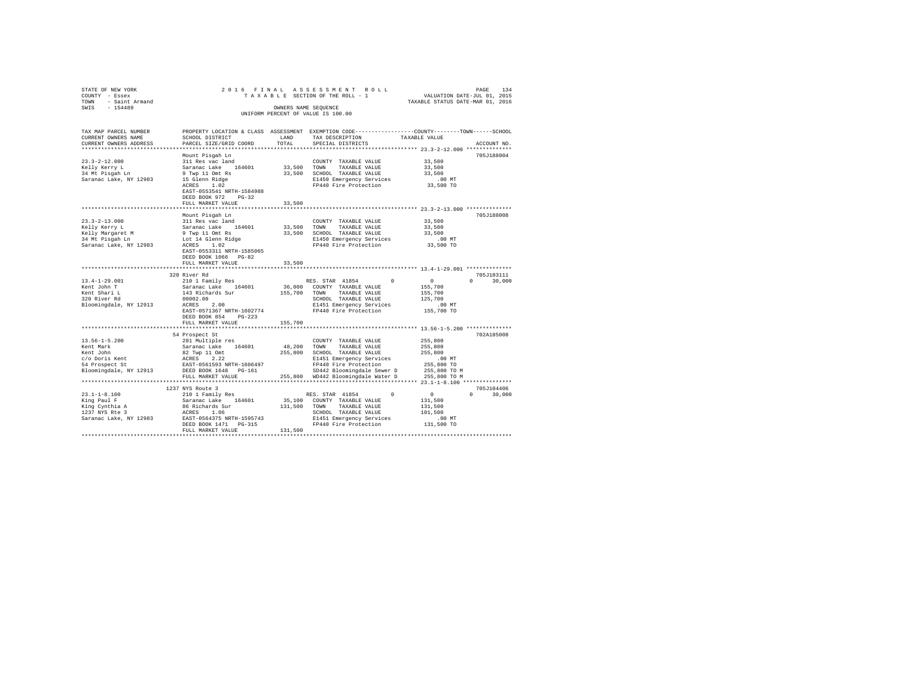STATE OF NEW YORK
COUNTY - Essex
TOWN - Saint Armand
SWIS - 154489

2016 FINAL ASSESSMENT ROLL
TAXABLE SECTION OF THE ROLL - 1
OWNERS NAME SEQUENCE
UNIFORM PERCENT OF VALUE IS 100.00

VALUATION DATE-JUL 01, 2015
TAXABLE STATUS DATE-MAR 01, 2016

| TAX MAP PARCEL NUMBER / CURRENT OWNERS NAME / CURRENT OWNERS ADDRESS | PROPERTY LOCATION & CLASS / SCHOOL DISTRICT / PARCEL SIZE/GRID COORD | ASSESSMENT LAND / TOTAL | EXEMPTION CODE / TAX DESCRIPTION / SPECIAL DISTRICTS | COUNTY / TOWN / SCHOOL TAXABLE VALUE | ACCOUNT NO. |
|---|---|---|---|---|---|
| **23.3-2-12.000** | Mount Pisgah Ln | | | | 705J188004 |
| Kelly Kerry L | 311 Res vac land | | COUNTY TAXABLE VALUE | 33,500 | |
| 34 Mt Pisgah Ln | Saranac Lake 164601 | 33,500 | TOWN TAXABLE VALUE | 33,500 | |
| Saranac Lake, NY 12983 | 9 Twp 11 Omt Rs | 33,500 | SCHOOL TAXABLE VALUE | 33,500 | |
| | 15 Glenn Ridge | | E1450 Emergency Services | .00 MT | |
| | ACRES 1.02 | | FP440 Fire Protection | 33,500 TO | |
| | EAST-0553541 NRTH-1584988 | | | | |
| | DEED BOOK 972 PG-32 | | | | |
| | FULL MARKET VALUE | 33,500 | | | |
| **23.3-2-13.000** | Mount Pisgah Ln | | | | 705J188008 |
| Kelly Kerry L | 311 Res vac land | | COUNTY TAXABLE VALUE | 33,500 | |
| Kelly Margaret M | Saranac Lake 164601 | 33,500 | TOWN TAXABLE VALUE | 33,500 | |
| 34 Mt Pisgah Ln | 9 Twp 11 Omt Rs | 33,500 | SCHOOL TAXABLE VALUE | 33,500 | |
| Saranac Lake, NY 12983 | Lot 14 Glenn Ridge | | E1450 Emergency Services | .00 MT | |
| | ACRES 1.02 | | FP440 Fire Protection | 33,500 TO | |
| | EAST-0553311 NRTH-1585065 | | | | |
| | DEED BOOK 1066 PG-82 | | | | |
| | FULL MARKET VALUE | 33,500 | | | |
| **13.4-1-29.001** | 320 River Rd | | | | 705J103111 |
| Kent John T | 210 1 Family Res | | RES. STAR 41854 0 | 0 0 30,000 | |
| Kent Shari L | Saranac Lake 164601 | 36,000 | COUNTY TAXABLE VALUE | 155,700 | |
| 320 River Rd | 143 Richards Sur | 155,700 | TOWN TAXABLE VALUE | 155,700 | |
| Bloomingdale, NY 12913 | 00002.00 | | SCHOOL TAXABLE VALUE | 125,700 | |
| | ACRES 2.00 | | E1451 Emergency Services | .00 MT | |
| | EAST-0571367 NRTH-1602774 | | FP440 Fire Protection | 155,700 TO | |
| | DEED BOOK 854 PG-223 | | | | |
| | FULL MARKET VALUE | 155,700 | | | |
| **13.56-1-5.200** | 54 Prospect St | | | | 702A185008 |
| Kent Mark | 281 Multiple res | | COUNTY TAXABLE VALUE | 255,800 | |
| Kent John | Saranac Lake 164601 | 48,200 | TOWN TAXABLE VALUE | 255,800 | |
| c/o Doris Kent | 82 Twp 11 Omt | 255,800 | SCHOOL TAXABLE VALUE | 255,800 | |
| 54 Prospect St | ACRES 2.22 | | E1451 Emergency Services | .00 MT | |
| Bloomingdale, NY 12913 | EAST-0561593 NRTH-1606497 | | FP440 Fire Protection | 255,800 TO | |
| | DEED BOOK 1648 PG-161 | | SD442 Bloomingdale Sewer D | 255,800 TO M | |
| | FULL MARKET VALUE | 255,800 | WD442 Bloomingdale Water D | 255,800 TO M | |
| **23.1-1-8.100** | 1237 NYS Route 3 | | | | 705J104406 |
| King Paul F | 210 1 Family Res | | RES. STAR 41854 0 | 0 0 30,000 | |
| King Cynthia A | Saranac Lake 164601 | 35,100 | COUNTY TAXABLE VALUE | 131,500 | |
| 1237 NYS Rte 3 | 86 Richards Sur | 131,500 | TOWN TAXABLE VALUE | 131,500 | |
| Saranac Lake, NY 12983 | ACRES 1.06 | | SCHOOL TAXABLE VALUE | 101,500 | |
| | EAST-0564375 NRTH-1595743 | | E1451 Emergency Services | .00 MT | |
| | DEED BOOK 1471 PG-315 | | FP440 Fire Protection | 131,500 TO | |
| | FULL MARKET VALUE | 131,500 | | | |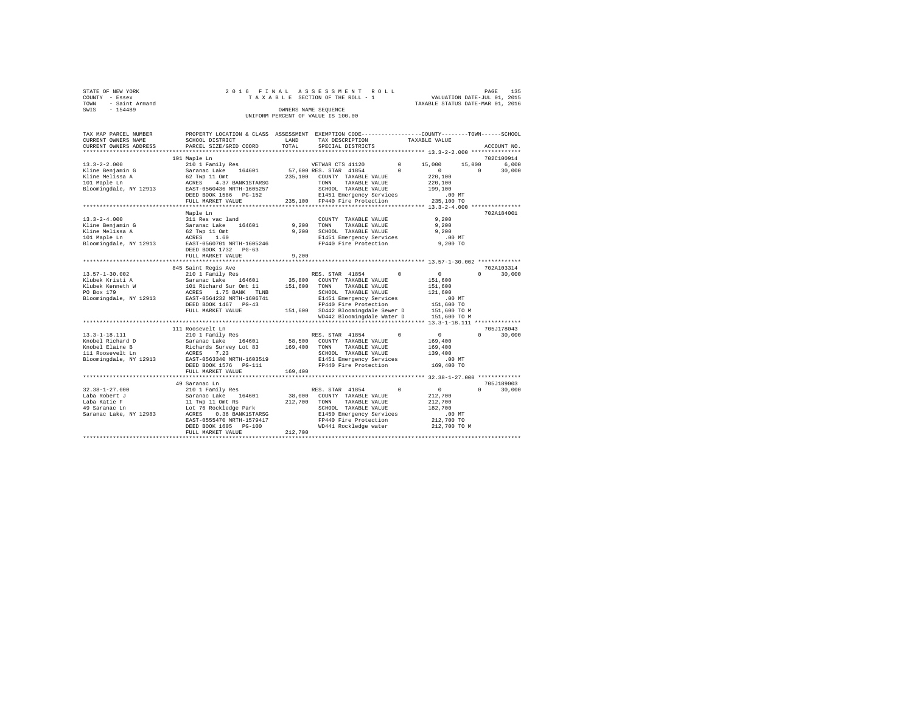STATE OF NEW YORK
COUNTY - Essex
TOWN - Saint Armand
SWIS - 154489

2016 FINAL ASSESSMENT ROLL
TAXABLE SECTION OF THE ROLL - 1
OWNERS NAME SEQUENCE
UNIFORM PERCENT OF VALUE IS 100.00

VALUATION DATE-JUL 01, 2015
TAXABLE STATUS DATE-MAR 01, 2016

```
TAX MAP PARCEL NUMBER     PROPERTY LOCATION & CLASS  ASSESSMENT  EXEMPTION CODE-----------------COUNTY--------TOWN------SCHOOL
CURRENT OWNERS NAME       SCHOOL DISTRICT             LAND       TAX DESCRIPTION            TAXABLE VALUE
CURRENT OWNERS ADDRESS    PARCEL SIZE/GRID COORD      TOTAL      SPECIAL DISTRICTS                                      ACCOUNT NO.
******************************************************************************************** 13.3-2-2.000 ***************
                          101 Maple Ln                                                                              702C100914
13.3-2-2.000              210 1 Family Res                    VETWAR CTS 41120        0     15,000     15,000      6,000
Kline Benjamin G          Saranac Lake    164601      57,600 RES. STAR  41854         0          0          0     30,000
Kline Melissa A           62 Twp 11 Omt              235,100   COUNTY  TAXABLE VALUE          220,100
101 Maple Ln              ACRES    4.37 BANK1STARSG            TOWN    TAXABLE VALUE          220,100
Bloomingdale, NY 12913    EAST-0560436 NRTH-1605257            SCHOOL  TAXABLE VALUE          199,100
                          DEED BOOK 1586   PG-152              E1451 Emergency Services          .00 MT
                          FULL MARKET VALUE          235,100   FP440 Fire Protection          235,100 TO
******************************************************************************************** 13.3-2-4.000 ***************
                          Maple Ln                                                                                  702A184001
13.3-2-4.000              311 Res vac land                     COUNTY  TAXABLE VALUE            9,200
Kline Benjamin G          Saranac Lake    164601       9,200   TOWN    TAXABLE VALUE            9,200
Kline Melissa A           62 Twp 11 Omt                9,200   SCHOOL  TAXABLE VALUE            9,200
101 Maple Ln              ACRES    1.60                        E1451 Emergency Services          .00 MT
Bloomingdale, NY 12913    EAST-0560701 NRTH-1605246            FP440 Fire Protection            9,200 TO
                          DEED BOOK 1732   PG-63
                          FULL MARKET VALUE            9,200
******************************************************************************************** 13.57-1-30.002 *************
                          845 Saint Regis Ave                                                                       702A103314
13.57-1-30.002            210 1 Family Res                    RES. STAR  41854         0          0          0     30,000
Klubek Kristi A           Saranac Lake    164601      35,800   COUNTY  TAXABLE VALUE          151,600
Klubek Kenneth W          101 Richard Sur Omt 11     151,600   TOWN    TAXABLE VALUE          151,600
PO Box 179                ACRES    1.75 BANK   TLNB            SCHOOL  TAXABLE VALUE          121,600
Bloomingdale, NY 12913    EAST-0564232 NRTH-1606741            E1451 Emergency Services          .00 MT
                          DEED BOOK 1467   PG-43               FP440 Fire Protection          151,600 TO
                          FULL MARKET VALUE          151,600   SD442 Bloomingdale Sewer D     151,600 TO M
                                                               WD442 Bloomingdale Water D     151,600 TO M
******************************************************************************************** 13.3-1-18.111 **************
                          111 Roosevelt Ln                                                                          705J178043
13.3-1-18.111             210 1 Family Res                    RES. STAR  41854         0          0          0     30,000
Knobel Richard D          Saranac Lake    164601      58,500   COUNTY  TAXABLE VALUE          169,400
Knobel Elaine B           Richards Survey Lot 83     169,400   TOWN    TAXABLE VALUE          169,400
111 Roosevelt Ln          ACRES    7.23                        SCHOOL  TAXABLE VALUE          139,400
Bloomingdale, NY 12913    EAST-0563340 NRTH-1603519            E1451 Emergency Services          .00 MT
                          DEED BOOK 1576   PG-111              FP440 Fire Protection          169,400 TO
                          FULL MARKET VALUE          169,400
******************************************************************************************** 32.38-1-27.000 *************
                          49 Saranac Ln                                                                             705J189003
32.38-1-27.000            210 1 Family Res                    RES. STAR  41854         0          0          0     30,000
Laba Robert J             Saranac Lake    164601      38,000   COUNTY  TAXABLE VALUE          212,700
Laba Katie F              11 Twp 11 Omt Rs           212,700   TOWN    TAXABLE VALUE          212,700
49 Saranac Ln             Lot 76 Rockledge Park                SCHOOL  TAXABLE VALUE          182,700
Saranac Lake, NY 12983    ACRES    0.36 BANK1STARSG            E1450 Emergency Services          .00 MT
                          EAST-0555470 NRTH-1579417            FP440 Fire Protection          212,700 TO
                          DEED BOOK 1605   PG-100              WD441 Rockledge water          212,700 TO M
                          FULL MARKET VALUE          212,700
****************************************************************************************************************************
```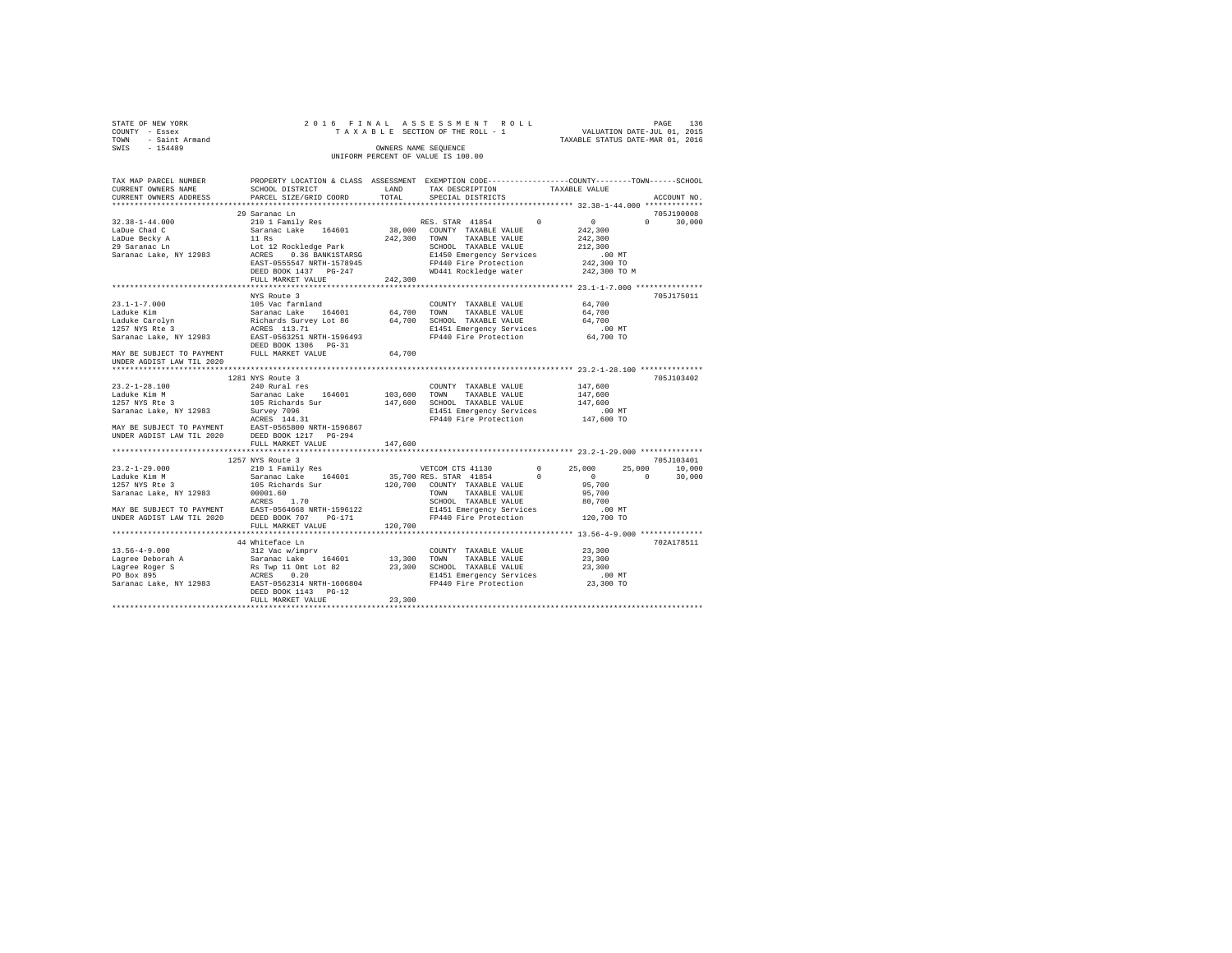STATE OF NEW YORK
COUNTY - Essex
TOWN - Saint Armand
SWIS - 154489

2016 FINAL ASSESSMENT ROLL
TAXABLE SECTION OF THE ROLL - 1
OWNERS NAME SEQUENCE
UNIFORM PERCENT OF VALUE IS 100.00

VALUATION DATE-JUL 01, 2015
TAXABLE STATUS DATE-MAR 01, 2016

```
TAX MAP PARCEL NUMBER         PROPERTY LOCATION & CLASS  ASSESSMENT  EXEMPTION CODE-----------------COUNTY--------TOWN------SCHOOL
CURRENT OWNERS NAME           SCHOOL DISTRICT             LAND       TAX DESCRIPTION            TAXABLE VALUE
CURRENT OWNERS ADDRESS        PARCEL SIZE/GRID COORD      TOTAL      SPECIAL DISTRICTS                                    ACCOUNT NO.
******************************************************************************************************* 32.38-1-44.000 *************
                              29 Saranac Ln                                                                            705J190008
32.38-1-44.000                210 1 Family Res                    RES. STAR 41854        0         0           0       30,000
LaDue Chad C                  Saranac Lake   164601       38,000  COUNTY  TAXABLE VALUE           242,300
LaDue Becky A                 11 Rs                      242,300  TOWN    TAXABLE VALUE           242,300
29 Saranac Ln                 Lot 12 Rockledge Park               SCHOOL  TAXABLE VALUE           212,300
Saranac Lake, NY 12983        ACRES    0.36 BANK1STARSG           E1450 Emergency Services            .00 MT
                              EAST-0555547 NRTH-1578945           FP440 Fire Protection           242,300 TO
                              DEED BOOK 1437   PG-247             WD441 Rockledge water           242,300 TO M
                              FULL MARKET VALUE          242,300
******************************************************************************************************* 23.1-1-7.000 ***************
                              NYS Route 3                                                                              705J175011
23.1-1-7.000                  105 Vac farmland                    COUNTY  TAXABLE VALUE            64,700
Laduke Kim                    Saranac Lake   164601       64,700  TOWN    TAXABLE VALUE            64,700
Laduke Carolyn                Richards Survey Lot 86      64,700  SCHOOL  TAXABLE VALUE            64,700
1257 NYS Rte 3                ACRES  113.71                       E1451 Emergency Services            .00 MT
Saranac Lake, NY 12983        EAST-0563251 NRTH-1596493           FP440 Fire Protection            64,700 TO
                              DEED BOOK 1306   PG-31
MAY BE SUBJECT TO PAYMENT     FULL MARKET VALUE           64,700
UNDER AGDIST LAW TIL 2020
******************************************************************************************************* 23.2-1-28.100 **************
                              1281 NYS Route 3                                                                         705J103402
23.2-1-28.100                 240 Rural res                       COUNTY  TAXABLE VALUE           147,600
Laduke Kim M                  Saranac Lake   164601      103,600  TOWN    TAXABLE VALUE           147,600
1257 NYS Rte 3                105 Richards Sur           147,600  SCHOOL  TAXABLE VALUE           147,600
Saranac Lake, NY 12983        Survey 7096                         E1451 Emergency Services            .00 MT
                              ACRES  144.31                       FP440 Fire Protection           147,600 TO
MAY BE SUBJECT TO PAYMENT     EAST-0565800 NRTH-1596867
UNDER AGDIST LAW TIL 2020     DEED BOOK 1217   PG-294
                              FULL MARKET VALUE          147,600
******************************************************************************************************* 23.2-1-29.000 **************
                              1257 NYS Route 3                                                                         705J103401
23.2-1-29.000                 210 1 Family Res                    VETCOM CTS 41130       0    25,000      25,000       10,000
Laduke Kim M                  Saranac Lake   164601       35,700  RES. STAR 41854        0         0           0       30,000
1257 NYS Rte 3                105 Richards Sur           120,700  COUNTY  TAXABLE VALUE            95,700
Saranac Lake, NY 12983        00001.60                            TOWN    TAXABLE VALUE            95,700
                              ACRES    1.70                       SCHOOL  TAXABLE VALUE            80,700
MAY BE SUBJECT TO PAYMENT     EAST-0564668 NRTH-1596122           E1451 Emergency Services            .00 MT
UNDER AGDIST LAW TIL 2020     DEED BOOK 707    PG-171             FP440 Fire Protection           120,700 TO
                              FULL MARKET VALUE          120,700
******************************************************************************************************* 13.56-4-9.000 **************
                              44 Whiteface Ln                                                                          702A178511
13.56-4-9.000                 312 Vac w/imprv                     COUNTY  TAXABLE VALUE            23,300
Lagree Deborah A              Saranac Lake   164601       13,300  TOWN    TAXABLE VALUE            23,300
Lagree Roger S                Rs Twp 11 Omt Lot 82        23,300  SCHOOL  TAXABLE VALUE            23,300
PO Box 895                    ACRES    0.20                       E1451 Emergency Services            .00 MT
Saranac Lake, NY 12983        EAST-0562314 NRTH-1606804           FP440 Fire Protection            23,300 TO
                              DEED BOOK 1143   PG-12
                              FULL MARKET VALUE           23,300
************************************************************************************************************************************
```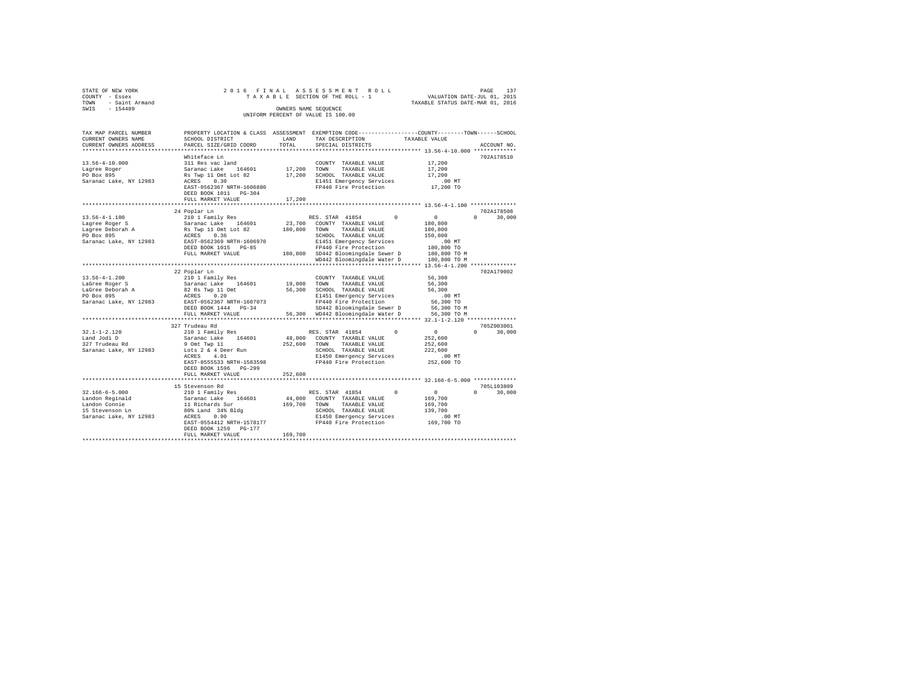STATE OF NEW YORK
COUNTY - Essex
TOWN - Saint Armand
SWIS - 154489

2016 FINAL ASSESSMENT ROLL
TAXABLE SECTION OF THE ROLL - 1
OWNERS NAME SEQUENCE
UNIFORM PERCENT OF VALUE IS 100.00

VALUATION DATE-JUL 01, 2015
TAXABLE STATUS DATE-MAR 01, 2016

| TAX MAP PARCEL NUMBER / CURRENT OWNERS NAME / CURRENT OWNERS ADDRESS | PROPERTY LOCATION & CLASS / SCHOOL DISTRICT / PARCEL SIZE/GRID COORD | ASSESSMENT LAND / TOTAL | EXEMPTION CODE / TAX DESCRIPTION / SPECIAL DISTRICTS | COUNTY / TOWN / SCHOOL TAXABLE VALUE | ACCOUNT NO. |
|---|---|---|---|---|---|
| 13.56-4-10.000 | Whiteface Ln | | | | 702A178510 |
| Lagree Roger | 311 Res vac land | | COUNTY TAXABLE VALUE | 17,200 | |
| PO Box 895 | Saranac Lake 164601 | 17,200 | TOWN TAXABLE VALUE | 17,200 | |
| Saranac Lake, NY 12983 | Rs Twp 11 Omt Lot 82 | 17,200 | SCHOOL TAXABLE VALUE | 17,200 | |
| | ACRES 0.30 | | E1451 Emergency Services | .00 MT | |
| | EAST-0562367 NRTH-1606880 | | FP440 Fire Protection | 17,200 TO | |
| | DEED BOOK 1011 PG-304 | | | | |
| | FULL MARKET VALUE | 17,200 | | | |
| 13.56-4-1.100 | 24 Poplar Ln | | | | 702A178508 |
| Lagree Roger S | 210 1 Family Res | | RES. STAR 41854 0 | 0 0 30,000 | |
| Lagree Deborah A | Saranac Lake 164601 | 23,700 | COUNTY TAXABLE VALUE | 180,800 | |
| PO Box 895 | Rs Twp 11 Omt Lot 82 | 180,800 | TOWN TAXABLE VALUE | 180,800 | |
| Saranac Lake, NY 12983 | ACRES 0.36 | | SCHOOL TAXABLE VALUE | 150,800 | |
| | EAST-0562369 NRTH-1606970 | | E1451 Emergency Services | .00 MT | |
| | DEED BOOK 1015 PG-85 | | FP440 Fire Protection | 180,800 TO | |
| | FULL MARKET VALUE | 180,800 | SD442 Bloomingdale Sewer D | 180,800 TO M | |
| | | | WD442 Bloomingdale Water D | 180,800 TO M | |
| 13.56-4-1.200 | 22 Poplar Ln | | | | 702A179002 |
| LaGree Roger S | 210 1 Family Res | | COUNTY TAXABLE VALUE | 56,300 | |
| LaGree Deborah A | Saranac Lake 164601 | 19,000 | TOWN TAXABLE VALUE | 56,300 | |
| PO Box 895 | 82 Rs Twp 11 Omt | 56,300 | SCHOOL TAXABLE VALUE | 56,300 | |
| Saranac Lake, NY 12983 | ACRES 0.20 | | E1451 Emergency Services | .00 MT | |
| | EAST-0562367 NRTH-1607073 | | FP440 Fire Protection | 56,300 TO | |
| | DEED BOOK 1444 PG-34 | | SD442 Bloomingdale Sewer D | 56,300 TO M | |
| | FULL MARKET VALUE | 56,300 | WD442 Bloomingdale Water D | 56,300 TO M | |
| 32.1-1-2.120 | 327 Trudeau Rd | | | | 705Z003001 |
| Land Jodi D | 210 1 Family Res | | RES. STAR 41854 0 | 0 0 30,000 | |
| 327 Trudeau Rd | Saranac Lake 164601 | 48,000 | COUNTY TAXABLE VALUE | 252,600 | |
| Saranac Lake, NY 12983 | 9 Omt Twp 11 | 252,600 | TOWN TAXABLE VALUE | 252,600 | |
| | Lots 2 & 4 Deer Run | | SCHOOL TAXABLE VALUE | 222,600 | |
| | ACRES 4.01 | | E1450 Emergency Services | .00 MT | |
| | EAST-0555533 NRTH-1583598 | | FP440 Fire Protection | 252,600 TO | |
| | DEED BOOK 1596 PG-299 | | | | |
| | FULL MARKET VALUE | 252,600 | | | |
| 32.166-6-5.000 | 15 Stevenson Rd | | | | 705L103809 |
| Landon Reginald | 210 1 Family Res | | RES. STAR 41854 0 | 0 0 30,000 | |
| Landon Connie | Saranac Lake 164601 | 44,000 | COUNTY TAXABLE VALUE | 169,700 | |
| 15 Stevenson Ln | 11 Richards Sur | 169,700 | TOWN TAXABLE VALUE | 169,700 | |
| Saranac Lake, NY 12983 | 80% Land 34% Bldg | | SCHOOL TAXABLE VALUE | 139,700 | |
| | ACRES 0.90 | | E1450 Emergency Services | .00 MT | |
| | EAST-0554412 NRTH-1578177 | | FP440 Fire Protection | 169,700 TO | |
| | DEED BOOK 1259 PG-177 | | | | |
| | FULL MARKET VALUE | 169,700 | | | |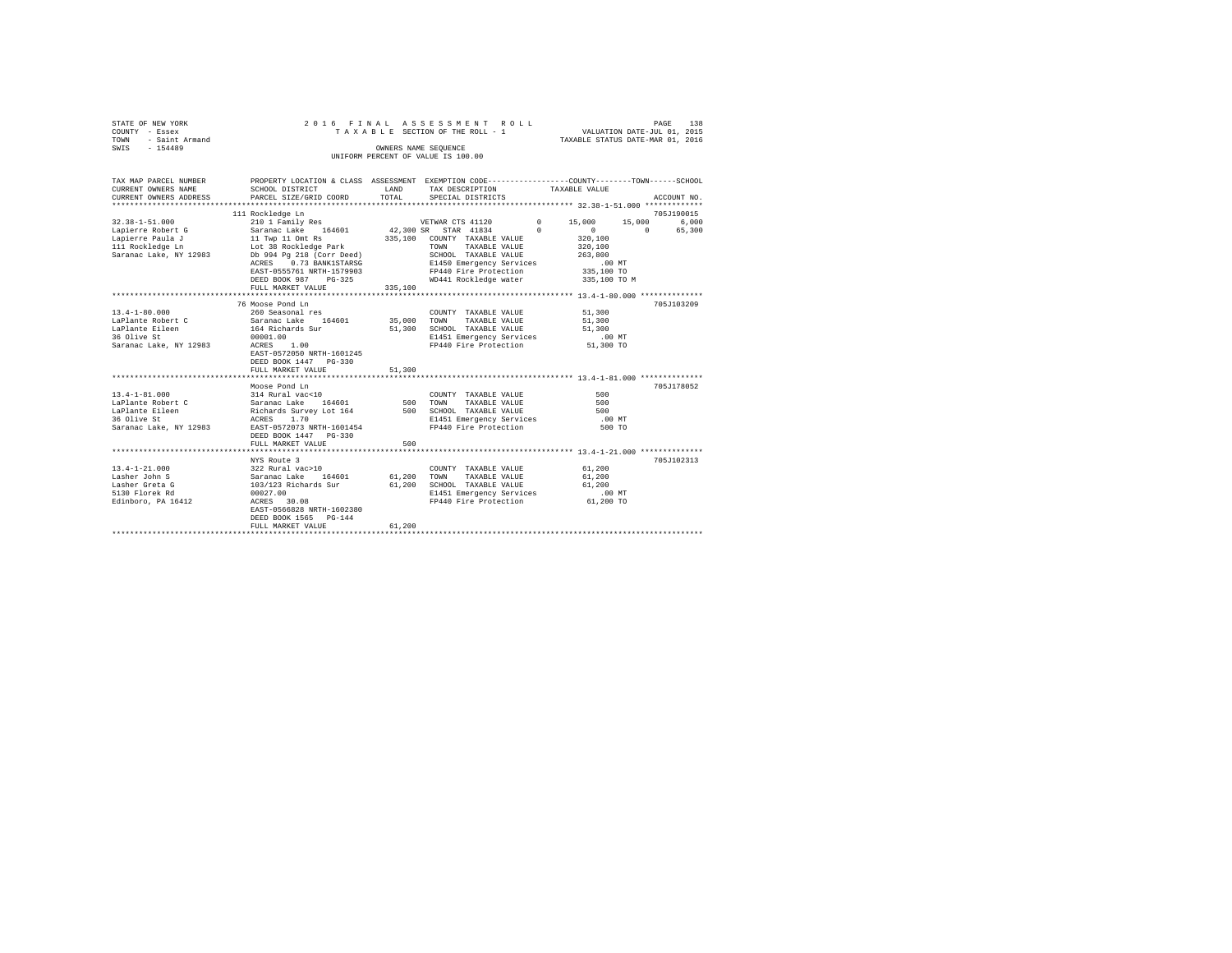STATE OF NEW YORK  
COUNTY - Essex  
TOWN - Saint Armand  
SWIS - 154489

2 0 1 6 F I N A L A S S E S S M E N T R O L L  
T A X A B L E SECTION OF THE ROLL - 1  
OWNERS NAME SEQUENCE  
UNIFORM PERCENT OF VALUE IS 100.00

VALUATION DATE-JUL 01, 2015  
TAXABLE STATUS DATE-MAR 01, 2016

```
TAX MAP PARCEL NUMBER     PROPERTY LOCATION & CLASS  ASSESSMENT  EXEMPTION CODE-----------------COUNTY--------TOWN------SCHOOL
CURRENT OWNERS NAME       SCHOOL DISTRICT             LAND       TAX DESCRIPTION            TAXABLE VALUE
CURRENT OWNERS ADDRESS    PARCEL SIZE/GRID COORD      TOTAL      SPECIAL DISTRICTS                                    ACCOUNT NO.
******************************************************************************************************* 32.38-1-51.000 *************
                          111 Rockledge Ln                                                                           705J190015
32.38-1-51.000            210 1 Family Res                    VETWAR CTS 41120         0      15,000     15,000      6,000
Lapierre Robert G         Saranac Lake    164601       42,300 SR  STAR  41834          0           0          0     65,300
Lapierre Paula J          11 Twp 11 Omt Rs            335,100   COUNTY  TAXABLE VALUE            320,100
111 Rockledge Ln          Lot 38 Rockledge Park                 TOWN    TAXABLE VALUE            320,100
Saranac Lake, NY 12983    Db 994 Pg 218 (Corr Deed)             SCHOOL  TAXABLE VALUE            263,800
                          ACRES    0.73 BANK1STARSG             E1450 Emergency Services             .00 MT
                          EAST-0555761 NRTH-1579903             FP440 Fire Protection            335,100 TO
                          DEED BOOK 987    PG-325               WD441 Rockledge water            335,100 TO M
                          FULL MARKET VALUE           335,100
******************************************************************************************************* 13.4-1-80.000 **************
                          76 Moose Pond Ln                                                                           705J103209
13.4-1-80.000             260 Seasonal res                      COUNTY  TAXABLE VALUE             51,300
LaPlante Robert C         Saranac Lake    164601       35,000   TOWN    TAXABLE VALUE             51,300
LaPlante Eileen           164 Richards Sur             51,300   SCHOOL  TAXABLE VALUE             51,300
36 Olive St               00001.00                              E1451 Emergency Services             .00 MT
Saranac Lake, NY 12983    ACRES    1.00                         FP440 Fire Protection             51,300 TO
                          EAST-0572050 NRTH-1601245
                          DEED BOOK 1447   PG-330
                          FULL MARKET VALUE            51,300
******************************************************************************************************* 13.4-1-81.000 **************
                          Moose Pond Ln                                                                              705J178052
13.4-1-81.000             314 Rural vac<10                      COUNTY  TAXABLE VALUE                500
LaPlante Robert C         Saranac Lake    164601          500   TOWN    TAXABLE VALUE                500
LaPlante Eileen           Richards Survey Lot 164         500   SCHOOL  TAXABLE VALUE                500
36 Olive St               ACRES    1.70                         E1451 Emergency Services             .00 MT
Saranac Lake, NY 12983    EAST-0572073 NRTH-1601454             FP440 Fire Protection                500 TO
                          DEED BOOK 1447   PG-330
                          FULL MARKET VALUE               500
******************************************************************************************************* 13.4-1-21.000 **************
                          NYS Route 3                                                                                705J102313
13.4-1-21.000             322 Rural vac>10                      COUNTY  TAXABLE VALUE             61,200
Lasher John S             Saranac Lake    164601       61,200   TOWN    TAXABLE VALUE             61,200
Lasher Greta G            103/123 Richards Sur         61,200   SCHOOL  TAXABLE VALUE             61,200
5130 Florek Rd            00027.00                              E1451 Emergency Services             .00 MT
Edinboro, PA 16412        ACRES   30.08                         FP440 Fire Protection             61,200 TO
                          EAST-0566828 NRTH-1602380
                          DEED BOOK 1565   PG-144
                          FULL MARKET VALUE            61,200
************************************************************************************************************************************
```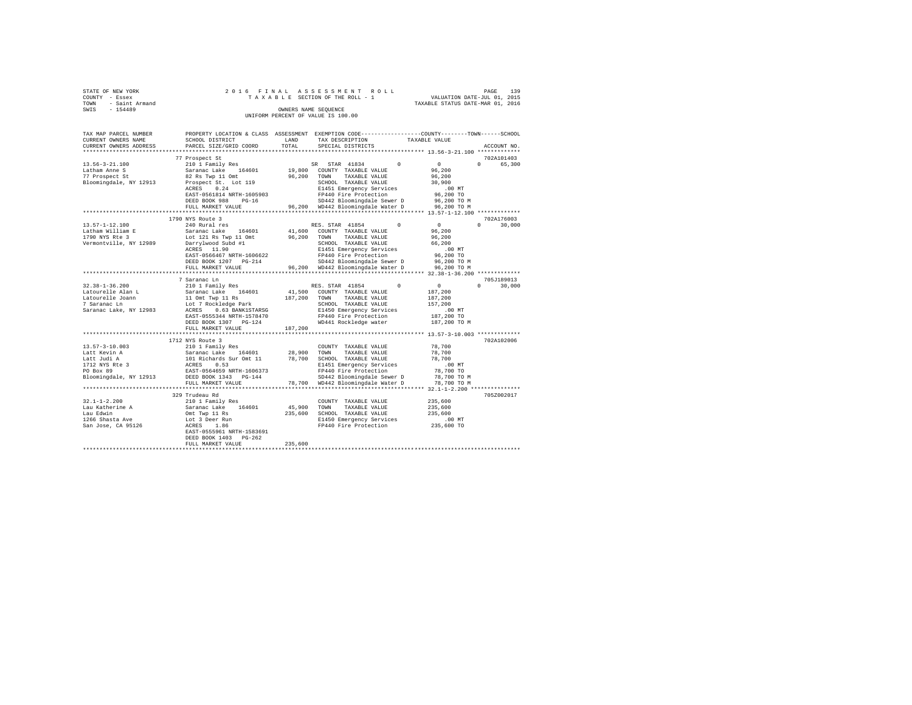```
STATE OF NEW YORK              2 0 1 6   F I N A L   A S S E S S M E N T   R O L L                          PAGE   139
COUNTY  - Essex                    T A X A B L E  SECTION OF THE ROLL - 1                VALUATION DATE-JUL 01, 2015
TOWN    - Saint Armand                                                                  TAXABLE STATUS DATE-MAR 01, 2016
SWIS    - 154489                                   OWNERS NAME SEQUENCE
                                             UNIFORM PERCENT OF VALUE IS 100.00

TAX MAP PARCEL NUMBER     PROPERTY LOCATION & CLASS  ASSESSMENT  EXEMPTION CODE------------------COUNTY--------TOWN------SCHOOL
CURRENT OWNERS NAME       SCHOOL DISTRICT             LAND       TAX DESCRIPTION            TAXABLE VALUE
CURRENT OWNERS ADDRESS    PARCEL SIZE/GRID COORD      TOTAL      SPECIAL DISTRICTS                                   ACCOUNT NO.
******************************************************************************************** 13.56-3-21.100 *************
                          77 Prospect St                                                                        702A101403
13.56-3-21.100            210 1 Family Res                     SR  STAR 41834        0          0           0      65,300
Latham Anne S             Saranac Lake    164601      19,800   COUNTY  TAXABLE VALUE          96,200
77 Prospect St            82 Rs Twp 11 Omt            96,200   TOWN    TAXABLE VALUE          96,200
Bloomingdale, NY 12913    Prospect St. Lot 119                 SCHOOL  TAXABLE VALUE          30,900
                          ACRES    0.24                        E1451 Emergency Services          .00 MT
                          EAST-0561814 NRTH-1605903            FP440 Fire Protection          96,200 TO
                          DEED BOOK 988    PG-16               SD442 Bloomingdale Sewer D     96,200 TO M
                          FULL MARKET VALUE           96,200   WD442 Bloomingdale Water D     96,200 TO M
******************************************************************************************** 13.57-1-12.100 *************
                          1790 NYS Route 3                                                                      702A176003
13.57-1-12.100            240 Rural res                        RES. STAR  41854      0          0           0      30,000
Latham William E          Saranac Lake    164601      41,600   COUNTY  TAXABLE VALUE          96,200
1790 NYS Rte 3            Lot 121 Rs Twp 11 Omt       96,200   TOWN    TAXABLE VALUE          96,200
Vermontville, NY 12989    Darrylwood Subd #1                   SCHOOL  TAXABLE VALUE          66,200
                          ACRES   11.90                        E1451 Emergency Services          .00 MT
                          EAST-0566467 NRTH-1606622            FP440 Fire Protection          96,200 TO
                          DEED BOOK 1207   PG-214              SD442 Bloomingdale Sewer D     96,200 TO M
                          FULL MARKET VALUE           96,200   WD442 Bloomingdale Water D     96,200 TO M
******************************************************************************************** 32.38-1-36.200 *************
                          7 Saranac Ln                                                                          705J189013
32.38-1-36.200            210 1 Family Res                     RES. STAR  41854      0          0           0      30,000
Latourelle Alan L         Saranac Lake    164601      41,500   COUNTY  TAXABLE VALUE         187,200
Latourelle Joann          11 Omt Twp 11 Rs           187,200   TOWN    TAXABLE VALUE         187,200
7 Saranac Ln              Lot 7 Rockledge Park                 SCHOOL  TAXABLE VALUE         157,200
Saranac Lake, NY 12983    ACRES    0.63 BANK1STARSG            E1450 Emergency Services          .00 MT
                          EAST-0555344 NRTH-1578470            FP440 Fire Protection         187,200 TO
                          DEED BOOK 1307   PG-124              WD441 Rockledge water         187,200 TO M
                          FULL MARKET VALUE          187,200
******************************************************************************************** 13.57-3-10.003 *************
                          1712 NYS Route 3                                                                      702A102006
13.57-3-10.003            210 1 Family Res                     COUNTY  TAXABLE VALUE          78,700
Latt Kevin A              Saranac Lake    164601      28,900   TOWN    TAXABLE VALUE          78,700
Latt Judi A               101 Richards Sur Omt 11     78,700   SCHOOL  TAXABLE VALUE          78,700
1712 NYS Rte 3            ACRES    0.53                        E1451 Emergency Services          .00 MT
PO Box 89                 EAST-0564659 NRTH-1606373            FP440 Fire Protection          78,700 TO
Bloomingdale, NY 12913    DEED BOOK 1343   PG-144              SD442 Bloomingdale Sewer D     78,700 TO M
                          FULL MARKET VALUE           78,700   WD442 Bloomingdale Water D     78,700 TO M
******************************************************************************************** 32.1-1-2.200 ***************
                          329 Trudeau Rd                                                                        705Z002017
32.1-1-2.200              210 1 Family Res                     COUNTY  TAXABLE VALUE         235,600
Lau Katherine A           Saranac Lake    164601      45,900   TOWN    TAXABLE VALUE         235,600
Lau Edwin                 Omt Twp 11 Rs              235,600   SCHOOL  TAXABLE VALUE         235,600
1266 Shasta Ave           Lot 3 Deer Run                       E1450 Emergency Services          .00 MT
San Jose, CA 95126        ACRES    1.86                        FP440 Fire Protection         235,600 TO
                          EAST-0555961 NRTH-1583691
                          DEED BOOK 1403   PG-262
                          FULL MARKET VALUE          235,600
****************************************************************************************************************************
```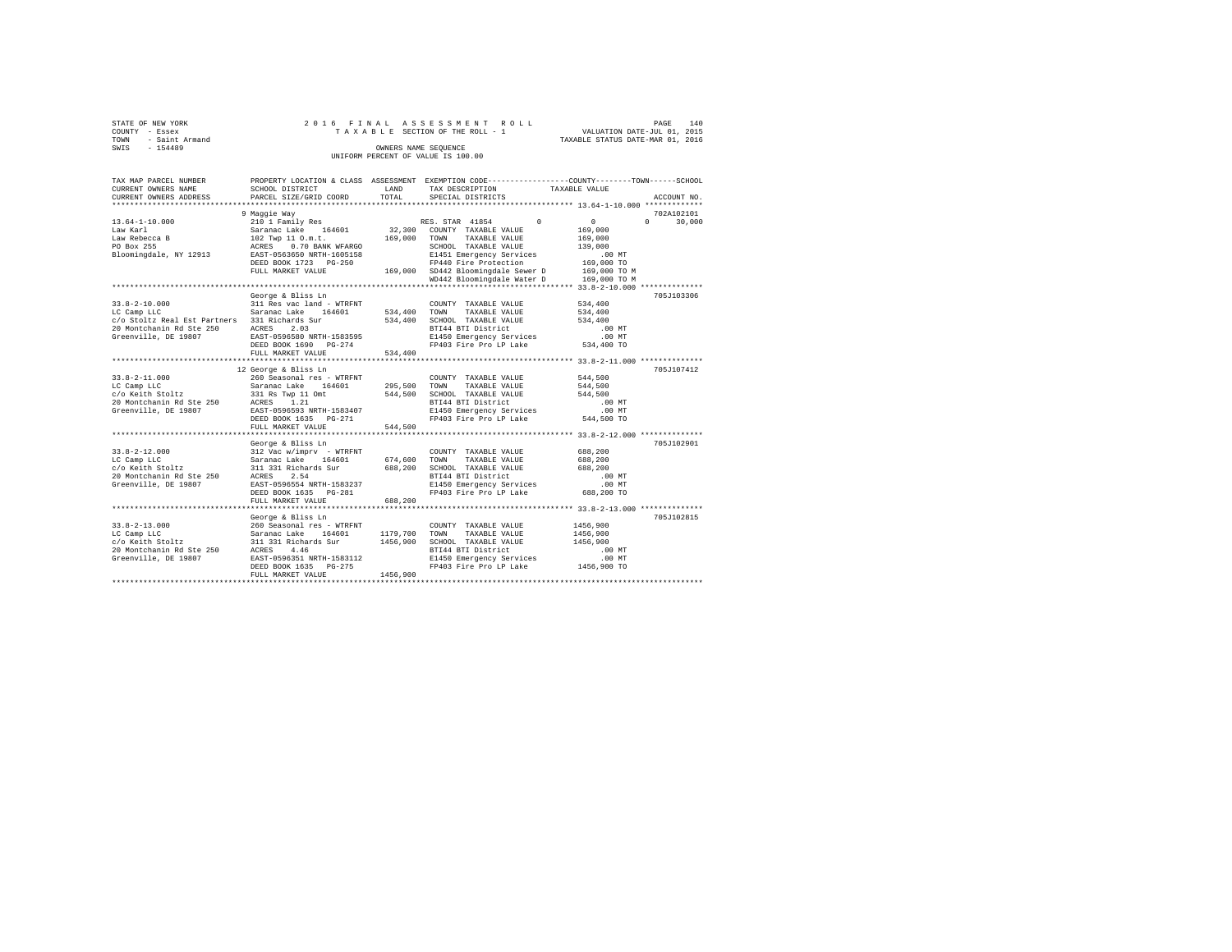STATE OF NEW YORK
COUNTY - Essex
TOWN - Saint Armand
SWIS - 154489

2016 FINAL ASSESSMENT ROLL
TAXABLE SECTION OF THE ROLL - 1
OWNERS NAME SEQUENCE
UNIFORM PERCENT OF VALUE IS 100.00

VALUATION DATE-JUL 01, 2015
TAXABLE STATUS DATE-MAR 01, 2016

| TAX MAP PARCEL NUMBER / CURRENT OWNERS NAME / CURRENT OWNERS ADDRESS | PROPERTY LOCATION & CLASS / SCHOOL DISTRICT / PARCEL SIZE/GRID COORD | ASSESSMENT LAND / TOTAL | EXEMPTION CODE / TAX DESCRIPTION / SPECIAL DISTRICTS | COUNTY / TOWN / SCHOOL TAXABLE VALUE | ACCOUNT NO. |
|---|---|---|---|---|---|
| 13.64-1-10.000 | 9 Maggie Way | | | | 702A102101 |
| | 210 1 Family Res | | RES. STAR 41854 0 | 0 0 30,000 | |
| Law Karl | Saranac Lake 164601 | 32,300 | COUNTY TAXABLE VALUE | 169,000 | |
| Law Rebecca B | 102 Twp 11 O.m.t. | 169,000 | TOWN TAXABLE VALUE | 169,000 | |
| PO Box 255 | ACRES 0.70 BANK WFARGO | | SCHOOL TAXABLE VALUE | 139,000 | |
| Bloomingdale, NY 12913 | EAST-0563650 NRTH-1605158 | | E1451 Emergency Services | .00 MT | |
| | DEED BOOK 1723 PG-250 | | FP440 Fire Protection | 169,000 TO | |
| | FULL MARKET VALUE | 169,000 | SD442 Bloomingdale Sewer D | 169,000 TO M | |
| | | | WD442 Bloomingdale Water D | 169,000 TO M | |
| 33.8-2-10.000 | George & Bliss Ln | | | | 705J103306 |
| | 311 Res vac land - WTRFNT | | COUNTY TAXABLE VALUE | 534,400 | |
| LC Camp LLC | Saranac Lake 164601 | 534,400 | TOWN TAXABLE VALUE | 534,400 | |
| c/o Stoltz Real Est Partners | 331 Richards Sur | 534,400 | SCHOOL TAXABLE VALUE | 534,400 | |
| 20 Montchanin Rd Ste 250 | ACRES 2.03 | | BTI44 BTI District | .00 MT | |
| Greenville, DE 19807 | EAST-0596580 NRTH-1583595 | | E1450 Emergency Services | .00 MT | |
| | DEED BOOK 1690 PG-274 | | FP403 Fire Pro LP Lake | 534,400 TO | |
| | FULL MARKET VALUE | 534,400 | | | |
| 33.8-2-11.000 | 12 George & Bliss Ln | | | | 705J107412 |
| | 260 Seasonal res - WTRFNT | | COUNTY TAXABLE VALUE | 544,500 | |
| LC Camp LLC | Saranac Lake 164601 | 295,500 | TOWN TAXABLE VALUE | 544,500 | |
| c/o Keith Stoltz | 331 Rs Twp 11 Omt | 544,500 | SCHOOL TAXABLE VALUE | 544,500 | |
| 20 Montchanin Rd Ste 250 | ACRES 1.21 | | BTI44 BTI District | .00 MT | |
| Greenville, DE 19807 | EAST-0596593 NRTH-1583407 | | E1450 Emergency Services | .00 MT | |
| | DEED BOOK 1635 PG-271 | | FP403 Fire Pro LP Lake | 544,500 TO | |
| | FULL MARKET VALUE | 544,500 | | | |
| 33.8-2-12.000 | George & Bliss Ln | | | | 705J102901 |
| | 312 Vac w/imprv - WTRFNT | | COUNTY TAXABLE VALUE | 688,200 | |
| LC Camp LLC | Saranac Lake 164601 | 674,600 | TOWN TAXABLE VALUE | 688,200 | |
| c/o Keith Stoltz | 311 331 Richards Sur | 688,200 | SCHOOL TAXABLE VALUE | 688,200 | |
| 20 Montchanin Rd Ste 250 | ACRES 2.54 | | BTI44 BTI District | .00 MT | |
| Greenville, DE 19807 | EAST-0596554 NRTH-1583237 | | E1450 Emergency Services | .00 MT | |
| | DEED BOOK 1635 PG-281 | | FP403 Fire Pro LP Lake | 688,200 TO | |
| | FULL MARKET VALUE | 688,200 | | | |
| 33.8-2-13.000 | George & Bliss Ln | | | | 705J102815 |
| | 260 Seasonal res - WTRFNT | | COUNTY TAXABLE VALUE | 1456,900 | |
| LC Camp LLC | Saranac Lake 164601 | 1179,700 | TOWN TAXABLE VALUE | 1456,900 | |
| c/o Keith Stoltz | 311 331 Richards Sur | 1456,900 | SCHOOL TAXABLE VALUE | 1456,900 | |
| 20 Montchanin Rd Ste 250 | ACRES 4.46 | | BTI44 BTI District | .00 MT | |
| Greenville, DE 19807 | EAST-0596351 NRTH-1583112 | | E1450 Emergency Services | .00 MT | |
| | DEED BOOK 1635 PG-275 | | FP403 Fire Pro LP Lake | 1456,900 TO | |
| | FULL MARKET VALUE | 1456,900 | | | |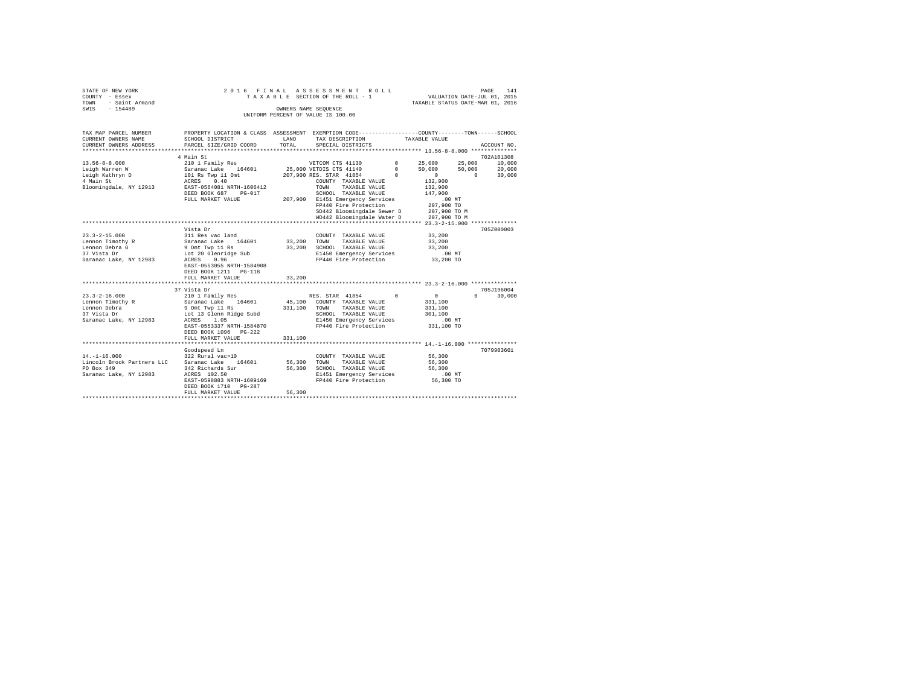STATE OF NEW YORK
COUNTY - Essex
TOWN - Saint Armand
SWIS - 154489

2016 FINAL ASSESSMENT ROLL
TAXABLE SECTION OF THE ROLL - 1
OWNERS NAME SEQUENCE
UNIFORM PERCENT OF VALUE IS 100.00

VALUATION DATE-JUL 01, 2015
TAXABLE STATUS DATE-MAR 01, 2016

```
TAX MAP PARCEL NUMBER      PROPERTY LOCATION & CLASS  ASSESSMENT  EXEMPTION CODE-----------------COUNTY--------TOWN------SCHOOL
CURRENT OWNERS NAME        SCHOOL DISTRICT             LAND       TAX DESCRIPTION            TAXABLE VALUE
CURRENT OWNERS ADDRESS     PARCEL SIZE/GRID COORD      TOTAL      SPECIAL DISTRICTS                                       ACCOUNT NO.
******************************************************************************************** 13.56-8-8.000 **************
                           4 Main St                                                                                    702A101308
13.56-8-8.000              210 1 Family Res                     VETCOM CTS 41130         0      25,000     25,000     10,000
Leigh Warren W             Saranac Lake    164601     25,000 VETDIS CTS 41140        0      50,000     50,000     20,000
Leigh Kathryn D            101 Rs Twp 11 Omt         207,900 RES. STAR  41854        0           0          0     30,000
4 Main St                  ACRES    0.40                       COUNTY  TAXABLE VALUE            132,900
Bloomingdale, NY 12913     EAST-0564081 NRTH-1606412           TOWN    TAXABLE VALUE            132,900
                           DEED BOOK 687    PG-017             SCHOOL  TAXABLE VALUE            147,900
                           FULL MARKET VALUE         207,900  E1451 Emergency Services             .00 MT
                                                               FP440 Fire Protection           207,900 TO
                                                               SD442 Bloomingdale Sewer D      207,900 TO M
                                                               WD442 Bloomingdale Water D      207,900 TO M
******************************************************************************************** 23.3-2-15.000 **************
                           Vista Dr                                                                                     705Z000003
23.3-2-15.000              311 Res vac land                    COUNTY  TAXABLE VALUE             33,200
Lennon Timothy R           Saranac Lake    164601     33,200  TOWN    TAXABLE VALUE             33,200
Lennon Debra G             9 Omt Twp 11 Rs            33,200  SCHOOL  TAXABLE VALUE             33,200
37 Vista Dr                Lot 20 Glenridge Sub                E1450 Emergency Services             .00 MT
Saranac Lake, NY 12983     ACRES    0.96                       FP440 Fire Protection            33,200 TO
                           EAST-0553055 NRTH-1584908
                           DEED BOOK 1211   PG-118
                           FULL MARKET VALUE          33,200
******************************************************************************************** 23.3-2-16.000 **************
                           37 Vista Dr                                                                                  705J196004
23.3-2-16.000              210 1 Family Res                    RES. STAR  41854        0           0          0     30,000
Lennon Timothy R           Saranac Lake    164601     45,100  COUNTY  TAXABLE VALUE            331,100
Lennon Debra               9 Omt Twp 11 Rs           331,100  TOWN    TAXABLE VALUE            331,100
37 Vista Dr                Lot 13 Glenn Ridge Subd             SCHOOL  TAXABLE VALUE            301,100
Saranac Lake, NY 12983     ACRES    1.05                       E1450 Emergency Services             .00 MT
                           EAST-0553337 NRTH-1584870           FP440 Fire Protection           331,100 TO
                           DEED BOOK 1096   PG-222
                           FULL MARKET VALUE         331,100
******************************************************************************************** 14.-1-16.000 ***************
                           Goodspeed Ln                                                                                 7079903601
14.-1-16.000               322 Rural vac>10                    COUNTY  TAXABLE VALUE             56,300
Lincoln Brook Partners LLC Saranac Lake    164601     56,300  TOWN    TAXABLE VALUE             56,300
PO Box 349                 342 Richards Sur           56,300  SCHOOL  TAXABLE VALUE             56,300
Saranac Lake, NY 12983     ACRES  102.50                       E1451 Emergency Services             .00 MT
                           EAST-0598803 NRTH-1609169           FP440 Fire Protection            56,300 TO
                           DEED BOOK 1710   PG-287
                           FULL MARKET VALUE          56,300
****************************************************************************************************************************
```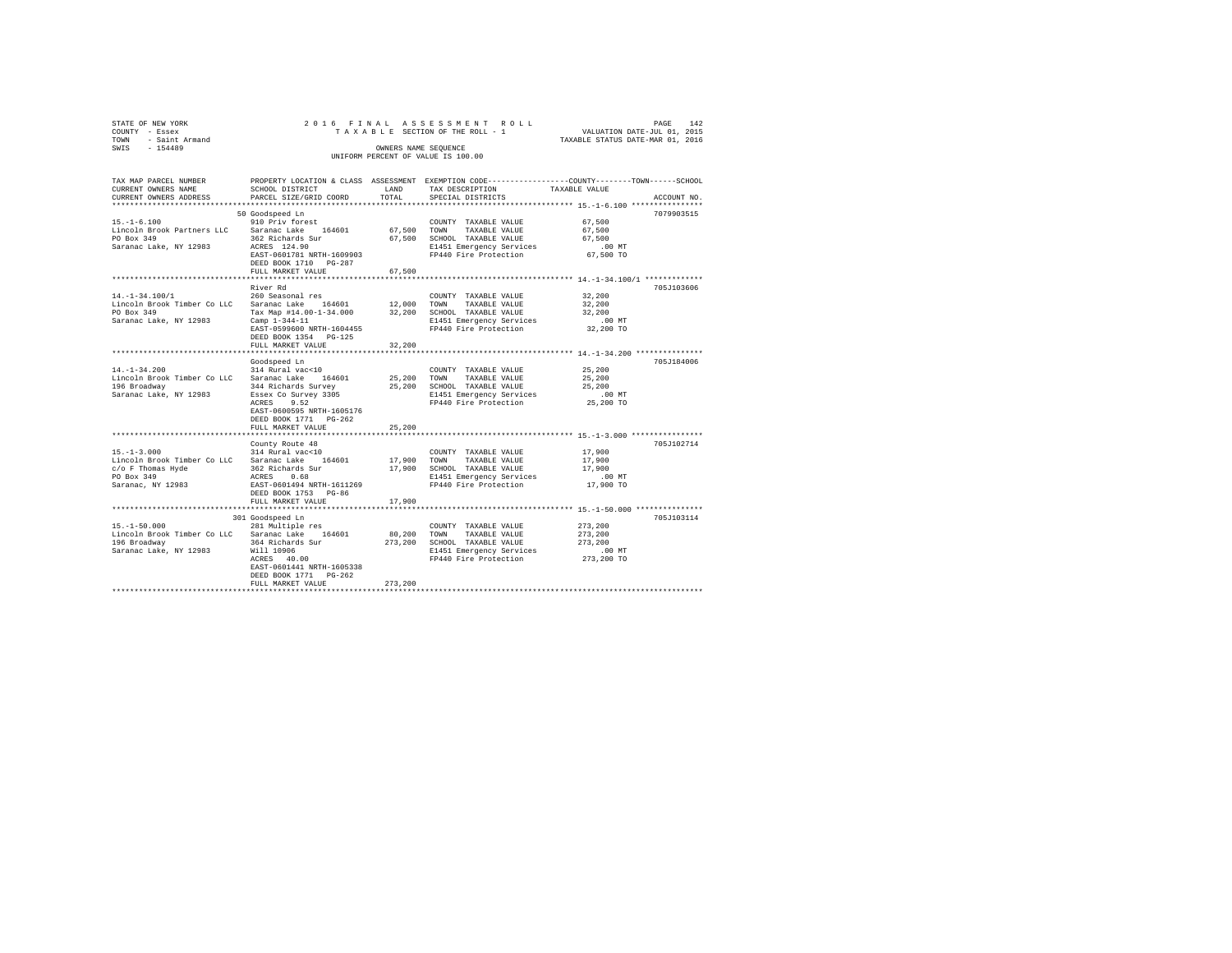STATE OF NEW YORK
COUNTY - Essex
TOWN - Saint Armand
SWIS - 154489

2016 FINAL ASSESSMENT ROLL
TAXABLE SECTION OF THE ROLL - 1
OWNERS NAME SEQUENCE
UNIFORM PERCENT OF VALUE IS 100.00

VALUATION DATE-JUL 01, 2015
TAXABLE STATUS DATE-MAR 01, 2016

| TAX MAP PARCEL NUMBER / CURRENT OWNERS NAME / CURRENT OWNERS ADDRESS | PROPERTY LOCATION & CLASS / SCHOOL DISTRICT / PARCEL SIZE/GRID COORD | ASSESSMENT LAND | TOTAL | EXEMPTION CODE / TAX DESCRIPTION / SPECIAL DISTRICTS | COUNTY--------TOWN------SCHOOL TAXABLE VALUE | ACCOUNT NO. |
|---|---|---|---|---|---|---|
| 15.-1-6.100 | 50 Goodspeed Ln | | | | | 7079903515 |
| | 910 Priv forest | | | COUNTY TAXABLE VALUE | 67,500 | |
| Lincoln Brook Partners LLC | Saranac Lake 164601 | 67,500 | | TOWN TAXABLE VALUE | 67,500 | |
| PO Box 349 | 362 Richards Sur | | 67,500 | SCHOOL TAXABLE VALUE | 67,500 | |
| Saranac Lake, NY 12983 | ACRES 124.90 | | | E1451 Emergency Services | .00 MT | |
| | EAST-0601781 NRTH-1609903 | | | FP440 Fire Protection | 67,500 TO | |
| | DEED BOOK 1710 PG-287 | | | | | |
| | FULL MARKET VALUE | | 67,500 | | | |
| 14.-1-34.100/1 | River Rd | | | | | 705J103606 |
| | 260 Seasonal res | | | COUNTY TAXABLE VALUE | 32,200 | |
| Lincoln Brook Timber Co LLC | Saranac Lake 164601 | 12,000 | | TOWN TAXABLE VALUE | 32,200 | |
| PO Box 349 | Tax Map #14.00-1-34.000 | | 32,200 | SCHOOL TAXABLE VALUE | 32,200 | |
| Saranac Lake, NY 12983 | Camp 1-344-11 | | | E1451 Emergency Services | .00 MT | |
| | EAST-0599600 NRTH-1604455 | | | FP440 Fire Protection | 32,200 TO | |
| | DEED BOOK 1354 PG-125 | | | | | |
| | FULL MARKET VALUE | | 32,200 | | | |
| 14.-1-34.200 | Goodspeed Ln | | | | | 705J184006 |
| | 314 Rural vac<10 | | | COUNTY TAXABLE VALUE | 25,200 | |
| Lincoln Brook Timber Co LLC | Saranac Lake 164601 | 25,200 | | TOWN TAXABLE VALUE | 25,200 | |
| 196 Broadway | 344 Richards Survey | | 25,200 | SCHOOL TAXABLE VALUE | 25,200 | |
| Saranac Lake, NY 12983 | Essex Co Survey 3305 | | | E1451 Emergency Services | .00 MT | |
| | ACRES 9.52 | | | FP440 Fire Protection | 25,200 TO | |
| | EAST-0600595 NRTH-1605176 | | | | | |
| | DEED BOOK 1771 PG-262 | | | | | |
| | FULL MARKET VALUE | | 25,200 | | | |
| 15.-1-3.000 | County Route 48 | | | | | 705J102714 |
| | 314 Rural vac<10 | | | COUNTY TAXABLE VALUE | 17,900 | |
| Lincoln Brook Timber Co LLC | Saranac Lake 164601 | 17,900 | | TOWN TAXABLE VALUE | 17,900 | |
| c/o F Thomas Hyde | 362 Richards Sur | | 17,900 | SCHOOL TAXABLE VALUE | 17,900 | |
| PO Box 349 | ACRES 0.68 | | | E1451 Emergency Services | .00 MT | |
| Saranac, NY 12983 | EAST-0601494 NRTH-1611269 | | | FP440 Fire Protection | 17,900 TO | |
| | DEED BOOK 1753 PG-86 | | | | | |
| | FULL MARKET VALUE | | 17,900 | | | |
| 15.-1-50.000 | 301 Goodspeed Ln | | | | | 705J103114 |
| | 281 Multiple res | | | COUNTY TAXABLE VALUE | 273,200 | |
| Lincoln Brook Timber Co LLC | Saranac Lake 164601 | 80,200 | | TOWN TAXABLE VALUE | 273,200 | |
| 196 Broadway | 364 Richards Sur | | 273,200 | SCHOOL TAXABLE VALUE | 273,200 | |
| Saranac Lake, NY 12983 | Will 10906 | | | E1451 Emergency Services | .00 MT | |
| | ACRES 40.00 | | | FP440 Fire Protection | 273,200 TO | |
| | EAST-0601441 NRTH-1605338 | | | | | |
| | DEED BOOK 1771 PG-262 | | | | | |
| | FULL MARKET VALUE | | 273,200 | | | |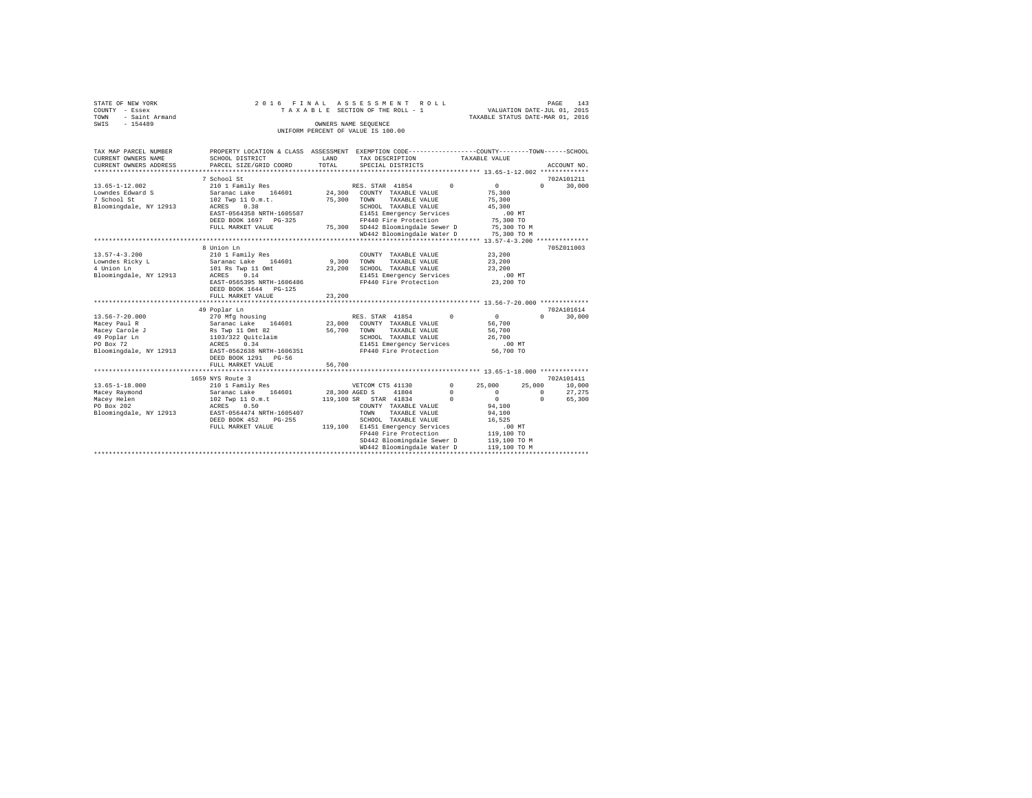STATE OF NEW YORK
COUNTY - Essex
TOWN - Saint Armand
SWIS - 154489

2 0 1 6 F I N A L A S S E S S M E N T R O L L
T A X A B L E SECTION OF THE ROLL - 1
OWNERS NAME SEQUENCE
UNIFORM PERCENT OF VALUE IS 100.00

VALUATION DATE-JUL 01, 2015
TAXABLE STATUS DATE-MAR 01, 2016

```
TAX MAP PARCEL NUMBER     PROPERTY LOCATION & CLASS  ASSESSMENT  EXEMPTION CODE-----------------COUNTY--------TOWN------SCHOOL
CURRENT OWNERS NAME       SCHOOL DISTRICT               LAND      TAX DESCRIPTION            TAXABLE VALUE
CURRENT OWNERS ADDRESS    PARCEL SIZE/GRID COORD        TOTAL     SPECIAL DISTRICTS                                    ACCOUNT NO.
******************************************************************************************** 13.65-1-12.002 *************
                          7 School St                                                                              702A101211
13.65-1-12.002            210 1 Family Res                    RES. STAR 41854         0          0           0      30,000
Lowndes Edward S          Saranac Lake    164601      24,300   COUNTY  TAXABLE VALUE            75,300
7 School St               102 Twp 11 O.m.t.           75,300   TOWN    TAXABLE VALUE            75,300
Bloomingdale, NY 12913    ACRES    0.38                        SCHOOL  TAXABLE VALUE            45,300
                          EAST-0564358 NRTH-1605587            E1451 Emergency Services            .00 MT
                          DEED BOOK 1697   PG-325              FP440 Fire Protection            75,300 TO
                          FULL MARKET VALUE           75,300   SD442 Bloomingdale Sewer D       75,300 TO M
                                                               WD442 Bloomingdale Water D       75,300 TO M
******************************************************************************************** 13.57-4-3.200 **************
                          8 Union Ln                                                                               705Z011003
13.57-4-3.200             210 1 Family Res                     COUNTY  TAXABLE VALUE            23,200
Lowndes Ricky L           Saranac Lake    164601       9,300   TOWN    TAXABLE VALUE            23,200
4 Union Ln                101 Rs Twp 11 Omt           23,200   SCHOOL  TAXABLE VALUE            23,200
Bloomingdale, NY 12913    ACRES    0.14                        E1451 Emergency Services            .00 MT
                          EAST-0565395 NRTH-1606486            FP440 Fire Protection            23,200 TO
                          DEED BOOK 1644   PG-125
                          FULL MARKET VALUE           23,200
******************************************************************************************** 13.56-7-20.000 *************
                          49 Poplar Ln                                                                             702A101614
13.56-7-20.000            270 Mfg housing                      RES. STAR 41854         0          0           0      30,000
Macey Paul R              Saranac Lake    164601      23,000   COUNTY  TAXABLE VALUE            56,700
Macey Carole J            Rs Twp 11 Omt 82            56,700   TOWN    TAXABLE VALUE            56,700
49 Poplar Ln              1103/322 Quitclaim                   SCHOOL  TAXABLE VALUE            26,700
PO Box 72                 ACRES    0.34                        E1451 Emergency Services            .00 MT
Bloomingdale, NY 12913    EAST-0562638 NRTH-1606351            FP440 Fire Protection            56,700 TO
                          DEED BOOK 1291   PG-56
                          FULL MARKET VALUE           56,700
******************************************************************************************** 13.65-1-18.000 *************
                          1659 NYS Route 3                                                                         702A101411
13.65-1-18.000            210 1 Family Res                     VETCOM CTS 41130        0     25,000      25,000      10,000
Macey Raymond             Saranac Lake    164601      28,300   AGED S    41804         0          0           0      27,275
Macey Helen               102 Twp 11 O.m.t           119,100   SR  STAR  41834         0          0           0      65,300
PO Box 202                ACRES    0.50                        COUNTY  TAXABLE VALUE            94,100
Bloomingdale, NY 12913    EAST-0564474 NRTH-1605407            TOWN    TAXABLE VALUE            94,100
                          DEED BOOK 452    PG-255              SCHOOL  TAXABLE VALUE            16,525
                          FULL MARKET VALUE          119,100   E1451 Emergency Services            .00 MT
                                                               FP440 Fire Protection           119,100 TO
                                                               SD442 Bloomingdale Sewer D      119,100 TO M
                                                               WD442 Bloomingdale Water D      119,100 TO M
***************************************************************************************************************************
```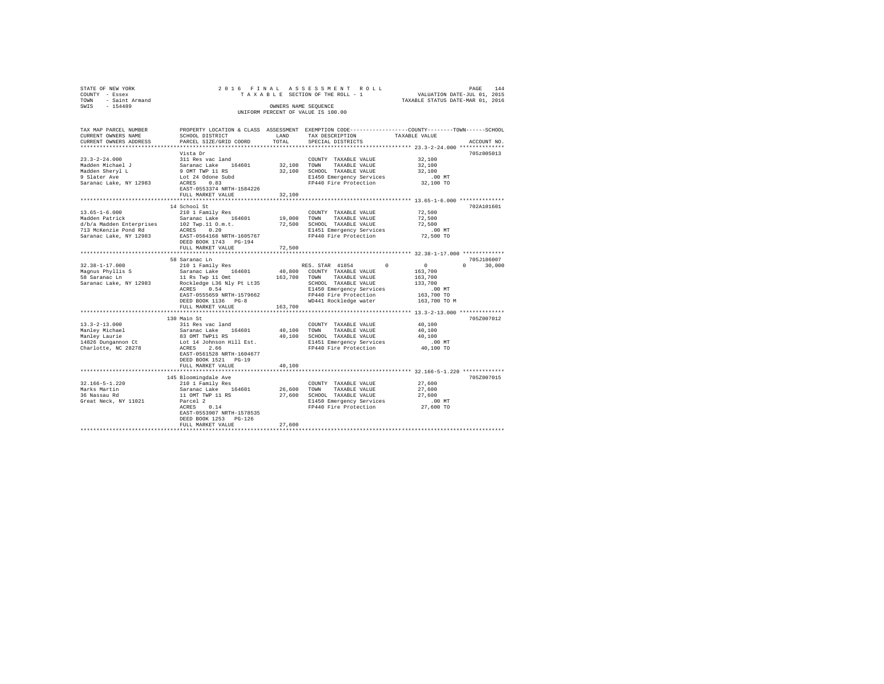STATE OF NEW YORK — COUNTY - Essex — TOWN - Saint Armand — SWIS - 154489

2016 FINAL ASSESSMENT ROLL — TAXABLE SECTION OF THE ROLL - 1 — OWNERS NAME SEQUENCE — UNIFORM PERCENT OF VALUE IS 100.00

VALUATION DATE-JUL 01, 2015 — TAXABLE STATUS DATE-MAR 01, 2016

| TAX MAP PARCEL NUMBER / CURRENT OWNERS NAME / CURRENT OWNERS ADDRESS | PROPERTY LOCATION & CLASS / SCHOOL DISTRICT / PARCEL SIZE/GRID COORD | ASSESSMENT LAND / TOTAL | EXEMPTION CODE / TAX DESCRIPTION / SPECIAL DISTRICTS | COUNTY / TOWN / SCHOOL TAXABLE VALUE | ACCOUNT NO. |
|---|---|---|---|---|---|
| **23.3-2-24.000** | Vista Dr | | | | 705Z005013 |
| 23.3-2-24.000 | 311 Res vac land | | COUNTY TAXABLE VALUE | 32,100 | |
| Madden Michael J | Saranac Lake 164601 | 32,100 | TOWN TAXABLE VALUE | 32,100 | |
| Madden Sheryl L | 9 OMT TWP 11 RS | 32,100 | SCHOOL TAXABLE VALUE | 32,100 | |
| 9 Slater Ave | Lot 24 Odone Subd | | E1450 Emergency Services | .00 MT | |
| Saranac Lake, NY 12983 | ACRES 0.83 | | FP440 Fire Protection | 32,100 TO | |
| | EAST-0553374 NRTH-1584226 | | | | |
| | FULL MARKET VALUE | 32,100 | | | |
| **13.65-1-6.000** | 14 School St | | | | 702A101601 |
| 13.65-1-6.000 | 210 1 Family Res | | COUNTY TAXABLE VALUE | 72,500 | |
| Madden Patrick | Saranac Lake 164601 | 19,000 | TOWN TAXABLE VALUE | 72,500 | |
| d/b/a Madden Enterprises | 102 Twp.11 O.m.t. | 72,500 | SCHOOL TAXABLE VALUE | 72,500 | |
| 713 McKenzie Pond Rd | ACRES 0.20 | | E1451 Emergency Services | .00 MT | |
| Saranac Lake, NY 12983 | EAST-0564168 NRTH-1605767 | | FP440 Fire Protection | 72,500 TO | |
| | DEED BOOK 1743 PG-194 | | | | |
| | FULL MARKET VALUE | 72,500 | | | |
| **32.38-1-17.000** | 58 Saranac Ln | | | | 705J186007 |
| 32.38-1-17.000 | 210 1 Family Res | | RES. STAR 41854 | 0 / 0 / 30,000 | |
| Magnus Phyllis S | Saranac Lake 164601 | 40,800 | COUNTY TAXABLE VALUE | 163,700 | |
| 58 Saranac Ln | 11 Rs Twp 11 Omt | 163,700 | TOWN TAXABLE VALUE | 163,700 | |
| Saranac Lake, NY 12983 | Rockledge L36 Nly Pt Lt35 | | SCHOOL TAXABLE VALUE | 133,700 | |
| | ACRES 0.54 | | E1450 Emergency Services | .00 MT | |
| | EAST-0555659 NRTH-1579662 | | FP440 Fire Protection | 163,700 TO | |
| | DEED BOOK 1136 PG-8 | | WD441 Rockledge water | 163,700 TO M | |
| | FULL MARKET VALUE | 163,700 | | | |
| **13.3-2-13.000** | 130 Main St | | | | 705Z007012 |
| 13.3-2-13.000 | 311 Res vac land | | COUNTY TAXABLE VALUE | 40,100 | |
| Manley Michael | Saranac Lake 164601 | 40,100 | TOWN TAXABLE VALUE | 40,100 | |
| Manley Laurie | 83 OMT TWP11 RS | 40,100 | SCHOOL TAXABLE VALUE | 40,100 | |
| 14826 Dungannon Ct | Lot 14 Johnson Hill Est. | | E1451 Emergency Services | .00 MT | |
| Charlotte, NC 28278 | ACRES 2.66 | | FP440 Fire Protection | 40,100 TO | |
| | EAST-0561528 NRTH-1604677 | | | | |
| | DEED BOOK 1521 PG-19 | | | | |
| | FULL MARKET VALUE | 40,100 | | | |
| **32.166-5-1.220** | 145 Bloomingdale Ave | | | | 705Z007015 |
| 32.166-5-1.220 | 210 1 Family Res | | COUNTY TAXABLE VALUE | 27,600 | |
| Marks Martin | Saranac Lake 164601 | 26,600 | TOWN TAXABLE VALUE | 27,600 | |
| 36 Nassau Rd | 11 OMT TWP 11 RS | 27,600 | SCHOOL TAXABLE VALUE | 27,600 | |
| Great Neck, NY 11021 | Parcel 2 | | E1450 Emergency Services | .00 MT | |
| | ACRES 0.14 | | FP440 Fire Protection | 27,600 TO | |
| | EAST-0553907 NRTH-1578535 | | | | |
| | DEED BOOK 1253 PG-126 | | | | |
| | FULL MARKET VALUE | 27,600 | | | |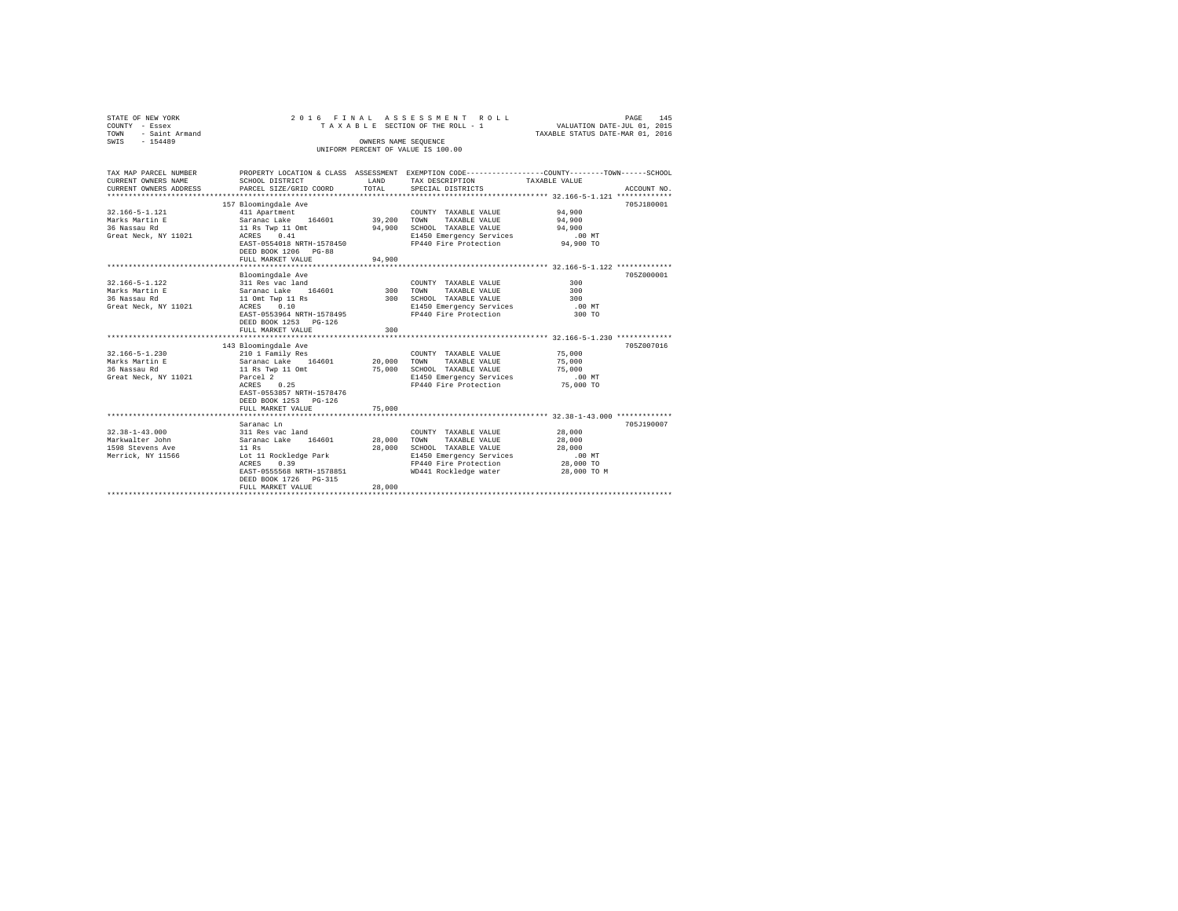STATE OF NEW YORK
COUNTY - Essex
TOWN - Saint Armand
SWIS - 154489

2016 FINAL ASSESSMENT ROLL
TAXABLE SECTION OF THE ROLL - 1
OWNERS NAME SEQUENCE
UNIFORM PERCENT OF VALUE IS 100.00

VALUATION DATE-JUL 01, 2015
TAXABLE STATUS DATE-MAR 01, 2016

| TAX MAP PARCEL NUMBER / CURRENT OWNERS NAME / CURRENT OWNERS ADDRESS | PROPERTY LOCATION & CLASS / SCHOOL DISTRICT / PARCEL SIZE/GRID COORD | ASSESSMENT LAND | ASSESSMENT TOTAL | EXEMPTION CODE / TAX DESCRIPTION / SPECIAL DISTRICTS | TAXABLE VALUE | ACCOUNT NO. |
|---|---|---|---|---|---|---|
| **32.166-5-1.121** | 157 Bloomingdale Ave | | | | | 705J180001 |
| 32.166-5-1.121 | 411 Apartment | | | COUNTY TAXABLE VALUE | 94,900 | |
| Marks Martin E | Saranac Lake 164601 | 39,200 | | TOWN TAXABLE VALUE | 94,900 | |
| 36 Nassau Rd | 11 Rs Twp 11 Omt | | 94,900 | SCHOOL TAXABLE VALUE | 94,900 | |
| Great Neck, NY 11021 | ACRES 0.41 | | | E1450 Emergency Services | .00 MT | |
| | EAST-0554018 NRTH-1578450 | | | FP440 Fire Protection | 94,900 TO | |
| | DEED BOOK 1206 PG-88 | | | | | |
| | FULL MARKET VALUE | | 94,900 | | | |
| **32.166-5-1.122** | Bloomingdale Ave | | | | | 705Z000001 |
| 32.166-5-1.122 | 311 Res vac land | | | COUNTY TAXABLE VALUE | 300 | |
| Marks Martin E | Saranac Lake 164601 | 300 | | TOWN TAXABLE VALUE | 300 | |
| 36 Nassau Rd | 11 Omt Twp 11 Rs | | 300 | SCHOOL TAXABLE VALUE | 300 | |
| Great Neck, NY 11021 | ACRES 0.10 | | | E1450 Emergency Services | .00 MT | |
| | EAST-0553964 NRTH-1578495 | | | FP440 Fire Protection | 300 TO | |
| | DEED BOOK 1253 PG-126 | | | | | |
| | FULL MARKET VALUE | | 300 | | | |
| **32.166-5-1.230** | 143 Bloomingdale Ave | | | | | 705Z007016 |
| 32.166-5-1.230 | 210 1 Family Res | | | COUNTY TAXABLE VALUE | 75,000 | |
| Marks Martin E | Saranac Lake 164601 | 20,000 | | TOWN TAXABLE VALUE | 75,000 | |
| 36 Nassau Rd | 11 Rs Twp 11 Omt | | 75,000 | SCHOOL TAXABLE VALUE | 75,000 | |
| Great Neck, NY 11021 | Parcel 2 | | | E1450 Emergency Services | .00 MT | |
| | ACRES 0.25 | | | FP440 Fire Protection | 75,000 TO | |
| | EAST-0553857 NRTH-1578476 | | | | | |
| | DEED BOOK 1253 PG-126 | | | | | |
| | FULL MARKET VALUE | | 75,000 | | | |
| **32.38-1-43.000** | Saranac Ln | | | | | 705J190007 |
| 32.38-1-43.000 | 311 Res vac land | | | COUNTY TAXABLE VALUE | 28,000 | |
| Markwalter John | Saranac Lake 164601 | 28,000 | | TOWN TAXABLE VALUE | 28,000 | |
| 1598 Stevens Ave | 11 Rs | | 28,000 | SCHOOL TAXABLE VALUE | 28,000 | |
| Merrick, NY 11566 | Lot 11 Rockledge Park | | | E1450 Emergency Services | .00 MT | |
| | ACRES 0.39 | | | FP440 Fire Protection | 28,000 TO | |
| | EAST-0555568 NRTH-1578851 | | | WD441 Rockledge water | 28,000 TO M | |
| | DEED BOOK 1726 PG-315 | | | | | |
| | FULL MARKET VALUE | | 28,000 | | | |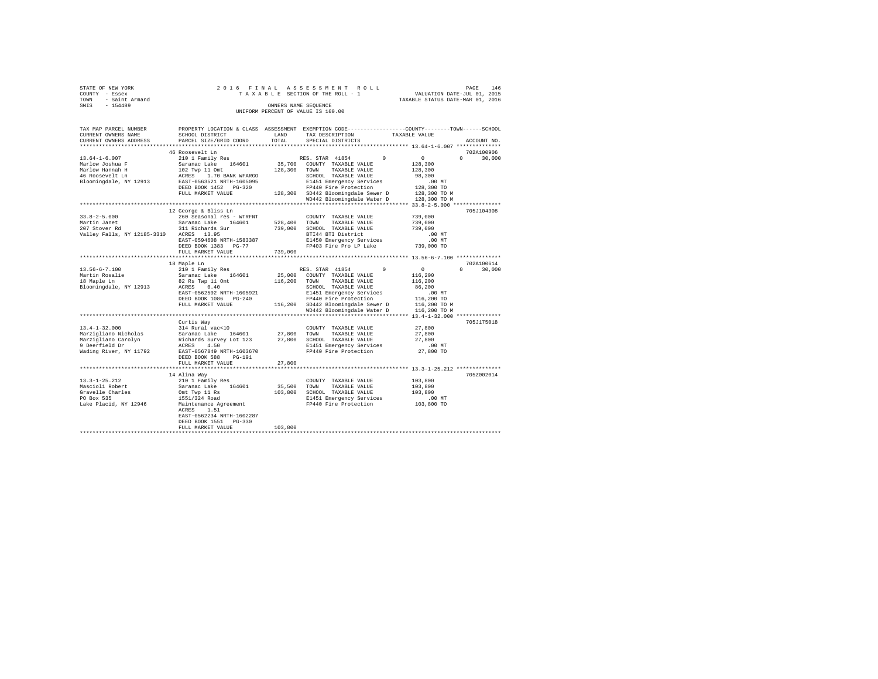STATE OF NEW YORK | 2016 FINAL ASSESSMENT ROLL | VALUATION DATE-JUL 01, 2015
COUNTY - Essex | TAXABLE SECTION OF THE ROLL - 1 | TAXABLE STATUS DATE-MAR 01, 2016
TOWN - Saint Armand | OWNERS NAME SEQUENCE
SWIS - 154489 | UNIFORM PERCENT OF VALUE IS 100.00

```
TAX MAP PARCEL NUMBER         PROPERTY LOCATION & CLASS  ASSESSMENT  EXEMPTION CODE-----------------COUNTY--------TOWN------SCHOOL
CURRENT OWNERS NAME           SCHOOL DISTRICT              LAND      TAX DESCRIPTION           TAXABLE VALUE
CURRENT OWNERS ADDRESS        PARCEL SIZE/GRID COORD       TOTAL     SPECIAL DISTRICTS                                    ACCOUNT NO.
******************************************************************************************************* 13.64-1-6.007 **************
                              46 Roosevelt Ln                                                                          702A100906
13.64-1-6.007                 210 1 Family Res                       RES. STAR 41854         0            0            0     30,000
Marlow Joshua F               Saranac Lake   164601       35,700     COUNTY  TAXABLE VALUE              128,300
Marlow Hannah H               102 Twp 11 Omt             128,300     TOWN    TAXABLE VALUE              128,300
46 Roosevelt Ln               ACRES    1.70 BANK WFARGO              SCHOOL  TAXABLE VALUE               98,300
Bloomingdale, NY 12913        EAST-0563521 NRTH-1605095              E1451 Emergency Services              .00 MT
                              DEED BOOK 1452   PG-320                FP440 Fire Protection             128,300 TO
                              FULL MARKET VALUE          128,300     SD442 Bloomingdale Sewer D        128,300 TO M
                                                                     WD442 Bloomingdale Water D        128,300 TO M
******************************************************************************************************* 33.8-2-5.000 ***************
                              12 George & Bliss Ln                                                                     705J104308
33.8-2-5.000                  260 Seasonal res - WTRFNT              COUNTY  TAXABLE VALUE              739,000
Martin Janet                  Saranac Lake   164601      528,400     TOWN    TAXABLE VALUE              739,000
207 Stover Rd                 311 Richards Sur           739,000     SCHOOL  TAXABLE VALUE              739,000
Valley Falls, NY 12185-3310   ACRES   13.95                          BTI44 BTI District                    .00 MT
                              EAST-0594608 NRTH-1583387              E1450 Emergency Services              .00 MT
                              DEED BOOK 1383   PG-77                 FP403 Fire Pro LP Lake            739,000 TO
                              FULL MARKET VALUE          739,000
******************************************************************************************************* 13.56-6-7.100 **************
                              18 Maple Ln                                                                              702A100614
13.56-6-7.100                 210 1 Family Res                       RES. STAR 41854         0            0            0     30,000
Martin Rosalie                Saranac Lake   164601       25,000     COUNTY  TAXABLE VALUE              116,200
18 Maple Ln                   82 Rs Twp 11 Omt           116,200     TOWN    TAXABLE VALUE              116,200
Bloomingdale, NY 12913        ACRES    0.40                          SCHOOL  TAXABLE VALUE               86,200
                              EAST-0562502 NRTH-1605921              E1451 Emergency Services              .00 MT
                              DEED BOOK 1086   PG-240                FP440 Fire Protection             116,200 TO
                              FULL MARKET VALUE          116,200     SD442 Bloomingdale Sewer D        116,200 TO M
                                                                     WD442 Bloomingdale Water D        116,200 TO M
******************************************************************************************************* 13.4-1-32.000 **************
                              Curtis Way                                                                               705J175018
13.4-1-32.000                 314 Rural vac<10                       COUNTY  TAXABLE VALUE               27,800
Marzigliano Nicholas          Saranac Lake   164601       27,800     TOWN    TAXABLE VALUE               27,800
Marzigliano Carolyn           Richards Survey Lot 123     27,800     SCHOOL  TAXABLE VALUE               27,800
9 Deerfield Dr                ACRES    4.50                          E1451 Emergency Services              .00 MT
Wading River, NY 11792        EAST-0567849 NRTH-1603670              FP440 Fire Protection              27,800 TO
                              DEED BOOK 588    PG-191
                              FULL MARKET VALUE           27,800
******************************************************************************************************* 13.3-1-25.212 **************
                              14 Alina Way                                                                             705Z002014
13.3-1-25.212                 210 1 Family Res                       COUNTY  TAXABLE VALUE              103,800
Mascioli Robert               Saranac Lake   164601       35,500     TOWN    TAXABLE VALUE              103,800
Gravelle Charles              Omt Twp 11 Rs              103,800     SCHOOL  TAXABLE VALUE              103,800
PO Box 535                    1551/324 Road                          E1451 Emergency Services              .00 MT
Lake Placid, NY 12946         Maintenance Agreement                  FP440 Fire Protection             103,800 TO
                              ACRES    1.51
                              EAST-0562234 NRTH-1602287
                              DEED BOOK 1551   PG-330
                              FULL MARKET VALUE          103,800
************************************************************************************************************************************
```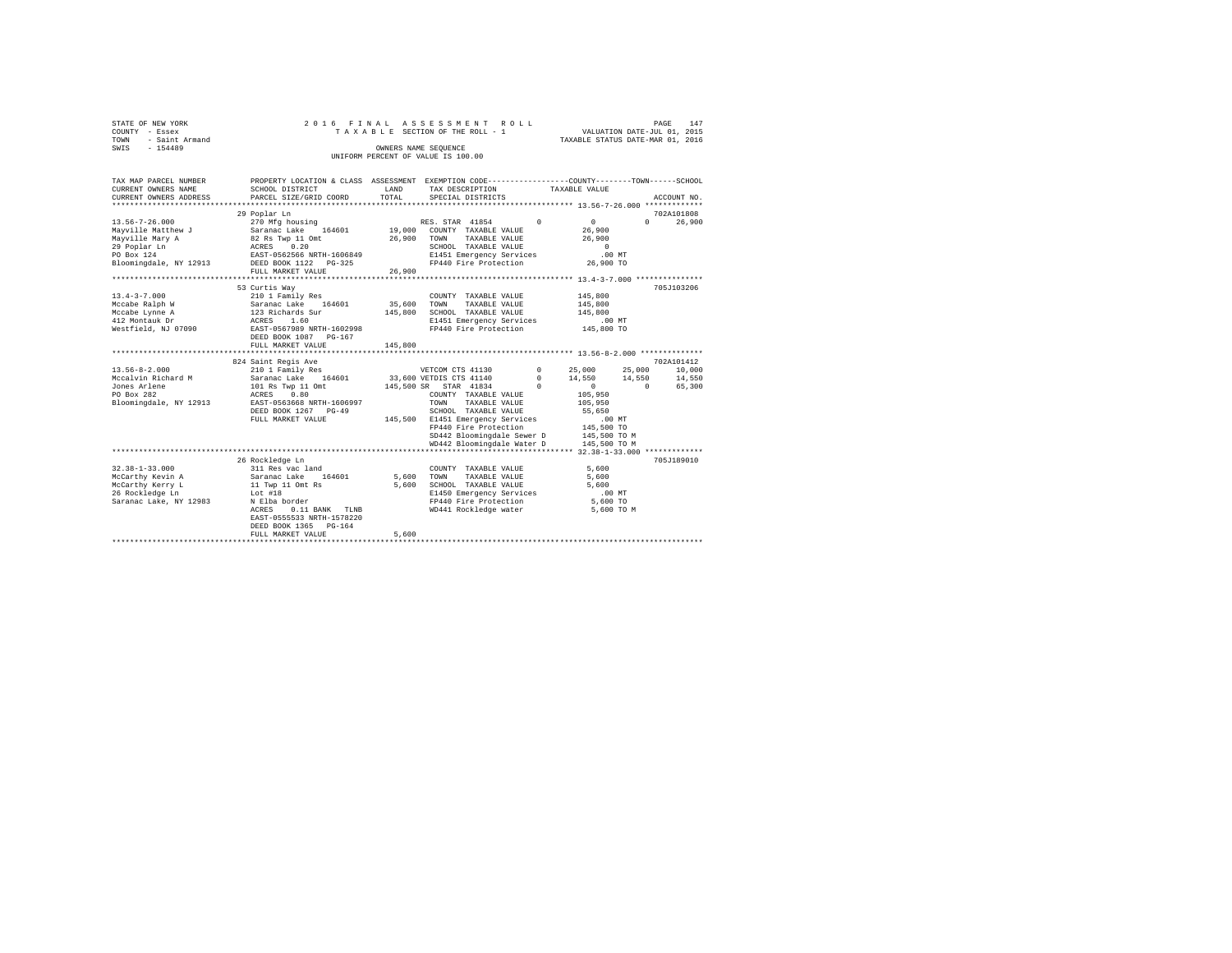STATE OF NEW YORK
COUNTY - Essex
TOWN - Saint Armand
SWIS - 154489

2016 FINAL ASSESSMENT ROLL
TAXABLE SECTION OF THE ROLL - 1
OWNERS NAME SEQUENCE
UNIFORM PERCENT OF VALUE IS 100.00

VALUATION DATE-JUL 01, 2015
TAXABLE STATUS DATE-MAR 01, 2016

```
TAX MAP PARCEL NUMBER     PROPERTY LOCATION & CLASS  ASSESSMENT  EXEMPTION CODE-----------------COUNTY--------TOWN------SCHOOL
CURRENT OWNERS NAME       SCHOOL DISTRICT              LAND      TAX DESCRIPTION             TAXABLE VALUE
CURRENT OWNERS ADDRESS    PARCEL SIZE/GRID COORD      TOTAL      SPECIAL DISTRICTS                                    ACCOUNT NO.
******************************************************************************************** 13.56-7-26.000 *************
                          29 Poplar Ln                                                                            702A101808
13.56-7-26.000            270 Mfg housing                        RES. STAR 41854       0            0          0     26,900
Mayville Matthew J        Saranac Lake   164601       19,000   COUNTY  TAXABLE VALUE          26,900
Mayville Mary A           82 Rs Twp 11 Omt            26,900   TOWN    TAXABLE VALUE          26,900
29 Poplar Ln              ACRES    0.20                        SCHOOL  TAXABLE VALUE               0
PO Box 124                EAST-0562566 NRTH-1606849            E1451 Emergency Services          .00 MT
Bloomingdale, NY 12913    DEED BOOK 1122   PG-325              FP440 Fire Protection          26,900 TO
                          FULL MARKET VALUE           26,900
******************************************************************************************** 13.4-3-7.000 ***************
                          53 Curtis Way                                                                           705J103206
13.4-3-7.000              210 1 Family Res                      COUNTY  TAXABLE VALUE         145,800
Mccabe Ralph W            Saranac Lake   164601       35,600   TOWN    TAXABLE VALUE         145,800
Mccabe Lynne A            123 Richards Sur           145,800   SCHOOL  TAXABLE VALUE         145,800
412 Montauk Dr            ACRES    1.60                        E1451 Emergency Services          .00 MT
Westfield, NJ 07090       EAST-0567989 NRTH-1602998            FP440 Fire Protection         145,800 TO
                          DEED BOOK 1087   PG-167
                          FULL MARKET VALUE          145,800
******************************************************************************************** 13.56-8-2.000 **************
                          824 Saint Regis Ave                                                                     702A101412
13.56-8-2.000             210 1 Family Res                      VETCOM CTS 41130       0       25,000     25,000     10,000
Mccalvin Richard M        Saranac Lake   164601       33,600 VETDIS CTS 41140       0       14,550     14,550     14,550
Jones Arlene              101 Rs Twp 11 Omt          145,500 SR  STAR 41834         0            0          0     65,300
PO Box 282                ACRES    0.80                        COUNTY  TAXABLE VALUE         105,950
Bloomingdale, NY 12913    EAST-0563668 NRTH-1606997            TOWN    TAXABLE VALUE         105,950
                          DEED BOOK 1267   PG-49               SCHOOL  TAXABLE VALUE          55,650
                          FULL MARKET VALUE          145,500   E1451 Emergency Services          .00 MT
                                                               FP440 Fire Protection         145,500 TO
                                                               SD442 Bloomingdale Sewer D    145,500 TO M
                                                               WD442 Bloomingdale Water D    145,500 TO M
******************************************************************************************** 32.38-1-33.000 *************
                          26 Rockledge Ln                                                                         705J189010
32.38-1-33.000            311 Res vac land                      COUNTY  TAXABLE VALUE           5,600
McCarthy Kevin A          Saranac Lake   164601        5,600   TOWN    TAXABLE VALUE           5,600
McCarthy Kerry L          11 Twp 11 Omt Rs             5,600   SCHOOL  TAXABLE VALUE           5,600
26 Rockledge Ln           Lot #18                              E1450 Emergency Services          .00 MT
Saranac Lake, NY 12983    N Elba border                        FP440 Fire Protection           5,600 TO
                          ACRES    0.11 BANK   TLNB            WD441 Rockledge water           5,600 TO M
                          EAST-0555533 NRTH-1578220
                          DEED BOOK 1365   PG-164
                          FULL MARKET VALUE            5,600
****************************************************************************************************************************
```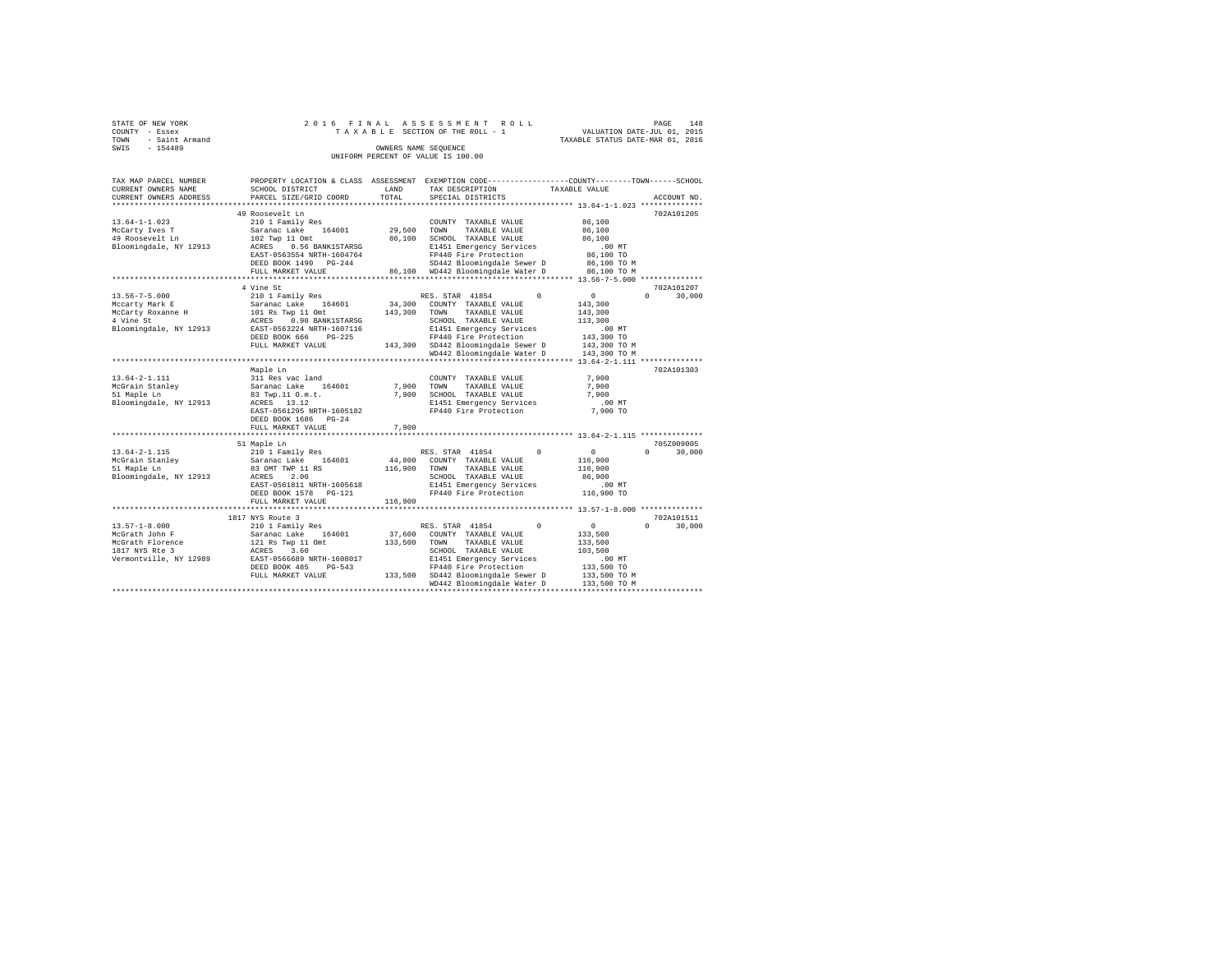STATE OF NEW YORK
COUNTY - Essex
TOWN - Saint Armand
SWIS - 154489

2016 FINAL ASSESSMENT ROLL
TAXABLE SECTION OF THE ROLL - 1
OWNERS NAME SEQUENCE
UNIFORM PERCENT OF VALUE IS 100.00

VALUATION DATE-JUL 01, 2015
TAXABLE STATUS DATE-MAR 01, 2016

| TAX MAP PARCEL NUMBER / CURRENT OWNERS NAME / CURRENT OWNERS ADDRESS | PROPERTY LOCATION & CLASS / SCHOOL DISTRICT / PARCEL SIZE/GRID COORD | ASSESSMENT LAND | ASSESSMENT TOTAL | EXEMPTION CODE / TAX DESCRIPTION / SPECIAL DISTRICTS | COUNTY | TOWN | SCHOOL / TAXABLE VALUE | ACCOUNT NO. |
|---|---|---|---|---|---|---|---|---|
| | 49 Roosevelt Ln | | | | | | | 702A101205 |
| 13.64-1-1.023 | 210 1 Family Res | | | COUNTY TAXABLE VALUE | | | 86,100 | |
| McCarty Ives T | Saranac Lake 164601 | 29,500 | | TOWN TAXABLE VALUE | | | 86,100 | |
| 49 Roosevelt Ln | 102 Twp 11 Omt | | 86,100 | SCHOOL TAXABLE VALUE | | | 86,100 | |
| Bloomingdale, NY 12913 | ACRES 0.56 BANK1STARSG | | | E1451 Emergency Services | | | .00 MT | |
| | EAST-0563554 NRTH-1604764 | | | FP440 Fire Protection | | | 86,100 TO | |
| | DEED BOOK 1490 PG-244 | | | SD442 Bloomingdale Sewer D | | | 86,100 TO M | |
| | FULL MARKET VALUE | | 86,100 | WD442 Bloomingdale Water D | | | 86,100 TO M | |
| | 4 Vine St | | | | | | | 702A101207 |
| 13.56-7-5.000 | 210 1 Family Res | | | RES. STAR 41854 | 0 | 0 | 0 30,000 | |
| Mccarty Mark E | Saranac Lake 164601 | 34,300 | | COUNTY TAXABLE VALUE | | | 143,300 | |
| McCarty Roxanne H | 101 Rs Twp 11 Omt | | 143,300 | TOWN TAXABLE VALUE | | | 143,300 | |
| 4 Vine St | ACRES 0.90 BANK1STARSG | | | SCHOOL TAXABLE VALUE | | | 113,300 | |
| Bloomingdale, NY 12913 | EAST-0563224 NRTH-1607116 | | | E1451 Emergency Services | | | .00 MT | |
| | DEED BOOK 666 PG-225 | | | FP440 Fire Protection | | | 143,300 TO | |
| | FULL MARKET VALUE | | 143,300 | SD442 Bloomingdale Sewer D | | | 143,300 TO M | |
| | | | | WD442 Bloomingdale Water D | | | 143,300 TO M | |
| | Maple Ln | | | | | | | 702A101303 |
| 13.64-2-1.111 | 311 Res vac land | | | COUNTY TAXABLE VALUE | | | 7,900 | |
| McGrain Stanley | Saranac Lake 164601 | 7,900 | | TOWN TAXABLE VALUE | | | 7,900 | |
| 51 Maple Ln | 83 Twp.11 O.m.t. | | 7,900 | SCHOOL TAXABLE VALUE | | | 7,900 | |
| Bloomingdale, NY 12913 | ACRES 13.12 | | | E1451 Emergency Services | | | .00 MT | |
| | EAST-0561295 NRTH-1605182 | | | FP440 Fire Protection | | | 7,900 TO | |
| | DEED BOOK 1686 PG-24 | | | | | | | |
| | FULL MARKET VALUE | | 7,900 | | | | | |
| | 51 Maple Ln | | | | | | | 705Z009005 |
| 13.64-2-1.115 | 210 1 Family Res | | | RES. STAR 41854 | 0 | 0 | 0 30,000 | |
| McGrain Stanley | Saranac Lake 164601 | 44,800 | | COUNTY TAXABLE VALUE | | | 116,900 | |
| 51 Maple Ln | 83 OMT TWP 11 RS | | 116,900 | TOWN TAXABLE VALUE | | | 116,900 | |
| Bloomingdale, NY 12913 | ACRES 2.00 | | | SCHOOL TAXABLE VALUE | | | 86,900 | |
| | EAST-0561811 NRTH-1605618 | | | E1451 Emergency Services | | | .00 MT | |
| | DEED BOOK 1578 PG-121 | | | FP440 Fire Protection | | | 116,900 TO | |
| | FULL MARKET VALUE | | 116,900 | | | | | |
| | 1817 NYS Route 3 | | | | | | | 702A101511 |
| 13.57-1-8.000 | 210 1 Family Res | | | RES. STAR 41854 | 0 | 0 | 0 30,000 | |
| McGrath John F | Saranac Lake 164601 | 37,600 | | COUNTY TAXABLE VALUE | | | 133,500 | |
| McGrath Florence | 121 Rs Twp 11 Omt | | 133,500 | TOWN TAXABLE VALUE | | | 133,500 | |
| 1817 NYS Rte 3 | ACRES 3.60 | | | SCHOOL TAXABLE VALUE | | | 103,500 | |
| Vermontville, NY 12989 | EAST-0566689 NRTH-1608017 | | | E1451 Emergency Services | | | .00 MT | |
| | DEED BOOK 485 PG-543 | | | FP440 Fire Protection | | | 133,500 TO | |
| | FULL MARKET VALUE | | 133,500 | SD442 Bloomingdale Sewer D | | | 133,500 TO M | |
| | | | | WD442 Bloomingdale Water D | | | 133,500 TO M | |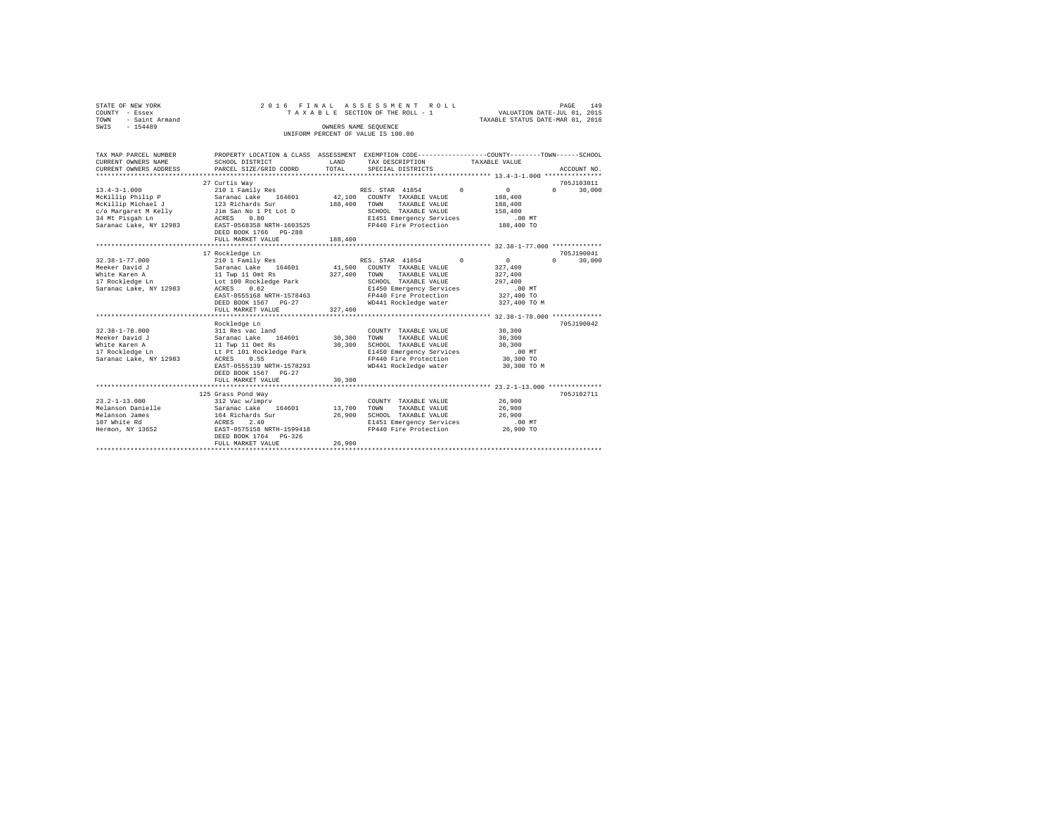STATE OF NEW YORK — COUNTY - Essex — TOWN - Saint Armand — SWIS - 154489

# 2016 FINAL ASSESSMENT ROLL
TAXABLE SECTION OF THE ROLL - 1
OWNERS NAME SEQUENCE
UNIFORM PERCENT OF VALUE IS 100.00

VALUATION DATE-JUL 01, 2015
TAXABLE STATUS DATE-MAR 01, 2016

| TAX MAP PARCEL NUMBER / CURRENT OWNERS NAME / CURRENT OWNERS ADDRESS | PROPERTY LOCATION & CLASS / SCHOOL DISTRICT / PARCEL SIZE/GRID COORD | ASSESSMENT LAND / TOTAL | EXEMPTION CODE / TAX DESCRIPTION / SPECIAL DISTRICTS | COUNTY | TOWN | SCHOOL | TAXABLE VALUE | ACCOUNT NO. |
|---|---|---|---|---|---|---|---|---|
| 13.4-3-1.000 | 27 Curtis Way | | | | | | | 705J103011 |
| McKillip Philip P | 210 1 Family Res | | RES. STAR 41854 | 0 | 0 | 30,000 | | |
| McKillip Michael J | Saranac Lake 164601 | 42,100 | COUNTY TAXABLE VALUE | | | | 188,400 | |
| c/o Margaret M Kelly | 123 Richards Sur | 188,400 | TOWN TAXABLE VALUE | | | | 188,400 | |
| 34 Mt Pisgah Ln | Jim San No 1 Pt Lot D | | SCHOOL TAXABLE VALUE | | | | 158,400 | |
| Saranac Lake, NY 12983 | ACRES 0.80 | | E1451 Emergency Services | | | | .00 MT | |
| | EAST-0568358 NRTH-1603525 | | FP440 Fire Protection | | | | 188,400 TO | |
| | DEED BOOK 1766 PG-288 | | | | | | | |
| | FULL MARKET VALUE | 188,400 | | | | | | |
| 32.38-1-77.000 | 17 Rockledge Ln | | | | | | | 705J190041 |
| Meeker David J | 210 1 Family Res | | RES. STAR 41854 | 0 | 0 | 30,000 | | |
| White Karen A | Saranac Lake 164601 | 41,500 | COUNTY TAXABLE VALUE | | | | 327,400 | |
| 17 Rockledge Ln | 11 Twp 11 Omt Rs | 327,400 | TOWN TAXABLE VALUE | | | | 327,400 | |
| Saranac Lake, NY 12983 | Lot 100 Rockledge Park | | SCHOOL TAXABLE VALUE | | | | 297,400 | |
| | ACRES 0.62 | | E1450 Emergency Services | | | | .00 MT | |
| | EAST-0555168 NRTH-1578463 | | FP440 Fire Protection | | | | 327,400 TO | |
| | DEED BOOK 1567 PG-27 | | WD441 Rockledge water | | | | 327,400 TO M | |
| | FULL MARKET VALUE | 327,400 | | | | | | |
| 32.38-1-78.000 | Rockledge Ln | | | | | | | 705J190042 |
| Meeker David J | 311 Res vac land | | COUNTY TAXABLE VALUE | | | | 30,300 | |
| White Karen A | Saranac Lake 164601 | 30,300 | TOWN TAXABLE VALUE | | | | 30,300 | |
| 17 Rockledge Ln | 11 Twp 11 Omt Rs | 30,300 | SCHOOL TAXABLE VALUE | | | | 30,300 | |
| Saranac Lake, NY 12983 | Lt Pt 101 Rockledge Park | | E1450 Emergency Services | | | | .00 MT | |
| | ACRES 0.55 | | FP440 Fire Protection | | | | 30,300 TO | |
| | EAST-0555139 NRTH-1578293 | | WD441 Rockledge water | | | | 30,300 TO M | |
| | DEED BOOK 1567 PG-27 | | | | | | | |
| | FULL MARKET VALUE | 30,300 | | | | | | |
| 23.2-1-13.000 | 125 Grass Pond Way | | | | | | | 705J102711 |
| Melanson Danielle | 312 Vac w/imprv | | COUNTY TAXABLE VALUE | | | | 26,900 | |
| Melanson James | Saranac Lake 164601 | 13,700 | TOWN TAXABLE VALUE | | | | 26,900 | |
| 107 White Rd | 164 Richards Sur | 26,900 | SCHOOL TAXABLE VALUE | | | | 26,900 | |
| Hermon, NY 13652 | ACRES 2.40 | | E1451 Emergency Services | | | | .00 MT | |
| | EAST-0575158 NRTH-1599418 | | FP440 Fire Protection | | | | 26,900 TO | |
| | DEED BOOK 1764 PG-326 | | | | | | | |
| | FULL MARKET VALUE | 26,900 | | | | | | |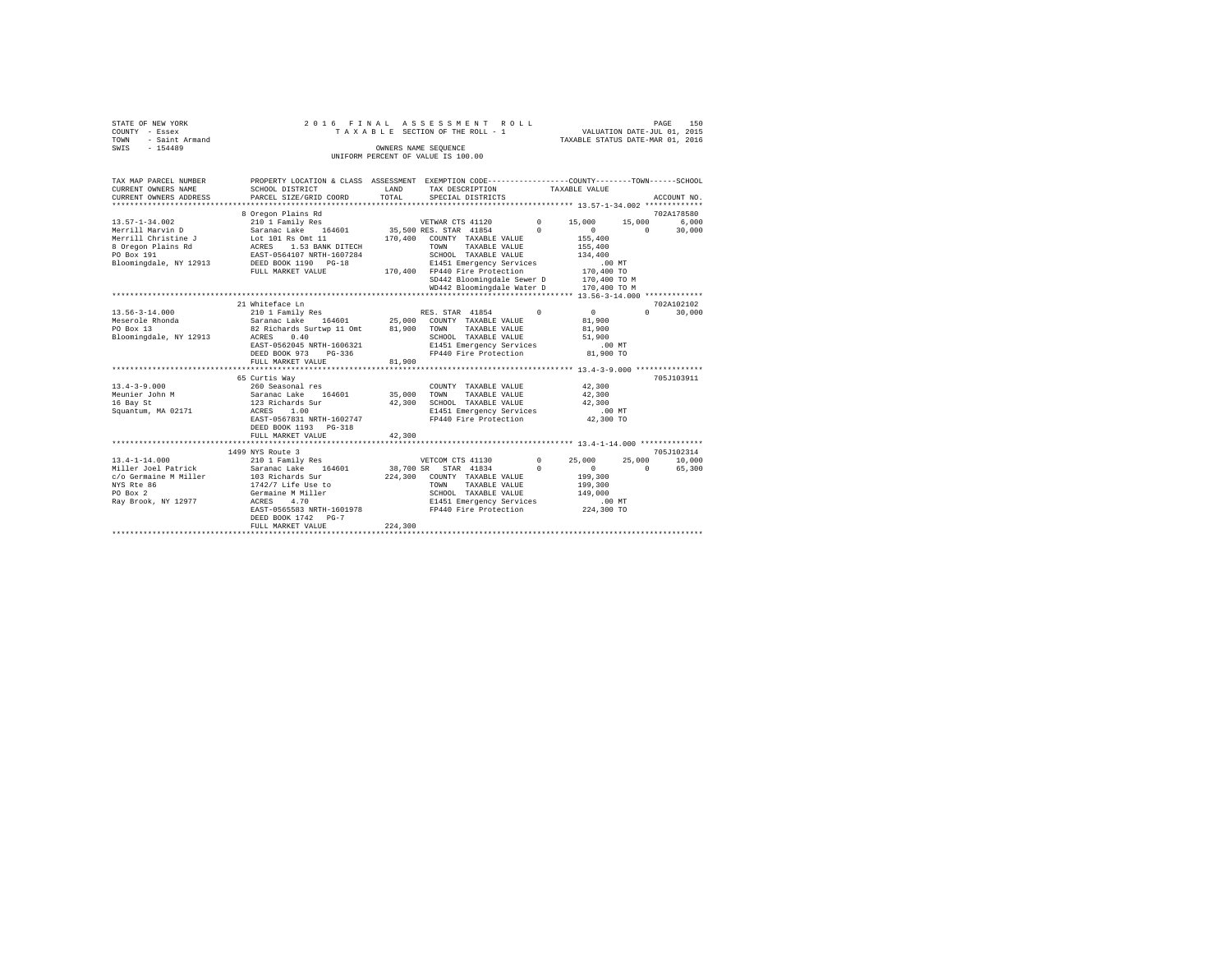STATE OF NEW YORK
COUNTY - Essex
TOWN - Saint Armand
SWIS - 154489

2016 FINAL ASSESSMENT ROLL
TAXABLE SECTION OF THE ROLL - 1
OWNERS NAME SEQUENCE
UNIFORM PERCENT OF VALUE IS 100.00

VALUATION DATE-JUL 01, 2015
TAXABLE STATUS DATE-MAR 01, 2016

```
TAX MAP PARCEL NUMBER    PROPERTY LOCATION & CLASS  ASSESSMENT  EXEMPTION CODE-----------------COUNTY--------TOWN------SCHOOL
CURRENT OWNERS NAME      SCHOOL DISTRICT             LAND       TAX DESCRIPTION            TAXABLE VALUE
CURRENT OWNERS ADDRESS   PARCEL SIZE/GRID COORD      TOTAL      SPECIAL DISTRICTS                                        ACCOUNT NO.
******************************************************************************************* 13.57-1-34.002 *************
                         8 Oregon Plains Rd                                                                           702A178580
13.57-1-34.002           210 1 Family Res                 VETWAR CTS 41120        0      15,000      15,000       6,000
Merrill Marvin D         Saranac Lake    164601      35,500 RES. STAR 41854        0           0           0      30,000
Merrill Christine J      Lot 101 Rs Omt 11          170,400   COUNTY  TAXABLE VALUE         155,400
8 Oregon Plains Rd       ACRES    1.53 BANK DITECH             TOWN    TAXABLE VALUE         155,400
PO Box 191               EAST-0564107 NRTH-1607284             SCHOOL  TAXABLE VALUE         134,400
Bloomingdale, NY 12913   DEED BOOK 1190   PG-18                E1451 Emergency Services          .00 MT
                         FULL MARKET VALUE          170,400   FP440 Fire Protection         170,400 TO
                                                               SD442 Bloomingdale Sewer D    170,400 TO M
                                                               WD442 Bloomingdale Water D    170,400 TO M
******************************************************************************************* 13.56-3-14.000 *************
                         21 Whiteface Ln                                                                              702A102102
13.56-3-14.000           210 1 Family Res                 RES. STAR 41854         0           0           0      30,000
Meserole Rhonda          Saranac Lake    164601      25,000   COUNTY  TAXABLE VALUE          81,900
PO Box 13                82 Richards Surtwp 11 Omt   81,900   TOWN    TAXABLE VALUE          81,900
Bloomingdale, NY 12913   ACRES    0.40                         SCHOOL  TAXABLE VALUE          51,900
                         EAST-0562045 NRTH-1606321             E1451 Emergency Services          .00 MT
                         DEED BOOK 973    PG-336               FP440 Fire Protection          81,900 TO
                         FULL MARKET VALUE           81,900
******************************************************************************************* 13.4-3-9.000 ***************
                         65 Curtis Way                                                                                705J103911
13.4-3-9.000             260 Seasonal res                      COUNTY  TAXABLE VALUE          42,300
Meunier John M           Saranac Lake    164601      35,000   TOWN    TAXABLE VALUE          42,300
16 Bay St                123 Richards Sur            42,300   SCHOOL  TAXABLE VALUE          42,300
Squantum, MA 02171       ACRES    1.00                         E1451 Emergency Services          .00 MT
                         EAST-0567831 NRTH-1602747             FP440 Fire Protection          42,300 TO
                         DEED BOOK 1193   PG-318
                         FULL MARKET VALUE           42,300
******************************************************************************************* 13.4-1-14.000 **************
                         1499 NYS Route 3                                                                             705J102314
13.4-1-14.000            210 1 Family Res                 VETCOM CTS 41130        0      25,000      25,000      10,000
Miller Joel Patrick      Saranac Lake    164601      38,700 SR   STAR 41834        0           0           0      65,300
c/o Germaine M Miller    103 Richards Sur           224,300   COUNTY  TAXABLE VALUE         199,300
NYS Rte 86               1742/7 Life Use to                    TOWN    TAXABLE VALUE         199,300
PO Box 2                 Germaine M Miller                     SCHOOL  TAXABLE VALUE         149,000
Ray Brook, NY 12977      ACRES    4.70                         E1451 Emergency Services          .00 MT
                         EAST-0565583 NRTH-1601978             FP440 Fire Protection         224,300 TO
                         DEED BOOK 1742   PG-7
                         FULL MARKET VALUE          224,300
************************************************************************************************************************
```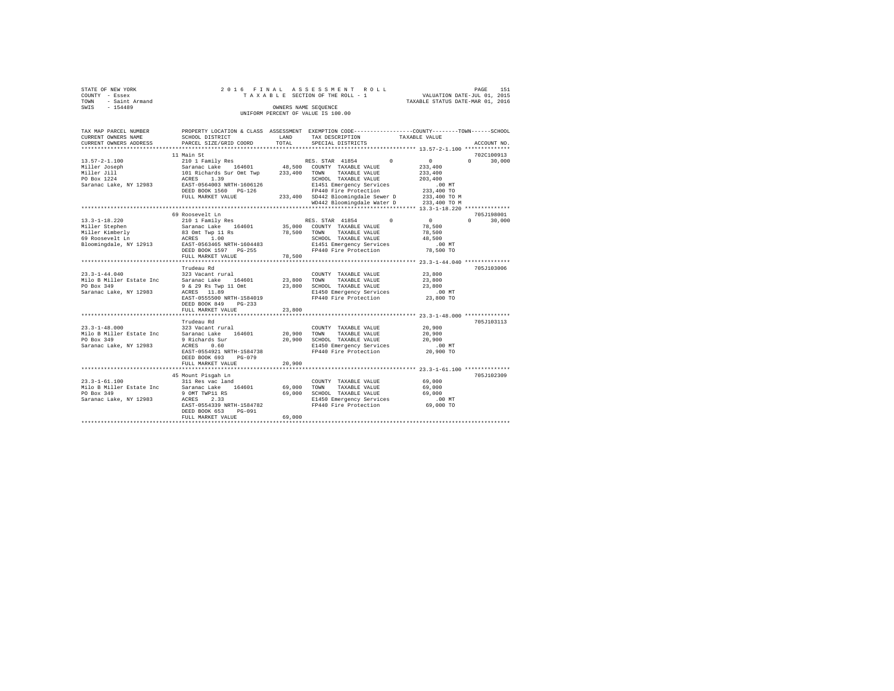STATE OF NEW YORK                    2016 FINAL ASSESSMENT ROLL                    
COUNTY - Essex                       TAXABLE SECTION OF THE ROLL - 1               VALUATION DATE-JUL 01, 2015
TOWN - Saint Armand                                                                TAXABLE STATUS DATE-MAR 01, 2016
SWIS - 154489                        OWNERS NAME SEQUENCE
                                     UNIFORM PERCENT OF VALUE IS 100.00

| TAX MAP PARCEL NUMBER / CURRENT OWNERS NAME / CURRENT OWNERS ADDRESS | PROPERTY LOCATION & CLASS / SCHOOL DISTRICT / PARCEL SIZE/GRID COORD | ASSESSMENT LAND / TOTAL | EXEMPTION CODE / TAX DESCRIPTION / SPECIAL DISTRICTS | COUNTY TAXABLE VALUE | TOWN | SCHOOL | ACCOUNT NO. |
|---|---|---|---|---|---|---|---|
| 13.57-2-1.100 | 11 Main St | | | | | | 702C100913 |
| | 210 1 Family Res | | RES. STAR 41854 | 0 | 0 | 0 30,000 | |
| Miller Joseph | Saranac Lake 164601 | 48,500 | COUNTY TAXABLE VALUE | 233,400 | | | |
| Miller Jill | 101 Richards Sur Omt Twp | 233,400 | TOWN TAXABLE VALUE | 233,400 | | | |
| PO Box 1224 | ACRES 1.39 | | SCHOOL TAXABLE VALUE | 203,400 | | | |
| Saranac Lake, NY 12983 | EAST-0564003 NRTH-1606126 | | E1451 Emergency Services | .00 MT | | | |
| | DEED BOOK 1560 PG-126 | | FP440 Fire Protection | 233,400 TO | | | |
| | FULL MARKET VALUE | 233,400 | SD442 Bloomingdale Sewer D | 233,400 TO M | | | |
| | | | WD442 Bloomingdale Water D | 233,400 TO M | | | |
| 13.3-1-18.220 | 69 Roosevelt Ln | | | | | | 705J198001 |
| | 210 1 Family Res | | RES. STAR 41854 | 0 | 0 | 0 30,000 | |
| Miller Stephen | Saranac Lake 164601 | 35,000 | COUNTY TAXABLE VALUE | 78,500 | | | |
| Miller Kimberly | 83 Omt Twp 11 Rs | 78,500 | TOWN TAXABLE VALUE | 78,500 | | | |
| 69 Roosevelt Ln | ACRES 1.00 | | SCHOOL TAXABLE VALUE | 48,500 | | | |
| Bloomingdale, NY 12913 | EAST-0563465 NRTH-1604483 | | E1451 Emergency Services | .00 MT | | | |
| | DEED BOOK 1597 PG-255 | | FP440 Fire Protection | 78,500 TO | | | |
| | FULL MARKET VALUE | 78,500 | | | | | |
| 23.3-1-44.040 | Trudeau Rd | | | | | | 705J103006 |
| | 323 Vacant rural | | COUNTY TAXABLE VALUE | 23,800 | | | |
| Milo B Miller Estate Inc | Saranac Lake 164601 | 23,800 | TOWN TAXABLE VALUE | 23,800 | | | |
| PO Box 349 | 9 & 29 Rs Twp 11 Omt | 23,800 | SCHOOL TAXABLE VALUE | 23,800 | | | |
| Saranac Lake, NY 12983 | ACRES 11.89 | | E1450 Emergency Services | .00 MT | | | |
| | EAST-0555500 NRTH-1584019 | | FP440 Fire Protection | 23,800 TO | | | |
| | DEED BOOK 849 PG-233 | | | | | | |
| | FULL MARKET VALUE | 23,800 | | | | | |
| 23.3-1-48.000 | Trudeau Rd | | | | | | 705J103113 |
| | 323 Vacant rural | | COUNTY TAXABLE VALUE | 20,900 | | | |
| Milo B Miller Estate Inc | Saranac Lake 164601 | 20,900 | TOWN TAXABLE VALUE | 20,900 | | | |
| PO Box 349 | 9 Richards Sur | 20,900 | SCHOOL TAXABLE VALUE | 20,900 | | | |
| Saranac Lake, NY 12983 | ACRES 0.60 | | E1450 Emergency Services | .00 MT | | | |
| | EAST-0554921 NRTH-1584738 | | FP440 Fire Protection | 20,900 TO | | | |
| | DEED BOOK 693 PG-079 | | | | | | |
| | FULL MARKET VALUE | 20,900 | | | | | |
| 23.3-1-61.100 | 45 Mount Pisgah Ln | | | | | | 705J102309 |
| | 311 Res vac land | | COUNTY TAXABLE VALUE | 69,000 | | | |
| Milo B Miller Estate Inc | Saranac Lake 164601 | 69,000 | TOWN TAXABLE VALUE | 69,000 | | | |
| PO Box 349 | 9 OMT TWP11 RS | 69,000 | SCHOOL TAXABLE VALUE | 69,000 | | | |
| Saranac Lake, NY 12983 | ACRES 2.33 | | E1450 Emergency Services | .00 MT | | | |
| | EAST-0554339 NRTH-1584782 | | FP440 Fire Protection | 69,000 TO | | | |
| | DEED BOOK 653 PG-091 | | | | | | |
| | FULL MARKET VALUE | 69,000 | | | | | |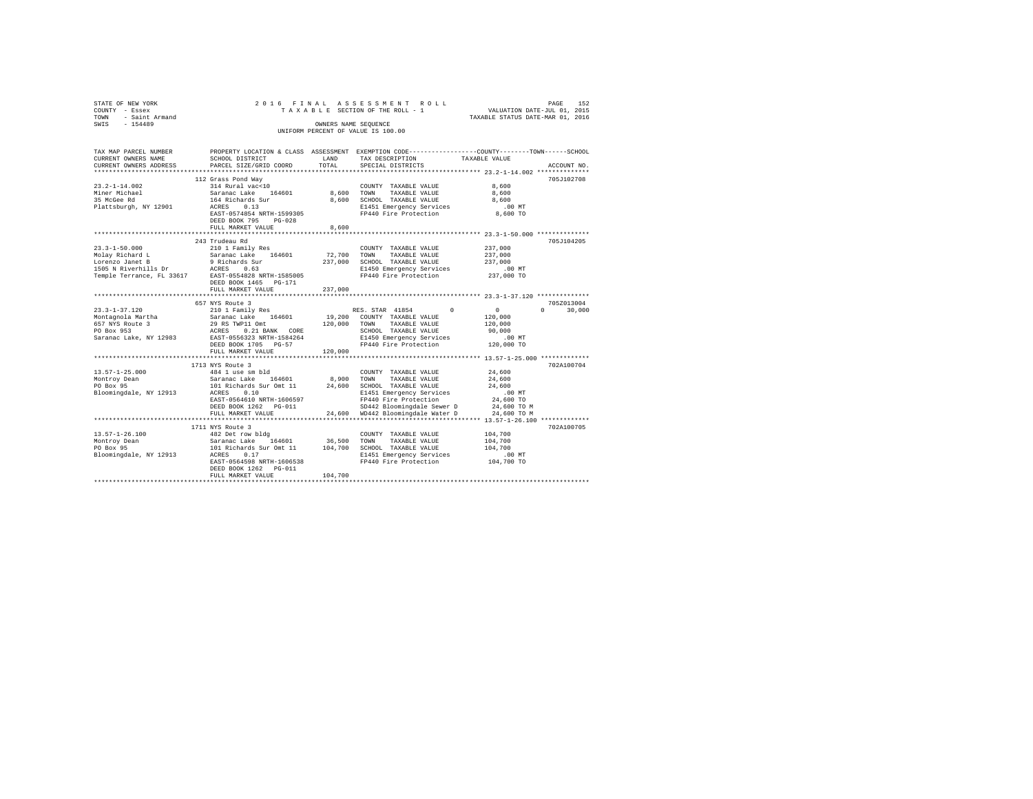STATE OF NEW YORK — 2016 FINAL ASSESSMENT ROLL — TAXABLE SECTION OF THE ROLL - 1
COUNTY - Essex — VALUATION DATE-JUL 01, 2015
TOWN - Saint Armand — TAXABLE STATUS DATE-MAR 01, 2016
SWIS - 154489 — OWNERS NAME SEQUENCE
UNIFORM PERCENT OF VALUE IS 100.00

```
TAX MAP PARCEL NUMBER          PROPERTY LOCATION & CLASS  ASSESSMENT  EXEMPTION CODE------------------COUNTY--------TOWN------SCHOOL
CURRENT OWNERS NAME            SCHOOL DISTRICT            LAND        TAX DESCRIPTION                TAXABLE VALUE
CURRENT OWNERS ADDRESS         PARCEL SIZE/GRID COORD     TOTAL       SPECIAL DISTRICTS                                    ACCOUNT NO.
****************************************************************************************************** 23.2-1-14.002 **************
                               112 Grass Pond Way                                                                          705J102708
23.2-1-14.002                  314 Rural vac<10                       COUNTY  TAXABLE VALUE            8,600
Miner Michael                  Saranac Lake   164601        8,600     TOWN    TAXABLE VALUE            8,600
35 McGee Rd                    164 Richards Sur             8,600     SCHOOL  TAXABLE VALUE            8,600
Plattsburgh, NY 12901          ACRES    0.13                          E1451 Emergency Services           .00 MT
                               EAST-0574854 NRTH-1599305              FP440 Fire Protection            8,600 TO
                               DEED BOOK 795    PG-028
                               FULL MARKET VALUE            8,600
****************************************************************************************************** 23.3-1-50.000 **************
                               243 Trudeau Rd                                                                              705J104205
23.3-1-50.000                  210 1 Family Res                       COUNTY  TAXABLE VALUE          237,000
Molay Richard L                Saranac Lake   164601       72,700     TOWN    TAXABLE VALUE          237,000
Lorenzo Janet B                9 Richards Sur             237,000     SCHOOL  TAXABLE VALUE          237,000
1505 N Riverhills Dr           ACRES    0.63                          E1450 Emergency Services           .00 MT
Temple Terrance, FL 33617      EAST-0554828 NRTH-1585005              FP440 Fire Protection          237,000 TO
                               DEED BOOK 1465   PG-171
                               FULL MARKET VALUE          237,000
****************************************************************************************************** 23.3-1-37.120 **************
                               657 NYS Route 3                                                                             705Z013004
23.3-1-37.120                  210 1 Family Res                       RES. STAR 41854          0          0          0     30,000
Montagnola Martha              Saranac Lake   164601       19,200     COUNTY  TAXABLE VALUE          120,000
657 NYS Route 3                29 RS TWP11 Omt            120,000     TOWN    TAXABLE VALUE          120,000
PO Box 953                     ACRES    0.21 BANK   CORE              SCHOOL  TAXABLE VALUE           90,000
Saranac Lake, NY 12983         EAST-0556323 NRTH-1584264              E1450 Emergency Services           .00 MT
                               DEED BOOK 1705   PG-57                 FP440 Fire Protection          120,000 TO
                               FULL MARKET VALUE          120,000
****************************************************************************************************** 13.57-1-25.000 *************
                               1713 NYS Route 3                                                                            702A100704
13.57-1-25.000                 484 1 use sm bld                       COUNTY  TAXABLE VALUE           24,600
Montroy Dean                   Saranac Lake   164601        8,900     TOWN    TAXABLE VALUE           24,600
PO Box 95                      101 Richards Sur Omt 11     24,600     SCHOOL  TAXABLE VALUE           24,600
Bloomingdale, NY 12913         ACRES    0.10                          E1451 Emergency Services           .00 MT
                               EAST-0564610 NRTH-1606597              FP440 Fire Protection           24,600 TO
                               DEED BOOK 1262   PG-011                SD442 Bloomingdale Sewer D      24,600 TO M
                               FULL MARKET VALUE           24,600     WD442 Bloomingdale Water D      24,600 TO M
****************************************************************************************************** 13.57-1-26.100 *************
                               1711 NYS Route 3                                                                            702A100705
13.57-1-26.100                 482 Det row bldg                       COUNTY  TAXABLE VALUE          104,700
Montroy Dean                   Saranac Lake   164601       36,500     TOWN    TAXABLE VALUE          104,700
PO Box 95                      101 Richards Sur Omt 11    104,700     SCHOOL  TAXABLE VALUE          104,700
Bloomingdale, NY 12913         ACRES    0.17                          E1451 Emergency Services           .00 MT
                               EAST-0564598 NRTH-1606538              FP440 Fire Protection          104,700 TO
                               DEED BOOK 1262   PG-011
                               FULL MARKET VALUE          104,700
************************************************************************************************************************************
```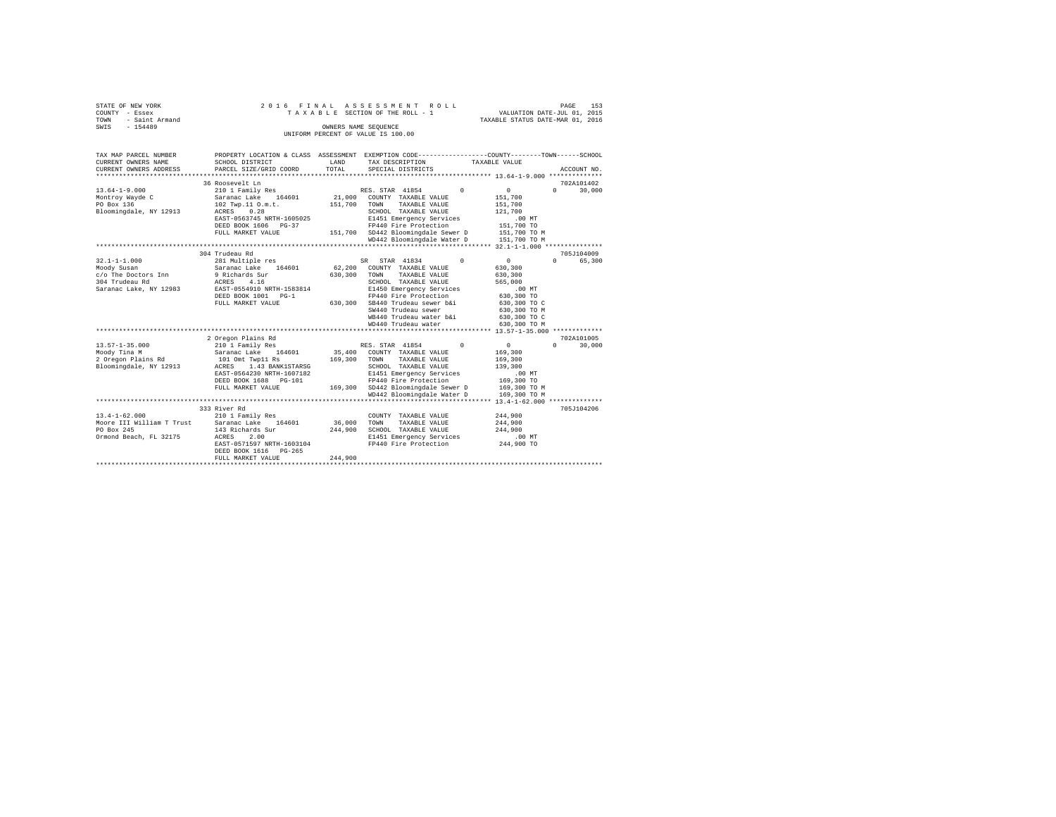STATE OF NEW YORK
COUNTY - Essex
TOWN - Saint Armand
SWIS - 154489

2016 FINAL ASSESSMENT ROLL
TAXABLE SECTION OF THE ROLL - 1
OWNERS NAME SEQUENCE
UNIFORM PERCENT OF VALUE IS 100.00

VALUATION DATE-JUL 01, 2015
TAXABLE STATUS DATE-MAR 01, 2016

```
TAX MAP PARCEL NUMBER     PROPERTY LOCATION & CLASS  ASSESSMENT  EXEMPTION CODE-----------------COUNTY--------TOWN------SCHOOL
CURRENT OWNERS NAME       SCHOOL DISTRICT              LAND      TAX DESCRIPTION            TAXABLE VALUE
CURRENT OWNERS ADDRESS    PARCEL SIZE/GRID COORD      TOTAL      SPECIAL DISTRICTS                                   ACCOUNT NO.
******************************************************************************************** 13.64-1-9.000 **************
                          36 Roosevelt Ln                                                                           702A101402
13.64-1-9.000             210 1 Family Res                       RES. STAR 41854        0           0           0      30,000
Montroy Wayde C           Saranac Lake    164601       21,000    COUNTY  TAXABLE VALUE           151,700
PO Box 136                102 Twp.11 O.m.t.           151,700    TOWN    TAXABLE VALUE           151,700
Bloomingdale, NY 12913    ACRES    0.28                          SCHOOL  TAXABLE VALUE           121,700
                          EAST-0563745 NRTH-1605025              E1451 Emergency Services            .00 MT
                          DEED BOOK 1606   PG-37                 FP440 Fire Protection           151,700 TO
                          FULL MARKET VALUE           151,700    SD442 Bloomingdale Sewer D      151,700 TO M
                                                                 WD442 Bloomingdale Water D      151,700 TO M
******************************************************************************************** 32.1-1-1.000 ***************
                          304 Trudeau Rd                                                                            705J104009
32.1-1-1.000              281 Multiple res                       SR  STAR 41834         0           0           0      65,300
Moody Susan               Saranac Lake    164601       62,200    COUNTY  TAXABLE VALUE           630,300
c/o The Doctors Inn       9 Richards Sur              630,300    TOWN    TAXABLE VALUE           630,300
304 Trudeau Rd            ACRES    4.16                          SCHOOL  TAXABLE VALUE           565,000
Saranac Lake, NY 12983    EAST-0554910 NRTH-1583814              E1450 Emergency Services            .00 MT
                          DEED BOOK 1001   PG-1                  FP440 Fire Protection           630,300 TO
                          FULL MARKET VALUE           630,300    SB440 Trudeau sewer b&i         630,300 TO C
                                                                 SW440 Trudeau sewer             630,300 TO M
                                                                 WB440 Trudeau water b&i         630,300 TO C
                                                                 WD440 Trudeau water             630,300 TO M
******************************************************************************************** 13.57-1-35.000 *************
                          2 Oregon Plains Rd                                                                        702A101005
13.57-1-35.000            210 1 Family Res                       RES. STAR 41854        0           0           0      30,000
Moody Tina M              Saranac Lake    164601       35,400    COUNTY  TAXABLE VALUE           169,300
2 Oregon Plains Rd        101 Omt Twp11 Rs            169,300    TOWN    TAXABLE VALUE           169,300
Bloomingdale, NY 12913    ACRES    1.43 BANK1STARSG              SCHOOL  TAXABLE VALUE           139,300
                          EAST-0564230 NRTH-1607182              E1451 Emergency Services            .00 MT
                          DEED BOOK 1688   PG-101                FP440 Fire Protection           169,300 TO
                          FULL MARKET VALUE           169,300    SD442 Bloomingdale Sewer D      169,300 TO M
                                                                 WD442 Bloomingdale Water D      169,300 TO M
******************************************************************************************** 13.4-1-62.000 **************
                          333 River Rd                                                                              705J104206
13.4-1-62.000             210 1 Family Res                       COUNTY  TAXABLE VALUE           244,900
Moore III William T Trust Saranac Lake    164601       36,000    TOWN    TAXABLE VALUE           244,900
PO Box 245                143 Richards Sur            244,900    SCHOOL  TAXABLE VALUE           244,900
Ormond Beach, FL 32175    ACRES    2.00                          E1451 Emergency Services            .00 MT
                          EAST-0571597 NRTH-1603104              FP440 Fire Protection           244,900 TO
                          DEED BOOK 1616   PG-265
                          FULL MARKET VALUE           244,900
****************************************************************************************************************************
```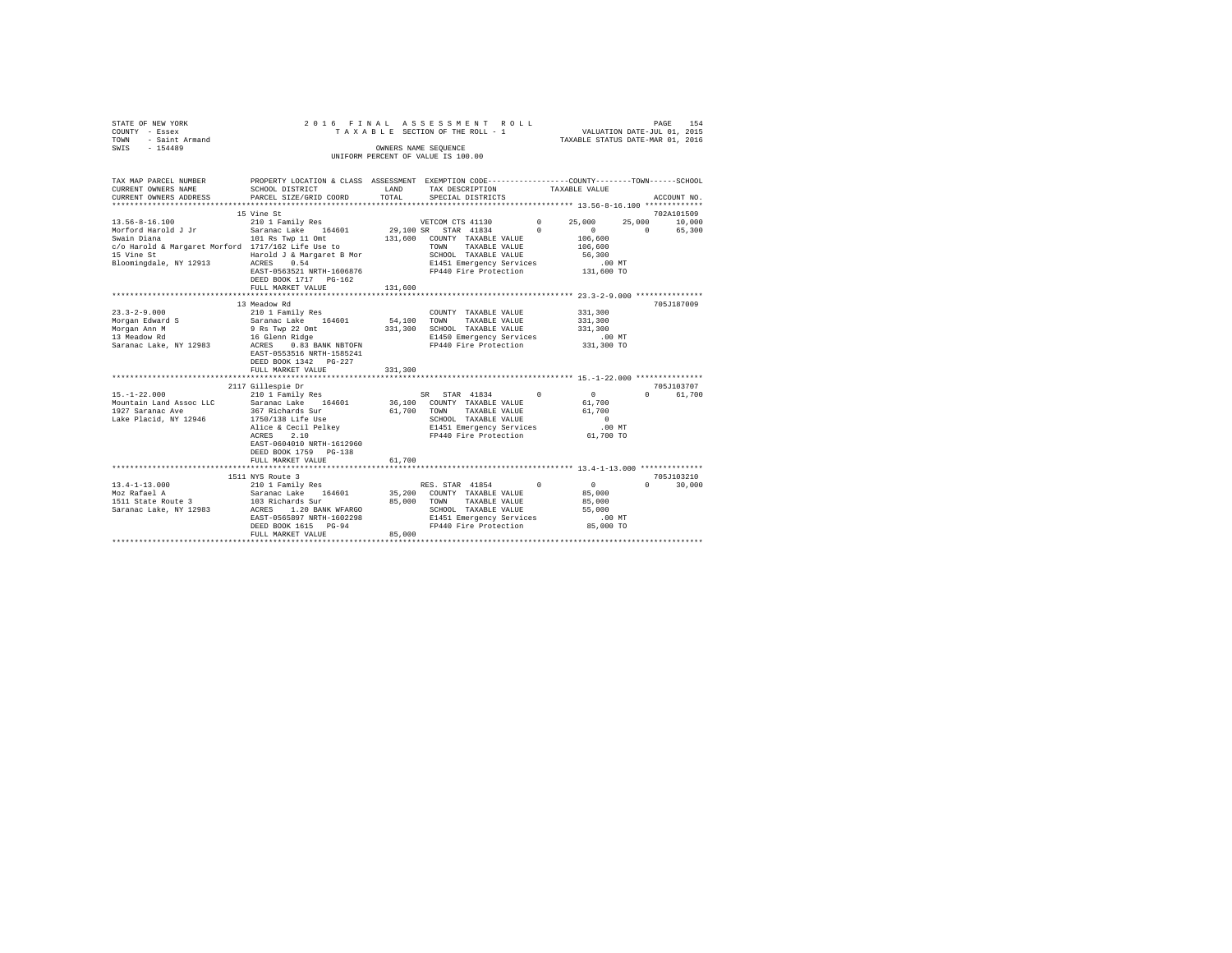STATE OF NEW YORK
COUNTY - Essex
TOWN - Saint Armand
SWIS - 154489

2016 FINAL ASSESSMENT ROLL
TAXABLE SECTION OF THE ROLL - 1
OWNERS NAME SEQUENCE
UNIFORM PERCENT OF VALUE IS 100.00

VALUATION DATE-JUL 01, 2015
TAXABLE STATUS DATE-MAR 01, 2016

```
TAX MAP PARCEL NUMBER          PROPERTY LOCATION & CLASS  ASSESSMENT  EXEMPTION CODE-----------------COUNTY--------TOWN------SCHOOL
CURRENT OWNERS NAME            SCHOOL DISTRICT               LAND       TAX DESCRIPTION            TAXABLE VALUE
CURRENT OWNERS ADDRESS         PARCEL SIZE/GRID COORD        TOTAL      SPECIAL DISTRICTS                                      ACCOUNT NO.
*********************************************************************************************** 13.56-8-16.100 *************
                               15 Vine St                                                                                   702A101509
13.56-8-16.100                 210 1 Family Res                          VETCOM CTS 41130        0      25,000     25,000      10,000
Morford Harold J Jr            Saranac Lake    164601        29,100 SR   STAR 41834              0           0          0      65,300
Swain Diana                    101 Rs Twp 11 Omt            131,600  COUNTY  TAXABLE VALUE            106,600
c/o Harold & Margaret Morford  1717/162 Life Use to                  TOWN    TAXABLE VALUE            106,600
15 Vine St                     Harold J & Margaret B Mor             SCHOOL  TAXABLE VALUE             56,300
Bloomingdale, NY 12913         ACRES    0.54                         E1451 Emergency Services            .00 MT
                               EAST-0563521 NRTH-1606876             FP440 Fire Protection           131,600 TO
                               DEED BOOK 1717   PG-162
                               FULL MARKET VALUE            131,600
*********************************************************************************************** 23.3-2-9.000 ***************
                               13 Meadow Rd                                                                                 705J187009
23.3-2-9.000                   210 1 Family Res                          COUNTY  TAXABLE VALUE            331,300
Morgan Edward S                Saranac Lake    164601        54,100  TOWN    TAXABLE VALUE            331,300
Morgan Ann M                   9 Rs Twp 22 Omt              331,300  SCHOOL  TAXABLE VALUE            331,300
13 Meadow Rd                   16 Glenn Ridge                        E1450 Emergency Services            .00 MT
Saranac Lake, NY 12983         ACRES    0.83 BANK NBTOFN             FP440 Fire Protection           331,300 TO
                               EAST-0553516 NRTH-1585241
                               DEED BOOK 1342   PG-227
                               FULL MARKET VALUE            331,300
*********************************************************************************************** 15.-1-22.000 ***************
                               2117 Gillespie Dr                                                                            705J103707
15.-1-22.000                   210 1 Family Res                          SR   STAR 41834         0           0          0      61,700
Mountain Land Assoc LLC        Saranac Lake    164601        36,100  COUNTY  TAXABLE VALUE             61,700
1927 Saranac Ave               367 Richards Sur              61,700  TOWN    TAXABLE VALUE             61,700
Lake Placid, NY 12946          1750/138 Life Use                     SCHOOL  TAXABLE VALUE                  0
                               Alice & Cecil Pelkey                  E1451 Emergency Services            .00 MT
                               ACRES    2.10                         FP440 Fire Protection            61,700 TO
                               EAST-0604010 NRTH-1612960
                               DEED BOOK 1759   PG-138
                               FULL MARKET VALUE             61,700
*********************************************************************************************** 13.4-1-13.000 **************
                               1511 NYS Route 3                                                                             705J103210
13.4-1-13.000                  210 1 Family Res                          RES. STAR 41854         0           0          0      30,000
Moz Rafael A                   Saranac Lake    164601        35,200  COUNTY  TAXABLE VALUE             85,000
1511 State Route 3             103 Richards Sur              85,000  TOWN    TAXABLE VALUE             85,000
Saranac Lake, NY 12983         ACRES    1.20 BANK WFARGO             SCHOOL  TAXABLE VALUE             55,000
                               EAST-0565897 NRTH-1602298             E1451 Emergency Services            .00 MT
                               DEED BOOK 1615   PG-94                FP440 Fire Protection            85,000 TO
                               FULL MARKET VALUE             85,000
****************************************************************************************************************************
```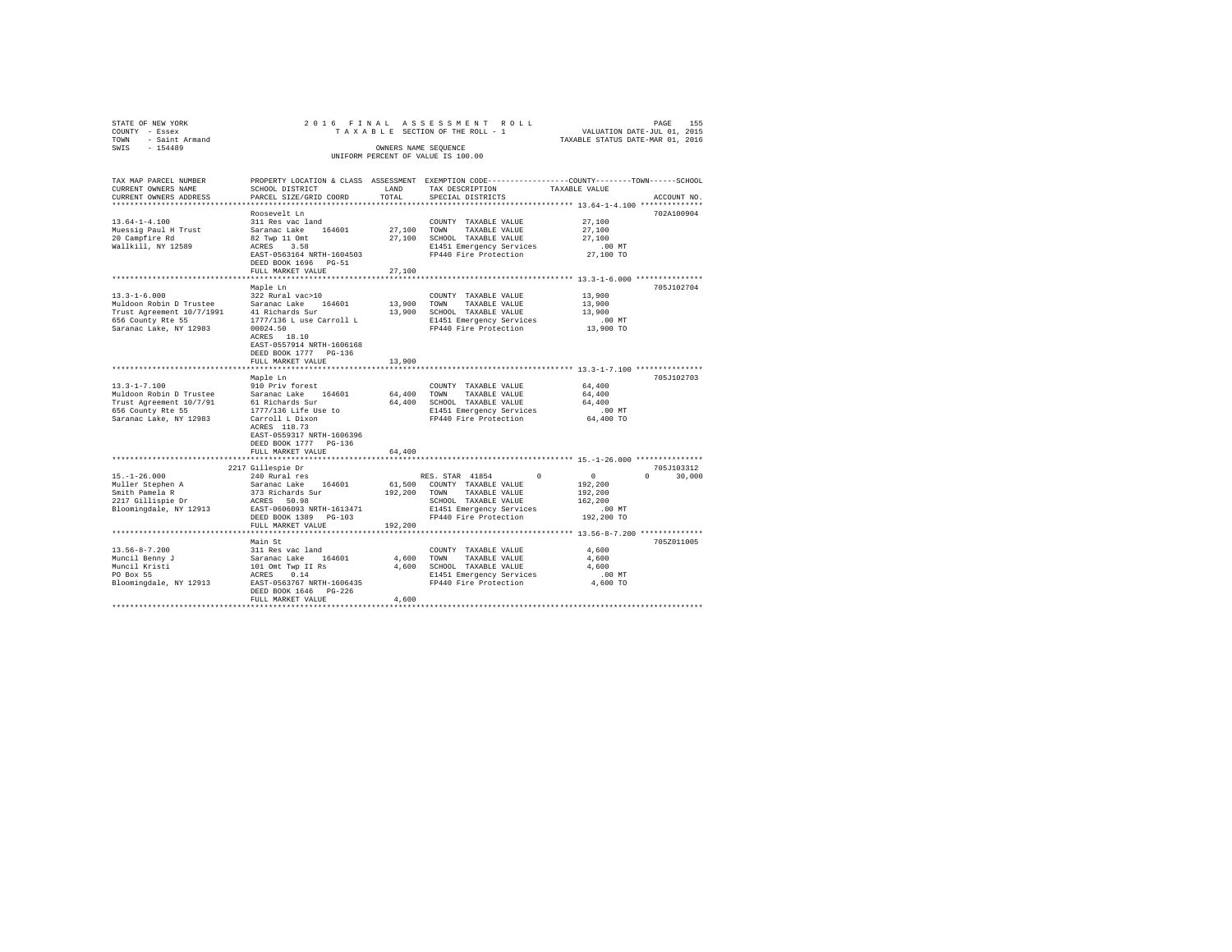STATE OF NEW YORK
COUNTY - Essex
TOWN - Saint Armand
SWIS - 154489

2 0 1 6 F I N A L A S S E S S M E N T R O L L
T A X A B L E SECTION OF THE ROLL - 1
OWNERS NAME SEQUENCE
UNIFORM PERCENT OF VALUE IS 100.00

VALUATION DATE-JUL 01, 2015
TAXABLE STATUS DATE-MAR 01, 2016

| TAX MAP PARCEL NUMBER / CURRENT OWNERS NAME / CURRENT OWNERS ADDRESS | PROPERTY LOCATION & CLASS / SCHOOL DISTRICT / PARCEL SIZE/GRID COORD | ASSESSMENT LAND / TOTAL | EXEMPTION CODE / TAX DESCRIPTION / SPECIAL DISTRICTS | COUNTY / TOWN / SCHOOL TAXABLE VALUE | ACCOUNT NO. |
|---|---|---|---|---|---|
| **13.64-1-4.100** | Roosevelt Ln | | | | 702A100904 |
| 13.64-1-4.100 | 311 Res vac land | | COUNTY TAXABLE VALUE | 27,100 | |
| Muessig Paul H Trust | Saranac Lake 164601 | 27,100 | TOWN TAXABLE VALUE | 27,100 | |
| 20 Campfire Rd | 82 Twp 11 Omt | 27,100 | SCHOOL TAXABLE VALUE | 27,100 | |
| Wallkill, NY 12589 | ACRES 3.58 | | E1451 Emergency Services | .00 MT | |
| | EAST-0563164 NRTH-1604503 | | FP440 Fire Protection | 27,100 TO | |
| | DEED BOOK 1696 PG-51 | | | | |
| | FULL MARKET VALUE | 27,100 | | | |
| **13.3-1-6.000** | Maple Ln | | | | 705J102704 |
| 13.3-1-6.000 | 322 Rural vac>10 | | COUNTY TAXABLE VALUE | 13,900 | |
| Muldoon Robin D Trustee | Saranac Lake 164601 | 13,900 | TOWN TAXABLE VALUE | 13,900 | |
| Trust Agreement 10/7/1991 | 41 Richards Sur | 13,900 | SCHOOL TAXABLE VALUE | 13,900 | |
| 656 County Rte 55 | 1777/136 L use Carroll L | | E1451 Emergency Services | .00 MT | |
| Saranac Lake, NY 12983 | 00024.50 | | FP440 Fire Protection | 13,900 TO | |
| | ACRES 18.10 | | | | |
| | EAST-0557914 NRTH-1606168 | | | | |
| | DEED BOOK 1777 PG-136 | | | | |
| | FULL MARKET VALUE | 13,900 | | | |
| **13.3-1-7.100** | Maple Ln | | | | 705J102703 |
| 13.3-1-7.100 | 910 Priv forest | | COUNTY TAXABLE VALUE | 64,400 | |
| Muldoon Robin D Trustee | Saranac Lake 164601 | 64,400 | TOWN TAXABLE VALUE | 64,400 | |
| Trust Agreement 10/7/91 | 61 Richards Sur | 64,400 | SCHOOL TAXABLE VALUE | 64,400 | |
| 656 County Rte 55 | 1777/136 Life Use to | | E1451 Emergency Services | .00 MT | |
| Saranac Lake, NY 12983 | Carroll L Dixon | | FP440 Fire Protection | 64,400 TO | |
| | ACRES 118.73 | | | | |
| | EAST-0559317 NRTH-1606396 | | | | |
| | DEED BOOK 1777 PG-136 | | | | |
| | FULL MARKET VALUE | 64,400 | | | |
| **15.-1-26.000** | 2217 Gillespie Dr | | | | 705J103312 |
| 15.-1-26.000 | 240 Rural res | | RES. STAR 41854 0 | 0 0 30,000 | |
| Muller Stephen A | Saranac Lake 164601 | 61,500 | COUNTY TAXABLE VALUE | 192,200 | |
| Smith Pamela R | 373 Richards Sur | 192,200 | TOWN TAXABLE VALUE | 192,200 | |
| 2217 Gillispie Dr | ACRES 50.98 | | SCHOOL TAXABLE VALUE | 162,200 | |
| Bloomingdale, NY 12913 | EAST-0606093 NRTH-1613471 | | E1451 Emergency Services | .00 MT | |
| | DEED BOOK 1389 PG-103 | | FP440 Fire Protection | 192,200 TO | |
| | FULL MARKET VALUE | 192,200 | | | |
| **13.56-8-7.200** | Main St | | | | 705Z011005 |
| 13.56-8-7.200 | 311 Res vac land | | COUNTY TAXABLE VALUE | 4,600 | |
| Muncil Benny J | Saranac Lake 164601 | 4,600 | TOWN TAXABLE VALUE | 4,600 | |
| Muncil Kristi | 101 Omt Twp II Rs | 4,600 | SCHOOL TAXABLE VALUE | 4,600 | |
| PO Box 55 | ACRES 0.14 | | E1451 Emergency Services | .00 MT | |
| Bloomingdale, NY 12913 | EAST-0563767 NRTH-1606435 | | FP440 Fire Protection | 4,600 TO | |
| | DEED BOOK 1646 PG-226 | | | | |
| | FULL MARKET VALUE | 4,600 | | | |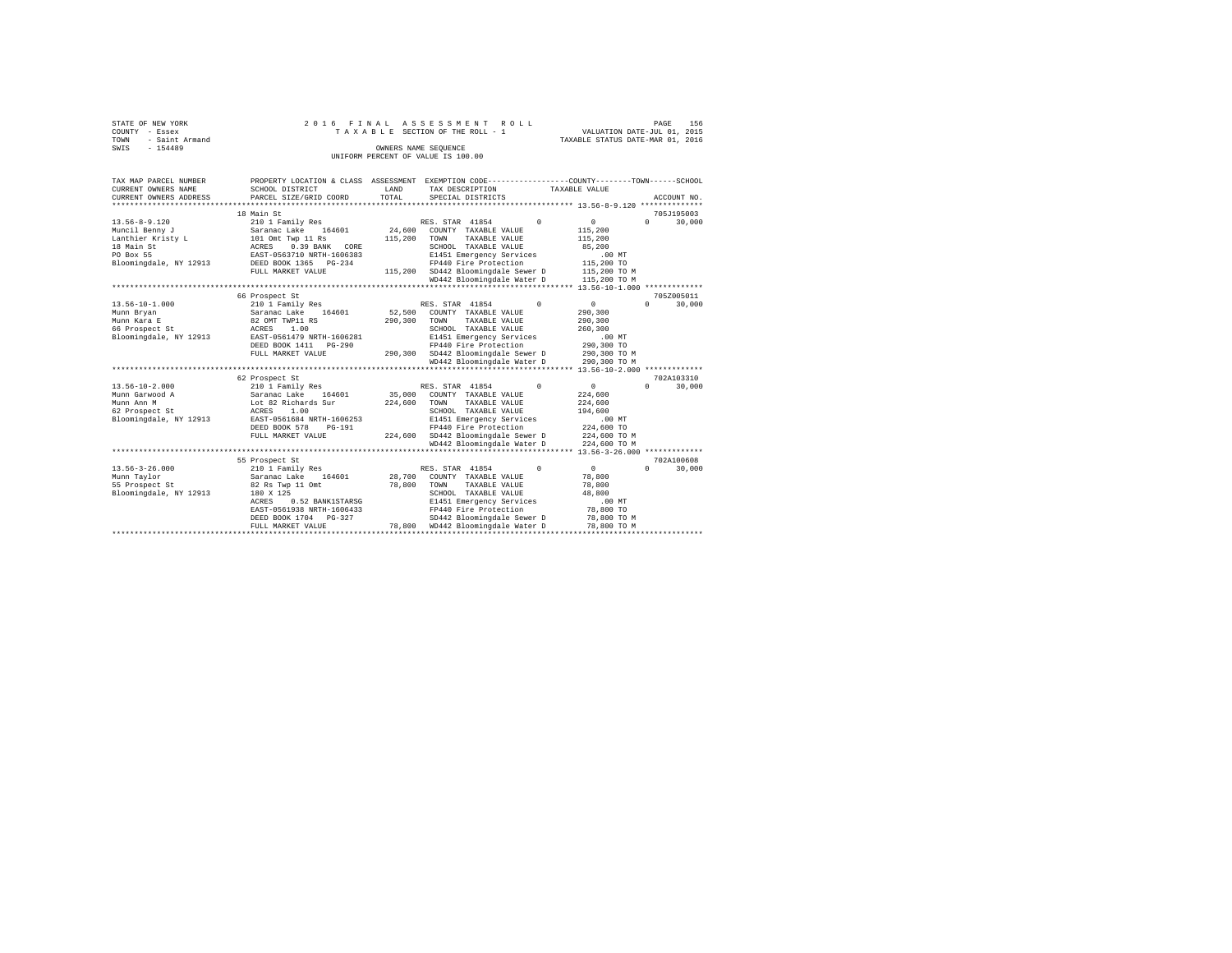STATE OF NEW YORK                    2 0 1 6   F I N A L   A S S E S S M E N T   R O L L
COUNTY - Essex                        T A X A B L E  SECTION OF THE ROLL - 1                VALUATION DATE-JUL 01, 2015
TOWN - Saint Armand                                                                        TAXABLE STATUS DATE-MAR 01, 2016
SWIS - 154489                                  OWNERS NAME SEQUENCE
                                          UNIFORM PERCENT OF VALUE IS 100.00

```
TAX MAP PARCEL NUMBER     PROPERTY LOCATION & CLASS  ASSESSMENT  EXEMPTION CODE-----------------COUNTY--------TOWN------SCHOOL
CURRENT OWNERS NAME       SCHOOL DISTRICT              LAND      TAX DESCRIPTION              TAXABLE VALUE
CURRENT OWNERS ADDRESS    PARCEL SIZE/GRID COORD       TOTAL     SPECIAL DISTRICTS                                     ACCOUNT NO.
******************************************************************************************** 13.56-8-9.120 **************
                          18 Main St                                                                                 705J195003
13.56-8-9.120             210 1 Family Res                       RES. STAR 41854          0           0           0     30,000
Muncil Benny J            Saranac Lake    164601        24,600   COUNTY  TAXABLE VALUE          115,200
Lanthier Kristy L         101 Omt Twp 11 Rs            115,200   TOWN    TAXABLE VALUE          115,200
18 Main St                ACRES    0.39 BANK   CORE              SCHOOL  TAXABLE VALUE           85,200
PO Box 55                 EAST-0563710 NRTH-1606383              E1451 Emergency Services            .00 MT
Bloomingdale, NY 12913    DEED BOOK 1365   PG-234                FP440 Fire Protection          115,200 TO
                          FULL MARKET VALUE            115,200   SD442 Bloomingdale Sewer D     115,200 TO M
                                                                 WD442 Bloomingdale Water D     115,200 TO M
******************************************************************************************** 13.56-10-1.000 *************
                          66 Prospect St                                                                             705Z005011
13.56-10-1.000            210 1 Family Res                       RES. STAR 41854          0           0           0     30,000
Munn Bryan                Saranac Lake    164601        52,500   COUNTY  TAXABLE VALUE          290,300
Munn Kara E               82 OMT TWP11 RS              290,300   TOWN    TAXABLE VALUE          290,300
66 Prospect St            ACRES    1.00                          SCHOOL  TAXABLE VALUE          260,300
Bloomingdale, NY 12913    EAST-0561479 NRTH-1606281              E1451 Emergency Services            .00 MT
                          DEED BOOK 1411   PG-290                FP440 Fire Protection          290,300 TO
                          FULL MARKET VALUE            290,300   SD442 Bloomingdale Sewer D     290,300 TO M
                                                                 WD442 Bloomingdale Water D     290,300 TO M
******************************************************************************************** 13.56-10-2.000 *************
                          62 Prospect St                                                                             702A103310
13.56-10-2.000            210 1 Family Res                       RES. STAR 41854          0           0           0     30,000
Munn Garwood A            Saranac Lake    164601        35,000   COUNTY  TAXABLE VALUE          224,600
Munn Ann M                Lot 82 Richards Sur          224,600   TOWN    TAXABLE VALUE          224,600
62 Prospect St            ACRES    1.00                          SCHOOL  TAXABLE VALUE          194,600
Bloomingdale, NY 12913    EAST-0561684 NRTH-1606253              E1451 Emergency Services            .00 MT
                          DEED BOOK 578    PG-191                FP440 Fire Protection          224,600 TO
                          FULL MARKET VALUE            224,600   SD442 Bloomingdale Sewer D     224,600 TO M
                                                                 WD442 Bloomingdale Water D     224,600 TO M
******************************************************************************************** 13.56-3-26.000 *************
                          55 Prospect St                                                                             702A100608
13.56-3-26.000            210 1 Family Res                       RES. STAR 41854          0           0           0     30,000
Munn Taylor               Saranac Lake    164601        28,700   COUNTY  TAXABLE VALUE           78,800
55 Prospect St            82 Rs Twp 11 Omt              78,800   TOWN    TAXABLE VALUE           78,800
Bloomingdale, NY 12913    180 X 125                              SCHOOL  TAXABLE VALUE           48,800
                          ACRES    0.52 BANK1STARSG              E1451 Emergency Services            .00 MT
                          EAST-0561938 NRTH-1606433              FP440 Fire Protection           78,800 TO
                          DEED BOOK 1704   PG-327                SD442 Bloomingdale Sewer D      78,800 TO M
                          FULL MARKET VALUE             78,800   WD442 Bloomingdale Water D      78,800 TO M
****************************************************************************************************************************
```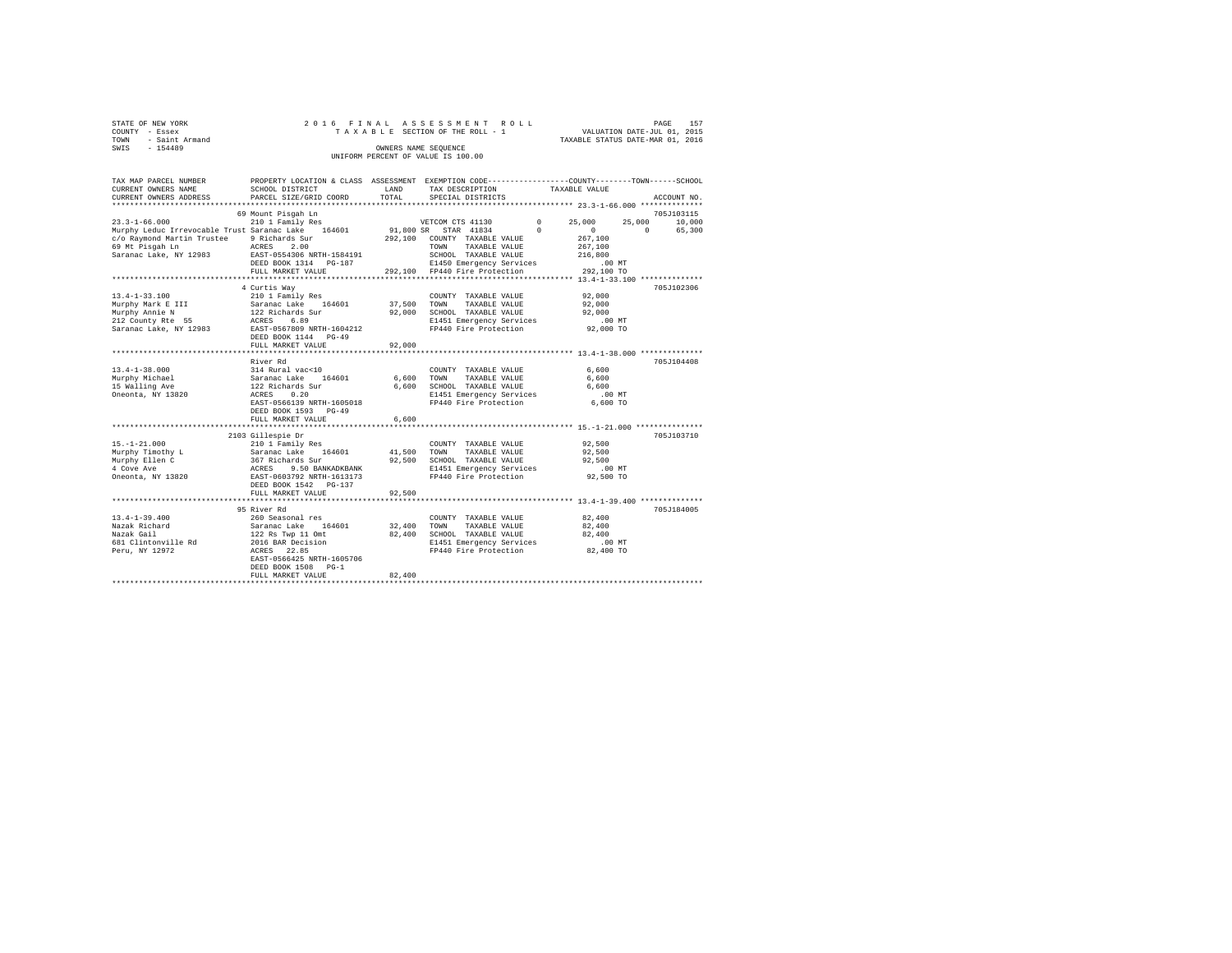STATE OF NEW YORK
COUNTY - Essex
TOWN - Saint Armand
SWIS - 154489

2016 FINAL ASSESSMENT ROLL
TAXABLE SECTION OF THE ROLL - 1
OWNERS NAME SEQUENCE
UNIFORM PERCENT OF VALUE IS 100.00

VALUATION DATE-JUL 01, 2015
TAXABLE STATUS DATE-MAR 01, 2016

```
TAX MAP PARCEL NUMBER          PROPERTY LOCATION & CLASS  ASSESSMENT  EXEMPTION CODE-----------------COUNTY--------TOWN------SCHOOL
CURRENT OWNERS NAME            SCHOOL DISTRICT              LAND      TAX DESCRIPTION           TAXABLE VALUE
CURRENT OWNERS ADDRESS         PARCEL SIZE/GRID COORD       TOTAL     SPECIAL DISTRICTS                                   ACCOUNT NO.
********************************************************************************************* 23.3-1-66.000 **************
                               69 Mount Pisgah Ln                                                                         705J103115
23.3-1-66.000                  210 1 Family Res                  VETCOM CTS 41130       0      25,000      25,000      10,000
Murphy Leduc Irrevocable Trust Saranac Lake   164601    91,800 SR  STAR 41834        0           0           0      65,300
c/o Raymond Martin Trustee     9 Richards Sur             292,100  COUNTY  TAXABLE VALUE           267,100
69 Mt Pisgah Ln                ACRES    2.00                       TOWN    TAXABLE VALUE           267,100
Saranac Lake, NY 12983         EAST-0554306 NRTH-1584191           SCHOOL  TAXABLE VALUE           216,800
                               DEED BOOK 1314   PG-187             E1450 Emergency Services            .00 MT
                               FULL MARKET VALUE          292,100  FP440 Fire Protection           292,100 TO
********************************************************************************************* 13.4-1-33.100 **************
                               4 Curtis Way                                                                               705J102306
13.4-1-33.100                  210 1 Family Res                    COUNTY  TAXABLE VALUE            92,000
Murphy Mark E III              Saranac Lake   164601    37,500     TOWN    TAXABLE VALUE            92,000
Murphy Annie N                 122 Richards Sur           92,000   SCHOOL  TAXABLE VALUE            92,000
212 County Rte  55             ACRES    6.89                       E1451 Emergency Services            .00 MT
Saranac Lake, NY 12983         EAST-0567809 NRTH-1604212           FP440 Fire Protection            92,000 TO
                               DEED BOOK 1144   PG-49
                               FULL MARKET VALUE           92,000
********************************************************************************************* 13.4-1-38.000 **************
                               River Rd                                                                                   705J104408
13.4-1-38.000                  314 Rural vac<10                    COUNTY  TAXABLE VALUE             6,600
Murphy Michael                 Saranac Lake   164601     6,600     TOWN    TAXABLE VALUE             6,600
15 Walling Ave                 122 Richards Sur            6,600   SCHOOL  TAXABLE VALUE             6,600
Oneonta, NY 13820              ACRES    0.20                       E1451 Emergency Services            .00 MT
                               EAST-0566139 NRTH-1605018           FP440 Fire Protection             6,600 TO
                               DEED BOOK 1593   PG-49
                               FULL MARKET VALUE            6,600
********************************************************************************************* 15.-1-21.000 ***************
                               2103 Gillespie Dr                                                                          705J103710
15.-1-21.000                   210 1 Family Res                    COUNTY  TAXABLE VALUE            92,500
Murphy Timothy L               Saranac Lake   164601    41,500     TOWN    TAXABLE VALUE            92,500
Murphy Ellen C                 367 Richards Sur           92,500   SCHOOL  TAXABLE VALUE            92,500
4 Cove Ave                     ACRES    9.50 BANKADKBANK           E1451 Emergency Services            .00 MT
Oneonta, NY 13820              EAST-0603792 NRTH-1613173           FP440 Fire Protection            92,500 TO
                               DEED BOOK 1542   PG-137
                               FULL MARKET VALUE           92,500
********************************************************************************************* 13.4-1-39.400 **************
                               95 River Rd                                                                                705J184005
13.4-1-39.400                  260 Seasonal res                    COUNTY  TAXABLE VALUE            82,400
Nazak Richard                  Saranac Lake   164601    32,400     TOWN    TAXABLE VALUE            82,400
Nazak Gail                     122 Rs Twp 11 Omt          82,400   SCHOOL  TAXABLE VALUE            82,400
681 Clintonville Rd            2016 BAR Decision                   E1451 Emergency Services            .00 MT
Peru, NY 12972                 ACRES   22.85                       FP440 Fire Protection            82,400 TO
                               EAST-0566425 NRTH-1605706
                               DEED BOOK 1508   PG-1
                               FULL MARKET VALUE           82,400
****************************************************************************************************************************
```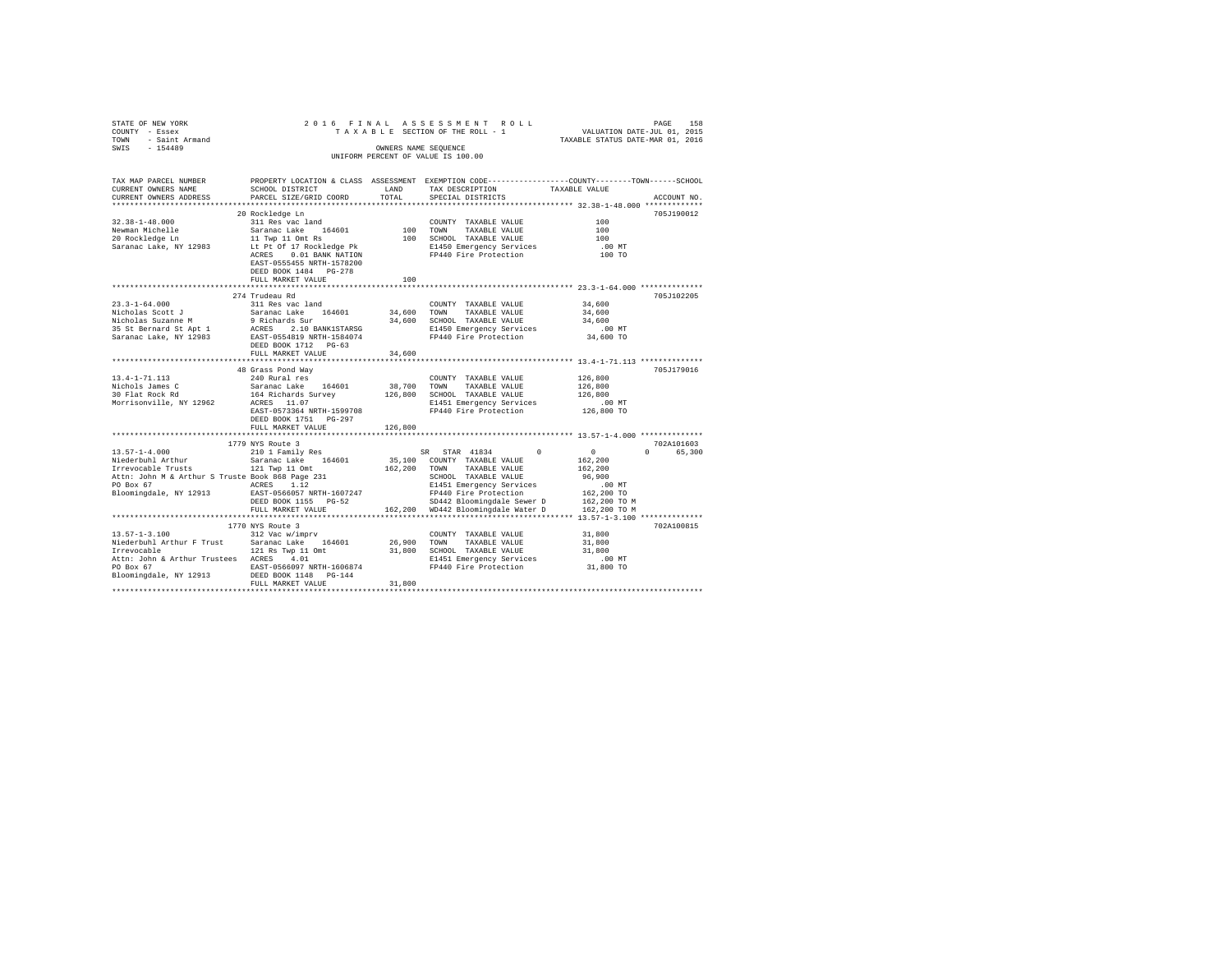STATE OF NEW YORK
COUNTY - Essex
TOWN - Saint Armand
SWIS - 154489

2016 FINAL ASSESSMENT ROLL
TAXABLE SECTION OF THE ROLL - 1
OWNERS NAME SEQUENCE
UNIFORM PERCENT OF VALUE IS 100.00

VALUATION DATE-JUL 01, 2015
TAXABLE STATUS DATE-MAR 01, 2016

| TAX MAP PARCEL NUMBER / CURRENT OWNERS NAME / CURRENT OWNERS ADDRESS | PROPERTY LOCATION & CLASS / SCHOOL DISTRICT / PARCEL SIZE/GRID COORD | ASSESSMENT LAND | TOTAL | EXEMPTION CODE / TAX DESCRIPTION / SPECIAL DISTRICTS | COUNTY / TOWN / SCHOOL TAXABLE VALUE | ACCOUNT NO. |
|---|---|---|---|---|---|---|
| **32.38-1-48.000** | 20 Rockledge Ln | | | | | 705J190012 |
| Newman Michelle | 311 Res vac land | | | COUNTY TAXABLE VALUE | 100 | |
| 20 Rockledge Ln | Saranac Lake 164601 | 100 | | TOWN TAXABLE VALUE | 100 | |
| Saranac Lake, NY 12983 | 11 Twp 11 Omt Rs | | 100 | SCHOOL TAXABLE VALUE | 100 | |
| | Lt Pt Of 17 Rockledge Pk | | | E1450 Emergency Services | .00 MT | |
| | ACRES 0.01 BANK NATION | | | FP440 Fire Protection | 100 TO | |
| | EAST-0555455 NRTH-1578200 | | | | | |
| | DEED BOOK 1484 PG-278 | | | | | |
| | FULL MARKET VALUE | | 100 | | | |
| **23.3-1-64.000** | 274 Trudeau Rd | | | | | 705J102205 |
| Nicholas Scott J | 311 Res vac land | | | COUNTY TAXABLE VALUE | 34,600 | |
| Nicholas Suzanne M | Saranac Lake 164601 | 34,600 | | TOWN TAXABLE VALUE | 34,600 | |
| 35 St Bernard St Apt 1 | 9 Richards Sur | | 34,600 | SCHOOL TAXABLE VALUE | 34,600 | |
| Saranac Lake, NY 12983 | ACRES 2.10 BANK1STARSG | | | E1450 Emergency Services | .00 MT | |
| | EAST-0554819 NRTH-1584074 | | | FP440 Fire Protection | 34,600 TO | |
| | DEED BOOK 1712 PG-63 | | | | | |
| | FULL MARKET VALUE | | 34,600 | | | |
| **13.4-1-71.113** | 48 Grass Pond Way | | | | | 705J179016 |
| Nichols James C | 240 Rural res | | | COUNTY TAXABLE VALUE | 126,800 | |
| 30 Flat Rock Rd | Saranac Lake 164601 | 38,700 | | TOWN TAXABLE VALUE | 126,800 | |
| Morrisonville, NY 12962 | 164 Richards Survey | | 126,800 | SCHOOL TAXABLE VALUE | 126,800 | |
| | ACRES 11.07 | | | E1451 Emergency Services | .00 MT | |
| | EAST-0573364 NRTH-1599708 | | | FP440 Fire Protection | 126,800 TO | |
| | DEED BOOK 1751 PG-297 | | | | | |
| | FULL MARKET VALUE | | 126,800 | | | |
| **13.57-1-4.000** | 1779 NYS Route 3 | | | | | 702A101603 |
| Niederbuhl Arthur | 210 1 Family Res | | | SR STAR 41834 | 0 / 0 / 0 / 65,300 | |
| Irrevocable Trusts | Saranac Lake 164601 | 35,100 | | COUNTY TAXABLE VALUE | 162,200 | |
| Attn: John M & Arthur S Truste | 121 Twp 11 Omt | | 162,200 | TOWN TAXABLE VALUE | 162,200 | |
| PO Box 67 | Book 868 Page 231 | | | SCHOOL TAXABLE VALUE | 96,900 | |
| Bloomingdale, NY 12913 | ACRES 1.12 | | | E1451 Emergency Services | .00 MT | |
| | EAST-0566057 NRTH-1607247 | | | FP440 Fire Protection | 162,200 TO | |
| | DEED BOOK 1155 PG-52 | | | SD442 Bloomingdale Sewer D | 162,200 TO M | |
| | FULL MARKET VALUE | | 162,200 | WD442 Bloomingdale Water D | 162,200 TO M | |
| **13.57-1-3.100** | 1770 NYS Route 3 | | | | | 702A100815 |
| Niederbuhl Arthur F Trust | 312 Vac w/imprv | | | COUNTY TAXABLE VALUE | 31,800 | |
| Irrevocable | Saranac Lake 164601 | 26,900 | | TOWN TAXABLE VALUE | 31,800 | |
| Attn: John & Arthur Trustees | 121 Rs Twp 11 Omt | | 31,800 | SCHOOL TAXABLE VALUE | 31,800 | |
| PO Box 67 | ACRES 4.01 | | | E1451 Emergency Services | .00 MT | |
| Bloomingdale, NY 12913 | EAST-0566097 NRTH-1606874 | | | FP440 Fire Protection | 31,800 TO | |
| | DEED BOOK 1148 PG-144 | | | | | |
| | FULL MARKET VALUE | | 31,800 | | | |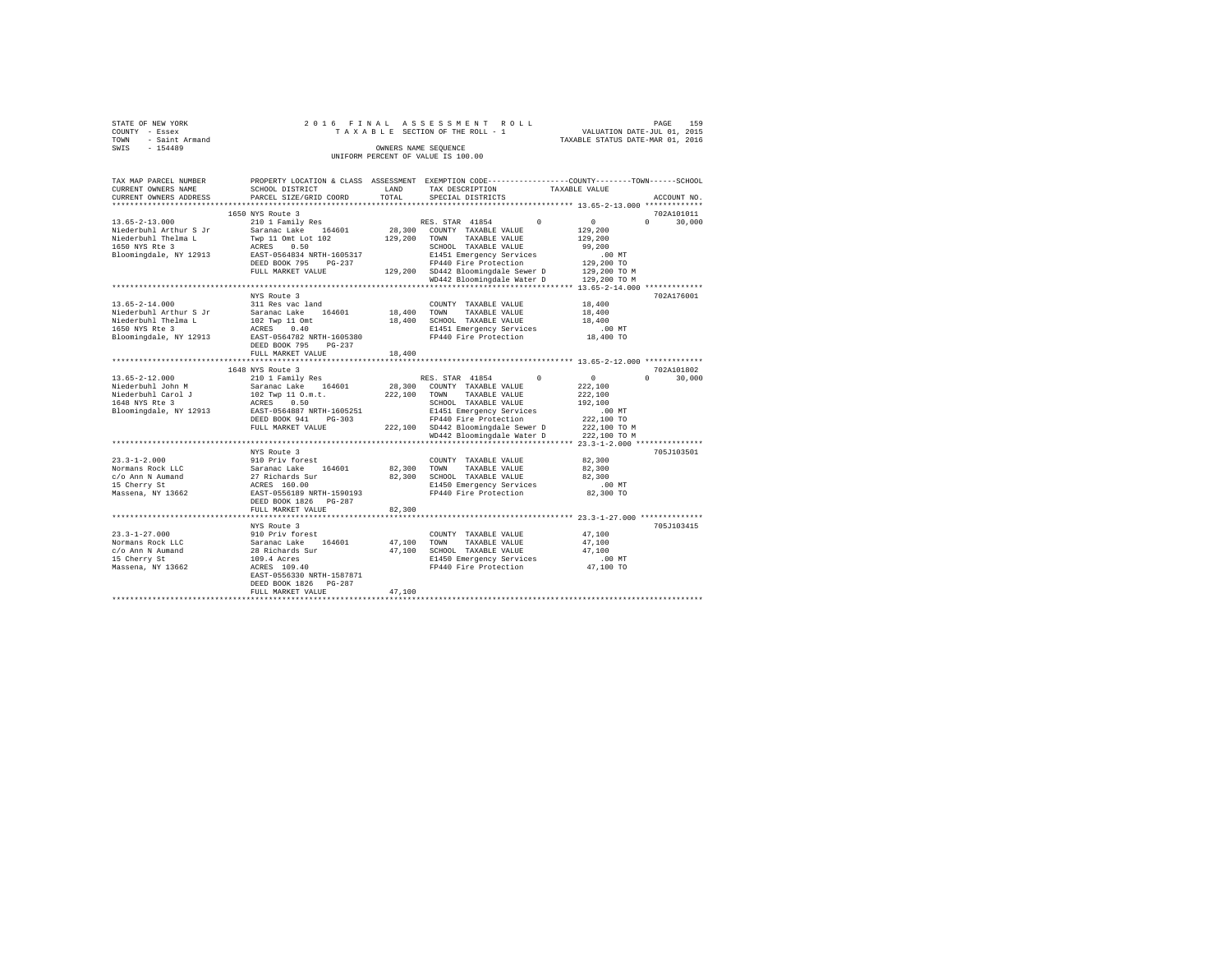STATE OF NEW YORK
COUNTY - Essex
TOWN - Saint Armand
SWIS - 154489

2016 FINAL ASSESSMENT ROLL
TAXABLE SECTION OF THE ROLL - 1
OWNERS NAME SEQUENCE
UNIFORM PERCENT OF VALUE IS 100.00

VALUATION DATE-JUL 01, 2015
TAXABLE STATUS DATE-MAR 01, 2016

```
TAX MAP PARCEL NUMBER        PROPERTY LOCATION & CLASS  ASSESSMENT  EXEMPTION CODE-----------------COUNTY--------TOWN------SCHOOL
CURRENT OWNERS NAME          SCHOOL DISTRICT              LAND      TAX DESCRIPTION              TAXABLE VALUE
CURRENT OWNERS ADDRESS       PARCEL SIZE/GRID COORD       TOTAL     SPECIAL DISTRICTS                                      ACCOUNT NO.
********************************************************************************************* 13.65-2-13.000 ************
                             1650 NYS Route 3                                                                             702A101011
13.65-2-13.000               210 1 Family Res                   RES. STAR 41854        0           0             0     30,000
Niederbuhl Arthur S Jr       Saranac Lake    164601     28,300   COUNTY  TAXABLE VALUE           129,200
Niederbuhl Thelma L          Twp 11 Omt Lot 102        129,200   TOWN    TAXABLE VALUE           129,200
1650 NYS Rte 3               ACRES    0.50                       SCHOOL  TAXABLE VALUE            99,200
Bloomingdale, NY 12913       EAST-0564834 NRTH-1605317           E1451 Emergency Services            .00 MT
                             DEED BOOK 795    PG-237             FP440 Fire Protection           129,200 TO
                             FULL MARKET VALUE         129,200   SD442 Bloomingdale Sewer D      129,200 TO M
                                                                 WD442 Bloomingdale Water D      129,200 TO M
********************************************************************************************* 13.65-2-14.000 ************
                             NYS Route 3                                                                                  702A176001
13.65-2-14.000               311 Res vac land                    COUNTY  TAXABLE VALUE            18,400
Niederbuhl Arthur S Jr       Saranac Lake    164601     18,400   TOWN    TAXABLE VALUE            18,400
Niederbuhl Thelma L          102 Twp 11 Omt             18,400   SCHOOL  TAXABLE VALUE            18,400
1650 NYS Rte 3               ACRES    0.40                       E1451 Emergency Services            .00 MT
Bloomingdale, NY 12913       EAST-0564782 NRTH-1605380           FP440 Fire Protection            18,400 TO
                             DEED BOOK 795    PG-237
                             FULL MARKET VALUE          18,400
********************************************************************************************* 13.65-2-12.000 ************
                             1648 NYS Route 3                                                                             702A101802
13.65-2-12.000               210 1 Family Res                   RES. STAR 41854        0           0             0     30,000
Niederbuhl John M            Saranac Lake    164601     28,300   COUNTY  TAXABLE VALUE           222,100
Niederbuhl Carol J           102 Twp 11 O.m.t.         222,100   TOWN    TAXABLE VALUE           222,100
1648 NYS Rte 3               ACRES    0.50                       SCHOOL  TAXABLE VALUE           192,100
Bloomingdale, NY 12913       EAST-0564887 NRTH-1605251           E1451 Emergency Services            .00 MT
                             DEED BOOK 941    PG-303             FP440 Fire Protection           222,100 TO
                             FULL MARKET VALUE         222,100   SD442 Bloomingdale Sewer D      222,100 TO M
                                                                 WD442 Bloomingdale Water D      222,100 TO M
********************************************************************************************* 23.3-1-2.000 **************
                             NYS Route 3                                                                                  705J103501
23.3-1-2.000                 910 Priv forest                     COUNTY  TAXABLE VALUE            82,300
Normans Rock LLC             Saranac Lake    164601     82,300   TOWN    TAXABLE VALUE            82,300
c/o Ann N Aumand             27 Richards Sur            82,300   SCHOOL  TAXABLE VALUE            82,300
15 Cherry St                 ACRES  160.00                       E1450 Emergency Services            .00 MT
Massena, NY 13662            EAST-0556189 NRTH-1590193           FP440 Fire Protection            82,300 TO
                             DEED BOOK 1826   PG-287
                             FULL MARKET VALUE          82,300
********************************************************************************************* 23.3-1-27.000 *************
                             NYS Route 3                                                                                  705J103415
23.3-1-27.000                910 Priv forest                     COUNTY  TAXABLE VALUE            47,100
Normans Rock LLC             Saranac Lake    164601     47,100   TOWN    TAXABLE VALUE            47,100
c/o Ann N Aumand             28 Richards Sur            47,100   SCHOOL  TAXABLE VALUE            47,100
15 Cherry St                 109.4 Acres                         E1450 Emergency Services            .00 MT
Massena, NY 13662            ACRES  109.40                       FP440 Fire Protection            47,100 TO
                             EAST-0556330 NRTH-1587871
                             DEED BOOK 1826   PG-287
                             FULL MARKET VALUE          47,100
*****************************************************************************************************************************
```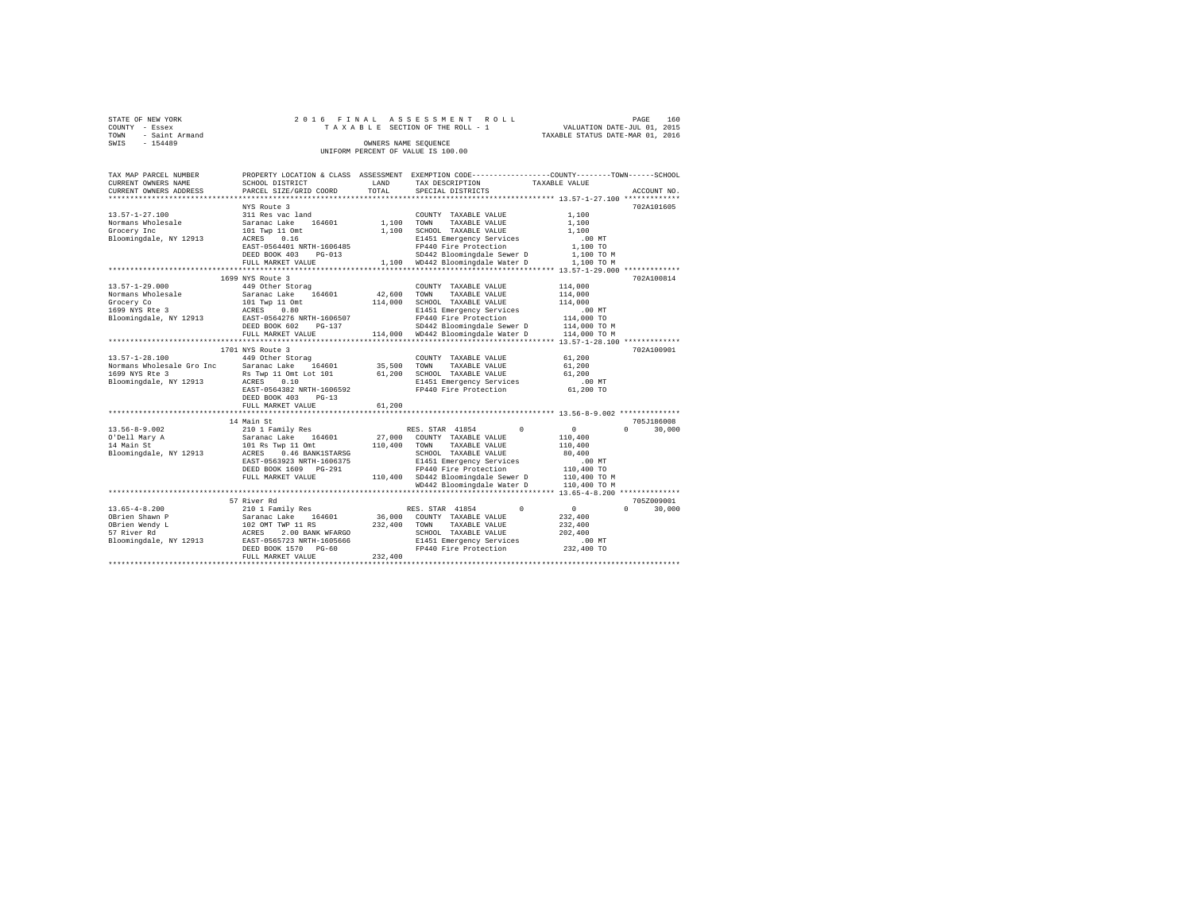```
STATE OF NEW YORK                2 0 1 6   F I N A L   A S S E S S M E N T   R O L L                     PAGE   160
COUNTY  - Essex                    T A X A B L E  SECTION OF THE ROLL - 1              VALUATION DATE-JUL 01, 2015
TOWN    - Saint Armand                                                                 TAXABLE STATUS DATE-MAR 01, 2016
SWIS    - 154489                                OWNERS NAME SEQUENCE
                                          UNIFORM PERCENT OF VALUE IS 100.00

TAX MAP PARCEL NUMBER         PROPERTY LOCATION & CLASS  ASSESSMENT  EXEMPTION CODE-----------------COUNTY--------TOWN------SCHOOL
CURRENT OWNERS NAME           SCHOOL DISTRICT              LAND      TAX DESCRIPTION            TAXABLE VALUE
CURRENT OWNERS ADDRESS        PARCEL SIZE/GRID COORD      TOTAL      SPECIAL DISTRICTS                                   ACCOUNT NO.
******************************************************************************************** 13.57-1-27.100 *************
                              NYS Route 3                                                                            702A101605
13.57-1-27.100                311 Res vac land                        COUNTY  TAXABLE VALUE              1,100
Normans Wholesale             Saranac Lake   164601        1,100      TOWN    TAXABLE VALUE              1,100
Grocery Inc                   101 Twp 11 Omt               1,100      SCHOOL  TAXABLE VALUE              1,100
Bloomingdale, NY 12913        ACRES    0.16                           E1451 Emergency Services             .00 MT
                              EAST-0564401 NRTH-1606485               FP440 Fire Protection              1,100 TO
                              DEED BOOK 403    PG-013                 SD442 Bloomingdale Sewer D         1,100 TO M
                              FULL MARKET VALUE            1,100      WD442 Bloomingdale Water D         1,100 TO M
******************************************************************************************** 13.57-1-29.000 *************
                              1699 NYS Route 3                                                                       702A100814
13.57-1-29.000                449 Other Storag                        COUNTY  TAXABLE VALUE            114,000
Normans Wholesale             Saranac Lake   164601       42,600      TOWN    TAXABLE VALUE            114,000
Grocery Co                    101 Twp 11 Omt             114,000      SCHOOL  TAXABLE VALUE            114,000
1699 NYS Rte 3                ACRES    0.80                           E1451 Emergency Services             .00 MT
Bloomingdale, NY 12913        EAST-0564276 NRTH-1606507               FP440 Fire Protection            114,000 TO
                              DEED BOOK 602    PG-137                 SD442 Bloomingdale Sewer D       114,000 TO M
                              FULL MARKET VALUE          114,000      WD442 Bloomingdale Water D       114,000 TO M
******************************************************************************************** 13.57-1-28.100 *************
                              1701 NYS Route 3                                                                       702A100901
13.57-1-28.100                449 Other Storag                        COUNTY  TAXABLE VALUE             61,200
Normans Wholesale Gro Inc     Saranac Lake   164601       35,500      TOWN    TAXABLE VALUE             61,200
1699 NYS Rte 3                Rs Twp 11 Omt Lot 101       61,200      SCHOOL  TAXABLE VALUE             61,200
Bloomingdale, NY 12913        ACRES    0.10                           E1451 Emergency Services             .00 MT
                              EAST-0564382 NRTH-1606592               FP440 Fire Protection             61,200 TO
                              DEED BOOK 403    PG-13
                              FULL MARKET VALUE           61,200
******************************************************************************************** 13.56-8-9.002 **************
                              14 Main St                                                                             705J186008
13.56-8-9.002                 210 1 Family Res                        RES. STAR 41854         0          0          0     30,000
O'Dell Mary A                 Saranac Lake   164601       27,000      COUNTY  TAXABLE VALUE            110,400
14 Main St                    101 Rs Twp 11 Omt          110,400      TOWN    TAXABLE VALUE            110,400
Bloomingdale, NY 12913        ACRES    0.46 BANK1STARSG               SCHOOL  TAXABLE VALUE             80,400
                              EAST-0563923 NRTH-1606375               E1451 Emergency Services             .00 MT
                              DEED BOOK 1609   PG-291                 FP440 Fire Protection            110,400 TO
                              FULL MARKET VALUE          110,400      SD442 Bloomingdale Sewer D       110,400 TO M
                                                                      WD442 Bloomingdale Water D       110,400 TO M
******************************************************************************************** 13.65-4-8.200 **************
                              57 River Rd                                                                            705Z009001
13.65-4-8.200                 210 1 Family Res                        RES. STAR 41854         0          0          0     30,000
OBrien Shawn P                Saranac Lake   164601       36,000      COUNTY  TAXABLE VALUE            232,400
OBrien Wendy L                102 OMT TWP 11 RS          232,400      TOWN    TAXABLE VALUE            232,400
57 River Rd                   ACRES    2.00 BANK WFARGO               SCHOOL  TAXABLE VALUE            202,400
Bloomingdale, NY 12913        EAST-0565723 NRTH-1605666               E1451 Emergency Services             .00 MT
                              DEED BOOK 1570   PG-60                  FP440 Fire Protection            232,400 TO
                              FULL MARKET VALUE          232,400
****************************************************************************************************************************
```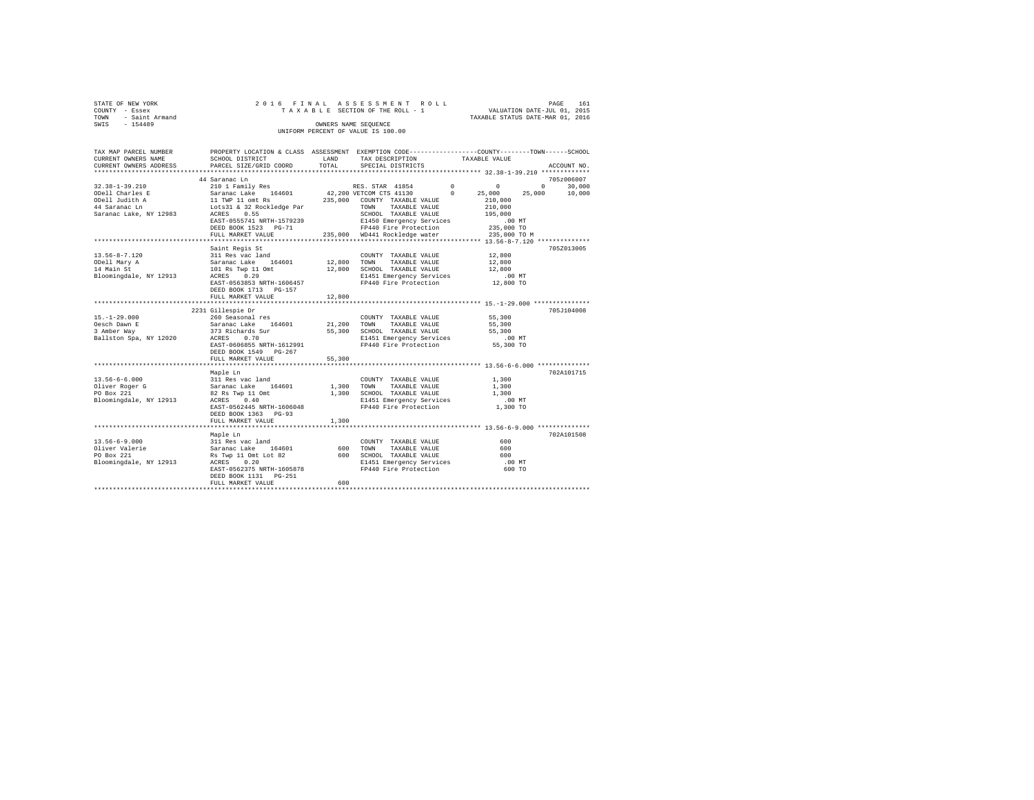STATE OF NEW YORK
COUNTY - Essex
TOWN - Saint Armand
SWIS - 154489

2016 FINAL ASSESSMENT ROLL
TAXABLE SECTION OF THE ROLL - 1
OWNERS NAME SEQUENCE
UNIFORM PERCENT OF VALUE IS 100.00

VALUATION DATE-JUL 01, 2015
TAXABLE STATUS DATE-MAR 01, 2016

| TAX MAP PARCEL NUMBER / CURRENT OWNERS NAME / CURRENT OWNERS ADDRESS | PROPERTY LOCATION & CLASS / SCHOOL DISTRICT / PARCEL SIZE/GRID COORD | ASSESSMENT LAND | TOTAL | EXEMPTION CODE / TAX DESCRIPTION / SPECIAL DISTRICTS | COUNTY | TOWN | SCHOOL | TAXABLE VALUE | ACCOUNT NO. |
|---|---|---|---|---|---|---|---|---|---|
| 32.38-1-39.210 | 44 Saranac Ln | | | | | | | | 705Z006007 |
| ODell Charles E | 210 1 Family Res | | | RES. STAR 41854 | 0 | 0 | 30,000 | | |
| ODell Judith A | Saranac Lake 164601 | 42,200 | | VETCOM CTS 41130 | 25,000 | 25,000 | 10,000 | | |
| 44 Saranac Ln | 11 TWP 11 omt Rs | | 235,000 | COUNTY TAXABLE VALUE | | | | 210,000 | |
| Saranac Lake, NY 12983 | Lots31 & 32 Rockledge Par | | | TOWN TAXABLE VALUE | | | | 210,000 | |
| | ACRES 0.55 | | | SCHOOL TAXABLE VALUE | | | | 195,000 | |
| | EAST-0555741 NRTH-1579239 | | | E1450 Emergency Services | | | | .00 MT | |
| | DEED BOOK 1523 PG-71 | | | FP440 Fire Protection | | | | 235,000 TO | |
| | FULL MARKET VALUE | | 235,000 | WD441 Rockledge water | | | | 235,000 TO M | |
| 13.56-8-7.120 | Saint Regis St | | | | | | | | 705Z013005 |
| ODell Mary A | 311 Res vac land | | | COUNTY TAXABLE VALUE | | | | 12,800 | |
| 14 Main St | Saranac Lake 164601 | 12,800 | | TOWN TAXABLE VALUE | | | | 12,800 | |
| Bloomingdale, NY 12913 | 101 Rs Twp 11 Omt | | 12,800 | SCHOOL TAXABLE VALUE | | | | 12,800 | |
| | ACRES 0.29 | | | E1451 Emergency Services | | | | .00 MT | |
| | EAST-0563853 NRTH-1606457 | | | FP440 Fire Protection | | | | 12,800 TO | |
| | DEED BOOK 1713 PG-157 | | | | | | | | |
| | FULL MARKET VALUE | | 12,800 | | | | | | |
| 15.-1-29.000 | 2231 Gillespie Dr | | | | | | | | 705J104008 |
| Oesch Dawn E | 260 Seasonal res | | | COUNTY TAXABLE VALUE | | | | 55,300 | |
| 3 Amber Way | Saranac Lake 164601 | 21,200 | | TOWN TAXABLE VALUE | | | | 55,300 | |
| Ballston Spa, NY 12020 | 373 Richards Sur | | 55,300 | SCHOOL TAXABLE VALUE | | | | 55,300 | |
| | ACRES 0.70 | | | E1451 Emergency Services | | | | .00 MT | |
| | EAST-0606855 NRTH-1612991 | | | FP440 Fire Protection | | | | 55,300 TO | |
| | DEED BOOK 1549 PG-267 | | | | | | | | |
| | FULL MARKET VALUE | | 55,300 | | | | | | |
| 13.56-6-6.000 | Maple Ln | | | | | | | | 702A101715 |
| Oliver Roger G | 311 Res vac land | | | COUNTY TAXABLE VALUE | | | | 1,300 | |
| PO Box 221 | Saranac Lake 164601 | 1,300 | | TOWN TAXABLE VALUE | | | | 1,300 | |
| Bloomingdale, NY 12913 | 82 Rs Twp 11 Omt | | 1,300 | SCHOOL TAXABLE VALUE | | | | 1,300 | |
| | ACRES 0.40 | | | E1451 Emergency Services | | | | .00 MT | |
| | EAST-0562445 NRTH-1606048 | | | FP440 Fire Protection | | | | 1,300 TO | |
| | DEED BOOK 1363 PG-93 | | | | | | | | |
| | FULL MARKET VALUE | | 1,300 | | | | | | |
| 13.56-6-9.000 | Maple Ln | | | | | | | | 702A101508 |
| Oliver Valerie | 311 Res vac land | | | COUNTY TAXABLE VALUE | | | | 600 | |
| PO Box 221 | Saranac Lake 164601 | 600 | | TOWN TAXABLE VALUE | | | | 600 | |
| Bloomingdale, NY 12913 | Rs Twp 11 Omt Lot 82 | | 600 | SCHOOL TAXABLE VALUE | | | | 600 | |
| | ACRES 0.20 | | | E1451 Emergency Services | | | | .00 MT | |
| | EAST-0562375 NRTH-1605878 | | | FP440 Fire Protection | | | | 600 TO | |
| | DEED BOOK 1131 PG-251 | | | | | | | | |
| | FULL MARKET VALUE | | 600 | | | | | | |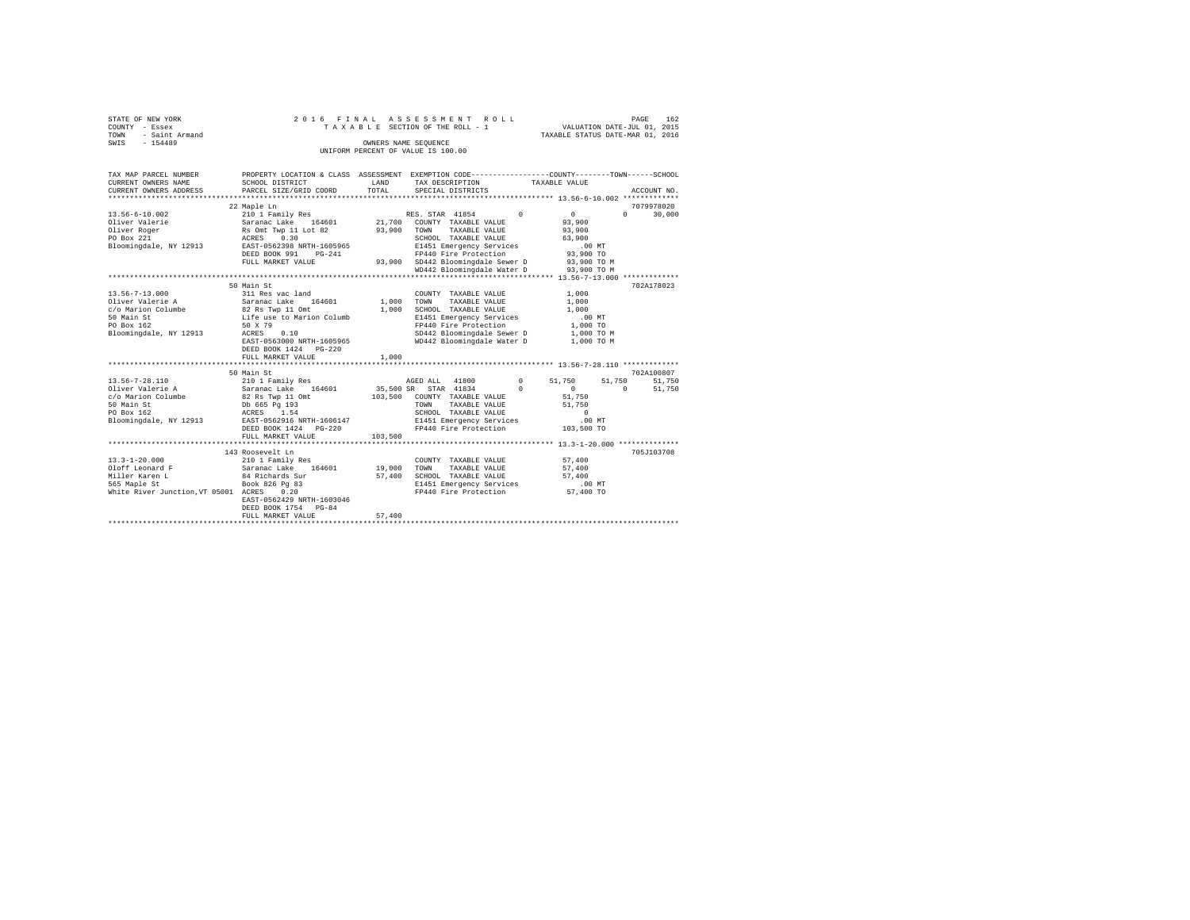```
STATE OF NEW YORK                2 0 1 6   F I N A L   A S S E S S M E N T   R O L L                    PAGE  162
COUNTY  - Essex                     T A X A B L E  SECTION OF THE ROLL - 1             VALUATION DATE-JUL 01, 2015
TOWN    - Saint Armand                                                              TAXABLE STATUS DATE-MAR 01, 2016
SWIS    - 154489                                  OWNERS NAME SEQUENCE
                                          UNIFORM PERCENT OF VALUE IS 100.00

TAX MAP PARCEL NUMBER          PROPERTY LOCATION & CLASS  ASSESSMENT  EXEMPTION CODE-----------------COUNTY--------TOWN------SCHOOL
CURRENT OWNERS NAME            SCHOOL DISTRICT              LAND      TAX DESCRIPTION             TAXABLE VALUE
CURRENT OWNERS ADDRESS         PARCEL SIZE/GRID COORD       TOTAL     SPECIAL DISTRICTS                                  ACCOUNT NO.
*********************************************************************************************** 13.56-6-10.002 *************
                               22 Maple Ln                                                                        7079978020
13.56-6-10.002                 210 1 Family Res                      RES. STAR 41854         0            0          0      30,000
Oliver Valerie                 Saranac Lake   164601         21,700   COUNTY  TAXABLE VALUE            93,900
Oliver Roger                   Rs Omt Twp 11 Lot 82          93,900   TOWN    TAXABLE VALUE            93,900
PO Box 221                     ACRES    0.30                          SCHOOL  TAXABLE VALUE            63,900
Bloomingdale, NY 12913         EAST-0562398 NRTH-1605965              E1451 Emergency Services            .00 MT
                               DEED BOOK 991    PG-241                FP440 Fire Protection             93,900 TO
                               FULL MARKET VALUE              93,900  SD442 Bloomingdale Sewer D        93,900 TO M
                                                                      WD442 Bloomingdale Water D        93,900 TO M
*********************************************************************************************** 13.56-7-13.000 *************
                               50 Main St                                                                         702A178023
13.56-7-13.000                 311 Res vac land                       COUNTY  TAXABLE VALUE             1,000
Oliver Valerie A               Saranac Lake   164601          1,000   TOWN    TAXABLE VALUE             1,000
c/o Marion Columbe             82 Rs Twp 11 Omt               1,000   SCHOOL  TAXABLE VALUE             1,000
50 Main St                     Life use to Marion Columb              E1451 Emergency Services            .00 MT
PO Box 162                     50 X 79                                FP440 Fire Protection              1,000 TO
Bloomingdale, NY 12913         ACRES    0.10                          SD442 Bloomingdale Sewer D         1,000 TO M
                               EAST-0563000 NRTH-1605965              WD442 Bloomingdale Water D         1,000 TO M
                               DEED BOOK 1424   PG-220
                               FULL MARKET VALUE               1,000
*********************************************************************************************** 13.56-7-28.110 *************
                               50 Main St                                                                         702A100807
13.56-7-28.110                 210 1 Family Res                      AGED ALL  41800         0       51,750      51,750      51,750
Oliver Valerie A               Saranac Lake   164601         35,500 SR  STAR 41834           0            0          0      51,750
c/o Marion Columbe             82 Rs Twp 11 Omt             103,500   COUNTY  TAXABLE VALUE            51,750
50 Main St                     Db 665 Pg 193                          TOWN    TAXABLE VALUE            51,750
PO Box 162                     ACRES    1.54                          SCHOOL  TAXABLE VALUE                 0
Bloomingdale, NY 12913         EAST-0562916 NRTH-1606147              E1451 Emergency Services            .00 MT
                               DEED BOOK 1424   PG-220                FP440 Fire Protection            103,500 TO
                               FULL MARKET VALUE             103,500
*********************************************************************************************** 13.3-1-20.000 **************
                               143 Roosevelt Ln                                                                   705J103708
13.3-1-20.000                  210 1 Family Res                       COUNTY  TAXABLE VALUE            57,400
Oloff Leonard F                Saranac Lake   164601         19,000   TOWN    TAXABLE VALUE            57,400
Miller Karen L                 84 Richards Sur               57,400   SCHOOL  TAXABLE VALUE            57,400
565 Maple St                   Book 826 Pg 83                         E1451 Emergency Services            .00 MT
White River Junction,VT 05001  ACRES    0.20                          FP440 Fire Protection             57,400 TO
                               EAST-0562429 NRTH-1603046
                               DEED BOOK 1754   PG-84
                               FULL MARKET VALUE              57,400
****************************************************************************************************************************
```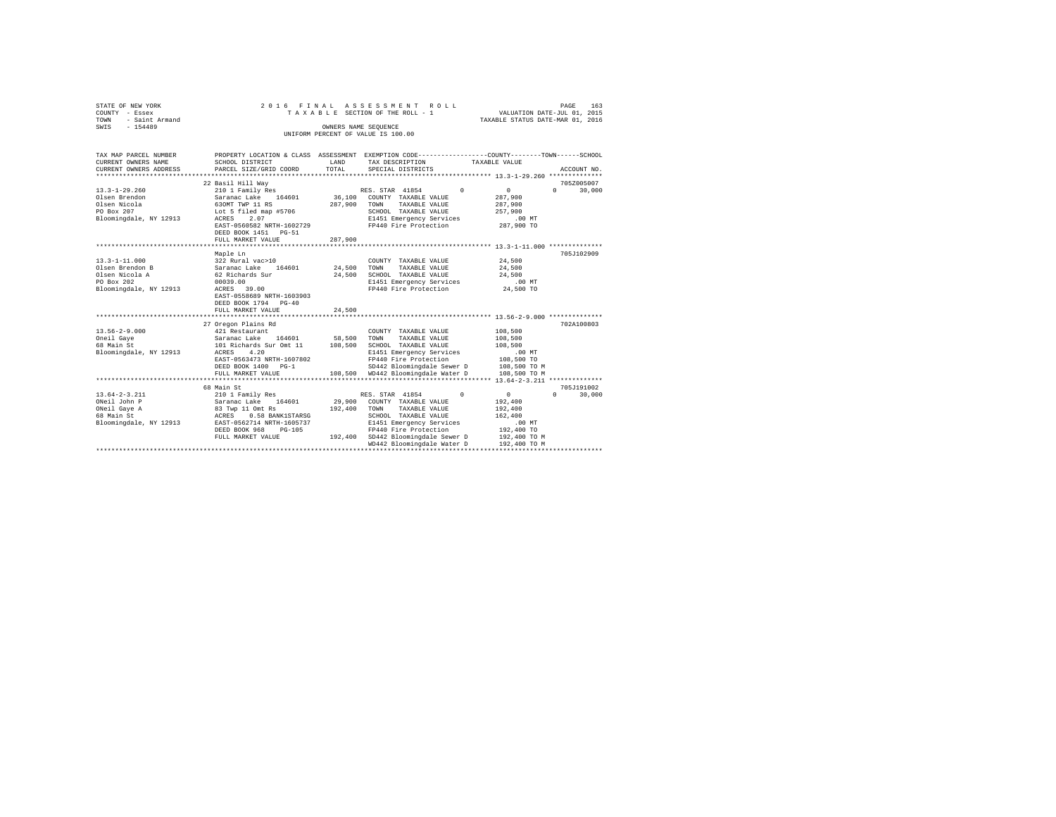STATE OF NEW YORK
COUNTY - Essex
TOWN - Saint Armand
SWIS - 154489

2016 FINAL ASSESSMENT ROLL
TAXABLE SECTION OF THE ROLL - 1
OWNERS NAME SEQUENCE
UNIFORM PERCENT OF VALUE IS 100.00

VALUATION DATE-JUL 01, 2015
TAXABLE STATUS DATE-MAR 01, 2016

```
TAX MAP PARCEL NUMBER     PROPERTY LOCATION & CLASS  ASSESSMENT  EXEMPTION CODE-----------------COUNTY--------TOWN------SCHOOL
CURRENT OWNERS NAME       SCHOOL DISTRICT              LAND      TAX DESCRIPTION           TAXABLE VALUE
CURRENT OWNERS ADDRESS    PARCEL SIZE/GRID COORD       TOTAL     SPECIAL DISTRICTS                                     ACCOUNT NO.
******************************************************************************************** 13.3-1-29.260 **************
                          22 Basil Hill Way                                                                         705Z005007
13.3-1-29.260             210 1 Family Res                       RES. STAR 41854        0          0          0     30,000
Olsen Brendon             Saranac Lake    164601       36,100    COUNTY  TAXABLE VALUE          287,900
Olsen Nicola              63OMT TWP 11 RS             287,900    TOWN    TAXABLE VALUE          287,900
PO Box 207                Lot 5 filed map #5706                  SCHOOL  TAXABLE VALUE          257,900
Bloomingdale, NY 12913    ACRES    2.07                          E1451 Emergency Services          .00 MT
                          EAST-0560582 NRTH-1602729              FP440 Fire Protection          287,900 TO
                          DEED BOOK 1451   PG-51
                          FULL MARKET VALUE           287,900
******************************************************************************************** 13.3-1-11.000 **************
                          Maple Ln                                                                                  705J102909
13.3-1-11.000             322 Rural vac>10                       COUNTY  TAXABLE VALUE           24,500
Olsen Brendon B           Saranac Lake    164601       24,500    TOWN    TAXABLE VALUE           24,500
Olsen Nicola A            62 Richards Sur              24,500    SCHOOL  TAXABLE VALUE           24,500
PO Box 202                00039.00                               E1451 Emergency Services          .00 MT
Bloomingdale, NY 12913    ACRES   39.00                          FP440 Fire Protection           24,500 TO
                          EAST-0558689 NRTH-1603903
                          DEED BOOK 1794   PG-40
                          FULL MARKET VALUE            24,500
******************************************************************************************** 13.56-2-9.000 **************
                          27 Oregon Plains Rd                                                                       702A100803
13.56-2-9.000             421 Restaurant                         COUNTY  TAXABLE VALUE          108,500
Oneil Gaye                Saranac Lake    164601       58,500    TOWN    TAXABLE VALUE          108,500
68 Main St                101 Richards Sur Omt 11     108,500    SCHOOL  TAXABLE VALUE          108,500
Bloomingdale, NY 12913    ACRES    4.20                          E1451 Emergency Services          .00 MT
                          EAST-0563473 NRTH-1607802              FP440 Fire Protection          108,500 TO
                          DEED BOOK 1400   PG-1                  SD442 Bloomingdale Sewer D     108,500 TO M
                          FULL MARKET VALUE           108,500    WD442 Bloomingdale Water D     108,500 TO M
******************************************************************************************** 13.64-2-3.211 **************
                          68 Main St                                                                                705J191002
13.64-2-3.211             210 1 Family Res                       RES. STAR 41854        0          0          0     30,000
ONeil John P              Saranac Lake    164601       29,900    COUNTY  TAXABLE VALUE          192,400
ONeil Gaye A              83 Twp 11 Omt Rs            192,400    TOWN    TAXABLE VALUE          192,400
68 Main St                ACRES    0.50 BANK1STARSG              SCHOOL  TAXABLE VALUE          162,400
Bloomingdale, NY 12913    EAST-0562714 NRTH-1605737              E1451 Emergency Services          .00 MT
                          DEED BOOK 968    PG-105                FP440 Fire Protection          192,400 TO
                          FULL MARKET VALUE           192,400    SD442 Bloomingdale Sewer D     192,400 TO M
                                                                 WD442 Bloomingdale Water D     192,400 TO M
****************************************************************************************************************************
```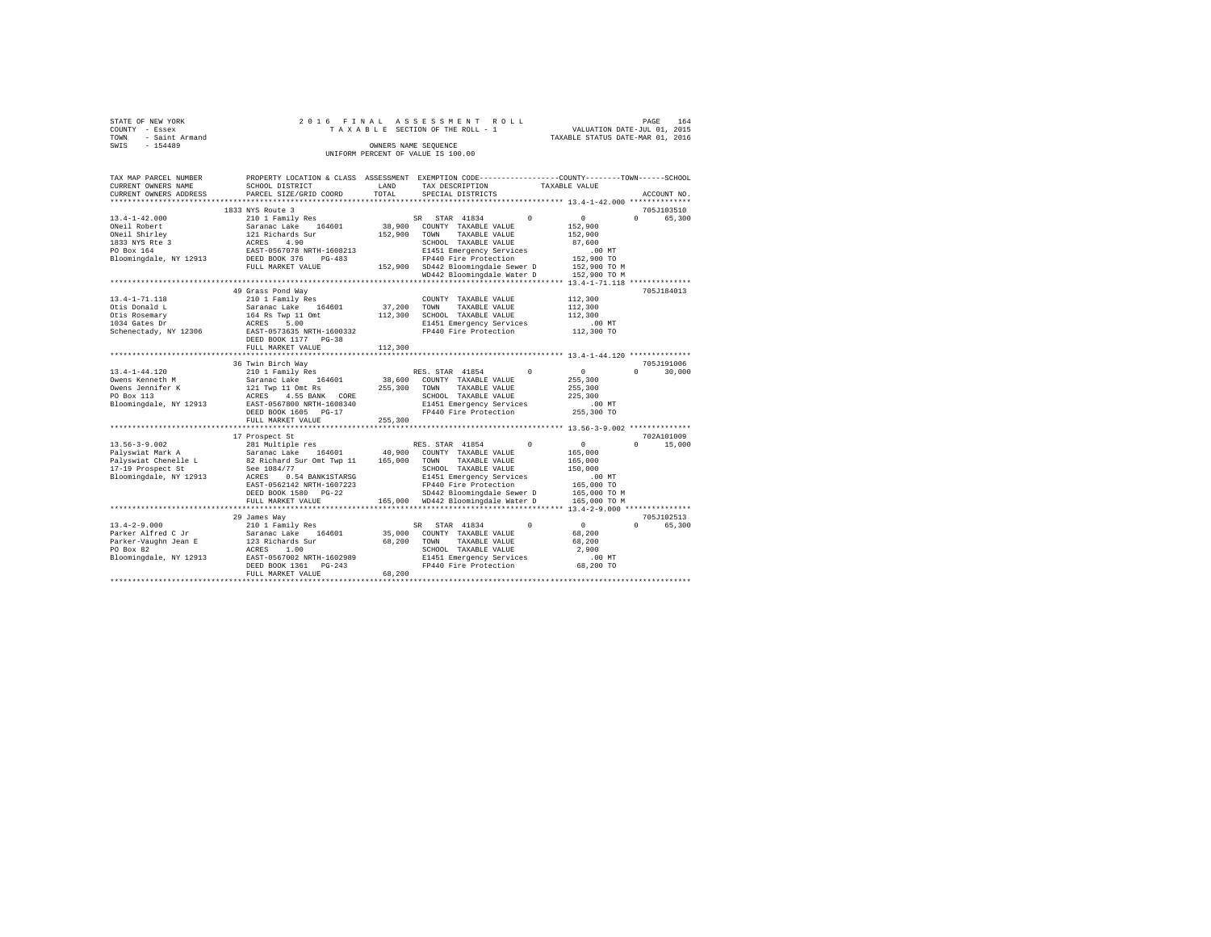STATE OF NEW YORK  
COUNTY - Essex  
TOWN - Saint Armand  
SWIS - 154489

2016 FINAL ASSESSMENT ROLL  
TAXABLE SECTION OF THE ROLL - 1  
OWNERS NAME SEQUENCE  
UNIFORM PERCENT OF VALUE IS 100.00

VALUATION DATE-JUL 01, 2015  
TAXABLE STATUS DATE-MAR 01, 2016

```
TAX MAP PARCEL NUMBER        PROPERTY LOCATION & CLASS  ASSESSMENT  EXEMPTION CODE-----------------COUNTY--------TOWN------SCHOOL
CURRENT OWNERS NAME          SCHOOL DISTRICT              LAND      TAX DESCRIPTION            TAXABLE VALUE
CURRENT OWNERS ADDRESS       PARCEL SIZE/GRID COORD       TOTAL     SPECIAL DISTRICTS                                   ACCOUNT NO.
******************************************************************************************************* 13.4-1-42.000 **************
                             1833 NYS Route 3                                                                          705J103510
13.4-1-42.000                210 1 Family Res                       SR  STAR 41834      0          0              0      65,300
ONeil Robert                 Saranac Lake   164601        38,900    COUNTY  TAXABLE VALUE          152,900
ONeil Shirley                121 Richards Sur            152,900    TOWN    TAXABLE VALUE          152,900
1833 NYS Rte 3               ACRES    4.90                          SCHOOL  TAXABLE VALUE           87,600
PO Box 164                   EAST-0567078 NRTH-1608213              E1451 Emergency Services           .00 MT
Bloomingdale, NY 12913       DEED BOOK 376    PG-483                FP440 Fire Protection          152,900 TO
                             FULL MARKET VALUE           152,900    SD442 Bloomingdale Sewer D     152,900 TO M
                                                                    WD442 Bloomingdale Water D     152,900 TO M
******************************************************************************************************* 13.4-1-71.118 **************
                             49 Grass Pond Way                                                                         705J184013
13.4-1-71.118                210 1 Family Res                       COUNTY  TAXABLE VALUE          112,300
Otis Donald L                Saranac Lake   164601        37,200    TOWN    TAXABLE VALUE          112,300
Otis Rosemary                164 Rs Twp 11 Omt           112,300    SCHOOL  TAXABLE VALUE          112,300
1034 Gates Dr                ACRES    5.00                          E1451 Emergency Services           .00 MT
Schenectady, NY 12306        EAST-0573635 NRTH-1600332              FP440 Fire Protection          112,300 TO
                             DEED BOOK 1177   PG-38
                             FULL MARKET VALUE           112,300
******************************************************************************************************* 13.4-1-44.120 **************
                             36 Twin Birch Way                                                                         705J191006
13.4-1-44.120                210 1 Family Res                       RES. STAR 41854     0          0              0      30,000
Owens Kenneth M              Saranac Lake   164601        38,600    COUNTY  TAXABLE VALUE          255,300
Owens Jennifer K             121 Twp 11 Omt Rs           255,300    TOWN    TAXABLE VALUE          255,300
PO Box 113                   ACRES    4.55 BANK    CORE             SCHOOL  TAXABLE VALUE          225,300
Bloomingdale, NY 12913       EAST-0567800 NRTH-1608340              E1451 Emergency Services           .00 MT
                             DEED BOOK 1605   PG-17                 FP440 Fire Protection          255,300 TO
                             FULL MARKET VALUE           255,300
******************************************************************************************************* 13.56-3-9.002 **************
                             17 Prospect St                                                                            702A101009
13.56-3-9.002                281 Multiple res                       RES. STAR 41854     0          0              0      15,000
Palyswiat Mark A             Saranac Lake   164601        40,900    COUNTY  TAXABLE VALUE          165,000
Palyswiat Chenelle L         82 Richard Sur Omt Twp 11   165,000    TOWN    TAXABLE VALUE          165,000
17-19 Prospect St            See 1084/77                            SCHOOL  TAXABLE VALUE          150,000
Bloomingdale, NY 12913       ACRES    0.54 BANK1STARSG              E1451 Emergency Services           .00 MT
                             EAST-0562142 NRTH-1607223              FP440 Fire Protection          165,000 TO
                             DEED BOOK 1580   PG-22                 SD442 Bloomingdale Sewer D     165,000 TO M
                             FULL MARKET VALUE           165,000    WD442 Bloomingdale Water D     165,000 TO M
******************************************************************************************************* 13.4-2-9.000 ***************
                             29 James Way                                                                              705J102513
13.4-2-9.000                 210 1 Family Res                       SR  STAR 41834      0          0              0      65,300
Parker Alfred C Jr           Saranac Lake   164601        35,000    COUNTY  TAXABLE VALUE           68,200
Parker-Vaughn Jean E         123 Richards Sur             68,200    TOWN    TAXABLE VALUE           68,200
PO Box 82                    ACRES    1.00                          SCHOOL  TAXABLE VALUE            2,900
Bloomingdale, NY 12913       EAST-0567002 NRTH-1602989              E1451 Emergency Services           .00 MT
                             DEED BOOK 1361   PG-243                FP440 Fire Protection           68,200 TO
                             FULL MARKET VALUE            68,200
************************************************************************************************************************************
```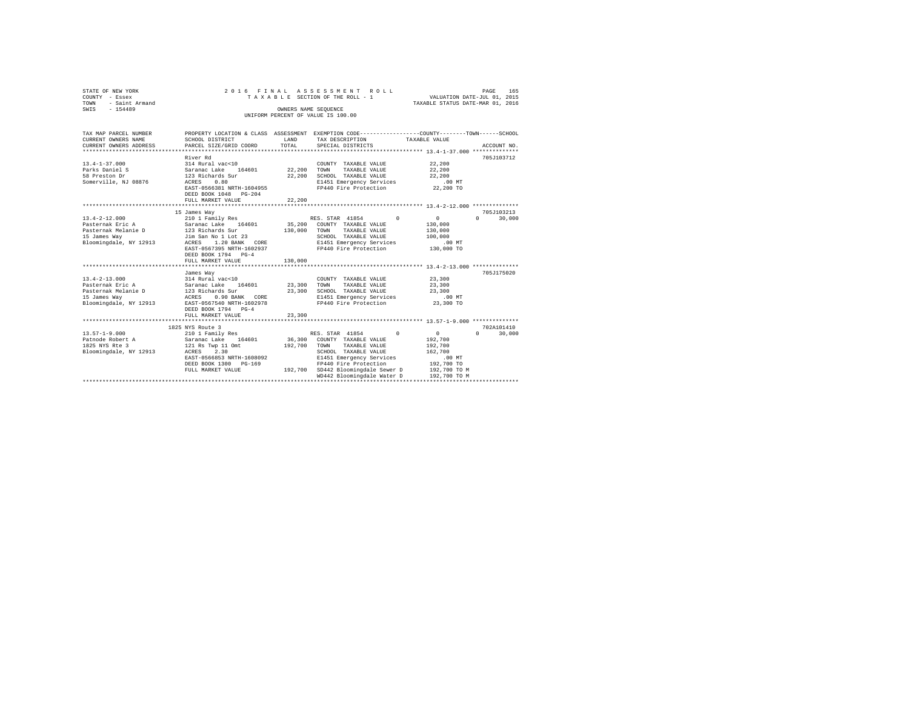STATE OF NEW YORK
COUNTY - Essex
TOWN - Saint Armand
SWIS - 154489

2016 FINAL ASSESSMENT ROLL
TAXABLE SECTION OF THE ROLL - 1
OWNERS NAME SEQUENCE
UNIFORM PERCENT OF VALUE IS 100.00

VALUATION DATE-JUL 01, 2015
TAXABLE STATUS DATE-MAR 01, 2016

| TAX MAP PARCEL NUMBER / CURRENT OWNERS NAME / CURRENT OWNERS ADDRESS | PROPERTY LOCATION & CLASS / SCHOOL DISTRICT / PARCEL SIZE/GRID COORD | ASSESSMENT LAND | TOTAL | EXEMPTION CODE / TAX DESCRIPTION / SPECIAL DISTRICTS | COUNTY | TOWN | SCHOOL / TAXABLE VALUE | ACCOUNT NO. |
|---|---|---|---|---|---|---|---|---|
| **13.4-1-37.000** | River Rd | | | | | | | 705J103712 |
| 13.4-1-37.000 | 314 Rural vac<10 | | | COUNTY TAXABLE VALUE | 22,200 | | | |
| Parks Daniel S | Saranac Lake 164601 | 22,200 | | TOWN TAXABLE VALUE | 22,200 | | | |
| 58 Preston Dr | 123 Richards Sur | | 22,200 | SCHOOL TAXABLE VALUE | 22,200 | | | |
| Somerville, NJ 08876 | ACRES 0.80 | | | E1451 Emergency Services | .00 MT | | | |
| | EAST-0566381 NRTH-1604955 | | | FP440 Fire Protection | 22,200 TO | | | |
| | DEED BOOK 1048 PG-204 | | | | | | | |
| | FULL MARKET VALUE | | 22,200 | | | | | |
| **13.4-2-12.000** | 15 James Way | | | | | | | 705J103213 |
| 13.4-2-12.000 | 210 1 Family Res | | | RES. STAR 41854 | 0 | 0 | 0 30,000 | |
| Pasternak Eric A | Saranac Lake 164601 | 35,200 | | COUNTY TAXABLE VALUE | 130,000 | | | |
| Pasternak Melanie D | 123 Richards Sur | | 130,000 | TOWN TAXABLE VALUE | 130,000 | | | |
| 15 James Way | Jim San No 1 Lot 23 | | | SCHOOL TAXABLE VALUE | 100,000 | | | |
| Bloomingdale, NY 12913 | ACRES 1.20 BANK CORE | | | E1451 Emergency Services | .00 MT | | | |
| | EAST-0567395 NRTH-1602937 | | | FP440 Fire Protection | 130,000 TO | | | |
| | DEED BOOK 1794 PG-4 | | | | | | | |
| | FULL MARKET VALUE | | 130,000 | | | | | |
| **13.4-2-13.000** | James Way | | | | | | | 705J175020 |
| 13.4-2-13.000 | 314 Rural vac<10 | | | COUNTY TAXABLE VALUE | 23,300 | | | |
| Pasternak Eric A | Saranac Lake 164601 | 23,300 | | TOWN TAXABLE VALUE | 23,300 | | | |
| Pasternak Melanie D | 123 Richards Sur | | 23,300 | SCHOOL TAXABLE VALUE | 23,300 | | | |
| 15 James Way | ACRES 0.90 BANK CORE | | | E1451 Emergency Services | .00 MT | | | |
| Bloomingdale, NY 12913 | EAST-0567540 NRTH-1602978 | | | FP440 Fire Protection | 23,300 TO | | | |
| | DEED BOOK 1794 PG-4 | | | | | | | |
| | FULL MARKET VALUE | | 23,300 | | | | | |
| **13.57-1-9.000** | 1825 NYS Route 3 | | | | | | | 702A101410 |
| 13.57-1-9.000 | 210 1 Family Res | | | RES. STAR 41854 | 0 | 0 | 0 30,000 | |
| Patnode Robert A | Saranac Lake 164601 | 36,300 | | COUNTY TAXABLE VALUE | 192,700 | | | |
| 1825 NYS Rte 3 | 121 Rs Twp 11 Omt | | 192,700 | TOWN TAXABLE VALUE | 192,700 | | | |
| Bloomingdale, NY 12913 | ACRES 2.30 | | | SCHOOL TAXABLE VALUE | 162,700 | | | |
| | EAST-0566853 NRTH-1608092 | | | E1451 Emergency Services | .00 MT | | | |
| | DEED BOOK 1300 PG-169 | | | FP440 Fire Protection | 192,700 TO | | | |
| | FULL MARKET VALUE | | 192,700 | SD442 Bloomingdale Sewer D | 192,700 TO M | | | |
| | | | | WD442 Bloomingdale Water D | 192,700 TO M | | | |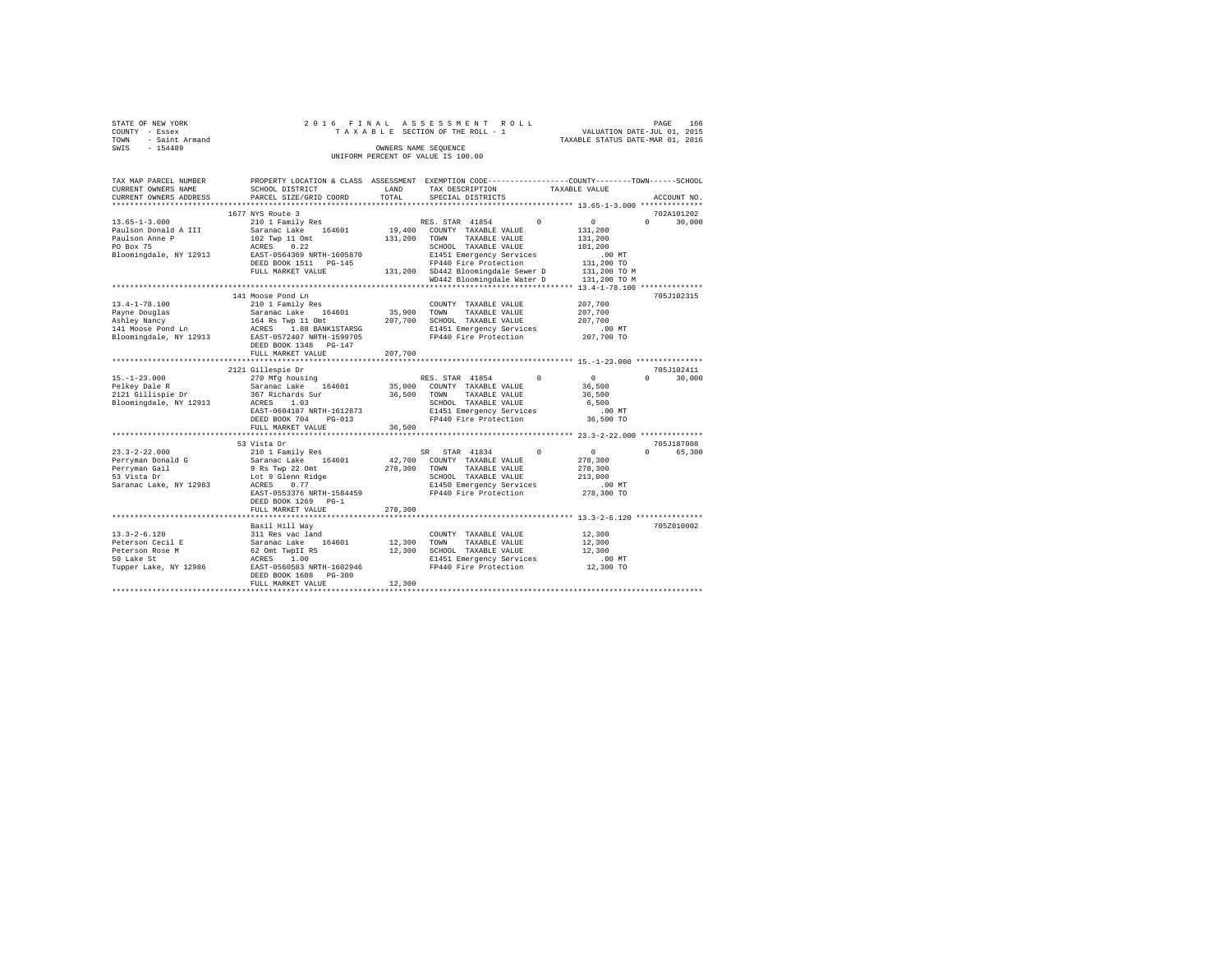STATE OF NEW YORK
COUNTY - Essex
TOWN - Saint Armand
SWIS - 154489

2016 FINAL ASSESSMENT ROLL
TAXABLE SECTION OF THE ROLL - 1
OWNERS NAME SEQUENCE
UNIFORM PERCENT OF VALUE IS 100.00

VALUATION DATE-JUL 01, 2015
TAXABLE STATUS DATE-MAR 01, 2016

```
TAX MAP PARCEL NUMBER     PROPERTY LOCATION & CLASS  ASSESSMENT  EXEMPTION CODE-----------------COUNTY--------TOWN------SCHOOL
CURRENT OWNERS NAME       SCHOOL DISTRICT             LAND       TAX DESCRIPTION            TAXABLE VALUE
CURRENT OWNERS ADDRESS    PARCEL SIZE/GRID COORD      TOTAL      SPECIAL DISTRICTS                                    ACCOUNT NO.
****************************************************************************************************** 13.65-1-3.000 **************
                          1677 NYS Route 3                                                                            702A101202
13.65-1-3.000             210 1 Family Res                       RES. STAR 41854        0             0           0      30,000
Paulson Donald A III      Saranac Lake   164601        19,400    COUNTY  TAXABLE VALUE           131,200
Paulson Anne P            102 Twp 11 Omt              131,200    TOWN    TAXABLE VALUE           131,200
PO Box 75                 ACRES    0.22                          SCHOOL  TAXABLE VALUE           101,200
Bloomingdale, NY 12913    EAST-0564369 NRTH-1605870              E1451 Emergency Services            .00 MT
                          DEED BOOK 1511   PG-145                FP440 Fire Protection           131,200 TO
                          FULL MARKET VALUE           131,200    SD442 Bloomingdale Sewer D      131,200 TO M
                                                                 WD442 Bloomingdale Water D      131,200 TO M
****************************************************************************************************** 13.4-1-78.100 **************
                          141 Moose Pond Ln                                                                           705J102315
13.4-1-78.100             210 1 Family Res                       COUNTY  TAXABLE VALUE           207,700
Payne Douglas             Saranac Lake   164601        35,900    TOWN    TAXABLE VALUE           207,700
Ashley Nancy              164 Rs Twp 11 Omt           207,700    SCHOOL  TAXABLE VALUE           207,700
141 Moose Pond Ln         ACRES    1.88 BANK1STARSG              E1451 Emergency Services            .00 MT
Bloomingdale, NY 12913    EAST-0572407 NRTH-1599705              FP440 Fire Protection           207,700 TO
                          DEED BOOK 1348   PG-147
                          FULL MARKET VALUE           207,700
****************************************************************************************************** 15.-1-23.000 ***************
                          2121 Gillespie Dr                                                                           705J102411
15.-1-23.000              270 Mfg housing                        RES. STAR 41854        0             0           0      30,000
Pelkey Dale R             Saranac Lake   164601        35,000    COUNTY  TAXABLE VALUE            36,500
2121 Gillispie Dr         367 Richards Sur             36,500    TOWN    TAXABLE VALUE            36,500
Bloomingdale, NY 12913    ACRES    1.03                          SCHOOL  TAXABLE VALUE             6,500
                          EAST-0604187 NRTH-1612873              E1451 Emergency Services            .00 MT
                          DEED BOOK 704    PG-013                FP440 Fire Protection            36,500 TO
                          FULL MARKET VALUE            36,500
****************************************************************************************************** 23.3-2-22.000 **************
                          53 Vista Dr                                                                                 705J187008
23.3-2-22.000             210 1 Family Res                       SR  STAR 41834         0             0           0      65,300
Perryman Donald G         Saranac Lake   164601        42,700    COUNTY  TAXABLE VALUE           278,300
Perryman Gail             9 Rs Twp 22 Omt             278,300    TOWN    TAXABLE VALUE           278,300
53 Vista Dr               Lot 9 Glenn Ridge                      SCHOOL  TAXABLE VALUE           213,000
Saranac Lake, NY 12983    ACRES    0.77                          E1450 Emergency Services            .00 MT
                          EAST-0553376 NRTH-1584459              FP440 Fire Protection           278,300 TO
                          DEED BOOK 1269   PG-1
                          FULL MARKET VALUE           278,300
****************************************************************************************************** 13.3-2-6.120 ***************
                          Basil Hill Way                                                                              705Z010002
13.3-2-6.120              311 Res vac land                       COUNTY  TAXABLE VALUE            12,300
Peterson Cecil E          Saranac Lake   164601        12,300    TOWN    TAXABLE VALUE            12,300
Peterson Rose M           62 Omt TwpII RS              12,300    SCHOOL  TAXABLE VALUE            12,300
50 Lake St                ACRES    1.00                          E1451 Emergency Services            .00 MT
Tupper Lake, NY 12986     EAST-0560583 NRTH-1602946              FP440 Fire Protection            12,300 TO
                          DEED BOOK 1608   PG-300
                          FULL MARKET VALUE            12,300
************************************************************************************************************************************
```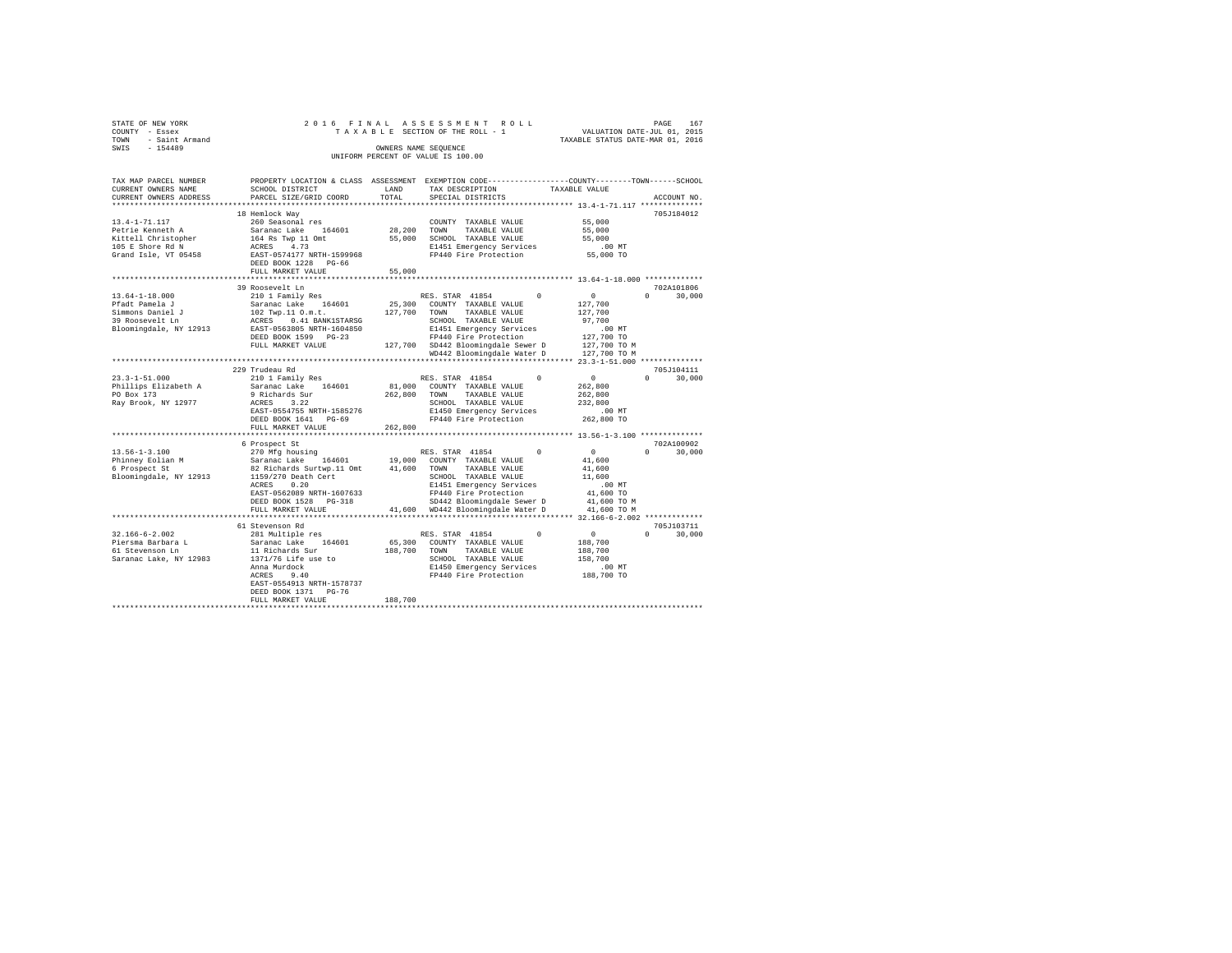```
STATE OF NEW YORK                2 0 1 6   F I N A L   A S S E S S M E N T   R O L L                      PAGE   167
COUNTY  - Essex                     T A X A B L E  SECTION OF THE ROLL - 1                    VALUATION DATE-JUL 01, 2015
TOWN    - Saint Armand                                                                    TAXABLE STATUS DATE-MAR 01, 2016
SWIS    - 154489                                  OWNERS NAME SEQUENCE
                                            UNIFORM PERCENT OF VALUE IS 100.00

TAX MAP PARCEL NUMBER         PROPERTY LOCATION & CLASS  ASSESSMENT  EXEMPTION CODE-----------------COUNTY--------TOWN------SCHOOL
CURRENT OWNERS NAME           SCHOOL DISTRICT             LAND       TAX DESCRIPTION            TAXABLE VALUE
CURRENT OWNERS ADDRESS        PARCEL SIZE/GRID COORD      TOTAL      SPECIAL DISTRICTS                                 ACCOUNT NO.
******************************************************************************************************* 13.4-1-71.117 **************
                              18 Hemlock Way                                                                      705J184012
13.4-1-71.117                 260 Seasonal res                       COUNTY  TAXABLE VALUE           55,000
Petrie Kenneth A              Saranac Lake    164601      28,200     TOWN    TAXABLE VALUE           55,000
Kittell Christopher           164 Rs Twp 11 Omt           55,000     SCHOOL  TAXABLE VALUE           55,000
105 E Shore Rd N              ACRES    4.73                          E1451 Emergency Services          .00 MT
Grand Isle, VT 05458          EAST-0574177 NRTH-1599968              FP440 Fire Protection          55,000 TO
                              DEED BOOK 1228   PG-66
                              FULL MARKET VALUE           55,000
******************************************************************************************************* 13.64-1-18.000 ************
                              39 Roosevelt Ln                                                                     702A101806
13.64-1-18.000                210 1 Family Res                       RES. STAR  41854        0            0            0      30,000
Pfadt Pamela J                Saranac Lake    164601      25,300     COUNTY  TAXABLE VALUE          127,700
Simmons Daniel J              102 Twp.11 O.m.t.          127,700     TOWN    TAXABLE VALUE          127,700
39 Roosevelt Ln               ACRES    0.41 BANK1STARSG              SCHOOL  TAXABLE VALUE           97,700
Bloomingdale, NY 12913        EAST-0563805 NRTH-1604850              E1451 Emergency Services          .00 MT
                              DEED BOOK 1599   PG-23                 FP440 Fire Protection         127,700 TO
                              FULL MARKET VALUE          127,700     SD442 Bloomingdale Sewer D    127,700 TO M
                                                                     WD442 Bloomingdale Water D    127,700 TO M
******************************************************************************************************* 23.3-1-51.000 **************
                              229 Trudeau Rd                                                                      705J104111
23.3-1-51.000                 210 1 Family Res                       RES. STAR  41854        0            0            0      30,000
Phillips Elizabeth A          Saranac Lake    164601      81,000     COUNTY  TAXABLE VALUE          262,800
PO Box 173                    9 Richards Sur             262,800     TOWN    TAXABLE VALUE          262,800
Ray Brook, NY 12977           ACRES    3.22                          SCHOOL  TAXABLE VALUE          232,800
                              EAST-0554755 NRTH-1585276              E1450 Emergency Services          .00 MT
                              DEED BOOK 1641   PG-69                 FP440 Fire Protection         262,800 TO
                              FULL MARKET VALUE          262,800
******************************************************************************************************* 13.56-1-3.100 **************
                              6 Prospect St                                                                       702A100902
13.56-1-3.100                 270 Mfg housing                        RES. STAR  41854        0            0            0      30,000
Phinney Eolian M              Saranac Lake    164601      19,000     COUNTY  TAXABLE VALUE           41,600
6 Prospect St                 82 Richards Surtwp.11 Omt   41,600     TOWN    TAXABLE VALUE           41,600
Bloomingdale, NY 12913        1159/270 Death Cert                    SCHOOL  TAXABLE VALUE           11,600
                              ACRES    0.20                          E1451 Emergency Services          .00 MT
                              EAST-0562089 NRTH-1607633              FP440 Fire Protection          41,600 TO
                              DEED BOOK 1528   PG-318                SD442 Bloomingdale Sewer D     41,600 TO M
                              FULL MARKET VALUE           41,600     WD442 Bloomingdale Water D     41,600 TO M
******************************************************************************************************* 32.166-6-2.002 *************
                              61 Stevenson Rd                                                                     705J103711
32.166-6-2.002                281 Multiple res                       RES. STAR  41854        0            0            0      30,000
Piersma Barbara L             Saranac Lake    164601      65,300     COUNTY  TAXABLE VALUE          188,700
61 Stevenson Ln               11 Richards Sur            188,700     TOWN    TAXABLE VALUE          188,700
Saranac Lake, NY 12983        1371/76 Life use to                    SCHOOL  TAXABLE VALUE          158,700
                              Anna Murdock                           E1450 Emergency Services          .00 MT
                              ACRES    9.40                          FP440 Fire Protection         188,700 TO
                              EAST-0554913 NRTH-1578737
                              DEED BOOK 1371   PG-76
                              FULL MARKET VALUE          188,700
************************************************************************************************************************************
```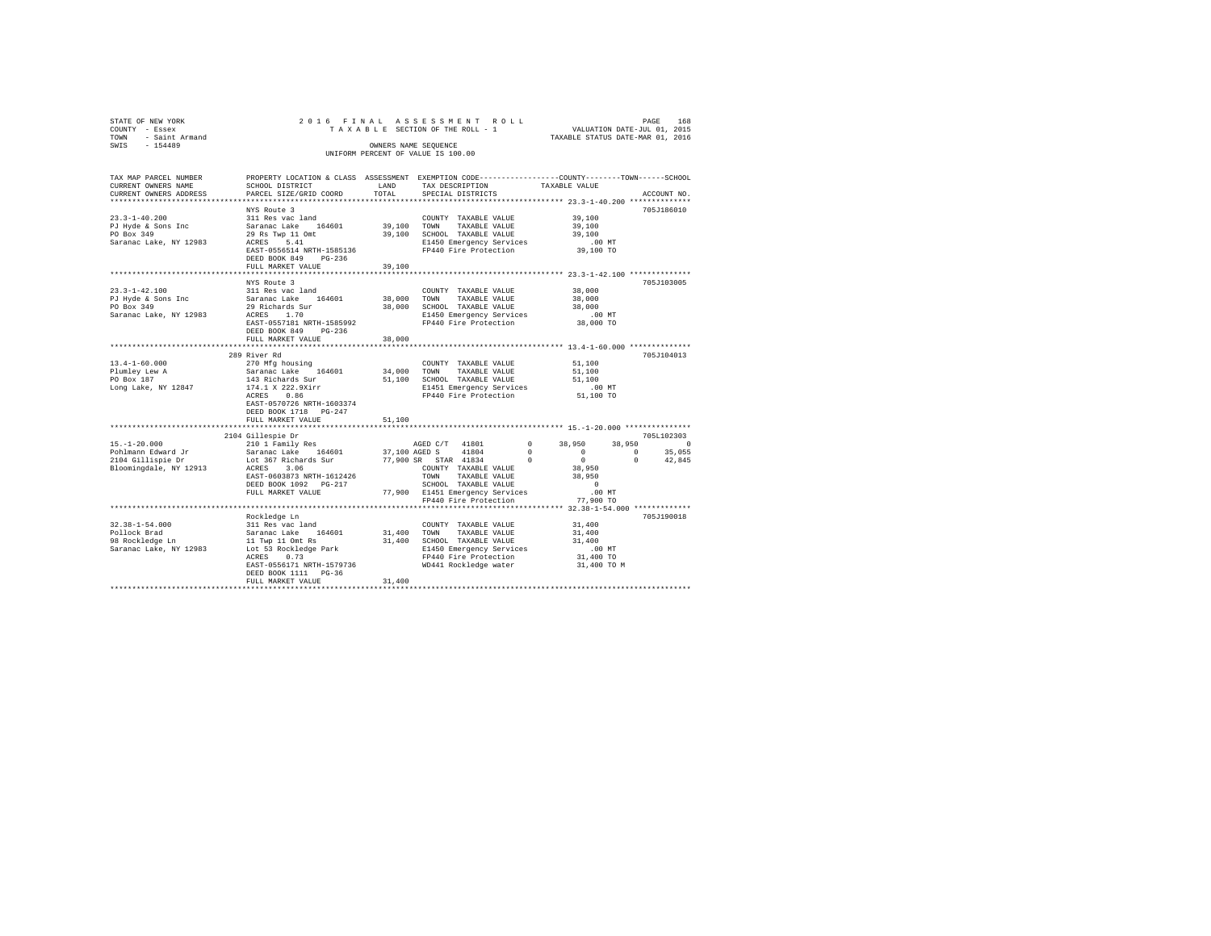STATE OF NEW YORK
COUNTY - Essex
TOWN - Saint Armand
SWIS - 154489

2016 FINAL ASSESSMENT ROLL
TAXABLE SECTION OF THE ROLL - 1
OWNERS NAME SEQUENCE
UNIFORM PERCENT OF VALUE IS 100.00

VALUATION DATE-JUL 01, 2015
TAXABLE STATUS DATE-MAR 01, 2016

```
TAX MAP PARCEL NUMBER      PROPERTY LOCATION & CLASS  ASSESSMENT  EXEMPTION CODE-----------------COUNTY--------TOWN------SCHOOL
CURRENT OWNERS NAME        SCHOOL DISTRICT             LAND       TAX DESCRIPTION            TAXABLE VALUE
CURRENT OWNERS ADDRESS     PARCEL SIZE/GRID COORD      TOTAL      SPECIAL DISTRICTS                                   ACCOUNT NO.
******************************************************************************************** 23.3-1-40.200 **************
                           NYS Route 3                                                                            705J186010
23.3-1-40.200              311 Res vac land                       COUNTY  TAXABLE VALUE          39,100
PJ Hyde & Sons Inc         Saranac Lake   164601      39,100      TOWN    TAXABLE VALUE          39,100
PO Box 349                 29 Rs Twp 11 Omt           39,100      SCHOOL  TAXABLE VALUE          39,100
Saranac Lake, NY 12983     ACRES    5.41                          E1450 Emergency Services          .00 MT
                           EAST-0556514 NRTH-1585136              FP440 Fire Protection          39,100 TO
                           DEED BOOK 849    PG-236
                           FULL MARKET VALUE          39,100
******************************************************************************************** 23.3-1-42.100 **************
                           NYS Route 3                                                                            705J103005
23.3-1-42.100              311 Res vac land                       COUNTY  TAXABLE VALUE          38,000
PJ Hyde & Sons Inc         Saranac Lake   164601      38,000      TOWN    TAXABLE VALUE          38,000
PO Box 349                 29 Richards Sur            38,000      SCHOOL  TAXABLE VALUE          38,000
Saranac Lake, NY 12983     ACRES    1.70                          E1450 Emergency Services          .00 MT
                           EAST-0557181 NRTH-1585992              FP440 Fire Protection          38,000 TO
                           DEED BOOK 849    PG-236
                           FULL MARKET VALUE          38,000
******************************************************************************************** 13.4-1-60.000 **************
                           289 River Rd                                                                           705J104013
13.4-1-60.000              270 Mfg housing                        COUNTY  TAXABLE VALUE          51,100
Plumley Lew A              Saranac Lake   164601      34,000      TOWN    TAXABLE VALUE          51,100
PO Box 187                 143 Richards Sur           51,100      SCHOOL  TAXABLE VALUE          51,100
Long Lake, NY 12847        174.1 X 222.9Xirr                      E1451 Emergency Services          .00 MT
                           ACRES    0.86                          FP440 Fire Protection          51,100 TO
                           EAST-0570726 NRTH-1603374
                           DEED BOOK 1718   PG-247
                           FULL MARKET VALUE          51,100
******************************************************************************************** 15.-1-20.000 ***************
                           2104 Gillespie Dr                                                                      705L102303
15.-1-20.000               210 1 Family Res                 AGED C/T   41801         0      38,950      38,950           0
Pohlmann Edward Jr         Saranac Lake   164601      37,100 AGED S     41804         0           0           0      35,055
2104 Gillispie Dr          Lot 367 Richards Sur       77,900 SR  STAR   41834         0           0           0      42,845
Bloomingdale, NY 12913     ACRES    3.06                          COUNTY  TAXABLE VALUE          38,950
                           EAST-0603873 NRTH-1612426              TOWN    TAXABLE VALUE          38,950
                           DEED BOOK 1092   PG-217                SCHOOL  TAXABLE VALUE               0
                           FULL MARKET VALUE          77,900      E1451 Emergency Services          .00 MT
                                                                  FP440 Fire Protection          77,900 TO
******************************************************************************************** 32.38-1-54.000 *************
                           Rockledge Ln                                                                           705J190018
32.38-1-54.000             311 Res vac land                       COUNTY  TAXABLE VALUE          31,400
Pollock Brad               Saranac Lake   164601      31,400      TOWN    TAXABLE VALUE          31,400
98 Rockledge Ln            11 Twp 11 Omt Rs           31,400      SCHOOL  TAXABLE VALUE          31,400
Saranac Lake, NY 12983     Lot 53 Rockledge Park                  E1450 Emergency Services          .00 MT
                           ACRES    0.73                          FP440 Fire Protection          31,400 TO
                           EAST-0556171 NRTH-1579736              WD441 Rockledge water          31,400 TO M
                           DEED BOOK 1111   PG-36
                           FULL MARKET VALUE          31,400
****************************************************************************************************************************
```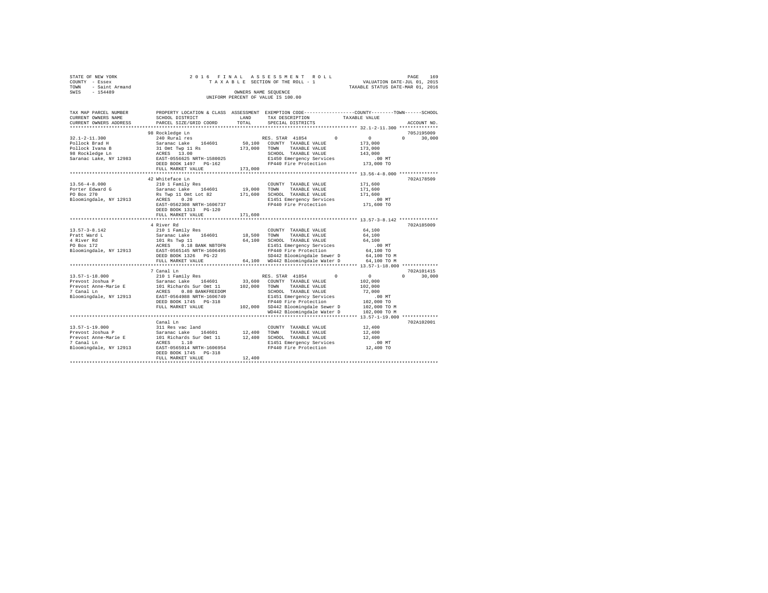STATE OF NEW YORK
COUNTY - Essex
TOWN - Saint Armand
SWIS - 154489

2016 FINAL ASSESSMENT ROLL
TAXABLE SECTION OF THE ROLL - 1
OWNERS NAME SEQUENCE
UNIFORM PERCENT OF VALUE IS 100.00

VALUATION DATE-JUL 01, 2015
TAXABLE STATUS DATE-MAR 01, 2016

```
TAX MAP PARCEL NUMBER     PROPERTY LOCATION & CLASS  ASSESSMENT  EXEMPTION CODE-----------------COUNTY--------TOWN------SCHOOL
CURRENT OWNERS NAME       SCHOOL DISTRICT             LAND       TAX DESCRIPTION             TAXABLE VALUE
CURRENT OWNERS ADDRESS    PARCEL SIZE/GRID COORD      TOTAL      SPECIAL DISTRICTS                                  ACCOUNT NO.
******************************************************************************************* 32.1-2-11.300 **************
                          98 Rockledge Ln                                                                            705J195009
32.1-2-11.300             240 Rural res                          RES. STAR 41854        0          0          0     30,000
Pollock Brad H            Saranac Lake    164601       50,100    COUNTY  TAXABLE VALUE         173,000
Pollock Ivana B           31 Omt Twp 11 Rs            173,000    TOWN    TAXABLE VALUE         173,000
98 Rockledge Ln           ACRES   13.00                          SCHOOL  TAXABLE VALUE         143,000
Saranac Lake, NY 12983    EAST-0556625 NRTH-1580025              E1450 Emergency Services          .00 MT
                          DEED BOOK 1497   PG-162                FP440 Fire Protection         173,000 TO
                          FULL MARKET VALUE           173,000
******************************************************************************************* 13.56-4-8.000 **************
                          42 Whiteface Ln                                                                            702A178509
13.56-4-8.000             210 1 Family Res                       COUNTY  TAXABLE VALUE         171,600
Porter Edward G           Saranac Lake    164601       19,000    TOWN    TAXABLE VALUE         171,600
PO Box 270                Rs Twp 11 Omt Lot 82        171,600    SCHOOL  TAXABLE VALUE         171,600
Bloomingdale, NY 12913    ACRES    0.20                          E1451 Emergency Services          .00 MT
                          EAST-0562308 NRTH-1606737              FP440 Fire Protection         171,600 TO
                          DEED BOOK 1313   PG-120
                          FULL MARKET VALUE           171,600
******************************************************************************************* 13.57-3-8.142 **************
                          4 River Rd                                                                                 702A185009
13.57-3-8.142             210 1 Family Res                       COUNTY  TAXABLE VALUE          64,100
Pratt Ward L              Saranac Lake    164601       18,500    TOWN    TAXABLE VALUE          64,100
4 River Rd                101 Rs Twp 11                64,100    SCHOOL  TAXABLE VALUE          64,100
PO Box 172                ACRES    0.18 BANK NBTOFN              E1451 Emergency Services          .00 MT
Bloomingdale, NY 12913    EAST-0565145 NRTH-1606495              FP440 Fire Protection          64,100 TO
                          DEED BOOK 1326   PG-22                 SD442 Bloomingdale Sewer D     64,100 TO M
                          FULL MARKET VALUE            64,100    WD442 Bloomingdale Water D     64,100 TO M
******************************************************************************************* 13.57-1-18.000 *************
                          7 Canal Ln                                                                                 702A101415
13.57-1-18.000            210 1 Family Res                       RES. STAR 41854        0          0          0     30,000
Prevost Joshua P          Saranac Lake    164601       33,600    COUNTY  TAXABLE VALUE         102,000
Prevost Anne-Marie E      101 Richards Sur Omt 11     102,000    TOWN    TAXABLE VALUE         102,000
7 Canal Ln                ACRES    0.80 BANKFREEDOM              SCHOOL  TAXABLE VALUE          72,000
Bloomingdale, NY 12913    EAST-0564988 NRTH-1606749              E1451 Emergency Services          .00 MT
                          DEED BOOK 1745   PG-318                FP440 Fire Protection         102,000 TO
                          FULL MARKET VALUE           102,000    SD442 Bloomingdale Sewer D    102,000 TO M
                                                                 WD442 Bloomingdale Water D    102,000 TO M
******************************************************************************************* 13.57-1-19.000 *************
                          Canal Ln                                                                                   702A102001
13.57-1-19.000            311 Res vac land                       COUNTY  TAXABLE VALUE          12,400
Prevost Joshua P          Saranac Lake    164601       12,400    TOWN    TAXABLE VALUE          12,400
Prevost Anne-Marie E      101 Richards Sur Omt 11      12,400    SCHOOL  TAXABLE VALUE          12,400
7 Canal Ln                ACRES    1.10                          E1451 Emergency Services          .00 MT
Bloomingdale, NY 12913    EAST-0565014 NRTH-1606954              FP440 Fire Protection          12,400 TO
                          DEED BOOK 1745   PG-318
                          FULL MARKET VALUE            12,400
************************************************************************************************************************
```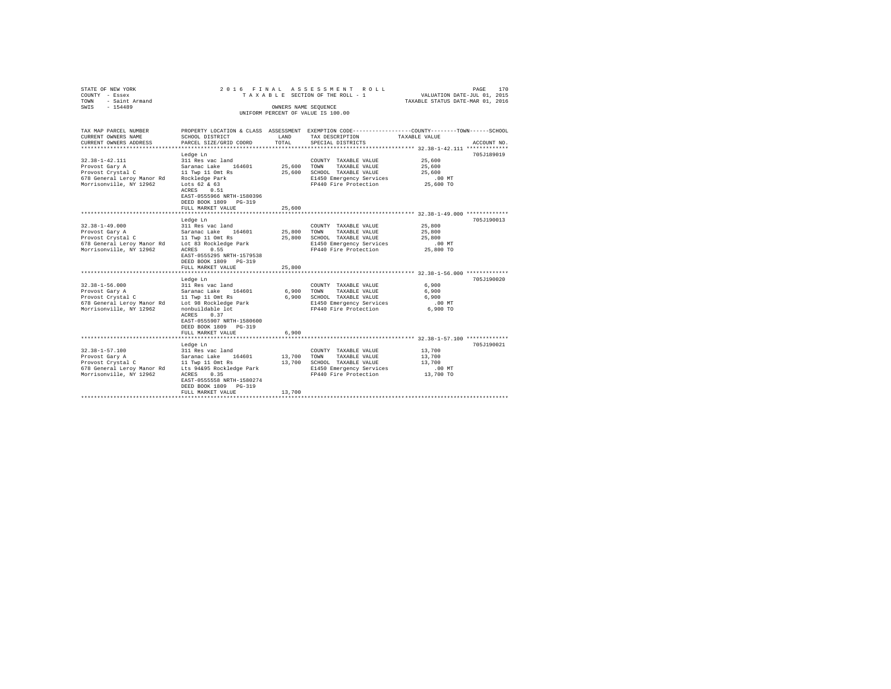STATE OF NEW YORK
COUNTY - Essex
TOWN - Saint Armand
SWIS - 154489

2016 FINAL ASSESSMENT ROLL
TAXABLE SECTION OF THE ROLL - 1
OWNERS NAME SEQUENCE
UNIFORM PERCENT OF VALUE IS 100.00

VALUATION DATE-JUL 01, 2015
TAXABLE STATUS DATE-MAR 01, 2016

| TAX MAP PARCEL NUMBER / CURRENT OWNERS NAME / CURRENT OWNERS ADDRESS | PROPERTY LOCATION & CLASS / SCHOOL DISTRICT / PARCEL SIZE/GRID COORD | ASSESSMENT LAND | TOTAL | EXEMPTION CODE / TAX DESCRIPTION / SPECIAL DISTRICTS | TAXABLE VALUE (COUNTY / TOWN / SCHOOL) | ACCOUNT NO. |
|---|---|---|---|---|---|---|
| **32.38-1-42.111** | Ledge Ln | | | | | 705J189019 |
| Provost Gary A | 311 Res vac land | | | COUNTY TAXABLE VALUE | 25,600 | |
| Provost Crystal C | Saranac Lake 164601 | 25,600 | | TOWN TAXABLE VALUE | 25,600 | |
| 678 General Leroy Manor Rd | 11 Twp 11 Omt Rs | | 25,600 | SCHOOL TAXABLE VALUE | 25,600 | |
| Morrisonville, NY 12962 | Rockledge Park | | | E1450 Emergency Services | .00 MT | |
| | Lots 62 & 63 | | | FP440 Fire Protection | 25,600 TO | |
| | ACRES 0.51 | | | | | |
| | EAST-0555966 NRTH-1580396 | | | | | |
| | DEED BOOK 1809 PG-319 | | | | | |
| | FULL MARKET VALUE | | 25,600 | | | |
| **32.38-1-49.000** | Ledge Ln | | | | | 705J190013 |
| Provost Gary A | 311 Res vac land | | | COUNTY TAXABLE VALUE | 25,800 | |
| Provost Crystal C | Saranac Lake 164601 | 25,800 | | TOWN TAXABLE VALUE | 25,800 | |
| 678 General Leroy Manor Rd | 11 Twp 11 Omt Rs | | 25,800 | SCHOOL TAXABLE VALUE | 25,800 | |
| Morrisonville, NY 12962 | Lot 83 Rockledge Park | | | E1450 Emergency Services | .00 MT | |
| | ACRES 0.55 | | | FP440 Fire Protection | 25,800 TO | |
| | EAST-0555295 NRTH-1579538 | | | | | |
| | DEED BOOK 1809 PG-319 | | | | | |
| | FULL MARKET VALUE | | 25,800 | | | |
| **32.38-1-56.000** | Ledge Ln | | | | | 705J190020 |
| Provost Gary A | 311 Res vac land | | | COUNTY TAXABLE VALUE | 6,900 | |
| Provost Crystal C | Saranac Lake 164601 | 6,900 | | TOWN TAXABLE VALUE | 6,900 | |
| 678 General Leroy Manor Rd | 11 Twp 11 Omt Rs | | 6,900 | SCHOOL TAXABLE VALUE | 6,900 | |
| Morrisonville, NY 12962 | Lot 98 Rockledge Park | | | E1450 Emergency Services | .00 MT | |
| | nonbuildable lot | | | FP440 Fire Protection | 6,900 TO | |
| | ACRES 0.37 | | | | | |
| | EAST-0555907 NRTH-1580600 | | | | | |
| | DEED BOOK 1809 PG-319 | | | | | |
| | FULL MARKET VALUE | | 6,900 | | | |
| **32.38-1-57.100** | Ledge Ln | | | | | 705J190021 |
| Provost Gary A | 311 Res vac land | | | COUNTY TAXABLE VALUE | 13,700 | |
| Provost Crystal C | Saranac Lake 164601 | 13,700 | | TOWN TAXABLE VALUE | 13,700 | |
| 678 General Leroy Manor Rd | 11 Twp 11 Omt Rs | | 13,700 | SCHOOL TAXABLE VALUE | 13,700 | |
| Morrisonville, NY 12962 | Lts 94&95 Rockledge Park | | | E1450 Emergency Services | .00 MT | |
| | ACRES 0.35 | | | FP440 Fire Protection | 13,700 TO | |
| | EAST-0555558 NRTH-1580274 | | | | | |
| | DEED BOOK 1809 PG-319 | | | | | |
| | FULL MARKET VALUE | | 13,700 | | | |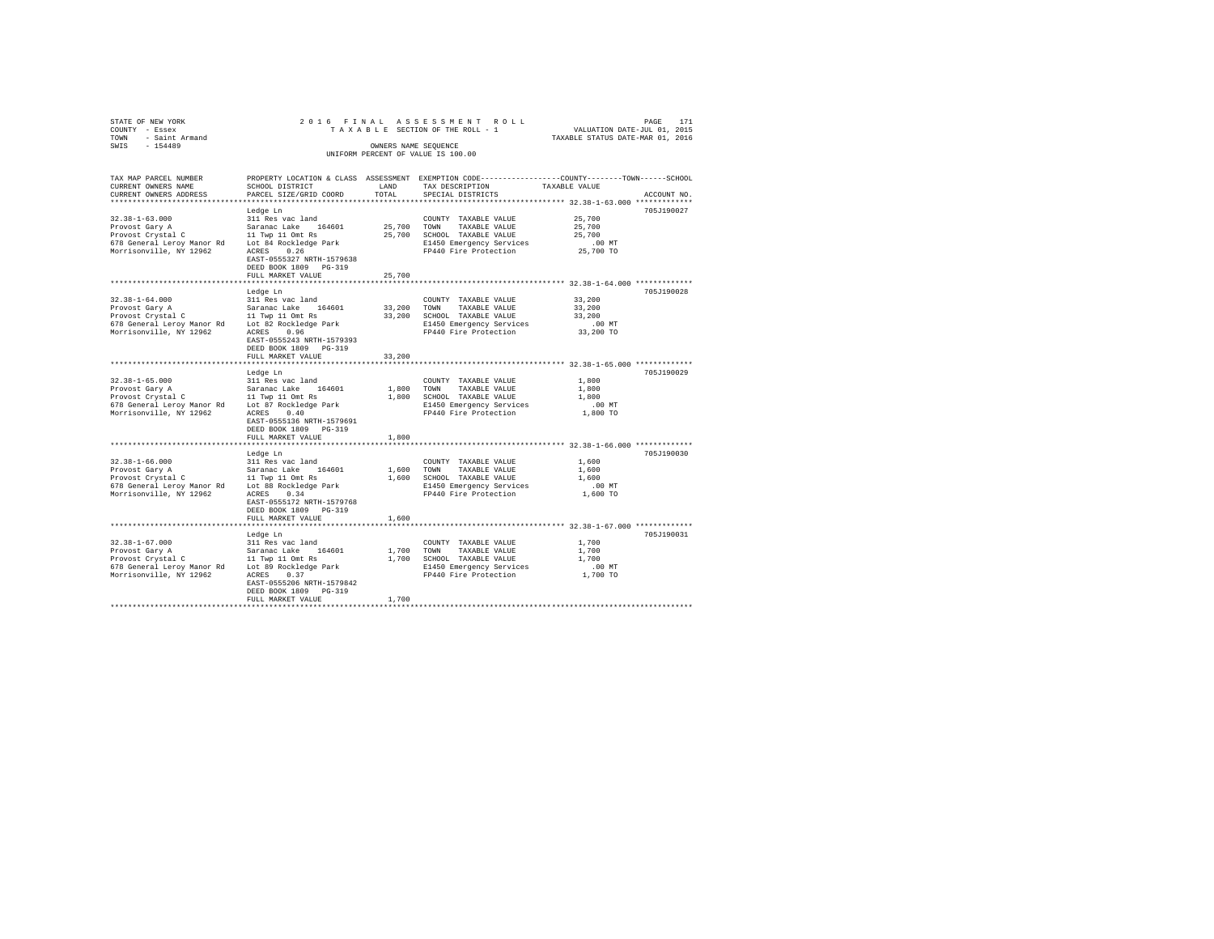STATE OF NEW YORK
COUNTY - Essex
TOWN - Saint Armand
SWIS - 154489

2016 FINAL ASSESSMENT ROLL
TAXABLE SECTION OF THE ROLL - 1
OWNERS NAME SEQUENCE
UNIFORM PERCENT OF VALUE IS 100.00

VALUATION DATE-JUL 01, 2015
TAXABLE STATUS DATE-MAR 01, 2016

| TAX MAP PARCEL NUMBER / CURRENT OWNERS NAME / CURRENT OWNERS ADDRESS | PROPERTY LOCATION & CLASS / SCHOOL DISTRICT / PARCEL SIZE/GRID COORD | ASSESSMENT LAND | TOTAL | EXEMPTION CODE / TAX DESCRIPTION / SPECIAL DISTRICTS | TAXABLE VALUE (COUNTY / TOWN / SCHOOL) | ACCOUNT NO. |
|---|---|---|---|---|---|---|
| 32.38-1-63.000 | Ledge Ln | | | | | 705J190027 |
| | 311 Res vac land | | | COUNTY TAXABLE VALUE | 25,700 | |
| Provost Gary A | Saranac Lake 164601 | 25,700 | | TOWN TAXABLE VALUE | 25,700 | |
| Provost Crystal C | 11 Twp 11 Omt Rs | | 25,700 | SCHOOL TAXABLE VALUE | 25,700 | |
| 678 General Leroy Manor Rd | Lot 84 Rockledge Park | | | E1450 Emergency Services | .00 MT | |
| Morrisonville, NY 12962 | ACRES 0.26 | | | FP440 Fire Protection | 25,700 TO | |
| | EAST-0555327 NRTH-1579638 | | | | | |
| | DEED BOOK 1809 PG-319 | | | | | |
| | FULL MARKET VALUE | | 25,700 | | | |
| 32.38-1-64.000 | Ledge Ln | | | | | 705J190028 |
| | 311 Res vac land | | | COUNTY TAXABLE VALUE | 33,200 | |
| Provost Gary A | Saranac Lake 164601 | 33,200 | | TOWN TAXABLE VALUE | 33,200 | |
| Provost Crystal C | 11 Twp 11 Omt Rs | | 33,200 | SCHOOL TAXABLE VALUE | 33,200 | |
| 678 General Leroy Manor Rd | Lot 82 Rockledge Park | | | E1450 Emergency Services | .00 MT | |
| Morrisonville, NY 12962 | ACRES 0.96 | | | FP440 Fire Protection | 33,200 TO | |
| | EAST-0555243 NRTH-1579393 | | | | | |
| | DEED BOOK 1809 PG-319 | | | | | |
| | FULL MARKET VALUE | | 33,200 | | | |
| 32.38-1-65.000 | Ledge Ln | | | | | 705J190029 |
| | 311 Res vac land | | | COUNTY TAXABLE VALUE | 1,800 | |
| Provost Gary A | Saranac Lake 164601 | 1,800 | | TOWN TAXABLE VALUE | 1,800 | |
| Provost Crystal C | 11 Twp 11 Omt Rs | | 1,800 | SCHOOL TAXABLE VALUE | 1,800 | |
| 678 General Leroy Manor Rd | Lot 87 Rockledge Park | | | E1450 Emergency Services | .00 MT | |
| Morrisonville, NY 12962 | ACRES 0.40 | | | FP440 Fire Protection | 1,800 TO | |
| | EAST-0555136 NRTH-1579691 | | | | | |
| | DEED BOOK 1809 PG-319 | | | | | |
| | FULL MARKET VALUE | | 1,800 | | | |
| 32.38-1-66.000 | Ledge Ln | | | | | 705J190030 |
| | 311 Res vac land | | | COUNTY TAXABLE VALUE | 1,600 | |
| Provost Gary A | Saranac Lake 164601 | 1,600 | | TOWN TAXABLE VALUE | 1,600 | |
| Provost Crystal C | 11 Twp 11 Omt Rs | | 1,600 | SCHOOL TAXABLE VALUE | 1,600 | |
| 678 General Leroy Manor Rd | Lot 88 Rockledge Park | | | E1450 Emergency Services | .00 MT | |
| Morrisonville, NY 12962 | ACRES 0.34 | | | FP440 Fire Protection | 1,600 TO | |
| | EAST-0555172 NRTH-1579768 | | | | | |
| | DEED BOOK 1809 PG-319 | | | | | |
| | FULL MARKET VALUE | | 1,600 | | | |
| 32.38-1-67.000 | Ledge Ln | | | | | 705J190031 |
| | 311 Res vac land | | | COUNTY TAXABLE VALUE | 1,700 | |
| Provost Gary A | Saranac Lake 164601 | 1,700 | | TOWN TAXABLE VALUE | 1,700 | |
| Provost Crystal C | 11 Twp 11 Omt Rs | | 1,700 | SCHOOL TAXABLE VALUE | 1,700 | |
| 678 General Leroy Manor Rd | Lot 89 Rockledge Park | | | E1450 Emergency Services | .00 MT | |
| Morrisonville, NY 12962 | ACRES 0.37 | | | FP440 Fire Protection | 1,700 TO | |
| | EAST-0555206 NRTH-1579842 | | | | | |
| | DEED BOOK 1809 PG-319 | | | | | |
| | FULL MARKET VALUE | | 1,700 | | | |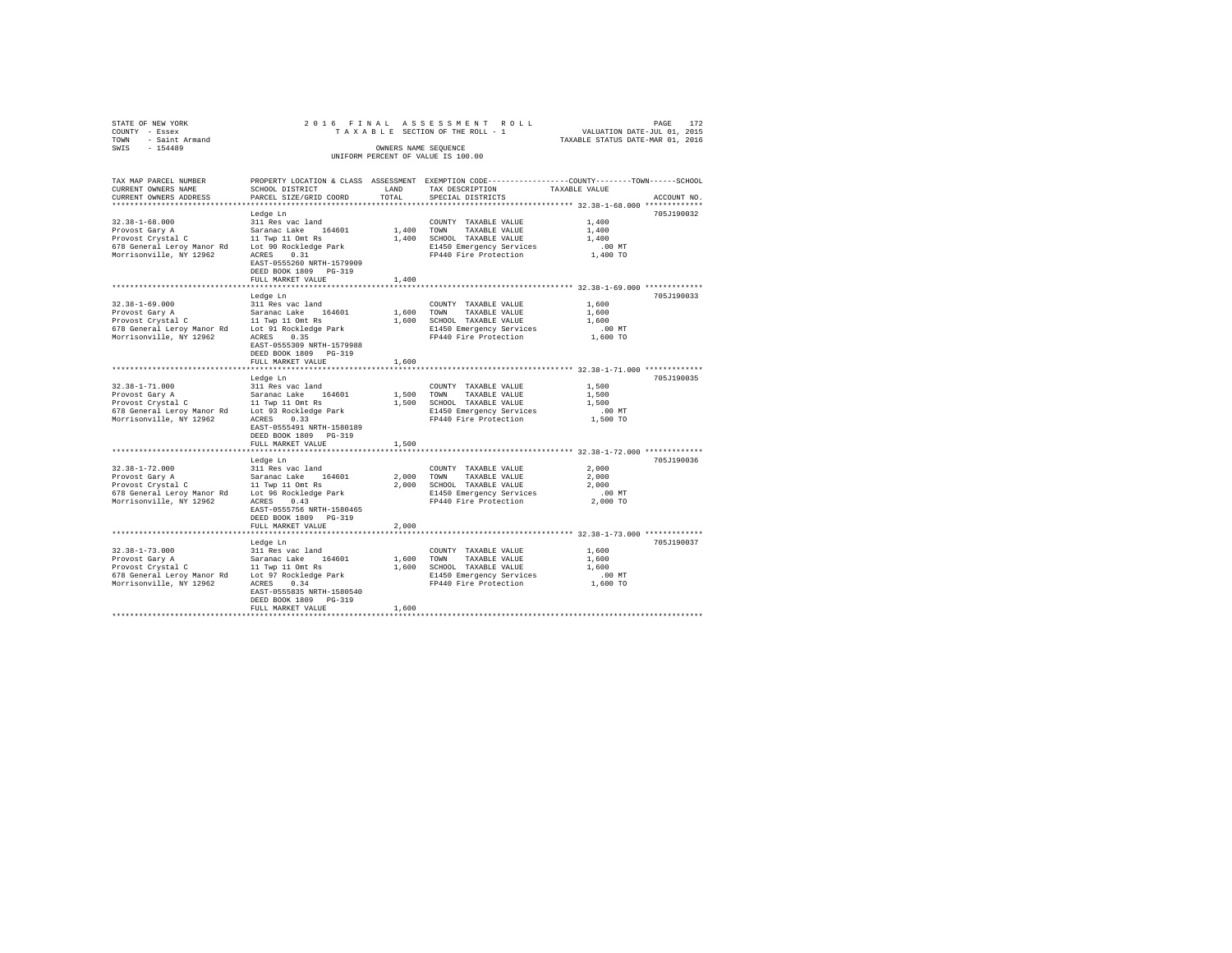STATE OF NEW YORK — 2016 FINAL ASSESSMENT ROLL
COUNTY - Essex — TAXABLE SECTION OF THE ROLL - 1 — VALUATION DATE-JUL 01, 2015
TOWN - Saint Armand — TAXABLE STATUS DATE-MAR 01, 2016
SWIS - 154489 — OWNERS NAME SEQUENCE
UNIFORM PERCENT OF VALUE IS 100.00

| TAX MAP PARCEL NUMBER / CURRENT OWNERS NAME / CURRENT OWNERS ADDRESS | PROPERTY LOCATION & CLASS / SCHOOL DISTRICT / PARCEL SIZE/GRID COORD | ASSESSMENT LAND | TOTAL | EXEMPTION CODE / TAX DESCRIPTION / SPECIAL DISTRICTS | COUNTY / TOWN / SCHOOL TAXABLE VALUE | ACCOUNT NO. |
|---|---|---|---|---|---|---|
| 32.38-1-68.000 | Ledge Ln | | | | | 705J190032 |
| | 311 Res vac land | | | COUNTY TAXABLE VALUE | 1,400 | |
| Provost Gary A | Saranac Lake 164601 | 1,400 | | TOWN TAXABLE VALUE | 1,400 | |
| Provost Crystal C | 11 Twp 11 Omt Rs | | 1,400 | SCHOOL TAXABLE VALUE | 1,400 | |
| 678 General Leroy Manor Rd | Lot 90 Rockledge Park | | | E1450 Emergency Services | .00 MT | |
| Morrisonville, NY 12962 | ACRES 0.31 | | | FP440 Fire Protection | 1,400 TO | |
| | EAST-0555260 NRTH-1579909 | | | | | |
| | DEED BOOK 1809 PG-319 | | | | | |
| | FULL MARKET VALUE | | 1,400 | | | |
| 32.38-1-69.000 | Ledge Ln | | | | | 705J190033 |
| | 311 Res vac land | | | COUNTY TAXABLE VALUE | 1,600 | |
| Provost Gary A | Saranac Lake 164601 | 1,600 | | TOWN TAXABLE VALUE | 1,600 | |
| Provost Crystal C | 11 Twp 11 Omt Rs | | 1,600 | SCHOOL TAXABLE VALUE | 1,600 | |
| 678 General Leroy Manor Rd | Lot 91 Rockledge Park | | | E1450 Emergency Services | .00 MT | |
| Morrisonville, NY 12962 | ACRES 0.35 | | | FP440 Fire Protection | 1,600 TO | |
| | EAST-0555309 NRTH-1579988 | | | | | |
| | DEED BOOK 1809 PG-319 | | | | | |
| | FULL MARKET VALUE | | 1,600 | | | |
| 32.38-1-71.000 | Ledge Ln | | | | | 705J190035 |
| | 311 Res vac land | | | COUNTY TAXABLE VALUE | 1,500 | |
| Provost Gary A | Saranac Lake 164601 | 1,500 | | TOWN TAXABLE VALUE | 1,500 | |
| Provost Crystal C | 11 Twp 11 Omt Rs | | 1,500 | SCHOOL TAXABLE VALUE | 1,500 | |
| 678 General Leroy Manor Rd | Lot 93 Rockledge Park | | | E1450 Emergency Services | .00 MT | |
| Morrisonville, NY 12962 | ACRES 0.33 | | | FP440 Fire Protection | 1,500 TO | |
| | EAST-0555491 NRTH-1580189 | | | | | |
| | DEED BOOK 1809 PG-319 | | | | | |
| | FULL MARKET VALUE | | 1,500 | | | |
| 32.38-1-72.000 | Ledge Ln | | | | | 705J190036 |
| | 311 Res vac land | | | COUNTY TAXABLE VALUE | 2,000 | |
| Provost Gary A | Saranac Lake 164601 | 2,000 | | TOWN TAXABLE VALUE | 2,000 | |
| Provost Crystal C | 11 Twp 11 Omt Rs | | 2,000 | SCHOOL TAXABLE VALUE | 2,000 | |
| 678 General Leroy Manor Rd | Lot 96 Rockledge Park | | | E1450 Emergency Services | .00 MT | |
| Morrisonville, NY 12962 | ACRES 0.43 | | | FP440 Fire Protection | 2,000 TO | |
| | EAST-0555756 NRTH-1580465 | | | | | |
| | DEED BOOK 1809 PG-319 | | | | | |
| | FULL MARKET VALUE | | 2,000 | | | |
| 32.38-1-73.000 | Ledge Ln | | | | | 705J190037 |
| | 311 Res vac land | | | COUNTY TAXABLE VALUE | 1,600 | |
| Provost Gary A | Saranac Lake 164601 | 1,600 | | TOWN TAXABLE VALUE | 1,600 | |
| Provost Crystal C | 11 Twp 11 Omt Rs | | 1,600 | SCHOOL TAXABLE VALUE | 1,600 | |
| 678 General Leroy Manor Rd | Lot 97 Rockledge Park | | | E1450 Emergency Services | .00 MT | |
| Morrisonville, NY 12962 | ACRES 0.34 | | | FP440 Fire Protection | 1,600 TO | |
| | EAST-0555835 NRTH-1580540 | | | | | |
| | DEED BOOK 1809 PG-319 | | | | | |
| | FULL MARKET VALUE | | 1,600 | | | |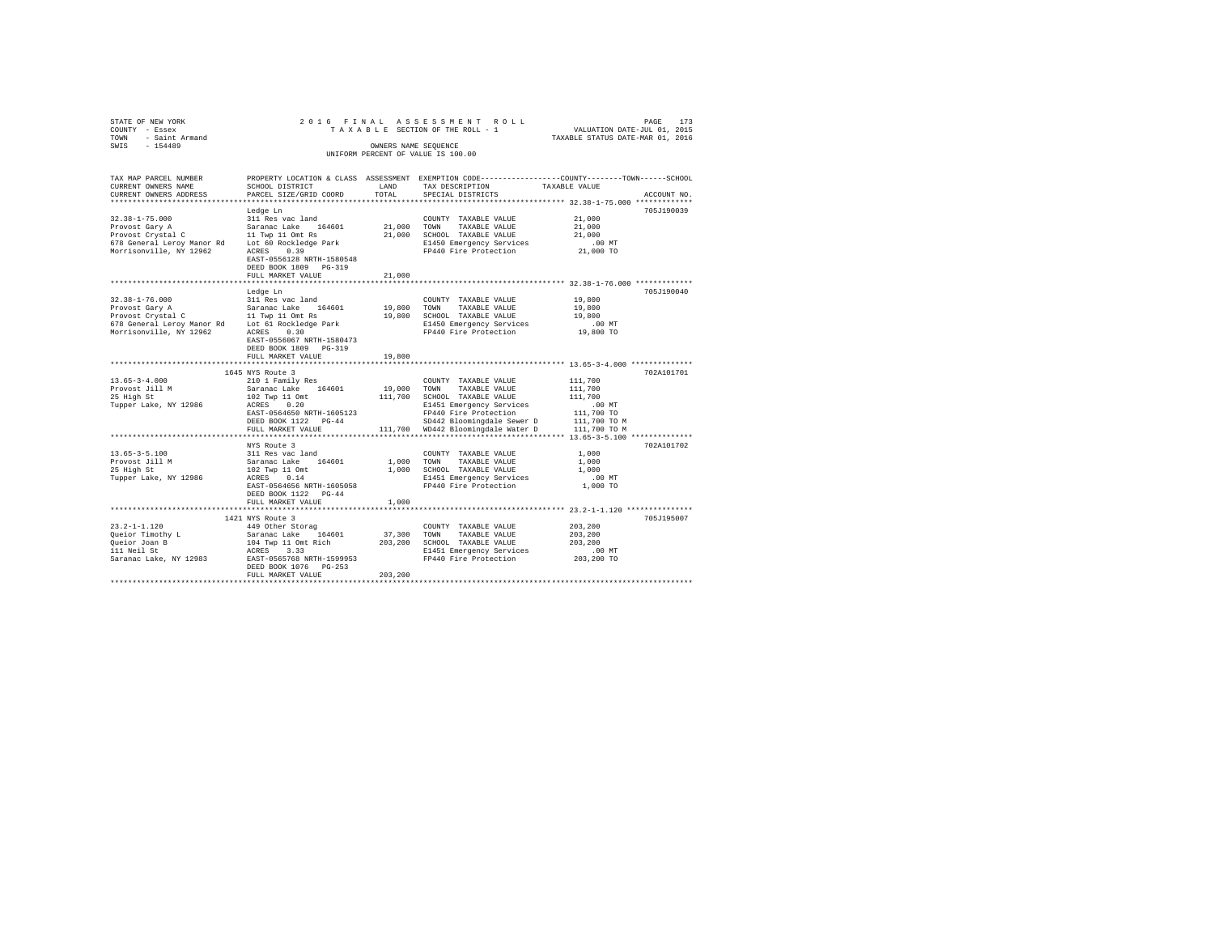STATE OF NEW YORK 2 0 1 6 F I N A L A S S E S S M E N T R O L L
COUNTY - Essex T A X A B L E SECTION OF THE ROLL - 1 VALUATION DATE-JUL 01, 2015
TOWN - Saint Armand TAXABLE STATUS DATE-MAR 01, 2016
SWIS - 154489 OWNERS NAME SEQUENCE
UNIFORM PERCENT OF VALUE IS 100.00

```
TAX MAP PARCEL NUMBER          PROPERTY LOCATION & CLASS  ASSESSMENT  EXEMPTION CODE-----------------COUNTY--------TOWN------SCHOOL
CURRENT OWNERS NAME            SCHOOL DISTRICT              LAND      TAX DESCRIPTION            TAXABLE VALUE
CURRENT OWNERS ADDRESS         PARCEL SIZE/GRID COORD       TOTAL     SPECIAL DISTRICTS                                    ACCOUNT NO.
*********************************************************************************************** 32.38-1-75.000 *************
                               Ledge Ln                                                                              705J190039
32.38-1-75.000                 311 Res vac land                       COUNTY  TAXABLE VALUE          21,000
Provost Gary A                 Saranac Lake   164601       21,000     TOWN    TAXABLE VALUE          21,000
Provost Crystal C              11 Twp 11 Omt Rs            21,000     SCHOOL  TAXABLE VALUE          21,000
678 General Leroy Manor Rd     Lot 60 Rockledge Park                  E1450 Emergency Services          .00 MT
Morrisonville, NY 12962        ACRES    0.39                          FP440 Fire Protection          21,000 TO
                               EAST-0556128 NRTH-1580548
                               DEED BOOK 1809   PG-319
                               FULL MARKET VALUE           21,000
*********************************************************************************************** 32.38-1-76.000 *************
                               Ledge Ln                                                                              705J190040
32.38-1-76.000                 311 Res vac land                       COUNTY  TAXABLE VALUE          19,800
Provost Gary A                 Saranac Lake   164601       19,800     TOWN    TAXABLE VALUE          19,800
Provost Crystal C              11 Twp 11 Omt Rs            19,800     SCHOOL  TAXABLE VALUE          19,800
678 General Leroy Manor Rd     Lot 61 Rockledge Park                  E1450 Emergency Services          .00 MT
Morrisonville, NY 12962        ACRES    0.30                          FP440 Fire Protection          19,800 TO
                               EAST-0556067 NRTH-1580473
                               DEED BOOK 1809   PG-319
                               FULL MARKET VALUE           19,800
*********************************************************************************************** 13.65-3-4.000 **************
                          1645 NYS Route 3                                                                           702A101701
13.65-3-4.000                  210 1 Family Res                       COUNTY  TAXABLE VALUE         111,700
Provost Jill M                 Saranac Lake   164601       19,000     TOWN    TAXABLE VALUE         111,700
25 High St                     102 Twp 11 Omt             111,700     SCHOOL  TAXABLE VALUE         111,700
Tupper Lake, NY 12986          ACRES    0.20                          E1451 Emergency Services          .00 MT
                               EAST-0564650 NRTH-1605123              FP440 Fire Protection         111,700 TO
                               DEED BOOK 1122   PG-44                 SD442 Bloomingdale Sewer D    111,700 TO M
                               FULL MARKET VALUE          111,700     WD442 Bloomingdale Water D    111,700 TO M
*********************************************************************************************** 13.65-3-5.100 **************
                               NYS Route 3                                                                           702A101702
13.65-3-5.100                  311 Res vac land                       COUNTY  TAXABLE VALUE           1,000
Provost Jill M                 Saranac Lake   164601        1,000     TOWN    TAXABLE VALUE           1,000
25 High St                     102 Twp 11 Omt               1,000     SCHOOL  TAXABLE VALUE           1,000
Tupper Lake, NY 12986          ACRES    0.14                          E1451 Emergency Services          .00 MT
                               EAST-0564656 NRTH-1605058              FP440 Fire Protection           1,000 TO
                               DEED BOOK 1122   PG-44
                               FULL MARKET VALUE            1,000
*********************************************************************************************** 23.2-1-1.120 ***************
                          1421 NYS Route 3                                                                           705J195007
23.2-1-1.120                   449 Other Storag                       COUNTY  TAXABLE VALUE         203,200
Queior Timothy L               Saranac Lake   164601       37,300     TOWN    TAXABLE VALUE         203,200
Queior Joan B                  104 Twp 11 Omt Rich        203,200     SCHOOL  TAXABLE VALUE         203,200
111 Neil St                    ACRES    3.33                          E1451 Emergency Services          .00 MT
Saranac Lake, NY 12983         EAST-0565768 NRTH-1599953              FP440 Fire Protection         203,200 TO
                               DEED BOOK 1076   PG-253
                               FULL MARKET VALUE          203,200
****************************************************************************************************************************
```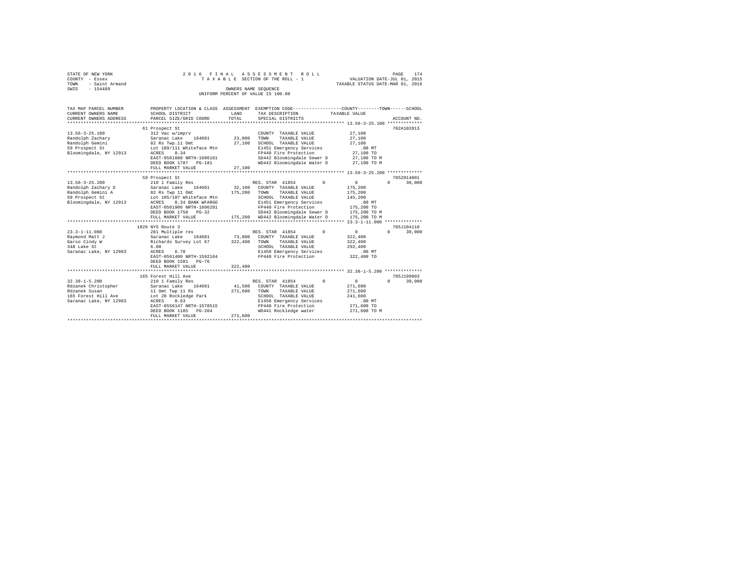STATE OF NEW YORK
COUNTY - Essex
TOWN - Saint Armand
SWIS - 154489

2016 FINAL ASSESSMENT ROLL
TAXABLE SECTION OF THE ROLL - 1
OWNERS NAME SEQUENCE
UNIFORM PERCENT OF VALUE IS 100.00

VALUATION DATE-JUL 01, 2015
TAXABLE STATUS DATE-MAR 01, 2016

```
TAX MAP PARCEL NUMBER     PROPERTY LOCATION & CLASS  ASSESSMENT  EXEMPTION CODE-----------------COUNTY--------TOWN------SCHOOL
CURRENT OWNERS NAME       SCHOOL DISTRICT              LAND      TAX DESCRIPTION            TAXABLE VALUE
CURRENT OWNERS ADDRESS    PARCEL SIZE/GRID COORD       TOTAL     SPECIAL DISTRICTS                                       ACCOUNT NO.
******************************************************************************************** 13.56-3-25.100 *************
                          61 Prospect St                                                                               702A102013
13.56-3-25.100            312 Vac w/imprv                         COUNTY  TAXABLE VALUE            27,100
Randolph Zachary          Saranac Lake   164601      23,000       TOWN    TAXABLE VALUE            27,100
Randolph Gemini           82 Rs Twp.11 Omt           27,100       SCHOOL  TAXABLE VALUE            27,100
59 Prospect St            Lot 189/111 Whiteface Mtn               E1451 Emergency Services           .00 MT
Bloomingdale, NY 12913    ACRES    0.34                           FP440 Fire Protection            27,100 TO
                          EAST-0561880 NRTH-1606161               SD442 Bloomingdale Sewer D       27,100 TO M
                          DEED BOOK 1787   PG-181                 WD442 Bloomingdale Water D       27,100 TO M
                          FULL MARKET VALUE          27,100
******************************************************************************************** 13.56-3-25.200 *************
                          59 Prospect St                                                                               705Z014001
13.56-3-25.200            210 1 Family Res                        RES. STAR  41854         0            0            0       30,000
Randolph Zachary D        Saranac Lake   164601      32,100       COUNTY  TAXABLE VALUE           175,200
Randolph Gemini A         82 Rs Twp 11 Omt          175,200       TOWN    TAXABLE VALUE           175,200
59 Prospect St            Lot 105/107 Whiteface Mtn               SCHOOL  TAXABLE VALUE           145,200
Bloomingdale, NY 12913    ACRES    0.34 BANK WFARGO               E1451 Emergency Services           .00 MT
                          EAST-0561906 NRTH-1606281               FP440 Fire Protection           175,200 TO
                          DEED BOOK 1750   PG-32                  SD442 Bloomingdale Sewer D      175,200 TO M
                          FULL MARKET VALUE         175,200       WD442 Bloomingdale Water D      175,200 TO M
******************************************************************************************** 23.3-1-11.000 **************
                          1026 NYS Route 3                                                                             705J104110
23.3-1-11.000             281 Multiple res                        RES. STAR  41854         0            0            0       30,000
Raymond Matt J            Saranac Lake   164601      73,800       COUNTY  TAXABLE VALUE           322,400
Garso Cindy W             Richards Survey Lot 67    322,400       TOWN    TAXABLE VALUE           322,400
348 Lake St               6.00                                    SCHOOL  TAXABLE VALUE           292,400
Saranac Lake, NY 12983    ACRES    6.70                           E1450 Emergency Services           .00 MT
                          EAST-0561400 NRTH-1592164               FP440 Fire Protection           322,400 TO
                          DEED BOOK 1581   PG-76
                          FULL MARKET VALUE         322,400
******************************************************************************************** 32.38-1-5.200 **************
                          165 Forest Hill Ave                                                                          705J199003
32.38-1-5.200             210 1 Family Res                        RES. STAR  41854         0            0            0       30,000
Rdzanek Christopher       Saranac Lake   164601      41,500       COUNTY  TAXABLE VALUE           271,600
Rdzanek Susan             11 Omt Twp 11 Rs          271,600       TOWN    TAXABLE VALUE           271,600
165 Forest Hill Ave       Lot 20 Rockledge Park                   SCHOOL  TAXABLE VALUE           241,600
Saranac Lake, NY 12983    ACRES    0.63                           E1450 Emergency Services           .00 MT
                          EAST-0556147 NRTH-1578515               FP440 Fire Protection           271,600 TO
                          DEED BOOK 1185   PG-204                 WD441 Rockledge water           271,600 TO M
                          FULL MARKET VALUE         271,600
****************************************************************************************************************************
```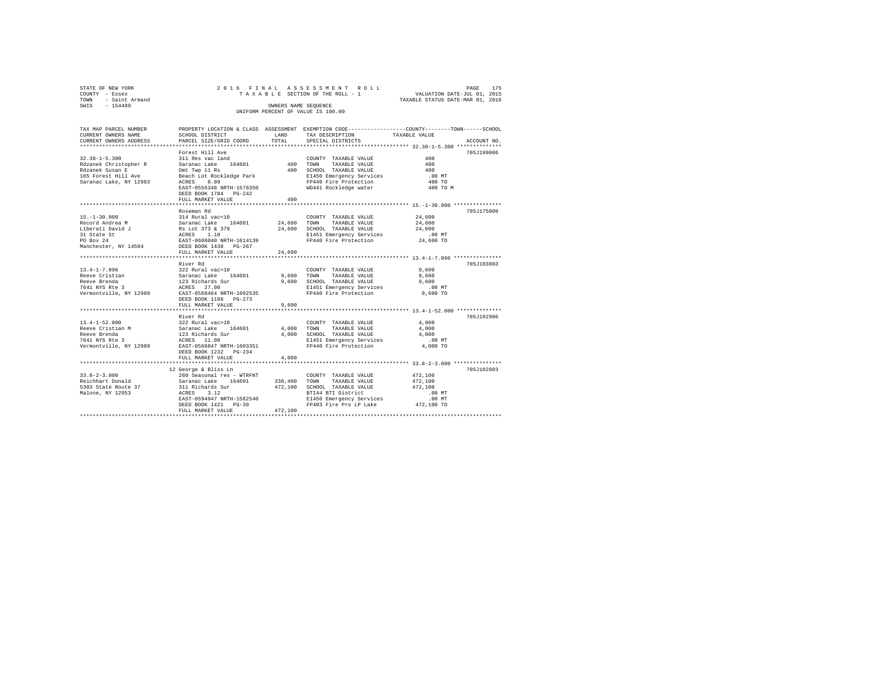STATE OF NEW YORK
COUNTY - Essex
TOWN - Saint Armand
SWIS - 154489

2016 FINAL ASSESSMENT ROLL
TAXABLE SECTION OF THE ROLL - 1
OWNERS NAME SEQUENCE
UNIFORM PERCENT OF VALUE IS 100.00

VALUATION DATE-JUL 01, 2015
TAXABLE STATUS DATE-MAR 01, 2016

| TAX MAP PARCEL NUMBER / CURRENT OWNERS NAME / CURRENT OWNERS ADDRESS | PROPERTY LOCATION & CLASS / SCHOOL DISTRICT / PARCEL SIZE/GRID COORD | ASSESSMENT LAND | TOTAL | EXEMPTION CODE / TAX DESCRIPTION / SPECIAL DISTRICTS | COUNTY--------TOWN------SCHOOL TAXABLE VALUE | ACCOUNT NO. |
|---|---|---|---|---|---|---|
| 32.38-1-5.300 | Forest Hill Ave | | | | | 705J199006 |
| 32.38-1-5.300 | 311 Res vac land | | | COUNTY TAXABLE VALUE | 400 | |
| Rdzanek Christopher R | Saranac Lake 164601 | 400 | | TOWN TAXABLE VALUE | 400 | |
| Rdzanek Susan E | Omt Twp 11 Rs | | 400 | SCHOOL TAXABLE VALUE | 400 | |
| 165 Forest Hill Ave | Beach Lot Rockledge Park | | | E1450 Emergency Services | .00 MT | |
| Saranac Lake, NY 12983 | ACRES 0.09 | | | FP440 Fire Protection | 400 TO | |
| | EAST-0556348 NRTH-1578350 | | | WD441 Rockledge water | 400 TO M | |
| | DEED BOOK 1784 PG-242 | | | | | |
| | FULL MARKET VALUE | | 400 | | | |
| 15.-1-30.000 | Roseman Rd | | | | | 705J175009 |
| 15.-1-30.000 | 314 Rural vac<10 | | | COUNTY TAXABLE VALUE | 24,600 | |
| Record Andrea M | Saranac Lake 164601 | 24,600 | | TOWN TAXABLE VALUE | 24,600 | |
| Liberati David J | Rs Lot 373 & 379 | | 24,600 | SCHOOL TAXABLE VALUE | 24,600 | |
| 31 State St | ACRES 1.10 | | | E1451 Emergency Services | .00 MT | |
| PO Box 24 | EAST-0608040 NRTH-1614139 | | | FP440 Fire Protection | 24,600 TO | |
| Manchester, NY 14504 | DEED BOOK 1438 PG-267 | | | | | |
| | FULL MARKET VALUE | | 24,600 | | | |
| 13.4-1-7.096 | River Rd | | | | | 705J103803 |
| 13.4-1-7.096 | 322 Rural vac>10 | | | COUNTY TAXABLE VALUE | 9,600 | |
| Reeve Cristian | Saranac Lake 164601 | 9,600 | | TOWN TAXABLE VALUE | 9,600 | |
| Reeve Brenda | 123 Richards Sur | | 9,600 | SCHOOL TAXABLE VALUE | 9,600 | |
| 7641 NYS Rte 3 | ACRES 27.00 | | | E1451 Emergency Services | .00 MT | |
| Vermontville, NY 12989 | EAST-0568464 NRTH-1602535 | | | FP440 Fire Protection | 9,600 TO | |
| | DEED BOOK 1188 PG-273 | | | | | |
| | FULL MARKET VALUE | | 9,600 | | | |
| 13.4-1-52.000 | River Rd | | | | | 705J102906 |
| 13.4-1-52.000 | 322 Rural vac>10 | | | COUNTY TAXABLE VALUE | 4,000 | |
| Reeve Cristian M | Saranac Lake 164601 | 4,000 | | TOWN TAXABLE VALUE | 4,000 | |
| Reeve Brenda | 123 Richards Sur | | 4,000 | SCHOOL TAXABLE VALUE | 4,000 | |
| 7641 NYS Rte 3 | ACRES 11.00 | | | E1451 Emergency Services | .00 MT | |
| Vermontville, NY 12989 | EAST-0568847 NRTH-1603351 | | | FP440 Fire Protection | 4,000 TO | |
| | DEED BOOK 1232 PG-234 | | | | | |
| | FULL MARKET VALUE | | 4,000 | | | |
| 33.8-2-3.000 | 12 George & Bliss Ln | | | | | 705J102803 |
| 33.8-2-3.000 | 260 Seasonal res - WTRFNT | | | COUNTY TAXABLE VALUE | 472,100 | |
| Reichhart Donald | Saranac Lake 164601 | 338,400 | | TOWN TAXABLE VALUE | 472,100 | |
| 5303 State Route 37 | 311 Richards Sur | | 472,100 | SCHOOL TAXABLE VALUE | 472,100 | |
| Malone, NY 12953 | ACRES 3.12 | | | BTI44 BTI District | .00 MT | |
| | EAST-0594947 NRTH-1582540 | | | E1450 Emergency Services | .00 MT | |
| | DEED BOOK 1421 PG-39 | | | FP403 Fire Pro LP Lake | 472,100 TO | |
| | FULL MARKET VALUE | | 472,100 | | | |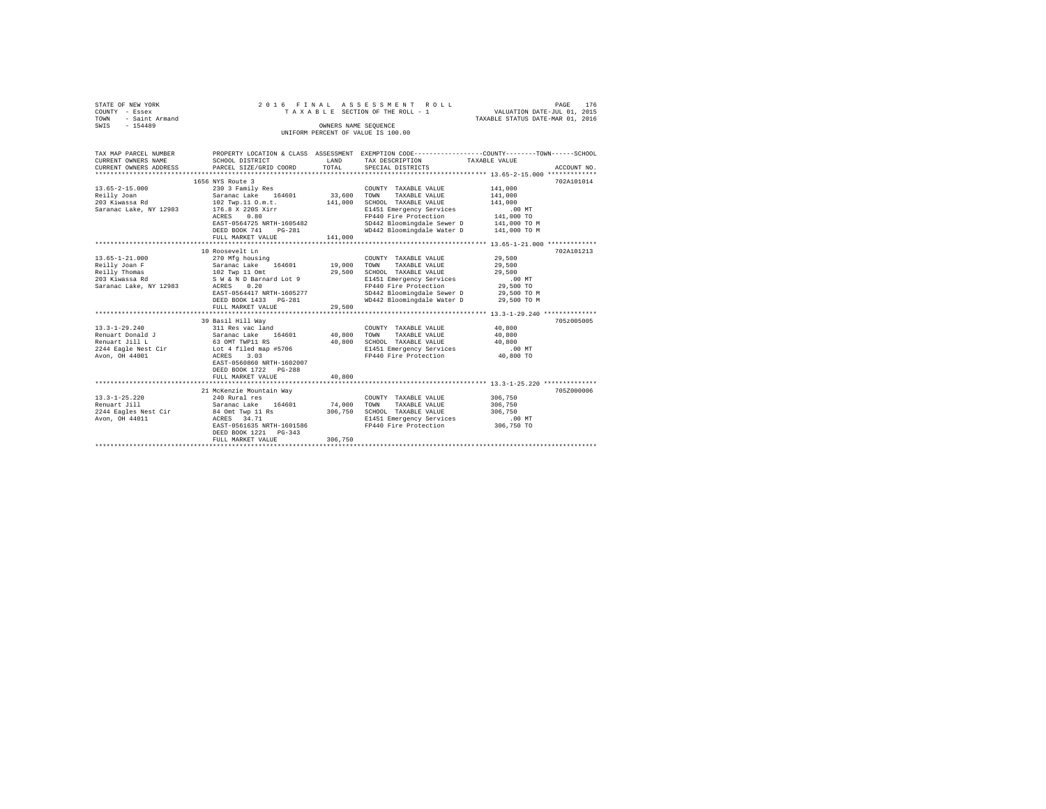STATE OF NEW YORK
COUNTY - Essex
TOWN - Saint Armand
SWIS - 154489

2016 FINAL ASSESSMENT ROLL
TAXABLE SECTION OF THE ROLL - 1
OWNERS NAME SEQUENCE
UNIFORM PERCENT OF VALUE IS 100.00

VALUATION DATE-JUL 01, 2015
TAXABLE STATUS DATE-MAR 01, 2016

| TAX MAP PARCEL NUMBER / CURRENT OWNERS NAME / CURRENT OWNERS ADDRESS | PROPERTY LOCATION & CLASS / SCHOOL DISTRICT / PARCEL SIZE/GRID COORD | ASSESSMENT LAND | TOTAL | EXEMPTION CODE / TAX DESCRIPTION / SPECIAL DISTRICTS | COUNTY/TOWN/SCHOOL TAXABLE VALUE | ACCOUNT NO. |
|---|---|---|---|---|---|---|
| **13.65-2-15.000** | 1656 NYS Route 3 | | | | | 702A101014 |
| Reilly Joan | 230 3 Family Res | | | COUNTY TAXABLE VALUE | 141,000 | |
| 203 Kiwassa Rd | Saranac Lake 164601 | 33,600 | | TOWN TAXABLE VALUE | 141,000 | |
| Saranac Lake, NY 12983 | 102 Twp.11 O.m.t. | | 141,000 | SCHOOL TAXABLE VALUE | 141,000 | |
| | 176.8 X 220S Xirr | | | E1451 Emergency Services | .00 MT | |
| | ACRES 0.80 | | | FP440 Fire Protection | 141,000 TO | |
| | EAST-0564725 NRTH-1605482 | | | SD442 Bloomingdale Sewer D | 141,000 TO M | |
| | DEED BOOK 741 PG-281 | | | WD442 Bloomingdale Water D | 141,000 TO M | |
| | FULL MARKET VALUE | | 141,000 | | | |
| **13.65-1-21.000** | 10 Roosevelt Ln | | | | | 702A101213 |
| Reilly Joan F | 270 Mfg housing | | | COUNTY TAXABLE VALUE | 29,500 | |
| Reilly Thomas | Saranac Lake 164601 | 19,000 | | TOWN TAXABLE VALUE | 29,500 | |
| 203 Kiwassa Rd | 102 Twp 11 Omt | | 29,500 | SCHOOL TAXABLE VALUE | 29,500 | |
| Saranac Lake, NY 12983 | S W & N D Barnard Lot 9 | | | E1451 Emergency Services | .00 MT | |
| | ACRES 0.20 | | | FP440 Fire Protection | 29,500 TO | |
| | EAST-0564417 NRTH-1605277 | | | SD442 Bloomingdale Sewer D | 29,500 TO M | |
| | DEED BOOK 1433 PG-281 | | | WD442 Bloomingdale Water D | 29,500 TO M | |
| | FULL MARKET VALUE | | 29,500 | | | |
| **13.3-1-29.240** | 39 Basil Hill Way | | | | | 705z005005 |
| Renuart Donald J | 311 Res vac land | | | COUNTY TAXABLE VALUE | 40,800 | |
| Renuart Jill L | Saranac Lake 164601 | 40,800 | | TOWN TAXABLE VALUE | 40,800 | |
| 2244 Eagle Nest Cir | 63 OMT TWP11 RS | | 40,800 | SCHOOL TAXABLE VALUE | 40,800 | |
| Avon, OH 44001 | Lot 4 filed map #5706 | | | E1451 Emergency Services | .00 MT | |
| | ACRES 3.03 | | | FP440 Fire Protection | 40,800 TO | |
| | EAST-0560860 NRTH-1602007 | | | | | |
| | DEED BOOK 1722 PG-288 | | | | | |
| | FULL MARKET VALUE | | 40,800 | | | |
| **13.3-1-25.220** | 21 McKenzie Mountain Way | | | | | 705Z000006 |
| Renuart Jill | 240 Rural res | | | COUNTY TAXABLE VALUE | 306,750 | |
| 2244 Eagles Nest Cir | Saranac Lake 164601 | 74,000 | | TOWN TAXABLE VALUE | 306,750 | |
| Avon, OH 44011 | 84 Omt Twp 11 Rs | | 306,750 | SCHOOL TAXABLE VALUE | 306,750 | |
| | ACRES 34.71 | | | E1451 Emergency Services | .00 MT | |
| | EAST-0561635 NRTH-1601586 | | | FP440 Fire Protection | 306,750 TO | |
| | DEED BOOK 1221 PG-343 | | | | | |
| | FULL MARKET VALUE | | 306,750 | | | |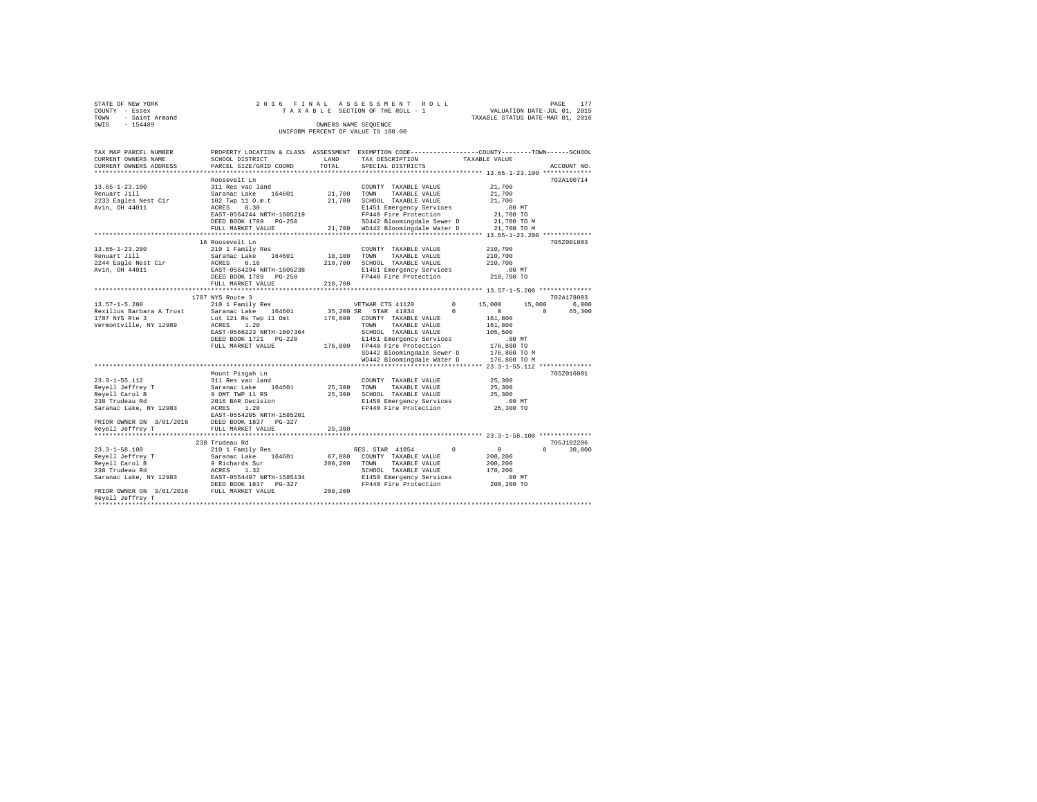STATE OF NEW YORK
COUNTY - Essex
TOWN - Saint Armand
SWIS - 154489

2016 FINAL ASSESSMENT ROLL
TAXABLE SECTION OF THE ROLL - 1
OWNERS NAME SEQUENCE
UNIFORM PERCENT OF VALUE IS 100.00

VALUATION DATE-JUL 01, 2015
TAXABLE STATUS DATE-MAR 01, 2016

```
TAX MAP PARCEL NUMBER     PROPERTY LOCATION & CLASS  ASSESSMENT  EXEMPTION CODE-----------------COUNTY--------TOWN------SCHOOL
CURRENT OWNERS NAME       SCHOOL DISTRICT              LAND      TAX DESCRIPTION             TAXABLE VALUE
CURRENT OWNERS ADDRESS    PARCEL SIZE/GRID COORD       TOTAL     SPECIAL DISTRICTS                                    ACCOUNT NO.
******************************************************************************************************* 13.65-1-23.100 *************
                          Roosevelt Ln                                                                              702A100714
13.65-1-23.100            311 Res vac land                        COUNTY  TAXABLE VALUE          21,700
Renuart Jill              Saranac Lake    164601      21,700     TOWN    TAXABLE VALUE          21,700
2233 Eagles Nest Cir      102 Twp 11 O.m.t            21,700     SCHOOL  TAXABLE VALUE          21,700
Avin, OH 44011            ACRES    0.30                          E1451 Emergency Services          .00 MT
                          EAST-0564244 NRTH-1605219              FP440 Fire Protection          21,700 TO
                          DEED BOOK 1789   PG-250                SD442 Bloomingdale Sewer D     21,700 TO M
                          FULL MARKET VALUE           21,700     WD442 Bloomingdale Water D     21,700 TO M
******************************************************************************************************* 13.65-1-23.200 *************
                          16 Roosevelt Ln                                                                           705Z001003
13.65-1-23.200            210 1 Family Res                        COUNTY  TAXABLE VALUE         210,700
Renuart Jill              Saranac Lake    164601      18,100     TOWN    TAXABLE VALUE         210,700
2244 Eagle Nest Cir       ACRES    0.16              210,700     SCHOOL  TAXABLE VALUE         210,700
Avin, OH 44011            EAST-0564294 NRTH-1605238              E1451 Emergency Services          .00 MT
                          DEED BOOK 1789   PG-250                FP440 Fire Protection         210,700 TO
                          FULL MARKET VALUE          210,700
******************************************************************************************************* 13.57-1-5.200 **************
                          1787 NYS Route 3                                                                          702A178003
13.57-1-5.200             210 1 Family Res                  VETWAR CTS 41120      0      15,000     15,000      6,000
Rexilius Barbara A Trust  Saranac Lake    164601      35,200 SR  STAR 41834       0           0          0     65,300
1787 NYS Rte 3            Lot 121 Rs Twp 11 Omt      176,800     COUNTY  TAXABLE VALUE         161,800
Vermontville, NY 12989    ACRES    1.20                          TOWN    TAXABLE VALUE         161,800
                          EAST-0566223 NRTH-1607364              SCHOOL  TAXABLE VALUE         105,500
                          DEED BOOK 1721   PG-220                E1451 Emergency Services          .00 MT
                          FULL MARKET VALUE          176,800     FP440 Fire Protection         176,800 TO
                                                                 SD442 Bloomingdale Sewer D    176,800 TO M
                                                                 WD442 Bloomingdale Water D    176,800 TO M
******************************************************************************************************* 23.3-1-55.112 **************
                          Mount Pisgah Ln                                                                           705Z016001
23.3-1-55.112             311 Res vac land                        COUNTY  TAXABLE VALUE          25,300
Reyell Jeffrey T          Saranac Lake    164601      25,300     TOWN    TAXABLE VALUE          25,300
Reyell Carol B            9 OMT TWP 11 RS             25,300     SCHOOL  TAXABLE VALUE          25,300
238 Trudeau Rd            2016 BAR Decision                      E1450 Emergency Services          .00 MT
Saranac Lake, NY 12983    ACRES    1.20                          FP440 Fire Protection          25,300 TO
                          EAST-0554205 NRTH-1585201
PRIOR OWNER ON 3/01/2016  DEED BOOK 1837   PG-327
Reyell Jeffrey T          FULL MARKET VALUE           25,300
******************************************************************************************************* 23.3-1-58.100 **************
                          238 Trudeau Rd                                                                            705J102206
23.3-1-58.100             210 1 Family Res                  RES. STAR 41854       0           0          0     30,000
Reyell Jeffrey T          Saranac Lake    164601      67,800     COUNTY  TAXABLE VALUE         200,200
Reyell Carol B            9 Richards Sur             200,200     TOWN    TAXABLE VALUE         200,200
238 Trudeau Rd            ACRES    1.32                          SCHOOL  TAXABLE VALUE         170,200
Saranac Lake, NY 12983    EAST-0554497 NRTH-1585134              E1450 Emergency Services          .00 MT
                          DEED BOOK 1837   PG-327                FP440 Fire Protection         200,200 TO
PRIOR OWNER ON 3/01/2016  FULL MARKET VALUE          200,200
Reyell Jeffrey T
************************************************************************************************************************************
```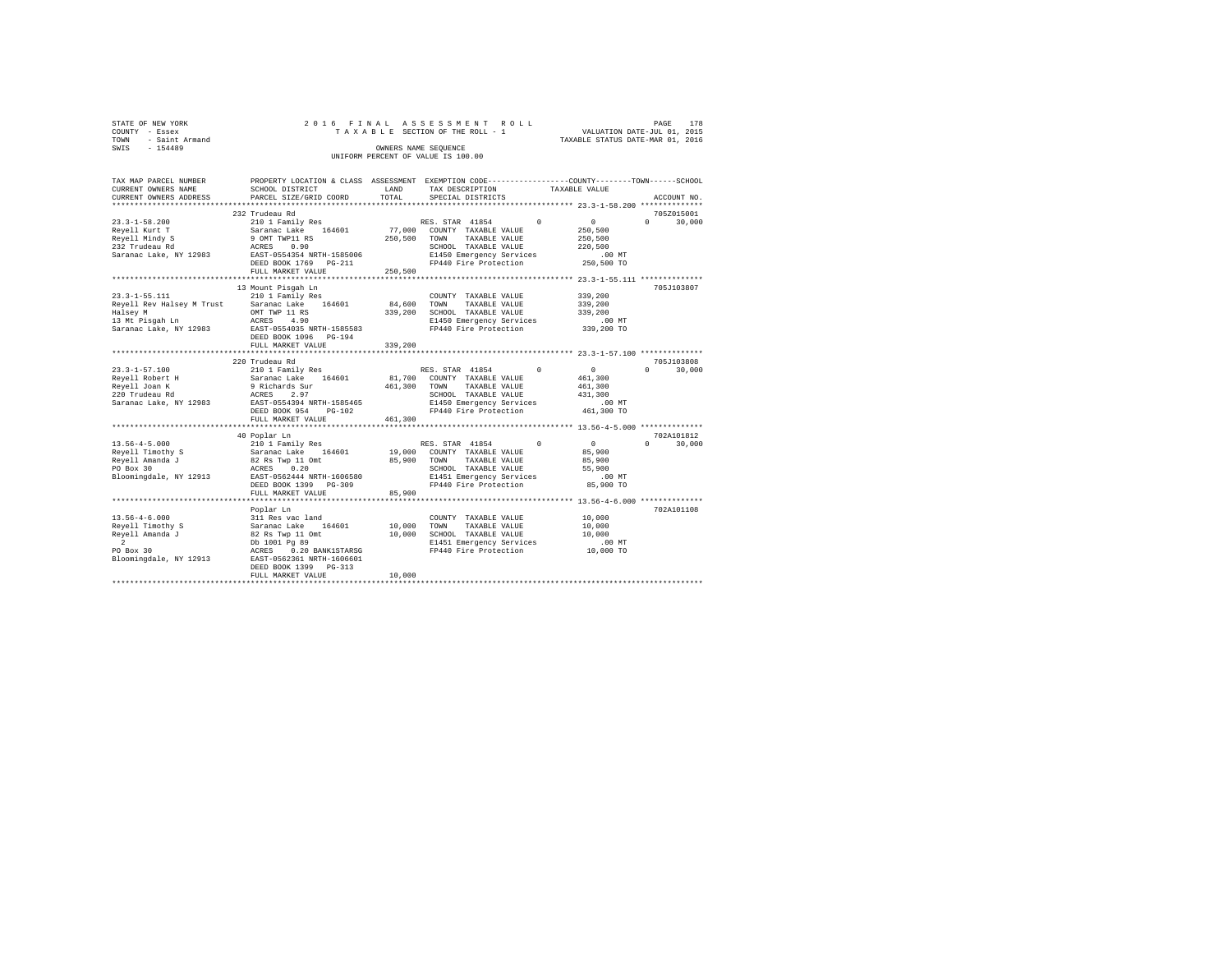STATE OF NEW YORK
COUNTY - Essex
TOWN - Saint Armand
SWIS - 154489

2016 FINAL ASSESSMENT ROLL
TAXABLE SECTION OF THE ROLL - 1
OWNERS NAME SEQUENCE
UNIFORM PERCENT OF VALUE IS 100.00

VALUATION DATE-JUL 01, 2015
TAXABLE STATUS DATE-MAR 01, 2016

| TAX MAP PARCEL NUMBER / CURRENT OWNERS NAME / CURRENT OWNERS ADDRESS | PROPERTY LOCATION & CLASS / SCHOOL DISTRICT / PARCEL SIZE/GRID COORD | ASSESSMENT LAND | TOTAL | EXEMPTION CODE / TAX DESCRIPTION / SPECIAL DISTRICTS | COUNTY | TOWN | SCHOOL / TAXABLE VALUE | ACCOUNT NO. |
|---|---|---|---|---|---|---|---|---|
| **23.3-1-58.200** | 232 Trudeau Rd | | | | | | | 705Z015001 |
| Reyell Kurt T | 210 1 Family Res | | | RES. STAR 41854 | 0 | 0 | 0 30,000 | |
| Reyell Mindy S | Saranac Lake 164601 | 77,000 | | COUNTY TAXABLE VALUE | | | 250,500 | |
| 232 Trudeau Rd | 9 OMT TWP11 RS | | 250,500 | TOWN TAXABLE VALUE | | | 250,500 | |
| Saranac Lake, NY 12983 | ACRES 0.90 | | | SCHOOL TAXABLE VALUE | | | 220,500 | |
| | EAST-0554354 NRTH-1585006 | | | E1450 Emergency Services | | | .00 MT | |
| | DEED BOOK 1769 PG-211 | | | FP440 Fire Protection | | | 250,500 TO | |
| | FULL MARKET VALUE | | 250,500 | | | | | |
| **23.3-1-55.111** | 13 Mount Pisgah Ln | | | | | | | 705J103807 |
| Reyell Rev Halsey M Trust | 210 1 Family Res | | | COUNTY TAXABLE VALUE | | | 339,200 | |
| Halsey M | Saranac Lake 164601 | 84,600 | | TOWN TAXABLE VALUE | | | 339,200 | |
| 13 Mt Pisgah Ln | OMT TWP 11 RS | | 339,200 | SCHOOL TAXABLE VALUE | | | 339,200 | |
| Saranac Lake, NY 12983 | ACRES 4.90 | | | E1450 Emergency Services | | | .00 MT | |
| | EAST-0554035 NRTH-1585583 | | | FP440 Fire Protection | | | 339,200 TO | |
| | DEED BOOK 1096 PG-194 | | | | | | | |
| | FULL MARKET VALUE | | 339,200 | | | | | |
| **23.3-1-57.100** | 220 Trudeau Rd | | | | | | | 705J103808 |
| Reyell Robert H | 210 1 Family Res | | | RES. STAR 41854 | 0 | 0 | 0 30,000 | |
| Reyell Joan K | Saranac Lake 164601 | 81,700 | | COUNTY TAXABLE VALUE | | | 461,300 | |
| 220 Trudeau Rd | 9 Richards Sur | | 461,300 | TOWN TAXABLE VALUE | | | 461,300 | |
| Saranac Lake, NY 12983 | ACRES 2.97 | | | SCHOOL TAXABLE VALUE | | | 431,300 | |
| | EAST-0554394 NRTH-1585465 | | | E1450 Emergency Services | | | .00 MT | |
| | DEED BOOK 954 PG-102 | | | FP440 Fire Protection | | | 461,300 TO | |
| | FULL MARKET VALUE | | 461,300 | | | | | |
| **13.56-4-5.000** | 40 Poplar Ln | | | | | | | 702A101812 |
| Reyell Timothy S | 210 1 Family Res | | | RES. STAR 41854 | 0 | 0 | 0 30,000 | |
| Reyell Amanda J | Saranac Lake 164601 | 19,000 | | COUNTY TAXABLE VALUE | | | 85,900 | |
| PO Box 30 | 82 Rs Twp 11 Omt | | 85,900 | TOWN TAXABLE VALUE | | | 85,900 | |
| Bloomingdale, NY 12913 | ACRES 0.20 | | | SCHOOL TAXABLE VALUE | | | 55,900 | |
| | EAST-0562444 NRTH-1606580 | | | E1451 Emergency Services | | | .00 MT | |
| | DEED BOOK 1399 PG-309 | | | FP440 Fire Protection | | | 85,900 TO | |
| | FULL MARKET VALUE | | 85,900 | | | | | |
| **13.56-4-6.000** | Poplar Ln | | | | | | | 702A101108 |
| Reyell Timothy S | 311 Res vac land | | | COUNTY TAXABLE VALUE | | | 10,000 | |
| Reyell Amanda J | Saranac Lake 164601 | 10,000 | | TOWN TAXABLE VALUE | | | 10,000 | |
| 2 | 82 Rs Twp 11 Omt | | 10,000 | SCHOOL TAXABLE VALUE | | | 10,000 | |
| PO Box 30 | Db 1001 Pg 89 | | | E1451 Emergency Services | | | .00 MT | |
| Bloomingdale, NY 12913 | ACRES 0.20 BANK1STARSG | | | FP440 Fire Protection | | | 10,000 TO | |
| | EAST-0562361 NRTH-1606601 | | | | | | | |
| | DEED BOOK 1399 PG-313 | | | | | | | |
| | FULL MARKET VALUE | | 10,000 | | | | | |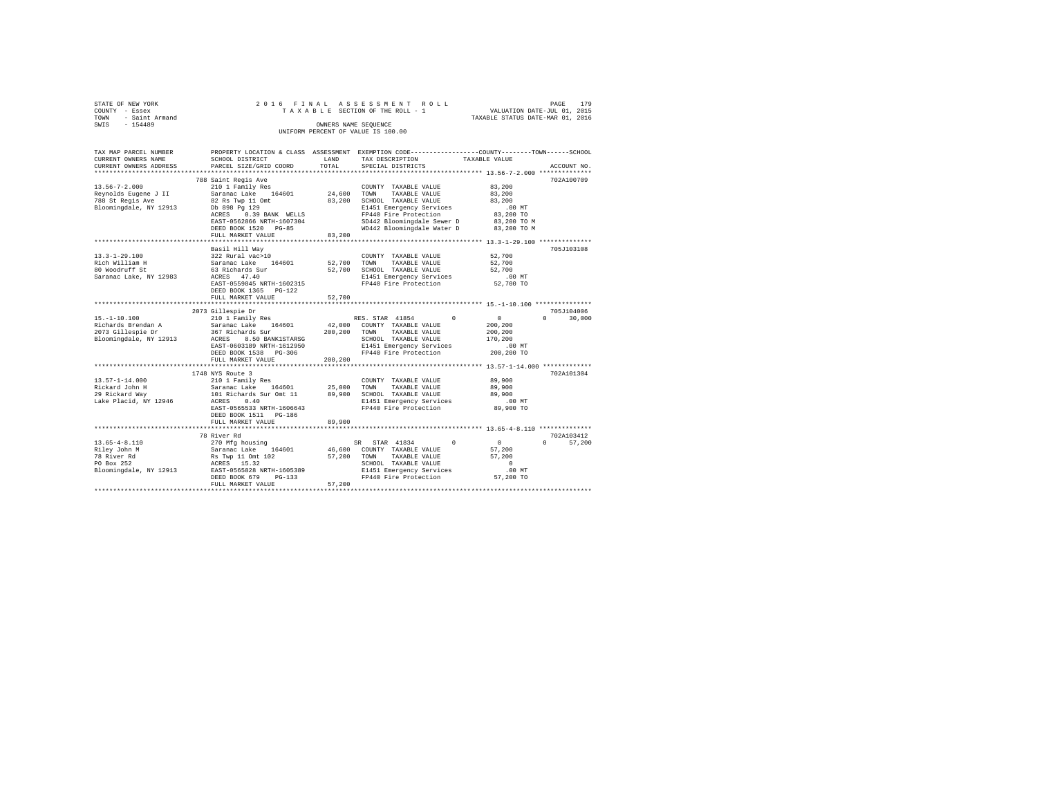STATE OF NEW YORK
COUNTY - Essex
TOWN - Saint Armand
SWIS - 154489

2016 FINAL ASSESSMENT ROLL
TAXABLE SECTION OF THE ROLL - 1
OWNERS NAME SEQUENCE
UNIFORM PERCENT OF VALUE IS 100.00

VALUATION DATE-JUL 01, 2015
TAXABLE STATUS DATE-MAR 01, 2016

| TAX MAP PARCEL NUMBER / CURRENT OWNERS NAME / CURRENT OWNERS ADDRESS | PROPERTY LOCATION & CLASS / SCHOOL DISTRICT / PARCEL SIZE/GRID COORD | ASSESSMENT LAND / TOTAL | EXEMPTION CODE / TAX DESCRIPTION / SPECIAL DISTRICTS | COUNTY | TOWN | SCHOOL / TAXABLE VALUE | ACCOUNT NO. |
|---|---|---|---|---|---|---|---|
| **13.56-7-2.000** | 788 Saint Regis Ave | | | | | | 702A100709 |
| 13.56-7-2.000 | 210 1 Family Res | | COUNTY TAXABLE VALUE | | | 83,200 | |
| Reynolds Eugene J II | Saranac Lake 164601 | 24,600 | TOWN TAXABLE VALUE | | | 83,200 | |
| 788 St Regis Ave | 82 Rs Twp 11 Omt | 83,200 | SCHOOL TAXABLE VALUE | | | 83,200 | |
| Bloomingdale, NY 12913 | Db 898 Pg 129 | | E1451 Emergency Services | | | .00 MT | |
| | ACRES 0.39 BANK WELLS | | FP440 Fire Protection | | | 83,200 TO | |
| | EAST-0562866 NRTH-1607304 | | SD442 Bloomingdale Sewer D | | | 83,200 TO M | |
| | DEED BOOK 1520 PG-85 | | WD442 Bloomingdale Water D | | | 83,200 TO M | |
| | FULL MARKET VALUE | 83,200 | | | | | |
| **13.3-1-29.100** | Basil Hill Way | | | | | | 705J103108 |
| 13.3-1-29.100 | 322 Rural vac>10 | | COUNTY TAXABLE VALUE | | | 52,700 | |
| Rich William H | Saranac Lake 164601 | 52,700 | TOWN TAXABLE VALUE | | | 52,700 | |
| 80 Woodruff St | 63 Richards Sur | 52,700 | SCHOOL TAXABLE VALUE | | | 52,700 | |
| Saranac Lake, NY 12983 | ACRES 47.40 | | E1451 Emergency Services | | | .00 MT | |
| | EAST-0559845 NRTH-1602315 | | FP440 Fire Protection | | | 52,700 TO | |
| | DEED BOOK 1365 PG-122 | | | | | | |
| | FULL MARKET VALUE | 52,700 | | | | | |
| **15.-1-10.100** | 2073 Gillespie Dr | | | | | | 705J104006 |
| 15.-1-10.100 | 210 1 Family Res | | RES. STAR 41854 | 0 | 0 | 0 30,000 | |
| Richards Brendan A | Saranac Lake 164601 | 42,000 | COUNTY TAXABLE VALUE | | | 200,200 | |
| 2073 Gillespie Dr | 367 Richards Sur | 200,200 | TOWN TAXABLE VALUE | | | 200,200 | |
| Bloomingdale, NY 12913 | ACRES 8.50 BANK1STARSG | | SCHOOL TAXABLE VALUE | | | 170,200 | |
| | EAST-0603189 NRTH-1612950 | | E1451 Emergency Services | | | .00 MT | |
| | DEED BOOK 1538 PG-306 | | FP440 Fire Protection | | | 200,200 TO | |
| | FULL MARKET VALUE | 200,200 | | | | | |
| **13.57-1-14.000** | 1748 NYS Route 3 | | | | | | 702A101304 |
| 13.57-1-14.000 | 210 1 Family Res | | COUNTY TAXABLE VALUE | | | 89,900 | |
| Rickard John H | Saranac Lake 164601 | 25,000 | TOWN TAXABLE VALUE | | | 89,900 | |
| 29 Rickard Way | 101 Richards Sur Omt 11 | 89,900 | SCHOOL TAXABLE VALUE | | | 89,900 | |
| Lake Placid, NY 12946 | ACRES 0.40 | | E1451 Emergency Services | | | .00 MT | |
| | EAST-0565533 NRTH-1606643 | | FP440 Fire Protection | | | 89,900 TO | |
| | DEED BOOK 1511 PG-186 | | | | | | |
| | FULL MARKET VALUE | 89,900 | | | | | |
| **13.65-4-8.110** | 78 River Rd | | | | | | 702A103412 |
| 13.65-4-8.110 | 270 Mfg housing | | SR STAR 41834 | 0 | 0 | 0 57,200 | |
| Riley John M | Saranac Lake 164601 | 46,600 | COUNTY TAXABLE VALUE | | | 57,200 | |
| 78 River Rd | Rs Twp 11 Omt 102 | 57,200 | TOWN TAXABLE VALUE | | | 57,200 | |
| PO Box 252 | ACRES 15.32 | | SCHOOL TAXABLE VALUE | | | 0 | |
| Bloomingdale, NY 12913 | EAST-0565828 NRTH-1605389 | | E1451 Emergency Services | | | .00 MT | |
| | DEED BOOK 679 PG-133 | | FP440 Fire Protection | | | 57,200 TO | |
| | FULL MARKET VALUE | 57,200 | | | | | |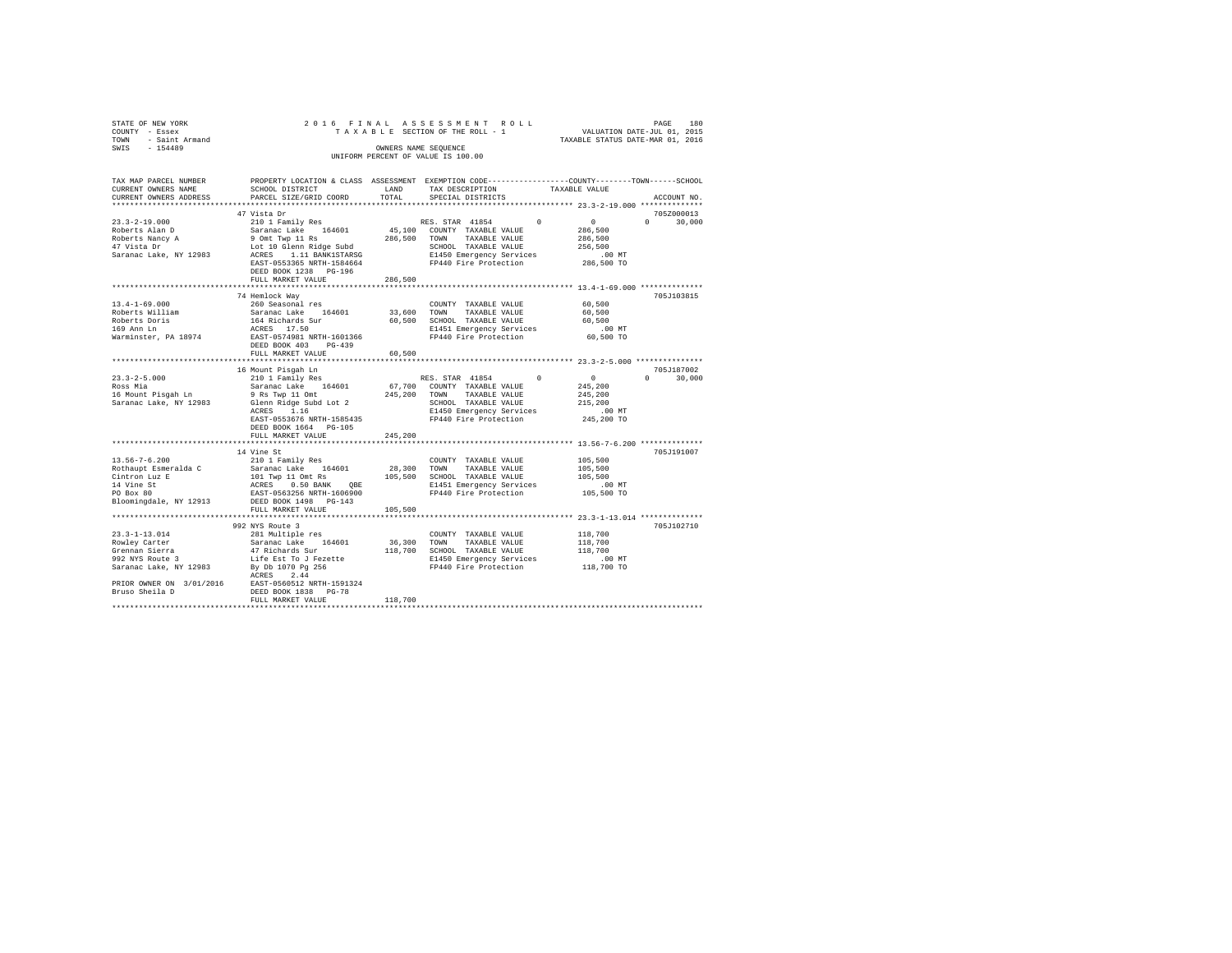STATE OF NEW YORK
COUNTY - Essex
TOWN - Saint Armand
SWIS - 154489

2 0 1 6 F I N A L A S S E S S M E N T R O L L
T A X A B L E SECTION OF THE ROLL - 1
OWNERS NAME SEQUENCE
UNIFORM PERCENT OF VALUE IS 100.00

VALUATION DATE-JUL 01, 2015
TAXABLE STATUS DATE-MAR 01, 2016

```
TAX MAP PARCEL NUMBER     PROPERTY LOCATION & CLASS  ASSESSMENT  EXEMPTION CODE------------------COUNTY--------TOWN------SCHOOL
CURRENT OWNERS NAME       SCHOOL DISTRICT              LAND      TAX DESCRIPTION            TAXABLE VALUE
CURRENT OWNERS ADDRESS    PARCEL SIZE/GRID COORD       TOTAL     SPECIAL DISTRICTS                                    ACCOUNT NO.
******************************************************************************************************* 23.3-2-19.000 **************
                          47 Vista Dr                                                                                 705Z000013
23.3-2-19.000             210 1 Family Res                        RES. STAR 41854          0             0         0      30,000
Roberts Alan D            Saranac Lake    164601      45,100   COUNTY  TAXABLE VALUE          286,500
Roberts Nancy A           9 Omt Twp 11 Rs            286,500   TOWN    TAXABLE VALUE          286,500
47 Vista Dr               Lot 10 Glenn Ridge Subd              SCHOOL  TAXABLE VALUE          256,500
Saranac Lake, NY 12983    ACRES    1.11 BANK1STARSG            E1450 Emergency Services          .00 MT
                          EAST-0553365 NRTH-1584664            FP440 Fire Protection          286,500 TO
                          DEED BOOK 1238   PG-196
                          FULL MARKET VALUE          286,500
******************************************************************************************************* 13.4-1-69.000 **************
                          74 Hemlock Way                                                                              705J103815
13.4-1-69.000             260 Seasonal res                        COUNTY  TAXABLE VALUE           60,500
Roberts William           Saranac Lake    164601      33,600   TOWN    TAXABLE VALUE           60,500
Roberts Doris             164 Richards Sur            60,500   SCHOOL  TAXABLE VALUE           60,500
169 Ann Ln                ACRES   17.50                        E1451 Emergency Services          .00 MT
Warminster, PA 18974      EAST-0574981 NRTH-1601366            FP440 Fire Protection           60,500 TO
                          DEED BOOK 403    PG-439
                          FULL MARKET VALUE           60,500
******************************************************************************************************* 23.3-2-5.000 ***************
                          16 Mount Pisgah Ln                                                                          705J187002
23.3-2-5.000              210 1 Family Res                        RES. STAR 41854          0             0         0      30,000
Ross Mia                  Saranac Lake    164601      67,700   COUNTY  TAXABLE VALUE          245,200
16 Mount Pisgah Ln        9 Rs Twp 11 Omt            245,200   TOWN    TAXABLE VALUE          245,200
Saranac Lake, NY 12983    Glenn Ridge Subd Lot 2               SCHOOL  TAXABLE VALUE          215,200
                          ACRES    1.16                        E1450 Emergency Services          .00 MT
                          EAST-0553676 NRTH-1585435            FP440 Fire Protection          245,200 TO
                          DEED BOOK 1664   PG-105
                          FULL MARKET VALUE          245,200
******************************************************************************************************* 13.56-7-6.200 **************
                          14 Vine St                                                                                  705J191007
13.56-7-6.200             210 1 Family Res                        COUNTY  TAXABLE VALUE          105,500
Rothaupt Esmeralda C      Saranac Lake    164601      28,300   TOWN    TAXABLE VALUE          105,500
Cintron Luz E             101 Twp 11 Omt Rs          105,500   SCHOOL  TAXABLE VALUE          105,500
14 Vine St                ACRES    0.50 BANK    QBE            E1451 Emergency Services          .00 MT
PO Box 80                 EAST-0563256 NRTH-1606900            FP440 Fire Protection          105,500 TO
Bloomingdale, NY 12913    DEED BOOK 1498   PG-143
                          FULL MARKET VALUE          105,500
******************************************************************************************************* 23.3-1-13.014 **************
                          992 NYS Route 3                                                                             705J102710
23.3-1-13.014             281 Multiple res                        COUNTY  TAXABLE VALUE          118,700
Rowley Carter             Saranac Lake    164601      36,300   TOWN    TAXABLE VALUE          118,700
Grennan Sierra            47 Richards Sur            118,700   SCHOOL  TAXABLE VALUE          118,700
992 NYS Route 3           Life Est To J Fezette                E1450 Emergency Services          .00 MT
Saranac Lake, NY 12983    By Db 1070 Pg 256                    FP440 Fire Protection          118,700 TO
                          ACRES    2.44
PRIOR OWNER ON 3/01/2016  EAST-0560512 NRTH-1591324
Bruso Sheila D            DEED BOOK 1838   PG-78
                          FULL MARKET VALUE          118,700
************************************************************************************************************************************
```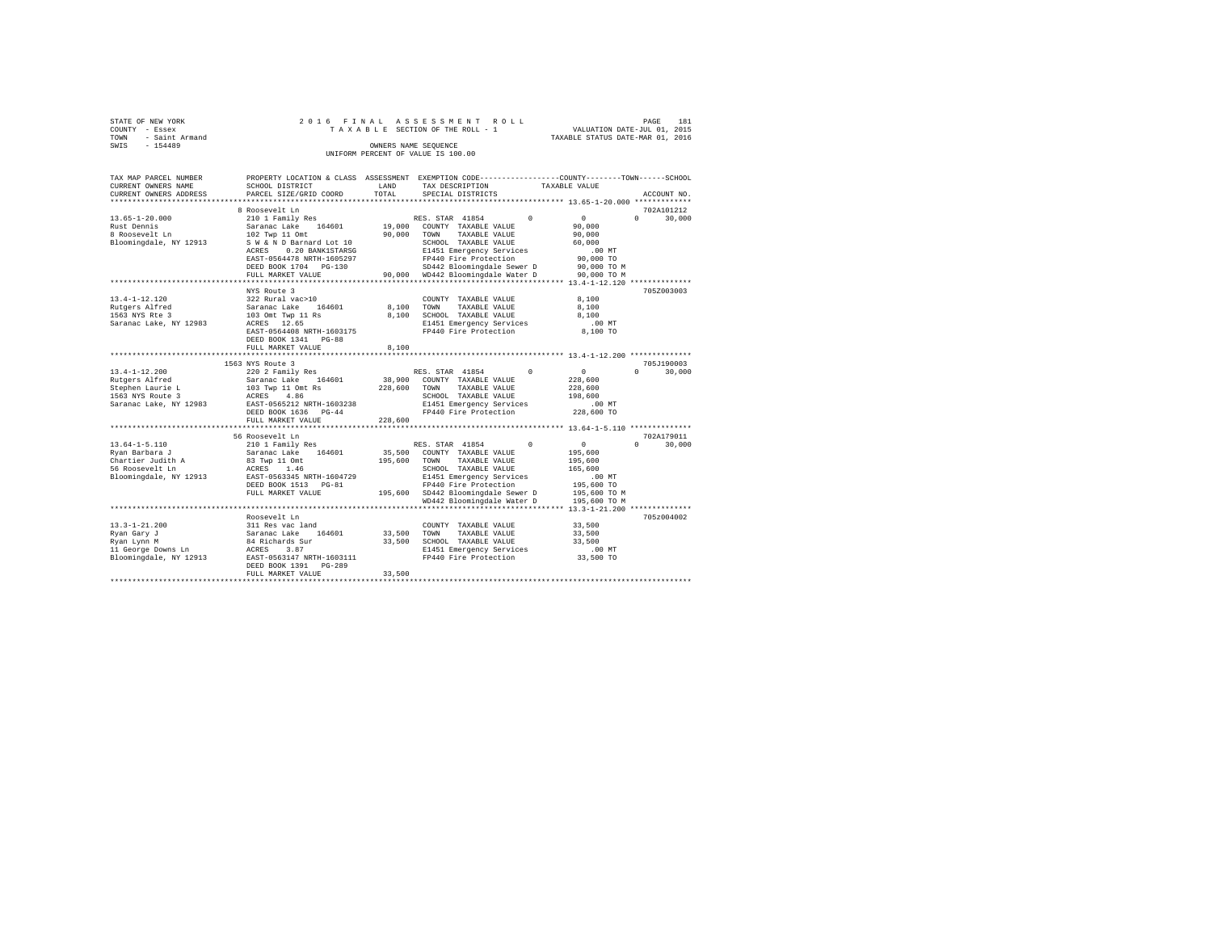STATE OF NEW YORK
COUNTY - Essex
TOWN - Saint Armand
SWIS - 154489

2016 FINAL ASSESSMENT ROLL
TAXABLE SECTION OF THE ROLL - 1
OWNERS NAME SEQUENCE
UNIFORM PERCENT OF VALUE IS 100.00

VALUATION DATE-JUL 01, 2015
TAXABLE STATUS DATE-MAR 01, 2016

```
TAX MAP PARCEL NUMBER     PROPERTY LOCATION & CLASS  ASSESSMENT  EXEMPTION CODE-----------------COUNTY--------TOWN------SCHOOL
CURRENT OWNERS NAME       SCHOOL DISTRICT              LAND      TAX DESCRIPTION            TAXABLE VALUE
CURRENT OWNERS ADDRESS    PARCEL SIZE/GRID COORD       TOTAL     SPECIAL DISTRICTS                                    ACCOUNT NO.
******************************************************************************************* 13.65-1-20.000 *************
                          8 Roosevelt Ln                                                                             702A101212
13.65-1-20.000            210 1 Family Res                        RES. STAR  41854        0          0          0     30,000
Rust Dennis               Saranac Lake   164601         19,000    COUNTY  TAXABLE VALUE              90,000
8 Roosevelt Ln            102 Twp 11 Omt                90,000    TOWN    TAXABLE VALUE              90,000
Bloomingdale, NY 12913    S W & N D Barnard Lot 10                SCHOOL  TAXABLE VALUE              60,000
                          ACRES    0.20 BANK1STARSG               E1451 Emergency Services              .00 MT
                          EAST-0564478 NRTH-1605297               FP440 Fire Protection              90,000 TO
                          DEED BOOK 1704   PG-130                 SD442 Bloomingdale Sewer D         90,000 TO M
                          FULL MARKET VALUE             90,000    WD442 Bloomingdale Water D         90,000 TO M
******************************************************************************************* 13.4-1-12.120 **************
                          NYS Route 3                                                                                705Z003003
13.4-1-12.120             322 Rural vac>10                        COUNTY  TAXABLE VALUE               8,100
Rutgers Alfred            Saranac Lake   164601          8,100    TOWN    TAXABLE VALUE               8,100
1563 NYS Rte 3            103 Omt Twp 11 Rs              8,100    SCHOOL  TAXABLE VALUE               8,100
Saranac Lake, NY 12983    ACRES   12.65                           E1451 Emergency Services              .00 MT
                          EAST-0564408 NRTH-1603175               FP440 Fire Protection               8,100 TO
                          DEED BOOK 1341   PG-88
                          FULL MARKET VALUE              8,100
******************************************************************************************* 13.4-1-12.200 **************
                          1563 NYS Route 3                                                                           705J190003
13.4-1-12.200             220 2 Family Res                        RES. STAR  41854        0          0          0     30,000
Rutgers Alfred            Saranac Lake   164601         38,900    COUNTY  TAXABLE VALUE             228,600
Stephen Laurie L          103 Twp 11 Omt Rs            228,600    TOWN    TAXABLE VALUE             228,600
1563 NYS Route 3          ACRES    4.86                           SCHOOL  TAXABLE VALUE             198,600
Saranac Lake, NY 12983    EAST-0565212 NRTH-1603238               E1451 Emergency Services              .00 MT
                          DEED BOOK 1636   PG-44                  FP440 Fire Protection             228,600 TO
                          FULL MARKET VALUE            228,600
******************************************************************************************* 13.64-1-5.110 **************
                          56 Roosevelt Ln                                                                            702A179011
13.64-1-5.110             210 1 Family Res                        RES. STAR  41854        0          0          0     30,000
Ryan Barbara J            Saranac Lake   164601         35,500    COUNTY  TAXABLE VALUE             195,600
Chartier Judith A         83 Twp 11 Omt                195,600    TOWN    TAXABLE VALUE             195,600
56 Roosevelt Ln           ACRES    1.46                           SCHOOL  TAXABLE VALUE             165,600
Bloomingdale, NY 12913    EAST-0563345 NRTH-1604729               E1451 Emergency Services              .00 MT
                          DEED BOOK 1513   PG-81                  FP440 Fire Protection             195,600 TO
                          FULL MARKET VALUE            195,600    SD442 Bloomingdale Sewer D        195,600 TO M
                                                                  WD442 Bloomingdale Water D        195,600 TO M
******************************************************************************************* 13.3-1-21.200 **************
                          Roosevelt Ln                                                                               705z004002
13.3-1-21.200             311 Res vac land                        COUNTY  TAXABLE VALUE              33,500
Ryan Gary J               Saranac Lake   164601         33,500    TOWN    TAXABLE VALUE              33,500
Ryan Lynn M               84 Richards Sur               33,500    SCHOOL  TAXABLE VALUE              33,500
11 George Downs Ln        ACRES    3.87                           E1451 Emergency Services              .00 MT
Bloomingdale, NY 12913    EAST-0563147 NRTH-1603111               FP440 Fire Protection              33,500 TO
                          DEED BOOK 1391   PG-289
                          FULL MARKET VALUE             33,500
************************************************************************************************************************
```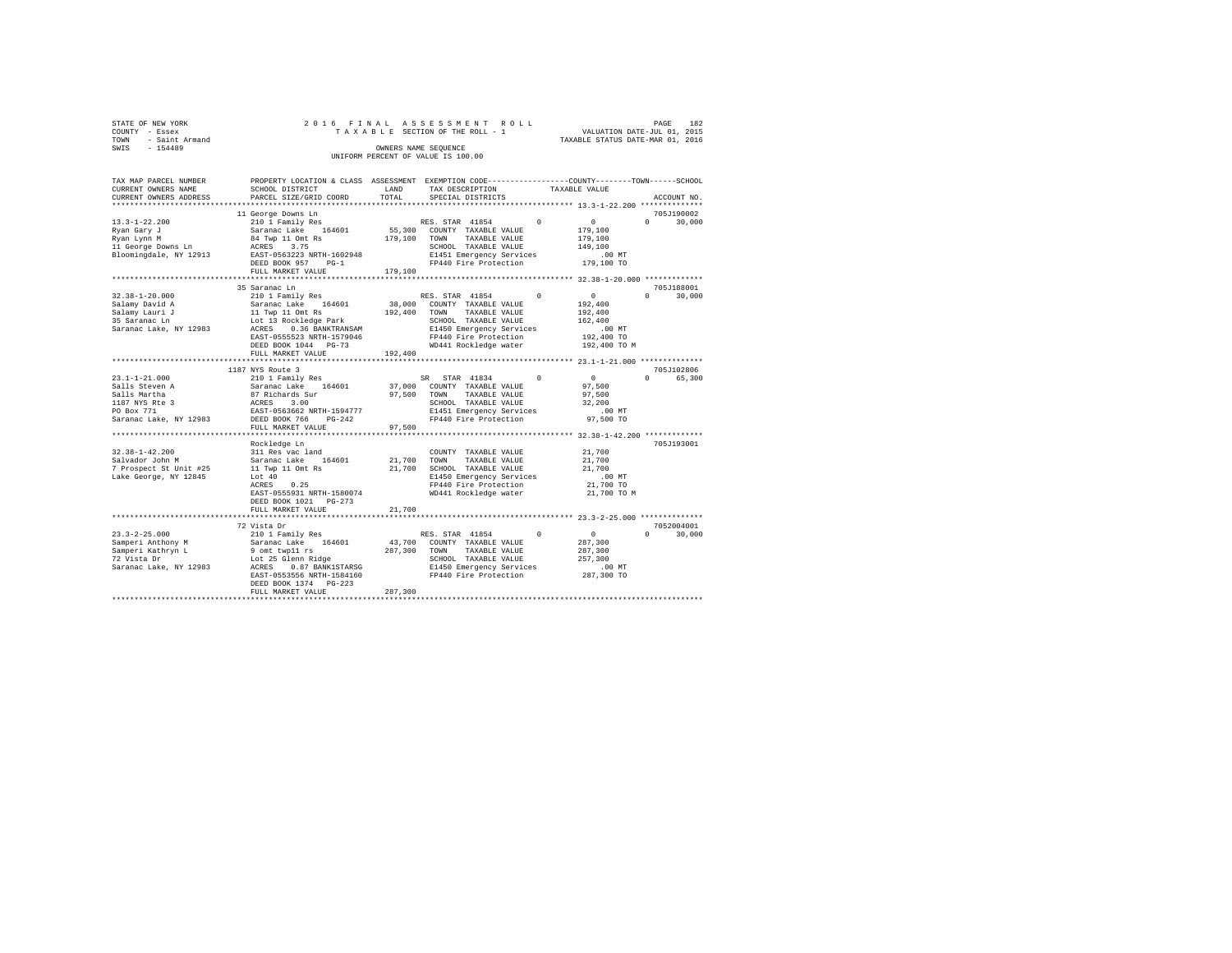STATE OF NEW YORK
COUNTY - Essex
TOWN - Saint Armand
SWIS - 154489

2016 FINAL ASSESSMENT ROLL
TAXABLE SECTION OF THE ROLL - 1
OWNERS NAME SEQUENCE
UNIFORM PERCENT OF VALUE IS 100.00

VALUATION DATE-JUL 01, 2015
TAXABLE STATUS DATE-MAR 01, 2016

| TAX MAP PARCEL NUMBER / CURRENT OWNERS NAME / CURRENT OWNERS ADDRESS | PROPERTY LOCATION & CLASS / SCHOOL DISTRICT / PARCEL SIZE/GRID COORD | ASSESSMENT LAND / TOTAL | EXEMPTION CODE / TAX DESCRIPTION / SPECIAL DISTRICTS | COUNTY | TOWN | SCHOOL / TAXABLE VALUE | ACCOUNT NO. |
|---|---|---|---|---|---|---|---|
| 13.3-1-22.200 | 11 George Downs Ln | | | | | | 705J190002 |
| Ryan Gary J | 210 1 Family Res | | RES. STAR 41854 | 0 | 0 | 0 / 30,000 | |
| Ryan Lynn M | Saranac Lake 164601 | 55,300 | COUNTY TAXABLE VALUE | 179,100 | | | |
| 11 George Downs Ln | 84 Twp 11 Omt Rs | 179,100 | TOWN TAXABLE VALUE | 179,100 | | | |
| Bloomingdale, NY 12913 | ACRES 3.75 | | SCHOOL TAXABLE VALUE | 149,100 | | | |
| | EAST-0563223 NRTH-1602948 | | E1451 Emergency Services | .00 MT | | | |
| | DEED BOOK 957 PG-1 | | FP440 Fire Protection | 179,100 TO | | | |
| | FULL MARKET VALUE | 179,100 | | | | | |
| 32.38-1-20.000 | 35 Saranac Ln | | | | | | 705J188001 |
| Salamy David A | 210 1 Family Res | | RES. STAR 41854 | 0 | 0 | 0 / 30,000 | |
| Salamy Lauri J | Saranac Lake 164601 | 38,000 | COUNTY TAXABLE VALUE | 192,400 | | | |
| 35 Saranac Ln | 11 Twp 11 Omt Rs | 192,400 | TOWN TAXABLE VALUE | 192,400 | | | |
| Saranac Lake, NY 12983 | Lot 13 Rockledge Park | | SCHOOL TAXABLE VALUE | 162,400 | | | |
| | ACRES 0.36 BANKTRANSAM | | E1450 Emergency Services | .00 MT | | | |
| | EAST-0555523 NRTH-1579046 | | FP440 Fire Protection | 192,400 TO | | | |
| | DEED BOOK 1044 PG-73 | | WD441 Rockledge water | 192,400 TO M | | | |
| | FULL MARKET VALUE | 192,400 | | | | | |
| 23.1-1-21.000 | 1187 NYS Route 3 | | | | | | 705J102806 |
| Salls Steven A | 210 1 Family Res | | SR STAR 41834 | 0 | 0 | 0 / 65,300 | |
| Salls Martha | Saranac Lake 164601 | 37,000 | COUNTY TAXABLE VALUE | 97,500 | | | |
| 1187 NYS Rte 3 | 87 Richards Sur | 97,500 | TOWN TAXABLE VALUE | 97,500 | | | |
| PO Box 771 | ACRES 3.00 | | SCHOOL TAXABLE VALUE | 32,200 | | | |
| Saranac Lake, NY 12983 | EAST-0563662 NRTH-1594777 | | E1451 Emergency Services | .00 MT | | | |
| | DEED BOOK 766 PG-242 | | FP440 Fire Protection | 97,500 TO | | | |
| | FULL MARKET VALUE | 97,500 | | | | | |
| 32.38-1-42.200 | Rockledge Ln | | | | | | 705J193001 |
| Salvador John M | 311 Res vac land | | COUNTY TAXABLE VALUE | 21,700 | | | |
| 7 Prospect St Unit #25 | Saranac Lake 164601 | 21,700 | TOWN TAXABLE VALUE | 21,700 | | | |
| Lake George, NY 12845 | 11 Twp 11 Omt Rs | 21,700 | SCHOOL TAXABLE VALUE | 21,700 | | | |
| | Lot 40 | | E1450 Emergency Services | .00 MT | | | |
| | ACRES 0.25 | | FP440 Fire Protection | 21,700 TO | | | |
| | EAST-0555931 NRTH-1580074 | | WD441 Rockledge water | 21,700 TO M | | | |
| | DEED BOOK 1021 PG-273 | | | | | | |
| | FULL MARKET VALUE | 21,700 | | | | | |
| 23.3-2-25.000 | 72 Vista Dr | | | | | | 7052004001 |
| Samperi Anthony M | 210 1 Family Res | | RES. STAR 41854 | 0 | 0 | 0 / 30,000 | |
| Samperi Kathryn L | Saranac Lake 164601 | 43,700 | COUNTY TAXABLE VALUE | 287,300 | | | |
| 72 Vista Dr | 9 omt twp11 rs | 287,300 | TOWN TAXABLE VALUE | 287,300 | | | |
| Saranac Lake, NY 12983 | Lot 25 Glenn Ridge | | SCHOOL TAXABLE VALUE | 257,300 | | | |
| | ACRES 0.87 BANK1STARSG | | E1450 Emergency Services | .00 MT | | | |
| | EAST-0553556 NRTH-1584160 | | FP440 Fire Protection | 287,300 TO | | | |
| | DEED BOOK 1374 PG-223 | | | | | | |
| | FULL MARKET VALUE | 287,300 | | | | | |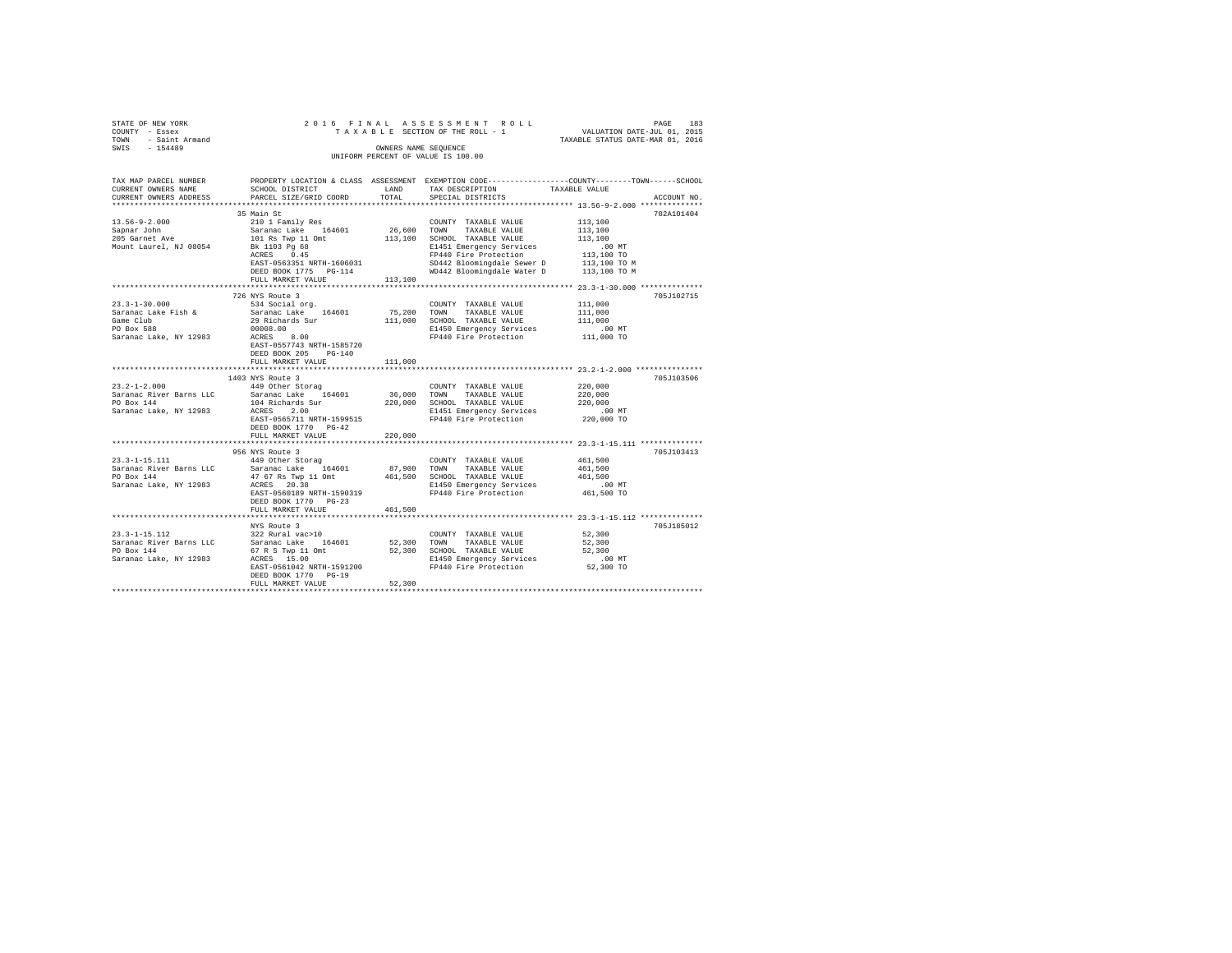STATE OF NEW YORK
COUNTY - Essex
TOWN - Saint Armand
SWIS - 154489

2016 FINAL ASSESSMENT ROLL
TAXABLE SECTION OF THE ROLL - 1
OWNERS NAME SEQUENCE
UNIFORM PERCENT OF VALUE IS 100.00

VALUATION DATE-JUL 01, 2015
TAXABLE STATUS DATE-MAR 01, 2016

| TAX MAP PARCEL NUMBER / CURRENT OWNERS NAME / CURRENT OWNERS ADDRESS | PROPERTY LOCATION & CLASS / SCHOOL DISTRICT / PARCEL SIZE/GRID COORD | ASSESSMENT LAND / TOTAL | EXEMPTION CODE / TAX DESCRIPTION / SPECIAL DISTRICTS | COUNTY / TOWN / SCHOOL TAXABLE VALUE | ACCOUNT NO. |
|---|---|---|---|---|---|
| | 35 Main St | | | | 702A101404 |
| 13.56-9-2.000 | 210 1 Family Res | | COUNTY TAXABLE VALUE | 113,100 | |
| Sapnar John | Saranac Lake 164601 | 26,600 | TOWN TAXABLE VALUE | 113,100 | |
| 205 Garnet Ave | 101 Rs Twp 11 Omt | 113,100 | SCHOOL TAXABLE VALUE | 113,100 | |
| Mount Laurel, NJ 08054 | Bk 1103 Pg 68 | | E1451 Emergency Services | .00 MT | |
| | ACRES 0.45 | | FP440 Fire Protection | 113,100 TO | |
| | EAST-0563351 NRTH-1606031 | | SD442 Bloomingdale Sewer D | 113,100 TO M | |
| | DEED BOOK 1775 PG-114 | | WD442 Bloomingdale Water D | 113,100 TO M | |
| | FULL MARKET VALUE | 113,100 | | | |
| | 726 NYS Route 3 | | | | 705J102715 |
| 23.3-1-30.000 | 534 Social org. | | COUNTY TAXABLE VALUE | 111,000 | |
| Saranac Lake Fish & | Saranac Lake 164601 | 75,200 | TOWN TAXABLE VALUE | 111,000 | |
| Game Club | 29 Richards Sur | 111,000 | SCHOOL TAXABLE VALUE | 111,000 | |
| PO Box 588 | 00008.00 | | E1450 Emergency Services | .00 MT | |
| Saranac Lake, NY 12983 | ACRES 8.00 | | FP440 Fire Protection | 111,000 TO | |
| | EAST-0557743 NRTH-1585720 | | | | |
| | DEED BOOK 205 PG-140 | | | | |
| | FULL MARKET VALUE | 111,000 | | | |
| | 1403 NYS Route 3 | | | | 705J103506 |
| 23.2-1-2.000 | 449 Other Storag | | COUNTY TAXABLE VALUE | 220,000 | |
| Saranac River Barns LLC | Saranac Lake 164601 | 36,000 | TOWN TAXABLE VALUE | 220,000 | |
| PO Box 144 | 104 Richards Sur | 220,000 | SCHOOL TAXABLE VALUE | 220,000 | |
| Saranac Lake, NY 12983 | ACRES 2.00 | | E1451 Emergency Services | .00 MT | |
| | EAST-0565711 NRTH-1599515 | | FP440 Fire Protection | 220,000 TO | |
| | DEED BOOK 1770 PG-42 | | | | |
| | FULL MARKET VALUE | 220,000 | | | |
| | 956 NYS Route 3 | | | | 705J103413 |
| 23.3-1-15.111 | 449 Other Storag | | COUNTY TAXABLE VALUE | 461,500 | |
| Saranac River Barns LLC | Saranac Lake 164601 | 87,900 | TOWN TAXABLE VALUE | 461,500 | |
| PO Box 144 | 47 67 Rs Twp 11 Omt | 461,500 | SCHOOL TAXABLE VALUE | 461,500 | |
| Saranac Lake, NY 12983 | ACRES 20.38 | | E1450 Emergency Services | .00 MT | |
| | EAST-0560189 NRTH-1590319 | | FP440 Fire Protection | 461,500 TO | |
| | DEED BOOK 1770 PG-23 | | | | |
| | FULL MARKET VALUE | 461,500 | | | |
| | NYS Route 3 | | | | 705J185012 |
| 23.3-1-15.112 | 322 Rural vac>10 | | COUNTY TAXABLE VALUE | 52,300 | |
| Saranac River Barns LLC | Saranac Lake 164601 | 52,300 | TOWN TAXABLE VALUE | 52,300 | |
| PO Box 144 | 67 R S Twp 11 Omt | 52,300 | SCHOOL TAXABLE VALUE | 52,300 | |
| Saranac Lake, NY 12983 | ACRES 15.00 | | E1450 Emergency Services | .00 MT | |
| | EAST-0561042 NRTH-1591200 | | FP440 Fire Protection | 52,300 TO | |
| | DEED BOOK 1770 PG-19 | | | | |
| | FULL MARKET VALUE | 52,300 | | | |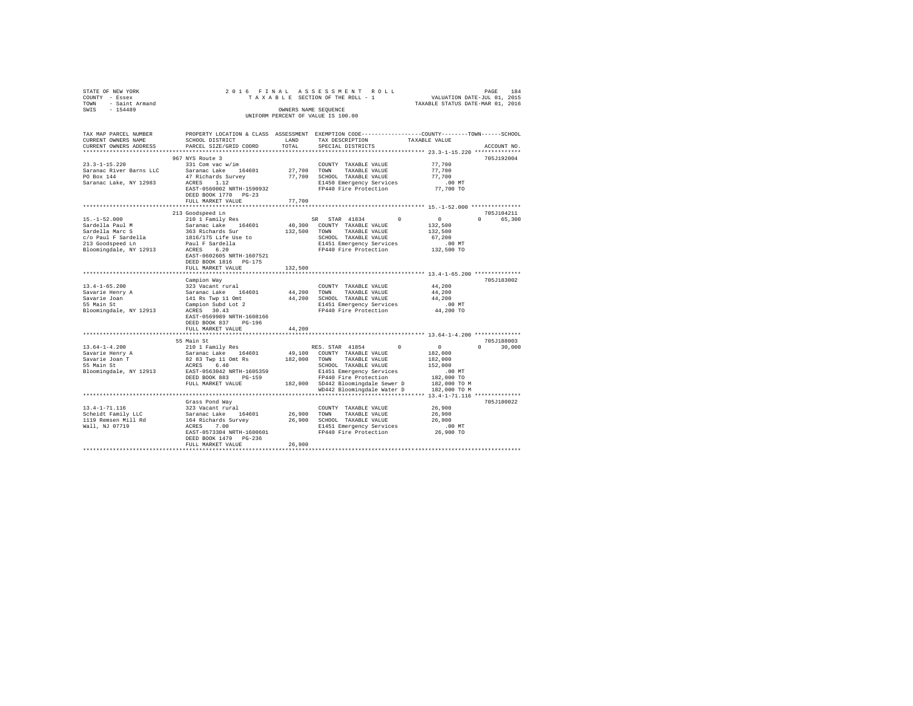STATE OF NEW YORK
COUNTY - Essex
TOWN - Saint Armand
SWIS - 154489

2016 FINAL ASSESSMENT ROLL
TAXABLE SECTION OF THE ROLL - 1
OWNERS NAME SEQUENCE
UNIFORM PERCENT OF VALUE IS 100.00

VALUATION DATE-JUL 01, 2015
TAXABLE STATUS DATE-MAR 01, 2016

```
TAX MAP PARCEL NUMBER      PROPERTY LOCATION & CLASS  ASSESSMENT  EXEMPTION CODE-----------------COUNTY--------TOWN------SCHOOL
CURRENT OWNERS NAME        SCHOOL DISTRICT             LAND       TAX DESCRIPTION             TAXABLE VALUE
CURRENT OWNERS ADDRESS     PARCEL SIZE/GRID COORD      TOTAL      SPECIAL DISTRICTS                                    ACCOUNT NO.
******************************************************************************************************* 23.3-1-15.220 **************
                           967 NYS Route 3                                                                              705J192004
23.3-1-15.220              331 Com vac w/im                        COUNTY  TAXABLE VALUE           77,700
Saranac River Barns LLC    Saranac Lake   164601       27,700      TOWN    TAXABLE VALUE           77,700
PO Box 144                 47 Richards Survey          77,700      SCHOOL  TAXABLE VALUE           77,700
Saranac Lake, NY 12983     ACRES    1.12                           E1450 Emergency Services           .00 MT
                           EAST-0560002 NRTH-1590932               FP440 Fire Protection           77,700 TO
                           DEED BOOK 1770   PG-23
                           FULL MARKET VALUE           77,700
******************************************************************************************************* 15.-1-52.000 ***************
                           213 Goodspeed Ln                                                                             705J104211
15.-1-52.000               210 1 Family Res                        SR  STAR 41834          0           0            0      65,300
Sardella Paul M            Saranac Lake   164601       40,300      COUNTY  TAXABLE VALUE          132,500
Sardella Marc S            363 Richards Sur           132,500      TOWN    TAXABLE VALUE          132,500
c/o Paul F Sardella        1816/175 Life Use to                    SCHOOL  TAXABLE VALUE           67,200
213 Goodspeed Ln           Paul F Sardella                         E1451 Emergency Services           .00 MT
Bloomingdale, NY 12913     ACRES    6.20                           FP440 Fire Protection          132,500 TO
                           EAST-0602605 NRTH-1607521
                           DEED BOOK 1816   PG-175
                           FULL MARKET VALUE          132,500
******************************************************************************************************* 13.4-1-65.200 **************
                           Campion Way                                                                                  705J183002
13.4-1-65.200              323 Vacant rural                        COUNTY  TAXABLE VALUE           44,200
Savarie Henry A            Saranac Lake   164601       44,200      TOWN    TAXABLE VALUE           44,200
Savarie Joan               141 Rs Twp 11 Omt           44,200      SCHOOL  TAXABLE VALUE           44,200
55 Main St                 Campion Subd Lot 2                      E1451 Emergency Services           .00 MT
Bloomingdale, NY 12913     ACRES   30.43                           FP440 Fire Protection           44,200 TO
                           EAST-0569989 NRTH-1608166
                           DEED BOOK 837    PG-196
                           FULL MARKET VALUE           44,200
******************************************************************************************************* 13.64-1-4.200 **************
                           55 Main St                                                                                   705J188003
13.64-1-4.200              210 1 Family Res                        RES. STAR 41854         0           0            0      30,000
Savarie Henry A            Saranac Lake   164601       49,100      COUNTY  TAXABLE VALUE          182,000
Savarie Joan T             82 83 Twp 11 Omt Rs        182,000      TOWN    TAXABLE VALUE          182,000
55 Main St                 ACRES    6.40                           SCHOOL  TAXABLE VALUE          152,000
Bloomingdale, NY 12913     EAST-0563042 NRTH-1605359               E1451 Emergency Services           .00 MT
                           DEED BOOK 883    PG-159                 FP440 Fire Protection          182,000 TO
                           FULL MARKET VALUE          182,000      SD442 Bloomingdale Sewer D     182,000 TO M
                                                                   WD442 Bloomingdale Water D     182,000 TO M
******************************************************************************************************* 13.4-1-71.116 **************
                           Grass Pond Way                                                                               705J180022
13.4-1-71.116              323 Vacant rural                        COUNTY  TAXABLE VALUE           26,900
Scheidt Family LLC         Saranac Lake   164601       26,900      TOWN    TAXABLE VALUE           26,900
1119 Remsen Mill Rd        164 Richards Survey         26,900      SCHOOL  TAXABLE VALUE           26,900
Wall, NJ 07719             ACRES    7.00                           E1451 Emergency Services           .00 MT
                           EAST-0573304 NRTH-1600601               FP440 Fire Protection           26,900 TO
                           DEED BOOK 1479   PG-236
                           FULL MARKET VALUE           26,900
************************************************************************************************************************************
```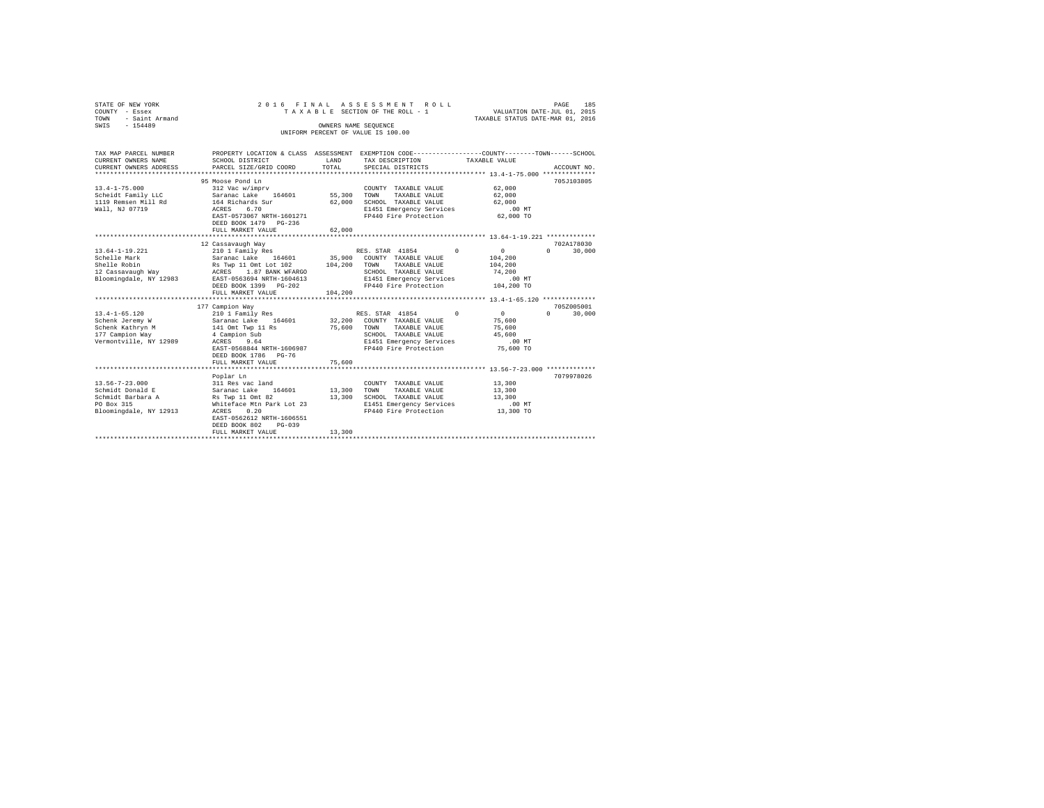STATE OF NEW YORK
COUNTY - Essex
TOWN - Saint Armand
SWIS - 154489

2 0 1 6 F I N A L A S S E S S M E N T R O L L
T A X A B L E SECTION OF THE ROLL - 1
OWNERS NAME SEQUENCE
UNIFORM PERCENT OF VALUE IS 100.00

VALUATION DATE-JUL 01, 2015
TAXABLE STATUS DATE-MAR 01, 2016

```
TAX MAP PARCEL NUMBER     PROPERTY LOCATION & CLASS  ASSESSMENT  EXEMPTION CODE-----------------COUNTY--------TOWN------SCHOOL
CURRENT OWNERS NAME       SCHOOL DISTRICT             LAND       TAX DESCRIPTION            TAXABLE VALUE
CURRENT OWNERS ADDRESS    PARCEL SIZE/GRID COORD      TOTAL      SPECIAL DISTRICTS                                     ACCOUNT NO.
******************************************************************************************** 13.4-1-75.000 **************
                          95 Moose Pond Ln                                                                        705J103805
13.4-1-75.000             312 Vac w/imprv                         COUNTY  TAXABLE VALUE          62,000
Scheidt Family LLC        Saranac Lake   164601       55,300      TOWN    TAXABLE VALUE          62,000
1119 Remsen Mill Rd       164 Richards Sur            62,000      SCHOOL  TAXABLE VALUE          62,000
Wall, NJ 07719            ACRES    6.70                           E1451 Emergency Services          .00 MT
                          EAST-0573067 NRTH-1601271               FP440 Fire Protection          62,000 TO
                          DEED BOOK 1479   PG-236
                          FULL MARKET VALUE           62,000
******************************************************************************************** 13.64-1-19.221 *************
                          12 Cassavaugh Way                                                                       702A178030
13.64-1-19.221            210 1 Family Res                        RES. STAR 41854         0          0          0     30,000
Schelle Mark              Saranac Lake   164601       35,900      COUNTY  TAXABLE VALUE         104,200
Shelle Robin              Rs Twp 11 Omt Lot 102      104,200      TOWN    TAXABLE VALUE         104,200
12 Cassavaugh Way         ACRES    1.87 BANK WFARGO               SCHOOL  TAXABLE VALUE          74,200
Bloomingdale, NY 12983    EAST-0563694 NRTH-1604613               E1451 Emergency Services          .00 MT
                          DEED BOOK 1399   PG-202                 FP440 Fire Protection         104,200 TO
                          FULL MARKET VALUE          104,200
******************************************************************************************** 13.4-1-65.120 **************
                          177 Campion Way                                                                         705Z005001
13.4-1-65.120             210 1 Family Res                        RES. STAR 41854         0          0          0     30,000
Schenk Jeremy W           Saranac Lake   164601       32,200      COUNTY  TAXABLE VALUE          75,600
Schenk Kathryn M          141 Omt Twp 11 Rs           75,600      TOWN    TAXABLE VALUE          75,600
177 Campion Way           4 Campion Sub                           SCHOOL  TAXABLE VALUE          45,600
Vermontville, NY 12989    ACRES    9.64                           E1451 Emergency Services          .00 MT
                          EAST-0568844 NRTH-1606987               FP440 Fire Protection          75,600 TO
                          DEED BOOK 1786   PG-76
                          FULL MARKET VALUE           75,600
******************************************************************************************** 13.56-7-23.000 *************
                          Poplar Ln                                                                               7079978026
13.56-7-23.000            311 Res vac land                        COUNTY  TAXABLE VALUE          13,300
Schmidt Donald E          Saranac Lake   164601       13,300      TOWN    TAXABLE VALUE          13,300
Schmidt Barbara A         Rs Twp 11 Omt 82            13,300      SCHOOL  TAXABLE VALUE          13,300
PO Box 315                Whiteface Mtn Park Lot 23               E1451 Emergency Services          .00 MT
Bloomingdale, NY 12913    ACRES    0.20                           FP440 Fire Protection          13,300 TO
                          EAST-0562612 NRTH-1606551
                          DEED BOOK 802    PG-039
                          FULL MARKET VALUE           13,300
****************************************************************************************************************************
```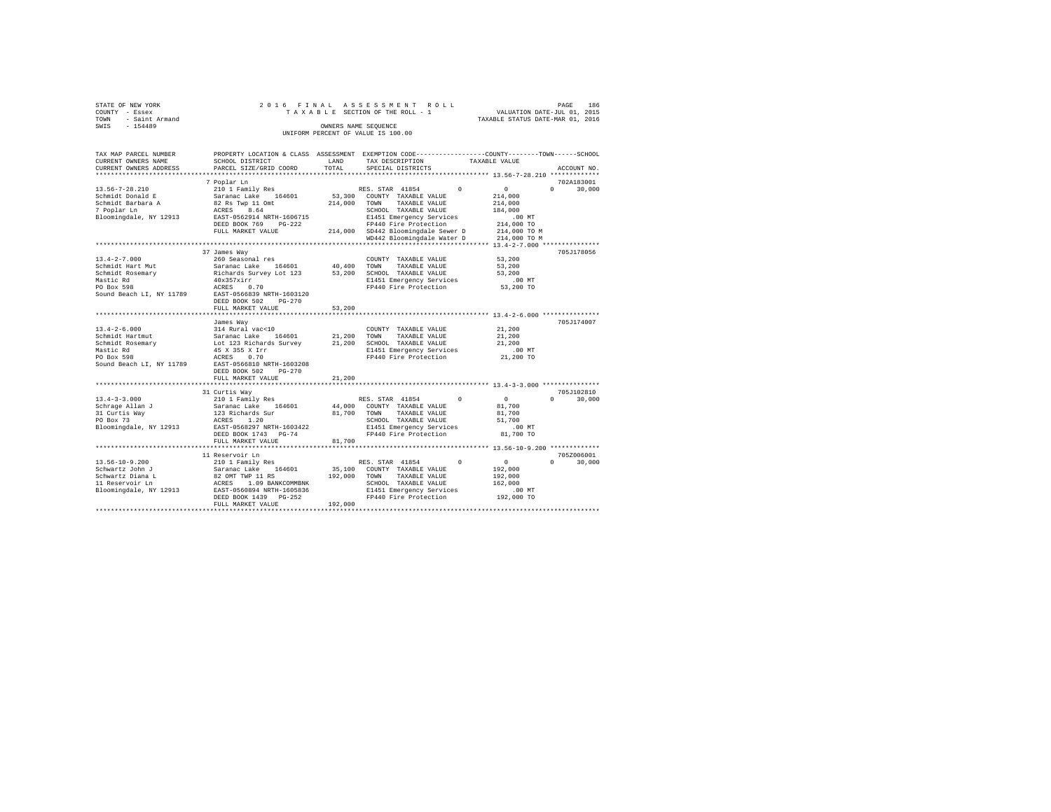STATE OF NEW YORK — 2016 FINAL ASSESSMENT ROLL — TAXABLE SECTION OF THE ROLL - 1
COUNTY - Essex — VALUATION DATE-JUL 01, 2015
TOWN - Saint Armand — TAXABLE STATUS DATE-MAR 01, 2016
SWIS - 154489 — OWNERS NAME SEQUENCE — UNIFORM PERCENT OF VALUE IS 100.00

| TAX MAP PARCEL NUMBER / CURRENT OWNERS NAME / CURRENT OWNERS ADDRESS | PROPERTY LOCATION & CLASS / SCHOOL DISTRICT / PARCEL SIZE/GRID COORD | ASSESSMENT LAND / TOTAL | EXEMPTION CODE / TAX DESCRIPTION / SPECIAL DISTRICTS | COUNTY | TOWN | SCHOOL | ACCOUNT NO. |
|---|---|---|---|---|---|---|---|
| **13.56-7-28.210** | 7 Poplar Ln | | | | | | 702A183001 |
| Schmidt Donald E | 210 1 Family Res | | RES. STAR 41854 | 0 | 0 | 30,000 | |
| Schmidt Barbara A | Saranac Lake 164601 | 53,300 | COUNTY TAXABLE VALUE | 214,000 | | | |
| 7 Poplar Ln | 82 Rs Twp 11 Omt | 214,000 | TOWN TAXABLE VALUE | | 214,000 | | |
| Bloomingdale, NY 12913 | ACRES 8.64 | | SCHOOL TAXABLE VALUE | | | 184,000 | |
| | EAST-0562914 NRTH-1606715 | | E1451 Emergency Services | .00 MT | | | |
| | DEED BOOK 769 PG-222 | | FP440 Fire Protection | 214,000 TO | | | |
| | FULL MARKET VALUE | 214,000 | SD442 Bloomingdale Sewer D | 214,000 TO M | | | |
| | | | WD442 Bloomingdale Water D | 214,000 TO M | | | |
| **13.4-2-7.000** | 37 James Way | | | | | | 705J178056 |
| Schmidt Hart Mut | 260 Seasonal res | | COUNTY TAXABLE VALUE | 53,200 | | | |
| Schmidt Rosemary | Saranac Lake 164601 | 40,400 | TOWN TAXABLE VALUE | | 53,200 | | |
| Mastic Rd | Richards Survey Lot 123 | 53,200 | SCHOOL TAXABLE VALUE | | | 53,200 | |
| PO Box 598 | 40x357xirr | | E1451 Emergency Services | .00 MT | | | |
| Sound Beach LI, NY 11789 | ACRES 0.70 | | FP440 Fire Protection | 53,200 TO | | | |
| | EAST-0566839 NRTH-1603120 | | | | | | |
| | DEED BOOK 502 PG-270 | | | | | | |
| | FULL MARKET VALUE | 53,200 | | | | | |
| **13.4-2-6.000** | James Way | | | | | | 705J174007 |
| Schmidt Hartmut | 314 Rural vac<10 | | COUNTY TAXABLE VALUE | 21,200 | | | |
| Schmidt Rosemary | Saranac Lake 164601 | 21,200 | TOWN TAXABLE VALUE | | 21,200 | | |
| Mastic Rd | Lot 123 Richards Survey | 21,200 | SCHOOL TAXABLE VALUE | | | 21,200 | |
| PO Box 598 | 45 X 355 X Irr | | E1451 Emergency Services | .00 MT | | | |
| Sound Beach LI, NY 11789 | ACRES 0.70 | | FP440 Fire Protection | 21,200 TO | | | |
| | EAST-0566810 NRTH-1603208 | | | | | | |
| | DEED BOOK 502 PG-270 | | | | | | |
| | FULL MARKET VALUE | 21,200 | | | | | |
| **13.4-3-3.000** | 31 Curtis Way | | | | | | 705J102810 |
| Schrage Allan J | 210 1 Family Res | | RES. STAR 41854 | 0 | 0 | 30,000 | |
| 31 Curtis Way | Saranac Lake 164601 | 44,000 | COUNTY TAXABLE VALUE | 81,700 | | | |
| PO Box 73 | 123 Richards Sur | 81,700 | TOWN TAXABLE VALUE | | 81,700 | | |
| Bloomingdale, NY 12913 | ACRES 1.20 | | SCHOOL TAXABLE VALUE | | | 51,700 | |
| | EAST-0568297 NRTH-1603422 | | E1451 Emergency Services | .00 MT | | | |
| | DEED BOOK 1743 PG-74 | | FP440 Fire Protection | 81,700 TO | | | |
| | FULL MARKET VALUE | 81,700 | | | | | |
| **13.56-10-9.200** | 11 Reservoir Ln | | | | | | 705Z006001 |
| Schwartz John J | 210 1 Family Res | | RES. STAR 41854 | 0 | 0 | 30,000 | |
| Schwartz Diana L | Saranac Lake 164601 | 35,100 | COUNTY TAXABLE VALUE | 192,000 | | | |
| 11 Reservoir Ln | 82 OMT TWP 11 RS | 192,000 | TOWN TAXABLE VALUE | | 192,000 | | |
| Bloomingdale, NY 12913 | ACRES 1.09 BANKCOMMBNK | | SCHOOL TAXABLE VALUE | | | 162,000 | |
| | EAST-0560894 NRTH-1605836 | | E1451 Emergency Services | .00 MT | | | |
| | DEED BOOK 1439 PG-252 | | FP440 Fire Protection | 192,000 TO | | | |
| | FULL MARKET VALUE | 192,000 | | | | | |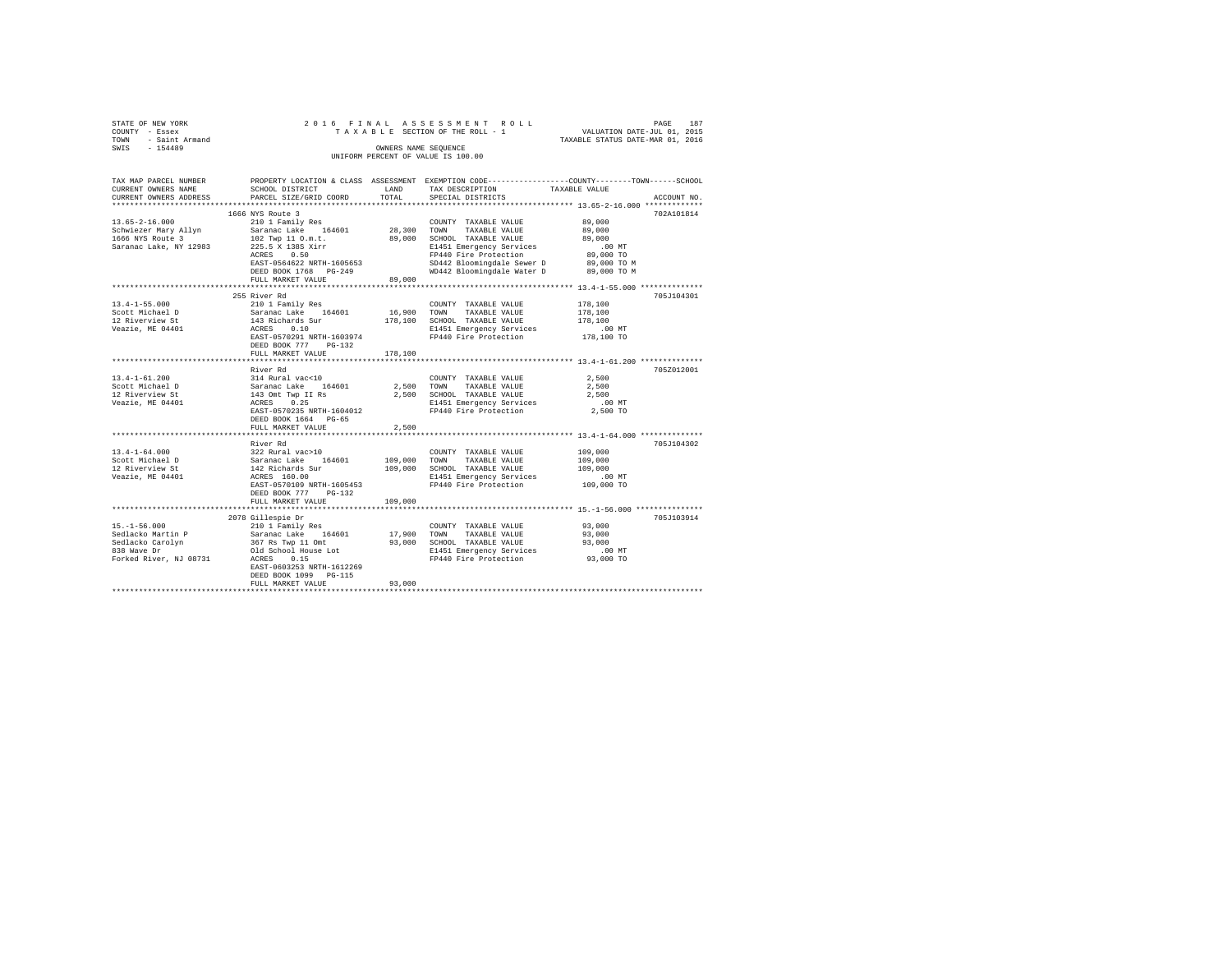STATE OF NEW YORK　　　　2016 FINAL ASSESSMENT ROLL
COUNTY - Essex　　　　TAXABLE SECTION OF THE ROLL - 1　　　　VALUATION DATE-JUL 01, 2015
TOWN - Saint Armand　　　　　　　　　　TAXABLE STATUS DATE-MAR 01, 2016
SWIS - 154489　　　　OWNERS NAME SEQUENCE
UNIFORM PERCENT OF VALUE IS 100.00

```
TAX MAP PARCEL NUMBER     PROPERTY LOCATION & CLASS  ASSESSMENT  EXEMPTION CODE-----------------COUNTY--------TOWN------SCHOOL
CURRENT OWNERS NAME       SCHOOL DISTRICT              LAND      TAX DESCRIPTION            TAXABLE VALUE
CURRENT OWNERS ADDRESS    PARCEL SIZE/GRID COORD       TOTAL     SPECIAL DISTRICTS                                    ACCOUNT NO.
******************************************************************************************* 13.65-2-16.000 *************
                          1666 NYS Route 3                                                                       702A101814
13.65-2-16.000            210 1 Family Res                        COUNTY  TAXABLE VALUE          89,000
Schwiezer Mary Allyn      Saranac Lake   164601       28,300     TOWN    TAXABLE VALUE          89,000
1666 NYS Route 3          102 Twp 11 O.m.t.            89,000     SCHOOL  TAXABLE VALUE          89,000
Saranac Lake, NY 12983    225.5 X 138S Xirr                      E1451 Emergency Services          .00 MT
                          ACRES    0.50                          FP440 Fire Protection          89,000 TO
                          EAST-0564622 NRTH-1605653              SD442 Bloomingdale Sewer D     89,000 TO M
                          DEED BOOK 1768   PG-249                WD442 Bloomingdale Water D     89,000 TO M
                          FULL MARKET VALUE            89,000
******************************************************************************************* 13.4-1-55.000 **************
                          255 River Rd                                                                           705J104301
13.4-1-55.000             210 1 Family Res                        COUNTY  TAXABLE VALUE         178,100
Scott Michael D           Saranac Lake   164601       16,900     TOWN    TAXABLE VALUE         178,100
12 Riverview St           143 Richards Sur            178,100     SCHOOL  TAXABLE VALUE         178,100
Veazie, ME 04401          ACRES    0.10                          E1451 Emergency Services          .00 MT
                          EAST-0570291 NRTH-1603974              FP440 Fire Protection         178,100 TO
                          DEED BOOK 777    PG-132
                          FULL MARKET VALUE           178,100
******************************************************************************************* 13.4-1-61.200 **************
                          River Rd                                                                               705Z012001
13.4-1-61.200             314 Rural vac<10                        COUNTY  TAXABLE VALUE           2,500
Scott Michael D           Saranac Lake   164601        2,500     TOWN    TAXABLE VALUE           2,500
12 Riverview St           143 Omt Twp II Rs             2,500     SCHOOL  TAXABLE VALUE           2,500
Veazie, ME 04401          ACRES    0.25                          E1451 Emergency Services          .00 MT
                          EAST-0570235 NRTH-1604012              FP440 Fire Protection           2,500 TO
                          DEED BOOK 1664   PG-65
                          FULL MARKET VALUE             2,500
******************************************************************************************* 13.4-1-64.000 **************
                          River Rd                                                                               705J104302
13.4-1-64.000             322 Rural vac>10                        COUNTY  TAXABLE VALUE         109,000
Scott Michael D           Saranac Lake   164601      109,000     TOWN    TAXABLE VALUE         109,000
12 Riverview St           142 Richards Sur            109,000     SCHOOL  TAXABLE VALUE         109,000
Veazie, ME 04401          ACRES  160.00                          E1451 Emergency Services          .00 MT
                          EAST-0570109 NRTH-1605453              FP440 Fire Protection         109,000 TO
                          DEED BOOK 777    PG-132
                          FULL MARKET VALUE           109,000
******************************************************************************************* 15.-1-56.000 ***************
                          2078 Gillespie Dr                                                                      705J103914
15.-1-56.000              210 1 Family Res                        COUNTY  TAXABLE VALUE          93,000
Sedlacko Martin P         Saranac Lake   164601       17,900     TOWN    TAXABLE VALUE          93,000
Sedlacko Carolyn          367 Rs Twp 11 Omt            93,000     SCHOOL  TAXABLE VALUE          93,000
838 Wave Dr               Old School House Lot                   E1451 Emergency Services          .00 MT
Forked River, NJ 08731    ACRES    0.15                          FP440 Fire Protection          93,000 TO
                          EAST-0603253 NRTH-1612269
                          DEED BOOK 1099   PG-115
                          FULL MARKET VALUE            93,000
************************************************************************************************************************
```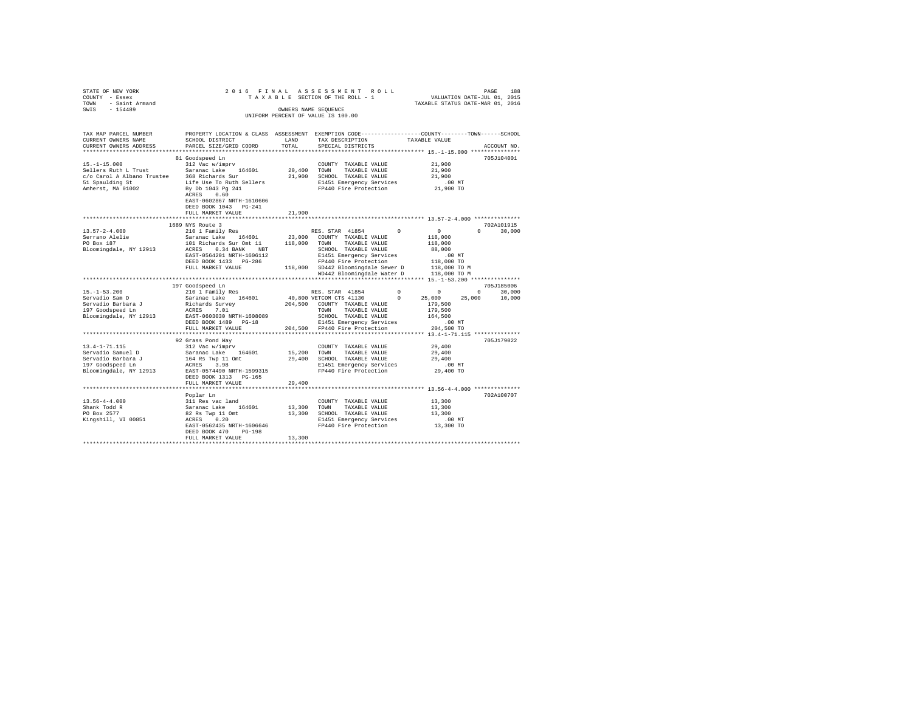```
STATE OF NEW YORK                2 0 1 6   F I N A L   A S S E S S M E N T   R O L L                    PAGE   188
COUNTY  - Essex                        T A X A B L E  SECTION OF THE ROLL - 1              VALUATION DATE-JUL 01, 2015
TOWN    - Saint Armand                                                                  TAXABLE STATUS DATE-MAR 01, 2016
SWIS    - 154489                                   OWNERS NAME SEQUENCE
                                              UNIFORM PERCENT OF VALUE IS 100.00

TAX MAP PARCEL NUMBER          PROPERTY LOCATION & CLASS  ASSESSMENT  EXEMPTION CODE------------------COUNTY--------TOWN------SCHOOL
CURRENT OWNERS NAME            SCHOOL DISTRICT             LAND       TAX DESCRIPTION            TAXABLE VALUE
CURRENT OWNERS ADDRESS         PARCEL SIZE/GRID COORD      TOTAL      SPECIAL DISTRICTS                                  ACCOUNT NO.
*********************************************************************************************** 15.-1-15.000 ***************
                               81 Goodspeed Ln                                                                          705J104001
15.-1-15.000                   312 Vac w/imprv                         COUNTY  TAXABLE VALUE              21,900
Sellers Ruth L Trust           Saranac Lake   164601      20,400      TOWN    TAXABLE VALUE              21,900
c/o Carol A Albano Trustee     368 Richards Sur           21,900      SCHOOL  TAXABLE VALUE              21,900
51 Spaulding St                Life Use To Ruth Sellers               E1451 Emergency Services               .00 MT
Amherst, MA 01002              By Db 1043 Pg 241                      FP440 Fire Protection              21,900 TO
                               ACRES    0.60
                               EAST-0602867 NRTH-1610606
                               DEED BOOK 1043   PG-241
                               FULL MARKET VALUE          21,900
*********************************************************************************************** 13.57-2-4.000 **************
                               1689 NYS Route 3                                                                         702A101915
13.57-2-4.000                  210 1 Family Res                        RES. STAR  41854         0          0           0      30,000
Serrano Alelie                 Saranac Lake   164601      23,000      COUNTY  TAXABLE VALUE             118,000
PO Box 187                     101 Richards Sur Omt 11    118,000     TOWN    TAXABLE VALUE             118,000
Bloomingdale, NY 12913         ACRES    0.34 BANK    NBT              SCHOOL  TAXABLE VALUE              88,000
                               EAST-0564201 NRTH-1606112              E1451 Emergency Services               .00 MT
                               DEED BOOK 1433   PG-286                FP440 Fire Protection             118,000 TO
                               FULL MARKET VALUE         118,000      SD442 Bloomingdale Sewer D        118,000 TO M
                                                                      WD442 Bloomingdale Water D        118,000 TO M
*********************************************************************************************** 15.-1-53.200 ***************
                               197 Goodspeed Ln                                                                         705J185006
15.-1-53.200                   210 1 Family Res                        RES. STAR  41854         0          0           0      30,000
Servadio Sam D                 Saranac Lake   164601      40,800 VETCOM CTS 41130              0     25,000      25,000      10,000
Servadio Barbara J             Richards Survey            204,500     COUNTY  TAXABLE VALUE             179,500
197 Goodspeed Ln               ACRES    7.01                          TOWN    TAXABLE VALUE             179,500
Bloomingdale, NY 12913         EAST-0603030 NRTH-1608089              SCHOOL  TAXABLE VALUE             164,500
                               DEED BOOK 1489   PG-18                 E1451 Emergency Services               .00 MT
                               FULL MARKET VALUE         204,500      FP440 Fire Protection             204,500 TO
*********************************************************************************************** 13.4-1-71.115 **************
                               92 Grass Pond Way                                                                        705J179022
13.4-1-71.115                  312 Vac w/imprv                         COUNTY  TAXABLE VALUE              29,400
Servadio Samuel D              Saranac Lake   164601      15,200      TOWN    TAXABLE VALUE              29,400
Servadio Barbara J             164 Rs Twp 11 Omt          29,400      SCHOOL  TAXABLE VALUE              29,400
197 Goodspeed Ln               ACRES    3.98                          E1451 Emergency Services               .00 MT
Bloomingdale, NY 12913         EAST-0574490 NRTH-1599315              FP440 Fire Protection              29,400 TO
                               DEED BOOK 1313   PG-165
                               FULL MARKET VALUE          29,400
*********************************************************************************************** 13.56-4-4.000 **************
                               Poplar Ln                                                                                702A100707
13.56-4-4.000                  311 Res vac land                        COUNTY  TAXABLE VALUE              13,300
Shank Todd R                   Saranac Lake   164601      13,300      TOWN    TAXABLE VALUE              13,300
PO Box 2577                    82 Rs Twp 11 Omt           13,300      SCHOOL  TAXABLE VALUE              13,300
Kingshill, VI 00851            ACRES    0.20                          E1451 Emergency Services               .00 MT
                               EAST-0562435 NRTH-1606646              FP440 Fire Protection              13,300 TO
                               DEED BOOK 470    PG-198
                               FULL MARKET VALUE          13,300
****************************************************************************************************************************
```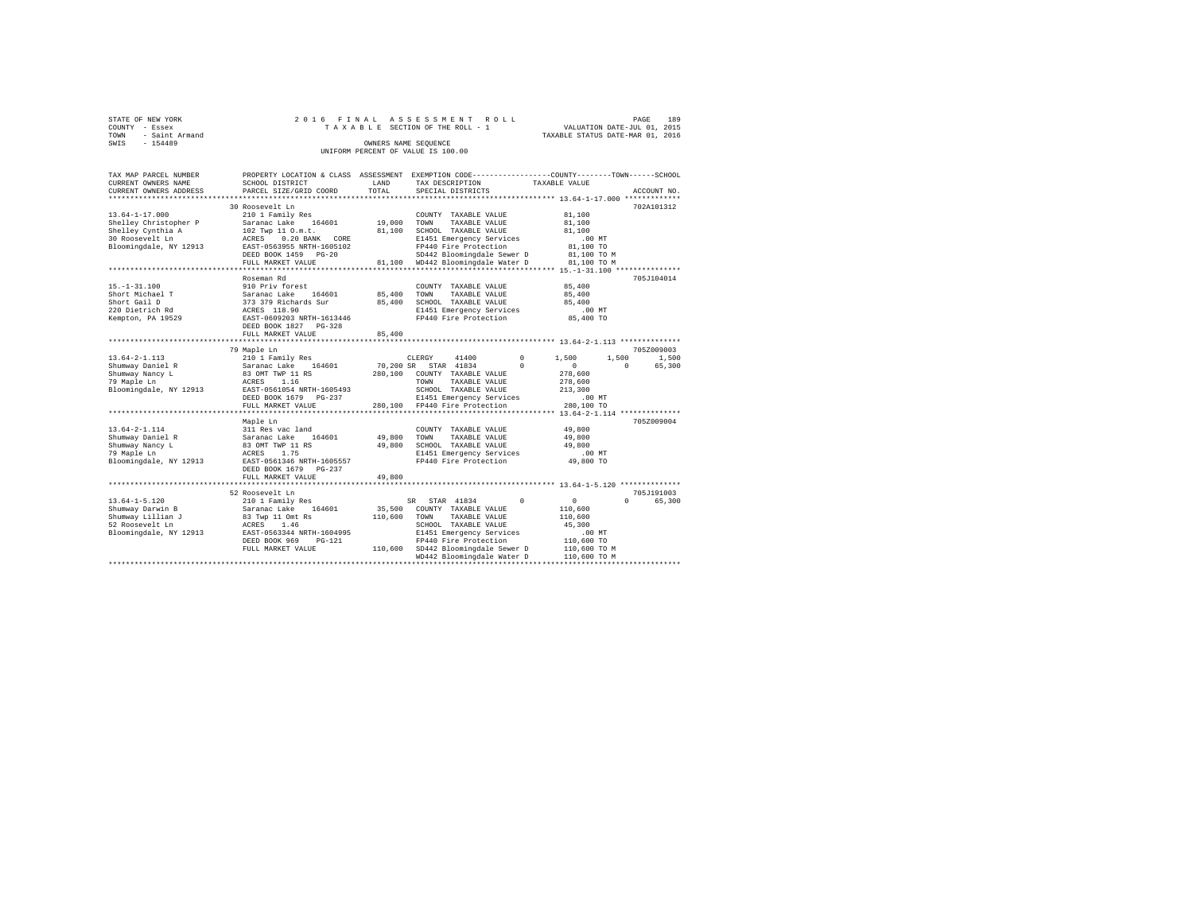STATE OF NEW YORK
COUNTY - Essex
TOWN - Saint Armand
SWIS - 154489

2016 FINAL ASSESSMENT ROLL
TAXABLE SECTION OF THE ROLL - 1
OWNERS NAME SEQUENCE
UNIFORM PERCENT OF VALUE IS 100.00

VALUATION DATE-JUL 01, 2015
TAXABLE STATUS DATE-MAR 01, 2016

```
TAX MAP PARCEL NUMBER      PROPERTY LOCATION & CLASS  ASSESSMENT  EXEMPTION CODE-----------------COUNTY--------TOWN------SCHOOL
CURRENT OWNERS NAME        SCHOOL DISTRICT            LAND        TAX DESCRIPTION           TAXABLE VALUE
CURRENT OWNERS ADDRESS     PARCEL SIZE/GRID COORD     TOTAL       SPECIAL DISTRICTS                                     ACCOUNT NO.
******************************************************************************************** 13.64-1-17.000 *************
                           30 Roosevelt Ln                                                                              702A101312
13.64-1-17.000             210 1 Family Res                       COUNTY  TAXABLE VALUE          81,100
Shelley Christopher P      Saranac Lake    164601     19,000      TOWN    TAXABLE VALUE          81,100
Shelley Cynthia A          102 Twp 11 O.m.t.          81,100      SCHOOL  TAXABLE VALUE          81,100
30 Roosevelt Ln            ACRES    0.20 BANK   CORE              E1451 Emergency Services          .00 MT
Bloomingdale, NY 12913     EAST-0563955 NRTH-1605102              FP440 Fire Protection          81,100 TO
                           DEED BOOK 1459   PG-20                 SD442 Bloomingdale Sewer D     81,100 TO M
                           FULL MARKET VALUE          81,100      WD442 Bloomingdale Water D     81,100 TO M
******************************************************************************************** 15.-1-31.100 ***************
                           Roseman Rd                                                                                   705J104014
15.-1-31.100               910 Priv forest                        COUNTY  TAXABLE VALUE          85,400
Short Michael T            Saranac Lake    164601     85,400      TOWN    TAXABLE VALUE          85,400
Short Gail D               373 379 Richards Sur       85,400      SCHOOL  TAXABLE VALUE          85,400
220 Dietrich Rd            ACRES  118.90                          E1451 Emergency Services          .00 MT
Kempton, PA 19529          EAST-0609203 NRTH-1613446              FP440 Fire Protection          85,400 TO
                           DEED BOOK 1827   PG-328
                           FULL MARKET VALUE          85,400
******************************************************************************************** 13.64-2-1.113 **************
                           79 Maple Ln                                                                                  705Z009003
13.64-2-1.113              210 1 Family Res                       CLERGY     41400      0        1,500      1,500      1,500
Shumway Daniel R           Saranac Lake    164601     70,200 SR   STAR 41834      0            0          0     65,300
Shumway Nancy L            83 OMT TWP 11 RS          280,100      COUNTY  TAXABLE VALUE         278,600
79 Maple Ln                ACRES    1.16                          TOWN    TAXABLE VALUE         278,600
Bloomingdale, NY 12913     EAST-0561054 NRTH-1605493              SCHOOL  TAXABLE VALUE         213,300
                           DEED BOOK 1679   PG-237                E1451 Emergency Services          .00 MT
                           FULL MARKET VALUE         280,100      FP440 Fire Protection         280,100 TO
******************************************************************************************** 13.64-2-1.114 **************
                           Maple Ln                                                                                     705Z009004
13.64-2-1.114              311 Res vac land                       COUNTY  TAXABLE VALUE          49,800
Shumway Daniel R           Saranac Lake    164601     49,800      TOWN    TAXABLE VALUE          49,800
Shumway Nancy L            83 OMT TWP 11 RS           49,800      SCHOOL  TAXABLE VALUE          49,800
79 Maple Ln                ACRES    1.75                          E1451 Emergency Services          .00 MT
Bloomingdale, NY 12913     EAST-0561346 NRTH-1605557              FP440 Fire Protection          49,800 TO
                           DEED BOOK 1679   PG-237
                           FULL MARKET VALUE          49,800
******************************************************************************************** 13.64-1-5.120 **************
                           52 Roosevelt Ln                                                                              705J191003
13.64-1-5.120              210 1 Family Res                       SR   STAR 41834      0            0          0     65,300
Shumway Darwin B           Saranac Lake    164601     35,500      COUNTY  TAXABLE VALUE         110,600
Shumway Lillian J          83 Twp 11 Omt Rs          110,600      TOWN    TAXABLE VALUE         110,600
52 Roosevelt Ln            ACRES    1.46                          SCHOOL  TAXABLE VALUE          45,300
Bloomingdale, NY 12913     EAST-0563344 NRTH-1604995              E1451 Emergency Services          .00 MT
                           DEED BOOK 969    PG-121                FP440 Fire Protection         110,600 TO
                           FULL MARKET VALUE         110,600      SD442 Bloomingdale Sewer D    110,600 TO M
                                                                  WD442 Bloomingdale Water D    110,600 TO M
****************************************************************************************************************************
```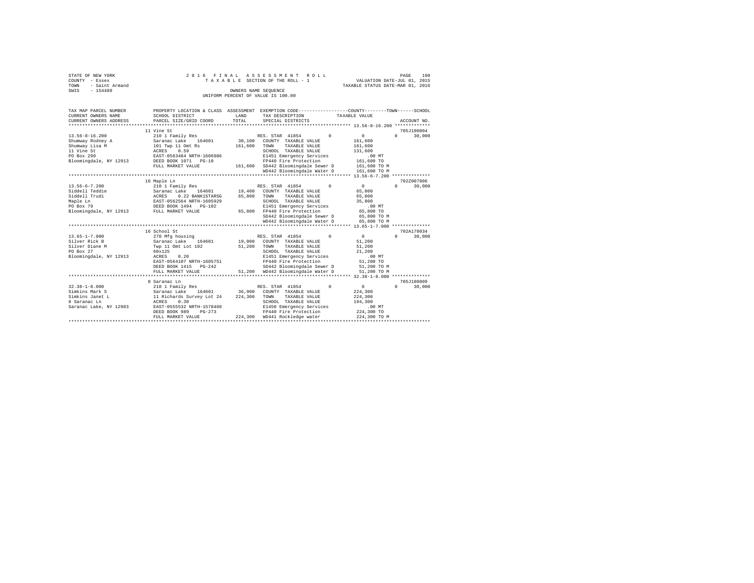STATE OF NEW YORK — 2016 FINAL ASSESSMENT ROLL
COUNTY - Essex — TAXABLE SECTION OF THE ROLL - 1 — VALUATION DATE-JUL 01, 2015
TOWN - Saint Armand — TAXABLE STATUS DATE-MAR 01, 2016
SWIS - 154489 — OWNERS NAME SEQUENCE
UNIFORM PERCENT OF VALUE IS 100.00

```
TAX MAP PARCEL NUMBER          PROPERTY LOCATION & CLASS  ASSESSMENT  EXEMPTION CODE-----------------COUNTY--------TOWN------SCHOOL
CURRENT OWNERS NAME            SCHOOL DISTRICT             LAND       TAX DESCRIPTION              TAXABLE VALUE
CURRENT OWNERS ADDRESS         PARCEL SIZE/GRID COORD      TOTAL      SPECIAL DISTRICTS                                  ACCOUNT NO.
******************************************************************************************************* 13.56-8-16.200 ************
                               11 Vine St                                                                                705J190004
13.56-8-16.200                 210 1 Family Res                       RES. STAR 41854        0          0            0      30,000
Shumway Rodney A               Saranac Lake    164601      30,100     COUNTY  TAXABLE VALUE          161,600
Shumway Lisa M                 101 Twp 11 Omt Rs          161,600     TOWN    TAXABLE VALUE          161,600
11 Vine St                     ACRES    0.59                          SCHOOL  TAXABLE VALUE          131,600
PO Box 299                     EAST-0563484 NRTH-1606986              E1451 Emergency Services          .00 MT
Bloomingdale, NY 12913         DEED BOOK 1071   PG-10                 FP440 Fire Protection          161,600 TO
                               FULL MARKET VALUE          161,600     SD442 Bloomingdale Sewer D     161,600 TO M
                                                                      WD442 Bloomingdale Water D     161,600 TO M
******************************************************************************************************* 13.56-6-7.200 *************
                               16 Maple Ln                                                                               702Z007006
13.56-6-7.200                  210 1 Family Res                       RES. STAR 41854        0          0            0      30,000
Siddell Teddie                 Saranac Lake    164601      19,400     COUNTY  TAXABLE VALUE           65,800
Siddell Trudi                  ACRES    0.22 BANK1STARSG   65,800     TOWN    TAXABLE VALUE           65,800
Maple Ln                       EAST-0562564 NRTH-1605929              SCHOOL  TAXABLE VALUE           35,800
PO Box 79                      DEED BOOK 1494   PG-102                E1451 Emergency Services          .00 MT
Bloomingdale, NY 12913         FULL MARKET VALUE           65,800     FP440 Fire Protection           65,800 TO
                                                                      SD442 Bloomingdale Sewer D      65,800 TO M
                                                                      WD442 Bloomingdale Water D      65,800 TO M
******************************************************************************************************* 13.65-1-7.000 *************
                               16 School St                                                                              702A178034
13.65-1-7.000                  270 Mfg housing                        RES. STAR 41854        0          0            0      30,000
Silver Rick B                  Saranac Lake    164601      19,000     COUNTY  TAXABLE VALUE           51,200
Silver Diane M                 Twp 11 Omt Lot 102          51,200     TOWN    TAXABLE VALUE           51,200
PO Box 27                      60x125                                 SCHOOL  TAXABLE VALUE           21,200
Bloomingdale, NY 12913         ACRES    0.20                          E1451 Emergency Services          .00 MT
                               EAST-0564107 NRTH-1605751              FP440 Fire Protection           51,200 TO
                               DEED BOOK 1415   PG-242                SD442 Bloomingdale Sewer D      51,200 TO M
                               FULL MARKET VALUE           51,200     WD442 Bloomingdale Water D      51,200 TO M
******************************************************************************************************* 32.38-1-8.000 *************
                               8 Saranac Ln                                                                              705J180009
32.38-1-8.000                  210 1 Family Res                       RES. STAR 41854        0          0            0      30,000
Simkins Mark S                 Saranac Lake    164601      36,900     COUNTY  TAXABLE VALUE          224,300
Simkins Janet L                11 Richards Survey Lot 24  224,300     TOWN    TAXABLE VALUE          224,300
8 Saranac Ln                   ACRES    0.30                          SCHOOL  TAXABLE VALUE          194,300
Saranac Lake, NY 12983         EAST-0555532 NRTH-1578460              E1450 Emergency Services          .00 MT
                               DEED BOOK 989    PG-273                FP440 Fire Protection          224,300 TO
                               FULL MARKET VALUE          224,300     WD441 Rockledge water          224,300 TO M
************************************************************************************************************************************
```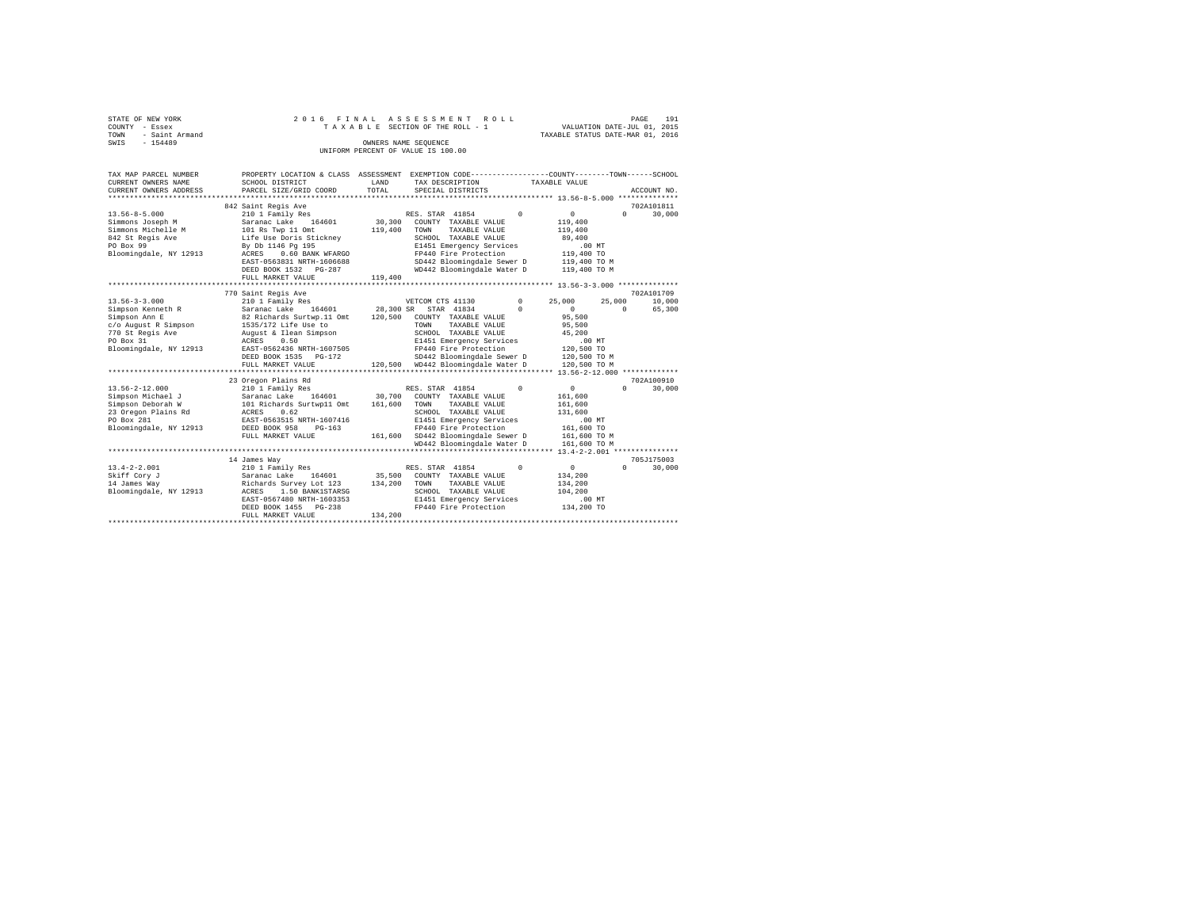STATE OF NEW YORK
COUNTY - Essex
TOWN - Saint Armand
SWIS - 154489

2016 FINAL ASSESSMENT ROLL
TAXABLE SECTION OF THE ROLL - 1
OWNERS NAME SEQUENCE
UNIFORM PERCENT OF VALUE IS 100.00

VALUATION DATE-JUL 01, 2015
TAXABLE STATUS DATE-MAR 01, 2016

```
TAX MAP PARCEL NUMBER     PROPERTY LOCATION & CLASS  ASSESSMENT  EXEMPTION CODE-----------------COUNTY--------TOWN------SCHOOL
CURRENT OWNERS NAME       SCHOOL DISTRICT              LAND      TAX DESCRIPTION             TAXABLE VALUE
CURRENT OWNERS ADDRESS    PARCEL SIZE/GRID COORD       TOTAL     SPECIAL DISTRICTS                                  ACCOUNT NO.
******************************************************************************************************* 13.56-8-5.000 **************
                          842 Saint Regis Ave                                                                          702A101811
13.56-8-5.000             210 1 Family Res                      RES. STAR 41854         0          0            0       30,000
Simmons Joseph M          Saranac Lake    164601       30,300   COUNTY  TAXABLE VALUE          119,400
Simmons Michelle M        101 Rs Twp 11 Omt           119,400   TOWN    TAXABLE VALUE          119,400
842 St Regis Ave          Life Use Doris Stickney               SCHOOL  TAXABLE VALUE           89,400
PO Box 99                 By Db 1146 Pg 195                     E1451 Emergency Services          .00 MT
Bloomingdale, NY 12913    ACRES    0.60 BANK WFARGO             FP440 Fire Protection          119,400 TO
                          EAST-0563831 NRTH-1606688             SD442 Bloomingdale Sewer D     119,400 TO M
                          DEED BOOK 1532   PG-287               WD442 Bloomingdale Water D     119,400 TO M
                          FULL MARKET VALUE           119,400
******************************************************************************************************* 13.56-3-3.000 **************
                          770 Saint Regis Ave                                                                          702A101709
13.56-3-3.000             210 1 Family Res                      VETCOM CTS 41130        0     25,000       25,000       10,000
Simpson Kenneth R         Saranac Lake    164601       28,300 SR   STAR 41834           0          0            0       65,300
Simpson Ann E             82 Richards Surtwp.11 Omt   120,500   COUNTY  TAXABLE VALUE           95,500
c/o August R Simpson      1535/172 Life Use to                  TOWN    TAXABLE VALUE           95,500
770 St Regis Ave          August & Ilean Simpson                SCHOOL  TAXABLE VALUE           45,200
PO Box 31                 ACRES    0.50                         E1451 Emergency Services          .00 MT
Bloomingdale, NY 12913    EAST-0562436 NRTH-1607505             FP440 Fire Protection          120,500 TO
                          DEED BOOK 1535   PG-172               SD442 Bloomingdale Sewer D     120,500 TO M
                          FULL MARKET VALUE           120,500   WD442 Bloomingdale Water D     120,500 TO M
******************************************************************************************************* 13.56-2-12.000 *************
                          23 Oregon Plains Rd                                                                          702A100910
13.56-2-12.000            210 1 Family Res                      RES. STAR 41854         0          0            0       30,000
Simpson Michael J         Saranac Lake    164601       30,700   COUNTY  TAXABLE VALUE          161,600
Simpson Deborah W         101 Richards Surtwp11 Omt   161,600   TOWN    TAXABLE VALUE          161,600
23 Oregon Plains Rd       ACRES    0.62                         SCHOOL  TAXABLE VALUE          131,600
PO Box 281                EAST-0563515 NRTH-1607416             E1451 Emergency Services          .00 MT
Bloomingdale, NY 12913    DEED BOOK 958    PG-163               FP440 Fire Protection          161,600 TO
                          FULL MARKET VALUE           161,600   SD442 Bloomingdale Sewer D     161,600 TO M
                                                                WD442 Bloomingdale Water D     161,600 TO M
******************************************************************************************************* 13.4-2-2.001 ***************
                          14 James Way                                                                                 705J175003
13.4-2-2.001              210 1 Family Res                      RES. STAR 41854         0          0            0       30,000
Skiff Cory J              Saranac Lake    164601       35,500   COUNTY  TAXABLE VALUE          134,200
14 James Way              Richards Survey Lot 123     134,200   TOWN    TAXABLE VALUE          134,200
Bloomingdale, NY 12913    ACRES    1.50 BANK1STARSG             SCHOOL  TAXABLE VALUE          104,200
                          EAST-0567480 NRTH-1603353             E1451 Emergency Services          .00 MT
                          DEED BOOK 1455   PG-238               FP440 Fire Protection          134,200 TO
                          FULL MARKET VALUE           134,200
************************************************************************************************************************************
```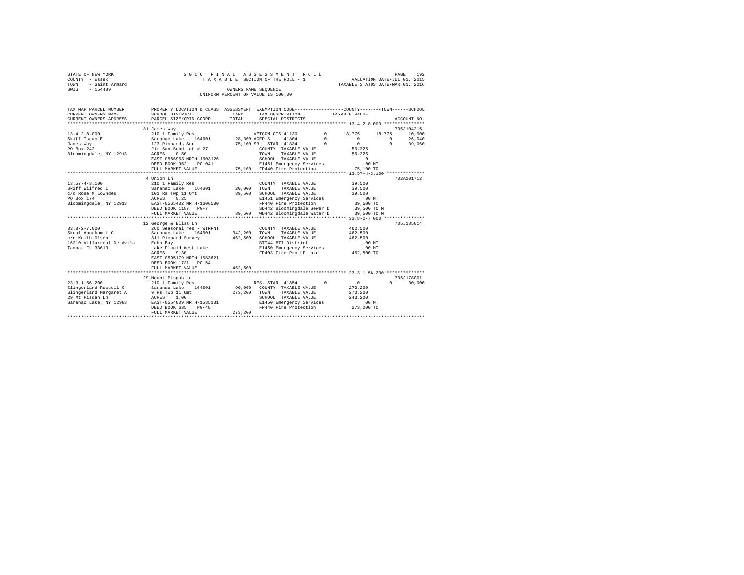STATE OF NEW YORK
COUNTY - Essex
TOWN - Saint Armand
SWIS - 154489

2016 FINAL ASSESSMENT ROLL
TAXABLE SECTION OF THE ROLL - 1
OWNERS NAME SEQUENCE
UNIFORM PERCENT OF VALUE IS 100.00

VALUATION DATE-JUL 01, 2015
TAXABLE STATUS DATE-MAR 01, 2016

```
TAX MAP PARCEL NUMBER          PROPERTY LOCATION & CLASS  ASSESSMENT  EXEMPTION CODE-----------------COUNTY--------TOWN------SCHOOL
CURRENT OWNERS NAME            SCHOOL DISTRICT               LAND      TAX DESCRIPTION            TAXABLE VALUE
CURRENT OWNERS ADDRESS         PARCEL SIZE/GRID COORD        TOTAL     SPECIAL DISTRICTS                                    ACCOUNT NO.
******************************************************************************************************* 13.4-2-8.000 ***************
                               31 James Way                                                                              705J104215
13.4-2-8.000                   210 1 Family Res                      VETCOM CTS 41130         0      18,775     18,775     10,000
Skiff Isaac E                  Saranac Lake   164601       28,300 AGED S     41804            0           0          0     26,040
James Way                      123 Richards Sur            75,100 SR  STAR  41834             0           0          0     39,060
PO Box 242                     Jim San Subd Lot # 27                COUNTY  TAXABLE VALUE              56,325
Bloomingdale, NY 12913         ACRES    0.50                        TOWN    TAXABLE VALUE              56,325
                               EAST-0566963 NRTH-1603126            SCHOOL  TAXABLE VALUE                   0
                               DEED BOOK 952    PG-041              E1451 Emergency Services              .00 MT
                               FULL MARKET VALUE           75,100   FP440 Fire Protection              75,100 TO
******************************************************************************************************* 13.57-4-3.100 **************
                               4 Union Ln                                                                                702A101712
13.57-4-3.100                  210 1 Family Res                     COUNTY  TAXABLE VALUE              39,500
Skiff Wilfred I                Saranac Lake   164601       20,000   TOWN    TAXABLE VALUE              39,500
c/o Rose M Lowndes             101 Rs Twp 11 Omt           39,500   SCHOOL  TAXABLE VALUE              39,500
PO Box 174                     ACRES    0.25                        E1451 Emergency Services              .00 MT
Bloomingdale, NY 12913         EAST-0565402 NRTH-1606580            FP440 Fire Protection              39,500 TO
                               DEED BOOK 1187   PG-7                SD442 Bloomingdale Sewer D         39,500 TO M
                               FULL MARKET VALUE           39,500   WD442 Bloomingdale Water D         39,500 TO M
******************************************************************************************************* 33.8-2-7.000 ***************
                               12 George & Bliss Ln                                                                      705J185014
33.8-2-7.000                   260 Seasonal res - WTRFNT            COUNTY  TAXABLE VALUE             462,500
Skoal Anorkum LLC              Saranac Lake   164601      342,200   TOWN    TAXABLE VALUE             462,500
c/o Keith Olsen                311 Richard Survey         462,500   SCHOOL  TAXABLE VALUE             462,500
16210 Villarreal De Avila      Echo Bay                             BTI44 BTI District                    .00 MT
Tampa, FL 33613                Lake Placid West Lake                E1450 Emergency Services              .00 MT
                               ACRES    9.30                        FP403 Fire Pro LP Lake            462,500 TO
                               EAST-0595179 NRTH-1583621
                               DEED BOOK 1731   PG-54
                               FULL MARKET VALUE          462,500
******************************************************************************************************* 23.3-1-56.200 **************
                               29 Mount Pisgah Ln                                                                        705J178001
23.3-1-56.200                  210 1 Family Res                     RES. STAR  41854          0           0          0     30,000
Slingerland Russell G          Saranac Lake   164601       90,000   COUNTY  TAXABLE VALUE             273,200
Slingerland Margaret A         9 Rs Twp 11 Omt            273,200   TOWN    TAXABLE VALUE             273,200
29 Mt Pisgah Ln                ACRES    1.00                        SCHOOL  TAXABLE VALUE             243,200
Saranac Lake, NY 12983         EAST-0554009 NRTH-1585131            E1450 Emergency Services              .00 MT
                               DEED BOOK 635    PG-48               FP440 Fire Protection             273,200 TO
                               FULL MARKET VALUE          273,200
************************************************************************************************************************************
```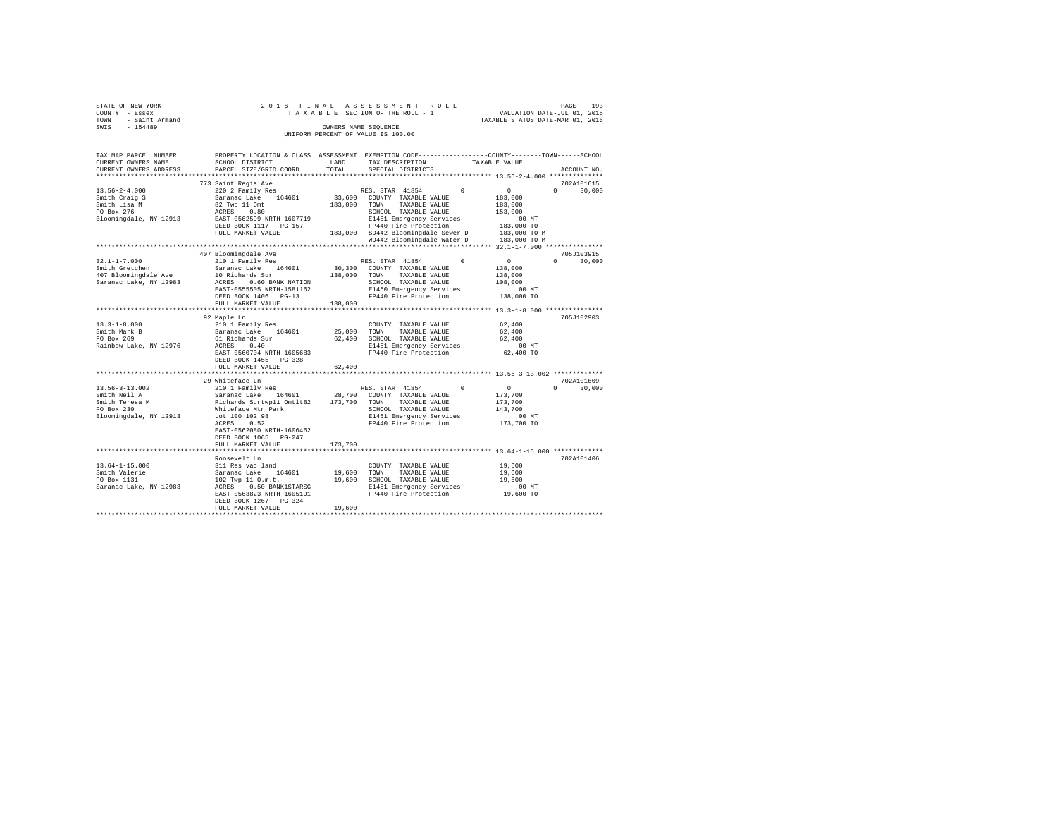STATE OF NEW YORK
COUNTY - Essex
TOWN - Saint Armand
SWIS - 154489

2016 FINAL ASSESSMENT ROLL
TAXABLE SECTION OF THE ROLL - 1
OWNERS NAME SEQUENCE
UNIFORM PERCENT OF VALUE IS 100.00

VALUATION DATE-JUL 01, 2015
TAXABLE STATUS DATE-MAR 01, 2016

| TAX MAP PARCEL NUMBER / CURRENT OWNERS NAME / CURRENT OWNERS ADDRESS | PROPERTY LOCATION & CLASS / SCHOOL DISTRICT / PARCEL SIZE/GRID COORD | ASSESSMENT LAND / TOTAL | EXEMPTION CODE / TAX DESCRIPTION / SPECIAL DISTRICTS | COUNTY | TOWN | SCHOOL / TAXABLE VALUE | ACCOUNT NO. |
|---|---|---|---|---|---|---|---|
| **13.56-2-4.000** | 773 Saint Regis Ave | | | | | | 702A101615 |
| 13.56-2-4.000 | 220 2 Family Res | | RES. STAR 41854 | 0 | 0 | 0 30,000 | |
| Smith Craig S | Saranac Lake 164601 | 33,600 | COUNTY TAXABLE VALUE | | | 183,000 | |
| Smith Lisa M | 82 Twp 11 Omt | 183,000 | TOWN TAXABLE VALUE | | | 183,000 | |
| PO Box 276 | ACRES 0.80 | | SCHOOL TAXABLE VALUE | | | 153,000 | |
| Bloomingdale, NY 12913 | EAST-0562599 NRTH-1607719 | | E1451 Emergency Services | | | .00 MT | |
| | DEED BOOK 1117 PG-157 | | FP440 Fire Protection | | | 183,000 TO | |
| | FULL MARKET VALUE | 183,000 | SD442 Bloomingdale Sewer D | | | 183,000 TO M | |
| | | | WD442 Bloomingdale Water D | | | 183,000 TO M | |
| **32.1-1-7.000** | 407 Bloomingdale Ave | | | | | | 705J103915 |
| 32.1-1-7.000 | 210 1 Family Res | | RES. STAR 41854 | 0 | 0 | 0 30,000 | |
| Smith Gretchen | Saranac Lake 164601 | 30,300 | COUNTY TAXABLE VALUE | | | 138,000 | |
| 407 Bloomingdale Ave | 10 Richards Sur | 138,000 | TOWN TAXABLE VALUE | | | 138,000 | |
| Saranac Lake, NY 12983 | ACRES 0.60 BANK NATION | | SCHOOL TAXABLE VALUE | | | 108,000 | |
| | EAST-0555505 NRTH-1581162 | | E1450 Emergency Services | | | .00 MT | |
| | DEED BOOK 1406 PG-13 | | FP440 Fire Protection | | | 138,000 TO | |
| | FULL MARKET VALUE | 138,000 | | | | | |
| **13.3-1-8.000** | 92 Maple Ln | | | | | | 705J102903 |
| 13.3-1-8.000 | 210 1 Family Res | | COUNTY TAXABLE VALUE | | | 62,400 | |
| Smith Mark B | Saranac Lake 164601 | 25,000 | TOWN TAXABLE VALUE | | | 62,400 | |
| PO Box 269 | 61 Richards Sur | 62,400 | SCHOOL TAXABLE VALUE | | | 62,400 | |
| Rainbow Lake, NY 12976 | ACRES 0.40 | | E1451 Emergency Services | | | .00 MT | |
| | EAST-0560704 NRTH-1605683 | | FP440 Fire Protection | | | 62,400 TO | |
| | DEED BOOK 1455 PG-328 | | | | | | |
| | FULL MARKET VALUE | 62,400 | | | | | |
| **13.56-3-13.002** | 29 Whiteface Ln | | | | | | 702A101609 |
| 13.56-3-13.002 | 210 1 Family Res | | RES. STAR 41854 | 0 | 0 | 0 30,000 | |
| Smith Neil A | Saranac Lake 164601 | 28,700 | COUNTY TAXABLE VALUE | | | 173,700 | |
| Smith Teresa M | Richards Surtwp11 Omtlt82 | 173,700 | TOWN TAXABLE VALUE | | | 173,700 | |
| PO Box 230 | Whiteface Mtn Park | | SCHOOL TAXABLE VALUE | | | 143,700 | |
| Bloomingdale, NY 12913 | Lot 100 102 98 | | E1451 Emergency Services | | | .00 MT | |
| | ACRES 0.52 | | FP440 Fire Protection | | | 173,700 TO | |
| | EAST-0562080 NRTH-1606462 | | | | | | |
| | DEED BOOK 1065 PG-247 | | | | | | |
| | FULL MARKET VALUE | 173,700 | | | | | |
| **13.64-1-15.000** | Roosevelt Ln | | | | | | 702A101406 |
| 13.64-1-15.000 | 311 Res vac land | | COUNTY TAXABLE VALUE | | | 19,600 | |
| Smith Valerie | Saranac Lake 164601 | 19,600 | TOWN TAXABLE VALUE | | | 19,600 | |
| PO Box 1131 | 102 Twp 11 O.m.t. | 19,600 | SCHOOL TAXABLE VALUE | | | 19,600 | |
| Saranac Lake, NY 12983 | ACRES 0.50 BANK1STARSG | | E1451 Emergency Services | | | .00 MT | |
| | EAST-0563823 NRTH-1605191 | | FP440 Fire Protection | | | 19,600 TO | |
| | DEED BOOK 1267 PG-324 | | | | | | |
| | FULL MARKET VALUE | 19,600 | | | | | |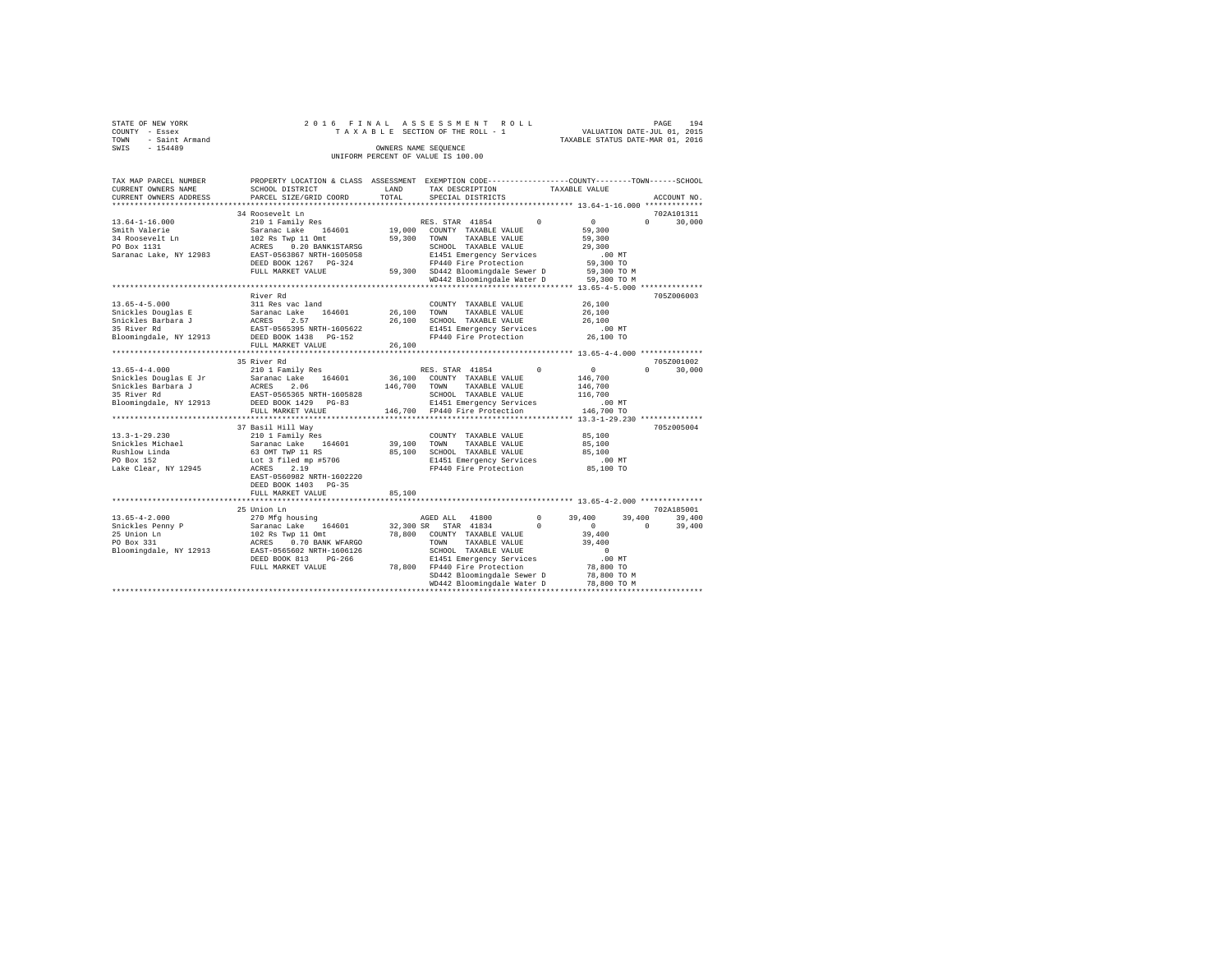STATE OF NEW YORK
COUNTY - Essex
TOWN - Saint Armand
SWIS - 154489

2016 FINAL ASSESSMENT ROLL
TAXABLE SECTION OF THE ROLL - 1
OWNERS NAME SEQUENCE
UNIFORM PERCENT OF VALUE IS 100.00

VALUATION DATE-JUL 01, 2015
TAXABLE STATUS DATE-MAR 01, 2016

```
TAX MAP PARCEL NUMBER     PROPERTY LOCATION & CLASS  ASSESSMENT  EXEMPTION CODE-----------------COUNTY--------TOWN------SCHOOL
CURRENT OWNERS NAME       SCHOOL DISTRICT              LAND      TAX DESCRIPTION            TAXABLE VALUE
CURRENT OWNERS ADDRESS    PARCEL SIZE/GRID COORD       TOTAL     SPECIAL DISTRICTS                                     ACCOUNT NO.
******************************************************************************************** 13.64-1-16.000 *************
                          34 Roosevelt Ln                                                                              702A101311
13.64-1-16.000            210 1 Family Res                    RES. STAR 41854        0            0           0       30,000
Smith Valerie             Saranac Lake    164601     19,000   COUNTY  TAXABLE VALUE           59,300
34 Roosevelt Ln           102 Rs Twp 11 Omt          59,300   TOWN    TAXABLE VALUE           59,300
PO Box 1131               ACRES    0.20 BANK1STARSG           SCHOOL  TAXABLE VALUE           29,300
Saranac Lake, NY 12983    EAST-0563867 NRTH-1605058           E1451 Emergency Services           .00 MT
                          DEED BOOK 1267   PG-324             FP440 Fire Protection           59,300 TO
                          FULL MARKET VALUE          59,300   SD442 Bloomingdale Sewer D      59,300 TO M
                                                              WD442 Bloomingdale Water D      59,300 TO M
******************************************************************************************** 13.65-4-5.000 **************
                          River Rd                                                                                     705Z006003
13.65-4-5.000             311 Res vac land                    COUNTY  TAXABLE VALUE           26,100
Snickles Douglas E        Saranac Lake    164601     26,100   TOWN    TAXABLE VALUE           26,100
Snickles Barbara J        ACRES    2.57              26,100   SCHOOL  TAXABLE VALUE           26,100
35 River Rd               EAST-0565395 NRTH-1605622           E1451 Emergency Services           .00 MT
Bloomingdale, NY 12913    DEED BOOK 1438   PG-152             FP440 Fire Protection           26,100 TO
                          FULL MARKET VALUE          26,100
******************************************************************************************** 13.65-4-4.000 **************
                          35 River Rd                                                                                  705Z001002
13.65-4-4.000             210 1 Family Res                    RES. STAR 41854        0            0           0       30,000
Snickles Douglas E Jr     Saranac Lake    164601     36,100   COUNTY  TAXABLE VALUE          146,700
Snickles Barbara J        ACRES    2.06             146,700   TOWN    TAXABLE VALUE          146,700
35 River Rd               EAST-0565365 NRTH-1605828           SCHOOL  TAXABLE VALUE          116,700
Bloomingdale, NY 12913    DEED BOOK 1429   PG-83              E1451 Emergency Services           .00 MT
                          FULL MARKET VALUE         146,700   FP440 Fire Protection          146,700 TO
******************************************************************************************** 13.3-1-29.230 **************
                          37 Basil Hill Way                                                                            705Z005004
13.3-1-29.230             210 1 Family Res                    COUNTY  TAXABLE VALUE           85,100
Snickles Michael          Saranac Lake    164601     39,100   TOWN    TAXABLE VALUE           85,100
Rushlow Linda             63 OMT TWP 11 RS           85,100   SCHOOL  TAXABLE VALUE           85,100
PO Box 152                Lot 3 filed mp #5706                E1451 Emergency Services           .00 MT
Lake Clear, NY 12945      ACRES    2.19                       FP440 Fire Protection           85,100 TO
                          EAST-0560982 NRTH-1602220
                          DEED BOOK 1403   PG-35
                          FULL MARKET VALUE          85,100
******************************************************************************************** 13.65-4-2.000 **************
                          25 Union Ln                                                                                  702A185001
13.65-4-2.000             270 Mfg housing                     AGED ALL  41800        0       39,400      39,400       39,400
Snickles Penny P          Saranac Lake    164601     32,300 SR  STAR  41834          0            0           0       39,400
25 Union Ln               102 Rs Twp 11 Omt          78,800   COUNTY  TAXABLE VALUE           39,400
PO Box 331                ACRES    0.70 BANK WFARGO           TOWN    TAXABLE VALUE           39,400
Bloomingdale, NY 12913    EAST-0565602 NRTH-1606126           SCHOOL  TAXABLE VALUE                0
                          DEED BOOK 813    PG-266             E1451 Emergency Services           .00 MT
                          FULL MARKET VALUE          78,800   FP440 Fire Protection           78,800 TO
                                                              SD442 Bloomingdale Sewer D      78,800 TO M
                                                              WD442 Bloomingdale Water D      78,800 TO M
**************************************************************************************************************************
```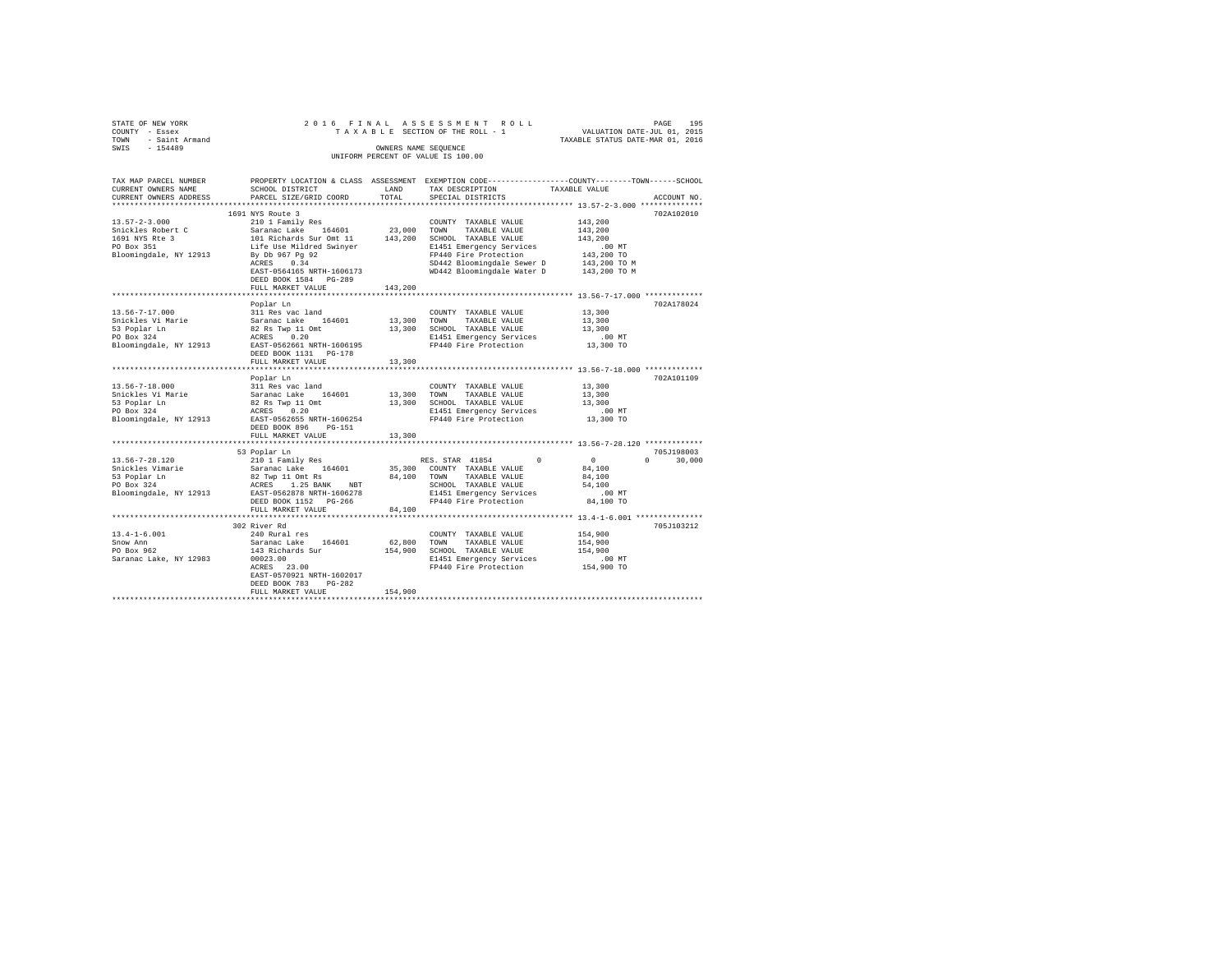STATE OF NEW YORK  
COUNTY - Essex  
TOWN - Saint Armand  
SWIS - 154489

2 0 1 6 F I N A L A S S E S S M E N T R O L L  
T A X A B L E SECTION OF THE ROLL - 1  
OWNERS NAME SEQUENCE  
UNIFORM PERCENT OF VALUE IS 100.00

VALUATION DATE-JUL 01, 2015  
TAXABLE STATUS DATE-MAR 01, 2016

| TAX MAP PARCEL NUMBER / CURRENT OWNERS NAME / CURRENT OWNERS ADDRESS | PROPERTY LOCATION & CLASS / SCHOOL DISTRICT / PARCEL SIZE/GRID COORD | ASSESSMENT LAND | TOTAL | EXEMPTION CODE / TAX DESCRIPTION / SPECIAL DISTRICTS | COUNTY | TOWN | SCHOOL TAXABLE VALUE | ACCOUNT NO. |
|---|---|---|---|---|---|---|---|---|
| **13.57-2-3.000** | 1691 NYS Route 3 | | | | | | | 702A102010 |
| 13.57-2-3.000 | 210 1 Family Res | | | COUNTY TAXABLE VALUE | 143,200 | | | |
| Snickles Robert C | Saranac Lake 164601 | 23,000 | | TOWN TAXABLE VALUE | 143,200 | | | |
| 1691 NYS Rte 3 | 101 Richards Sur Omt 11 | | 143,200 | SCHOOL TAXABLE VALUE | 143,200 | | | |
| PO Box 351 | Life Use Mildred Swinyer | | | E1451 Emergency Services | .00 MT | | | |
| Bloomingdale, NY 12913 | By Db 967 Pg 92 | | | FP440 Fire Protection | 143,200 TO | | | |
| | ACRES 0.34 | | | SD442 Bloomingdale Sewer D | 143,200 TO M | | | |
| | EAST-0564165 NRTH-1606173 | | | WD442 Bloomingdale Water D | 143,200 TO M | | | |
| | DEED BOOK 1584 PG-289 | | | | | | | |
| | FULL MARKET VALUE | | 143,200 | | | | | |
| **13.56-7-17.000** | Poplar Ln | | | | | | | 702A178024 |
| 13.56-7-17.000 | 311 Res vac land | | | COUNTY TAXABLE VALUE | 13,300 | | | |
| Snickles Vi Marie | Saranac Lake 164601 | 13,300 | | TOWN TAXABLE VALUE | 13,300 | | | |
| 53 Poplar Ln | 82 Rs Twp 11 Omt | | 13,300 | SCHOOL TAXABLE VALUE | 13,300 | | | |
| PO Box 324 | ACRES 0.20 | | | E1451 Emergency Services | .00 MT | | | |
| Bloomingdale, NY 12913 | EAST-0562661 NRTH-1606195 | | | FP440 Fire Protection | 13,300 TO | | | |
| | DEED BOOK 1131 PG-178 | | | | | | | |
| | FULL MARKET VALUE | | 13,300 | | | | | |
| **13.56-7-18.000** | Poplar Ln | | | | | | | 702A101109 |
| 13.56-7-18.000 | 311 Res vac land | | | COUNTY TAXABLE VALUE | 13,300 | | | |
| Snickles Vi Marie | Saranac Lake 164601 | 13,300 | | TOWN TAXABLE VALUE | 13,300 | | | |
| 53 Poplar Ln | 82 Rs Twp 11 Omt | | 13,300 | SCHOOL TAXABLE VALUE | 13,300 | | | |
| PO Box 324 | ACRES 0.20 | | | E1451 Emergency Services | .00 MT | | | |
| Bloomingdale, NY 12913 | EAST-0562655 NRTH-1606254 | | | FP440 Fire Protection | 13,300 TO | | | |
| | DEED BOOK 896 PG-151 | | | | | | | |
| | FULL MARKET VALUE | | 13,300 | | | | | |
| **13.56-7-28.120** | 53 Poplar Ln | | | | | | | 705J198003 |
| 13.56-7-28.120 | 210 1 Family Res | | | RES. STAR 41854 | 0 | 0 | 0 | 30,000 |
| Snickles Vimarie | Saranac Lake 164601 | 35,300 | | COUNTY TAXABLE VALUE | 84,100 | | | |
| 53 Poplar Ln | 82 Twp 11 Omt Rs | | 84,100 | TOWN TAXABLE VALUE | 84,100 | | | |
| PO Box 324 | ACRES 1.25 BANK NBT | | | SCHOOL TAXABLE VALUE | 54,100 | | | |
| Bloomingdale, NY 12913 | EAST-0562878 NRTH-1606278 | | | E1451 Emergency Services | .00 MT | | | |
| | DEED BOOK 1152 PG-266 | | | FP440 Fire Protection | 84,100 TO | | | |
| | FULL MARKET VALUE | | 84,100 | | | | | |
| **13.4-1-6.001** | 302 River Rd | | | | | | | 705J103212 |
| 13.4-1-6.001 | 240 Rural res | | | COUNTY TAXABLE VALUE | 154,900 | | | |
| Snow Ann | Saranac Lake 164601 | 62,800 | | TOWN TAXABLE VALUE | 154,900 | | | |
| PO Box 962 | 143 Richards Sur | | 154,900 | SCHOOL TAXABLE VALUE | 154,900 | | | |
| Saranac Lake, NY 12983 | 00023.00 | | | E1451 Emergency Services | .00 MT | | | |
| | ACRES 23.00 | | | FP440 Fire Protection | 154,900 TO | | | |
| | EAST-0570921 NRTH-1602017 | | | | | | | |
| | DEED BOOK 783 PG-282 | | | | | | | |
| | FULL MARKET VALUE | | 154,900 | | | | | |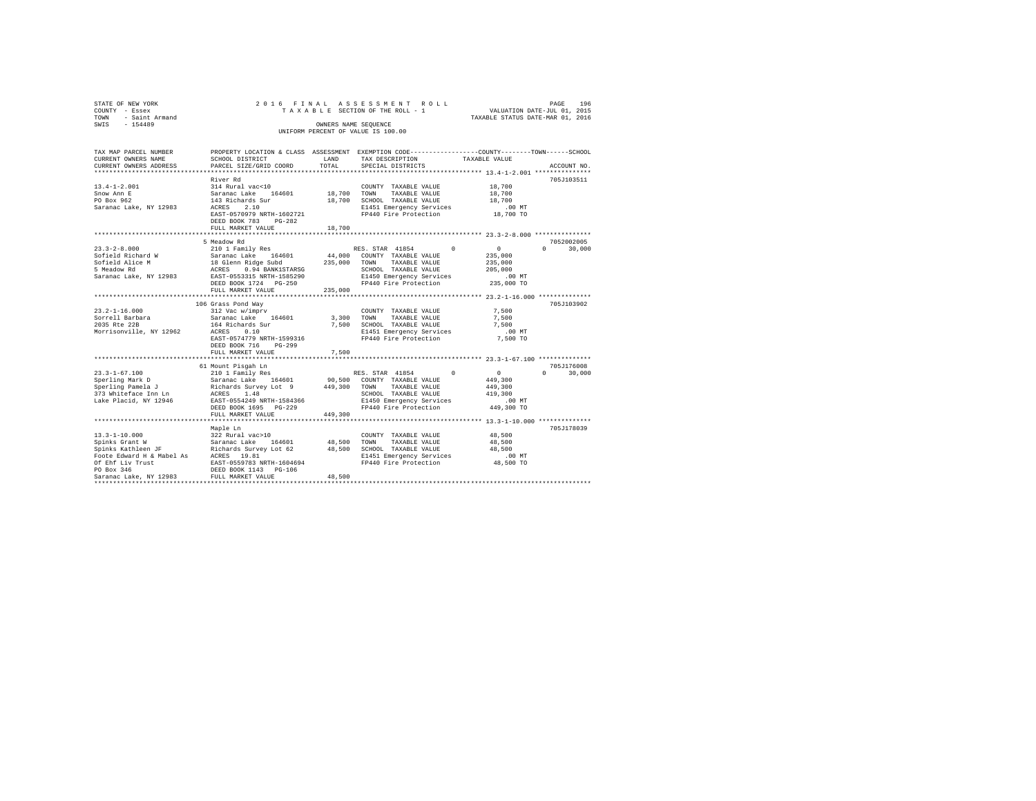STATE OF NEW YORK
COUNTY - Essex
TOWN - Saint Armand
SWIS - 154489

2016 FINAL ASSESSMENT ROLL
TAXABLE SECTION OF THE ROLL - 1
OWNERS NAME SEQUENCE
UNIFORM PERCENT OF VALUE IS 100.00

VALUATION DATE-JUL 01, 2015
TAXABLE STATUS DATE-MAR 01, 2016

```
TAX MAP PARCEL NUMBER          PROPERTY LOCATION & CLASS  ASSESSMENT  EXEMPTION CODE-----------------COUNTY--------TOWN------SCHOOL
CURRENT OWNERS NAME            SCHOOL DISTRICT              LAND      TAX DESCRIPTION             TAXABLE VALUE
CURRENT OWNERS ADDRESS         PARCEL SIZE/GRID COORD       TOTAL     SPECIAL DISTRICTS                                        ACCOUNT NO.
******************************************************************************************************* 13.4-1-2.001 ***************
                               River Rd                                                                                    705J103511
13.4-1-2.001                   314 Rural vac<10                       COUNTY  TAXABLE VALUE            18,700
Snow Ann E                     Saranac Lake    164601      18,700     TOWN    TAXABLE VALUE            18,700
PO Box 962                     143 Richards Sur            18,700     SCHOOL  TAXABLE VALUE            18,700
Saranac Lake, NY 12983         ACRES    2.10                          E1451 Emergency Services            .00 MT
                               EAST-0570979 NRTH-1602721              FP440 Fire Protection            18,700 TO
                               DEED BOOK 783    PG-282
                               FULL MARKET VALUE            18,700
******************************************************************************************************* 23.3-2-8.000 ***************
                               5 Meadow Rd                                                                                 7052002005
23.3-2-8.000                   210 1 Family Res                       RES. STAR 41854        0             0           0      30,000
Sofield Richard W              Saranac Lake    164601      44,000     COUNTY  TAXABLE VALUE           235,000
Sofield Alice M                18 Glenn Ridge Subd        235,000     TOWN    TAXABLE VALUE           235,000
5 Meadow Rd                    ACRES    0.94 BANK1STARSG              SCHOOL  TAXABLE VALUE           205,000
Saranac Lake, NY 12983         EAST-0553315 NRTH-1585290              E1450 Emergency Services            .00 MT
                               DEED BOOK 1724   PG-250                FP440 Fire Protection           235,000 TO
                               FULL MARKET VALUE           235,000
******************************************************************************************************* 23.2-1-16.000 **************
                               106 Grass Pond Way                                                                          705J103902
23.2-1-16.000                  312 Vac w/imprv                        COUNTY  TAXABLE VALUE             7,500
Sorrell Barbara                Saranac Lake    164601       3,300     TOWN    TAXABLE VALUE             7,500
2035 Rte 22B                   164 Richards Sur             7,500     SCHOOL  TAXABLE VALUE             7,500
Morrisonville, NY 12962        ACRES    0.10                          E1451 Emergency Services            .00 MT
                               EAST-0574779 NRTH-1599316              FP440 Fire Protection             7,500 TO
                               DEED BOOK 716    PG-299
                               FULL MARKET VALUE             7,500
******************************************************************************************************* 23.3-1-67.100 **************
                               61 Mount Pisgah Ln                                                                          705J176008
23.3-1-67.100                  210 1 Family Res                       RES. STAR 41854        0             0           0      30,000
Sperling Mark D                Saranac Lake    164601      90,500     COUNTY  TAXABLE VALUE           449,300
Sperling Pamela J              Richards Survey Lot 9      449,300     TOWN    TAXABLE VALUE           449,300
373 Whiteface Inn Ln           ACRES    1.48                          SCHOOL  TAXABLE VALUE           419,300
Lake Placid, NY 12946          EAST-0554249 NRTH-1584366              E1450 Emergency Services            .00 MT
                               DEED BOOK 1695   PG-229                FP440 Fire Protection           449,300 TO
                               FULL MARKET VALUE           449,300
******************************************************************************************************* 13.3-1-10.000 **************
                               Maple Ln                                                                                    705J178039
13.3-1-10.000                  322 Rural vac>10                       COUNTY  TAXABLE VALUE            48,500
Spinks Grant W                 Saranac Lake    164601      48,500     TOWN    TAXABLE VALUE            48,500
Spinks Kathleen JF             Richards Survey Lot 62      48,500     SCHOOL  TAXABLE VALUE            48,500
Foote Edward H & Mabel As      ACRES   19.81                          E1451 Emergency Services            .00 MT
Of Ehf Liv Trust               EAST-0559783 NRTH-1604694              FP440 Fire Protection            48,500 TO
PO Box 346                     DEED BOOK 1143   PG-106
Saranac Lake, NY 12983         FULL MARKET VALUE            48,500
************************************************************************************************************************************
```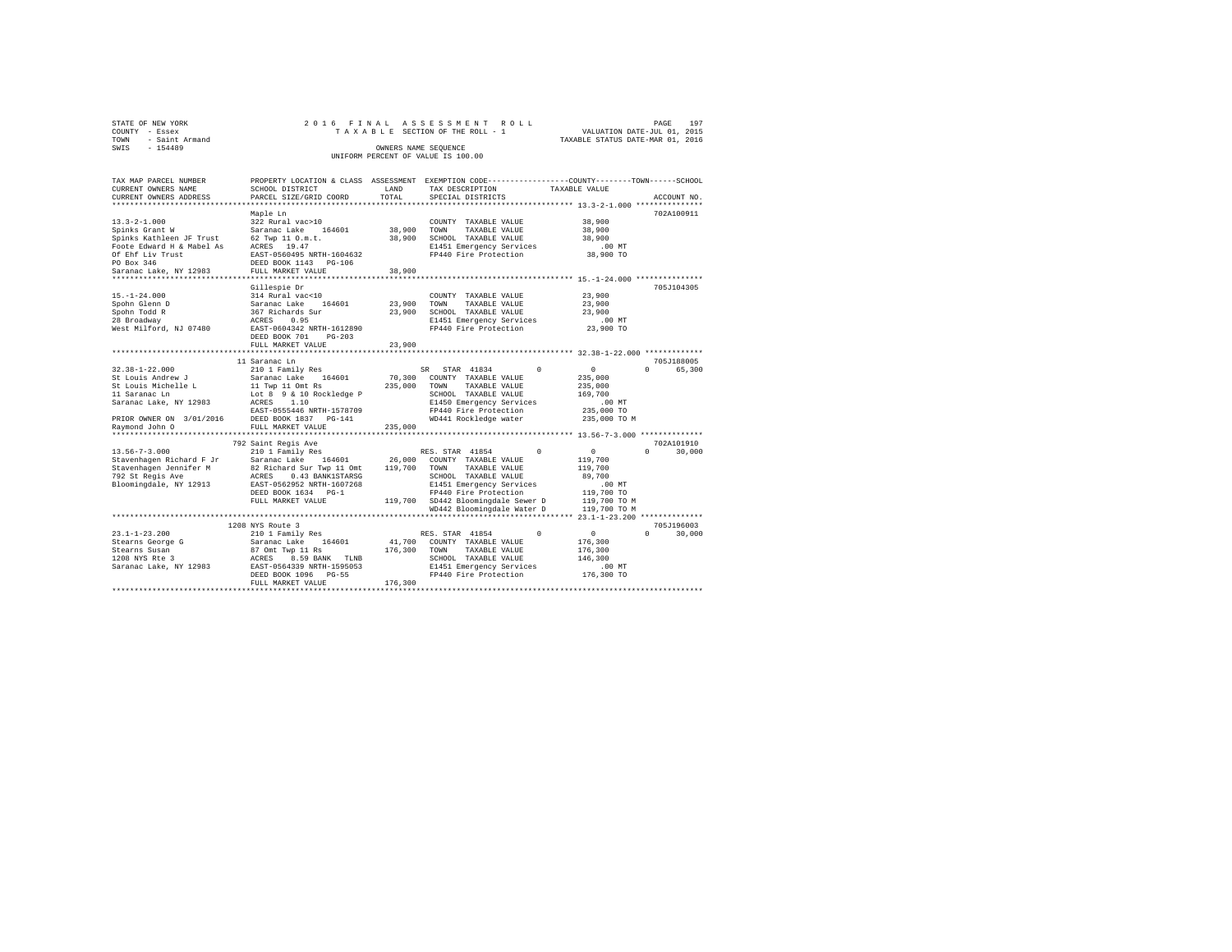STATE OF NEW YORK  
COUNTY - Essex  
TOWN - Saint Armand  
SWIS - 154489

2016 FINAL ASSESSMENT ROLL  
TAXABLE SECTION OF THE ROLL - 1  
OWNERS NAME SEQUENCE  
UNIFORM PERCENT OF VALUE IS 100.00

VALUATION DATE-JUL 01, 2015  
TAXABLE STATUS DATE-MAR 01, 2016

```
TAX MAP PARCEL NUMBER     PROPERTY LOCATION & CLASS  ASSESSMENT  EXEMPTION CODE-----------------COUNTY--------TOWN------SCHOOL
CURRENT OWNERS NAME       SCHOOL DISTRICT             LAND      TAX DESCRIPTION            TAXABLE VALUE
CURRENT OWNERS ADDRESS    PARCEL SIZE/GRID COORD      TOTAL     SPECIAL DISTRICTS                                    ACCOUNT NO.
******************************************************************************************** 13.3-2-1.000 ***************
                          Maple Ln                                                                                702A100911
13.3-2-1.000              322 Rural vac>10                      COUNTY  TAXABLE VALUE          38,900
Spinks Grant W            Saranac Lake   164601      38,900     TOWN    TAXABLE VALUE          38,900
Spinks Kathleen JF Trust  62 Twp 11 O.m.t.           38,900     SCHOOL  TAXABLE VALUE          38,900
Foote Edward H & Mabel As ACRES  19.47                          E1451 Emergency Services          .00 MT
Of Ehf Liv Trust          EAST-0560495 NRTH-1604632             FP440 Fire Protection          38,900 TO
PO Box 346                DEED BOOK 1143   PG-106
Saranac Lake, NY 12983    FULL MARKET VALUE          38,900
******************************************************************************************** 15.-1-24.000 ***************
                          Gillespie Dr                                                                            705J104305
15.-1-24.000              314 Rural vac<10                      COUNTY  TAXABLE VALUE          23,900
Spohn Glenn D             Saranac Lake   164601      23,900     TOWN    TAXABLE VALUE          23,900
Spohn Todd R              367 Richards Sur           23,900     SCHOOL  TAXABLE VALUE          23,900
28 Broadway               ACRES   0.95                          E1451 Emergency Services          .00 MT
West Milford, NJ 07480    EAST-0604342 NRTH-1612890             FP440 Fire Protection          23,900 TO
                          DEED BOOK 701    PG-203
                          FULL MARKET VALUE          23,900
******************************************************************************************** 32.38-1-22.000 *************
                       11 Saranac Ln                                                                              705J188005
32.38-1-22.000            210 1 Family Res                  SR   STAR 41834        0            0           0      65,300
St Louis Andrew J         Saranac Lake   164601      70,300     COUNTY  TAXABLE VALUE         235,000
St Louis Michelle L       11 Twp 11 Omt Rs          235,000     TOWN    TAXABLE VALUE         235,000
11 Saranac Ln             Lot 8  9 & 10 Rockledge P             SCHOOL  TAXABLE VALUE         169,700
Saranac Lake, NY 12983    ACRES   1.10                          E1450 Emergency Services          .00 MT
                          EAST-0555446 NRTH-1578709             FP440 Fire Protection         235,000 TO
PRIOR OWNER ON 3/01/2016  DEED BOOK 1837   PG-141               WD441 Rockledge water         235,000 TO M
Raymond John O            FULL MARKET VALUE         235,000
******************************************************************************************** 13.56-7-3.000 **************
                      792 Saint Regis Ave                                                                         702A101910
13.56-7-3.000             210 1 Family Res                  RES. STAR 41854        0            0           0      30,000
Stavenhagen Richard F Jr  Saranac Lake   164601      26,000     COUNTY  TAXABLE VALUE         119,700
Stavenhagen Jennifer M    82 Richard Sur Twp 11 Omt 119,700     TOWN    TAXABLE VALUE         119,700
792 St Regis Ave          ACRES   0.43 BANK1STARSG              SCHOOL  TAXABLE VALUE          89,700
Bloomingdale, NY 12913    EAST-0562952 NRTH-1607268             E1451 Emergency Services          .00 MT
                          DEED BOOK 1634   PG-1                 FP440 Fire Protection         119,700 TO
                          FULL MARKET VALUE         119,700     SD442 Bloomingdale Sewer D    119,700 TO M
                                                                WD442 Bloomingdale Water D    119,700 TO M
******************************************************************************************** 23.1-1-23.200 **************
                     1208 NYS Route 3                                                                             705J196003
23.1-1-23.200             210 1 Family Res                  RES. STAR 41854        0            0           0      30,000
Stearns George G          Saranac Lake   164601      41,700     COUNTY  TAXABLE VALUE         176,300
Stearns Susan             87 Omt Twp 11 Rs          176,300     TOWN    TAXABLE VALUE         176,300
1208 NYS Rte 3            ACRES   8.59 BANK   TLNB              SCHOOL  TAXABLE VALUE         146,300
Saranac Lake, NY 12983    EAST-0564339 NRTH-1595053             E1451 Emergency Services          .00 MT
                          DEED BOOK 1096   PG-55                FP440 Fire Protection         176,300 TO
                          FULL MARKET VALUE         176,300
*************************************************************************************************************************
```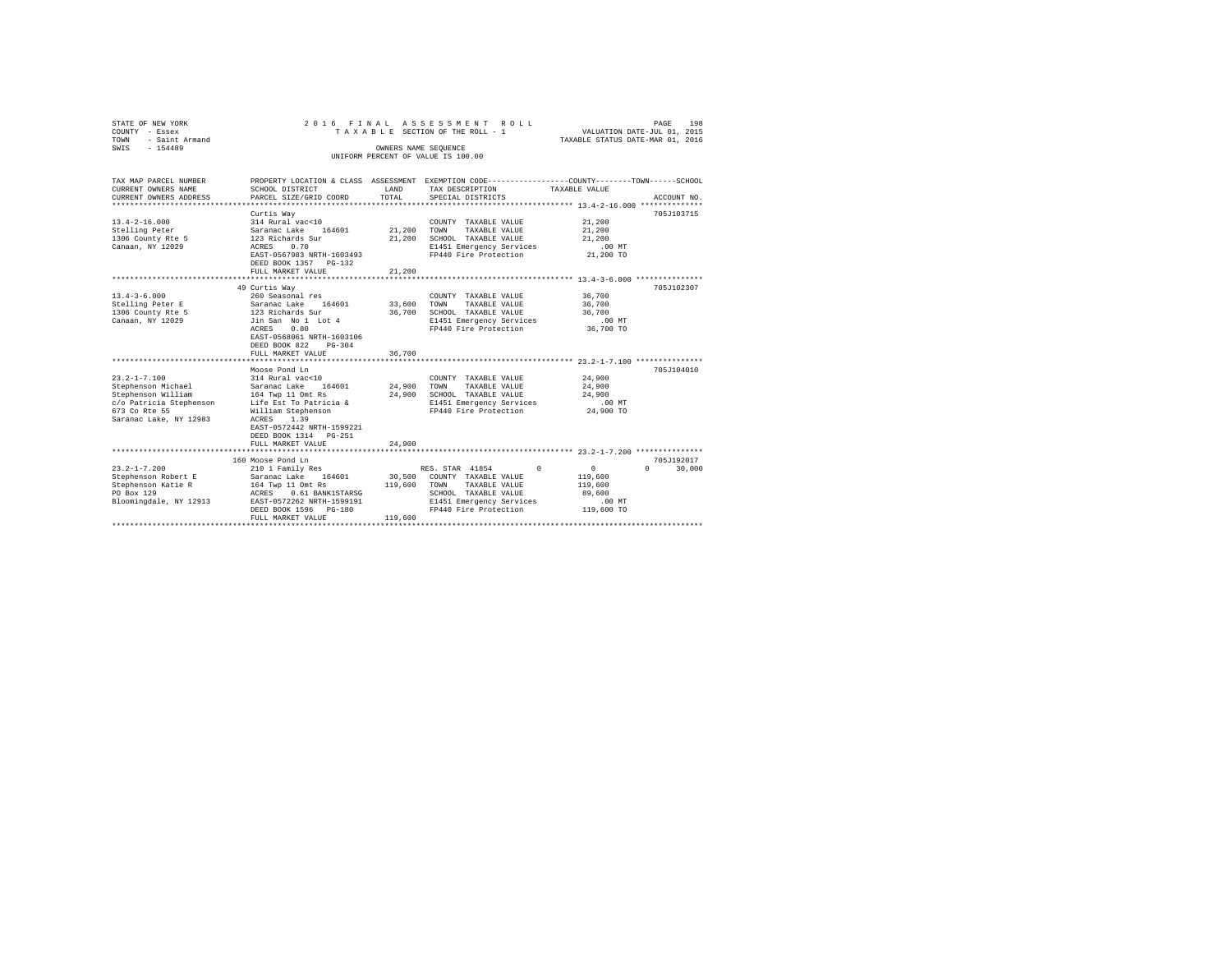STATE OF NEW YORK
COUNTY - Essex
TOWN - Saint Armand
SWIS - 154489

2016 FINAL ASSESSMENT ROLL
TAXABLE SECTION OF THE ROLL - 1
OWNERS NAME SEQUENCE
UNIFORM PERCENT OF VALUE IS 100.00

VALUATION DATE-JUL 01, 2015
TAXABLE STATUS DATE-MAR 01, 2016

| TAX MAP PARCEL NUMBER / CURRENT OWNERS NAME / CURRENT OWNERS ADDRESS | PROPERTY LOCATION & CLASS / SCHOOL DISTRICT / PARCEL SIZE/GRID COORD | ASSESSMENT LAND / TOTAL | EXEMPTION CODE / TAX DESCRIPTION / SPECIAL DISTRICTS | COUNTY / TOWN / SCHOOL TAXABLE VALUE | ACCOUNT NO. |
|---|---|---|---|---|---|
| **13.4-2-16.000** | Curtis Way | | | | 705J103715 |
| 13.4-2-16.000 | 314 Rural vac<10 | | COUNTY TAXABLE VALUE | 21,200 | |
| Stelling Peter | Saranac Lake 164601 | 21,200 | TOWN TAXABLE VALUE | 21,200 | |
| 1306 County Rte 5 | 123 Richards Sur | 21,200 | SCHOOL TAXABLE VALUE | 21,200 | |
| Canaan, NY 12029 | ACRES 0.70 | | E1451 Emergency Services | .00 MT | |
| | EAST-0567983 NRTH-1603493 | | FP440 Fire Protection | 21,200 TO | |
| | DEED BOOK 1357 PG-132 | | | | |
| | FULL MARKET VALUE | 21,200 | | | |
| **13.4-3-6.000** | 49 Curtis Way | | | | 705J102307 |
| 13.4-3-6.000 | 260 Seasonal res | | COUNTY TAXABLE VALUE | 36,700 | |
| Stelling Peter E | Saranac Lake 164601 | 33,600 | TOWN TAXABLE VALUE | 36,700 | |
| 1306 County Rte 5 | 123 Richards Sur | 36,700 | SCHOOL TAXABLE VALUE | 36,700 | |
| Canaan, NY 12029 | Jin San No 1 Lot 4 | | E1451 Emergency Services | .00 MT | |
| | ACRES 0.80 | | FP440 Fire Protection | 36,700 TO | |
| | EAST-0568061 NRTH-1603106 | | | | |
| | DEED BOOK 822 PG-304 | | | | |
| | FULL MARKET VALUE | 36,700 | | | |
| **23.2-1-7.100** | Moose Pond Ln | | | | 705J104010 |
| 23.2-1-7.100 | 314 Rural vac<10 | | COUNTY TAXABLE VALUE | 24,900 | |
| Stephenson Michael | Saranac Lake 164601 | 24,900 | TOWN TAXABLE VALUE | 24,900 | |
| Stephenson William | 164 Twp 11 Omt Rs | 24,900 | SCHOOL TAXABLE VALUE | 24,900 | |
| c/o Patricia Stephenson | Life Est To Patricia & | | E1451 Emergency Services | .00 MT | |
| 673 Co Rte 55 | William Stephenson | | FP440 Fire Protection | 24,900 TO | |
| Saranac Lake, NY 12983 | ACRES 1.39 | | | | |
| | EAST-0572442 NRTH-1599221 | | | | |
| | DEED BOOK 1314 PG-251 | | | | |
| | FULL MARKET VALUE | 24,900 | | | |
| **23.2-1-7.200** | 160 Moose Pond Ln | | | | 705J192017 |
| 23.2-1-7.200 | 210 1 Family Res | | RES. STAR 41854 | 0 0 0 30,000 | |
| Stephenson Robert E | Saranac Lake 164601 | 30,500 | COUNTY TAXABLE VALUE | 119,600 | |
| Stephenson Katie R | 164 Twp 11 Omt Rs | 119,600 | TOWN TAXABLE VALUE | 119,600 | |
| PO Box 129 | ACRES 0.61 BANK1STARSG | | SCHOOL TAXABLE VALUE | 89,600 | |
| Bloomingdale, NY 12913 | EAST-0572262 NRTH-1599191 | | E1451 Emergency Services | .00 MT | |
| | DEED BOOK 1596 PG-180 | | FP440 Fire Protection | 119,600 TO | |
| | FULL MARKET VALUE | 119,600 | | | |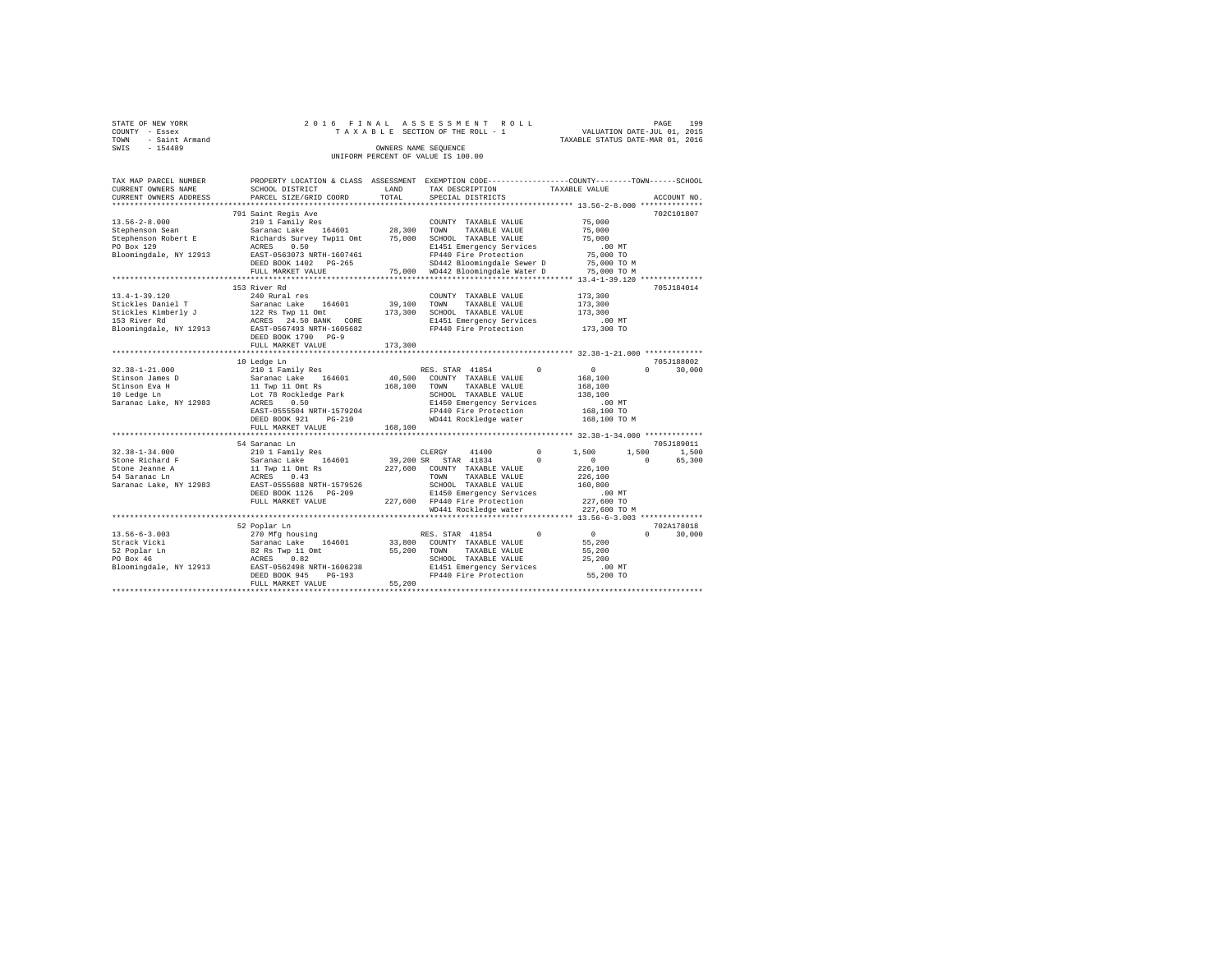STATE OF NEW YORK — 2016 FINAL ASSESSMENT ROLL
COUNTY - Essex — TAXABLE SECTION OF THE ROLL - 1 — VALUATION DATE-JUL 01, 2015
TOWN - Saint Armand — TAXABLE STATUS DATE-MAR 01, 2016
SWIS - 154489 — OWNERS NAME SEQUENCE
UNIFORM PERCENT OF VALUE IS 100.00

| TAX MAP PARCEL NUMBER / CURRENT OWNERS NAME / CURRENT OWNERS ADDRESS | PROPERTY LOCATION & CLASS / SCHOOL DISTRICT / PARCEL SIZE/GRID COORD | ASSESSMENT LAND / TOTAL | EXEMPTION CODE / TAX DESCRIPTION / SPECIAL DISTRICTS | COUNTY TAXABLE VALUE | TOWN | SCHOOL | ACCOUNT NO. |
|---|---|---|---|---|---|---|---|
| **13.56-2-8.000** | 791 Saint Regis Ave | | | | | | 702C101807 |
| 13.56-2-8.000 | 210 1 Family Res | | COUNTY TAXABLE VALUE | 75,000 | | | |
| Stephenson Sean | Saranac Lake 164601 | 28,300 | TOWN TAXABLE VALUE | 75,000 | | | |
| Stephenson Robert E | Richards Survey Twp11 Omt | 75,000 | SCHOOL TAXABLE VALUE | 75,000 | | | |
| PO Box 129 | ACRES 0.50 | | E1451 Emergency Services | .00 MT | | | |
| Bloomingdale, NY 12913 | EAST-0563073 NRTH-1607461 | | FP440 Fire Protection | 75,000 TO | | | |
| | DEED BOOK 1402 PG-265 | | SD442 Bloomingdale Sewer D | 75,000 TO M | | | |
| | FULL MARKET VALUE | 75,000 | WD442 Bloomingdale Water D | 75,000 TO M | | | |
| **13.4-1-39.120** | 153 River Rd | | | | | | 705J184014 |
| 13.4-1-39.120 | 240 Rural res | | COUNTY TAXABLE VALUE | 173,300 | | | |
| Stickles Daniel T | Saranac Lake 164601 | 39,100 | TOWN TAXABLE VALUE | 173,300 | | | |
| Stickles Kimberly J | 122 Rs Twp 11 Omt | 173,300 | SCHOOL TAXABLE VALUE | 173,300 | | | |
| 153 River Rd | ACRES 24.50 BANK CORE | | E1451 Emergency Services | .00 MT | | | |
| Bloomingdale, NY 12913 | EAST-0567493 NRTH-1605682 | | FP440 Fire Protection | 173,300 TO | | | |
| | DEED BOOK 1790 PG-9 | | | | | | |
| | FULL MARKET VALUE | 173,300 | | | | | |
| **32.38-1-21.000** | 10 Ledge Ln | | | | | | 705J188002 |
| 32.38-1-21.000 | 210 1 Family Res | | RES. STAR 41854 0 | 0 | 0 | 30,000 | |
| Stinson James D | Saranac Lake 164601 | 40,500 | COUNTY TAXABLE VALUE | 168,100 | | | |
| Stinson Eva H | 11 Twp 11 Omt Rs | 168,100 | TOWN TAXABLE VALUE | 168,100 | | | |
| 10 Ledge Ln | Lot 78 Rockledge Park | | SCHOOL TAXABLE VALUE | 138,100 | | | |
| Saranac Lake, NY 12983 | ACRES 0.50 | | E1450 Emergency Services | .00 MT | | | |
| | EAST-0555504 NRTH-1579204 | | FP440 Fire Protection | 168,100 TO | | | |
| | DEED BOOK 921 PG-210 | | WD441 Rockledge water | 168,100 TO M | | | |
| | FULL MARKET VALUE | 168,100 | | | | | |
| **32.38-1-34.000** | 54 Saranac Ln | | | | | | 705J189011 |
| 32.38-1-34.000 | 210 1 Family Res | | CLERGY 41400 0 | 1,500 | 1,500 | 1,500 | |
| Stone Richard F | Saranac Lake 164601 | 39,200 | SR STAR 41834 0 | 0 | 0 | 65,300 | |
| Stone Jeanne A | 11 Twp 11 Omt Rs | 227,600 | COUNTY TAXABLE VALUE | 226,100 | | | |
| 54 Saranac Ln | ACRES 0.43 | | TOWN TAXABLE VALUE | 226,100 | | | |
| Saranac Lake, NY 12983 | EAST-0555688 NRTH-1579526 | | SCHOOL TAXABLE VALUE | 160,800 | | | |
| | DEED BOOK 1126 PG-209 | | E1450 Emergency Services | .00 MT | | | |
| | FULL MARKET VALUE | 227,600 | FP440 Fire Protection | 227,600 TO | | | |
| | | | WD441 Rockledge water | 227,600 TO M | | | |
| **13.56-6-3.003** | 52 Poplar Ln | | | | | | 702A178018 |
| 13.56-6-3.003 | 270 Mfg housing | | RES. STAR 41854 0 | 0 | 0 | 30,000 | |
| Strack Vicki | Saranac Lake 164601 | 33,800 | COUNTY TAXABLE VALUE | 55,200 | | | |
| 52 Poplar Ln | 82 Rs Twp 11 Omt | 55,200 | TOWN TAXABLE VALUE | 55,200 | | | |
| PO Box 46 | ACRES 0.82 | | SCHOOL TAXABLE VALUE | 25,200 | | | |
| Bloomingdale, NY 12913 | EAST-0562498 NRTH-1606238 | | E1451 Emergency Services | .00 MT | | | |
| | DEED BOOK 945 PG-193 | | FP440 Fire Protection | 55,200 TO | | | |
| | FULL MARKET VALUE | 55,200 | | | | | |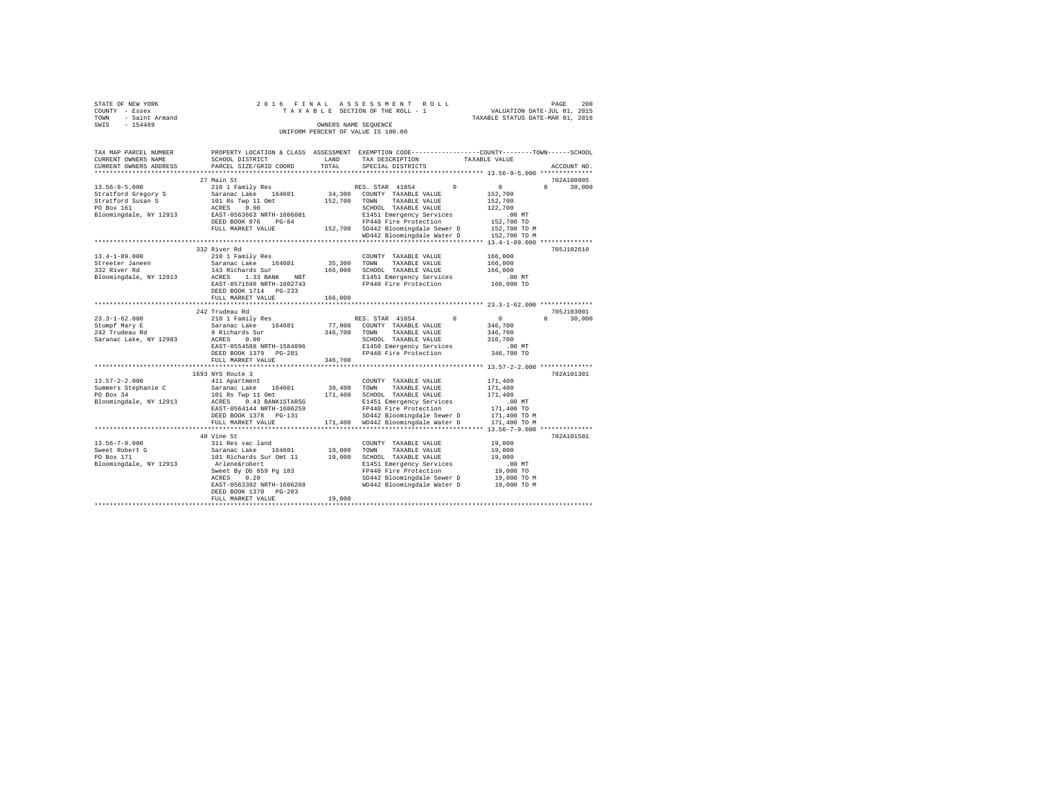STATE OF NEW YORK  
COUNTY - Essex  
TOWN - Saint Armand  
SWIS - 154489

2016 FINAL ASSESSMENT ROLL  
TAXABLE SECTION OF THE ROLL - 1  
OWNERS NAME SEQUENCE  
UNIFORM PERCENT OF VALUE IS 100.00

VALUATION DATE-JUL 01, 2015  
TAXABLE STATUS DATE-MAR 01, 2016

```
TAX MAP PARCEL NUMBER    PROPERTY LOCATION & CLASS  ASSESSMENT  EXEMPTION CODE-----------------COUNTY--------TOWN------SCHOOL
CURRENT OWNERS NAME      SCHOOL DISTRICT              LAND      TAX DESCRIPTION            TAXABLE VALUE
CURRENT OWNERS ADDRESS   PARCEL SIZE/GRID COORD       TOTAL     SPECIAL DISTRICTS                                        ACCOUNT NO.
******************************************************************************************** 13.56-9-5.000 **************
                         27 Main St                                                                                 702A100905
13.56-9-5.000            210 1 Family Res                      RES. STAR 41854       0          0             0      30,000
Stratford Gregory S      Saranac Lake   164601       34,300    COUNTY  TAXABLE VALUE            152,700
Stratford Susan S        101 Rs Twp 11 Omt          152,700    TOWN    TAXABLE VALUE            152,700
PO Box 161               ACRES    0.90                         SCHOOL  TAXABLE VALUE            122,700
Bloomingdale, NY 12913   EAST-0563663 NRTH-1606081             E1451 Emergency Services             .00 MT
                         DEED BOOK 976    PG-84                FP440 Fire Protection            152,700 TO
                         FULL MARKET VALUE          152,700    SD442 Bloomingdale Sewer D       152,700 TO M
                                                               WD442 Bloomingdale Water D       152,700 TO M
******************************************************************************************** 13.4-1-89.000 **************
                         332 River Rd                                                                               705J102610
13.4-1-89.000            210 1 Family Res                      COUNTY  TAXABLE VALUE            166,000
Streeter Janeen          Saranac Lake   164601       35,300    TOWN    TAXABLE VALUE            166,000
332 River Rd             143 Richards Sur           166,000    SCHOOL  TAXABLE VALUE            166,000
Bloomingdale, NY 12913   ACRES    1.33 BANK    NBT             E1451 Emergency Services             .00 MT
                         EAST-0571598 NRTH-1602743             FP440 Fire Protection            166,000 TO
                         DEED BOOK 1714   PG-233
                         FULL MARKET VALUE          166,000
******************************************************************************************** 23.3-1-62.000 **************
                         242 Trudeau Rd                                                                             705J103001
23.3-1-62.000            210 1 Family Res                      RES. STAR 41854       0          0             0      30,000
Stumpf Mary E            Saranac Lake   164601       77,000    COUNTY  TAXABLE VALUE            346,700
242 Trudeau Rd           9 Richards Sur             346,700    TOWN    TAXABLE VALUE            346,700
Saranac Lake, NY 12983   ACRES    0.90                         SCHOOL  TAXABLE VALUE            316,700
                         EAST-0554588 NRTH-1584896             E1450 Emergency Services             .00 MT
                         DEED BOOK 1379   PG-281               FP440 Fire Protection            346,700 TO
                         FULL MARKET VALUE          346,700
******************************************************************************************** 13.57-2-2.000 **************
                         1693 NYS Route 3                                                                           702A101301
13.57-2-2.000            411 Apartment                         COUNTY  TAXABLE VALUE            171,400
Summers Stephanie C      Saranac Lake   164601       39,400    TOWN    TAXABLE VALUE            171,400
PO Box 34                101 Rs Twp 11 Omt          171,400    SCHOOL  TAXABLE VALUE            171,400
Bloomingdale, NY 12913   ACRES    0.43 BANK1STARSG             E1451 Emergency Services             .00 MT
                         EAST-0564144 NRTH-1606259             FP440 Fire Protection            171,400 TO
                         DEED BOOK 1378   PG-131               SD442 Bloomingdale Sewer D       171,400 TO M
                         FULL MARKET VALUE          171,400    WD442 Bloomingdale Water D       171,400 TO M
******************************************************************************************** 13.56-7-9.000 **************
                         40 Vine St                                                                                 702A101501
13.56-7-9.000            311 Res vac land                      COUNTY  TAXABLE VALUE             19,000
Sweet Robert G           Saranac Lake   164601       19,000    TOWN    TAXABLE VALUE             19,000
PO Box 171               101 Richards Sur Omt 11     19,000    SCHOOL  TAXABLE VALUE             19,000
Bloomingdale, NY 12913    Arlene&robert                        E1451 Emergency Services             .00 MT
                         Sweet By Db 859 Pg 183                FP440 Fire Protection             19,000 TO
                         ACRES    0.20                         SD442 Bloomingdale Sewer D        19,000 TO M
                         EAST-0563392 NRTH-1606268             WD442 Bloomingdale Water D        19,000 TO M
                         DEED BOOK 1370   PG-203
                         FULL MARKET VALUE           19,000
****************************************************************************************************************************
```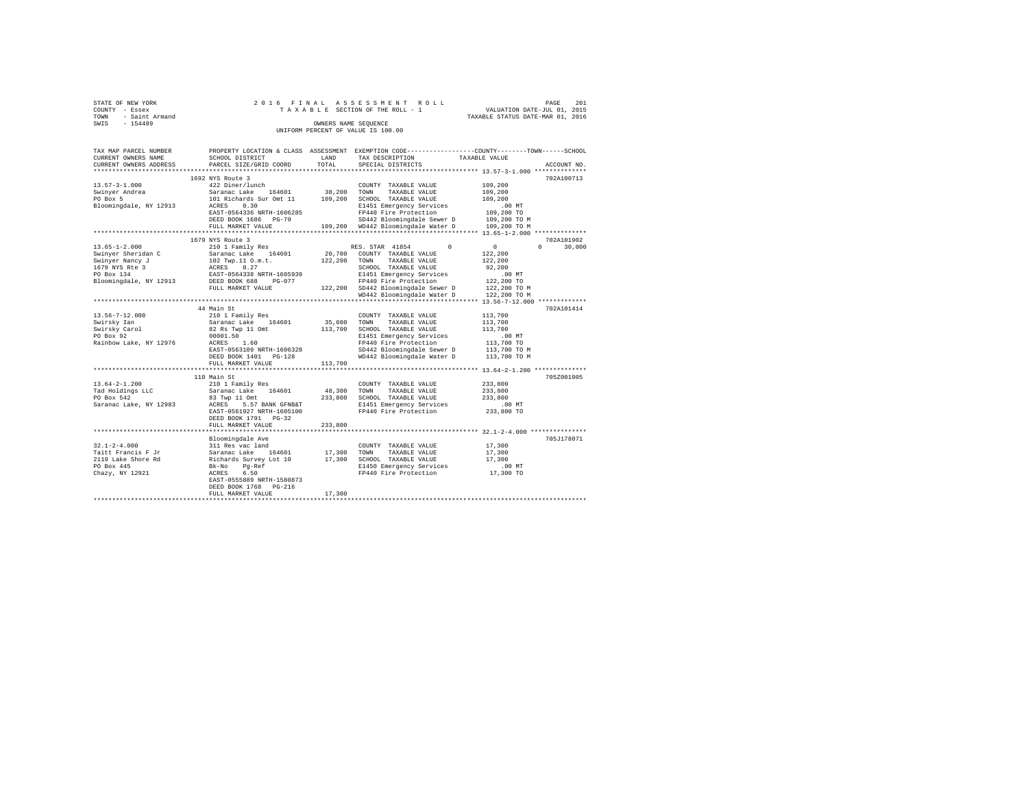STATE OF NEW YORK
COUNTY - Essex
TOWN - Saint Armand
SWIS - 154489

2016 FINAL ASSESSMENT ROLL
TAXABLE SECTION OF THE ROLL - 1
OWNERS NAME SEQUENCE
UNIFORM PERCENT OF VALUE IS 100.00

VALUATION DATE-JUL 01, 2015
TAXABLE STATUS DATE-MAR 01, 2016

```
TAX MAP PARCEL NUMBER          PROPERTY LOCATION & CLASS  ASSESSMENT  EXEMPTION CODE-----------------COUNTY--------TOWN------SCHOOL
CURRENT OWNERS NAME            SCHOOL DISTRICT              LAND       TAX DESCRIPTION              TAXABLE VALUE
CURRENT OWNERS ADDRESS         PARCEL SIZE/GRID COORD       TOTAL      SPECIAL DISTRICTS                                     ACCOUNT NO.
******************************************************************************************************* 13.57-3-1.000 **************
                               1692 NYS Route 3                                                                          702A100713
13.57-3-1.000                  422 Diner/lunch                         COUNTY  TAXABLE VALUE           109,200
Swinyer Andrea                 Saranac Lake    164601      38,200      TOWN    TAXABLE VALUE           109,200
PO Box 5                       101 Richards Sur Omt 11    109,200      SCHOOL  TAXABLE VALUE           109,200
Bloomingdale, NY 12913         ACRES    0.30                           E1451 Emergency Services              .00 MT
                               EAST-0564336 NRTH-1606285               FP440 Fire Protection           109,200 TO
                               DEED BOOK 1686   PG-79                  SD442 Bloomingdale Sewer D      109,200 TO M
                               FULL MARKET VALUE          109,200      WD442 Bloomingdale Water D      109,200 TO M
******************************************************************************************************* 13.65-1-2.000 **************
                               1679 NYS Route 3                                                                          702A101902
13.65-1-2.000                  210 1 Family Res                        RES. STAR 41854        0              0          0     30,000
Swinyer Sheridan C             Saranac Lake    164601      20,700      COUNTY  TAXABLE VALUE           122,200
Swinyer Nancy J                102 Twp.11 O.m.t.          122,200      TOWN    TAXABLE VALUE           122,200
1679 NYS Rte 3                 ACRES    0.27                           SCHOOL  TAXABLE VALUE            92,200
PO Box 134                     EAST-0564338 NRTH-1605939               E1451 Emergency Services              .00 MT
Bloomingdale, NY 12913         DEED BOOK 688    PG-077                 FP440 Fire Protection           122,200 TO
                               FULL MARKET VALUE          122,200      SD442 Bloomingdale Sewer D      122,200 TO M
                                                                       WD442 Bloomingdale Water D      122,200 TO M
******************************************************************************************************* 13.56-7-12.000 *************
                               44 Main St                                                                                702A101414
13.56-7-12.000                 210 1 Family Res                        COUNTY  TAXABLE VALUE           113,700
Swirsky Ian                    Saranac Lake    164601      35,600      TOWN    TAXABLE VALUE           113,700
Swirsky Carol                  82 Rs Twp 11 Omt           113,700      SCHOOL  TAXABLE VALUE           113,700
PO Box 92                      00001.50                                E1451 Emergency Services              .00 MT
Rainbow Lake, NY 12976         ACRES    1.60                           FP440 Fire Protection           113,700 TO
                               EAST-0563109 NRTH-1606328               SD442 Bloomingdale Sewer D      113,700 TO M
                               DEED BOOK 1401   PG-128                 WD442 Bloomingdale Water D      113,700 TO M
                               FULL MARKET VALUE          113,700
******************************************************************************************************* 13.64-2-1.200 **************
                               110 Main St                                                                               705Z001005
13.64-2-1.200                  210 1 Family Res                        COUNTY  TAXABLE VALUE           233,800
Tad Holdings LLC               Saranac Lake    164601      48,300      TOWN    TAXABLE VALUE           233,800
PO Box 542                     83 Twp 11 Omt              233,800      SCHOOL  TAXABLE VALUE           233,800
Saranac Lake, NY 12983         ACRES    5.57 BANK GFNB&T               E1451 Emergency Services              .00 MT
                               EAST-0561927 NRTH-1605100               FP440 Fire Protection           233,800 TO
                               DEED BOOK 1791   PG-32
                               FULL MARKET VALUE          233,800
******************************************************************************************************* 32.1-2-4.000 ***************
                               Bloomingdale Ave                                                                          705J178071
32.1-2-4.000                   311 Res vac land                        COUNTY  TAXABLE VALUE            17,300
Taitt Francis F Jr             Saranac Lake    164601      17,300      TOWN    TAXABLE VALUE            17,300
2119 Lake Shore Rd             Richards Survey Lot 10      17,300      SCHOOL  TAXABLE VALUE            17,300
PO Box 445                     Bk-No    Pg-Ref                         E1450 Emergency Services              .00 MT
Chazy, NY 12921                ACRES    6.50                           FP440 Fire Protection            17,300 TO
                               EAST-0555889 NRTH-1580873
                               DEED BOOK 1768   PG-216
                               FULL MARKET VALUE           17,300
************************************************************************************************************************************
```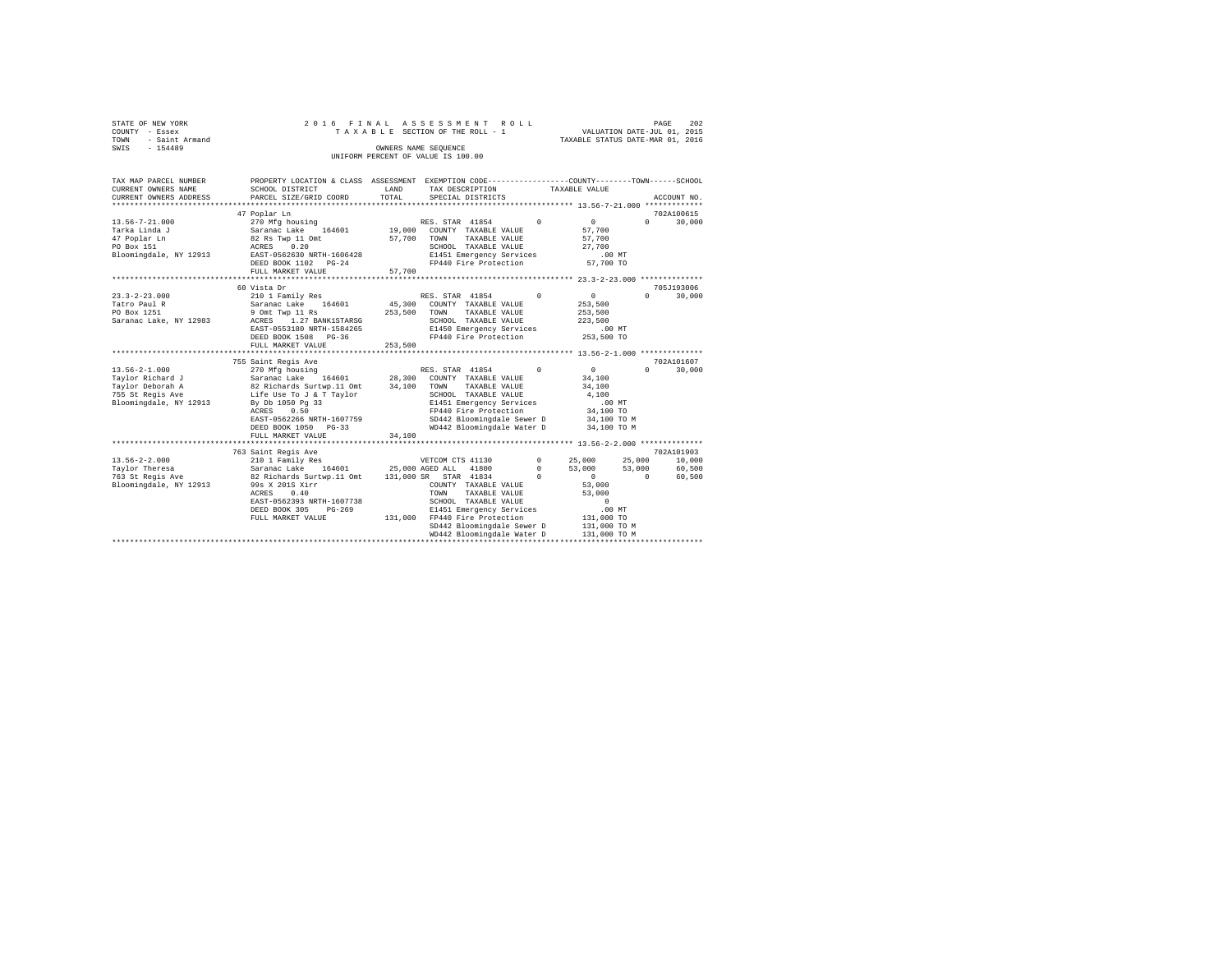STATE OF NEW YORK
COUNTY - Essex
TOWN - Saint Armand
SWIS - 154489

2016 FINAL ASSESSMENT ROLL
TAXABLE SECTION OF THE ROLL - 1
OWNERS NAME SEQUENCE
UNIFORM PERCENT OF VALUE IS 100.00

VALUATION DATE-JUL 01, 2015
TAXABLE STATUS DATE-MAR 01, 2016

```
TAX MAP PARCEL NUMBER    PROPERTY LOCATION & CLASS  ASSESSMENT  EXEMPTION CODE-----------------COUNTY--------TOWN------SCHOOL
CURRENT OWNERS NAME      SCHOOL DISTRICT              LAND      TAX DESCRIPTION            TAXABLE VALUE
CURRENT OWNERS ADDRESS   PARCEL SIZE/GRID COORD       TOTAL     SPECIAL DISTRICTS                                    ACCOUNT NO.
********************************************************************************************** 13.56-7-21.000 *************
                         47 Poplar Ln                                                                              702A100615
13.56-7-21.000           270 Mfg housing                        RES. STAR 41854       0          0          0      30,000
Tarka Linda J            Saranac Lake   164601       19,000   COUNTY  TAXABLE VALUE         57,700
47 Poplar Ln             82 Rs Twp 11 Omt            57,700   TOWN    TAXABLE VALUE         57,700
PO Box 151               ACRES    0.20                        SCHOOL  TAXABLE VALUE         27,700
Bloomingdale, NY 12913   EAST-0562630 NRTH-1606428            E1451 Emergency Services         .00 MT
                         DEED BOOK 1102   PG-24               FP440 Fire Protection          57,700 TO
                         FULL MARKET VALUE           57,700
********************************************************************************************** 23.3-2-23.000 **************
                         60 Vista Dr                                                                               705J193006
23.3-2-23.000            210 1 Family Res                       RES. STAR 41854       0          0          0      30,000
Tatro Paul R             Saranac Lake   164601       45,300   COUNTY  TAXABLE VALUE        253,500
PO Box 1251              9 Omt Twp 11 Rs            253,500   TOWN    TAXABLE VALUE        253,500
Saranac Lake, NY 12983   ACRES    1.27 BANK1STARSG            SCHOOL  TAXABLE VALUE        223,500
                         EAST-0553180 NRTH-1584265            E1450 Emergency Services         .00 MT
                         DEED BOOK 1508   PG-36               FP440 Fire Protection         253,500 TO
                         FULL MARKET VALUE          253,500
********************************************************************************************** 13.56-2-1.000 **************
                         755 Saint Regis Ave                                                                       702A101607
13.56-2-1.000            270 Mfg housing                        RES. STAR 41854       0          0          0      30,000
Taylor Richard J         Saranac Lake   164601       28,300   COUNTY  TAXABLE VALUE         34,100
Taylor Deborah A         82 Richards Surtwp.11 Omt   34,100   TOWN    TAXABLE VALUE         34,100
755 St Regis Ave         Life Use To J & T Taylor             SCHOOL  TAXABLE VALUE          4,100
Bloomingdale, NY 12913   By Db 1050 Pg 33                     E1451 Emergency Services         .00 MT
                         ACRES    0.50                        FP440 Fire Protection          34,100 TO
                         EAST-0562266 NRTH-1607759            SD442 Bloomingdale Sewer D     34,100 TO M
                         DEED BOOK 1050   PG-33               WD442 Bloomingdale Water D     34,100 TO M
                         FULL MARKET VALUE           34,100
********************************************************************************************** 13.56-2-2.000 **************
                         763 Saint Regis Ave                                                                       702A101903
13.56-2-2.000            210 1 Family Res                       VETCOM CTS 41130      0     25,000     25,000      10,000
Taylor Theresa           Saranac Lake   164601       25,000 AGED ALL  41800           0     53,000     53,000      60,500
763 St Regis Ave         82 Richards Surtwp.11 Omt  131,000 SR  STAR 41834            0          0          0      60,500
Bloomingdale, NY 12913   99s X 201S Xirr                      COUNTY  TAXABLE VALUE         53,000
                         ACRES    0.40                        TOWN    TAXABLE VALUE         53,000
                         EAST-0562393 NRTH-1607738            SCHOOL  TAXABLE VALUE              0
                         DEED BOOK 305    PG-269              E1451 Emergency Services         .00 MT
                         FULL MARKET VALUE          131,000   FP440 Fire Protection         131,000 TO
                                                              SD442 Bloomingdale Sewer D    131,000 TO M
                                                              WD442 Bloomingdale Water D    131,000 TO M
****************************************************************************************************************************
```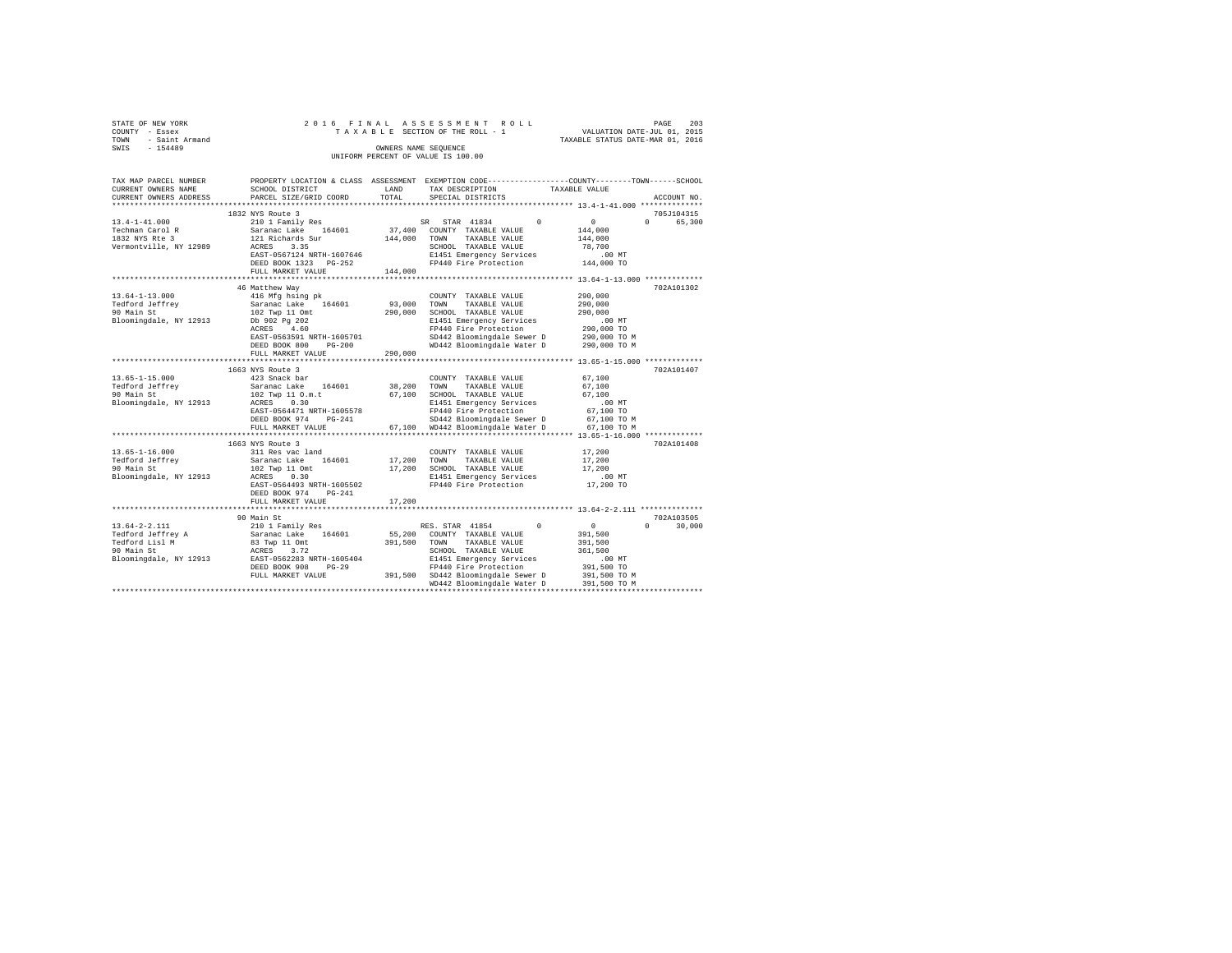STATE OF NEW YORK
COUNTY - Essex
TOWN - Saint Armand
SWIS - 154489

2 0 1 6 F I N A L A S S E S S M E N T R O L L
T A X A B L E SECTION OF THE ROLL - 1
OWNERS NAME SEQUENCE
UNIFORM PERCENT OF VALUE IS 100.00

VALUATION DATE-JUL 01, 2015
TAXABLE STATUS DATE-MAR 01, 2016

```
TAX MAP PARCEL NUMBER      PROPERTY LOCATION & CLASS  ASSESSMENT  EXEMPTION CODE-----------------COUNTY--------TOWN------SCHOOL
CURRENT OWNERS NAME        SCHOOL DISTRICT             LAND       TAX DESCRIPTION            TAXABLE VALUE
CURRENT OWNERS ADDRESS     PARCEL SIZE/GRID COORD      TOTAL      SPECIAL DISTRICTS                                     ACCOUNT NO.
******************************************************************************************************* 13.4-1-41.000 **************
                           1832 NYS Route 3                                                                          705J104315
13.4-1-41.000              210 1 Family Res                       SR  STAR 41834        0           0           0     65,300
Techman Carol R            Saranac Lake   164601       37,400     COUNTY  TAXABLE VALUE           144,000
1832 NYS Rte 3             121 Richards Sur           144,000     TOWN    TAXABLE VALUE           144,000
Vermontville, NY 12989     ACRES    3.35                          SCHOOL  TAXABLE VALUE            78,700
                           EAST-0567124 NRTH-1607646              E1451 Emergency Services            .00 MT
                           DEED BOOK 1323   PG-252                FP440 Fire Protection           144,000 TO
                           FULL MARKET VALUE          144,000
******************************************************************************************************* 13.64-1-13.000 *************
                           46 Matthew Way                                                                            702A101302
13.64-1-13.000             416 Mfg hsing pk                       COUNTY  TAXABLE VALUE           290,000
Tedford Jeffrey            Saranac Lake   164601       93,000     TOWN    TAXABLE VALUE           290,000
90 Main St                 102 Twp 11 Omt             290,000     SCHOOL  TAXABLE VALUE           290,000
Bloomingdale, NY 12913     Db 902 Pg 202                          E1451 Emergency Services            .00 MT
                           ACRES    4.60                          FP440 Fire Protection           290,000 TO
                           EAST-0563591 NRTH-1605701              SD442 Bloomingdale Sewer D      290,000 TO M
                           DEED BOOK 800    PG-200                WD442 Bloomingdale Water D      290,000 TO M
                           FULL MARKET VALUE          290,000
******************************************************************************************************* 13.65-1-15.000 *************
                           1663 NYS Route 3                                                                          702A101407
13.65-1-15.000             423 Snack bar                          COUNTY  TAXABLE VALUE            67,100
Tedford Jeffrey            Saranac Lake   164601       38,200     TOWN    TAXABLE VALUE            67,100
90 Main St                 102 Twp 11 O.m.t            67,100     SCHOOL  TAXABLE VALUE            67,100
Bloomingdale, NY 12913     ACRES    0.30                          E1451 Emergency Services            .00 MT
                           EAST-0564471 NRTH-1605578              FP440 Fire Protection            67,100 TO
                           DEED BOOK 974    PG-241                SD442 Bloomingdale Sewer D       67,100 TO M
                           FULL MARKET VALUE           67,100     WD442 Bloomingdale Water D       67,100 TO M
******************************************************************************************************* 13.65-1-16.000 *************
                           1663 NYS Route 3                                                                          702A101408
13.65-1-16.000             311 Res vac land                       COUNTY  TAXABLE VALUE            17,200
Tedford Jeffrey            Saranac Lake   164601       17,200     TOWN    TAXABLE VALUE            17,200
90 Main St                 102 Twp 11 Omt              17,200     SCHOOL  TAXABLE VALUE            17,200
Bloomingdale, NY 12913     ACRES    0.30                          E1451 Emergency Services            .00 MT
                           EAST-0564493 NRTH-1605502              FP440 Fire Protection            17,200 TO
                           DEED BOOK 974    PG-241
                           FULL MARKET VALUE           17,200
******************************************************************************************************* 13.64-2-2.111 **************
                           90 Main St                                                                                702A103505
13.64-2-2.111              210 1 Family Res                       RES. STAR 41854       0           0           0     30,000
Tedford Jeffrey A          Saranac Lake   164601       55,200     COUNTY  TAXABLE VALUE           391,500
Tedford Lisl M             83 Twp 11 Omt              391,500     TOWN    TAXABLE VALUE           391,500
90 Main St                 ACRES    3.72                          SCHOOL  TAXABLE VALUE           361,500
Bloomingdale, NY 12913     EAST-0562283 NRTH-1605404              E1451 Emergency Services            .00 MT
                           DEED BOOK 908    PG-29                 FP440 Fire Protection           391,500 TO
                           FULL MARKET VALUE          391,500     SD442 Bloomingdale Sewer D      391,500 TO M
                                                                  WD442 Bloomingdale Water D      391,500 TO M
************************************************************************************************************************************
```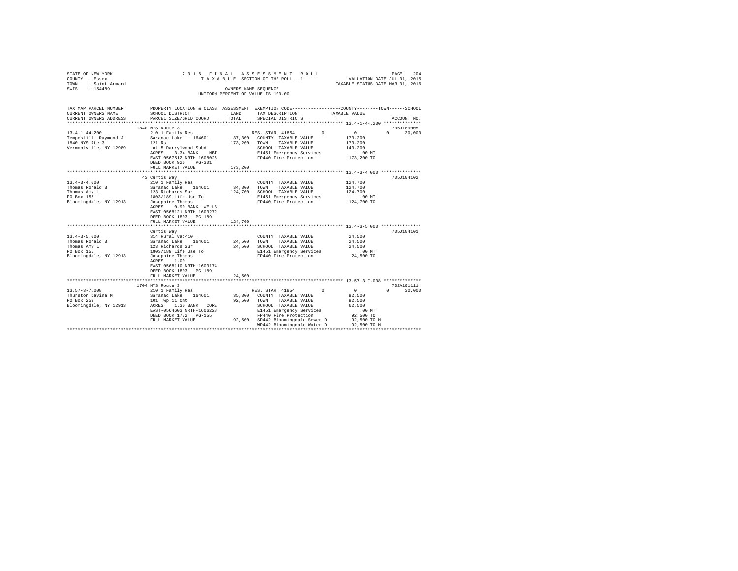STATE OF NEW YORK
COUNTY - Essex
TOWN - Saint Armand
SWIS - 154489

2 0 1 6 F I N A L A S S E S S M E N T R O L L
T A X A B L E SECTION OF THE ROLL - 1
OWNERS NAME SEQUENCE
UNIFORM PERCENT OF VALUE IS 100.00

VALUATION DATE-JUL 01, 2015
TAXABLE STATUS DATE-MAR 01, 2016

| TAX MAP PARCEL NUMBER / CURRENT OWNERS NAME / CURRENT OWNERS ADDRESS | PROPERTY LOCATION & CLASS / SCHOOL DISTRICT / PARCEL SIZE/GRID COORD | ASSESSMENT LAND / TOTAL | EXEMPTION CODE / TAX DESCRIPTION / SPECIAL DISTRICTS | COUNTY | TOWN | SCHOOL | ACCOUNT NO. |
|---|---|---|---|---|---|---|---|
| **13.4-1-44.200** | 1840 NYS Route 3 | | | | | | 705J189005 |
| 13.4-1-44.200 | 210 1 Family Res | | RES. STAR 41854 | 0 | 0 | 0 | 30,000 |
| Tempestilli Raymond J | Saranac Lake 164601 | 37,300 | COUNTY TAXABLE VALUE | 173,200 | | | |
| 1840 NYS Rte 3 | 121 Rs | 173,200 | TOWN TAXABLE VALUE | 173,200 | | | |
| Vermontville, NY 12989 | Lot 5 Darrylwood Subd | | SCHOOL TAXABLE VALUE | 143,200 | | | |
| | ACRES 3.34 BANK NBT | | E1451 Emergency Services | .00 MT | | | |
| | EAST-0567512 NRTH-1608026 | | FP440 Fire Protection | 173,200 TO | | | |
| | DEED BOOK 926 PG-301 | | | | | | |
| | FULL MARKET VALUE | 173,200 | | | | | |
| **13.4-3-4.000** | 43 Curtis Way | | | | | | 705J104102 |
| 13.4-3-4.000 | 210 1 Family Res | | COUNTY TAXABLE VALUE | 124,700 | | | |
| Thomas Ronald B | Saranac Lake 164601 | 34,300 | TOWN TAXABLE VALUE | 124,700 | | | |
| Thomas Amy L | 123 Richards Sur | 124,700 | SCHOOL TAXABLE VALUE | 124,700 | | | |
| PO Box 155 | 1803/189 Life Use To | | E1451 Emergency Services | .00 MT | | | |
| Bloomingdale, NY 12913 | Josephine Thomas | | FP440 Fire Protection | 124,700 TO | | | |
| | ACRES 0.90 BANK WELLS | | | | | | |
| | EAST-0568121 NRTH-1603272 | | | | | | |
| | DEED BOOK 1803 PG-189 | | | | | | |
| | FULL MARKET VALUE | 124,700 | | | | | |
| **13.4-3-5.000** | Curtis Way | | | | | | 705J104101 |
| 13.4-3-5.000 | 314 Rural vac<10 | | COUNTY TAXABLE VALUE | 24,500 | | | |
| Thomas Ronald B | Saranac Lake 164601 | 24,500 | TOWN TAXABLE VALUE | 24,500 | | | |
| Thomas Amy L | 123 Richards Sur | 24,500 | SCHOOL TAXABLE VALUE | 24,500 | | | |
| PO Box 155 | 1803/189 Life Use To | | E1451 Emergency Services | .00 MT | | | |
| Bloomingdale, NY 12913 | Josephine Thomas | | FP440 Fire Protection | 24,500 TO | | | |
| | ACRES 1.00 | | | | | | |
| | EAST-0568110 NRTH-1603174 | | | | | | |
| | DEED BOOK 1803 PG-189 | | | | | | |
| | FULL MARKET VALUE | 24,500 | | | | | |
| **13.57-3-7.008** | 1704 NYS Route 3 | | | | | | 702A101111 |
| 13.57-3-7.008 | 210 1 Family Res | | RES. STAR 41854 | 0 | 0 | 0 | 30,000 |
| Thurston Davina M | Saranac Lake 164601 | 35,300 | COUNTY TAXABLE VALUE | 92,500 | | | |
| PO Box 259 | 101 Twp 11 Omt | 92,500 | TOWN TAXABLE VALUE | 92,500 | | | |
| Bloomingdale, NY 12913 | ACRES 1.30 BANK CORE | | SCHOOL TAXABLE VALUE | 62,500 | | | |
| | EAST-0564603 NRTH-1606228 | | E1451 Emergency Services | .00 MT | | | |
| | DEED BOOK 1772 PG-155 | | FP440 Fire Protection | 92,500 TO | | | |
| | FULL MARKET VALUE | 92,500 | SD442 Bloomingdale Sewer D | 92,500 TO M | | | |
| | | | WD442 Bloomingdale Water D | 92,500 TO M | | | |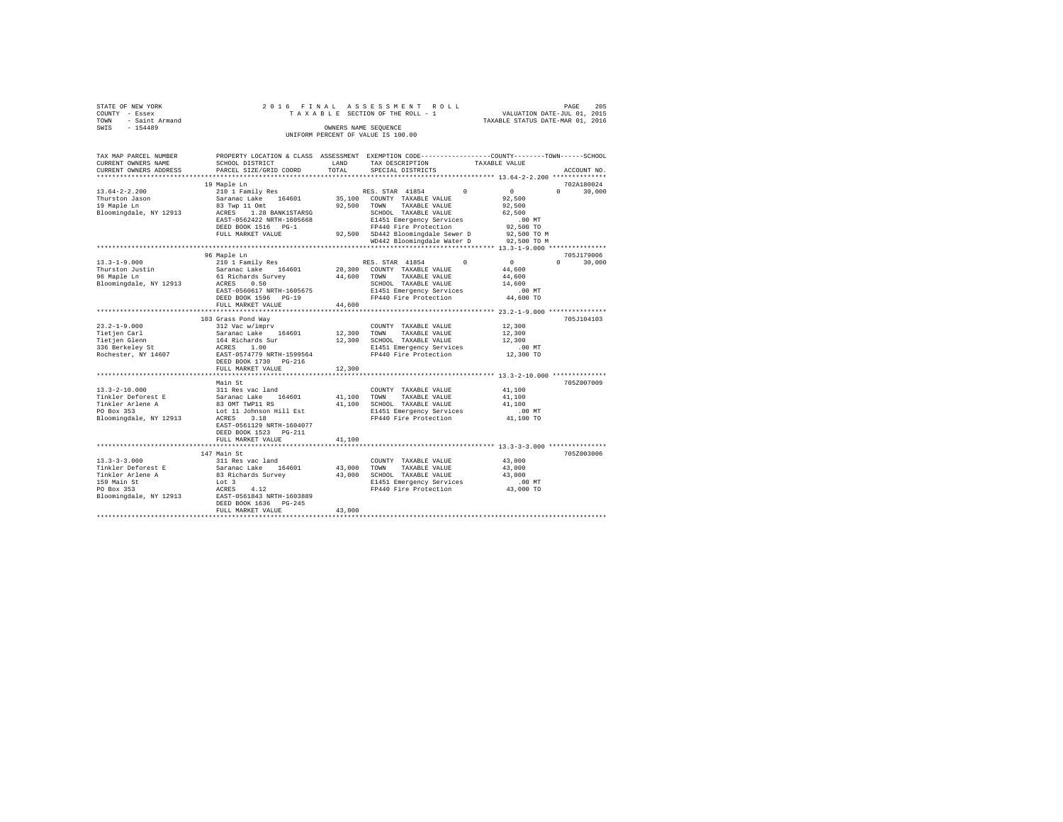STATE OF NEW YORK
COUNTY - Essex
TOWN - Saint Armand
SWIS - 154489

2016 FINAL ASSESSMENT ROLL
TAXABLE SECTION OF THE ROLL - 1
OWNERS NAME SEQUENCE
UNIFORM PERCENT OF VALUE IS 100.00

VALUATION DATE-JUL 01, 2015
TAXABLE STATUS DATE-MAR 01, 2016

| TAX MAP PARCEL NUMBER / CURRENT OWNERS NAME / CURRENT OWNERS ADDRESS | PROPERTY LOCATION & CLASS / SCHOOL DISTRICT / PARCEL SIZE/GRID COORD | ASSESSMENT LAND / TOTAL | EXEMPTION CODE / TAX DESCRIPTION / SPECIAL DISTRICTS | COUNTY | TOWN | SCHOOL | TAXABLE VALUE | ACCOUNT NO. |
|---|---|---|---|---|---|---|---|---|
| 13.64-2-2.200 | 19 Maple Ln | | | | | | | 702A180024 |
| Thurston Jason | 210 1 Family Res | | RES. STAR 41854 | 0 | 0 | 30,000 | | |
| 19 Maple Ln | Saranac Lake 164601 | 35,100 | COUNTY TAXABLE VALUE | | | | 92,500 | |
| Bloomingdale, NY 12913 | 83 Twp 11 Omt | 92,500 | TOWN TAXABLE VALUE | | | | 92,500 | |
| | ACRES 1.28 BANK1STARSG | | SCHOOL TAXABLE VALUE | | | | 62,500 | |
| | EAST-0562422 NRTH-1605668 | | E1451 Emergency Services | | | | .00 MT | |
| | DEED BOOK 1516 PG-1 | | FP440 Fire Protection | | | | 92,500 TO | |
| | FULL MARKET VALUE | 92,500 | SD442 Bloomingdale Sewer D | | | | 92,500 TO M | |
| | | | WD442 Bloomingdale Water D | | | | 92,500 TO M | |
| 13.3-1-9.000 | 96 Maple Ln | | | | | | | 705J179006 |
| Thurston Justin | 210 1 Family Res | | RES. STAR 41854 | 0 | 0 | 30,000 | | |
| 96 Maple Ln | Saranac Lake 164601 | 28,300 | COUNTY TAXABLE VALUE | | | | 44,600 | |
| Bloomingdale, NY 12913 | 61 Richards Survey | 44,600 | TOWN TAXABLE VALUE | | | | 44,600 | |
| | ACRES 0.50 | | SCHOOL TAXABLE VALUE | | | | 14,600 | |
| | EAST-0560617 NRTH-1605675 | | E1451 Emergency Services | | | | .00 MT | |
| | DEED BOOK 1596 PG-19 | | FP440 Fire Protection | | | | 44,600 TO | |
| | FULL MARKET VALUE | 44,600 | | | | | | |
| 23.2-1-9.000 | 103 Grass Pond Way | | | | | | | 705J104103 |
| Tietjen Carl | 312 Vac w/imprv | | COUNTY TAXABLE VALUE | | | | 12,300 | |
| Tietjen Glenn | Saranac Lake 164601 | 12,300 | TOWN TAXABLE VALUE | | | | 12,300 | |
| 336 Berkeley St | 164 Richards Sur | 12,300 | SCHOOL TAXABLE VALUE | | | | 12,300 | |
| Rochester, NY 14607 | ACRES 1.00 | | E1451 Emergency Services | | | | .00 MT | |
| | EAST-0574779 NRTH-1599564 | | FP440 Fire Protection | | | | 12,300 TO | |
| | DEED BOOK 1730 PG-216 | | | | | | | |
| | FULL MARKET VALUE | 12,300 | | | | | | |
| 13.3-2-10.000 | Main St | | | | | | | 705Z007009 |
| Tinkler Deforest E | 311 Res vac land | | COUNTY TAXABLE VALUE | | | | 41,100 | |
| Tinkler Arlene A | Saranac Lake 164601 | 41,100 | TOWN TAXABLE VALUE | | | | 41,100 | |
| PO Box 353 | 83 OMT TWP11 RS | 41,100 | SCHOOL TAXABLE VALUE | | | | 41,100 | |
| Bloomingdale, NY 12913 | Lot 11 Johnson Hill Est | | E1451 Emergency Services | | | | .00 MT | |
| | ACRES 3.18 | | FP440 Fire Protection | | | | 41,100 TO | |
| | EAST-0561129 NRTH-1604077 | | | | | | | |
| | DEED BOOK 1523 PG-211 | | | | | | | |
| | FULL MARKET VALUE | 41,100 | | | | | | |
| 13.3-3-3.000 | 147 Main St | | | | | | | 705Z003006 |
| Tinkler Deforest E | 311 Res vac land | | COUNTY TAXABLE VALUE | | | | 43,000 | |
| Tinkler Arlene A | Saranac Lake 164601 | 43,000 | TOWN TAXABLE VALUE | | | | 43,000 | |
| 159 Main St | 83 Richards Survey | 43,000 | SCHOOL TAXABLE VALUE | | | | 43,000 | |
| PO Box 353 | Lot 3 | | E1451 Emergency Services | | | | .00 MT | |
| Bloomingdale, NY 12913 | ACRES 4.12 | | FP440 Fire Protection | | | | 43,000 TO | |
| | EAST-0561843 NRTH-1603889 | | | | | | | |
| | DEED BOOK 1636 PG-245 | | | | | | | |
| | FULL MARKET VALUE | 43,000 | | | | | | |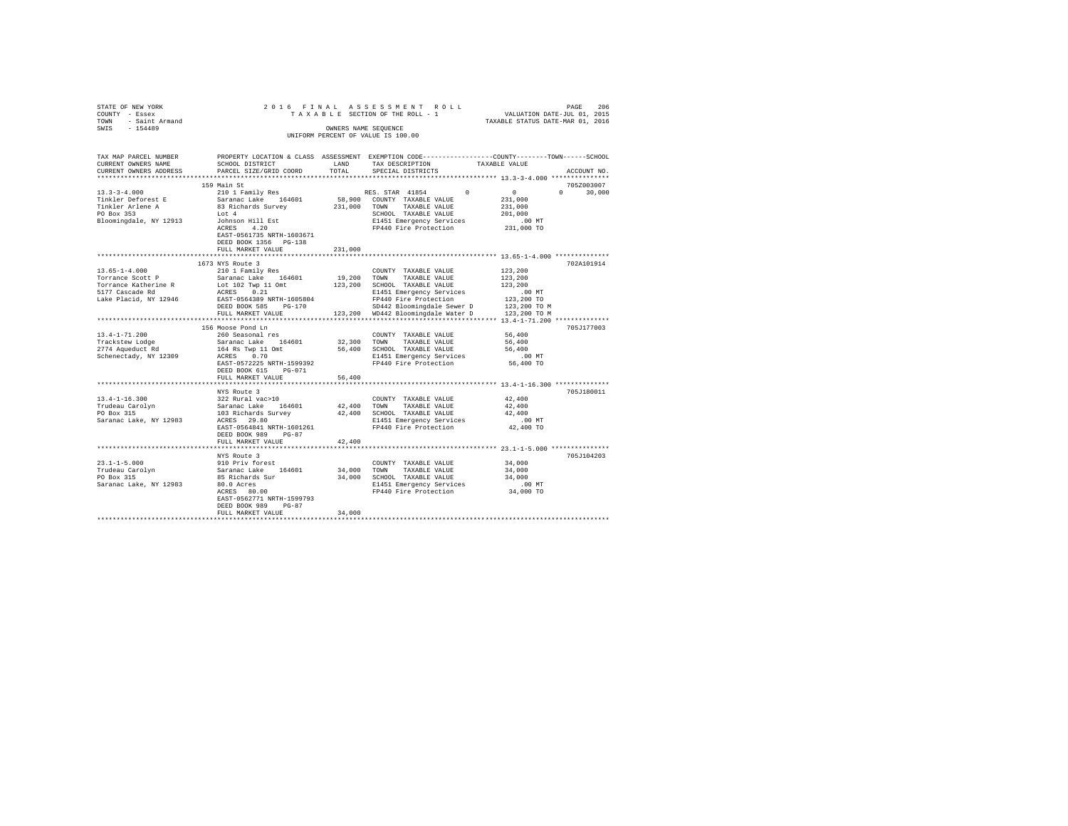STATE OF NEW YORK
COUNTY - Essex
TOWN - Saint Armand
SWIS - 154489

2016 FINAL ASSESSMENT ROLL
TAXABLE SECTION OF THE ROLL - 1
OWNERS NAME SEQUENCE
UNIFORM PERCENT OF VALUE IS 100.00

VALUATION DATE-JUL 01, 2015
TAXABLE STATUS DATE-MAR 01, 2016

| TAX MAP PARCEL NUMBER / CURRENT OWNERS NAME / CURRENT OWNERS ADDRESS | PROPERTY LOCATION & CLASS / SCHOOL DISTRICT / PARCEL SIZE/GRID COORD | ASSESSMENT LAND | TOTAL | EXEMPTION CODE / TAX DESCRIPTION / SPECIAL DISTRICTS | COUNTY | TOWN | SCHOOL | TAXABLE VALUE | ACCOUNT NO. |
|---|---|---|---|---|---|---|---|---|---|
| 13.3-3-4.000 | 159 Main St | | | | | | | | 705Z003007 |
| Tinkler Deforest E | 210 1 Family Res | | | RES. STAR 41854 | 0 | 0 | 0 | 30,000 | |
| Tinkler Arlene A | Saranac Lake 164601 | 58,900 | | COUNTY TAXABLE VALUE | | | | 231,000 | |
| PO Box 353 | 83 Richards Survey | | 231,000 | TOWN TAXABLE VALUE | | | | 231,000 | |
| Bloomingdale, NY 12913 | Lot 4 | | | SCHOOL TAXABLE VALUE | | | | 201,000 | |
| | Johnson Hill Est | | | E1451 Emergency Services | | | | .00 MT | |
| | ACRES 4.20 | | | FP440 Fire Protection | | | | 231,000 TO | |
| | EAST-0561735 NRTH-1603671 | | | | | | | | |
| | DEED BOOK 1356 PG-138 | | | | | | | | |
| | FULL MARKET VALUE | | 231,000 | | | | | | |
| 13.65-1-4.000 | 1673 NYS Route 3 | | | | | | | | 702A101914 |
| Torrance Scott P | 210 1 Family Res | | | COUNTY TAXABLE VALUE | | | | 123,200 | |
| Torrance Katherine R | Saranac Lake 164601 | 19,200 | | TOWN TAXABLE VALUE | | | | 123,200 | |
| 5177 Cascade Rd | Lot 102 Twp 11 Omt | | 123,200 | SCHOOL TAXABLE VALUE | | | | 123,200 | |
| Lake Placid, NY 12946 | ACRES 0.21 | | | E1451 Emergency Services | | | | .00 MT | |
| | EAST-0564389 NRTH-1605804 | | | FP440 Fire Protection | | | | 123,200 TO | |
| | DEED BOOK 585 PG-170 | | | SD442 Bloomingdale Sewer D | | | | 123,200 TO M | |
| | FULL MARKET VALUE | | 123,200 | WD442 Bloomingdale Water D | | | | 123,200 TO M | |
| 13.4-1-71.200 | 156 Moose Pond Ln | | | | | | | | 705J177003 |
| Trackstew Lodge | 260 Seasonal res | | | COUNTY TAXABLE VALUE | | | | 56,400 | |
| 2774 Aqueduct Rd | Saranac Lake 164601 | 32,300 | | TOWN TAXABLE VALUE | | | | 56,400 | |
| Schenectady, NY 12309 | 164 Rs Twp 11 Omt | | 56,400 | SCHOOL TAXABLE VALUE | | | | 56,400 | |
| | ACRES 0.70 | | | E1451 Emergency Services | | | | .00 MT | |
| | EAST-0572225 NRTH-1599392 | | | FP440 Fire Protection | | | | 56,400 TO | |
| | DEED BOOK 615 PG-071 | | | | | | | | |
| | FULL MARKET VALUE | | 56,400 | | | | | | |
| 13.4-1-16.300 | NYS Route 3 | | | | | | | | 705J180011 |
| Trudeau Carolyn | 322 Rural vac>10 | | | COUNTY TAXABLE VALUE | | | | 42,400 | |
| PO Box 315 | Saranac Lake 164601 | 42,400 | | TOWN TAXABLE VALUE | | | | 42,400 | |
| Saranac Lake, NY 12983 | 103 Richards Survey | | 42,400 | SCHOOL TAXABLE VALUE | | | | 42,400 | |
| | ACRES 29.80 | | | E1451 Emergency Services | | | | .00 MT | |
| | EAST-0564841 NRTH-1601261 | | | FP440 Fire Protection | | | | 42,400 TO | |
| | DEED BOOK 989 PG-87 | | | | | | | | |
| | FULL MARKET VALUE | | 42,400 | | | | | | |
| 23.1-1-5.000 | NYS Route 3 | | | | | | | | 705J104203 |
| Trudeau Carolyn | 910 Priv forest | | | COUNTY TAXABLE VALUE | | | | 34,000 | |
| PO Box 315 | Saranac Lake 164601 | 34,000 | | TOWN TAXABLE VALUE | | | | 34,000 | |
| Saranac Lake, NY 12983 | 85 Richards Sur | | 34,000 | SCHOOL TAXABLE VALUE | | | | 34,000 | |
| | 80.0 Acres | | | E1451 Emergency Services | | | | .00 MT | |
| | ACRES 80.00 | | | FP440 Fire Protection | | | | 34,000 TO | |
| | EAST-0562771 NRTH-1599793 | | | | | | | | |
| | DEED BOOK 989 PG-87 | | | | | | | | |
| | FULL MARKET VALUE | | 34,000 | | | | | | |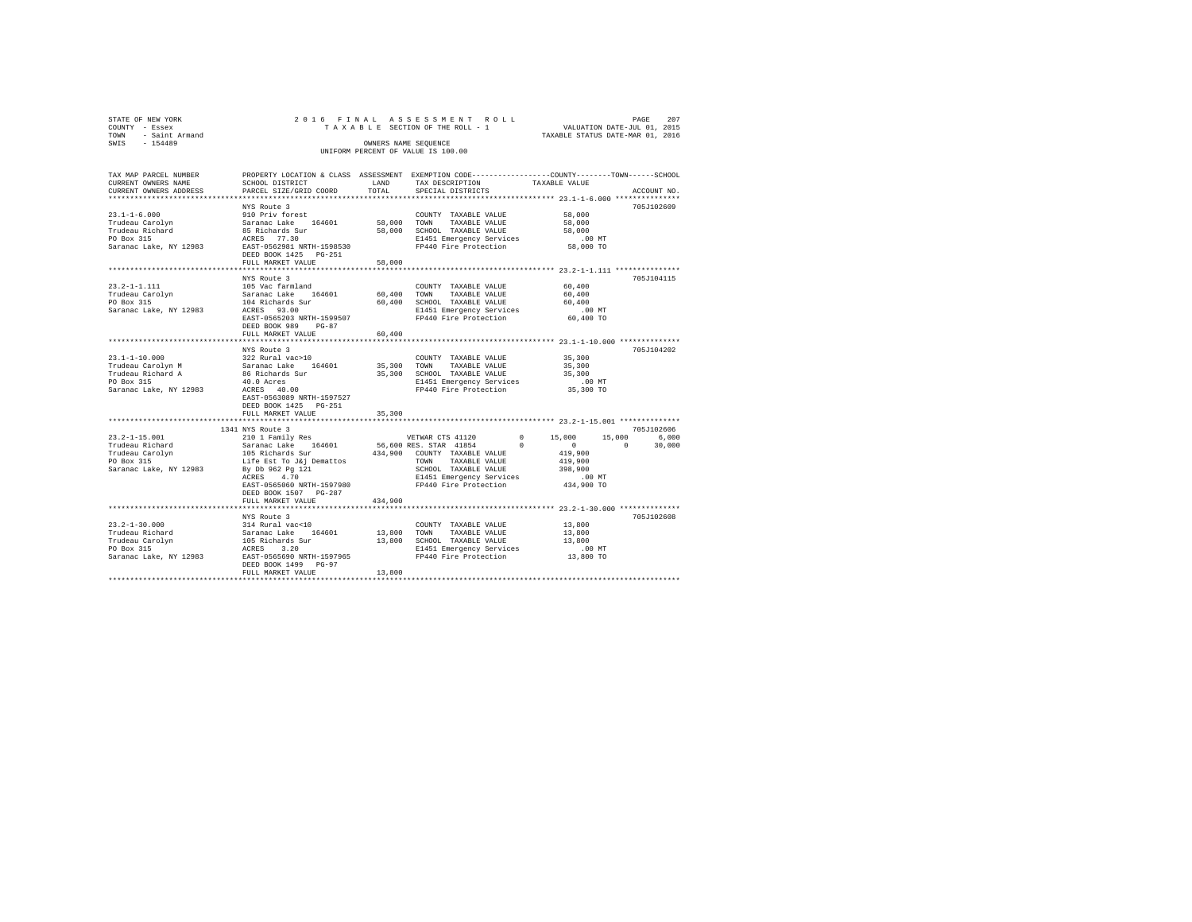STATE OF NEW YORK
COUNTY - Essex
TOWN - Saint Armand
SWIS - 154489

2016 FINAL ASSESSMENT ROLL
TAXABLE SECTION OF THE ROLL - 1
OWNERS NAME SEQUENCE
UNIFORM PERCENT OF VALUE IS 100.00

VALUATION DATE-JUL 01, 2015
TAXABLE STATUS DATE-MAR 01, 2016

| TAX MAP PARCEL NUMBER / CURRENT OWNERS NAME / CURRENT OWNERS ADDRESS | PROPERTY LOCATION & CLASS / SCHOOL DISTRICT / PARCEL SIZE/GRID COORD | ASSESSMENT LAND / TOTAL | EXEMPTION CODE / TAX DESCRIPTION / SPECIAL DISTRICTS | COUNTY | TOWN | SCHOOL | TAXABLE VALUE | ACCOUNT NO. |
|---|---|---|---|---|---|---|---|---|
| **23.1-1-6.000** | NYS Route 3 | | | | | | | 705J102609 |
| 23.1-1-6.000 | 910 Priv forest | | COUNTY TAXABLE VALUE | | | | 58,000 | |
| Trudeau Carolyn | Saranac Lake 164601 | 58,000 | TOWN TAXABLE VALUE | | | | 58,000 | |
| Trudeau Richard | 85 Richards Sur | 58,000 | SCHOOL TAXABLE VALUE | | | | 58,000 | |
| PO Box 315 | ACRES 77.30 | | E1451 Emergency Services | | | | .00 MT | |
| Saranac Lake, NY 12983 | EAST-0562981 NRTH-1598530 | | FP440 Fire Protection | | | | 58,000 TO | |
| | DEED BOOK 1425 PG-251 | | | | | | | |
| | FULL MARKET VALUE | 58,000 | | | | | | |
| **23.2-1-1.111** | NYS Route 3 | | | | | | | 705J104115 |
| 23.2-1-1.111 | 105 Vac farmland | | COUNTY TAXABLE VALUE | | | | 60,400 | |
| Trudeau Carolyn | Saranac Lake 164601 | 60,400 | TOWN TAXABLE VALUE | | | | 60,400 | |
| PO Box 315 | 104 Richards Sur | 60,400 | SCHOOL TAXABLE VALUE | | | | 60,400 | |
| Saranac Lake, NY 12983 | ACRES 93.00 | | E1451 Emergency Services | | | | .00 MT | |
| | EAST-0565203 NRTH-1599507 | | FP440 Fire Protection | | | | 60,400 TO | |
| | DEED BOOK 989 PG-87 | | | | | | | |
| | FULL MARKET VALUE | 60,400 | | | | | | |
| **23.1-1-10.000** | NYS Route 3 | | | | | | | 705J104202 |
| 23.1-1-10.000 | 322 Rural vac>10 | | COUNTY TAXABLE VALUE | | | | 35,300 | |
| Trudeau Carolyn M | Saranac Lake 164601 | 35,300 | TOWN TAXABLE VALUE | | | | 35,300 | |
| Trudeau Richard A | 86 Richards Sur | 35,300 | SCHOOL TAXABLE VALUE | | | | 35,300 | |
| PO Box 315 | 40.0 Acres | | E1451 Emergency Services | | | | .00 MT | |
| Saranac Lake, NY 12983 | ACRES 40.00 | | FP440 Fire Protection | | | | 35,300 TO | |
| | EAST-0563089 NRTH-1597527 | | | | | | | |
| | DEED BOOK 1425 PG-251 | | | | | | | |
| | FULL MARKET VALUE | 35,300 | | | | | | |
| **23.2-1-15.001** | 1341 NYS Route 3 | | | | | | | 705J102606 |
| 23.2-1-15.001 | 210 1 Family Res | | VETWAR CTS 41120 0 | 15,000 | 15,000 | 6,000 | | |
| Trudeau Richard | Saranac Lake 164601 | 56,600 | RES. STAR 41854 0 | 0 | 0 | 30,000 | | |
| Trudeau Carolyn | 105 Richards Sur | 434,900 | COUNTY TAXABLE VALUE | | | | 419,900 | |
| PO Box 315 | Life Est To J&j Demattos | | TOWN TAXABLE VALUE | | | | 419,900 | |
| Saranac Lake, NY 12983 | By Db 962 Pg 121 | | SCHOOL TAXABLE VALUE | | | | 398,900 | |
| | ACRES 4.70 | | E1451 Emergency Services | | | | .00 MT | |
| | EAST-0565060 NRTH-1597980 | | FP440 Fire Protection | | | | 434,900 TO | |
| | DEED BOOK 1507 PG-287 | | | | | | | |
| | FULL MARKET VALUE | 434,900 | | | | | | |
| **23.2-1-30.000** | NYS Route 3 | | | | | | | 705J102608 |
| 23.2-1-30.000 | 314 Rural vac<10 | | COUNTY TAXABLE VALUE | | | | 13,800 | |
| Trudeau Richard | Saranac Lake 164601 | 13,800 | TOWN TAXABLE VALUE | | | | 13,800 | |
| Trudeau Carolyn | 105 Richards Sur | 13,800 | SCHOOL TAXABLE VALUE | | | | 13,800 | |
| PO Box 315 | ACRES 3.20 | | E1451 Emergency Services | | | | .00 MT | |
| Saranac Lake, NY 12983 | EAST-0565690 NRTH-1597965 | | FP440 Fire Protection | | | | 13,800 TO | |
| | DEED BOOK 1499 PG-97 | | | | | | | |
| | FULL MARKET VALUE | 13,800 | | | | | | |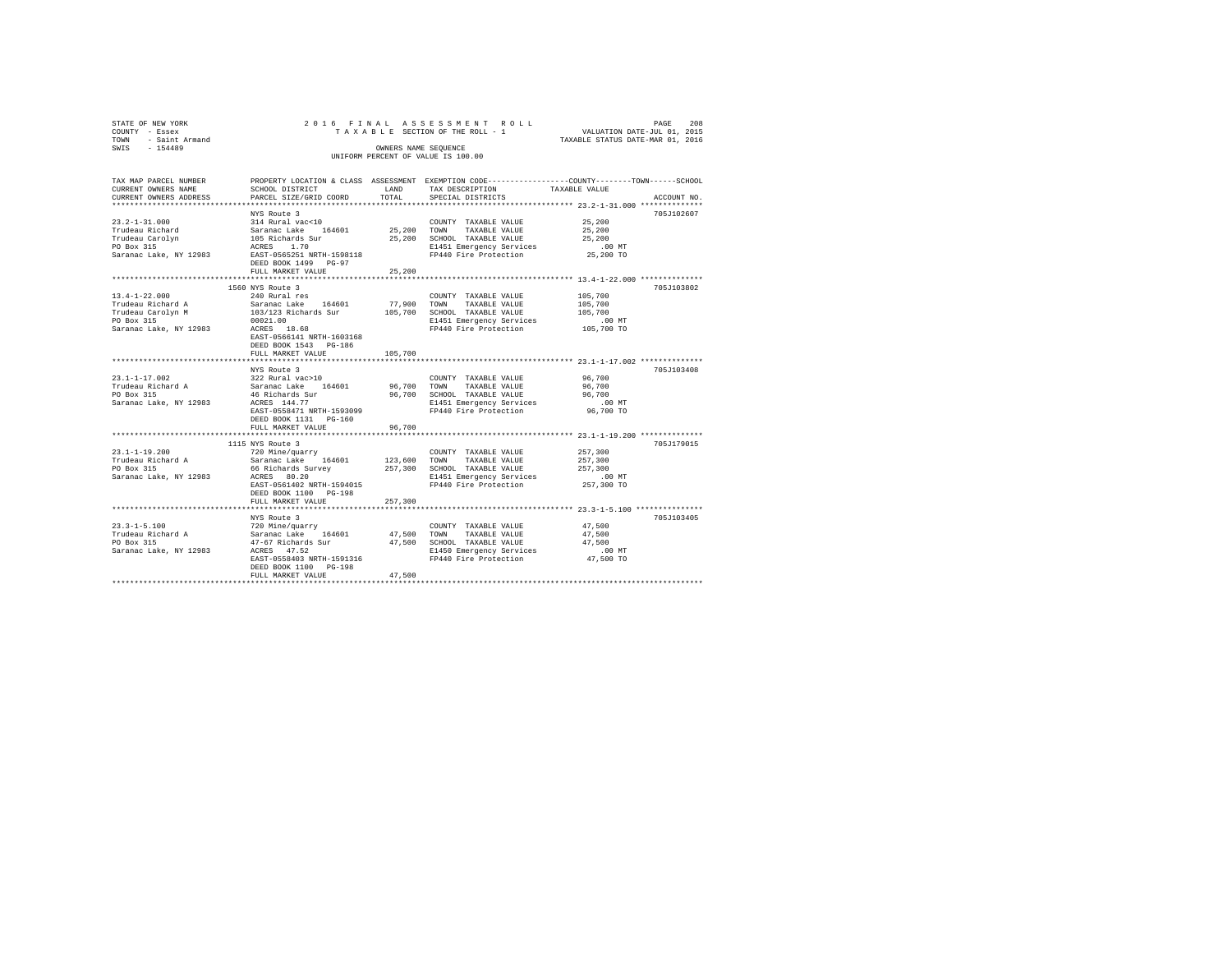STATE OF NEW YORK
COUNTY - Essex
TOWN - Saint Armand
SWIS - 154489

2016 FINAL ASSESSMENT ROLL
TAXABLE SECTION OF THE ROLL - 1
OWNERS NAME SEQUENCE
UNIFORM PERCENT OF VALUE IS 100.00

VALUATION DATE-JUL 01, 2015
TAXABLE STATUS DATE-MAR 01, 2016

| TAX MAP PARCEL NUMBER / CURRENT OWNERS NAME / CURRENT OWNERS ADDRESS | PROPERTY LOCATION & CLASS / SCHOOL DISTRICT / PARCEL SIZE/GRID COORD | ASSESSMENT LAND | TOTAL | EXEMPTION CODE / TAX DESCRIPTION / SPECIAL DISTRICTS | TAXABLE VALUE (COUNTY / TOWN / SCHOOL) | ACCOUNT NO. |
|---|---|---|---|---|---|---|
| **23.2-1-31.000** | NYS Route 3 | | | | | 705J102607 |
| 23.2-1-31.000 | 314 Rural vac<10 | | | COUNTY TAXABLE VALUE | 25,200 | |
| Trudeau Richard | Saranac Lake 164601 | 25,200 | | TOWN TAXABLE VALUE | 25,200 | |
| Trudeau Carolyn | 105 Richards Sur | | 25,200 | SCHOOL TAXABLE VALUE | 25,200 | |
| PO Box 315 | ACRES 1.70 | | | E1451 Emergency Services | .00 MT | |
| Saranac Lake, NY 12983 | EAST-0565251 NRTH-1598118 | | | FP440 Fire Protection | 25,200 TO | |
| | DEED BOOK 1499 PG-97 | | | | | |
| | FULL MARKET VALUE | | 25,200 | | | |
| **13.4-1-22.000** | 1560 NYS Route 3 | | | | | 705J103802 |
| 13.4-1-22.000 | 240 Rural res | | | COUNTY TAXABLE VALUE | 105,700 | |
| Trudeau Richard A | Saranac Lake 164601 | 77,900 | | TOWN TAXABLE VALUE | 105,700 | |
| Trudeau Carolyn M | 103/123 Richards Sur | | 105,700 | SCHOOL TAXABLE VALUE | 105,700 | |
| PO Box 315 | 00021.00 | | | E1451 Emergency Services | .00 MT | |
| Saranac Lake, NY 12983 | ACRES 18.68 | | | FP440 Fire Protection | 105,700 TO | |
| | EAST-0566141 NRTH-1603168 | | | | | |
| | DEED BOOK 1543 PG-186 | | | | | |
| | FULL MARKET VALUE | | 105,700 | | | |
| **23.1-1-17.002** | NYS Route 3 | | | | | 705J103408 |
| 23.1-1-17.002 | 322 Rural vac>10 | | | COUNTY TAXABLE VALUE | 96,700 | |
| Trudeau Richard A | Saranac Lake 164601 | 96,700 | | TOWN TAXABLE VALUE | 96,700 | |
| PO Box 315 | 46 Richards Sur | | 96,700 | SCHOOL TAXABLE VALUE | 96,700 | |
| Saranac Lake, NY 12983 | ACRES 144.77 | | | E1451 Emergency Services | .00 MT | |
| | EAST-0558471 NRTH-1593099 | | | FP440 Fire Protection | 96,700 TO | |
| | DEED BOOK 1131 PG-160 | | | | | |
| | FULL MARKET VALUE | | 96,700 | | | |
| **23.1-1-19.200** | 1115 NYS Route 3 | | | | | 705J179015 |
| 23.1-1-19.200 | 720 Mine/quarry | | | COUNTY TAXABLE VALUE | 257,300 | |
| Trudeau Richard A | Saranac Lake 164601 | 123,600 | | TOWN TAXABLE VALUE | 257,300 | |
| PO Box 315 | 66 Richards Survey | | 257,300 | SCHOOL TAXABLE VALUE | 257,300 | |
| Saranac Lake, NY 12983 | ACRES 80.20 | | | E1451 Emergency Services | .00 MT | |
| | EAST-0561402 NRTH-1594015 | | | FP440 Fire Protection | 257,300 TO | |
| | DEED BOOK 1100 PG-198 | | | | | |
| | FULL MARKET VALUE | | 257,300 | | | |
| **23.3-1-5.100** | NYS Route 3 | | | | | 705J103405 |
| 23.3-1-5.100 | 720 Mine/quarry | | | COUNTY TAXABLE VALUE | 47,500 | |
| Trudeau Richard A | Saranac Lake 164601 | 47,500 | | TOWN TAXABLE VALUE | 47,500 | |
| PO Box 315 | 47-67 Richards Sur | | 47,500 | SCHOOL TAXABLE VALUE | 47,500 | |
| Saranac Lake, NY 12983 | ACRES 47.52 | | | E1450 Emergency Services | .00 MT | |
| | EAST-0558403 NRTH-1591316 | | | FP440 Fire Protection | 47,500 TO | |
| | DEED BOOK 1100 PG-198 | | | | | |
| | FULL MARKET VALUE | | 47,500 | | | |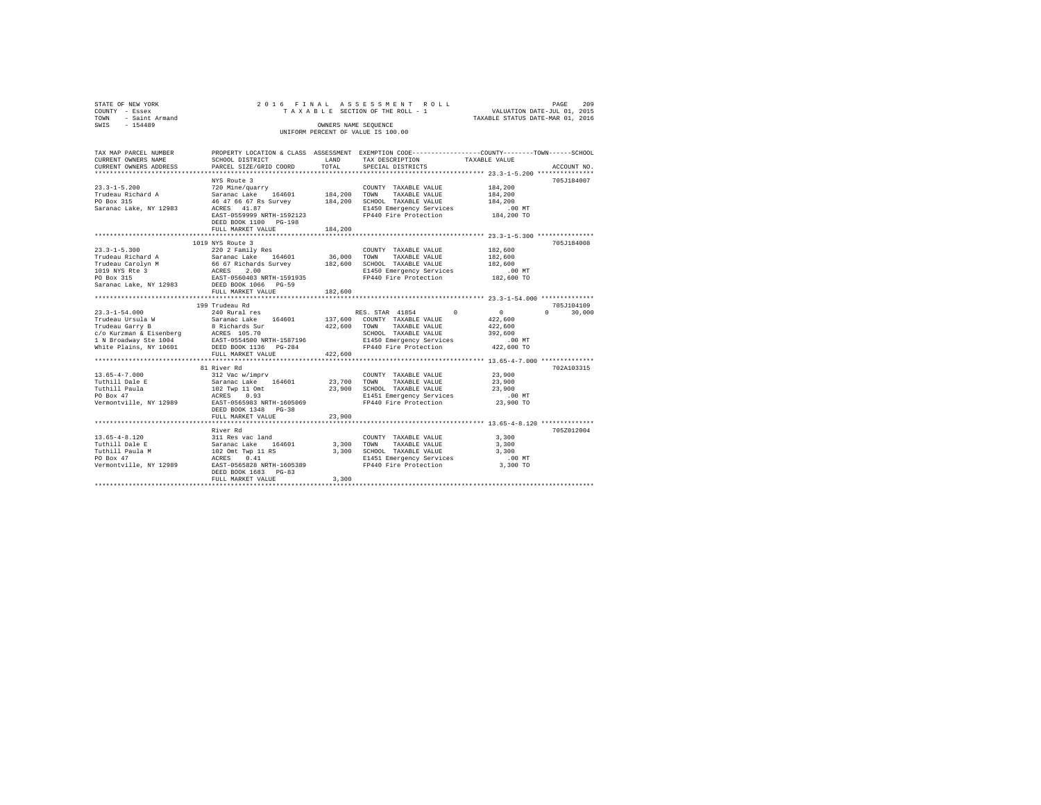STATE OF NEW YORK
COUNTY - Essex
TOWN - Saint Armand
SWIS - 154489

2016 FINAL ASSESSMENT ROLL
TAXABLE SECTION OF THE ROLL - 1
OWNERS NAME SEQUENCE
UNIFORM PERCENT OF VALUE IS 100.00

VALUATION DATE-JUL 01, 2015
TAXABLE STATUS DATE-MAR 01, 2016

```
TAX MAP PARCEL NUMBER     PROPERTY LOCATION & CLASS  ASSESSMENT  EXEMPTION CODE-----------------COUNTY--------TOWN------SCHOOL
CURRENT OWNERS NAME       SCHOOL DISTRICT              LAND      TAX DESCRIPTION            TAXABLE VALUE
CURRENT OWNERS ADDRESS    PARCEL SIZE/GRID COORD       TOTAL     SPECIAL DISTRICTS                                     ACCOUNT NO.
******************************************************************************************** 23.3-1-5.200 ***************
                          NYS Route 3                                                                            705J184007
23.3-1-5.200              720 Mine/quarry                        COUNTY  TAXABLE VALUE          184,200
Trudeau Richard A         Saranac Lake    164601     184,200     TOWN    TAXABLE VALUE          184,200
PO Box 315                46 47 66 67 Rs Survey      184,200     SCHOOL  TAXABLE VALUE          184,200
Saranac Lake, NY 12983    ACRES   41.87                          E1450 Emergency Services           .00 MT
                          EAST-0559999 NRTH-1592123              FP440 Fire Protection          184,200 TO
                          DEED BOOK 1100   PG-198
                          FULL MARKET VALUE          184,200
******************************************************************************************** 23.3-1-5.300 ***************
                          1019 NYS Route 3                                                                       705J184008
23.3-1-5.300              220 2 Family Res                       COUNTY  TAXABLE VALUE          182,600
Trudeau Richard A         Saranac Lake    164601      36,000     TOWN    TAXABLE VALUE          182,600
Trudeau Carolyn M         66 67 Richards Survey      182,600     SCHOOL  TAXABLE VALUE          182,600
1019 NYS Rte 3            ACRES    2.00                          E1450 Emergency Services           .00 MT
PO Box 315                EAST-0560403 NRTH-1591935              FP440 Fire Protection          182,600 TO
Saranac Lake, NY 12983    DEED BOOK 1066   PG-59
                          FULL MARKET VALUE          182,600
******************************************************************************************** 23.3-1-54.000 **************
                          199 Trudeau Rd                                                                         705J104109
23.3-1-54.000             240 Rural res                          RES. STAR 41854         0            0          0     30,000
Trudeau Ursula W          Saranac Lake    164601     137,600     COUNTY  TAXABLE VALUE          422,600
Trudeau Garry B           8 Richards Sur             422,600     TOWN    TAXABLE VALUE          422,600
c/o Kurzman & Eisenberg   ACRES  105.70                          SCHOOL  TAXABLE VALUE          392,600
1 N Broadway Ste 1004     EAST-0554500 NRTH-1587196              E1450 Emergency Services           .00 MT
White Plains, NY 10601    DEED BOOK 1136   PG-284                FP440 Fire Protection          422,600 TO
                          FULL MARKET VALUE          422,600
******************************************************************************************** 13.65-4-7.000 **************
                          81 River Rd                                                                            702A103315
13.65-4-7.000             312 Vac w/imprv                        COUNTY  TAXABLE VALUE           23,900
Tuthill Dale E            Saranac Lake    164601      23,700     TOWN    TAXABLE VALUE           23,900
Tuthill Paula             102 Twp 11 Omt              23,900     SCHOOL  TAXABLE VALUE           23,900
PO Box 47                 ACRES    0.93                          E1451 Emergency Services           .00 MT
Vermontville, NY 12989    EAST-0565983 NRTH-1605069              FP440 Fire Protection           23,900 TO
                          DEED BOOK 1348   PG-38
                          FULL MARKET VALUE           23,900
******************************************************************************************** 13.65-4-8.120 **************
                          River Rd                                                                               705Z012004
13.65-4-8.120             311 Res vac land                       COUNTY  TAXABLE VALUE            3,300
Tuthill Dale E            Saranac Lake    164601       3,300     TOWN    TAXABLE VALUE            3,300
Tuthill Paula M           102 Omt Twp 11 RS            3,300     SCHOOL  TAXABLE VALUE            3,300
PO Box 47                 ACRES    0.41                          E1451 Emergency Services           .00 MT
Vermontville, NY 12989    EAST-0565828 NRTH-1605389              FP440 Fire Protection            3,300 TO
                          DEED BOOK 1683   PG-83
                          FULL MARKET VALUE            3,300
****************************************************************************************************************************
```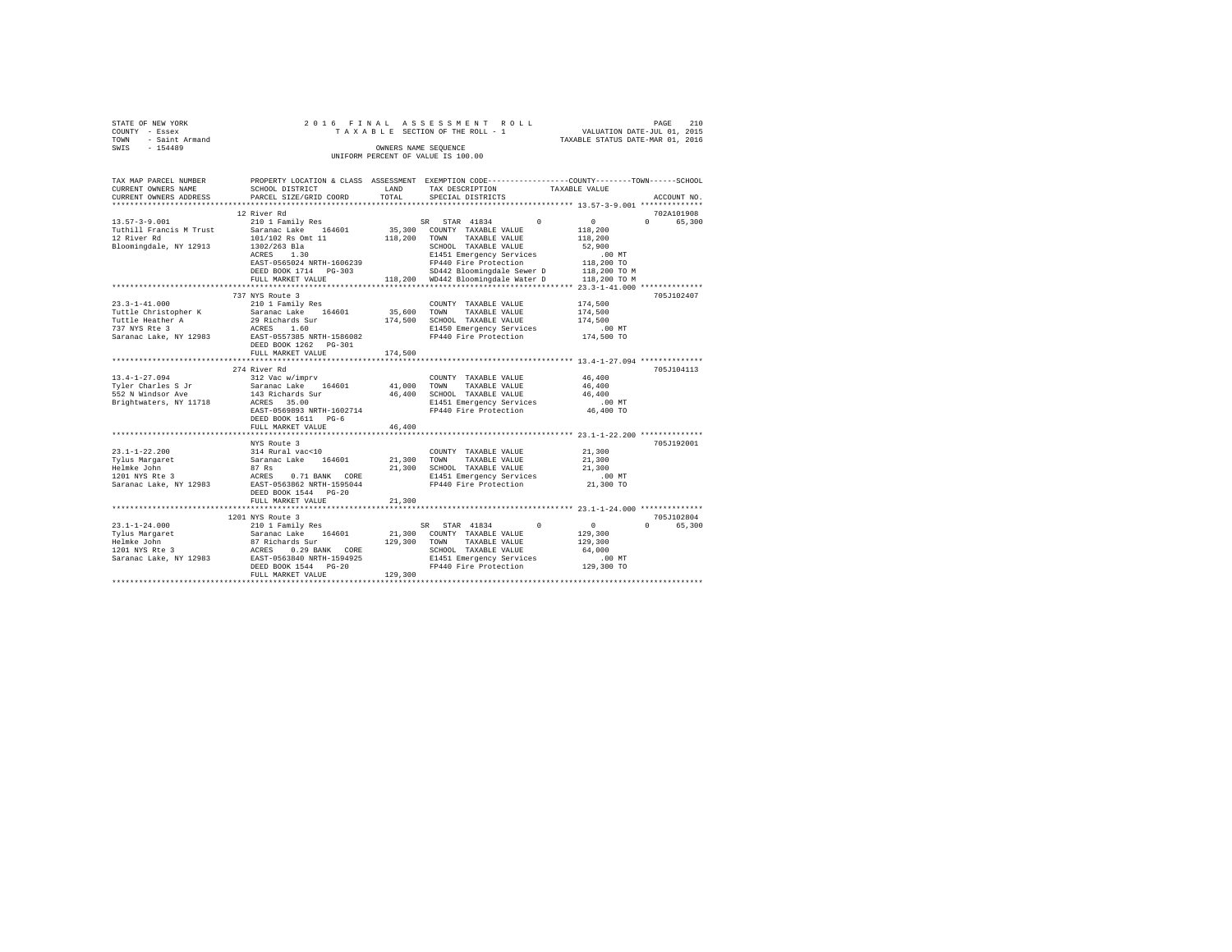STATE OF NEW YORK
COUNTY - Essex
TOWN - Saint Armand
SWIS - 154489

2016 FINAL ASSESSMENT ROLL
TAXABLE SECTION OF THE ROLL - 1
OWNERS NAME SEQUENCE
UNIFORM PERCENT OF VALUE IS 100.00

VALUATION DATE-JUL 01, 2015
TAXABLE STATUS DATE-MAR 01, 2016

| TAX MAP PARCEL NUMBER / CURRENT OWNERS NAME / CURRENT OWNERS ADDRESS | PROPERTY LOCATION & CLASS / SCHOOL DISTRICT / PARCEL SIZE/GRID COORD | ASSESSMENT LAND / TOTAL | EXEMPTION CODE / TAX DESCRIPTION / SPECIAL DISTRICTS | COUNTY | TOWN | SCHOOL / ACCOUNT NO. |
|---|---|---|---|---|---|---|
| 13.57-3-9.001 | 12 River Rd | | | | | 702A101908 |
| | 210 1 Family Res | | SR STAR 41834 | 0 | 0 | 0 65,300 |
| Tuthill Francis M Trust | Saranac Lake 164601 | 35,300 | COUNTY TAXABLE VALUE | 118,200 | | |
| 12 River Rd | 101/102 Rs Omt 11 | 118,200 | TOWN TAXABLE VALUE | 118,200 | | |
| Bloomingdale, NY 12913 | 1302/263 Bla | | SCHOOL TAXABLE VALUE | 52,900 | | |
| | ACRES 1.30 | | E1451 Emergency Services | .00 MT | | |
| | EAST-0565024 NRTH-1606239 | | FP440 Fire Protection | 118,200 TO | | |
| | DEED BOOK 1714 PG-303 | | SD442 Bloomingdale Sewer D | 118,200 TO M | | |
| | FULL MARKET VALUE | 118,200 | WD442 Bloomingdale Water D | 118,200 TO M | | |
| 23.3-1-41.000 | 737 NYS Route 3 | | | | | 705J102407 |
| | 210 1 Family Res | | COUNTY TAXABLE VALUE | 174,500 | | |
| Tuttle Christopher K | Saranac Lake 164601 | 35,600 | TOWN TAXABLE VALUE | 174,500 | | |
| Tuttle Heather A | 29 Richards Sur | 174,500 | SCHOOL TAXABLE VALUE | 174,500 | | |
| 737 NYS Rte 3 | ACRES 1.60 | | E1450 Emergency Services | .00 MT | | |
| Saranac Lake, NY 12983 | EAST-0557385 NRTH-1586082 | | FP440 Fire Protection | 174,500 TO | | |
| | DEED BOOK 1262 PG-301 | | | | | |
| | FULL MARKET VALUE | 174,500 | | | | |
| 13.4-1-27.094 | 274 River Rd | | | | | 705J104113 |
| | 312 Vac w/imprv | | COUNTY TAXABLE VALUE | 46,400 | | |
| Tyler Charles S Jr | Saranac Lake 164601 | 41,000 | TOWN TAXABLE VALUE | 46,400 | | |
| 552 N Windsor Ave | 143 Richards Sur | 46,400 | SCHOOL TAXABLE VALUE | 46,400 | | |
| Brightwaters, NY 11718 | ACRES 35.00 | | E1451 Emergency Services | .00 MT | | |
| | EAST-0569893 NRTH-1602714 | | FP440 Fire Protection | 46,400 TO | | |
| | DEED BOOK 1611 PG-6 | | | | | |
| | FULL MARKET VALUE | 46,400 | | | | |
| 23.1-1-22.200 | NYS Route 3 | | | | | 705J192001 |
| | 314 Rural vac<10 | | COUNTY TAXABLE VALUE | 21,300 | | |
| Tylus Margaret | Saranac Lake 164601 | 21,300 | TOWN TAXABLE VALUE | 21,300 | | |
| Helmke John | 87 Rs | 21,300 | SCHOOL TAXABLE VALUE | 21,300 | | |
| 1201 NYS Rte 3 | ACRES 0.71 BANK CORE | | E1451 Emergency Services | .00 MT | | |
| Saranac Lake, NY 12983 | EAST-0563862 NRTH-1595044 | | FP440 Fire Protection | 21,300 TO | | |
| | DEED BOOK 1544 PG-20 | | | | | |
| | FULL MARKET VALUE | 21,300 | | | | |
| 23.1-1-24.000 | 1201 NYS Route 3 | | | | | 705J102804 |
| | 210 1 Family Res | | SR STAR 41834 | 0 | 0 | 0 65,300 |
| Tylus Margaret | Saranac Lake 164601 | 21,300 | COUNTY TAXABLE VALUE | 129,300 | | |
| Helmke John | 87 Richards Sur | 129,300 | TOWN TAXABLE VALUE | 129,300 | | |
| 1201 NYS Rte 3 | ACRES 0.29 BANK CORE | | SCHOOL TAXABLE VALUE | 64,000 | | |
| Saranac Lake, NY 12983 | EAST-0563840 NRTH-1594925 | | E1451 Emergency Services | .00 MT | | |
| | DEED BOOK 1544 PG-20 | | FP440 Fire Protection | 129,300 TO | | |
| | FULL MARKET VALUE | 129,300 | | | | |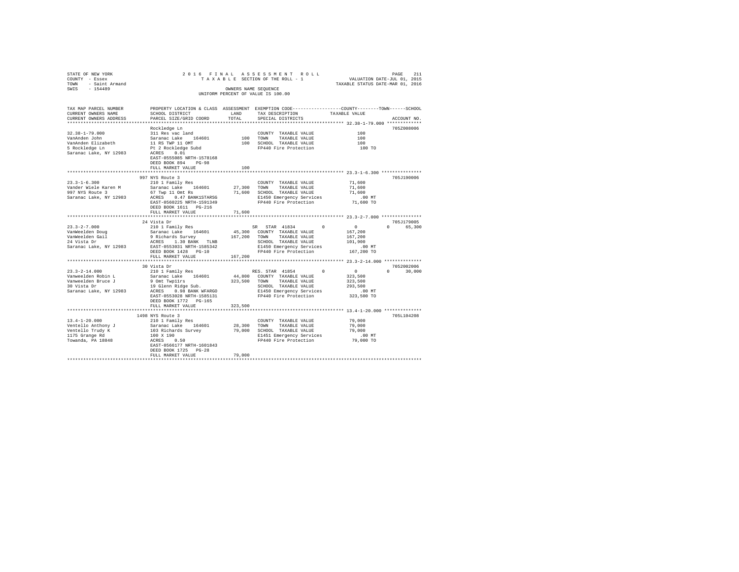```
STATE OF NEW YORK              2 0 1 6   F I N A L   A S S E S S M E N T   R O L L                    PAGE   211
COUNTY  - Essex                  T A X A B L E  SECTION OF THE ROLL - 1            VALUATION DATE-JUL 01, 2015
TOWN    - Saint Armand                                                              TAXABLE STATUS DATE-MAR 01, 2016
SWIS    - 154489                              OWNERS NAME SEQUENCE
                                        UNIFORM PERCENT OF VALUE IS 100.00

TAX MAP PARCEL NUMBER          PROPERTY LOCATION & CLASS  ASSESSMENT  EXEMPTION CODE-----------------COUNTY--------TOWN------SCHOOL
CURRENT OWNERS NAME            SCHOOL DISTRICT              LAND      TAX DESCRIPTION            TAXABLE VALUE
CURRENT OWNERS ADDRESS         PARCEL SIZE/GRID COORD       TOTAL     SPECIAL DISTRICTS                                  ACCOUNT NO.
****************************************************************************************************** 32.38-1-79.000 *************
                               Rockledge Ln                                                                          705Z008006
32.38-1-79.000                 311 Res vac land                        COUNTY  TAXABLE VALUE             100
VanAnden John                  Saranac Lake    164601        100       TOWN    TAXABLE VALUE             100
VanAnden Elizabeth             11 RS TWP 11 OMT              100       SCHOOL  TAXABLE VALUE             100
5 Rockledge Ln                 Pt 2 Rockledge Subd                     FP440 Fire Protection             100 TO
Saranac Lake, NY 12983         ACRES    0.01
                               EAST-0555085 NRTH-1578168
                               DEED BOOK 894    PG-98
                               FULL MARKET VALUE             100
****************************************************************************************************** 23.3-1-6.300 ***************
                               997 NYS Route 3                                                                       705J190006
23.3-1-6.300                   210 1 Family Res                        COUNTY  TAXABLE VALUE          71,600
Vander Wiele Karen M           Saranac Lake    164601     27,300       TOWN    TAXABLE VALUE          71,600
997 NYS Route 3                67 Twp 11 Omt Rs           71,600       SCHOOL  TAXABLE VALUE          71,600
Saranac Lake, NY 12983         ACRES    0.47 BANK1STARSG               E1450 Emergency Services             .00 MT
                               EAST-0560225 NRTH-1591349               FP440 Fire Protection          71,600 TO
                               DEED BOOK 1611   PG-216
                               FULL MARKET VALUE          71,600
****************************************************************************************************** 23.3-2-7.000 ***************
                               24 Vista Dr                                                                           705J179005
23.3-2-7.000                   210 1 Family Res                     SR  STAR  41834          0              0            0     65,300
VanWeelden Doug                Saranac Lake    164601     45,300       COUNTY  TAXABLE VALUE         167,200
VanWeelden Gail                9 Richards Survey         167,200       TOWN    TAXABLE VALUE         167,200
24 Vista Dr                    ACRES    1.30 BANK   TLNB               SCHOOL  TAXABLE VALUE         101,900
Saranac Lake, NY 12983         EAST-0553031 NRTH-1585342               E1450 Emergency Services             .00 MT
                               DEED BOOK 1428   PG-10                  FP440 Fire Protection         167,200 TO
                               FULL MARKET VALUE         167,200
****************************************************************************************************** 23.3-2-14.000 **************
                               30 Vista Dr                                                                           7052002006
23.3-2-14.000                  210 1 Family Res                     RES. STAR  41854         0              0            0     30,000
Vanweelden Robin L             Saranac Lake    164601     44,800       COUNTY  TAXABLE VALUE         323,500
Vanweelden Bruce J             9 Omt Twp11rs             323,500       TOWN    TAXABLE VALUE         323,500
30 Vista Dr                    19 Glenn Ridge Sub.                     SCHOOL  TAXABLE VALUE         293,500
Saranac Lake, NY 12983         ACRES    0.98 BANK WFARGO               E1450 Emergency Services             .00 MT
                               EAST-0553028 NRTH-1585131               FP440 Fire Protection         323,500 TO
                               DEED BOOK 1772   PG-165
                               FULL MARKET VALUE         323,500
****************************************************************************************************** 13.4-1-20.000 **************
                               1498 NYS Route 3                                                                      705L104208
13.4-1-20.000                  210 1 Family Res                        COUNTY  TAXABLE VALUE          79,000
Ventello Anthony J             Saranac Lake    164601     28,300       TOWN    TAXABLE VALUE          79,000
Ventello Trudy K               103 Richards Survey        79,000       SCHOOL  TAXABLE VALUE          79,000
1175 Grange Rd                 100 X 190                               E1451 Emergency Services             .00 MT
Towanda, PA 18848              ACRES    0.50                           FP440 Fire Protection          79,000 TO
                               EAST-0566177 NRTH-1601843
                               DEED BOOK 1725   PG-28
                               FULL MARKET VALUE          79,000
************************************************************************************************************************************
```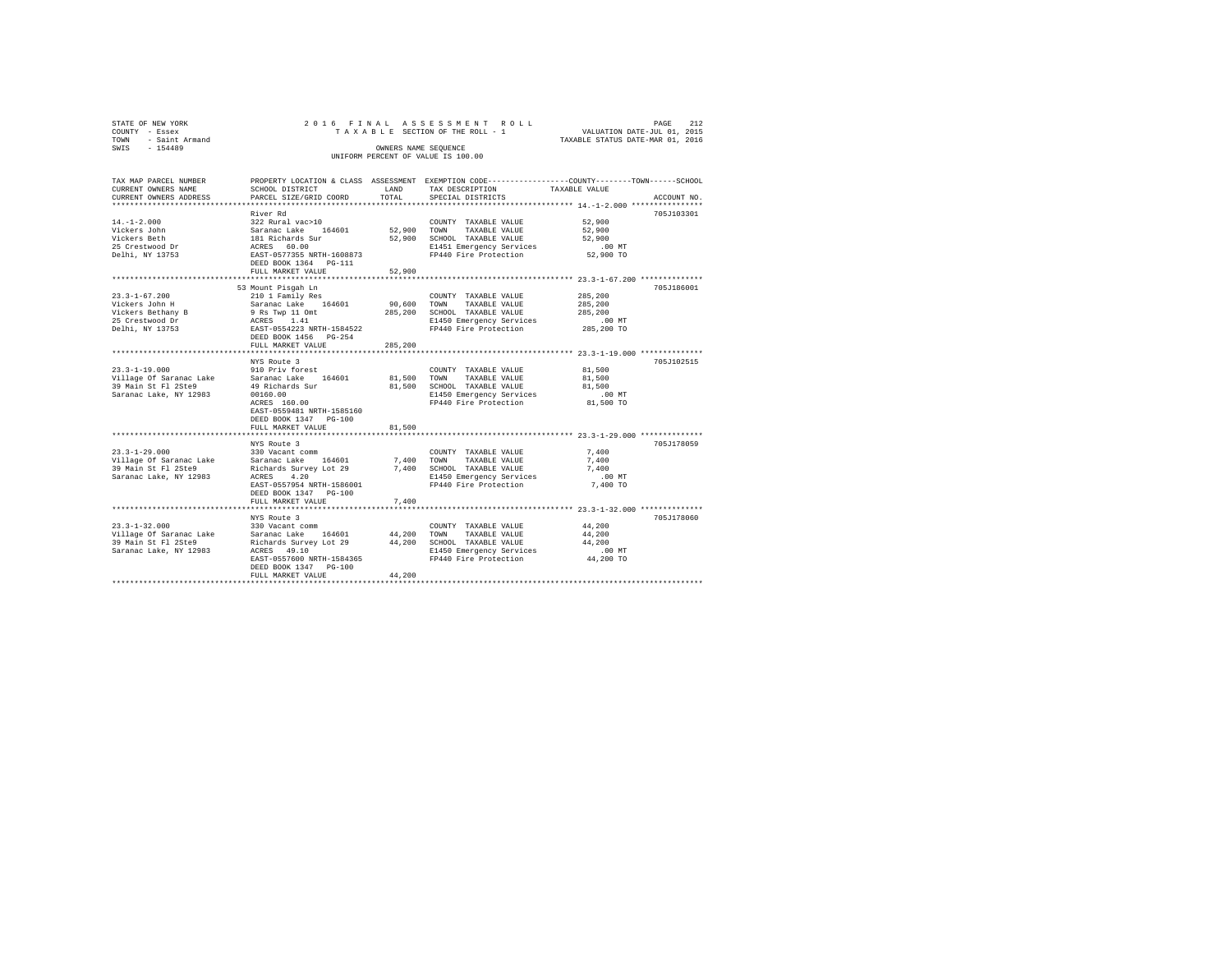STATE OF NEW YORK
COUNTY - Essex
TOWN - Saint Armand
SWIS - 154489

2016 FINAL ASSESSMENT ROLL
TAXABLE SECTION OF THE ROLL - 1
OWNERS NAME SEQUENCE
UNIFORM PERCENT OF VALUE IS 100.00

VALUATION DATE-JUL 01, 2015
TAXABLE STATUS DATE-MAR 01, 2016

| TAX MAP PARCEL NUMBER / CURRENT OWNERS NAME / CURRENT OWNERS ADDRESS | PROPERTY LOCATION & CLASS / SCHOOL DISTRICT / PARCEL SIZE/GRID COORD | ASSESSMENT LAND | TOTAL | EXEMPTION CODE / TAX DESCRIPTION / SPECIAL DISTRICTS | TAXABLE VALUE (COUNTY / TOWN / SCHOOL) | ACCOUNT NO. |
|---|---|---|---|---|---|---|
| **14.-1-2.000** | River Rd | | | | | 705J103301 |
| 14.-1-2.000 | 322 Rural vac>10 | | | COUNTY TAXABLE VALUE | 52,900 | |
| Vickers John | Saranac Lake 164601 | 52,900 | | TOWN TAXABLE VALUE | 52,900 | |
| Vickers Beth | 181 Richards Sur | | 52,900 | SCHOOL TAXABLE VALUE | 52,900 | |
| 25 Crestwood Dr | ACRES 60.00 | | | E1451 Emergency Services | .00 MT | |
| Delhi, NY 13753 | EAST-0577355 NRTH-1608873 | | | FP440 Fire Protection | 52,900 TO | |
| | DEED BOOK 1364 PG-111 | | | | | |
| | FULL MARKET VALUE | | 52,900 | | | |
| **23.3-1-67.200** | 53 Mount Pisgah Ln | | | | | 705J186001 |
| 23.3-1-67.200 | 210 1 Family Res | | | COUNTY TAXABLE VALUE | 285,200 | |
| Vickers John H | Saranac Lake 164601 | 90,600 | | TOWN TAXABLE VALUE | 285,200 | |
| Vickers Bethany B | 9 Rs Twp 11 Omt | | 285,200 | SCHOOL TAXABLE VALUE | 285,200 | |
| 25 Crestwood Dr | ACRES 1.41 | | | E1450 Emergency Services | .00 MT | |
| Delhi, NY 13753 | EAST-0554223 NRTH-1584522 | | | FP440 Fire Protection | 285,200 TO | |
| | DEED BOOK 1456 PG-254 | | | | | |
| | FULL MARKET VALUE | | 285,200 | | | |
| **23.3-1-19.000** | NYS Route 3 | | | | | 705J102515 |
| 23.3-1-19.000 | 910 Priv forest | | | COUNTY TAXABLE VALUE | 81,500 | |
| Village Of Saranac Lake | Saranac Lake 164601 | 81,500 | | TOWN TAXABLE VALUE | 81,500 | |
| 39 Main St Fl 2Ste9 | 49 Richards Sur | | 81,500 | SCHOOL TAXABLE VALUE | 81,500 | |
| Saranac Lake, NY 12983 | 00160.00 | | | E1450 Emergency Services | .00 MT | |
| | ACRES 160.00 | | | FP440 Fire Protection | 81,500 TO | |
| | EAST-0559481 NRTH-1585160 | | | | | |
| | DEED BOOK 1347 PG-100 | | | | | |
| | FULL MARKET VALUE | | 81,500 | | | |
| **23.3-1-29.000** | NYS Route 3 | | | | | 705J178059 |
| 23.3-1-29.000 | 330 Vacant comm | | | COUNTY TAXABLE VALUE | 7,400 | |
| Village Of Saranac Lake | Saranac Lake 164601 | 7,400 | | TOWN TAXABLE VALUE | 7,400 | |
| 39 Main St Fl 2Ste9 | Richards Survey Lot 29 | | 7,400 | SCHOOL TAXABLE VALUE | 7,400 | |
| Saranac Lake, NY 12983 | ACRES 4.20 | | | E1450 Emergency Services | .00 MT | |
| | EAST-0557954 NRTH-1586001 | | | FP440 Fire Protection | 7,400 TO | |
| | DEED BOOK 1347 PG-100 | | | | | |
| | FULL MARKET VALUE | | 7,400 | | | |
| **23.3-1-32.000** | NYS Route 3 | | | | | 705J178060 |
| 23.3-1-32.000 | 330 Vacant comm | | | COUNTY TAXABLE VALUE | 44,200 | |
| Village Of Saranac Lake | Saranac Lake 164601 | 44,200 | | TOWN TAXABLE VALUE | 44,200 | |
| 39 Main St Fl 2Ste9 | Richards Survey Lot 29 | | 44,200 | SCHOOL TAXABLE VALUE | 44,200 | |
| Saranac Lake, NY 12983 | ACRES 49.10 | | | E1450 Emergency Services | .00 MT | |
| | EAST-0557600 NRTH-1584365 | | | FP440 Fire Protection | 44,200 TO | |
| | DEED BOOK 1347 PG-100 | | | | | |
| | FULL MARKET VALUE | | 44,200 | | | |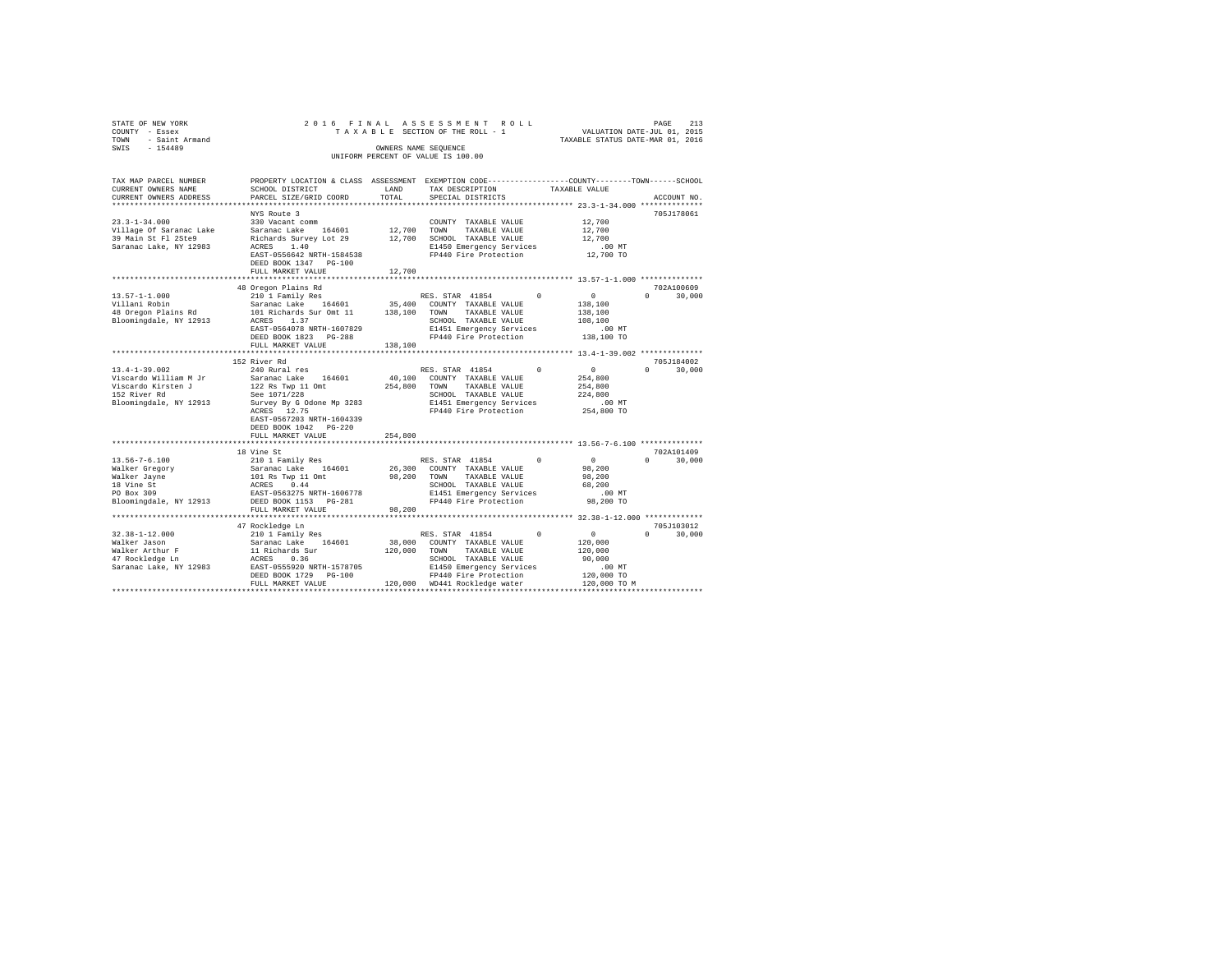STATE OF NEW YORK  
COUNTY - Essex  
TOWN - Saint Armand  
SWIS - 154489

2016 FINAL ASSESSMENT ROLL  
TAXABLE SECTION OF THE ROLL - 1  
OWNERS NAME SEQUENCE  
UNIFORM PERCENT OF VALUE IS 100.00

VALUATION DATE-JUL 01, 2015  
TAXABLE STATUS DATE-MAR 01, 2016

| TAX MAP PARCEL NUMBER / CURRENT OWNERS NAME / CURRENT OWNERS ADDRESS | PROPERTY LOCATION & CLASS / SCHOOL DISTRICT / PARCEL SIZE/GRID COORD | ASSESSMENT LAND / TOTAL | EXEMPTION CODE / TAX DESCRIPTION / SPECIAL DISTRICTS | COUNTY / TOWN / SCHOOL TAXABLE VALUE | ACCOUNT NO. |
|---|---|---|---|---|---|
| **23.3-1-34.000** | NYS Route 3 | | | | 705J178061 |
| Village Of Saranac Lake | 330 Vacant comm | | COUNTY TAXABLE VALUE | 12,700 | |
| 39 Main St Fl 2Ste9 | Saranac Lake 164601 | 12,700 | TOWN TAXABLE VALUE | 12,700 | |
| Saranac Lake, NY 12983 | Richards Survey Lot 29 | 12,700 | SCHOOL TAXABLE VALUE | 12,700 | |
| | ACRES 1.40 | | E1450 Emergency Services | .00 MT | |
| | EAST-0556642 NRTH-1584538 | | FP440 Fire Protection | 12,700 TO | |
| | DEED BOOK 1347 PG-100 | | | | |
| | FULL MARKET VALUE | 12,700 | | | |
| **13.57-1-1.000** | 48 Oregon Plains Rd | | | | 702A100609 |
| Villani Robin | 210 1 Family Res | | RES. STAR 41854 0 | 0 0 30,000 | |
| 48 Oregon Plains Rd | Saranac Lake 164601 | 35,400 | COUNTY TAXABLE VALUE | 138,100 | |
| Bloomingdale, NY 12913 | 101 Richards Sur Omt 11 | 138,100 | TOWN TAXABLE VALUE | 138,100 | |
| | ACRES 1.37 | | SCHOOL TAXABLE VALUE | 108,100 | |
| | EAST-0564078 NRTH-1607829 | | E1451 Emergency Services | .00 MT | |
| | DEED BOOK 1823 PG-288 | | FP440 Fire Protection | 138,100 TO | |
| | FULL MARKET VALUE | 138,100 | | | |
| **13.4-1-39.002** | 152 River Rd | | | | 705J184002 |
| Viscardo William M Jr | 240 Rural res | | RES. STAR 41854 0 | 0 0 30,000 | |
| Viscardo Kirsten J | Saranac Lake 164601 | 40,100 | COUNTY TAXABLE VALUE | 254,800 | |
| 152 River Rd | 122 Rs Twp 11 Omt | 254,800 | TOWN TAXABLE VALUE | 254,800 | |
| Bloomingdale, NY 12913 | See 1071/228 | | SCHOOL TAXABLE VALUE | 224,800 | |
| | Survey By G Odone Mp 3283 | | E1451 Emergency Services | .00 MT | |
| | ACRES 12.75 | | FP440 Fire Protection | 254,800 TO | |
| | EAST-0567203 NRTH-1604339 | | | | |
| | DEED BOOK 1042 PG-220 | | | | |
| | FULL MARKET VALUE | 254,800 | | | |
| **13.56-7-6.100** | 18 Vine St | | | | 702A101409 |
| Walker Gregory | 210 1 Family Res | | RES. STAR 41854 0 | 0 0 30,000 | |
| Walker Jayne | Saranac Lake 164601 | 26,300 | COUNTY TAXABLE VALUE | 98,200 | |
| 18 Vine St | 101 Rs Twp 11 Omt | 98,200 | TOWN TAXABLE VALUE | 98,200 | |
| PO Box 309 | ACRES 0.44 | | SCHOOL TAXABLE VALUE | 68,200 | |
| Bloomingdale, NY 12913 | EAST-0563275 NRTH-1606778 | | E1451 Emergency Services | .00 MT | |
| | DEED BOOK 1153 PG-281 | | FP440 Fire Protection | 98,200 TO | |
| | FULL MARKET VALUE | 98,200 | | | |
| **32.38-1-12.000** | 47 Rockledge Ln | | | | 705J103012 |
| Walker Jason | 210 1 Family Res | | RES. STAR 41854 0 | 0 0 30,000 | |
| Walker Arthur F | Saranac Lake 164601 | 38,000 | COUNTY TAXABLE VALUE | 120,000 | |
| 47 Rockledge Ln | 11 Richards Sur | 120,000 | TOWN TAXABLE VALUE | 120,000 | |
| Saranac Lake, NY 12983 | ACRES 0.36 | | SCHOOL TAXABLE VALUE | 90,000 | |
| | EAST-0555920 NRTH-1578705 | | E1450 Emergency Services | .00 MT | |
| | DEED BOOK 1729 PG-100 | | FP440 Fire Protection | 120,000 TO | |
| | FULL MARKET VALUE | 120,000 | WD441 Rockledge water | 120,000 TO M | |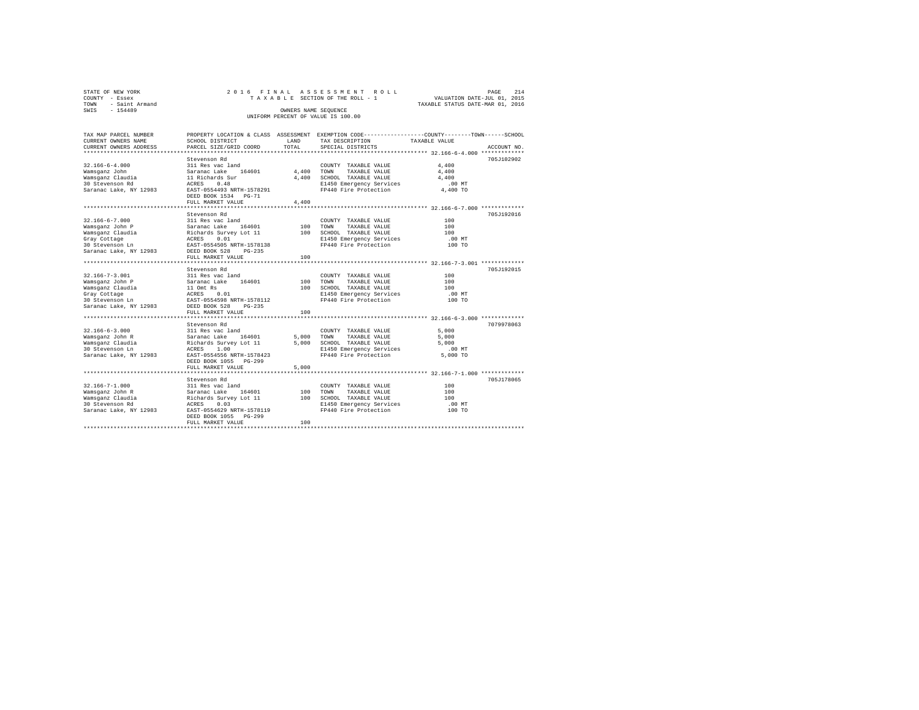STATE OF NEW YORK
COUNTY - Essex
TOWN - Saint Armand
SWIS - 154489

2016 FINAL ASSESSMENT ROLL
TAXABLE SECTION OF THE ROLL - 1
OWNERS NAME SEQUENCE
UNIFORM PERCENT OF VALUE IS 100.00

VALUATION DATE-JUL 01, 2015
TAXABLE STATUS DATE-MAR 01, 2016

| TAX MAP PARCEL NUMBER / CURRENT OWNERS NAME / CURRENT OWNERS ADDRESS | PROPERTY LOCATION & CLASS / SCHOOL DISTRICT / PARCEL SIZE/GRID COORD | ASSESSMENT LAND | TOTAL | EXEMPTION CODE / TAX DESCRIPTION / SPECIAL DISTRICTS | TAXABLE VALUE (COUNTY / TOWN / SCHOOL) | ACCOUNT NO. |
|---|---|---|---|---|---|---|
| **32.166-6-4.000** | Stevenson Rd | | | | | 705J102902 |
| Wamsganz John | 311 Res vac land | | | COUNTY TAXABLE VALUE | 4,400 | |
| Wamsganz Claudia | Saranac Lake 164601 | 4,400 | | TOWN TAXABLE VALUE | 4,400 | |
| 30 Stevenson Rd | 11 Richards Sur | | 4,400 | SCHOOL TAXABLE VALUE | 4,400 | |
| Saranac Lake, NY 12983 | ACRES 0.48 | | | E1450 Emergency Services | .00 MT | |
| | EAST-0554493 NRTH-1578291 | | | FP440 Fire Protection | 4,400 TO | |
| | DEED BOOK 1534 PG-71 | | | | | |
| | FULL MARKET VALUE | | 4,400 | | | |
| **32.166-6-7.000** | Stevenson Rd | | | | | 705J192016 |
| Wamsganz John P | 311 Res vac land | | | COUNTY TAXABLE VALUE | 100 | |
| Wamsganz Claudia | Saranac Lake 164601 | 100 | | TOWN TAXABLE VALUE | 100 | |
| Gray Cottage | Richards Survey Lot 11 | | 100 | SCHOOL TAXABLE VALUE | 100 | |
| 30 Stevenson Ln | ACRES 0.01 | | | E1450 Emergency Services | .00 MT | |
| Saranac Lake, NY 12983 | EAST-0554505 NRTH-1578138 | | | FP440 Fire Protection | 100 TO | |
| | DEED BOOK 528 PG-235 | | | | | |
| | FULL MARKET VALUE | | 100 | | | |
| **32.166-7-3.001** | Stevenson Rd | | | | | 705J192015 |
| Wamsganz John P | 311 Res vac land | | | COUNTY TAXABLE VALUE | 100 | |
| Wamsganz Claudia | Saranac Lake 164601 | 100 | | TOWN TAXABLE VALUE | 100 | |
| Gray Cottage | 11 Omt Rs | | 100 | SCHOOL TAXABLE VALUE | 100 | |
| 30 Stevenson Ln | ACRES 0.01 | | | E1450 Emergency Services | .00 MT | |
| Saranac Lake, NY 12983 | EAST-0554598 NRTH-1578112 | | | FP440 Fire Protection | 100 TO | |
| | DEED BOOK 528 PG-235 | | | | | |
| | FULL MARKET VALUE | | 100 | | | |
| **32.166-6-3.000** | Stevenson Rd | | | | | 7079978063 |
| Wamsganz John R | 311 Res vac land | | | COUNTY TAXABLE VALUE | 5,000 | |
| Wamsganz Claudia | Saranac Lake 164601 | 5,000 | | TOWN TAXABLE VALUE | 5,000 | |
| 30 Stevenson Ln | Richards Survey Lot 11 | | 5,000 | SCHOOL TAXABLE VALUE | 5,000 | |
| Saranac Lake, NY 12983 | ACRES 1.00 | | | E1450 Emergency Services | .00 MT | |
| | EAST-0554556 NRTH-1578423 | | | FP440 Fire Protection | 5,000 TO | |
| | DEED BOOK 1055 PG-299 | | | | | |
| | FULL MARKET VALUE | | 5,000 | | | |
| **32.166-7-1.000** | Stevenson Rd | | | | | 705J178065 |
| Wamsganz John R | 311 Res vac land | | | COUNTY TAXABLE VALUE | 100 | |
| Wamsganz Claudia | Saranac Lake 164601 | 100 | | TOWN TAXABLE VALUE | 100 | |
| 30 Stevenson Rd | Richards Survey Lot 11 | | 100 | SCHOOL TAXABLE VALUE | 100 | |
| Saranac Lake, NY 12983 | ACRES 0.03 | | | E1450 Emergency Services | .00 MT | |
| | EAST-0554629 NRTH-1578119 | | | FP440 Fire Protection | 100 TO | |
| | DEED BOOK 1055 PG-299 | | | | | |
| | FULL MARKET VALUE | | 100 | | | |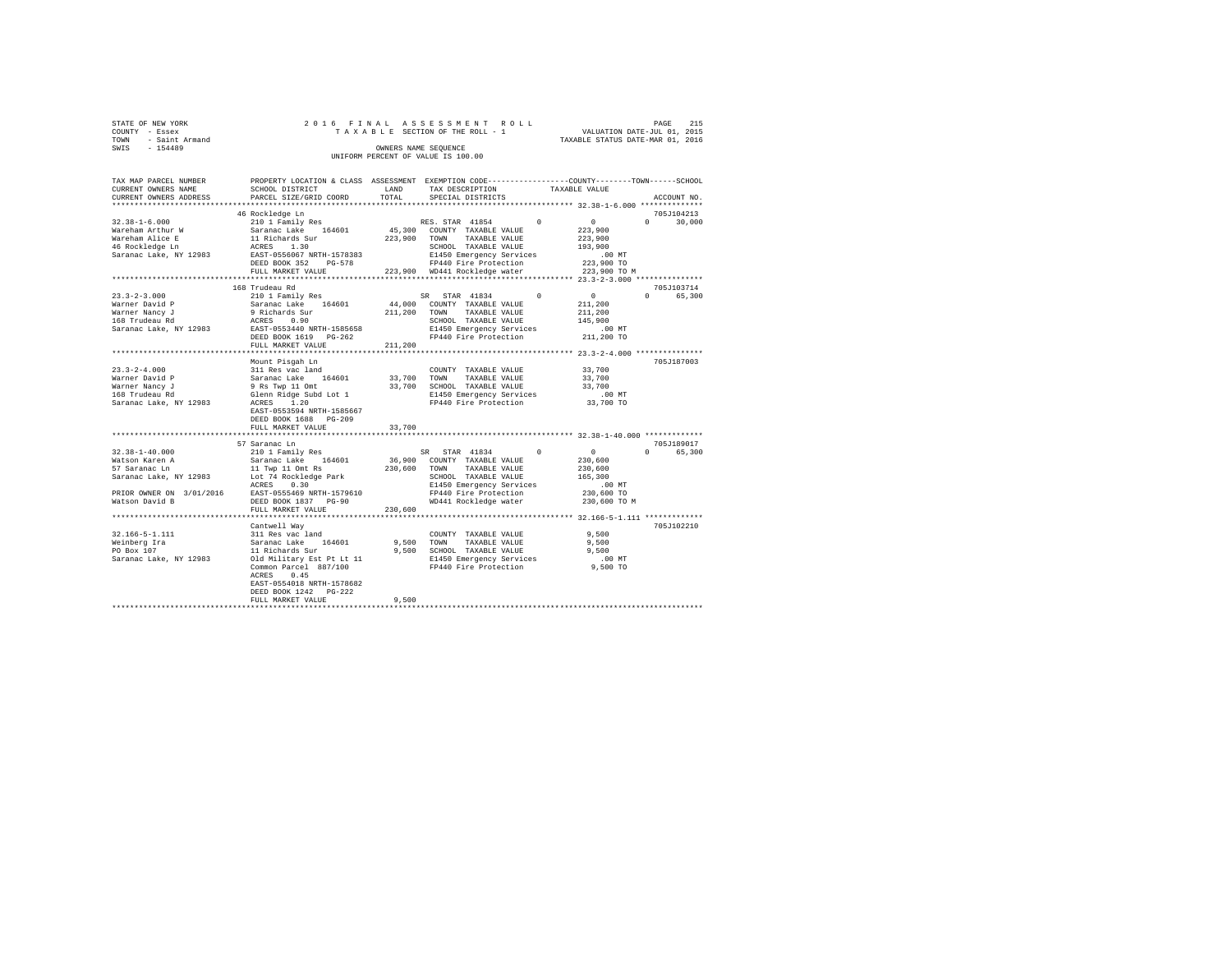STATE OF NEW YORK
COUNTY - Essex
TOWN - Saint Armand
SWIS - 154489

2016 FINAL ASSESSMENT ROLL
TAXABLE SECTION OF THE ROLL - 1
OWNERS NAME SEQUENCE
UNIFORM PERCENT OF VALUE IS 100.00

VALUATION DATE-JUL 01, 2015
TAXABLE STATUS DATE-MAR 01, 2016

| TAX MAP PARCEL NUMBER / CURRENT OWNERS NAME / CURRENT OWNERS ADDRESS | PROPERTY LOCATION & CLASS / SCHOOL DISTRICT / PARCEL SIZE/GRID COORD | ASSESSMENT LAND | TOTAL | EXEMPTION CODE / TAX DESCRIPTION / SPECIAL DISTRICTS | COUNTY | TOWN | SCHOOL | TAXABLE VALUE | ACCOUNT NO. |
|---|---|---|---|---|---|---|---|---|---|
| 32.38-1-6.000 | 46 Rockledge Ln | | | | | | | | 705J104213 |
| | 210 1 Family Res | | | RES. STAR 41854 | 0 | 0 | 30,000 | | |
| Wareham Arthur W | Saranac Lake 164601 | 45,300 | | COUNTY TAXABLE VALUE | | | | 223,900 | |
| Wareham Alice E | 11 Richards Sur | | 223,900 | TOWN TAXABLE VALUE | | | | 223,900 | |
| 46 Rockledge Ln | ACRES 1.30 | | | SCHOOL TAXABLE VALUE | | | | 193,900 | |
| Saranac Lake, NY 12983 | EAST-0556067 NRTH-1578383 | | | E1450 Emergency Services | | | | .00 MT | |
| | DEED BOOK 352 PG-578 | | | FP440 Fire Protection | | | | 223,900 TO | |
| | FULL MARKET VALUE | | 223,900 | WD441 Rockledge water | | | | 223,900 TO M | |
| 23.3-2-3.000 | 168 Trudeau Rd | | | | | | | | 705J103714 |
| | 210 1 Family Res | | | SR STAR 41834 | 0 | 0 | 65,300 | | |
| Warner David P | Saranac Lake 164601 | 44,000 | | COUNTY TAXABLE VALUE | | | | 211,200 | |
| Warner Nancy J | 9 Richards Sur | | 211,200 | TOWN TAXABLE VALUE | | | | 211,200 | |
| 168 Trudeau Rd | ACRES 0.90 | | | SCHOOL TAXABLE VALUE | | | | 145,900 | |
| Saranac Lake, NY 12983 | EAST-0553440 NRTH-1585658 | | | E1450 Emergency Services | | | | .00 MT | |
| | DEED BOOK 1619 PG-262 | | | FP440 Fire Protection | | | | 211,200 TO | |
| | FULL MARKET VALUE | | 211,200 | | | | | | |
| 23.3-2-4.000 | Mount Pisgah Ln | | | | | | | | 705J187003 |
| | 311 Res vac land | | | COUNTY TAXABLE VALUE | | | | 33,700 | |
| Warner David P | Saranac Lake 164601 | 33,700 | | TOWN TAXABLE VALUE | | | | 33,700 | |
| Warner Nancy J | 9 Rs Twp 11 Omt | | 33,700 | SCHOOL TAXABLE VALUE | | | | 33,700 | |
| 168 Trudeau Rd | Glenn Ridge Subd Lot 1 | | | E1450 Emergency Services | | | | .00 MT | |
| Saranac Lake, NY 12983 | ACRES 1.20 | | | FP440 Fire Protection | | | | 33,700 TO | |
| | EAST-0553594 NRTH-1585667 | | | | | | | | |
| | DEED BOOK 1688 PG-209 | | | | | | | | |
| | FULL MARKET VALUE | | 33,700 | | | | | | |
| 32.38-1-40.000 | 57 Saranac Ln | | | | | | | | 705J189017 |
| | 210 1 Family Res | | | SR STAR 41834 | 0 | 0 | 65,300 | | |
| Watson Karen A | Saranac Lake 164601 | 36,900 | | COUNTY TAXABLE VALUE | | | | 230,600 | |
| 57 Saranac Ln | 11 Twp 11 Omt Rs | | 230,600 | TOWN TAXABLE VALUE | | | | 230,600 | |
| Saranac Lake, NY 12983 | Lot 74 Rockledge Park | | | SCHOOL TAXABLE VALUE | | | | 165,300 | |
| | ACRES 0.30 | | | E1450 Emergency Services | | | | .00 MT | |
| PRIOR OWNER ON 3/01/2016 | EAST-0555469 NRTH-1579610 | | | FP440 Fire Protection | | | | 230,600 TO | |
| Watson David B | DEED BOOK 1837 PG-90 | | | WD441 Rockledge water | | | | 230,600 TO M | |
| | FULL MARKET VALUE | | 230,600 | | | | | | |
| 32.166-5-1.111 | Cantwell Way | | | | | | | | 705J102210 |
| | 311 Res vac land | | | COUNTY TAXABLE VALUE | | | | 9,500 | |
| Weinberg Ira | Saranac Lake 164601 | 9,500 | | TOWN TAXABLE VALUE | | | | 9,500 | |
| PO Box 107 | 11 Richards Sur | | 9,500 | SCHOOL TAXABLE VALUE | | | | 9,500 | |
| Saranac Lake, NY 12983 | Old Military Est Pt Lt 11 | | | E1450 Emergency Services | | | | .00 MT | |
| | Common Parcel 887/100 | | | FP440 Fire Protection | | | | 9,500 TO | |
| | ACRES 0.45 | | | | | | | | |
| | EAST-0554018 NRTH-1578682 | | | | | | | | |
| | DEED BOOK 1242 PG-222 | | | | | | | | |
| | FULL MARKET VALUE | | 9,500 | | | | | | |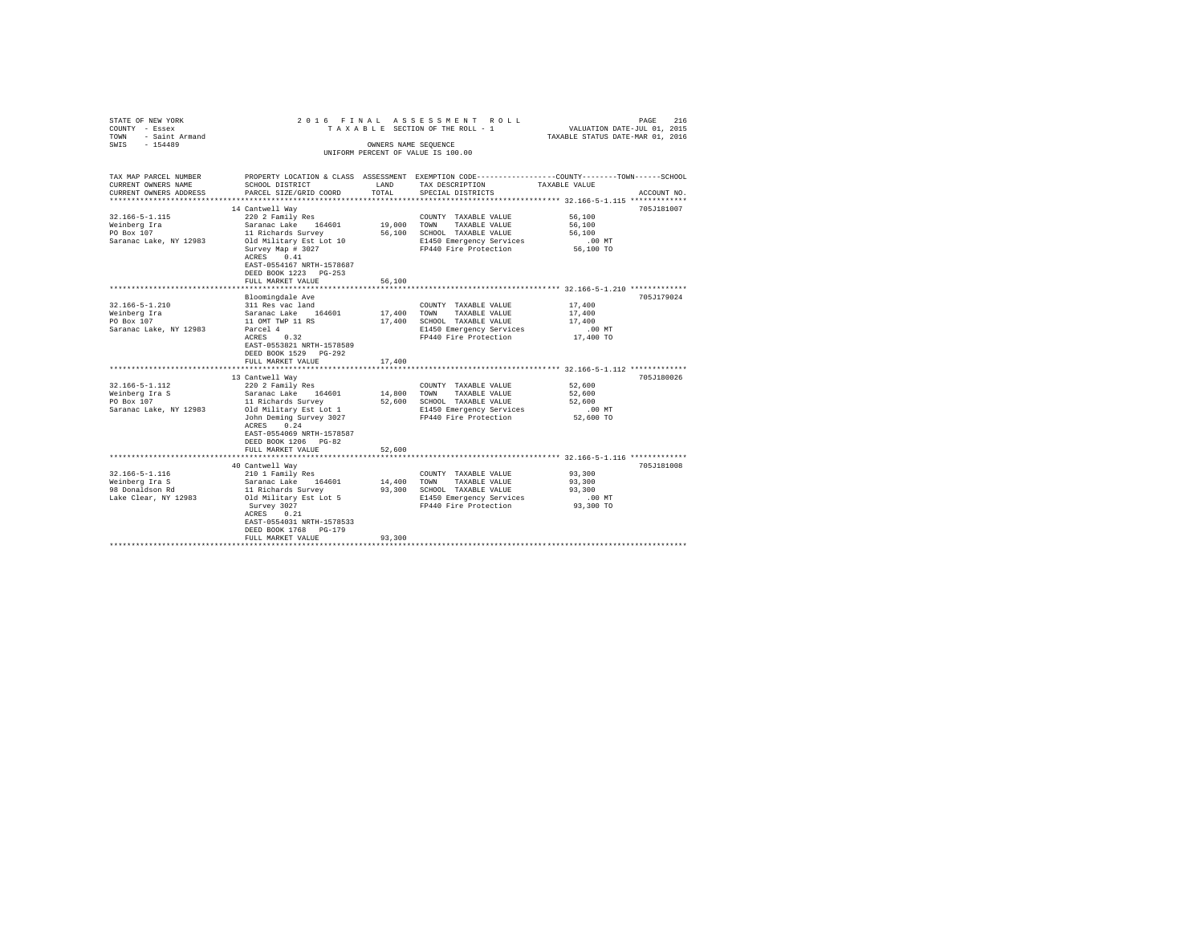STATE OF NEW YORK
COUNTY - Essex
TOWN - Saint Armand
SWIS - 154489

2016 FINAL ASSESSMENT ROLL
TAXABLE SECTION OF THE ROLL - 1
OWNERS NAME SEQUENCE
UNIFORM PERCENT OF VALUE IS 100.00

VALUATION DATE-JUL 01, 2015
TAXABLE STATUS DATE-MAR 01, 2016

| TAX MAP PARCEL NUMBER / CURRENT OWNERS NAME / CURRENT OWNERS ADDRESS | PROPERTY LOCATION & CLASS / SCHOOL DISTRICT / PARCEL SIZE/GRID COORD | ASSESSMENT LAND / TOTAL | EXEMPTION CODE / TAX DESCRIPTION / SPECIAL DISTRICTS | TAXABLE VALUE (COUNTY / TOWN / SCHOOL) | ACCOUNT NO. |
|---|---|---|---|---|---|
| 32.166-5-1.115 | 14 Cantwell Way | | | | 705J181007 |
| Weinberg Ira | 220 2 Family Res | | COUNTY TAXABLE VALUE | 56,100 | |
| PO Box 107 | Saranac Lake 164601 | 19,000 | TOWN TAXABLE VALUE | 56,100 | |
| Saranac Lake, NY 12983 | 11 Richards Survey | 56,100 | SCHOOL TAXABLE VALUE | 56,100 | |
| | Old Military Est Lot 10 | | E1450 Emergency Services | .00 MT | |
| | Survey Map # 3027 | | FP440 Fire Protection | 56,100 TO | |
| | ACRES 0.41 | | | | |
| | EAST-0554167 NRTH-1578687 | | | | |
| | DEED BOOK 1223 PG-253 | | | | |
| | FULL MARKET VALUE | 56,100 | | | |
| 32.166-5-1.210 | Bloomingdale Ave | | | | 705J179024 |
| Weinberg Ira | 311 Res vac land | | COUNTY TAXABLE VALUE | 17,400 | |
| PO Box 107 | Saranac Lake 164601 | 17,400 | TOWN TAXABLE VALUE | 17,400 | |
| Saranac Lake, NY 12983 | 11 OMT TWP 11 RS | 17,400 | SCHOOL TAXABLE VALUE | 17,400 | |
| | Parcel 4 | | E1450 Emergency Services | .00 MT | |
| | ACRES 0.32 | | FP440 Fire Protection | 17,400 TO | |
| | EAST-0553821 NRTH-1578589 | | | | |
| | DEED BOOK 1529 PG-292 | | | | |
| | FULL MARKET VALUE | 17,400 | | | |
| 32.166-5-1.112 | 13 Cantwell Way | | | | 705J180026 |
| Weinberg Ira S | 220 2 Family Res | | COUNTY TAXABLE VALUE | 52,600 | |
| PO Box 107 | Saranac Lake 164601 | 14,800 | TOWN TAXABLE VALUE | 52,600 | |
| Saranac Lake, NY 12983 | 11 Richards Survey | 52,600 | SCHOOL TAXABLE VALUE | 52,600 | |
| | Old Military Est Lot 1 | | E1450 Emergency Services | .00 MT | |
| | John Deming Survey 3027 | | FP440 Fire Protection | 52,600 TO | |
| | ACRES 0.24 | | | | |
| | EAST-0554069 NRTH-1578587 | | | | |
| | DEED BOOK 1206 PG-82 | | | | |
| | FULL MARKET VALUE | 52,600 | | | |
| 32.166-5-1.116 | 40 Cantwell Way | | | | 705J181008 |
| Weinberg Ira S | 210 1 Family Res | | COUNTY TAXABLE VALUE | 93,300 | |
| 98 Donaldson Rd | Saranac Lake 164601 | 14,400 | TOWN TAXABLE VALUE | 93,300 | |
| Lake Clear, NY 12983 | 11 Richards Survey | 93,300 | SCHOOL TAXABLE VALUE | 93,300 | |
| | Old Military Est Lot 5 | | E1450 Emergency Services | .00 MT | |
| | Survey 3027 | | FP440 Fire Protection | 93,300 TO | |
| | ACRES 0.21 | | | | |
| | EAST-0554031 NRTH-1578533 | | | | |
| | DEED BOOK 1768 PG-179 | | | | |
| | FULL MARKET VALUE | 93,300 | | | |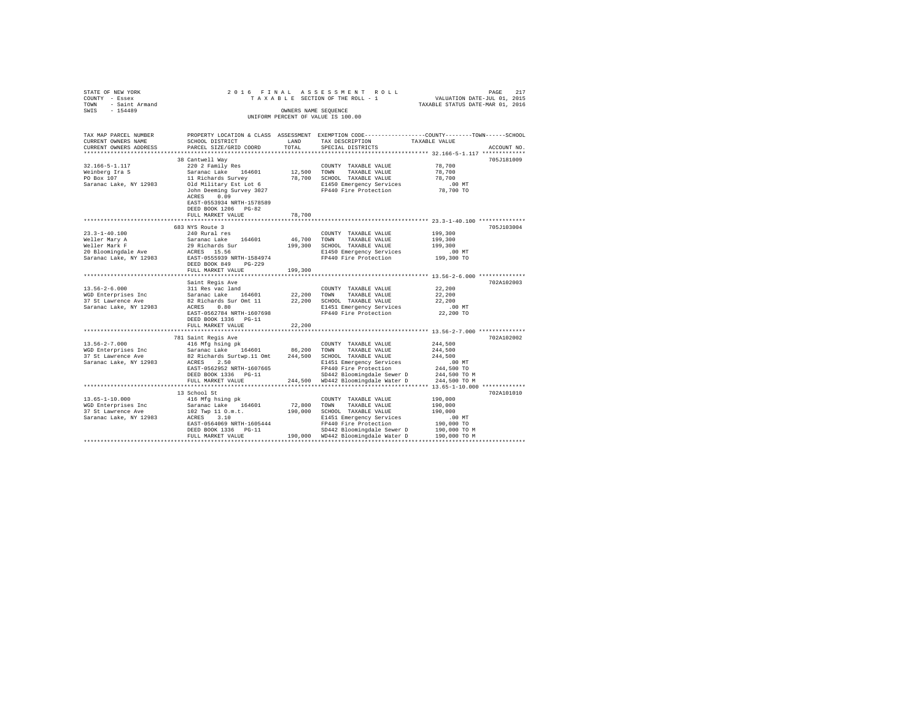STATE OF NEW YORK
COUNTY - Essex
TOWN - Saint Armand
SWIS - 154489

2016 FINAL ASSESSMENT ROLL
TAXABLE SECTION OF THE ROLL - 1
OWNERS NAME SEQUENCE
UNIFORM PERCENT OF VALUE IS 100.00

VALUATION DATE-JUL 01, 2015
TAXABLE STATUS DATE-MAR 01, 2016

```
TAX MAP PARCEL NUMBER     PROPERTY LOCATION & CLASS  ASSESSMENT  EXEMPTION CODE-----------------COUNTY--------TOWN------SCHOOL
CURRENT OWNERS NAME       SCHOOL DISTRICT              LAND      TAX DESCRIPTION            TAXABLE VALUE
CURRENT OWNERS ADDRESS    PARCEL SIZE/GRID COORD       TOTAL     SPECIAL DISTRICTS                                    ACCOUNT NO.
******************************************************************************************** 32.166-5-1.117 *************
                          38 Cantwell Way                                                                          705J181009
32.166-5-1.117            220 2 Family Res                       COUNTY  TAXABLE VALUE           78,700
Weinberg Ira S            Saranac Lake   164601      12,500     TOWN    TAXABLE VALUE           78,700
PO Box 107                11 Richards Survey         78,700     SCHOOL  TAXABLE VALUE           78,700
Saranac Lake, NY 12983    Old Military Est Lot 6                E1450 Emergency Services            .00 MT
                          John Deeming Survey 3027              FP440 Fire Protection           78,700 TO
                          ACRES    0.09
                          EAST-0553934 NRTH-1578589
                          DEED BOOK 1206   PG-82
                          FULL MARKET VALUE          78,700
******************************************************************************************** 23.3-1-40.100 **************
                          683 NYS Route 3                                                                          705J103004
23.3-1-40.100             240 Rural res                          COUNTY  TAXABLE VALUE          199,300
Weller Mary A             Saranac Lake   164601      46,700     TOWN    TAXABLE VALUE          199,300
Weller Mark F             29 Richards Sur           199,300     SCHOOL  TAXABLE VALUE          199,300
20 Bloomingdale Ave       ACRES   15.56                          E1450 Emergency Services            .00 MT
Saranac Lake, NY 12983    EAST-0555939 NRTH-1584974             FP440 Fire Protection          199,300 TO
                          DEED BOOK 849    PG-229
                          FULL MARKET VALUE         199,300
******************************************************************************************** 13.56-2-6.000 **************
                          Saint Regis Ave                                                                          702A102003
13.56-2-6.000             311 Res vac land                       COUNTY  TAXABLE VALUE           22,200
WGD Enterprises Inc       Saranac Lake   164601      22,200     TOWN    TAXABLE VALUE           22,200
37 St Lawrence Ave        82 Richards Sur Omt 11     22,200     SCHOOL  TAXABLE VALUE           22,200
Saranac Lake, NY 12983    ACRES    0.80                          E1451 Emergency Services            .00 MT
                          EAST-0562784 NRTH-1607698             FP440 Fire Protection           22,200 TO
                          DEED BOOK 1336   PG-11
                          FULL MARKET VALUE          22,200
******************************************************************************************** 13.56-2-7.000 **************
                          781 Saint Regis Ave                                                                      702A102002
13.56-2-7.000             416 Mfg hsing pk                       COUNTY  TAXABLE VALUE          244,500
WGD Enterprises Inc       Saranac Lake   164601      86,200     TOWN    TAXABLE VALUE          244,500
37 St Lawrence Ave        82 Richards Surtwp.11 Omt 244,500     SCHOOL  TAXABLE VALUE          244,500
Saranac Lake, NY 12983    ACRES    2.50                          E1451 Emergency Services            .00 MT
                          EAST-0562952 NRTH-1607665             FP440 Fire Protection          244,500 TO
                          DEED BOOK 1336   PG-11                 SD442 Bloomingdale Sewer D     244,500 TO M
                          FULL MARKET VALUE         244,500     WD442 Bloomingdale Water D     244,500 TO M
******************************************************************************************** 13.65-1-10.000 *************
                          13 School St                                                                             702A101010
13.65-1-10.000            416 Mfg hsing pk                       COUNTY  TAXABLE VALUE          190,000
WGD Enterprises Inc       Saranac Lake   164601      72,800     TOWN    TAXABLE VALUE          190,000
37 St Lawrence Ave        102 Twp 11 O.m.t.         190,000     SCHOOL  TAXABLE VALUE          190,000
Saranac Lake, NY 12983    ACRES    3.10                          E1451 Emergency Services            .00 MT
                          EAST-0564069 NRTH-1605444             FP440 Fire Protection          190,000 TO
                          DEED BOOK 1336   PG-11                 SD442 Bloomingdale Sewer D     190,000 TO M
                          FULL MARKET VALUE         190,000     WD442 Bloomingdale Water D     190,000 TO M
****************************************************************************************************************************
```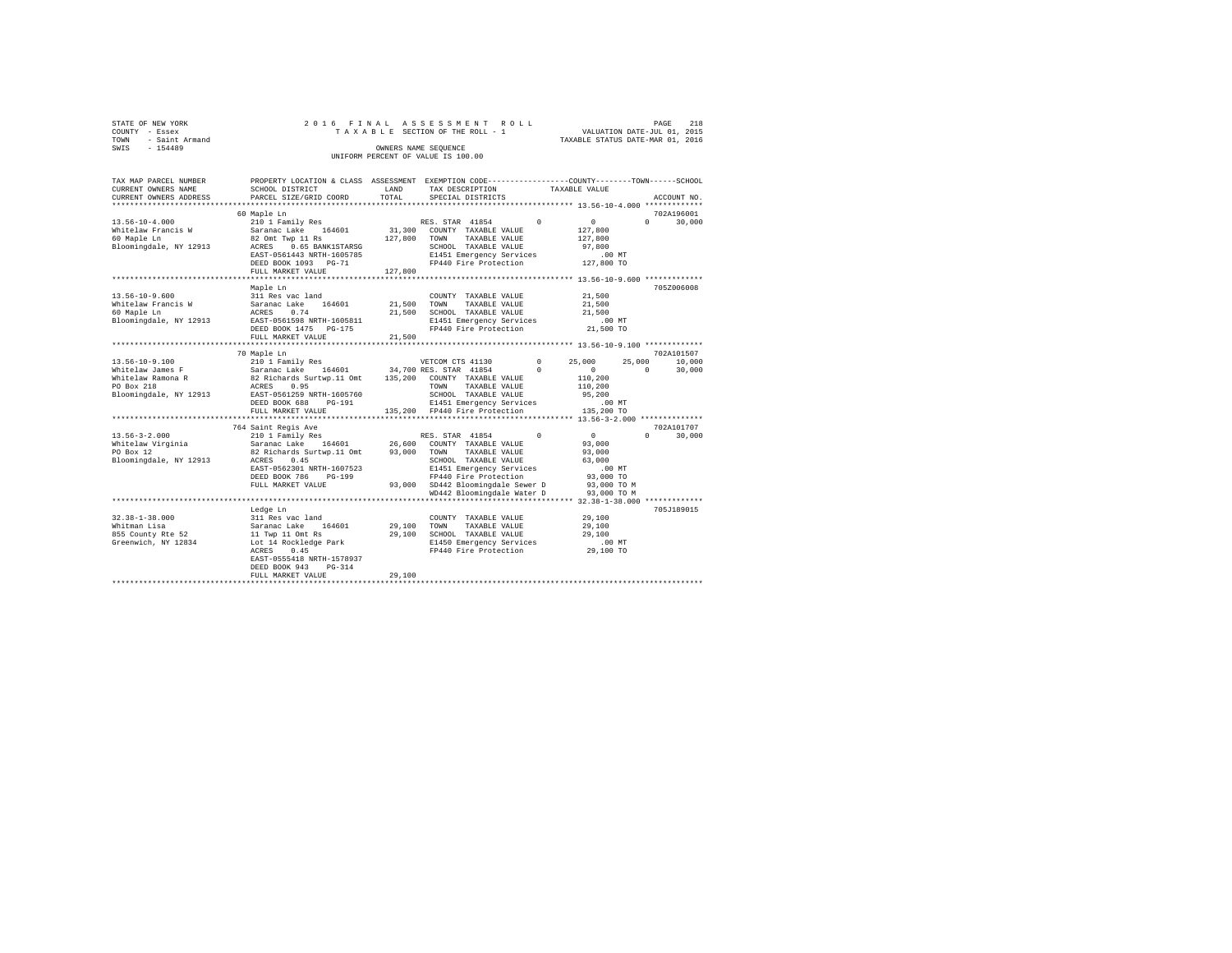STATE OF NEW YORK                    2016 FINAL ASSESSMENT ROLL
COUNTY - Essex                       TAXABLE SECTION OF THE ROLL - 1                    VALUATION DATE-JUL 01, 2015
TOWN - Saint Armand                                                                     TAXABLE STATUS DATE-MAR 01, 2016
SWIS - 154489                        OWNERS NAME SEQUENCE
                                     UNIFORM PERCENT OF VALUE IS 100.00

```
TAX MAP PARCEL NUMBER    PROPERTY LOCATION & CLASS  ASSESSMENT  EXEMPTION CODE-----------------COUNTY--------TOWN------SCHOOL
CURRENT OWNERS NAME      SCHOOL DISTRICT            LAND        TAX DESCRIPTION              TAXABLE VALUE
CURRENT OWNERS ADDRESS   PARCEL SIZE/GRID COORD     TOTAL       SPECIAL DISTRICTS                                     ACCOUNT NO.
******************************************************************************************** 13.56-10-4.000 ************
                         60 Maple Ln                                                                              702A196001
13.56-10-4.000           210 1 Family Res                       RES. STAR 41854         0          0           0      30,000
Whitelaw Francis W       Saranac Lake    164601       31,300    COUNTY  TAXABLE VALUE          127,800
60 Maple Ln              82 Omt Twp 11 Rs            127,800    TOWN    TAXABLE VALUE          127,800
Bloomingdale, NY 12913   ACRES    0.65 BANK1STARSG              SCHOOL  TAXABLE VALUE           97,800
                         EAST-0561443 NRTH-1605785              E1451 Emergency Services           .00 MT
                         DEED BOOK 1093   PG-71                 FP440 Fire Protection          127,800 TO
                         FULL MARKET VALUE           127,800
******************************************************************************************** 13.56-10-9.600 ************
                         Maple Ln                                                                                 705Z006008
13.56-10-9.600           311 Res vac land                       COUNTY  TAXABLE VALUE           21,500
Whitelaw Francis W       Saranac Lake    164601       21,500    TOWN    TAXABLE VALUE           21,500
60 Maple Ln              ACRES    0.74                 21,500   SCHOOL  TAXABLE VALUE           21,500
Bloomingdale, NY 12913   EAST-0561598 NRTH-1605811              E1451 Emergency Services           .00 MT
                         DEED BOOK 1475   PG-175                FP440 Fire Protection           21,500 TO
                         FULL MARKET VALUE            21,500
******************************************************************************************** 13.56-10-9.100 ************
                         70 Maple Ln                                                                              702A101507
13.56-10-9.100           210 1 Family Res                       VETCOM CTS 41130        0     25,000      25,000      10,000
Whitelaw James F         Saranac Lake    164601       34,700 RES. STAR 41854            0          0           0      30,000
Whitelaw Ramona R        82 Richards Surtwp.11 Omt   135,200    COUNTY  TAXABLE VALUE          110,200
PO Box 218               ACRES    0.95                          TOWN    TAXABLE VALUE          110,200
Bloomingdale, NY 12913   EAST-0561259 NRTH-1605760              SCHOOL  TAXABLE VALUE           95,200
                         DEED BOOK 688    PG-191                E1451 Emergency Services           .00 MT
                         FULL MARKET VALUE           135,200    FP440 Fire Protection          135,200 TO
******************************************************************************************** 13.56-3-2.000 *************
                         764 Saint Regis Ave                                                                      702A101707
13.56-3-2.000            210 1 Family Res                       RES. STAR 41854         0          0           0      30,000
Whitelaw Virginia        Saranac Lake    164601       26,600    COUNTY  TAXABLE VALUE           93,000
PO Box 12                82 Richards Surtwp.11 Omt    93,000    TOWN    TAXABLE VALUE           93,000
Bloomingdale, NY 12913   ACRES    0.45                          SCHOOL  TAXABLE VALUE           63,000
                         EAST-0562301 NRTH-1607523              E1451 Emergency Services           .00 MT
                         DEED BOOK 786    PG-199                FP440 Fire Protection           93,000 TO
                         FULL MARKET VALUE            93,000    SD442 Bloomingdale Sewer D      93,000 TO M
                                                                WD442 Bloomingdale Water D      93,000 TO M
******************************************************************************************** 32.38-1-38.000 ************
                         Ledge Ln                                                                                 705J189015
32.38-1-38.000           311 Res vac land                       COUNTY  TAXABLE VALUE           29,100
Whitman Lisa             Saranac Lake    164601       29,100    TOWN    TAXABLE VALUE           29,100
855 County Rte 52        11 Twp 11 Omt Rs             29,100    SCHOOL  TAXABLE VALUE           29,100
Greenwich, NY 12834      Lot 14 Rockledge Park                  E1450 Emergency Services           .00 MT
                         ACRES    0.45                          FP440 Fire Protection           29,100 TO
                         EAST-0555418 NRTH-1578937
                         DEED BOOK 943    PG-314
                         FULL MARKET VALUE            29,100
**************************************************************************************************************************
```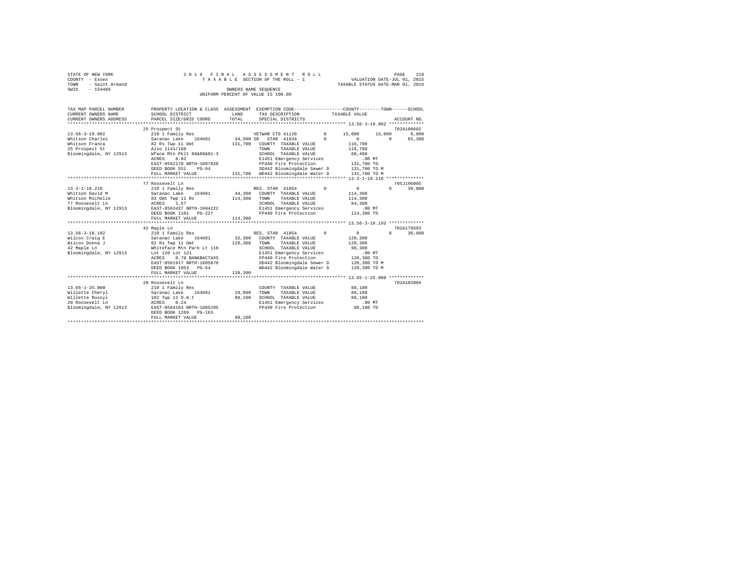STATE OF NEW YORK — 2016 FINAL ASSESSMENT ROLL — VALUATION DATE-JUL 01, 2015
COUNTY - Essex — TAXABLE SECTION OF THE ROLL - 1 — TAXABLE STATUS DATE-MAR 01, 2016
TOWN - Saint Armand
SWIS - 154489 — OWNERS NAME SEQUENCE
UNIFORM PERCENT OF VALUE IS 100.00

```
TAX MAP PARCEL NUMBER    PROPERTY LOCATION & CLASS  ASSESSMENT  EXEMPTION CODE-----------------COUNTY--------TOWN------SCHOOL
CURRENT OWNERS NAME      SCHOOL DISTRICT              LAND      TAX DESCRIPTION              TAXABLE VALUE
CURRENT OWNERS ADDRESS   PARCEL SIZE/GRID COORD       TOTAL     SPECIAL DISTRICTS                                      ACCOUNT NO.
****************************************************************************************************** 13.56-3-19.002 *************
                         25 Prospect St                                                                                702A100602
13.56-3-19.002           210 1 Family Res                       VETWAR CTS 41120         0     15,000     15,000      6,000
Whitson Charles          Saranac Lake    164601      34,500 SR  STAR 41834               0          0          0     65,300
Whitson Franca           82 Rs Twp 11 Omt           131,700     COUNTY  TAXABLE VALUE            116,700
25 Prospect St           Also 1141/188                          TOWN    TAXABLE VALUE            116,700
Bloomingdale, NY 12913   Wface Mtn Pklt 88&89&81-3              SCHOOL  TAXABLE VALUE             60,400
                         ACRES    0.92                          E1451 Emergency Services             .00 MT
                         EAST-0562170 NRTH-1607028              FP440 Fire Protection            131,700 TO
                         DEED BOOK 551    PG-94                 SD442 Bloomingdale Sewer D       131,700 TO M
                         FULL MARKET VALUE          131,700     WD442 Bloomingdale Water D       131,700 TO M
****************************************************************************************************** 13.3-1-18.210 **************
                         77 Roosevelt Ln                                                                               705J196005
13.3-1-18.210            210 1 Family Res                       RES. STAR 41854          0          0          0     30,000
Whitson David M          Saranac Lake    164601      44,300     COUNTY  TAXABLE VALUE            114,300
Whitson Michelle         83 Omt Twp 11 Rs           114,300     TOWN    TAXABLE VALUE            114,300
77 Roosevelt Ln          ACRES    1.57                          SCHOOL  TAXABLE VALUE             84,300
Bloomingdale, NY 12913   EAST-0563437 NRTH-1604222              E1451 Emergency Services             .00 MT
                         DEED BOOK 1101   PG-227                FP440 Fire Protection            114,300 TO
                         FULL MARKET VALUE          114,300
****************************************************************************************************** 13.56-3-18.192 *************
                         42 Maple Ln                                                                                   702A178503
13.56-3-18.192           210 1 Family Res                       RES. STAR 41854          0          0          0     30,000
Wilcox Craig E           Saranac Lake    164601      32,300     COUNTY  TAXABLE VALUE            120,300
Wilcox Donna J           82 Rs Twp 11 Omt           120,300     TOWN    TAXABLE VALUE            120,300
42 Maple Ln              Whiteface Mtn Park Lt 118              SCHOOL  TAXABLE VALUE             90,300
Bloomingdale, NY 12913   Lot 120 Lot 121                        E1451 Emergency Services             .00 MT
                         ACRES    0.70 BANKBACTAXS              FP440 Fire Protection            120,300 TO
                         EAST-0561917 NRTH-1605870              SD442 Bloomingdale Sewer D       120,300 TO M
                         DEED BOOK 1053   PG-64                 WD442 Bloomingdale Water D       120,300 TO M
                         FULL MARKET VALUE          120,300
****************************************************************************************************** 13.65-1-25.000 *************
                         20 Roosevelt Ln                                                                               702A102004
13.65-1-25.000           210 1 Family Res                       COUNTY  TAXABLE VALUE             88,100
Willette Cheryl          Saranac Lake    164601      19,800     TOWN    TAXABLE VALUE             88,100
Willette Russyl          102 Twp 11 O.m.t            88,100     SCHOOL  TAXABLE VALUE             88,100
20 Roosevelt Ln          ACRES    0.24                          E1451 Emergency Services             .00 MT
Bloomingdale, NY 12913   EAST-0564184 NRTH-1605205              FP440 Fire Protection             88,100 TO
                         DEED BOOK 1269   PG-163
                         FULL MARKET VALUE           88,100
************************************************************************************************************************************
```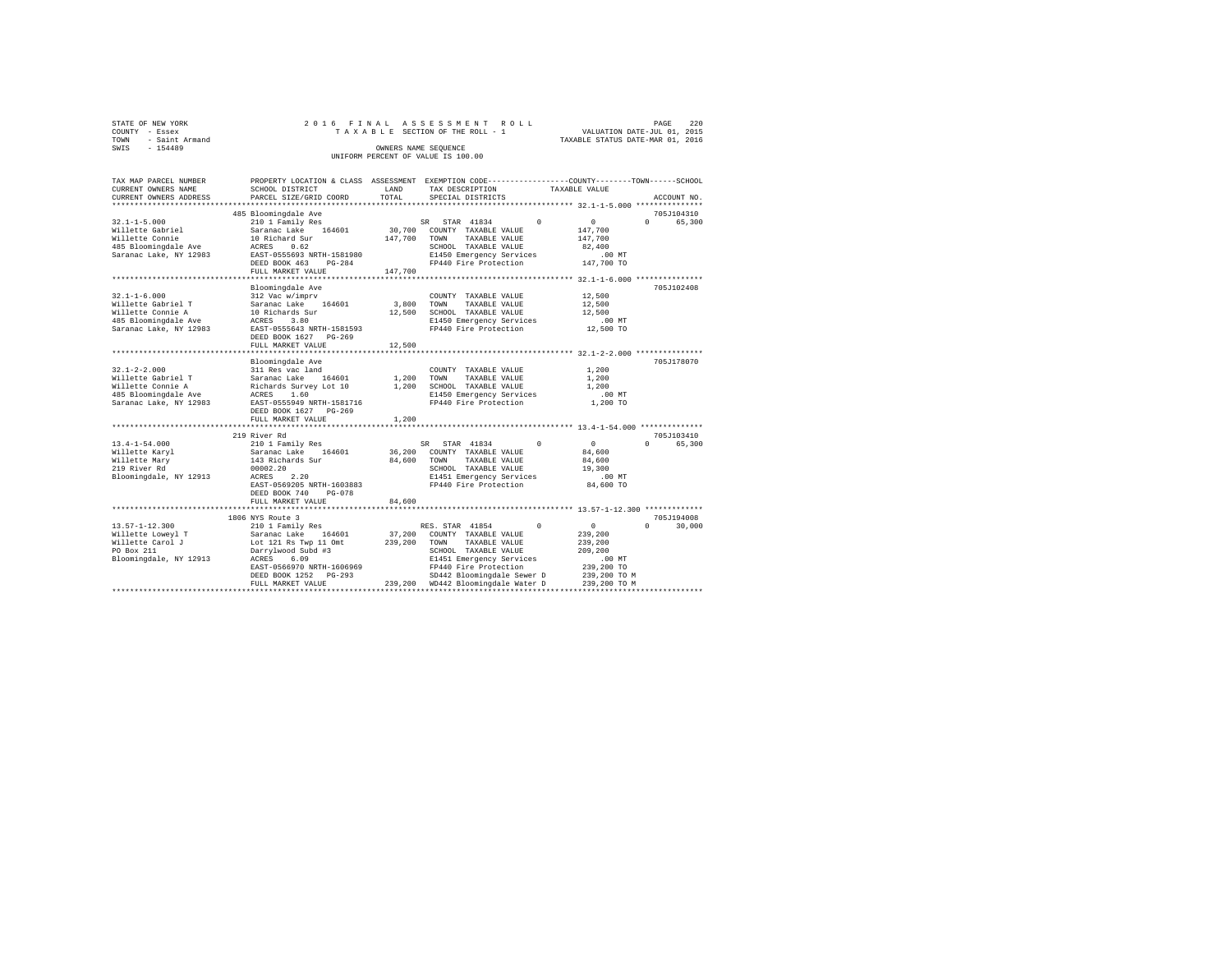STATE OF NEW YORK
COUNTY - Essex
TOWN - Saint Armand
SWIS - 154489

2 0 1 6 F I N A L A S S E S S M E N T R O L L
T A X A B L E SECTION OF THE ROLL - 1
OWNERS NAME SEQUENCE
UNIFORM PERCENT OF VALUE IS 100.00

VALUATION DATE-JUL 01, 2015
TAXABLE STATUS DATE-MAR 01, 2016

```
TAX MAP PARCEL NUMBER        PROPERTY LOCATION & CLASS  ASSESSMENT  EXEMPTION CODE-----------------COUNTY--------TOWN------SCHOOL
CURRENT OWNERS NAME          SCHOOL DISTRICT              LAND      TAX DESCRIPTION            TAXABLE VALUE
CURRENT OWNERS ADDRESS       PARCEL SIZE/GRID COORD       TOTAL     SPECIAL DISTRICTS                                    ACCOUNT NO.
******************************************************************************************************* 32.1-1-5.000 ***************
                             485 Bloomingdale Ave                                                                     705J104310
32.1-1-5.000                 210 1 Family Res                    SR  STAR 41834        0         0           0      65,300
Willette Gabriel             Saranac Lake   164601       30,700   COUNTY  TAXABLE VALUE          147,700
Willette Connie              10 Richard Sur             147,700   TOWN    TAXABLE VALUE          147,700
485 Bloomingdale Ave         ACRES    0.62                        SCHOOL  TAXABLE VALUE           82,400
Saranac Lake, NY 12983       EAST-0555693 NRTH-1581980            E1450 Emergency Services           .00 MT
                             DEED BOOK 463    PG-284              FP440 Fire Protection          147,700 TO
                             FULL MARKET VALUE          147,700
******************************************************************************************************* 32.1-1-6.000 ***************
                             Bloomingdale Ave                                                                         705J102408
32.1-1-6.000                 312 Vac w/imprv                      COUNTY  TAXABLE VALUE           12,500
Willette Gabriel T           Saranac Lake   164601        3,800   TOWN    TAXABLE VALUE           12,500
Willette Connie A            10 Richards Sur             12,500   SCHOOL  TAXABLE VALUE           12,500
485 Bloomingdale Ave         ACRES    3.80                        E1450 Emergency Services           .00 MT
Saranac Lake, NY 12983       EAST-0555643 NRTH-1581593            FP440 Fire Protection           12,500 TO
                             DEED BOOK 1627   PG-269
                             FULL MARKET VALUE           12,500
******************************************************************************************************* 32.1-2-2.000 ***************
                             Bloomingdale Ave                                                                         705J178070
32.1-2-2.000                 311 Res vac land                     COUNTY  TAXABLE VALUE            1,200
Willette Gabriel T           Saranac Lake   164601        1,200   TOWN    TAXABLE VALUE            1,200
Willette Connie A            Richards Survey Lot 10       1,200   SCHOOL  TAXABLE VALUE            1,200
485 Bloomingdale Ave         ACRES    1.60                        E1450 Emergency Services           .00 MT
Saranac Lake, NY 12983       EAST-0555949 NRTH-1581716            FP440 Fire Protection            1,200 TO
                             DEED BOOK 1627   PG-269
                             FULL MARKET VALUE            1,200
******************************************************************************************************* 13.4-1-54.000 **************
                             219 River Rd                                                                             705J103410
13.4-1-54.000                210 1 Family Res                    SR  STAR 41834        0         0           0      65,300
Willette Karyl               Saranac Lake   164601       36,200   COUNTY  TAXABLE VALUE           84,600
Willette Mary                143 Richards Sur            84,600   TOWN    TAXABLE VALUE           84,600
219 River Rd                 00002.20                             SCHOOL  TAXABLE VALUE           19,300
Bloomingdale, NY 12913       ACRES    2.20                        E1451 Emergency Services           .00 MT
                             EAST-0569205 NRTH-1603883            FP440 Fire Protection           84,600 TO
                             DEED BOOK 740    PG-078
                             FULL MARKET VALUE           84,600
******************************************************************************************************* 13.57-1-12.300 *************
                             1806 NYS Route 3                                                                         705J194008
13.57-1-12.300               210 1 Family Res                    RES. STAR 41854       0         0           0      30,000
Willette Loweyl T            Saranac Lake   164601       37,200   COUNTY  TAXABLE VALUE          239,200
Willette Carol J             Lot 121 Rs Twp 11 Omt      239,200   TOWN    TAXABLE VALUE          239,200
PO Box 211                   Darrylwood Subd #3                   SCHOOL  TAXABLE VALUE          209,200
Bloomingdale, NY 12913       ACRES    6.09                        E1451 Emergency Services           .00 MT
                             EAST-0566970 NRTH-1606969            FP440 Fire Protection          239,200 TO
                             DEED BOOK 1252   PG-293              SD442 Bloomingdale Sewer D     239,200 TO M
                             FULL MARKET VALUE          239,200   WD442 Bloomingdale Water D     239,200 TO M
************************************************************************************************************************************
```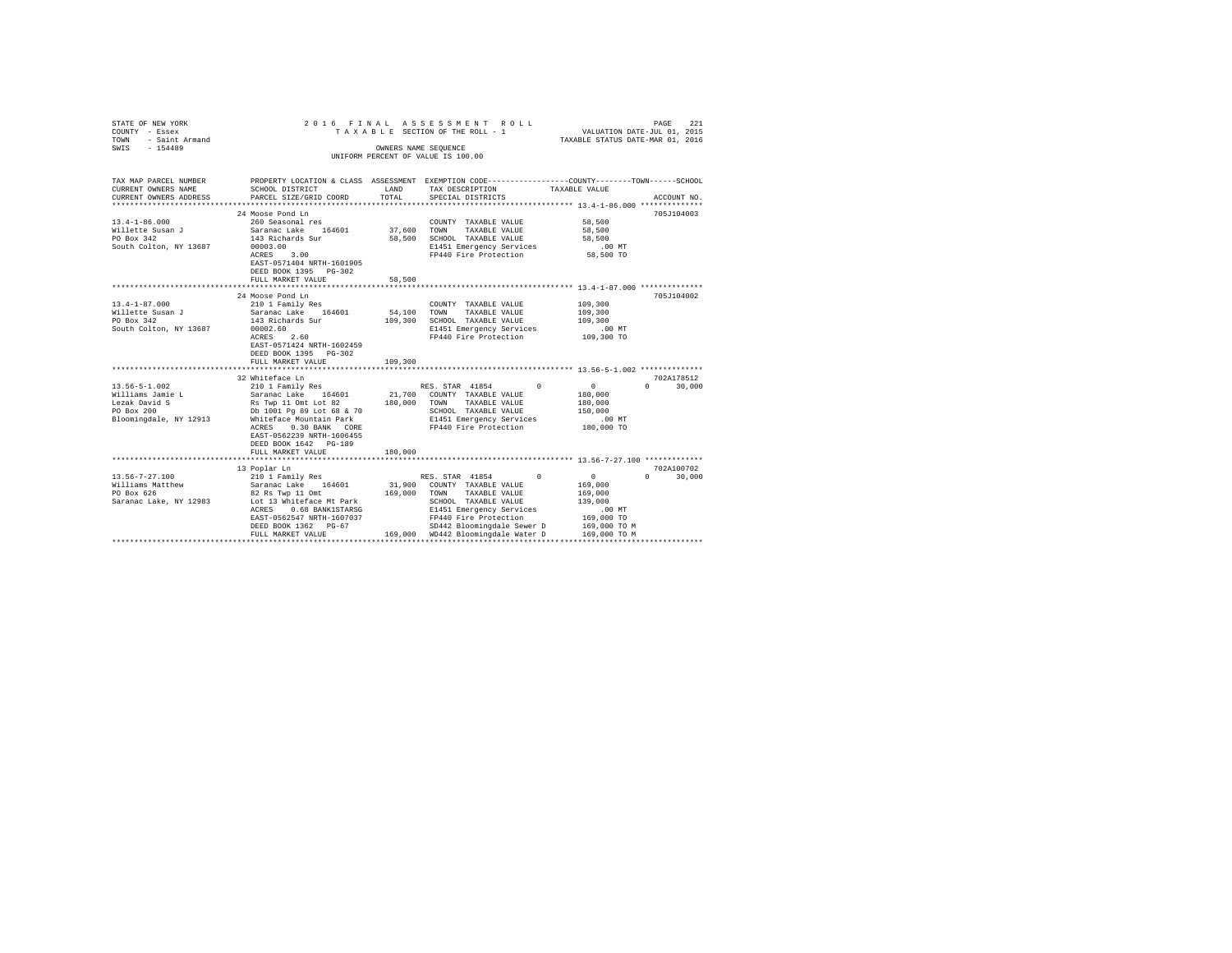STATE OF NEW YORK
COUNTY - Essex
TOWN - Saint Armand
SWIS - 154489

2016 FINAL ASSESSMENT ROLL
TAXABLE SECTION OF THE ROLL - 1
OWNERS NAME SEQUENCE
UNIFORM PERCENT OF VALUE IS 100.00

VALUATION DATE-JUL 01, 2015
TAXABLE STATUS DATE-MAR 01, 2016

```
TAX MAP PARCEL NUMBER     PROPERTY LOCATION & CLASS  ASSESSMENT  EXEMPTION CODE-----------------COUNTY--------TOWN------SCHOOL
CURRENT OWNERS NAME       SCHOOL DISTRICT              LAND      TAX DESCRIPTION              TAXABLE VALUE
CURRENT OWNERS ADDRESS    PARCEL SIZE/GRID COORD       TOTAL     SPECIAL DISTRICTS                                    ACCOUNT NO.
******************************************************************************************************* 13.4-1-86.000 **************
                          24 Moose Pond Ln                                                                            705J104003
13.4-1-86.000             260 Seasonal res                       COUNTY  TAXABLE VALUE            58,500
Willette Susan J          Saranac Lake   164601      37,600      TOWN    TAXABLE VALUE            58,500
PO Box 342                143 Richards Sur           58,500      SCHOOL  TAXABLE VALUE            58,500
South Colton, NY 13687    00003.00                               E1451 Emergency Services            .00 MT
                          ACRES    3.00                          FP440 Fire Protection            58,500 TO
                          EAST-0571404 NRTH-1601905
                          DEED BOOK 1395   PG-302
                          FULL MARKET VALUE          58,500
******************************************************************************************************* 13.4-1-87.000 **************
                          24 Moose Pond Ln                                                                            705J104002
13.4-1-87.000             210 1 Family Res                       COUNTY  TAXABLE VALUE           109,300
Willette Susan J          Saranac Lake   164601      54,100      TOWN    TAXABLE VALUE           109,300
PO Box 342                143 Richards Sur          109,300      SCHOOL  TAXABLE VALUE           109,300
South Colton, NY 13687    00002.60                               E1451 Emergency Services            .00 MT
                          ACRES    2.60                          FP440 Fire Protection           109,300 TO
                          EAST-0571424 NRTH-1602459
                          DEED BOOK 1395   PG-302
                          FULL MARKET VALUE         109,300
******************************************************************************************************* 13.56-5-1.002 **************
                          32 Whiteface Ln                                                                             702A178512
13.56-5-1.002             210 1 Family Res                       RES. STAR 41854        0            0             0      30,000
Williams Jamie L          Saranac Lake   164601      21,700      COUNTY  TAXABLE VALUE           180,000
Lezak David S             Rs Twp 11 Omt Lot 82      180,000      TOWN    TAXABLE VALUE           180,000
PO Box 200                Db 1001 Pg 89 Lot 68 & 70              SCHOOL  TAXABLE VALUE           150,000
Bloomingdale, NY 12913    Whiteface Mountain Park                E1451 Emergency Services            .00 MT
                          ACRES    0.30 BANK   CORE              FP440 Fire Protection           180,000 TO
                          EAST-0562239 NRTH-1606455
                          DEED BOOK 1642   PG-189
                          FULL MARKET VALUE         180,000
******************************************************************************************************* 13.56-7-27.100 *************
                          13 Poplar Ln                                                                                702A100702
13.56-7-27.100            210 1 Family Res                       RES. STAR 41854        0            0             0      30,000
Williams Matthew          Saranac Lake   164601      31,900      COUNTY  TAXABLE VALUE           169,000
PO Box 626                82 Rs Twp 11 Omt          169,000      TOWN    TAXABLE VALUE           169,000
Saranac Lake, NY 12983    Lot 13 Whiteface Mt Park               SCHOOL  TAXABLE VALUE           139,000
                          ACRES    0.68 BANK1STARSG              E1451 Emergency Services            .00 MT
                          EAST-0562547 NRTH-1607037              FP440 Fire Protection           169,000 TO
                          DEED BOOK 1362   PG-67                 SD442 Bloomingdale Sewer D      169,000 TO M
                          FULL MARKET VALUE         169,000      WD442 Bloomingdale Water D      169,000 TO M
************************************************************************************************************************************
```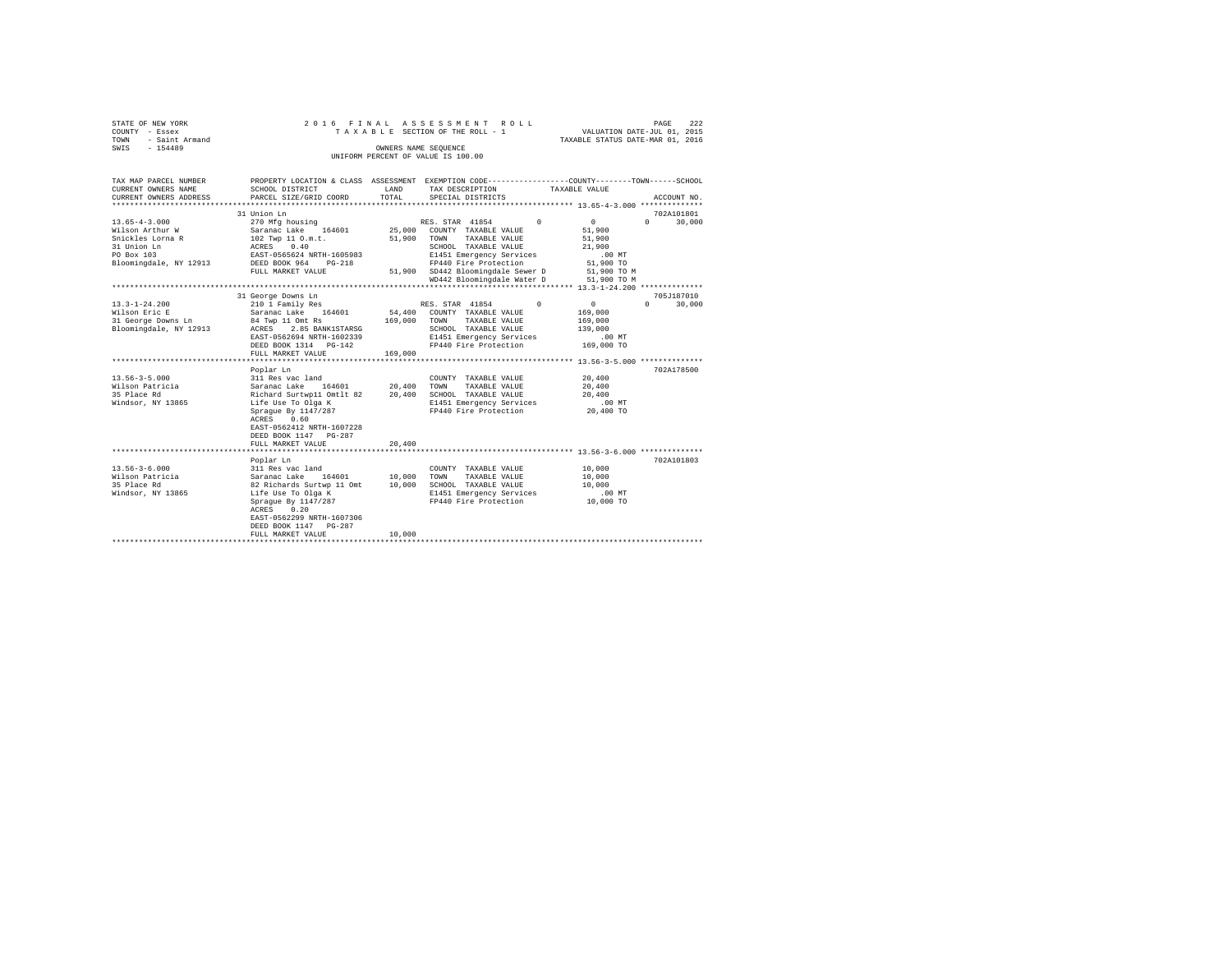STATE OF NEW YORK
COUNTY - Essex
TOWN - Saint Armand
SWIS - 154489

2016 FINAL ASSESSMENT ROLL
TAXABLE SECTION OF THE ROLL - 1
OWNERS NAME SEQUENCE
UNIFORM PERCENT OF VALUE IS 100.00

VALUATION DATE-JUL 01, 2015
TAXABLE STATUS DATE-MAR 01, 2016

```
TAX MAP PARCEL NUMBER    PROPERTY LOCATION & CLASS  ASSESSMENT  EXEMPTION CODE-----------------COUNTY--------TOWN------SCHOOL
CURRENT OWNERS NAME      SCHOOL DISTRICT             LAND       TAX DESCRIPTION          TAXABLE VALUE
CURRENT OWNERS ADDRESS   PARCEL SIZE/GRID COORD      TOTAL      SPECIAL DISTRICTS                                    ACCOUNT NO.
******************************************************************************************* 13.65-4-3.000 **************
                         31 Union Ln                                                                                  702A101801
13.65-4-3.000            270 Mfg housing                        RES. STAR  41854        0          0          0     30,000
Wilson Arthur W          Saranac Lake   164601       25,000    COUNTY  TAXABLE VALUE           51,900
Snickles Lorna R         102 Twp 11 O.m.t.           51,900    TOWN    TAXABLE VALUE           51,900
31 Union Ln              ACRES    0.40                         SCHOOL  TAXABLE VALUE           21,900
PO Box 103               EAST-0565624 NRTH-1605983             E1451 Emergency Services          .00 MT
Bloomingdale, NY 12913   DEED BOOK 964   PG-218                FP440 Fire Protection          51,900 TO
                         FULL MARKET VALUE            51,900   SD442 Bloomingdale Sewer D     51,900 TO M
                                                               WD442 Bloomingdale Water D     51,900 TO M
******************************************************************************************* 13.3-1-24.200 **************
                         31 George Downs Ln                                                                           705J187010
13.3-1-24.200            210 1 Family Res                       RES. STAR  41854        0          0          0     30,000
Wilson Eric E            Saranac Lake   164601       54,400    COUNTY  TAXABLE VALUE          169,000
31 George Downs Ln       84 Twp 11 Omt Rs           169,000    TOWN    TAXABLE VALUE          169,000
Bloomingdale, NY 12913   ACRES    2.85 BANK1STARSG             SCHOOL  TAXABLE VALUE          139,000
                         EAST-0562694 NRTH-1602339             E1451 Emergency Services          .00 MT
                         DEED BOOK 1314  PG-142                FP440 Fire Protection         169,000 TO
                         FULL MARKET VALUE           169,000
******************************************************************************************* 13.56-3-5.000 **************
                         Poplar Ln                                                                                    702A178500
13.56-3-5.000            311 Res vac land                       COUNTY  TAXABLE VALUE           20,400
Wilson Patricia          Saranac Lake   164601       20,400    TOWN    TAXABLE VALUE           20,400
35 Place Rd              Richard Surtwp11 Omtlt 82   20,400    SCHOOL  TAXABLE VALUE           20,400
Windsor, NY 13865        Life Use To Olga K                    E1451 Emergency Services          .00 MT
                         Sprague By 1147/287                   FP440 Fire Protection          20,400 TO
                         ACRES    0.60
                         EAST-0562412 NRTH-1607228
                         DEED BOOK 1147  PG-287
                         FULL MARKET VALUE            20,400
******************************************************************************************* 13.56-3-6.000 **************
                         Poplar Ln                                                                                    702A101803
13.56-3-6.000            311 Res vac land                       COUNTY  TAXABLE VALUE           10,000
Wilson Patricia          Saranac Lake   164601       10,000    TOWN    TAXABLE VALUE           10,000
35 Place Rd              82 Richards Surtwp 11 Omt   10,000    SCHOOL  TAXABLE VALUE           10,000
Windsor, NY 13865        Life Use To Olga K                    E1451 Emergency Services          .00 MT
                         Sprague By 1147/287                   FP440 Fire Protection          10,000 TO
                         ACRES    0.20
                         EAST-0562299 NRTH-1607306
                         DEED BOOK 1147  PG-287
                         FULL MARKET VALUE            10,000
************************************************************************************************************************
```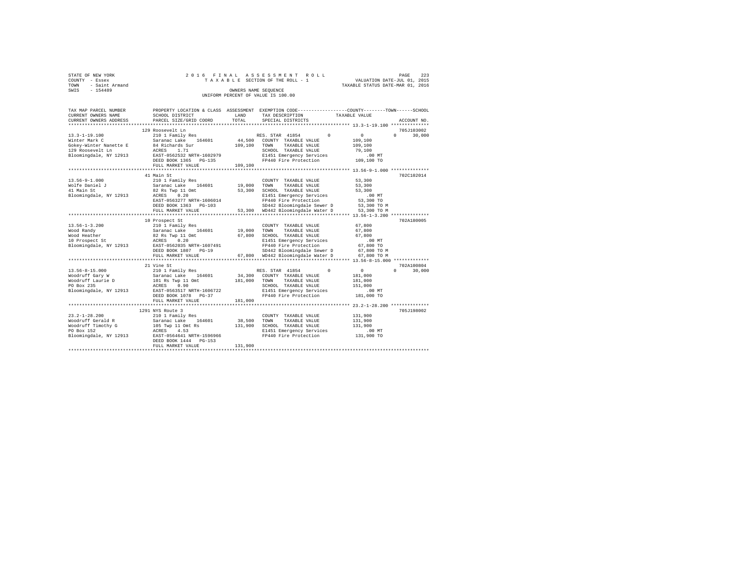STATE OF NEW YORK
COUNTY - Essex
TOWN - Saint Armand
SWIS - 154489

2016 FINAL ASSESSMENT ROLL
TAXABLE SECTION OF THE ROLL - 1
OWNERS NAME SEQUENCE
UNIFORM PERCENT OF VALUE IS 100.00

VALUATION DATE-JUL 01, 2015
TAXABLE STATUS DATE-MAR 01, 2016

| TAX MAP PARCEL NUMBER / CURRENT OWNERS NAME / CURRENT OWNERS ADDRESS | PROPERTY LOCATION & CLASS / SCHOOL DISTRICT / PARCEL SIZE/GRID COORD | ASSESSMENT LAND / TOTAL | EXEMPTION CODE / TAX DESCRIPTION / SPECIAL DISTRICTS | COUNTY / TOWN / SCHOOL TAXABLE VALUE | ACCOUNT NO. |
|---|---|---|---|---|---|
| **13.3-1-19.100** | 129 Roosevelt Ln | | | | 705J103002 |
| Winter Mark C | 210 1 Family Res | | RES. STAR 41854 | 0 0 0 30,000 | |
| Gokey-Winter Nanette E | Saranac Lake 164601 | 44,500 | COUNTY TAXABLE VALUE | 109,100 | |
| 129 Roosevelt Ln | 84 Richards Sur | 109,100 | TOWN TAXABLE VALUE | 109,100 | |
| Bloomingdale, NY 12913 | ACRES 1.71 | | SCHOOL TAXABLE VALUE | 79,100 | |
| | EAST-0562532 NRTH-1602979 | | E1451 Emergency Services | .00 MT | |
| | DEED BOOK 1365 PG-135 | | FP440 Fire Protection | 109,100 TO | |
| | FULL MARKET VALUE | 109,100 | | | |
| **13.56-9-1.000** | 41 Main St | | | | 702C102014 |
| Wolfe Daniel J | 210 1 Family Res | | COUNTY TAXABLE VALUE | 53,300 | |
| 41 Main St | Saranac Lake 164601 | 19,000 | TOWN TAXABLE VALUE | 53,300 | |
| Bloomingdale, NY 12913 | 82 Rs Twp 11 Omt | 53,300 | SCHOOL TAXABLE VALUE | 53,300 | |
| | ACRES 0.20 | | E1451 Emergency Services | .00 MT | |
| | EAST-0563277 NRTH-1606014 | | FP440 Fire Protection | 53,300 TO | |
| | DEED BOOK 1363 PG-103 | | SD442 Bloomingdale Sewer D | 53,300 TO M | |
| | FULL MARKET VALUE | 53,300 | WD442 Bloomingdale Water D | 53,300 TO M | |
| **13.56-1-3.200** | 10 Prospect St | | | | 702A180005 |
| Wood Randy | 210 1 Family Res | | COUNTY TAXABLE VALUE | 67,800 | |
| Wood Heather | Saranac Lake 164601 | 19,000 | TOWN TAXABLE VALUE | 67,800 | |
| 10 Prospect St | 82 Rs Twp 11 Omt | 67,800 | SCHOOL TAXABLE VALUE | 67,800 | |
| Bloomingdale, NY 12913 | ACRES 0.20 | | E1451 Emergency Services | .00 MT | |
| | EAST-0562035 NRTH-1607491 | | FP440 Fire Protection | 67,800 TO | |
| | DEED BOOK 1807 PG-19 | | SD442 Bloomingdale Sewer D | 67,800 TO M | |
| | FULL MARKET VALUE | 67,800 | WD442 Bloomingdale Water D | 67,800 TO M | |
| **13.56-8-15.000** | 21 Vine St | | | | 702A100804 |
| Woodruff Gary W | 210 1 Family Res | | RES. STAR 41854 | 0 0 0 30,000 | |
| Woodruff Laurie D | Saranac Lake 164601 | 34,300 | COUNTY TAXABLE VALUE | 181,000 | |
| PO Box 235 | 101 Rs Twp 11 Omt | 181,000 | TOWN TAXABLE VALUE | 181,000 | |
| Bloomingdale, NY 12913 | ACRES 0.90 | | SCHOOL TAXABLE VALUE | 151,000 | |
| | EAST-0563517 NRTH-1606722 | | E1451 Emergency Services | .00 MT | |
| | DEED BOOK 1078 PG-37 | | FP440 Fire Protection | 181,000 TO | |
| | FULL MARKET VALUE | 181,000 | | | |
| **23.2-1-28.200** | 1291 NYS Route 3 | | | | 705J198002 |
| Woodruff Gerald R | 210 1 Family Res | | COUNTY TAXABLE VALUE | 131,900 | |
| Woodruff Timothy G | Saranac Lake 164601 | 38,500 | TOWN TAXABLE VALUE | 131,900 | |
| PO Box 152 | 105 Twp 11 Omt Rs | 131,900 | SCHOOL TAXABLE VALUE | 131,900 | |
| Bloomingdale, NY 12913 | ACRES 4.53 | | E1451 Emergency Services | .00 MT | |
| | EAST-0564641 NRTH-1596966 | | FP440 Fire Protection | 131,900 TO | |
| | DEED BOOK 1444 PG-153 | | | | |
| | FULL MARKET VALUE | 131,900 | | | |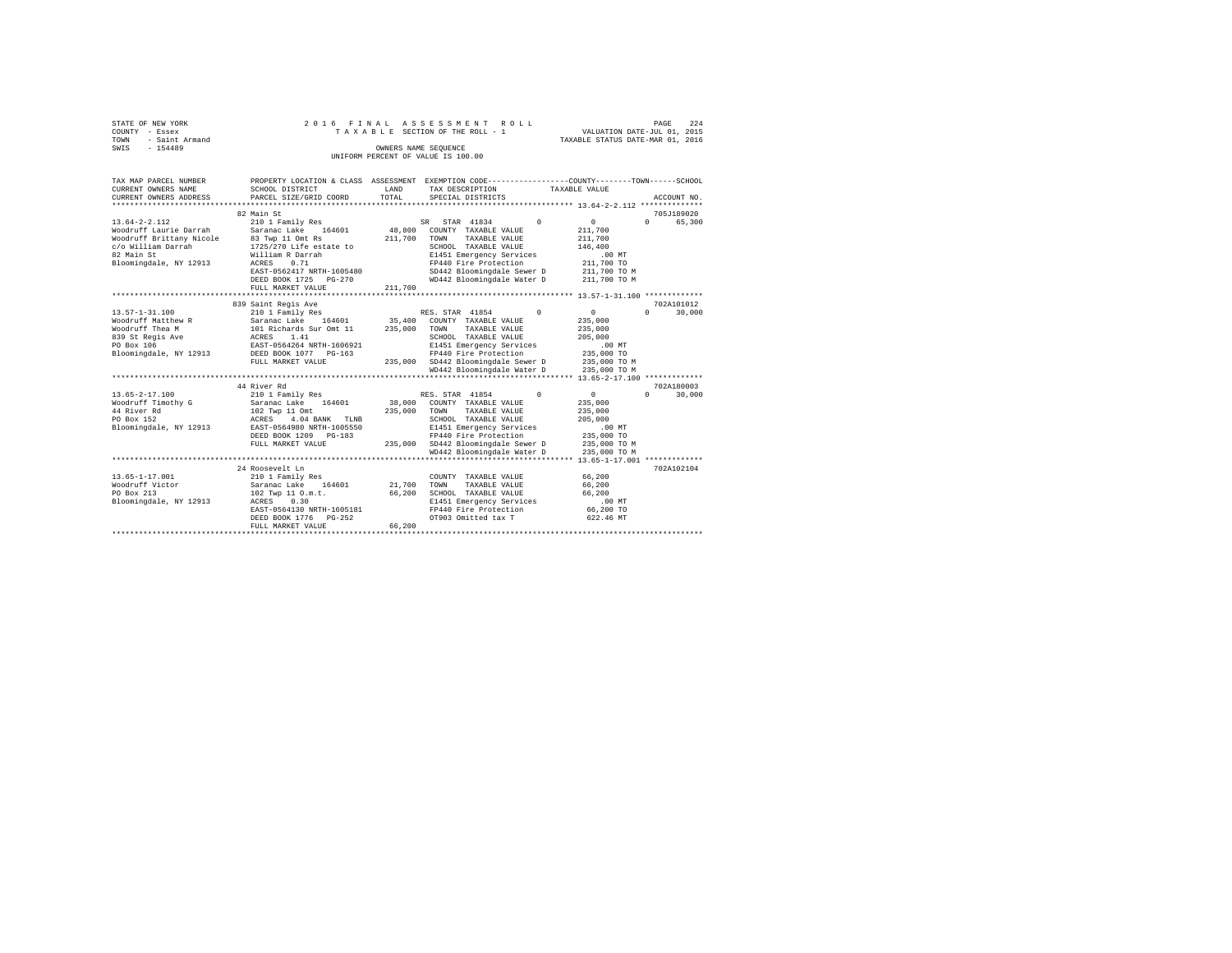STATE OF NEW YORK — 2016 FINAL ASSESSMENT ROLL — TAXABLE SECTION OF THE ROLL - 1 — VALUATION DATE-JUL 01, 2015
COUNTY - Essex — TAXABLE STATUS DATE-MAR 01, 2016
TOWN - Saint Armand — OWNERS NAME SEQUENCE
SWIS - 154489 — UNIFORM PERCENT OF VALUE IS 100.00

```
TAX MAP PARCEL NUMBER      PROPERTY LOCATION & CLASS  ASSESSMENT  EXEMPTION CODE-----------------COUNTY--------TOWN------SCHOOL
CURRENT OWNERS NAME        SCHOOL DISTRICT             LAND       TAX DESCRIPTION            TAXABLE VALUE
CURRENT OWNERS ADDRESS     PARCEL SIZE/GRID COORD      TOTAL      SPECIAL DISTRICTS                                    ACCOUNT NO.
******************************************************************************************************* 13.64-2-2.112 **************
                           82 Main St                                                                                  705J189020
13.64-2-2.112              210 1 Family Res                       SR  STAR 41834          0            0            0      65,300
Woodruff Laurie Darrah     Saranac Lake   164601        48,800    COUNTY  TAXABLE VALUE              211,700
Woodruff Brittany Nicole   83 Twp 11 Omt Rs            211,700    TOWN    TAXABLE VALUE              211,700
c/o William Darrah         1725/270 Life estate to                SCHOOL  TAXABLE VALUE              146,400
82 Main St                 William R Darrah                       E1451 Emergency Services               .00 MT
Bloomingdale, NY 12913     ACRES    0.71                          FP440 Fire Protection              211,700 TO
                           EAST-0562417 NRTH-1605480              SD442 Bloomingdale Sewer D         211,700 TO M
                           DEED BOOK 1725   PG-270                WD442 Bloomingdale Water D         211,700 TO M
                           FULL MARKET VALUE           211,700
******************************************************************************************************* 13.57-1-31.100 *************
                           839 Saint Regis Ave                                                                         702A101012
13.57-1-31.100             210 1 Family Res                       RES. STAR 41854         0            0            0      30,000
Woodruff Matthew R         Saranac Lake   164601        35,400    COUNTY  TAXABLE VALUE              235,000
Woodruff Thea M            101 Richards Sur Omt 11     235,000    TOWN    TAXABLE VALUE              235,000
839 St Regis Ave           ACRES    1.41                          SCHOOL  TAXABLE VALUE              205,000
PO Box 106                 EAST-0564264 NRTH-1606921              E1451 Emergency Services               .00 MT
Bloomingdale, NY 12913     DEED BOOK 1077   PG-163                FP440 Fire Protection              235,000 TO
                           FULL MARKET VALUE           235,000    SD442 Bloomingdale Sewer D         235,000 TO M
                                                                  WD442 Bloomingdale Water D         235,000 TO M
******************************************************************************************************* 13.65-2-17.100 *************
                           44 River Rd                                                                                 702A180003
13.65-2-17.100             210 1 Family Res                       RES. STAR 41854         0            0            0      30,000
Woodruff Timothy G         Saranac Lake   164601        38,000    COUNTY  TAXABLE VALUE              235,000
44 River Rd                102 Twp 11 Omt              235,000    TOWN    TAXABLE VALUE              235,000
PO Box 152                 ACRES    4.04 BANK   TLNB              SCHOOL  TAXABLE VALUE              205,000
Bloomingdale, NY 12913     EAST-0564980 NRTH-1605550              E1451 Emergency Services               .00 MT
                           DEED BOOK 1209   PG-183                FP440 Fire Protection              235,000 TO
                           FULL MARKET VALUE           235,000    SD442 Bloomingdale Sewer D         235,000 TO M
                                                                  WD442 Bloomingdale Water D         235,000 TO M
******************************************************************************************************* 13.65-1-17.001 *************
                           24 Roosevelt Ln                                                                             702A102104
13.65-1-17.001             210 1 Family Res                       COUNTY  TAXABLE VALUE               66,200
Woodruff Victor            Saranac Lake   164601        21,700    TOWN    TAXABLE VALUE               66,200
PO Box 213                 102 Twp 11 O.m.t.            66,200    SCHOOL  TAXABLE VALUE               66,200
Bloomingdale, NY 12913     ACRES    0.30                          E1451 Emergency Services               .00 MT
                           EAST-0564130 NRTH-1605181              FP440 Fire Protection               66,200 TO
                           DEED BOOK 1776   PG-252                OT903 Omitted tax T                 622.46 MT
                           FULL MARKET VALUE            66,200
************************************************************************************************************************************
```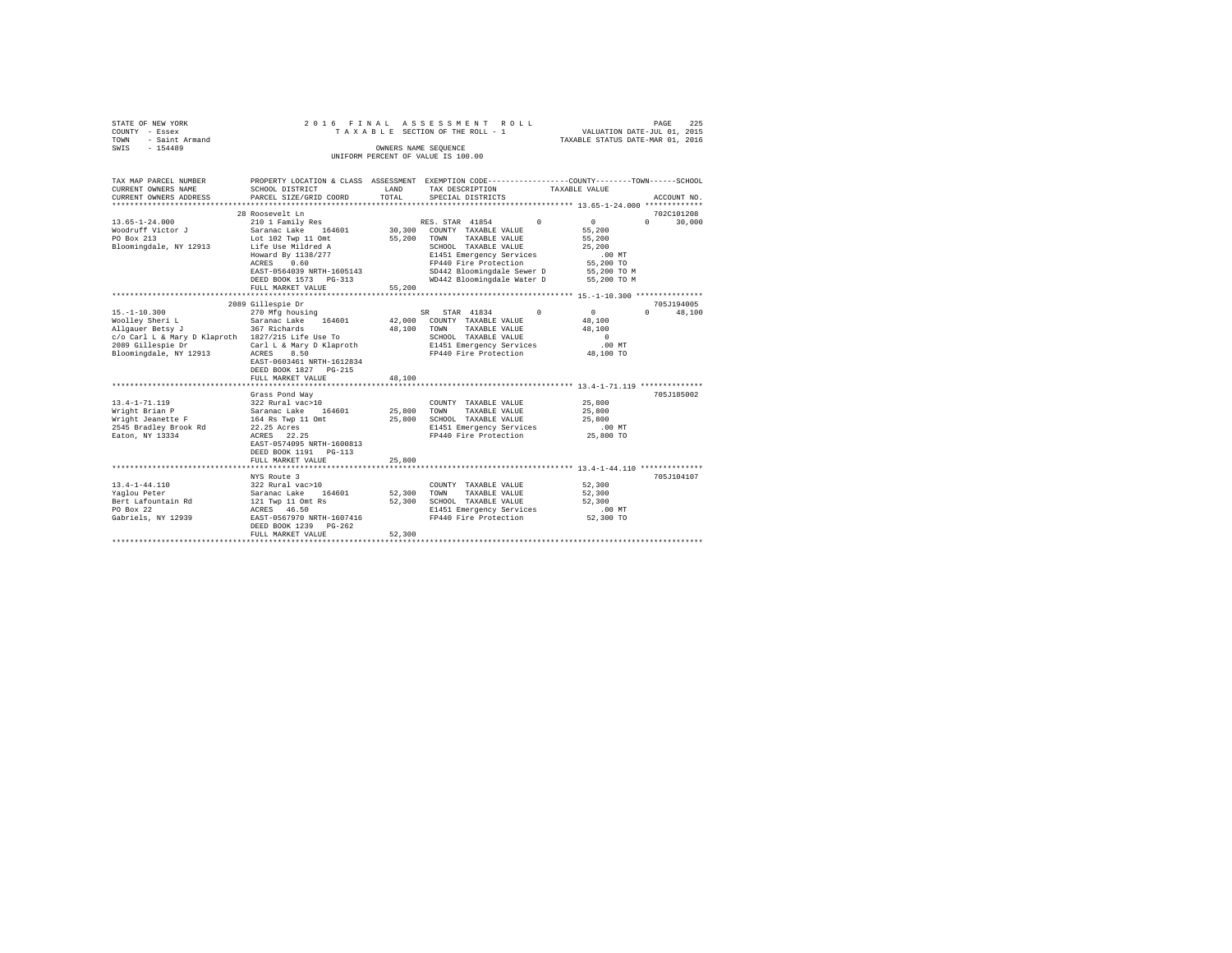```
STATE OF NEW YORK                 2 0 1 6   F I N A L   A S S E S S M E N T   R O L L                    PAGE   225
COUNTY  - Essex                        T A X A B L E  SECTION OF THE ROLL - 1              VALUATION DATE-JUL 01, 2015
TOWN    - Saint Armand                                                                  TAXABLE STATUS DATE-MAR 01, 2016
SWIS    - 154489                                    OWNERS NAME SEQUENCE
                                               UNIFORM PERCENT OF VALUE IS 100.00


TAX MAP PARCEL NUMBER          PROPERTY LOCATION & CLASS  ASSESSMENT  EXEMPTION CODE-----------------COUNTY--------TOWN------SCHOOL
CURRENT OWNERS NAME            SCHOOL DISTRICT              LAND      TAX DESCRIPTION            TAXABLE VALUE
CURRENT OWNERS ADDRESS         PARCEL SIZE/GRID COORD       TOTAL     SPECIAL DISTRICTS                                  ACCOUNT NO.
******************************************************************************************************* 13.65-1-24.000 *************
                               28 Roosevelt Ln                                                                        702C101208
13.65-1-24.000                 210 1 Family Res                    RES. STAR 41854         0          0          0       30,000
Woodruff Victor J              Saranac Lake   164601      30,300   COUNTY  TAXABLE VALUE              55,200
PO Box 213                     Lot 102 Twp 11 Omt         55,200   TOWN    TAXABLE VALUE              55,200
Bloomingdale, NY 12913         Life Use Mildred A                  SCHOOL  TAXABLE VALUE              25,200
                               Howard By 1138/277                  E1451 Emergency Services              .00 MT
                               ACRES    0.60                       FP440 Fire Protection              55,200 TO
                               EAST-0564039 NRTH-1605143           SD442 Bloomingdale Sewer D         55,200 TO M
                               DEED BOOK 1573   PG-313             WD442 Bloomingdale Water D         55,200 TO M
                               FULL MARKET VALUE          55,200
******************************************************************************************************* 15.-1-10.300 ***************
                               2089 Gillespie Dr                                                                      705J194005
15.-1-10.300                   270 Mfg housing                     SR  STAR 41834          0          0          0       48,100
Woolley Sheri L                Saranac Lake   164601      42,000   COUNTY  TAXABLE VALUE              48,100
Allgauer Betsy J               367 Richards               48,100   TOWN    TAXABLE VALUE              48,100
c/o Carl L & Mary D Klaproth   1827/215 Life Use To                SCHOOL  TAXABLE VALUE                   0
2089 Gillespie Dr              Carl L & Mary D Klaproth            E1451 Emergency Services              .00 MT
Bloomingdale, NY 12913         ACRES    8.50                       FP440 Fire Protection              48,100 TO
                               EAST-0603461 NRTH-1612834
                               DEED BOOK 1827   PG-215
                               FULL MARKET VALUE          48,100
******************************************************************************************************* 13.4-1-71.119 **************
                               Grass Pond Way                                                                         705J185002
13.4-1-71.119                  322 Rural vac>10                    COUNTY  TAXABLE VALUE              25,800
Wright Brian P                 Saranac Lake   164601      25,800   TOWN    TAXABLE VALUE              25,800
Wright Jeanette F              164 Rs Twp 11 Omt          25,800   SCHOOL  TAXABLE VALUE              25,800
2545 Bradley Brook Rd          22.25 Acres                         E1451 Emergency Services              .00 MT
Eaton, NY 13334                ACRES   22.25                       FP440 Fire Protection              25,800 TO
                               EAST-0574095 NRTH-1600813
                               DEED BOOK 1191   PG-113
                               FULL MARKET VALUE          25,800
******************************************************************************************************* 13.4-1-44.110 **************
                               NYS Route 3                                                                            705J104107
13.4-1-44.110                  322 Rural vac>10                    COUNTY  TAXABLE VALUE              52,300
Yaglou Peter                   Saranac Lake   164601      52,300   TOWN    TAXABLE VALUE              52,300
Bert Lafountain Rd             121 Twp 11 Omt Rs          52,300   SCHOOL  TAXABLE VALUE              52,300
PO Box 22                      ACRES   46.50                       E1451 Emergency Services              .00 MT
Gabriels, NY 12939             EAST-0567970 NRTH-1607416           FP440 Fire Protection              52,300 TO
                               DEED BOOK 1239   PG-262
                               FULL MARKET VALUE          52,300
************************************************************************************************************************************
```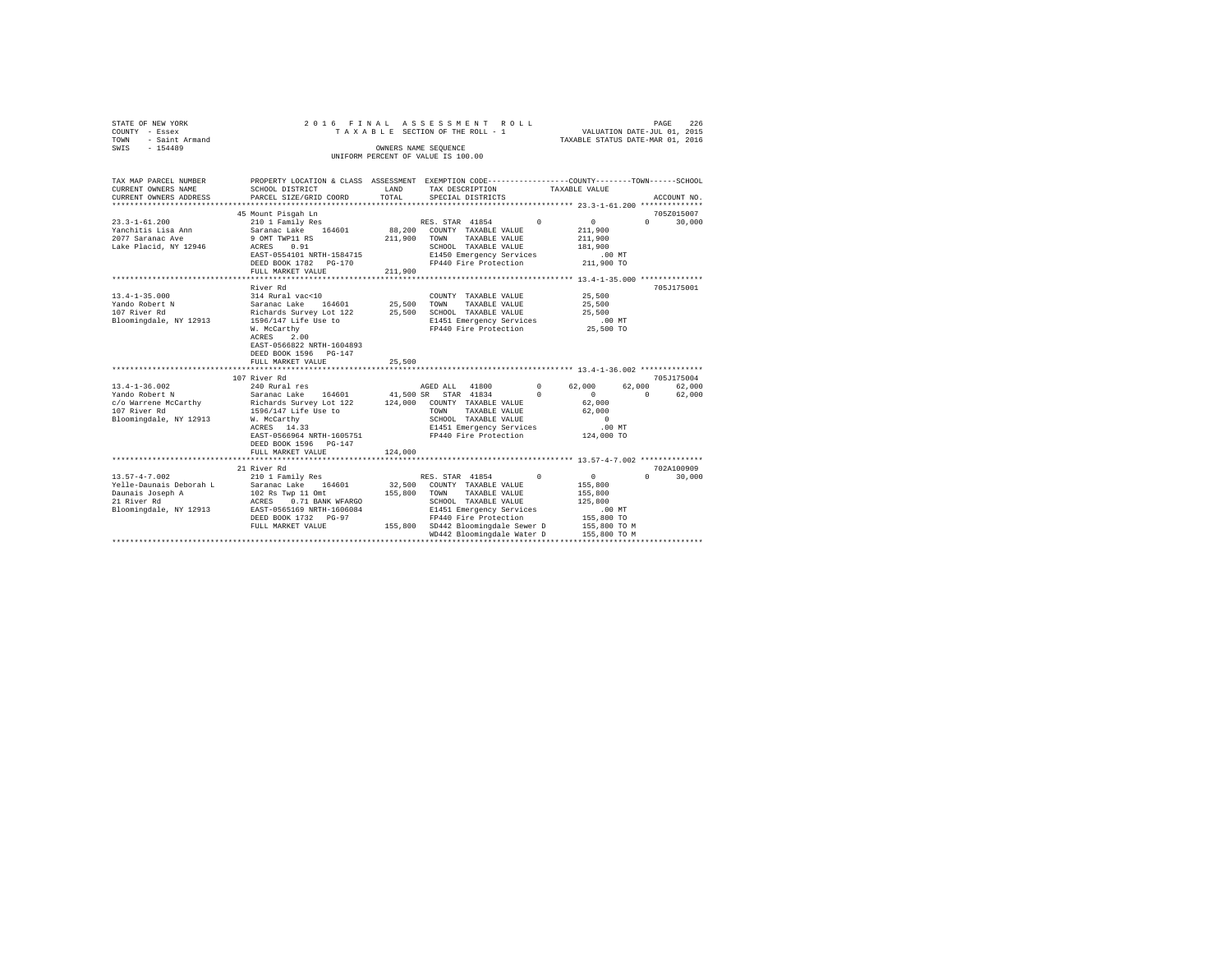STATE OF NEW YORK
COUNTY - Essex
TOWN - Saint Armand
SWIS - 154489

2016 FINAL ASSESSMENT ROLL
TAXABLE SECTION OF THE ROLL - 1
OWNERS NAME SEQUENCE
UNIFORM PERCENT OF VALUE IS 100.00

VALUATION DATE-JUL 01, 2015
TAXABLE STATUS DATE-MAR 01, 2016

```
TAX MAP PARCEL NUMBER     PROPERTY LOCATION & CLASS  ASSESSMENT  EXEMPTION CODE-----------------COUNTY--------TOWN------SCHOOL
CURRENT OWNERS NAME       SCHOOL DISTRICT              LAND      TAX DESCRIPTION             TAXABLE VALUE
CURRENT OWNERS ADDRESS    PARCEL SIZE/GRID COORD       TOTAL     SPECIAL DISTRICTS                                     ACCOUNT NO.
******************************************************************************************************* 23.3-1-61.200 **************
                          45 Mount Pisgah Ln                                                                            705Z015007
23.3-1-61.200             210 1 Family Res                       RES. STAR 41854        0           0           0      30,000
Yanchitis Lisa Ann        Saranac Lake   164601       88,200     COUNTY  TAXABLE VALUE           211,900
2077 Saranac Ave          9 OMT TWP11 RS             211,900     TOWN    TAXABLE VALUE           211,900
Lake Placid, NY 12946     ACRES    0.91                          SCHOOL  TAXABLE VALUE           181,900
                          EAST-0554101 NRTH-1584715              E1450 Emergency Services            .00 MT
                          DEED BOOK 1782   PG-170                FP440 Fire Protection           211,900 TO
                          FULL MARKET VALUE          211,900
******************************************************************************************************* 13.4-1-35.000 **************
                          River Rd                                                                                      705J175001
13.4-1-35.000             314 Rural vac<10                       COUNTY  TAXABLE VALUE            25,500
Yando Robert N            Saranac Lake   164601       25,500     TOWN    TAXABLE VALUE            25,500
107 River Rd              Richards Survey Lot 122     25,500     SCHOOL  TAXABLE VALUE            25,500
Bloomingdale, NY 12913    1596/147 Life Use to                   E1451 Emergency Services            .00 MT
                          W. McCarthy                            FP440 Fire Protection            25,500 TO
                          ACRES    2.00
                          EAST-0566822 NRTH-1604893
                          DEED BOOK 1596   PG-147
                          FULL MARKET VALUE           25,500
******************************************************************************************************* 13.4-1-36.002 **************
                          107 River Rd                                                                                  705J175004
13.4-1-36.002             240 Rural res                          AGED ALL  41800        0      62,000      62,000      62,000
Yando Robert N            Saranac Lake   164601       41,500 SR  STAR 41834             0           0           0      62,000
c/o Warrene McCarthy      Richards Survey Lot 122    124,000     COUNTY  TAXABLE VALUE            62,000
107 River Rd              1596/147 Life Use to                   TOWN    TAXABLE VALUE            62,000
Bloomingdale, NY 12913    W. McCarthy                            SCHOOL  TAXABLE VALUE                 0
                          ACRES   14.33                          E1451 Emergency Services            .00 MT
                          EAST-0566964 NRTH-1605751              FP440 Fire Protection           124,000 TO
                          DEED BOOK 1596   PG-147
                          FULL MARKET VALUE          124,000
******************************************************************************************************* 13.57-4-7.002 **************
                          21 River Rd                                                                                   702A100909
13.57-4-7.002             210 1 Family Res                       RES. STAR 41854        0           0           0      30,000
Yelle-Daunais Deborah L   Saranac Lake   164601       32,500     COUNTY  TAXABLE VALUE           155,800
Daunais Joseph A          102 Rs Twp 11 Omt          155,800     TOWN    TAXABLE VALUE           155,800
21 River Rd               ACRES    0.71 BANK WFARGO              SCHOOL  TAXABLE VALUE           125,800
Bloomingdale, NY 12913    EAST-0565169 NRTH-1606084              E1451 Emergency Services            .00 MT
                          DEED BOOK 1732   PG-97                 FP440 Fire Protection           155,800 TO
                          FULL MARKET VALUE          155,800     SD442 Bloomingdale Sewer D      155,800 TO M
                                                                 WD442 Bloomingdale Water D      155,800 TO M
************************************************************************************************************************************
```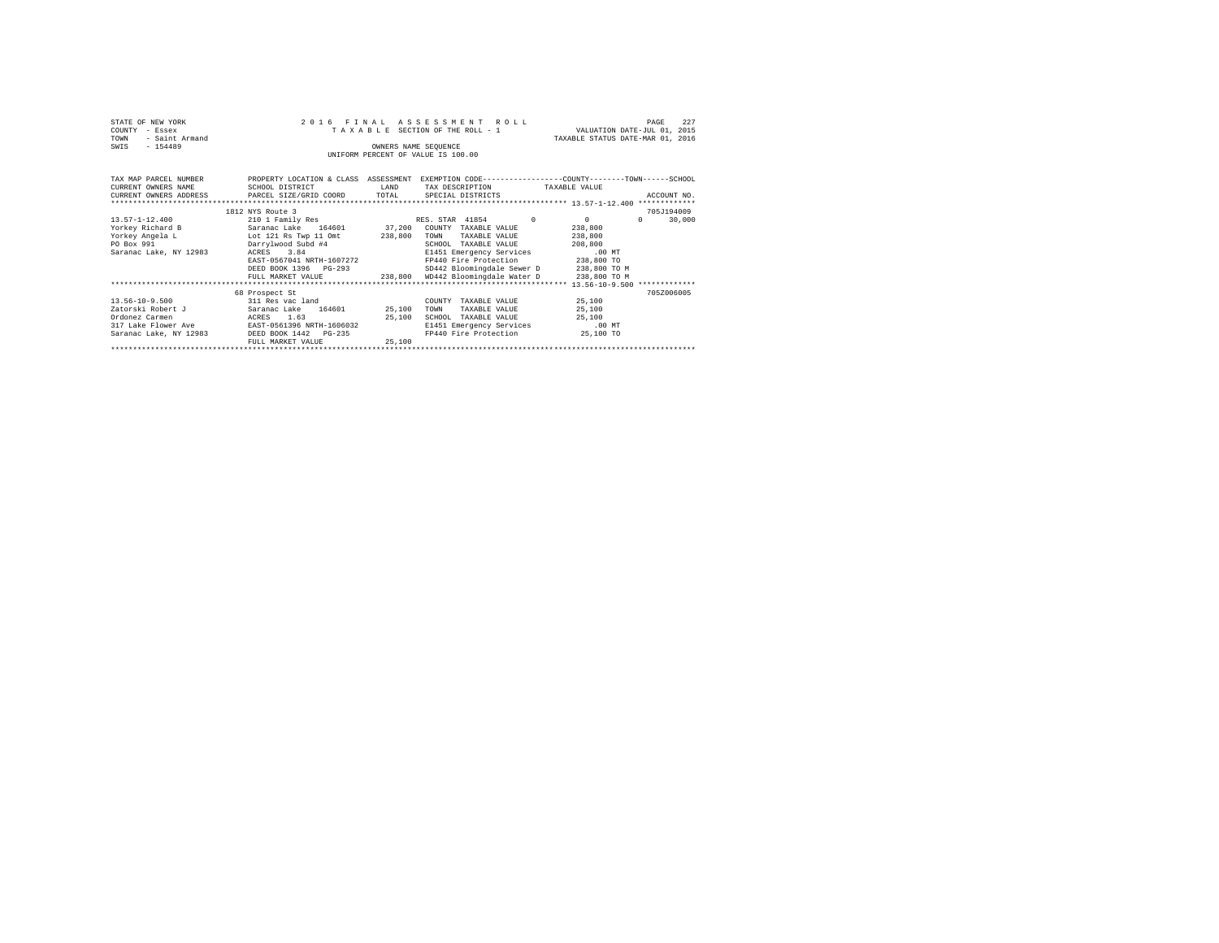STATE OF NEW YORK
COUNTY - Essex
TOWN - Saint Armand
SWIS - 154489

2 0 1 6 F I N A L A S S E S S M E N T R O L L
T A X A B L E SECTION OF THE ROLL - 1
OWNERS NAME SEQUENCE
UNIFORM PERCENT OF VALUE IS 100.00

VALUATION DATE-JUL 01, 2015
TAXABLE STATUS DATE-MAR 01, 2016

| TAX MAP PARCEL NUMBER / CURRENT OWNERS NAME / CURRENT OWNERS ADDRESS | PROPERTY LOCATION & CLASS / SCHOOL DISTRICT / PARCEL SIZE/GRID COORD | ASSESSMENT LAND / TOTAL | EXEMPTION CODE / TAX DESCRIPTION / SPECIAL DISTRICTS | COUNTY | TOWN | SCHOOL / TAXABLE VALUE / ACCOUNT NO. |
|---|---|---|---|---|---|---|
| 13.57-1-12.400 | 1812 NYS Route 3 | | | | | 705J194009 |
| 13.57-1-12.400 | 210 1 Family Res | | RES. STAR 41854 | 0 | 0 | 0 30,000 |
| Yorkey Richard B | Saranac Lake 164601 | 37,200 | COUNTY TAXABLE VALUE | 238,800 | | |
| Yorkey Angela L | Lot 121 Rs Twp 11 Omt | 238,800 | TOWN TAXABLE VALUE | 238,800 | | |
| PO Box 991 | Darrylwood Subd #4 | | SCHOOL TAXABLE VALUE | 208,800 | | |
| Saranac Lake, NY 12983 | ACRES 3.84 | | E1451 Emergency Services | .00 MT | | |
| | EAST-0567041 NRTH-1607272 | | FP440 Fire Protection | 238,800 TO | | |
| | DEED BOOK 1396 PG-293 | | SD442 Bloomingdale Sewer D | 238,800 TO M | | |
| | FULL MARKET VALUE | 238,800 | WD442 Bloomingdale Water D | 238,800 TO M | | |
| 13.56-10-9.500 | 68 Prospect St | | | | | 705Z006005 |
| 13.56-10-9.500 | 311 Res vac land | | COUNTY TAXABLE VALUE | 25,100 | | |
| Zatorski Robert J | Saranac Lake 164601 | 25,100 | TOWN TAXABLE VALUE | 25,100 | | |
| Ordonez Carmen | ACRES 1.63 | 25,100 | SCHOOL TAXABLE VALUE | 25,100 | | |
| 317 Lake Flower Ave | EAST-0561396 NRTH-1606032 | | E1451 Emergency Services | .00 MT | | |
| Saranac Lake, NY 12983 | DEED BOOK 1442 PG-235 | | FP440 Fire Protection | 25,100 TO | | |
| | FULL MARKET VALUE | 25,100 | | | | |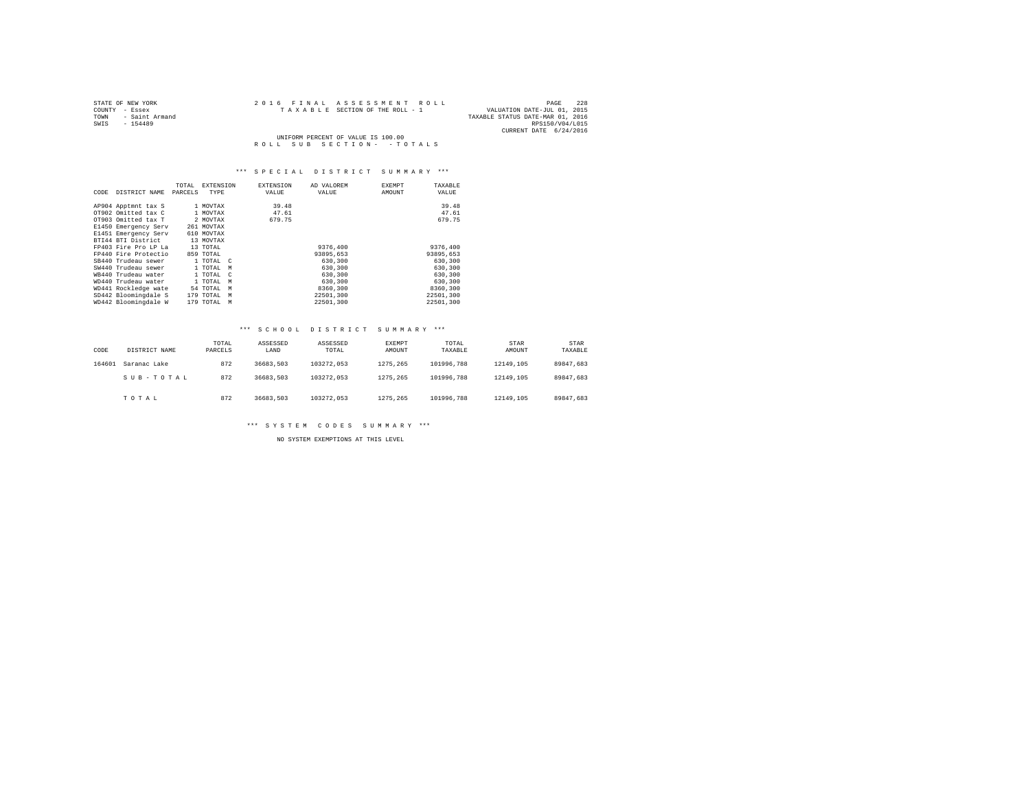STATE OF NEW YORK
COUNTY - Essex
TOWN - Saint Armand
SWIS - 154489

2016 FINAL ASSESSMENT ROLL
TAXABLE SECTION OF THE ROLL - 1

VALUATION DATE-JUL 01, 2015
TAXABLE STATUS DATE-MAR 01, 2016
RPS150/V04/L015
CURRENT DATE 6/24/2016

UNIFORM PERCENT OF VALUE IS 100.00

ROLL SUB SECTION- - TOTALS

### *** SPECIAL DISTRICT SUMMARY ***

| CODE | DISTRICT NAME | TOTAL PARCELS | EXTENSION TYPE | EXTENSION VALUE | AD VALOREM VALUE | EXEMPT AMOUNT | TAXABLE VALUE |
|---|---|---|---|---|---|---|---|
| AP904 | Apptmnt tax S | 1 | MOVTAX | 39.48 | | | 39.48 |
| OT902 | Omitted tax C | 1 | MOVTAX | 47.61 | | | 47.61 |
| OT903 | Omitted tax T | 2 | MOVTAX | 679.75 | | | 679.75 |
| E1450 | Emergency Serv | 261 | MOVTAX | | | | |
| E1451 | Emergency Serv | 610 | MOVTAX | | | | |
| BTI44 | BTI District | 13 | MOVTAX | | | | |
| FP403 | Fire Pro LP La | 13 | TOTAL | | 9376,400 | | 9376,400 |
| FP440 | Fire Protectio | 859 | TOTAL | | 93895,653 | | 93895,653 |
| SB440 | Trudeau sewer | 1 | TOTAL C | | 630,300 | | 630,300 |
| SW440 | Trudeau sewer | 1 | TOTAL M | | 630,300 | | 630,300 |
| WB440 | Trudeau water | 1 | TOTAL C | | 630,300 | | 630,300 |
| WD440 | Trudeau water | 1 | TOTAL M | | 630,300 | | 630,300 |
| WD441 | Rockledge wate | 54 | TOTAL M | | 8360,300 | | 8360,300 |
| SD442 | Bloomingdale S | 179 | TOTAL M | | 22501,300 | | 22501,300 |
| WD442 | Bloomingdale W | 179 | TOTAL M | | 22501,300 | | 22501,300 |

### *** SCHOOL DISTRICT SUMMARY ***

| CODE | DISTRICT NAME | TOTAL PARCELS | ASSESSED LAND | ASSESSED TOTAL | EXEMPT AMOUNT | TOTAL TAXABLE | STAR AMOUNT | STAR TAXABLE |
|---|---|---|---|---|---|---|---|---|
| 164601 | Saranac Lake | 872 | 36683,503 | 103272,053 | 1275,265 | 101996,788 | 12149,105 | 89847,683 |
| | SUB-TOTAL | 872 | 36683,503 | 103272,053 | 1275,265 | 101996,788 | 12149,105 | 89847,683 |
| | TOTAL | 872 | 36683,503 | 103272,053 | 1275,265 | 101996,788 | 12149,105 | 89847,683 |

### *** SYSTEM CODES SUMMARY ***

NO SYSTEM EXEMPTIONS AT THIS LEVEL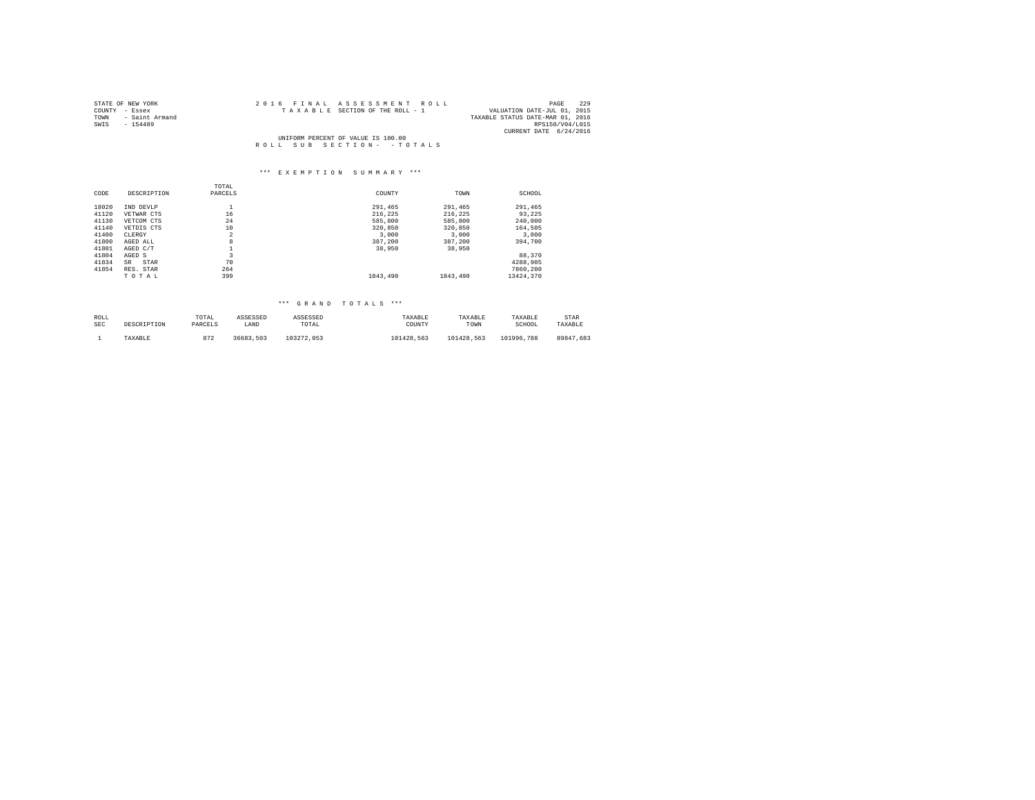STATE OF NEW YORK
COUNTY - Essex
TOWN - Saint Armand
SWIS - 154489

2016 FINAL ASSESSMENT ROLL
TAXABLE SECTION OF THE ROLL - 1

VALUATION DATE-JUL 01, 2015
TAXABLE STATUS DATE-MAR 01, 2016
RPS150/V04/L015
CURRENT DATE 6/24/2016

UNIFORM PERCENT OF VALUE IS 100.00
ROLL SUB SECTION- - TOTALS

*** EXEMPTION SUMMARY ***

| CODE | DESCRIPTION | TOTAL PARCELS | COUNTY | TOWN | SCHOOL |
|---|---|---|---|---|---|
| 18020 | IND DEVLP | 1 | 291,465 | 291,465 | 291,465 |
| 41120 | VETWAR CTS | 16 | 216,225 | 216,225 | 93,225 |
| 41130 | VETCOM CTS | 24 | 585,800 | 585,800 | 240,000 |
| 41140 | VETDIS CTS | 10 | 320,850 | 320,850 | 164,505 |
| 41400 | CLERGY | 2 | 3,000 | 3,000 | 3,000 |
| 41800 | AGED ALL | 8 | 387,200 | 387,200 | 394,700 |
| 41801 | AGED C/T | 1 | 38,950 | 38,950 | |
| 41804 | AGED S | 3 | | | 88,370 |
| 41834 | SR STAR | 70 | | | 4288,905 |
| 41854 | RES. STAR | 264 | | | 7860,200 |
| | TOTAL | 399 | 1843,490 | 1843,490 | 13424,370 |

*** GRAND TOTALS ***

| ROLL SEC | DESCRIPTION | TOTAL PARCELS | ASSESSED LAND | ASSESSED TOTAL | TAXABLE COUNTY | TAXABLE TOWN | TAXABLE SCHOOL | STAR TAXABLE |
|---|---|---|---|---|---|---|---|---|
| 1 | TAXABLE | 872 | 36683,503 | 103272,053 | 101428,563 | 101428,563 | 101996,788 | 89847,683 |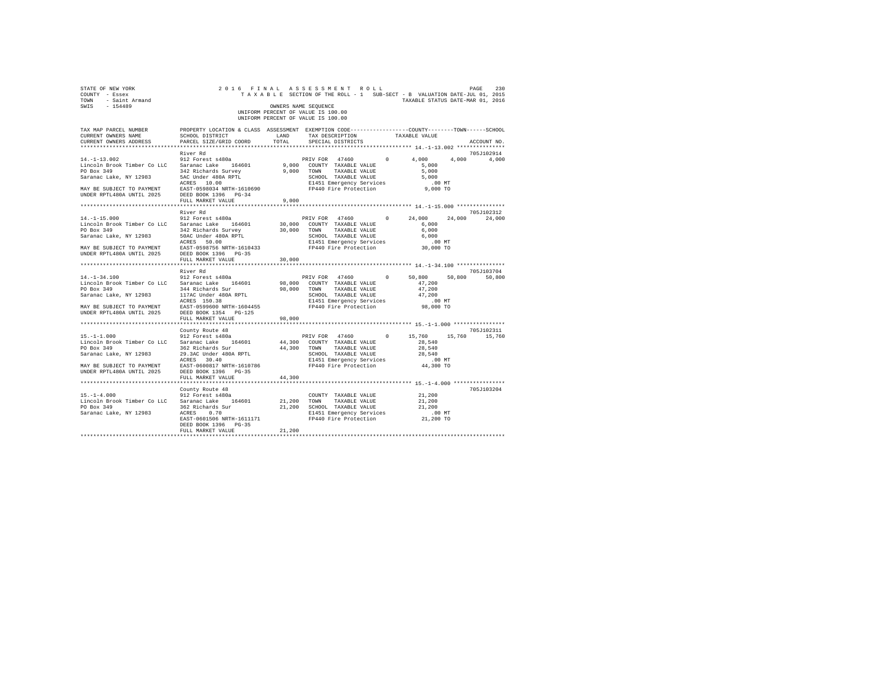```
STATE OF NEW YORK              2 0 1 6   F I N A L   A S S E S S M E N T   R O L L                    PAGE   230
COUNTY  - Essex                  T A X A B L E  SECTION OF THE ROLL - 1   SUB-SECT - B  VALUATION DATE-JUL 01, 2015
TOWN    - Saint Armand                                                             TAXABLE STATUS DATE-MAR 01, 2016
SWIS    - 154489                                   OWNERS NAME SEQUENCE
                                           UNIFORM PERCENT OF VALUE IS 100.00
                                           UNIFORM PERCENT OF VALUE IS 100.00

TAX MAP PARCEL NUMBER        PROPERTY LOCATION & CLASS  ASSESSMENT  EXEMPTION CODE-----------------COUNTY--------TOWN------SCHOOL
CURRENT OWNERS NAME          SCHOOL DISTRICT              LAND      TAX DESCRIPTION           TAXABLE VALUE
CURRENT OWNERS ADDRESS       PARCEL SIZE/GRID COORD       TOTAL     SPECIAL DISTRICTS                                ACCOUNT NO.
****************************************************************************************************** 14.-1-13.002 ***************
                             River Rd                                                                              705J102914
14.-1-13.002                 912 Forest s480a                    PRIV FOR  47460        0      4,000      4,000      4,000
Lincoln Brook Timber Co LLC  Saranac Lake   164601        9,000  COUNTY  TAXABLE VALUE            5,000
PO Box 349                   342 Richards Survey           9,000  TOWN    TAXABLE VALUE            5,000
Saranac Lake, NY 12983       5AC Under 480A RPTL                 SCHOOL  TAXABLE VALUE            5,000
                             ACRES   10.00                       E1451 Emergency Services           .00 MT
MAY BE SUBJECT TO PAYMENT    EAST-0598034 NRTH-1610690           FP440 Fire Protection            9,000 TO
UNDER RPTL480A UNTIL 2025    DEED BOOK 1396   PG-34
                             FULL MARKET VALUE             9,000
****************************************************************************************************** 14.-1-15.000 ***************
                             River Rd                                                                              705J102312
14.-1-15.000                 912 Forest s480a                    PRIV FOR  47460        0     24,000     24,000     24,000
Lincoln Brook Timber Co LLC  Saranac Lake   164601       30,000  COUNTY  TAXABLE VALUE            6,000
PO Box 349                   342 Richards Survey          30,000  TOWN    TAXABLE VALUE            6,000
Saranac Lake, NY 12983       50AC Under 480A RPTL                SCHOOL  TAXABLE VALUE            6,000
                             ACRES   50.00                       E1451 Emergency Services           .00 MT
MAY BE SUBJECT TO PAYMENT    EAST-0598756 NRTH-1610433           FP440 Fire Protection           30,000 TO
UNDER RPTL480A UNTIL 2025    DEED BOOK 1396   PG-35
                             FULL MARKET VALUE            30,000
****************************************************************************************************** 14.-1-34.100 ***************
                             River Rd                                                                              705J103704
14.-1-34.100                 912 Forest s480a                    PRIV FOR  47460        0     50,800     50,800     50,800
Lincoln Brook Timber Co LLC  Saranac Lake   164601       98,000  COUNTY  TAXABLE VALUE           47,200
PO Box 349                   344 Richards Sur             98,000  TOWN    TAXABLE VALUE           47,200
Saranac Lake, NY 12983       117AC Under 480A RPTL               SCHOOL  TAXABLE VALUE           47,200
                             ACRES  150.38                       E1451 Emergency Services           .00 MT
MAY BE SUBJECT TO PAYMENT    EAST-0599600 NRTH-1604455           FP440 Fire Protection           98,000 TO
UNDER RPTL480A UNTIL 2025    DEED BOOK 1354   PG-125
                             FULL MARKET VALUE            98,000
****************************************************************************************************** 15.-1-1.000 ****************
                             County Route 48                                                                       705J102311
15.-1-1.000                  912 Forest s480a                    PRIV FOR  47460        0     15,760     15,760     15,760
Lincoln Brook Timber Co LLC  Saranac Lake   164601       44,300  COUNTY  TAXABLE VALUE           28,540
PO Box 349                   362 Richards Sur             44,300  TOWN    TAXABLE VALUE           28,540
Saranac Lake, NY 12983       29.3AC Under 480A RPTL              SCHOOL  TAXABLE VALUE           28,540
                             ACRES   30.40                       E1451 Emergency Services           .00 MT
MAY BE SUBJECT TO PAYMENT    EAST-0600817 NRTH-1610786           FP440 Fire Protection           44,300 TO
UNDER RPTL480A UNTIL 2025    DEED BOOK 1396   PG-35
                             FULL MARKET VALUE            44,300
****************************************************************************************************** 15.-1-4.000 ****************
                             County Route 48                                                                       705J103204
15.-1-4.000                  912 Forest s480a                    COUNTY  TAXABLE VALUE           21,200
Lincoln Brook Timber Co LLC  Saranac Lake   164601       21,200  TOWN    TAXABLE VALUE           21,200
PO Box 349                   362 Richards Sur             21,200  SCHOOL  TAXABLE VALUE           21,200
Saranac Lake, NY 12983       ACRES    0.70                       E1451 Emergency Services           .00 MT
                             EAST-0601506 NRTH-1611171           FP440 Fire Protection           21,200 TO
                             DEED BOOK 1396   PG-35
                             FULL MARKET VALUE            21,200
************************************************************************************************************************************
```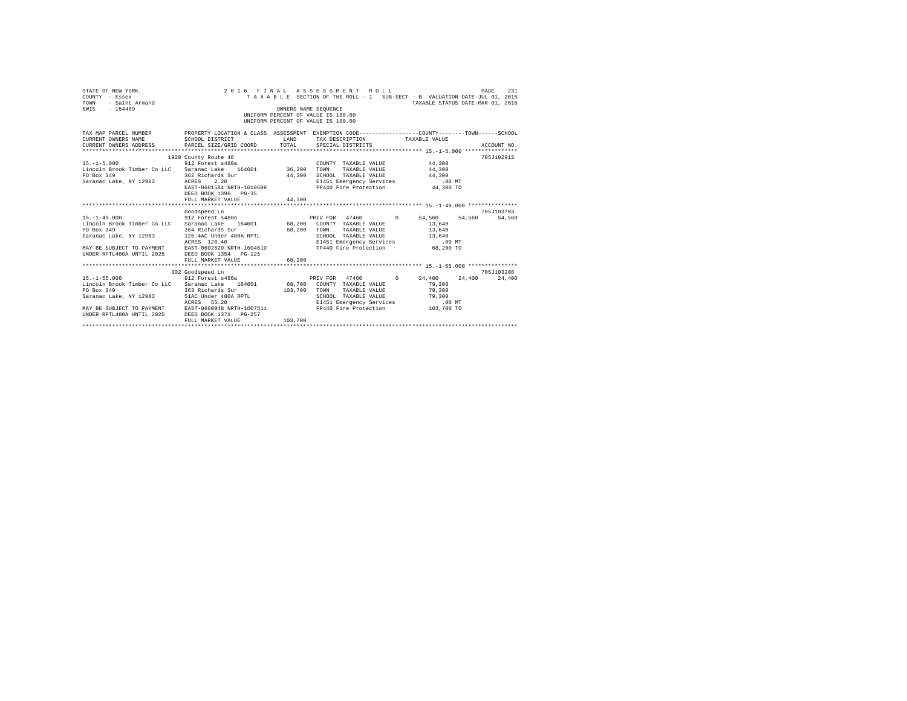```
STATE OF NEW YORK                    2 0 1 6   F I N A L   A S S E S S M E N T   R O L L                          PAGE   231
COUNTY  - Essex                        T A X A B L E  SECTION OF THE ROLL - 1   SUB-SECT - B  VALUATION DATE-JUL 01, 2015
TOWN    - Saint Armand                                                                      TAXABLE STATUS DATE-MAR 01, 2016
SWIS    - 154489                                        OWNERS NAME SEQUENCE
                                                 UNIFORM PERCENT OF VALUE IS 100.00
                                                 UNIFORM PERCENT OF VALUE IS 100.00

TAX MAP PARCEL NUMBER          PROPERTY LOCATION & CLASS  ASSESSMENT  EXEMPTION CODE------------------COUNTY--------TOWN------SCHOOL
CURRENT OWNERS NAME            SCHOOL DISTRICT              LAND      TAX DESCRIPTION            TAXABLE VALUE
CURRENT OWNERS ADDRESS         PARCEL SIZE/GRID COORD       TOTAL     SPECIAL DISTRICTS                                     ACCOUNT NO.
******************************************************************************************************* 15.-1-5.000 ****************
                          1928 County Route 48                                                                           705J102913
15.-1-5.000                    912 Forest s480a                          COUNTY  TAXABLE VALUE           44,300
Lincoln Brook Timber Co LLC    Saranac Lake    164601     36,200   TOWN    TAXABLE VALUE           44,300
PO Box 349                     362 Richards Sur           44,300   SCHOOL  TAXABLE VALUE           44,300
Saranac Lake, NY 12983         ACRES    2.20                       E1451 Emergency Services              .00 MT
                               EAST-0601584 NRTH-1610689           FP440 Fire Protection             44,300 TO
                               DEED BOOK 1396   PG-35
                               FULL MARKET VALUE          44,300
******************************************************************************************************* 15.-1-49.000 ***************
                               Goodspeed Ln                                                                             705J103703
15.-1-49.000                   912 Forest s480a                   PRIV FOR  47460         0      54,560     54,560     54,560
Lincoln Brook Timber Co LLC    Saranac Lake    164601     68,200   COUNTY  TAXABLE VALUE           13,640
PO Box 349                     364 Richards Sur           68,200   TOWN    TAXABLE VALUE           13,640
Saranac Lake, NY 12983         126.4AC Under 480A RPTL             SCHOOL  TAXABLE VALUE           13,640
                               ACRES  126.40                       E1451 Emergency Services              .00 MT
MAY BE SUBJECT TO PAYMENT      EAST-0602629 NRTH-1604619           FP440 Fire Protection             68,200 TO
UNDER RPTL480A UNTIL 2025      DEED BOOK 1354   PG-125
                               FULL MARKET VALUE          68,200
******************************************************************************************************* 15.-1-55.000 ***************
                          302 Goodspeed Ln                                                                              705J103208
15.-1-55.000                   912 Forest s480a                   PRIV FOR  47460         0      24,400     24,400     24,400
Lincoln Brook Timber Co LLC    Saranac Lake    164601     68,700   COUNTY  TAXABLE VALUE           79,300
PO Box 349                     363 Richards Sur          103,700   TOWN    TAXABLE VALUE           79,300
Saranac Lake, NY 12983         51AC Under 480A RPTL                SCHOOL  TAXABLE VALUE           79,300
                               ACRES   55.20                       E1451 Emergency Services              .00 MT
MAY BE SUBJECT TO PAYMENT      EAST-0600948 NRTH-1607511           FP440 Fire Protection            103,700 TO
UNDER RPTL480A UNTIL 2025      DEED BOOK 1371   PG-257
                               FULL MARKET VALUE         103,700
************************************************************************************************************************************
```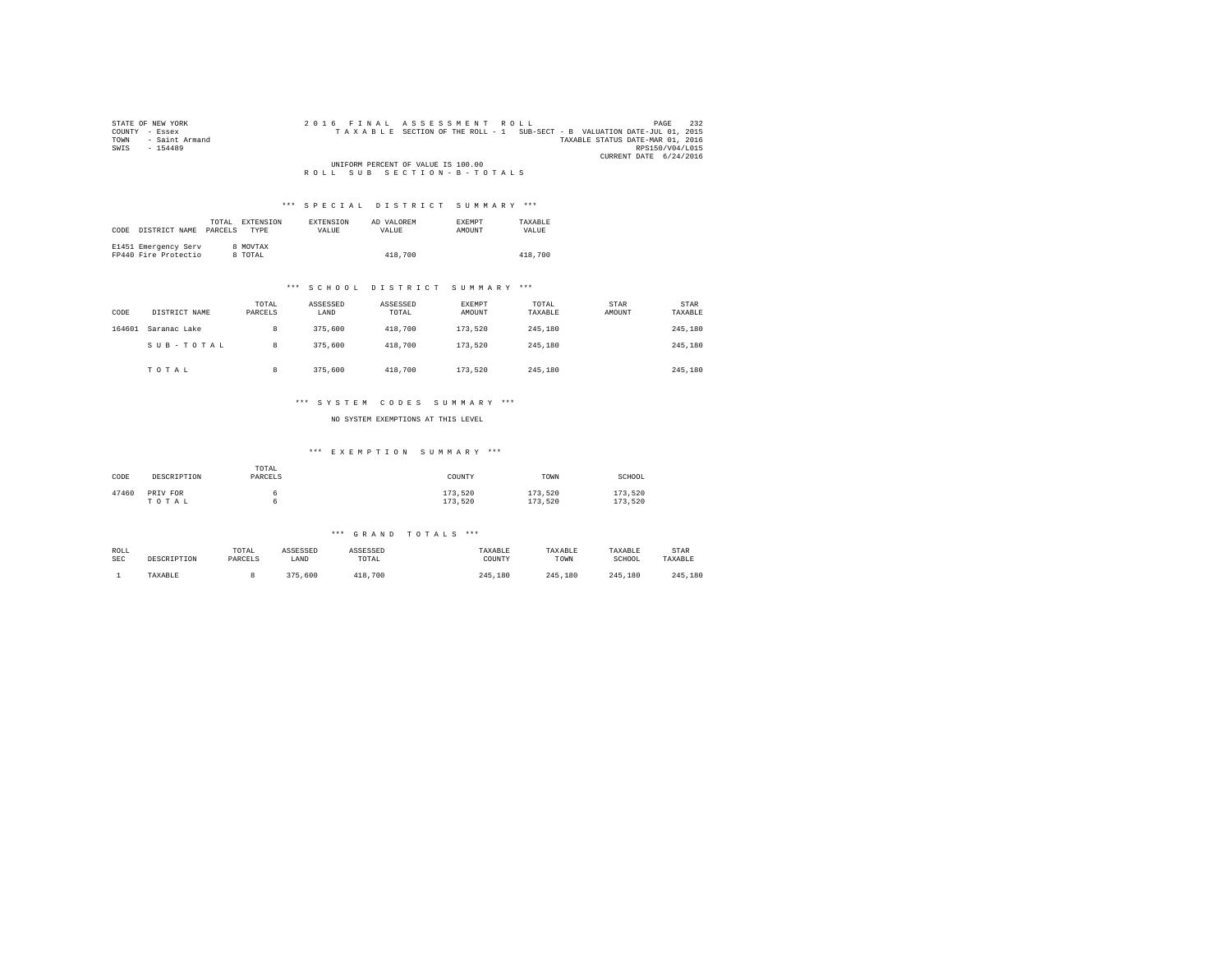STATE OF NEW YORK
COUNTY - Essex
TOWN - Saint Armand
SWIS - 154489

2016 FINAL ASSESSMENT ROLL
TAXABLE SECTION OF THE ROLL - 1 SUB-SECT - B VALUATION DATE-JUL 01, 2015
TAXABLE STATUS DATE-MAR 01, 2016
RPS150/V04/L015
CURRENT DATE 6/24/2016

UNIFORM PERCENT OF VALUE IS 100.00

ROLL SUB SECTION-B-TOTALS

### *** SPECIAL DISTRICT SUMMARY ***

| CODE | DISTRICT NAME | TOTAL PARCELS | EXTENSION TYPE | EXTENSION VALUE | AD VALOREM VALUE | EXEMPT AMOUNT | TAXABLE VALUE |
|---|---|---|---|---|---|---|---|
| E1451 | Emergency Serv | 8 | MOVTAX | | | | |
| FP440 | Fire Protectio | 8 | TOTAL | | 418,700 | | 418,700 |

### *** SCHOOL DISTRICT SUMMARY ***

| CODE | DISTRICT NAME | TOTAL PARCELS | ASSESSED LAND | ASSESSED TOTAL | EXEMPT AMOUNT | TOTAL TAXABLE | STAR AMOUNT | STAR TAXABLE |
|---|---|---|---|---|---|---|---|---|
| 164601 | Saranac Lake | 8 | 375,600 | 418,700 | 173,520 | 245,180 | | 245,180 |
| | SUB-TOTAL | 8 | 375,600 | 418,700 | 173,520 | 245,180 | | 245,180 |
| | TOTAL | 8 | 375,600 | 418,700 | 173,520 | 245,180 | | 245,180 |

### *** SYSTEM CODES SUMMARY ***

NO SYSTEM EXEMPTIONS AT THIS LEVEL

### *** EXEMPTION SUMMARY ***

| CODE | DESCRIPTION | TOTAL PARCELS | COUNTY | TOWN | SCHOOL |
|---|---|---|---|---|---|
| 47460 | PRIV FOR | 6 | 173,520 | 173,520 | 173,520 |
| | TOTAL | 6 | 173,520 | 173,520 | 173,520 |

### *** GRAND TOTALS ***

| ROLL SEC | DESCRIPTION | TOTAL PARCELS | ASSESSED LAND | ASSESSED TOTAL | TAXABLE COUNTY | TAXABLE TOWN | TAXABLE SCHOOL | STAR TAXABLE |
|---|---|---|---|---|---|---|---|---|
| 1 | TAXABLE | 8 | 375,600 | 418,700 | 245,180 | 245,180 | 245,180 | 245,180 |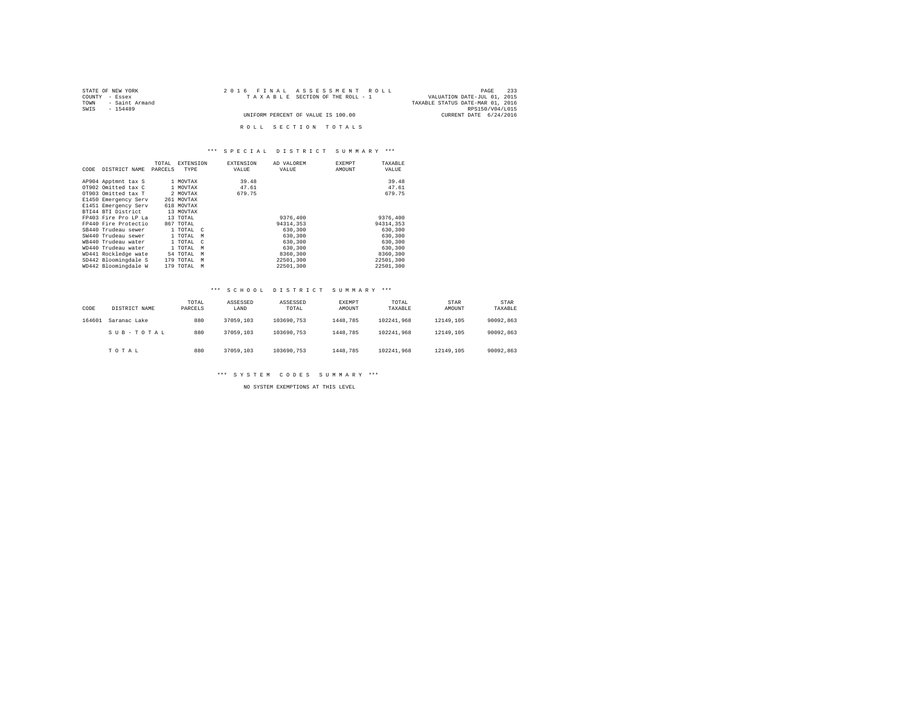STATE OF NEW YORK
COUNTY - Essex
TOWN - Saint Armand
SWIS - 154489

2016 FINAL ASSESSMENT ROLL
TAXABLE SECTION OF THE ROLL - 1
UNIFORM PERCENT OF VALUE IS 100.00

VALUATION DATE-JUL 01, 2015
TAXABLE STATUS DATE-MAR 01, 2016
RPS150/V04/L015
CURRENT DATE 6/24/2016

## ROLL SECTION TOTALS

### *** SPECIAL DISTRICT SUMMARY ***

| CODE | DISTRICT NAME | TOTAL PARCELS | EXTENSION TYPE | EXTENSION VALUE | AD VALOREM VALUE | EXEMPT AMOUNT | TAXABLE VALUE |
|---|---|---|---|---|---|---|---|
| AP904 | Apptmnt tax S | 1 | MOVTAX | 39.48 | | | 39.48 |
| OT902 | Omitted tax C | 1 | MOVTAX | 47.61 | | | 47.61 |
| OT903 | Omitted tax T | 2 | MOVTAX | 679.75 | | | 679.75 |
| E1450 | Emergency Serv | 261 | MOVTAX | | | | |
| E1451 | Emergency Serv | 618 | MOVTAX | | | | |
| BTI44 | BTI District | 13 | MOVTAX | | | | |
| FP403 | Fire Pro LP La | 13 | TOTAL | | 9376,400 | | 9376,400 |
| FP440 | Fire Protectio | 867 | TOTAL | | 94314,353 | | 94314,353 |
| SB440 | Trudeau sewer | 1 | TOTAL C | | 630,300 | | 630,300 |
| SW440 | Trudeau sewer | 1 | TOTAL M | | 630,300 | | 630,300 |
| WB440 | Trudeau water | 1 | TOTAL C | | 630,300 | | 630,300 |
| WD440 | Trudeau water | 1 | TOTAL M | | 630,300 | | 630,300 |
| WD441 | Rockledge wate | 54 | TOTAL M | | 8360,300 | | 8360,300 |
| SD442 | Bloomingdale S | 179 | TOTAL M | | 22501,300 | | 22501,300 |
| WD442 | Bloomingdale W | 179 | TOTAL M | | 22501,300 | | 22501,300 |

### *** SCHOOL DISTRICT SUMMARY ***

| CODE | DISTRICT NAME | TOTAL PARCELS | ASSESSED LAND | ASSESSED TOTAL | EXEMPT AMOUNT | TOTAL TAXABLE | STAR AMOUNT | STAR TAXABLE |
|---|---|---|---|---|---|---|---|---|
| 164601 | Saranac Lake | 880 | 37059,103 | 103690,753 | 1448,785 | 102241,968 | 12149,105 | 90092,863 |
| | SUB-TOTAL | 880 | 37059,103 | 103690,753 | 1448,785 | 102241,968 | 12149,105 | 90092,863 |
| | TOTAL | 880 | 37059,103 | 103690,753 | 1448,785 | 102241,968 | 12149,105 | 90092,863 |

### *** SYSTEM CODES SUMMARY ***

NO SYSTEM EXEMPTIONS AT THIS LEVEL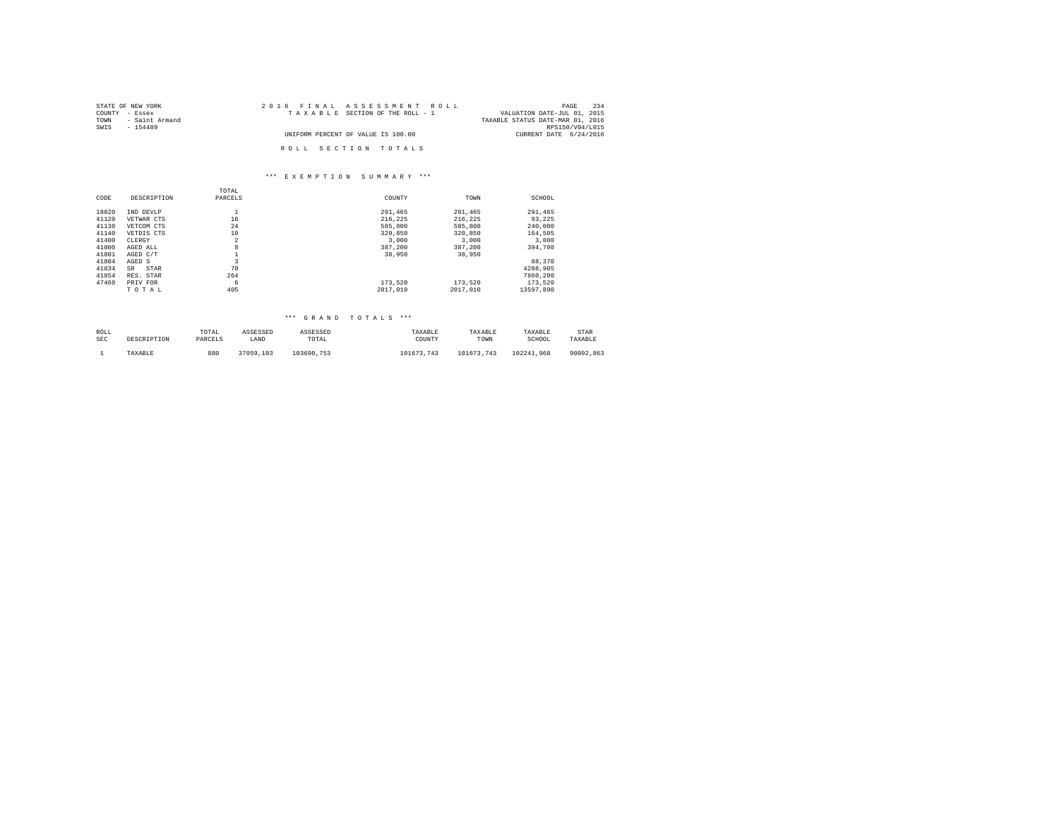STATE OF NEW YORK
COUNTY - Essex
TOWN - Saint Armand
SWIS - 154489

2016 FINAL ASSESSMENT ROLL
TAXABLE SECTION OF THE ROLL - 1
UNIFORM PERCENT OF VALUE IS 100.00

VALUATION DATE-JUL 01, 2015
TAXABLE STATUS DATE-MAR 01, 2016
RPS150/V04/L015
CURRENT DATE 6/24/2016

## ROLL SECTION TOTALS

### *** EXEMPTION SUMMARY ***

| CODE | DESCRIPTION | TOTAL PARCELS | COUNTY | TOWN | SCHOOL |
|---|---|---|---|---|---|
| 18020 | IND DEVLP | 1 | 291,465 | 291,465 | 291,465 |
| 41120 | VETWAR CTS | 16 | 216,225 | 216,225 | 93,225 |
| 41130 | VETCOM CTS | 24 | 585,800 | 585,800 | 240,000 |
| 41140 | VETDIS CTS | 10 | 320,850 | 320,850 | 164,505 |
| 41400 | CLERGY | 2 | 3,000 | 3,000 | 3,000 |
| 41800 | AGED ALL | 8 | 387,200 | 387,200 | 394,700 |
| 41801 | AGED C/T | 1 | 38,950 | 38,950 | |
| 41804 | AGED S | 3 | | | 88,370 |
| 41834 | SR STAR | 70 | | | 4288,905 |
| 41854 | RES. STAR | 264 | | | 7860,200 |
| 47460 | PRIV FOR | 6 | 173,520 | 173,520 | 173,520 |
| | TOTAL | 405 | 2017,010 | 2017,010 | 13597,890 |

### *** GRAND TOTALS ***

| ROLL SEC | DESCRIPTION | TOTAL PARCELS | ASSESSED LAND | ASSESSED TOTAL | TAXABLE COUNTY | TAXABLE TOWN | TAXABLE SCHOOL | STAR TAXABLE |
|---|---|---|---|---|---|---|---|---|
| 1 | TAXABLE | 880 | 37059,103 | 103690,753 | 101673,743 | 101673,743 | 102241,968 | 90092,863 |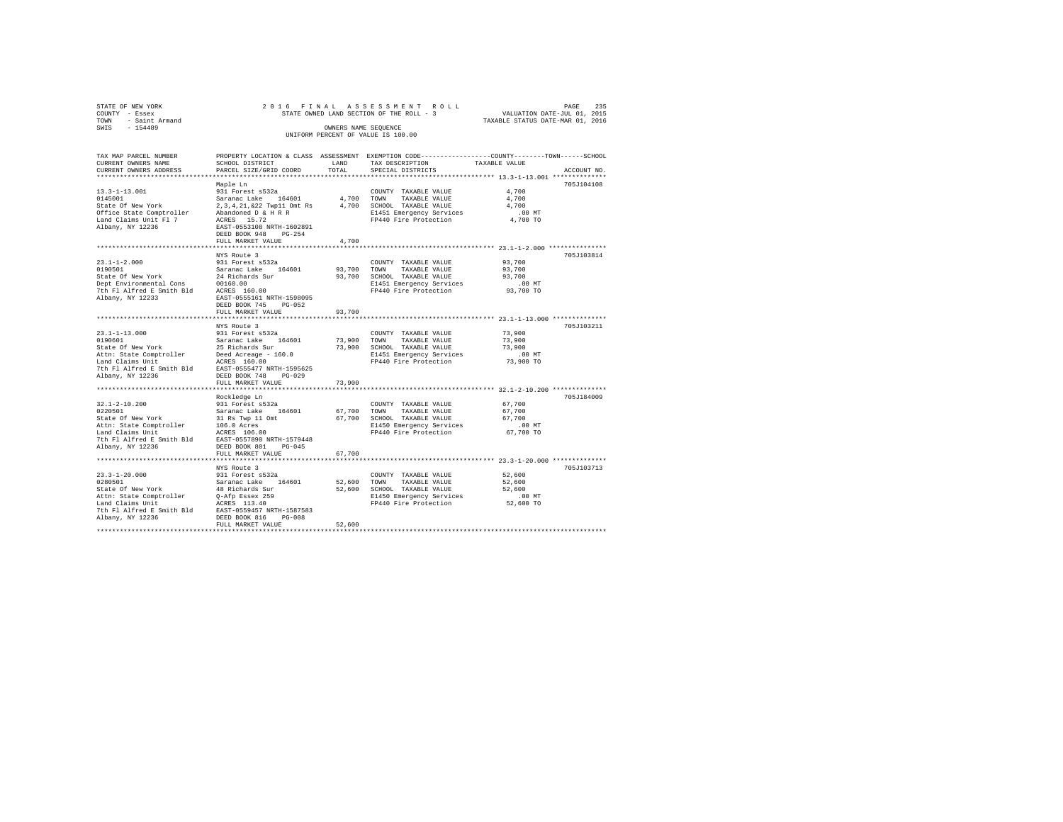STATE OF NEW YORK 2 0 1 6 F I N A L A S S E S S M E N T R O L L  
COUNTY - Essex STATE OWNED LAND SECTION OF THE ROLL - 3 VALUATION DATE-JUL 01, 2015  
TOWN - Saint Armand TAXABLE STATUS DATE-MAR 01, 2016  
SWIS - 154489 OWNERS NAME SEQUENCE  
UNIFORM PERCENT OF VALUE IS 100.00

| TAX MAP PARCEL NUMBER / CURRENT OWNERS NAME / CURRENT OWNERS ADDRESS | PROPERTY LOCATION & CLASS / SCHOOL DISTRICT / PARCEL SIZE/GRID COORD | ASSESSMENT LAND | TOTAL | EXEMPTION CODE / TAX DESCRIPTION / SPECIAL DISTRICTS | TAXABLE VALUE (COUNTY / TOWN / SCHOOL) | ACCOUNT NO. |
|---|---|---|---|---|---|---|
| 13.3-1-13.001 | Maple Ln | | | | | 705J104108 |
| | 931 Forest s532a | | | COUNTY TAXABLE VALUE | 4,700 | |
| 0145001 | Saranac Lake 164601 | 4,700 | | TOWN TAXABLE VALUE | 4,700 | |
| State Of New York | 2,3,4,21,&22 Twp11 Omt Rs | | 4,700 | SCHOOL TAXABLE VALUE | 4,700 | |
| Office State Comptroller | Abandoned D & H R R | | | E1451 Emergency Services | .00 MT | |
| Land Claims Unit Fl 7 | ACRES 15.72 | | | FP440 Fire Protection | 4,700 TO | |
| Albany, NY 12236 | EAST-0553108 NRTH-1602891 | | | | | |
| | DEED BOOK 948 PG-254 | | | | | |
| | FULL MARKET VALUE | | 4,700 | | | |
| 23.1-1-2.000 | NYS Route 3 | | | | | 705J103814 |
| | 931 Forest s532a | | | COUNTY TAXABLE VALUE | 93,700 | |
| 0190501 | Saranac Lake 164601 | 93,700 | | TOWN TAXABLE VALUE | 93,700 | |
| State Of New York | 24 Richards Sur | | 93,700 | SCHOOL TAXABLE VALUE | 93,700 | |
| Dept Environmental Cons | 00160.00 | | | E1451 Emergency Services | .00 MT | |
| 7th Fl Alfred E Smith Bld | ACRES 160.00 | | | FP440 Fire Protection | 93,700 TO | |
| Albany, NY 12233 | EAST-0555161 NRTH-1598095 | | | | | |
| | DEED BOOK 745 PG-052 | | | | | |
| | FULL MARKET VALUE | | 93,700 | | | |
| 23.1-1-13.000 | NYS Route 3 | | | | | 705J103211 |
| | 931 Forest s532a | | | COUNTY TAXABLE VALUE | 73,900 | |
| 0190601 | Saranac Lake 164601 | 73,900 | | TOWN TAXABLE VALUE | 73,900 | |
| State Of New York | 25 Richards Sur | | 73,900 | SCHOOL TAXABLE VALUE | 73,900 | |
| Attn: State Comptroller | Deed Acreage - 160.0 | | | E1451 Emergency Services | .00 MT | |
| Land Claims Unit | ACRES 160.00 | | | FP440 Fire Protection | 73,900 TO | |
| 7th Fl Alfred E Smith Bld | EAST-0555477 NRTH-1595625 | | | | | |
| Albany, NY 12236 | DEED BOOK 748 PG-029 | | | | | |
| | FULL MARKET VALUE | | 73,900 | | | |
| 32.1-2-10.200 | Rockledge Ln | | | | | 705J184009 |
| | 931 Forest s532a | | | COUNTY TAXABLE VALUE | 67,700 | |
| 0220501 | Saranac Lake 164601 | 67,700 | | TOWN TAXABLE VALUE | 67,700 | |
| State Of New York | 31 Rs Twp 11 Omt | | 67,700 | SCHOOL TAXABLE VALUE | 67,700 | |
| Attn: State Comptroller | 106.0 Acres | | | E1450 Emergency Services | .00 MT | |
| Land Claims Unit | ACRES 106.00 | | | FP440 Fire Protection | 67,700 TO | |
| 7th Fl Alfred E Smith Bld | EAST-0557890 NRTH-1579448 | | | | | |
| Albany, NY 12236 | DEED BOOK 801 PG-045 | | | | | |
| | FULL MARKET VALUE | | 67,700 | | | |
| 23.3-1-20.000 | NYS Route 3 | | | | | 705J103713 |
| | 931 Forest s532a | | | COUNTY TAXABLE VALUE | 52,600 | |
| 0280501 | Saranac Lake 164601 | 52,600 | | TOWN TAXABLE VALUE | 52,600 | |
| State Of New York | 48 Richards Sur | | 52,600 | SCHOOL TAXABLE VALUE | 52,600 | |
| Attn: State Comptroller | Q-Afp Essex 259 | | | E1450 Emergency Services | .00 MT | |
| Land Claims Unit | ACRES 113.40 | | | FP440 Fire Protection | 52,600 TO | |
| 7th Fl Alfred E Smith Bld | EAST-0559457 NRTH-1587583 | | | | | |
| Albany, NY 12236 | DEED BOOK 816 PG-008 | | | | | |
| | FULL MARKET VALUE | | 52,600 | | | |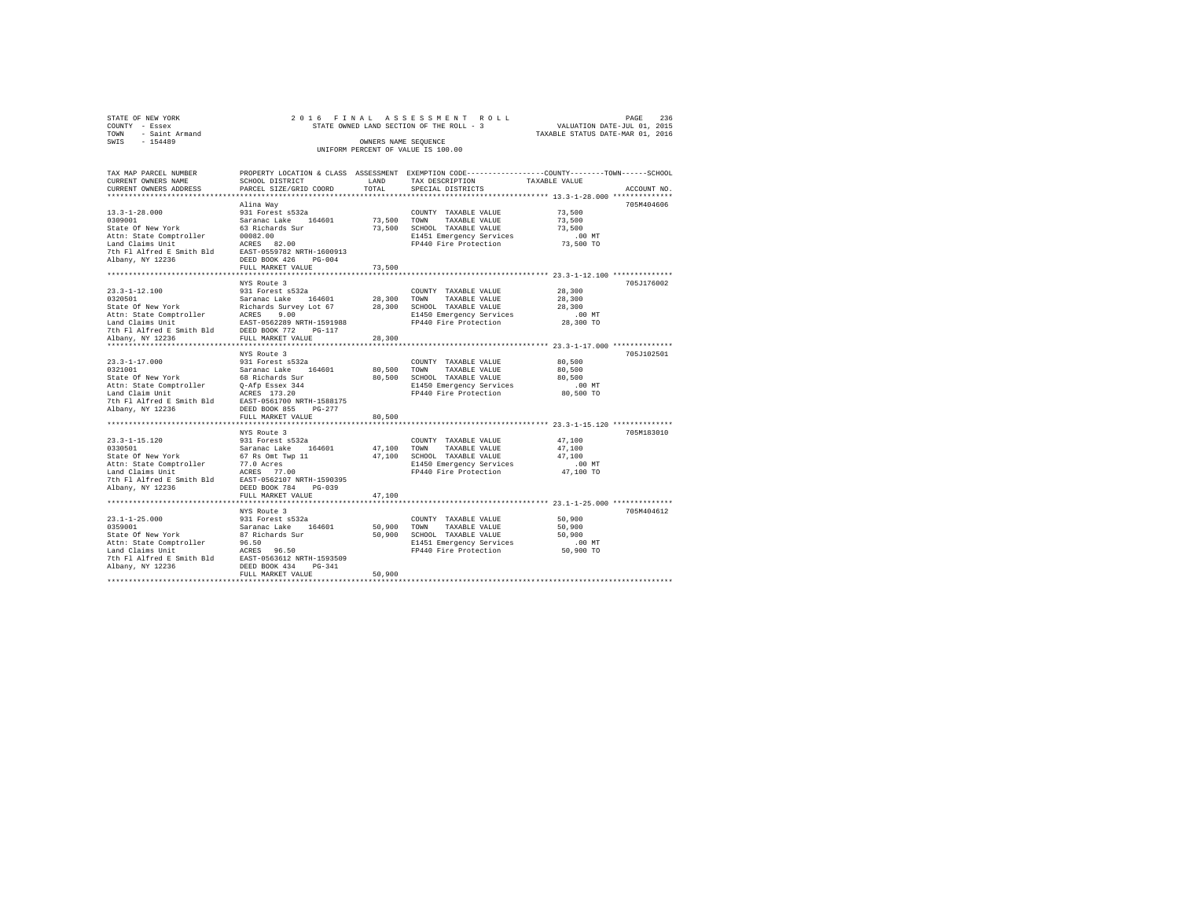STATE OF NEW YORK | 2016 FINAL ASSESSMENT ROLL | VALUATION DATE-JUL 01, 2015
COUNTY - Essex | STATE OWNED LAND SECTION OF THE ROLL - 3 | TAXABLE STATUS DATE-MAR 01, 2016
TOWN - Saint Armand | OWNERS NAME SEQUENCE
SWIS - 154489 | UNIFORM PERCENT OF VALUE IS 100.00

| TAX MAP PARCEL NUMBER / CURRENT OWNERS NAME / CURRENT OWNERS ADDRESS | PROPERTY LOCATION & CLASS / SCHOOL DISTRICT / PARCEL SIZE/GRID COORD | ASSESSMENT LAND / TOTAL | EXEMPTION CODE / TAX DESCRIPTION / SPECIAL DISTRICTS | TAXABLE VALUE (COUNTY / TOWN / SCHOOL) | ACCOUNT NO. |
|---|---|---|---|---|---|
| 13.3-1-28.000 | Alina Way | | | | 705M404606 |
| 0309001 | 931 Forest s532a | | COUNTY TAXABLE VALUE | 73,500 | |
| State Of New York | Saranac Lake 164601 | 73,500 | TOWN TAXABLE VALUE | 73,500 | |
| Attn: State Comptroller | 63 Richards Sur | 73,500 | SCHOOL TAXABLE VALUE | 73,500 | |
| Land Claims Unit | 00082.00 | | E1451 Emergency Services | .00 MT | |
| 7th Fl Alfred E Smith Bld | ACRES 82.00 | | FP440 Fire Protection | 73,500 TO | |
| Albany, NY 12236 | EAST-0559782 NRTH-1600913 | | | | |
| | DEED BOOK 426 PG-004 | | | | |
| | FULL MARKET VALUE | 73,500 | | | |
| 23.3-1-12.100 | NYS Route 3 | | | | 705J176002 |
| 0320501 | 931 Forest s532a | | COUNTY TAXABLE VALUE | 28,300 | |
| State Of New York | Saranac Lake 164601 | 28,300 | TOWN TAXABLE VALUE | 28,300 | |
| Attn: State Comptroller | Richards Survey Lot 67 | 28,300 | SCHOOL TAXABLE VALUE | 28,300 | |
| Land Claims Unit | ACRES 9.00 | | E1450 Emergency Services | .00 MT | |
| 7th Fl Alfred E Smith Bld | EAST-0562289 NRTH-1591988 | | FP440 Fire Protection | 28,300 TO | |
| Albany, NY 12236 | DEED BOOK 772 PG-117 | | | | |
| | FULL MARKET VALUE | 28,300 | | | |
| 23.3-1-17.000 | NYS Route 3 | | | | 705J102501 |
| 0321001 | 931 Forest s532a | | COUNTY TAXABLE VALUE | 80,500 | |
| State Of New York | Saranac Lake 164601 | 80,500 | TOWN TAXABLE VALUE | 80,500 | |
| Attn: State Comptroller | 68 Richards Sur | 80,500 | SCHOOL TAXABLE VALUE | 80,500 | |
| Land Claim Unit | Q-Afp Essex 344 | | E1450 Emergency Services | .00 MT | |
| 7th Fl Alfred E Smith Bld | ACRES 173.20 | | FP440 Fire Protection | 80,500 TO | |
| Albany, NY 12236 | EAST-0561700 NRTH-1588175 | | | | |
| | DEED BOOK 855 PG-277 | | | | |
| | FULL MARKET VALUE | 80,500 | | | |
| 23.3-1-15.120 | NYS Route 3 | | | | 705M183010 |
| 0330501 | 931 Forest s532a | | COUNTY TAXABLE VALUE | 47,100 | |
| State Of New York | Saranac Lake 164601 | 47,100 | TOWN TAXABLE VALUE | 47,100 | |
| Attn: State Comptroller | 67 Rs Omt Twp 11 | 47,100 | SCHOOL TAXABLE VALUE | 47,100 | |
| Land Claims Unit | 77.0 Acres | | E1450 Emergency Services | .00 MT | |
| 7th Fl Alfred E Smith Bld | ACRES 77.00 | | FP440 Fire Protection | 47,100 TO | |
| Albany, NY 12236 | EAST-0562107 NRTH-1590395 | | | | |
| | DEED BOOK 784 PG-039 | | | | |
| | FULL MARKET VALUE | 47,100 | | | |
| 23.1-1-25.000 | NYS Route 3 | | | | 705M404612 |
| 0359001 | 931 Forest s532a | | COUNTY TAXABLE VALUE | 50,900 | |
| State Of New York | Saranac Lake 164601 | 50,900 | TOWN TAXABLE VALUE | 50,900 | |
| Attn: State Comptroller | 87 Richards Sur | 50,900 | SCHOOL TAXABLE VALUE | 50,900 | |
| Land Claims Unit | 96.50 | | E1451 Emergency Services | .00 MT | |
| 7th Fl Alfred E Smith Bld | ACRES 96.50 | | FP440 Fire Protection | 50,900 TO | |
| Albany, NY 12236 | EAST-0563612 NRTH-1593509 | | | | |
| | DEED BOOK 434 PG-341 | | | | |
| | FULL MARKET VALUE | 50,900 | | | |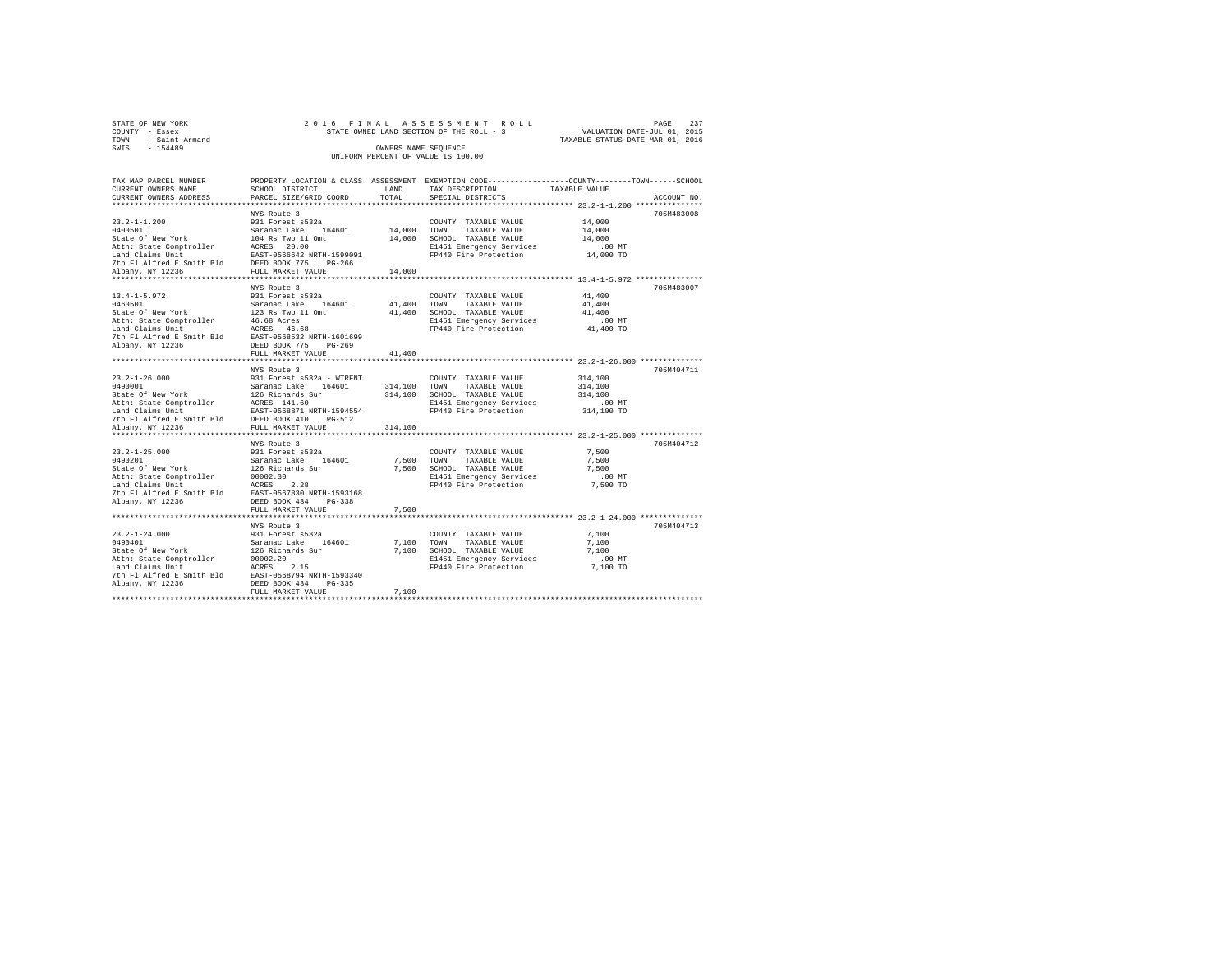STATE OF NEW YORK
COUNTY - Essex
TOWN - Saint Armand
SWIS - 154489

2016 FINAL ASSESSMENT ROLL
STATE OWNED LAND SECTION OF THE ROLL - 3
OWNERS NAME SEQUENCE
UNIFORM PERCENT OF VALUE IS 100.00

VALUATION DATE-JUL 01, 2015
TAXABLE STATUS DATE-MAR 01, 2016

```
TAX MAP PARCEL NUMBER          PROPERTY LOCATION & CLASS  ASSESSMENT  EXEMPTION CODE-----------------COUNTY--------TOWN------SCHOOL
CURRENT OWNERS NAME            SCHOOL DISTRICT               LAND     TAX DESCRIPTION           TAXABLE VALUE
CURRENT OWNERS ADDRESS         PARCEL SIZE/GRID COORD        TOTAL    SPECIAL DISTRICTS                                  ACCOUNT NO.
*********************************************************************************************** 23.2-1-1.200 ***************
                               NYS Route 3                                                                           705M483008
23.2-1-1.200                   931 Forest s532a                       COUNTY  TAXABLE VALUE             14,000
0400501                        Saranac Lake    164601       14,000    TOWN    TAXABLE VALUE             14,000
State Of New York              104 Rs Twp 11 Omt            14,000    SCHOOL  TAXABLE VALUE             14,000
Attn: State Comptroller        ACRES   20.00                          E1451 Emergency Services             .00 MT
Land Claims Unit               EAST-0566642 NRTH-1599091              FP440 Fire Protection             14,000 TO
7th Fl Alfred E Smith Bld      DEED BOOK 775    PG-266
Albany, NY 12236               FULL MARKET VALUE            14,000
*********************************************************************************************** 13.4-1-5.972 ***************
                               NYS Route 3                                                                           705M483007
13.4-1-5.972                   931 Forest s532a                       COUNTY  TAXABLE VALUE             41,400
0460501                        Saranac Lake    164601       41,400    TOWN    TAXABLE VALUE             41,400
State Of New York              123 Rs Twp 11 Omt            41,400    SCHOOL  TAXABLE VALUE             41,400
Attn: State Comptroller        46.68 Acres                            E1451 Emergency Services             .00 MT
Land Claims Unit               ACRES   46.68                          FP440 Fire Protection             41,400 TO
7th Fl Alfred E Smith Bld      EAST-0568532 NRTH-1601699
Albany, NY 12236               DEED BOOK 775    PG-269
                               FULL MARKET VALUE            41,400
*********************************************************************************************** 23.2-1-26.000 **************
                               NYS Route 3                                                                           705M404711
23.2-1-26.000                  931 Forest s532a - WTRFNT              COUNTY  TAXABLE VALUE            314,100
0490001                        Saranac Lake    164601      314,100    TOWN    TAXABLE VALUE            314,100
State Of New York              126 Richards Sur            314,100    SCHOOL  TAXABLE VALUE            314,100
Attn: State Comptroller        ACRES  141.60                          E1451 Emergency Services             .00 MT
Land Claims Unit               EAST-0568871 NRTH-1594554              FP440 Fire Protection            314,100 TO
7th Fl Alfred E Smith Bld      DEED BOOK 410    PG-512
Albany, NY 12236               FULL MARKET VALUE           314,100
*********************************************************************************************** 23.2-1-25.000 **************
                               NYS Route 3                                                                           705M404712
23.2-1-25.000                  931 Forest s532a                       COUNTY  TAXABLE VALUE              7,500
0490201                        Saranac Lake    164601        7,500    TOWN    TAXABLE VALUE              7,500
State Of New York              126 Richards Sur              7,500    SCHOOL  TAXABLE VALUE              7,500
Attn: State Comptroller        00002.30                               E1451 Emergency Services             .00 MT
Land Claims Unit               ACRES    2.28                          FP440 Fire Protection              7,500 TO
7th Fl Alfred E Smith Bld      EAST-0567830 NRTH-1593168
Albany, NY 12236               DEED BOOK 434    PG-338
                               FULL MARKET VALUE             7,500
*********************************************************************************************** 23.2-1-24.000 **************
                               NYS Route 3                                                                           705M404713
23.2-1-24.000                  931 Forest s532a                       COUNTY  TAXABLE VALUE              7,100
0490401                        Saranac Lake    164601        7,100    TOWN    TAXABLE VALUE              7,100
State Of New York              126 Richards Sur              7,100    SCHOOL  TAXABLE VALUE              7,100
Attn: State Comptroller        00002.20                               E1451 Emergency Services             .00 MT
Land Claims Unit               ACRES    2.15                          FP440 Fire Protection              7,100 TO
7th Fl Alfred E Smith Bld      EAST-0568794 NRTH-1593340
Albany, NY 12236               DEED BOOK 434    PG-335
                               FULL MARKET VALUE             7,100
******************************************************************************************************************************
```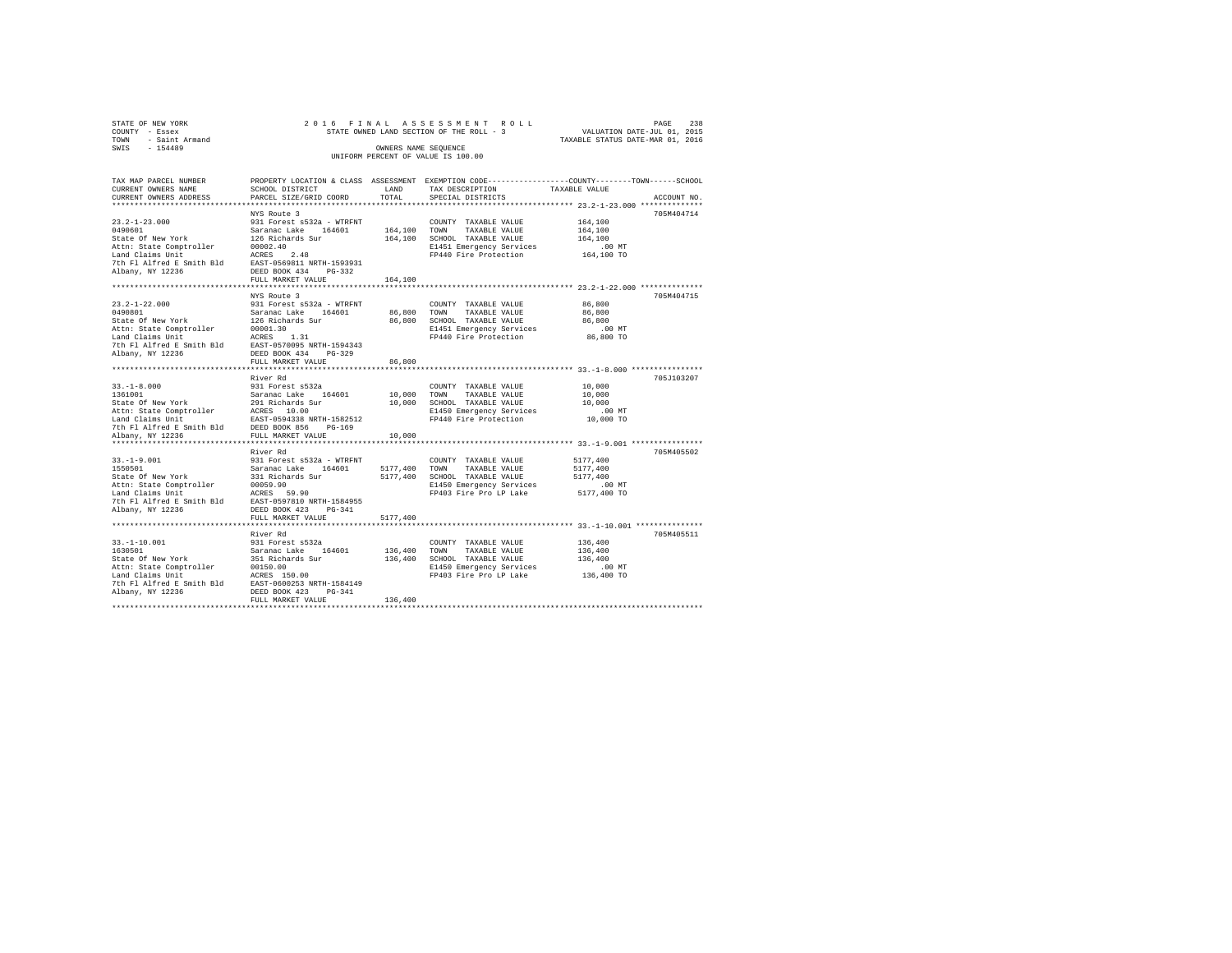STATE OF NEW YORK
COUNTY - Essex
TOWN - Saint Armand
SWIS - 154489

2 0 1 6 F I N A L A S S E S S M E N T R O L L
STATE OWNED LAND SECTION OF THE ROLL - 3
OWNERS NAME SEQUENCE
UNIFORM PERCENT OF VALUE IS 100.00

VALUATION DATE-JUL 01, 2015
TAXABLE STATUS DATE-MAR 01, 2016

| TAX MAP PARCEL NUMBER / CURRENT OWNERS NAME / CURRENT OWNERS ADDRESS | PROPERTY LOCATION & CLASS / SCHOOL DISTRICT / PARCEL SIZE/GRID COORD | ASSESSMENT LAND / TOTAL | EXEMPTION CODE / TAX DESCRIPTION / SPECIAL DISTRICTS | COUNTY--------TOWN------SCHOOL TAXABLE VALUE | ACCOUNT NO. |
|---|---|---|---|---|---|
| **23.2-1-23.000** | NYS Route 3 | | | | 705M404714 |
| 0490601 | 931 Forest s532a - WTRFNT | | COUNTY TAXABLE VALUE | 164,100 | |
| State Of New York | Saranac Lake 164601 | 164,100 | TOWN TAXABLE VALUE | 164,100 | |
| Attn: State Comptroller | 126 Richards Sur | 164,100 | SCHOOL TAXABLE VALUE | 164,100 | |
| Land Claims Unit | 00002.40 | | E1451 Emergency Services | .00 MT | |
| 7th Fl Alfred E Smith Bld | ACRES 2.40 | | FP440 Fire Protection | 164,100 TO | |
| Albany, NY 12236 | EAST-0569811 NRTH-1593931 | | | | |
| | DEED BOOK 434 PG-332 | | | | |
| | FULL MARKET VALUE | 164,100 | | | |
| **23.2-1-22.000** | NYS Route 3 | | | | 705M404715 |
| 0490801 | 931 Forest s532a - WTRFNT | | COUNTY TAXABLE VALUE | 86,800 | |
| State Of New York | Saranac Lake 164601 | 86,800 | TOWN TAXABLE VALUE | 86,800 | |
| Attn: State Comptroller | 126 Richards Sur | 86,800 | SCHOOL TAXABLE VALUE | 86,800 | |
| Land Claims Unit | 00001.30 | | E1451 Emergency Services | .00 MT | |
| 7th Fl Alfred E Smith Bld | ACRES 1.31 | | FP440 Fire Protection | 86,800 TO | |
| Albany, NY 12236 | EAST-0570095 NRTH-1594343 | | | | |
| | DEED BOOK 434 PG-329 | | | | |
| | FULL MARKET VALUE | 86,800 | | | |
| **33.-1-8.000** | River Rd | | | | 705J103207 |
| 1361001 | 931 Forest s532a | | COUNTY TAXABLE VALUE | 10,000 | |
| State Of New York | Saranac Lake 164601 | 10,000 | TOWN TAXABLE VALUE | 10,000 | |
| Attn: State Comptroller | 291 Richards Sur | 10,000 | SCHOOL TAXABLE VALUE | 10,000 | |
| Land Claims Unit | ACRES 10.00 | | E1450 Emergency Services | .00 MT | |
| 7th Fl Alfred E Smith Bld | EAST-0594338 NRTH-1582512 | | FP440 Fire Protection | 10,000 TO | |
| Albany, NY 12236 | DEED BOOK 856 PG-169 | | | | |
| | FULL MARKET VALUE | 10,000 | | | |
| **33.-1-9.001** | River Rd | | | | 705M405502 |
| 1550501 | 931 Forest s532a - WTRFNT | | COUNTY TAXABLE VALUE | 5177,400 | |
| State Of New York | Saranac Lake 164601 | 5177,400 | TOWN TAXABLE VALUE | 5177,400 | |
| Attn: State Comptroller | 331 Richards Sur | 5177,400 | SCHOOL TAXABLE VALUE | 5177,400 | |
| Land Claims Unit | 00059.90 | | E1450 Emergency Services | .00 MT | |
| 7th Fl Alfred E Smith Bld | ACRES 59.90 | | FP403 Fire Pro LP Lake | 5177,400 TO | |
| Albany, NY 12236 | EAST-0597810 NRTH-1584955 | | | | |
| | DEED BOOK 423 PG-341 | | | | |
| | FULL MARKET VALUE | 5177,400 | | | |
| **33.-1-10.001** | River Rd | | | | 705M405511 |
| 1630501 | 931 Forest s532a | | COUNTY TAXABLE VALUE | 136,400 | |
| State Of New York | Saranac Lake 164601 | 136,400 | TOWN TAXABLE VALUE | 136,400 | |
| Attn: State Comptroller | 351 Richards Sur | 136,400 | SCHOOL TAXABLE VALUE | 136,400 | |
| Land Claims Unit | 00150.00 | | E1450 Emergency Services | .00 MT | |
| 7th Fl Alfred E Smith Bld | ACRES 150.00 | | FP403 Fire Pro LP Lake | 136,400 TO | |
| Albany, NY 12236 | EAST-0600253 NRTH-1584149 | | | | |
| | DEED BOOK 423 PG-341 | | | | |
| | FULL MARKET VALUE | 136,400 | | | |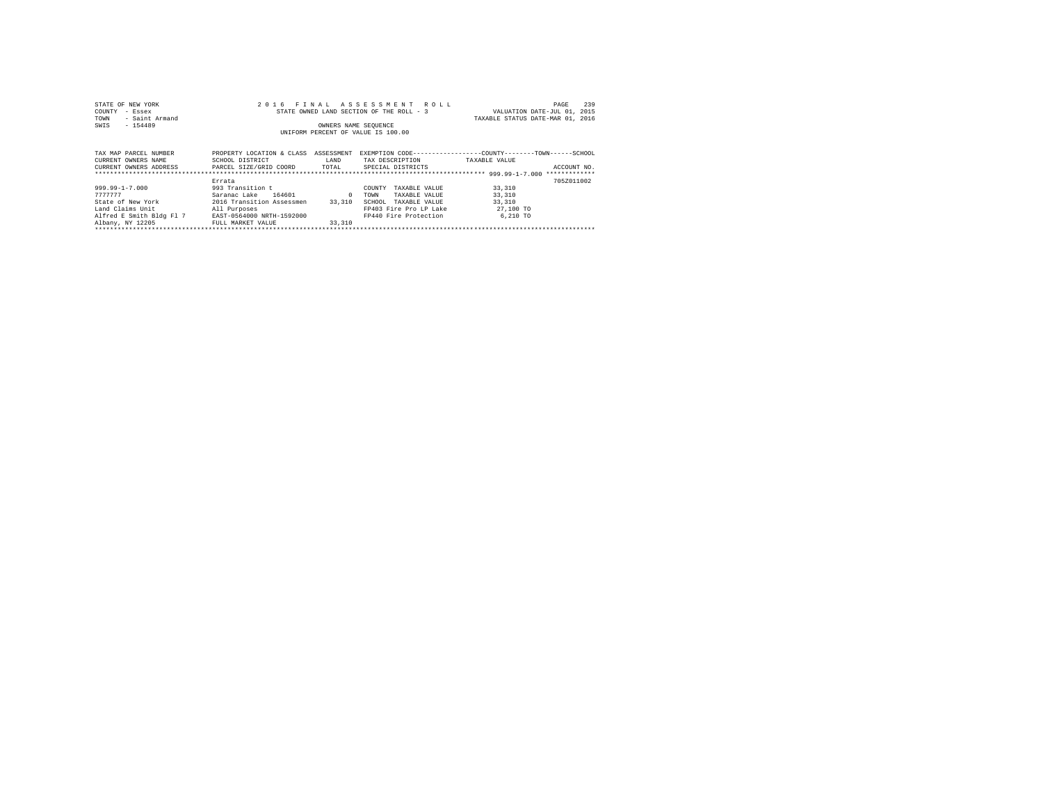STATE OF NEW YORK
COUNTY - Essex
TOWN - Saint Armand
SWIS - 154489

2 0 1 6 F I N A L A S S E S S M E N T R O L L
STATE OWNED LAND SECTION OF THE ROLL - 3
OWNERS NAME SEQUENCE
UNIFORM PERCENT OF VALUE IS 100.00

VALUATION DATE-JUL 01, 2015
TAXABLE STATUS DATE-MAR 01, 2016

| TAX MAP PARCEL NUMBER<br>CURRENT OWNERS NAME<br>CURRENT OWNERS ADDRESS | PROPERTY LOCATION & CLASS<br>SCHOOL DISTRICT<br>PARCEL SIZE/GRID COORD | ASSESSMENT<br>LAND<br>TOTAL | EXEMPTION CODE------------------COUNTY--------TOWN------SCHOOL<br>TAX DESCRIPTION<br>SPECIAL DISTRICTS | TAXABLE VALUE | ACCOUNT NO. |
|---|---|---|---|---|---|
| 999.99-1-7.000 | Errata | | | | 705Z011002 |
| 999.99-1-7.000 | 993 Transition t | | COUNTY TAXABLE VALUE | 33,310 | |
| 7777777 | Saranac Lake 164601 | 0 | TOWN TAXABLE VALUE | 33,310 | |
| State of New York | 2016 Transition Assessmen | 33,310 | SCHOOL TAXABLE VALUE | 33,310 | |
| Land Claims Unit | All Purposes | | FP403 Fire Pro LP Lake | 27,100 TO | |
| Alfred E Smith Bldg Fl 7 | EAST-0564000 NRTH-1592000 | | FP440 Fire Protection | 6,210 TO | |
| Albany, NY 12205 | FULL MARKET VALUE | 33,310 | | | |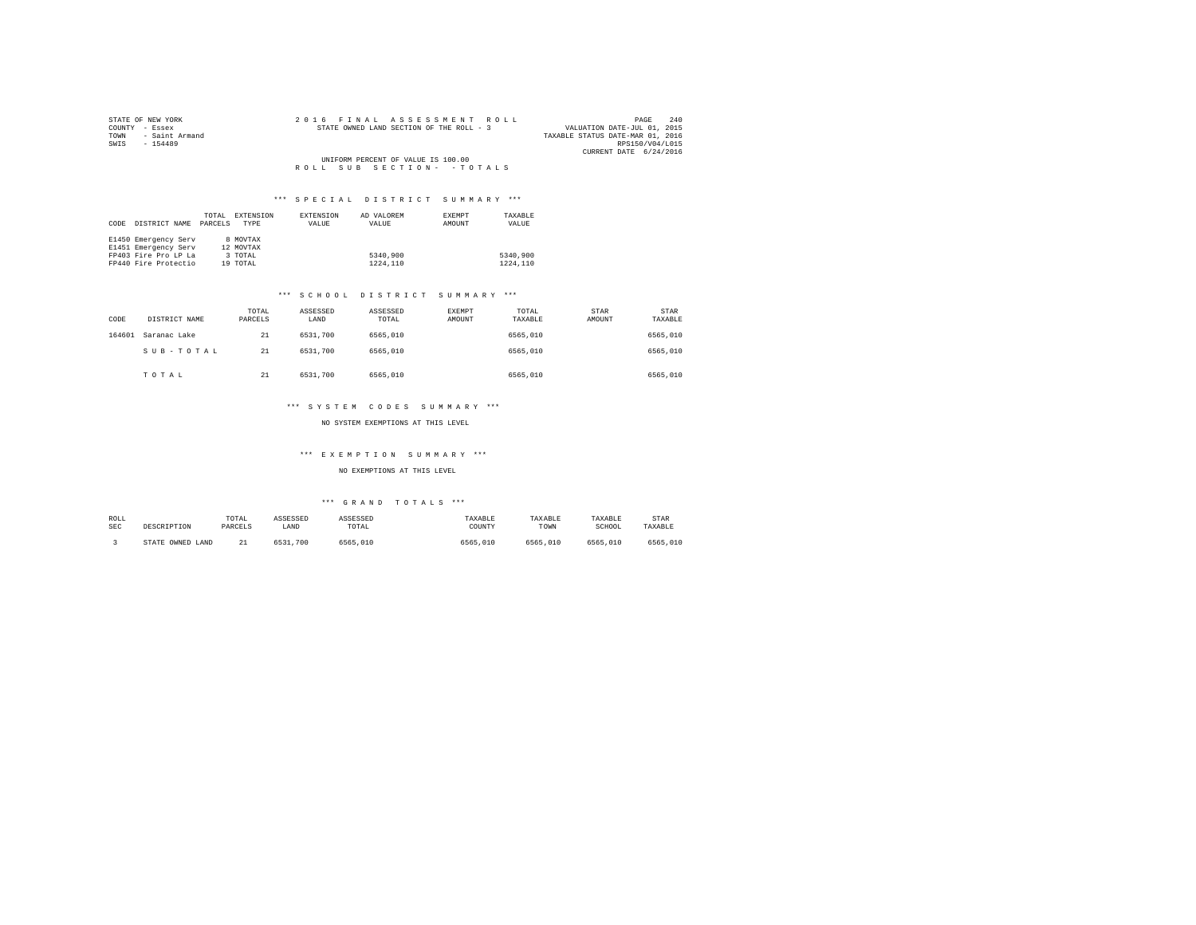STATE OF NEW YORK
COUNTY - Essex
TOWN - Saint Armand
SWIS - 154489

2016 FINAL ASSESSMENT ROLL
STATE OWNED LAND SECTION OF THE ROLL - 3

VALUATION DATE-JUL 01, 2015
TAXABLE STATUS DATE-MAR 01, 2016
RPS150/V04/L015
CURRENT DATE 6/24/2016

UNIFORM PERCENT OF VALUE IS 100.00

ROLL SUB SECTION- - TOTALS

### *** SPECIAL DISTRICT SUMMARY ***

| CODE | DISTRICT NAME | TOTAL PARCELS | EXTENSION TYPE | EXTENSION VALUE | AD VALOREM VALUE | EXEMPT AMOUNT | TAXABLE VALUE |
|---|---|---|---|---|---|---|---|
| E1450 | Emergency Serv | 8 | MOVTAX | | | | |
| E1451 | Emergency Serv | 12 | MOVTAX | | | | |
| FP403 | Fire Pro LP La | 3 | TOTAL | | 5340,900 | | 5340,900 |
| FP440 | Fire Protectio | 19 | TOTAL | | 1224,110 | | 1224,110 |

### *** SCHOOL DISTRICT SUMMARY ***

| CODE | DISTRICT NAME | TOTAL PARCELS | ASSESSED LAND | ASSESSED TOTAL | EXEMPT AMOUNT | TOTAL TAXABLE | STAR AMOUNT | STAR TAXABLE |
|---|---|---|---|---|---|---|---|---|
| 164601 | Saranac Lake | 21 | 6531,700 | 6565,010 | | 6565,010 | | 6565,010 |
| | SUB-TOTAL | 21 | 6531,700 | 6565,010 | | 6565,010 | | 6565,010 |
| | TOTAL | 21 | 6531,700 | 6565,010 | | 6565,010 | | 6565,010 |

### *** SYSTEM CODES SUMMARY ***

NO SYSTEM EXEMPTIONS AT THIS LEVEL

### *** EXEMPTION SUMMARY ***

NO EXEMPTIONS AT THIS LEVEL

### *** GRAND TOTALS ***

| ROLL SEC | DESCRIPTION | TOTAL PARCELS | ASSESSED LAND | ASSESSED TOTAL | TAXABLE COUNTY | TAXABLE TOWN | TAXABLE SCHOOL | STAR TAXABLE |
|---|---|---|---|---|---|---|---|---|
| 3 | STATE OWNED LAND | 21 | 6531,700 | 6565,010 | 6565,010 | 6565,010 | 6565,010 | 6565,010 |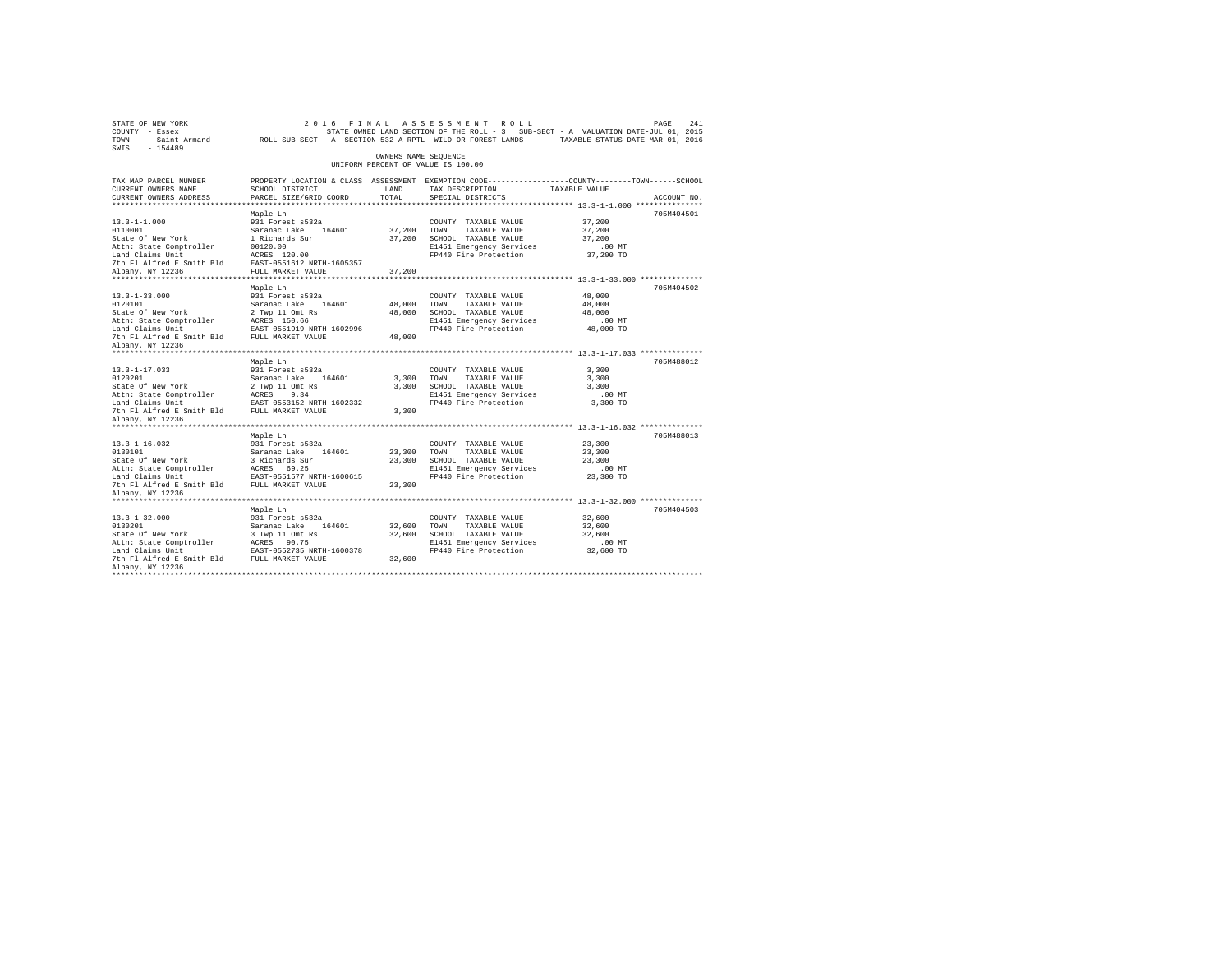STATE OF NEW YORK 2016 FINAL ASSESSMENT ROLL
COUNTY - Essex STATE OWNED LAND SECTION OF THE ROLL - 3 SUB-SECT - A VALUATION DATE-JUL 01, 2015
TOWN - Saint Armand ROLL SUB-SECT - A- SECTION 532-A RPTL WILD OR FOREST LANDS TAXABLE STATUS DATE-MAR 01, 2016
SWIS - 154489

OWNERS NAME SEQUENCE
UNIFORM PERCENT OF VALUE IS 100.00

```
TAX MAP PARCEL NUMBER         PROPERTY LOCATION & CLASS  ASSESSMENT  EXEMPTION CODE-----------------COUNTY--------TOWN------SCHOOL
CURRENT OWNERS NAME           SCHOOL DISTRICT              LAND      TAX DESCRIPTION           TAXABLE VALUE
CURRENT OWNERS ADDRESS        PARCEL SIZE/GRID COORD       TOTAL     SPECIAL DISTRICTS                                    ACCOUNT NO.
******************************************************************************************************* 13.3-1-1.000 ***************
                              Maple Ln                                                                                 705M404501
13.3-1-1.000                  931 Forest s532a                        COUNTY  TAXABLE VALUE          37,200
0110001                       Saranac Lake   164601       37,200      TOWN    TAXABLE VALUE          37,200
State Of New York             1 Richards Sur              37,200      SCHOOL  TAXABLE VALUE          37,200
Attn: State Comptroller       00120.00                                E1451 Emergency Services          .00 MT
Land Claims Unit              ACRES  120.00                           FP440 Fire Protection          37,200 TO
7th Fl Alfred E Smith Bld     EAST-0551612 NRTH-1605357
Albany, NY 12236              FULL MARKET VALUE            37,200
******************************************************************************************************* 13.3-1-33.000 **************
                              Maple Ln                                                                                 705M404502
13.3-1-33.000                 931 Forest s532a                        COUNTY  TAXABLE VALUE          48,000
0120101                       Saranac Lake   164601       48,000      TOWN    TAXABLE VALUE          48,000
State Of New York             2 Twp 11 Omt Rs             48,000      SCHOOL  TAXABLE VALUE          48,000
Attn: State Comptroller       ACRES  150.66                           E1451 Emergency Services          .00 MT
Land Claims Unit              EAST-0551919 NRTH-1602996               FP440 Fire Protection          48,000 TO
7th Fl Alfred E Smith Bld     FULL MARKET VALUE            48,000
Albany, NY 12236
******************************************************************************************************* 13.3-1-17.033 **************
                              Maple Ln                                                                                 705M488012
13.3-1-17.033                 931 Forest s532a                        COUNTY  TAXABLE VALUE           3,300
0120201                       Saranac Lake   164601        3,300      TOWN    TAXABLE VALUE           3,300
State Of New York             2 Twp 11 Omt Rs              3,300      SCHOOL  TAXABLE VALUE           3,300
Attn: State Comptroller       ACRES    9.34                           E1451 Emergency Services          .00 MT
Land Claims Unit              EAST-0553152 NRTH-1602332               FP440 Fire Protection           3,300 TO
7th Fl Alfred E Smith Bld     FULL MARKET VALUE             3,300
Albany, NY 12236
******************************************************************************************************* 13.3-1-16.032 **************
                              Maple Ln                                                                                 705M488013
13.3-1-16.032                 931 Forest s532a                        COUNTY  TAXABLE VALUE          23,300
0130101                       Saranac Lake   164601       23,300      TOWN    TAXABLE VALUE          23,300
State Of New York             3 Richards Sur              23,300      SCHOOL  TAXABLE VALUE          23,300
Attn: State Comptroller       ACRES   69.25                           E1451 Emergency Services          .00 MT
Land Claims Unit              EAST-0551577 NRTH-1600615               FP440 Fire Protection          23,300 TO
7th Fl Alfred E Smith Bld     FULL MARKET VALUE            23,300
Albany, NY 12236
******************************************************************************************************* 13.3-1-32.000 **************
                              Maple Ln                                                                                 705M404503
13.3-1-32.000                 931 Forest s532a                        COUNTY  TAXABLE VALUE          32,600
0130201                       Saranac Lake   164601       32,600      TOWN    TAXABLE VALUE          32,600
State Of New York             3 Twp 11 Omt Rs             32,600      SCHOOL  TAXABLE VALUE          32,600
Attn: State Comptroller       ACRES   90.75                           E1451 Emergency Services          .00 MT
Land Claims Unit              EAST-0552735 NRTH-1600378               FP440 Fire Protection          32,600 TO
7th Fl Alfred E Smith Bld     FULL MARKET VALUE            32,600
Albany, NY 12236
************************************************************************************************************************************
```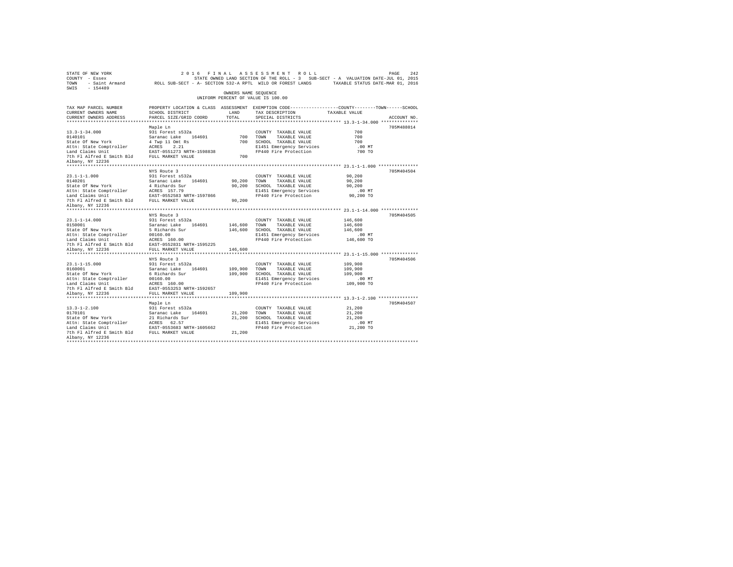STATE OF NEW YORK
COUNTY - Essex
TOWN - Saint Armand
SWIS - 154489

2016 FINAL ASSESSMENT ROLL
STATE OWNED LAND SECTION OF THE ROLL - 3 SUB-SECT - A VALUATION DATE-JUL 01, 2015
ROLL SUB-SECT - A- SECTION 532-A RPTL WILD OR FOREST LANDS TAXABLE STATUS DATE-MAR 01, 2016

OWNERS NAME SEQUENCE
UNIFORM PERCENT OF VALUE IS 100.00

| TAX MAP PARCEL NUMBER / CURRENT OWNERS NAME / CURRENT OWNERS ADDRESS | PROPERTY LOCATION & CLASS / SCHOOL DISTRICT / PARCEL SIZE/GRID COORD | ASSESSMENT LAND | TOTAL | EXEMPTION CODE / TAX DESCRIPTION / SPECIAL DISTRICTS | COUNTY / TOWN / SCHOOL TAXABLE VALUE | ACCOUNT NO. |
|---|---|---|---|---|---|---|
| 13.3-1-34.000 | Maple Ln | | | | | 705M488014 |
| 0140101 | 931 Forest s532a | | | COUNTY TAXABLE VALUE | 700 | |
| State Of New York | Saranac Lake 164601 | 700 | | TOWN TAXABLE VALUE | 700 | |
| Attn: State Comptroller | 4 Twp 11 Omt Rs | | 700 | SCHOOL TAXABLE VALUE | 700 | |
| Land Claims Unit | ACRES 2.21 | | | E1451 Emergency Services | .00 MT | |
| 7th Fl Alfred E Smith Bld | EAST-0551273 NRTH-1598838 | | | FP440 Fire Protection | 700 TO | |
| Albany, NY 12236 | FULL MARKET VALUE | | 700 | | | |
| 23.1-1-1.000 | NYS Route 3 | | | | | 705M404504 |
| 0140201 | 931 Forest s532a | | | COUNTY TAXABLE VALUE | 90,200 | |
| State Of New York | Saranac Lake 164601 | 90,200 | | TOWN TAXABLE VALUE | 90,200 | |
| Attn: State Comptroller | 4 Richards Sur | | 90,200 | SCHOOL TAXABLE VALUE | 90,200 | |
| Land Claims Unit | ACRES 157.79 | | | E1451 Emergency Services | .00 MT | |
| 7th Fl Alfred E Smith Bld | EAST-0552583 NRTH-1597866 | | | FP440 Fire Protection | 90,200 TO | |
| Albany, NY 12236 | FULL MARKET VALUE | | 90,200 | | | |
| 23.1-1-14.000 | NYS Route 3 | | | | | 705M404505 |
| 0150001 | 931 Forest s532a | | | COUNTY TAXABLE VALUE | 146,600 | |
| State Of New York | Saranac Lake 164601 | 146,600 | | TOWN TAXABLE VALUE | 146,600 | |
| Attn: State Comptroller | 5 Richards Sur | | 146,600 | SCHOOL TAXABLE VALUE | 146,600 | |
| Land Claims Unit | 00160.00 | | | E1451 Emergency Services | .00 MT | |
| 7th Fl Alfred E Smith Bld | ACRES 160.00 | | | FP440 Fire Protection | 146,600 TO | |
| Albany, NY 12236 | EAST-0552831 NRTH-1595225 | | | | | |
| | FULL MARKET VALUE | | 146,600 | | | |
| 23.1-1-15.000 | NYS Route 3 | | | | | 705M404506 |
| 0160001 | 931 Forest s532a | | | COUNTY TAXABLE VALUE | 109,900 | |
| State Of New York | Saranac Lake 164601 | 109,900 | | TOWN TAXABLE VALUE | 109,900 | |
| Attn: State Comptroller | 6 Richards Sur | | 109,900 | SCHOOL TAXABLE VALUE | 109,900 | |
| Land Claims Unit | 00160.00 | | | E1451 Emergency Services | .00 MT | |
| 7th Fl Alfred E Smith Bld | ACRES 160.00 | | | FP440 Fire Protection | 109,900 TO | |
| Albany, NY 12236 | EAST-0553253 NRTH-1592657 | | | | | |
| | FULL MARKET VALUE | | 109,900 | | | |
| 13.3-1-2.100 | Maple Ln | | | | | 705M404507 |
| 0170101 | 931 Forest s532a | | | COUNTY TAXABLE VALUE | 21,200 | |
| State Of New York | Saranac Lake 164601 | 21,200 | | TOWN TAXABLE VALUE | 21,200 | |
| Attn: State Comptroller | 21 Richards Sur | | 21,200 | SCHOOL TAXABLE VALUE | 21,200 | |
| Land Claims Unit | ACRES 62.57 | | | E1451 Emergency Services | .00 MT | |
| 7th Fl Alfred E Smith Bld | EAST-0553683 NRTH-1605662 | | | FP440 Fire Protection | 21,200 TO | |
| Albany, NY 12236 | FULL MARKET VALUE | | 21,200 | | | |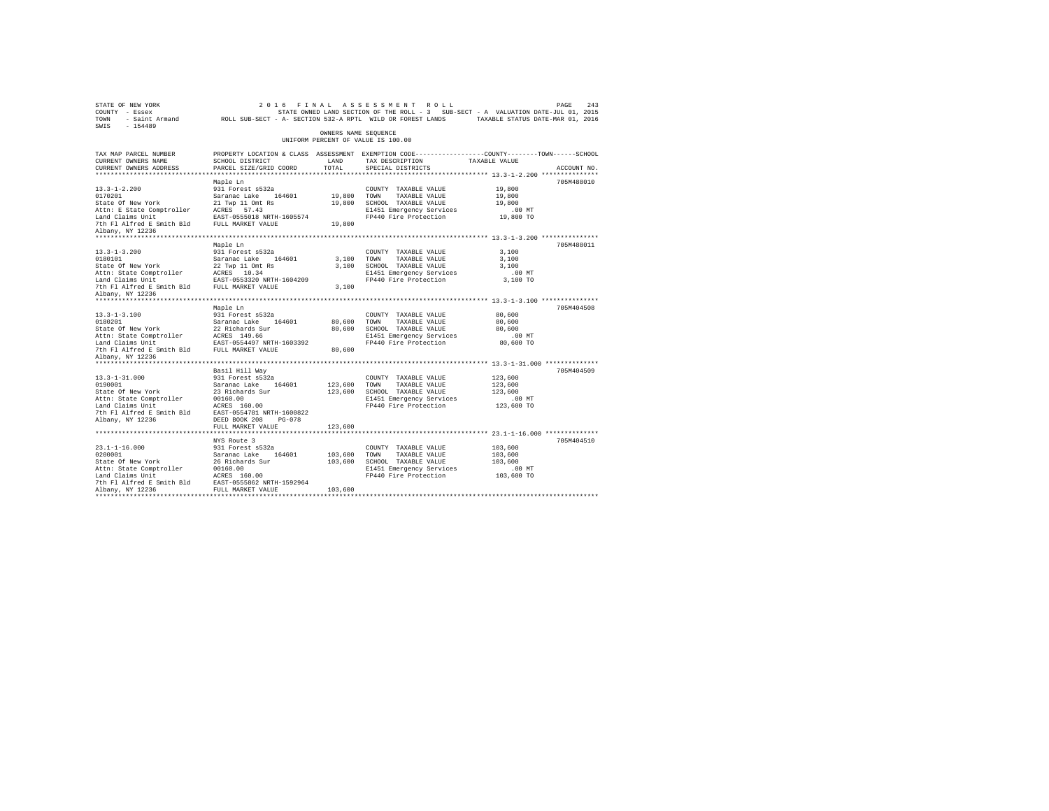STATE OF NEW YORK                    2016 FINAL ASSESSMENT ROLL
COUNTY - Essex                       STATE OWNED LAND SECTION OF THE ROLL - 3   SUB-SECT - A  VALUATION DATE-JUL 01, 2015
TOWN - Saint Armand    ROLL SUB-SECT - A- SECTION 532-A RPTL  WILD OR FOREST LANDS    TAXABLE STATUS DATE-MAR 01, 2016
SWIS - 154489

OWNERS NAME SEQUENCE
UNIFORM PERCENT OF VALUE IS 100.00

| TAX MAP PARCEL NUMBER / CURRENT OWNERS NAME / CURRENT OWNERS ADDRESS | PROPERTY LOCATION & CLASS / SCHOOL DISTRICT / PARCEL SIZE/GRID COORD | ASSESSMENT LAND / TOTAL | EXEMPTION CODE / TAX DESCRIPTION / SPECIAL DISTRICTS | COUNTY / TOWN / SCHOOL TAXABLE VALUE | ACCOUNT NO. |
|---|---|---|---|---|---|
| **13.3-1-2.200** | Maple Ln | | | | 705M488010 |
| 13.3-1-2.200 | 931 Forest s532a | | COUNTY TAXABLE VALUE | 19,800 | |
| 0170201 | Saranac Lake 164601 | 19,800 | TOWN TAXABLE VALUE | 19,800 | |
| State Of New York | 21 Twp 11 Omt Rs | 19,800 | SCHOOL TAXABLE VALUE | 19,800 | |
| Attn: E State Comptroller | ACRES 57.43 | | E1451 Emergency Services | .00 MT | |
| Land Claims Unit | EAST-0555018 NRTH-1605574 | | FP440 Fire Protection | 19,800 TO | |
| 7th Fl Alfred E Smith Bld | FULL MARKET VALUE | 19,800 | | | |
| Albany, NY 12236 | | | | | |
| **13.3-1-3.200** | Maple Ln | | | | 705M488011 |
| 13.3-1-3.200 | 931 Forest s532a | | COUNTY TAXABLE VALUE | 3,100 | |
| 0180101 | Saranac Lake 164601 | 3,100 | TOWN TAXABLE VALUE | 3,100 | |
| State Of New York | 22 Twp 11 Omt Rs | 3,100 | SCHOOL TAXABLE VALUE | 3,100 | |
| Attn: State Comptroller | ACRES 10.34 | | E1451 Emergency Services | .00 MT | |
| Land Claims Unit | EAST-0553320 NRTH-1604209 | | FP440 Fire Protection | 3,100 TO | |
| 7th Fl Alfred E Smith Bld | FULL MARKET VALUE | 3,100 | | | |
| Albany, NY 12236 | | | | | |
| **13.3-1-3.100** | Maple Ln | | | | 705M404508 |
| 13.3-1-3.100 | 931 Forest s532a | | COUNTY TAXABLE VALUE | 80,600 | |
| 0180201 | Saranac Lake 164601 | 80,600 | TOWN TAXABLE VALUE | 80,600 | |
| State Of New York | 22 Richards Sur | 80,600 | SCHOOL TAXABLE VALUE | 80,600 | |
| Attn: State Comptroller | ACRES 149.66 | | E1451 Emergency Services | .00 MT | |
| Land Claims Unit | EAST-0554497 NRTH-1603392 | | FP440 Fire Protection | 80,600 TO | |
| 7th Fl Alfred E Smith Bld | FULL MARKET VALUE | 80,600 | | | |
| Albany, NY 12236 | | | | | |
| **13.3-1-31.000** | Basil Hill Way | | | | 705M404509 |
| 13.3-1-31.000 | 931 Forest s532a | | COUNTY TAXABLE VALUE | 123,600 | |
| 0190001 | Saranac Lake 164601 | 123,600 | TOWN TAXABLE VALUE | 123,600 | |
| State Of New York | 23 Richards Sur | 123,600 | SCHOOL TAXABLE VALUE | 123,600 | |
| Attn: State Comptroller | 00160.00 | | E1451 Emergency Services | .00 MT | |
| Land Claims Unit | ACRES 160.00 | | FP440 Fire Protection | 123,600 TO | |
| 7th Fl Alfred E Smith Bld | EAST-0554781 NRTH-1600822 | | | | |
| Albany, NY 12236 | DEED BOOK 208 PG-078 | | | | |
| | FULL MARKET VALUE | 123,600 | | | |
| **23.1-1-16.000** | NYS Route 3 | | | | 705M404510 |
| 23.1-1-16.000 | 931 Forest s532a | | COUNTY TAXABLE VALUE | 103,600 | |
| 0200001 | Saranac Lake 164601 | 103,600 | TOWN TAXABLE VALUE | 103,600 | |
| State Of New York | 26 Richards Sur | 103,600 | SCHOOL TAXABLE VALUE | 103,600 | |
| Attn: State Comptroller | 00160.00 | | E1451 Emergency Services | .00 MT | |
| Land Claims Unit | ACRES 160.00 | | FP440 Fire Protection | 103,600 TO | |
| 7th Fl Alfred E Smith Bld | EAST-0555862 NRTH-1592964 | | | | |
| Albany, NY 12236 | FULL MARKET VALUE | 103,600 | | | |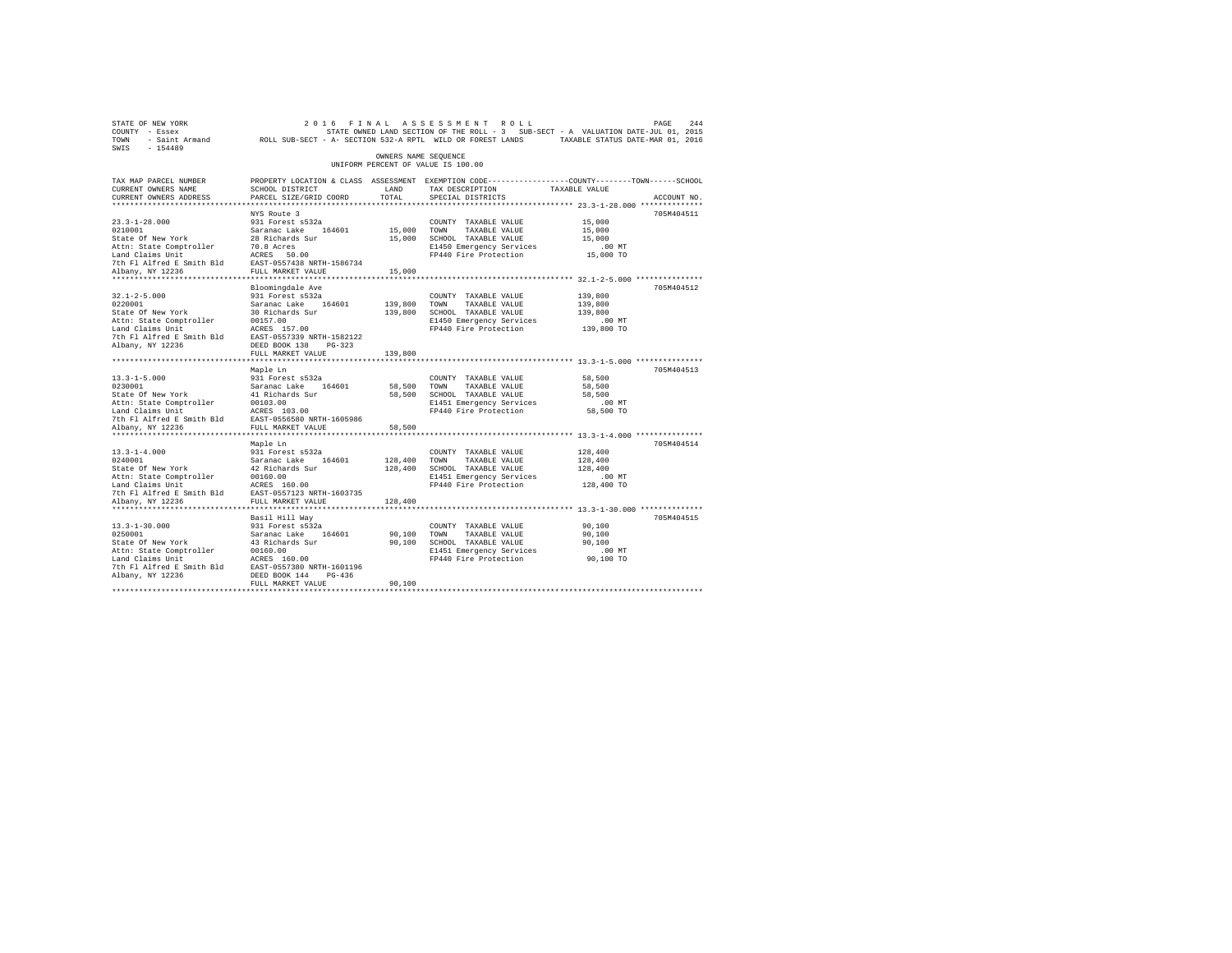STATE OF NEW YORK — 2016 FINAL ASSESSMENT ROLL
COUNTY - Essex — STATE OWNED LAND SECTION OF THE ROLL - 3 SUB-SECT - A VALUATION DATE-JUL 01, 2015
TOWN - Saint Armand — ROLL SUB-SECT - A- SECTION 532-A RPTL WILD OR FOREST LANDS — TAXABLE STATUS DATE-MAR 01, 2016
SWIS - 154489

OWNERS NAME SEQUENCE
UNIFORM PERCENT OF VALUE IS 100.00

| TAX MAP PARCEL NUMBER / CURRENT OWNERS NAME / CURRENT OWNERS ADDRESS | PROPERTY LOCATION & CLASS / SCHOOL DISTRICT / PARCEL SIZE/GRID COORD | ASSESSMENT LAND / TOTAL | EXEMPTION CODE / TAX DESCRIPTION / SPECIAL DISTRICTS | COUNTY / TOWN / SCHOOL TAXABLE VALUE | ACCOUNT NO. |
|---|---|---|---|---|---|
| 23.3-1-28.000 | NYS Route 3 | | | | 705M404511 |
| 23.3-1-28.000 | 931 Forest s532a | | COUNTY TAXABLE VALUE | 15,000 | |
| 0210001 | Saranac Lake 164601 | 15,000 | TOWN TAXABLE VALUE | 15,000 | |
| State Of New York | 28 Richards Sur | 15,000 | SCHOOL TAXABLE VALUE | 15,000 | |
| Attn: State Comptroller | 70.8 Acres | | E1450 Emergency Services | .00 MT | |
| Land Claims Unit | ACRES 50.00 | | FP440 Fire Protection | 15,000 TO | |
| 7th Fl Alfred E Smith Bld | EAST-0557438 NRTH-1586734 | | | | |
| Albany, NY 12236 | FULL MARKET VALUE | 15,000 | | | |
| 32.1-2-5.000 | Bloomingdale Ave | | | | 705M404512 |
| 32.1-2-5.000 | 931 Forest s532a | | COUNTY TAXABLE VALUE | 139,800 | |
| 0220001 | Saranac Lake 164601 | 139,800 | TOWN TAXABLE VALUE | 139,800 | |
| State Of New York | 30 Richards Sur | 139,800 | SCHOOL TAXABLE VALUE | 139,800 | |
| Attn: State Comptroller | 00157.00 | | E1450 Emergency Services | .00 MT | |
| Land Claims Unit | ACRES 157.00 | | FP440 Fire Protection | 139,800 TO | |
| 7th Fl Alfred E Smith Bld | EAST-0557339 NRTH-1582122 | | | | |
| Albany, NY 12236 | DEED BOOK 138 PG-323 | | | | |
| | FULL MARKET VALUE | 139,800 | | | |
| 13.3-1-5.000 | Maple Ln | | | | 705M404513 |
| 13.3-1-5.000 | 931 Forest s532a | | COUNTY TAXABLE VALUE | 58,500 | |
| 0230001 | Saranac Lake 164601 | 58,500 | TOWN TAXABLE VALUE | 58,500 | |
| State Of New York | 41 Richards Sur | 58,500 | SCHOOL TAXABLE VALUE | 58,500 | |
| Attn: State Comptroller | 00103.00 | | E1451 Emergency Services | .00 MT | |
| Land Claims Unit | ACRES 103.00 | | FP440 Fire Protection | 58,500 TO | |
| 7th Fl Alfred E Smith Bld | EAST-0556580 NRTH-1605986 | | | | |
| Albany, NY 12236 | FULL MARKET VALUE | 58,500 | | | |
| 13.3-1-4.000 | Maple Ln | | | | 705M404514 |
| 13.3-1-4.000 | 931 Forest s532a | | COUNTY TAXABLE VALUE | 128,400 | |
| 0240001 | Saranac Lake 164601 | 128,400 | TOWN TAXABLE VALUE | 128,400 | |
| State Of New York | 42 Richards Sur | 128,400 | SCHOOL TAXABLE VALUE | 128,400 | |
| Attn: State Comptroller | 00160.00 | | E1451 Emergency Services | .00 MT | |
| Land Claims Unit | ACRES 160.00 | | FP440 Fire Protection | 128,400 TO | |
| 7th Fl Alfred E Smith Bld | EAST-0557123 NRTH-1603735 | | | | |
| Albany, NY 12236 | FULL MARKET VALUE | 128,400 | | | |
| 13.3-1-30.000 | Basil Hill Way | | | | 705M404515 |
| 13.3-1-30.000 | 931 Forest s532a | | COUNTY TAXABLE VALUE | 90,100 | |
| 0250001 | Saranac Lake 164601 | 90,100 | TOWN TAXABLE VALUE | 90,100 | |
| State Of New York | 43 Richards Sur | 90,100 | SCHOOL TAXABLE VALUE | 90,100 | |
| Attn: State Comptroller | 00160.00 | | E1451 Emergency Services | .00 MT | |
| Land Claims Unit | ACRES 160.00 | | FP440 Fire Protection | 90,100 TO | |
| 7th Fl Alfred E Smith Bld | EAST-0557380 NRTH-1601196 | | | | |
| Albany, NY 12236 | DEED BOOK 144 PG-436 | | | | |
| | FULL MARKET VALUE | 90,100 | | | |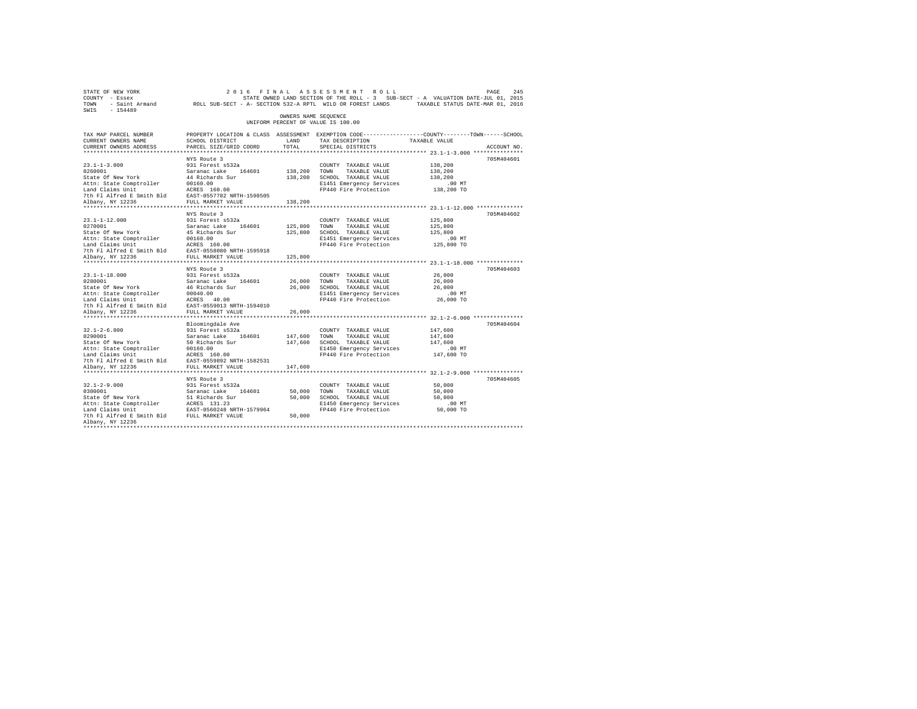STATE OF NEW YORK                    2 0 1 6   F I N A L   A S S E S S M E N T   R O L L
COUNTY - Essex                         STATE OWNED LAND SECTION OF THE ROLL - 3   SUB-SECT - A  VALUATION DATE-JUL 01, 2015
TOWN   - Saint Armand        ROLL SUB-SECT - A- SECTION 532-A RPTL  WILD OR FOREST LANDS       TAXABLE STATUS DATE-MAR 01, 2016
SWIS   - 154489

OWNERS NAME SEQUENCE
UNIFORM PERCENT OF VALUE IS 100.00

| TAX MAP PARCEL NUMBER / CURRENT OWNERS NAME / CURRENT OWNERS ADDRESS | PROPERTY LOCATION & CLASS / SCHOOL DISTRICT / PARCEL SIZE/GRID COORD | ASSESSMENT LAND | TOTAL | EXEMPTION CODE / TAX DESCRIPTION / SPECIAL DISTRICTS | TAXABLE VALUE (COUNTY--TOWN--SCHOOL) | ACCOUNT NO. |
|---|---|---|---|---|---|---|
| 23.1-1-3.000 | NYS Route 3 | | | | | 705M404601 |
| 0260001 | 931 Forest s532a | | | COUNTY TAXABLE VALUE | 138,200 | |
| State Of New York | Saranac Lake 164601 | 138,200 | | TOWN TAXABLE VALUE | 138,200 | |
| Attn: State Comptroller | 44 Richards Sur | | 138,200 | SCHOOL TAXABLE VALUE | 138,200 | |
| Land Claims Unit | 00160.00 | | | E1451 Emergency Services | .00 MT | |
| 7th Fl Alfred E Smith Bld | ACRES 160.00 | | | FP440 Fire Protection | 138,200 TO | |
| Albany, NY 12236 | EAST-0557782 NRTH-1598505 | | | | | |
| | FULL MARKET VALUE | | 138,200 | | | |
| 23.1-1-12.000 | NYS Route 3 | | | | | 705M404602 |
| 0270001 | 931 Forest s532a | | | COUNTY TAXABLE VALUE | 125,800 | |
| State Of New York | Saranac Lake 164601 | 125,800 | | TOWN TAXABLE VALUE | 125,800 | |
| Attn: State Comptroller | 45 Richards Sur | | 125,800 | SCHOOL TAXABLE VALUE | 125,800 | |
| Land Claims Unit | 00160.00 | | | E1451 Emergency Services | .00 MT | |
| 7th Fl Alfred E Smith Bld | ACRES 160.00 | | | FP440 Fire Protection | 125,800 TO | |
| Albany, NY 12236 | EAST-0558080 NRTH-1595918 | | | | | |
| | FULL MARKET VALUE | | 125,800 | | | |
| 23.1-1-18.000 | NYS Route 3 | | | | | 705M404603 |
| 0280001 | 931 Forest s532a | | | COUNTY TAXABLE VALUE | 26,000 | |
| State Of New York | Saranac Lake 164601 | 26,000 | | TOWN TAXABLE VALUE | 26,000 | |
| Attn: State Comptroller | 46 Richards Sur | | 26,000 | SCHOOL TAXABLE VALUE | 26,000 | |
| Land Claims Unit | 00040.00 | | | E1451 Emergency Services | .00 MT | |
| 7th Fl Alfred E Smith Bld | ACRES 40.00 | | | FP440 Fire Protection | 26,000 TO | |
| Albany, NY 12236 | EAST-0559013 NRTH-1594010 | | | | | |
| | FULL MARKET VALUE | | 26,000 | | | |
| 32.1-2-6.000 | Bloomingdale Ave | | | | | 705M404604 |
| 0290001 | 931 Forest s532a | | | COUNTY TAXABLE VALUE | 147,600 | |
| State Of New York | Saranac Lake 164601 | 147,600 | | TOWN TAXABLE VALUE | 147,600 | |
| Attn: State Comptroller | 50 Richards Sur | | 147,600 | SCHOOL TAXABLE VALUE | 147,600 | |
| Land Claims Unit | 00160.00 | | | E1450 Emergency Services | .00 MT | |
| 7th Fl Alfred E Smith Bld | ACRES 160.00 | | | FP440 Fire Protection | 147,600 TO | |
| Albany, NY 12236 | EAST-0559892 NRTH-1582531 | | | | | |
| | FULL MARKET VALUE | | 147,600 | | | |
| 32.1-2-9.000 | NYS Route 3 | | | | | 705M404605 |
| 0300001 | 931 Forest s532a | | | COUNTY TAXABLE VALUE | 50,000 | |
| State Of New York | Saranac Lake 164601 | 50,000 | | TOWN TAXABLE VALUE | 50,000 | |
| Attn: State Comptroller | 51 Richards Sur | | 50,000 | SCHOOL TAXABLE VALUE | 50,000 | |
| Land Claims Unit | ACRES 131.23 | | | E1450 Emergency Services | .00 MT | |
| 7th Fl Alfred E Smith Bld | EAST-0560248 NRTH-1579964 | | | FP440 Fire Protection | 50,000 TO | |
| Albany, NY 12236 | FULL MARKET VALUE | | 50,000 | | | |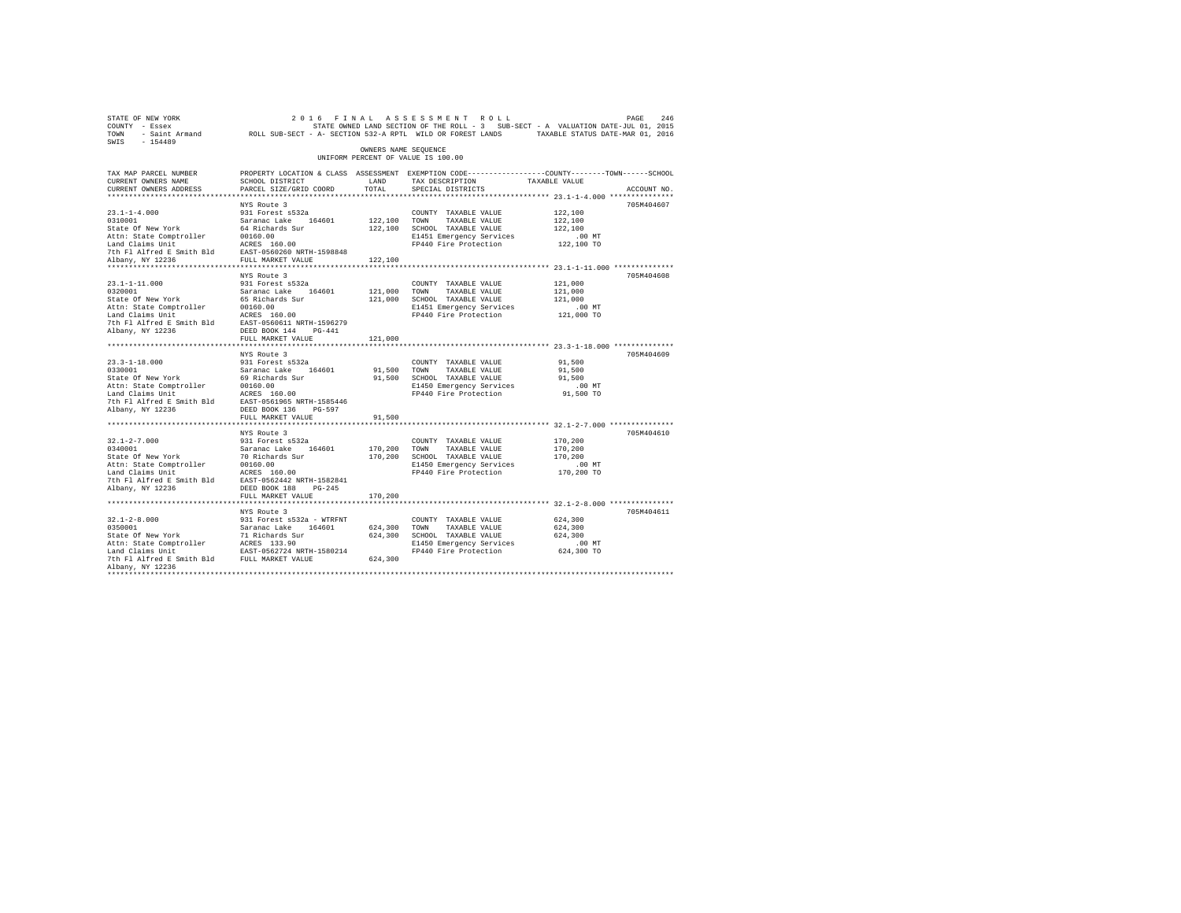STATE OF NEW YORK  2016 FINAL ASSESSMENT ROLL
COUNTY - Essex  STATE OWNED LAND SECTION OF THE ROLL - 3 SUB-SECT - A VALUATION DATE-JUL 01, 2015
TOWN - Saint Armand  ROLL SUB-SECT - A- SECTION 532-A RPTL WILD OR FOREST LANDS  TAXABLE STATUS DATE-MAR 01, 2016
SWIS - 154489

OWNERS NAME SEQUENCE
UNIFORM PERCENT OF VALUE IS 100.00

| TAX MAP PARCEL NUMBER / CURRENT OWNERS NAME / CURRENT OWNERS ADDRESS | PROPERTY LOCATION & CLASS / SCHOOL DISTRICT / PARCEL SIZE/GRID COORD | ASSESSMENT LAND / TOTAL | EXEMPTION CODE / TAX DESCRIPTION / SPECIAL DISTRICTS | COUNTY / TOWN / SCHOOL TAXABLE VALUE | ACCOUNT NO. |
|---|---|---|---|---|---|
| **23.1-1-4.000** | NYS Route 3 | | | | 705M404607 |
| 23.1-1-4.000 | 931 Forest s532a | | COUNTY TAXABLE VALUE | 122,100 | |
| 0310001 | Saranac Lake 164601 | 122,100 | TOWN TAXABLE VALUE | 122,100 | |
| State Of New York | 64 Richards Sur | 122,100 | SCHOOL TAXABLE VALUE | 122,100 | |
| Attn: State Comptroller | 00160.00 | | E1451 Emergency Services | .00 MT | |
| Land Claims Unit | ACRES 160.00 | | FP440 Fire Protection | 122,100 TO | |
| 7th Fl Alfred E Smith Bld | EAST-0560260 NRTH-1598848 | | | | |
| Albany, NY 12236 | FULL MARKET VALUE | 122,100 | | | |
| **23.1-1-11.000** | NYS Route 3 | | | | 705M404608 |
| 23.1-1-11.000 | 931 Forest s532a | | COUNTY TAXABLE VALUE | 121,000 | |
| 0320001 | Saranac Lake 164601 | 121,000 | TOWN TAXABLE VALUE | 121,000 | |
| State Of New York | 65 Richards Sur | 121,000 | SCHOOL TAXABLE VALUE | 121,000 | |
| Attn: State Comptroller | 00160.00 | | E1451 Emergency Services | .00 MT | |
| Land Claims Unit | ACRES 160.00 | | FP440 Fire Protection | 121,000 TO | |
| 7th Fl Alfred E Smith Bld | EAST-0560611 NRTH-1596279 | | | | |
| Albany, NY 12236 | DEED BOOK 144 PG-441 | | | | |
| | FULL MARKET VALUE | 121,000 | | | |
| **23.3-1-18.000** | NYS Route 3 | | | | 705M404609 |
| 23.3-1-18.000 | 931 Forest s532a | | COUNTY TAXABLE VALUE | 91,500 | |
| 0330001 | Saranac Lake 164601 | 91,500 | TOWN TAXABLE VALUE | 91,500 | |
| State Of New York | 69 Richards Sur | 91,500 | SCHOOL TAXABLE VALUE | 91,500 | |
| Attn: State Comptroller | 00160.00 | | E1450 Emergency Services | .00 MT | |
| Land Claims Unit | ACRES 160.00 | | FP440 Fire Protection | 91,500 TO | |
| 7th Fl Alfred E Smith Bld | EAST-0561965 NRTH-1585446 | | | | |
| Albany, NY 12236 | DEED BOOK 136 PG-597 | | | | |
| | FULL MARKET VALUE | 91,500 | | | |
| **32.1-2-7.000** | NYS Route 3 | | | | 705M404610 |
| 32.1-2-7.000 | 931 Forest s532a | | COUNTY TAXABLE VALUE | 170,200 | |
| 0340001 | Saranac Lake 164601 | 170,200 | TOWN TAXABLE VALUE | 170,200 | |
| State Of New York | 70 Richards Sur | 170,200 | SCHOOL TAXABLE VALUE | 170,200 | |
| Attn: State Comptroller | 00160.00 | | E1450 Emergency Services | .00 MT | |
| Land Claims Unit | ACRES 160.00 | | FP440 Fire Protection | 170,200 TO | |
| 7th Fl Alfred E Smith Bld | EAST-0562442 NRTH-1582841 | | | | |
| Albany, NY 12236 | DEED BOOK 188 PG-245 | | | | |
| | FULL MARKET VALUE | 170,200 | | | |
| **32.1-2-8.000** | NYS Route 3 | | | | 705M404611 |
| 32.1-2-8.000 | 931 Forest s532a - WTRFNT | | COUNTY TAXABLE VALUE | 624,300 | |
| 0350001 | Saranac Lake 164601 | 624,300 | TOWN TAXABLE VALUE | 624,300 | |
| State Of New York | 71 Richards Sur | 624,300 | SCHOOL TAXABLE VALUE | 624,300 | |
| Attn: State Comptroller | ACRES 133.90 | | E1450 Emergency Services | .00 MT | |
| Land Claims Unit | EAST-0562724 NRTH-1580214 | | FP440 Fire Protection | 624,300 TO | |
| 7th Fl Alfred E Smith Bld | FULL MARKET VALUE | 624,300 | | | |
| Albany, NY 12236 | | | | | |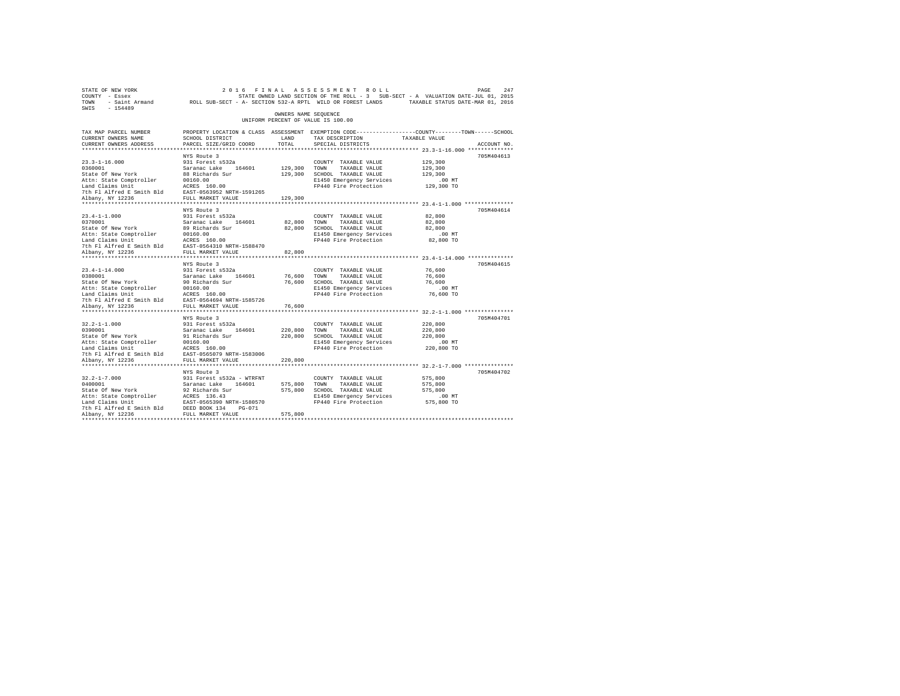STATE OF NEW YORK                    2 0 1 6   F I N A L   A S S E S S M E N T   R O L L
COUNTY - Essex                       STATE OWNED LAND SECTION OF THE ROLL - 3   SUB-SECT - A  VALUATION DATE-JUL 01, 2015
TOWN - Saint Armand                  ROLL SUB-SECT - A- SECTION 532-A RPTL  WILD OR FOREST LANDS   TAXABLE STATUS DATE-MAR 01, 2016
SWIS - 154489

OWNERS NAME SEQUENCE
UNIFORM PERCENT OF VALUE IS 100.00

| TAX MAP PARCEL NUMBER / CURRENT OWNERS NAME / CURRENT OWNERS ADDRESS | PROPERTY LOCATION & CLASS / SCHOOL DISTRICT / PARCEL SIZE/GRID COORD | ASSESSMENT LAND / TOTAL | EXEMPTION CODE / TAX DESCRIPTION / SPECIAL DISTRICTS | COUNTY / TOWN / SCHOOL TAXABLE VALUE | ACCOUNT NO. |
|---|---|---|---|---|---|
| 23.3-1-16.000 | NYS Route 3 | | | | 705M404613 |
| 0360001 | 931 Forest s532a | | COUNTY TAXABLE VALUE | 129,300 | |
| State Of New York | Saranac Lake 164601 | 129,300 | TOWN TAXABLE VALUE | 129,300 | |
| Attn: State Comptroller | 88 Richards Sur | 129,300 | SCHOOL TAXABLE VALUE | 129,300 | |
| Land Claims Unit | 00160.00 | | E1450 Emergency Services | .00 MT | |
| 7th Fl Alfred E Smith Bld | ACRES 160.00 | | FP440 Fire Protection | 129,300 TO | |
| Albany, NY 12236 | EAST-0563952 NRTH-1591265 | | | | |
| | FULL MARKET VALUE | 129,300 | | | |
| 23.4-1-1.000 | NYS Route 3 | | | | 705M404614 |
| 0370001 | 931 Forest s532a | | COUNTY TAXABLE VALUE | 82,800 | |
| State Of New York | Saranac Lake 164601 | 82,800 | TOWN TAXABLE VALUE | 82,800 | |
| Attn: State Comptroller | 89 Richards Sur | 82,800 | SCHOOL TAXABLE VALUE | 82,800 | |
| Land Claims Unit | 00160.00 | | E1450 Emergency Services | .00 MT | |
| 7th Fl Alfred E Smith Bld | ACRES 160.00 | | FP440 Fire Protection | 82,800 TO | |
| Albany, NY 12236 | EAST-0564310 NRTH-1588470 | | | | |
| | FULL MARKET VALUE | 82,800 | | | |
| 23.4-1-14.000 | NYS Route 3 | | | | 705M404615 |
| 0380001 | 931 Forest s532a | | COUNTY TAXABLE VALUE | 76,600 | |
| State Of New York | Saranac Lake 164601 | 76,600 | TOWN TAXABLE VALUE | 76,600 | |
| Attn: State Comptroller | 90 Richards Sur | 76,600 | SCHOOL TAXABLE VALUE | 76,600 | |
| Land Claims Unit | 00160.00 | | E1450 Emergency Services | .00 MT | |
| 7th Fl Alfred E Smith Bld | ACRES 160.00 | | FP440 Fire Protection | 76,600 TO | |
| Albany, NY 12236 | EAST-0564694 NRTH-1585726 | | | | |
| | FULL MARKET VALUE | 76,600 | | | |
| 32.2-1-1.000 | NYS Route 3 | | | | 705M404701 |
| 0390001 | 931 Forest s532a | | COUNTY TAXABLE VALUE | 220,800 | |
| State Of New York | Saranac Lake 164601 | 220,800 | TOWN TAXABLE VALUE | 220,800 | |
| Attn: State Comptroller | 91 Richards Sur | 220,800 | SCHOOL TAXABLE VALUE | 220,800 | |
| Land Claims Unit | 00160.00 | | E1450 Emergency Services | .00 MT | |
| 7th Fl Alfred E Smith Bld | ACRES 160.00 | | FP440 Fire Protection | 220,800 TO | |
| Albany, NY 12236 | EAST-0565079 NRTH-1583006 | | | | |
| | FULL MARKET VALUE | 220,800 | | | |
| 32.2-1-7.000 | NYS Route 3 | | | | 705M404702 |
| 0400001 | 931 Forest s532a - WTRFNT | | COUNTY TAXABLE VALUE | 575,800 | |
| State Of New York | Saranac Lake 164601 | 575,800 | TOWN TAXABLE VALUE | 575,800 | |
| Attn: State Comptroller | 92 Richards Sur | 575,800 | SCHOOL TAXABLE VALUE | 575,800 | |
| Land Claims Unit | ACRES 136.43 | | E1450 Emergency Services | .00 MT | |
| 7th Fl Alfred E Smith Bld | EAST-0565390 NRTH-1580570 | | FP440 Fire Protection | 575,800 TO | |
| Albany, NY 12236 | DEED BOOK 134 PG-071 | | | | |
| | FULL MARKET VALUE | 575,800 | | | |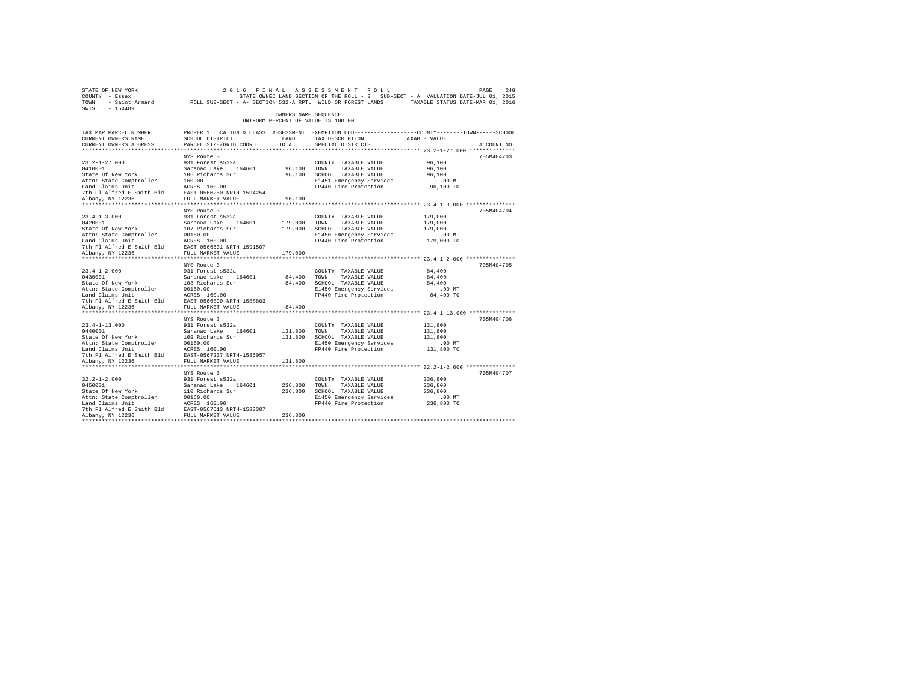STATE OF NEW YORK                2 0 1 6   F I N A L   A S S E S S M E N T   R O L L
COUNTY - Essex                   STATE OWNED LAND SECTION OF THE ROLL - 3   SUB-SECT - A  VALUATION DATE-JUL 01, 2015
TOWN - Saint Armand              ROLL SUB-SECT - A- SECTION 532-A RPTL  WILD OR FOREST LANDS    TAXABLE STATUS DATE-MAR 01, 2016
SWIS - 154489

OWNERS NAME SEQUENCE
UNIFORM PERCENT OF VALUE IS 100.00

| TAX MAP PARCEL NUMBER / CURRENT OWNERS NAME / CURRENT OWNERS ADDRESS | PROPERTY LOCATION & CLASS / SCHOOL DISTRICT / PARCEL SIZE/GRID COORD | ASSESSMENT LAND | TOTAL | EXEMPTION CODE / TAX DESCRIPTION / SPECIAL DISTRICTS | COUNTY/TOWN/SCHOOL TAXABLE VALUE | ACCOUNT NO. |
|---|---|---|---|---|---|---|
| 23.2-1-27.000 | NYS Route 3 | | | | | 705M404703 |
| 0410001 | 931 Forest s532a | | | COUNTY TAXABLE VALUE | 96,100 | |
| State Of New York | Saranac Lake 164601 | 96,100 | | TOWN TAXABLE VALUE | 96,100 | |
| Attn: State Comptroller | 106 Richards Sur | | 96,100 | SCHOOL TAXABLE VALUE | 96,100 | |
| Land Claims Unit | 160.00 | | | E1451 Emergency Services | .00 MT | |
| 7th Fl Alfred E Smith Bld | ACRES 160.00 | | | FP440 Fire Protection | 96,100 TO | |
| Albany, NY 12236 | EAST-0566250 NRTH-1594254 | | | | | |
| | FULL MARKET VALUE | | 96,100 | | | |
| 23.4-1-3.000 | NYS Route 3 | | | | | 705M404704 |
| 0420001 | 931 Forest s532a | | | COUNTY TAXABLE VALUE | 179,000 | |
| State Of New York | Saranac Lake 164601 | 179,000 | | TOWN TAXABLE VALUE | 179,000 | |
| Attn: State Comptroller | 107 Richards Sur | | 179,000 | SCHOOL TAXABLE VALUE | 179,000 | |
| Land Claims Unit | 00160.00 | | | E1450 Emergency Services | .00 MT | |
| 7th Fl Alfred E Smith Bld | ACRES 160.00 | | | FP440 Fire Protection | 179,000 TO | |
| Albany, NY 12236 | EAST-0566531 NRTH-1591507 | | | | | |
| | FULL MARKET VALUE | | 179,000 | | | |
| 23.4-1-2.000 | NYS Route 3 | | | | | 705M404705 |
| 0430001 | 931 Forest s532a | | | COUNTY TAXABLE VALUE | 84,400 | |
| State Of New York | Saranac Lake 164601 | 84,400 | | TOWN TAXABLE VALUE | 84,400 | |
| Attn: State Comptroller | 108 Richards Sur | | 84,400 | SCHOOL TAXABLE VALUE | 84,400 | |
| Land Claims Unit | 00160.00 | | | E1450 Emergency Services | .00 MT | |
| 7th Fl Alfred E Smith Bld | ACRES 160.00 | | | FP440 Fire Protection | 84,400 TO | |
| Albany, NY 12236 | EAST-0566890 NRTH-1588803 | | | | | |
| | FULL MARKET VALUE | | 84,400 | | | |
| 23.4-1-13.000 | NYS Route 3 | | | | | 705M404706 |
| 0440001 | 931 Forest s532a | | | COUNTY TAXABLE VALUE | 131,800 | |
| State Of New York | Saranac Lake 164601 | 131,800 | | TOWN TAXABLE VALUE | 131,800 | |
| Attn: State Comptroller | 109 Richards Sur | | 131,800 | SCHOOL TAXABLE VALUE | 131,800 | |
| Land Claims Unit | 00160.00 | | | E1450 Emergency Services | .00 MT | |
| 7th Fl Alfred E Smith Bld | ACRES 160.00 | | | FP440 Fire Protection | 131,800 TO | |
| Albany, NY 12236 | EAST-0567237 NRTH-1586057 | | | | | |
| | FULL MARKET VALUE | | 131,800 | | | |
| 32.2-1-2.000 | NYS Route 3 | | | | | 705M404707 |
| 0450001 | 931 Forest s532a | | | COUNTY TAXABLE VALUE | 236,800 | |
| State Of New York | Saranac Lake 164601 | 236,800 | | TOWN TAXABLE VALUE | 236,800 | |
| Attn: State Comptroller | 110 Richards Sur | | 236,800 | SCHOOL TAXABLE VALUE | 236,800 | |
| Land Claims Unit | 00160.00 | | | E1450 Emergency Services | .00 MT | |
| 7th Fl Alfred E Smith Bld | ACRES 160.00 | | | FP440 Fire Protection | 236,800 TO | |
| Albany, NY 12236 | EAST-0567613 NRTH-1583307 | | | | | |
| | FULL MARKET VALUE | | 236,800 | | | |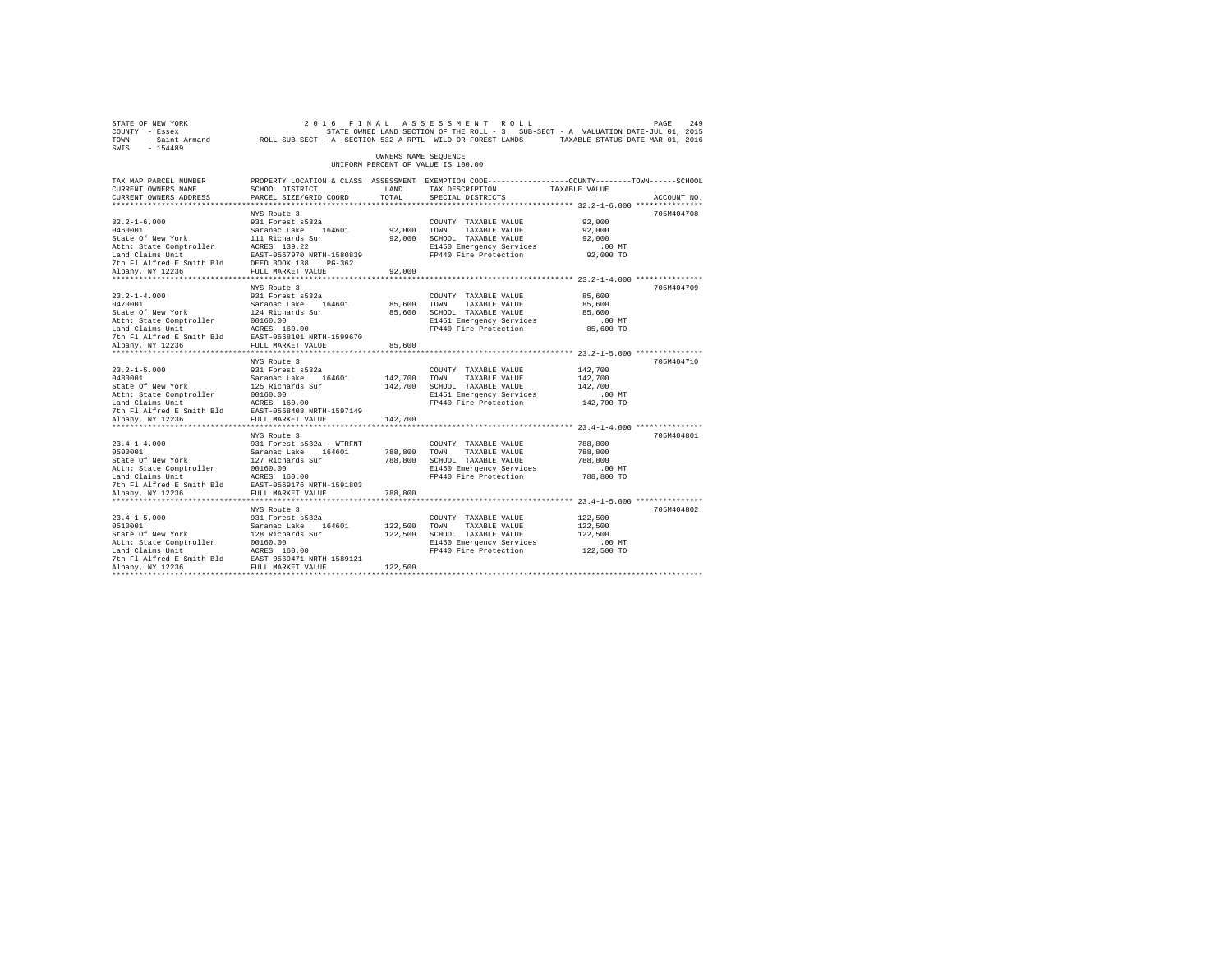STATE OF NEW YORK                    2016 FINAL ASSESSMENT ROLL
COUNTY - Essex                       STATE OWNED LAND SECTION OF THE ROLL - 3   SUB-SECT - A  VALUATION DATE-JUL 01, 2015
TOWN - Saint Armand                  ROLL SUB-SECT - A- SECTION 532-A RPTL WILD OR FOREST LANDS     TAXABLE STATUS DATE-MAR 01, 2016
SWIS - 154489

OWNERS NAME SEQUENCE
UNIFORM PERCENT OF VALUE IS 100.00

| TAX MAP PARCEL NUMBER / CURRENT OWNERS NAME / CURRENT OWNERS ADDRESS | PROPERTY LOCATION & CLASS / SCHOOL DISTRICT / PARCEL SIZE/GRID COORD | ASSESSMENT LAND | TOTAL | EXEMPTION CODE / TAX DESCRIPTION / SPECIAL DISTRICTS | TAXABLE VALUE (COUNTY / TOWN / SCHOOL) | ACCOUNT NO. |
|---|---|---|---|---|---|---|
| 32.2-1-6.000 | NYS Route 3 | | | | | 705M404708 |
| 0460001 | 931 Forest s532a | | | COUNTY TAXABLE VALUE | 92,000 | |
| State Of New York | Saranac Lake 164601 | 92,000 | | TOWN TAXABLE VALUE | 92,000 | |
| Attn: State Comptroller | 111 Richards Sur | | 92,000 | SCHOOL TAXABLE VALUE | 92,000 | |
| Land Claims Unit | ACRES 139.22 | | | E1450 Emergency Services | .00 MT | |
| 7th Fl Alfred E Smith Bld | EAST-0567970 NRTH-1580839 | | | FP440 Fire Protection | 92,000 TO | |
| Albany, NY 12236 | DEED BOOK 138 PG-362 | | | | | |
| | FULL MARKET VALUE | | 92,000 | | | |
| 23.2-1-4.000 | NYS Route 3 | | | | | 705M404709 |
| 0470001 | 931 Forest s532a | | | COUNTY TAXABLE VALUE | 85,600 | |
| State Of New York | Saranac Lake 164601 | 85,600 | | TOWN TAXABLE VALUE | 85,600 | |
| Attn: State Comptroller | 124 Richards Sur | | 85,600 | SCHOOL TAXABLE VALUE | 85,600 | |
| Land Claims Unit | 00160.00 | | | E1451 Emergency Services | .00 MT | |
| 7th Fl Alfred E Smith Bld | ACRES 160.00 | | | FP440 Fire Protection | 85,600 TO | |
| Albany, NY 12236 | EAST-0568101 NRTH-1599670 | | | | | |
| | FULL MARKET VALUE | | 85,600 | | | |
| 23.2-1-5.000 | NYS Route 3 | | | | | 705M404710 |
| 0480001 | 931 Forest s532a | | | COUNTY TAXABLE VALUE | 142,700 | |
| State Of New York | Saranac Lake 164601 | 142,700 | | TOWN TAXABLE VALUE | 142,700 | |
| Attn: State Comptroller | 125 Richards Sur | | 142,700 | SCHOOL TAXABLE VALUE | 142,700 | |
| Land Claims Unit | 00160.00 | | | E1451 Emergency Services | .00 MT | |
| 7th Fl Alfred E Smith Bld | ACRES 160.00 | | | FP440 Fire Protection | 142,700 TO | |
| Albany, NY 12236 | EAST-0568408 NRTH-1597149 | | | | | |
| | FULL MARKET VALUE | | 142,700 | | | |
| 23.4-1-4.000 | NYS Route 3 | | | | | 705M404801 |
| 0500001 | 931 Forest s532a - WTRFNT | | | COUNTY TAXABLE VALUE | 788,800 | |
| State Of New York | Saranac Lake 164601 | 788,800 | | TOWN TAXABLE VALUE | 788,800 | |
| Attn: State Comptroller | 127 Richards Sur | | 788,800 | SCHOOL TAXABLE VALUE | 788,800 | |
| Land Claims Unit | 00160.00 | | | E1450 Emergency Services | .00 MT | |
| 7th Fl Alfred E Smith Bld | ACRES 160.00 | | | FP440 Fire Protection | 788,800 TO | |
| Albany, NY 12236 | EAST-0569176 NRTH-1591803 | | | | | |
| | FULL MARKET VALUE | | 788,800 | | | |
| 23.4-1-5.000 | NYS Route 3 | | | | | 705M404802 |
| 0510001 | 931 Forest s532a | | | COUNTY TAXABLE VALUE | 122,500 | |
| State Of New York | Saranac Lake 164601 | 122,500 | | TOWN TAXABLE VALUE | 122,500 | |
| Attn: State Comptroller | 128 Richards Sur | | 122,500 | SCHOOL TAXABLE VALUE | 122,500 | |
| Land Claims Unit | 00160.00 | | | E1450 Emergency Services | .00 MT | |
| 7th Fl Alfred E Smith Bld | ACRES 160.00 | | | FP440 Fire Protection | 122,500 TO | |
| Albany, NY 12236 | EAST-0569471 NRTH-1589121 | | | | | |
| | FULL MARKET VALUE | | 122,500 | | | |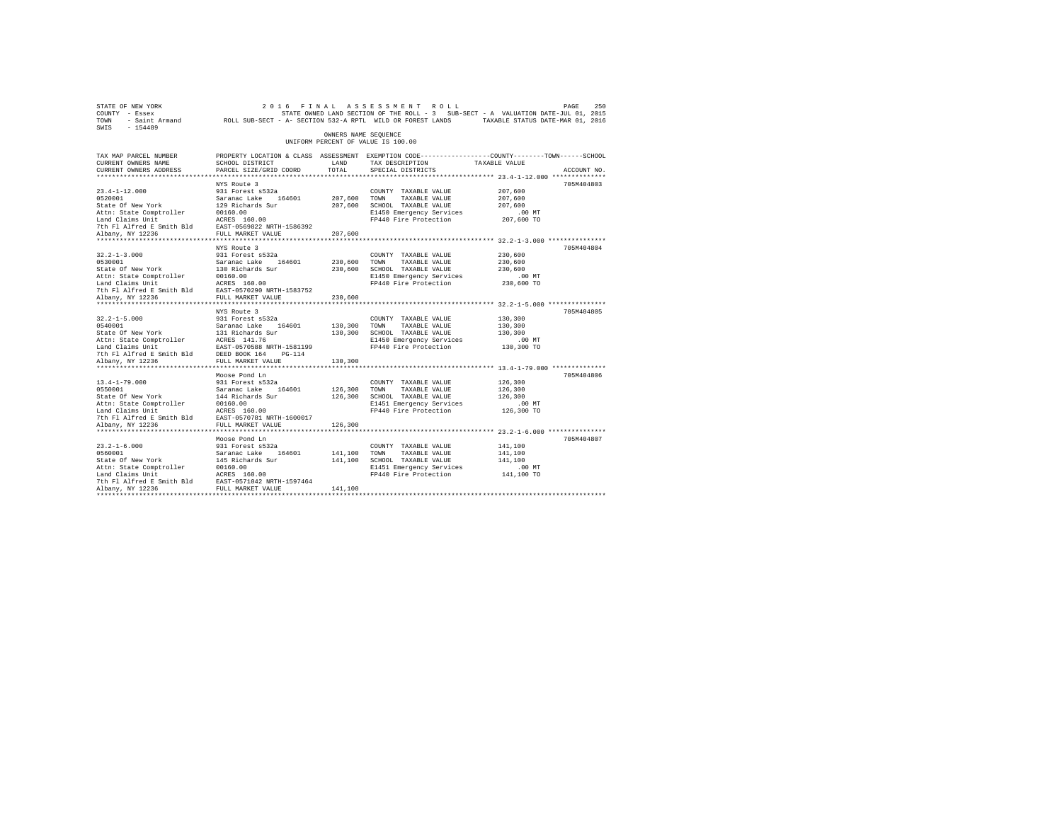STATE OF NEW YORK
COUNTY - Essex
TOWN - Saint Armand
SWIS - 154489

2016 FINAL ASSESSMENT ROLL
STATE OWNED LAND SECTION OF THE ROLL - 3 SUB-SECT - A VALUATION DATE-JUL 01, 2015
ROLL SUB-SECT - A- SECTION 532-A RPTL WILD OR FOREST LANDS TAXABLE STATUS DATE-MAR 01, 2016

OWNERS NAME SEQUENCE
UNIFORM PERCENT OF VALUE IS 100.00

| TAX MAP PARCEL NUMBER / CURRENT OWNERS NAME / CURRENT OWNERS ADDRESS | PROPERTY LOCATION & CLASS / SCHOOL DISTRICT / PARCEL SIZE/GRID COORD | ASSESSMENT LAND / TOTAL | EXEMPTION CODE / TAX DESCRIPTION / SPECIAL DISTRICTS | COUNTY / TOWN / SCHOOL TAXABLE VALUE | ACCOUNT NO. |
|---|---|---|---|---|---|
| 23.4-1-12.000 | NYS Route 3 | | | | 705M404803 |
| 0520001 | 931 Forest s532a | | COUNTY TAXABLE VALUE | 207,600 | |
| State Of New York | Saranac Lake 164601 | 207,600 | TOWN TAXABLE VALUE | 207,600 | |
| Attn: State Comptroller | 129 Richards Sur | 207,600 | SCHOOL TAXABLE VALUE | 207,600 | |
| Land Claims Unit | 00160.00 | | E1450 Emergency Services | .00 MT | |
| 7th Fl Alfred E Smith Bld | ACRES 160.00 | | FP440 Fire Protection | 207,600 TO | |
| Albany, NY 12236 | EAST-0569822 NRTH-1586392 | | | | |
| | FULL MARKET VALUE | 207,600 | | | |
| 32.2-1-3.000 | NYS Route 3 | | | | 705M404804 |
| 0530001 | 931 Forest s532a | | COUNTY TAXABLE VALUE | 230,600 | |
| State Of New York | Saranac Lake 164601 | 230,600 | TOWN TAXABLE VALUE | 230,600 | |
| Attn: State Comptroller | 130 Richards Sur | 230,600 | SCHOOL TAXABLE VALUE | 230,600 | |
| Land Claims Unit | 00160.00 | | E1450 Emergency Services | .00 MT | |
| 7th Fl Alfred E Smith Bld | ACRES 160.00 | | FP440 Fire Protection | 230,600 TO | |
| Albany, NY 12236 | EAST-0570290 NRTH-1583752 | | | | |
| | FULL MARKET VALUE | 230,600 | | | |
| 32.2-1-5.000 | NYS Route 3 | | | | 705M404805 |
| 0540001 | 931 Forest s532a | | COUNTY TAXABLE VALUE | 130,300 | |
| State Of New York | Saranac Lake 164601 | 130,300 | TOWN TAXABLE VALUE | 130,300 | |
| Attn: State Comptroller | 131 Richards Sur | 130,300 | SCHOOL TAXABLE VALUE | 130,300 | |
| Land Claims Unit | ACRES 141.76 | | E1450 Emergency Services | .00 MT | |
| 7th Fl Alfred E Smith Bld | EAST-0570588 NRTH-1581199 | | FP440 Fire Protection | 130,300 TO | |
| Albany, NY 12236 | DEED BOOK 164 PG-114 | | | | |
| | FULL MARKET VALUE | 130,300 | | | |
| 13.4-1-79.000 | Moose Pond Ln | | | | 705M404806 |
| 0550001 | 931 Forest s532a | | COUNTY TAXABLE VALUE | 126,300 | |
| State Of New York | Saranac Lake 164601 | 126,300 | TOWN TAXABLE VALUE | 126,300 | |
| Attn: State Comptroller | 144 Richards Sur | 126,300 | SCHOOL TAXABLE VALUE | 126,300 | |
| Land Claims Unit | 00160.00 | | E1451 Emergency Services | .00 MT | |
| 7th Fl Alfred E Smith Bld | ACRES 160.00 | | FP440 Fire Protection | 126,300 TO | |
| Albany, NY 12236 | EAST-0570701 NRTH-1600017 | | | | |
| | FULL MARKET VALUE | 126,300 | | | |
| 23.2-1-6.000 | Moose Pond Ln | | | | 705M404807 |
| 0560001 | 931 Forest s532a | | COUNTY TAXABLE VALUE | 141,100 | |
| State Of New York | Saranac Lake 164601 | 141,100 | TOWN TAXABLE VALUE | 141,100 | |
| Attn: State Comptroller | 145 Richards Sur | 141,100 | SCHOOL TAXABLE VALUE | 141,100 | |
| Land Claims Unit | 00160.00 | | E1451 Emergency Services | .00 MT | |
| 7th Fl Alfred E Smith Bld | ACRES 160.00 | | FP440 Fire Protection | 141,100 TO | |
| Albany, NY 12236 | EAST-0571042 NRTH-1597464 | | | | |
| | FULL MARKET VALUE | 141,100 | | | |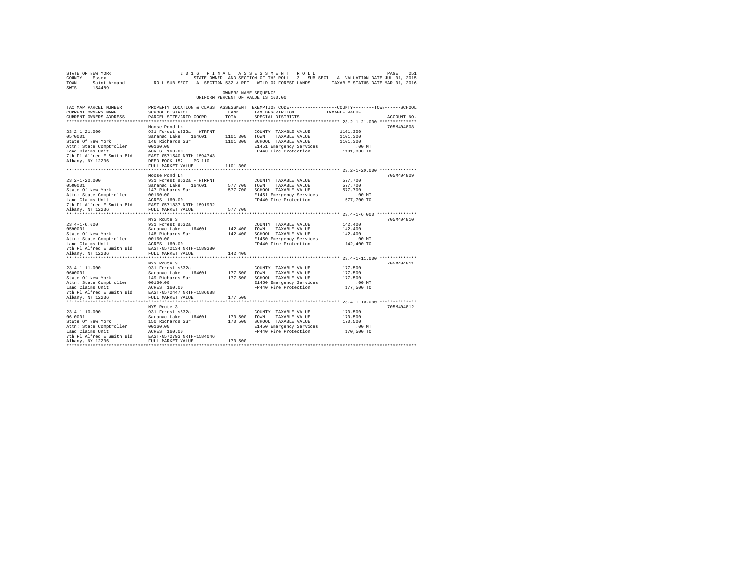STATE OF NEW YORK 2016 FINAL ASSESSMENT ROLL
COUNTY - Essex STATE OWNED LAND SECTION OF THE ROLL - 3 SUB-SECT - A VALUATION DATE-JUL 01, 2015
TOWN - Saint Armand ROLL SUB-SECT - A- SECTION 532-A RPTL WILD OR FOREST LANDS TAXABLE STATUS DATE-MAR 01, 2016
SWIS - 154489

OWNERS NAME SEQUENCE
UNIFORM PERCENT OF VALUE IS 100.00

| TAX MAP PARCEL NUMBER / CURRENT OWNERS NAME / CURRENT OWNERS ADDRESS | PROPERTY LOCATION & CLASS / SCHOOL DISTRICT / PARCEL SIZE/GRID COORD | ASSESSMENT LAND / TOTAL | EXEMPTION CODE / TAX DESCRIPTION / SPECIAL DISTRICTS | COUNTY / TOWN / SCHOOL TAXABLE VALUE | ACCOUNT NO. |
|---|---|---|---|---|---|
| **23.2-1-21.000** | Moose Pond Ln | | | | 705M404808 |
| 23.2-1-21.000 | 931 Forest s532a - WTRFNT | | COUNTY TAXABLE VALUE | 1101,300 | |
| 0570001 | Saranac Lake 164601 | 1101,300 | TOWN TAXABLE VALUE | 1101,300 | |
| State Of New York | 146 Richards Sur | 1101,300 | SCHOOL TAXABLE VALUE | 1101,300 | |
| Attn: State Comptroller | 00160.00 | | E1451 Emergency Services | .00 MT | |
| Land Claims Unit | ACRES 160.00 | | FP440 Fire Protection | 1101,300 TO | |
| 7th Fl Alfred E Smith Bld | EAST-0571540 NRTH-1594743 | | | | |
| Albany, NY 12236 | DEED BOOK 152 PG-110 | | | | |
| | FULL MARKET VALUE | 1101,300 | | | |
| **23.2-1-20.000** | Moose Pond Ln | | | | 705M404809 |
| 23.2-1-20.000 | 931 Forest s532a - WTRFNT | | COUNTY TAXABLE VALUE | 577,700 | |
| 0580001 | Saranac Lake 164601 | 577,700 | TOWN TAXABLE VALUE | 577,700 | |
| State Of New York | 147 Richards Sur | 577,700 | SCHOOL TAXABLE VALUE | 577,700 | |
| Attn: State Comptroller | 00160.00 | | E1451 Emergency Services | .00 MT | |
| Land Claims Unit | ACRES 160.00 | | FP440 Fire Protection | 577,700 TO | |
| 7th Fl Alfred E Smith Bld | EAST-0571837 NRTH-1591932 | | | | |
| Albany, NY 12236 | FULL MARKET VALUE | 577,700 | | | |
| **23.4-1-6.000** | NYS Route 3 | | | | 705M404810 |
| 23.4-1-6.000 | 931 Forest s532a | | COUNTY TAXABLE VALUE | 142,400 | |
| 0590001 | Saranac Lake 164601 | 142,400 | TOWN TAXABLE VALUE | 142,400 | |
| State Of New York | 148 Richards Sur | 142,400 | SCHOOL TAXABLE VALUE | 142,400 | |
| Attn: State Comptroller | 00160.00 | | E1450 Emergency Services | .00 MT | |
| Land Claims Unit | ACRES 160.00 | | FP440 Fire Protection | 142,400 TO | |
| 7th Fl Alfred E Smith Bld | EAST-0572134 NRTH-1589380 | | | | |
| Albany, NY 12236 | FULL MARKET VALUE | 142,400 | | | |
| **23.4-1-11.000** | NYS Route 3 | | | | 705M404811 |
| 23.4-1-11.000 | 931 Forest s532a | | COUNTY TAXABLE VALUE | 177,500 | |
| 0600001 | Saranac Lake 164601 | 177,500 | TOWN TAXABLE VALUE | 177,500 | |
| State Of New York | 149 Richards Sur | 177,500 | SCHOOL TAXABLE VALUE | 177,500 | |
| Attn: State Comptroller | 00160.00 | | E1450 Emergency Services | .00 MT | |
| Land Claims Unit | ACRES 160.00 | | FP440 Fire Protection | 177,500 TO | |
| 7th Fl Alfred E Smith Bld | EAST-0572447 NRTH-1586688 | | | | |
| Albany, NY 12236 | FULL MARKET VALUE | 177,500 | | | |
| **23.4-1-10.000** | NYS Route 3 | | | | 705M404812 |
| 23.4-1-10.000 | 931 Forest s532a | | COUNTY TAXABLE VALUE | 170,500 | |
| 0610001 | Saranac Lake 164601 | 170,500 | TOWN TAXABLE VALUE | 170,500 | |
| State Of New York | 150 Richards Sur | 170,500 | SCHOOL TAXABLE VALUE | 170,500 | |
| Attn: State Comptroller | 00160.00 | | E1450 Emergency Services | .00 MT | |
| Land Claims Unit | ACRES 160.00 | | FP440 Fire Protection | 170,500 TO | |
| 7th Fl Alfred E Smith Bld | EAST-0572793 NRTH-1584046 | | | | |
| Albany, NY 12236 | FULL MARKET VALUE | 170,500 | | | |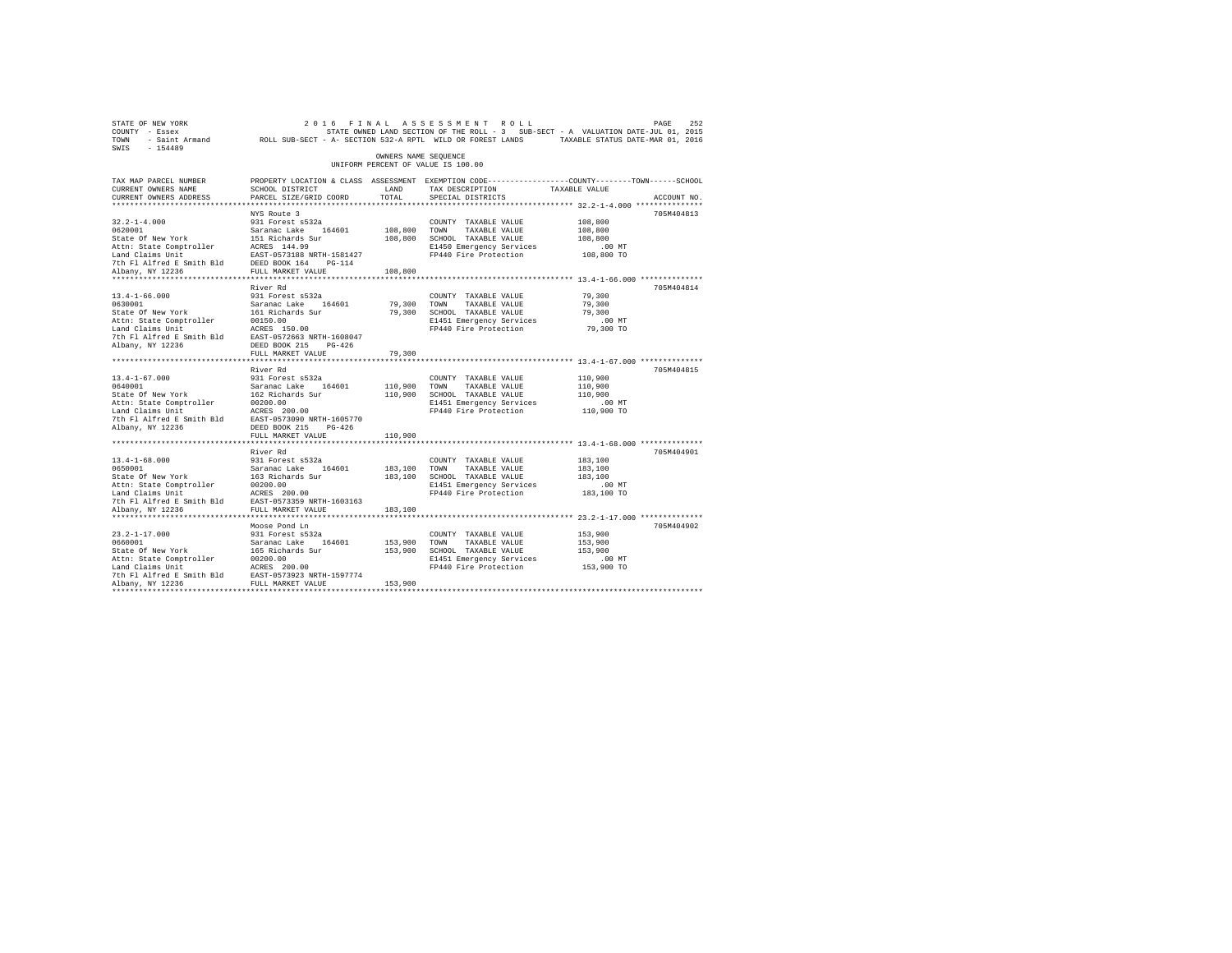STATE OF NEW YORK
COUNTY - Essex
TOWN - Saint Armand
SWIS - 154489

2016 FINAL ASSESSMENT ROLL
STATE OWNED LAND SECTION OF THE ROLL - 3 SUB-SECT - A VALUATION DATE-JUL 01, 2015
ROLL SUB-SECT - A- SECTION 532-A RPTL WILD OR FOREST LANDS TAXABLE STATUS DATE-MAR 01, 2016

OWNERS NAME SEQUENCE
UNIFORM PERCENT OF VALUE IS 100.00

| TAX MAP PARCEL NUMBER / CURRENT OWNERS NAME / CURRENT OWNERS ADDRESS | PROPERTY LOCATION & CLASS / SCHOOL DISTRICT / PARCEL SIZE/GRID COORD | ASSESSMENT LAND / TOTAL | EXEMPTION CODE / TAX DESCRIPTION / SPECIAL DISTRICTS | COUNTY--------TOWN------SCHOOL TAXABLE VALUE | ACCOUNT NO. |
|---|---|---|---|---|---|
| 32.2-1-4.000 | NYS Route 3 | | | | 705M404813 |
| 32.2-1-4.000 | 931 Forest s532a | | COUNTY TAXABLE VALUE | 108,800 | |
| 0620001 | Saranac Lake 164601 | 108,800 | TOWN TAXABLE VALUE | 108,800 | |
| State Of New York | 151 Richards Sur | 108,800 | SCHOOL TAXABLE VALUE | 108,800 | |
| Attn: State Comptroller | ACRES 144.99 | | E1450 Emergency Services | .00 MT | |
| Land Claims Unit | EAST-0573188 NRTH-1581427 | | FP440 Fire Protection | 108,800 TO | |
| 7th Fl Alfred E Smith Bld | DEED BOOK 164 PG-114 | | | | |
| Albany, NY 12236 | FULL MARKET VALUE | 108,800 | | | |
| 13.4-1-66.000 | River Rd | | | | 705M404814 |
| 13.4-1-66.000 | 931 Forest s532a | | COUNTY TAXABLE VALUE | 79,300 | |
| 0630001 | Saranac Lake 164601 | 79,300 | TOWN TAXABLE VALUE | 79,300 | |
| State Of New York | 161 Richards Sur | 79,300 | SCHOOL TAXABLE VALUE | 79,300 | |
| Attn: State Comptroller | 00150.00 | | E1451 Emergency Services | .00 MT | |
| Land Claims Unit | ACRES 150.00 | | FP440 Fire Protection | 79,300 TO | |
| 7th Fl Alfred E Smith Bld | EAST-0572663 NRTH-1608047 | | | | |
| Albany, NY 12236 | DEED BOOK 215 PG-426 | | | | |
| | FULL MARKET VALUE | 79,300 | | | |
| 13.4-1-67.000 | River Rd | | | | 705M404815 |
| 13.4-1-67.000 | 931 Forest s532a | | COUNTY TAXABLE VALUE | 110,900 | |
| 0640001 | Saranac Lake 164601 | 110,900 | TOWN TAXABLE VALUE | 110,900 | |
| State Of New York | 162 Richards Sur | 110,900 | SCHOOL TAXABLE VALUE | 110,900 | |
| Attn: State Comptroller | 00200.00 | | E1451 Emergency Services | .00 MT | |
| Land Claims Unit | ACRES 200.00 | | FP440 Fire Protection | 110,900 TO | |
| 7th Fl Alfred E Smith Bld | EAST-0573090 NRTH-1605770 | | | | |
| Albany, NY 12236 | DEED BOOK 215 PG-426 | | | | |
| | FULL MARKET VALUE | 110,900 | | | |
| 13.4-1-68.000 | River Rd | | | | 705M404901 |
| 13.4-1-68.000 | 931 Forest s532a | | COUNTY TAXABLE VALUE | 183,100 | |
| 0650001 | Saranac Lake 164601 | 183,100 | TOWN TAXABLE VALUE | 183,100 | |
| State Of New York | 163 Richards Sur | 183,100 | SCHOOL TAXABLE VALUE | 183,100 | |
| Attn: State Comptroller | 00200.00 | | E1451 Emergency Services | .00 MT | |
| Land Claims Unit | ACRES 200.00 | | FP440 Fire Protection | 183,100 TO | |
| 7th Fl Alfred E Smith Bld | EAST-0573359 NRTH-1603163 | | | | |
| Albany, NY 12236 | FULL MARKET VALUE | 183,100 | | | |
| 23.2-1-17.000 | Moose Pond Ln | | | | 705M404902 |
| 23.2-1-17.000 | 931 Forest s532a | | COUNTY TAXABLE VALUE | 153,900 | |
| 0660001 | Saranac Lake 164601 | 153,900 | TOWN TAXABLE VALUE | 153,900 | |
| State Of New York | 165 Richards Sur | 153,900 | SCHOOL TAXABLE VALUE | 153,900 | |
| Attn: State Comptroller | 00200.00 | | E1451 Emergency Services | .00 MT | |
| Land Claims Unit | ACRES 200.00 | | FP440 Fire Protection | 153,900 TO | |
| 7th Fl Alfred E Smith Bld | EAST-0573923 NRTH-1597774 | | | | |
| Albany, NY 12236 | FULL MARKET VALUE | 153,900 | | | |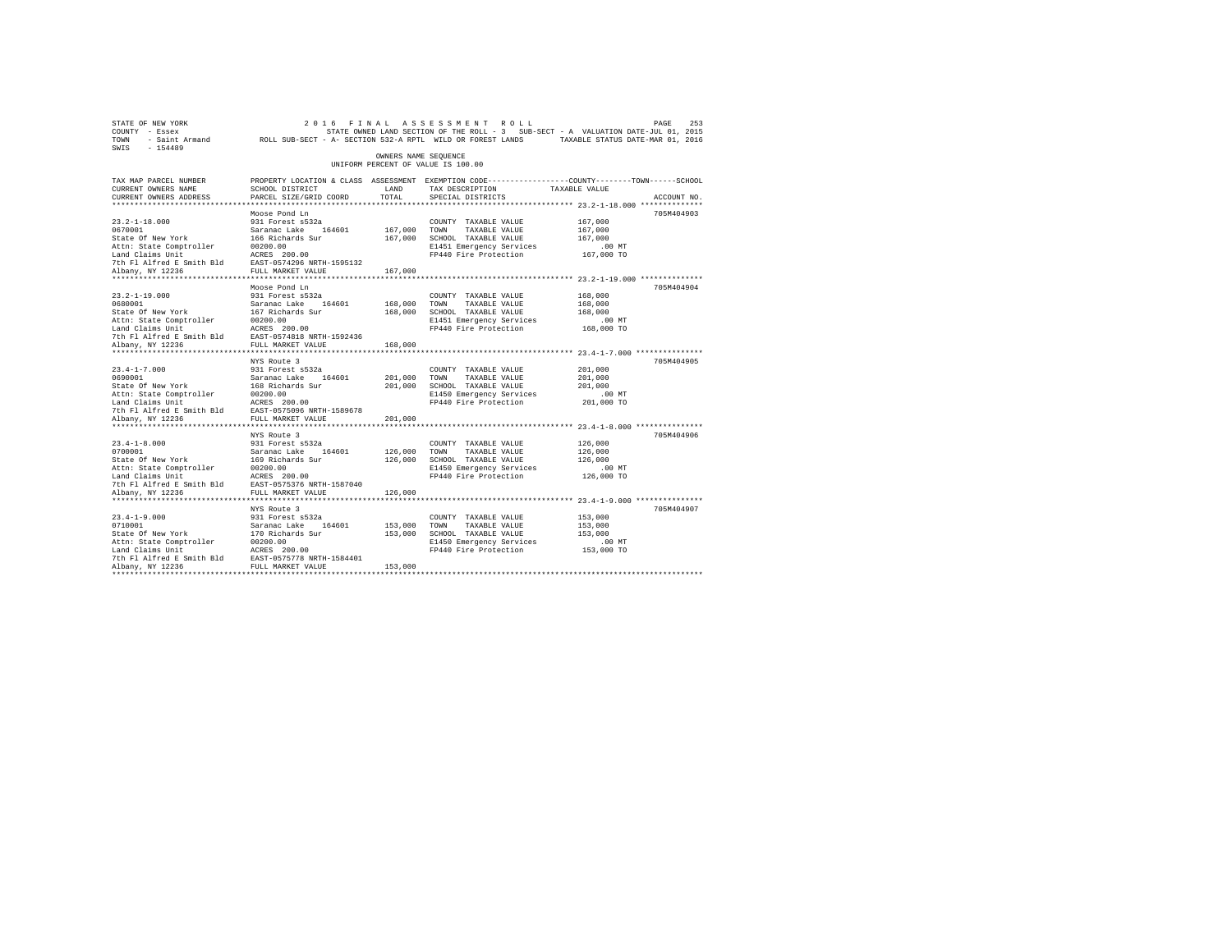STATE OF NEW YORK 2016 FINAL ASSESSMENT ROLL
COUNTY - Essex STATE OWNED LAND SECTION OF THE ROLL - 3 SUB-SECT - A VALUATION DATE-JUL 01, 2015
TOWN - Saint Armand ROLL SUB-SECT - A- SECTION 532-A RPTL WILD OR FOREST LANDS TAXABLE STATUS DATE-MAR 01, 2016
SWIS - 154489

OWNERS NAME SEQUENCE
UNIFORM PERCENT OF VALUE IS 100.00

| TAX MAP PARCEL NUMBER / CURRENT OWNERS NAME / CURRENT OWNERS ADDRESS | PROPERTY LOCATION & CLASS / SCHOOL DISTRICT / PARCEL SIZE/GRID COORD | ASSESSMENT LAND / TOTAL | EXEMPTION CODE / TAX DESCRIPTION / SPECIAL DISTRICTS | TAXABLE VALUE (COUNTY / TOWN / SCHOOL) | ACCOUNT NO. |
|---|---|---|---|---|---|
| 23.2-1-18.000 | Moose Pond Ln | | | | 705M404903 |
| 23.2-1-18.000 | 931 Forest s532a | | COUNTY TAXABLE VALUE | 167,000 | |
| 0670001 | Saranac Lake 164601 | 167,000 | TOWN TAXABLE VALUE | 167,000 | |
| State Of New York | 166 Richards Sur | 167,000 | SCHOOL TAXABLE VALUE | 167,000 | |
| Attn: State Comptroller | 00200.00 | | E1451 Emergency Services | .00 MT | |
| Land Claims Unit | ACRES 200.00 | | FP440 Fire Protection | 167,000 TO | |
| 7th Fl Alfred E Smith Bld | EAST-0574296 NRTH-1595132 | | | | |
| Albany, NY 12236 | FULL MARKET VALUE | 167,000 | | | |
| 23.2-1-19.000 | Moose Pond Ln | | | | 705M404904 |
| 23.2-1-19.000 | 931 Forest s532a | | COUNTY TAXABLE VALUE | 168,000 | |
| 0680001 | Saranac Lake 164601 | 168,000 | TOWN TAXABLE VALUE | 168,000 | |
| State Of New York | 167 Richards Sur | 168,000 | SCHOOL TAXABLE VALUE | 168,000 | |
| Attn: State Comptroller | 00200.00 | | E1451 Emergency Services | .00 MT | |
| Land Claims Unit | ACRES 200.00 | | FP440 Fire Protection | 168,000 TO | |
| 7th Fl Alfred E Smith Bld | EAST-0574818 NRTH-1592436 | | | | |
| Albany, NY 12236 | FULL MARKET VALUE | 168,000 | | | |
| 23.4-1-7.000 | NYS Route 3 | | | | 705M404905 |
| 23.4-1-7.000 | 931 Forest s532a | | COUNTY TAXABLE VALUE | 201,000 | |
| 0690001 | Saranac Lake 164601 | 201,000 | TOWN TAXABLE VALUE | 201,000 | |
| State Of New York | 168 Richards Sur | 201,000 | SCHOOL TAXABLE VALUE | 201,000 | |
| Attn: State Comptroller | 00200.00 | | E1450 Emergency Services | .00 MT | |
| Land Claims Unit | ACRES 200.00 | | FP440 Fire Protection | 201,000 TO | |
| 7th Fl Alfred E Smith Bld | EAST-0575096 NRTH-1589678 | | | | |
| Albany, NY 12236 | FULL MARKET VALUE | 201,000 | | | |
| 23.4-1-8.000 | NYS Route 3 | | | | 705M404906 |
| 23.4-1-8.000 | 931 Forest s532a | | COUNTY TAXABLE VALUE | 126,000 | |
| 0700001 | Saranac Lake 164601 | 126,000 | TOWN TAXABLE VALUE | 126,000 | |
| State Of New York | 169 Richards Sur | 126,000 | SCHOOL TAXABLE VALUE | 126,000 | |
| Attn: State Comptroller | 00200.00 | | E1450 Emergency Services | .00 MT | |
| Land Claims Unit | ACRES 200.00 | | FP440 Fire Protection | 126,000 TO | |
| 7th Fl Alfred E Smith Bld | EAST-0575376 NRTH-1587040 | | | | |
| Albany, NY 12236 | FULL MARKET VALUE | 126,000 | | | |
| 23.4-1-9.000 | NYS Route 3 | | | | 705M404907 |
| 23.4-1-9.000 | 931 Forest s532a | | COUNTY TAXABLE VALUE | 153,000 | |
| 0710001 | Saranac Lake 164601 | 153,000 | TOWN TAXABLE VALUE | 153,000 | |
| State Of New York | 170 Richards Sur | 153,000 | SCHOOL TAXABLE VALUE | 153,000 | |
| Attn: State Comptroller | 00200.00 | | E1450 Emergency Services | .00 MT | |
| Land Claims Unit | ACRES 200.00 | | FP440 Fire Protection | 153,000 TO | |
| 7th Fl Alfred E Smith Bld | EAST-0575778 NRTH-1584401 | | | | |
| Albany, NY 12236 | FULL MARKET VALUE | 153,000 | | | |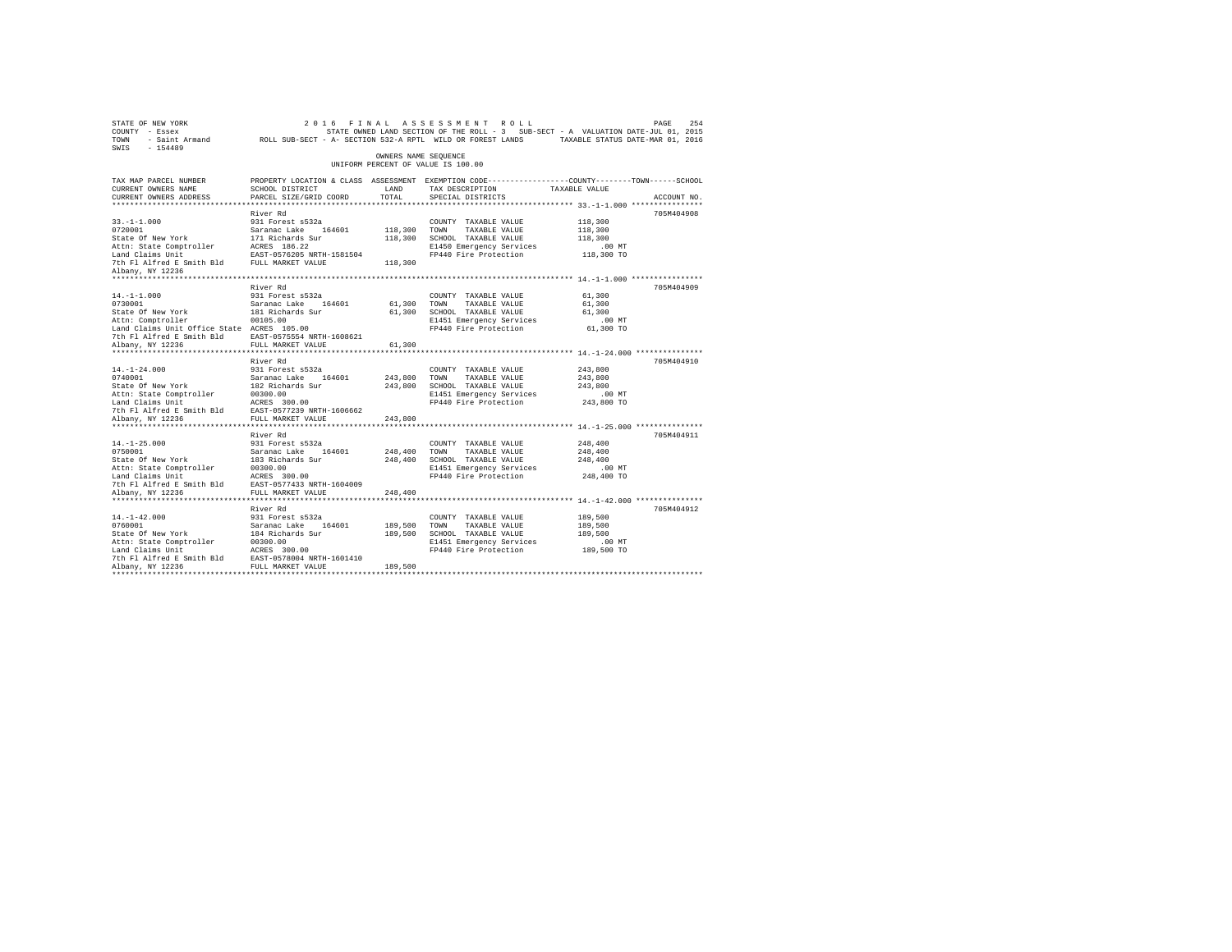STATE OF NEW YORK                    2 0 1 6   F I N A L   A S S E S S M E N T   R O L L
COUNTY - Essex                       STATE OWNED LAND SECTION OF THE ROLL - 3   SUB-SECT - A  VALUATION DATE-JUL 01, 2015
TOWN - Saint Armand                  ROLL SUB-SECT - A- SECTION 532-A RPTL  WILD OR FOREST LANDS    TAXABLE STATUS DATE-MAR 01, 2016
SWIS - 154489

OWNERS NAME SEQUENCE
UNIFORM PERCENT OF VALUE IS 100.00

| TAX MAP PARCEL NUMBER / CURRENT OWNERS NAME / CURRENT OWNERS ADDRESS | PROPERTY LOCATION & CLASS / SCHOOL DISTRICT / PARCEL SIZE/GRID COORD | ASSESSMENT LAND | TOTAL | EXEMPTION CODE / TAX DESCRIPTION / SPECIAL DISTRICTS | TAXABLE VALUE (COUNTY / TOWN / SCHOOL) | ACCOUNT NO. |
|---|---|---|---|---|---|---|
| **33.-1-1.000** | River Rd | | | | | 705M404908 |
| 33.-1-1.000 | 931 Forest s532a | | | COUNTY TAXABLE VALUE | 118,300 | |
| 0720001 | Saranac Lake 164601 | 118,300 | | TOWN TAXABLE VALUE | 118,300 | |
| State Of New York | 171 Richards Sur | | 118,300 | SCHOOL TAXABLE VALUE | 118,300 | |
| Attn: State Comptroller | ACRES 186.22 | | | E1450 Emergency Services | .00 MT | |
| Land Claims Unit | EAST-0576205 NRTH-1581504 | | | FP440 Fire Protection | 118,300 TO | |
| 7th Fl Alfred E Smith Bld | FULL MARKET VALUE | | 118,300 | | | |
| Albany, NY 12236 | | | | | | |
| **14.-1-1.000** | River Rd | | | | | 705M404909 |
| 14.-1-1.000 | 931 Forest s532a | | | COUNTY TAXABLE VALUE | 61,300 | |
| 0730001 | Saranac Lake 164601 | 61,300 | | TOWN TAXABLE VALUE | 61,300 | |
| State Of New York | 181 Richards Sur | | 61,300 | SCHOOL TAXABLE VALUE | 61,300 | |
| Attn: Comptroller | 00105.00 | | | E1451 Emergency Services | .00 MT | |
| Land Claims Unit Office State | ACRES 105.00 | | | FP440 Fire Protection | 61,300 TO | |
| 7th Fl Alfred E Smith Bld | EAST-0575554 NRTH-1608621 | | | | | |
| Albany, NY 12236 | FULL MARKET VALUE | | 61,300 | | | |
| **14.-1-24.000** | River Rd | | | | | 705M404910 |
| 14.-1-24.000 | 931 Forest s532a | | | COUNTY TAXABLE VALUE | 243,800 | |
| 0740001 | Saranac Lake 164601 | 243,800 | | TOWN TAXABLE VALUE | 243,800 | |
| State Of New York | 182 Richards Sur | | 243,800 | SCHOOL TAXABLE VALUE | 243,800 | |
| Attn: State Comptroller | 00300.00 | | | E1451 Emergency Services | .00 MT | |
| Land Claims Unit | ACRES 300.00 | | | FP440 Fire Protection | 243,800 TO | |
| 7th Fl Alfred E Smith Bld | EAST-0577239 NRTH-1606662 | | | | | |
| Albany, NY 12236 | FULL MARKET VALUE | | 243,800 | | | |
| **14.-1-25.000** | River Rd | | | | | 705M404911 |
| 14.-1-25.000 | 931 Forest s532a | | | COUNTY TAXABLE VALUE | 248,400 | |
| 0750001 | Saranac Lake 164601 | 248,400 | | TOWN TAXABLE VALUE | 248,400 | |
| State Of New York | 183 Richards Sur | | 248,400 | SCHOOL TAXABLE VALUE | 248,400 | |
| Attn: State Comptroller | 00300.00 | | | E1451 Emergency Services | .00 MT | |
| Land Claims Unit | ACRES 300.00 | | | FP440 Fire Protection | 248,400 TO | |
| 7th Fl Alfred E Smith Bld | EAST-0577433 NRTH-1604009 | | | | | |
| Albany, NY 12236 | FULL MARKET VALUE | | 248,400 | | | |
| **14.-1-42.000** | River Rd | | | | | 705M404912 |
| 14.-1-42.000 | 931 Forest s532a | | | COUNTY TAXABLE VALUE | 189,500 | |
| 0760001 | Saranac Lake 164601 | 189,500 | | TOWN TAXABLE VALUE | 189,500 | |
| State Of New York | 184 Richards Sur | | 189,500 | SCHOOL TAXABLE VALUE | 189,500 | |
| Attn: State Comptroller | 00300.00 | | | E1451 Emergency Services | .00 MT | |
| Land Claims Unit | ACRES 300.00 | | | FP440 Fire Protection | 189,500 TO | |
| 7th Fl Alfred E Smith Bld | EAST-0578004 NRTH-1601410 | | | | | |
| Albany, NY 12236 | FULL MARKET VALUE | | 189,500 | | | |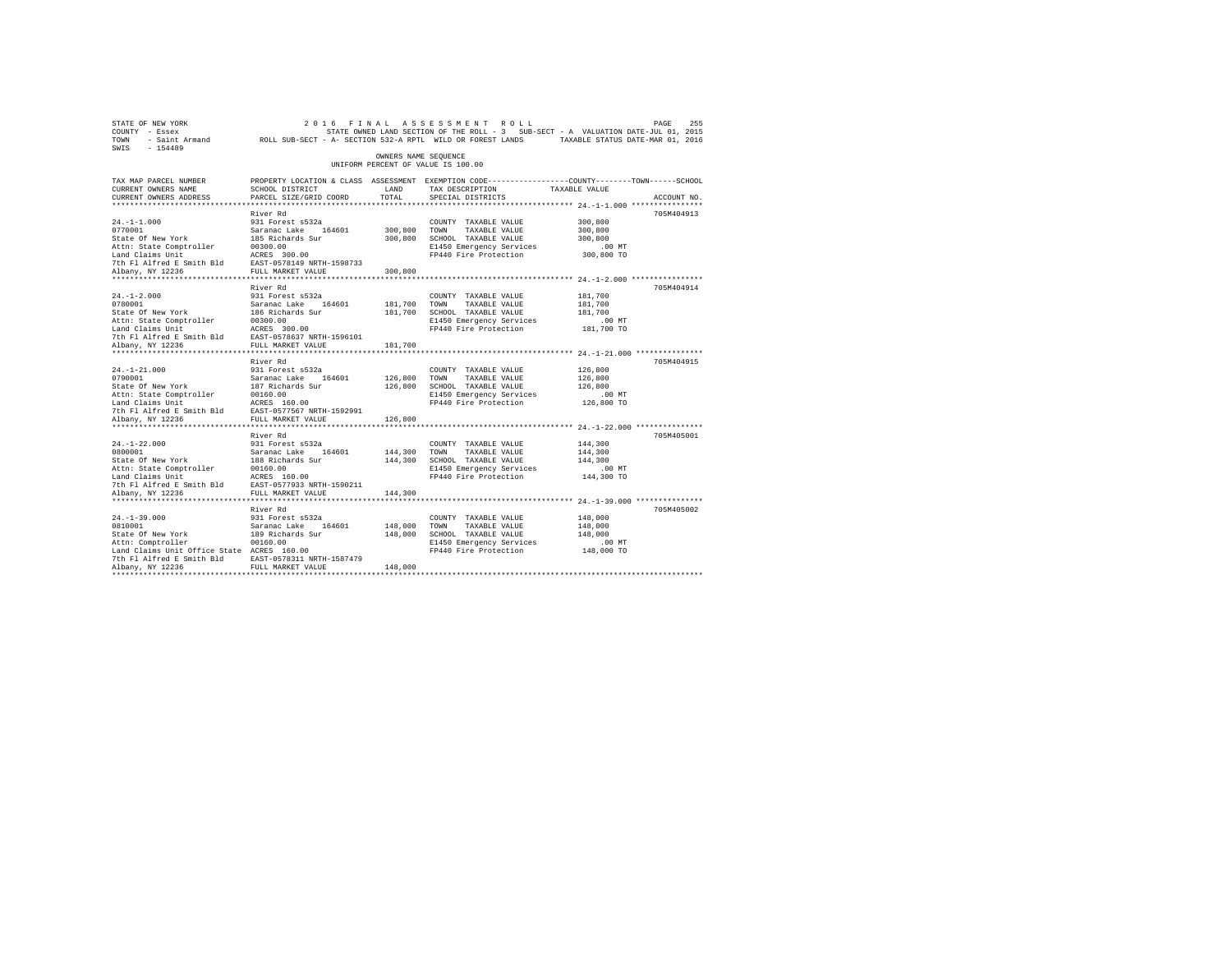STATE OF NEW YORK                    2 0 1 6   F I N A L   A S S E S S M E N T   R O L L                    PAGE 255
COUNTY - Essex                       STATE OWNED LAND SECTION OF THE ROLL - 3   SUB-SECT - A  VALUATION DATE-JUL 01, 2015
TOWN - Saint Armand          ROLL SUB-SECT - A- SECTION 532-A RPTL  WILD OR FOREST LANDS        TAXABLE STATUS DATE-MAR 01, 2016
SWIS - 154489

OWNERS NAME SEQUENCE
UNIFORM PERCENT OF VALUE IS 100.00

| TAX MAP PARCEL NUMBER / CURRENT OWNERS NAME / CURRENT OWNERS ADDRESS | PROPERTY LOCATION & CLASS / SCHOOL DISTRICT / PARCEL SIZE/GRID COORD | ASSESSMENT LAND / TOTAL | EXEMPTION CODE / TAX DESCRIPTION / SPECIAL DISTRICTS | COUNTY--------TOWN------SCHOOL TAXABLE VALUE | ACCOUNT NO. |
|---|---|---|---|---|---|
| 24.-1-1.000 | River Rd | | | | 705M404913 |
| | 931 Forest s532a | | COUNTY TAXABLE VALUE | 300,800 | |
| 0770001 | Saranac Lake 164601 | 300,800 | TOWN TAXABLE VALUE | 300,800 | |
| State Of New York | 185 Richards Sur | 300,800 | SCHOOL TAXABLE VALUE | 300,800 | |
| Attn: State Comptroller | 00300.00 | | E1450 Emergency Services | .00 MT | |
| Land Claims Unit | ACRES 300.00 | | FP440 Fire Protection | 300,800 TO | |
| 7th Fl Alfred E Smith Bld | EAST-0578149 NRTH-1598733 | | | | |
| Albany, NY 12236 | FULL MARKET VALUE | 300,800 | | | |
| 24.-1-2.000 | River Rd | | | | 705M404914 |
| | 931 Forest s532a | | COUNTY TAXABLE VALUE | 181,700 | |
| 0780001 | Saranac Lake 164601 | 181,700 | TOWN TAXABLE VALUE | 181,700 | |
| State Of New York | 186 Richards Sur | 181,700 | SCHOOL TAXABLE VALUE | 181,700 | |
| Attn: State Comptroller | 00300.00 | | E1450 Emergency Services | .00 MT | |
| Land Claims Unit | ACRES 300.00 | | FP440 Fire Protection | 181,700 TO | |
| 7th Fl Alfred E Smith Bld | EAST-0578637 NRTH-1596101 | | | | |
| Albany, NY 12236 | FULL MARKET VALUE | 181,700 | | | |
| 24.-1-21.000 | River Rd | | | | 705M404915 |
| | 931 Forest s532a | | COUNTY TAXABLE VALUE | 126,800 | |
| 0790001 | Saranac Lake 164601 | 126,800 | TOWN TAXABLE VALUE | 126,800 | |
| State Of New York | 187 Richards Sur | 126,800 | SCHOOL TAXABLE VALUE | 126,800 | |
| Attn: State Comptroller | 00160.00 | | E1450 Emergency Services | .00 MT | |
| Land Claims Unit | ACRES 160.00 | | FP440 Fire Protection | 126,800 TO | |
| 7th Fl Alfred E Smith Bld | EAST-0577567 NRTH-1592991 | | | | |
| Albany, NY 12236 | FULL MARKET VALUE | 126,800 | | | |
| 24.-1-22.000 | River Rd | | | | 705M405001 |
| | 931 Forest s532a | | COUNTY TAXABLE VALUE | 144,300 | |
| 0800001 | Saranac Lake 164601 | 144,300 | TOWN TAXABLE VALUE | 144,300 | |
| State Of New York | 188 Richards Sur | 144,300 | SCHOOL TAXABLE VALUE | 144,300 | |
| Attn: State Comptroller | 00160.00 | | E1450 Emergency Services | .00 MT | |
| Land Claims Unit | ACRES 160.00 | | FP440 Fire Protection | 144,300 TO | |
| 7th Fl Alfred E Smith Bld | EAST-0577933 NRTH-1590211 | | | | |
| Albany, NY 12236 | FULL MARKET VALUE | 144,300 | | | |
| 24.-1-39.000 | River Rd | | | | 705M405002 |
| | 931 Forest s532a | | COUNTY TAXABLE VALUE | 148,000 | |
| 0810001 | Saranac Lake 164601 | 148,000 | TOWN TAXABLE VALUE | 148,000 | |
| State Of New York | 189 Richards Sur | 148,000 | SCHOOL TAXABLE VALUE | 148,000 | |
| Attn: Comptroller | 00160.00 | | E1450 Emergency Services | .00 MT | |
| Land Claims Unit Office State | ACRES 160.00 | | FP440 Fire Protection | 148,000 TO | |
| 7th Fl Alfred E Smith Bld | EAST-0578311 NRTH-1587479 | | | | |
| Albany, NY 12236 | FULL MARKET VALUE | 148,000 | | | |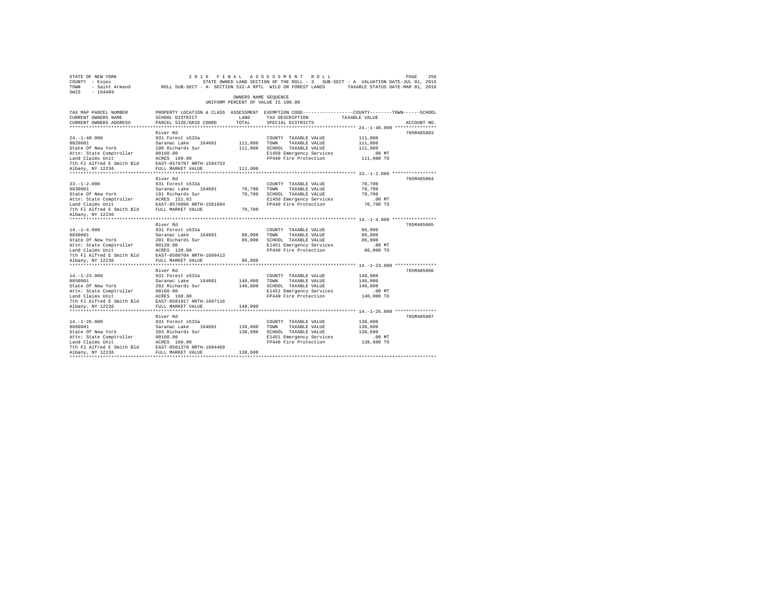STATE OF NEW YORK 2016 FINAL ASSESSMENT ROLL
COUNTY - Essex STATE OWNED LAND SECTION OF THE ROLL - 3 SUB-SECT - A VALUATION DATE-JUL 01, 2015
TOWN - Saint Armand ROLL SUB-SECT - A- SECTION 532-A RPTL WILD OR FOREST LANDS TAXABLE STATUS DATE-MAR 01, 2016
SWIS - 154489

OWNERS NAME SEQUENCE
UNIFORM PERCENT OF VALUE IS 100.00

```
TAX MAP PARCEL NUMBER      PROPERTY LOCATION & CLASS  ASSESSMENT  EXEMPTION CODE-----------------COUNTY--------TOWN------SCHOOL
CURRENT OWNERS NAME        SCHOOL DISTRICT            LAND        TAX DESCRIPTION             TAXABLE VALUE
CURRENT OWNERS ADDRESS     PARCEL SIZE/GRID COORD     TOTAL       SPECIAL DISTRICTS                                  ACCOUNT NO.
******************************************************************************************************* 24.-1-40.000 ***************
                           River Rd                                                                                 705M405003
24.-1-40.000               931 Forest s532a                       COUNTY  TAXABLE VALUE           111,000
0820001                    Saranac Lake   164601      111,000     TOWN    TAXABLE VALUE           111,000
State Of New York          190 Richards Sur           111,000     SCHOOL  TAXABLE VALUE           111,000
Attn: State Comptroller    00160.00                               E1450 Emergency Services            .00 MT
Land Claims Unit           ACRES  160.00                          FP440 Fire Protection           111,000 TO
7th Fl Alfred E Smith Bld  EAST-0578707 NRTH-1584753
Albany, NY 12236           FULL MARKET VALUE          111,000
******************************************************************************************************* 33.-1-2.000 ****************
                           River Rd                                                                                 705M405004
33.-1-2.000                931 Forest s532a                       COUNTY  TAXABLE VALUE            70,700
0830001                    Saranac Lake   164601       70,700     TOWN    TAXABLE VALUE            70,700
State Of New York          191 Richards Sur            70,700     SCHOOL  TAXABLE VALUE            70,700
Attn: State Comptroller    ACRES  151.82                          E1450 Emergency Services            .00 MT
Land Claims Unit           EAST-0578896 NRTH-1581884              FP440 Fire Protection            70,700 TO
7th Fl Alfred E Smith Bld  FULL MARKET VALUE           70,700
Albany, NY 12236
******************************************************************************************************* 14.-1-4.000 ****************
                           River Rd                                                                                 705M405005
14.-1-4.000                931 Forest s532a                       COUNTY  TAXABLE VALUE            86,000
0840001                    Saranac Lake   164601       86,000     TOWN    TAXABLE VALUE            86,000
State Of New York          201 Richards Sur            86,000     SCHOOL  TAXABLE VALUE            86,000
Attn: State Comptroller    00120.00                               E1451 Emergency Services            .00 MT
Land Claims Unit           ACRES  120.00                          FP440 Fire Protection            86,000 TO
7th Fl Alfred E Smith Bld  EAST-0580704 NRTH-1609413
Albany, NY 12236           FULL MARKET VALUE           86,000
******************************************************************************************************* 14.-1-23.000 ***************
                           River Rd                                                                                 705M405006
14.-1-23.000               931 Forest s532a                       COUNTY  TAXABLE VALUE           140,000
0850001                    Saranac Lake   164601      140,000     TOWN    TAXABLE VALUE           140,000
State Of New York          202 Richards Sur           140,000     SCHOOL  TAXABLE VALUE           140,000
Attn: State Comptroller    00160.00                               E1451 Emergency Services            .00 MT
Land Claims Unit           ACRES  160.00                          FP440 Fire Protection           140,000 TO
7th Fl Alfred E Smith Bld  EAST-0581017 NRTH-1607116
Albany, NY 12236           FULL MARKET VALUE          140,000
******************************************************************************************************* 14.-1-26.000 ***************
                           River Rd                                                                                 705M405007
14.-1-26.000               931 Forest s532a                       COUNTY  TAXABLE VALUE           138,600
0860001                    Saranac Lake   164601      138,600     TOWN    TAXABLE VALUE           138,600
State Of New York          203 Richards Sur           138,600     SCHOOL  TAXABLE VALUE           138,600
Attn: State Comptroller    00160.00                               E1451 Emergency Services            .00 MT
Land Claims Unit           ACRES  160.00                          FP440 Fire Protection           138,600 TO
7th Fl Alfred E Smith Bld  EAST-0581378 NRTH-1604469
Albany, NY 12236           FULL MARKET VALUE          138,600
************************************************************************************************************************************
```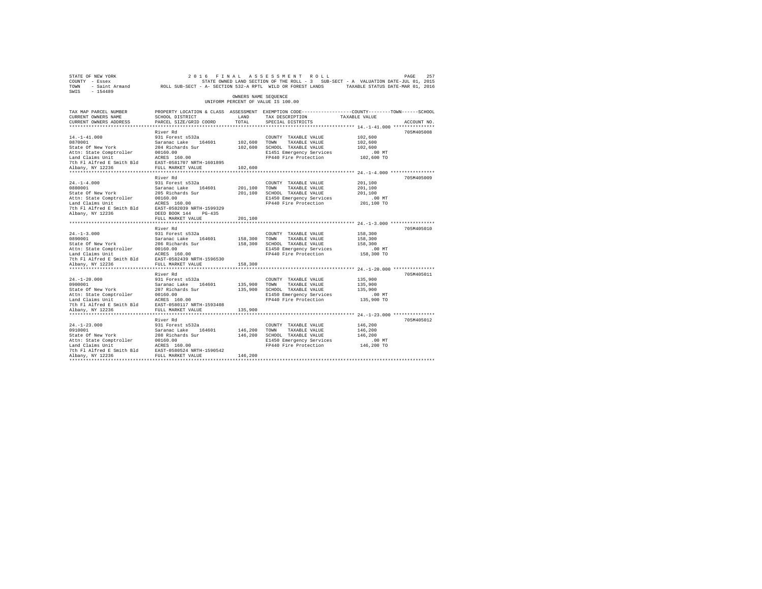STATE OF NEW YORK 2016 FINAL ASSESSMENT ROLL
COUNTY - Essex STATE OWNED LAND SECTION OF THE ROLL - 3 SUB-SECT - A VALUATION DATE-JUL 01, 2015
TOWN - Saint Armand ROLL SUB-SECT - A- SECTION 532-A RPTL WILD OR FOREST LANDS TAXABLE STATUS DATE-MAR 01, 2016
SWIS - 154489

OWNERS NAME SEQUENCE
UNIFORM PERCENT OF VALUE IS 100.00

| TAX MAP PARCEL NUMBER / CURRENT OWNERS NAME / CURRENT OWNERS ADDRESS | PROPERTY LOCATION & CLASS / SCHOOL DISTRICT / PARCEL SIZE/GRID COORD | ASSESSMENT LAND / TOTAL | EXEMPTION CODE / TAX DESCRIPTION / SPECIAL DISTRICTS | TAXABLE VALUE (COUNTY / TOWN / SCHOOL) | ACCOUNT NO. |
|---|---|---|---|---|---|
| 14.-1-41.000 | River Rd | | | | 705M405008 |
| 0870001 | 931 Forest s532a | | COUNTY TAXABLE VALUE | 102,600 | |
| State Of New York | Saranac Lake 164601 | 102,600 | TOWN TAXABLE VALUE | 102,600 | |
| Attn: State Comptroller | 204 Richards Sur | 102,600 | SCHOOL TAXABLE VALUE | 102,600 | |
| Land Claims Unit | 00160.00 | | E1451 Emergency Services | .00 MT | |
| 7th Fl Alfred E Smith Bld | ACRES 160.00 | | FP440 Fire Protection | 102,600 TO | |
| Albany, NY 12236 | EAST-0581707 NRTH-1601895 | | | | |
| | FULL MARKET VALUE | 102,600 | | | |
| 24.-1-4.000 | River Rd | | | | 705M405009 |
| 0880001 | 931 Forest s532a | | COUNTY TAXABLE VALUE | 201,100 | |
| State Of New York | Saranac Lake 164601 | 201,100 | TOWN TAXABLE VALUE | 201,100 | |
| Attn: State Comptroller | 205 Richards Sur | 201,100 | SCHOOL TAXABLE VALUE | 201,100 | |
| Land Claims Unit | 00160.00 | | E1450 Emergency Services | .00 MT | |
| 7th Fl Alfred E Smith Bld | ACRES 160.00 | | FP440 Fire Protection | 201,100 TO | |
| Albany, NY 12236 | EAST-0582039 NRTH-1599329 | | | | |
| | DEED BOOK 144 PG-435 | | | | |
| | FULL MARKET VALUE | 201,100 | | | |
| 24.-1-3.000 | River Rd | | | | 705M405010 |
| 0890001 | 931 Forest s532a | | COUNTY TAXABLE VALUE | 158,300 | |
| State Of New York | Saranac Lake 164601 | 158,300 | TOWN TAXABLE VALUE | 158,300 | |
| Attn: State Comptroller | 206 Richards Sur | 158,300 | SCHOOL TAXABLE VALUE | 158,300 | |
| Land Claims Unit | 00160.00 | | E1450 Emergency Services | .00 MT | |
| 7th Fl Alfred E Smith Bld | ACRES 160.00 | | FP440 Fire Protection | 158,300 TO | |
| Albany, NY 12236 | EAST-0582439 NRTH-1596530 | | | | |
| | FULL MARKET VALUE | 158,300 | | | |
| 24.-1-20.000 | River Rd | | | | 705M405011 |
| 0900001 | 931 Forest s532a | | COUNTY TAXABLE VALUE | 135,900 | |
| State Of New York | Saranac Lake 164601 | 135,900 | TOWN TAXABLE VALUE | 135,900 | |
| Attn: State Comptroller | 207 Richards Sur | 135,900 | SCHOOL TAXABLE VALUE | 135,900 | |
| Land Claims Unit | 00160.00 | | E1450 Emergency Services | .00 MT | |
| 7th Fl Alfred E Smith Bld | ACRES 160.00 | | FP440 Fire Protection | 135,900 TO | |
| Albany, NY 12236 | EAST-0580117 NRTH-1593408 | | | | |
| | FULL MARKET VALUE | 135,900 | | | |
| 24.-1-23.000 | River Rd | | | | 705M405012 |
| 0910001 | 931 Forest s532a | | COUNTY TAXABLE VALUE | 146,200 | |
| State Of New York | Saranac Lake 164601 | 146,200 | TOWN TAXABLE VALUE | 146,200 | |
| Attn: State Comptroller | 208 Richards Sur | 146,200 | SCHOOL TAXABLE VALUE | 146,200 | |
| Land Claims Unit | 00160.00 | | E1450 Emergency Services | .00 MT | |
| 7th Fl Alfred E Smith Bld | ACRES 160.00 | | FP440 Fire Protection | 146,200 TO | |
| Albany, NY 12236 | EAST-0580524 NRTH-1590542 | | | | |
| | FULL MARKET VALUE | 146,200 | | | |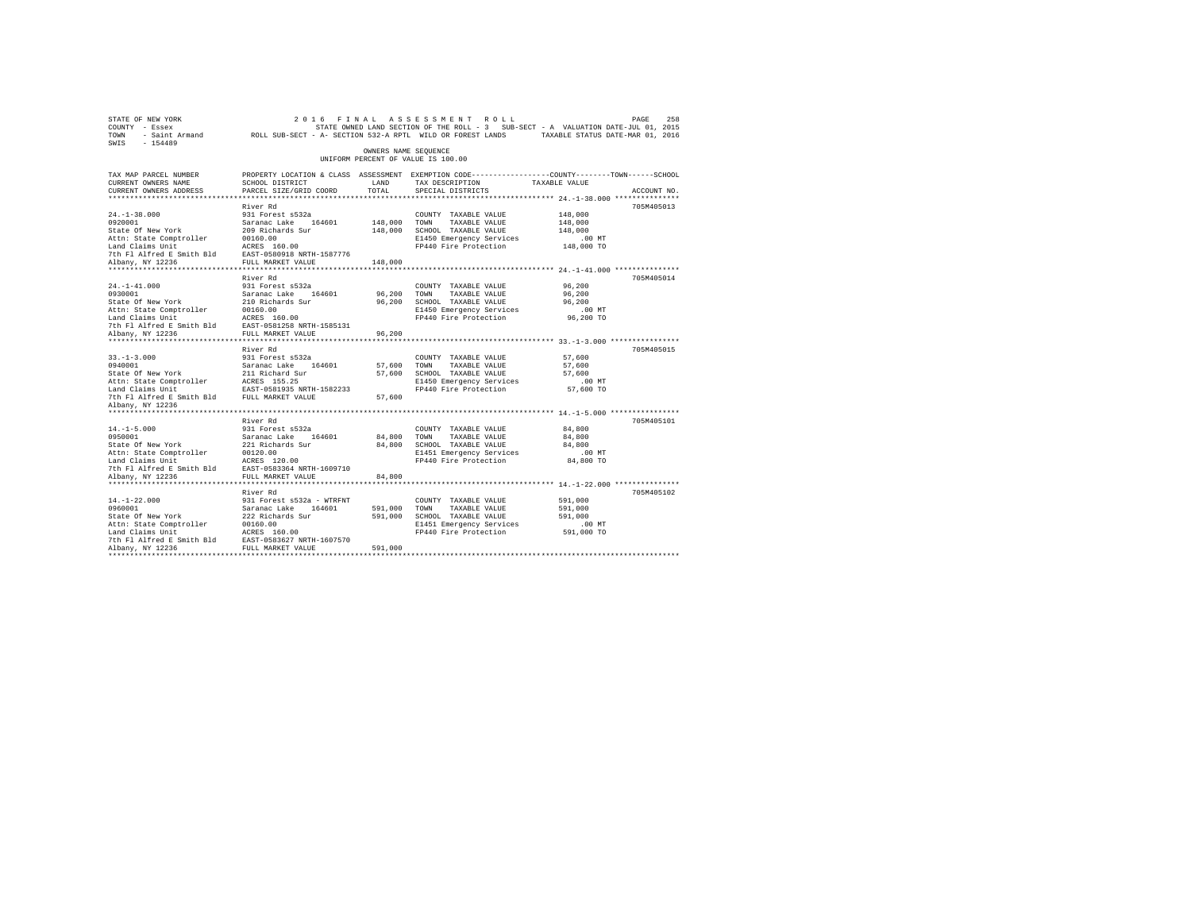STATE OF NEW YORK — 2016 FINAL ASSESSMENT ROLL
COUNTY - Essex — STATE OWNED LAND SECTION OF THE ROLL - 3 SUB-SECT - A VALUATION DATE-JUL 01, 2015
TOWN - Saint Armand — ROLL SUB-SECT - A- SECTION 532-A RPTL WILD OR FOREST LANDS — TAXABLE STATUS DATE-MAR 01, 2016
SWIS - 154489

OWNERS NAME SEQUENCE
UNIFORM PERCENT OF VALUE IS 100.00

| TAX MAP PARCEL NUMBER / CURRENT OWNERS NAME / CURRENT OWNERS ADDRESS | PROPERTY LOCATION & CLASS / SCHOOL DISTRICT / PARCEL SIZE/GRID COORD | ASSESSMENT LAND / TOTAL | EXEMPTION CODE / TAX DESCRIPTION / SPECIAL DISTRICTS | TAXABLE VALUE (COUNTY / TOWN / SCHOOL) | ACCOUNT NO. |
|---|---|---|---|---|---|
| **24.-1-38.000** | River Rd | | | | 705M405013 |
| 0920001 | 931 Forest s532a | | COUNTY TAXABLE VALUE | 148,000 | |
| State Of New York | Saranac Lake 164601 | 148,000 | TOWN TAXABLE VALUE | 148,000 | |
| Attn: State Comptroller | 209 Richards Sur | 148,000 | SCHOOL TAXABLE VALUE | 148,000 | |
| Land Claims Unit | 00160.00 | | E1450 Emergency Services | .00 MT | |
| 7th Fl Alfred E Smith Bld | ACRES 160.00 | | FP440 Fire Protection | 148,000 TO | |
| Albany, NY 12236 | EAST-0580918 NRTH-1587776 | | | | |
| | FULL MARKET VALUE | 148,000 | | | |
| **24.-1-41.000** | River Rd | | | | 705M405014 |
| 0930001 | 931 Forest s532a | | COUNTY TAXABLE VALUE | 96,200 | |
| State Of New York | Saranac Lake 164601 | 96,200 | TOWN TAXABLE VALUE | 96,200 | |
| Attn: State Comptroller | 210 Richards Sur | 96,200 | SCHOOL TAXABLE VALUE | 96,200 | |
| Land Claims Unit | 00160.00 | | E1450 Emergency Services | .00 MT | |
| 7th Fl Alfred E Smith Bld | ACRES 160.00 | | FP440 Fire Protection | 96,200 TO | |
| Albany, NY 12236 | EAST-0581258 NRTH-1585131 | | | | |
| | FULL MARKET VALUE | 96,200 | | | |
| **33.-1-3.000** | River Rd | | | | 705M405015 |
| 0940001 | 931 Forest s532a | | COUNTY TAXABLE VALUE | 57,600 | |
| State Of New York | Saranac Lake 164601 | 57,600 | TOWN TAXABLE VALUE | 57,600 | |
| Attn: State Comptroller | 211 Richard Sur | 57,600 | SCHOOL TAXABLE VALUE | 57,600 | |
| Land Claims Unit | ACRES 155.25 | | E1450 Emergency Services | .00 MT | |
| 7th Fl Alfred E Smith Bld | EAST-0581935 NRTH-1582233 | | FP440 Fire Protection | 57,600 TO | |
| Albany, NY 12236 | FULL MARKET VALUE | 57,600 | | | |
| **14.-1-5.000** | River Rd | | | | 705M405101 |
| 0950001 | 931 Forest s532a | | COUNTY TAXABLE VALUE | 84,800 | |
| State Of New York | Saranac Lake 164601 | 84,800 | TOWN TAXABLE VALUE | 84,800 | |
| Attn: State Comptroller | 221 Richards Sur | 84,800 | SCHOOL TAXABLE VALUE | 84,800 | |
| Land Claims Unit | 00120.00 | | E1451 Emergency Services | .00 MT | |
| 7th Fl Alfred E Smith Bld | ACRES 120.00 | | FP440 Fire Protection | 84,800 TO | |
| Albany, NY 12236 | EAST-0583364 NRTH-1609710 | | | | |
| | FULL MARKET VALUE | 84,800 | | | |
| **14.-1-22.000** | River Rd | | | | 705M405102 |
| 0960001 | 931 Forest s532a - WTRFNT | | COUNTY TAXABLE VALUE | 591,000 | |
| State Of New York | Saranac Lake 164601 | 591,000 | TOWN TAXABLE VALUE | 591,000 | |
| Attn: State Comptroller | 222 Richards Sur | 591,000 | SCHOOL TAXABLE VALUE | 591,000 | |
| Land Claims Unit | 00160.00 | | E1451 Emergency Services | .00 MT | |
| 7th Fl Alfred E Smith Bld | ACRES 160.00 | | FP440 Fire Protection | 591,000 TO | |
| Albany, NY 12236 | EAST-0583627 NRTH-1607570 | | | | |
| | FULL MARKET VALUE | 591,000 | | | |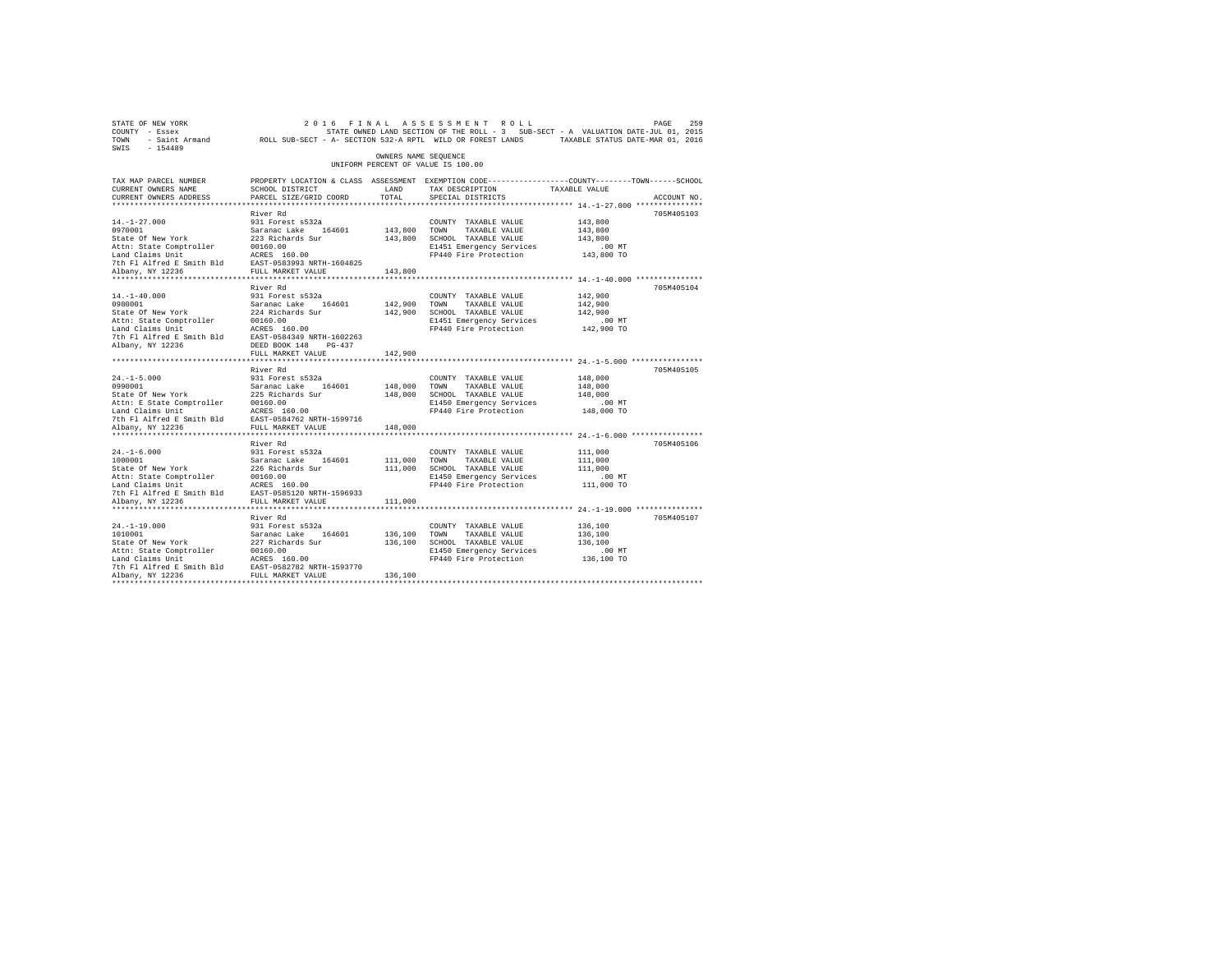STATE OF NEW YORK
COUNTY - Essex
TOWN - Saint Armand
SWIS - 154489

2016 FINAL ASSESSMENT ROLL

STATE OWNED LAND SECTION OF THE ROLL - 3 SUB-SECT - A VALUATION DATE-JUL 01, 2015

ROLL SUB-SECT - A- SECTION 532-A RPTL WILD OR FOREST LANDS TAXABLE STATUS DATE-MAR 01, 2016

OWNERS NAME SEQUENCE

UNIFORM PERCENT OF VALUE IS 100.00

| TAX MAP PARCEL NUMBER / CURRENT OWNERS NAME / CURRENT OWNERS ADDRESS | PROPERTY LOCATION & CLASS / SCHOOL DISTRICT / PARCEL SIZE/GRID COORD | ASSESSMENT LAND | TOTAL | EXEMPTION CODE / TAX DESCRIPTION / SPECIAL DISTRICTS | COUNTY / TOWN / SCHOOL TAXABLE VALUE | ACCOUNT NO. |
|---|---|---|---|---|---|---|
| 14.-1-27.000 | River Rd | | | | | 705M405103 |
| 0970001 | 931 Forest s532a | | | COUNTY TAXABLE VALUE | 143,800 | |
| State Of New York | Saranac Lake 164601 | 143,800 | | TOWN TAXABLE VALUE | 143,800 | |
| Attn: State Comptroller | 223 Richards Sur | | 143,800 | SCHOOL TAXABLE VALUE | 143,800 | |
| Land Claims Unit | 00160.00 | | | E1451 Emergency Services | .00 MT | |
| 7th Fl Alfred E Smith Bld | ACRES 160.00 | | | FP440 Fire Protection | 143,800 TO | |
| Albany, NY 12236 | EAST-0583993 NRTH-1604825 | | | | | |
| | FULL MARKET VALUE | | 143,800 | | | |
| 14.-1-40.000 | River Rd | | | | | 705M405104 |
| 0980001 | 931 Forest s532a | | | COUNTY TAXABLE VALUE | 142,900 | |
| State Of New York | Saranac Lake 164601 | 142,900 | | TOWN TAXABLE VALUE | 142,900 | |
| Attn: State Comptroller | 224 Richards Sur | | 142,900 | SCHOOL TAXABLE VALUE | 142,900 | |
| Land Claims Unit | 00160.00 | | | E1451 Emergency Services | .00 MT | |
| 7th Fl Alfred E Smith Bld | ACRES 160.00 | | | FP440 Fire Protection | 142,900 TO | |
| Albany, NY 12236 | EAST-0584349 NRTH-1602263 | | | | | |
| | DEED BOOK 148 PG-437 | | | | | |
| | FULL MARKET VALUE | | 142,900 | | | |
| 24.-1-5.000 | River Rd | | | | | 705M405105 |
| 0990001 | 931 Forest s532a | | | COUNTY TAXABLE VALUE | 148,000 | |
| State Of New York | Saranac Lake 164601 | 148,000 | | TOWN TAXABLE VALUE | 148,000 | |
| Attn: E State Comptroller | 225 Richards Sur | | 148,000 | SCHOOL TAXABLE VALUE | 148,000 | |
| Land Claims Unit | 00160.00 | | | E1450 Emergency Services | .00 MT | |
| 7th Fl Alfred E Smith Bld | ACRES 160.00 | | | FP440 Fire Protection | 148,000 TO | |
| Albany, NY 12236 | EAST-0584762 NRTH-1599716 | | | | | |
| | FULL MARKET VALUE | | 148,000 | | | |
| 24.-1-6.000 | River Rd | | | | | 705M405106 |
| 1000001 | 931 Forest s532a | | | COUNTY TAXABLE VALUE | 111,000 | |
| State Of New York | Saranac Lake 164601 | 111,000 | | TOWN TAXABLE VALUE | 111,000 | |
| Attn: State Comptroller | 226 Richards Sur | | 111,000 | SCHOOL TAXABLE VALUE | 111,000 | |
| Land Claims Unit | 00160.00 | | | E1450 Emergency Services | .00 MT | |
| 7th Fl Alfred E Smith Bld | ACRES 160.00 | | | FP440 Fire Protection | 111,000 TO | |
| Albany, NY 12236 | EAST-0585120 NRTH-1596933 | | | | | |
| | FULL MARKET VALUE | | 111,000 | | | |
| 24.-1-19.000 | River Rd | | | | | 705M405107 |
| 1010001 | 931 Forest s532a | | | COUNTY TAXABLE VALUE | 136,100 | |
| State Of New York | Saranac Lake 164601 | 136,100 | | TOWN TAXABLE VALUE | 136,100 | |
| Attn: State Comptroller | 227 Richards Sur | | 136,100 | SCHOOL TAXABLE VALUE | 136,100 | |
| Land Claims Unit | 00160.00 | | | E1450 Emergency Services | .00 MT | |
| 7th Fl Alfred E Smith Bld | ACRES 160.00 | | | FP440 Fire Protection | 136,100 TO | |
| Albany, NY 12236 | EAST-0582702 NRTH-1593770 | | | | | |
| | FULL MARKET VALUE | | 136,100 | | | |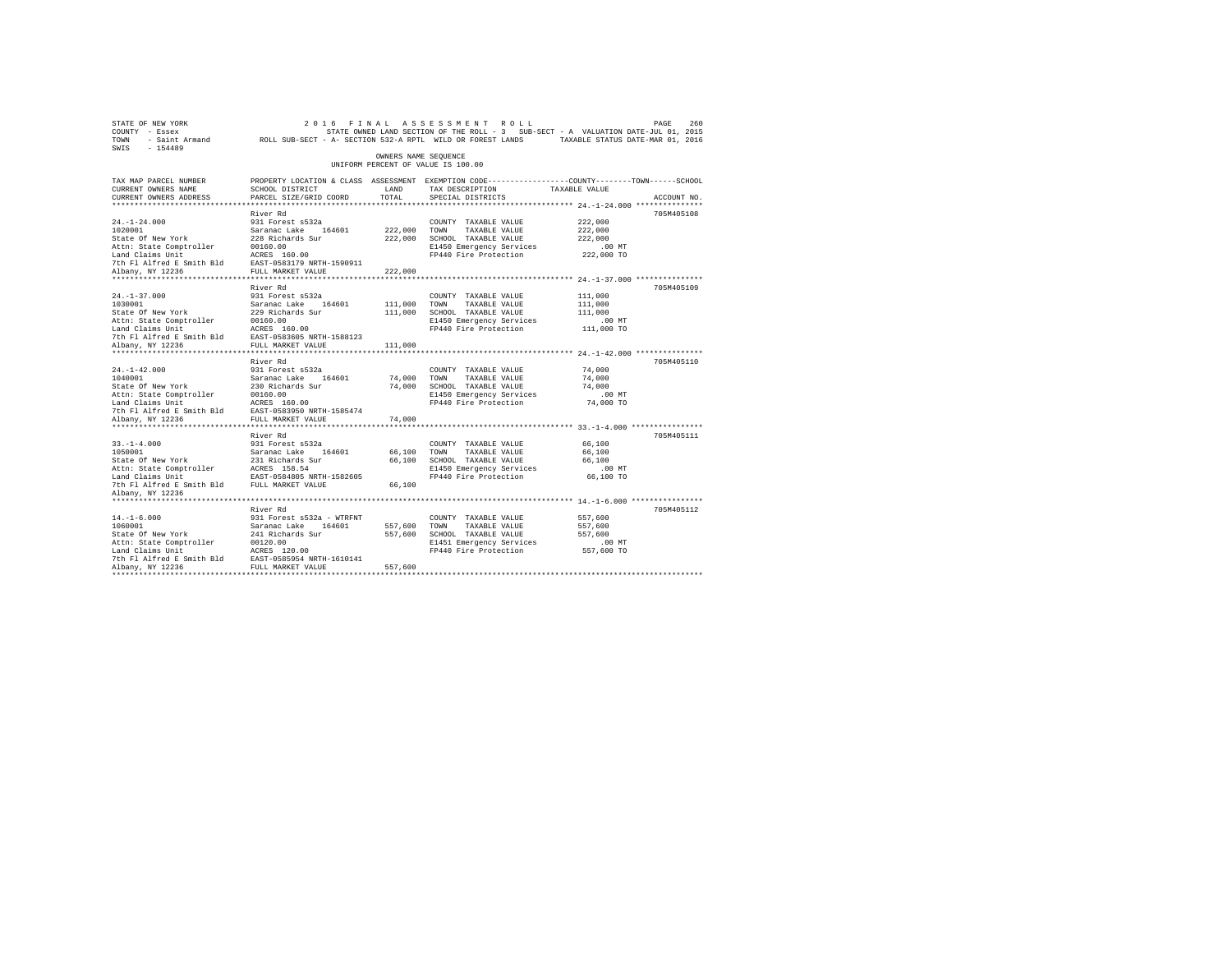STATE OF NEW YORK — 2016 FINAL ASSESSMENT ROLL
COUNTY - Essex — STATE OWNED LAND SECTION OF THE ROLL - 3 SUB-SECT - A VALUATION DATE-JUL 01, 2015
TOWN - Saint Armand — ROLL SUB-SECT - A- SECTION 532-A RPTL WILD OR FOREST LANDS — TAXABLE STATUS DATE-MAR 01, 2016
SWIS - 154489

OWNERS NAME SEQUENCE
UNIFORM PERCENT OF VALUE IS 100.00

| TAX MAP PARCEL NUMBER / CURRENT OWNERS NAME / CURRENT OWNERS ADDRESS | PROPERTY LOCATION & CLASS / SCHOOL DISTRICT / PARCEL SIZE/GRID COORD | ASSESSMENT LAND / TOTAL | EXEMPTION CODE / TAX DESCRIPTION / SPECIAL DISTRICTS | TAXABLE VALUE (COUNTY / TOWN / SCHOOL) | ACCOUNT NO. |
|---|---|---|---|---|---|
| 24.-1-24.000 | River Rd | | | | 705M405108 |
| 1020001 | 931 Forest s532a | | COUNTY TAXABLE VALUE | 222,000 | |
| State Of New York | Saranac Lake 164601 | 222,000 | TOWN TAXABLE VALUE | 222,000 | |
| Attn: State Comptroller | 228 Richards Sur | 222,000 | SCHOOL TAXABLE VALUE | 222,000 | |
| Land Claims Unit | 00160.00 | | E1450 Emergency Services | .00 MT | |
| 7th Fl Alfred E Smith Bld | ACRES 160.00 | | FP440 Fire Protection | 222,000 TO | |
| Albany, NY 12236 | EAST-0583179 NRTH-1590911 | | | | |
| | FULL MARKET VALUE | 222,000 | | | |
| 24.-1-37.000 | River Rd | | | | 705M405109 |
| 1030001 | 931 Forest s532a | | COUNTY TAXABLE VALUE | 111,000 | |
| State Of New York | Saranac Lake 164601 | 111,000 | TOWN TAXABLE VALUE | 111,000 | |
| Attn: State Comptroller | 229 Richards Sur | 111,000 | SCHOOL TAXABLE VALUE | 111,000 | |
| Land Claims Unit | 00160.00 | | E1450 Emergency Services | .00 MT | |
| 7th Fl Alfred E Smith Bld | ACRES 160.00 | | FP440 Fire Protection | 111,000 TO | |
| Albany, NY 12236 | EAST-0583605 NRTH-1588123 | | | | |
| | FULL MARKET VALUE | 111,000 | | | |
| 24.-1-42.000 | River Rd | | | | 705M405110 |
| 1040001 | 931 Forest s532a | | COUNTY TAXABLE VALUE | 74,000 | |
| State Of New York | Saranac Lake 164601 | 74,000 | TOWN TAXABLE VALUE | 74,000 | |
| Attn: State Comptroller | 230 Richards Sur | 74,000 | SCHOOL TAXABLE VALUE | 74,000 | |
| Land Claims Unit | 00160.00 | | E1450 Emergency Services | .00 MT | |
| 7th Fl Alfred E Smith Bld | ACRES 160.00 | | FP440 Fire Protection | 74,000 TO | |
| Albany, NY 12236 | EAST-0583950 NRTH-1585474 | | | | |
| | FULL MARKET VALUE | 74,000 | | | |
| 33.-1-4.000 | River Rd | | | | 705M405111 |
| 1050001 | 931 Forest s532a | | COUNTY TAXABLE VALUE | 66,100 | |
| State Of New York | Saranac Lake 164601 | 66,100 | TOWN TAXABLE VALUE | 66,100 | |
| Attn: State Comptroller | 231 Richards Sur | 66,100 | SCHOOL TAXABLE VALUE | 66,100 | |
| Land Claims Unit | ACRES 158.54 | | E1450 Emergency Services | .00 MT | |
| 7th Fl Alfred E Smith Bld | EAST-0584805 NRTH-1582605 | | FP440 Fire Protection | 66,100 TO | |
| Albany, NY 12236 | FULL MARKET VALUE | 66,100 | | | |
| 14.-1-6.000 | River Rd | | | | 705M405112 |
| 1060001 | 931 Forest s532a - WTRFNT | | COUNTY TAXABLE VALUE | 557,600 | |
| State Of New York | Saranac Lake 164601 | 557,600 | TOWN TAXABLE VALUE | 557,600 | |
| Attn: State Comptroller | 241 Richards Sur | 557,600 | SCHOOL TAXABLE VALUE | 557,600 | |
| Land Claims Unit | 00120.00 | | E1451 Emergency Services | .00 MT | |
| 7th Fl Alfred E Smith Bld | ACRES 120.00 | | FP440 Fire Protection | 557,600 TO | |
| Albany, NY 12236 | EAST-0585954 NRTH-1610141 | | | | |
| | FULL MARKET VALUE | 557,600 | | | |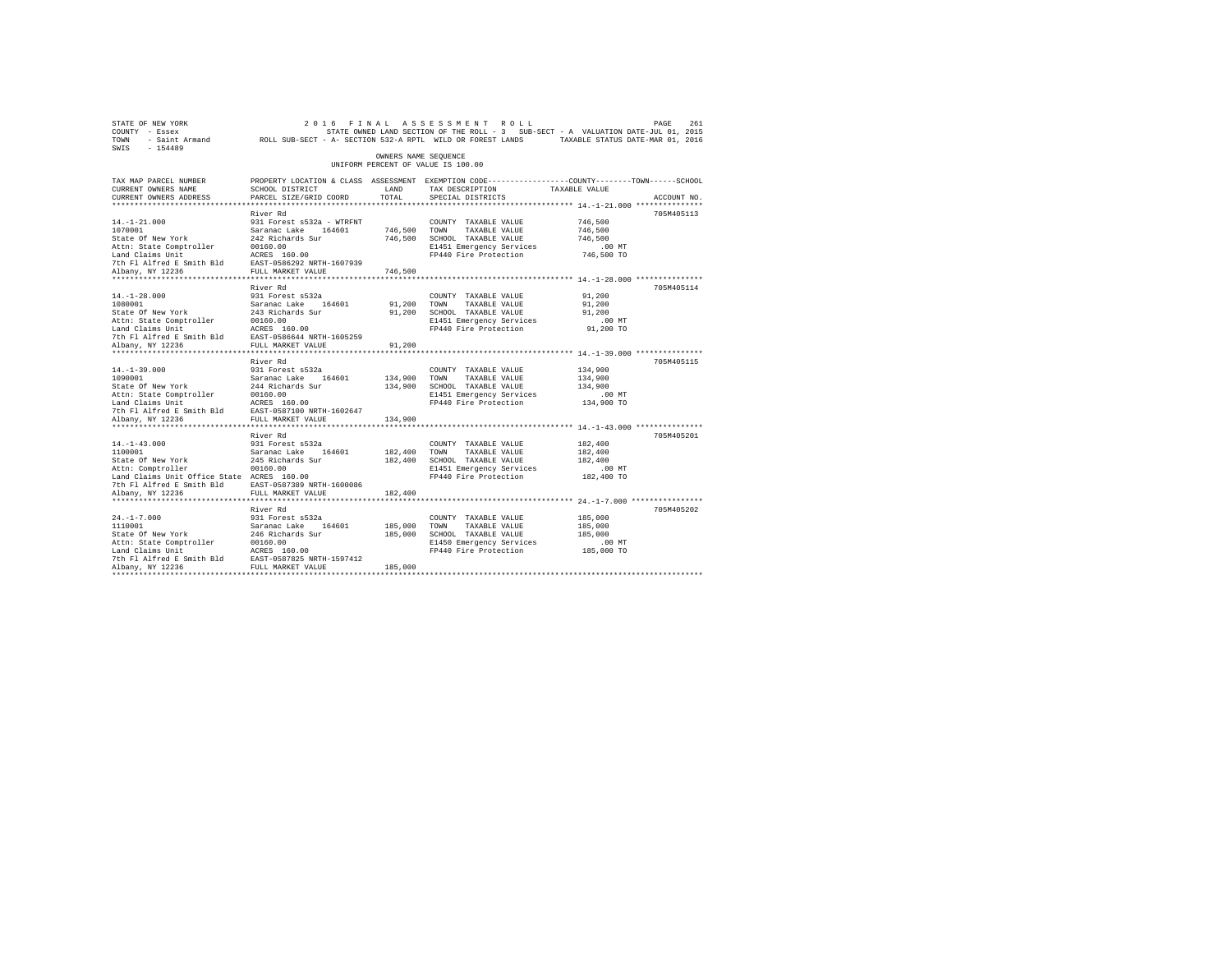STATE OF NEW YORK — 2016 FINAL ASSESSMENT ROLL
COUNTY - Essex — STATE OWNED LAND SECTION OF THE ROLL - 3 SUB-SECT - A VALUATION DATE-JUL 01, 2015
TOWN - Saint Armand — ROLL SUB-SECT - A- SECTION 532-A RPTL WILD OR FOREST LANDS — TAXABLE STATUS DATE-MAR 01, 2016
SWIS - 154489

OWNERS NAME SEQUENCE
UNIFORM PERCENT OF VALUE IS 100.00

| TAX MAP PARCEL NUMBER / CURRENT OWNERS NAME / CURRENT OWNERS ADDRESS | PROPERTY LOCATION & CLASS / SCHOOL DISTRICT / PARCEL SIZE/GRID COORD | ASSESSMENT LAND / TOTAL | EXEMPTION CODE / TAX DESCRIPTION / SPECIAL DISTRICTS | COUNTY--------TOWN------SCHOOL TAXABLE VALUE | ACCOUNT NO. |
|---|---|---|---|---|---|
| **14.-1-21.000** | River Rd | | | | 705M405113 |
| 14.-1-21.000 | 931 Forest s532a - WTRFNT | | COUNTY TAXABLE VALUE | 746,500 | |
| 1070001 | Saranac Lake 164601 | 746,500 | TOWN TAXABLE VALUE | 746,500 | |
| State Of New York | 242 Richards Sur | 746,500 | SCHOOL TAXABLE VALUE | 746,500 | |
| Attn: State Comptroller | 00160.00 | | E1451 Emergency Services | .00 MT | |
| Land Claims Unit | ACRES 160.00 | | FP440 Fire Protection | 746,500 TO | |
| 7th Fl Alfred E Smith Bld | EAST-0586292 NRTH-1607939 | | | | |
| Albany, NY 12236 | FULL MARKET VALUE | 746,500 | | | |
| **14.-1-28.000** | River Rd | | | | 705M405114 |
| 14.-1-28.000 | 931 Forest s532a | | COUNTY TAXABLE VALUE | 91,200 | |
| 1080001 | Saranac Lake 164601 | 91,200 | TOWN TAXABLE VALUE | 91,200 | |
| State Of New York | 243 Richards Sur | 91,200 | SCHOOL TAXABLE VALUE | 91,200 | |
| Attn: State Comptroller | 00160.00 | | E1451 Emergency Services | .00 MT | |
| Land Claims Unit | ACRES 160.00 | | FP440 Fire Protection | 91,200 TO | |
| 7th Fl Alfred E Smith Bld | EAST-0586644 NRTH-1605259 | | | | |
| Albany, NY 12236 | FULL MARKET VALUE | 91,200 | | | |
| **14.-1-39.000** | River Rd | | | | 705M405115 |
| 14.-1-39.000 | 931 Forest s532a | | COUNTY TAXABLE VALUE | 134,900 | |
| 1090001 | Saranac Lake 164601 | 134,900 | TOWN TAXABLE VALUE | 134,900 | |
| State Of New York | 244 Richards Sur | 134,900 | SCHOOL TAXABLE VALUE | 134,900 | |
| Attn: State Comptroller | 00160.00 | | E1451 Emergency Services | .00 MT | |
| Land Claims Unit | ACRES 160.00 | | FP440 Fire Protection | 134,900 TO | |
| 7th Fl Alfred E Smith Bld | EAST-0587100 NRTH-1602647 | | | | |
| Albany, NY 12236 | FULL MARKET VALUE | 134,900 | | | |
| **14.-1-43.000** | River Rd | | | | 705M405201 |
| 14.-1-43.000 | 931 Forest s532a | | COUNTY TAXABLE VALUE | 182,400 | |
| 1100001 | Saranac Lake 164601 | 182,400 | TOWN TAXABLE VALUE | 182,400 | |
| State Of New York | 245 Richards Sur | 182,400 | SCHOOL TAXABLE VALUE | 182,400 | |
| Attn: Comptroller | 00160.00 | | E1451 Emergency Services | .00 MT | |
| Land Claims Unit Office State | ACRES 160.00 | | FP440 Fire Protection | 182,400 TO | |
| 7th Fl Alfred E Smith Bld | EAST-0587389 NRTH-1600086 | | | | |
| Albany, NY 12236 | FULL MARKET VALUE | 182,400 | | | |
| **24.-1-7.000** | River Rd | | | | 705M405202 |
| 24.-1-7.000 | 931 Forest s532a | | COUNTY TAXABLE VALUE | 185,000 | |
| 1110001 | Saranac Lake 164601 | 185,000 | TOWN TAXABLE VALUE | 185,000 | |
| State Of New York | 246 Richards Sur | 185,000 | SCHOOL TAXABLE VALUE | 185,000 | |
| Attn: State Comptroller | 00160.00 | | E1450 Emergency Services | .00 MT | |
| Land Claims Unit | ACRES 160.00 | | FP440 Fire Protection | 185,000 TO | |
| 7th Fl Alfred E Smith Bld | EAST-0587825 NRTH-1597412 | | | | |
| Albany, NY 12236 | FULL MARKET VALUE | 185,000 | | | |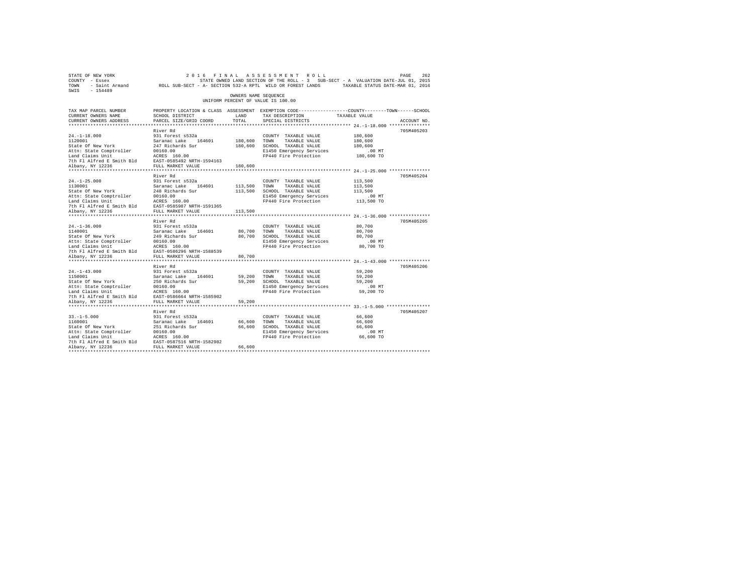STATE OF NEW YORK — 2016 FINAL ASSESSMENT ROLL
COUNTY - Essex — STATE OWNED LAND SECTION OF THE ROLL - 3 SUB-SECT - A VALUATION DATE-JUL 01, 2015
TOWN - Saint Armand — ROLL SUB-SECT - A- SECTION 532-A RPTL WILD OR FOREST LANDS — TAXABLE STATUS DATE-MAR 01, 2016
SWIS - 154489

OWNERS NAME SEQUENCE
UNIFORM PERCENT OF VALUE IS 100.00

| TAX MAP PARCEL NUMBER / CURRENT OWNERS NAME / CURRENT OWNERS ADDRESS | PROPERTY LOCATION & CLASS / SCHOOL DISTRICT / PARCEL SIZE/GRID COORD | ASSESSMENT LAND | TOTAL | EXEMPTION CODE / TAX DESCRIPTION / SPECIAL DISTRICTS | COUNTY--------TOWN------SCHOOL TAXABLE VALUE | ACCOUNT NO. |
|---|---|---|---|---|---|---|
| 24.-1-18.000 | River Rd | | | | | 705M405203 |
| 1120001 | 931 Forest s532a | | | COUNTY TAXABLE VALUE | 180,600 | |
| State Of New York | Saranac Lake 164601 | 180,600 | | TOWN TAXABLE VALUE | 180,600 | |
| Attn: State Comptroller | 247 Richards Sur | | 180,600 | SCHOOL TAXABLE VALUE | 180,600 | |
| Land Claims Unit | 00160.00 | | | E1450 Emergency Services | .00 MT | |
| 7th Fl Alfred E Smith Bld | ACRES 160.00 | | | FP440 Fire Protection | 180,600 TO | |
| Albany, NY 12236 | EAST-0585492 NRTH-1594163 | | | | | |
| | FULL MARKET VALUE | | 180,600 | | | |
| 24.-1-25.000 | River Rd | | | | | 705M405204 |
| 1130001 | 931 Forest s532a | | | COUNTY TAXABLE VALUE | 113,500 | |
| State Of New York | Saranac Lake 164601 | 113,500 | | TOWN TAXABLE VALUE | 113,500 | |
| Attn: State Comptroller | 248 Richards Sur | | 113,500 | SCHOOL TAXABLE VALUE | 113,500 | |
| Land Claims Unit | 00160.00 | | | E1450 Emergency Services | .00 MT | |
| 7th Fl Alfred E Smith Bld | ACRES 160.00 | | | FP440 Fire Protection | 113,500 TO | |
| Albany, NY 12236 | EAST-0585987 NRTH-1591365 | | | | | |
| | FULL MARKET VALUE | | 113,500 | | | |
| 24.-1-36.000 | River Rd | | | | | 705M405205 |
| 1140001 | 931 Forest s532a | | | COUNTY TAXABLE VALUE | 80,700 | |
| State Of New York | Saranac Lake 164601 | 80,700 | | TOWN TAXABLE VALUE | 80,700 | |
| Attn: State Comptroller | 249 Richards Sur | | 80,700 | SCHOOL TAXABLE VALUE | 80,700 | |
| Land Claims Unit | 00160.00 | | | E1450 Emergency Services | .00 MT | |
| 7th Fl Alfred E Smith Bld | ACRES 160.00 | | | FP440 Fire Protection | 80,700 TO | |
| Albany, NY 12236 | EAST-0586296 NRTH-1588539 | | | | | |
| | FULL MARKET VALUE | | 80,700 | | | |
| 24.-1-43.000 | River Rd | | | | | 705M405206 |
| 1150001 | 931 Forest s532a | | | COUNTY TAXABLE VALUE | 59,200 | |
| State Of New York | Saranac Lake 164601 | 59,200 | | TOWN TAXABLE VALUE | 59,200 | |
| Attn: State Comptroller | 250 Richards Sur | | 59,200 | SCHOOL TAXABLE VALUE | 59,200 | |
| Land Claims Unit | 00160.00 | | | E1450 Emergency Services | .00 MT | |
| 7th Fl Alfred E Smith Bld | ACRES 160.00 | | | FP440 Fire Protection | 59,200 TO | |
| Albany, NY 12236 | EAST-0586664 NRTH-1585902 | | | | | |
| | FULL MARKET VALUE | | 59,200 | | | |
| 33.-1-5.000 | River Rd | | | | | 705M405207 |
| 1160001 | 931 Forest s532a | | | COUNTY TAXABLE VALUE | 66,600 | |
| State Of New York | Saranac Lake 164601 | 66,600 | | TOWN TAXABLE VALUE | 66,600 | |
| Attn: State Comptroller | 251 Richards Sur | | 66,600 | SCHOOL TAXABLE VALUE | 66,600 | |
| Land Claims Unit | 00160.00 | | | E1450 Emergency Services | .00 MT | |
| 7th Fl Alfred E Smith Bld | ACRES 160.00 | | | FP440 Fire Protection | 66,600 TO | |
| Albany, NY 12236 | EAST-0587516 NRTH-1582982 | | | | | |
| | FULL MARKET VALUE | | 66,600 | | | |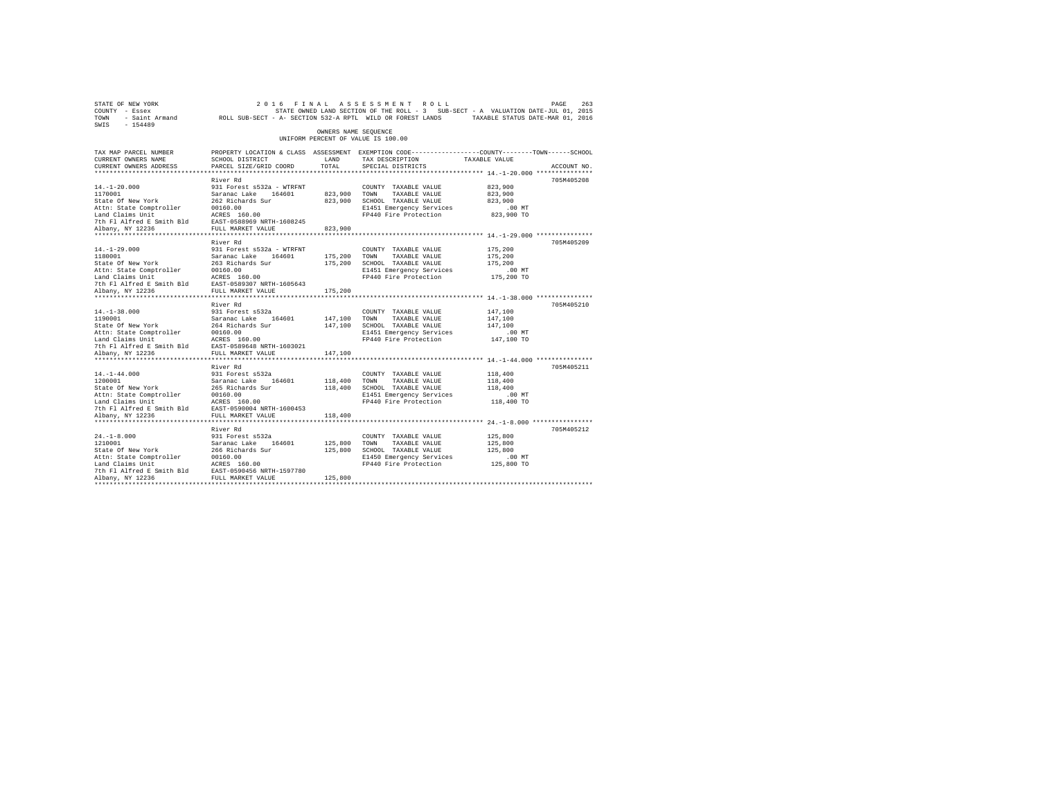STATE OF NEW YORK — 2016 FINAL ASSESSMENT ROLL
COUNTY - Essex — STATE OWNED LAND SECTION OF THE ROLL - 3 SUB-SECT - A VALUATION DATE-JUL 01, 2015
TOWN - Saint Armand — ROLL SUB-SECT - A- SECTION 532-A RPTL WILD OR FOREST LANDS — TAXABLE STATUS DATE-MAR 01, 2016
SWIS - 154489

OWNERS NAME SEQUENCE
UNIFORM PERCENT OF VALUE IS 100.00

| TAX MAP PARCEL NUMBER / CURRENT OWNERS NAME / CURRENT OWNERS ADDRESS | PROPERTY LOCATION & CLASS / SCHOOL DISTRICT / PARCEL SIZE/GRID COORD | ASSESSMENT LAND | TOTAL | EXEMPTION CODE / TAX DESCRIPTION / SPECIAL DISTRICTS | TAXABLE VALUE (COUNTY / TOWN / SCHOOL) | ACCOUNT NO. |
|---|---|---|---|---|---|---|
| 14.-1-20.000 | River Rd | | | | | 705M405208 |
| 1170001 | 931 Forest s532a - WTRFNT | | | COUNTY TAXABLE VALUE | 823,900 | |
| State Of New York | Saranac Lake 164601 | 823,900 | | TOWN TAXABLE VALUE | 823,900 | |
| Attn: State Comptroller | 262 Richards Sur | | 823,900 | SCHOOL TAXABLE VALUE | 823,900 | |
| Land Claims Unit | 00160.00 | | | E1451 Emergency Services | .00 MT | |
| 7th Fl Alfred E Smith Bld | ACRES 160.00 | | | FP440 Fire Protection | 823,900 TO | |
| Albany, NY 12236 | EAST-0588969 NRTH-1608245 | | | | | |
| | FULL MARKET VALUE | | 823,900 | | | |
| 14.-1-29.000 | River Rd | | | | | 705M405209 |
| 1180001 | 931 Forest s532a - WTRFNT | | | COUNTY TAXABLE VALUE | 175,200 | |
| State Of New York | Saranac Lake 164601 | 175,200 | | TOWN TAXABLE VALUE | 175,200 | |
| Attn: State Comptroller | 263 Richards Sur | | 175,200 | SCHOOL TAXABLE VALUE | 175,200 | |
| Land Claims Unit | 00160.00 | | | E1451 Emergency Services | .00 MT | |
| 7th Fl Alfred E Smith Bld | ACRES 160.00 | | | FP440 Fire Protection | 175,200 TO | |
| Albany, NY 12236 | EAST-0589307 NRTH-1605643 | | | | | |
| | FULL MARKET VALUE | | 175,200 | | | |
| 14.-1-38.000 | River Rd | | | | | 705M405210 |
| 1190001 | 931 Forest s532a | | | COUNTY TAXABLE VALUE | 147,100 | |
| State Of New York | Saranac Lake 164601 | 147,100 | | TOWN TAXABLE VALUE | 147,100 | |
| Attn: State Comptroller | 264 Richards Sur | | 147,100 | SCHOOL TAXABLE VALUE | 147,100 | |
| Land Claims Unit | 00160.00 | | | E1451 Emergency Services | .00 MT | |
| 7th Fl Alfred E Smith Bld | ACRES 160.00 | | | FP440 Fire Protection | 147,100 TO | |
| Albany, NY 12236 | EAST-0589648 NRTH-1603021 | | | | | |
| | FULL MARKET VALUE | | 147,100 | | | |
| 14.-1-44.000 | River Rd | | | | | 705M405211 |
| 1200001 | 931 Forest s532a | | | COUNTY TAXABLE VALUE | 118,400 | |
| State Of New York | Saranac Lake 164601 | 118,400 | | TOWN TAXABLE VALUE | 118,400 | |
| Attn: State Comptroller | 265 Richards Sur | | 118,400 | SCHOOL TAXABLE VALUE | 118,400 | |
| Land Claims Unit | 00160.00 | | | E1451 Emergency Services | .00 MT | |
| 7th Fl Alfred E Smith Bld | ACRES 160.00 | | | FP440 Fire Protection | 118,400 TO | |
| Albany, NY 12236 | EAST-0590004 NRTH-1600453 | | | | | |
| | FULL MARKET VALUE | | 118,400 | | | |
| 24.-1-8.000 | River Rd | | | | | 705M405212 |
| 1210001 | 931 Forest s532a | | | COUNTY TAXABLE VALUE | 125,800 | |
| State Of New York | Saranac Lake 164601 | 125,800 | | TOWN TAXABLE VALUE | 125,800 | |
| Attn: State Comptroller | 266 Richards Sur | | 125,800 | SCHOOL TAXABLE VALUE | 125,800 | |
| Land Claims Unit | 00160.00 | | | E1450 Emergency Services | .00 MT | |
| 7th Fl Alfred E Smith Bld | ACRES 160.00 | | | FP440 Fire Protection | 125,800 TO | |
| Albany, NY 12236 | EAST-0590456 NRTH-1597780 | | | | | |
| | FULL MARKET VALUE | | 125,800 | | | |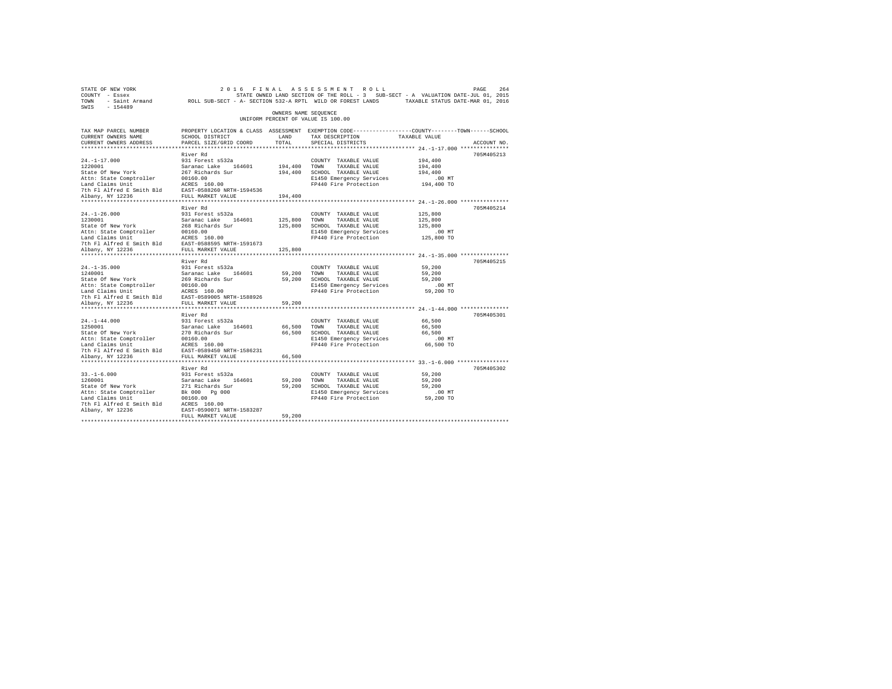STATE OF NEW YORK                2016 FINAL ASSESSMENT ROLL
COUNTY - Essex                   STATE OWNED LAND SECTION OF THE ROLL - 3   SUB-SECT - A  VALUATION DATE-JUL 01, 2015
TOWN - Saint Armand              ROLL SUB-SECT - A- SECTION 532-A RPTL WILD OR FOREST LANDS    TAXABLE STATUS DATE-MAR 01, 2016
SWIS - 154489

OWNERS NAME SEQUENCE
UNIFORM PERCENT OF VALUE IS 100.00

| TAX MAP PARCEL NUMBER / CURRENT OWNERS NAME / CURRENT OWNERS ADDRESS | PROPERTY LOCATION & CLASS / SCHOOL DISTRICT / PARCEL SIZE/GRID COORD | ASSESSMENT LAND | TOTAL | EXEMPTION CODE / TAX DESCRIPTION / SPECIAL DISTRICTS | COUNTY--------TOWN------SCHOOL TAXABLE VALUE | ACCOUNT NO. |
|---|---|---|---|---|---|---|
| **24.-1-17.000** | River Rd | | | | | 705M405213 |
| 24.-1-17.000 | 931 Forest s532a | | | COUNTY TAXABLE VALUE | 194,400 | |
| 1220001 | Saranac Lake 164601 | 194,400 | | TOWN TAXABLE VALUE | 194,400 | |
| State Of New York | 267 Richards Sur | | 194,400 | SCHOOL TAXABLE VALUE | 194,400 | |
| Attn: State Comptroller | 00160.00 | | | E1450 Emergency Services | .00 MT | |
| Land Claims Unit | ACRES 160.00 | | | FP440 Fire Protection | 194,400 TO | |
| 7th Fl Alfred E Smith Bld | EAST-0588260 NRTH-1594536 | | | | | |
| Albany, NY 12236 | FULL MARKET VALUE | | 194,400 | | | |
| **24.-1-26.000** | River Rd | | | | | 705M405214 |
| 24.-1-26.000 | 931 Forest s532a | | | COUNTY TAXABLE VALUE | 125,800 | |
| 1230001 | Saranac Lake 164601 | 125,800 | | TOWN TAXABLE VALUE | 125,800 | |
| State Of New York | 268 Richards Sur | | 125,800 | SCHOOL TAXABLE VALUE | 125,800 | |
| Attn: State Comptroller | 00160.00 | | | E1450 Emergency Services | .00 MT | |
| Land Claims Unit | ACRES 160.00 | | | FP440 Fire Protection | 125,800 TO | |
| 7th Fl Alfred E Smith Bld | EAST-0588595 NRTH-1591673 | | | | | |
| Albany, NY 12236 | FULL MARKET VALUE | | 125,800 | | | |
| **24.-1-35.000** | River Rd | | | | | 705M405215 |
| 24.-1-35.000 | 931 Forest s532a | | | COUNTY TAXABLE VALUE | 59,200 | |
| 1240001 | Saranac Lake 164601 | 59,200 | | TOWN TAXABLE VALUE | 59,200 | |
| State Of New York | 269 Richards Sur | | 59,200 | SCHOOL TAXABLE VALUE | 59,200 | |
| Attn: State Comptroller | 00160.00 | | | E1450 Emergency Services | .00 MT | |
| Land Claims Unit | ACRES 160.00 | | | FP440 Fire Protection | 59,200 TO | |
| 7th Fl Alfred E Smith Bld | EAST-0589005 NRTH-1588926 | | | | | |
| Albany, NY 12236 | FULL MARKET VALUE | | 59,200 | | | |
| **24.-1-44.000** | River Rd | | | | | 705M405301 |
| 24.-1-44.000 | 931 Forest s532a | | | COUNTY TAXABLE VALUE | 66,500 | |
| 1250001 | Saranac Lake 164601 | 66,500 | | TOWN TAXABLE VALUE | 66,500 | |
| State Of New York | 270 Richards Sur | | 66,500 | SCHOOL TAXABLE VALUE | 66,500 | |
| Attn: State Comptroller | 00160.00 | | | E1450 Emergency Services | .00 MT | |
| Land Claims Unit | ACRES 160.00 | | | FP440 Fire Protection | 66,500 TO | |
| 7th Fl Alfred E Smith Bld | EAST-0589450 NRTH-1586231 | | | | | |
| Albany, NY 12236 | FULL MARKET VALUE | | 66,500 | | | |
| **33.-1-6.000** | River Rd | | | | | 705M405302 |
| 33.-1-6.000 | 931 Forest s532a | | | COUNTY TAXABLE VALUE | 59,200 | |
| 1260001 | Saranac Lake 164601 | 59,200 | | TOWN TAXABLE VALUE | 59,200 | |
| State Of New York | 271 Richards Sur | | 59,200 | SCHOOL TAXABLE VALUE | 59,200 | |
| Attn: State Comptroller | Bk 000 Pg 000 | | | E1450 Emergency Services | .00 MT | |
| Land Claims Unit | 00160.00 | | | FP440 Fire Protection | 59,200 TO | |
| 7th Fl Alfred E Smith Bld | ACRES 160.00 | | | | | |
| Albany, NY 12236 | EAST-0590071 NRTH-1583287 | | | | | |
| | FULL MARKET VALUE | | 59,200 | | | |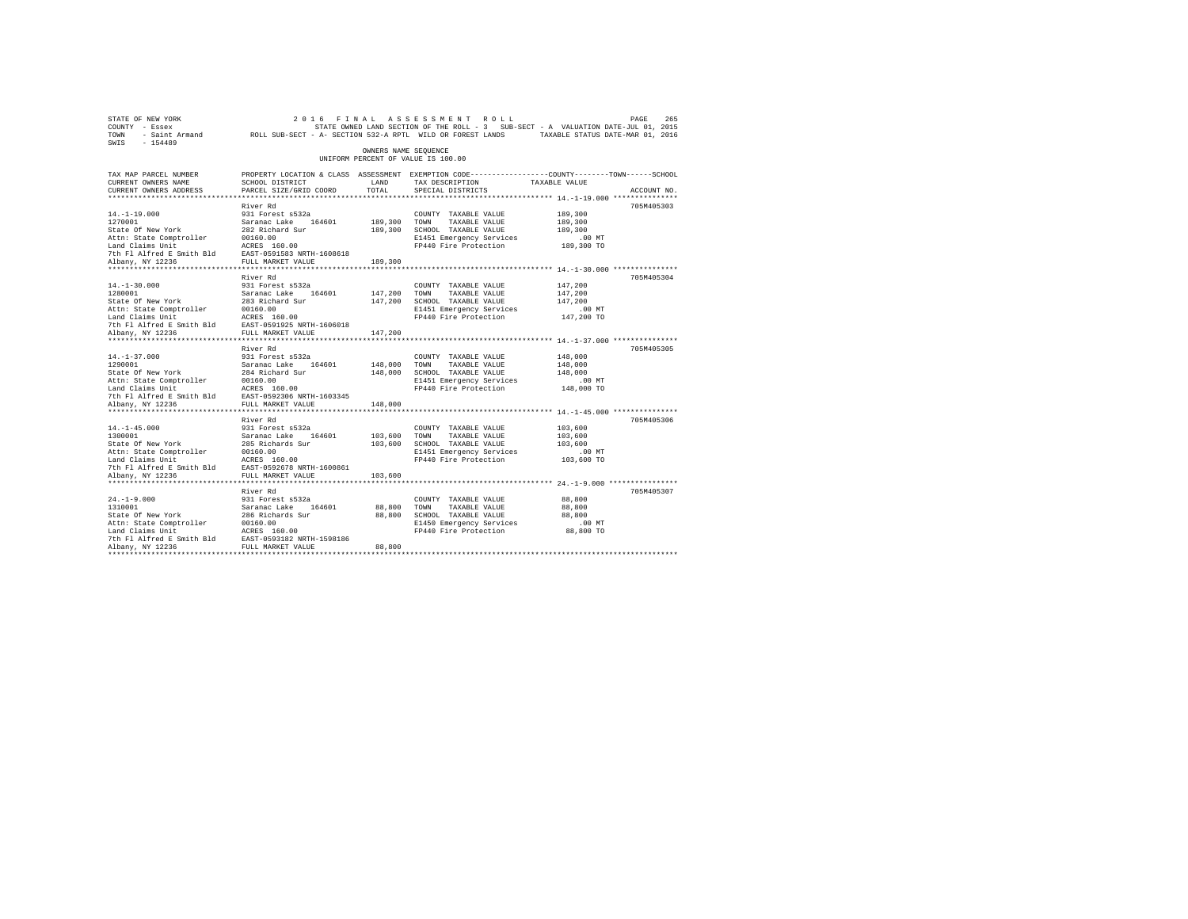STATE OF NEW YORK
COUNTY - Essex
TOWN - Saint Armand
SWIS - 154489

2 0 1 6 F I N A L A S S E S S M E N T R O L L

STATE OWNED LAND SECTION OF THE ROLL - 3 SUB-SECT - A VALUATION DATE-JUL 01, 2015

ROLL SUB-SECT - A- SECTION 532-A RPTL WILD OR FOREST LANDS TAXABLE STATUS DATE-MAR 01, 2016

OWNERS NAME SEQUENCE
UNIFORM PERCENT OF VALUE IS 100.00

| TAX MAP PARCEL NUMBER / CURRENT OWNERS NAME / CURRENT OWNERS ADDRESS | PROPERTY LOCATION & CLASS / SCHOOL DISTRICT / PARCEL SIZE/GRID COORD | ASSESSMENT LAND | ASSESSMENT TOTAL | EXEMPTION CODE / TAX DESCRIPTION / SPECIAL DISTRICTS | TAXABLE VALUE (COUNTY / TOWN / SCHOOL) | ACCOUNT NO. |
|---|---|---|---|---|---|---|
| 14.-1-19.000 | River Rd | | | | | 705M405303 |
| 1270001 | 931 Forest s532a | | | COUNTY TAXABLE VALUE | 189,300 | |
| State Of New York | Saranac Lake 164601 | 189,300 | | TOWN TAXABLE VALUE | 189,300 | |
| Attn: State Comptroller | 282 Richard Sur | | 189,300 | SCHOOL TAXABLE VALUE | 189,300 | |
| Land Claims Unit | 00160.00 | | | E1451 Emergency Services | .00 MT | |
| 7th Fl Alfred E Smith Bld | ACRES 160.00 | | | FP440 Fire Protection | 189,300 TO | |
| Albany, NY 12236 | EAST-0591583 NRTH-1608618 | | | | | |
| | FULL MARKET VALUE | | 189,300 | | | |
| 14.-1-30.000 | River Rd | | | | | 705M405304 |
| 1280001 | 931 Forest s532a | | | COUNTY TAXABLE VALUE | 147,200 | |
| State Of New York | Saranac Lake 164601 | 147,200 | | TOWN TAXABLE VALUE | 147,200 | |
| Attn: State Comptroller | 283 Richard Sur | | 147,200 | SCHOOL TAXABLE VALUE | 147,200 | |
| Land Claims Unit | 00160.00 | | | E1451 Emergency Services | .00 MT | |
| 7th Fl Alfred E Smith Bld | ACRES 160.00 | | | FP440 Fire Protection | 147,200 TO | |
| Albany, NY 12236 | EAST-0591925 NRTH-1606018 | | | | | |
| | FULL MARKET VALUE | | 147,200 | | | |
| 14.-1-37.000 | River Rd | | | | | 705M405305 |
| 1290001 | 931 Forest s532a | | | COUNTY TAXABLE VALUE | 148,000 | |
| State Of New York | Saranac Lake 164601 | 148,000 | | TOWN TAXABLE VALUE | 148,000 | |
| Attn: State Comptroller | 284 Richard Sur | | 148,000 | SCHOOL TAXABLE VALUE | 148,000 | |
| Land Claims Unit | 00160.00 | | | E1451 Emergency Services | .00 MT | |
| 7th Fl Alfred E Smith Bld | ACRES 160.00 | | | FP440 Fire Protection | 148,000 TO | |
| Albany, NY 12236 | EAST-0592306 NRTH-1603345 | | | | | |
| | FULL MARKET VALUE | | 148,000 | | | |
| 14.-1-45.000 | River Rd | | | | | 705M405306 |
| 1300001 | 931 Forest s532a | | | COUNTY TAXABLE VALUE | 103,600 | |
| State Of New York | Saranac Lake 164601 | 103,600 | | TOWN TAXABLE VALUE | 103,600 | |
| Attn: State Comptroller | 285 Richards Sur | | 103,600 | SCHOOL TAXABLE VALUE | 103,600 | |
| Land Claims Unit | 00160.00 | | | E1451 Emergency Services | .00 MT | |
| 7th Fl Alfred E Smith Bld | ACRES 160.00 | | | FP440 Fire Protection | 103,600 TO | |
| Albany, NY 12236 | EAST-0592678 NRTH-1600861 | | | | | |
| | FULL MARKET VALUE | | 103,600 | | | |
| 24.-1-9.000 | River Rd | | | | | 705M405307 |
| 1310001 | 931 Forest s532a | | | COUNTY TAXABLE VALUE | 88,800 | |
| State Of New York | Saranac Lake 164601 | 88,800 | | TOWN TAXABLE VALUE | 88,800 | |
| Attn: State Comptroller | 286 Richards Sur | | 88,800 | SCHOOL TAXABLE VALUE | 88,800 | |
| Land Claims Unit | 00160.00 | | | E1450 Emergency Services | .00 MT | |
| 7th Fl Alfred E Smith Bld | ACRES 160.00 | | | FP440 Fire Protection | 88,800 TO | |
| Albany, NY 12236 | EAST-0593182 NRTH-1598186 | | | | | |
| | FULL MARKET VALUE | | 88,800 | | | |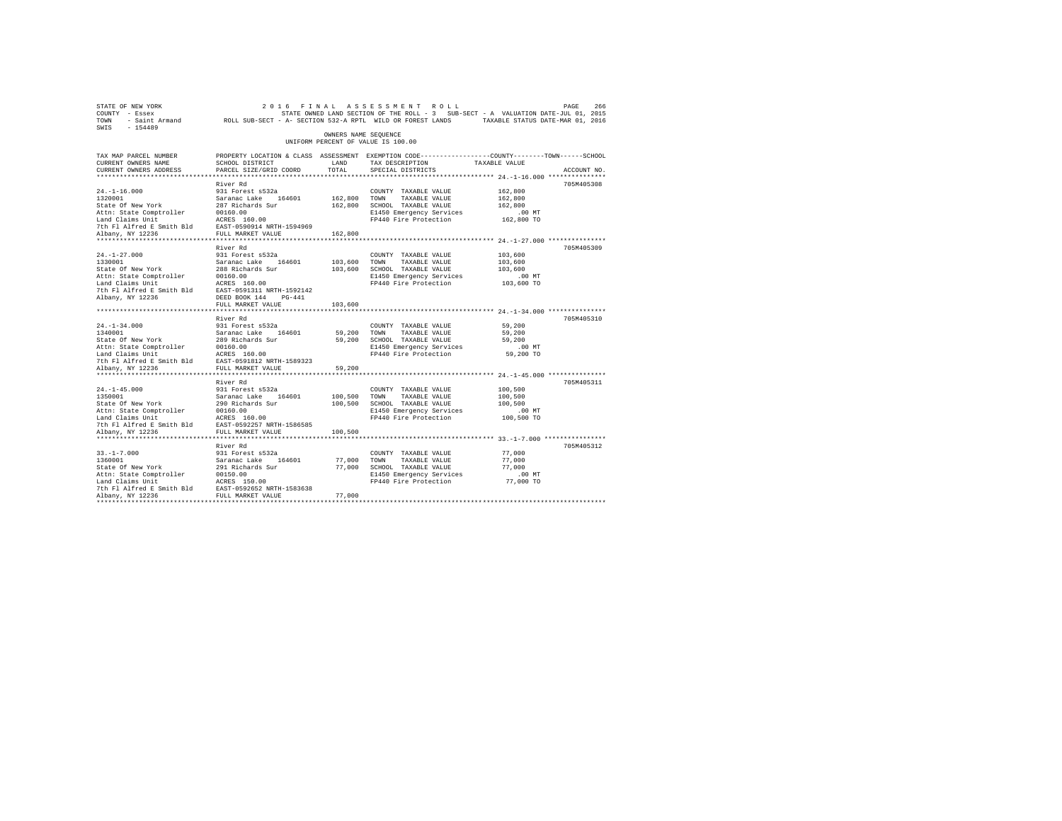STATE OF NEW YORK                    2016 FINAL ASSESSMENT ROLL
COUNTY - Essex                       STATE OWNED LAND SECTION OF THE ROLL - 3   SUB-SECT - A  VALUATION DATE-JUL 01, 2015
TOWN - Saint Armand                  ROLL SUB-SECT - A- SECTION 532-A RPTL WILD OR FOREST LANDS   TAXABLE STATUS DATE-MAR 01, 2016
SWIS - 154489

OWNERS NAME SEQUENCE
UNIFORM PERCENT OF VALUE IS 100.00

| TAX MAP PARCEL NUMBER / CURRENT OWNERS NAME / CURRENT OWNERS ADDRESS | PROPERTY LOCATION & CLASS / SCHOOL DISTRICT / PARCEL SIZE/GRID COORD | ASSESSMENT LAND / TOTAL | EXEMPTION CODE / TAX DESCRIPTION / SPECIAL DISTRICTS | TAXABLE VALUE (COUNTY / TOWN / SCHOOL) | ACCOUNT NO. |
|---|---|---|---|---|---|
| 24.-1-16.000 | River Rd | | | | 705M405308 |
| 1320001 | 931 Forest s532a | | COUNTY TAXABLE VALUE | 162,800 | |
| State Of New York | Saranac Lake 164601 | 162,800 | TOWN TAXABLE VALUE | 162,800 | |
| Attn: State Comptroller | 287 Richards Sur | 162,800 | SCHOOL TAXABLE VALUE | 162,800 | |
| Land Claims Unit | 00160.00 | | E1450 Emergency Services | .00 MT | |
| 7th Fl Alfred E Smith Bld | ACRES 160.00 | | FP440 Fire Protection | 162,800 TO | |
| Albany, NY 12236 | EAST-0590914 NRTH-1594969 | | | | |
| | FULL MARKET VALUE | 162,800 | | | |
| 24.-1-27.000 | River Rd | | | | 705M405309 |
| 1330001 | 931 Forest s532a | | COUNTY TAXABLE VALUE | 103,600 | |
| State Of New York | Saranac Lake 164601 | 103,600 | TOWN TAXABLE VALUE | 103,600 | |
| Attn: State Comptroller | 288 Richards Sur | 103,600 | SCHOOL TAXABLE VALUE | 103,600 | |
| Land Claims Unit | 00160.00 | | E1450 Emergency Services | .00 MT | |
| 7th Fl Alfred E Smith Bld | ACRES 160.00 | | FP440 Fire Protection | 103,600 TO | |
| Albany, NY 12236 | EAST-0591311 NRTH-1592142 | | | | |
| | DEED BOOK 144 PG-441 | | | | |
| | FULL MARKET VALUE | 103,600 | | | |
| 24.-1-34.000 | River Rd | | | | 705M405310 |
| 1340001 | 931 Forest s532a | | COUNTY TAXABLE VALUE | 59,200 | |
| State Of New York | Saranac Lake 164601 | 59,200 | TOWN TAXABLE VALUE | 59,200 | |
| Attn: State Comptroller | 289 Richards Sur | 59,200 | SCHOOL TAXABLE VALUE | 59,200 | |
| Land Claims Unit | 00160.00 | | E1450 Emergency Services | .00 MT | |
| 7th Fl Alfred E Smith Bld | ACRES 160.00 | | FP440 Fire Protection | 59,200 TO | |
| Albany, NY 12236 | EAST-0591812 NRTH-1589323 | | | | |
| | FULL MARKET VALUE | 59,200 | | | |
| 24.-1-45.000 | River Rd | | | | 705M405311 |
| 1350001 | 931 Forest s532a | | COUNTY TAXABLE VALUE | 100,500 | |
| State Of New York | Saranac Lake 164601 | 100,500 | TOWN TAXABLE VALUE | 100,500 | |
| Attn: State Comptroller | 290 Richards Sur | 100,500 | SCHOOL TAXABLE VALUE | 100,500 | |
| Land Claims Unit | 00160.00 | | E1450 Emergency Services | .00 MT | |
| 7th Fl Alfred E Smith Bld | ACRES 160.00 | | FP440 Fire Protection | 100,500 TO | |
| Albany, NY 12236 | EAST-0592257 NRTH-1586585 | | | | |
| | FULL MARKET VALUE | 100,500 | | | |
| 33.-1-7.000 | River Rd | | | | 705M405312 |
| 1360001 | 931 Forest s532a | | COUNTY TAXABLE VALUE | 77,000 | |
| State Of New York | Saranac Lake 164601 | 77,000 | TOWN TAXABLE VALUE | 77,000 | |
| Attn: State Comptroller | 291 Richards Sur | 77,000 | SCHOOL TAXABLE VALUE | 77,000 | |
| Land Claims Unit | 00150.00 | | E1450 Emergency Services | .00 MT | |
| 7th Fl Alfred E Smith Bld | ACRES 150.00 | | FP440 Fire Protection | 77,000 TO | |
| Albany, NY 12236 | EAST-0592652 NRTH-1583638 | | | | |
| | FULL MARKET VALUE | 77,000 | | | |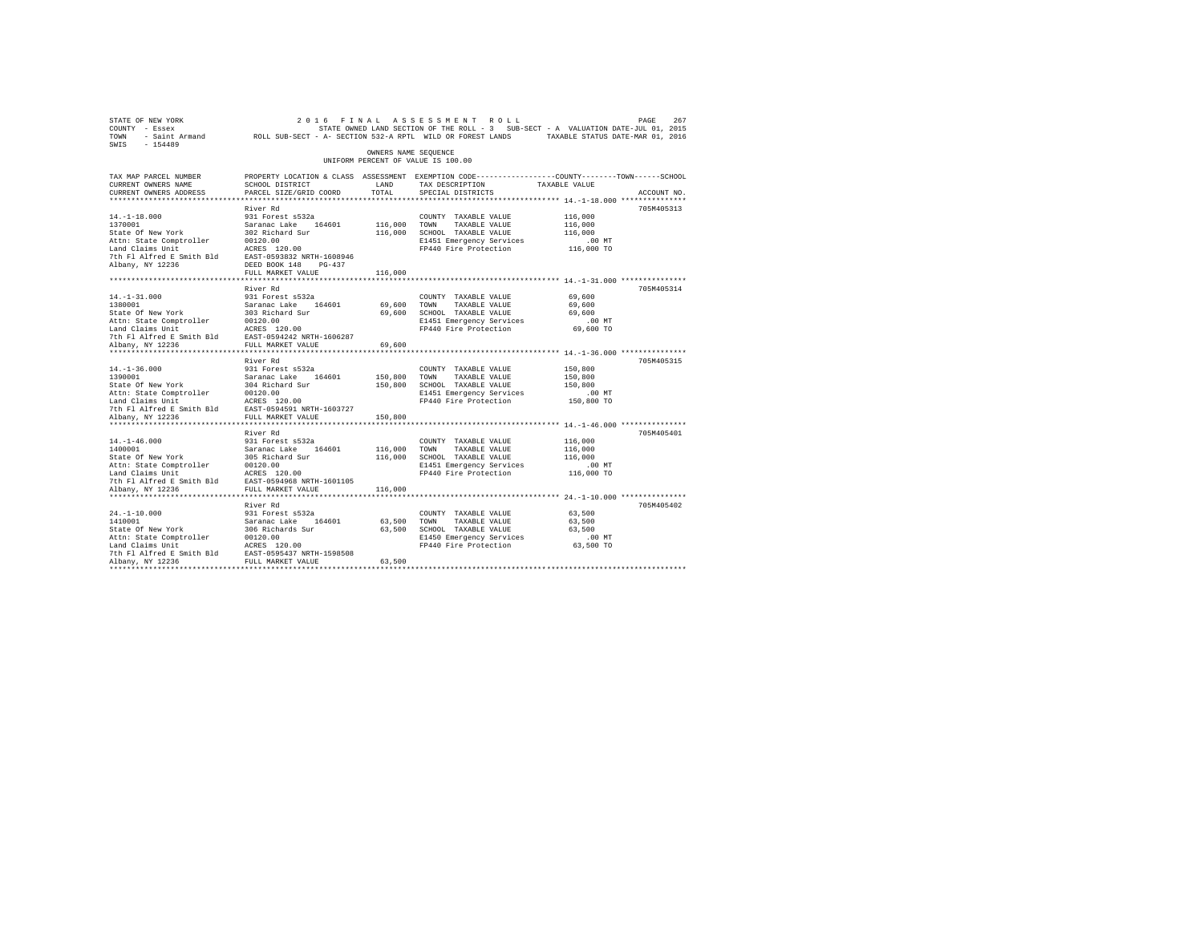STATE OF NEW YORK — 2016 FINAL ASSESSMENT ROLL
COUNTY - Essex — STATE OWNED LAND SECTION OF THE ROLL - 3 SUB-SECT - A VALUATION DATE-JUL 01, 2015
TOWN - Saint Armand — ROLL SUB-SECT - A- SECTION 532-A RPTL WILD OR FOREST LANDS — TAXABLE STATUS DATE-MAR 01, 2016
SWIS - 154489

OWNERS NAME SEQUENCE
UNIFORM PERCENT OF VALUE IS 100.00

| TAX MAP PARCEL NUMBER / CURRENT OWNERS NAME / CURRENT OWNERS ADDRESS | PROPERTY LOCATION & CLASS / SCHOOL DISTRICT / PARCEL SIZE/GRID COORD | ASSESSMENT LAND | TOTAL | EXEMPTION CODE / TAX DESCRIPTION / SPECIAL DISTRICTS | TAXABLE VALUE (COUNTY / TOWN / SCHOOL) | ACCOUNT NO. |
|---|---|---|---|---|---|---|
| 14.-1-18.000 | River Rd | | | | | 705M405313 |
| 1370001 | 931 Forest s532a | | | COUNTY TAXABLE VALUE | 116,000 | |
| State Of New York | Saranac Lake 164601 | 116,000 | | TOWN TAXABLE VALUE | 116,000 | |
| Attn: State Comptroller | 302 Richard Sur | | 116,000 | SCHOOL TAXABLE VALUE | 116,000 | |
| Land Claims Unit | 00120.00 | | | E1451 Emergency Services | .00 MT | |
| 7th Fl Alfred E Smith Bld | ACRES 120.00 | | | FP440 Fire Protection | 116,000 TO | |
| Albany, NY 12236 | EAST-0593832 NRTH-1608946 | | | | | |
| | DEED BOOK 148 PG-437 | | | | | |
| | FULL MARKET VALUE | | 116,000 | | | |
| 14.-1-31.000 | River Rd | | | | | 705M405314 |
| 1380001 | 931 Forest s532a | | | COUNTY TAXABLE VALUE | 69,600 | |
| State Of New York | Saranac Lake 164601 | 69,600 | | TOWN TAXABLE VALUE | 69,600 | |
| Attn: State Comptroller | 303 Richard Sur | | 69,600 | SCHOOL TAXABLE VALUE | 69,600 | |
| Land Claims Unit | 00120.00 | | | E1451 Emergency Services | .00 MT | |
| 7th Fl Alfred E Smith Bld | ACRES 120.00 | | | FP440 Fire Protection | 69,600 TO | |
| Albany, NY 12236 | EAST-0594242 NRTH-1606287 | | | | | |
| | FULL MARKET VALUE | | 69,600 | | | |
| 14.-1-36.000 | River Rd | | | | | 705M405315 |
| 1390001 | 931 Forest s532a | | | COUNTY TAXABLE VALUE | 150,800 | |
| State Of New York | Saranac Lake 164601 | 150,800 | | TOWN TAXABLE VALUE | 150,800 | |
| Attn: State Comptroller | 304 Richard Sur | | 150,800 | SCHOOL TAXABLE VALUE | 150,800 | |
| Land Claims Unit | 00120.00 | | | E1451 Emergency Services | .00 MT | |
| 7th Fl Alfred E Smith Bld | ACRES 120.00 | | | FP440 Fire Protection | 150,800 TO | |
| Albany, NY 12236 | EAST-0594591 NRTH-1603727 | | | | | |
| | FULL MARKET VALUE | | 150,800 | | | |
| 14.-1-46.000 | River Rd | | | | | 705M405401 |
| 1400001 | 931 Forest s532a | | | COUNTY TAXABLE VALUE | 116,000 | |
| State Of New York | Saranac Lake 164601 | 116,000 | | TOWN TAXABLE VALUE | 116,000 | |
| Attn: State Comptroller | 305 Richard Sur | | 116,000 | SCHOOL TAXABLE VALUE | 116,000 | |
| Land Claims Unit | 00120.00 | | | E1451 Emergency Services | .00 MT | |
| 7th Fl Alfred E Smith Bld | ACRES 120.00 | | | FP440 Fire Protection | 116,000 TO | |
| Albany, NY 12236 | EAST-0594968 NRTH-1601105 | | | | | |
| | FULL MARKET VALUE | | 116,000 | | | |
| 24.-1-10.000 | River Rd | | | | | 705M405402 |
| 1410001 | 931 Forest s532a | | | COUNTY TAXABLE VALUE | 63,500 | |
| State Of New York | Saranac Lake 164601 | 63,500 | | TOWN TAXABLE VALUE | 63,500 | |
| Attn: State Comptroller | 306 Richards Sur | | 63,500 | SCHOOL TAXABLE VALUE | 63,500 | |
| Land Claims Unit | 00120.00 | | | E1450 Emergency Services | .00 MT | |
| 7th Fl Alfred E Smith Bld | ACRES 120.00 | | | FP440 Fire Protection | 63,500 TO | |
| Albany, NY 12236 | EAST-0595437 NRTH-1598508 | | | | | |
| | FULL MARKET VALUE | | 63,500 | | | |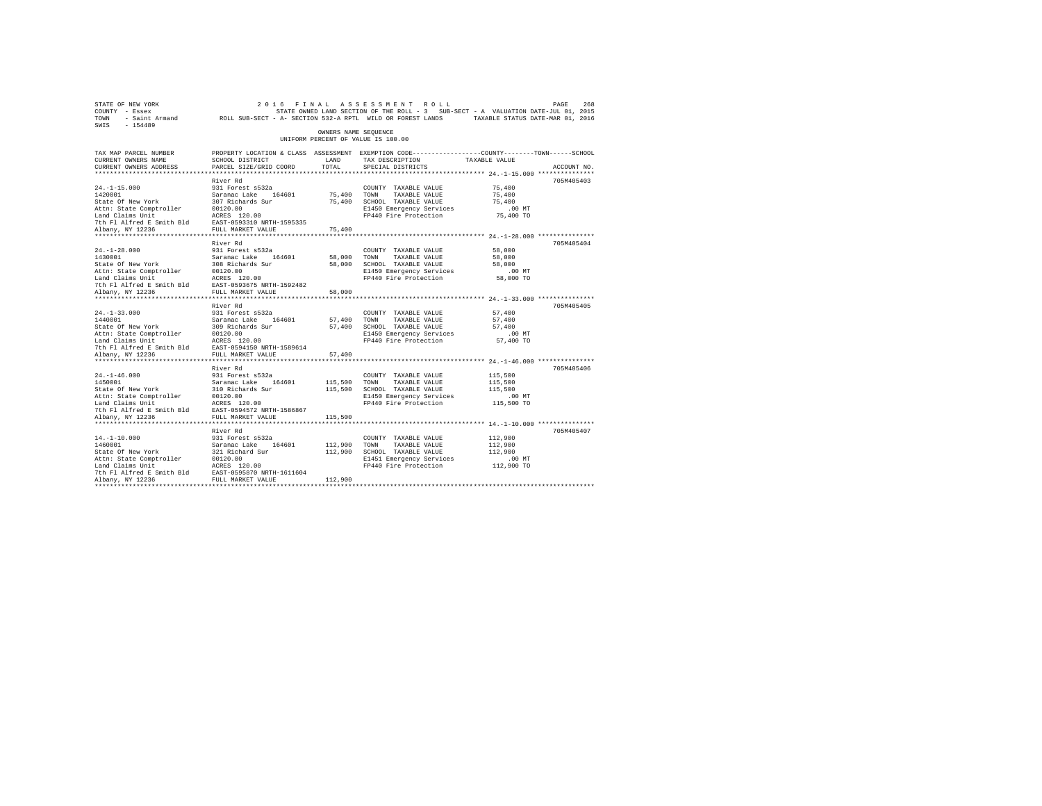STATE OF NEW YORK — 2016 FINAL ASSESSMENT ROLL
COUNTY - Essex — STATE OWNED LAND SECTION OF THE ROLL - 3 SUB-SECT - A VALUATION DATE-JUL 01, 2015
TOWN - Saint Armand — ROLL SUB-SECT - A- SECTION 532-A RPTL WILD OR FOREST LANDS — TAXABLE STATUS DATE-MAR 01, 2016
SWIS - 154489

OWNERS NAME SEQUENCE
UNIFORM PERCENT OF VALUE IS 100.00

| TAX MAP PARCEL NUMBER / CURRENT OWNERS NAME / CURRENT OWNERS ADDRESS | PROPERTY LOCATION & CLASS / SCHOOL DISTRICT / PARCEL SIZE/GRID COORD | ASSESSMENT LAND | TOTAL | EXEMPTION CODE / TAX DESCRIPTION / SPECIAL DISTRICTS | TAXABLE VALUE (COUNTY--TOWN--SCHOOL) | ACCOUNT NO. |
|---|---|---|---|---|---|---|
| 24.-1-15.000 | River Rd | | | | | 705M405403 |
| 24.-1-15.000 | 931 Forest s532a | | | COUNTY TAXABLE VALUE | 75,400 | |
| 1420001 | Saranac Lake 164601 | 75,400 | | TOWN TAXABLE VALUE | 75,400 | |
| State Of New York | 307 Richards Sur | | 75,400 | SCHOOL TAXABLE VALUE | 75,400 | |
| Attn: State Comptroller | 00120.00 | | | E1450 Emergency Services | .00 MT | |
| Land Claims Unit | ACRES 120.00 | | | FP440 Fire Protection | 75,400 TO | |
| 7th Fl Alfred E Smith Bld | EAST-0593310 NRTH-1595335 | | | | | |
| Albany, NY 12236 | FULL MARKET VALUE | | 75,400 | | | |
| 24.-1-28.000 | River Rd | | | | | 705M405404 |
| 24.-1-28.000 | 931 Forest s532a | | | COUNTY TAXABLE VALUE | 58,000 | |
| 1430001 | Saranac Lake 164601 | 58,000 | | TOWN TAXABLE VALUE | 58,000 | |
| State Of New York | 308 Richards Sur | | 58,000 | SCHOOL TAXABLE VALUE | 58,000 | |
| Attn: State Comptroller | 00120.00 | | | E1450 Emergency Services | .00 MT | |
| Land Claims Unit | ACRES 120.00 | | | FP440 Fire Protection | 58,000 TO | |
| 7th Fl Alfred E Smith Bld | EAST-0593675 NRTH-1592482 | | | | | |
| Albany, NY 12236 | FULL MARKET VALUE | | 58,000 | | | |
| 24.-1-33.000 | River Rd | | | | | 705M405405 |
| 24.-1-33.000 | 931 Forest s532a | | | COUNTY TAXABLE VALUE | 57,400 | |
| 1440001 | Saranac Lake 164601 | 57,400 | | TOWN TAXABLE VALUE | 57,400 | |
| State Of New York | 309 Richards Sur | | 57,400 | SCHOOL TAXABLE VALUE | 57,400 | |
| Attn: State Comptroller | 00120.00 | | | E1450 Emergency Services | .00 MT | |
| Land Claims Unit | ACRES 120.00 | | | FP440 Fire Protection | 57,400 TO | |
| 7th Fl Alfred E Smith Bld | EAST-0594150 NRTH-1589614 | | | | | |
| Albany, NY 12236 | FULL MARKET VALUE | | 57,400 | | | |
| 24.-1-46.000 | River Rd | | | | | 705M405406 |
| 24.-1-46.000 | 931 Forest s532a | | | COUNTY TAXABLE VALUE | 115,500 | |
| 1450001 | Saranac Lake 164601 | 115,500 | | TOWN TAXABLE VALUE | 115,500 | |
| State Of New York | 310 Richards Sur | | 115,500 | SCHOOL TAXABLE VALUE | 115,500 | |
| Attn: State Comptroller | 00120.00 | | | E1450 Emergency Services | .00 MT | |
| Land Claims Unit | ACRES 120.00 | | | FP440 Fire Protection | 115,500 TO | |
| 7th Fl Alfred E Smith Bld | EAST-0594572 NRTH-1586867 | | | | | |
| Albany, NY 12236 | FULL MARKET VALUE | | 115,500 | | | |
| 14.-1-10.000 | River Rd | | | | | 705M405407 |
| 14.-1-10.000 | 931 Forest s532a | | | COUNTY TAXABLE VALUE | 112,900 | |
| 1460001 | Saranac Lake 164601 | 112,900 | | TOWN TAXABLE VALUE | 112,900 | |
| State Of New York | 321 Richard Sur | | 112,900 | SCHOOL TAXABLE VALUE | 112,900 | |
| Attn: State Comptroller | 00120.00 | | | E1451 Emergency Services | .00 MT | |
| Land Claims Unit | ACRES 120.00 | | | FP440 Fire Protection | 112,900 TO | |
| 7th Fl Alfred E Smith Bld | EAST-0595870 NRTH-1611604 | | | | | |
| Albany, NY 12236 | FULL MARKET VALUE | | 112,900 | | | |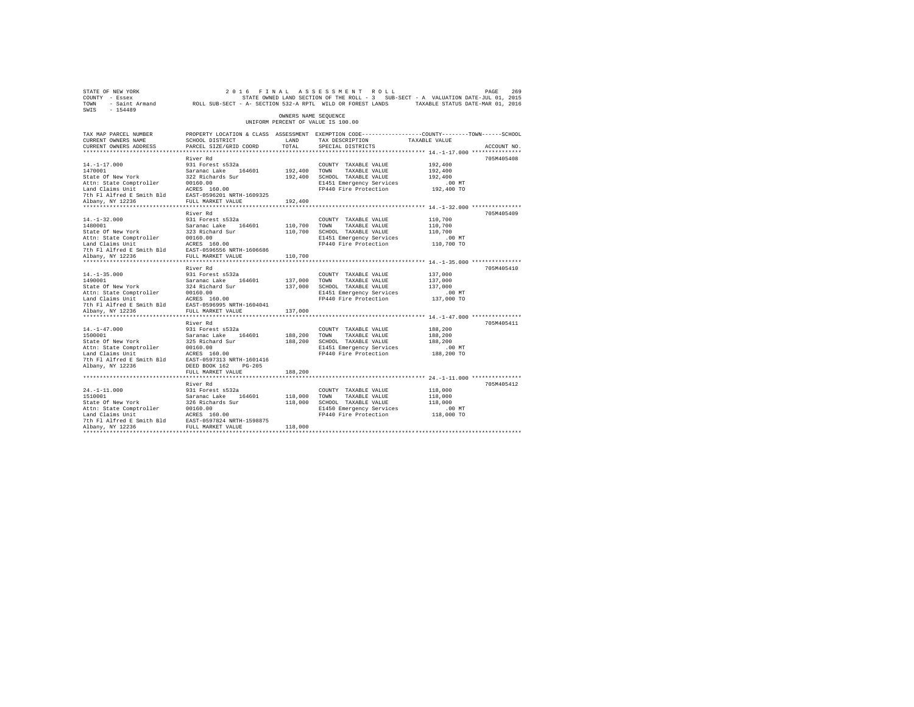STATE OF NEW YORK
COUNTY - Essex
TOWN - Saint Armand
SWIS - 154489

2016 FINAL ASSESSMENT ROLL
STATE OWNED LAND SECTION OF THE ROLL - 3 SUB-SECT - A VALUATION DATE-JUL 01, 2015
ROLL SUB-SECT - A- SECTION 532-A RPTL WILD OR FOREST LANDS TAXABLE STATUS DATE-MAR 01, 2016

OWNERS NAME SEQUENCE
UNIFORM PERCENT OF VALUE IS 100.00

| TAX MAP PARCEL NUMBER / CURRENT OWNERS NAME / CURRENT OWNERS ADDRESS | PROPERTY LOCATION & CLASS / SCHOOL DISTRICT / PARCEL SIZE/GRID COORD | ASSESSMENT LAND / TOTAL | EXEMPTION CODE / TAX DESCRIPTION / SPECIAL DISTRICTS | COUNTY / TOWN / SCHOOL TAXABLE VALUE | ACCOUNT NO. |
|---|---|---|---|---|---|
| 14.-1-17.000 | River Rd | | | | 705M405408 |
| 1470001 | 931 Forest s532a | | COUNTY TAXABLE VALUE | 192,400 | |
| State Of New York | Saranac Lake 164601 | 192,400 | TOWN TAXABLE VALUE | 192,400 | |
| Attn: State Comptroller | 322 Richards Sur | 192,400 | SCHOOL TAXABLE VALUE | 192,400 | |
| Land Claims Unit | 00160.00 | | E1451 Emergency Services | .00 MT | |
| 7th Fl Alfred E Smith Bld | ACRES 160.00 | | FP440 Fire Protection | 192,400 TO | |
| Albany, NY 12236 | EAST-0596201 NRTH-1609325 | | | | |
| | FULL MARKET VALUE | 192,400 | | | |
| 14.-1-32.000 | River Rd | | | | 705M405409 |
| 1480001 | 931 Forest s532a | | COUNTY TAXABLE VALUE | 110,700 | |
| State Of New York | Saranac Lake 164601 | 110,700 | TOWN TAXABLE VALUE | 110,700 | |
| Attn: State Comptroller | 323 Richard Sur | 110,700 | SCHOOL TAXABLE VALUE | 110,700 | |
| Land Claims Unit | 00160.00 | | E1451 Emergency Services | .00 MT | |
| 7th Fl Alfred E Smith Bld | ACRES 160.00 | | FP440 Fire Protection | 110,700 TO | |
| Albany, NY 12236 | EAST-0596556 NRTH-1606686 | | | | |
| | FULL MARKET VALUE | 110,700 | | | |
| 14.-1-35.000 | River Rd | | | | 705M405410 |
| 1490001 | 931 Forest s532a | | COUNTY TAXABLE VALUE | 137,000 | |
| State Of New York | Saranac Lake 164601 | 137,000 | TOWN TAXABLE VALUE | 137,000 | |
| Attn: State Comptroller | 324 Richard Sur | 137,000 | SCHOOL TAXABLE VALUE | 137,000 | |
| Land Claims Unit | 00160.00 | | E1451 Emergency Services | .00 MT | |
| 7th Fl Alfred E Smith Bld | ACRES 160.00 | | FP440 Fire Protection | 137,000 TO | |
| Albany, NY 12236 | EAST-0596995 NRTH-1604041 | | | | |
| | FULL MARKET VALUE | 137,000 | | | |
| 14.-1-47.000 | River Rd | | | | 705M405411 |
| 1500001 | 931 Forest s532a | | COUNTY TAXABLE VALUE | 188,200 | |
| State Of New York | Saranac Lake 164601 | 188,200 | TOWN TAXABLE VALUE | 188,200 | |
| Attn: State Comptroller | 325 Richard Sur | 188,200 | SCHOOL TAXABLE VALUE | 188,200 | |
| Land Claims Unit | 00160.00 | | E1451 Emergency Services | .00 MT | |
| 7th Fl Alfred E Smith Bld | ACRES 160.00 | | FP440 Fire Protection | 188,200 TO | |
| Albany, NY 12236 | EAST-0597313 NRTH-1601416 | | | | |
| | DEED BOOK 162 PG-205 | | | | |
| | FULL MARKET VALUE | 188,200 | | | |
| 24.-1-11.000 | River Rd | | | | 705M405412 |
| 1510001 | 931 Forest s532a | | COUNTY TAXABLE VALUE | 118,000 | |
| State Of New York | Saranac Lake 164601 | 118,000 | TOWN TAXABLE VALUE | 118,000 | |
| Attn: State Comptroller | 326 Richards Sur | 118,000 | SCHOOL TAXABLE VALUE | 118,000 | |
| Land Claims Unit | 00160.00 | | E1450 Emergency Services | .00 MT | |
| 7th Fl Alfred E Smith Bld | ACRES 160.00 | | FP440 Fire Protection | 118,000 TO | |
| Albany, NY 12236 | EAST-0597824 NRTH-1598875 | | | | |
| | FULL MARKET VALUE | 118,000 | | | |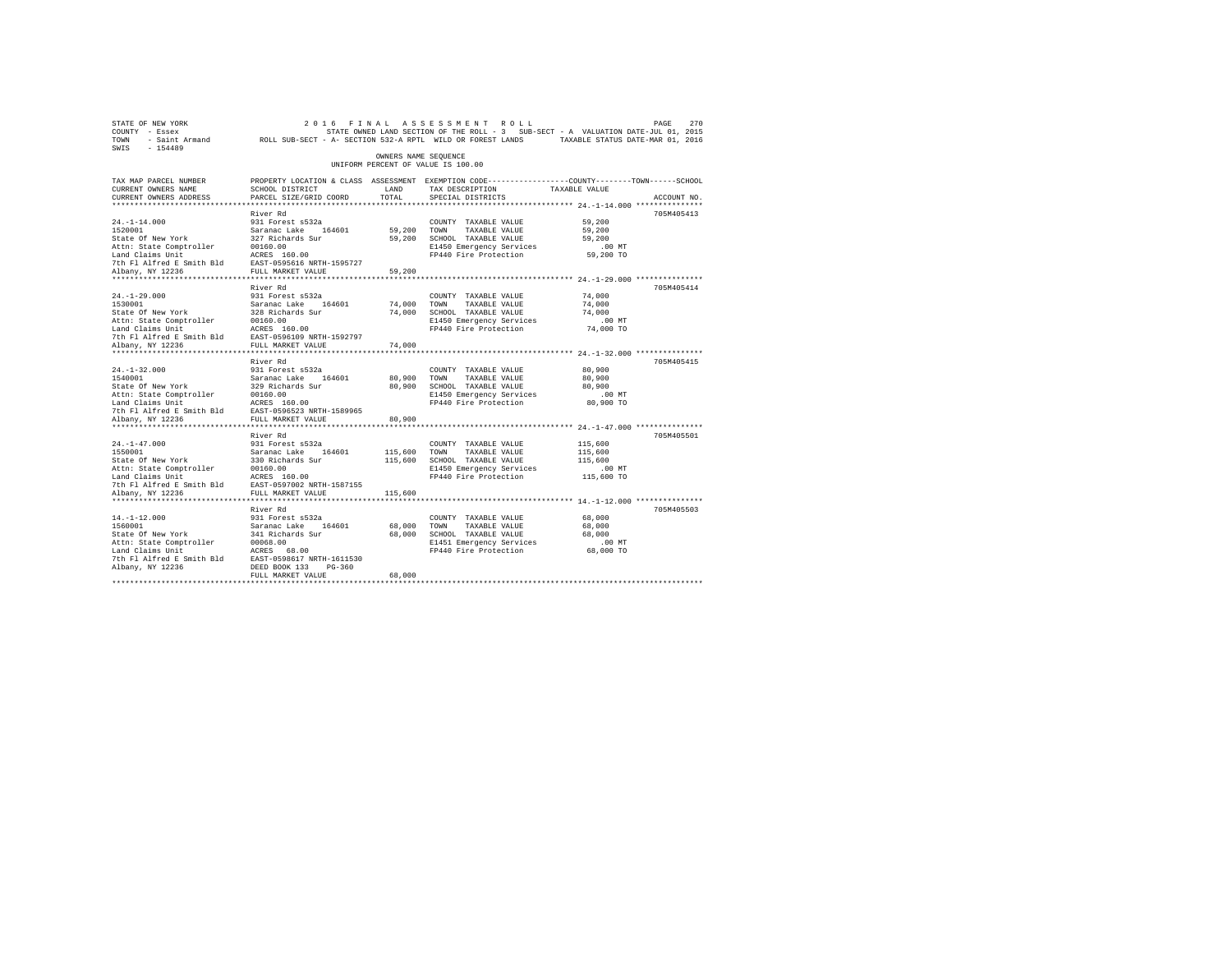STATE OF NEW YORK — 2016 FINAL ASSESSMENT ROLL
COUNTY - Essex — STATE OWNED LAND SECTION OF THE ROLL - 3 SUB-SECT - A VALUATION DATE-JUL 01, 2015
TOWN - Saint Armand — ROLL SUB-SECT - A- SECTION 532-A RPTL WILD OR FOREST LANDS — TAXABLE STATUS DATE-MAR 01, 2016
SWIS - 154489

OWNERS NAME SEQUENCE
UNIFORM PERCENT OF VALUE IS 100.00

| TAX MAP PARCEL NUMBER / CURRENT OWNERS NAME / CURRENT OWNERS ADDRESS | PROPERTY LOCATION & CLASS / SCHOOL DISTRICT / PARCEL SIZE/GRID COORD | ASSESSMENT LAND | TOTAL | EXEMPTION CODE / TAX DESCRIPTION / SPECIAL DISTRICTS | TAXABLE VALUE (COUNTY / TOWN / SCHOOL) | ACCOUNT NO. |
|---|---|---|---|---|---|---|
| 24.-1-14.000 | River Rd | | | | | 705M405413 |
| | 931 Forest s532a | | | COUNTY TAXABLE VALUE | 59,200 | |
| 1520001 | Saranac Lake 164601 | 59,200 | | TOWN TAXABLE VALUE | 59,200 | |
| State Of New York | 327 Richards Sur | | 59,200 | SCHOOL TAXABLE VALUE | 59,200 | |
| Attn: State Comptroller | 00160.00 | | | E1450 Emergency Services | .00 MT | |
| Land Claims Unit | ACRES 160.00 | | | FP440 Fire Protection | 59,200 TO | |
| 7th Fl Alfred E Smith Bld | EAST-0595616 NRTH-1595727 | | | | | |
| Albany, NY 12236 | FULL MARKET VALUE | | 59,200 | | | |
| 24.-1-29.000 | River Rd | | | | | 705M405414 |
| | 931 Forest s532a | | | COUNTY TAXABLE VALUE | 74,000 | |
| 1530001 | Saranac Lake 164601 | 74,000 | | TOWN TAXABLE VALUE | 74,000 | |
| State Of New York | 328 Richards Sur | | 74,000 | SCHOOL TAXABLE VALUE | 74,000 | |
| Attn: State Comptroller | 00160.00 | | | E1450 Emergency Services | .00 MT | |
| Land Claims Unit | ACRES 160.00 | | | FP440 Fire Protection | 74,000 TO | |
| 7th Fl Alfred E Smith Bld | EAST-0596109 NRTH-1592797 | | | | | |
| Albany, NY 12236 | FULL MARKET VALUE | | 74,000 | | | |
| 24.-1-32.000 | River Rd | | | | | 705M405415 |
| | 931 Forest s532a | | | COUNTY TAXABLE VALUE | 80,900 | |
| 1540001 | Saranac Lake 164601 | 80,900 | | TOWN TAXABLE VALUE | 80,900 | |
| State Of New York | 329 Richards Sur | | 80,900 | SCHOOL TAXABLE VALUE | 80,900 | |
| Attn: State Comptroller | 00160.00 | | | E1450 Emergency Services | .00 MT | |
| Land Claims Unit | ACRES 160.00 | | | FP440 Fire Protection | 80,900 TO | |
| 7th Fl Alfred E Smith Bld | EAST-0596523 NRTH-1589965 | | | | | |
| Albany, NY 12236 | FULL MARKET VALUE | | 80,900 | | | |
| 24.-1-47.000 | River Rd | | | | | 705M405501 |
| | 931 Forest s532a | | | COUNTY TAXABLE VALUE | 115,600 | |
| 1550001 | Saranac Lake 164601 | 115,600 | | TOWN TAXABLE VALUE | 115,600 | |
| State Of New York | 330 Richards Sur | | 115,600 | SCHOOL TAXABLE VALUE | 115,600 | |
| Attn: State Comptroller | 00160.00 | | | E1450 Emergency Services | .00 MT | |
| Land Claims Unit | ACRES 160.00 | | | FP440 Fire Protection | 115,600 TO | |
| 7th Fl Alfred E Smith Bld | EAST-0597002 NRTH-1587155 | | | | | |
| Albany, NY 12236 | FULL MARKET VALUE | | 115,600 | | | |
| 14.-1-12.000 | River Rd | | | | | 705M405503 |
| | 931 Forest s532a | | | COUNTY TAXABLE VALUE | 68,000 | |
| 1560001 | Saranac Lake 164601 | 68,000 | | TOWN TAXABLE VALUE | 68,000 | |
| State Of New York | 341 Richards Sur | | 68,000 | SCHOOL TAXABLE VALUE | 68,000 | |
| Attn: State Comptroller | 00068.00 | | | E1451 Emergency Services | .00 MT | |
| Land Claims Unit | ACRES 68.00 | | | FP440 Fire Protection | 68,000 TO | |
| 7th Fl Alfred E Smith Bld | EAST-0598617 NRTH-1611530 | | | | | |
| Albany, NY 12236 | DEED BOOK 133 PG-360 | | | | | |
| | FULL MARKET VALUE | | 68,000 | | | |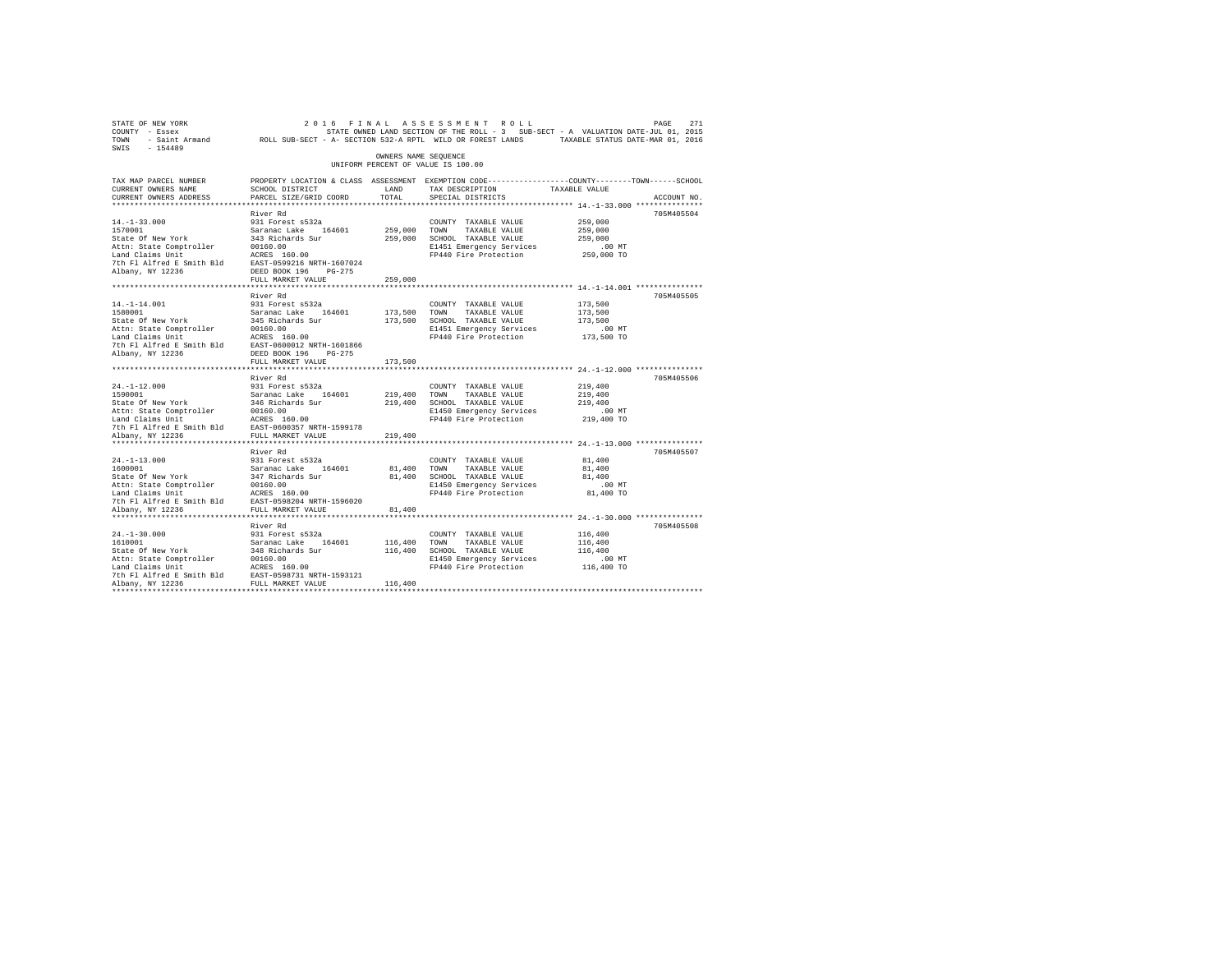STATE OF NEW YORK 2016 FINAL ASSESSMENT ROLL
COUNTY - Essex STATE OWNED LAND SECTION OF THE ROLL - 3 SUB-SECT - A VALUATION DATE-JUL 01, 2015
TOWN - Saint Armand ROLL SUB-SECT - A- SECTION 532-A RPTL WILD OR FOREST LANDS TAXABLE STATUS DATE-MAR 01, 2016
SWIS - 154489

OWNERS NAME SEQUENCE
UNIFORM PERCENT OF VALUE IS 100.00

| TAX MAP PARCEL NUMBER / CURRENT OWNERS NAME / CURRENT OWNERS ADDRESS | PROPERTY LOCATION & CLASS / SCHOOL DISTRICT / PARCEL SIZE/GRID COORD | ASSESSMENT LAND / TOTAL | EXEMPTION CODE / TAX DESCRIPTION / SPECIAL DISTRICTS | COUNTY / TOWN / SCHOOL TAXABLE VALUE | ACCOUNT NO. |
|---|---|---|---|---|---|
| **14.-1-33.000** | River Rd | | | | 705M405504 |
| 14.-1-33.000 | 931 Forest s532a | | COUNTY TAXABLE VALUE | 259,000 | |
| 1570001 | Saranac Lake 164601 | 259,000 | TOWN TAXABLE VALUE | 259,000 | |
| State Of New York | 343 Richards Sur | 259,000 | SCHOOL TAXABLE VALUE | 259,000 | |
| Attn: State Comptroller | 00160.00 | | E1451 Emergency Services | .00 MT | |
| Land Claims Unit | ACRES 160.00 | | FP440 Fire Protection | 259,000 TO | |
| 7th Fl Alfred E Smith Bld | EAST-0599216 NRTH-1607024 | | | | |
| Albany, NY 12236 | DEED BOOK 196 PG-275 | | | | |
| | FULL MARKET VALUE | 259,000 | | | |
| **14.-1-14.001** | River Rd | | | | 705M405505 |
| 14.-1-14.001 | 931 Forest s532a | | COUNTY TAXABLE VALUE | 173,500 | |
| 1580001 | Saranac Lake 164601 | 173,500 | TOWN TAXABLE VALUE | 173,500 | |
| State Of New York | 345 Richards Sur | 173,500 | SCHOOL TAXABLE VALUE | 173,500 | |
| Attn: State Comptroller | 00160.00 | | E1451 Emergency Services | .00 MT | |
| Land Claims Unit | ACRES 160.00 | | FP440 Fire Protection | 173,500 TO | |
| 7th Fl Alfred E Smith Bld | EAST-0600012 NRTH-1601866 | | | | |
| Albany, NY 12236 | DEED BOOK 196 PG-275 | | | | |
| | FULL MARKET VALUE | 173,500 | | | |
| **24.-1-12.000** | River Rd | | | | 705M405506 |
| 24.-1-12.000 | 931 Forest s532a | | COUNTY TAXABLE VALUE | 219,400 | |
| 1590001 | Saranac Lake 164601 | 219,400 | TOWN TAXABLE VALUE | 219,400 | |
| State Of New York | 346 Richards Sur | 219,400 | SCHOOL TAXABLE VALUE | 219,400 | |
| Attn: State Comptroller | 00160.00 | | E1450 Emergency Services | .00 MT | |
| Land Claims Unit | ACRES 160.00 | | FP440 Fire Protection | 219,400 TO | |
| 7th Fl Alfred E Smith Bld | EAST-0600357 NRTH-1599178 | | | | |
| Albany, NY 12236 | FULL MARKET VALUE | 219,400 | | | |
| **24.-1-13.000** | River Rd | | | | 705M405507 |
| 24.-1-13.000 | 931 Forest s532a | | COUNTY TAXABLE VALUE | 81,400 | |
| 1600001 | Saranac Lake 164601 | 81,400 | TOWN TAXABLE VALUE | 81,400 | |
| State Of New York | 347 Richards Sur | 81,400 | SCHOOL TAXABLE VALUE | 81,400 | |
| Attn: State Comptroller | 00160.00 | | E1450 Emergency Services | .00 MT | |
| Land Claims Unit | ACRES 160.00 | | FP440 Fire Protection | 81,400 TO | |
| 7th Fl Alfred E Smith Bld | EAST-0598204 NRTH-1596020 | | | | |
| Albany, NY 12236 | FULL MARKET VALUE | 81,400 | | | |
| **24.-1-30.000** | River Rd | | | | 705M405508 |
| 24.-1-30.000 | 931 Forest s532a | | COUNTY TAXABLE VALUE | 116,400 | |
| 1610001 | Saranac Lake 164601 | 116,400 | TOWN TAXABLE VALUE | 116,400 | |
| State Of New York | 348 Richards Sur | 116,400 | SCHOOL TAXABLE VALUE | 116,400 | |
| Attn: State Comptroller | 00160.00 | | E1450 Emergency Services | .00 MT | |
| Land Claims Unit | ACRES 160.00 | | FP440 Fire Protection | 116,400 TO | |
| 7th Fl Alfred E Smith Bld | EAST-0598731 NRTH-1593121 | | | | |
| Albany, NY 12236 | FULL MARKET VALUE | 116,400 | | | |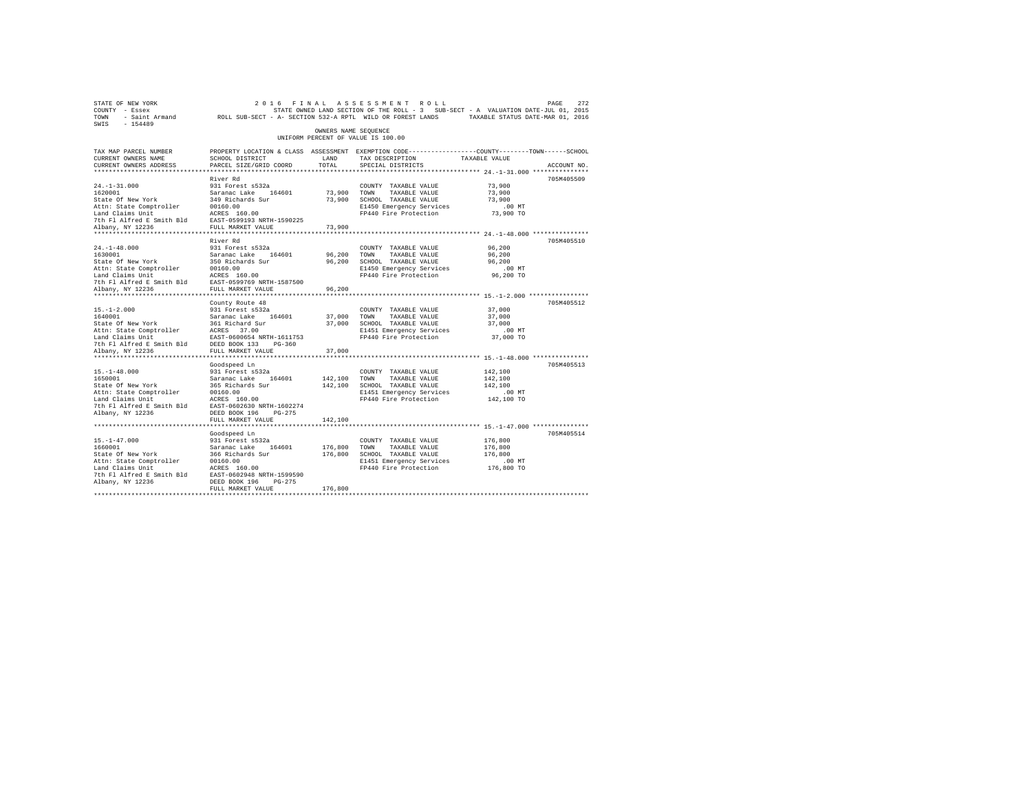STATE OF NEW YORK — 2016 FINAL ASSESSMENT ROLL
COUNTY - Essex — STATE OWNED LAND SECTION OF THE ROLL - 3 SUB-SECT - A VALUATION DATE-JUL 01, 2015
TOWN - Saint Armand — ROLL SUB-SECT - A- SECTION 532-A RPTL WILD OR FOREST LANDS — TAXABLE STATUS DATE-MAR 01, 2016
SWIS - 154489

OWNERS NAME SEQUENCE
UNIFORM PERCENT OF VALUE IS 100.00

| TAX MAP PARCEL NUMBER / CURRENT OWNERS NAME / CURRENT OWNERS ADDRESS | PROPERTY LOCATION & CLASS / SCHOOL DISTRICT / PARCEL SIZE/GRID COORD | ASSESSMENT LAND / TOTAL | EXEMPTION CODE / TAX DESCRIPTION / SPECIAL DISTRICTS | TAXABLE VALUE (COUNTY / TOWN / SCHOOL) | ACCOUNT NO. |
|---|---|---|---|---|---|
| 24.-1-31.000 | River Rd | | | | 705M405509 |
| 1620001 | 931 Forest s532a | | COUNTY TAXABLE VALUE | 73,900 | |
| State Of New York | Saranac Lake 164601 | 73,900 | TOWN TAXABLE VALUE | 73,900 | |
| Attn: State Comptroller | 349 Richards Sur | 73,900 | SCHOOL TAXABLE VALUE | 73,900 | |
| Land Claims Unit | 00160.00 | | E1450 Emergency Services | .00 MT | |
| 7th Fl Alfred E Smith Bld | ACRES 160.00 | | FP440 Fire Protection | 73,900 TO | |
| Albany, NY 12236 | EAST-0599193 NRTH-1590225 | | | | |
| | FULL MARKET VALUE | 73,900 | | | |
| 24.-1-48.000 | River Rd | | | | 705M405510 |
| 1630001 | 931 Forest s532a | | COUNTY TAXABLE VALUE | 96,200 | |
| State Of New York | Saranac Lake 164601 | 96,200 | TOWN TAXABLE VALUE | 96,200 | |
| Attn: State Comptroller | 350 Richards Sur | 96,200 | SCHOOL TAXABLE VALUE | 96,200 | |
| Land Claims Unit | 00160.00 | | E1450 Emergency Services | .00 MT | |
| 7th Fl Alfred E Smith Bld | ACRES 160.00 | | FP440 Fire Protection | 96,200 TO | |
| Albany, NY 12236 | EAST-0599769 NRTH-1587500 | | | | |
| | FULL MARKET VALUE | 96,200 | | | |
| 15.-1-2.000 | County Route 48 | | | | 705M405512 |
| 1640001 | 931 Forest s532a | | COUNTY TAXABLE VALUE | 37,000 | |
| State Of New York | Saranac Lake 164601 | 37,000 | TOWN TAXABLE VALUE | 37,000 | |
| Attn: State Comptroller | 361 Richard Sur | 37,000 | SCHOOL TAXABLE VALUE | 37,000 | |
| Land Claims Unit | ACRES 37.00 | | E1451 Emergency Services | .00 MT | |
| 7th Fl Alfred E Smith Bld | EAST-0600654 NRTH-1611753 | | FP440 Fire Protection | 37,000 TO | |
| Albany, NY 12236 | DEED BOOK 133 PG-360 | | | | |
| | FULL MARKET VALUE | 37,000 | | | |
| 15.-1-48.000 | Goodspeed Ln | | | | 705M405513 |
| 1650001 | 931 Forest s532a | | COUNTY TAXABLE VALUE | 142,100 | |
| State Of New York | Saranac Lake 164601 | 142,100 | TOWN TAXABLE VALUE | 142,100 | |
| Attn: State Comptroller | 365 Richards Sur | 142,100 | SCHOOL TAXABLE VALUE | 142,100 | |
| Land Claims Unit | 00160.00 | | E1451 Emergency Services | .00 MT | |
| 7th Fl Alfred E Smith Bld | ACRES 160.00 | | FP440 Fire Protection | 142,100 TO | |
| Albany, NY 12236 | EAST-0602630 NRTH-1602274 | | | | |
| | DEED BOOK 196 PG-275 | | | | |
| | FULL MARKET VALUE | 142,100 | | | |
| 15.-1-47.000 | Goodspeed Ln | | | | 705M405514 |
| 1660001 | 931 Forest s532a | | COUNTY TAXABLE VALUE | 176,800 | |
| State Of New York | Saranac Lake 164601 | 176,800 | TOWN TAXABLE VALUE | 176,800 | |
| Attn: State Comptroller | 366 Richards Sur | 176,800 | SCHOOL TAXABLE VALUE | 176,800 | |
| Land Claims Unit | 00160.00 | | E1451 Emergency Services | .00 MT | |
| 7th Fl Alfred E Smith Bld | ACRES 160.00 | | FP440 Fire Protection | 176,800 TO | |
| Albany, NY 12236 | EAST-0602948 NRTH-1599590 | | | | |
| | DEED BOOK 196 PG-275 | | | | |
| | FULL MARKET VALUE | 176,800 | | | |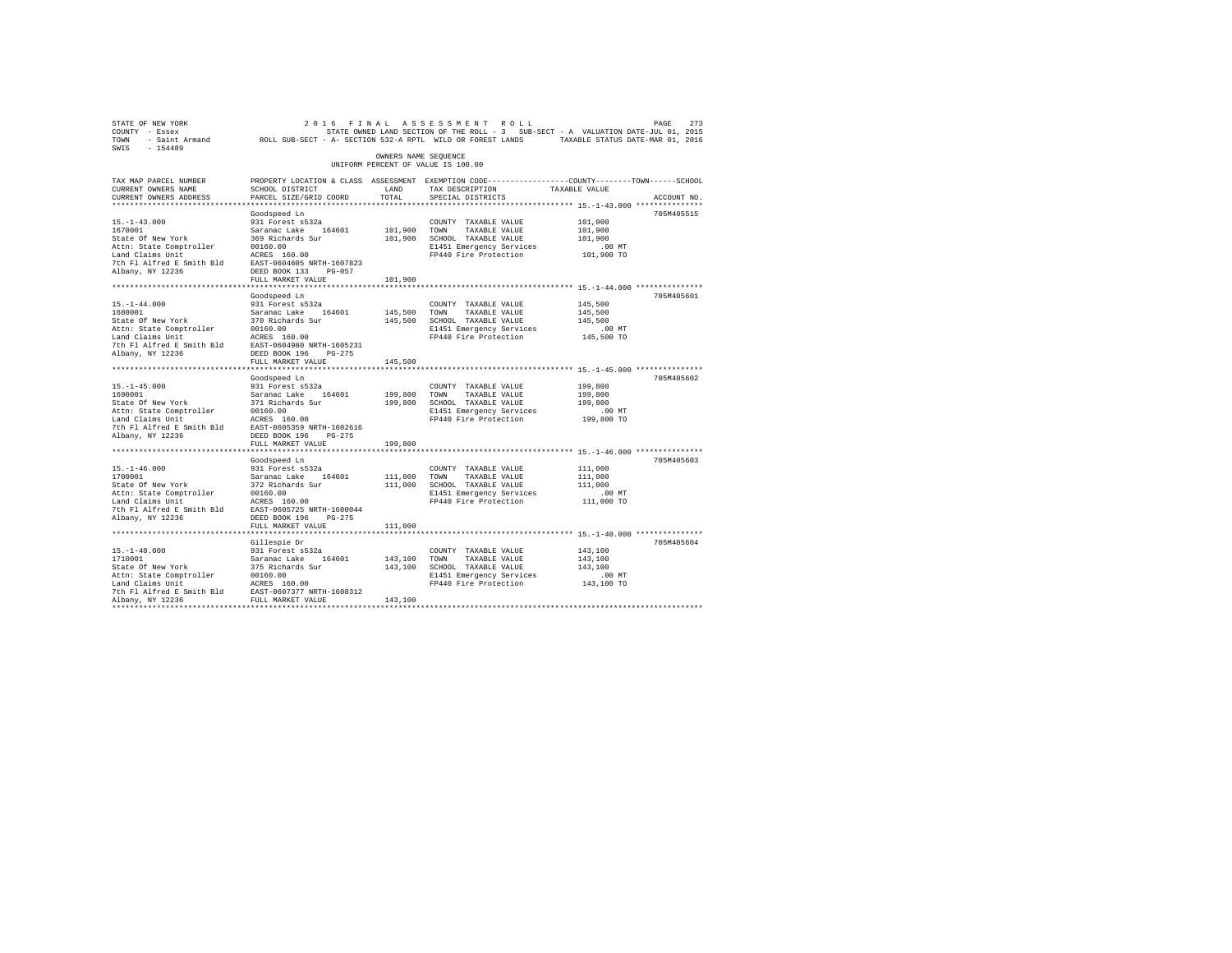STATE OF NEW YORK &nbsp;&nbsp;&nbsp;&nbsp;&nbsp;&nbsp;&nbsp;&nbsp;&nbsp;&nbsp;&nbsp;&nbsp;&nbsp;&nbsp;&nbsp;&nbsp;&nbsp;&nbsp;&nbsp;&nbsp; 2016 FINAL ASSESSMENT ROLL
COUNTY - Essex &nbsp;&nbsp;&nbsp;&nbsp;&nbsp;&nbsp;&nbsp;&nbsp;&nbsp;&nbsp;&nbsp;&nbsp; STATE OWNED LAND SECTION OF THE ROLL - 3 &nbsp; SUB-SECT - A &nbsp; VALUATION DATE-JUL 01, 2015
TOWN - Saint Armand &nbsp;&nbsp;&nbsp; ROLL SUB-SECT - A- SECTION 532-A RPTL WILD OR FOREST LANDS &nbsp;&nbsp;&nbsp; TAXABLE STATUS DATE-MAR 01, 2016
SWIS - 154489

OWNERS NAME SEQUENCE
UNIFORM PERCENT OF VALUE IS 100.00

| TAX MAP PARCEL NUMBER / CURRENT OWNERS NAME / CURRENT OWNERS ADDRESS | PROPERTY LOCATION & CLASS / SCHOOL DISTRICT / PARCEL SIZE/GRID COORD | ASSESSMENT LAND / TOTAL | EXEMPTION CODE / TAX DESCRIPTION / SPECIAL DISTRICTS | COUNTY--------TOWN------SCHOOL TAXABLE VALUE | ACCOUNT NO. |
|---|---|---|---|---|---|
| **15.-1-43.000** | Goodspeed Ln | | | | 705M405515 |
| 15.-1-43.000 | 931 Forest s532a | | COUNTY TAXABLE VALUE | 101,900 | |
| 1670001 | Saranac Lake 164601 | 101,900 | TOWN TAXABLE VALUE | 101,900 | |
| State Of New York | 369 Richards Sur | 101,900 | SCHOOL TAXABLE VALUE | 101,900 | |
| Attn: State Comptroller | 00160.00 | | E1451 Emergency Services | .00 MT | |
| Land Claims Unit | ACRES 160.00 | | FP440 Fire Protection | 101,900 TO | |
| 7th Fl Alfred E Smith Bld | EAST-0604605 NRTH-1607823 | | | | |
| Albany, NY 12236 | DEED BOOK 133 PG-057 | | | | |
| | FULL MARKET VALUE | 101,900 | | | |
| **15.-1-44.000** | Goodspeed Ln | | | | 705M405601 |
| 15.-1-44.000 | 931 Forest s532a | | COUNTY TAXABLE VALUE | 145,500 | |
| 1680001 | Saranac Lake 164601 | 145,500 | TOWN TAXABLE VALUE | 145,500 | |
| State Of New York | 370 Richards Sur | 145,500 | SCHOOL TAXABLE VALUE | 145,500 | |
| Attn: State Comptroller | 00160.00 | | E1451 Emergency Services | .00 MT | |
| Land Claims Unit | ACRES 160.00 | | FP440 Fire Protection | 145,500 TO | |
| 7th Fl Alfred E Smith Bld | EAST-0604980 NRTH-1605231 | | | | |
| Albany, NY 12236 | DEED BOOK 196 PG-275 | | | | |
| | FULL MARKET VALUE | 145,500 | | | |
| **15.-1-45.000** | Goodspeed Ln | | | | 705M405602 |
| 15.-1-45.000 | 931 Forest s532a | | COUNTY TAXABLE VALUE | 199,800 | |
| 1690001 | Saranac Lake 164601 | 199,800 | TOWN TAXABLE VALUE | 199,800 | |
| State Of New York | 371 Richards Sur | 199,800 | SCHOOL TAXABLE VALUE | 199,800 | |
| Attn: State Comptroller | 00160.00 | | E1451 Emergency Services | .00 MT | |
| Land Claims Unit | ACRES 160.00 | | FP440 Fire Protection | 199,800 TO | |
| 7th Fl Alfred E Smith Bld | EAST-0605359 NRTH-1602616 | | | | |
| Albany, NY 12236 | DEED BOOK 196 PG-275 | | | | |
| | FULL MARKET VALUE | 199,800 | | | |
| **15.-1-46.000** | Goodspeed Ln | | | | 705M405603 |
| 15.-1-46.000 | 931 Forest s532a | | COUNTY TAXABLE VALUE | 111,000 | |
| 1700001 | Saranac Lake 164601 | 111,000 | TOWN TAXABLE VALUE | 111,000 | |
| State Of New York | 372 Richards Sur | 111,000 | SCHOOL TAXABLE VALUE | 111,000 | |
| Attn: State Comptroller | 00160.00 | | E1451 Emergency Services | .00 MT | |
| Land Claims Unit | ACRES 160.00 | | FP440 Fire Protection | 111,000 TO | |
| 7th Fl Alfred E Smith Bld | EAST-0605725 NRTH-1600044 | | | | |
| Albany, NY 12236 | DEED BOOK 196 PG-275 | | | | |
| | FULL MARKET VALUE | 111,000 | | | |
| **15.-1-40.000** | Gillespie Dr | | | | 705M405604 |
| 15.-1-40.000 | 931 Forest s532a | | COUNTY TAXABLE VALUE | 143,100 | |
| 1710001 | Saranac Lake 164601 | 143,100 | TOWN TAXABLE VALUE | 143,100 | |
| State Of New York | 375 Richards Sur | 143,100 | SCHOOL TAXABLE VALUE | 143,100 | |
| Attn: State Comptroller | 00160.00 | | E1451 Emergency Services | .00 MT | |
| Land Claims Unit | ACRES 160.00 | | FP440 Fire Protection | 143,100 TO | |
| 7th Fl Alfred E Smith Bld | EAST-0607377 NRTH-1608312 | | | | |
| Albany, NY 12236 | FULL MARKET VALUE | 143,100 | | | |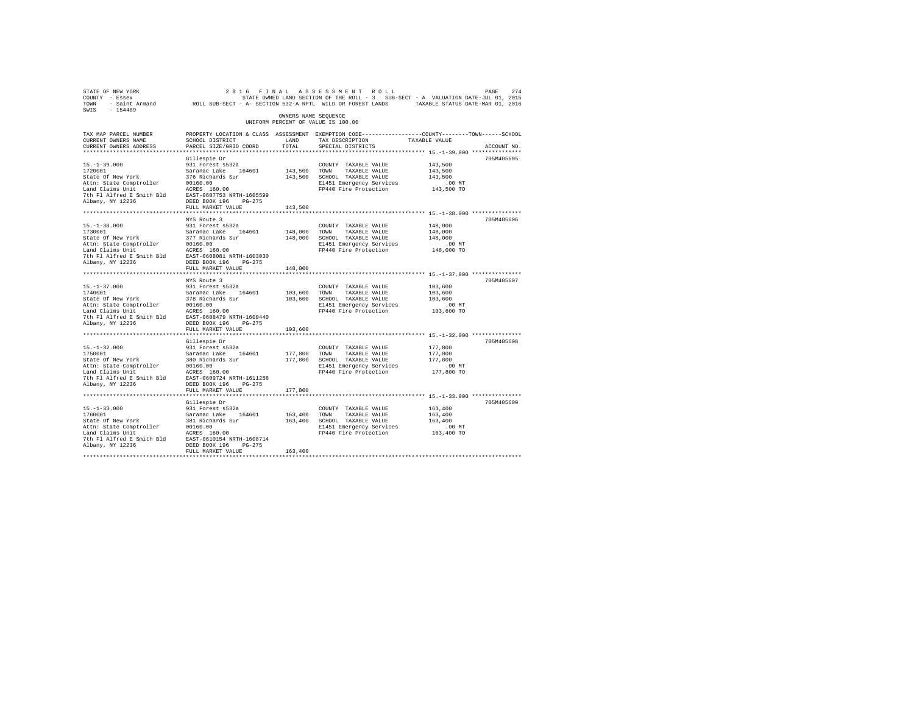STATE OF NEW YORK                    2016 FINAL ASSESSMENT ROLL
COUNTY - Essex                       STATE OWNED LAND SECTION OF THE ROLL - 3  SUB-SECT - A  VALUATION DATE-JUL 01, 2015
TOWN - Saint Armand                  ROLL SUB-SECT - A- SECTION 532-A RPTL WILD OR FOREST LANDS  TAXABLE STATUS DATE-MAR 01, 2016
SWIS - 154489

OWNERS NAME SEQUENCE
UNIFORM PERCENT OF VALUE IS 100.00

| TAX MAP PARCEL NUMBER / CURRENT OWNERS NAME / CURRENT OWNERS ADDRESS | PROPERTY LOCATION & CLASS / SCHOOL DISTRICT / PARCEL SIZE/GRID COORD | ASSESSMENT LAND | TOTAL | EXEMPTION CODE / TAX DESCRIPTION / SPECIAL DISTRICTS | TAXABLE VALUE (COUNTY / TOWN / SCHOOL) | ACCOUNT NO. |
|---|---|---|---|---|---|---|
| 15.-1-39.000 | Gillespie Dr | | | | | 705M405605 |
| 1720001 | 931 Forest s532a | | | COUNTY TAXABLE VALUE | 143,500 | |
| State Of New York | Saranac Lake 164601 | 143,500 | | TOWN TAXABLE VALUE | 143,500 | |
| Attn: State Comptroller | 376 Richards Sur | | 143,500 | SCHOOL TAXABLE VALUE | 143,500 | |
| Land Claims Unit | 00160.00 | | | E1451 Emergency Services | .00 MT | |
| 7th Fl Alfred E Smith Bld | ACRES 160.00 | | | FP440 Fire Protection | 143,500 TO | |
| Albany, NY 12236 | EAST-0607753 NRTH-1605599 | | | | | |
| | DEED BOOK 196 PG-275 | | | | | |
| | FULL MARKET VALUE | | 143,500 | | | |
| 15.-1-38.000 | NYS Route 3 | | | | | 705M405606 |
| 1730001 | 931 Forest s532a | | | COUNTY TAXABLE VALUE | 148,000 | |
| State Of New York | Saranac Lake 164601 | 148,000 | | TOWN TAXABLE VALUE | 148,000 | |
| Attn: State Comptroller | 377 Richards Sur | | 148,000 | SCHOOL TAXABLE VALUE | 148,000 | |
| Land Claims Unit | 00160.00 | | | E1451 Emergency Services | .00 MT | |
| 7th Fl Alfred E Smith Bld | ACRES 160.00 | | | FP440 Fire Protection | 148,000 TO | |
| Albany, NY 12236 | EAST-0608081 NRTH-1603030 | | | | | |
| | DEED BOOK 196 PG-275 | | | | | |
| | FULL MARKET VALUE | | 148,000 | | | |
| 15.-1-37.000 | NYS Route 3 | | | | | 705M405607 |
| 1740001 | 931 Forest s532a | | | COUNTY TAXABLE VALUE | 103,600 | |
| State Of New York | Saranac Lake 164601 | 103,600 | | TOWN TAXABLE VALUE | 103,600 | |
| Attn: State Comptroller | 378 Richards Sur | | 103,600 | SCHOOL TAXABLE VALUE | 103,600 | |
| Land Claims Unit | 00160.00 | | | E1451 Emergency Services | .00 MT | |
| 7th Fl Alfred E Smith Bld | ACRES 160.00 | | | FP440 Fire Protection | 103,600 TO | |
| Albany, NY 12236 | EAST-0608479 NRTH-1600440 | | | | | |
| | DEED BOOK 196 PG-275 | | | | | |
| | FULL MARKET VALUE | | 103,600 | | | |
| 15.-1-32.000 | Gillespie Dr | | | | | 705M405608 |
| 1750001 | 931 Forest s532a | | | COUNTY TAXABLE VALUE | 177,800 | |
| State Of New York | Saranac Lake 164601 | 177,800 | | TOWN TAXABLE VALUE | 177,800 | |
| Attn: State Comptroller | 380 Richards Sur | | 177,800 | SCHOOL TAXABLE VALUE | 177,800 | |
| Land Claims Unit | 00160.00 | | | E1451 Emergency Services | .00 MT | |
| 7th Fl Alfred E Smith Bld | ACRES 160.00 | | | FP440 Fire Protection | 177,800 TO | |
| Albany, NY 12236 | EAST-0609724 NRTH-1611258 | | | | | |
| | DEED BOOK 196 PG-275 | | | | | |
| | FULL MARKET VALUE | | 177,800 | | | |
| 15.-1-33.000 | Gillespie Dr | | | | | 705M405609 |
| 1760001 | 931 Forest s532a | | | COUNTY TAXABLE VALUE | 163,400 | |
| State Of New York | Saranac Lake 164601 | 163,400 | | TOWN TAXABLE VALUE | 163,400 | |
| Attn: State Comptroller | 381 Richards Sur | | 163,400 | SCHOOL TAXABLE VALUE | 163,400 | |
| Land Claims Unit | 00160.00 | | | E1451 Emergency Services | .00 MT | |
| 7th Fl Alfred E Smith Bld | ACRES 160.00 | | | FP440 Fire Protection | 163,400 TO | |
| Albany, NY 12236 | EAST-0610154 NRTH-1608714 | | | | | |
| | DEED BOOK 196 PG-275 | | | | | |
| | FULL MARKET VALUE | | 163,400 | | | |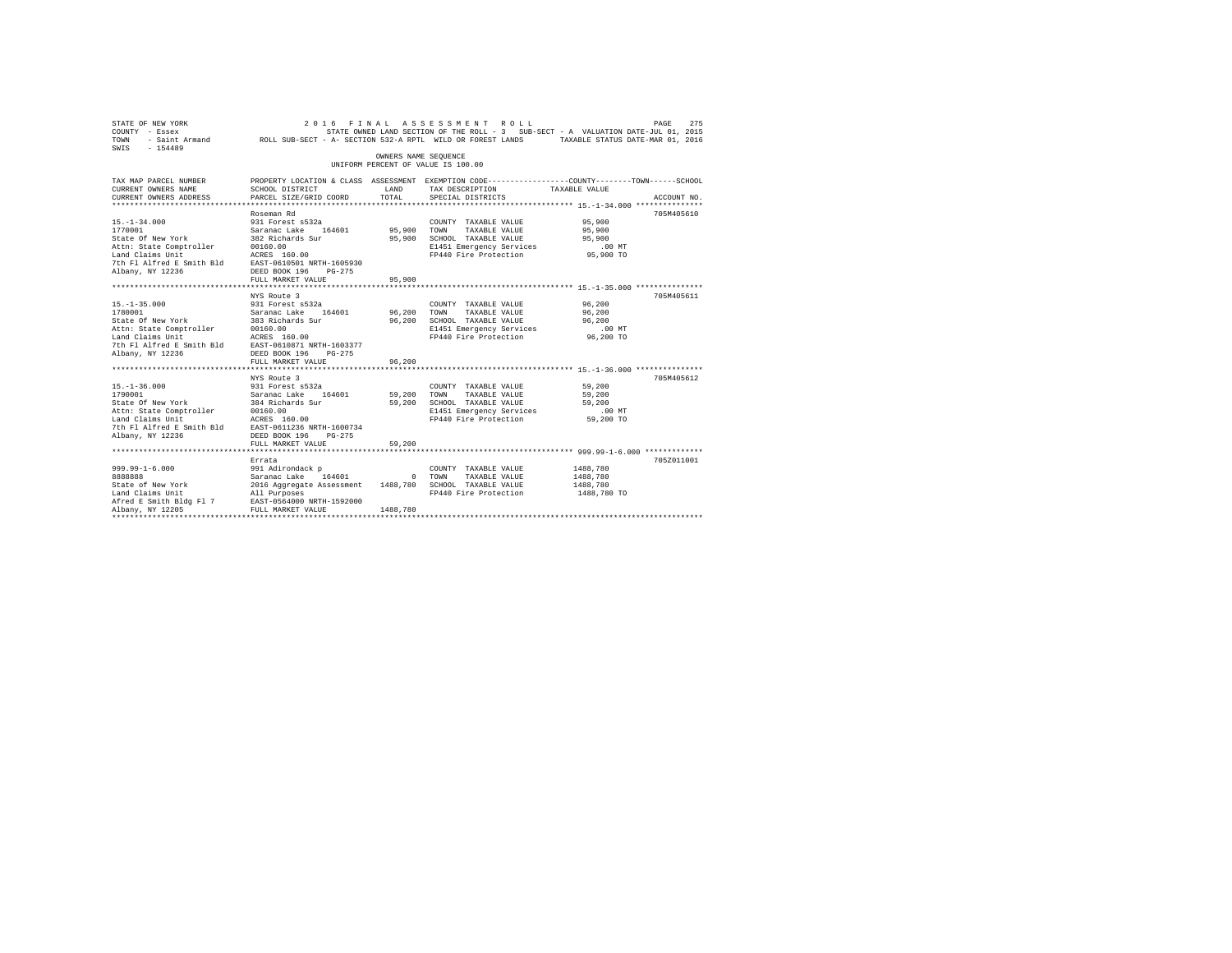STATE OF NEW YORK 2 0 1 6 F I N A L A S S E S S M E N T R O L L
COUNTY - Essex STATE OWNED LAND SECTION OF THE ROLL - 3 SUB-SECT - A VALUATION DATE-JUL 01, 2015
TOWN - Saint Armand ROLL SUB-SECT - A- SECTION 532-A RPTL WILD OR FOREST LANDS TAXABLE STATUS DATE-MAR 01, 2016
SWIS - 154489

OWNERS NAME SEQUENCE
UNIFORM PERCENT OF VALUE IS 100.00

| TAX MAP PARCEL NUMBER / CURRENT OWNERS NAME / CURRENT OWNERS ADDRESS | PROPERTY LOCATION & CLASS / SCHOOL DISTRICT / PARCEL SIZE/GRID COORD | ASSESSMENT LAND / TOTAL | EXEMPTION CODE / TAX DESCRIPTION / SPECIAL DISTRICTS | COUNTY / TOWN / SCHOOL TAXABLE VALUE | ACCOUNT NO. |
|---|---|---|---|---|---|
| **15.-1-34.000** | Roseman Rd | | | | 705M405610 |
| 15.-1-34.000 | 931 Forest s532a | | COUNTY TAXABLE VALUE | 95,900 | |
| 1770001 | Saranac Lake 164601 | 95,900 | TOWN TAXABLE VALUE | 95,900 | |
| State Of New York | 382 Richards Sur | 95,900 | SCHOOL TAXABLE VALUE | 95,900 | |
| Attn: State Comptroller | 00160.00 | | E1451 Emergency Services | .00 MT | |
| Land Claims Unit | ACRES 160.00 | | FP440 Fire Protection | 95,900 TO | |
| 7th Fl Alfred E Smith Bld | EAST-0610501 NRTH-1605930 | | | | |
| Albany, NY 12236 | DEED BOOK 196 PG-275 | | | | |
| | FULL MARKET VALUE | 95,900 | | | |
| **15.-1-35.000** | NYS Route 3 | | | | 705M405611 |
| 15.-1-35.000 | 931 Forest s532a | | COUNTY TAXABLE VALUE | 96,200 | |
| 1780001 | Saranac Lake 164601 | 96,200 | TOWN TAXABLE VALUE | 96,200 | |
| State Of New York | 383 Richards Sur | 96,200 | SCHOOL TAXABLE VALUE | 96,200 | |
| Attn: State Comptroller | 00160.00 | | E1451 Emergency Services | .00 MT | |
| Land Claims Unit | ACRES 160.00 | | FP440 Fire Protection | 96,200 TO | |
| 7th Fl Alfred E Smith Bld | EAST-0610871 NRTH-1603377 | | | | |
| Albany, NY 12236 | DEED BOOK 196 PG-275 | | | | |
| | FULL MARKET VALUE | 96,200 | | | |
| **15.-1-36.000** | NYS Route 3 | | | | 705M405612 |
| 15.-1-36.000 | 931 Forest s532a | | COUNTY TAXABLE VALUE | 59,200 | |
| 1790001 | Saranac Lake 164601 | 59,200 | TOWN TAXABLE VALUE | 59,200 | |
| State Of New York | 384 Richards Sur | 59,200 | SCHOOL TAXABLE VALUE | 59,200 | |
| Attn: State Comptroller | 00160.00 | | E1451 Emergency Services | .00 MT | |
| Land Claims Unit | ACRES 160.00 | | FP440 Fire Protection | 59,200 TO | |
| 7th Fl Alfred E Smith Bld | EAST-0611236 NRTH-1600734 | | | | |
| Albany, NY 12236 | DEED BOOK 196 PG-275 | | | | |
| | FULL MARKET VALUE | 59,200 | | | |
| **999.99-1-6.000** | Errata | | | | 705Z011001 |
| 999.99-1-6.000 | 991 Adirondack p | | COUNTY TAXABLE VALUE | 1488,780 | |
| 8888888 | Saranac Lake 164601 | 0 | TOWN TAXABLE VALUE | 1488,780 | |
| State of New York | 2016 Aggregate Assessment | 1488,780 | SCHOOL TAXABLE VALUE | 1488,780 | |
| Land Claims Unit | All Purposes | | FP440 Fire Protection | 1488,780 TO | |
| Afred E Smith Bldg Fl 7 | EAST-0564000 NRTH-1592000 | | | | |
| Albany, NY 12205 | FULL MARKET VALUE | 1488,780 | | | |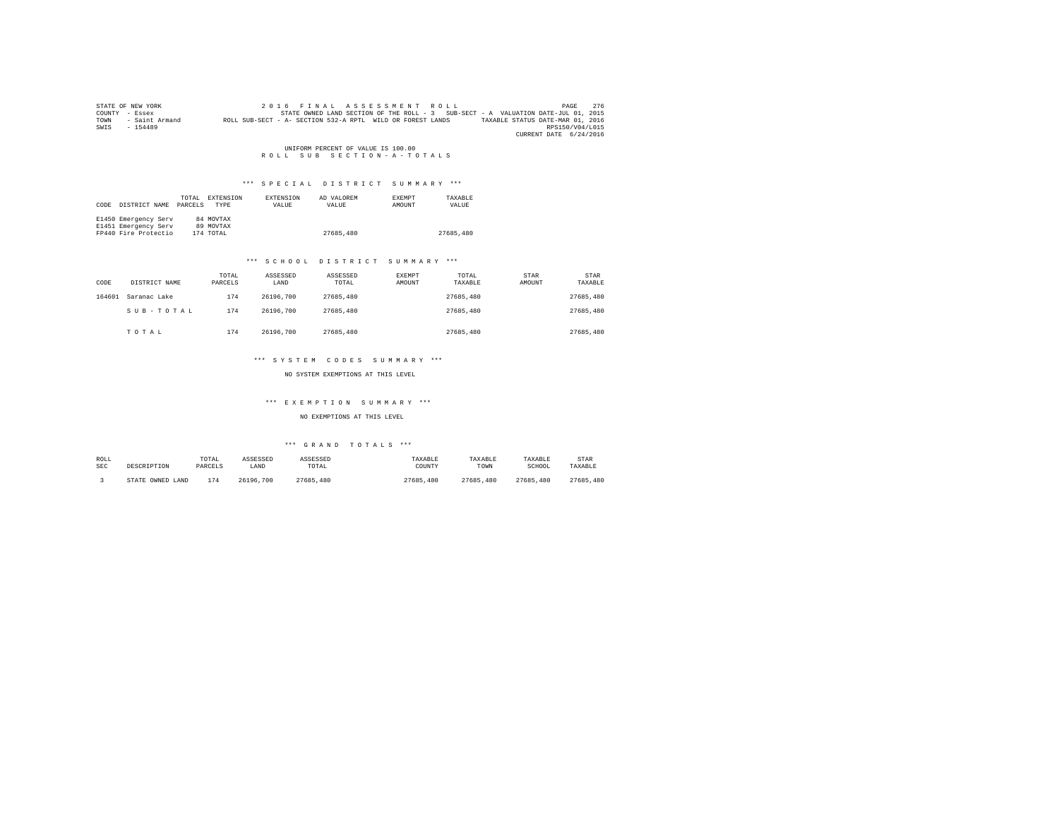STATE OF NEW YORK
COUNTY - Essex
TOWN - Saint Armand
SWIS - 154489

2016 FINAL ASSESSMENT ROLL
STATE OWNED LAND SECTION OF THE ROLL - 3 SUB-SECT - A VALUATION DATE-JUL 01, 2015
ROLL SUB-SECT - A- SECTION 532-A RPTL WILD OR FOREST LANDS TAXABLE STATUS DATE-MAR 01, 2016
RPS150/V04/L015
CURRENT DATE 6/24/2016

UNIFORM PERCENT OF VALUE IS 100.00

## ROLL SUB SECTION-A-TOTALS

### *** SPECIAL DISTRICT SUMMARY ***

| CODE | DISTRICT NAME | TOTAL PARCELS | EXTENSION TYPE | EXTENSION VALUE | AD VALOREM VALUE | EXEMPT AMOUNT | TAXABLE VALUE |
|---|---|---|---|---|---|---|---|
| E1450 | Emergency Serv | 84 | MOVTAX | | | | |
| E1451 | Emergency Serv | 89 | MOVTAX | | | | |
| FP440 | Fire Protectio | 174 | TOTAL | | 27685,480 | | 27685,480 |

### *** SCHOOL DISTRICT SUMMARY ***

| CODE | DISTRICT NAME | TOTAL PARCELS | ASSESSED LAND | ASSESSED TOTAL | EXEMPT AMOUNT | TOTAL TAXABLE | STAR AMOUNT | STAR TAXABLE |
|---|---|---|---|---|---|---|---|---|
| 164601 | Saranac Lake | 174 | 26196,700 | 27685,480 | | 27685,480 | | 27685,480 |
| | SUB-TOTAL | 174 | 26196,700 | 27685,480 | | 27685,480 | | 27685,480 |
| | TOTAL | 174 | 26196,700 | 27685,480 | | 27685,480 | | 27685,480 |

### *** SYSTEM CODES SUMMARY ***

NO SYSTEM EXEMPTIONS AT THIS LEVEL

### *** EXEMPTION SUMMARY ***

NO EXEMPTIONS AT THIS LEVEL

### *** GRAND TOTALS ***

| ROLL SEC | DESCRIPTION | TOTAL PARCELS | ASSESSED LAND | ASSESSED TOTAL | TAXABLE COUNTY | TAXABLE TOWN | TAXABLE SCHOOL | STAR TAXABLE |
|---|---|---|---|---|---|---|---|---|
| 3 | STATE OWNED LAND | 174 | 26196,700 | 27685,480 | 27685,480 | 27685,480 | 27685,480 | 27685,480 |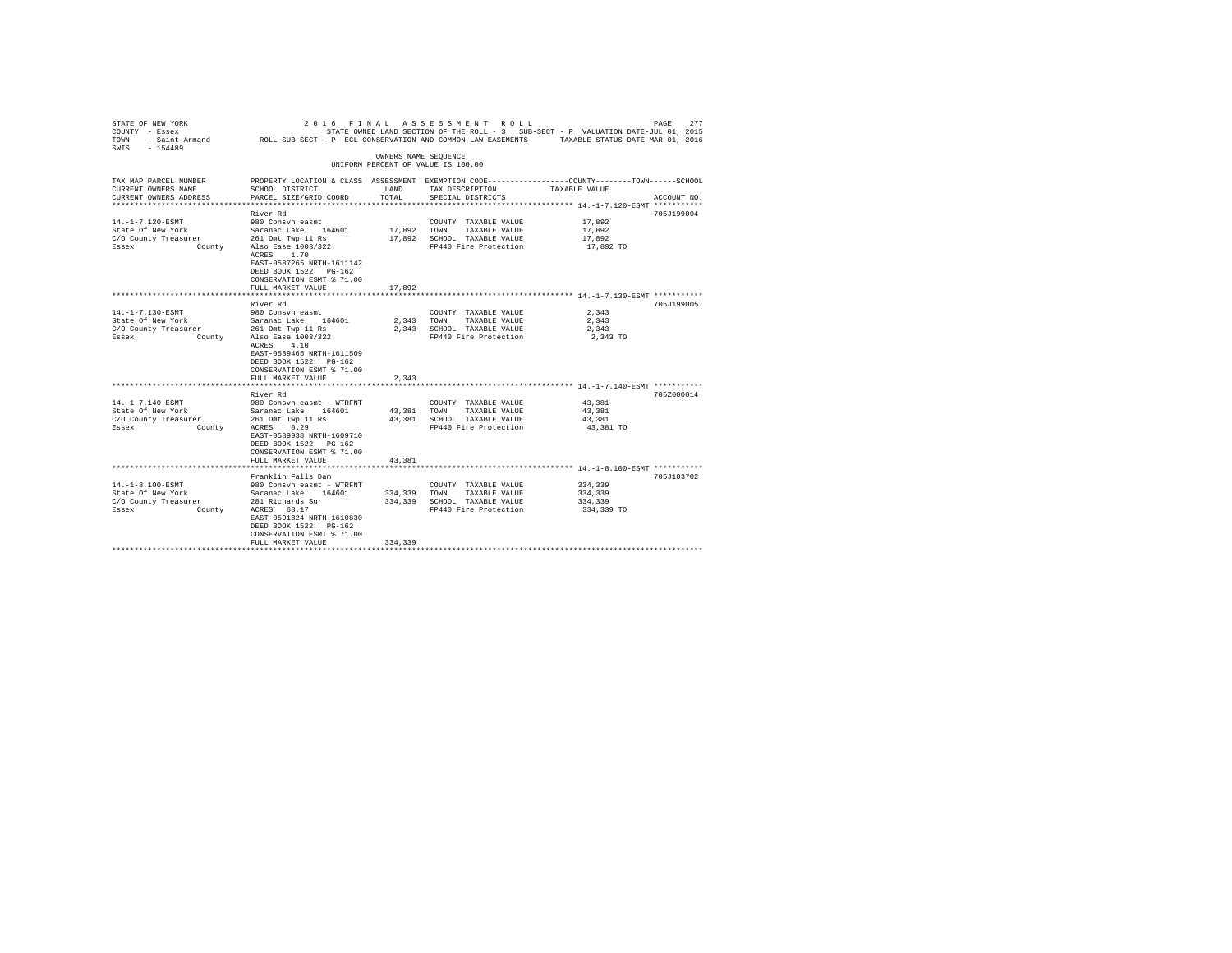STATE OF NEW YORK — 2016 FINAL ASSESSMENT ROLL
COUNTY - Essex — STATE OWNED LAND SECTION OF THE ROLL - 3 SUB-SECT - P VALUATION DATE-JUL 01, 2015
TOWN - Saint Armand — ROLL SUB-SECT - P- ECL CONSERVATION AND COMMON LAW EASEMENTS — TAXABLE STATUS DATE-MAR 01, 2016
SWIS - 154489

OWNERS NAME SEQUENCE
UNIFORM PERCENT OF VALUE IS 100.00

| TAX MAP PARCEL NUMBER / CURRENT OWNERS NAME / CURRENT OWNERS ADDRESS | PROPERTY LOCATION & CLASS / SCHOOL DISTRICT / PARCEL SIZE/GRID COORD | ASSESSMENT LAND / TOTAL | EXEMPTION CODE / TAX DESCRIPTION / SPECIAL DISTRICTS | COUNTY--------TOWN------SCHOOL TAXABLE VALUE | ACCOUNT NO. |
|---|---|---|---|---|---|
| **14.-1-7.120-ESMT** | River Rd | | | | 705J199004 |
| 14.-1-7.120-ESMT | 980 Consvn easmt | | COUNTY TAXABLE VALUE | 17,892 | |
| State Of New York | Saranac Lake 164601 | 17,892 | TOWN TAXABLE VALUE | 17,892 | |
| C/O County Treasurer | 261 Omt Twp 11 Rs | 17,892 | SCHOOL TAXABLE VALUE | 17,892 | |
| Essex County | Also Ease 1003/322 | | FP440 Fire Protection | 17,892 TO | |
| | ACRES 1.70 | | | | |
| | EAST-0587265 NRTH-1611142 | | | | |
| | DEED BOOK 1522 PG-162 | | | | |
| | CONSERVATION ESMT % 71.00 | | | | |
| | FULL MARKET VALUE | 17,892 | | | |
| **14.-1-7.130-ESMT** | River Rd | | | | 705J199005 |
| 14.-1-7.130-ESMT | 980 Consvn easmt | | COUNTY TAXABLE VALUE | 2,343 | |
| State Of New York | Saranac Lake 164601 | 2,343 | TOWN TAXABLE VALUE | 2,343 | |
| C/O County Treasurer | 261 Omt Twp 11 Rs | 2,343 | SCHOOL TAXABLE VALUE | 2,343 | |
| Essex County | Also Ease 1003/322 | | FP440 Fire Protection | 2,343 TO | |
| | ACRES 4.10 | | | | |
| | EAST-0589465 NRTH-1611509 | | | | |
| | DEED BOOK 1522 PG-162 | | | | |
| | CONSERVATION ESMT % 71.00 | | | | |
| | FULL MARKET VALUE | 2,343 | | | |
| **14.-1-7.140-ESMT** | River Rd | | | | 705Z000014 |
| 14.-1-7.140-ESMT | 980 Consvn easmt - WTRFNT | | COUNTY TAXABLE VALUE | 43,381 | |
| State Of New York | Saranac Lake 164601 | 43,381 | TOWN TAXABLE VALUE | 43,381 | |
| C/O County Treasurer | 261 Omt Twp 11 Rs | 43,381 | SCHOOL TAXABLE VALUE | 43,381 | |
| Essex County | ACRES 0.29 | | FP440 Fire Protection | 43,381 TO | |
| | EAST-0589938 NRTH-1609710 | | | | |
| | DEED BOOK 1522 PG-162 | | | | |
| | CONSERVATION ESMT % 71.00 | | | | |
| | FULL MARKET VALUE | 43,381 | | | |
| **14.-1-8.100-ESMT** | Franklin Falls Dam | | | | 705J103702 |
| 14.-1-8.100-ESMT | 980 Consvn easmt - WTRFNT | | COUNTY TAXABLE VALUE | 334,339 | |
| State Of New York | Saranac Lake 164601 | 334,339 | TOWN TAXABLE VALUE | 334,339 | |
| C/O County Treasurer | 281 Richards Sur | 334,339 | SCHOOL TAXABLE VALUE | 334,339 | |
| Essex County | ACRES 68.17 | | FP440 Fire Protection | 334,339 TO | |
| | EAST-0591824 NRTH-1610830 | | | | |
| | DEED BOOK 1522 PG-162 | | | | |
| | CONSERVATION ESMT % 71.00 | | | | |
| | FULL MARKET VALUE | 334,339 | | | |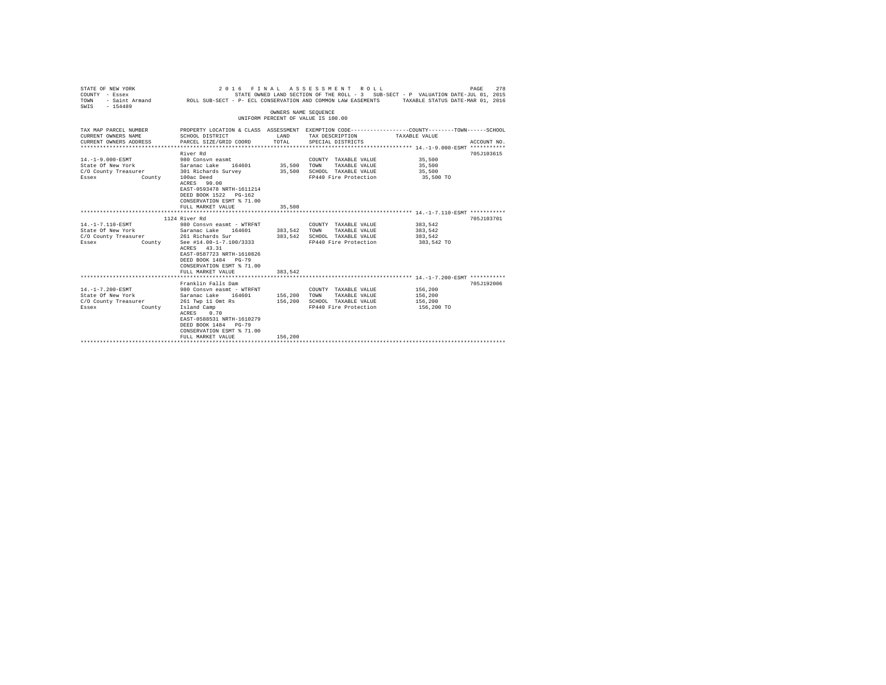STATE OF NEW YORK — 2016 FINAL ASSESSMENT ROLL
COUNTY - Essex — STATE OWNED LAND SECTION OF THE ROLL - 3 SUB-SECT - P VALUATION DATE-JUL 01, 2015
TOWN - Saint Armand — ROLL SUB-SECT - P- ECL CONSERVATION AND COMMON LAW EASEMENTS — TAXABLE STATUS DATE-MAR 01, 2016
SWIS - 154489

OWNERS NAME SEQUENCE
UNIFORM PERCENT OF VALUE IS 100.00

| TAX MAP PARCEL NUMBER / CURRENT OWNERS NAME / CURRENT OWNERS ADDRESS | PROPERTY LOCATION & CLASS / SCHOOL DISTRICT / PARCEL SIZE/GRID COORD | ASSESSMENT LAND | TOTAL | EXEMPTION CODE / TAX DESCRIPTION / SPECIAL DISTRICTS | TAXABLE VALUE (COUNTY / TOWN / SCHOOL) | ACCOUNT NO. |
|---|---|---|---|---|---|---|
| **14.-1-9.000-ESMT** | River Rd | | | | | 705J103615 |
| 14.-1-9.000-ESMT | 980 Consvn easmt | | | COUNTY TAXABLE VALUE | 35,500 | |
| State Of New York | Saranac Lake 164601 | 35,500 | | TOWN TAXABLE VALUE | 35,500 | |
| C/O County Treasurer | 301 Richards Survey | | 35,500 | SCHOOL TAXABLE VALUE | 35,500 | |
| Essex County | 100ac Deed | | | FP440 Fire Protection | 35,500 TO | |
| | ACRES 90.00 | | | | | |
| | EAST-0593478 NRTH-1611214 | | | | | |
| | DEED BOOK 1522 PG-162 | | | | | |
| | CONSERVATION ESMT % 71.00 | | | | | |
| | FULL MARKET VALUE | | 35,500 | | | |
| **14.-1-7.110-ESMT** | 1124 River Rd | | | | | 705J103701 |
| 14.-1-7.110-ESMT | 980 Consvn easmt - WTRFNT | | | COUNTY TAXABLE VALUE | 383,542 | |
| State Of New York | Saranac Lake 164601 | 383,542 | | TOWN TAXABLE VALUE | 383,542 | |
| C/O County Treasurer | 261 Richards Sur | | 383,542 | SCHOOL TAXABLE VALUE | 383,542 | |
| Essex County | See #14.00-1-7.100/3333 | | | FP440 Fire Protection | 383,542 TO | |
| | ACRES 43.31 | | | | | |
| | EAST-0587723 NRTH-1610826 | | | | | |
| | DEED BOOK 1484 PG-79 | | | | | |
| | CONSERVATION ESMT % 71.00 | | | | | |
| | FULL MARKET VALUE | | 383,542 | | | |
| **14.-1-7.200-ESMT** | Franklin Falls Dam | | | | | 705J192006 |
| 14.-1-7.200-ESMT | 980 Consvn easmt - WTRFNT | | | COUNTY TAXABLE VALUE | 156,200 | |
| State Of New York | Saranac Lake 164601 | 156,200 | | TOWN TAXABLE VALUE | 156,200 | |
| C/O County Treasurer | 261 Twp 11 Omt Rs | | 156,200 | SCHOOL TAXABLE VALUE | 156,200 | |
| Essex County | Island Camp | | | FP440 Fire Protection | 156,200 TO | |
| | ACRES 0.70 | | | | | |
| | EAST-0588531 NRTH-1610279 | | | | | |
| | DEED BOOK 1484 PG-79 | | | | | |
| | CONSERVATION ESMT % 71.00 | | | | | |
| | FULL MARKET VALUE | | 156,200 | | | |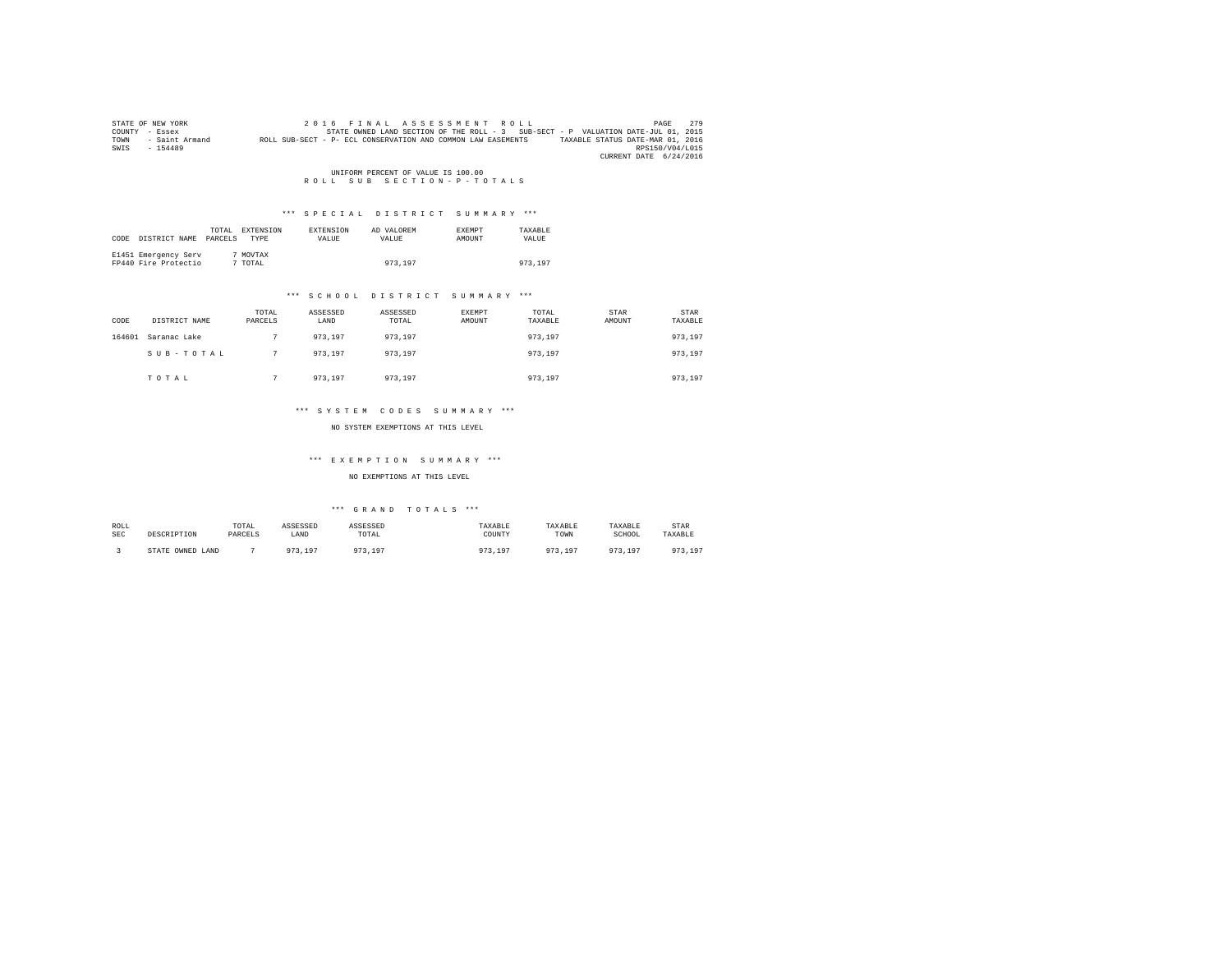STATE OF NEW YORK
COUNTY - Essex
TOWN - Saint Armand
SWIS - 154489

2016 FINAL ASSESSMENT ROLL
STATE OWNED LAND SECTION OF THE ROLL - 3 SUB-SECT - P VALUATION DATE-JUL 01, 2015
ROLL SUB-SECT - P- ECL CONSERVATION AND COMMON LAW EASEMENTS TAXABLE STATUS DATE-MAR 01, 2016
RPS150/V04/L015
CURRENT DATE 6/24/2016

UNIFORM PERCENT OF VALUE IS 100.00

ROLL SUB SECTION - P - TOTALS

### *** SPECIAL DISTRICT SUMMARY ***

| CODE | DISTRICT NAME | TOTAL PARCELS | EXTENSION TYPE | EXTENSION VALUE | AD VALOREM VALUE | EXEMPT AMOUNT | TAXABLE VALUE |
|---|---|---|---|---|---|---|---|
| E1451 | Emergency Serv | 7 | MOVTAX | | | | |
| FP440 | Fire Protectio | 7 | TOTAL | | 973,197 | | 973,197 |

### *** SCHOOL DISTRICT SUMMARY ***

| CODE | DISTRICT NAME | TOTAL PARCELS | ASSESSED LAND | ASSESSED TOTAL | EXEMPT AMOUNT | TOTAL TAXABLE | STAR AMOUNT | STAR TAXABLE |
|---|---|---|---|---|---|---|---|---|
| 164601 | Saranac Lake | 7 | 973,197 | 973,197 | | 973,197 | | 973,197 |
| | SUB-TOTAL | 7 | 973,197 | 973,197 | | 973,197 | | 973,197 |
| | TOTAL | 7 | 973,197 | 973,197 | | 973,197 | | 973,197 |

### *** SYSTEM CODES SUMMARY ***

NO SYSTEM EXEMPTIONS AT THIS LEVEL

### *** EXEMPTION SUMMARY ***

NO EXEMPTIONS AT THIS LEVEL

### *** GRAND TOTALS ***

| ROLL SEC | DESCRIPTION | TOTAL PARCELS | ASSESSED LAND | ASSESSED TOTAL | TAXABLE COUNTY | TAXABLE TOWN | TAXABLE SCHOOL | STAR TAXABLE |
|---|---|---|---|---|---|---|---|---|
| 3 | STATE OWNED LAND | 7 | 973,197 | 973,197 | 973,197 | 973,197 | 973,197 | 973,197 |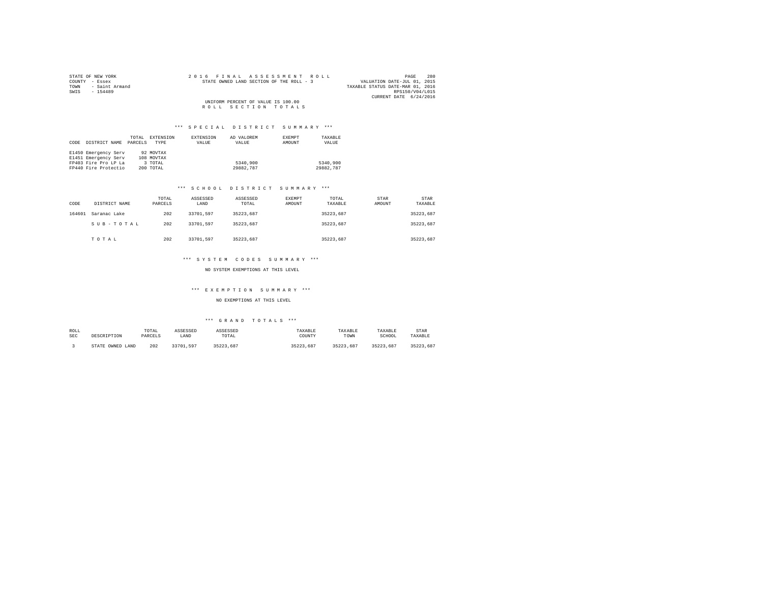STATE OF NEW YORK
COUNTY - Essex
TOWN - Saint Armand
SWIS - 154489

2 0 1 6 F I N A L A S S E S S M E N T R O L L
STATE OWNED LAND SECTION OF THE ROLL - 3

VALUATION DATE-JUL 01, 2015
TAXABLE STATUS DATE-MAR 01, 2016
RPS150/V04/L015
CURRENT DATE 6/24/2016

UNIFORM PERCENT OF VALUE IS 100.00
R O L L S E C T I O N T O T A L S

*** S P E C I A L D I S T R I C T S U M M A R Y ***

| CODE | DISTRICT NAME | TOTAL PARCELS | EXTENSION TYPE | EXTENSION VALUE | AD VALOREM VALUE | EXEMPT AMOUNT | TAXABLE VALUE |
|---|---|---|---|---|---|---|---|
| E1450 | Emergency Serv | 92 | MOVTAX | | | | |
| E1451 | Emergency Serv | 108 | MOVTAX | | | | |
| FP403 | Fire Pro LP La | 3 | TOTAL | | 5340,900 | | 5340,900 |
| FP440 | Fire Protectio | 200 | TOTAL | | 29882,787 | | 29882,787 |

*** S C H O O L D I S T R I C T S U M M A R Y ***

| CODE | DISTRICT NAME | TOTAL PARCELS | ASSESSED LAND | ASSESSED TOTAL | EXEMPT AMOUNT | TOTAL TAXABLE | STAR AMOUNT | STAR TAXABLE |
|---|---|---|---|---|---|---|---|---|
| 164601 | Saranac Lake | 202 | 33701,597 | 35223,687 | | 35223,687 | | 35223,687 |
| | S U B - T O T A L | 202 | 33701,597 | 35223,687 | | 35223,687 | | 35223,687 |
| | T O T A L | 202 | 33701,597 | 35223,687 | | 35223,687 | | 35223,687 |

*** S Y S T E M C O D E S S U M M A R Y ***

NO SYSTEM EXEMPTIONS AT THIS LEVEL

*** E X E M P T I O N S U M M A R Y ***

NO EXEMPTIONS AT THIS LEVEL

*** G R A N D T O T A L S ***

| ROLL SEC | DESCRIPTION | TOTAL PARCELS | ASSESSED LAND | ASSESSED TOTAL | TAXABLE COUNTY | TAXABLE TOWN | TAXABLE SCHOOL | STAR TAXABLE |
|---|---|---|---|---|---|---|---|---|
| 3 | STATE OWNED LAND | 202 | 33701,597 | 35223,687 | 35223,687 | 35223,687 | 35223,687 | 35223,687 |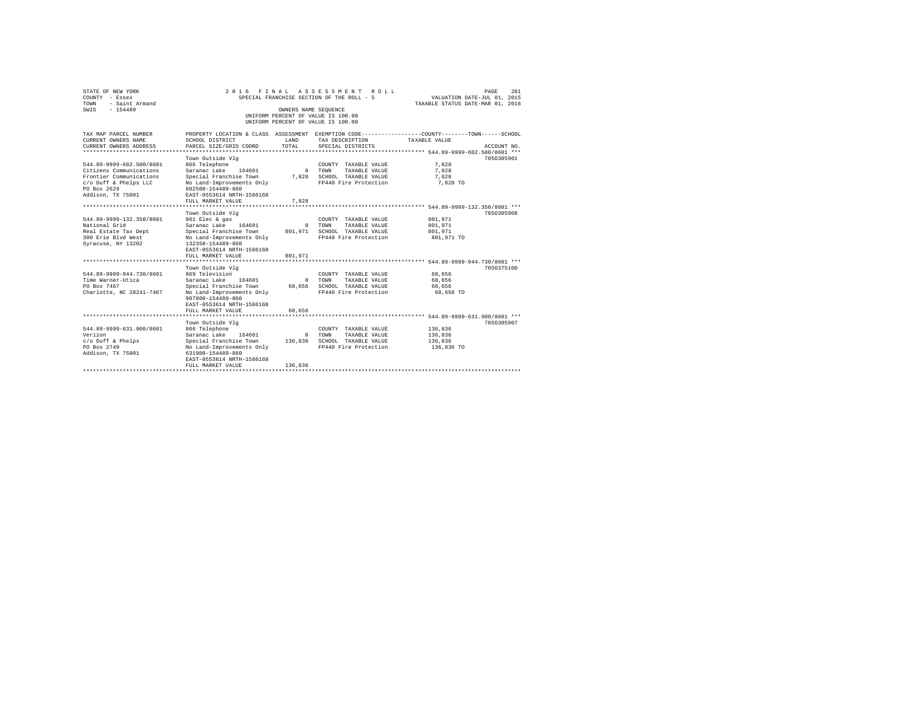STATE OF NEW YORK
COUNTY - Essex
TOWN - Saint Armand
SWIS - 154489

2016 FINAL ASSESSMENT ROLL
SPECIAL FRANCHISE SECTION OF THE ROLL - 5
OWNERS NAME SEQUENCE
UNIFORM PERCENT OF VALUE IS 100.00

VALUATION DATE-JUL 01, 2015
TAXABLE STATUS DATE-MAR 01, 2016

| TAX MAP PARCEL NUMBER / CURRENT OWNERS NAME / CURRENT OWNERS ADDRESS | PROPERTY LOCATION & CLASS / SCHOOL DISTRICT / PARCEL SIZE/GRID COORD | ASSESSMENT LAND / TOTAL | EXEMPTION CODE / TAX DESCRIPTION / SPECIAL DISTRICTS | COUNTY / TOWN / SCHOOL TAXABLE VALUE | ACCOUNT NO. |
|---|---|---|---|---|---|
| 544.89-9999-602.500/8601 | Town Outside Vlg | | | | 7050305901 |
| Citizens Communications | 866 Telephone | | COUNTY TAXABLE VALUE | 7,828 | |
| Frontier Communications | Saranac Lake 164601 | 0 | TOWN TAXABLE VALUE | 7,828 | |
| c/o Duff & Phelps LLC | Special Franchise Town | 7,828 | SCHOOL TAXABLE VALUE | 7,828 | |
| PO Box 2629 | No Land-Improvements Only | | FP440 Fire Protection | 7,828 TO | |
| Addison, TX 75001 | 602500-154489-860 | | | | |
| | EAST-0553614 NRTH-1586168 | | | | |
| | FULL MARKET VALUE | 7,828 | | | |
| 544.89-9999-132.350/8601 | Town Outside Vlg | | | | 7050305908 |
| National Grid | 861 Elec & gas | | COUNTY TAXABLE VALUE | 801,971 | |
| Real Estate Tax Dept | Saranac Lake 164601 | 0 | TOWN TAXABLE VALUE | 801,971 | |
| 300 Erie Blvd West | Special Franchise Town | 801,971 | SCHOOL TAXABLE VALUE | 801,971 | |
| Syracuse, NY 13202 | No Land-Improvements Only | | FP440 Fire Protection | 801,971 TO | |
| | 132350-154489-860 | | | | |
| | EAST-0553614 NRTH-1586168 | | | | |
| | FULL MARKET VALUE | 801,971 | | | |
| 544.89-9999-944.730/8601 | Town Outside Vlg | | | | 7050375100 |
| Time Warner-Utica | 869 Television | | COUNTY TAXABLE VALUE | 68,656 | |
| PO Box 7467 | Saranac Lake 164601 | 0 | TOWN TAXABLE VALUE | 68,656 | |
| Charlotte, NC 28241-7467 | Special Franchise Town | 68,656 | SCHOOL TAXABLE VALUE | 68,656 | |
| | No Land-Improvements Only | | FP440 Fire Protection | 68,656 TO | |
| | 907800-154489-860 | | | | |
| | EAST-0553614 NRTH-1586168 | | | | |
| | FULL MARKET VALUE | 68,656 | | | |
| 544.89-9999-631.900/8601 | Town Outside Vlg | | | | 7050305907 |
| Verizon | 866 Telephone | | COUNTY TAXABLE VALUE | 136,836 | |
| c/o Duff & Phelps | Saranac Lake 164601 | 0 | TOWN TAXABLE VALUE | 136,836 | |
| PO Box 2749 | Special Franchise Town | 136,836 | SCHOOL TAXABLE VALUE | 136,836 | |
| Addison, TX 75001 | No Land-Improvements Only | | FP440 Fire Protection | 136,836 TO | |
| | 631900-154489-860 | | | | |
| | EAST-0553614 NRTH-1586168 | | | | |
| | FULL MARKET VALUE | 136,836 | | | |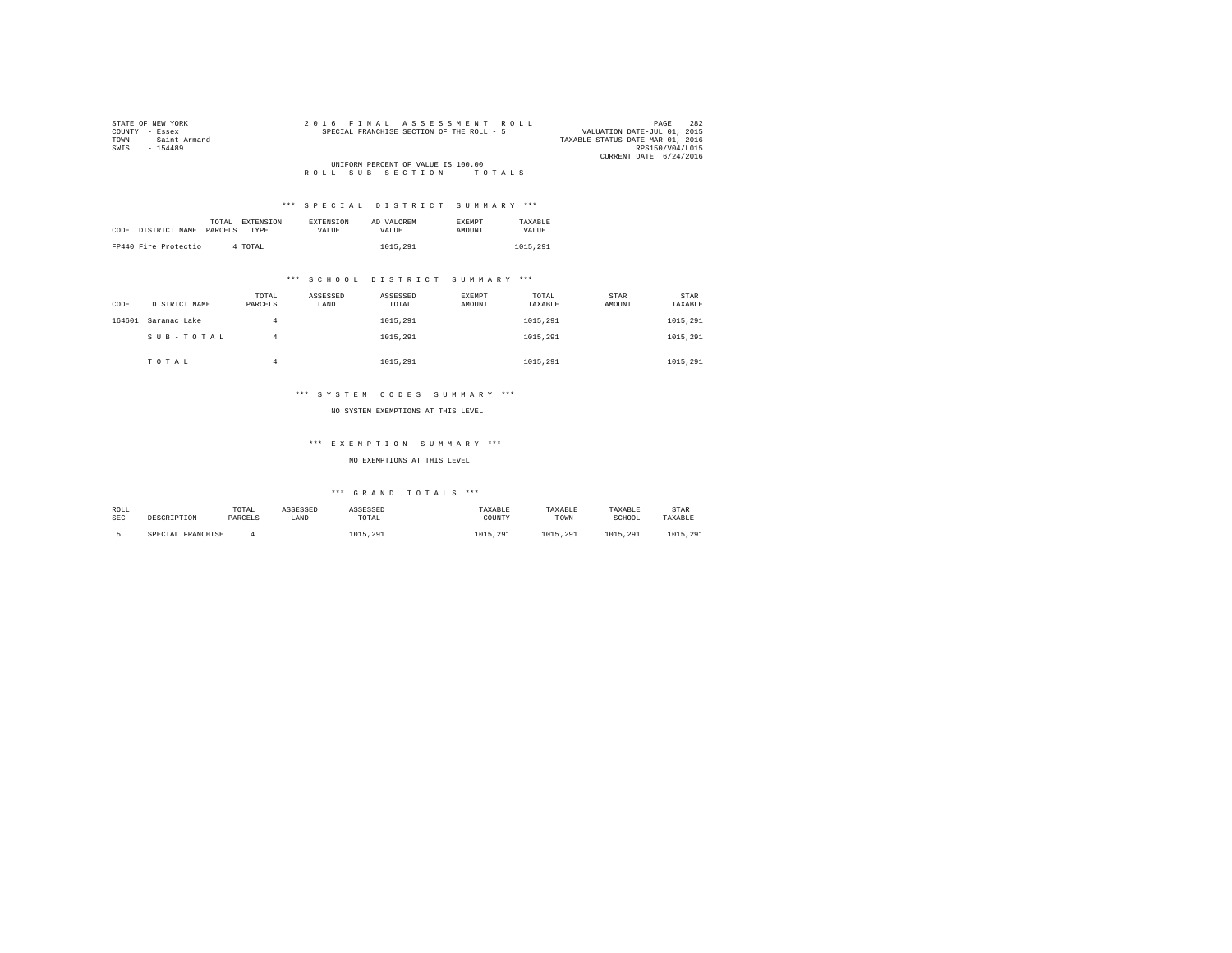STATE OF NEW YORK
COUNTY - Essex
TOWN - Saint Armand
SWIS - 154489

2016 FINAL ASSESSMENT ROLL
SPECIAL FRANCHISE SECTION OF THE ROLL - 5

VALUATION DATE-JUL 01, 2015
TAXABLE STATUS DATE-MAR 01, 2016
RPS150/V04/L015
CURRENT DATE 6/24/2016

UNIFORM PERCENT OF VALUE IS 100.00
ROLL SUB SECTION- - TOTALS

*** SPECIAL DISTRICT SUMMARY ***

| CODE | DISTRICT NAME | TOTAL PARCELS | EXTENSION TYPE | EXTENSION VALUE | AD VALOREM VALUE | EXEMPT AMOUNT | TAXABLE VALUE |
|---|---|---|---|---|---|---|---|
| FP440 | Fire Protectio | 4 | TOTAL | | 1015,291 | | 1015,291 |

*** SCHOOL DISTRICT SUMMARY ***

| CODE | DISTRICT NAME | TOTAL PARCELS | ASSESSED LAND | ASSESSED TOTAL | EXEMPT AMOUNT | TOTAL TAXABLE | STAR AMOUNT | STAR TAXABLE |
|---|---|---|---|---|---|---|---|---|
| 164601 | Saranac Lake | 4 | | 1015,291 | | 1015,291 | | 1015,291 |
| | SUB-TOTAL | 4 | | 1015,291 | | 1015,291 | | 1015,291 |
| | TOTAL | 4 | | 1015,291 | | 1015,291 | | 1015,291 |

*** SYSTEM CODES SUMMARY ***

NO SYSTEM EXEMPTIONS AT THIS LEVEL

*** EXEMPTION SUMMARY ***

NO EXEMPTIONS AT THIS LEVEL

*** GRAND TOTALS ***

| ROLL SEC | DESCRIPTION | TOTAL PARCELS | ASSESSED LAND | ASSESSED TOTAL | TAXABLE COUNTY | TAXABLE TOWN | TAXABLE SCHOOL | STAR TAXABLE |
|---|---|---|---|---|---|---|---|---|
| 5 | SPECIAL FRANCHISE | 4 | | 1015,291 | 1015,291 | 1015,291 | 1015,291 | 1015,291 |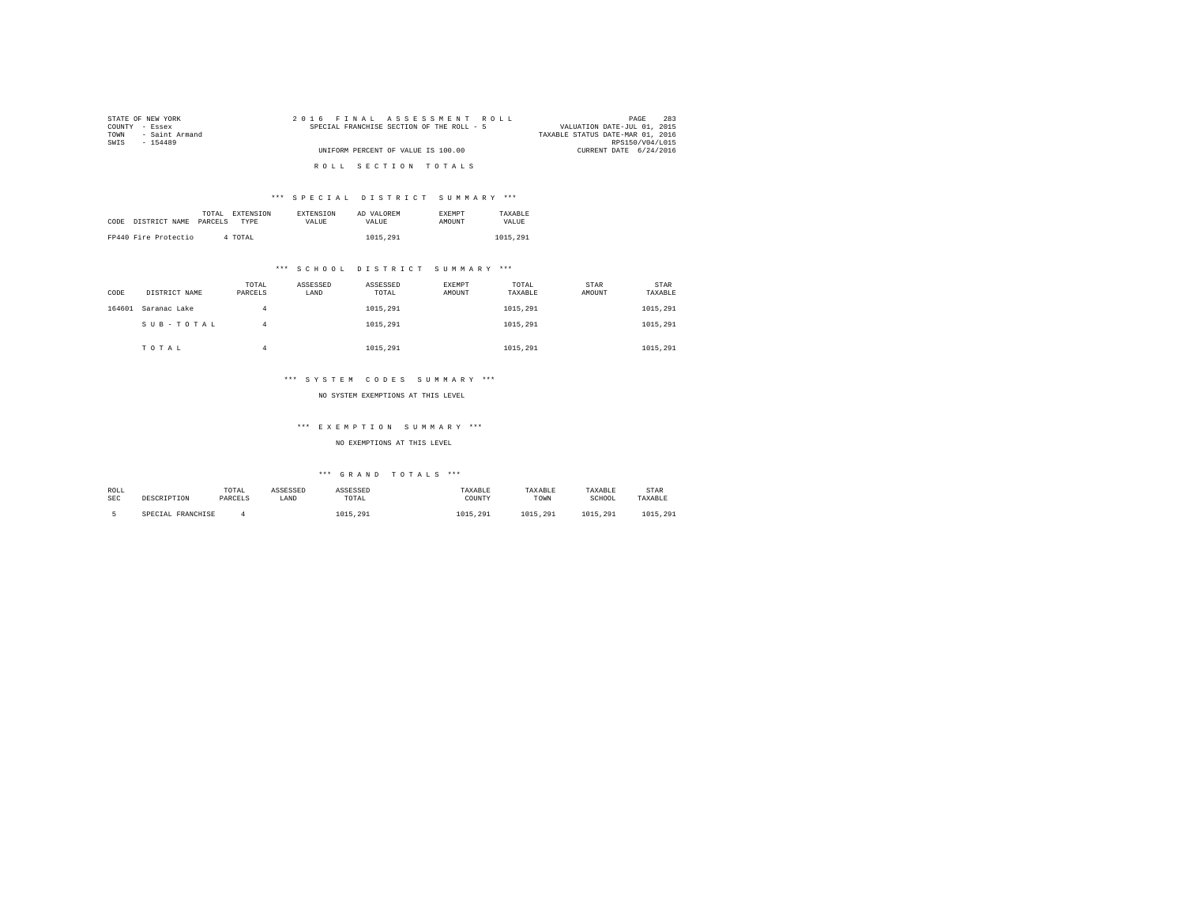STATE OF NEW YORK
COUNTY - Essex
TOWN - Saint Armand
SWIS - 154489

2016 FINAL ASSESSMENT ROLL
SPECIAL FRANCHISE SECTION OF THE ROLL - 5

UNIFORM PERCENT OF VALUE IS 100.00

VALUATION DATE-JUL 01, 2015
TAXABLE STATUS DATE-MAR 01, 2016
RPS150/V04/L015
CURRENT DATE 6/24/2016

## ROLL SECTION TOTALS

### *** SPECIAL DISTRICT SUMMARY ***

| CODE | DISTRICT NAME | TOTAL PARCELS | EXTENSION TYPE | EXTENSION VALUE | AD VALOREM VALUE | EXEMPT AMOUNT | TAXABLE VALUE |
|---|---|---|---|---|---|---|---|
| FP440 | Fire Protectio | 4 | TOTAL | | 1015,291 | | 1015,291 |

### *** SCHOOL DISTRICT SUMMARY ***

| CODE | DISTRICT NAME | TOTAL PARCELS | ASSESSED LAND | ASSESSED TOTAL | EXEMPT AMOUNT | TOTAL TAXABLE | STAR AMOUNT | STAR TAXABLE |
|---|---|---|---|---|---|---|---|---|
| 164601 | Saranac Lake | 4 | | 1015,291 | | 1015,291 | | 1015,291 |
| | SUB-TOTAL | 4 | | 1015,291 | | 1015,291 | | 1015,291 |
| | TOTAL | 4 | | 1015,291 | | 1015,291 | | 1015,291 |

### *** SYSTEM CODES SUMMARY ***

NO SYSTEM EXEMPTIONS AT THIS LEVEL

### *** EXEMPTION SUMMARY ***

NO EXEMPTIONS AT THIS LEVEL

### *** GRAND TOTALS ***

| ROLL SEC | DESCRIPTION | TOTAL PARCELS | ASSESSED LAND | ASSESSED TOTAL | TAXABLE COUNTY | TAXABLE TOWN | TAXABLE SCHOOL | STAR TAXABLE |
|---|---|---|---|---|---|---|---|---|
| 5 | SPECIAL FRANCHISE | 4 | | 1015,291 | 1015,291 | 1015,291 | 1015,291 | 1015,291 |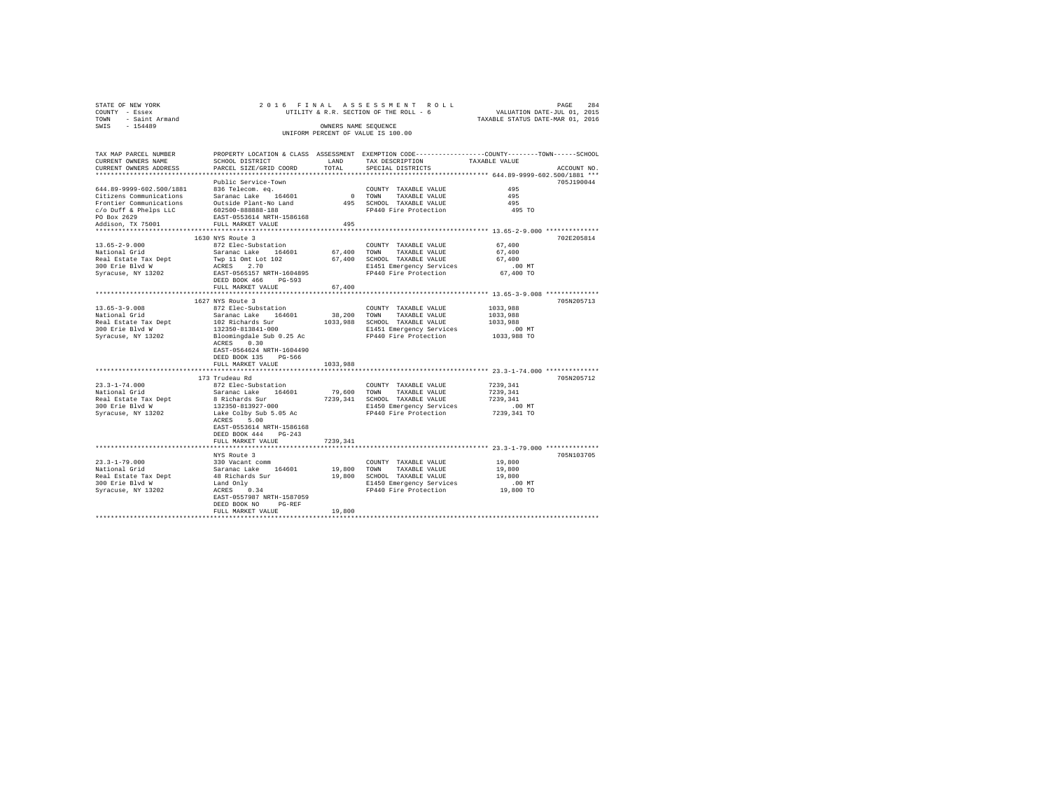STATE OF NEW YORK
COUNTY - Essex
TOWN - Saint Armand
SWIS - 154489

2 0 1 6 F I N A L A S S E S S M E N T R O L L
UTILITY & R.R. SECTION OF THE ROLL - 6
OWNERS NAME SEQUENCE
UNIFORM PERCENT OF VALUE IS 100.00

VALUATION DATE-JUL 01, 2015
TAXABLE STATUS DATE-MAR 01, 2016

| TAX MAP PARCEL NUMBER / CURRENT OWNERS NAME / CURRENT OWNERS ADDRESS | PROPERTY LOCATION & CLASS / SCHOOL DISTRICT / PARCEL SIZE/GRID COORD | ASSESSMENT LAND / TOTAL | EXEMPTION CODE / TAX DESCRIPTION / SPECIAL DISTRICTS | COUNTY--------TOWN------SCHOOL TAXABLE VALUE | ACCOUNT NO. |
|---|---|---|---|---|---|
| 644.89-9999-602.500/1881 | Public Service-Town | | | | 705J190044 |
| 644.89-9999-602.500/1881 | 836 Telecom. eq. | | COUNTY TAXABLE VALUE | 495 | |
| Citizens Communications | Saranac Lake 164601 | 0 | TOWN TAXABLE VALUE | 495 | |
| Frontier Communications | Outside Plant-No Land | 495 | SCHOOL TAXABLE VALUE | 495 | |
| c/o Duff & Phelps LLC | 602500-888888-188 | | FP440 Fire Protection | 495 TO | |
| PO Box 2629 | EAST-0553614 NRTH-1586168 | | | | |
| Addison, TX 75001 | FULL MARKET VALUE | 495 | | | |
| 13.65-2-9.000 | 1630 NYS Route 3 | | | | 702E205814 |
| 13.65-2-9.000 | 872 Elec-Substation | | COUNTY TAXABLE VALUE | 67,400 | |
| National Grid | Saranac Lake 164601 | 67,400 | TOWN TAXABLE VALUE | 67,400 | |
| Real Estate Tax Dept | Twp 11 Omt Lot 102 | 67,400 | SCHOOL TAXABLE VALUE | 67,400 | |
| 300 Erie Blvd W | ACRES 2.70 | | E1451 Emergency Services | .00 MT | |
| Syracuse, NY 13202 | EAST-0565157 NRTH-1604895 | | FP440 Fire Protection | 67,400 TO | |
| | DEED BOOK 466 PG-593 | | | | |
| | FULL MARKET VALUE | 67,400 | | | |
| 13.65-3-9.008 | 1627 NYS Route 3 | | | | 705N205713 |
| 13.65-3-9.008 | 872 Elec-Substation | | COUNTY TAXABLE VALUE | 1033,988 | |
| National Grid | Saranac Lake 164601 | 38,200 | TOWN TAXABLE VALUE | 1033,988 | |
| Real Estate Tax Dept | 102 Richards Sur | 1033,988 | SCHOOL TAXABLE VALUE | 1033,988 | |
| 300 Erie Blvd W | 132350-813841-000 | | E1451 Emergency Services | .00 MT | |
| Syracuse, NY 13202 | Bloomingdale Sub 0.25 Ac | | FP440 Fire Protection | 1033,988 TO | |
| | ACRES 0.30 | | | | |
| | EAST-0564624 NRTH-1604490 | | | | |
| | DEED BOOK 135 PG-566 | | | | |
| | FULL MARKET VALUE | 1033,988 | | | |
| 23.3-1-74.000 | 173 Trudeau Rd | | | | 705N205712 |
| 23.3-1-74.000 | 872 Elec-Substation | | COUNTY TAXABLE VALUE | 7239,341 | |
| National Grid | Saranac Lake 164601 | 79,600 | TOWN TAXABLE VALUE | 7239,341 | |
| Real Estate Tax Dept | 8 Richards Sur | 7239,341 | SCHOOL TAXABLE VALUE | 7239,341 | |
| 300 Erie Blvd W | 132350-813927-000 | | E1450 Emergency Services | .00 MT | |
| Syracuse, NY 13202 | Lake Colby Sub 5.05 Ac | | FP440 Fire Protection | 7239,341 TO | |
| | ACRES 5.00 | | | | |
| | EAST-0553614 NRTH-1586168 | | | | |
| | DEED BOOK 444 PG-243 | | | | |
| | FULL MARKET VALUE | 7239,341 | | | |
| 23.3-1-79.000 | NYS Route 3 | | | | 705N103705 |
| 23.3-1-79.000 | 330 Vacant comm | | COUNTY TAXABLE VALUE | 19,800 | |
| National Grid | Saranac Lake 164601 | 19,800 | TOWN TAXABLE VALUE | 19,800 | |
| Real Estate Tax Dept | 48 Richards Sur | 19,800 | SCHOOL TAXABLE VALUE | 19,800 | |
| 300 Erie Blvd W | Land Only | | E1450 Emergency Services | .00 MT | |
| Syracuse, NY 13202 | ACRES 0.34 | | FP440 Fire Protection | 19,800 TO | |
| | EAST-0557987 NRTH-1587059 | | | | |
| | DEED BOOK NO PG-REF | | | | |
| | FULL MARKET VALUE | 19,800 | | | |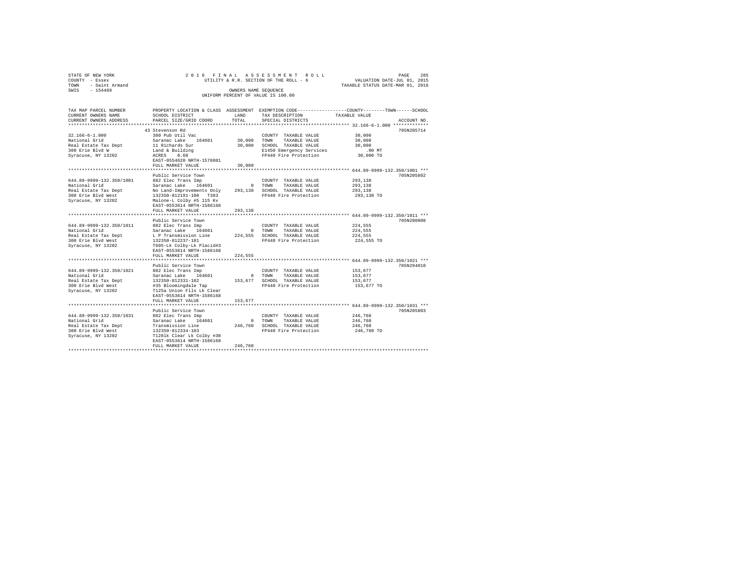STATE OF NEW YORK — 2016 FINAL ASSESSMENT ROLL — PAGE 285
COUNTY - Essex — UTILITY & R.R. SECTION OF THE ROLL - 6 — VALUATION DATE-JUL 01, 2015
TOWN - Saint Armand — TAXABLE STATUS DATE-MAR 01, 2016
SWIS - 154489 — OWNERS NAME SEQUENCE
UNIFORM PERCENT OF VALUE IS 100.00

| TAX MAP PARCEL NUMBER / CURRENT OWNERS NAME / CURRENT OWNERS ADDRESS | PROPERTY LOCATION & CLASS / SCHOOL DISTRICT / PARCEL SIZE/GRID COORD | ASSESSMENT LAND / TOTAL | EXEMPTION CODE / TAX DESCRIPTION / SPECIAL DISTRICTS | TAXABLE VALUE (COUNTY--------TOWN------SCHOOL) | ACCOUNT NO. |
|---|---|---|---|---|---|
| 32.166-6-1.000 | 43 Stevenson Rd | | | | 705N205714 |
| National Grid | 380 Pub Util Vac | | COUNTY TAXABLE VALUE | 30,000 | |
| Real Estate Tax Dept | Saranac Lake 164601 | 30,000 | TOWN TAXABLE VALUE | 30,000 | |
| 300 Erie Blvd W | 11 Richards Sur | 30,000 | SCHOOL TAXABLE VALUE | 30,000 | |
| Syracuse, NY 13202 | Land & Building | | E1450 Emergency Services | .00 MT | |
| | ACRES 0.60 | | FP440 Fire Protection | 30,000 TO | |
| | EAST-0554620 NRTH-1578801 | | | | |
| | FULL MARKET VALUE | 30,000 | | | |
| 644.89-9999-132.350/1001 | Public Service Town | | | | 705N205802 |
| National Grid | 882 Elec Trans Imp | | COUNTY TAXABLE VALUE | 293,138 | |
| Real Estate Tax Dept | Saranac Lake 164601 | 0 | TOWN TAXABLE VALUE | 293,138 | |
| 300 Erie Blvd West | No Land-Improvements Only | 293,138 | SCHOOL TAXABLE VALUE | 293,138 | |
| Syracuse, NY 13202 | 132350-812191-100 T383 | | FP440 Fire Protection | 293,138 TO | |
| | Malone-L Colby #5 115 Kv | | | | |
| | EAST-0553614 NRTH-1586168 | | | | |
| | FULL MARKET VALUE | 293,138 | | | |
| 644.89-9999-132.350/1011 | Public Service Town | | | | 705N280008 |
| National Grid | 882 Elec Trans Imp | | COUNTY TAXABLE VALUE | 224,555 | |
| Real Estate Tax Dept | Saranac Lake 164601 | 0 | TOWN TAXABLE VALUE | 224,555 | |
| 300 Erie Blvd West | L P Transmission Line | 224,555 | SCHOOL TAXABLE VALUE | 224,555 | |
| Syracuse, NY 13202 | 132350-812237-101 | | FP440 Fire Protection | 224,555 TO | |
| | T605-Lk Colby-Lk Placid#3 | | | | |
| | EAST-0553614 NRTH-1586168 | | | | |
| | FULL MARKET VALUE | 224,555 | | | |
| 644.89-9999-132.350/1021 | Public Service Town | | | | 705N294010 |
| National Grid | 882 Elec Trans Imp | | COUNTY TAXABLE VALUE | 153,677 | |
| Real Estate Tax Dept | Saranac Lake 164601 | 0 | TOWN TAXABLE VALUE | 153,677 | |
| 300 Erie Blvd West | 132350-812331-102 | 153,677 | SCHOOL TAXABLE VALUE | 153,677 | |
| Syracuse, NY 13202 | #35 Bloomingdale Tap | | FP440 Fire Protection | 153,677 TO | |
| | T125a Union Flls Lk Clear | | | | |
| | EAST-0553614 NRTH-1586168 | | | | |
| | FULL MARKET VALUE | 153,677 | | | |
| 644.89-9999-132.350/1031 | Public Service Town | | | | 705N205803 |
| National Grid | 882 Elec Trans Imp | | COUNTY TAXABLE VALUE | 246,760 | |
| Real Estate Tax Dept | Saranac Lake 164601 | 0 | TOWN TAXABLE VALUE | 246,760 | |
| 300 Erie Blvd West | Transmission Line | 246,760 | SCHOOL TAXABLE VALUE | 246,760 | |
| Syracuse, NY 13202 | 132350-812334-103 | | FP440 Fire Protection | 246,760 TO | |
| | T128lk Clear Lk Colby #30 | | | | |
| | EAST-0553614 NRTH-1586168 | | | | |
| | FULL MARKET VALUE | 246,760 | | | |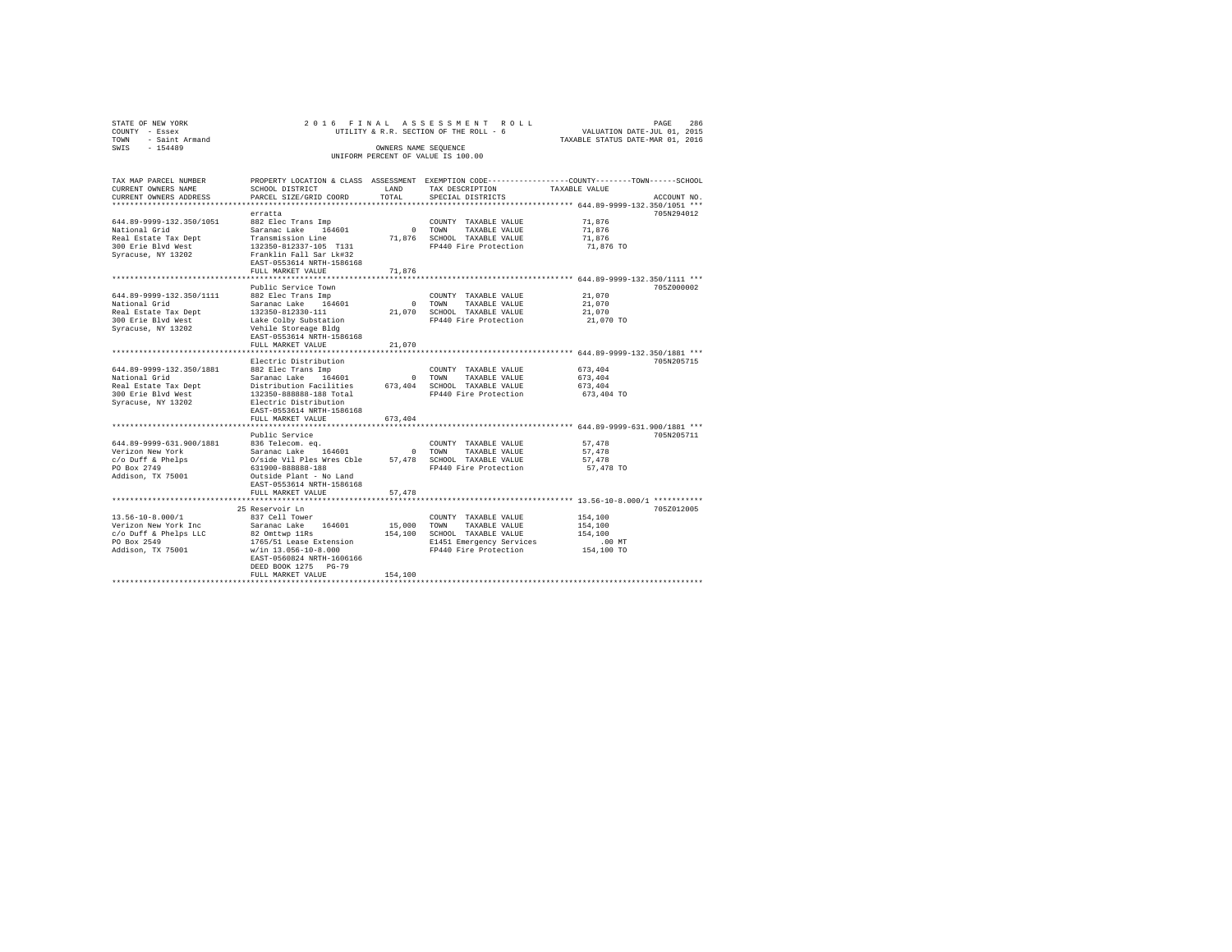STATE OF NEW YORK | 2016 FINAL ASSESSMENT ROLL
COUNTY - Essex | UTILITY & R.R. SECTION OF THE ROLL - 6 | VALUATION DATE-JUL 01, 2015
TOWN - Saint Armand | | TAXABLE STATUS DATE-MAR 01, 2016
SWIS - 154489 | OWNERS NAME SEQUENCE
UNIFORM PERCENT OF VALUE IS 100.00

| TAX MAP PARCEL NUMBER / CURRENT OWNERS NAME / CURRENT OWNERS ADDRESS | PROPERTY LOCATION & CLASS / SCHOOL DISTRICT / PARCEL SIZE/GRID COORD | ASSESSMENT LAND / TOTAL | EXEMPTION CODE / TAX DESCRIPTION / SPECIAL DISTRICTS | COUNTY--------TOWN------SCHOOL TAXABLE VALUE | ACCOUNT NO. |
|---|---|---|---|---|---|
| **644.89-9999-132.350/1051** | erratta | | | | 705N294012 |
| 644.89-9999-132.350/1051 | 882 Elec Trans Imp | | COUNTY TAXABLE VALUE | 71,876 | |
| National Grid | Saranac Lake 164601 | 0 | TOWN TAXABLE VALUE | 71,876 | |
| Real Estate Tax Dept | Transmission Line | 71,876 | SCHOOL TAXABLE VALUE | 71,876 | |
| 300 Erie Blvd West | 132350-812337-105 T131 | | FP440 Fire Protection | 71,876 TO | |
| Syracuse, NY 13202 | Franklin Fall Sar Lk#32 | | | | |
| | EAST-0553614 NRTH-1586168 | | | | |
| | FULL MARKET VALUE | 71,876 | | | |
| **644.89-9999-132.350/1111** | Public Service Town | | | | 705Z000002 |
| 644.89-9999-132.350/1111 | 882 Elec Trans Imp | | COUNTY TAXABLE VALUE | 21,070 | |
| National Grid | Saranac Lake 164601 | 0 | TOWN TAXABLE VALUE | 21,070 | |
| Real Estate Tax Dept | 132350-812330-111 | 21,070 | SCHOOL TAXABLE VALUE | 21,070 | |
| 300 Erie Blvd West | Lake Colby Substation | | FP440 Fire Protection | 21,070 TO | |
| Syracuse, NY 13202 | Vehile Storeage Bldg | | | | |
| | EAST-0553614 NRTH-1586168 | | | | |
| | FULL MARKET VALUE | 21,070 | | | |
| **644.89-9999-132.350/1881** | Electric Distribution | | | | 705N205715 |
| 644.89-9999-132.350/1881 | 882 Elec Trans Imp | | COUNTY TAXABLE VALUE | 673,404 | |
| National Grid | Saranac Lake 164601 | 0 | TOWN TAXABLE VALUE | 673,404 | |
| Real Estate Tax Dept | Distribution Facilities | 673,404 | SCHOOL TAXABLE VALUE | 673,404 | |
| 300 Erie Blvd West | 132350-888888-188 Total | | FP440 Fire Protection | 673,404 TO | |
| Syracuse, NY 13202 | Electric Distribution | | | | |
| | EAST-0553614 NRTH-1586168 | | | | |
| | FULL MARKET VALUE | 673,404 | | | |
| **644.89-9999-631.900/1881** | Public Service | | | | 705N205711 |
| 644.89-9999-631.900/1881 | 836 Telecom. eq. | | COUNTY TAXABLE VALUE | 57,478 | |
| Verizon New York | Saranac Lake 164601 | 0 | TOWN TAXABLE VALUE | 57,478 | |
| c/o Duff & Phelps | O/side Vil Ples Wres Cble | 57,478 | SCHOOL TAXABLE VALUE | 57,478 | |
| PO Box 2749 | 631900-888888-188 | | FP440 Fire Protection | 57,478 TO | |
| Addison, TX 75001 | Outside Plant - No Land | | | | |
| | EAST-0553614 NRTH-1586168 | | | | |
| | FULL MARKET VALUE | 57,478 | | | |
| **13.56-10-8.000/1** | 25 Reservoir Ln | | | | 705Z012005 |
| 13.56-10-8.000/1 | 837 Cell Tower | | COUNTY TAXABLE VALUE | 154,100 | |
| Verizon New York Inc | Saranac Lake 164601 | 15,000 | TOWN TAXABLE VALUE | 154,100 | |
| c/o Duff & Phelps LLC | 82 Omttwp 11Rs | 154,100 | SCHOOL TAXABLE VALUE | 154,100 | |
| PO Box 2549 | 1765/51 Lease Extension | | E1451 Emergency Services | .00 MT | |
| Addison, TX 75001 | w/in 13.056-10-8.000 | | FP440 Fire Protection | 154,100 TO | |
| | EAST-0560824 NRTH-1606166 | | | | |
| | DEED BOOK 1275 PG-79 | | | | |
| | FULL MARKET VALUE | 154,100 | | | |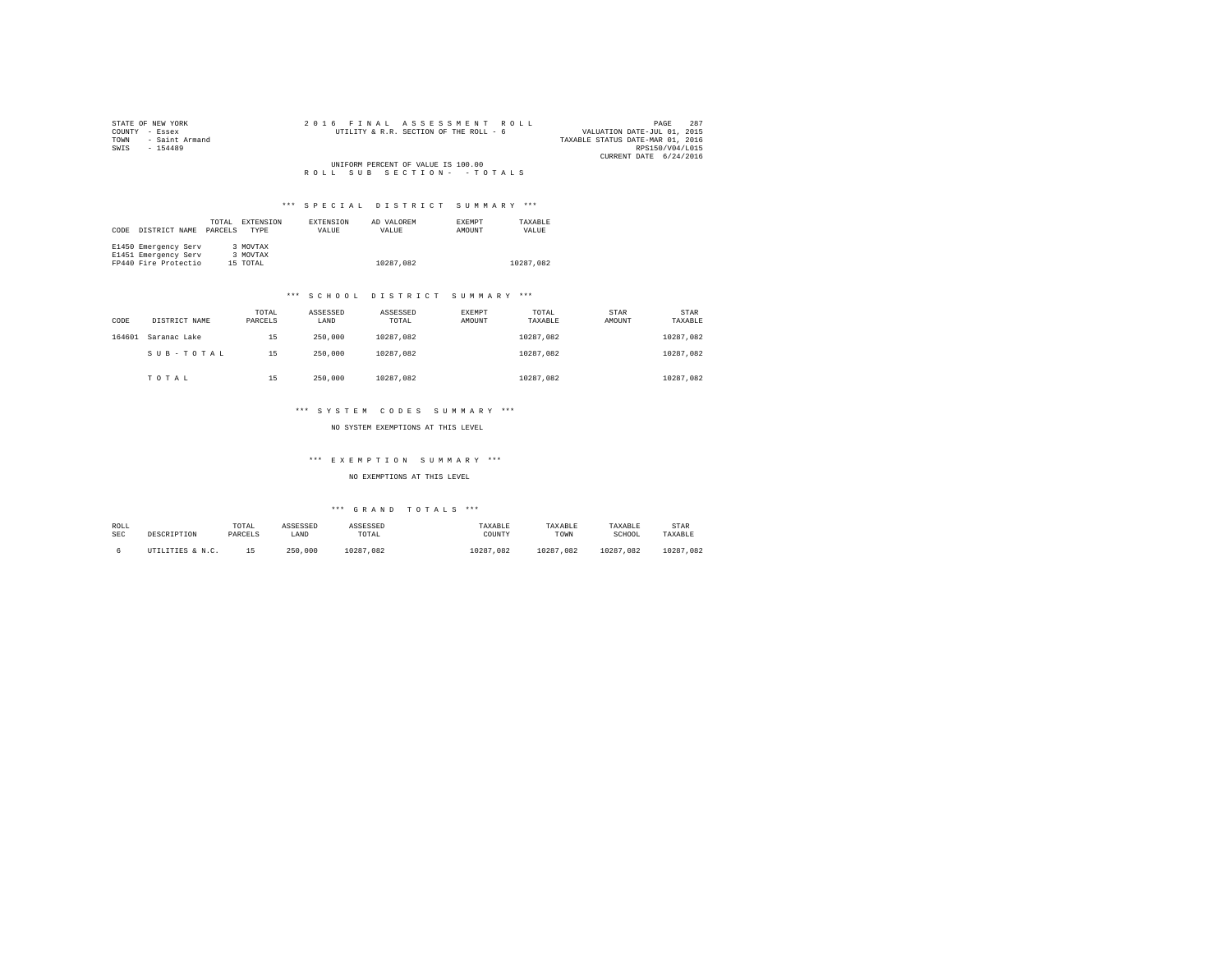STATE OF NEW YORK
COUNTY - Essex
TOWN - Saint Armand
SWIS - 154489

2016 FINAL ASSESSMENT ROLL
UTILITY & R.R. SECTION OF THE ROLL - 6

VALUATION DATE-JUL 01, 2015
TAXABLE STATUS DATE-MAR 01, 2016
RPS150/V04/L015
CURRENT DATE 6/24/2016

UNIFORM PERCENT OF VALUE IS 100.00

ROLL SUB SECTION- - TOTALS

## *** SPECIAL DISTRICT SUMMARY ***

| CODE | DISTRICT NAME | TOTAL PARCELS | EXTENSION TYPE | EXTENSION VALUE | AD VALOREM VALUE | EXEMPT AMOUNT | TAXABLE VALUE |
|---|---|---|---|---|---|---|---|
| E1450 | Emergency Serv | 3 | MOVTAX | | | | |
| E1451 | Emergency Serv | 3 | MOVTAX | | | | |
| FP440 | Fire Protectio | 15 | TOTAL | | 10287,082 | | 10287,082 |

## *** SCHOOL DISTRICT SUMMARY ***

| CODE | DISTRICT NAME | TOTAL PARCELS | ASSESSED LAND | ASSESSED TOTAL | EXEMPT AMOUNT | TOTAL TAXABLE | STAR AMOUNT | STAR TAXABLE |
|---|---|---|---|---|---|---|---|---|
| 164601 | Saranac Lake | 15 | 250,000 | 10287,082 | | 10287,082 | | 10287,082 |
| | SUB-TOTAL | 15 | 250,000 | 10287,082 | | 10287,082 | | 10287,082 |
| | TOTAL | 15 | 250,000 | 10287,082 | | 10287,082 | | 10287,082 |

## *** SYSTEM CODES SUMMARY ***

NO SYSTEM EXEMPTIONS AT THIS LEVEL

## *** EXEMPTION SUMMARY ***

NO EXEMPTIONS AT THIS LEVEL

## *** GRAND TOTALS ***

| ROLL SEC | DESCRIPTION | TOTAL PARCELS | ASSESSED LAND | ASSESSED TOTAL | TAXABLE COUNTY | TAXABLE TOWN | TAXABLE SCHOOL | STAR TAXABLE |
|---|---|---|---|---|---|---|---|---|
| 6 | UTILITIES & N.C. | 15 | 250,000 | 10287,082 | 10287,082 | 10287,082 | 10287,082 | 10287,082 |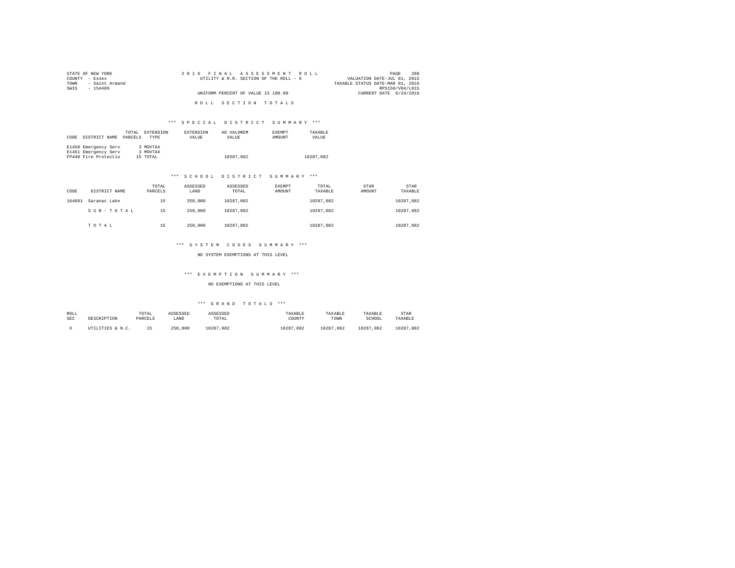STATE OF NEW YORK
COUNTY - Essex
TOWN - Saint Armand
SWIS - 154489

2016 FINAL ASSESSMENT ROLL
UTILITY & R.R. SECTION OF THE ROLL - 6
UNIFORM PERCENT OF VALUE IS 100.00

VALUATION DATE-JUL 01, 2015
TAXABLE STATUS DATE-MAR 01, 2016
RPS150/V04/L015
CURRENT DATE 6/24/2016

ROLL SECTION TOTALS

*** SPECIAL DISTRICT SUMMARY ***

| CODE | DISTRICT NAME | TOTAL PARCELS | EXTENSION TYPE | EXTENSION VALUE | AD VALOREM VALUE | EXEMPT AMOUNT | TAXABLE VALUE |
|---|---|---|---|---|---|---|---|
| E1450 | Emergency Serv | 3 | MOVTAX | | | | |
| E1451 | Emergency Serv | 3 | MOVTAX | | | | |
| FP440 | Fire Protectio | 15 | TOTAL | | 10287,082 | | 10287,082 |

*** SCHOOL DISTRICT SUMMARY ***

| CODE | DISTRICT NAME | TOTAL PARCELS | ASSESSED LAND | ASSESSED TOTAL | EXEMPT AMOUNT | TOTAL TAXABLE | STAR AMOUNT | STAR TAXABLE |
|---|---|---|---|---|---|---|---|---|
| 164601 | Saranac Lake | 15 | 250,000 | 10287,082 | | 10287,082 | | 10287,082 |
| | S U B - T O T A L | 15 | 250,000 | 10287,082 | | 10287,082 | | 10287,082 |
| | T O T A L | 15 | 250,000 | 10287,082 | | 10287,082 | | 10287,082 |

*** SYSTEM CODES SUMMARY ***

NO SYSTEM EXEMPTIONS AT THIS LEVEL

*** EXEMPTION SUMMARY ***

NO EXEMPTIONS AT THIS LEVEL

*** GRAND TOTALS ***

| ROLL SEC | DESCRIPTION | TOTAL PARCELS | ASSESSED LAND | ASSESSED TOTAL | TAXABLE COUNTY | TAXABLE TOWN | TAXABLE SCHOOL | STAR TAXABLE |
|---|---|---|---|---|---|---|---|---|
| 6 | UTILITIES & N.C. | 15 | 250,000 | 10287,082 | 10287,082 | 10287,082 | 10287,082 | 10287,082 |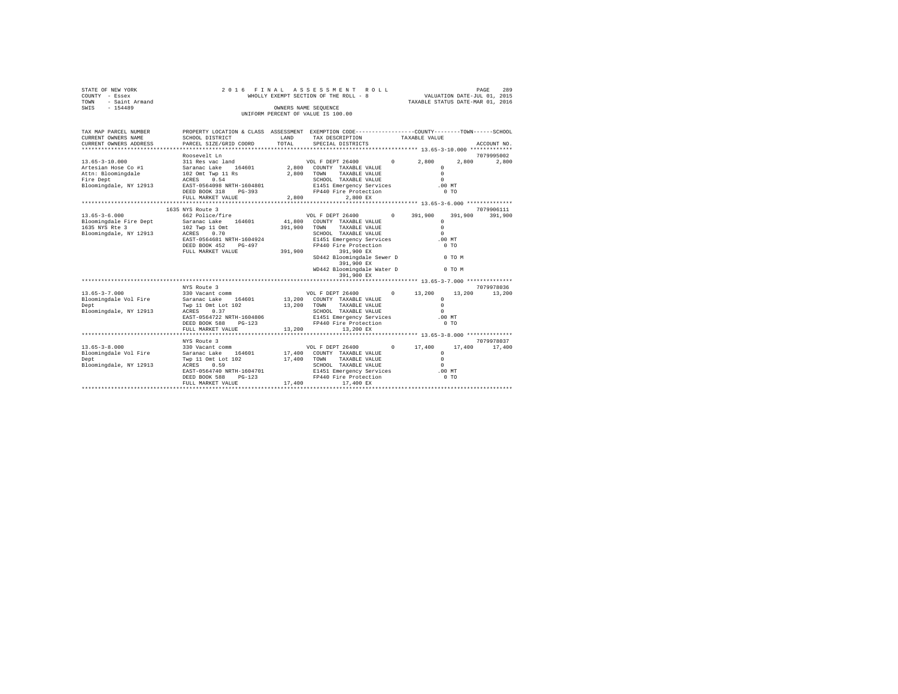STATE OF NEW YORK
COUNTY - Essex
TOWN - Saint Armand
SWIS - 154489

2016 FINAL ASSESSMENT ROLL
WHOLLY EXEMPT SECTION OF THE ROLL - 8
OWNERS NAME SEQUENCE
UNIFORM PERCENT OF VALUE IS 100.00

VALUATION DATE-JUL 01, 2015
TAXABLE STATUS DATE-MAR 01, 2016

```
TAX MAP PARCEL NUMBER      PROPERTY LOCATION & CLASS  ASSESSMENT  EXEMPTION CODE-----------------COUNTY--------TOWN------SCHOOL
CURRENT OWNERS NAME        SCHOOL DISTRICT              LAND      TAX DESCRIPTION            TAXABLE VALUE
CURRENT OWNERS ADDRESS     PARCEL SIZE/GRID COORD       TOTAL     SPECIAL DISTRICTS                                    ACCOUNT NO.
*************************************************************************************************** 13.65-3-10.000 *************
                           Roosevelt Ln                                                                              7079995002
13.65-3-10.000             311 Res vac land                       VOL F DEPT 26400        0       2,800      2,800      2,800
Artesian Hose Co #1        Saranac Lake    164601        2,800    COUNTY  TAXABLE VALUE                 0
Attn: Bloomingdale         102 Omt Twp 11 Rs             2,800    TOWN    TAXABLE VALUE                 0
Fire Dept                  ACRES    0.54                          SCHOOL  TAXABLE VALUE                 0
Bloomingdale, NY 12913     EAST-0564098 NRTH-1604801              E1451 Emergency Services            .00 MT
                           DEED BOOK 318    PG-393                FP440 Fire Protection                 0 TO
                           FULL MARKET VALUE             2,800         2,800 EX
*************************************************************************************************** 13.65-3-6.000 **************
                           1635 NYS Route 3                                                                          7079906111
13.65-3-6.000              662 Police/fire                        VOL F DEPT 26400        0     391,900    391,900    391,900
Bloomingdale Fire Dept     Saranac Lake    164601       41,800    COUNTY  TAXABLE VALUE                 0
1635 NYS Rte 3             102 Twp 11 Omt              391,900    TOWN    TAXABLE VALUE                 0
Bloomingdale, NY 12913     ACRES    0.70                          SCHOOL  TAXABLE VALUE                 0
                           EAST-0564681 NRTH-1604924              E1451 Emergency Services            .00 MT
                           DEED BOOK 452    PG-497                FP440 Fire Protection                 0 TO
                           FULL MARKET VALUE           391,900         391,900 EX
                                                                  SD442 Bloomingdale Sewer D            0 TO M
                                                                       391,900 EX
                                                                  WD442 Bloomingdale Water D            0 TO M
                                                                       391,900 EX
*************************************************************************************************** 13.65-3-7.000 **************
                           NYS Route 3                                                                               7079978036
13.65-3-7.000              330 Vacant comm                        VOL F DEPT 26400        0      13,200     13,200     13,200
Bloomingdale Vol Fire      Saranac Lake    164601       13,200    COUNTY  TAXABLE VALUE                 0
Dept                       Twp 11 Omt Lot 102           13,200    TOWN    TAXABLE VALUE                 0
Bloomingdale, NY 12913     ACRES    0.37                          SCHOOL  TAXABLE VALUE                 0
                           EAST-0564722 NRTH-1604806              E1451 Emergency Services            .00 MT
                           DEED BOOK 588    PG-123                FP440 Fire Protection                 0 TO
                           FULL MARKET VALUE            13,200          13,200 EX
*************************************************************************************************** 13.65-3-8.000 **************
                           NYS Route 3                                                                               7079978037
13.65-3-8.000              330 Vacant comm                        VOL F DEPT 26400        0      17,400     17,400     17,400
Bloomingdale Vol Fire      Saranac Lake    164601       17,400    COUNTY  TAXABLE VALUE                 0
Dept                       Twp 11 Omt Lot 102           17,400    TOWN    TAXABLE VALUE                 0
Bloomingdale, NY 12913     ACRES    0.59                          SCHOOL  TAXABLE VALUE                 0
                           EAST-0564740 NRTH-1604701              E1451 Emergency Services            .00 MT
                           DEED BOOK 588    PG-123                FP440 Fire Protection                 0 TO
                           FULL MARKET VALUE            17,400          17,400 EX
********************************************************************************************************************************
```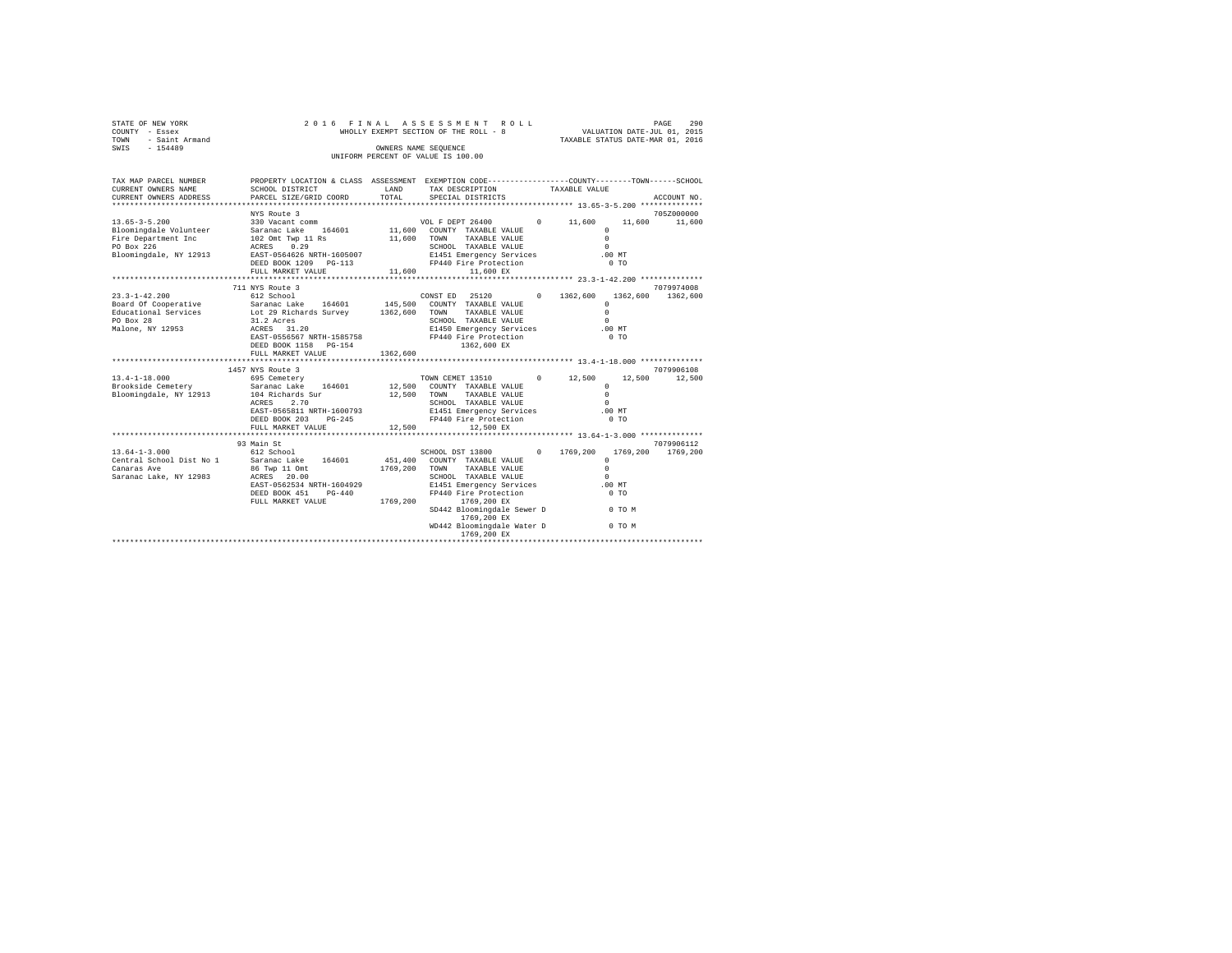STATE OF NEW YORK — 2016 FINAL ASSESSMENT ROLL
COUNTY - Essex — WHOLLY EXEMPT SECTION OF THE ROLL - 8 — VALUATION DATE-JUL 01, 2015
TOWN - Saint Armand — TAXABLE STATUS DATE-MAR 01, 2016
SWIS - 154489 — OWNERS NAME SEQUENCE
UNIFORM PERCENT OF VALUE IS 100.00

```
TAX MAP PARCEL NUMBER     PROPERTY LOCATION & CLASS  ASSESSMENT  EXEMPTION CODE-----------------COUNTY--------TOWN------SCHOOL
CURRENT OWNERS NAME       SCHOOL DISTRICT               LAND      TAX DESCRIPTION            TAXABLE VALUE
CURRENT OWNERS ADDRESS    PARCEL SIZE/GRID COORD        TOTAL     SPECIAL DISTRICTS                                    ACCOUNT NO.
******************************************************************************************* 13.65-3-5.200 **************
                          NYS Route 3                                                                              705Z000000
13.65-3-5.200             330 Vacant comm                         VOL F DEPT 26400        0      11,600     11,600     11,600
Bloomingdale Volunteer    Saranac Lake    164601       11,600   COUNTY  TAXABLE VALUE                 0
Fire Department Inc       102 Omt Twp 11 Rs            11,600   TOWN    TAXABLE VALUE                 0
PO Box 226                ACRES    0.29                         SCHOOL  TAXABLE VALUE                 0
Bloomingdale, NY 12913    EAST-0564626 NRTH-1605007             E1451 Emergency Services            .00 MT
                          DEED BOOK 1209   PG-113               FP440 Fire Protection                 0 TO
                          FULL MARKET VALUE            11,600        11,600 EX
******************************************************************************************* 23.3-1-42.200 **************
                          711 NYS Route 3                                                                          7079974008
23.3-1-42.200             612 School                              CONST ED  25120         0    1362,600   1362,600   1362,600
Board Of Cooperative      Saranac Lake    164601      145,500   COUNTY  TAXABLE VALUE                 0
Educational Services      Lot 29 Richards Survey     1362,600   TOWN    TAXABLE VALUE                 0
PO Box 28                 31.2 Acres                            SCHOOL  TAXABLE VALUE                 0
Malone, NY 12953          ACRES   31.20                         E1450 Emergency Services            .00 MT
                          EAST-0556567 NRTH-1585758             FP440 Fire Protection                 0 TO
                          DEED BOOK 1158   PG-154                    1362,600 EX
                          FULL MARKET VALUE          1362,600
******************************************************************************************* 13.4-1-18.000 **************
                          1457 NYS Route 3                                                                         7079906108
13.4-1-18.000             695 Cemetery                            TOWN CEMET 13510        0      12,500     12,500     12,500
Brookside Cemetery        Saranac Lake    164601       12,500   COUNTY  TAXABLE VALUE                 0
Bloomingdale, NY 12913    104 Richards Sur             12,500   TOWN    TAXABLE VALUE                 0
                          ACRES    2.70                         SCHOOL  TAXABLE VALUE                 0
                          EAST-0565811 NRTH-1600793             E1451 Emergency Services            .00 MT
                          DEED BOOK 203    PG-245               FP440 Fire Protection                 0 TO
                          FULL MARKET VALUE            12,500        12,500 EX
******************************************************************************************* 13.64-1-3.000 **************
                          93 Main St                                                                               7079906112
13.64-1-3.000             612 School                              SCHOOL DST 13800        0    1769,200   1769,200   1769,200
Central School Dist No 1  Saranac Lake    164601      451,400   COUNTY  TAXABLE VALUE                 0
Canaras Ave               86 Twp 11 Omt              1769,200   TOWN    TAXABLE VALUE                 0
Saranac Lake, NY 12983    ACRES   20.00                         SCHOOL  TAXABLE VALUE                 0
                          EAST-0562534 NRTH-1604929             E1451 Emergency Services            .00 MT
                          DEED BOOK 451    PG-440               FP440 Fire Protection                 0 TO
                          FULL MARKET VALUE          1769,200        1769,200 EX
                                                                SD442 Bloomingdale Sewer D            0 TO M
                                                                     1769,200 EX
                                                                WD442 Bloomingdale Water D            0 TO M
                                                                     1769,200 EX
**************************************************************************************************************************
```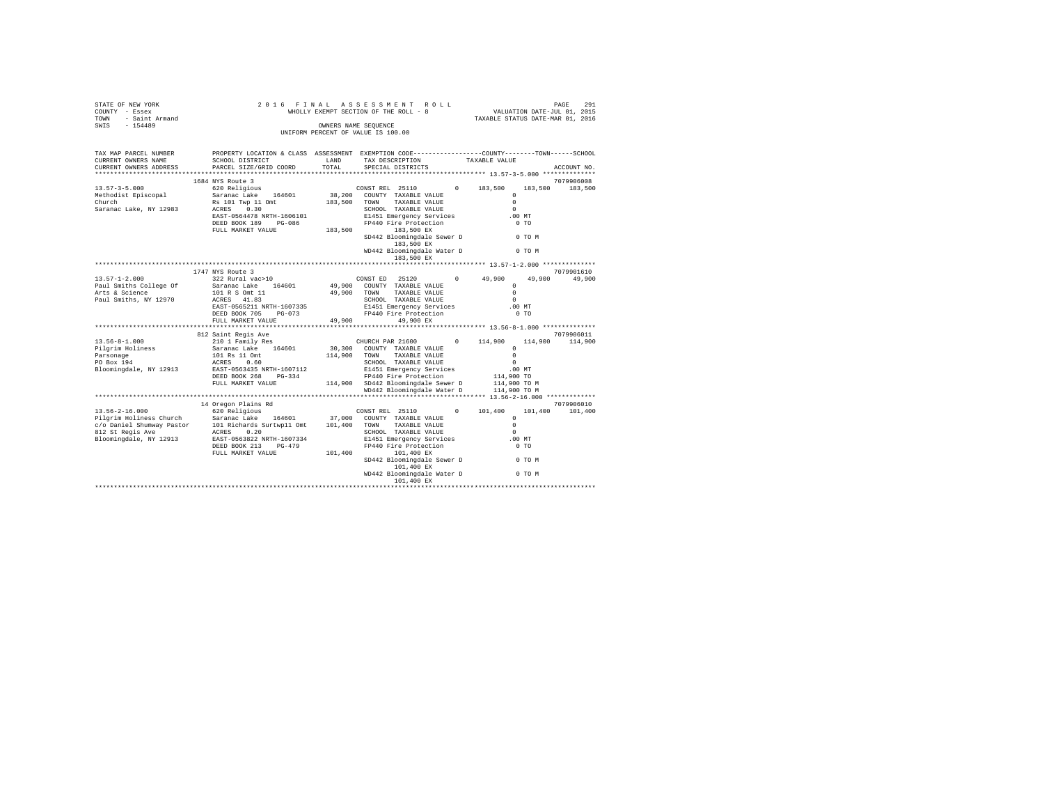STATE OF NEW YORK                    2 0 1 6   F I N A L   A S S E S S M E N T   R O L L                    PAGE 291
COUNTY - Essex                       WHOLLY EXEMPT SECTION OF THE ROLL - 8                    VALUATION DATE-JUL 01, 2015
TOWN - Saint Armand                                                                            TAXABLE STATUS DATE-MAR 01, 2016
SWIS - 154489                        OWNERS NAME SEQUENCE
UNIFORM PERCENT OF VALUE IS 100.00

```
TAX MAP PARCEL NUMBER      PROPERTY LOCATION & CLASS  ASSESSMENT  EXEMPTION CODE-----------------COUNTY--------TOWN------SCHOOL
CURRENT OWNERS NAME        SCHOOL DISTRICT            LAND        TAX DESCRIPTION             TAXABLE VALUE
CURRENT OWNERS ADDRESS     PARCEL SIZE/GRID COORD     TOTAL       SPECIAL DISTRICTS                                    ACCOUNT NO.
*************************************************************************************************** 13.57-3-5.000 **************
                           1684 NYS Route 3                                                                           7079906008
13.57-3-5.000              620 Religious                          CONST REL 25110      0    183,500    183,500    183,500
Methodist Episcopal        Saranac Lake    164601       38,200    COUNTY  TAXABLE VALUE              0
Church                     Rs 101 Twp 11 Omt           183,500    TOWN    TAXABLE VALUE              0
Saranac Lake, NY 12983     ACRES    0.30                          SCHOOL  TAXABLE VALUE              0
                           EAST-0564478 NRTH-1606101              E1451 Emergency Services         .00 MT
                           DEED BOOK 189    PG-086                FP440 Fire Protection              0 TO
                           FULL MARKET VALUE           183,500         183,500 EX
                                                                  SD442 Bloomingdale Sewer D         0 TO M
                                                                       183,500 EX
                                                                  WD442 Bloomingdale Water D         0 TO M
                                                                       183,500 EX
*************************************************************************************************** 13.57-1-2.000 **************
                           1747 NYS Route 3                                                                           7079901610
13.57-1-2.000              322 Rural vac>10                       CONST ED  25120      0     49,900     49,900     49,900
Paul Smiths College Of     Saranac Lake    164601       49,900    COUNTY  TAXABLE VALUE              0
Arts & Science             101 R S Omt 11               49,900    TOWN    TAXABLE VALUE              0
Paul Smiths, NY 12970      ACRES   41.83                          SCHOOL  TAXABLE VALUE              0
                           EAST-0565211 NRTH-1607335              E1451 Emergency Services         .00 MT
                           DEED BOOK 705    PG-073                FP440 Fire Protection              0 TO
                           FULL MARKET VALUE            49,900          49,900 EX
*************************************************************************************************** 13.56-8-1.000 **************
                           812 Saint Regis Ave                                                                        7079906011
13.56-8-1.000              210 1 Family Res                       CHURCH PAR 21600     0    114,900    114,900    114,900
Pilgrim Holiness           Saranac Lake    164601       30,300    COUNTY  TAXABLE VALUE              0
Parsonage                  101 Rs 11 Omt               114,900    TOWN    TAXABLE VALUE              0
PO Box 194                 ACRES    0.60                          SCHOOL  TAXABLE VALUE              0
Bloomingdale, NY 12913     EAST-0563435 NRTH-1607112              E1451 Emergency Services         .00 MT
                           DEED BOOK 268    PG-334                FP440 Fire Protection        114,900 TO
                           FULL MARKET VALUE           114,900    SD442 Bloomingdale Sewer D   114,900 TO M
                                                                  WD442 Bloomingdale Water D   114,900 TO M
*************************************************************************************************** 13.56-2-16.000 *************
                           14 Oregon Plains Rd                                                                        7079906010
13.56-2-16.000             620 Religious                          CONST REL 25110      0    101,400    101,400    101,400
Pilgrim Holiness Church    Saranac Lake    164601       37,000    COUNTY  TAXABLE VALUE              0
c/o Daniel Shumway Pastor  101 Richards Surtwp11 Omt   101,400    TOWN    TAXABLE VALUE              0
812 St Regis Ave           ACRES    0.20                          SCHOOL  TAXABLE VALUE              0
Bloomingdale, NY 12913     EAST-0563822 NRTH-1607334              E1451 Emergency Services         .00 MT
                           DEED BOOK 213    PG-479                FP440 Fire Protection              0 TO
                           FULL MARKET VALUE           101,400         101,400 EX
                                                                  SD442 Bloomingdale Sewer D         0 TO M
                                                                       101,400 EX
                                                                  WD442 Bloomingdale Water D         0 TO M
                                                                       101,400 EX
********************************************************************************************************************************
```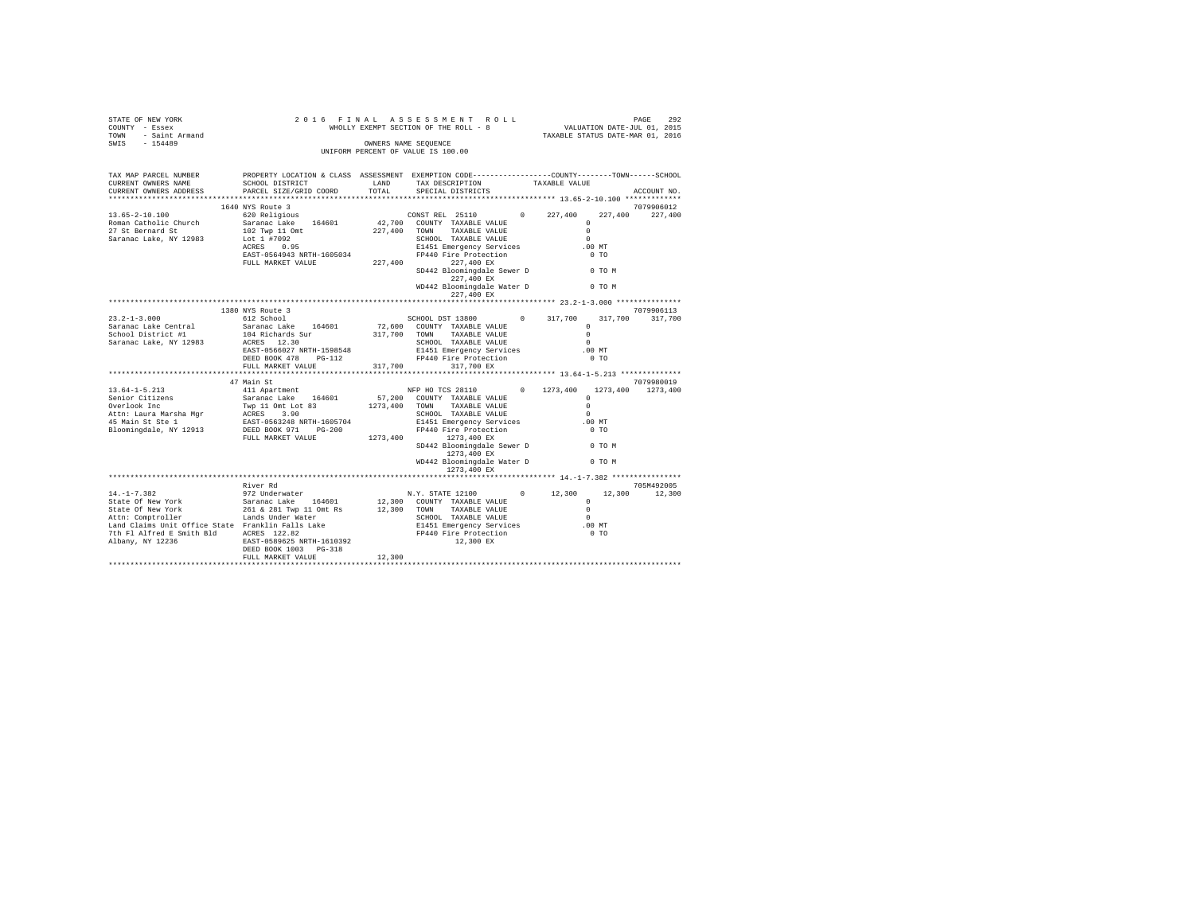```
STATE OF NEW YORK                2 0 1 6   F I N A L   A S S E S S M E N T   R O L L                       PAGE   292
COUNTY - Essex                        WHOLLY EXEMPT SECTION OF THE ROLL - 8              VALUATION DATE-JUL 01, 2015
TOWN   - Saint Armand                                                                 TAXABLE STATUS DATE-MAR 01, 2016
SWIS   - 154489                                   OWNERS NAME SEQUENCE
                                            UNIFORM PERCENT OF VALUE IS 100.00

TAX MAP PARCEL NUMBER          PROPERTY LOCATION & CLASS  ASSESSMENT  EXEMPTION CODE-----------------COUNTY--------TOWN------SCHOOL
CURRENT OWNERS NAME            SCHOOL DISTRICT             LAND       TAX DESCRIPTION            TAXABLE VALUE
CURRENT OWNERS ADDRESS         PARCEL SIZE/GRID COORD      TOTAL      SPECIAL DISTRICTS                                    ACCOUNT NO.
******************************************************************************************************* 13.65-2-10.100 *************
                              1640 NYS Route 3                                                                         7079906012
13.65-2-10.100                 620 Religious                          CONST REL  25110        0     227,400    227,400    227,400
Roman Catholic Church          Saranac Lake    164601        42,700   COUNTY  TAXABLE VALUE              0
27 St Bernard St               102 Twp 11 Omt               227,400   TOWN    TAXABLE VALUE              0
Saranac Lake, NY 12983         Lot 1 #7092                            SCHOOL  TAXABLE VALUE              0
                               ACRES    0.95                          E1451 Emergency Services          .00 MT
                               EAST-0564943 NRTH-1605034              FP440 Fire Protection               0 TO
                               FULL MARKET VALUE            227,400        227,400 EX
                                                                      SD442 Bloomingdale Sewer D          0 TO M
                                                                           227,400 EX
                                                                      WD442 Bloomingdale Water D          0 TO M
                                                                           227,400 EX
******************************************************************************************************* 23.2-1-3.000 ***************
                              1380 NYS Route 3                                                                         7079906113
23.2-1-3.000                   612 School                             SCHOOL DST 13800        0     317,700    317,700    317,700
Saranac Lake Central           Saranac Lake    164601        72,600   COUNTY  TAXABLE VALUE              0
School District #1             104 Richards Sur             317,700   TOWN    TAXABLE VALUE              0
Saranac Lake, NY 12983         ACRES   12.30                          SCHOOL  TAXABLE VALUE              0
                               EAST-0566027 NRTH-1598548              E1451 Emergency Services          .00 MT
                               DEED BOOK 478    PG-112                FP440 Fire Protection               0 TO
                               FULL MARKET VALUE            317,700        317,700 EX
******************************************************************************************************* 13.64-1-5.213 **************
                              47 Main St                                                                               7079980019
13.64-1-5.213                  411 Apartment                          NFP HO TCS 28110        0   1273,400   1273,400   1273,400
Senior Citizens                Saranac Lake    164601        57,200   COUNTY  TAXABLE VALUE              0
Overlook Inc                   Twp 11 Omt Lot 83           1273,400   TOWN    TAXABLE VALUE              0
Attn: Laura Marsha Mgr         ACRES    3.90                          SCHOOL  TAXABLE VALUE              0
45 Main St Ste 1               EAST-0563248 NRTH-1605704              E1451 Emergency Services          .00 MT
Bloomingdale, NY 12913         DEED BOOK 971    PG-200                FP440 Fire Protection               0 TO
                               FULL MARKET VALUE           1273,400        1273,400 EX
                                                                      SD442 Bloomingdale Sewer D          0 TO M
                                                                           1273,400 EX
                                                                      WD442 Bloomingdale Water D          0 TO M
                                                                           1273,400 EX
******************************************************************************************************* 14.-1-7.382 ****************
                              River Rd                                                                                 705M492005
14.-1-7.382                    972 Underwater                         N.Y. STATE 12100        0      12,300     12,300     12,300
State Of New York              Saranac Lake    164601        12,300   COUNTY  TAXABLE VALUE              0
State Of New York              261 & 281 Twp 11 Omt Rs       12,300   TOWN    TAXABLE VALUE              0
Attn: Comptroller              Lands Under Water                      SCHOOL  TAXABLE VALUE              0
Land Claims Unit Office State  Franklin Falls Lake                    E1451 Emergency Services          .00 MT
7th Fl Alfred E Smith Bld      ACRES  122.82                          FP440 Fire Protection               0 TO
Albany, NY 12236               EAST-0589625 NRTH-1610392                   12,300 EX
                               DEED BOOK 1003   PG-318
                               FULL MARKET VALUE             12,300
************************************************************************************************************************************
```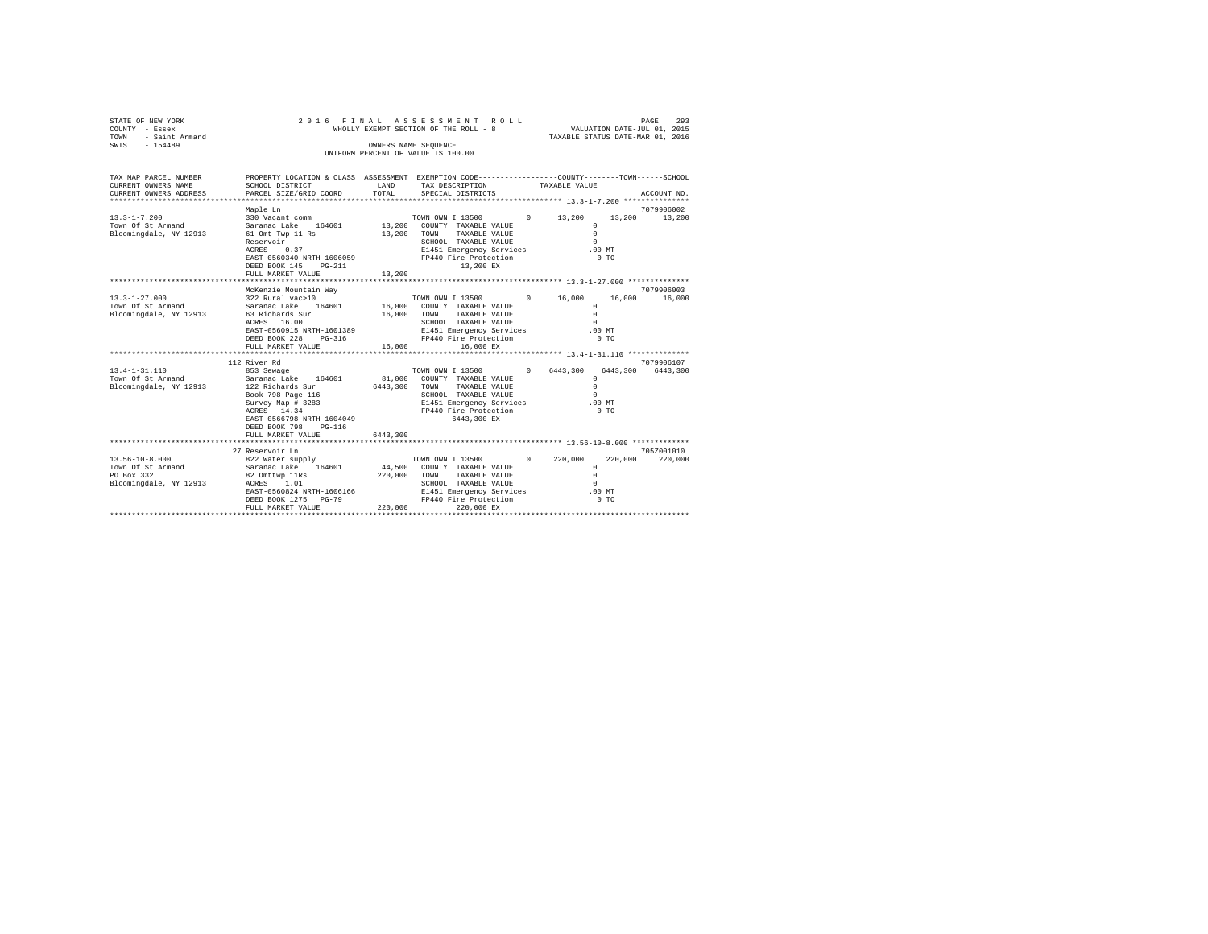STATE OF NEW YORK
COUNTY - Essex
TOWN - Saint Armand
SWIS - 154489

2016 FINAL ASSESSMENT ROLL
WHOLLY EXEMPT SECTION OF THE ROLL - 8
OWNERS NAME SEQUENCE
UNIFORM PERCENT OF VALUE IS 100.00

VALUATION DATE-JUL 01, 2015
TAXABLE STATUS DATE-MAR 01, 2016

| TAX MAP PARCEL NUMBER / CURRENT OWNERS NAME / CURRENT OWNERS ADDRESS | PROPERTY LOCATION & CLASS / SCHOOL DISTRICT / PARCEL SIZE/GRID COORD | ASSESSMENT LAND / TOTAL | EXEMPTION CODE / TAX DESCRIPTION / SPECIAL DISTRICTS | COUNTY | TOWN | SCHOOL | ACCOUNT NO. |
|---|---|---|---|---|---|---|---|
| **13.3-1-7.200** | Maple Ln | | | | | | 7079906002 |
| 13.3-1-7.200 | 330 Vacant comm | | TOWN OWN I 13500 0 | 13,200 | 13,200 | 13,200 | |
| Town Of St Armand | Saranac Lake 164601 | 13,200 | COUNTY TAXABLE VALUE | 0 | | | |
| Bloomingdale, NY 12913 | 61 Omt Twp 11 Rs | 13,200 | TOWN TAXABLE VALUE | 0 | | | |
| | Reservoir | | SCHOOL TAXABLE VALUE | 0 | | | |
| | ACRES 0.37 | | E1451 Emergency Services | .00 MT | | | |
| | EAST-0560340 NRTH-1606059 | | FP440 Fire Protection | 0 TO | | | |
| | DEED BOOK 145 PG-211 | | 13,200 EX | | | | |
| | FULL MARKET VALUE | 13,200 | | | | | |
| **13.3-1-27.000** | McKenzie Mountain Way | | | | | | 7079906003 |
| 13.3-1-27.000 | 322 Rural vac>10 | | TOWN OWN I 13500 0 | 16,000 | 16,000 | 16,000 | |
| Town Of St Armand | Saranac Lake 164601 | 16,000 | COUNTY TAXABLE VALUE | 0 | | | |
| Bloomingdale, NY 12913 | 63 Richards Sur | 16,000 | TOWN TAXABLE VALUE | 0 | | | |
| | ACRES 16.00 | | SCHOOL TAXABLE VALUE | 0 | | | |
| | EAST-0560915 NRTH-1601389 | | E1451 Emergency Services | .00 MT | | | |
| | DEED BOOK 228 PG-316 | | FP440 Fire Protection | 0 TO | | | |
| | FULL MARKET VALUE | 16,000 | 16,000 EX | | | | |
| **13.4-1-31.110** | 112 River Rd | | | | | | 7079906107 |
| 13.4-1-31.110 | 853 Sewage | | TOWN OWN I 13500 0 | 6443,300 | 6443,300 | 6443,300 | |
| Town Of St Armand | Saranac Lake 164601 | 81,000 | COUNTY TAXABLE VALUE | 0 | | | |
| Bloomingdale, NY 12913 | 122 Richards Sur | 6443,300 | TOWN TAXABLE VALUE | 0 | | | |
| | Book 798 Page 116 | | SCHOOL TAXABLE VALUE | 0 | | | |
| | Survey Map # 3283 | | E1451 Emergency Services | .00 MT | | | |
| | ACRES 14.34 | | FP440 Fire Protection | 0 TO | | | |
| | EAST-0566798 NRTH-1604049 | | 6443,300 EX | | | | |
| | DEED BOOK 798 PG-116 | | | | | | |
| | FULL MARKET VALUE | 6443,300 | | | | | |
| **13.56-10-8.000** | 27 Reservoir Ln | | | | | | 705Z001010 |
| 13.56-10-8.000 | 822 Water supply | | TOWN OWN I 13500 0 | 220,000 | 220,000 | 220,000 | |
| Town Of St Armand | Saranac Lake 164601 | 44,500 | COUNTY TAXABLE VALUE | 0 | | | |
| PO Box 332 | 82 Omttwp 11Rs | 220,000 | TOWN TAXABLE VALUE | 0 | | | |
| Bloomingdale, NY 12913 | ACRES 1.01 | | SCHOOL TAXABLE VALUE | 0 | | | |
| | EAST-0560824 NRTH-1606166 | | E1451 Emergency Services | .00 MT | | | |
| | DEED BOOK 1275 PG-79 | | FP440 Fire Protection | 0 TO | | | |
| | FULL MARKET VALUE | 220,000 | 220,000 EX | | | | |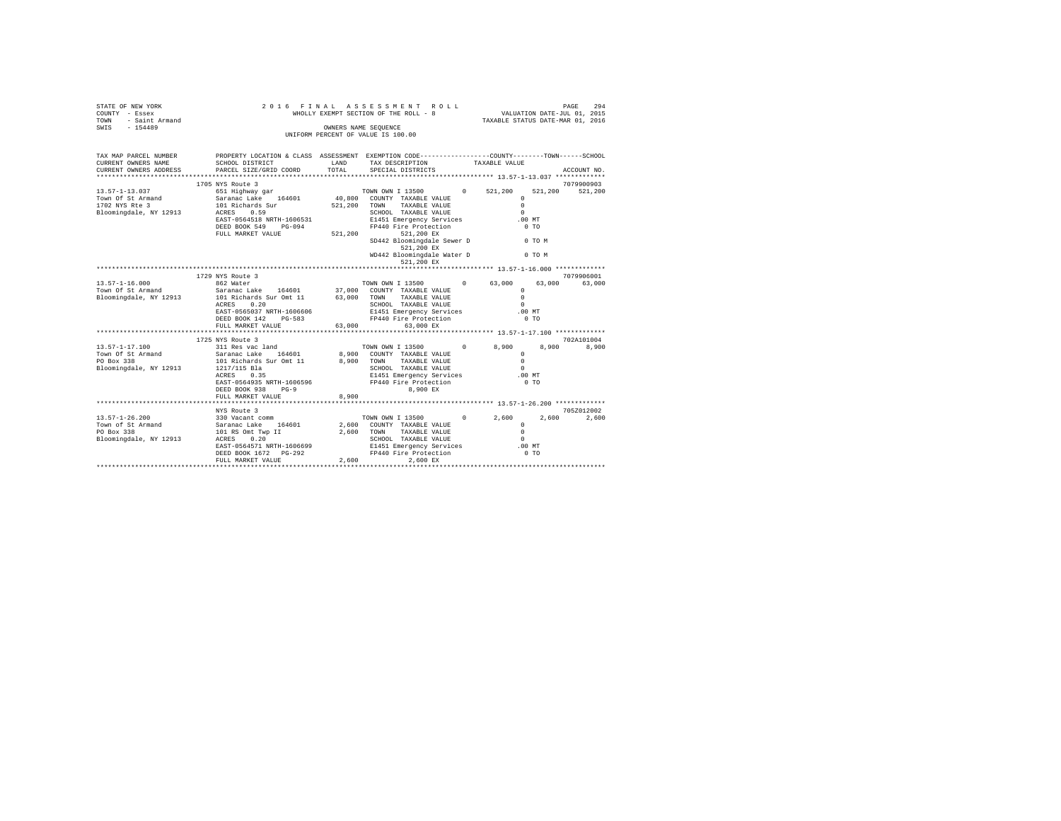STATE OF NEW YORK
COUNTY - Essex
TOWN - Saint Armand
SWIS - 154489

2016 FINAL ASSESSMENT ROLL
WHOLLY EXEMPT SECTION OF THE ROLL - 8
OWNERS NAME SEQUENCE
UNIFORM PERCENT OF VALUE IS 100.00

VALUATION DATE-JUL 01, 2015
TAXABLE STATUS DATE-MAR 01, 2016

```
TAX MAP PARCEL NUMBER          PROPERTY LOCATION & CLASS  ASSESSMENT  EXEMPTION CODE-----------------COUNTY--------TOWN------SCHOOL
CURRENT OWNERS NAME            SCHOOL DISTRICT               LAND      TAX DESCRIPTION           TAXABLE VALUE
CURRENT OWNERS ADDRESS         PARCEL SIZE/GRID COORD       TOTAL      SPECIAL DISTRICTS                                    ACCOUNT NO.
********************************************************************************************* 13.57-1-13.037 *************
                     1705 NYS Route 3                                                                                   7079900903
13.57-1-13.037                 651 Highway gar                       TOWN OWN I 13500        0     521,200    521,200    521,200
Town Of St Armand              Saranac Lake    164601     40,800   COUNTY  TAXABLE VALUE                 0
1702 NYS Rte 3                 101 Richards Sur          521,200   TOWN    TAXABLE VALUE                 0
Bloomingdale, NY 12913         ACRES    0.59                       SCHOOL  TAXABLE VALUE                 0
                               EAST-0564518 NRTH-1606531           E1451 Emergency Services            .00 MT
                               DEED BOOK 549    PG-094             FP440 Fire Protection                 0 TO
                               FULL MARKET VALUE         521,200        521,200 EX
                                                                   SD442 Bloomingdale Sewer D            0 TO M
                                                                        521,200 EX
                                                                   WD442 Bloomingdale Water D            0 TO M
                                                                        521,200 EX
********************************************************************************************* 13.57-1-16.000 *************
                     1729 NYS Route 3                                                                                   7079906001
13.57-1-16.000                 862 Water                             TOWN OWN I 13500        0      63,000     63,000     63,000
Town Of St Armand              Saranac Lake    164601     37,000   COUNTY  TAXABLE VALUE                 0
Bloomingdale, NY 12913         101 Richards Sur Omt 11    63,000   TOWN    TAXABLE VALUE                 0
                               ACRES    0.20                       SCHOOL  TAXABLE VALUE                 0
                               EAST-0565037 NRTH-1606606           E1451 Emergency Services            .00 MT
                               DEED BOOK 142    PG-583             FP440 Fire Protection                 0 TO
                               FULL MARKET VALUE          63,000         63,000 EX
********************************************************************************************* 13.57-1-17.100 *************
                     1725 NYS Route 3                                                                                   702A101004
13.57-1-17.100                 311 Res vac land                      TOWN OWN I 13500        0       8,900      8,900      8,900
Town Of St Armand              Saranac Lake    164601      8,900   COUNTY  TAXABLE VALUE                 0
PO Box 338                     101 Richards Sur Omt 11     8,900   TOWN    TAXABLE VALUE                 0
Bloomingdale, NY 12913         1217/115 Bla                        SCHOOL  TAXABLE VALUE                 0
                               ACRES    0.35                       E1451 Emergency Services            .00 MT
                               EAST-0564935 NRTH-1606596           FP440 Fire Protection                 0 TO
                               DEED BOOK 938    PG-9                      8,900 EX
                               FULL MARKET VALUE           8,900
********************************************************************************************* 13.57-1-26.200 *************
                               NYS Route 3                                                                              705Z012002
13.57-1-26.200                 330 Vacant comm                       TOWN OWN I 13500        0       2,600      2,600      2,600
Town of St Armand              Saranac Lake    164601      2,600   COUNTY  TAXABLE VALUE                 0
PO Box 338                     101 RS Omt Twp II           2,600   TOWN    TAXABLE VALUE                 0
Bloomingdale, NY 12913         ACRES    0.20                       SCHOOL  TAXABLE VALUE                 0
                               EAST-0564571 NRTH-1606699           E1451 Emergency Services            .00 MT
                               DEED BOOK 1672   PG-292             FP440 Fire Protection                 0 TO
                               FULL MARKET VALUE           2,600          2,600 EX
***************************************************************************************************************************
```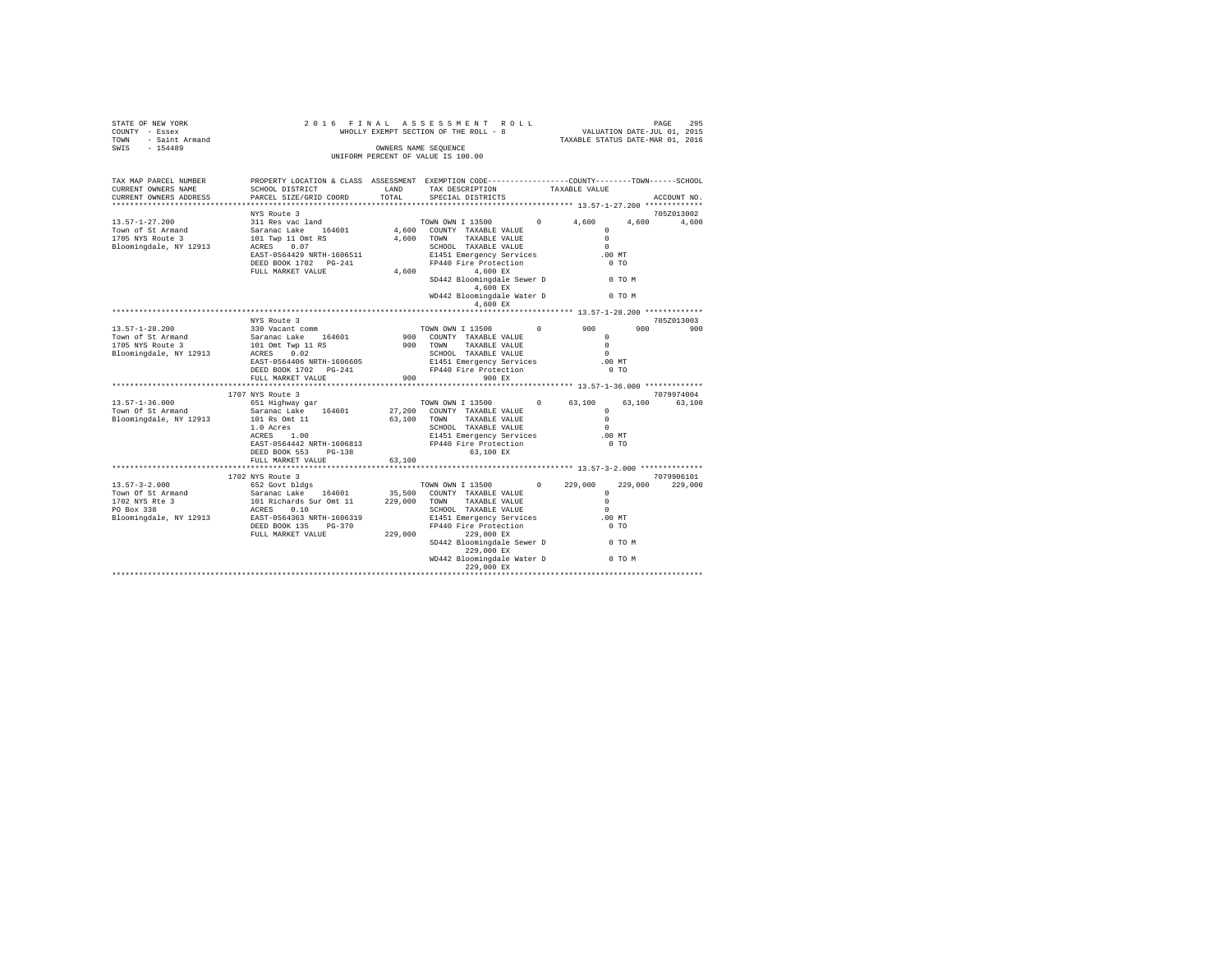STATE OF NEW YORK
COUNTY - Essex
TOWN - Saint Armand
SWIS - 154489

2016 FINAL ASSESSMENT ROLL
WHOLLY EXEMPT SECTION OF THE ROLL - 8
OWNERS NAME SEQUENCE
UNIFORM PERCENT OF VALUE IS 100.00

VALUATION DATE-JUL 01, 2015
TAXABLE STATUS DATE-MAR 01, 2016

| TAX MAP PARCEL NUMBER / CURRENT OWNERS NAME / CURRENT OWNERS ADDRESS | PROPERTY LOCATION & CLASS / SCHOOL DISTRICT / PARCEL SIZE/GRID COORD | ASSESSMENT LAND / TOTAL | EXEMPTION CODE / TAX DESCRIPTION / SPECIAL DISTRICTS | COUNTY | TOWN | SCHOOL | ACCOUNT NO. |
|---|---|---|---|---|---|---|---|
| **13.57-1-27.200** | NYS Route 3 | | | | | | 705Z013002 |
| 13.57-1-27.200 | 311 Res vac land | | TOWN OWN I 13500 0 | 4,600 | 4,600 | 4,600 | |
| Town of St Armand | Saranac Lake 164601 | 4,600 | COUNTY TAXABLE VALUE | 0 | | | |
| 1705 NYS Route 3 | 101 Twp 11 Omt RS | 4,600 | TOWN TAXABLE VALUE | 0 | | | |
| Bloomingdale, NY 12913 | ACRES 0.07 | | SCHOOL TAXABLE VALUE | 0 | | | |
| | EAST-0564429 NRTH-1606511 | | E1451 Emergency Services | .00 MT | | | |
| | DEED BOOK 1702 PG-241 | | FP440 Fire Protection | 0 TO | | | |
| | FULL MARKET VALUE | 4,600 | 4,600 EX | | | | |
| | | | SD442 Bloomingdale Sewer D | 0 TO M | | | |
| | | | 4,600 EX | | | | |
| | | | WD442 Bloomingdale Water D | 0 TO M | | | |
| | | | 4,600 EX | | | | |
| **13.57-1-28.200** | NYS Route 3 | | | | | | 705Z013003 |
| 13.57-1-28.200 | 330 Vacant comm | | TOWN OWN I 13500 0 | 900 | 900 | 900 | |
| Town of St Armand | Saranac Lake 164601 | 900 | COUNTY TAXABLE VALUE | 0 | | | |
| 1705 NYS Route 3 | 101 Omt Twp 11 RS | 900 | TOWN TAXABLE VALUE | 0 | | | |
| Bloomingdale, NY 12913 | ACRES 0.02 | | SCHOOL TAXABLE VALUE | 0 | | | |
| | EAST-0564406 NRTH-1606605 | | E1451 Emergency Services | .00 MT | | | |
| | DEED BOOK 1702 PG-241 | | FP440 Fire Protection | 0 TO | | | |
| | FULL MARKET VALUE | 900 | 900 EX | | | | |
| **13.57-1-36.000** | 1707 NYS Route 3 | | | | | | 7079974004 |
| 13.57-1-36.000 | 651 Highway gar | | TOWN OWN I 13500 0 | 63,100 | 63,100 | 63,100 | |
| Town Of St Armand | Saranac Lake 164601 | 27,200 | COUNTY TAXABLE VALUE | 0 | | | |
| Bloomingdale, NY 12913 | 101 Rs Omt 11 | 63,100 | TOWN TAXABLE VALUE | 0 | | | |
| | 1.0 Acres | | SCHOOL TAXABLE VALUE | 0 | | | |
| | ACRES 1.00 | | E1451 Emergency Services | .00 MT | | | |
| | EAST-0564442 NRTH-1606813 | | FP440 Fire Protection | 0 TO | | | |
| | DEED BOOK 553 PG-138 | | 63,100 EX | | | | |
| | FULL MARKET VALUE | 63,100 | | | | | |
| **13.57-3-2.000** | 1702 NYS Route 3 | | | | | | 7079906101 |
| 13.57-3-2.000 | 652 Govt bldgs | | TOWN OWN I 13500 0 | 229,000 | 229,000 | 229,000 | |
| Town Of St Armand | Saranac Lake 164601 | 35,500 | COUNTY TAXABLE VALUE | 0 | | | |
| 1702 NYS Rte 3 | 101 Richards Sur Omt 11 | 229,000 | TOWN TAXABLE VALUE | 0 | | | |
| PO Box 338 | ACRES 0.10 | | SCHOOL TAXABLE VALUE | 0 | | | |
| Bloomingdale, NY 12913 | EAST-0564363 NRTH-1606319 | | E1451 Emergency Services | .00 MT | | | |
| | DEED BOOK 135 PG-370 | | FP440 Fire Protection | 0 TO | | | |
| | FULL MARKET VALUE | 229,000 | 229,000 EX | | | | |
| | | | SD442 Bloomingdale Sewer D | 0 TO M | | | |
| | | | 229,000 EX | | | | |
| | | | WD442 Bloomingdale Water D | 0 TO M | | | |
| | | | 229,000 EX | | | | |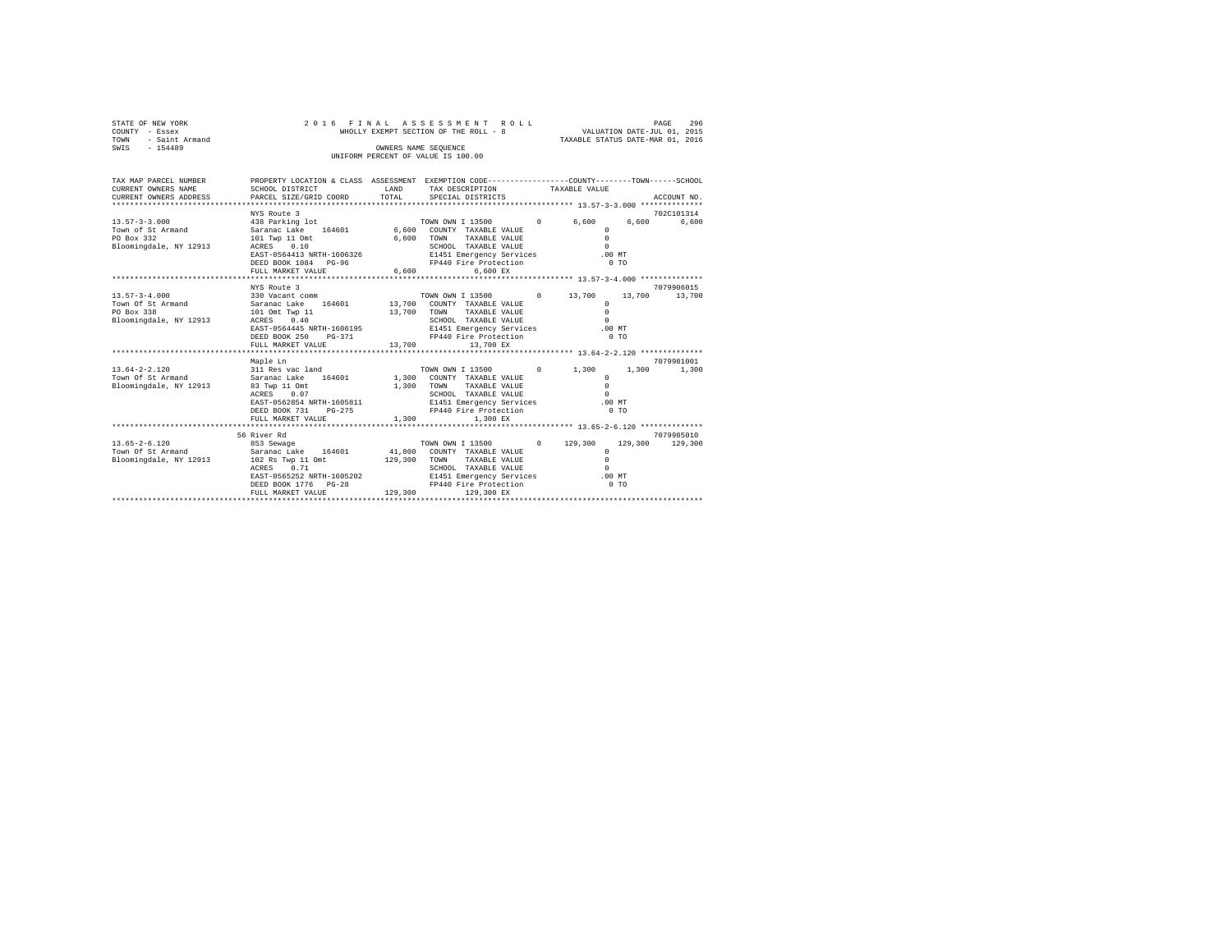STATE OF NEW YORK
COUNTY - Essex
TOWN - Saint Armand
SWIS - 154489

2016 FINAL ASSESSMENT ROLL
WHOLLY EXEMPT SECTION OF THE ROLL - 8
OWNERS NAME SEQUENCE
UNIFORM PERCENT OF VALUE IS 100.00

VALUATION DATE-JUL 01, 2015
TAXABLE STATUS DATE-MAR 01, 2016

```
TAX MAP PARCEL NUMBER    PROPERTY LOCATION & CLASS  ASSESSMENT  EXEMPTION CODE-----------------COUNTY--------TOWN------SCHOOL
CURRENT OWNERS NAME      SCHOOL DISTRICT              LAND      TAX DESCRIPTION           TAXABLE VALUE
CURRENT OWNERS ADDRESS   PARCEL SIZE/GRID COORD       TOTAL     SPECIAL DISTRICTS                                    ACCOUNT NO.
******************************************************************************************** 13.57-3-3.000 **************
                         NYS Route 3                                                                                  702C101314
13.57-3-3.000            438 Parking lot                        TOWN OWN I 13500        0       6,600       6,600       6,600
Town of St Armand        Saranac Lake    164601       6,600    COUNTY  TAXABLE VALUE                  0
PO Box 332               101 Twp 11 Omt                6,600    TOWN    TAXABLE VALUE                  0
Bloomingdale, NY 12913   ACRES    0.10                          SCHOOL  TAXABLE VALUE                  0
                         EAST-0564413 NRTH-1606326              E1451 Emergency Services           .00 MT
                         DEED BOOK 1084   PG-96                 FP440 Fire Protection                0 TO
                         FULL MARKET VALUE             6,600          6,600 EX
******************************************************************************************** 13.57-3-4.000 **************
                         NYS Route 3                                                                                  7079906015
13.57-3-4.000            330 Vacant comm                        TOWN OWN I 13500        0      13,700      13,700      13,700
Town Of St Armand        Saranac Lake    164601      13,700    COUNTY  TAXABLE VALUE                  0
PO Box 338               101 Omt Twp 11               13,700    TOWN    TAXABLE VALUE                  0
Bloomingdale, NY 12913   ACRES    0.40                          SCHOOL  TAXABLE VALUE                  0
                         EAST-0564445 NRTH-1606195              E1451 Emergency Services           .00 MT
                         DEED BOOK 250    PG-371                FP440 Fire Protection                0 TO
                         FULL MARKET VALUE            13,700         13,700 EX
******************************************************************************************** 13.64-2-2.120 **************
                         Maple Ln                                                                                     7079981001
13.64-2-2.120            311 Res vac land                       TOWN OWN I 13500        0       1,300       1,300       1,300
Town Of St Armand        Saranac Lake    164601       1,300    COUNTY  TAXABLE VALUE                  0
Bloomingdale, NY 12913   83 Twp 11 Omt                 1,300    TOWN    TAXABLE VALUE                  0
                         ACRES    0.07                          SCHOOL  TAXABLE VALUE                  0
                         EAST-0562854 NRTH-1605811              E1451 Emergency Services           .00 MT
                         DEED BOOK 731    PG-275                FP440 Fire Protection                0 TO
                         FULL MARKET VALUE             1,300          1,300 EX
******************************************************************************************** 13.65-2-6.120 **************
                         56 River Rd                                                                                  7079985010
13.65-2-6.120            853 Sewage                             TOWN OWN I 13500        0     129,300     129,300     129,300
Town Of St Armand        Saranac Lake    164601      41,800    COUNTY  TAXABLE VALUE                  0
Bloomingdale, NY 12913   102 Rs Twp 11 Omt           129,300    TOWN    TAXABLE VALUE                  0
                         ACRES    0.71                          SCHOOL  TAXABLE VALUE                  0
                         EAST-0565252 NRTH-1605202              E1451 Emergency Services           .00 MT
                         DEED BOOK 1776   PG-28                 FP440 Fire Protection                0 TO
                         FULL MARKET VALUE           129,300        129,300 EX
************************************************************************************************************************
```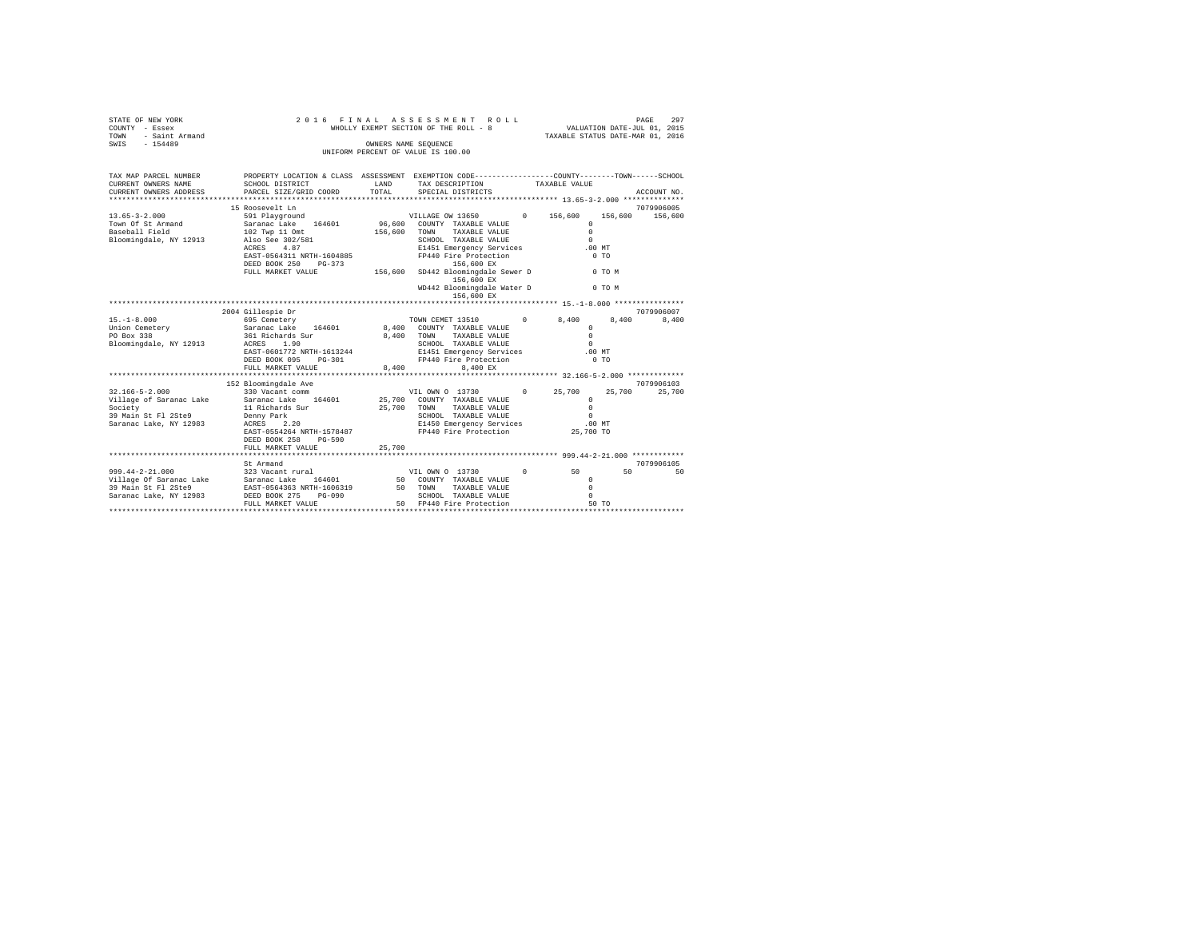```
STATE OF NEW YORK                2 0 1 6   F I N A L   A S S E S S M E N T   R O L L                    PAGE   297
COUNTY  - Essex                        WHOLLY EXEMPT SECTION OF THE ROLL - 8              VALUATION DATE-JUL 01, 2015
TOWN    - Saint Armand                                                                TAXABLE STATUS DATE-MAR 01, 2016
SWIS    - 154489                                 OWNERS NAME SEQUENCE
                                          UNIFORM PERCENT OF VALUE IS 100.00

TAX MAP PARCEL NUMBER     PROPERTY LOCATION & CLASS  ASSESSMENT  EXEMPTION CODE-----------------COUNTY--------TOWN------SCHOOL
CURRENT OWNERS NAME       SCHOOL DISTRICT              LAND      TAX DESCRIPTION            TAXABLE VALUE
CURRENT OWNERS ADDRESS    PARCEL SIZE/GRID COORD      TOTAL      SPECIAL DISTRICTS                                   ACCOUNT NO.
******************************************************************************************************* 13.65-3-2.000 **************
                          15 Roosevelt Ln                                                                         7079906005
13.65-3-2.000             591 Playground                       VILLAGE OW 13650        0     156,600    156,600    156,600
Town Of St Armand         Saranac Lake    164601       96,600   COUNTY  TAXABLE VALUE                  0
Baseball Field            102 Twp 11 Omt              156,600   TOWN    TAXABLE VALUE                  0
Bloomingdale, NY 12913    Also See 302/581                      SCHOOL  TAXABLE VALUE                  0
                          ACRES    4.87                         E1451 Emergency Services             .00 MT
                          EAST-0564311 NRTH-1604885             FP440 Fire Protection                  0 TO
                          DEED BOOK 250    PG-373                    156,600 EX
                          FULL MARKET VALUE           156,600   SD442 Bloomingdale Sewer D             0 TO M
                                                                     156,600 EX
                                                                WD442 Bloomingdale Water D             0 TO M
                                                                     156,600 EX
******************************************************************************************************* 15.-1-8.000 ****************
                          2004 Gillespie Dr                                                                       7079906007
15.-1-8.000               695 Cemetery                         TOWN CEMET 13510        0       8,400      8,400      8,400
Union Cemetery            Saranac Lake    164601        8,400   COUNTY  TAXABLE VALUE                  0
PO Box 338                361 Richards Sur              8,400   TOWN    TAXABLE VALUE                  0
Bloomingdale, NY 12913    ACRES    1.90                         SCHOOL  TAXABLE VALUE                  0
                          EAST-0601772 NRTH-1613244             E1451 Emergency Services             .00 MT
                          DEED BOOK 095    PG-301               FP440 Fire Protection                  0 TO
                          FULL MARKET VALUE             8,400        8,400 EX
******************************************************************************************************* 32.166-5-2.000 *************
                          152 Bloomingdale Ave                                                                    7079906103
32.166-5-2.000            330 Vacant comm                      VIL OWN O  13730        0      25,700     25,700     25,700
Village of Saranac Lake   Saranac Lake    164601       25,700   COUNTY  TAXABLE VALUE                  0
Society                   11 Richards Sur              25,700   TOWN    TAXABLE VALUE                  0
39 Main St Fl 2Ste9       Denny Park                            SCHOOL  TAXABLE VALUE                  0
Saranac Lake, NY 12983    ACRES    2.20                         E1450 Emergency Services             .00 MT
                          EAST-0554264 NRTH-1578487             FP440 Fire Protection             25,700 TO
                          DEED BOOK 258    PG-590
                          FULL MARKET VALUE            25,700
******************************************************************************************************* 999.44-2-21.000 ************
                          St Armand                                                                               7079906105
999.44-2-21.000           323 Vacant rural                     VIL OWN O  13730        0          50         50         50
Village Of Saranac Lake   Saranac Lake    164601           50   COUNTY  TAXABLE VALUE                  0
39 Main St Fl 2Ste9       EAST-0564363 NRTH-1606319        50   TOWN    TAXABLE VALUE                  0
Saranac Lake, NY 12983    DEED BOOK 275    PG-090               SCHOOL  TAXABLE VALUE                  0
                          FULL MARKET VALUE                50   FP440 Fire Protection                 50 TO
************************************************************************************************************************************
```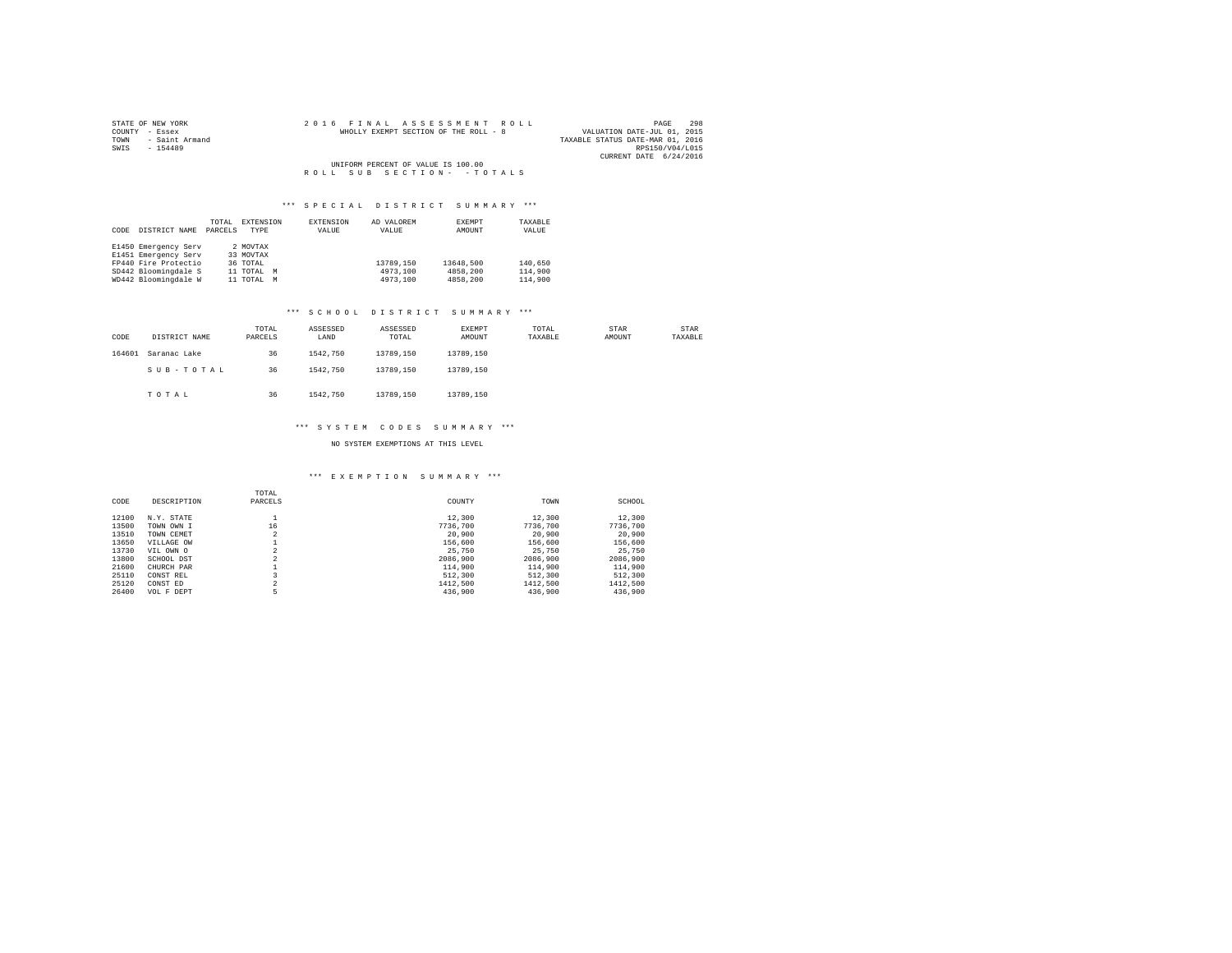STATE OF NEW YORK
COUNTY - Essex
TOWN - Saint Armand
SWIS - 154489

2016 FINAL ASSESSMENT ROLL
WHOLLY EXEMPT SECTION OF THE ROLL - 8

VALUATION DATE-JUL 01, 2015
TAXABLE STATUS DATE-MAR 01, 2016
RPS150/V04/L015
CURRENT DATE 6/24/2016

UNIFORM PERCENT OF VALUE IS 100.00
ROLL SUB SECTION- - TOTALS

### *** SPECIAL DISTRICT SUMMARY ***

| CODE | DISTRICT NAME | TOTAL PARCELS | EXTENSION TYPE | EXTENSION VALUE | AD VALOREM VALUE | EXEMPT AMOUNT | TAXABLE VALUE |
|---|---|---|---|---|---|---|---|
| E1450 | Emergency Serv | 2 | MOVTAX | | | | |
| E1451 | Emergency Serv | 33 | MOVTAX | | | | |
| FP440 | Fire Protectio | 36 | TOTAL | | 13789,150 | 13648,500 | 140,650 |
| SD442 | Bloomingdale S | 11 | TOTAL M | | 4973,100 | 4858,200 | 114,900 |
| WD442 | Bloomingdale W | 11 | TOTAL M | | 4973,100 | 4858,200 | 114,900 |

### *** SCHOOL DISTRICT SUMMARY ***

| CODE | DISTRICT NAME | TOTAL PARCELS | ASSESSED LAND | ASSESSED TOTAL | EXEMPT AMOUNT | TOTAL TAXABLE | STAR AMOUNT | STAR TAXABLE |
|---|---|---|---|---|---|---|---|---|
| 164601 | Saranac Lake | 36 | 1542,750 | 13789,150 | 13789,150 | | | |
| | SUB-TOTAL | 36 | 1542,750 | 13789,150 | 13789,150 | | | |
| | TOTAL | 36 | 1542,750 | 13789,150 | 13789,150 | | | |

### *** SYSTEM CODES SUMMARY ***

NO SYSTEM EXEMPTIONS AT THIS LEVEL

### *** EXEMPTION SUMMARY ***

| CODE | DESCRIPTION | TOTAL PARCELS | COUNTY | TOWN | SCHOOL |
|---|---|---|---|---|---|
| 12100 | N.Y. STATE | 1 | 12,300 | 12,300 | 12,300 |
| 13500 | TOWN OWN I | 16 | 7736,700 | 7736,700 | 7736,700 |
| 13510 | TOWN CEMET | 2 | 20,900 | 20,900 | 20,900 |
| 13650 | VILLAGE OW | 1 | 156,600 | 156,600 | 156,600 |
| 13730 | VIL OWN O | 2 | 25,750 | 25,750 | 25,750 |
| 13800 | SCHOOL DST | 2 | 2086,900 | 2086,900 | 2086,900 |
| 21600 | CHURCH PAR | 1 | 114,900 | 114,900 | 114,900 |
| 25110 | CONST REL | 3 | 512,300 | 512,300 | 512,300 |
| 25120 | CONST ED | 2 | 1412,500 | 1412,500 | 1412,500 |
| 26400 | VOL F DEPT | 5 | 436,900 | 436,900 | 436,900 |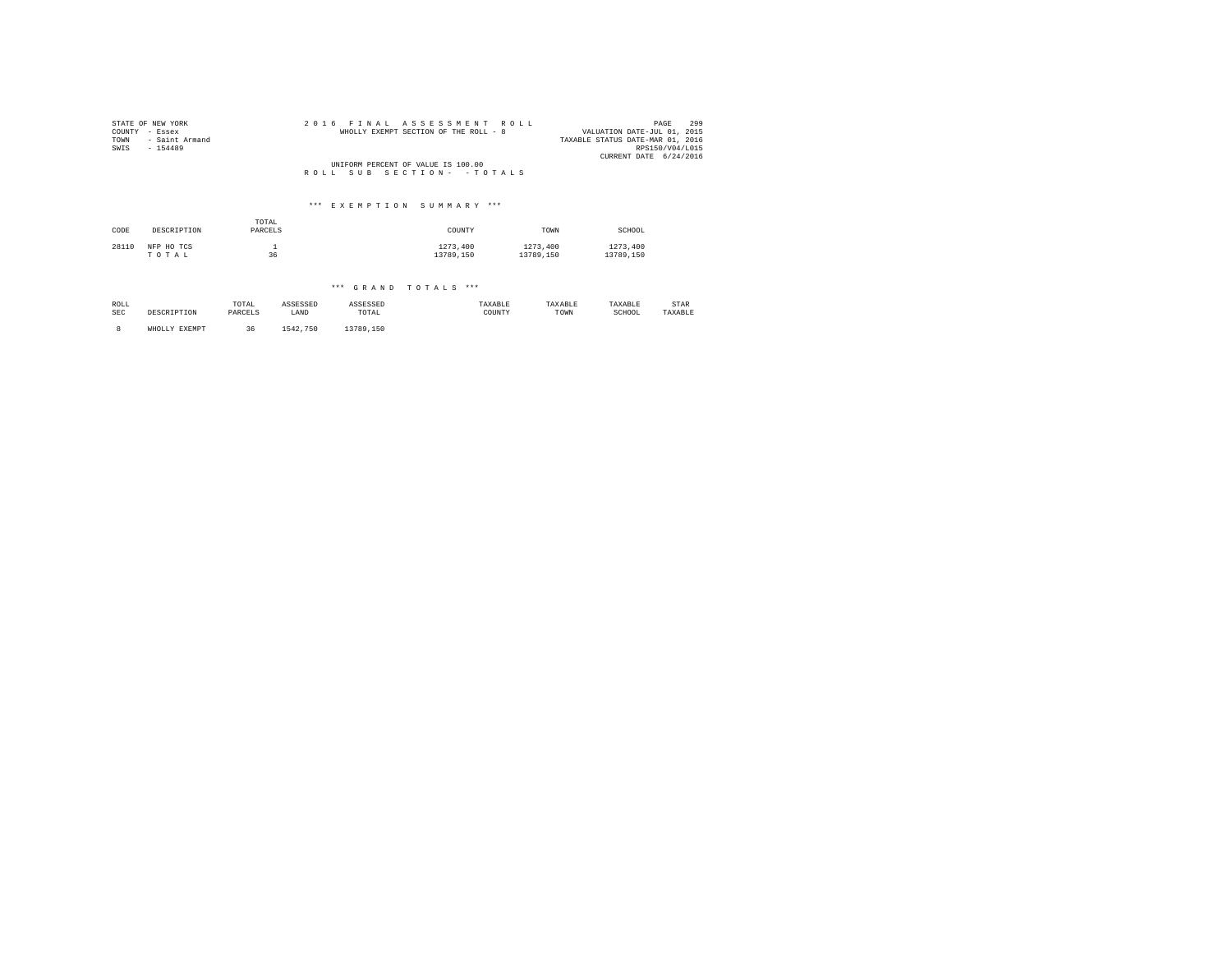STATE OF NEW YORK
COUNTY - Essex
TOWN - Saint Armand
SWIS - 154489

2 0 1 6 F I N A L A S S E S S M E N T R O L L
WHOLLY EXEMPT SECTION OF THE ROLL - 8

VALUATION DATE-JUL 01, 2015
TAXABLE STATUS DATE-MAR 01, 2016
RPS150/V04/L015
CURRENT DATE 6/24/2016

UNIFORM PERCENT OF VALUE IS 100.00
R O L L S U B S E C T I O N - - T O T A L S

### *** E X E M P T I O N S U M M A R Y ***

| CODE | DESCRIPTION | TOTAL PARCELS | COUNTY | TOWN | SCHOOL |
|---|---|---|---|---|---|
| 28110 | NFP HO TCS | 1 | 1273,400 | 1273,400 | 1273,400 |
| | T O T A L | 36 | 13789,150 | 13789,150 | 13789,150 |

### *** G R A N D T O T A L S ***

| ROLL SEC | DESCRIPTION | TOTAL PARCELS | ASSESSED LAND | ASSESSED TOTAL | TAXABLE COUNTY | TAXABLE TOWN | TAXABLE SCHOOL | STAR TAXABLE |
|---|---|---|---|---|---|---|---|---|
| 8 | WHOLLY EXEMPT | 36 | 1542,750 | 13789,150 | | | | |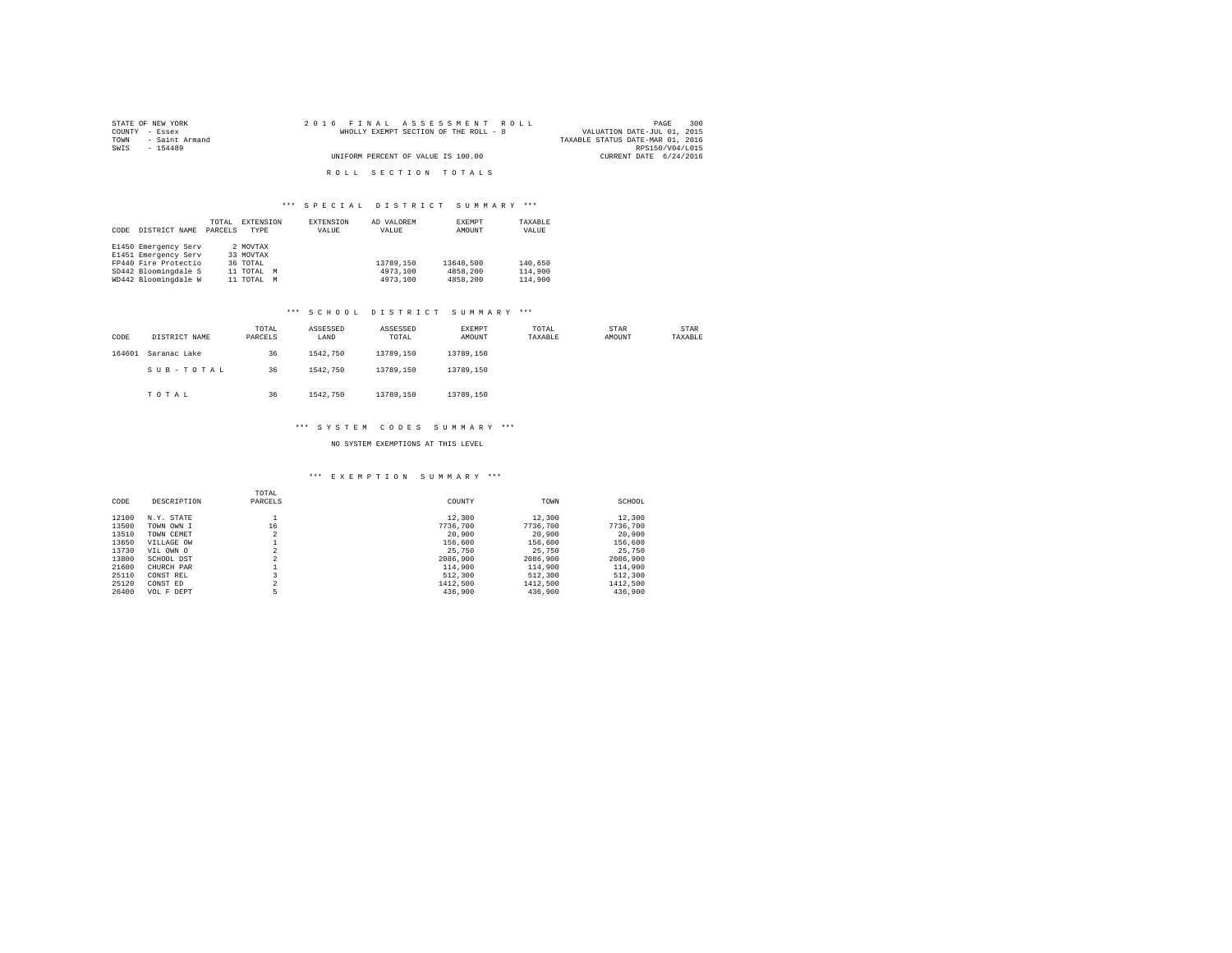STATE OF NEW YORK
COUNTY - Essex
TOWN - Saint Armand
SWIS - 154489

2016 FINAL ASSESSMENT ROLL
WHOLLY EXEMPT SECTION OF THE ROLL - 8
UNIFORM PERCENT OF VALUE IS 100.00

VALUATION DATE-JUL 01, 2015
TAXABLE STATUS DATE-MAR 01, 2016
RPS150/V04/L015
CURRENT DATE 6/24/2016

## ROLL SECTION TOTALS

### *** SPECIAL DISTRICT SUMMARY ***

| CODE | DISTRICT NAME | TOTAL PARCELS | EXTENSION TYPE | EXTENSION VALUE | AD VALOREM VALUE | EXEMPT AMOUNT | TAXABLE VALUE |
|---|---|---|---|---|---|---|---|
| E1450 | Emergency Serv | 2 | MOVTAX | | | | |
| E1451 | Emergency Serv | 33 | MOVTAX | | | | |
| FP440 | Fire Protectio | 36 | TOTAL | | 13789,150 | 13648,500 | 140,650 |
| SD442 | Bloomingdale S | 11 | TOTAL M | | 4973,100 | 4858,200 | 114,900 |
| WD442 | Bloomingdale W | 11 | TOTAL M | | 4973,100 | 4858,200 | 114,900 |

### *** SCHOOL DISTRICT SUMMARY ***

| CODE | DISTRICT NAME | TOTAL PARCELS | ASSESSED LAND | ASSESSED TOTAL | EXEMPT AMOUNT | TOTAL TAXABLE | STAR AMOUNT | STAR TAXABLE |
|---|---|---|---|---|---|---|---|---|
| 164601 | Saranac Lake | 36 | 1542,750 | 13789,150 | 13789,150 | | | |
| | SUB-TOTAL | 36 | 1542,750 | 13789,150 | 13789,150 | | | |
| | TOTAL | 36 | 1542,750 | 13789,150 | 13789,150 | | | |

### *** SYSTEM CODES SUMMARY ***

NO SYSTEM EXEMPTIONS AT THIS LEVEL

### *** EXEMPTION SUMMARY ***

| CODE | DESCRIPTION | TOTAL PARCELS | COUNTY | TOWN | SCHOOL |
|---|---|---|---|---|---|
| 12100 | N.Y. STATE | 1 | 12,300 | 12,300 | 12,300 |
| 13500 | TOWN OWN I | 16 | 7736,700 | 7736,700 | 7736,700 |
| 13510 | TOWN CEMET | 2 | 20,900 | 20,900 | 20,900 |
| 13650 | VILLAGE OW | 1 | 156,600 | 156,600 | 156,600 |
| 13730 | VIL OWN O | 2 | 25,750 | 25,750 | 25,750 |
| 13800 | SCHOOL DST | 2 | 2086,900 | 2086,900 | 2086,900 |
| 21600 | CHURCH PAR | 1 | 114,900 | 114,900 | 114,900 |
| 25110 | CONST REL | 3 | 512,300 | 512,300 | 512,300 |
| 25120 | CONST ED | 2 | 1412,500 | 1412,500 | 1412,500 |
| 26400 | VOL F DEPT | 5 | 436,900 | 436,900 | 436,900 |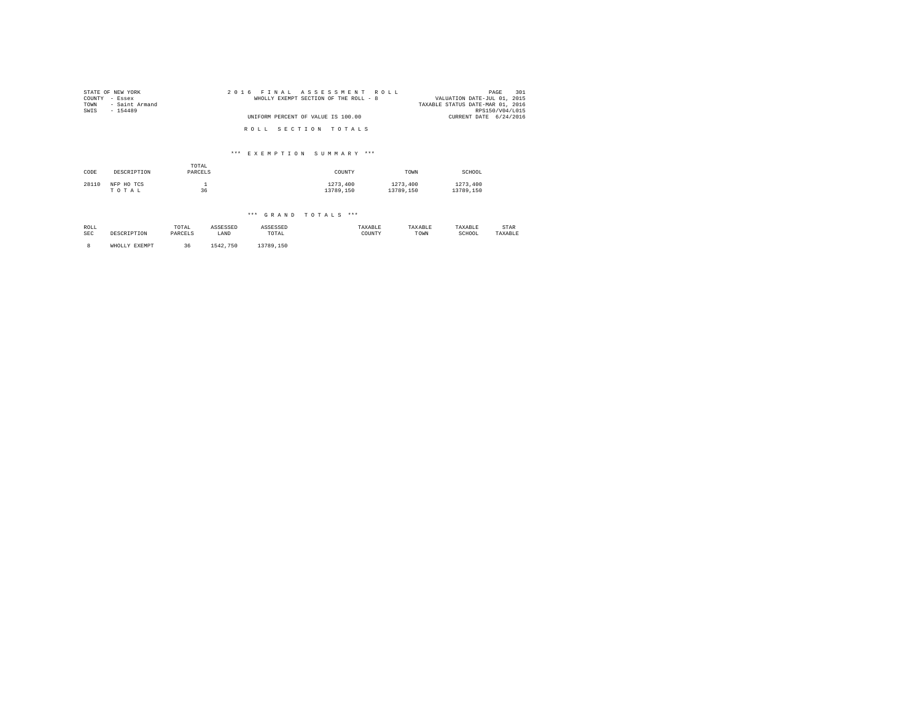STATE OF NEW YORK
COUNTY - Essex
TOWN - Saint Armand
SWIS - 154489

2016 FINAL ASSESSMENT ROLL
WHOLLY EXEMPT SECTION OF THE ROLL - 8

UNIFORM PERCENT OF VALUE IS 100.00

VALUATION DATE-JUL 01, 2015
TAXABLE STATUS DATE-MAR 01, 2016
RPS150/V04/L015
CURRENT DATE 6/24/2016

## ROLL SECTION TOTALS

### *** EXEMPTION SUMMARY ***

| CODE | DESCRIPTION | TOTAL PARCELS | COUNTY | TOWN | SCHOOL |
|---|---|---|---|---|---|
| 28110 | NFP HO TCS | 1 | 1273,400 | 1273,400 | 1273,400 |
| | T O T A L | 36 | 13789,150 | 13789,150 | 13789,150 |

### *** GRAND TOTALS ***

| ROLL SEC | DESCRIPTION | TOTAL PARCELS | ASSESSED LAND | ASSESSED TOTAL | TAXABLE COUNTY | TAXABLE TOWN | TAXABLE SCHOOL | STAR TAXABLE |
|---|---|---|---|---|---|---|---|---|
| 8 | WHOLLY EXEMPT | 36 | 1542,750 | 13789,150 | | | | |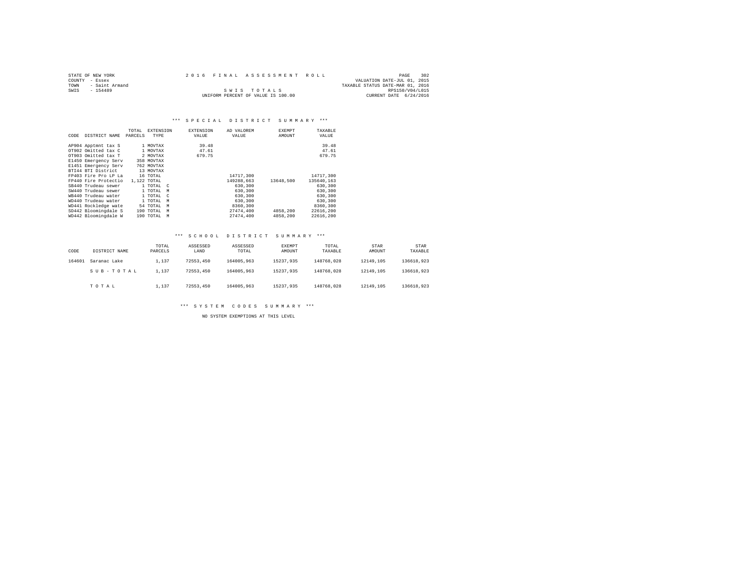STATE OF NEW YORK | 2016 FINAL ASSESSMENT ROLL
COUNTY - Essex | VALUATION DATE-JUL 01, 2015
TOWN - Saint Armand | TAXABLE STATUS DATE-MAR 01, 2016
SWIS - 154489

SWIS TOTALS

UNIFORM PERCENT OF VALUE IS 100.00

RPS150/V04/L015
CURRENT DATE 6/24/2016

### *** SPECIAL DISTRICT SUMMARY ***

| CODE | DISTRICT NAME | TOTAL PARCELS | EXTENSION TYPE | EXTENSION VALUE | AD VALOREM VALUE | EXEMPT AMOUNT | TAXABLE VALUE |
|---|---|---|---|---|---|---|---|
| AP904 | Apptmnt tax S | 1 | MOVTAX | 39.48 | | | 39.48 |
| OT902 | Omitted tax C | 1 | MOVTAX | 47.61 | | | 47.61 |
| OT903 | Omitted tax T | 2 | MOVTAX | 679.75 | | | 679.75 |
| E1450 | Emergency Serv | 358 | MOVTAX | | | | |
| E1451 | Emergency Serv | 762 | MOVTAX | | | | |
| BTI44 | BTI District | 13 | MOVTAX | | | | |
| FP403 | Fire Pro LP La | 16 | TOTAL | | 14717,300 | | 14717,300 |
| FP440 | Fire Protectio | 1,122 | TOTAL | | 149288,663 | 13648,500 | 135640,163 |
| SB440 | Trudeau sewer | 1 | TOTAL C | | 630,300 | | 630,300 |
| SW440 | Trudeau sewer | 1 | TOTAL M | | 630,300 | | 630,300 |
| WB440 | Trudeau water | 1 | TOTAL C | | 630,300 | | 630,300 |
| WD440 | Trudeau water | 1 | TOTAL M | | 630,300 | | 630,300 |
| WD441 | Rockledge wate | 54 | TOTAL M | | 8360,300 | | 8360,300 |
| SD442 | Bloomingdale S | 190 | TOTAL M | | 27474,400 | 4858,200 | 22616,200 |
| WD442 | Bloomingdale W | 190 | TOTAL M | | 27474,400 | 4858,200 | 22616,200 |

### *** SCHOOL DISTRICT SUMMARY ***

| CODE | DISTRICT NAME | TOTAL PARCELS | ASSESSED LAND | ASSESSED TOTAL | EXEMPT AMOUNT | TOTAL TAXABLE | STAR AMOUNT | STAR TAXABLE |
|---|---|---|---|---|---|---|---|---|
| 164601 | Saranac Lake | 1,137 | 72553,450 | 164005,963 | 15237,935 | 148768,028 | 12149,105 | 136618,923 |
| | SUB-TOTAL | 1,137 | 72553,450 | 164005,963 | 15237,935 | 148768,028 | 12149,105 | 136618,923 |
| | TOTAL | 1,137 | 72553,450 | 164005,963 | 15237,935 | 148768,028 | 12149,105 | 136618,923 |

### *** SYSTEM CODES SUMMARY ***

NO SYSTEM EXEMPTIONS AT THIS LEVEL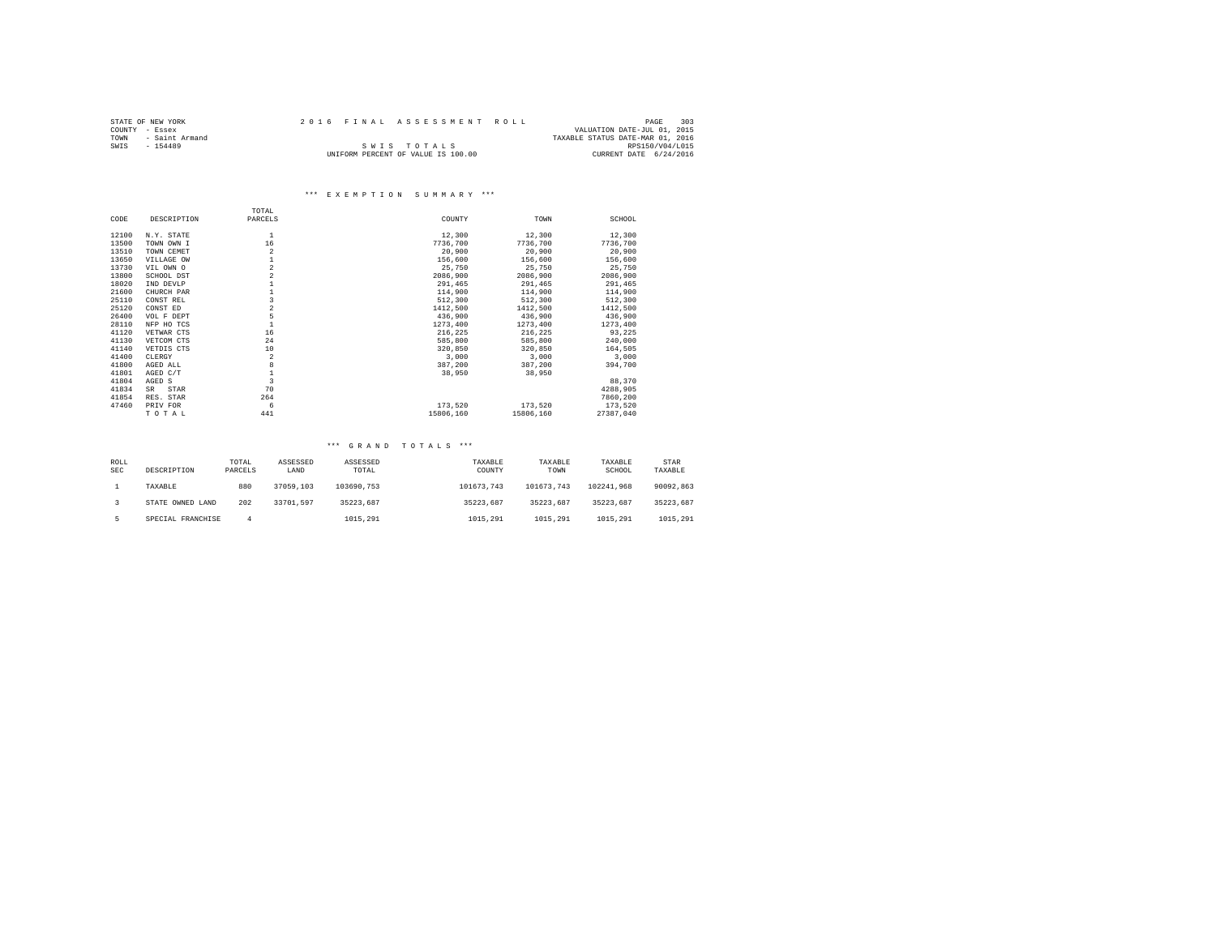STATE OF NEW YORK
COUNTY - Essex
TOWN - Saint Armand
SWIS - 154489

2016 FINAL ASSESSMENT ROLL

S W I S T O T A L S
UNIFORM PERCENT OF VALUE IS 100.00

VALUATION DATE-JUL 01, 2015
TAXABLE STATUS DATE-MAR 01, 2016
RPS150/V04/L015
CURRENT DATE 6/24/2016

### *** E X E M P T I O N S U M M A R Y ***

| CODE | DESCRIPTION | TOTAL PARCELS | COUNTY | TOWN | SCHOOL |
|---|---|---|---|---|---|
| 12100 | N.Y. STATE | 1 | 12,300 | 12,300 | 12,300 |
| 13500 | TOWN OWN I | 16 | 7736,700 | 7736,700 | 7736,700 |
| 13510 | TOWN CEMET | 2 | 20,900 | 20,900 | 20,900 |
| 13650 | VILLAGE OW | 1 | 156,600 | 156,600 | 156,600 |
| 13730 | VIL OWN O | 2 | 25,750 | 25,750 | 25,750 |
| 13800 | SCHOOL DST | 2 | 2086,900 | 2086,900 | 2086,900 |
| 18020 | IND DEVLP | 1 | 291,465 | 291,465 | 291,465 |
| 21600 | CHURCH PAR | 1 | 114,900 | 114,900 | 114,900 |
| 25110 | CONST REL | 3 | 512,300 | 512,300 | 512,300 |
| 25120 | CONST ED | 2 | 1412,500 | 1412,500 | 1412,500 |
| 26400 | VOL F DEPT | 5 | 436,900 | 436,900 | 436,900 |
| 28110 | NFP HO TCS | 1 | 1273,400 | 1273,400 | 1273,400 |
| 41120 | VETWAR CTS | 16 | 216,225 | 216,225 | 93,225 |
| 41130 | VETCOM CTS | 24 | 585,800 | 585,800 | 240,000 |
| 41140 | VETDIS CTS | 10 | 320,850 | 320,850 | 164,505 |
| 41400 | CLERGY | 2 | 3,000 | 3,000 | 3,000 |
| 41800 | AGED ALL | 8 | 387,200 | 387,200 | 394,700 |
| 41801 | AGED C/T | 1 | 38,950 | 38,950 | |
| 41804 | AGED S | 3 | | | 88,370 |
| 41834 | SR STAR | 70 | | | 4288,905 |
| 41854 | RES. STAR | 264 | | | 7860,200 |
| 47460 | PRIV FOR | 6 | 173,520 | 173,520 | 173,520 |
| | T O T A L | 441 | 15806,160 | 15806,160 | 27387,040 |

### *** G R A N D T O T A L S ***

| ROLL SEC | DESCRIPTION | TOTAL PARCELS | ASSESSED LAND | ASSESSED TOTAL | TAXABLE COUNTY | TAXABLE TOWN | TAXABLE SCHOOL | STAR TAXABLE |
|---|---|---|---|---|---|---|---|---|
| 1 | TAXABLE | 880 | 37059,103 | 103690,753 | 101673,743 | 101673,743 | 102241,968 | 90092,863 |
| 3 | STATE OWNED LAND | 202 | 33701,597 | 35223,687 | 35223,687 | 35223,687 | 35223,687 | 35223,687 |
| 5 | SPECIAL FRANCHISE | 4 | | 1015,291 | 1015,291 | 1015,291 | 1015,291 | 1015,291 |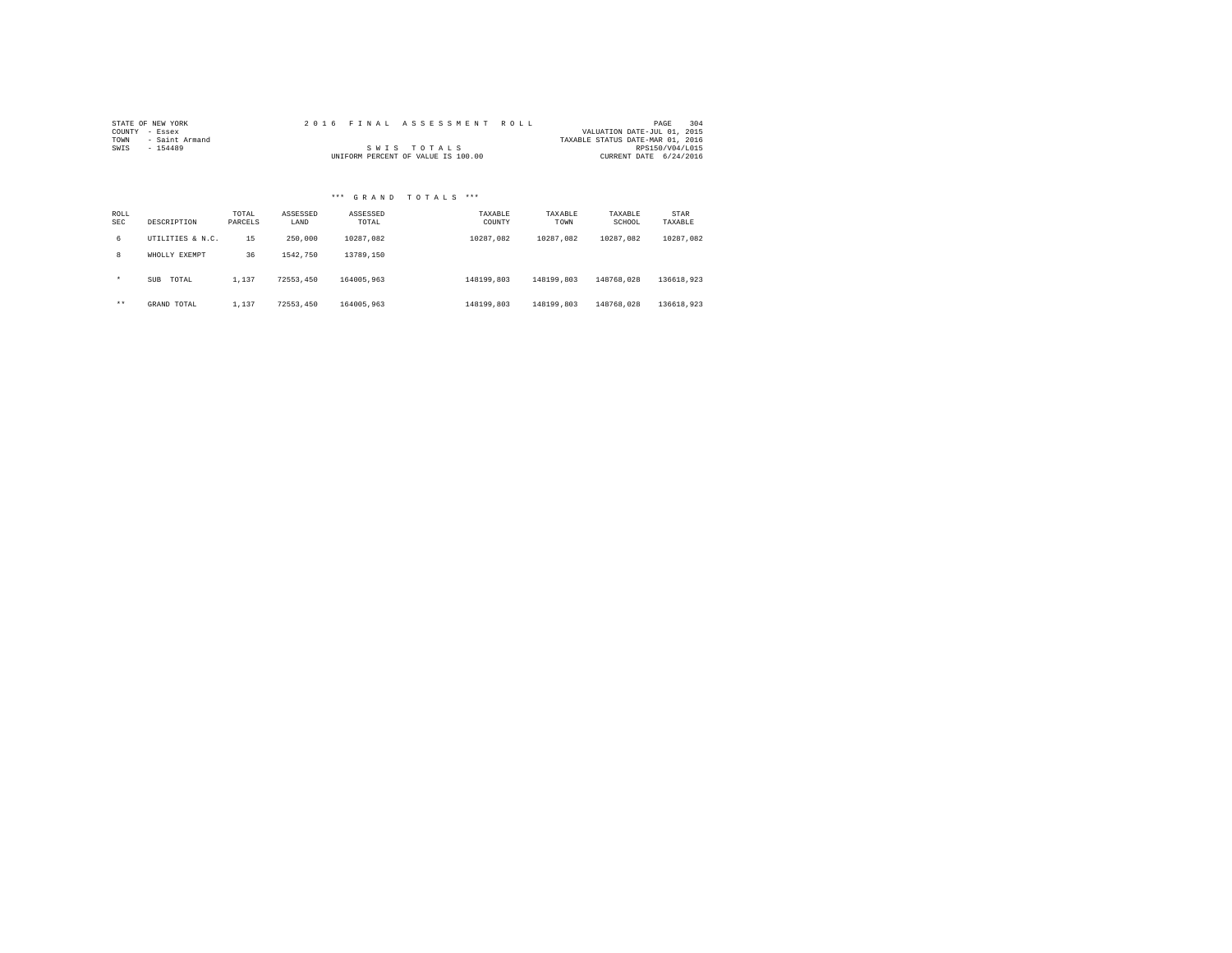STATE OF NEW YORK
COUNTY - Essex
TOWN - Saint Armand
SWIS - 154489

2 0 1 6 F I N A L A S S E S S M E N T R O L L

S W I S T O T A L S

UNIFORM PERCENT OF VALUE IS 100.00

VALUATION DATE-JUL 01, 2015
TAXABLE STATUS DATE-MAR 01, 2016
RPS150/V04/L015
CURRENT DATE 6/24/2016

### *** G R A N D T O T A L S ***

| ROLL SEC | DESCRIPTION | TOTAL PARCELS | ASSESSED LAND | ASSESSED TOTAL | TAXABLE COUNTY | TAXABLE TOWN | TAXABLE SCHOOL | STAR TAXABLE |
|---|---|---|---|---|---|---|---|---|
| 6 | UTILITIES & N.C. | 15 | 250,000 | 10287,082 | 10287,082 | 10287,082 | 10287,082 | 10287,082 |
| 8 | WHOLLY EXEMPT | 36 | 1542,750 | 13789,150 | | | | |
| * | SUB TOTAL | 1,137 | 72553,450 | 164005,963 | 148199,803 | 148199,803 | 148768,028 | 136618,923 |
| ** | GRAND TOTAL | 1,137 | 72553,450 | 164005,963 | 148199,803 | 148199,803 | 148768,028 | 136618,923 |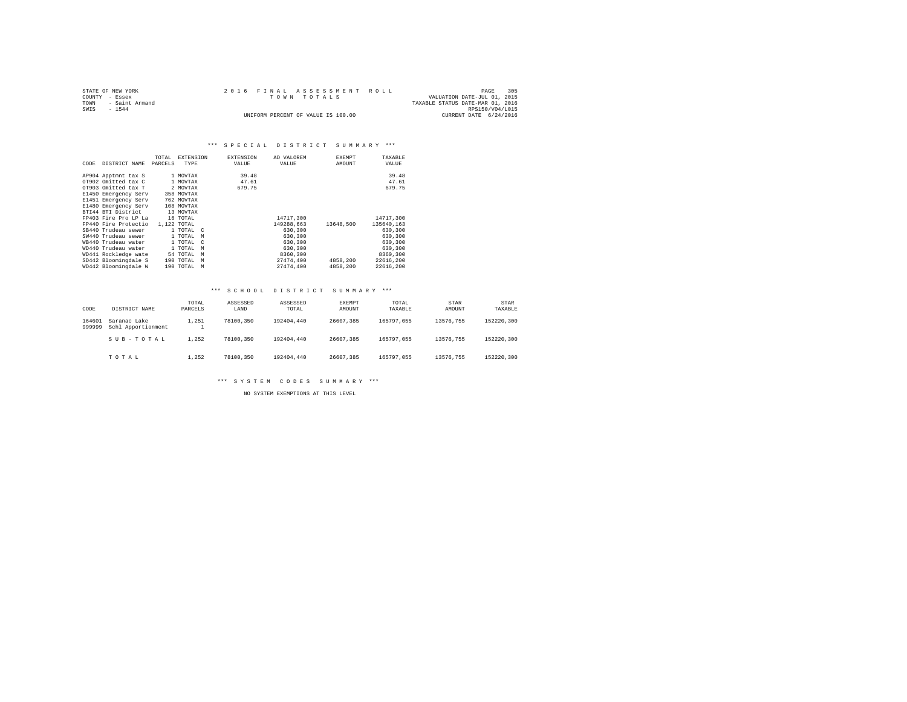STATE OF NEW YORK
COUNTY - Essex
TOWN - Saint Armand
SWIS - 1544

2016 FINAL ASSESSMENT ROLL
TOWN TOTALS
UNIFORM PERCENT OF VALUE IS 100.00

VALUATION DATE-JUL 01, 2015
TAXABLE STATUS DATE-MAR 01, 2016
RPS150/V04/L015
CURRENT DATE 6/24/2016

### *** SPECIAL DISTRICT SUMMARY ***

| CODE | DISTRICT NAME | TOTAL PARCELS | EXTENSION TYPE | EXTENSION VALUE | AD VALOREM VALUE | EXEMPT AMOUNT | TAXABLE VALUE |
|---|---|---|---|---|---|---|---|
| AP904 | Apptmnt tax S | 1 | MOVTAX | 39.48 | | | 39.48 |
| OT902 | Omitted tax C | 1 | MOVTAX | 47.61 | | | 47.61 |
| OT903 | Omitted tax T | 2 | MOVTAX | 679.75 | | | 679.75 |
| E1450 | Emergency Serv | 358 | MOVTAX | | | | |
| E1451 | Emergency Serv | 762 | MOVTAX | | | | |
| E1480 | Emergency Serv | 108 | MOVTAX | | | | |
| BTI44 | BTI District | 13 | MOVTAX | | | | |
| FP403 | Fire Pro LP La | 16 | TOTAL | | 14717,300 | | 14717,300 |
| FP440 | Fire Protectio | 1,122 | TOTAL | | 149288,663 | 13648,500 | 135640,163 |
| SB440 | Trudeau sewer | 1 | TOTAL C | | 630,300 | | 630,300 |
| SW440 | Trudeau sewer | 1 | TOTAL M | | 630,300 | | 630,300 |
| WB440 | Trudeau water | 1 | TOTAL C | | 630,300 | | 630,300 |
| WD440 | Trudeau water | 1 | TOTAL M | | 630,300 | | 630,300 |
| WD441 | Rockledge wate | 54 | TOTAL M | | 8360,300 | | 8360,300 |
| SD442 | Bloomingdale S | 190 | TOTAL M | | 27474,400 | 4858,200 | 22616,200 |
| WD442 | Bloomingdale W | 190 | TOTAL M | | 27474,400 | 4858,200 | 22616,200 |

### *** SCHOOL DISTRICT SUMMARY ***

| CODE | DISTRICT NAME | TOTAL PARCELS | ASSESSED LAND | ASSESSED TOTAL | EXEMPT AMOUNT | TOTAL TAXABLE | STAR AMOUNT | STAR TAXABLE |
|---|---|---|---|---|---|---|---|---|
| 164601 | Saranac Lake | 1,251 | 78100,350 | 192404,440 | 26607,385 | 165797,055 | 13576,755 | 152220,300 |
| 999999 | Schl Apportionment | 1 | | | | | | |
| | SUB-TOTAL | 1,252 | 78100,350 | 192404,440 | 26607,385 | 165797,055 | 13576,755 | 152220,300 |
| | TOTAL | 1,252 | 78100,350 | 192404,440 | 26607,385 | 165797,055 | 13576,755 | 152220,300 |

### *** SYSTEM CODES SUMMARY ***

NO SYSTEM EXEMPTIONS AT THIS LEVEL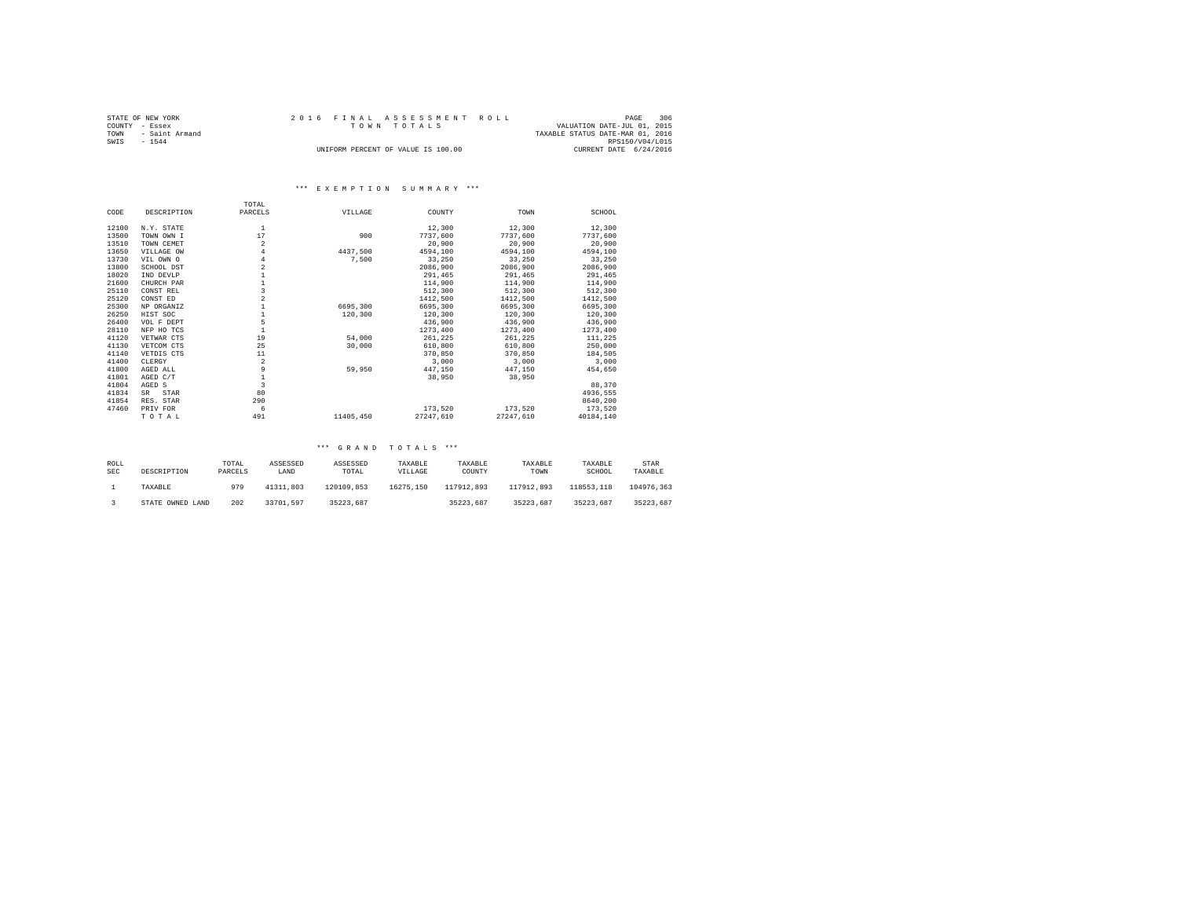STATE OF NEW YORK
COUNTY - Essex
TOWN - Saint Armand
SWIS - 1544

2016 FINAL ASSESSMENT ROLL
TOWN TOTALS

UNIFORM PERCENT OF VALUE IS 100.00

VALUATION DATE-JUL 01, 2015
TAXABLE STATUS DATE-MAR 01, 2016
RPS150/V04/L015
CURRENT DATE 6/24/2016

*** EXEMPTION SUMMARY ***

| CODE | DESCRIPTION | TOTAL PARCELS | VILLAGE | COUNTY | TOWN | SCHOOL |
|---|---|---|---|---|---|---|
| 12100 | N.Y. STATE | 1 | | 12,300 | 12,300 | 12,300 |
| 13500 | TOWN OWN I | 17 | 900 | 7737,600 | 7737,600 | 7737,600 |
| 13510 | TOWN CEMET | 2 | | 20,900 | 20,900 | 20,900 |
| 13650 | VILLAGE OW | 4 | 4437,500 | 4594,100 | 4594,100 | 4594,100 |
| 13730 | VIL OWN O | 4 | 7,500 | 33,250 | 33,250 | 33,250 |
| 13800 | SCHOOL DST | 2 | | 2086,900 | 2086,900 | 2086,900 |
| 18020 | IND DEVLP | 1 | | 291,465 | 291,465 | 291,465 |
| 21600 | CHURCH PAR | 1 | | 114,900 | 114,900 | 114,900 |
| 25110 | CONST REL | 3 | | 512,300 | 512,300 | 512,300 |
| 25120 | CONST ED | 2 | | 1412,500 | 1412,500 | 1412,500 |
| 25300 | NP ORGANIZ | 1 | 6695,300 | 6695,300 | 6695,300 | 6695,300 |
| 26250 | HIST SOC | 1 | 120,300 | 120,300 | 120,300 | 120,300 |
| 26400 | VOL F DEPT | 5 | | 436,900 | 436,900 | 436,900 |
| 28110 | NFP HO TCS | 1 | | 1273,400 | 1273,400 | 1273,400 |
| 41120 | VETWAR CTS | 19 | 54,000 | 261,225 | 261,225 | 111,225 |
| 41130 | VETCOM CTS | 25 | 30,000 | 610,800 | 610,800 | 250,000 |
| 41140 | VETDIS CTS | 11 | | 370,850 | 370,850 | 184,505 |
| 41400 | CLERGY | 2 | | 3,000 | 3,000 | 3,000 |
| 41800 | AGED ALL | 9 | 59,950 | 447,150 | 447,150 | 454,650 |
| 41801 | AGED C/T | 1 | | 38,950 | 38,950 | |
| 41804 | AGED S | 3 | | | | 88,370 |
| 41834 | SR STAR | 80 | | | | 4936,555 |
| 41854 | RES. STAR | 290 | | | | 8640,200 |
| 47460 | PRIV FOR | 6 | | 173,520 | 173,520 | 173,520 |
| | T O T A L | 491 | 11405,450 | 27247,610 | 27247,610 | 40184,140 |

*** GRAND TOTALS ***

| ROLL SEC | DESCRIPTION | TOTAL PARCELS | ASSESSED LAND | ASSESSED TOTAL | TAXABLE VILLAGE | TAXABLE COUNTY | TAXABLE TOWN | TAXABLE SCHOOL | STAR TAXABLE |
|---|---|---|---|---|---|---|---|---|---|
| 1 | TAXABLE | 979 | 41311,803 | 120109,853 | 16275,150 | 117912,893 | 117912,893 | 118553,118 | 104976,363 |
| 3 | STATE OWNED LAND | 202 | 33701,597 | 35223,687 | | 35223,687 | 35223,687 | 35223,687 | 35223,687 |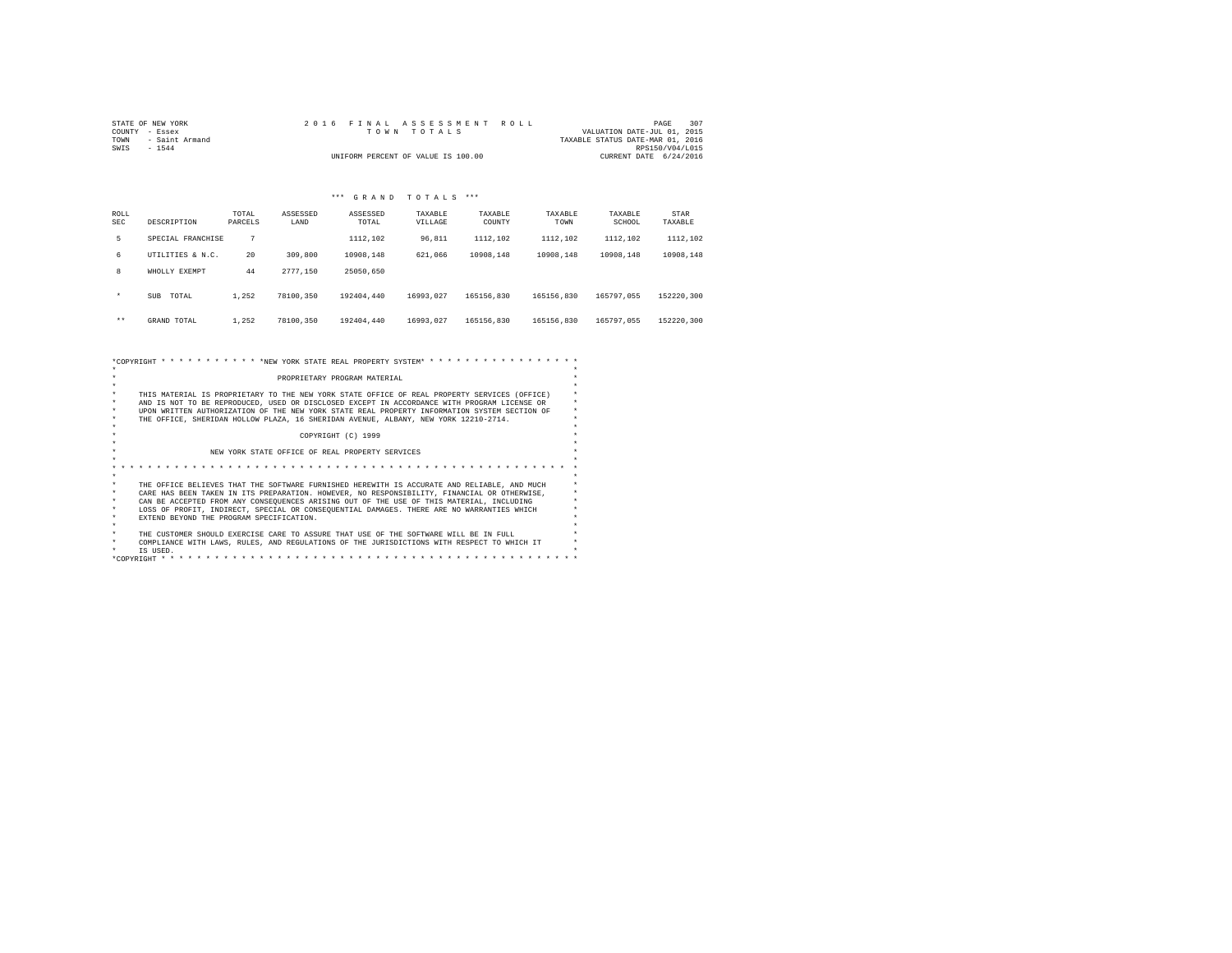STATE OF NEW YORK
COUNTY - Essex
TOWN - Saint Armand
SWIS - 1544

# 2016 FINAL ASSESSMENT ROLL

TOWN TOTALS

UNIFORM PERCENT OF VALUE IS 100.00

VALUATION DATE-JUL 01, 2015
TAXABLE STATUS DATE-MAR 01, 2016
RPS150/V04/L015
CURRENT DATE 6/24/2016

## *** GRAND TOTALS ***

| ROLL SEC | DESCRIPTION | TOTAL PARCELS | ASSESSED LAND | ASSESSED TOTAL | TAXABLE VILLAGE | TAXABLE COUNTY | TAXABLE TOWN | TAXABLE SCHOOL | STAR TAXABLE |
|---|---|---|---|---|---|---|---|---|---|
| 5 | SPECIAL FRANCHISE | 7 | | 1112,102 | 96,811 | 1112,102 | 1112,102 | 1112,102 | 1112,102 |
| 6 | UTILITIES & N.C. | 20 | 309,800 | 10908,148 | 621,066 | 10908,148 | 10908,148 | 10908,148 | 10908,148 |
| 8 | WHOLLY EXEMPT | 44 | 2777,150 | 25050,650 | | | | | |
| * | SUB TOTAL | 1,252 | 78100,350 | 192404,440 | 16993,027 | 165156,830 | 165156,830 | 165797,055 | 152220,300 |
| ** | GRAND TOTAL | 1,252 | 78100,350 | 192404,440 | 16993,027 | 165156,830 | 165156,830 | 165797,055 | 152220,300 |

```
*COPYRIGHT * * * * * * * * * * * *NEW YORK STATE REAL PROPERTY SYSTEM* * * * * * * * * * * * * * * * * *
*                                                                                                      *
*                               PROPRIETARY PROGRAM MATERIAL                                           *
*                                                                                                      *
*    THIS MATERIAL IS PROPRIETARY TO THE NEW YORK STATE OFFICE OF REAL PROPERTY SERVICES (OFFICE)      *
*    AND IS NOT TO BE REPRODUCED, USED OR DISCLOSED EXCEPT IN ACCORDANCE WITH PROGRAM LICENSE OR       *
*    UPON WRITTEN AUTHORIZATION OF THE NEW YORK STATE REAL PROPERTY INFORMATION SYSTEM SECTION OF      *
*    THE OFFICE, SHERIDAN HOLLOW PLAZA, 16 SHERIDAN AVENUE, ALBANY, NEW YORK 12210-2714.               *
*                                                                                                      *
*                                    COPYRIGHT (C) 1999                                                *
*                                                                                                      *
*                     NEW YORK STATE OFFICE OF REAL PROPERTY SERVICES                                  *
*                                                                                                      *
* * * * * * * * * * * * * * * * * * * * * * * * * * * * * * * * * * * * * * * * * * * * * * * * * * * *
*                                                                                                      *
*    THE OFFICE BELIEVES THAT THE SOFTWARE FURNISHED HEREWITH IS ACCURATE AND RELIABLE, AND MUCH       *
*    CARE HAS BEEN TAKEN IN ITS PREPARATION. HOWEVER, NO RESPONSIBILITY, FINANCIAL OR OTHERWISE,       *
*    CAN BE ACCEPTED FROM ANY CONSEQUENCES ARISING OUT OF THE USE OF THIS MATERIAL, INCLUDING          *
*    LOSS OF PROFIT, INDIRECT, SPECIAL OR CONSEQUENTIAL DAMAGES. THERE ARE NO WARRANTIES WHICH         *
*    EXTEND BEYOND THE PROGRAM SPECIFICATION.                                                          *
*                                                                                                      *
*    THE CUSTOMER SHOULD EXERCISE CARE TO ASSURE THAT USE OF THE SOFTWARE WILL BE IN FULL              *
*    COMPLIANCE WITH LAWS, RULES, AND REGULATIONS OF THE JURISDICTIONS WITH RESPECT TO WHICH IT        *
*    IS USED.                                                                                          *
*COPYRIGHT * * * * * * * * * * * * * * * * * * * * * * * * * * * * * * * * * * * * * * * * * * * * * *
```